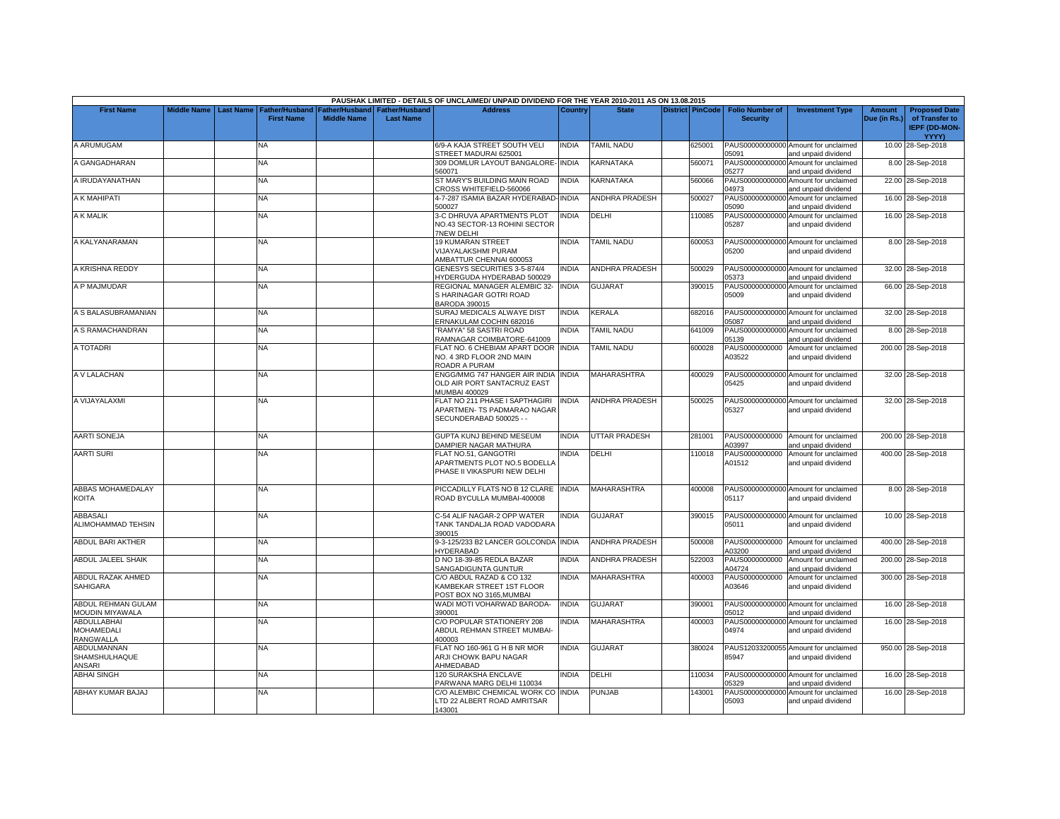| PAUSHAK LIMITED - DETAILS OF UNCLAIMED/ UNPAID DIVIDEND FOR THE YEAR 2010-2011 AS ON 13.08.2015 | | | | | | | | | | | | | | | |
|---|---|---|---|---|---|---|---|---|---|---|---|---|---|---|---|
| First Name | Middle Name | Last Name | Father/Husband First Name | Father/Husband Middle Name | Father/Husband Last Name | Address | Country | State | District | PinCode | Folio Number of Security | Investment Type | Amount Due (in Rs.) | Proposed Date of Transfer to IEPF (DD-MON-YYYY) |
| A ARUMUGAM | | | NA | | | 6/9-A KAJA STREET SOUTH VELI STREET MADURAI 625001 | INDIA | TAMIL NADU | | 625001 | PAUS00000000000 05091 | Amount for unclaimed and unpaid dividend | 10.00 | 28-Sep-2018 |
| A GANGADHARAN | | | NA | | | 309 DOMLUR LAYOUT BANGALORE-560071 | INDIA | KARNATAKA | | 560071 | PAUS00000000000 05277 | Amount for unclaimed and unpaid dividend | 8.00 | 28-Sep-2018 |
| A IRUDAYANATHAN | | | NA | | | ST MARY'S BUILDING MAIN ROAD CROSS WHITEFIELD-560066 | INDIA | KARNATAKA | | 560066 | PAUS00000000000 04973 | Amount for unclaimed and unpaid dividend | 22.00 | 28-Sep-2018 |
| A K MAHIPATI | | | NA | | | 4-7-287 ISAMIA BAZAR HYDERABAD-500027 | INDIA | ANDHRA PRADESH | | 500027 | PAUS00000000000 05090 | Amount for unclaimed and unpaid dividend | 16.00 | 28-Sep-2018 |
| A K MALIK | | | NA | | | 3-C DHRUVA APARTMENTS PLOT NO.43 SECTOR-13 ROHINI SECTOR 7NEW DELHI | INDIA | DELHI | | 110085 | PAUS00000000000 05287 | Amount for unclaimed and unpaid dividend | 16.00 | 28-Sep-2018 |
| A KALYANARAMAN | | | NA | | | 19 KUMARAN STREET VIJAYALAKSHMI PURAM AMBATTUR CHENNAI 600053 | INDIA | TAMIL NADU | | 600053 | PAUS00000000000 05200 | Amount for unclaimed and unpaid dividend | 8.00 | 28-Sep-2018 |
| A KRISHNA REDDY | | | NA | | | GENESYS SECURITIES 3-5-874/4 HYDERGUDA HYDERABAD 500029 | INDIA | ANDHRA PRADESH | | 500029 | PAUS00000000000 05373 | Amount for unclaimed and unpaid dividend | 32.00 | 28-Sep-2018 |
| A P MAJMUDAR | | | NA | | | REGIONAL MANAGER ALEMBIC 32-S HARINAGAR GOTRI ROAD BARODA 390015 | INDIA | GUJARAT | | 390015 | PAUS00000000000 05009 | Amount for unclaimed and unpaid dividend | 66.00 | 28-Sep-2018 |
| A S BALASUBRAMANIAN | | | NA | | | SURAJ MEDICALS ALWAYE DIST ERNAKULAM COCHIN 682016 | INDIA | KERALA | | 682016 | PAUS00000000000 05087 | Amount for unclaimed and unpaid dividend | 32.00 | 28-Sep-2018 |
| A S RAMACHANDRAN | | | NA | | | "RAMYA" 58 SASTRI ROAD RAMNAGAR COIMBATORE-641009 | INDIA | TAMIL NADU | | 641009 | PAUS00000000000 05139 | Amount for unclaimed and unpaid dividend | 8.00 | 28-Sep-2018 |
| A TOTADRI | | | NA | | | FLAT NO. 6 CHEBIAM APART DOOR NO. 4 3RD FLOOR 2ND MAIN ROADR A PURAM | INDIA | TAMIL NADU | | 600028 | PAUS0000000000 A03522 | Amount for unclaimed and unpaid dividend | 200.00 | 28-Sep-2018 |
| A V LALACHAN | | | NA | | | ENGG/MMG 747 HANGER AIR INDIA OLD AIR PORT SANTACRUZ EAST MUMBAI 400029 | INDIA | MAHARASHTRA | | 400029 | PAUS00000000000 05425 | Amount for unclaimed and unpaid dividend | 32.00 | 28-Sep-2018 |
| A VIJAYALAXMI | | | NA | | | FLAT NO 211 PHASE I SAPTHAGIRI APARTMEN- TS PADMARAO NAGAR SECUNDERABAD 500025 - - | INDIA | ANDHRA PRADESH | | 500025 | PAUS00000000000 05327 | Amount for unclaimed and unpaid dividend | 32.00 | 28-Sep-2018 |
| AARTI SONEJA | | | NA | | | GUPTA KUNJ BEHIND MESEUM DAMPIER NAGAR MATHURA | INDIA | UTTAR PRADESH | | 281001 | PAUS0000000000 A03997 | Amount for unclaimed and unpaid dividend | 200.00 | 28-Sep-2018 |
| AARTI SURI | | | NA | | | FLAT NO.51, GANGOTRI APARTMENTS PLOT NO.5 BODELLA PHASE II VIKASPURI NEW DELHI | INDIA | DELHI | | 110018 | PAUS0000000000 A01512 | Amount for unclaimed and unpaid dividend | 400.00 | 28-Sep-2018 |
| ABBAS MOHAMEDALAY KOITA | | | NA | | | PICCADILLY FLATS NO B 12 CLARE ROAD BYCULLA MUMBAI-400008 | INDIA | MAHARASHTRA | | 400008 | PAUS00000000000 05117 | Amount for unclaimed and unpaid dividend | 8.00 | 28-Sep-2018 |
| ABBASALI ALIMOHAMMAD TEHSIN | | | NA | | | C-54 ALIF NAGAR-2 OPP WATER TANK TANDALJA ROAD VADODARA 390015 | INDIA | GUJARAT | | 390015 | PAUS00000000000 05011 | Amount for unclaimed and unpaid dividend | 10.00 | 28-Sep-2018 |
| ABDUL BARI AKTHER | | | NA | | | 9-3-125/233 B2 LANCER GOLCONDA HYDERABAD | INDIA | ANDHRA PRADESH | | 500008 | PAUS0000000000 A03200 | Amount for unclaimed and unpaid dividend | 400.00 | 28-Sep-2018 |
| ABDUL JALEEL SHAIK | | | NA | | | D NO 18-39-85 REDLA BAZAR SANGADIGUNTA GUNTUR | INDIA | ANDHRA PRADESH | | 522003 | PAUS0000000000 A04724 | Amount for unclaimed and unpaid dividend | 200.00 | 28-Sep-2018 |
| ABDUL RAZAK AHMED SAHIGARA | | | NA | | | C/O ABDUL RAZAD & CO 132 KAMBEKAR STREET 1ST FLOOR POST BOX NO 3165,MUMBAI | INDIA | MAHARASHTRA | | 400003 | PAUS0000000000 A03646 | Amount for unclaimed and unpaid dividend | 300.00 | 28-Sep-2018 |
| ABDUL REHMAN GULAM MOUDIN MIYAWALA | | | NA | | | WADI MOTI VOHARWAD BARODA-390001 | INDIA | GUJARAT | | 390001 | PAUS00000000000 05012 | Amount for unclaimed and unpaid dividend | 16.00 | 28-Sep-2018 |
| ABDULLABHAI MOHAMEDALI RANGWALLA | | | NA | | | C/O POPULAR STATIONERY 208 ABDUL REHMAN STREET MUMBAI-400003 | INDIA | MAHARASHTRA | | 400003 | PAUS00000000000 04974 | Amount for unclaimed and unpaid dividend | 16.00 | 28-Sep-2018 |
| ABDULMANNAN SHAMSHULHAQUE ANSARI | | | NA | | | FLAT NO 160-961 G H B NR MOR ARJI CHOWK BAPU NAGAR AHMEDABAD | INDIA | GUJARAT | | 380024 | PAUS12033200055 85947 | Amount for unclaimed and unpaid dividend | 950.00 | 28-Sep-2018 |
| ABHAI SINGH | | | NA | | | 120 SURAKSHA ENCLAVE PARWANA MARG DELHI 110034 | INDIA | DELHI | | 110034 | PAUS00000000000 05329 | Amount for unclaimed and unpaid dividend | 16.00 | 28-Sep-2018 |
| ABHAY KUMAR BAJAJ | | | NA | | | C/O ALEMBIC CHEMICAL WORK CO LTD 22 ALBERT ROAD AMRITSAR 143001 | INDIA | PUNJAB | | 143001 | PAUS00000000000 05093 | Amount for unclaimed and unpaid dividend | 16.00 | 28-Sep-2018 |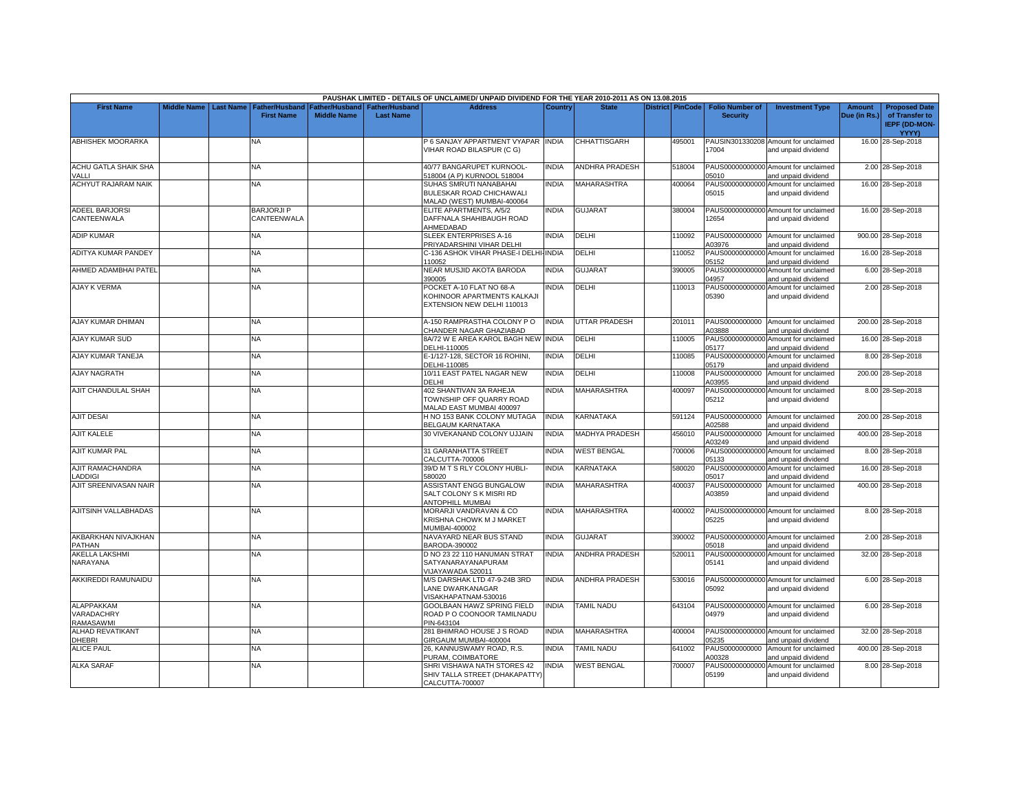PAUSHAK LIMITED - DETAILS OF UNCLAIMED/ UNPAID DIVIDEND FOR THE YEAR 2010-2011 AS ON 13.08.2015

| First Name | Middle Name | Last Name | Father/Husband First Name | Father/Husband Middle Name | Father/Husband Last Name | Address | Country | State | District | PinCode | Folio Number of Security | Investment Type | Amount Due (in Rs.) | Proposed Date of Transfer to IEPF (DD-MON-YYYY) |
|---|---|---|---|---|---|---|---|---|---|---|---|---|---|---|
| ABHISHEK MOORARKA | | | NA | | | P 6 SANJAY APPARTMENT VYAPAR VIHAR ROAD BILASPUR (C G) | INDIA | CHHATTISGARH | | 495001 | PAUSIN301330208 17004 | Amount for unclaimed and unpaid dividend | 16.00 | 28-Sep-2018 |
| ACHU GATLA SHAIK SHA VALLI | | | NA | | | 40/77 BANGARUPET KURNOOL-518004 (A P) KURNOOL 518004 | INDIA | ANDHRA PRADESH | | 518004 | PAUS00000000000 05010 | Amount for unclaimed and unpaid dividend | 2.00 | 28-Sep-2018 |
| ACHYUT RAJARAM NAIK | | | NA | | | SUHAS SMRUTI NANABAHAI BULESKAR ROAD CHICHAWALI MALAD (WEST) MUMBAI-400064 | INDIA | MAHARASHTRA | | 400064 | PAUS00000000000 05015 | Amount for unclaimed and unpaid dividend | 16.00 | 28-Sep-2018 |
| ADEEL BARJORSI CANTEENWALA | | | BARJORJI P CANTEENWALA | | | ELITE APARTMENTS, A/5/2 DAFFNALA SHAHIBAUGH ROAD AHMEDABAD | INDIA | GUJARAT | | 380004 | PAUS00000000000 12654 | Amount for unclaimed and unpaid dividend | 16.00 | 28-Sep-2018 |
| ADIP KUMAR | | | NA | | | SLEEK ENTERPRISES A-16 PRIYADARSHINI VIHAR DELHI | INDIA | DELHI | | 110092 | PAUS0000000000 A03976 | Amount for unclaimed and unpaid dividend | 900.00 | 28-Sep-2018 |
| ADITYA KUMAR PANDEY | | | NA | | | C-136 ASHOK VIHAR PHASE-I DELHI-110052 | INDIA | DELHI | | 110052 | PAUS00000000000 05152 | Amount for unclaimed and unpaid dividend | 16.00 | 28-Sep-2018 |
| AHMED ADAMBHAI PATEL | | | NA | | | NEAR MUSJID AKOTA BARODA 390005 | INDIA | GUJARAT | | 390005 | PAUS00000000000 04957 | Amount for unclaimed and unpaid dividend | 6.00 | 28-Sep-2018 |
| AJAY K VERMA | | | NA | | | POCKET A-10 FLAT NO 68-A KOHINOOR APARTMENTS KALKAJI EXTENSION NEW DELHI 110013 | INDIA | DELHI | | 110013 | PAUS00000000000 05390 | Amount for unclaimed and unpaid dividend | 2.00 | 28-Sep-2018 |
| AJAY KUMAR DHIMAN | | | NA | | | A-150 RAMPRASTHA COLONY P O CHANDER NAGAR GHAZIABAD | INDIA | UTTAR PRADESH | | 201011 | PAUS0000000000 A03888 | Amount for unclaimed and unpaid dividend | 200.00 | 28-Sep-2018 |
| AJAY KUMAR SUD | | | NA | | | 8A/72 W E AREA KAROL BAGH NEW DELHI-110005 | INDIA | DELHI | | 110005 | PAUS00000000000 05177 | Amount for unclaimed and unpaid dividend | 16.00 | 28-Sep-2018 |
| AJAY KUMAR TANEJA | | | NA | | | E-1/127-128, SECTOR 16 ROHINI, DELHI-110085 | INDIA | DELHI | | 110085 | PAUS00000000000 05179 | Amount for unclaimed and unpaid dividend | 8.00 | 28-Sep-2018 |
| AJAY NAGRATH | | | NA | | | 10/11 EAST PATEL NAGAR NEW DELHI | INDIA | DELHI | | 110008 | PAUS0000000000 A03955 | Amount for unclaimed and unpaid dividend | 200.00 | 28-Sep-2018 |
| AJIT CHANDULAL SHAH | | | NA | | | 402 SHANTIVAN 3A RAHEJA TOWNSHIP OFF QUARRY ROAD MALAD EAST MUMBAI 400097 | INDIA | MAHARASHTRA | | 400097 | PAUS00000000000 05212 | Amount for unclaimed and unpaid dividend | 8.00 | 28-Sep-2018 |
| AJIT DESAI | | | NA | | | H NO 153 BANK COLONY MUTAGA BELGAUM KARNATAKA | INDIA | KARNATAKA | | 591124 | PAUS0000000000 A02588 | Amount for unclaimed and unpaid dividend | 200.00 | 28-Sep-2018 |
| AJIT KALELE | | | NA | | | 30 VIVEKANAND COLONY UJJAIN | INDIA | MADHYA PRADESH | | 456010 | PAUS0000000000 A03249 | Amount for unclaimed and unpaid dividend | 400.00 | 28-Sep-2018 |
| AJIT KUMAR PAL | | | NA | | | 31 GARANHATTA STREET CALCUTTA-700006 | INDIA | WEST BENGAL | | 700006 | PAUS00000000000 05133 | Amount for unclaimed and unpaid dividend | 8.00 | 28-Sep-2018 |
| AJIT RAMACHANDRA LADDIGI | | | NA | | | 39/D M T S RLY COLONY HUBLI-580020 | INDIA | KARNATAKA | | 580020 | PAUS00000000000 05017 | Amount for unclaimed and unpaid dividend | 16.00 | 28-Sep-2018 |
| AJIT SREENIVASAN NAIR | | | NA | | | ASSISTANT ENGG BUNGALOW SALT COLONY S K MISRI RD ANTOPHILL MUMBAI | INDIA | MAHARASHTRA | | 400037 | PAUS0000000000 A03859 | Amount for unclaimed and unpaid dividend | 400.00 | 28-Sep-2018 |
| AJITSINH VALLABHADAS | | | NA | | | MORARJI VANDRAVAN & CO KRISHNA CHOWK M J MARKET MUMBAI-400002 | INDIA | MAHARASHTRA | | 400002 | PAUS00000000000 05225 | Amount for unclaimed and unpaid dividend | 8.00 | 28-Sep-2018 |
| AKBARKHAN NIVAJKHAN PATHAN | | | NA | | | NAVAYARD NEAR BUS STAND BARODA-390002 | INDIA | GUJARAT | | 390002 | PAUS00000000000 05018 | Amount for unclaimed and unpaid dividend | 2.00 | 28-Sep-2018 |
| AKELLA LAKSHMI NARAYANA | | | NA | | | D NO 23 22 110 HANUMAN STRAT SATYANARAYANAPURAM VIJAYAWADA 520011 | INDIA | ANDHRA PRADESH | | 520011 | PAUS00000000000 05141 | Amount for unclaimed and unpaid dividend | 32.00 | 28-Sep-2018 |
| AKKIREDDI RAMUNAIDU | | | NA | | | M/S DARSHAK LTD 47-9-24B 3RD LANE DWARKANAGAR VISAKHAPATNAM-530016 | INDIA | ANDHRA PRADESH | | 530016 | PAUS00000000000 05092 | Amount for unclaimed and unpaid dividend | 6.00 | 28-Sep-2018 |
| ALAPPAKKAM VARADACHRY RAMASAWMI | | | NA | | | GOOLBAAN HAWZ SPRING FIELD ROAD P O COONOOR TAMILNADU PIN-643104 | INDIA | TAMIL NADU | | 643104 | PAUS00000000000 04979 | Amount for unclaimed and unpaid dividend | 6.00 | 28-Sep-2018 |
| ALHAD REVATIKANT DHEBRI | | | NA | | | 281 BHIMRAO HOUSE J S ROAD GIRGAUM MUMBAI-400004 | INDIA | MAHARASHTRA | | 400004 | PAUS00000000000 05235 | Amount for unclaimed and unpaid dividend | 32.00 | 28-Sep-2018 |
| ALICE PAUL | | | NA | | | 26, KANNUSWAMY ROAD, R.S. PURAM, COIMBATORE | INDIA | TAMIL NADU | | 641002 | PAUS0000000000 A00328 | Amount for unclaimed and unpaid dividend | 400.00 | 28-Sep-2018 |
| ALKA SARAF | | | NA | | | SHRI VISHAWA NATH STORES 42 SHIV TALLA STREET (DHAKAPATTY) CALCUTTA-700007 | INDIA | WEST BENGAL | | 700007 | PAUS00000000000 05199 | Amount for unclaimed and unpaid dividend | 8.00 | 28-Sep-2018 |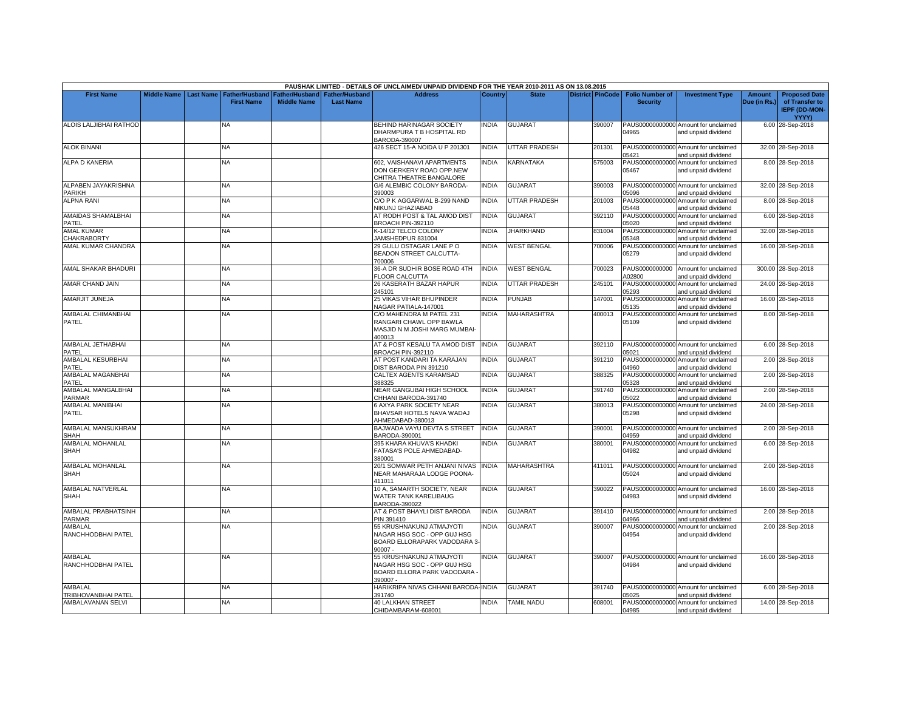PAUSHAK LIMITED - DETAILS OF UNCLAIMED/ UNPAID DIVIDEND FOR THE YEAR 2010-2011 AS ON 13.08.2015

| First Name | Middle Name | Last Name | Father/Husband First Name | Father/Husband Middle Name | Father/Husband Last Name | Address | Country | State | District | PinCode | Folio Number of Security | Investment Type | Amount Due (in Rs.) | Proposed Date of Transfer to IEPF (DD-MON-YYYY) |
|---|---|---|---|---|---|---|---|---|---|---|---|---|---|---|
| ALOIS LALJIBHAI RATHOD | | | NA | | | BEHIND HARINAGAR SOCIETY DHARMPURA T B HOSPITAL RD BARODA-390007 | INDIA | GUJARAT | | 390007 | PAUS00000000000004965 | Amount for unclaimed and unpaid dividend | 6.00 | 28-Sep-2018 |
| ALOK BINANI | | | NA | | | 426 SECT 15-A NOIDA U P 201301 | INDIA | UTTAR PRADESH | | 201301 | PAUS00000000000005421 | Amount for unclaimed and unpaid dividend | 32.00 | 28-Sep-2018 |
| ALPA D KANERIA | | | NA | | | 602, VAISHANAVI APARTMENTS DON GERKERY ROAD OPP.NEW CHITRA THEATRE BANGALORE | INDIA | KARNATAKA | | 575003 | PAUS00000000000005467 | Amount for unclaimed and unpaid dividend | 8.00 | 28-Sep-2018 |
| ALPABEN JAYAKRISHNA PARIKH | | | NA | | | G/6 ALEMBIC COLONY BARODA-390003 | INDIA | GUJARAT | | 390003 | PAUS00000000000005096 | Amount for unclaimed and unpaid dividend | 32.00 | 28-Sep-2018 |
| ALPNA RANI | | | NA | | | C/O P K AGGARWAL B-299 NAND NIKUNJ GHAZIABAD | INDIA | UTTAR PRADESH | | 201003 | PAUS00000000000005448 | Amount for unclaimed and unpaid dividend | 8.00 | 28-Sep-2018 |
| AMAIDAS SHAMALBHAI PATEL | | | NA | | | AT RODH POST & TAL AMOD DIST BROACH PIN-392110 | INDIA | GUJARAT | | 392110 | PAUS00000000000005020 | Amount for unclaimed and unpaid dividend | 6.00 | 28-Sep-2018 |
| AMAL KUMAR CHAKRABORTY | | | NA | | | K-14/12 TELCO COLONY JAMSHEDPUR 831004 | INDIA | JHARKHAND | | 831004 | PAUS00000000000005348 | Amount for unclaimed and unpaid dividend | 32.00 | 28-Sep-2018 |
| AMAL KUMAR CHANDRA | | | NA | | | 29 GULU OSTAGAR LANE P O BEADON STREET CALCUTTA-700006 | INDIA | WEST BENGAL | | 700006 | PAUS00000000000005279 | Amount for unclaimed and unpaid dividend | 16.00 | 28-Sep-2018 |
| AMAL SHAKAR BHADURI | | | NA | | | 36-A DR SUDHIR BOSE ROAD 4TH FLOOR CALCUTTA | INDIA | WEST BENGAL | | 700023 | PAUS0000000000A02800 | Amount for unclaimed and unpaid dividend | 300.00 | 28-Sep-2018 |
| AMAR CHAND JAIN | | | NA | | | 26 KASERATH BAZAR HAPUR 245101 | INDIA | UTTAR PRADESH | | 245101 | PAUS00000000000005293 | Amount for unclaimed and unpaid dividend | 24.00 | 28-Sep-2018 |
| AMARJIT JUNEJA | | | NA | | | 25 VIKAS VIHAR BHUPINDER NAGAR PATIALA-147001 | INDIA | PUNJAB | | 147001 | PAUS00000000000005135 | Amount for unclaimed and unpaid dividend | 16.00 | 28-Sep-2018 |
| AMBALAL CHIMANBHAI PATEL | | | NA | | | C/O MAHENDRA M PATEL 231 RANGARI CHAWL OPP BAWLA MASJID N M JOSHI MARG MUMBAI-400013 | INDIA | MAHARASHTRA | | 400013 | PAUS00000000000005109 | Amount for unclaimed and unpaid dividend | 8.00 | 28-Sep-2018 |
| AMBALAL JETHABHAI PATEL | | | NA | | | AT & POST KESALU TA AMOD DIST BROACH PIN-392110 | INDIA | GUJARAT | | 392110 | PAUS00000000000005021 | Amount for unclaimed and unpaid dividend | 6.00 | 28-Sep-2018 |
| AMBALAL KESURBHAI PATEL | | | NA | | | AT POST KANDARI TA KARAJAN DIST BARODA PIN 391210 | INDIA | GUJARAT | | 391210 | PAUS00000000000004960 | Amount for unclaimed and unpaid dividend | 2.00 | 28-Sep-2018 |
| AMBALAL MAGANBHAI PATEL | | | NA | | | CALTEX AGENTS KARAMSAD 388325 | INDIA | GUJARAT | | 388325 | PAUS00000000000005328 | Amount for unclaimed and unpaid dividend | 2.00 | 28-Sep-2018 |
| AMBALAL MANGALBHAI PARMAR | | | NA | | | NEAR GANGUBAI HIGH SCHOOL CHHANI BARODA-391740 | INDIA | GUJARAT | | 391740 | PAUS00000000000005022 | Amount for unclaimed and unpaid dividend | 2.00 | 28-Sep-2018 |
| AMBALAL MANIBHAI PATEL | | | NA | | | 6 AXYA PARK SOCIETY NEAR BHAVSAR HOTELS NAVA WADAJ AHMEDABAD-380013 | INDIA | GUJARAT | | 380013 | PAUS00000000000005298 | Amount for unclaimed and unpaid dividend | 24.00 | 28-Sep-2018 |
| AMBALAL MANSUKHRAM SHAH | | | NA | | | BAJWADA VAYU DEVTA S STREET BARODA-390001 | INDIA | GUJARAT | | 390001 | PAUS00000000000004959 | Amount for unclaimed and unpaid dividend | 2.00 | 28-Sep-2018 |
| AMBALAL MOHANLAL SHAH | | | NA | | | 395 KHARA KHUVA'S KHADKI FATASA'S POLE AHMEDABAD-380001 | INDIA | GUJARAT | | 380001 | PAUS00000000000004982 | Amount for unclaimed and unpaid dividend | 6.00 | 28-Sep-2018 |
| AMBALAL MOHANLAL SHAH | | | NA | | | 20/1 SOMWAR PETH ANJANI NIVAS NEAR MAHARAJA LODGE POONA-411011 | INDIA | MAHARASHTRA | | 411011 | PAUS00000000000005024 | Amount for unclaimed and unpaid dividend | 2.00 | 28-Sep-2018 |
| AMBALAL NATVERLAL SHAH | | | NA | | | 10 A, SAMARTH SOCIETY, NEAR WATER TANK KARELIBAUG BARODA-390022 | INDIA | GUJARAT | | 390022 | PAUS00000000000004983 | Amount for unclaimed and unpaid dividend | 16.00 | 28-Sep-2018 |
| AMBALAL PRABHATSINH PARMAR | | | NA | | | AT & POST BHAYLI DIST BARODA PIN 391410 | INDIA | GUJARAT | | 391410 | PAUS00000000000004966 | Amount for unclaimed and unpaid dividend | 2.00 | 28-Sep-2018 |
| AMBALAL RANCHHODBHAI PATEL | | | NA | | | 55 KRUSHNAKUNJ ATMAJYOTI NAGAR HSG SOC - OPP GUJ HSG BOARD ELLORAPARK VADODARA 3-90007 - | INDIA | GUJARAT | | 390007 | PAUS00000000000004954 | Amount for unclaimed and unpaid dividend | 2.00 | 28-Sep-2018 |
| AMBALAL RANCHHODBHAI PATEL | | | NA | | | 55 KRUSHNAKUNJ ATMAJYOTI NAGAR HSG SOC - OPP GUJ HSG BOARD ELLORA PARK VADODARA - 390007 - | INDIA | GUJARAT | | 390007 | PAUS00000000000004984 | Amount for unclaimed and unpaid dividend | 16.00 | 28-Sep-2018 |
| AMBALAL TRIBHOVANBHAI PATEL | | | NA | | | HARIKRIPA NIVAS CHHANI BARODA-391740 | INDIA | GUJARAT | | 391740 | PAUS00000000000005025 | Amount for unclaimed and unpaid dividend | 6.00 | 28-Sep-2018 |
| AMBALAVANAN SELVI | | | NA | | | 40 LALKHAN STREET CHIDAMBARAM-608001 | INDIA | TAMIL NADU | | 608001 | PAUS00000000000004985 | Amount for unclaimed and unpaid dividend | 14.00 | 28-Sep-2018 |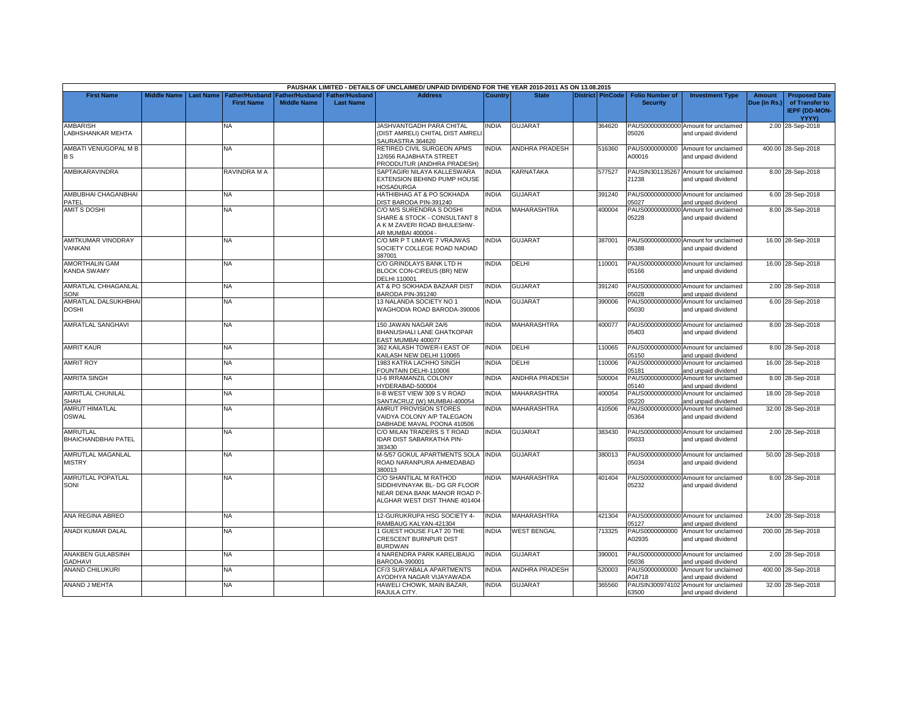| PAUSHAK LIMITED - DETAILS OF UNCLAIMED/ UNPAID DIVIDEND FOR THE YEAR 2010-2011 AS ON 13.08.2015 | | | | | | | | | | | | | | | |
|---|---|---|---|---|---|---|---|---|---|---|---|---|---|---|---|
| First Name | Middle Name | Last Name | Father/Husband First Name | Father/Husband Middle Name | Father/Husband Last Name | Address | Country | State | District | PinCode | Folio Number of Security | Investment Type | Amount Due (in Rs.) | Proposed Date of Transfer to IEPF (DD-MON-YYYY) |
| AMBARISH LABHSHANKAR MEHTA | | | NA | | | JASHVANTGADH PARA CHITAL (DIST AMRELI) CHITAL DIST AMRELI SAURASTRA 364620 | INDIA | GUJARAT | | 364620 | PAUS00000000000 05026 | Amount for unclaimed and unpaid dividend | 2.00 | 28-Sep-2018 |
| AMBATI VENUGOPAL M B B S | | | NA | | | RETIRED CIVIL SURGEON APMS 12/656 RAJABHATA STREET PRODDUTUR (ANDHRA PRADESH) | INDIA | ANDHRA PRADESH | | 516360 | PAUS0000000000 A00016 | Amount for unclaimed and unpaid dividend | 400.00 | 28-Sep-2018 |
| AMBIKARAVINDRA | | | RAVINDRA M A | | | SAPTAGIRI NILAYA KALLESWARA EXTENSION BEHIND PUMP HOUSE HOSADURGA | INDIA | KARNATAKA | | 577527 | PAUSIN301135267 21238 | Amount for unclaimed and unpaid dividend | 8.00 | 28-Sep-2018 |
| AMBUBHAI CHAGANBHAI PATEL | | | NA | | | HATHIBHAG AT & PO SOKHADA DIST BARODA PIN-391240 | INDIA | GUJARAT | | 391240 | PAUS00000000000 05027 | Amount for unclaimed and unpaid dividend | 6.00 | 28-Sep-2018 |
| AMIT S DOSHI | | | NA | | | C/O M/S SURENDRA S DOSHI SHARE & STOCK - CONSULTANT 8 A K M ZAVERI ROAD BHULESHW-AR MUMBAI 400004 - | INDIA | MAHARASHTRA | | 400004 | PAUS00000000000 05228 | Amount for unclaimed and unpaid dividend | 8.00 | 28-Sep-2018 |
| AMITKUMAR VINODRAY VANKANI | | | NA | | | C/O MR P T LIMAYE 7 VRAJWAS SOCIETY COLLEGE ROAD NADIAD 387001 | INDIA | GUJARAT | | 387001 | PAUS00000000000 05388 | Amount for unclaimed and unpaid dividend | 16.00 | 28-Sep-2018 |
| AMORTHALIN GAM KANDA SWAMY | | | NA | | | C/O GRINDLAYS BANK LTD H BLOCK CON-CIREUS (BR) NEW DELHI 110001 | INDIA | DELHI | | 110001 | PAUS00000000000 05166 | Amount for unclaimed and unpaid dividend | 16.00 | 28-Sep-2018 |
| AMRATLAL CHHAGANLAL SONI | | | NA | | | AT & PO SOKHADA BAZAAR DIST BARODA PIN-391240 | INDIA | GUJARAT | | 391240 | PAUS00000000000 05028 | Amount for unclaimed and unpaid dividend | 2.00 | 28-Sep-2018 |
| AMRATLAL DALSUKHBHAI DOSHI | | | NA | | | 13 NALANDA SOCIETY NO 1 WAGHODIA ROAD BARODA-390006 | INDIA | GUJARAT | | 390006 | PAUS00000000000 05030 | Amount for unclaimed and unpaid dividend | 6.00 | 28-Sep-2018 |
| AMRATLAL SANGHAVI | | | NA | | | 150 JAWAN NAGAR 2A/6 BHANUSHALI LANE GHATKOPAR EAST MUMBAI 400077 | INDIA | MAHARASHTRA | | 400077 | PAUS00000000000 05403 | Amount for unclaimed and unpaid dividend | 8.00 | 28-Sep-2018 |
| AMRIT KAUR | | | NA | | | 362 KAILASH TOWER-I EAST OF KAILASH NEW DELHI 110065 | INDIA | DELHI | | 110065 | PAUS00000000000 05150 | Amount for unclaimed and unpaid dividend | 8.00 | 28-Sep-2018 |
| AMRIT ROY | | | NA | | | 1983 KATRA LACHHO SINGH FOUNTAIN DELHI-110006 | INDIA | DELHI | | 110006 | PAUS00000000000 05181 | Amount for unclaimed and unpaid dividend | 16.00 | 28-Sep-2018 |
| AMRITA SINGH | | | NA | | | IJ-6 IRRAMANZIL COLONY HYDERABAD-500004 | INDIA | ANDHRA PRADESH | | 500004 | PAUS00000000000 05140 | Amount for unclaimed and unpaid dividend | 8.00 | 28-Sep-2018 |
| AMRITLAL CHUNILAL SHAH | | | NA | | | II-B WEST VIEW 309 S V ROAD SANTACRUZ (W) MUMBAI-400054 | INDIA | MAHARASHTRA | | 400054 | PAUS00000000000 05220 | Amount for unclaimed and unpaid dividend | 18.00 | 28-Sep-2018 |
| AMRUT HIMATLAL OSWAL | | | NA | | | AMRUT PROVISION STORES VAIDYA COLONY A/P TALEGAON DABHADE MAVAL POONA 410506 | INDIA | MAHARASHTRA | | 410506 | PAUS00000000000 05364 | Amount for unclaimed and unpaid dividend | 32.00 | 28-Sep-2018 |
| AMRUTLAL BHAICHANDBHAI PATEL | | | NA | | | C/O MILAN TRADERS S T ROAD IDAR DIST SABARKATHA PIN-383430 | INDIA | GUJARAT | | 383430 | PAUS00000000000 05033 | Amount for unclaimed and unpaid dividend | 2.00 | 28-Sep-2018 |
| AMRUTLAL MAGANLAL MISTRY | | | NA | | | M-5/57 GOKUL APARTMENTS SOLA ROAD NARANPURA AHMEDABAD 380013 | INDIA | GUJARAT | | 380013 | PAUS00000000000 05034 | Amount for unclaimed and unpaid dividend | 50.00 | 28-Sep-2018 |
| AMRUTLAL POPATLAL SONI | | | NA | | | C/O SHANTILAL M RATHOD SIDDHIVINAYAK BL- DG GR FLOOR NEAR DENA BANK MANOR ROAD P-ALGHAR WEST DIST THANE 401404 - | INDIA | MAHARASHTRA | | 401404 | PAUS00000000000 05232 | Amount for unclaimed and unpaid dividend | 8.00 | 28-Sep-2018 |
| ANA REGINA ABREO | | | NA | | | 12-GURUKRUPA HSG SOCIETY 4-RAMBAUG KALYAN-421304 | INDIA | MAHARASHTRA | | 421304 | PAUS00000000000 05127 | Amount for unclaimed and unpaid dividend | 24.00 | 28-Sep-2018 |
| ANADI KUMAR DALAL | | | NA | | | 1 GUEST HOUSE FLAT 20 THE CRESCENT BURNPUR DIST BURDWAN | INDIA | WEST BENGAL | | 713325 | PAUS0000000000 A02935 | Amount for unclaimed and unpaid dividend | 200.00 | 28-Sep-2018 |
| ANAKBEN GULABSINH GADHAVI | | | NA | | | 4 NARENDRA PARK KARELIBAUG BARODA-390001 | INDIA | GUJARAT | | 390001 | PAUS00000000000 05036 | Amount for unclaimed and unpaid dividend | 2.00 | 28-Sep-2018 |
| ANAND CHILUKURI | | | NA | | | CF/3 SURYABALA APARTMENTS AYODHYA NAGAR VIJAYAWADA | INDIA | ANDHRA PRADESH | | 520003 | PAUS0000000000 A04718 | Amount for unclaimed and unpaid dividend | 400.00 | 28-Sep-2018 |
| ANAND J MEHTA | | | NA | | | HAWELI CHOWK, MAIN BAZAR, RAJULA CITY. | INDIA | GUJARAT | | 365560 | PAUSIN300974102 63500 | Amount for unclaimed and unpaid dividend | 32.00 | 28-Sep-2018 |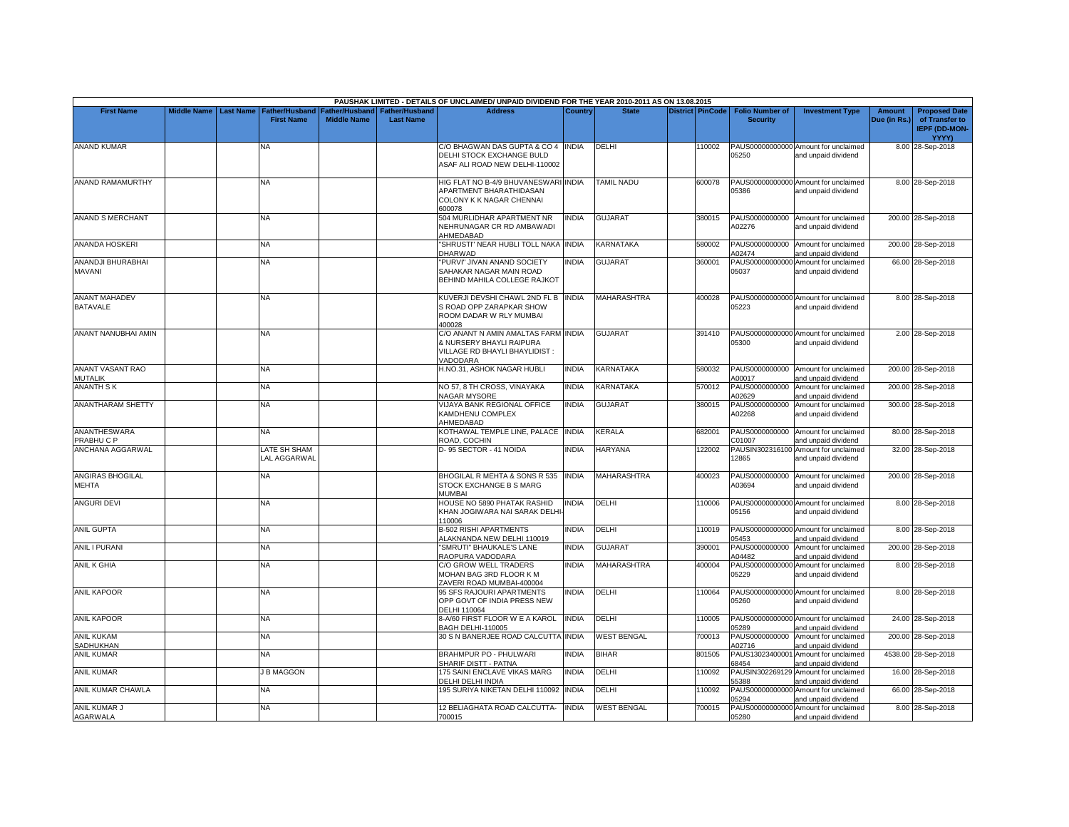| PAUSHAK LIMITED - DETAILS OF UNCLAIMED/ UNPAID DIVIDEND FOR THE YEAR 2010-2011 AS ON 13.08.2015 | | | | | | | | | | | | | | | |
|---|---|---|---|---|---|---|---|---|---|---|---|---|---|---|---|
| **First Name** | **Middle Name** | **Last Name** | **Father/Husband First Name** | **Father/Husband Middle Name** | **Father/Husband Last Name** | **Address** | **Country** | **State** | **District** | **PinCode** | **Folio Number of Security** | **Investment Type** | **Amount Due (in Rs.)** | **Proposed Date of Transfer to IEPF (DD-MON-YYYY)** |
| ANAND KUMAR | | | NA | | | C/O BHAGWAN DAS GUPTA & CO 4 DELHI STOCK EXCHANGE BULD ASAF ALI ROAD NEW DELHI-110002 | INDIA | DELHI | | 110002 | PAUS00000000000 05250 | Amount for unclaimed and unpaid dividend | 8.00 | 28-Sep-2018 |
| ANAND RAMAMURTHY | | | NA | | | HIG FLAT NO B-4/9 BHUVANESWARI APARTMENT BHARATHIDASAN COLONY K K NAGAR CHENNAI 600078 | INDIA | TAMIL NADU | | 600078 | PAUS00000000000 05386 | Amount for unclaimed and unpaid dividend | 8.00 | 28-Sep-2018 |
| ANAND S MERCHANT | | | NA | | | 504 MURLIDHAR APARTMENT NR NEHRUNAGAR CR RD AMBAWADI AHMEDABAD | INDIA | GUJARAT | | 380015 | PAUS0000000000 A02276 | Amount for unclaimed and unpaid dividend | 200.00 | 28-Sep-2018 |
| ANANDA HOSKERI | | | NA | | | "SHRUSTI" NEAR HUBLI TOLL NAKA DHARWAD | INDIA | KARNATAKA | | 580002 | PAUS0000000000 A02474 | Amount for unclaimed and unpaid dividend | 200.00 | 28-Sep-2018 |
| ANANDJI BHURABHAI MAVANI | | | NA | | | "PURVI" JIVAN ANAND SOCIETY SAHAKAR NAGAR MAIN ROAD BEHIND MAHILA COLLEGE RAJKOT | INDIA | GUJARAT | | 360001 | PAUS00000000000 05037 | Amount for unclaimed and unpaid dividend | 66.00 | 28-Sep-2018 |
| ANANT MAHADEV BATAVALE | | | NA | | | KUVERJI DEVSHI CHAWL 2ND FL B S ROAD OPP ZARAPKAR SHOW ROOM DADAR W RLY MUMBAI 400028 | INDIA | MAHARASHTRA | | 400028 | PAUS00000000000 05223 | Amount for unclaimed and unpaid dividend | 8.00 | 28-Sep-2018 |
| ANANT NANUBHAI AMIN | | | NA | | | C/O ANANT N AMIN AMALTAS FARM & NURSERY BHAYLI RAIPURA VILLAGE RD BHAYLI BHAYLIDIST : VADODARA | INDIA | GUJARAT | | 391410 | PAUS00000000000 05300 | Amount for unclaimed and unpaid dividend | 2.00 | 28-Sep-2018 |
| ANANT VASANT RAO MUTALIK | | | NA | | | H.NO.31, ASHOK NAGAR HUBLI | INDIA | KARNATAKA | | 580032 | PAUS0000000000 A00017 | Amount for unclaimed and unpaid dividend | 200.00 | 28-Sep-2018 |
| ANANTH S K | | | NA | | | NO 57, 8 TH CROSS, VINAYAKA NAGAR MYSORE | INDIA | KARNATAKA | | 570012 | PAUS0000000000 A02629 | Amount for unclaimed and unpaid dividend | 200.00 | 28-Sep-2018 |
| ANANTHARAM SHETTY | | | NA | | | VIJAYA BANK REGIONAL OFFICE KAMDHENU COMPLEX AHMEDABAD | INDIA | GUJARAT | | 380015 | PAUS0000000000 A02268 | Amount for unclaimed and unpaid dividend | 300.00 | 28-Sep-2018 |
| ANANTHESWARA PRABHU C P | | | NA | | | KOTHAWAL TEMPLE LINE, PALACE ROAD, COCHIN | INDIA | KERALA | | 682001 | PAUS0000000000 C01007 | Amount for unclaimed and unpaid dividend | 80.00 | 28-Sep-2018 |
| ANCHANA AGGARWAL | | | LATE SH SHAM LAL AGGARWAL | | | D- 95 SECTOR - 41 NOIDA | INDIA | HARYANA | | 122002 | PAUSIN302316100 12865 | Amount for unclaimed and unpaid dividend | 32.00 | 28-Sep-2018 |
| ANGIRAS BHOGILAL MEHTA | | | NA | | | BHOGILAL R MEHTA & SONS R 535 STOCK EXCHANGE B S MARG MUMBAI | INDIA | MAHARASHTRA | | 400023 | PAUS0000000000 A03694 | Amount for unclaimed and unpaid dividend | 200.00 | 28-Sep-2018 |
| ANGURI DEVI | | | NA | | | HOUSE NO 5890 PHATAK RASHID KHAN JOGIWARA NAI SARAK DELHI-110006 | INDIA | DELHI | | 110006 | PAUS00000000000 05156 | Amount for unclaimed and unpaid dividend | 8.00 | 28-Sep-2018 |
| ANIL GUPTA | | | NA | | | B-502 RISHI APARTMENTS ALAKNANDA NEW DELHI 110019 | INDIA | DELHI | | 110019 | PAUS00000000000 05453 | Amount for unclaimed and unpaid dividend | 8.00 | 28-Sep-2018 |
| ANIL I PURANI | | | NA | | | "SMRUTI" BHAUKALE'S LANE RAOPURA VADODARA | INDIA | GUJARAT | | 390001 | PAUS0000000000 A04482 | Amount for unclaimed and unpaid dividend | 200.00 | 28-Sep-2018 |
| ANIL K GHIA | | | NA | | | C/O GROW WELL TRADERS MOHAN BAG 3RD FLOOR K M ZAVERI ROAD MUMBAI-400004 | INDIA | MAHARASHTRA | | 400004 | PAUS00000000000 05229 | Amount for unclaimed and unpaid dividend | 8.00 | 28-Sep-2018 |
| ANIL KAPOOR | | | NA | | | 95 SFS RAJOURI APARTMENTS OPP GOVT OF INDIA PRESS NEW DELHI 110064 | INDIA | DELHI | | 110064 | PAUS00000000000 05260 | Amount for unclaimed and unpaid dividend | 8.00 | 28-Sep-2018 |
| ANIL KAPOOR | | | NA | | | 8-A/60 FIRST FLOOR W E A KAROL BAGH DELHI-110005 | INDIA | DELHI | | 110005 | PAUS00000000000 05289 | Amount for unclaimed and unpaid dividend | 24.00 | 28-Sep-2018 |
| ANIL KUKAM SADHUKHAN | | | NA | | | 30 S N BANERJEE ROAD CALCUTTA | INDIA | WEST BENGAL | | 700013 | PAUS0000000000 A02716 | Amount for unclaimed and unpaid dividend | 200.00 | 28-Sep-2018 |
| ANIL KUMAR | | | NA | | | BRAHMPUR PO - PHULWARI SHARIF DISTT - PATNA | INDIA | BIHAR | | 801505 | PAUS13023400001 68454 | Amount for unclaimed and unpaid dividend | 4538.00 | 28-Sep-2018 |
| ANIL KUMAR | | | J B MAGGON | | | 175 SAINI ENCLAVE VIKAS MARG DELHI DELHI INDIA | INDIA | DELHI | | 110092 | PAUSIN302269129 55388 | Amount for unclaimed and unpaid dividend | 16.00 | 28-Sep-2018 |
| ANIL KUMAR CHAWLA | | | NA | | | 195 SURIYA NIKETAN DELHI 110092 | INDIA | DELHI | | 110092 | PAUS00000000000 05294 | Amount for unclaimed and unpaid dividend | 66.00 | 28-Sep-2018 |
| ANIL KUMAR J AGARWALA | | | NA | | | 12 BELIAGHATA ROAD CALCUTTA-700015 | INDIA | WEST BENGAL | | 700015 | PAUS00000000000 05280 | Amount for unclaimed and unpaid dividend | 8.00 | 28-Sep-2018 |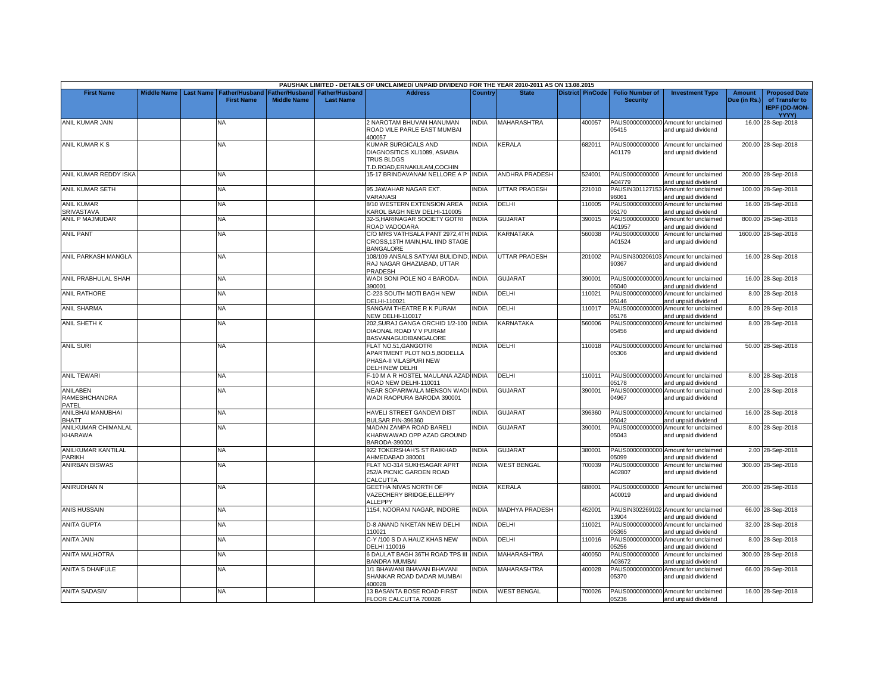PAUSHAK LIMITED - DETAILS OF UNCLAIMED/ UNPAID DIVIDEND FOR THE YEAR 2010-2011 AS ON 13.08.2015

| First Name | Middle Name | Last Name | Father/Husband First Name | Father/Husband Middle Name | Father/Husband Last Name | Address | Country | State | District | PinCode | Folio Number of Security | Investment Type | Amount Due (in Rs.) | Proposed Date of Transfer to IEPF (DD-MON-YYYY) |
|---|---|---|---|---|---|---|---|---|---|---|---|---|---|---|
| ANIL KUMAR JAIN | | | NA | | | 2 NAROTAM BHUVAN HANUMAN ROAD VILE PARLE EAST MUMBAI 400057 | INDIA | MAHARASHTRA | | 400057 | PAUS00000000000 05415 | Amount for unclaimed and unpaid dividend | 16.00 | 28-Sep-2018 |
| ANIL KUMAR K S | | | NA | | | KUMAR SURGICALS AND DIAGNOSITICS XL/1089, ASIABIA TRUS BLDGS T.D.ROAD,ERNAKULAM,COCHIN | INDIA | KERALA | | 682011 | PAUS0000000000 A01179 | Amount for unclaimed and unpaid dividend | 200.00 | 28-Sep-2018 |
| ANIL KUMAR REDDY ISKA | | | NA | | | 15-17 BRINDAVANAM NELLORE A P | INDIA | ANDHRA PRADESH | | 524001 | PAUS0000000000 A04779 | Amount for unclaimed and unpaid dividend | 200.00 | 28-Sep-2018 |
| ANIL KUMAR SETH | | | NA | | | 95 JAWAHAR NAGAR EXT. VARANASI | INDIA | UTTAR PRADESH | | 221010 | PAUSIN301127153 96061 | Amount for unclaimed and unpaid dividend | 100.00 | 28-Sep-2018 |
| ANIL KUMAR SRIVASTAVA | | | NA | | | 8/10 WESTERN EXTENSION AREA KAROL BAGH NEW DELHI-110005 | INDIA | DELHI | | 110005 | PAUS00000000000 05170 | Amount for unclaimed and unpaid dividend | 16.00 | 28-Sep-2018 |
| ANIL P MAJMUDAR | | | NA | | | 32-S,HARINAGAR SOCIETY GOTRI ROAD VADODARA | INDIA | GUJARAT | | 390015 | PAUS0000000000 A01957 | Amount for unclaimed and unpaid dividend | 800.00 | 28-Sep-2018 |
| ANIL PANT | | | NA | | | C/O MRS VATHSALA PANT 2972,4TH CROSS,13TH MAIN,HAL IIND STAGE BANGALORE | INDIA | KARNATAKA | | 560038 | PAUS0000000000 A01524 | Amount for unclaimed and unpaid dividend | 1600.00 | 28-Sep-2018 |
| ANIL PARKASH MANGLA | | | NA | | | 108/109 ANSALS SATYAM BULIDIND, RAJ NAGAR GHAZIABAD, UTTAR PRADESH | INDIA | UTTAR PRADESH | | 201002 | PAUSIN300206103 90367 | Amount for unclaimed and unpaid dividend | 16.00 | 28-Sep-2018 |
| ANIL PRABHULAL SHAH | | | NA | | | WADI SONI POLE NO 4 BARODA-390001 | INDIA | GUJARAT | | 390001 | PAUS00000000000 05040 | Amount for unclaimed and unpaid dividend | 16.00 | 28-Sep-2018 |
| ANIL RATHORE | | | NA | | | C-223 SOUTH MOTI BAGH NEW DELHI-110021 | INDIA | DELHI | | 110021 | PAUS00000000000 05146 | Amount for unclaimed and unpaid dividend | 8.00 | 28-Sep-2018 |
| ANIL SHARMA | | | NA | | | SANGAM THEATRE R K PURAM NEW DELHI-110017 | INDIA | DELHI | | 110017 | PAUS00000000000 05176 | Amount for unclaimed and unpaid dividend | 8.00 | 28-Sep-2018 |
| ANIL SHETH K | | | NA | | | 202,SURAJ GANGA ORCHID 1/2-100 DIAONAL ROAD V V PURAM BASVANAGUDIBANGALORE | INDIA | KARNATAKA | | 560006 | PAUS00000000000 05456 | Amount for unclaimed and unpaid dividend | 8.00 | 28-Sep-2018 |
| ANIL SURI | | | NA | | | FLAT NO.51,GANGOTRI APARTMENT PLOT NO.5,BODELLA PHASA-II VILASPURI NEW DELHINEW DELHI | INDIA | DELHI | | 110018 | PAUS00000000000 05306 | Amount for unclaimed and unpaid dividend | 50.00 | 28-Sep-2018 |
| ANIL TEWARI | | | NA | | | F-10 M A R HOSTEL MAULANA AZAD ROAD NEW DELHI-110011 | INDIA | DELHI | | 110011 | PAUS00000000000 05178 | Amount for unclaimed and unpaid dividend | 8.00 | 28-Sep-2018 |
| ANILABEN RAMESHCHANDRA PATEL | | | NA | | | NEAR SOPARIWALA MENSON WADI WADI RAOPURA BARODA 390001 | INDIA | GUJARAT | | 390001 | PAUS00000000000 04967 | Amount for unclaimed and unpaid dividend | 2.00 | 28-Sep-2018 |
| ANILBHAI MANUBHAI BHATT | | | NA | | | HAVELI STREET GANDEVI DIST BULSAR PIN-396360 | INDIA | GUJARAT | | 396360 | PAUS00000000000 05042 | Amount for unclaimed and unpaid dividend | 16.00 | 28-Sep-2018 |
| ANILKUMAR CHIMANLAL KHARAWA | | | NA | | | MADAN ZAMPA ROAD BARELI KHARWAWAD OPP AZAD GROUND BARODA-390001 | INDIA | GUJARAT | | 390001 | PAUS00000000000 05043 | Amount for unclaimed and unpaid dividend | 8.00 | 28-Sep-2018 |
| ANILKUMAR KANTILAL PARIKH | | | NA | | | 922 TOKERSHAH'S ST RAIKHAD AHMEDABAD 380001 | INDIA | GUJARAT | | 380001 | PAUS00000000000 05099 | Amount for unclaimed and unpaid dividend | 2.00 | 28-Sep-2018 |
| ANIRBAN BISWAS | | | NA | | | FLAT NO-314 SUKHSAGAR APRT 252/A PICNIC GARDEN ROAD CALCUTTA | INDIA | WEST BENGAL | | 700039 | PAUS0000000000 A02807 | Amount for unclaimed and unpaid dividend | 300.00 | 28-Sep-2018 |
| ANIRUDHAN N | | | NA | | | GEETHA NIVAS NORTH OF VAZECHERY BRIDGE,ELLEPPY ALLEPPY | INDIA | KERALA | | 688001 | PAUS0000000000 A00019 | Amount for unclaimed and unpaid dividend | 200.00 | 28-Sep-2018 |
| ANIS HUSSAIN | | | NA | | | 1154, NOORANI NAGAR, INDORE | INDIA | MADHYA PRADESH | | 452001 | PAUSIN302269102 13904 | Amount for unclaimed and unpaid dividend | 66.00 | 28-Sep-2018 |
| ANITA GUPTA | | | NA | | | D-8 ANAND NIKETAN NEW DELHI 110021 | INDIA | DELHI | | 110021 | PAUS00000000000 05365 | Amount for unclaimed and unpaid dividend | 32.00 | 28-Sep-2018 |
| ANITA JAIN | | | NA | | | C-Y /100 S D A HAUZ KHAS NEW DELHI 110016 | INDIA | DELHI | | 110016 | PAUS00000000000 05256 | Amount for unclaimed and unpaid dividend | 8.00 | 28-Sep-2018 |
| ANITA MALHOTRA | | | NA | | | 6 DAULAT BAGH 36TH ROAD TPS III BANDRA MUMBAI | INDIA | MAHARASHTRA | | 400050 | PAUS0000000000 A03672 | Amount for unclaimed and unpaid dividend | 300.00 | 28-Sep-2018 |
| ANITA S DHAIFULE | | | NA | | | 1/1 BHAWANI BHAVAN BHAVANI SHANKAR ROAD DADAR MUMBAI 400028 | INDIA | MAHARASHTRA | | 400028 | PAUS00000000000 05370 | Amount for unclaimed and unpaid dividend | 66.00 | 28-Sep-2018 |
| ANITA SADASIV | | | NA | | | 13 BASANTA BOSE ROAD FIRST FLOOR CALCUTTA 700026 | INDIA | WEST BENGAL | | 700026 | PAUS00000000000 05236 | Amount for unclaimed and unpaid dividend | 16.00 | 28-Sep-2018 |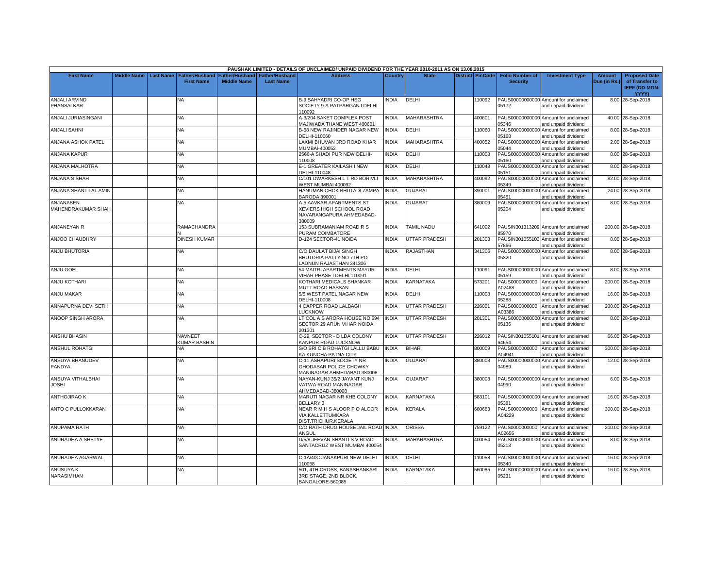| PAUSHAK LIMITED - DETAILS OF UNCLAIMED/ UNPAID DIVIDEND FOR THE YEAR 2010-2011 AS ON 13.08.2015 | | | | | | | | | | | | | | | |
|---|---|---|---|---|---|---|---|---|---|---|---|---|---|---|---|
| First Name | Middle Name | Last Name | Father/Husband First Name | Father/Husband Middle Name | Father/Husband Last Name | Address | Country | State | District | PinCode | Folio Number of Security | Investment Type | Amount Due (in Rs.) | Proposed Date of Transfer to IEPF (DD-MON-YYYY) |
| ANJALI ARVIND PHANSALKAR | | | NA | | | B-9 SAHYADRI CO-OP HSG SOCIETY 9-A PATPARGANJ DELHI 110092 | INDIA | DELHI | | 110092 | PAUS00000000000 05172 | Amount for unclaimed and unpaid dividend | 8.00 | 28-Sep-2018 |
| ANJALI JURIASINGANI | | | NA | | | A-3/204 SAKET COMPLEX POST MAJIWADA THANE WEST 400601 | INDIA | MAHARASHTRA | | 400601 | PAUS00000000000 05346 | Amount for unclaimed and unpaid dividend | 40.00 | 28-Sep-2018 |
| ANJALI SAHNI | | | NA | | | B-58 NEW RAJINDER NAGAR NEW DELHI-110060 | INDIA | DELHI | | 110060 | PAUS00000000000 05168 | Amount for unclaimed and unpaid dividend | 8.00 | 28-Sep-2018 |
| ANJANA ASHOK PATEL | | | NA | | | LAXMI BHUVAN 3RD ROAD KHAR MUMBAI-400052 | INDIA | MAHARASHTRA | | 400052 | PAUS00000000000 05044 | Amount for unclaimed and unpaid dividend | 2.00 | 28-Sep-2018 |
| ANJANA KAPUR | | | NA | | | 2566-A SHADI PUR NEW DELHI-110008 | INDIA | DELHI | | 110008 | PAUS00000000000 05160 | Amount for unclaimed and unpaid dividend | 8.00 | 28-Sep-2018 |
| ANJANA MALHOTRA | | | NA | | | E-1 GREATER KAILASH I NEW DELHI-110048 | INDIA | DELHI | | 110048 | PAUS00000000000 05151 | Amount for unclaimed and unpaid dividend | 8.00 | 28-Sep-2018 |
| ANJANA S SHAH | | | NA | | | C/101 DWARKESH L T RD BORIVLI WEST MUMBAI 400092 | INDIA | MAHARASHTRA | | 400092 | PAUS00000000000 05349 | Amount for unclaimed and unpaid dividend | 82.00 | 28-Sep-2018 |
| ANJANA SHANTILAL AMIN | | | NA | | | HANUMAN CHOK BHUTADI ZAMPA BARODA 390001 | INDIA | GUJARAT | | 390001 | PAUS00000000000 05451 | Amount for unclaimed and unpaid dividend | 24.00 | 28-Sep-2018 |
| ANJANABEN MAHENDRAKUMAR SHAH | | | NA | | | A-5 AAVKAR APARTMENTS ST XEVIERS HIGH SCHOOL ROAD NAVARANGAPURA AHMEDABAD-380009 | INDIA | GUJARAT | | 380009 | PAUS00000000000 05204 | Amount for unclaimed and unpaid dividend | 8.00 | 28-Sep-2018 |
| ANJANEYAN R | | | RAMACHANDRAN | | | 153 SUBRAMANIAM ROAD R S PURAM COIMBATORE | INDIA | TAMIL NADU | | 641002 | PAUSIN301313209 85970 | Amount for unclaimed and unpaid dividend | 200.00 | 28-Sep-2018 |
| ANJOO CHAUDHRY | | | DINESH KUMAR | | | D-124 SECTOR-41 NOIDA | INDIA | UTTAR PRADESH | | 201303 | PAUSIN301055103 57866 | Amount for unclaimed and unpaid dividend | 8.00 | 28-Sep-2018 |
| ANJU BHUTORIA | | | NA | | | C/O DAULAT BIJAI SINGH BHUTORIA PATTY NO 7TH PO LADNUN RAJASTHAN 341306 | INDIA | RAJASTHAN | | 341306 | PAUS00000000000 05320 | Amount for unclaimed and unpaid dividend | 8.00 | 28-Sep-2018 |
| ANJU GOEL | | | NA | | | 54 MAITRI APARTMENTS MAYUR VIHAR PHASE I DELHI 110091 | INDIA | DELHI | | 110091 | PAUS00000000000 05159 | Amount for unclaimed and unpaid dividend | 8.00 | 28-Sep-2018 |
| ANJU KOTHARI | | | NA | | | KOTHARI MEDICALS SHANKAR MUTT ROAD HASSAN | INDIA | KARNATAKA | | 573201 | PAUS0000000000 A02488 | Amount for unclaimed and unpaid dividend | 200.00 | 28-Sep-2018 |
| ANJU MAKAR | | | NA | | | 5/5 WEST PATEL NAGAR NEW DELHI-110008 | INDIA | DELHI | | 110008 | PAUS00000000000 05288 | Amount for unclaimed and unpaid dividend | 16.00 | 28-Sep-2018 |
| ANNAPURNA DEVI SETH | | | NA | | | 4 CAPPER ROAD LALBAGH LUCKNOW | INDIA | UTTAR PRADESH | | 226001 | PAUS0000000000 A03386 | Amount for unclaimed and unpaid dividend | 200.00 | 28-Sep-2018 |
| ANOOP SINGH ARORA | | | NA | | | LT COL A S ARORA HOUSE NO 594 SECTOR 29 ARUN VIHAR NOIDA 201301 | INDIA | UTTAR PRADESH | | 201301 | PAUS00000000000 05136 | Amount for unclaimed and unpaid dividend | 8.00 | 28-Sep-2018 |
| ANSHU BHASIN | | | NAVNEET KUMAR BASHIN | | | C-29, SECTOR - D LDA COLONY KANPUR ROAD LUCKNOW | INDIA | UTTAR PRADESH | | 226012 | PAUSIN301055101 64654 | Amount for unclaimed and unpaid dividend | 66.00 | 28-Sep-2018 |
| ANSHUL ROHATGI | | | NA | | | S/O SRI C B ROHATGI LALLU BABU KA KUNCHA PATNA CITY | INDIA | BIHAR | | 800009 | PAUS0000000000 A04941 | Amount for unclaimed and unpaid dividend | 300.00 | 28-Sep-2018 |
| ANSUYA BHANUDEV PANDYA | | | NA | | | C-11 ASHAPURI SOCIETY NR GHODASAR POLICE CHOWKY MANINAGAR AHMEDABAD 380008 | INDIA | GUJARAT | | 380008 | PAUS00000000000 04989 | Amount for unclaimed and unpaid dividend | 12.00 | 28-Sep-2018 |
| ANSUYA VITHALBHAI JOSHI | | | NA | | | NAYAN-KUNJ 35/2 JAYANT KUNJ VATWA ROAD MANINAGAR AHMEDABAD-380008 | INDIA | GUJARAT | | 380008 | PAUS00000000000 04990 | Amount for unclaimed and unpaid dividend | 6.00 | 28-Sep-2018 |
| ANTHOJIRAO K | | | NA | | | MARUTI NAGAR NR KHB COLONY BELLARY 3 | INDIA | KARNATAKA | | 583101 | PAUS00000000000 05381 | Amount for unclaimed and unpaid dividend | 16.00 | 28-Sep-2018 |
| ANTO C PULLOKKARAN | | | NA | | | NEAR R M H S ALOOR P O ALOOR VIA KALLETTUMKARA DIST.TRICHUR,KERALA | INDIA | KERALA | | 680683 | PAUS0000000000 A04229 | Amount for unclaimed and unpaid dividend | 300.00 | 28-Sep-2018 |
| ANUPAMA RATH | | | NA | | | C/O RATH DRUG HOUSE JAIL ROAD ANGUL | INDIA | ORISSA | | 759122 | PAUS0000000000 A02655 | Amount for unclaimed and unpaid dividend | 200.00 | 28-Sep-2018 |
| ANURADHA A SHETYE | | | NA | | | D/5/8 JEEVAN SHANTI S V ROAD SANTACRUZ WEST MUMBAI 400054 | INDIA | MAHARASHTRA | | 400054 | PAUS00000000000 05213 | Amount for unclaimed and unpaid dividend | 8.00 | 28-Sep-2018 |
| ANURADHA AGARWAL | | | NA | | | C-1A/40C JANAKPURI NEW DELHI 110058 | INDIA | DELHI | | 110058 | PAUS00000000000 05340 | Amount for unclaimed and unpaid dividend | 16.00 | 28-Sep-2018 |
| ANUSUYA K NARASIMHAN | | | NA | | | 501, 4TH CROSS, BANASHANKARI 3RD STAGE, 2ND BLOCK, BANGALORE-560085 | INDIA | KARNATAKA | | 560085 | PAUS00000000000 05231 | Amount for unclaimed and unpaid dividend | 16.00 | 28-Sep-2018 |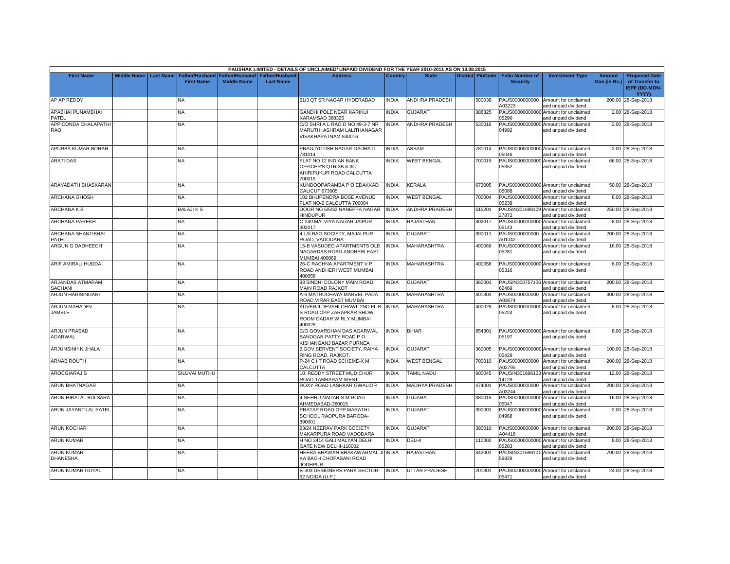PAUSHAK LIMITED - DETAILS OF UNCLAIMED/ UNPAID DIVIDEND FOR THE YEAR 2010-2011 AS ON 13.08.2015

| First Name | Middle Name | Last Name | Father/Husband First Name | Father/Husband Middle Name | Father/Husband Last Name | Address | Country | State | District | PinCode | Folio Number of Security | Investment Type | Amount Due (in Rs.) | Proposed Date of Transfer to IEPF (DD-MON-YYYY) |
|---|---|---|---|---|---|---|---|---|---|---|---|---|---|---|
| AP AP REDDY | | | NA | | | 51/3 QT SR NAGAR HYDERABAD | INDIA | ANDHRA PRADESH | | 500038 | PAUS0000000000A03223 | Amount for unclaimed and unpaid dividend | 200.00 | 28-Sep-2018 |
| APABHAI PUNAMBHAI PATEL | | | NA | | | GANDHI POLE NEAR KARIKUI KARAMSAD 388325 | INDIA | GUJARAT | | 388325 | PAUS00000000000005290 | Amount for unclaimed and unpaid dividend | 2.00 | 28-Sep-2018 |
| APPICONDA CHALAPATHI RAO | | | NA | | | C/O SHRI A L RAO D NO 49-3-7 NR MARUTHI ASHRAM LALITHANAGAR VISAKHAPATNAM 530016 | INDIA | ANDHRA PRADESH | | 530016 | PAUS00000000000004992 | Amount for unclaimed and unpaid dividend | 2.00 | 28-Sep-2018 |
| APURBA KUMAR BORAH | | | NA | | | PRAGJYOTISH NAGAR GAUHATI-781014 | INDIA | ASSAM | | 781014 | PAUS00000000000005046 | Amount for unclaimed and unpaid dividend | 2.00 | 28-Sep-2018 |
| ARATI DAS | | | NA | | | FLAT NO 12 INDIAN BANK OFFICER'S QTR 3B & 3C AHIRIPUKUR ROAD CALCUTTA 700019 | INDIA | WEST BENGAL | | 700019 | PAUS00000000000005352 | Amount for unclaimed and unpaid dividend | 66.00 | 28-Sep-2018 |
| ARAYADATH BHASKARAN | | | NA | | | KUNDOOPARAMBA P O EDAKKAD CALICUT 673005 | INDIA | KERALA | | 673005 | PAUS00000000000005088 | Amount for unclaimed and unpaid dividend | 50.00 | 28-Sep-2018 |
| ARCHANA GHOSH | | | NA | | | 102 BHUPENDRA BOSE AVENUE FLAT NO-2 CALCUTTA 700004 | INDIA | WEST BENGAL | | 700004 | PAUS00000000000005239 | Amount for unclaimed and unpaid dividend | 8.00 | 28-Sep-2018 |
| ARCHANA K B | | | BALAJI K S | | | DOOR NO 5/5/32 NANEPPA NAGAR HINDUPUR | INDIA | ANDHRA PRADESH | | 515201 | PAUSIN30169610927872 | Amount for unclaimed and unpaid dividend | 250.00 | 28-Sep-2018 |
| ARCHANA PAREKH | | | NA | | | C-249 MALVIYA NAGAR JAIPUR 302017 | INDIA | RAJASTHAN | | 302017 | PAUS00000000000005143 | Amount for unclaimed and unpaid dividend | 8.00 | 28-Sep-2018 |
| ARCHANA SHANTIBHAI PATEL | | | NA | | | 4,LALBAG SOCIETY, MAJALPUR ROAD, VADODARA | INDIA | GUJARAT | | 390011 | PAUS0000000000A01042 | Amount for unclaimed and unpaid dividend | 200.00 | 28-Sep-2018 |
| ARGUN G DADHEECH | | | NA | | | 15-B VASUDEO APARTMENTS OLD NAGARDAS ROAD ANDHERI EAST MUMBAI 400069 | INDIA | MAHARASHTRA | | 400069 | PAUS00000000000005281 | Amount for unclaimed and unpaid dividend | 16.00 | 28-Sep-2018 |
| ARIF AMIRALI HUDDA | | | NA | | | 26-C RACHNA APARTMENT V P ROAD ANDHERI WEST MUMBAI 400058 | INDIA | MAHARASHTRA | | 400058 | PAUS00000000000005316 | Amount for unclaimed and unpaid dividend | 8.00 | 28-Sep-2018 |
| ARJANDAS ATMARAM SACHANI | | | NA | | | 93 SINDHI COLONY MAIN ROAD MAIN ROAD RAJKOT | INDIA | GUJARAT | | 360001 | PAUSIN30075710662469 | Amount for unclaimed and unpaid dividend | 200.00 | 28-Sep-2018 |
| ARJUN HARISINGANI | | | NA | | | A-6 MATRUCHAYA MANVEL PADA ROAD VIRAR EAST MUMBAI | INDIA | MAHARASHTRA | | 401303 | PAUS0000000000A03674 | Amount for unclaimed and unpaid dividend | 300.00 | 28-Sep-2018 |
| ARJUN MAHADEV JAMBLE | | | NA | | | KUVERJI DEVSHI CHAWL 2ND FL B S ROAD OPP ZARAPKAR SHOW ROOM DADAR W RLY MUMBAI 400028 | INDIA | MAHARASHTRA | | 400028 | PAUS00000000000005224 | Amount for unclaimed and unpaid dividend | 8.00 | 28-Sep-2018 |
| ARJUN PRASAD AGARWAL | | | NA | | | C/O GOVARDHAN DAS AGARWAL SANDGAR PATTY ROAD P O KISHANGANJ BAZAR PURNEA | INDIA | BIHAR | | 854301 | PAUS00000000000005197 | Amount for unclaimed and unpaid dividend | 8.00 | 28-Sep-2018 |
| ARJUNSINH N JHALA | | | NA | | | 2,GOV.SERVENT SOCIETY, RAIYA RING ROAD, RAJKOT. | INDIA | GUJARAT | | 360005 | PAUS00000000000005429 | Amount for unclaimed and unpaid dividend | 100.00 | 28-Sep-2018 |
| ARNAB ROUTH | | | NA | | | P-24 C I T ROAD SCHEME-X M CALCUTTA | INDIA | WEST BENGAL | | 700010 | PAUS0000000000A02795 | Amount for unclaimed and unpaid dividend | 200.00 | 28-Sep-2018 |
| AROCGIARAJ S | | | SILUVAI MUTHU | | | 10. REDDY STREET MUDICHUR ROAD TAMBARAM WEST | INDIA | TAMIL NADU | | 600045 | PAUSIN30169610314129 | Amount for unclaimed and unpaid dividend | 12.00 | 28-Sep-2018 |
| ARUN BHATNAGAR | | | NA | | | ROXY ROAD LASHKAR GWALIOR | INDIA | MADHYA PRADESH | | 474001 | PAUS0000000000A03244 | Amount for unclaimed and unpaid dividend | 200.00 | 28-Sep-2018 |
| ARUN HIRALAL BULSARA | | | NA | | | 4 NEHRU NAGAR S M ROAD AHMEDABAD-380015 | INDIA | GUJARAT | | 380015 | PAUS00000000000005047 | Amount for unclaimed and unpaid dividend | 16.00 | 28-Sep-2018 |
| ARUN JAYANTILAL PATEL | | | NA | | | PRATAP ROAD OPP MARATHI-SCHOOL RAOPURA BARODA-390001 | INDIA | GUJARAT | | 390001 | PAUS00000000000004968 | Amount for unclaimed and unpaid dividend | 2.00 | 28-Sep-2018 |
| ARUN KOCHAR | | | NA | | | 23/24 NEERAV PARK SOCIETY MAKARPURA ROAD VADODARA | INDIA | GUJARAT | | 390010 | PAUS0000000000A04418 | Amount for unclaimed and unpaid dividend | 200.00 | 28-Sep-2018 |
| ARUN KUMAR | | | NA | | | H NO 3414 GALI MALYAN DELHI GATE NEW DELHI-110002 | INDIA | DELHI | | 110002 | PAUS00000000000005283 | Amount for unclaimed and unpaid dividend | 8.00 | 28-Sep-2018 |
| ARUN KUMAR DHANESHA | | | NA | | | HEERA BHAWAN BHAKAWARMAL JI KA BAGH CHOPASANI ROAD JODHPUR | INDIA | RAJASTHAN | | 342001 | PAUSIN30169610159829 | Amount for unclaimed and unpaid dividend | 700.00 | 28-Sep-2018 |
| ARUN KUMAR GOYAL | | | NA | | | B-303 DESIGNERS PARK SECTOR-62 NOIDA (U.P.) | INDIA | UTTAR PRADESH | | 201301 | PAUS00000000000005471 | Amount for unclaimed and unpaid dividend | 24.00 | 28-Sep-2018 |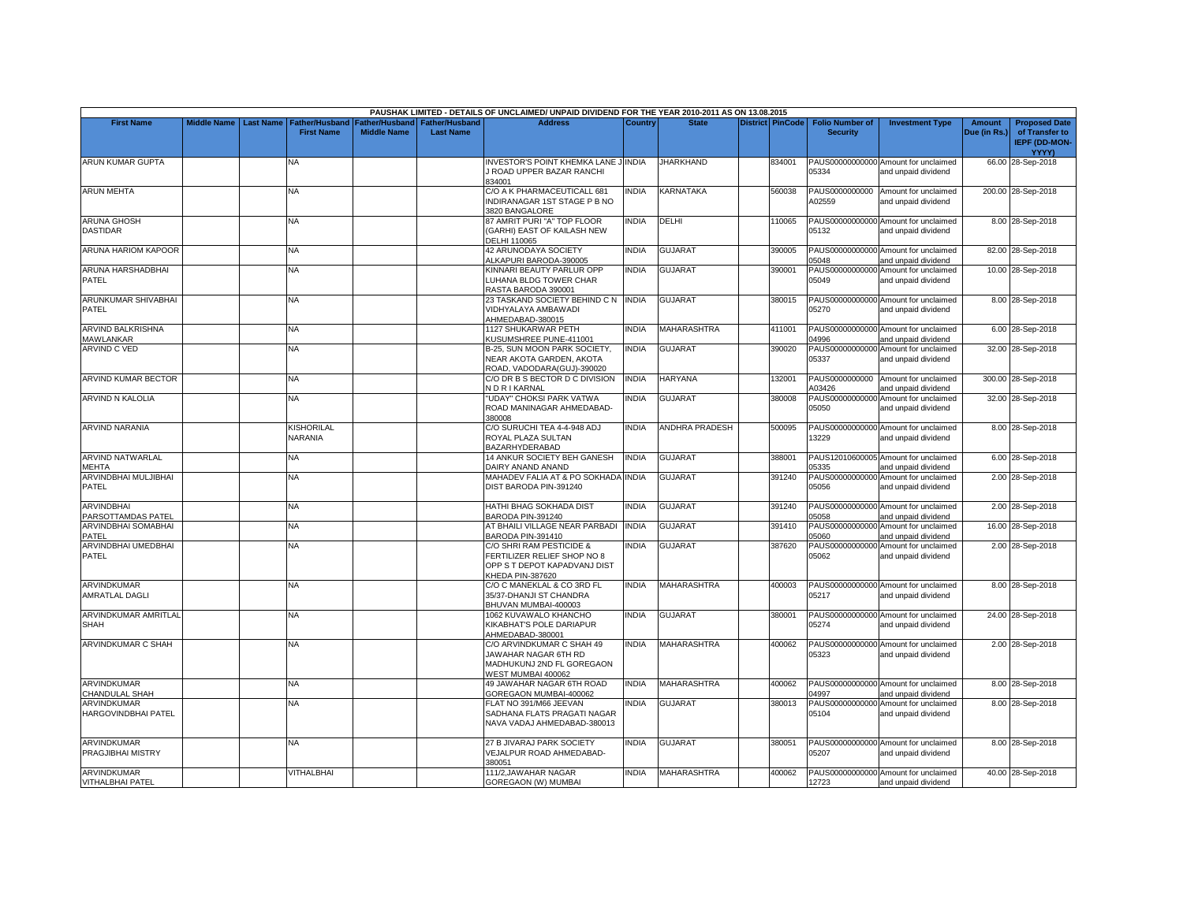PAUSHAK LIMITED - DETAILS OF UNCLAIMED/ UNPAID DIVIDEND FOR THE YEAR 2010-2011 AS ON 13.08.2015

| First Name | Middle Name | Last Name | Father/Husband First Name | Father/Husband Middle Name | Father/Husband Last Name | Address | Country | State | District | PinCode | Folio Number of Security | Investment Type | Amount Due (in Rs.) | Proposed Date of Transfer to IEPF (DD-MON-YYYY) |
|---|---|---|---|---|---|---|---|---|---|---|---|---|---|---|
| ARUN KUMAR GUPTA | | | NA | | | INVESTOR'S POINT KHEMKA LANE J ROAD UPPER BAZAR RANCHI 834001 | INDIA | JHARKHAND | | 834001 | PAUS00000000000 05334 | Amount for unclaimed and unpaid dividend | 66.00 | 28-Sep-2018 |
| ARUN MEHTA | | | NA | | | C/O A K PHARMACEUTICALL 681 INDIRANAGAR 1ST STAGE P B NO 3820 BANGALORE | INDIA | KARNATAKA | | 560038 | PAUS0000000000 A02559 | Amount for unclaimed and unpaid dividend | 200.00 | 28-Sep-2018 |
| ARUNA GHOSH DASTIDAR | | | NA | | | 87 AMRIT PURI "A" TOP FLOOR (GARHI) EAST OF KAILASH NEW DELHI 110065 | INDIA | DELHI | | 110065 | PAUS00000000000 05132 | Amount for unclaimed and unpaid dividend | 8.00 | 28-Sep-2018 |
| ARUNA HARIOM KAPOOR | | | NA | | | 42 ARUNODAYA SOCIETY ALKAPURI BARODA-390005 | INDIA | GUJARAT | | 390005 | PAUS00000000000 05048 | Amount for unclaimed and unpaid dividend | 82.00 | 28-Sep-2018 |
| ARUNA HARSHADBHAI PATEL | | | NA | | | KINNARI BEAUTY PARLUR OPP LUHANA BLDG TOWER CHAR RASTA BARODA 390001 | INDIA | GUJARAT | | 390001 | PAUS00000000000 05049 | Amount for unclaimed and unpaid dividend | 10.00 | 28-Sep-2018 |
| ARUNKUMAR SHIVABHAI PATEL | | | NA | | | 23 TASKAND SOCIETY BEHIND C N VIDHYALAYA AMBAWADI AHMEDABAD-380015 | INDIA | GUJARAT | | 380015 | PAUS00000000000 05270 | Amount for unclaimed and unpaid dividend | 8.00 | 28-Sep-2018 |
| ARVIND BALKRISHNA MAWLANKAR | | | NA | | | 1127 SHUKARWAR PETH KUSUMSHREE PUNE-411001 | INDIA | MAHARASHTRA | | 411001 | PAUS00000000000 04996 | Amount for unclaimed and unpaid dividend | 6.00 | 28-Sep-2018 |
| ARVIND C VED | | | NA | | | B-25, SUN MOON PARK SOCIETY, NEAR AKOTA GARDEN, AKOTA ROAD, VADODARA(GUJ)-390020 | INDIA | GUJARAT | | 390020 | PAUS00000000000 05337 | Amount for unclaimed and unpaid dividend | 32.00 | 28-Sep-2018 |
| ARVIND KUMAR BECTOR | | | NA | | | C/O DR B S BECTOR D C DIVISION N D R I KARNAL | INDIA | HARYANA | | 132001 | PAUS0000000000 A03426 | Amount for unclaimed and unpaid dividend | 300.00 | 28-Sep-2018 |
| ARVIND N KALOLIA | | | NA | | | "UDAY" CHOKSI PARK VATWA ROAD MANINAGAR AHMEDABAD-380008 | INDIA | GUJARAT | | 380008 | PAUS00000000000 05050 | Amount for unclaimed and unpaid dividend | 32.00 | 28-Sep-2018 |
| ARVIND NARANIA | | | KISHORILAL NARANIA | | | C/O SURUCHI TEA 4-4-948 ADJ ROYAL PLAZA SULTAN BAZARHYDERABAD | INDIA | ANDHRA PRADESH | | 500095 | PAUS00000000000 13229 | Amount for unclaimed and unpaid dividend | 8.00 | 28-Sep-2018 |
| ARVIND NATWARLAL MEHTA | | | NA | | | 14 ANKUR SOCIETY BEH GANESH DAIRY ANAND ANAND | INDIA | GUJARAT | | 388001 | PAUS12010600005 05335 | Amount for unclaimed and unpaid dividend | 6.00 | 28-Sep-2018 |
| ARVINDBHAI MULJIBHAI PATEL | | | NA | | | MAHADEV FALIA AT & PO SOKHADA DIST BARODA PIN-391240 | INDIA | GUJARAT | | 391240 | PAUS00000000000 05056 | Amount for unclaimed and unpaid dividend | 2.00 | 28-Sep-2018 |
| ARVINDBHAI PARSOTTAMDAS PATEL | | | NA | | | HATHI BHAG SOKHADA DIST BARODA PIN-391240 | INDIA | GUJARAT | | 391240 | PAUS00000000000 05058 | Amount for unclaimed and unpaid dividend | 2.00 | 28-Sep-2018 |
| ARVINDBHAI SOMABHAI PATEL | | | NA | | | AT BHAILI VILLAGE NEAR PARBADI BARODA PIN-391410 | INDIA | GUJARAT | | 391410 | PAUS00000000000 05060 | Amount for unclaimed and unpaid dividend | 16.00 | 28-Sep-2018 |
| ARVINDBHAI UMEDBHAI PATEL | | | NA | | | C/O SHRI RAM PESTICIDE & FERTILIZER RELIEF SHOP NO 8 OPP S T DEPOT KAPADVANJ DIST KHEDA PIN-387620 | INDIA | GUJARAT | | 387620 | PAUS00000000000 05062 | Amount for unclaimed and unpaid dividend | 2.00 | 28-Sep-2018 |
| ARVINDKUMAR AMRATLAL DAGLI | | | NA | | | C/O C MANEKLAL & CO 3RD FL 35/37-DHANJI ST CHANDRA BHUVAN MUMBAI-400003 | INDIA | MAHARASHTRA | | 400003 | PAUS00000000000 05217 | Amount for unclaimed and unpaid dividend | 8.00 | 28-Sep-2018 |
| ARVINDKUMAR AMRITLAL SHAH | | | NA | | | 1062 KUVAWALO KHANCHO KIKABHAT'S POLE DARIAPUR AHMEDABAD-380001 | INDIA | GUJARAT | | 380001 | PAUS00000000000 05274 | Amount for unclaimed and unpaid dividend | 24.00 | 28-Sep-2018 |
| ARVINDKUMAR C SHAH | | | NA | | | C/O ARVINDKUMAR C SHAH 49 JAWAHAR NAGAR 6TH RD MADHUKUNJ 2ND FL GOREGAON WEST MUMBAI 400062 | INDIA | MAHARASHTRA | | 400062 | PAUS00000000000 05323 | Amount for unclaimed and unpaid dividend | 2.00 | 28-Sep-2018 |
| ARVINDKUMAR CHANDULAL SHAH | | | NA | | | 49 JAWAHAR NAGAR 6TH ROAD GOREGAON MUMBAI-400062 | INDIA | MAHARASHTRA | | 400062 | PAUS00000000000 04997 | Amount for unclaimed and unpaid dividend | 8.00 | 28-Sep-2018 |
| ARVINDKUMAR HARGOVINDBHAI PATEL | | | NA | | | FLAT NO 391/M66 JEEVAN SADHANA FLATS PRAGATI NAGAR NAVA VADAJ AHMEDABAD-380013 | INDIA | GUJARAT | | 380013 | PAUS00000000000 05104 | Amount for unclaimed and unpaid dividend | 8.00 | 28-Sep-2018 |
| ARVINDKUMAR PRAGJIBHAI MISTRY | | | NA | | | 27 B JIVARAJ PARK SOCIETY VEJALPUR ROAD AHMEDABAD-380051 | INDIA | GUJARAT | | 380051 | PAUS00000000000 05207 | Amount for unclaimed and unpaid dividend | 8.00 | 28-Sep-2018 |
| ARVINDKUMAR VITHALBHAI PATEL | | | VITHALBHAI | | | 111/2,JAWAHAR NAGAR GOREGAON (W) MUMBAI | INDIA | MAHARASHTRA | | 400062 | PAUS00000000000 12723 | Amount for unclaimed and unpaid dividend | 40.00 | 28-Sep-2018 |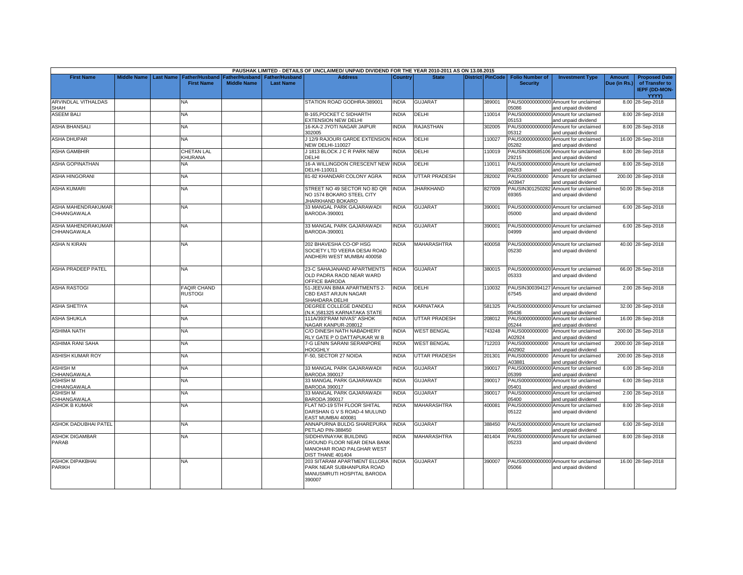PAUSHAK LIMITED - DETAILS OF UNCLAIMED/ UNPAID DIVIDEND FOR THE YEAR 2010-2011 AS ON 13.08.2015

| First Name | Middle Name | Last Name | Father/Husband First Name | Father/Husband Middle Name | Father/Husband Last Name | Address | Country | State | District | PinCode | Folio Number of Security | Investment Type | Amount Due (in Rs.) | Proposed Date of Transfer to IEPF (DD-MON-YYYY) |
|---|---|---|---|---|---|---|---|---|---|---|---|---|---|---|
| ARVINDLAL VITHALDAS SHAH | | | NA | | | STATION ROAD GODHRA-389001 | INDIA | GUJARAT | | 389001 | PAUS00000000000005086 | Amount for unclaimed and unpaid dividend | 8.00 | 28-Sep-2018 |
| ASEEM BALI | | | NA | | | B-165,POCKET C SIDHARTH EXTENSION NEW DELHI | INDIA | DELHI | | 110014 | PAUS00000000000005153 | Amount for unclaimed and unpaid dividend | 8.00 | 28-Sep-2018 |
| ASHA BHANSALI | | | NA | | | 16-KA-2 JYOTI NAGAR JAIPUR 302005 | INDIA | RAJASTHAN | | 302005 | PAUS00000000000005312 | Amount for unclaimed and unpaid dividend | 8.00 | 28-Sep-2018 |
| ASHA DHUPAR | | | NA | | | J 12/9 RAJOURI GARDE EXTENSION NEW DELHI-110027 | INDIA | DELHI | | 110027 | PAUS00000000000005282 | Amount for unclaimed and unpaid dividend | 16.00 | 28-Sep-2018 |
| ASHA GAMBHIR | | | CHETAN LAL KHURANA | | | J 1813 BLOCK J C R PARK NEW DELHI | INDIA | DELHI | | 110019 | PAUSIN30068510629215 | Amount for unclaimed and unpaid dividend | 8.00 | 28-Sep-2018 |
| ASHA GOPINATHAN | | | NA | | | 16-A WILLINGDON CRESCENT NEW DELHI-110011 | INDIA | DELHI | | 110011 | PAUS00000000000005263 | Amount for unclaimed and unpaid dividend | 8.00 | 28-Sep-2018 |
| ASHA HINGORANI | | | NA | | | 81-82 KHANDARI COLONY AGRA | INDIA | UTTAR PRADESH | | 282002 | PAUS0000000000A03947 | Amount for unclaimed and unpaid dividend | 200.00 | 28-Sep-2018 |
| ASHA KUMARI | | | NA | | | STREET NO 49 SECTOR NO 8D QR NO 1574 BOKARO STEEL CITY JHARKHAND BOKARO | INDIA | JHARKHAND | | 827009 | PAUSIN30125028269365 | Amount for unclaimed and unpaid dividend | 50.00 | 28-Sep-2018 |
| ASHA MAHENDRAKUMAR CHHANGAWALA | | | NA | | | 33 MANGAL PARK GAJARAWADI BARODA-390001 | INDIA | GUJARAT | | 390001 | PAUS00000000000005000 | Amount for unclaimed and unpaid dividend | 6.00 | 28-Sep-2018 |
| ASHA MAHENDRAKUMAR CHHANGAWALA | | | NA | | | 33 MANGAL PARK GAJARAWADI BARODA-390001 | INDIA | GUJARAT | | 390001 | PAUS00000000000004999 | Amount for unclaimed and unpaid dividend | 6.00 | 28-Sep-2018 |
| ASHA N KIRAN | | | NA | | | 202 BHAVESHA CO-OP HSG SOCIETY LTD VEERA DESAI ROAD ANDHERI WEST MUMBAI 400058 | INDIA | MAHARASHTRA | | 400058 | PAUS00000000000005230 | Amount for unclaimed and unpaid dividend | 40.00 | 28-Sep-2018 |
| ASHA PRADEEP PATEL | | | NA | | | 23-C SAHAJANAND APARTMENTS OLD PADRA RAOD NEAR WARD OFFICE BARODA | INDIA | GUJARAT | | 380015 | PAUS00000000000005333 | Amount for unclaimed and unpaid dividend | 66.00 | 28-Sep-2018 |
| ASHA RASTOGI | | | FAQIR CHAND RUSTOGI | | | 51-JEEVAN BIMA APARTMENTS 2-CBD EAST ARJUN NAGAR SHAHDARA DELHI | INDIA | DELHI | | 110032 | PAUSIN30039412767545 | Amount for unclaimed and unpaid dividend | 2.00 | 28-Sep-2018 |
| ASHA SHETIYA | | | NA | | | DEGREE COLLEGE DANDELI (N.K.)581325 KARNATAKA STATE | INDIA | KARNATAKA | | 581325 | PAUS00000000000005436 | Amount for unclaimed and unpaid dividend | 32.00 | 28-Sep-2018 |
| ASHA SHUKLA | | | NA | | | 111A/393"RAM NIVAS" ASHOK NAGAR KANPUR-208012 | INDIA | UTTAR PRADESH | | 208012 | PAUS00000000000005244 | Amount for unclaimed and unpaid dividend | 16.00 | 28-Sep-2018 |
| ASHIMA NATH | | | NA | | | C/O DINESH NATH NABADHERY RLY GATE P O DATTAPUKAR W B | INDIA | WEST BENGAL | | 743248 | PAUS0000000000A02924 | Amount for unclaimed and unpaid dividend | 200.00 | 28-Sep-2018 |
| ASHIMA RANI SAHA | | | NA | | | 7-G LENIN SARANI SERANPORE HOOGHLY | INDIA | WEST BENGAL | | 712203 | PAUS0000000000A02902 | Amount for unclaimed and unpaid dividend | 2000.00 | 28-Sep-2018 |
| ASHISH KUMAR ROY | | | NA | | | F-50, SECTOR 27 NOIDA | INDIA | UTTAR PRADESH | | 201301 | PAUS0000000000A03881 | Amount for unclaimed and unpaid dividend | 200.00 | 28-Sep-2018 |
| ASHISH M CHHANGAWALA | | | NA | | | 33 MANGAL PARK GAJARAWADI BARODA 390017 | INDIA | GUJARAT | | 390017 | PAUS00000000000005399 | Amount for unclaimed and unpaid dividend | 6.00 | 28-Sep-2018 |
| ASHISH M CHHANGAWALA | | | NA | | | 33 MANGAL PARK GAJARAWADI BARODA 390017 | INDIA | GUJARAT | | 390017 | PAUS00000000000005401 | Amount for unclaimed and unpaid dividend | 6.00 | 28-Sep-2018 |
| ASHISH M CHHANGAWALA | | | NA | | | 33 MANGAL PARK GAJARAWADI BARODA 390017 | INDIA | GUJARAT | | 390017 | PAUS00000000000005400 | Amount for unclaimed and unpaid dividend | 2.00 | 28-Sep-2018 |
| ASHOK B KUMAR | | | NA | | | FLAT NO-19 5TH FLOOR SHITAL DARSHAN G V S ROAD-4 MULUND EAST MUMBAI 400081 | INDIA | MAHARASHTRA | | 400081 | PAUS00000000000005122 | Amount for unclaimed and unpaid dividend | 8.00 | 28-Sep-2018 |
| ASHOK DADUBHAI PATEL | | | NA | | | ANNAPURNA BULDG SHAREPURA PETLAD PIN-388450 | INDIA | GUJARAT | | 388450 | PAUS00000000000005065 | Amount for unclaimed and unpaid dividend | 6.00 | 28-Sep-2018 |
| ASHOK DIGAMBAR PARAB | | | NA | | | SIDDHIVINAYAK BUILDING GROUND FLOOR NEAR DENA BANK MANOHAR ROAD PALGHAR WEST DIST THANE 401404 | INDIA | MAHARASHTRA | | 401404 | PAUS00000000000005233 | Amount for unclaimed and unpaid dividend | 8.00 | 28-Sep-2018 |
| ASHOK DIPAKBHAI PARIKH | | | NA | | | 203 SITARAM APARTMENT ELLORA PARK NEAR SUBHANPURA ROAD MANUSMRUTI HOSPITAL BARODA 390007 | INDIA | GUJARAT | | 390007 | PAUS00000000000005066 | Amount for unclaimed and unpaid dividend | 16.00 | 28-Sep-2018 |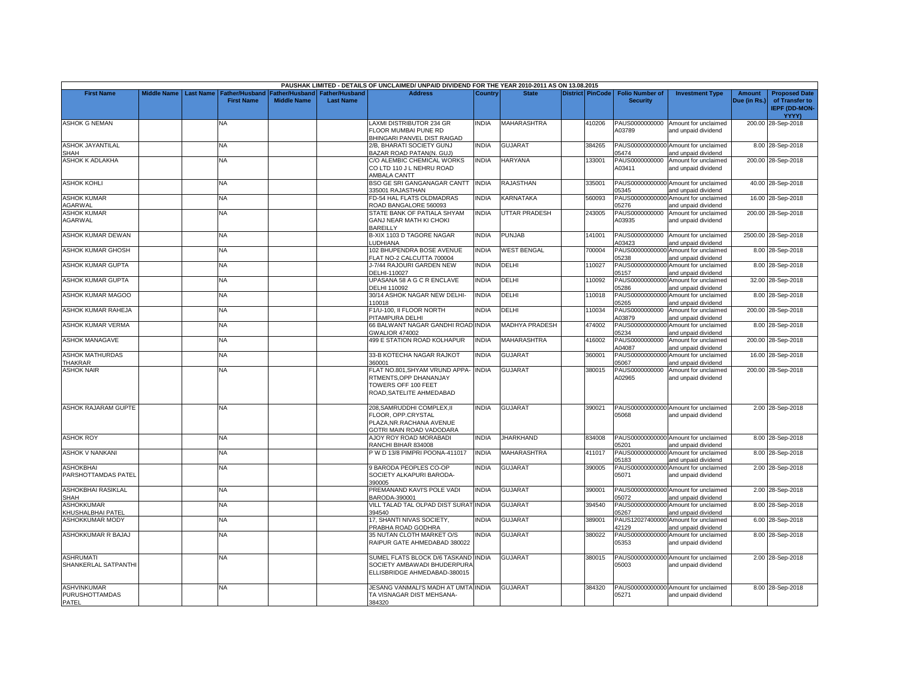PAUSHAK LIMITED - DETAILS OF UNCLAIMED/ UNPAID DIVIDEND FOR THE YEAR 2010-2011 AS ON 13.08.2015

| First Name | Middle Name | Last Name | Father/Husband First Name | Father/Husband Middle Name | Father/Husband Last Name | Address | Country | State | District | PinCode | Folio Number of Security | Investment Type | Amount Due (in Rs.) | Proposed Date of Transfer to IEPF (DD-MON-YYYY) |
|---|---|---|---|---|---|---|---|---|---|---|---|---|---|---|
| ASHOK G NEMAN | | | NA | | | LAXMI DISTRIBUTOR 234 GR FLOOR MUMBAI PUNE RD BHINGARI PANVEL DIST RAIGAD | INDIA | MAHARASHTRA | | 410206 | PAUS0000000000 A03789 | Amount for unclaimed and unpaid dividend | 200.00 | 28-Sep-2018 |
| ASHOK JAYANTILAL SHAH | | | NA | | | 2/B, BHARATI SOCIETY GUNJ BAZAR ROAD PATAN(N. GUJ) | INDIA | GUJARAT | | 384265 | PAUS000000000000 05474 | Amount for unclaimed and unpaid dividend | 8.00 | 28-Sep-2018 |
| ASHOK K ADLAKHA | | | NA | | | C/O ALEMBIC CHEMICAL WORKS CO LTD 110 J L NEHRU ROAD AMBALA CANTT | INDIA | HARYANA | | 133001 | PAUS0000000000 A03411 | Amount for unclaimed and unpaid dividend | 200.00 | 28-Sep-2018 |
| ASHOK KOHLI | | | NA | | | BSO GE SRI GANGANAGAR CANTT 335001 RAJASTHAN | INDIA | RAJASTHAN | | 335001 | PAUS000000000000 05345 | Amount for unclaimed and unpaid dividend | 40.00 | 28-Sep-2018 |
| ASHOK KUMAR AGARWAL | | | NA | | | FD-54 HAL FLATS OLDMADRAS ROAD BANGALORE 560093 | INDIA | KARNATAKA | | 560093 | PAUS000000000000 05276 | Amount for unclaimed and unpaid dividend | 16.00 | 28-Sep-2018 |
| ASHOK KUMAR AGARWAL | | | NA | | | STATE BANK OF PATIALA SHYAM GANJ NEAR MATH KI CHOKI BAREILLY | INDIA | UTTAR PRADESH | | 243005 | PAUS0000000000 A03935 | Amount for unclaimed and unpaid dividend | 200.00 | 28-Sep-2018 |
| ASHOK KUMAR DEWAN | | | NA | | | B-XIX 1103 D TAGORE NAGAR LUDHIANA | INDIA | PUNJAB | | 141001 | PAUS0000000000 A03423 | Amount for unclaimed and unpaid dividend | 2500.00 | 28-Sep-2018 |
| ASHOK KUMAR GHOSH | | | NA | | | 102 BHUPENDRA BOSE AVENUE FLAT NO-2 CALCUTTA 700004 | INDIA | WEST BENGAL | | 700004 | PAUS000000000000 05238 | Amount for unclaimed and unpaid dividend | 8.00 | 28-Sep-2018 |
| ASHOK KUMAR GUPTA | | | NA | | | J-7/44 RAJOURI GARDEN NEW DELHI-110027 | INDIA | DELHI | | 110027 | PAUS000000000000 05157 | Amount for unclaimed and unpaid dividend | 8.00 | 28-Sep-2018 |
| ASHOK KUMAR GUPTA | | | NA | | | UPASANA 58 A G C R ENCLAVE DELHI 110092 | INDIA | DELHI | | 110092 | PAUS000000000000 05286 | Amount for unclaimed and unpaid dividend | 32.00 | 28-Sep-2018 |
| ASHOK KUMAR MAGOO | | | NA | | | 30/14 ASHOK NAGAR NEW DELHI-110018 | INDIA | DELHI | | 110018 | PAUS000000000000 05265 | Amount for unclaimed and unpaid dividend | 8.00 | 28-Sep-2018 |
| ASHOK KUMAR RAHEJA | | | NA | | | F1/U-100, II FLOOR NORTH PITAMPURA DELHI | INDIA | DELHI | | 110034 | PAUS0000000000 A03879 | Amount for unclaimed and unpaid dividend | 200.00 | 28-Sep-2018 |
| ASHOK KUMAR VERMA | | | NA | | | 66 BALWANT NAGAR GANDHI ROAD GWALIOR 474002 | INDIA | MADHYA PRADESH | | 474002 | PAUS000000000000 05234 | Amount for unclaimed and unpaid dividend | 8.00 | 28-Sep-2018 |
| ASHOK MANAGAVE | | | NA | | | 499 E STATION ROAD KOLHAPUR | INDIA | MAHARASHTRA | | 416002 | PAUS0000000000 A04087 | Amount for unclaimed and unpaid dividend | 200.00 | 28-Sep-2018 |
| ASHOK MATHURDAS THAKRAR | | | NA | | | 33-B KOTECHA NAGAR RAJKOT 360001 | INDIA | GUJARAT | | 360001 | PAUS000000000000 05067 | Amount for unclaimed and unpaid dividend | 16.00 | 28-Sep-2018 |
| ASHOK NAIR | | | NA | | | FLAT NO.801,SHYAM VRUND APPA-RTMENTS,OPP DHANANJAY TOWERS OFF 100 FEET ROAD,SATELITE AHMEDABAD | INDIA | GUJARAT | | 380015 | PAUS0000000000 A02965 | Amount for unclaimed and unpaid dividend | 200.00 | 28-Sep-2018 |
| ASHOK RAJARAM GUPTE | | | NA | | | 208,SAMRUDDHI COMPLEX,II FLOOR, OPP.CRYSTAL PLAZA,NR.RACHANA AVENUE GOTRI MAIN ROAD VADODARA | INDIA | GUJARAT | | 390021 | PAUS000000000000 05068 | Amount for unclaimed and unpaid dividend | 2.00 | 28-Sep-2018 |
| ASHOK ROY | | | NA | | | AJOY ROY ROAD MORABADI RANCHI BIHAR 834008 | INDIA | JHARKHAND | | 834008 | PAUS000000000000 05201 | Amount for unclaimed and unpaid dividend | 8.00 | 28-Sep-2018 |
| ASHOK V NANKANI | | | NA | | | P W D 13/8 PIMPRI POONA-411017 | INDIA | MAHARASHTRA | | 411017 | PAUS000000000000 05183 | Amount for unclaimed and unpaid dividend | 8.00 | 28-Sep-2018 |
| ASHOKBHAI PARSHOTTAMDAS PATEL | | | NA | | | 9 BARODA PEOPLES CO-OP SOCIETY ALKAPURI BARODA-390005 | INDIA | GUJARAT | | 390005 | PAUS000000000000 05071 | Amount for unclaimed and unpaid dividend | 2.00 | 28-Sep-2018 |
| ASHOKBHAI RASIKLAL SHAH | | | NA | | | PREMANAND KAVI'S POLE VADI BARODA-390001 | INDIA | GUJARAT | | 390001 | PAUS000000000000 05072 | Amount for unclaimed and unpaid dividend | 2.00 | 28-Sep-2018 |
| ASHOKKUMAR KHUSHALBHAI PATEL | | | NA | | | VILL TALAD TAL OLPAD DIST SURAT 394540 | INDIA | GUJARAT | | 394540 | PAUS000000000000 05267 | Amount for unclaimed and unpaid dividend | 8.00 | 28-Sep-2018 |
| ASHOKKUMAR MODY | | | NA | | | 17, SHANTI NIVAS SOCIETY, PRABHA ROAD GODHRA | INDIA | GUJARAT | | 389001 | PAUS12027400000 42129 | Amount for unclaimed and unpaid dividend | 6.00 | 28-Sep-2018 |
| ASHOKKUMAR R BAJAJ | | | NA | | | 35 NUTAN CLOTH MARKET O/S RAIPUR GATE AHMEDABAD 380022 | INDIA | GUJARAT | | 380022 | PAUS000000000000 05353 | Amount for unclaimed and unpaid dividend | 8.00 | 28-Sep-2018 |
| ASHRUMATI SHANKERLAL SATPANTHI | | | NA | | | SUMEL FLATS BLOCK D/6 TASKAND SOCIETY AMBAWADI BHUDERPURA ELLISBRIDGE AHMEDABAD-380015 | INDIA | GUJARAT | | 380015 | PAUS000000000000 05003 | Amount for unclaimed and unpaid dividend | 2.00 | 28-Sep-2018 |
| ASHVINKUMAR PURUSHOTTAMDAS PATEL | | | NA | | | JESANG VANMALI'S MADH AT UMTA TA VISNAGAR DIST MEHSANA-384320 | INDIA | GUJARAT | | 384320 | PAUS000000000000 05271 | Amount for unclaimed and unpaid dividend | 8.00 | 28-Sep-2018 |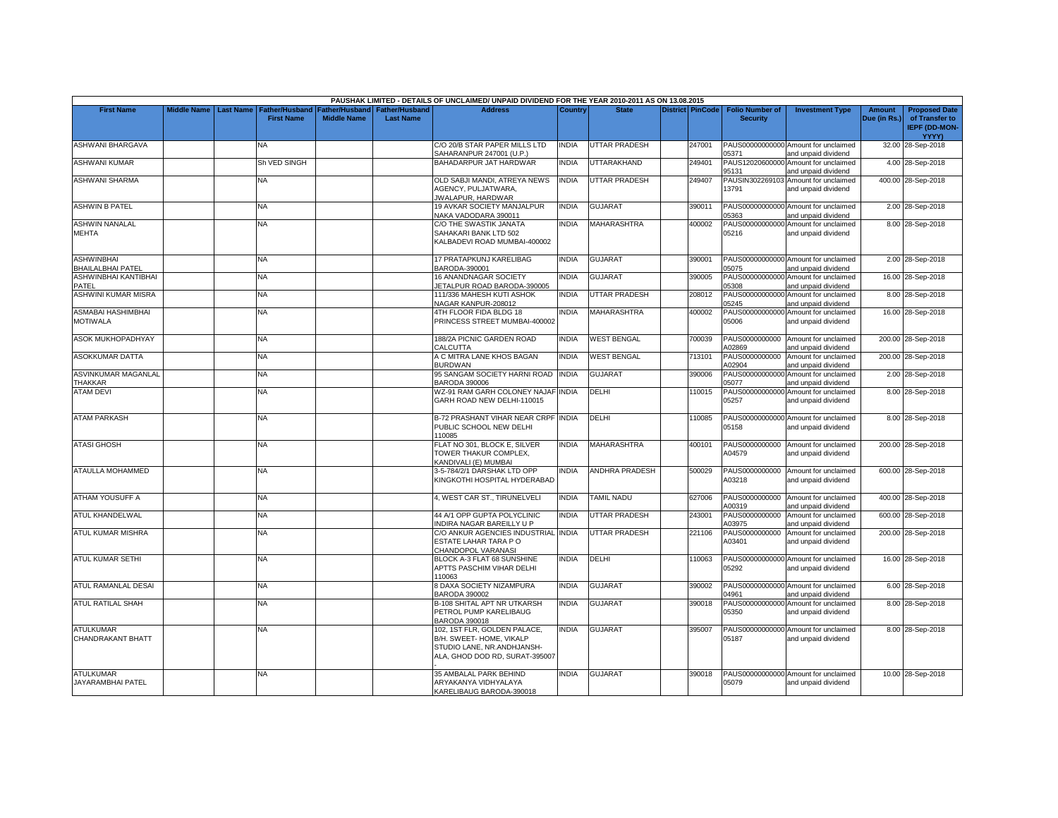PAUSHAK LIMITED - DETAILS OF UNCLAIMED/ UNPAID DIVIDEND FOR THE YEAR 2010-2011 AS ON 13.08.2015

| First Name | Middle Name | Last Name | Father/Husband First Name | Father/Husband Middle Name | Father/Husband Last Name | Address | Country | State | District | PinCode | Folio Number of Security | Investment Type | Amount Due (in Rs.) | Proposed Date of Transfer to IEPF (DD-MON-YYYY) |
|---|---|---|---|---|---|---|---|---|---|---|---|---|---|---|
| ASHWANI BHARGAVA | | | NA | | | C/O 20/B STAR PAPER MILLS LTD SAHARANPUR 247001 (U.P.) | INDIA | UTTAR PRADESH | | 247001 | PAUS00000000000005371 | Amount for unclaimed and unpaid dividend | 32.00 | 28-Sep-2018 |
| ASHWANI KUMAR | | | Sh VED SINGH | | | BAHADARPUR JAT HARDWAR | INDIA | UTTARAKHAND | | 249401 | PAUS12020600000095131 | Amount for unclaimed and unpaid dividend | 4.00 | 28-Sep-2018 |
| ASHWANI SHARMA | | | NA | | | OLD SABJI MANDI, ATREYA NEWS AGENCY, PULJATWARA, JWALAPUR, HARDWAR | INDIA | UTTAR PRADESH | | 249407 | PAUSIN30226910313791 | Amount for unclaimed and unpaid dividend | 400.00 | 28-Sep-2018 |
| ASHWIN B PATEL | | | NA | | | 19 AVKAR SOCIETY MANJALPUR NAKA VADODARA 390011 | INDIA | GUJARAT | | 390011 | PAUS00000000000005363 | Amount for unclaimed and unpaid dividend | 2.00 | 28-Sep-2018 |
| ASHWIN NANALAL MEHTA | | | NA | | | C/O THE SWASTIK JANATA SAHAKARI BANK LTD 502 KALBADEVI ROAD MUMBAI-400002 | INDIA | MAHARASHTRA | | 400002 | PAUS00000000000005216 | Amount for unclaimed and unpaid dividend | 8.00 | 28-Sep-2018 |
| ASHWINBHAI BHAILALBHAI PATEL | | | NA | | | 17 PRATAPKUNJ KARELIBAG BARODA-390001 | INDIA | GUJARAT | | 390001 | PAUS00000000000005075 | Amount for unclaimed and unpaid dividend | 2.00 | 28-Sep-2018 |
| ASHWINBHAI KANTIBHAI PATEL | | | NA | | | 16 ANANDNAGAR SOCIETY JETALPUR ROAD BARODA-390005 | INDIA | GUJARAT | | 390005 | PAUS00000000000005308 | Amount for unclaimed and unpaid dividend | 16.00 | 28-Sep-2018 |
| ASHWINI KUMAR MISRA | | | NA | | | 111/336 MAHESH KUTI ASHOK NAGAR KANPUR-208012 | INDIA | UTTAR PRADESH | | 208012 | PAUS00000000000005245 | Amount for unclaimed and unpaid dividend | 8.00 | 28-Sep-2018 |
| ASMABAI HASHIMBHAI MOTIWALA | | | NA | | | 4TH FLOOR FIDA BLDG 18 PRINCESS STREET MUMBAI-400002 | INDIA | MAHARASHTRA | | 400002 | PAUS00000000000005006 | Amount for unclaimed and unpaid dividend | 16.00 | 28-Sep-2018 |
| ASOK MUKHOPADHYAY | | | NA | | | 188/2A PICNIC GARDEN ROAD CALCUTTA | INDIA | WEST BENGAL | | 700039 | PAUS0000000000A02869 | Amount for unclaimed and unpaid dividend | 200.00 | 28-Sep-2018 |
| ASOKKUMAR DATTA | | | NA | | | A C MITRA LANE KHOS BAGAN BURDWAN | INDIA | WEST BENGAL | | 713101 | PAUS0000000000A02904 | Amount for unclaimed and unpaid dividend | 200.00 | 28-Sep-2018 |
| ASVINKUMAR MAGANLAL THAKKAR | | | NA | | | 95 SANGAM SOCIETY HARNI ROAD BARODA 390006 | INDIA | GUJARAT | | 390006 | PAUS00000000000005077 | Amount for unclaimed and unpaid dividend | 2.00 | 28-Sep-2018 |
| ATAM DEVI | | | NA | | | WZ-91 RAM GARH COLONEY NAJAF GARH ROAD NEW DELHI-110015 | INDIA | DELHI | | 110015 | PAUS00000000000005257 | Amount for unclaimed and unpaid dividend | 8.00 | 28-Sep-2018 |
| ATAM PARKASH | | | NA | | | B-72 PRASHANT VIHAR NEAR CRPF PUBLIC SCHOOL NEW DELHI 110085 | INDIA | DELHI | | 110085 | PAUS00000000000005158 | Amount for unclaimed and unpaid dividend | 8.00 | 28-Sep-2018 |
| ATASI GHOSH | | | NA | | | FLAT NO 301, BLOCK E, SILVER TOWER THAKUR COMPLEX, KANDIVALI (E) MUMBAI | INDIA | MAHARASHTRA | | 400101 | PAUS0000000000A04579 | Amount for unclaimed and unpaid dividend | 200.00 | 28-Sep-2018 |
| ATAULLA MOHAMMED | | | NA | | | 3-5-784/2/1 DARSHAK LTD OPP KINGKOTHI HOSPITAL HYDERABAD | INDIA | ANDHRA PRADESH | | 500029 | PAUS0000000000A03218 | Amount for unclaimed and unpaid dividend | 600.00 | 28-Sep-2018 |
| ATHAM YOUSUFF A | | | NA | | | 4, WEST CAR ST., TIRUNELVELI | INDIA | TAMIL NADU | | 627006 | PAUS0000000000A00319 | Amount for unclaimed and unpaid dividend | 400.00 | 28-Sep-2018 |
| ATUL KHANDELWAL | | | NA | | | 44 A/1 OPP GUPTA POLYCLINIC INDIRA NAGAR BAREILLY U P | INDIA | UTTAR PRADESH | | 243001 | PAUS0000000000A03975 | Amount for unclaimed and unpaid dividend | 600.00 | 28-Sep-2018 |
| ATUL KUMAR MISHRA | | | NA | | | C/O ANKUR AGENCIES INDUSTRIAL ESTATE LAHAR TARA P O CHANDOPOL VARANASI | INDIA | UTTAR PRADESH | | 221106 | PAUS0000000000A03401 | Amount for unclaimed and unpaid dividend | 200.00 | 28-Sep-2018 |
| ATUL KUMAR SETHI | | | NA | | | BLOCK A-3 FLAT 68 SUNSHINE APTTS PASCHIM VIHAR DELHI 110063 | INDIA | DELHI | | 110063 | PAUS00000000000005292 | Amount for unclaimed and unpaid dividend | 16.00 | 28-Sep-2018 |
| ATUL RAMANLAL DESAI | | | NA | | | 8 DAXA SOCIETY NIZAMPURA BARODA 390002 | INDIA | GUJARAT | | 390002 | PAUS00000000000004961 | Amount for unclaimed and unpaid dividend | 6.00 | 28-Sep-2018 |
| ATUL RATILAL SHAH | | | NA | | | B-108 SHITAL APT NR UTKARSH PETROL PUMP KARELIBAUG BARODA 390018 | INDIA | GUJARAT | | 390018 | PAUS00000000000005350 | Amount for unclaimed and unpaid dividend | 8.00 | 28-Sep-2018 |
| ATULKUMAR CHANDRAKANT BHATT | | | NA | | | 102, 1ST FLR, GOLDEN PALACE, B/H. SWEET- HOME, VIKALP STUDIO LANE, NR.ANDHJANSH-ALA, GHOD DOD RD, SURAT-395007 - | INDIA | GUJARAT | | 395007 | PAUS00000000000005187 | Amount for unclaimed and unpaid dividend | 8.00 | 28-Sep-2018 |
| ATULKUMAR JAYARAMBHAI PATEL | | | NA | | | 35 AMBALAL PARK BEHIND ARYAKANYA VIDHYALAYA KARELIBAUG BARODA-390018 | INDIA | GUJARAT | | 390018 | PAUS00000000000005079 | Amount for unclaimed and unpaid dividend | 10.00 | 28-Sep-2018 |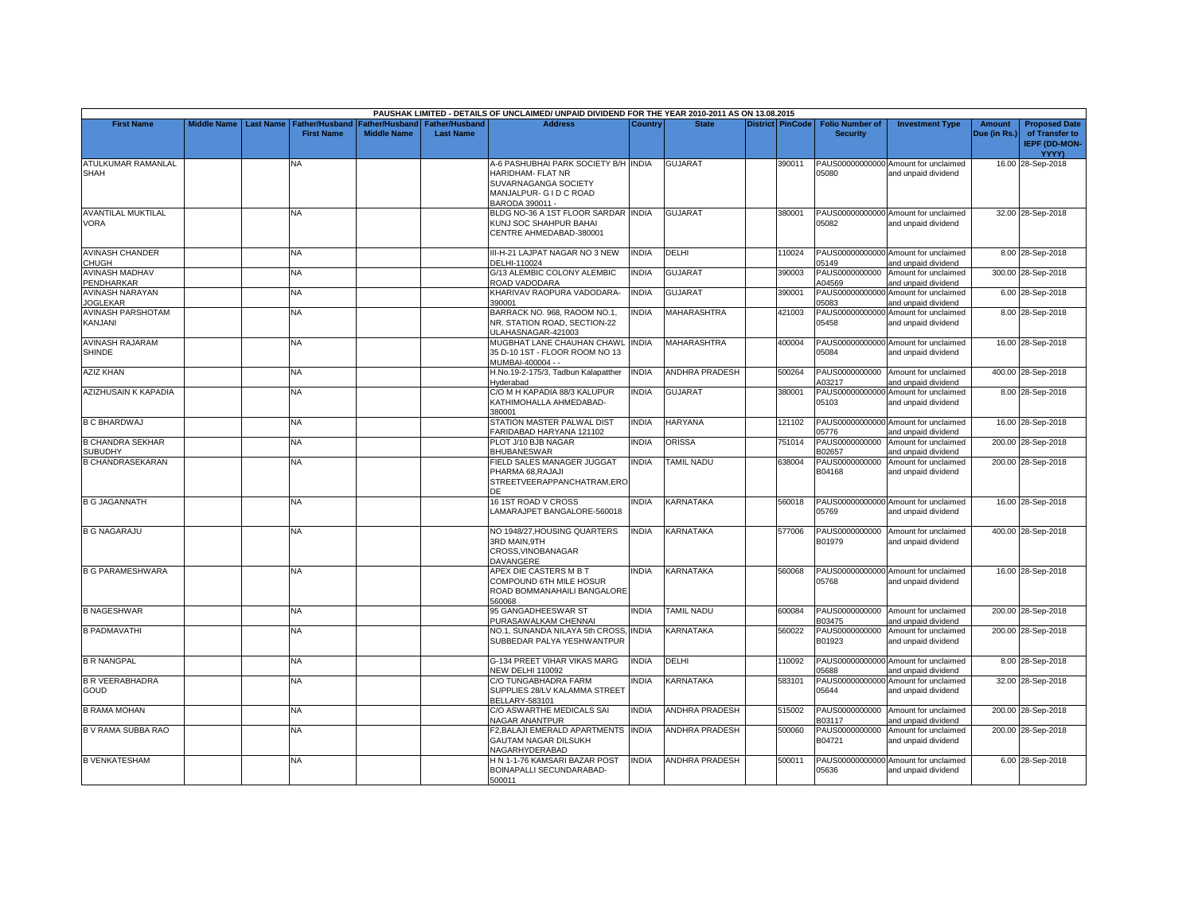PAUSHAK LIMITED - DETAILS OF UNCLAIMED/ UNPAID DIVIDEND FOR THE YEAR 2010-2011 AS ON 13.08.2015

| First Name | Middle Name | Last Name | Father/Husband First Name | Father/Husband Middle Name | Father/Husband Last Name | Address | Country | State | District | PinCode | Folio Number of Security | Investment Type | Amount Due (in Rs.) | Proposed Date of Transfer to IEPF (DD-MON-YYYY) |
|---|---|---|---|---|---|---|---|---|---|---|---|---|---|---|
| ATULKUMAR RAMANLAL SHAH | | | NA | | | A-6 PASHUBHAI PARK SOCIETY B/H HARIDHAM- FLAT NR SUVARNAGANGA SOCIETY MANJALPUR- G I D C ROAD BARODA 390011 - | INDIA | GUJARAT | | 390011 | PAUS00000000000 05080 | Amount for unclaimed and unpaid dividend | 16.00 | 28-Sep-2018 |
| AVANTILAL MUKTILAL VORA | | | NA | | | BLDG NO-36 A 1ST FLOOR SARDAR KUNJ SOC SHAHPUR BAHAI CENTRE AHMEDABAD-380001 | INDIA | GUJARAT | | 380001 | PAUS00000000000 05082 | Amount for unclaimed and unpaid dividend | 32.00 | 28-Sep-2018 |
| AVINASH CHANDER CHUGH | | | NA | | | III-H-21 LAJPAT NAGAR NO 3 NEW DELHI-110024 | INDIA | DELHI | | 110024 | PAUS00000000000 05149 | Amount for unclaimed and unpaid dividend | 8.00 | 28-Sep-2018 |
| AVINASH MADHAV PENDHARKAR | | | NA | | | G/13 ALEMBIC COLONY ALEMBIC ROAD VADODARA | INDIA | GUJARAT | | 390003 | PAUS0000000000 A04569 | Amount for unclaimed and unpaid dividend | 300.00 | 28-Sep-2018 |
| AVINASH NARAYAN JOGLEKAR | | | NA | | | KHARIVAV RAOPURA VADODARA-390001 | INDIA | GUJARAT | | 390001 | PAUS00000000000 05083 | Amount for unclaimed and unpaid dividend | 6.00 | 28-Sep-2018 |
| AVINASH PARSHOTAM KANJANI | | | NA | | | BARRACK NO. 968, RAOOM NO.1, NR. STATION ROAD, SECTION-22 ULAHASNAGAR-421003 | INDIA | MAHARASHTRA | | 421003 | PAUS00000000000 05458 | Amount for unclaimed and unpaid dividend | 8.00 | 28-Sep-2018 |
| AVINASH RAJARAM SHINDE | | | NA | | | MUGBHAT LANE CHAUHAN CHAWL 35 D-10 1ST - FLOOR ROOM NO 13 MUMBAI-400004 - - | INDIA | MAHARASHTRA | | 400004 | PAUS00000000000 05084 | Amount for unclaimed and unpaid dividend | 16.00 | 28-Sep-2018 |
| AZIZ KHAN | | | NA | | | H.No.19-2-175/3, Tadbun Kalapatther Hyderabad | INDIA | ANDHRA PRADESH | | 500264 | PAUS0000000000 A03217 | Amount for unclaimed and unpaid dividend | 400.00 | 28-Sep-2018 |
| AZIZHUSAIN K KAPADIA | | | NA | | | C/O M H KAPADIA 88/3 KALUPUR KATHIMOHALLA AHMEDABAD-380001 | INDIA | GUJARAT | | 380001 | PAUS00000000000 05103 | Amount for unclaimed and unpaid dividend | 8.00 | 28-Sep-2018 |
| B C BHARDWAJ | | | NA | | | STATION MASTER PALWAL DIST FARIDABAD HARYANA 121102 | INDIA | HARYANA | | 121102 | PAUS00000000000 05776 | Amount for unclaimed and unpaid dividend | 16.00 | 28-Sep-2018 |
| B CHANDRA SEKHAR SUBUDHY | | | NA | | | PLOT J/10 BJB NAGAR BHUBANESWAR | INDIA | ORISSA | | 751014 | PAUS0000000000 B02657 | Amount for unclaimed and unpaid dividend | 200.00 | 28-Sep-2018 |
| B CHANDRASEKARAN | | | NA | | | FIELD SALES MANAGER JUGGAT PHARMA 68,RAJAJI STREETVEERAPPANCHATRAM,ERODE | INDIA | TAMIL NADU | | 638004 | PAUS0000000000 B04168 | Amount for unclaimed and unpaid dividend | 200.00 | 28-Sep-2018 |
| B G JAGANNATH | | | NA | | | 16 1ST ROAD V CROSS LAMARAJPET BANGALORE-560018 | INDIA | KARNATAKA | | 560018 | PAUS00000000000 05769 | Amount for unclaimed and unpaid dividend | 16.00 | 28-Sep-2018 |
| B G NAGARAJU | | | NA | | | NO 1948/27,HOUSING QUARTERS 3RD MAIN,9TH CROSS,VINOBANAGAR DAVANGERE | INDIA | KARNATAKA | | 577006 | PAUS0000000000 B01979 | Amount for unclaimed and unpaid dividend | 400.00 | 28-Sep-2018 |
| B G PARAMESHWARA | | | NA | | | APEX DIE CASTERS M B T COMPOUND 6TH MILE HOSUR ROAD BOMMANAHAILI BANGALORE 560068 | INDIA | KARNATAKA | | 560068 | PAUS00000000000 05768 | Amount for unclaimed and unpaid dividend | 16.00 | 28-Sep-2018 |
| B NAGESHWAR | | | NA | | | 95 GANGADHEESWAR ST PURASAWALKAM CHENNAI | INDIA | TAMIL NADU | | 600084 | PAUS0000000000 B03475 | Amount for unclaimed and unpaid dividend | 200.00 | 28-Sep-2018 |
| B PADMAVATHI | | | NA | | | NO.1, SUNANDA NILAYA 5th CROSS, SUBBEDAR PALYA YESHWANTPUR | INDIA | KARNATAKA | | 560022 | PAUS0000000000 B01923 | Amount for unclaimed and unpaid dividend | 200.00 | 28-Sep-2018 |
| B R NANGPAL | | | NA | | | G-134 PREET VIHAR VIKAS MARG NEW DELHI 110092 | INDIA | DELHI | | 110092 | PAUS00000000000 05688 | Amount for unclaimed and unpaid dividend | 8.00 | 28-Sep-2018 |
| B R VEERABHADRA GOUD | | | NA | | | C/O TUNGABHADRA FARM SUPPLIES 28/LV KALAMMA STREET BELLARY-583101 | INDIA | KARNATAKA | | 583101 | PAUS00000000000 05644 | Amount for unclaimed and unpaid dividend | 32.00 | 28-Sep-2018 |
| B RAMA MOHAN | | | NA | | | C/O ASWARTHE MEDICALS SAI NAGAR ANANTPUR | INDIA | ANDHRA PRADESH | | 515002 | PAUS0000000000 B03117 | Amount for unclaimed and unpaid dividend | 200.00 | 28-Sep-2018 |
| B V RAMA SUBBA RAO | | | NA | | | F2,BALAJI EMERALD APARTMENTS GAUTAM NAGAR DILSUKH NAGARHYDERABAD | INDIA | ANDHRA PRADESH | | 500060 | PAUS0000000000 B04721 | Amount for unclaimed and unpaid dividend | 200.00 | 28-Sep-2018 |
| B VENKATESHAM | | | NA | | | H N 1-1-76 KAMSARI BAZAR POST BOINAPALLI SECUNDARABAD-500011 | INDIA | ANDHRA PRADESH | | 500011 | PAUS00000000000 05636 | Amount for unclaimed and unpaid dividend | 6.00 | 28-Sep-2018 |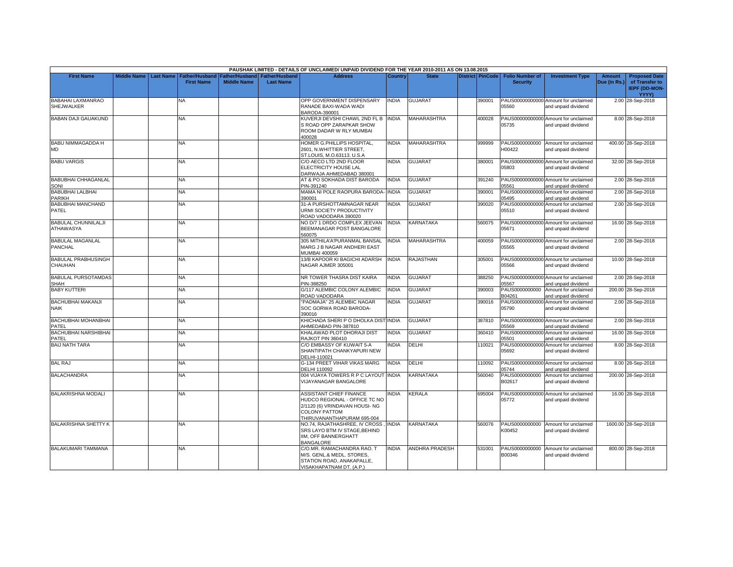| PAUSHAK LIMITED - DETAILS OF UNCLAIMED/ UNPAID DIVIDEND FOR THE YEAR 2010-2011 AS ON 13.08.2015 | | | | | | | | | | | | | | | |
|---|---|---|---|---|---|---|---|---|---|---|---|---|---|---|---|
| First Name | Middle Name | Last Name | Father/Husband First Name | Father/Husband Middle Name | Father/Husband Last Name | Address | Country | State | District | PinCode | Folio Number of Security | Investment Type | Amount Due (in Rs.) | Proposed Date of Transfer to IEPF (DD-MON-YYYY) |
| BABAHAI LAXMANRAO SHEJWALKER | | | NA | | | OPP GOVERNMENT DISPENSARY RANADE BAXI-WADA WADI BARODA-390001 | INDIA | GUJARAT | | 390001 | PAUS00000000000005560 | Amount for unclaimed and unpaid dividend | 2.00 | 28-Sep-2018 |
| BABAN DAJI GAUAKUND | | | NA | | | KUVERJI DEVSHI CHAWL 2ND FL B S ROAD OPP ZARAPKAR SHOW ROOM DADAR W RLY MUMBAI 400028 | INDIA | MAHARASHTRA | | 400028 | PAUS00000000000005735 | Amount for unclaimed and unpaid dividend | 8.00 | 28-Sep-2018 |
| BABU NIMMAGADDA H MD | | | NA | | | HOMER G.PHILLIPS HOSPITAL, 2601, N.WHITTIER STREET, ST.LOUIS, M.O.63113. U.S.A | INDIA | MAHARASHTRA | | 999999 | PAUS0000000000H00422 | Amount for unclaimed and unpaid dividend | 400.00 | 28-Sep-2018 |
| BABU VARGIS | | | NA | | | C/O AECO LTD 2ND FLOOR ELECTRICITY HOUSE LAL DARWAJA AHMEDABAD 380001 | INDIA | GUJARAT | | 380001 | PAUS00000000000005803 | Amount for unclaimed and unpaid dividend | 32.00 | 28-Sep-2018 |
| BABUBHAI CHHAGANLAL SONI | | | NA | | | AT & PO SOKHADA DIST BARODA PIN-391240 | INDIA | GUJARAT | | 391240 | PAUS00000000000005561 | Amount for unclaimed and unpaid dividend | 2.00 | 28-Sep-2018 |
| BABUBHAI LALBHAI PARIKH | | | NA | | | MAMA NI POLE RAOPURA BARODA-390001 | INDIA | GUJARAT | | 390001 | PAUS00000000000005495 | Amount for unclaimed and unpaid dividend | 2.00 | 28-Sep-2018 |
| BABUBHAI MANCHAND PATEL | | | NA | | | 31-A PURSHOTTAMNAGAR NEAR URMI SOCIETY PRODUCTIVITY ROAD VADODARA 390020 | INDIA | GUJARAT | | 390020 | PAUS00000000000005510 | Amount for unclaimed and unpaid dividend | 2.00 | 28-Sep-2018 |
| BABULAL CHUNNILALJI ATHAWASYA | | | NA | | | NO D/7 1 DRDO COMPLEX JEEVAN BEEMANAGAR POST BANGALORE 560075 | INDIA | KARNATAKA | | 560075 | PAUS00000000000005671 | Amount for unclaimed and unpaid dividend | 16.00 | 28-Sep-2018 |
| BABULAL MAGANLAL PANCHAL | | | NA | | | 305 MITHILA'A'PURANMAL BANSAL MARG J B NAGAR ANDHERI EAST MUMBAI 400059 | INDIA | MAHARASHTRA | | 400059 | PAUS00000000000005565 | Amount for unclaimed and unpaid dividend | 2.00 | 28-Sep-2018 |
| BABULAL PRABHUSINGH CHAUHAN | | | NA | | | 13/B KAPOOR KI BAGICHI ADARSH NAGAR AJMER 305001 | INDIA | RAJASTHAN | | 305001 | PAUS00000000000005566 | Amount for unclaimed and unpaid dividend | 10.00 | 28-Sep-2018 |
| BABULAL PURSOTAMDAS SHAH | | | NA | | | NR TOWER THASRA DIST KAIRA PIN-388250 | INDIA | GUJARAT | | 388250 | PAUS00000000000005567 | Amount for unclaimed and unpaid dividend | 2.00 | 28-Sep-2018 |
| BABY KUTTERI | | | NA | | | G/117 ALEMBIC COLONY ALEMBIC ROAD VADODARA | INDIA | GUJARAT | | 390003 | PAUS0000000000B04261 | Amount for unclaimed and unpaid dividend | 200.00 | 28-Sep-2018 |
| BACHUBHAI MAKANJI NAIK | | | NA | | | "PADMAJA" 25 ALEMBIC NAGAR SOC GORWA ROAD BARODA-390016 | INDIA | GUJARAT | | 390016 | PAUS00000000000005790 | Amount for unclaimed and unpaid dividend | 2.00 | 28-Sep-2018 |
| BACHUBHAI MOHANBHAI PATEL | | | NA | | | KHICHADA SHERI P O DHOLKA DIST AHMEDABAD PIN-387810 | INDIA | GUJARAT | | 387810 | PAUS00000000000005569 | Amount for unclaimed and unpaid dividend | 2.00 | 28-Sep-2018 |
| BACHUBHAI NARSHIBHAI PATEL | | | NA | | | KHALAWAD PLOT DHORAJI DIST RAJKOT PIN 360410 | INDIA | GUJARAT | | 360410 | PAUS00000000000005501 | Amount for unclaimed and unpaid dividend | 16.00 | 28-Sep-2018 |
| BAIJ NATH TARA | | | NA | | | C/O EMBASSY OF KUWAIT 5-A SHANTIPATH CHANKYAPURI NEW DELHI-110021 | INDIA | DELHI | | 110021 | PAUS00000000000005692 | Amount for unclaimed and unpaid dividend | 8.00 | 28-Sep-2018 |
| BAL RAJ | | | NA | | | G-134 PREET VIHAR VIKAS MARG DELHI 110092 | INDIA | DELHI | | 110092 | PAUS00000000000005744 | Amount for unclaimed and unpaid dividend | 8.00 | 28-Sep-2018 |
| BALACHANDRA | | | NA | | | 004 VIJAYA TOWERS R P C LAYOUT VIJAYANAGAR BANGALORE | INDIA | KARNATAKA | | 560040 | PAUS0000000000B02617 | Amount for unclaimed and unpaid dividend | 200.00 | 28-Sep-2018 |
| BALAKRISHNA MODALI | | | NA | | | ASSISTANT CHIEF FINANCE HUDCO REGIONAL - OFFICE TC NO 2/1120 (6) VRINDAVAN HOUSI- NG COLONY PATTOM THIRUVANANTHAPURAM 695-004 | INDIA | KERALA | | 695004 | PAUS00000000000005772 | Amount for unclaimed and unpaid dividend | 16.00 | 28-Sep-2018 |
| BALAKRISHNA SHETTY K | | | NA | | | NO.74, RAJATHASHREE, IV CROSS , SRS LAYO BTM IV STAGE,BEHIND IIM, OFF BANNERGHATT BANGALORE | INDIA | KARNATAKA | | 560076 | PAUS0000000000K00452 | Amount for unclaimed and unpaid dividend | 1600.00 | 28-Sep-2018 |
| BALAKUMARI TAMMANA | | | NA | | | C/O.MR. RAMACHANDRA RAO. T M/S. GENL.& MEDL. STORES, STATION ROAD, ANAKAPALLE, VISAKHAPATNAM DT. (A.P.) | INDIA | ANDHRA PRADESH | | 531001 | PAUS0000000000B00346 | Amount for unclaimed and unpaid dividend | 800.00 | 28-Sep-2018 |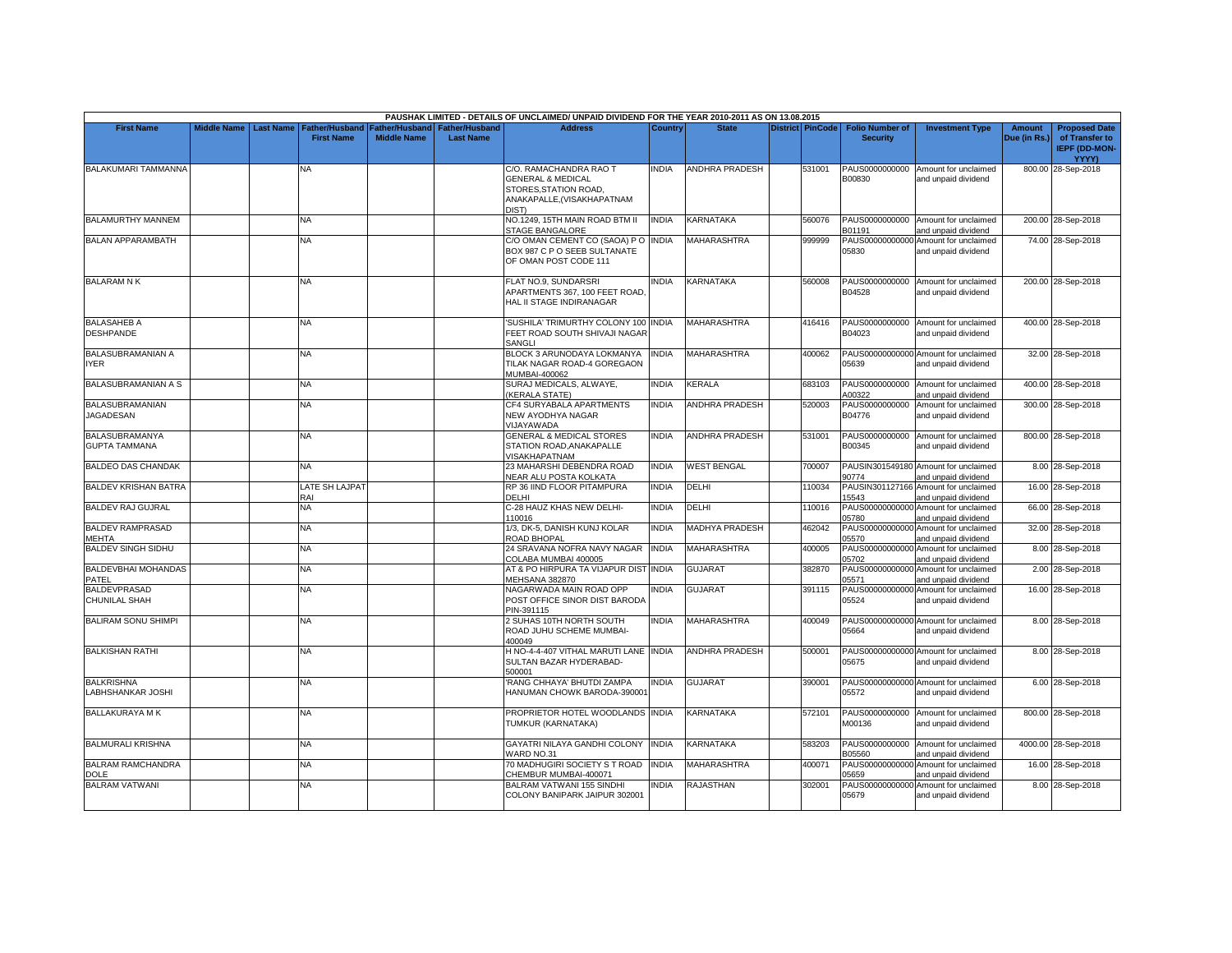PAUSHAK LIMITED - DETAILS OF UNCLAIMED/ UNPAID DIVIDEND FOR THE YEAR 2010-2011 AS ON 13.08.2015

| First Name | Middle Name | Last Name | Father/Husband First Name | Father/Husband Middle Name | Father/Husband Last Name | Address | Country | State | District | PinCode | Folio Number of Security | Investment Type | Amount Due (in Rs.) | Proposed Date of Transfer to IEPF (DD-MON-YYYY) |
|---|---|---|---|---|---|---|---|---|---|---|---|---|---|---|
| BALAKUMARI TAMMANNA | | | NA | | | C/O. RAMACHANDRA RAO T GENERAL & MEDICAL STORES,STATION ROAD, ANAKAPALLE,(VISAKHAPATNAM DIST) | INDIA | ANDHRA PRADESH | | 531001 | PAUS0000000000 B00830 | Amount for unclaimed and unpaid dividend | 800.00 | 28-Sep-2018 |
| BALAMURTHY MANNEM | | | NA | | | NO.1249, 15TH MAIN ROAD BTM II STAGE BANGALORE | INDIA | KARNATAKA | | 560076 | PAUS0000000000 B01191 | Amount for unclaimed and unpaid dividend | 200.00 | 28-Sep-2018 |
| BALAN APPARAMBATH | | | NA | | | C/O OMAN CEMENT CO (SAOA) P O BOX 987 C P O SEEB SULTANATE OF OMAN POST CODE 111 | INDIA | MAHARASHTRA | | 999999 | PAUS00000000000 05830 | Amount for unclaimed and unpaid dividend | 74.00 | 28-Sep-2018 |
| BALARAM N K | | | NA | | | FLAT NO.9, SUNDARSRI APARTMENTS 367, 100 FEET ROAD, HAL II STAGE INDIRANAGAR | INDIA | KARNATAKA | | 560008 | PAUS0000000000 B04528 | Amount for unclaimed and unpaid dividend | 200.00 | 28-Sep-2018 |
| BALASAHEB A DESHPANDE | | | NA | | | 'SUSHILA' TRIMURTHY COLONY 100 FEET ROAD SOUTH SHIVAJI NAGAR SANGLI | INDIA | MAHARASHTRA | | 416416 | PAUS0000000000 B04023 | Amount for unclaimed and unpaid dividend | 400.00 | 28-Sep-2018 |
| BALASUBRAMANIAN A IYER | | | NA | | | BLOCK 3 ARUNODAYA LOKMANYA TILAK NAGAR ROAD-4 GOREGAON MUMBAI-400062 | INDIA | MAHARASHTRA | | 400062 | PAUS00000000000 05639 | Amount for unclaimed and unpaid dividend | 32.00 | 28-Sep-2018 |
| BALASUBRAMANIAN A S | | | NA | | | SURAJ MEDICALS, ALWAYE, (KERALA STATE) | INDIA | KERALA | | 683103 | PAUS0000000000 A00322 | Amount for unclaimed and unpaid dividend | 400.00 | 28-Sep-2018 |
| BALASUBRAMANIAN JAGADESAN | | | NA | | | CF4 SURYABALA APARTMENTS NEW AYODHYA NAGAR VIJAYAWADA | INDIA | ANDHRA PRADESH | | 520003 | PAUS0000000000 B04776 | Amount for unclaimed and unpaid dividend | 300.00 | 28-Sep-2018 |
| BALASUBRAMANYA GUPTA TAMMANA | | | NA | | | GENERAL & MEDICAL STORES STATION ROAD,ANAKAPALLE VISAKHAPATNAM | INDIA | ANDHRA PRADESH | | 531001 | PAUS0000000000 B00345 | Amount for unclaimed and unpaid dividend | 800.00 | 28-Sep-2018 |
| BALDEO DAS CHANDAK | | | NA | | | 23 MAHARSHI DEBENDRA ROAD NEAR ALU POSTA KOLKATA | INDIA | WEST BENGAL | | 700007 | PAUSIN301549180 90774 | Amount for unclaimed and unpaid dividend | 8.00 | 28-Sep-2018 |
| BALDEV KRISHAN BATRA | | | LATE SH LAJPAT RAI | | | RP 36 IIND FLOOR PITAMPURA DELHI | INDIA | DELHI | | 110034 | PAUSIN301127166 15543 | Amount for unclaimed and unpaid dividend | 16.00 | 28-Sep-2018 |
| BALDEV RAJ GUJRAL | | | NA | | | C-28 HAUZ KHAS NEW DELHI-110016 | INDIA | DELHI | | 110016 | PAUS00000000000 05780 | Amount for unclaimed and unpaid dividend | 66.00 | 28-Sep-2018 |
| BALDEV RAMPRASAD MEHTA | | | NA | | | 1/3, DK-5, DANISH KUNJ KOLAR ROAD BHOPAL | INDIA | MADHYA PRADESH | | 462042 | PAUS00000000000 05570 | Amount for unclaimed and unpaid dividend | 32.00 | 28-Sep-2018 |
| BALDEV SINGH SIDHU | | | NA | | | 24 SRAVANA NOFRA NAVY NAGAR COLABA MUMBAI 400005 | INDIA | MAHARASHTRA | | 400005 | PAUS00000000000 05702 | Amount for unclaimed and unpaid dividend | 8.00 | 28-Sep-2018 |
| BALDEVBHAI MOHANDAS PATEL | | | NA | | | AT & PO HIRPURA TA VIJAPUR DIST MEHSANA 382870 | INDIA | GUJARAT | | 382870 | PAUS00000000000 05571 | Amount for unclaimed and unpaid dividend | 2.00 | 28-Sep-2018 |
| BALDEVPRASAD CHUNILAL SHAH | | | NA | | | NAGARWADA MAIN ROAD OPP POST OFFICE SINOR DIST BARODA PIN-391115 | INDIA | GUJARAT | | 391115 | PAUS00000000000 05524 | Amount for unclaimed and unpaid dividend | 16.00 | 28-Sep-2018 |
| BALIRAM SONU SHIMPI | | | NA | | | 2 SUHAS 10TH NORTH SOUTH ROAD JUHU SCHEME MUMBAI-400049 | INDIA | MAHARASHTRA | | 400049 | PAUS00000000000 05664 | Amount for unclaimed and unpaid dividend | 8.00 | 28-Sep-2018 |
| BALKISHAN RATHI | | | NA | | | H NO-4-4-407 VITHAL MARUTI LANE SULTAN BAZAR HYDERABAD-500001 | INDIA | ANDHRA PRADESH | | 500001 | PAUS00000000000 05675 | Amount for unclaimed and unpaid dividend | 8.00 | 28-Sep-2018 |
| BALKRISHNA LABHSHANKAR JOSHI | | | NA | | | 'RANG CHHAYA' BHUTDI ZAMPA HANUMAN CHOWK BARODA-390001 | INDIA | GUJARAT | | 390001 | PAUS00000000000 05572 | Amount for unclaimed and unpaid dividend | 6.00 | 28-Sep-2018 |
| BALLAKURAYA M K | | | NA | | | PROPRIETOR HOTEL WOODLANDS TUMKUR (KARNATAKA) | INDIA | KARNATAKA | | 572101 | PAUS0000000000 M00136 | Amount for unclaimed and unpaid dividend | 800.00 | 28-Sep-2018 |
| BALMURALI KRISHNA | | | NA | | | GAYATRI NILAYA GANDHI COLONY WARD NO.31 | INDIA | KARNATAKA | | 583203 | PAUS0000000000 B05560 | Amount for unclaimed and unpaid dividend | 4000.00 | 28-Sep-2018 |
| BALRAM RAMCHANDRA DOLE | | | NA | | | 70 MADHUGIRI SOCIETY S T ROAD CHEMBUR MUMBAI-400071 | INDIA | MAHARASHTRA | | 400071 | PAUS00000000000 05659 | Amount for unclaimed and unpaid dividend | 16.00 | 28-Sep-2018 |
| BALRAM VATWANI | | | NA | | | BALRAM VATWANI 155 SINDHI COLONY BANIPARK JAIPUR 302001 | INDIA | RAJASTHAN | | 302001 | PAUS00000000000 05679 | Amount for unclaimed and unpaid dividend | 8.00 | 28-Sep-2018 |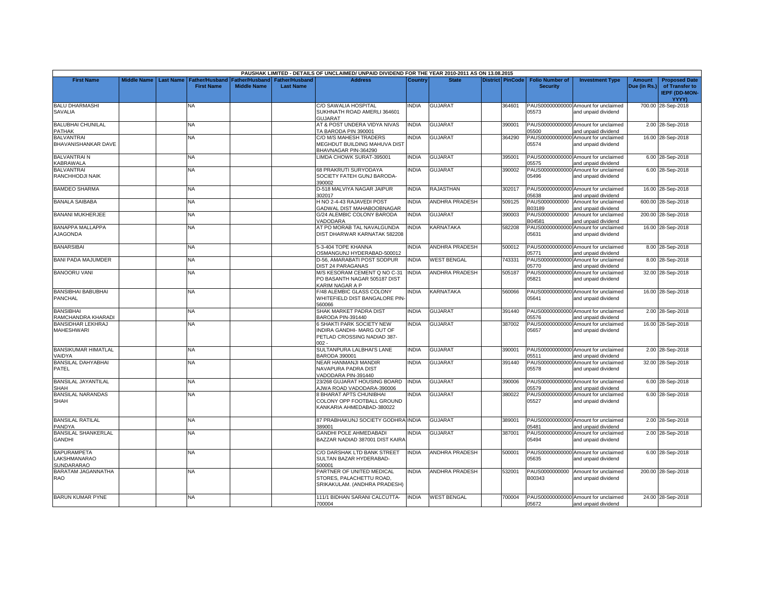PAUSHAK LIMITED - DETAILS OF UNCLAIMED/ UNPAID DIVIDEND FOR THE YEAR 2010-2011 AS ON 13.08.2015

| First Name | Middle Name | Last Name | Father/Husband First Name | Father/Husband Middle Name | Father/Husband Last Name | Address | Country | State | District | PinCode | Folio Number of Security | Investment Type | Amount Due (in Rs.) | Proposed Date of Transfer to IEPF (DD-MON-YYYY) |
|---|---|---|---|---|---|---|---|---|---|---|---|---|---|---|
| BALU DHARMASHI SAVALIA | | | NA | | | C/O SAWALIA HOSPITAL SUKHNATH ROAD AMERLI 364601 GUJARAT | INDIA | GUJARAT | | 364601 | PAUS00000000000 05573 | Amount for unclaimed and unpaid dividend | 700.00 | 28-Sep-2018 |
| BALUBHAI CHUNILAL PATHAK | | | NA | | | AT & POST UNDERA VIDYA NIVAS TA BARODA PIN 390001 | INDIA | GUJARAT | | 390001 | PAUS00000000000 05500 | Amount for unclaimed and unpaid dividend | 2.00 | 28-Sep-2018 |
| BALVANTRAI BHAVANISHANKAR DAVE | | | NA | | | C/O M/S MAHESH TRADERS MEGHDUT BUILDING MAHUVA DIST BHAVNAGAR PIN-364290 | INDIA | GUJARAT | | 364290 | PAUS00000000000 05574 | Amount for unclaimed and unpaid dividend | 16.00 | 28-Sep-2018 |
| BALVANTRAI N KABRAWALA | | | NA | | | LIMDA CHOWK SURAT-395001 | INDIA | GUJARAT | | 395001 | PAUS00000000000 05575 | Amount for unclaimed and unpaid dividend | 6.00 | 28-Sep-2018 |
| BALVANTRAI RANCHHODJI NAIK | | | NA | | | 68 PRAKRUTI SURYODAYA SOCIETY FATEH GUNJ BARODA-390002 | INDIA | GUJARAT | | 390002 | PAUS00000000000 05496 | Amount for unclaimed and unpaid dividend | 6.00 | 28-Sep-2018 |
| BAMDEO SHARMA | | | NA | | | D-518 MALVIYA NAGAR JAIPUR 302017 | INDIA | RAJASTHAN | | 302017 | PAUS00000000000 05638 | Amount for unclaimed and unpaid dividend | 16.00 | 28-Sep-2018 |
| BANALA SAIBABA | | | NA | | | H NO 2-4-43 RAJAVEDI POST GADWAL DIST MAHABOOBNAGAR | INDIA | ANDHRA PRADESH | | 509125 | PAUS0000000000 B03189 | Amount for unclaimed and unpaid dividend | 600.00 | 28-Sep-2018 |
| BANANI MUKHERJEE | | | NA | | | G/24 ALEMBIC COLONY BARODA VADODARA | INDIA | GUJARAT | | 390003 | PAUS0000000000 B04581 | Amount for unclaimed and unpaid dividend | 200.00 | 28-Sep-2018 |
| BANAPPA MALLAPPA AJAGONDA | | | NA | | | AT PO MORAB TAL NAVALGUNDA DIST DHARWAR KARNATAK 582208 | INDIA | KARNATAKA | | 582208 | PAUS00000000000 05631 | Amount for unclaimed and unpaid dividend | 16.00 | 28-Sep-2018 |
| BANARSIBAI | | | NA | | | 5-3-404 TOPE KHANNA OSMANGUNJ HYDERABAD-500012 | INDIA | ANDHRA PRADESH | | 500012 | PAUS00000000000 05771 | Amount for unclaimed and unpaid dividend | 8.00 | 28-Sep-2018 |
| BANI PADA MAJUMDER | | | NA | | | D-56, AMARABATI POST SODPUR DIST 24 PARAGANAS | INDIA | WEST BENGAL | | 743331 | PAUS00000000000 05770 | Amount for unclaimed and unpaid dividend | 8.00 | 28-Sep-2018 |
| BANOORU VANI | | | NA | | | M/S KESORAM CEMENT Q NO C-31 PO BASANTH NAGAR 505187 DIST KARIM NAGAR A P | INDIA | ANDHRA PRADESH | | 505187 | PAUS00000000000 05821 | Amount for unclaimed and unpaid dividend | 32.00 | 28-Sep-2018 |
| BANSIBHAI BABUBHAI PANCHAL | | | NA | | | F/48 ALEMBIC GLASS COLONY WHITEFIELD DIST BANGALORE PIN-560066 | INDIA | KARNATAKA | | 560066 | PAUS00000000000 05641 | Amount for unclaimed and unpaid dividend | 16.00 | 28-Sep-2018 |
| BANSIBHAI RAMCHANDRA KHARADI | | | NA | | | SHAK MARKET PADRA DIST BARODA PIN-391440 | INDIA | GUJARAT | | 391440 | PAUS00000000000 05576 | Amount for unclaimed and unpaid dividend | 2.00 | 28-Sep-2018 |
| BANSIDHAR LEKHRAJ MAHESHWARI | | | NA | | | 6 SHAKTI PARK SOCIETY NEW INDIRA GANDHI- MARG OUT OF PETLAD CROSSING NADIAD 387-002 - | INDIA | GUJARAT | | 387002 | PAUS00000000000 05657 | Amount for unclaimed and unpaid dividend | 16.00 | 28-Sep-2018 |
| BANSIKUMAR HIMATLAL VAIDYA | | | NA | | | SULTANPURA LALBHAI'S LANE BARODA 390001 | INDIA | GUJARAT | | 390001 | PAUS00000000000 05511 | Amount for unclaimed and unpaid dividend | 2.00 | 28-Sep-2018 |
| BANSILAL DAHYABHAI PATEL | | | NA | | | NEAR HANMANJI MANDIR NAVAPURA PADRA DIST VADODARA PIN-391440 | INDIA | GUJARAT | | 391440 | PAUS00000000000 05578 | Amount for unclaimed and unpaid dividend | 32.00 | 28-Sep-2018 |
| BANSILAL JAYANTILAL SHAH | | | NA | | | 23/268 GUJARAT HOUSING BOARD AJWA ROAD VADODARA-390006 | INDIA | GUJARAT | | 390006 | PAUS00000000000 05579 | Amount for unclaimed and unpaid dividend | 6.00 | 28-Sep-2018 |
| BANSILAL NARANDAS SHAH | | | NA | | | 8 BHARAT APTS CHUNIBHAI COLONY OPP FOOTBALL GROUND KANKARIA AHMEDABAD-380022 | INDIA | GUJARAT | | 380022 | PAUS00000000000 05527 | Amount for unclaimed and unpaid dividend | 6.00 | 28-Sep-2018 |
| BANSILAL RATILAL PANDYA | | | NA | | | 87 PRABHAKUNJ SOCIETY GODHRA 389001 | INDIA | GUJARAT | | 389001 | PAUS00000000000 05481 | Amount for unclaimed and unpaid dividend | 2.00 | 28-Sep-2018 |
| BANSILAL SHANKERLAL GANDHI | | | NA | | | GANDHI POLE AHMEDABADI BAZZAR NADIAD 387001 DIST KAIRA | INDIA | GUJARAT | | 387001 | PAUS00000000000 05494 | Amount for unclaimed and unpaid dividend | 2.00 | 28-Sep-2018 |
| BAPURAMPETA LAKSHMANARAO SUNDARARAO | | | NA | | | C/O DARSHAK LTD BANK STREET SULTAN BAZAR HYDERABAD-500001 | INDIA | ANDHRA PRADESH | | 500001 | PAUS00000000000 05635 | Amount for unclaimed and unpaid dividend | 6.00 | 28-Sep-2018 |
| BARATAM JAGANNATHA RAO | | | NA | | | PARTNER OF UNITED MEDICAL STORES, PALACHETTU ROAD, SRIKAKULAM. (ANDHRA PRADESH) | INDIA | ANDHRA PRADESH | | 532001 | PAUS0000000000 B00343 | Amount for unclaimed and unpaid dividend | 200.00 | 28-Sep-2018 |
| BARUN KUMAR PYNE | | | NA | | | 111/1 BIDHAN SARANI CALCUTTA-700004 | INDIA | WEST BENGAL | | 700004 | PAUS00000000000 05672 | Amount for unclaimed and unpaid dividend | 24.00 | 28-Sep-2018 |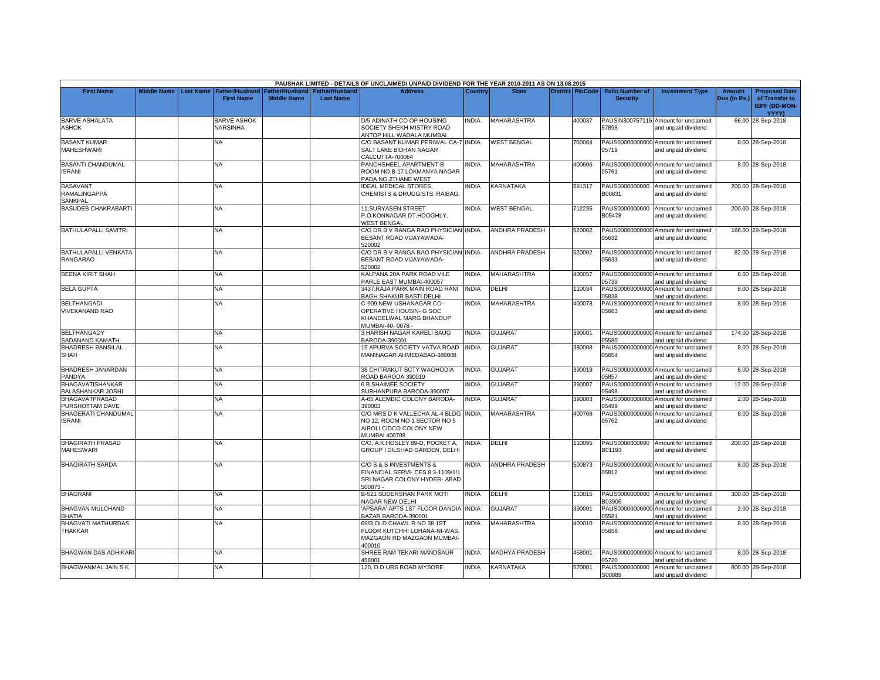| PAUSHAK LIMITED - DETAILS OF UNCLAIMED/ UNPAID DIVIDEND FOR THE YEAR 2010-2011 AS ON 13.08.2015 | | | | | | | | | | | | | | | |
|---|---|---|---|---|---|---|---|---|---|---|---|---|---|---|---|
| First Name | Middle Name | Last Name | Father/Husband First Name | Father/Husband Middle Name | Father/Husband Last Name | Address | Country | State | District | PinCode | Folio Number of Security | Investment Type | Amount Due (in Rs.) | Proposed Date of Transfer to IEPF (DD-MON-YYYY) |
| BARVE ASHALATA ASHOK | | | BARVE ASHOK NARSINHA | | | D/5 ADINATH CO OP HOUSING SOCIETY SHEKH MISTRY ROAD ANTOP HILL WADALA MUMBAI | INDIA | MAHARASHTRA | | 400037 | PAUSIN300757115 57898 | Amount for unclaimed and unpaid dividend | 66.00 | 28-Sep-2018 |
| BASANT KUMAR MAHESHWARI | | | NA | | | C/O BASANT KUMAR PERIWAL CA-7 SALT LAKE BIDHAN NAGAR CALCUTTA-700064 | INDIA | WEST BENGAL | | 700064 | PAUS000000000000 05719 | Amount for unclaimed and unpaid dividend | 8.00 | 28-Sep-2018 |
| BASANTI CHANDUMAL ISRANI | | | NA | | | PANCHSHEEL APARTMENT-B ROOM NO.B-17 LOKMANYA NAGAR PADA NO.2THANE WEST | INDIA | MAHARASHTRA | | 400606 | PAUS000000000000 05761 | Amount for unclaimed and unpaid dividend | 8.00 | 28-Sep-2018 |
| BASAVANT RAMALINGAPPA SANKPAL | | | NA | | | IDEAL MEDICAL STORES, CHEMISTS & DRUGGISTS, RAIBAG. | INDIA | KARNATAKA | | 591317 | PAUS0000000000 B00831 | Amount for unclaimed and unpaid dividend | 200.00 | 28-Sep-2018 |
| BASUDEB CHAKRABARTI | | | NA | | | 11,SURYASEN STREET P.O.KONNAGAR DT.HOOGHLY, WEST BENGAL | INDIA | WEST BENGAL | | 712235 | PAUS0000000000 B05478 | Amount for unclaimed and unpaid dividend | 200.00 | 28-Sep-2018 |
| BATHULAPALLI SAVITRI | | | NA | | | C/O DR B V RANGA RAO PHYSICIAN BESANT ROAD VIJAYAWADA-520002 | INDIA | ANDHRA PRADESH | | 520002 | PAUS000000000000 05632 | Amount for unclaimed and unpaid dividend | 166.00 | 28-Sep-2018 |
| BATHULAPALLI VENKATA RANGARAO | | | NA | | | C/O DR B V RANGA RAO PHYSICIAN BESANT ROAD VIJAYAWADA-520002 | INDIA | ANDHRA PRADESH | | 520002 | PAUS000000000000 05633 | Amount for unclaimed and unpaid dividend | 82.00 | 28-Sep-2018 |
| BEENA KIRIT SHAH | | | NA | | | KALPANA 20A PARK ROAD VILE PARLE EAST MUMBAI-400057 | INDIA | MAHARASHTRA | | 400057 | PAUS000000000000 05739 | Amount for unclaimed and unpaid dividend | 8.00 | 28-Sep-2018 |
| BELA GUPTA | | | NA | | | 3437,RAJA PARK MAIN ROAD RANI BAGH SHAKUR BASTI DELHI | INDIA | DELHI | | 110034 | PAUS000000000000 05838 | Amount for unclaimed and unpaid dividend | 8.00 | 28-Sep-2018 |
| BELTHANGADI VIVEKANAND RAO | | | NA | | | C-909 NEW USHANAGAR CO-OPERATIVE HOUSIN- G SOC KHANDELWAL MARG BHANDUP MUMBAI-40- 0078 - | INDIA | MAHARASHTRA | | 400078 | PAUS000000000000 05663 | Amount for unclaimed and unpaid dividend | 8.00 | 28-Sep-2018 |
| BELTHANGADY SADANAND KAMATH | | | NA | | | 3 HARISH NAGAR KARELI BAUG BARODA-390001 | INDIA | GUJARAT | | 390001 | PAUS000000000000 05580 | Amount for unclaimed and unpaid dividend | 174.00 | 28-Sep-2018 |
| BHADRESH BANSILAL SHAH | | | NA | | | 15 APURVA SOCIETY VATVA ROAD MANINAGAR AHMEDABAD-380008 | INDIA | GUJARAT | | 380008 | PAUS000000000000 05654 | Amount for unclaimed and unpaid dividend | 8.00 | 28-Sep-2018 |
| BHADRESH JANARDAN PANDYA | | | NA | | | 38 CHITRAKUT SCTY WAGHODIA ROAD BARODA 390019 | INDIA | GUJARAT | | 390019 | PAUS000000000000 05857 | Amount for unclaimed and unpaid dividend | 8.00 | 28-Sep-2018 |
| BHAGAVATISHANKAR BALASHANKAR JOSHI | | | NA | | | 6 B SHAIMEE SOCIETY SUBHANPURA BARODA-390007 | INDIA | GUJARAT | | 390007 | PAUS000000000000 05498 | Amount for unclaimed and unpaid dividend | 12.00 | 28-Sep-2018 |
| BHAGAVATPRASAD PURSHOTTAM DAVE | | | NA | | | A-65 ALEMBIC COLONY BARODA-390003 | INDIA | GUJARAT | | 390003 | PAUS000000000000 05499 | Amount for unclaimed and unpaid dividend | 2.00 | 28-Sep-2018 |
| BHAGERATI CHANDUMAL ISRANI | | | NA | | | C/O MRS D K VALLECHA AL-4 BLDG NO 12, ROOM NO 1 SECTOR NO 5 AIROLI CIDCO COLONY NEW MUMBAI 400708 | INDIA | MAHARASHTRA | | 400708 | PAUS000000000000 05762 | Amount for unclaimed and unpaid dividend | 8.00 | 28-Sep-2018 |
| BHAGIRATH PRASAD MAHESWARI | | | NA | | | C/O, A.K.HOSLEY 89-D, POCKET A, GROUP I DILSHAD GARDEN, DELHI | INDIA | DELHI | | 110095 | PAUS0000000000 B01193 | Amount for unclaimed and unpaid dividend | 200.00 | 28-Sep-2018 |
| BHAGIRATH SARDA | | | NA | | | C/O S & S INVESTMENTS & FINANCIAL SERVI- CES 8 3-1109/1/1 SRI NAGAR COLONY HYDER- ABAD 500873 - | INDIA | ANDHRA PRADESH | | 500873 | PAUS000000000000 05812 | Amount for unclaimed and unpaid dividend | 8.00 | 28-Sep-2018 |
| BHAGRANI | | | NA | | | B-521 SUDERSHAN PARK MOTI NAGAR NEW DELHI | INDIA | DELHI | | 110015 | PAUS0000000000 B03906 | Amount for unclaimed and unpaid dividend | 300.00 | 28-Sep-2018 |
| BHAGVAN MULCHAND BHATIA | | | NA | | | 'APSARA' APTS 1ST FLOOR DANDIA BAZAR BARODA-390001 | INDIA | GUJARAT | | 390001 | PAUS000000000000 05581 | Amount for unclaimed and unpaid dividend | 2.00 | 28-Sep-2018 |
| BHAGVATI MATHURDAS THAKKAR | | | NA | | | 69/B OLD CHAWL R NO 38 1ST FLOOR KUTCHHI LOHANA-NI-WAS MAZGAON RD MAZGAON MUMBAI-400010 | INDIA | MAHARASHTRA | | 400010 | PAUS000000000000 05658 | Amount for unclaimed and unpaid dividend | 8.00 | 28-Sep-2018 |
| BHAGWAN DAS ADHIKARI | | | NA | | | SHREE RAM TEKARI MANDSAUR 458001 | INDIA | MADHYA PRADESH | | 458001 | PAUS000000000000 05720 | Amount for unclaimed and unpaid dividend | 8.00 | 28-Sep-2018 |
| BHAGWANMAL JAIN S K | | | NA | | | 120, D D URS ROAD MYSORE | INDIA | KARNATAKA | | 570001 | PAUS0000000000 S00889 | Amount for unclaimed and unpaid dividend | 800.00 | 28-Sep-2018 |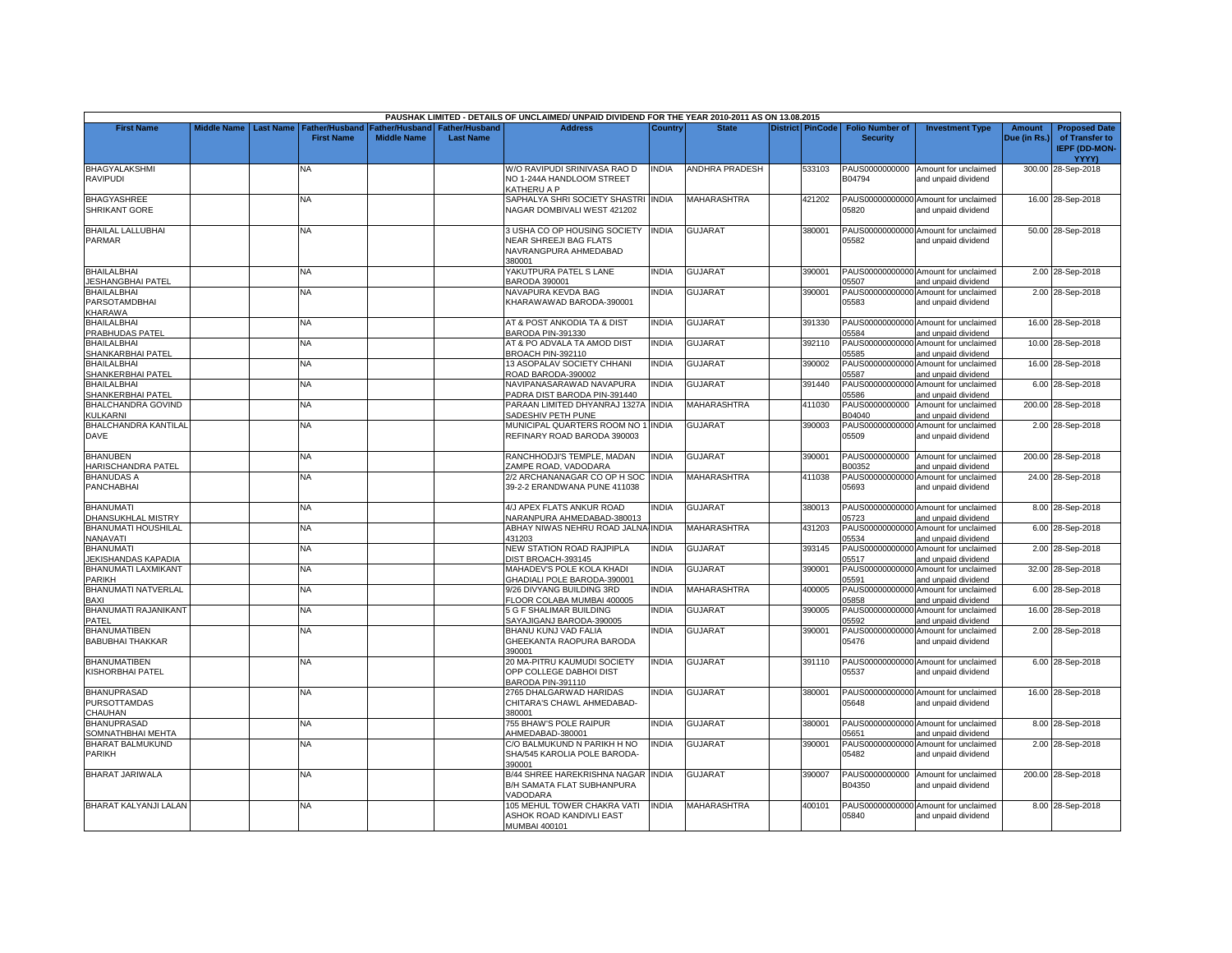PAUSHAK LIMITED - DETAILS OF UNCLAIMED/ UNPAID DIVIDEND FOR THE YEAR 2010-2011 AS ON 13.08.2015

| First Name | Middle Name | Last Name | Father/Husband First Name | Father/Husband Middle Name | Father/Husband Last Name | Address | Country | State | District | PinCode | Folio Number of Security | Investment Type | Amount Due (in Rs.) | Proposed Date of Transfer to IEPF (DD-MON-YYYY) |
|---|---|---|---|---|---|---|---|---|---|---|---|---|---|---|
| BHAGYALAKSHMI RAVIPUDI | | | NA | | | W/O RAVIPUDI SRINIVASA RAO D NO 1-244A HANDLOOM STREET KATHERU A P | INDIA | ANDHRA PRADESH | | 533103 | PAUS0000000000 B04794 | Amount for unclaimed and unpaid dividend | 300.00 | 28-Sep-2018 |
| BHAGYASHREE SHRIKANT GORE | | | NA | | | SAPHALYA SHRI SOCIETY SHASTRI NAGAR DOMBIVALI WEST 421202 | INDIA | MAHARASHTRA | | 421202 | PAUS000000000000 05820 | Amount for unclaimed and unpaid dividend | 16.00 | 28-Sep-2018 |
| BHAILAL LALLUBHAI PARMAR | | | NA | | | 3 USHA CO OP HOUSING SOCIETY NEAR SHREEJI BAG FLATS NAVRANGPURA AHMEDABAD 380001 | INDIA | GUJARAT | | 380001 | PAUS000000000000 05582 | Amount for unclaimed and unpaid dividend | 50.00 | 28-Sep-2018 |
| BHAILALBHAI JESHANGBHAI PATEL | | | NA | | | YAKUTPURA PATEL S LANE BARODA 390001 | INDIA | GUJARAT | | 390001 | PAUS000000000000 05507 | Amount for unclaimed and unpaid dividend | 2.00 | 28-Sep-2018 |
| BHAILALBHAI PARSOTAMDBHAI KHARAWA | | | NA | | | NAVAPURA KEVDA BAG KHARAWAWAD BARODA-390001 | INDIA | GUJARAT | | 390001 | PAUS000000000000 05583 | Amount for unclaimed and unpaid dividend | 2.00 | 28-Sep-2018 |
| BHAILALBHAI PRABHUDAS PATEL | | | NA | | | AT & POST ANKODIA TA & DIST BARODA PIN-391330 | INDIA | GUJARAT | | 391330 | PAUS000000000000 05584 | Amount for unclaimed and unpaid dividend | 16.00 | 28-Sep-2018 |
| BHAILALBHAI SHANKARBHAI PATEL | | | NA | | | AT & PO ADVALA TA AMOD DIST BROACH PIN-392110 | INDIA | GUJARAT | | 392110 | PAUS000000000000 05585 | Amount for unclaimed and unpaid dividend | 10.00 | 28-Sep-2018 |
| BHAILALBHAI SHANKERBHAI PATEL | | | NA | | | 13 ASOPALAV SOCIETY CHHANI ROAD BARODA-390002 | INDIA | GUJARAT | | 390002 | PAUS000000000000 05587 | Amount for unclaimed and unpaid dividend | 16.00 | 28-Sep-2018 |
| BHAILALBHAI SHANKERBHAI PATEL | | | NA | | | NAVIPANASARAWAD NAVAPURA PADRA DIST BARODA PIN-391440 | INDIA | GUJARAT | | 391440 | PAUS000000000000 05586 | Amount for unclaimed and unpaid dividend | 6.00 | 28-Sep-2018 |
| BHALCHANDRA GOVIND KULKARNI | | | NA | | | PARAAN LIMITED DHYANRAJ 1327A SADESHIV PETH PUNE | INDIA | MAHARASHTRA | | 411030 | PAUS0000000000 B04040 | Amount for unclaimed and unpaid dividend | 200.00 | 28-Sep-2018 |
| BHALCHANDRA KANTILAL DAVE | | | NA | | | MUNICIPAL QUARTERS ROOM NO 1 REFINARY ROAD BARODA 390003 | INDIA | GUJARAT | | 390003 | PAUS000000000000 05509 | Amount for unclaimed and unpaid dividend | 2.00 | 28-Sep-2018 |
| BHANUBEN HARISCHANDRA PATEL | | | NA | | | RANCHHODJI'S TEMPLE, MADAN ZAMPE ROAD, VADODARA | INDIA | GUJARAT | | 390001 | PAUS0000000000 B00352 | Amount for unclaimed and unpaid dividend | 200.00 | 28-Sep-2018 |
| BHANUDAS A PANCHABHAI | | | NA | | | 2/2 ARCHANANAGAR CO OP H SOC 39-2-2 ERANDWANA PUNE 411038 | INDIA | MAHARASHTRA | | 411038 | PAUS000000000000 05693 | Amount for unclaimed and unpaid dividend | 24.00 | 28-Sep-2018 |
| BHANUMATI DHANSUKHLAL MISTRY | | | NA | | | 4/J APEX FLATS ANKUR ROAD NARANPURA AHMEDABAD-380013 | INDIA | GUJARAT | | 380013 | PAUS000000000000 05723 | Amount for unclaimed and unpaid dividend | 8.00 | 28-Sep-2018 |
| BHANUMATI HOUSHILAL NANAVATI | | | NA | | | ABHAY NIWAS NEHRU ROAD JALNA 431203 | INDIA | MAHARASHTRA | | 431203 | PAUS000000000000 05534 | Amount for unclaimed and unpaid dividend | 6.00 | 28-Sep-2018 |
| BHANUMATI JEKISHANDAS KAPADIA | | | NA | | | NEW STATION ROAD RAJPIPLA DIST BROACH-393145 | INDIA | GUJARAT | | 393145 | PAUS000000000000 05517 | Amount for unclaimed and unpaid dividend | 2.00 | 28-Sep-2018 |
| BHANUMATI LAXMIKANT PARIKH | | | NA | | | MAHADEV'S POLE KOLA KHADI GHADIALI POLE BARODA-390001 | INDIA | GUJARAT | | 390001 | PAUS000000000000 05591 | Amount for unclaimed and unpaid dividend | 32.00 | 28-Sep-2018 |
| BHANUMATI NATVERLAL BAXI | | | NA | | | 9/26 DIVYANG BUILDING 3RD FLOOR COLABA MUMBAI 400005 | INDIA | MAHARASHTRA | | 400005 | PAUS000000000000 05858 | Amount for unclaimed and unpaid dividend | 6.00 | 28-Sep-2018 |
| BHANUMATI RAJANIKANT PATEL | | | NA | | | 5 G F SHALIMAR BUILDING SAYAJIGANJ BARODA-390005 | INDIA | GUJARAT | | 390005 | PAUS000000000000 05592 | Amount for unclaimed and unpaid dividend | 16.00 | 28-Sep-2018 |
| BHANUMATIBEN BABUBHAI THAKKAR | | | NA | | | BHANU KUNJ VAD FALIA GHEEKANTA RAOPURA BARODA 390001 | INDIA | GUJARAT | | 390001 | PAUS000000000000 05476 | Amount for unclaimed and unpaid dividend | 2.00 | 28-Sep-2018 |
| BHANUMATIBEN KISHORBHAI PATEL | | | NA | | | 20 MA-PITRU KAUMUDI SOCIETY OPP COLLEGE DABHOI DIST BARODA PIN-391110 | INDIA | GUJARAT | | 391110 | PAUS000000000000 05537 | Amount for unclaimed and unpaid dividend | 6.00 | 28-Sep-2018 |
| BHANUPRASAD PURSOTTAMDAS CHAUHAN | | | NA | | | 2765 DHALGARWAD HARIDAS CHITARA'S CHAWL AHMEDABAD-380001 | INDIA | GUJARAT | | 380001 | PAUS000000000000 05648 | Amount for unclaimed and unpaid dividend | 16.00 | 28-Sep-2018 |
| BHANUPRASAD SOMNATHBHAI MEHTA | | | NA | | | 755 BHAW'S POLE RAIPUR AHMEDABAD-380001 | INDIA | GUJARAT | | 380001 | PAUS000000000000 05651 | Amount for unclaimed and unpaid dividend | 8.00 | 28-Sep-2018 |
| BHARAT BALMUKUND PARIKH | | | NA | | | C/O BALMUKUND N PARIKH H NO SHA/545 KAROLIA POLE BARODA-390001 | INDIA | GUJARAT | | 390001 | PAUS000000000000 05482 | Amount for unclaimed and unpaid dividend | 2.00 | 28-Sep-2018 |
| BHARAT JARIWALA | | | NA | | | B/44 SHREE HAREKRISHNA NAGAR B/H SAMATA FLAT SUBHANPURA VADODARA | INDIA | GUJARAT | | 390007 | PAUS0000000000 B04350 | Amount for unclaimed and unpaid dividend | 200.00 | 28-Sep-2018 |
| BHARAT KALYANJI LALAN | | | NA | | | 105 MEHUL TOWER CHAKRA VATI ASHOK ROAD KANDIVLI EAST MUMBAI 400101 | INDIA | MAHARASHTRA | | 400101 | PAUS000000000000 05840 | Amount for unclaimed and unpaid dividend | 8.00 | 28-Sep-2018 |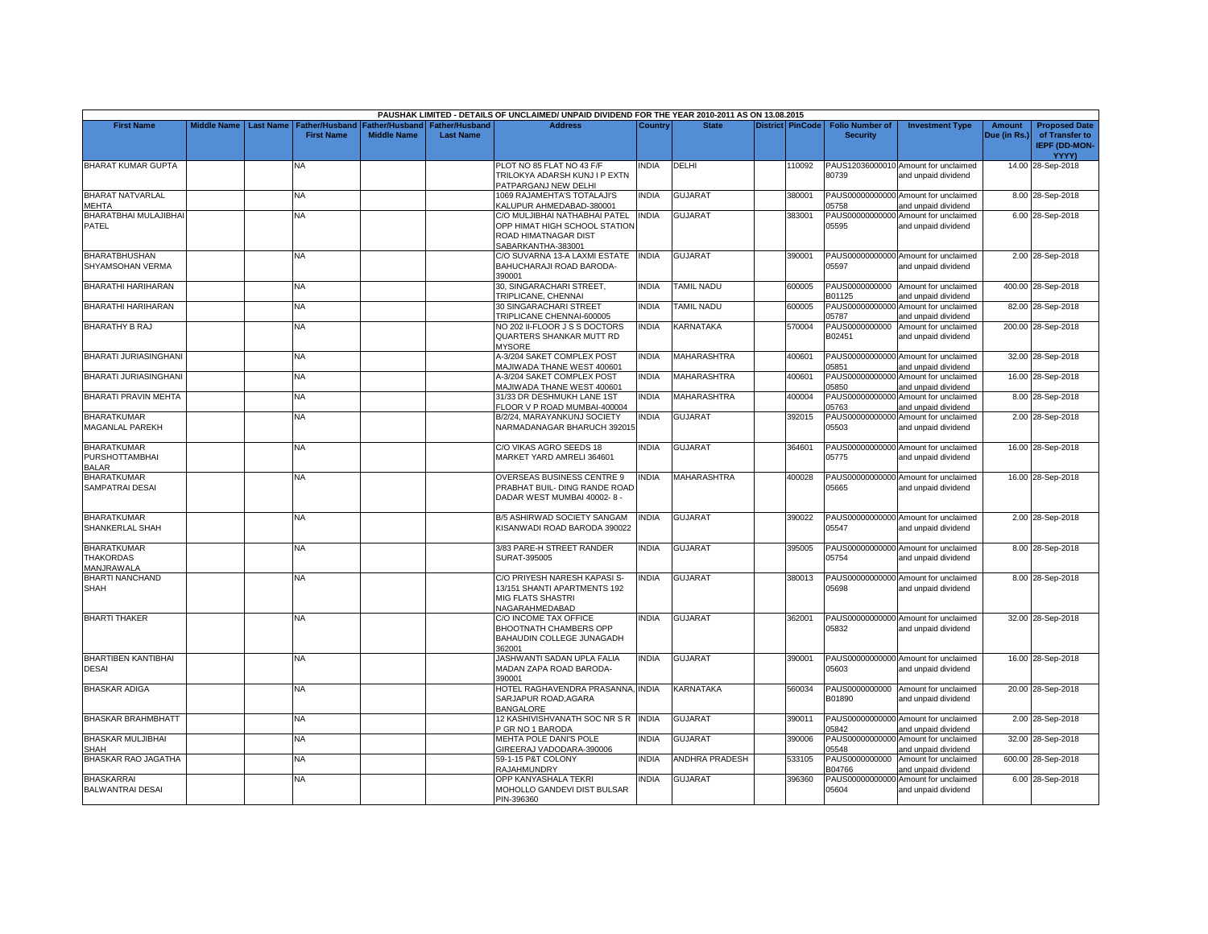PAUSHAK LIMITED - DETAILS OF UNCLAIMED/ UNPAID DIVIDEND FOR THE YEAR 2010-2011 AS ON 13.08.2015

| First Name | Middle Name | Last Name | Father/Husband First Name | Father/Husband Middle Name | Father/Husband Last Name | Address | Country | State | District | PinCode | Folio Number of Security | Investment Type | Amount Due (in Rs.) | Proposed Date of Transfer to IEPF (DD-MON-YYYY) |
|---|---|---|---|---|---|---|---|---|---|---|---|---|---|---|
| BHARAT KUMAR GUPTA | | | NA | | | PLOT NO 85 FLAT NO 43 F/F TRILOKYA ADARSH KUNJ I P EXTN PATPARGANJ NEW DELHI | INDIA | DELHI | | 110092 | PAUS12036000010 80739 | Amount for unclaimed and unpaid dividend | 14.00 | 28-Sep-2018 |
| BHARAT NATVARLAL MEHTA | | | NA | | | 1069 RAJAMEHTA'S TOTALAJI'S KALUPUR AHMEDABAD-380001 | INDIA | GUJARAT | | 380001 | PAUS00000000000 05758 | Amount for unclaimed and unpaid dividend | 8.00 | 28-Sep-2018 |
| BHARATBHAI MULAJIBHAI PATEL | | | NA | | | C/O MULJIBHAI NATHABHAI PATEL OPP HIMAT HIGH SCHOOL STATION ROAD HIMATNAGAR DIST SABARKANTHA-383001 | INDIA | GUJARAT | | 383001 | PAUS00000000000 05595 | Amount for unclaimed and unpaid dividend | 6.00 | 28-Sep-2018 |
| BHARATBHUSHAN SHYAMSOHAN VERMA | | | NA | | | C/O SUVARNA 13-A LAXMI ESTATE BAHUCHARAJI ROAD BARODA-390001 | INDIA | GUJARAT | | 390001 | PAUS00000000000 05597 | Amount for unclaimed and unpaid dividend | 2.00 | 28-Sep-2018 |
| BHARATHI HARIHARAN | | | NA | | | 30, SINGARACHARI STREET, TRIPLICANE, CHENNAI | INDIA | TAMIL NADU | | 600005 | PAUS0000000000 B01125 | Amount for unclaimed and unpaid dividend | 400.00 | 28-Sep-2018 |
| BHARATHI HARIHARAN | | | NA | | | 30 SINGARACHARI STREET TRIPLICANE CHENNAI-600005 | INDIA | TAMIL NADU | | 600005 | PAUS00000000000 05787 | Amount for unclaimed and unpaid dividend | 82.00 | 28-Sep-2018 |
| BHARATHY B RAJ | | | NA | | | NO 202 II-FLOOR J S S DOCTORS QUARTERS SHANKAR MUTT RD MYSORE | INDIA | KARNATAKA | | 570004 | PAUS0000000000 B02451 | Amount for unclaimed and unpaid dividend | 200.00 | 28-Sep-2018 |
| BHARATI JURIASINGHANI | | | NA | | | A-3/204 SAKET COMPLEX POST MAJIWADA THANE WEST 400601 | INDIA | MAHARASHTRA | | 400601 | PAUS00000000000 05851 | Amount for unclaimed and unpaid dividend | 32.00 | 28-Sep-2018 |
| BHARATI JURIASINGHANI | | | NA | | | A-3/204 SAKET COMPLEX POST MAJIWADA THANE WEST 400601 | INDIA | MAHARASHTRA | | 400601 | PAUS00000000000 05850 | Amount for unclaimed and unpaid dividend | 16.00 | 28-Sep-2018 |
| BHARATI PRAVIN MEHTA | | | NA | | | 31/33 DR DESHMUKH LANE 1ST FLOOR V P ROAD MUMBAI-400004 | INDIA | MAHARASHTRA | | 400004 | PAUS00000000000 05763 | Amount for unclaimed and unpaid dividend | 8.00 | 28-Sep-2018 |
| BHARATKUMAR MAGANLAL PAREKH | | | NA | | | B/2/24, MARAYANKUNJ SOCIETY NARMADANAGAR BHARUCH 392015 | INDIA | GUJARAT | | 392015 | PAUS00000000000 05503 | Amount for unclaimed and unpaid dividend | 2.00 | 28-Sep-2018 |
| BHARATKUMAR PURSHOTTAMBHAI BALAR | | | NA | | | C/O VIKAS AGRO SEEDS 18 MARKET YARD AMRELI 364601 | INDIA | GUJARAT | | 364601 | PAUS00000000000 05775 | Amount for unclaimed and unpaid dividend | 16.00 | 28-Sep-2018 |
| BHARATKUMAR SAMPATRAI DESAI | | | NA | | | OVERSEAS BUSINESS CENTRE 9 PRABHAT BUIL- DING RANDE ROAD DADAR WEST MUMBAI 40002- 8 - | INDIA | MAHARASHTRA | | 400028 | PAUS00000000000 05665 | Amount for unclaimed and unpaid dividend | 16.00 | 28-Sep-2018 |
| BHARATKUMAR SHANKERLAL SHAH | | | NA | | | B/5 ASHIRWAD SOCIETY SANGAM KISANWADI ROAD BARODA 390022 | INDIA | GUJARAT | | 390022 | PAUS00000000000 05547 | Amount for unclaimed and unpaid dividend | 2.00 | 28-Sep-2018 |
| BHARATKUMAR THAKORDAS MANJRAWALA | | | NA | | | 3/83 PARE-H STREET RANDER SURAT-395005 | INDIA | GUJARAT | | 395005 | PAUS00000000000 05754 | Amount for unclaimed and unpaid dividend | 8.00 | 28-Sep-2018 |
| BHARTI NANCHAND SHAH | | | NA | | | C/O PRIYESH NARESH KAPASI S-13/151 SHANTI APARTMENTS 192 MIG FLATS SHASTRI NAGARAHMEDABAD | INDIA | GUJARAT | | 380013 | PAUS00000000000 05698 | Amount for unclaimed and unpaid dividend | 8.00 | 28-Sep-2018 |
| BHARTI THAKER | | | NA | | | C/O INCOME TAX OFFICE BHOOTNATH CHAMBERS OPP BAHAUDIN COLLEGE JUNAGADH 362001 | INDIA | GUJARAT | | 362001 | PAUS00000000000 05832 | Amount for unclaimed and unpaid dividend | 32.00 | 28-Sep-2018 |
| BHARTIBEN KANTIBHAI DESAI | | | NA | | | JASHWANTI SADAN UPLA FALIA MADAN ZAPA ROAD BARODA-390001 | INDIA | GUJARAT | | 390001 | PAUS00000000000 05603 | Amount for unclaimed and unpaid dividend | 16.00 | 28-Sep-2018 |
| BHASKAR ADIGA | | | NA | | | HOTEL RAGHAVENDRA PRASANNA, SARJAPUR ROAD,AGARA BANGALORE | INDIA | KARNATAKA | | 560034 | PAUS0000000000 B01890 | Amount for unclaimed and unpaid dividend | 20.00 | 28-Sep-2018 |
| BHASKAR BRAHMBHATT | | | NA | | | 12 KASHIVISHVANATH SOC NR S R P GR NO 1 BARODA | INDIA | GUJARAT | | 390011 | PAUS00000000000 05842 | Amount for unclaimed and unpaid dividend | 2.00 | 28-Sep-2018 |
| BHASKAR MULJIBHAI SHAH | | | NA | | | MEHTA POLE DANI'S POLE GIREERAJ VADODARA-390006 | INDIA | GUJARAT | | 390006 | PAUS00000000000 05548 | Amount for unclaimed and unpaid dividend | 32.00 | 28-Sep-2018 |
| BHASKAR RAO JAGATHA | | | NA | | | 59-1-15 P&T COLONY RAJAHMUNDRY | INDIA | ANDHRA PRADESH | | 533105 | PAUS0000000000 B04766 | Amount for unclaimed and unpaid dividend | 600.00 | 28-Sep-2018 |
| BHASKARRAI BALWANTRAI DESAI | | | NA | | | OPP KANYASHALA TEKRI MOHOLLO GANDEVI DIST BULSAR PIN-396360 | INDIA | GUJARAT | | 396360 | PAUS00000000000 05604 | Amount for unclaimed and unpaid dividend | 6.00 | 28-Sep-2018 |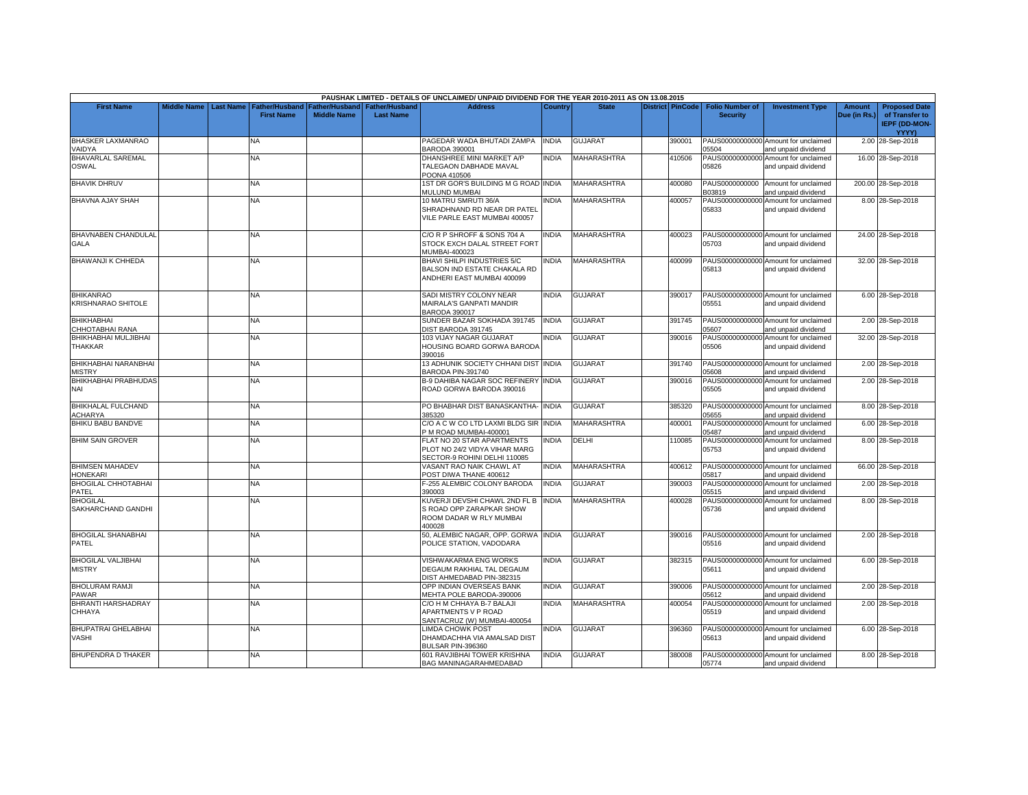PAUSHAK LIMITED - DETAILS OF UNCLAIMED/ UNPAID DIVIDEND FOR THE YEAR 2010-2011 AS ON 13.08.2015

| First Name | Middle Name | Last Name | Father/Husband First Name | Father/Husband Middle Name | Father/Husband Last Name | Address | Country | State | District | PinCode | Folio Number of Security | Investment Type | Amount Due (in Rs.) | Proposed Date of Transfer to IEPF (DD-MON-YYYY) |
|---|---|---|---|---|---|---|---|---|---|---|---|---|---|---|
| BHASKER LAXMANRAO VAIDYA | | | NA | | | PAGEDAR WADA BHUTADI ZAMPA BARODA 390001 | INDIA | GUJARAT | | 390001 | PAUS00000000000 05504 | Amount for unclaimed and unpaid dividend | 2.00 | 28-Sep-2018 |
| BHAVARLAL SAREMAL OSWAL | | | NA | | | DHANSHREE MINI MARKET A/P TALEGAON DABHADE MAVAL POONA 410506 | INDIA | MAHARASHTRA | | 410506 | PAUS00000000000 05826 | Amount for unclaimed and unpaid dividend | 16.00 | 28-Sep-2018 |
| BHAVIK DHRUV | | | NA | | | 1ST DR GOR'S BUILDING M G ROAD MULUND MUMBAI | INDIA | MAHARASHTRA | | 400080 | PAUS0000000000 B03819 | Amount for unclaimed and unpaid dividend | 200.00 | 28-Sep-2018 |
| BHAVNA AJAY SHAH | | | NA | | | 10 MATRU SMRUTI 36/A SHRADHNAND RD NEAR DR PATEL VILE PARLE EAST MUMBAI 400057 | INDIA | MAHARASHTRA | | 400057 | PAUS00000000000 05833 | Amount for unclaimed and unpaid dividend | 8.00 | 28-Sep-2018 |
| BHAVNABEN CHANDULAL GALA | | | NA | | | C/O R P SHROFF & SONS 704 A STOCK EXCH DALAL STREET FORT MUMBAI-400023 | INDIA | MAHARASHTRA | | 400023 | PAUS00000000000 05703 | Amount for unclaimed and unpaid dividend | 24.00 | 28-Sep-2018 |
| BHAWANJI K CHHEDA | | | NA | | | BHAVI SHILPI INDUSTRIES 5/C BALSON IND ESTATE CHAKALA RD ANDHERI EAST MUMBAI 400099 | INDIA | MAHARASHTRA | | 400099 | PAUS00000000000 05813 | Amount for unclaimed and unpaid dividend | 32.00 | 28-Sep-2018 |
| BHIKANRAO KRISHNARAO SHITOLE | | | NA | | | SADI MISTRY COLONY NEAR MAIRALA'S GANPATI MANDIR BARODA 390017 | INDIA | GUJARAT | | 390017 | PAUS00000000000 05551 | Amount for unclaimed and unpaid dividend | 6.00 | 28-Sep-2018 |
| BHIKHABHAI CHHOTABHAI RANA | | | NA | | | SUNDER BAZAR SOKHADA 391745 DIST BARODA 391745 | INDIA | GUJARAT | | 391745 | PAUS00000000000 05607 | Amount for unclaimed and unpaid dividend | 2.00 | 28-Sep-2018 |
| BHIKHABHAI MULJIBHAI THAKKAR | | | NA | | | 103 VIJAY NAGAR GUJARAT HOUSING BOARD GORWA BARODA 390016 | INDIA | GUJARAT | | 390016 | PAUS00000000000 05506 | Amount for unclaimed and unpaid dividend | 32.00 | 28-Sep-2018 |
| BHIKHABHAI NARANBHAI MISTRY | | | NA | | | 13 ADHUNIK SOCIETY CHHANI DIST BARODA PIN-391740 | INDIA | GUJARAT | | 391740 | PAUS00000000000 05608 | Amount for unclaimed and unpaid dividend | 2.00 | 28-Sep-2018 |
| BHIKHABHAI PRABHUDAS NAI | | | NA | | | B-9 DAHIBA NAGAR SOC REFINERY ROAD GORWA BARODA 390016 | INDIA | GUJARAT | | 390016 | PAUS00000000000 05505 | Amount for unclaimed and unpaid dividend | 2.00 | 28-Sep-2018 |
| BHIKHALAL FULCHAND ACHARYA | | | NA | | | PO BHABHAR DIST BANASKANTHA- 385320 | INDIA | GUJARAT | | 385320 | PAUS00000000000 05655 | Amount for unclaimed and unpaid dividend | 8.00 | 28-Sep-2018 |
| BHIKU BABU BANDVE | | | NA | | | C/O A C W CO LTD LAXMI BLDG SIR P M ROAD MUMBAI-400001 | INDIA | MAHARASHTRA | | 400001 | PAUS00000000000 05487 | Amount for unclaimed and unpaid dividend | 6.00 | 28-Sep-2018 |
| BHIM SAIN GROVER | | | NA | | | FLAT NO 20 STAR APARTMENTS PLOT NO 24/2 VIDYA VIHAR MARG SECTOR-9 ROHINI DELHI 110085 | INDIA | DELHI | | 110085 | PAUS00000000000 05753 | Amount for unclaimed and unpaid dividend | 8.00 | 28-Sep-2018 |
| BHIMSEN MAHADEV HONEKARI | | | NA | | | VASANT RAO NAIK CHAWL AT POST DIWA THANE 400612 | INDIA | MAHARASHTRA | | 400612 | PAUS00000000000 05817 | Amount for unclaimed and unpaid dividend | 66.00 | 28-Sep-2018 |
| BHOGILAL CHHOTABHAI PATEL | | | NA | | | F-255 ALEMBIC COLONY BARODA 390003 | INDIA | GUJARAT | | 390003 | PAUS00000000000 05515 | Amount for unclaimed and unpaid dividend | 2.00 | 28-Sep-2018 |
| BHOGILAL SAKHARCHAND GANDHI | | | NA | | | KUVERJI DEVSHI CHAWL 2ND FL B S ROAD OPP ZARAPKAR SHOW ROOM DADAR W RLY MUMBAI 400028 | INDIA | MAHARASHTRA | | 400028 | PAUS00000000000 05736 | Amount for unclaimed and unpaid dividend | 8.00 | 28-Sep-2018 |
| BHOGILAL SHANABHAI PATEL | | | NA | | | 50, ALEMBIC NAGAR, OPP. GORWA POLICE STATION, VADODARA | INDIA | GUJARAT | | 390016 | PAUS00000000000 05516 | Amount for unclaimed and unpaid dividend | 2.00 | 28-Sep-2018 |
| BHOGILAL VALJIBHAI MISTRY | | | NA | | | VISHWAKARMA ENG WORKS DEGAUM RAKHIAL TAL DEGAUM DIST AHMEDABAD PIN-382315 | INDIA | GUJARAT | | 382315 | PAUS00000000000 05611 | Amount for unclaimed and unpaid dividend | 6.00 | 28-Sep-2018 |
| BHOLURAM RAMJI PAWAR | | | NA | | | OPP INDIAN OVERSEAS BANK MEHTA POLE BARODA-390006 | INDIA | GUJARAT | | 390006 | PAUS00000000000 05612 | Amount for unclaimed and unpaid dividend | 2.00 | 28-Sep-2018 |
| BHRANTI HARSHADRAY CHHAYA | | | NA | | | C/O H M CHHAYA B-7 BALAJI APARTMENTS V P ROAD SANTACRUZ (W) MUMBAI-400054 | INDIA | MAHARASHTRA | | 400054 | PAUS00000000000 05519 | Amount for unclaimed and unpaid dividend | 2.00 | 28-Sep-2018 |
| BHUPATRAI GHELABHAI VASHI | | | NA | | | LIMDA CHOWK POST DHAMDACHHA VIA AMALSAD DIST BULSAR PIN-396360 | INDIA | GUJARAT | | 396360 | PAUS00000000000 05613 | Amount for unclaimed and unpaid dividend | 6.00 | 28-Sep-2018 |
| BHUPENDRA D THAKER | | | NA | | | 601 RAVJIBHAI TOWER KRISHNA BAG MANINAGARAHMEDABAD | INDIA | GUJARAT | | 380008 | PAUS00000000000 05774 | Amount for unclaimed and unpaid dividend | 8.00 | 28-Sep-2018 |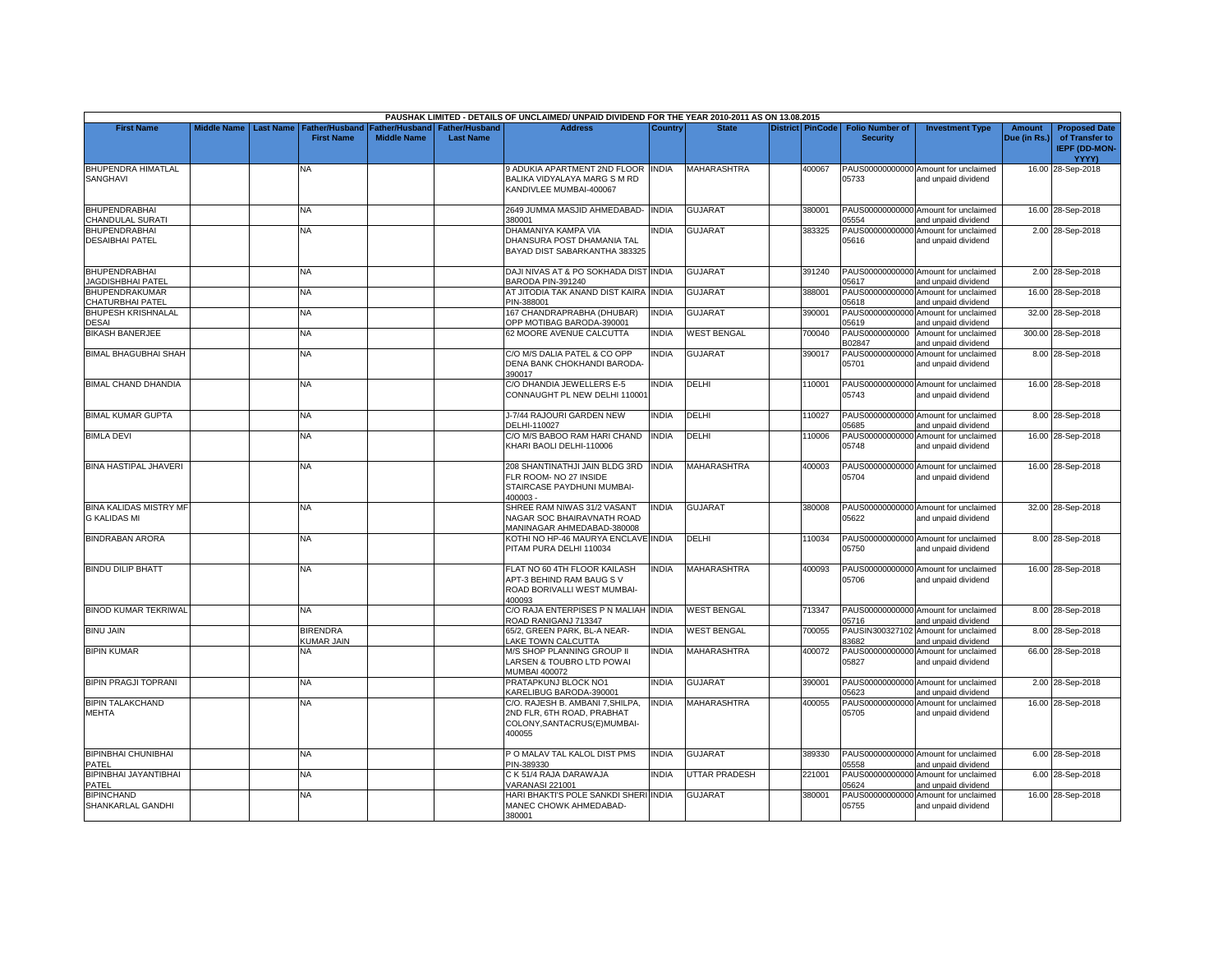PAUSHAK LIMITED - DETAILS OF UNCLAIMED/ UNPAID DIVIDEND FOR THE YEAR 2010-2011 AS ON 13.08.2015

| First Name | Middle Name | Last Name | Father/Husband First Name | Father/Husband Middle Name | Father/Husband Last Name | Address | Country | State | District | PinCode | Folio Number of Security | Investment Type | Amount Due (in Rs.) | Proposed Date of Transfer to IEPF (DD-MON-YYYY) |
|---|---|---|---|---|---|---|---|---|---|---|---|---|---|---|
| BHUPENDRA HIMATLAL SANGHAVI | | | NA | | | 9 ADUKIA APARTMENT 2ND FLOOR BALIKA VIDYALAYA MARG S M RD KANDIVLEE MUMBAI-400067 | INDIA | MAHARASHTRA | | 400067 | PAUS00000000000005733 | Amount for unclaimed and unpaid dividend | 16.00 | 28-Sep-2018 |
| BHUPENDRABHAI CHANDULAL SURATI | | | NA | | | 2649 JUMMA MASJID AHMEDABAD-380001 | INDIA | GUJARAT | | 380001 | PAUS00000000000005554 | Amount for unclaimed and unpaid dividend | 16.00 | 28-Sep-2018 |
| BHUPENDRABHAI DESAIBHAI PATEL | | | NA | | | DHAMANIYA KAMPA VIA DHANSURA POST DHAMANIA TAL BAYAD DIST SABARKANTHA 383325 | INDIA | GUJARAT | | 383325 | PAUS00000000000005616 | Amount for unclaimed and unpaid dividend | 2.00 | 28-Sep-2018 |
| BHUPENDRABHAI JAGDISHBHAI PATEL | | | NA | | | DAJI NIVAS AT & PO SOKHADA DIST BARODA PIN-391240 | INDIA | GUJARAT | | 391240 | PAUS00000000000005617 | Amount for unclaimed and unpaid dividend | 2.00 | 28-Sep-2018 |
| BHUPENDRAKUMAR CHATURBHAI PATEL | | | NA | | | AT JITODIA TAK ANAND DIST KAIRA PIN-388001 | INDIA | GUJARAT | | 388001 | PAUS00000000000005618 | Amount for unclaimed and unpaid dividend | 16.00 | 28-Sep-2018 |
| BHUPESH KRISHNALAL DESAI | | | NA | | | 167 CHANDRAPRABHA (DHUBAR) OPP MOTIBAG BARODA-390001 | INDIA | GUJARAT | | 390001 | PAUS00000000000005619 | Amount for unclaimed and unpaid dividend | 32.00 | 28-Sep-2018 |
| BIKASH BANERJEE | | | NA | | | 62 MOORE AVENUE CALCUTTA | INDIA | WEST BENGAL | | 700040 | PAUS0000000000B02847 | Amount for unclaimed and unpaid dividend | 300.00 | 28-Sep-2018 |
| BIMAL BHAGUBHAI SHAH | | | NA | | | C/O M/S DALIA PATEL & CO OPP DENA BANK CHOKHANDI BARODA-390017 | INDIA | GUJARAT | | 390017 | PAUS00000000000005701 | Amount for unclaimed and unpaid dividend | 8.00 | 28-Sep-2018 |
| BIMAL CHAND DHANDIA | | | NA | | | C/O DHANDIA JEWELLERS E-5 CONNAUGHT PL NEW DELHI 110001 | INDIA | DELHI | | 110001 | PAUS00000000000005743 | Amount for unclaimed and unpaid dividend | 16.00 | 28-Sep-2018 |
| BIMAL KUMAR GUPTA | | | NA | | | J-7/44 RAJOURI GARDEN NEW DELHI-110027 | INDIA | DELHI | | 110027 | PAUS00000000000005685 | Amount for unclaimed and unpaid dividend | 8.00 | 28-Sep-2018 |
| BIMLA DEVI | | | NA | | | C/O M/S BABOO RAM HARI CHAND KHARI BAOLI DELHI-110006 | INDIA | DELHI | | 110006 | PAUS00000000000005748 | Amount for unclaimed and unpaid dividend | 16.00 | 28-Sep-2018 |
| BINA HASTIPAL JHAVERI | | | NA | | | 208 SHANTINATHJI JAIN BLDG 3RD FLR ROOM- NO 27 INSIDE STAIRCASE PAYDHUNI MUMBAI-400003 - | INDIA | MAHARASHTRA | | 400003 | PAUS00000000000005704 | Amount for unclaimed and unpaid dividend | 16.00 | 28-Sep-2018 |
| BINA KALIDAS MISTRY MF G KALIDAS MI | | | NA | | | SHREE RAM NIWAS 31/2 VASANT NAGAR SOC BHAIRAVNATH ROAD MANINAGAR AHMEDABAD-380008 | INDIA | GUJARAT | | 380008 | PAUS00000000000005622 | Amount for unclaimed and unpaid dividend | 32.00 | 28-Sep-2018 |
| BINDRABAN ARORA | | | NA | | | KOTHI NO HP-46 MAURYA ENCLAVE PITAM PURA DELHI 110034 | INDIA | DELHI | | 110034 | PAUS00000000000005750 | Amount for unclaimed and unpaid dividend | 8.00 | 28-Sep-2018 |
| BINDU DILIP BHATT | | | NA | | | FLAT NO 60 4TH FLOOR KAILASH APT-3 BEHIND RAM BAUG S V ROAD BORIVALLI WEST MUMBAI-400093 | INDIA | MAHARASHTRA | | 400093 | PAUS00000000000005706 | Amount for unclaimed and unpaid dividend | 16.00 | 28-Sep-2018 |
| BINOD KUMAR TEKRIWAL | | | NA | | | C/O RAJA ENTERPISES P N MALIAH ROAD RANIGANJ 713347 | INDIA | WEST BENGAL | | 713347 | PAUS00000000000005716 | Amount for unclaimed and unpaid dividend | 8.00 | 28-Sep-2018 |
| BINU JAIN | | | BIRENDRA KUMAR JAIN | | | 65/2, GREEN PARK, BL-A NEAR-LAKE TOWN CALCUTTA | INDIA | WEST BENGAL | | 700055 | PAUSIN30032710283682 | Amount for unclaimed and unpaid dividend | 8.00 | 28-Sep-2018 |
| BIPIN KUMAR | | | NA | | | M/S SHOP PLANNING GROUP II LARSEN & TOUBRO LTD POWAI MUMBAI 400072 | INDIA | MAHARASHTRA | | 400072 | PAUS00000000000005827 | Amount for unclaimed and unpaid dividend | 66.00 | 28-Sep-2018 |
| BIPIN PRAGJI TOPRANI | | | NA | | | PRATAPKUNJ BLOCK NO1 KARELIBUG BARODA-390001 | INDIA | GUJARAT | | 390001 | PAUS00000000000005623 | Amount for unclaimed and unpaid dividend | 2.00 | 28-Sep-2018 |
| BIPIN TALAKCHAND MEHTA | | | NA | | | C/O. RAJESH B. AMBANI 7,SHILPA, 2ND FLR, 6TH ROAD, PRABHAT COLONY,SANTACRUS(E)MUMBAI-400055 | INDIA | MAHARASHTRA | | 400055 | PAUS00000000000005705 | Amount for unclaimed and unpaid dividend | 16.00 | 28-Sep-2018 |
| BIPINBHAI CHUNIBHAI PATEL | | | NA | | | P O MALAV TAL KALOL DIST PMS PIN-389330 | INDIA | GUJARAT | | 389330 | PAUS00000000000005558 | Amount for unclaimed and unpaid dividend | 6.00 | 28-Sep-2018 |
| BIPINBHAI JAYANTIBHAI PATEL | | | NA | | | C K 51/4 RAJA DARAWAJA VARANASI 221001 | INDIA | UTTAR PRADESH | | 221001 | PAUS00000000000005624 | Amount for unclaimed and unpaid dividend | 6.00 | 28-Sep-2018 |
| BIPINCHAND SHANKARLAL GANDHI | | | NA | | | HARI BHAKTI'S POLE SANKDI SHERI MANEC CHOWK AHMEDABAD-380001 | INDIA | GUJARAT | | 380001 | PAUS00000000000005755 | Amount for unclaimed and unpaid dividend | 16.00 | 28-Sep-2018 |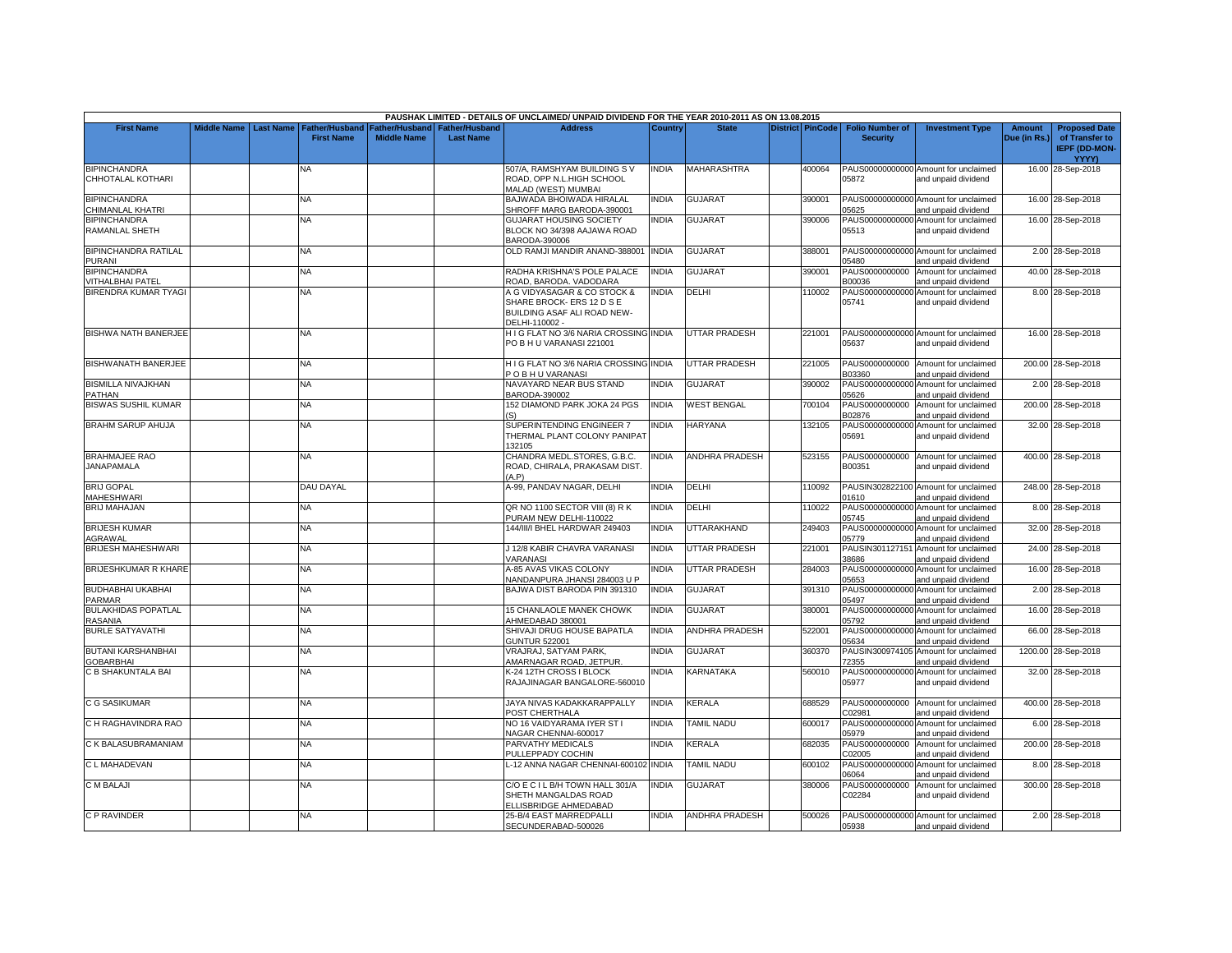| PAUSHAK LIMITED - DETAILS OF UNCLAIMED/ UNPAID DIVIDEND FOR THE YEAR 2010-2011 AS ON 13.08.2015 | | | | | | | | | | | | | | | |
|---|---|---|---|---|---|---|---|---|---|---|---|---|---|---|---|
| **First Name** | **Middle Name** | **Last Name** | **Father/Husband First Name** | **Father/Husband Middle Name** | **Father/Husband Last Name** | **Address** | **Country** | **State** | **District** | **PinCode** | **Folio Number of Security** | **Investment Type** | **Amount Due (in Rs.)** | **Proposed Date of Transfer to IEPF (DD-MON-YYYY)** |
| BIPINCHANDRA CHHOTALAL KOTHARI | | | NA | | | 507/A, RAMSHYAM BUILDING S V ROAD, OPP N.L.HIGH SCHOOL MALAD (WEST) MUMBAI | INDIA | MAHARASHTRA | | 400064 | PAUS00000000000 05872 | Amount for unclaimed and unpaid dividend | 16.00 | 28-Sep-2018 |
| BIPINCHANDRA CHIMANLAL KHATRI | | | NA | | | BAJWADA BHOIWADA HIRALAL SHROFF MARG BARODA-390001 | INDIA | GUJARAT | | 390001 | PAUS00000000000 05625 | Amount for unclaimed and unpaid dividend | 16.00 | 28-Sep-2018 |
| BIPINCHANDRA RAMANLAL SHETH | | | NA | | | GUJARAT HOUSING SOCIETY BLOCK NO 34/398 AAJAWA ROAD BARODA-390006 | INDIA | GUJARAT | | 390006 | PAUS00000000000 05513 | Amount for unclaimed and unpaid dividend | 16.00 | 28-Sep-2018 |
| BIPINCHANDRA RATILAL PURANI | | | NA | | | OLD RAMJI MANDIR ANAND-388001 | INDIA | GUJARAT | | 388001 | PAUS00000000000 05480 | Amount for unclaimed and unpaid dividend | 2.00 | 28-Sep-2018 |
| BIPINCHANDRA VITHALBHAI PATEL | | | NA | | | RADHA KRISHNA'S POLE PALACE ROAD, BARODA. VADODARA | INDIA | GUJARAT | | 390001 | PAUS0000000000 B00036 | Amount for unclaimed and unpaid dividend | 40.00 | 28-Sep-2018 |
| BIRENDRA KUMAR TYAGI | | | NA | | | A G VIDYASAGAR & CO STOCK & SHARE BROCK- ERS 12 D S E BUILDING ASAF ALI ROAD NEW-DELHI-110002 - | INDIA | DELHI | | 110002 | PAUS00000000000 05741 | Amount for unclaimed and unpaid dividend | 8.00 | 28-Sep-2018 |
| BISHWA NATH BANERJEE | | | NA | | | H I G FLAT NO 3/6 NARIA CROSSING PO B H U VARANASI 221001 | INDIA | UTTAR PRADESH | | 221001 | PAUS00000000000 05637 | Amount for unclaimed and unpaid dividend | 16.00 | 28-Sep-2018 |
| BISHWANATH BANERJEE | | | NA | | | H I G FLAT NO 3/6 NARIA CROSSING P O B H U VARANASI | INDIA | UTTAR PRADESH | | 221005 | PAUS0000000000 B03360 | Amount for unclaimed and unpaid dividend | 200.00 | 28-Sep-2018 |
| BISMILLA NIVAJKHAN PATHAN | | | NA | | | NAVAYARD NEAR BUS STAND BARODA-390002 | INDIA | GUJARAT | | 390002 | PAUS00000000000 05626 | Amount for unclaimed and unpaid dividend | 2.00 | 28-Sep-2018 |
| BISWAS SUSHIL KUMAR | | | NA | | | 152 DIAMOND PARK JOKA 24 PGS (S) | INDIA | WEST BENGAL | | 700104 | PAUS0000000000 B02876 | Amount for unclaimed and unpaid dividend | 200.00 | 28-Sep-2018 |
| BRAHM SARUP AHUJA | | | NA | | | SUPERINTENDING ENGINEER 7 THERMAL PLANT COLONY PANIPAT 132105 | INDIA | HARYANA | | 132105 | PAUS00000000000 05691 | Amount for unclaimed and unpaid dividend | 32.00 | 28-Sep-2018 |
| BRAHMAJEE RAO JANAPAMALA | | | NA | | | CHANDRA MEDL.STORES, G.B.C. ROAD, CHIRALA, PRAKASAM DIST. (A.P) | INDIA | ANDHRA PRADESH | | 523155 | PAUS0000000000 B00351 | Amount for unclaimed and unpaid dividend | 400.00 | 28-Sep-2018 |
| BRIJ GOPAL MAHESHWARI | | | DAU DAYAL | | | A-99, PANDAV NAGAR, DELHI | INDIA | DELHI | | 110092 | PAUSIN302822100 01610 | Amount for unclaimed and unpaid dividend | 248.00 | 28-Sep-2018 |
| BRIJ MAHAJAN | | | NA | | | QR NO 1100 SECTOR VIII (8) R K PURAM NEW DELHI-110022 | INDIA | DELHI | | 110022 | PAUS00000000000 05745 | Amount for unclaimed and unpaid dividend | 8.00 | 28-Sep-2018 |
| BRIJESH KUMAR AGRAWAL | | | NA | | | 144/III/I BHEL HARDWAR 249403 | INDIA | UTTARAKHAND | | 249403 | PAUS00000000000 05779 | Amount for unclaimed and unpaid dividend | 32.00 | 28-Sep-2018 |
| BRIJESH MAHESHWARI | | | NA | | | J 12/8 KABIR CHAVRA VARANASI VARANASI | INDIA | UTTAR PRADESH | | 221001 | PAUSIN301127151 38686 | Amount for unclaimed and unpaid dividend | 24.00 | 28-Sep-2018 |
| BRIJESHKUMAR R KHARE | | | NA | | | A-85 AVAS VIKAS COLONY NANDANPURA JHANSI 284003 U P | INDIA | UTTAR PRADESH | | 284003 | PAUS00000000000 05653 | Amount for unclaimed and unpaid dividend | 16.00 | 28-Sep-2018 |
| BUDHABHAI UKABHAI PARMAR | | | NA | | | BAJWA DIST BARODA PIN 391310 | INDIA | GUJARAT | | 391310 | PAUS00000000000 05497 | Amount for unclaimed and unpaid dividend | 2.00 | 28-Sep-2018 |
| BULAKHIDAS POPATLAL RASANIA | | | NA | | | 15 CHANLAOLE MANEK CHOWK AHMEDABAD 380001 | INDIA | GUJARAT | | 380001 | PAUS00000000000 05792 | Amount for unclaimed and unpaid dividend | 16.00 | 28-Sep-2018 |
| BURLE SATYAVATHI | | | NA | | | SHIVAJI DRUG HOUSE BAPATLA GUNTUR 522001 | INDIA | ANDHRA PRADESH | | 522001 | PAUS00000000000 05634 | Amount for unclaimed and unpaid dividend | 66.00 | 28-Sep-2018 |
| BUTANI KARSHANBHAI GOBARBHAI | | | NA | | | VRAJRAJ, SATYAM PARK, AMARNAGAR ROAD, JETPUR. | INDIA | GUJARAT | | 360370 | PAUSIN300974105 72355 | Amount for unclaimed and unpaid dividend | 1200.00 | 28-Sep-2018 |
| C B SHAKUNTALA BAI | | | NA | | | K-24 12TH CROSS I BLOCK RAJAJINAGAR BANGALORE-560010 | INDIA | KARNATAKA | | 560010 | PAUS00000000000 05977 | Amount for unclaimed and unpaid dividend | 32.00 | 28-Sep-2018 |
| C G SASIKUMAR | | | NA | | | JAYA NIVAS KADAKKARAPPALLY POST CHERTHALA | INDIA | KERALA | | 688529 | PAUS0000000000 C02981 | Amount for unclaimed and unpaid dividend | 400.00 | 28-Sep-2018 |
| C H RAGHAVINDRA RAO | | | NA | | | NO 16 VAIDYARAMA IYER ST I NAGAR CHENNAI-600017 | INDIA | TAMIL NADU | | 600017 | PAUS00000000000 05979 | Amount for unclaimed and unpaid dividend | 6.00 | 28-Sep-2018 |
| C K BALASUBRAMANIAM | | | NA | | | PARVATHY MEDICALS PULLEPPADY COCHIN | INDIA | KERALA | | 682035 | PAUS0000000000 C02005 | Amount for unclaimed and unpaid dividend | 200.00 | 28-Sep-2018 |
| C L MAHADEVAN | | | NA | | | L-12 ANNA NAGAR CHENNAI-600102 | INDIA | TAMIL NADU | | 600102 | PAUS00000000000 06064 | Amount for unclaimed and unpaid dividend | 8.00 | 28-Sep-2018 |
| C M BALAJI | | | NA | | | C/O E C I L B/H TOWN HALL 301/A SHETH MANGALDAS ROAD ELLISBRIDGE AHMEDABAD | INDIA | GUJARAT | | 380006 | PAUS0000000000 C02284 | Amount for unclaimed and unpaid dividend | 300.00 | 28-Sep-2018 |
| C P RAVINDER | | | NA | | | 25-B/4 EAST MARREDPALLI SECUNDERABAD-500026 | INDIA | ANDHRA PRADESH | | 500026 | PAUS00000000000 05938 | Amount for unclaimed and unpaid dividend | 2.00 | 28-Sep-2018 |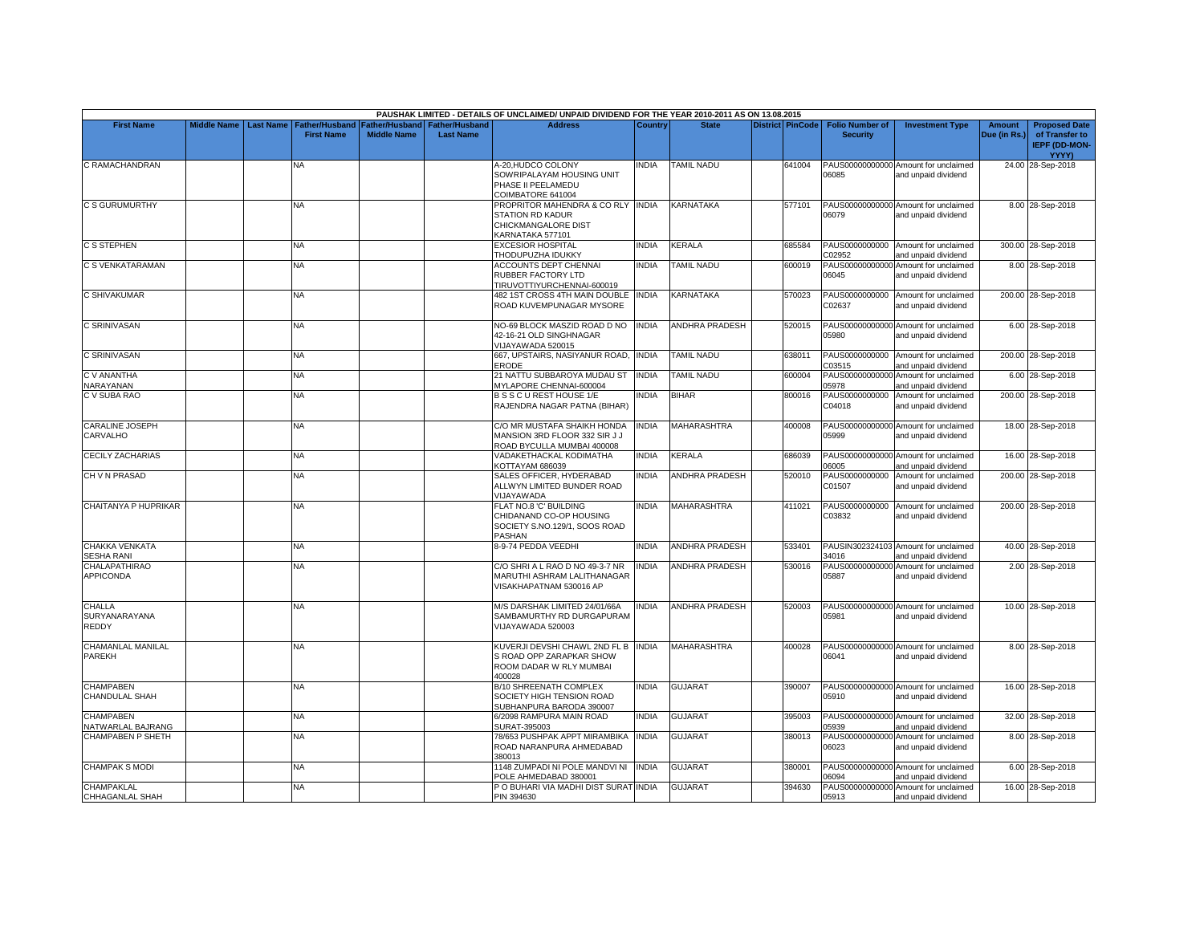PAUSHAK LIMITED - DETAILS OF UNCLAIMED/ UNPAID DIVIDEND FOR THE YEAR 2010-2011 AS ON 13.08.2015

| First Name | Middle Name | Last Name | Father/Husband First Name | Father/Husband Middle Name | Father/Husband Last Name | Address | Country | State | District | PinCode | Folio Number of Security | Investment Type | Amount Due (in Rs.) | Proposed Date of Transfer to IEPF (DD-MON-YYYY) |
|---|---|---|---|---|---|---|---|---|---|---|---|---|---|---|
| C RAMACHANDRAN | | | NA | | | A-20,HUDCO COLONY SOWRIPALAYAM HOUSING UNIT PHASE II PEELAMEDU COIMBATORE 641004 | INDIA | TAMIL NADU | | 641004 | PAUS00000000000 06085 | Amount for unclaimed and unpaid dividend | 24.00 | 28-Sep-2018 |
| C S GURUMURTHY | | | NA | | | PROPRITOR MAHENDRA & CO RLY STATION RD KADUR CHICKMANGALORE DIST KARNATAKA 577101 | INDIA | KARNATAKA | | 577101 | PAUS00000000000 06079 | Amount for unclaimed and unpaid dividend | 8.00 | 28-Sep-2018 |
| C S STEPHEN | | | NA | | | EXCESIOR HOSPITAL THODUPUZHA IDUKKY | INDIA | KERALA | | 685584 | PAUS0000000000 C02952 | Amount for unclaimed and unpaid dividend | 300.00 | 28-Sep-2018 |
| C S VENKATARAMAN | | | NA | | | ACCOUNTS DEPT CHENNAI RUBBER FACTORY LTD TIRUVOTTIYURCHENNAI-600019 | INDIA | TAMIL NADU | | 600019 | PAUS00000000000 06045 | Amount for unclaimed and unpaid dividend | 8.00 | 28-Sep-2018 |
| C SHIVAKUMAR | | | NA | | | 482 1ST CROSS 4TH MAIN DOUBLE ROAD KUVEMPUNAGAR MYSORE | INDIA | KARNATAKA | | 570023 | PAUS0000000000 C02637 | Amount for unclaimed and unpaid dividend | 200.00 | 28-Sep-2018 |
| C SRINIVASAN | | | NA | | | NO-69 BLOCK MASZID ROAD D NO 42-16-21 OLD SINGHNAGAR VIJAYAWADA 520015 | INDIA | ANDHRA PRADESH | | 520015 | PAUS00000000000 05980 | Amount for unclaimed and unpaid dividend | 6.00 | 28-Sep-2018 |
| C SRINIVASAN | | | NA | | | 667, UPSTAIRS, NASIYANUR ROAD, ERODE | INDIA | TAMIL NADU | | 638011 | PAUS0000000000 C03515 | Amount for unclaimed and unpaid dividend | 200.00 | 28-Sep-2018 |
| C V ANANTHA NARAYANAN | | | NA | | | 21 NATTU SUBBAROYA MUDAU ST MYLAPORE CHENNAI-600004 | INDIA | TAMIL NADU | | 600004 | PAUS00000000000 05978 | Amount for unclaimed and unpaid dividend | 6.00 | 28-Sep-2018 |
| C V SUBA RAO | | | NA | | | B S S C U REST HOUSE 1/E RAJENDRA NAGAR PATNA (BIHAR) | INDIA | BIHAR | | 800016 | PAUS0000000000 C04018 | Amount for unclaimed and unpaid dividend | 200.00 | 28-Sep-2018 |
| CARALINE JOSEPH CARVALHO | | | NA | | | C/O MR MUSTAFA SHAIKH HONDA MANSION 3RD FLOOR 332 SIR J J ROAD BYCULLA MUMBAI 400008 | INDIA | MAHARASHTRA | | 400008 | PAUS00000000000 05999 | Amount for unclaimed and unpaid dividend | 18.00 | 28-Sep-2018 |
| CECILY ZACHARIAS | | | NA | | | VADAKETHACKAL KODIMATHA KOTTAYAM 686039 | INDIA | KERALA | | 686039 | PAUS00000000000 06005 | Amount for unclaimed and unpaid dividend | 16.00 | 28-Sep-2018 |
| CH V N PRASAD | | | NA | | | SALES OFFICER, HYDERABAD ALLWYN LIMITED BUNDER ROAD VIJAYAWADA | INDIA | ANDHRA PRADESH | | 520010 | PAUS0000000000 C01507 | Amount for unclaimed and unpaid dividend | 200.00 | 28-Sep-2018 |
| CHAITANYA P HUPRIKAR | | | NA | | | FLAT NO.8 'C' BUILDING CHIDANAND CO-OP HOUSING SOCIETY S.NO.129/1, SOOS ROAD PASHAN | INDIA | MAHARASHTRA | | 411021 | PAUS0000000000 C03832 | Amount for unclaimed and unpaid dividend | 200.00 | 28-Sep-2018 |
| CHAKKA VENKATA SESHA RANI | | | NA | | | 8-9-74 PEDDA VEEDHI | INDIA | ANDHRA PRADESH | | 533401 | PAUSIN302324103 34016 | Amount for unclaimed and unpaid dividend | 40.00 | 28-Sep-2018 |
| CHALAPATHIRAO APPICONDA | | | NA | | | C/O SHRI A L RAO D NO 49-3-7 NR MARUTHI ASHRAM LALITHANAGAR VISAKHAPATNAM 530016 AP | INDIA | ANDHRA PRADESH | | 530016 | PAUS00000000000 05887 | Amount for unclaimed and unpaid dividend | 2.00 | 28-Sep-2018 |
| CHALLA SURYANARAYANA REDDY | | | NA | | | M/S DARSHAK LIMITED 24/01/66A SAMBAMURTHY RD DURGAPURAM VIJAYAWADA 520003 | INDIA | ANDHRA PRADESH | | 520003 | PAUS00000000000 05981 | Amount for unclaimed and unpaid dividend | 10.00 | 28-Sep-2018 |
| CHAMANLAL MANILAL PAREKH | | | NA | | | KUVERJI DEVSHI CHAWL 2ND FL B S ROAD OPP ZARAPKAR SHOW ROOM DADAR W RLY MUMBAI 400028 | INDIA | MAHARASHTRA | | 400028 | PAUS00000000000 06041 | Amount for unclaimed and unpaid dividend | 8.00 | 28-Sep-2018 |
| CHAMPABEN CHANDULAL SHAH | | | NA | | | B/10 SHREENATH COMPLEX SOCIETY HIGH TENSION ROAD SUBHANPURA BARODA 390007 | INDIA | GUJARAT | | 390007 | PAUS00000000000 05910 | Amount for unclaimed and unpaid dividend | 16.00 | 28-Sep-2018 |
| CHAMPABEN NATWARLAL BAJRANG | | | NA | | | 6/2098 RAMPURA MAIN ROAD SURAT-395003 | INDIA | GUJARAT | | 395003 | PAUS00000000000 05939 | Amount for unclaimed and unpaid dividend | 32.00 | 28-Sep-2018 |
| CHAMPABEN P SHETH | | | NA | | | 78/653 PUSHPAK APPT MIRAMBIKA ROAD NARANPURA AHMEDABAD 380013 | INDIA | GUJARAT | | 380013 | PAUS00000000000 06023 | Amount for unclaimed and unpaid dividend | 8.00 | 28-Sep-2018 |
| CHAMPAK S MODI | | | NA | | | 1148 ZUMPADI NI POLE MANDVI NI POLE AHMEDABAD 380001 | INDIA | GUJARAT | | 380001 | PAUS00000000000 06094 | Amount for unclaimed and unpaid dividend | 6.00 | 28-Sep-2018 |
| CHAMPAKLAL CHHAGANLAL SHAH | | | NA | | | P O BUHARI VIA MADHI DIST SURAT PIN 394630 | INDIA | GUJARAT | | 394630 | PAUS00000000000 05913 | Amount for unclaimed and unpaid dividend | 16.00 | 28-Sep-2018 |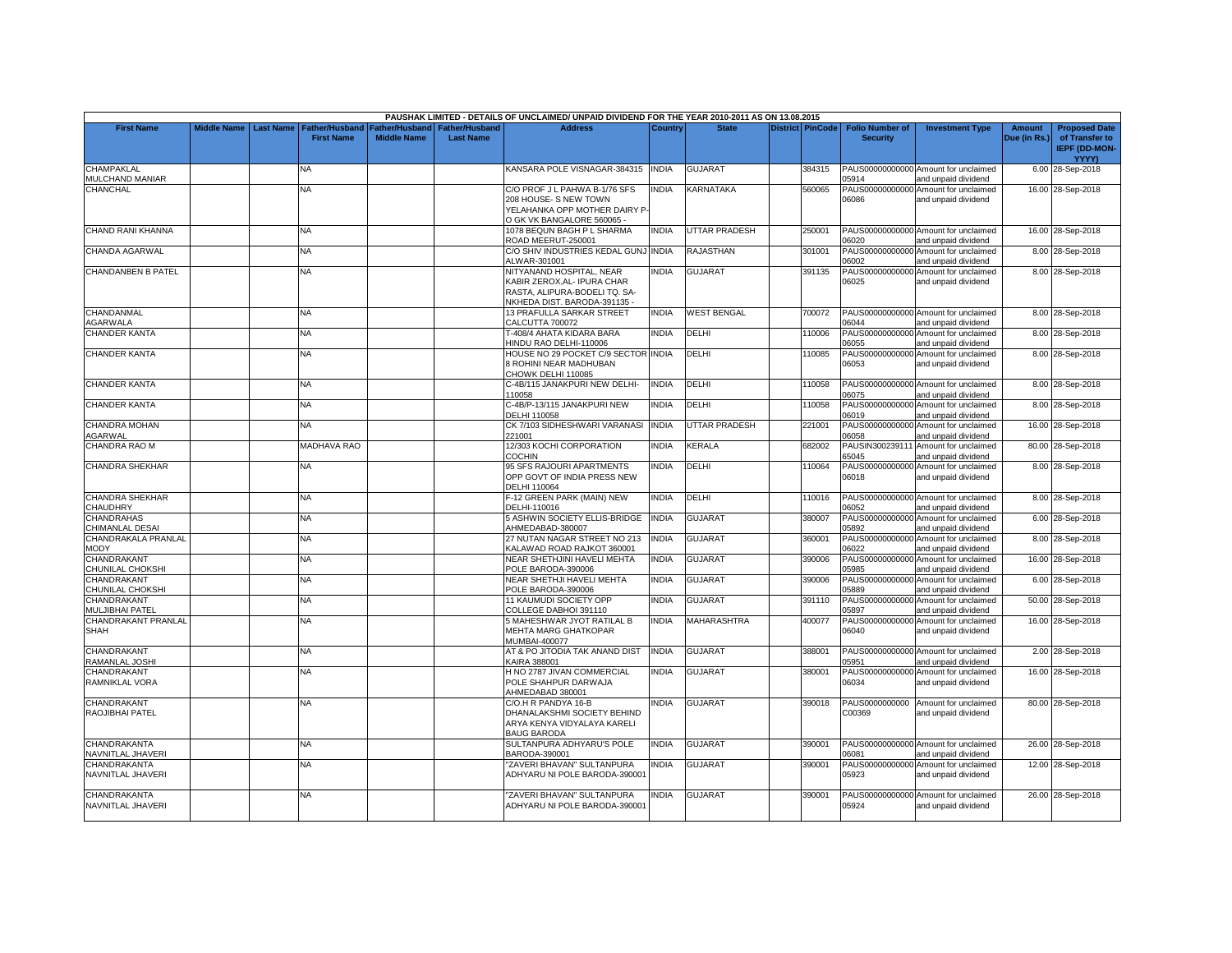PAUSHAK LIMITED - DETAILS OF UNCLAIMED/ UNPAID DIVIDEND FOR THE YEAR 2010-2011 AS ON 13.08.2015

| First Name | Middle Name | Last Name | Father/Husband First Name | Father/Husband Middle Name | Father/Husband Last Name | Address | Country | State | District | PinCode | Folio Number of Security | Investment Type | Amount Due (in Rs.) | Proposed Date of Transfer to IEPF (DD-MON-YYYY) |
|---|---|---|---|---|---|---|---|---|---|---|---|---|---|---|
| CHAMPAKLAL MULCHAND MANIAR | | | NA | | | KANSARA POLE VISNAGAR-384315 | INDIA | GUJARAT | | 384315 | PAUS00000000000005914 | Amount for unclaimed and unpaid dividend | 6.00 | 28-Sep-2018 |
| CHANCHAL | | | NA | | | C/O PROF J L PAHWA B-1/76 SFS 208 HOUSE- S NEW TOWN YELAHANKA OPP MOTHER DAIRY P-O GK VK BANGALORE 560065 - | INDIA | KARNATAKA | | 560065 | PAUS00000000000006086 | Amount for unclaimed and unpaid dividend | 16.00 | 28-Sep-2018 |
| CHAND RANI KHANNA | | | NA | | | 1078 BEQUN BAGH P L SHARMA ROAD MEERUT-250001 | INDIA | UTTAR PRADESH | | 250001 | PAUS00000000000006020 | Amount for unclaimed and unpaid dividend | 16.00 | 28-Sep-2018 |
| CHANDA AGARWAL | | | NA | | | C/O SHIV INDUSTRIES KEDAL GUNJ ALWAR-301001 | INDIA | RAJASTHAN | | 301001 | PAUS00000000000006002 | Amount for unclaimed and unpaid dividend | 8.00 | 28-Sep-2018 |
| CHANDANBEN B PATEL | | | NA | | | NITYANAND HOSPITAL, NEAR KABIR ZEROX,AL- IPURA CHAR RASTA, ALIPURA-BODELI TQ. SA-NKHEDA DIST. BARODA-391135 - | INDIA | GUJARAT | | 391135 | PAUS00000000000006025 | Amount for unclaimed and unpaid dividend | 8.00 | 28-Sep-2018 |
| CHANDANMAL AGARWALA | | | NA | | | 13 PRAFULLA SARKAR STREET CALCUTTA 700072 | INDIA | WEST BENGAL | | 700072 | PAUS00000000000006044 | Amount for unclaimed and unpaid dividend | 8.00 | 28-Sep-2018 |
| CHANDER KANTA | | | NA | | | T-408/4 AHATA KIDARA BARA HINDU RAO DELHI-110006 | INDIA | DELHI | | 110006 | PAUS00000000000006055 | Amount for unclaimed and unpaid dividend | 8.00 | 28-Sep-2018 |
| CHANDER KANTA | | | NA | | | HOUSE NO 29 POCKET C/9 SECTOR 8 ROHINI NEAR MADHUBAN CHOWK DELHI 110085 | INDIA | DELHI | | 110085 | PAUS00000000000006053 | Amount for unclaimed and unpaid dividend | 8.00 | 28-Sep-2018 |
| CHANDER KANTA | | | NA | | | C-4B/115 JANAKPURI NEW DELHI-110058 | INDIA | DELHI | | 110058 | PAUS00000000000006075 | Amount for unclaimed and unpaid dividend | 8.00 | 28-Sep-2018 |
| CHANDER KANTA | | | NA | | | C-4B/P-13/115 JANAKPURI NEW DELHI 110058 | INDIA | DELHI | | 110058 | PAUS00000000000006019 | Amount for unclaimed and unpaid dividend | 8.00 | 28-Sep-2018 |
| CHANDRA MOHAN AGARWAL | | | NA | | | CK 7/103 SIDHESHWARI VARANASI 221001 | INDIA | UTTAR PRADESH | | 221001 | PAUS00000000000006058 | Amount for unclaimed and unpaid dividend | 16.00 | 28-Sep-2018 |
| CHANDRA RAO M | | | MADHAVA RAO | | | 12/303 KOCHI CORPORATION COCHIN | INDIA | KERALA | | 682002 | PAUSIN30023911165045 | Amount for unclaimed and unpaid dividend | 80.00 | 28-Sep-2018 |
| CHANDRA SHEKHAR | | | NA | | | 95 SFS RAJOURI APARTMENTS OPP GOVT OF INDIA PRESS NEW DELHI 110064 | INDIA | DELHI | | 110064 | PAUS00000000000006018 | Amount for unclaimed and unpaid dividend | 8.00 | 28-Sep-2018 |
| CHANDRA SHEKHAR CHAUDHRY | | | NA | | | F-12 GREEN PARK (MAIN) NEW DELHI-110016 | INDIA | DELHI | | 110016 | PAUS00000000000006052 | Amount for unclaimed and unpaid dividend | 8.00 | 28-Sep-2018 |
| CHANDRAHAS CHIMANLAL DESAI | | | NA | | | 5 ASHWIN SOCIETY ELLIS-BRIDGE AHMEDABAD-380007 | INDIA | GUJARAT | | 380007 | PAUS00000000000005892 | Amount for unclaimed and unpaid dividend | 6.00 | 28-Sep-2018 |
| CHANDRAKALA PRANLAL MODY | | | NA | | | 27 NUTAN NAGAR STREET NO 213 KALAWAD ROAD RAJKOT 360001 | INDIA | GUJARAT | | 360001 | PAUS00000000000006022 | Amount for unclaimed and unpaid dividend | 8.00 | 28-Sep-2018 |
| CHANDRAKANT CHUNILAL CHOKSHI | | | NA | | | NEAR SHETHJINI HAVELI MEHTA POLE BARODA-390006 | INDIA | GUJARAT | | 390006 | PAUS00000000000005985 | Amount for unclaimed and unpaid dividend | 16.00 | 28-Sep-2018 |
| CHANDRAKANT CHUNILAL CHOKSHI | | | NA | | | NEAR SHETHJI HAVELI MEHTA POLE BARODA-390006 | INDIA | GUJARAT | | 390006 | PAUS00000000000005889 | Amount for unclaimed and unpaid dividend | 6.00 | 28-Sep-2018 |
| CHANDRAKANT MULJIBHAI PATEL | | | NA | | | 11 KAUMUDI SOCIETY OPP COLLEGE DABHOI 391110 | INDIA | GUJARAT | | 391110 | PAUS00000000000005897 | Amount for unclaimed and unpaid dividend | 50.00 | 28-Sep-2018 |
| CHANDRAKANT PRANLAL SHAH | | | NA | | | 5 MAHESHWAR JYOT RATILAL B MEHTA MARG GHATKOPAR MUMBAI-400077 | INDIA | MAHARASHTRA | | 400077 | PAUS00000000000006040 | Amount for unclaimed and unpaid dividend | 16.00 | 28-Sep-2018 |
| CHANDRAKANT RAMANLAL JOSHI | | | NA | | | AT & PO JITODIA TAK ANAND DIST KAIRA 388001 | INDIA | GUJARAT | | 388001 | PAUS00000000000005951 | Amount for unclaimed and unpaid dividend | 2.00 | 28-Sep-2018 |
| CHANDRAKANT RAMNIKLAL VORA | | | NA | | | H NO 2787 JIVAN COMMERCIAL POLE SHAHPUR DARWAJA AHMEDABAD 380001 | INDIA | GUJARAT | | 380001 | PAUS00000000000006034 | Amount for unclaimed and unpaid dividend | 16.00 | 28-Sep-2018 |
| CHANDRAKANT RAOJIBHAI PATEL | | | NA | | | C/O.H R PANDYA 16-B DHANALAKSHMI SOCIETY BEHIND ARYA KENYA VIDYALAYA KARELI BAUG BARODA | INDIA | GUJARAT | | 390018 | PAUS0000000000C00369 | Amount for unclaimed and unpaid dividend | 80.00 | 28-Sep-2018 |
| CHANDRAKANTA NAVNITLAL JHAVERI | | | NA | | | SULTANPURA ADHYARU'S POLE BARODA-390001 | INDIA | GUJARAT | | 390001 | PAUS00000000000006081 | Amount for unclaimed and unpaid dividend | 26.00 | 28-Sep-2018 |
| CHANDRAKANTA NAVNITLAL JHAVERI | | | NA | | | "ZAVERI BHAVAN" SULTANPURA ADHYARU NI POLE BARODA-390001 | INDIA | GUJARAT | | 390001 | PAUS00000000000005923 | Amount for unclaimed and unpaid dividend | 12.00 | 28-Sep-2018 |
| CHANDRAKANTA NAVNITLAL JHAVERI | | | NA | | | "ZAVERI BHAVAN" SULTANPURA ADHYARU NI POLE BARODA-390001 | INDIA | GUJARAT | | 390001 | PAUS00000000000005924 | Amount for unclaimed and unpaid dividend | 26.00 | 28-Sep-2018 |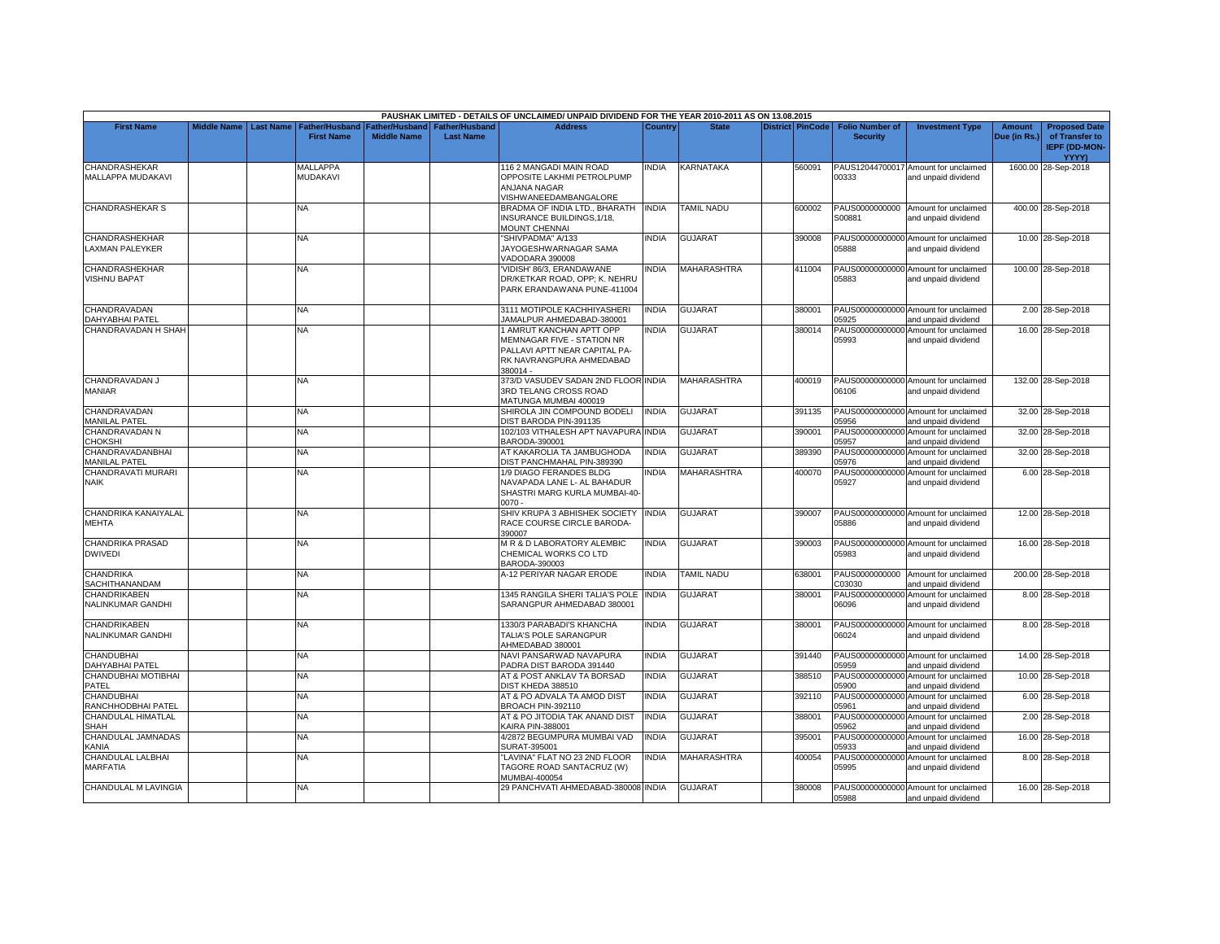PAUSHAK LIMITED - DETAILS OF UNCLAIMED/ UNPAID DIVIDEND FOR THE YEAR 2010-2011 AS ON 13.08.2015

| First Name | Middle Name | Last Name | Father/Husband First Name | Father/Husband Middle Name | Father/Husband Last Name | Address | Country | State | District | PinCode | Folio Number of Security | Investment Type | Amount Due (in Rs.) | Proposed Date of Transfer to IEPF (DD-MON-YYYY) |
|---|---|---|---|---|---|---|---|---|---|---|---|---|---|---|
| CHANDRASHEKAR MALLAPPA MUDAKAVI | | | MALLAPPA MUDAKAVI | | | 116 2 MANGADI MAIN ROAD OPPOSITE LAKHMI PETROLPUMP ANJANA NAGAR VISHWANEEDAMBANGALORE | INDIA | KARNATAKA | | 560091 | PAUS12044700017 00333 | Amount for unclaimed and unpaid dividend | 1600.00 | 28-Sep-2018 |
| CHANDRASHEKAR S | | | NA | | | BRADMA OF INDIA LTD., BHARATH INSURANCE BUILDINGS,1/18, MOUNT CHENNAI | INDIA | TAMIL NADU | | 600002 | PAUS0000000000 S00881 | Amount for unclaimed and unpaid dividend | 400.00 | 28-Sep-2018 |
| CHANDRASHEKHAR LAXMAN PALEYKER | | | NA | | | "SHIVPADMA" A/133 JAYOGESHWARNAGAR SAMA VADODARA 390008 | INDIA | GUJARAT | | 390008 | PAUS00000000000 05888 | Amount for unclaimed and unpaid dividend | 10.00 | 28-Sep-2018 |
| CHANDRASHEKHAR VISHNU BAPAT | | | NA | | | 'VIDISH' 86/3, ERANDAWANE DR/KETKAR ROAD, OPP; K. NEHRU PARK ERANDAWANA PUNE-411004 | INDIA | MAHARASHTRA | | 411004 | PAUS00000000000 05883 | Amount for unclaimed and unpaid dividend | 100.00 | 28-Sep-2018 |
| CHANDRAVADAN DAHYABHAI PATEL | | | NA | | | 3111 MOTIPOLE KACHHIYASHERI JAMALPUR AHMEDABAD-380001 | INDIA | GUJARAT | | 380001 | PAUS00000000000 05925 | Amount for unclaimed and unpaid dividend | 2.00 | 28-Sep-2018 |
| CHANDRAVADAN H SHAH | | | NA | | | 1 AMRUT KANCHAN APTT OPP MEMNAGAR FIVE - STATION NR PALLAVI APTT NEAR CAPITAL PA-RK NAVRANGPURA AHMEDABAD 380014 - | INDIA | GUJARAT | | 380014 | PAUS00000000000 05993 | Amount for unclaimed and unpaid dividend | 16.00 | 28-Sep-2018 |
| CHANDRAVADAN J MANIAR | | | NA | | | 373/D VASUDEV SADAN 2ND FLOOR 3RD TELANG CROSS ROAD MATUNGA MUMBAI 400019 | INDIA | MAHARASHTRA | | 400019 | PAUS00000000000 06106 | Amount for unclaimed and unpaid dividend | 132.00 | 28-Sep-2018 |
| CHANDRAVADAN MANILAL PATEL | | | NA | | | SHIROLA JIN COMPOUND BODELI DIST BARODA PIN-391135 | INDIA | GUJARAT | | 391135 | PAUS00000000000 05956 | Amount for unclaimed and unpaid dividend | 32.00 | 28-Sep-2018 |
| CHANDRAVADAN N CHOKSHI | | | NA | | | 102/103 VITHALESH APT NAVAPURA BARODA-390001 | INDIA | GUJARAT | | 390001 | PAUS00000000000 05957 | Amount for unclaimed and unpaid dividend | 32.00 | 28-Sep-2018 |
| CHANDRAVADANBHAI MANILAL PATEL | | | NA | | | AT KAKAROLIA TA JAMBUGHODA DIST PANCHMAHAL PIN-389390 | INDIA | GUJARAT | | 389390 | PAUS00000000000 05976 | Amount for unclaimed and unpaid dividend | 32.00 | 28-Sep-2018 |
| CHANDRAVATI MURARI NAIK | | | NA | | | 1/9 DIAGO FERANDES BLDG NAVAPADA LANE L- AL BAHADUR SHASTRI MARG KURLA MUMBAI-40-0070 - | INDIA | MAHARASHTRA | | 400070 | PAUS00000000000 05927 | Amount for unclaimed and unpaid dividend | 6.00 | 28-Sep-2018 |
| CHANDRIKA KANAIYALAL MEHTA | | | NA | | | SHIV KRUPA 3 ABHISHEK SOCIETY RACE COURSE CIRCLE BARODA-390007 | INDIA | GUJARAT | | 390007 | PAUS00000000000 05886 | Amount for unclaimed and unpaid dividend | 12.00 | 28-Sep-2018 |
| CHANDRIKA PRASAD DWIVEDI | | | NA | | | M R & D LABORATORY ALEMBIC CHEMICAL WORKS CO LTD BARODA-390003 | INDIA | GUJARAT | | 390003 | PAUS00000000000 05983 | Amount for unclaimed and unpaid dividend | 16.00 | 28-Sep-2018 |
| CHANDRIKA SACHITHANANDAM | | | NA | | | A-12 PERIYAR NAGAR ERODE | INDIA | TAMIL NADU | | 638001 | PAUS0000000000 C03030 | Amount for unclaimed and unpaid dividend | 200.00 | 28-Sep-2018 |
| CHANDRIKABEN NALINKUMAR GANDHI | | | NA | | | 1345 RANGILA SHERI TALIA'S POLE SARANGPUR AHMEDABAD 380001 | INDIA | GUJARAT | | 380001 | PAUS00000000000 06096 | Amount for unclaimed and unpaid dividend | 8.00 | 28-Sep-2018 |
| CHANDRIKABEN NALINKUMAR GANDHI | | | NA | | | 1330/3 PARABADI'S KHANCHA TALIA'S POLE SARANGPUR AHMEDABAD 380001 | INDIA | GUJARAT | | 380001 | PAUS00000000000 06024 | Amount for unclaimed and unpaid dividend | 8.00 | 28-Sep-2018 |
| CHANDUBHAI DAHYABHAI PATEL | | | NA | | | NAVI PANSARWAD NAVAPURA PADRA DIST BARODA 391440 | INDIA | GUJARAT | | 391440 | PAUS00000000000 05959 | Amount for unclaimed and unpaid dividend | 14.00 | 28-Sep-2018 |
| CHANDUBHAI MOTIBHAI PATEL | | | NA | | | AT & POST ANKLAV TA BORSAD DIST KHEDA 388510 | INDIA | GUJARAT | | 388510 | PAUS00000000000 05900 | Amount for unclaimed and unpaid dividend | 10.00 | 28-Sep-2018 |
| CHANDUBHAI RANCHHODBHAI PATEL | | | NA | | | AT & PO ADVALA TA AMOD DIST BROACH PIN-392110 | INDIA | GUJARAT | | 392110 | PAUS00000000000 05961 | Amount for unclaimed and unpaid dividend | 6.00 | 28-Sep-2018 |
| CHANDULAL HIMATLAL SHAH | | | NA | | | AT & PO JITODIA TAK ANAND DIST KAIRA PIN-388001 | INDIA | GUJARAT | | 388001 | PAUS00000000000 05962 | Amount for unclaimed and unpaid dividend | 2.00 | 28-Sep-2018 |
| CHANDULAL JAMNADAS KANIA | | | NA | | | 4/2872 BEGUMPURA MUMBAI VAD SURAT-395001 | INDIA | GUJARAT | | 395001 | PAUS00000000000 05933 | Amount for unclaimed and unpaid dividend | 16.00 | 28-Sep-2018 |
| CHANDULAL LALBHAI MARFATIA | | | NA | | | "LAVINA" FLAT NO 23 2ND FLOOR TAGORE ROAD SANTACRUZ (W) MUMBAI-400054 | INDIA | MAHARASHTRA | | 400054 | PAUS00000000000 05995 | Amount for unclaimed and unpaid dividend | 8.00 | 28-Sep-2018 |
| CHANDULAL M LAVINGIA | | | NA | | | 29 PANCHVATI AHMEDABAD-380008 | INDIA | GUJARAT | | 380008 | PAUS00000000000 05988 | Amount for unclaimed and unpaid dividend | 16.00 | 28-Sep-2018 |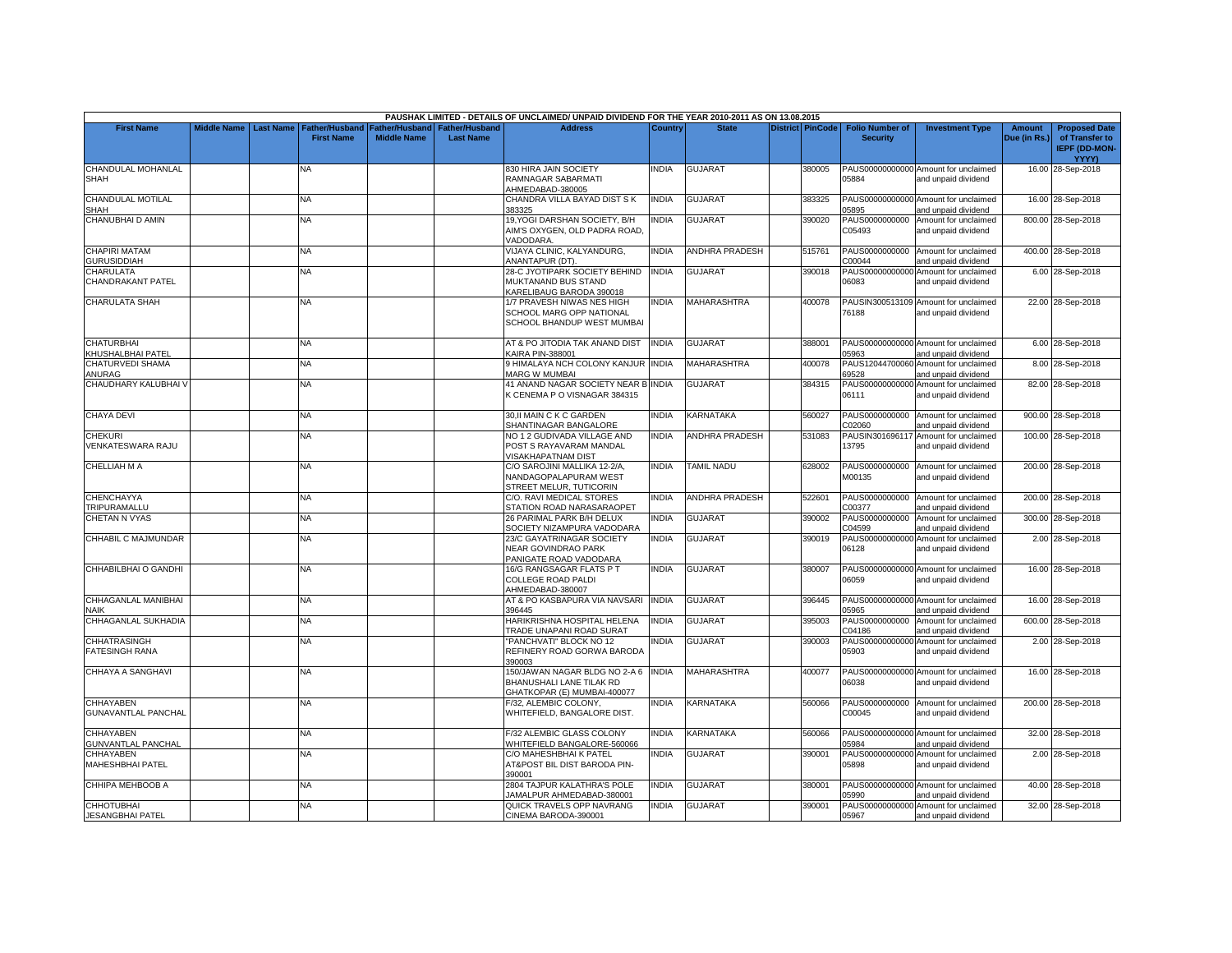PAUSHAK LIMITED - DETAILS OF UNCLAIMED/ UNPAID DIVIDEND FOR THE YEAR 2010-2011 AS ON 13.08.2015

| First Name | Middle Name | Last Name | Father/Husband First Name | Father/Husband Middle Name | Father/Husband Last Name | Address | Country | State | District | PinCode | Folio Number of Security | Investment Type | Amount Due (in Rs.) | Proposed Date of Transfer to IEPF (DD-MON-YYYY) |
|---|---|---|---|---|---|---|---|---|---|---|---|---|---|---|
| CHANDULAL MOHANLAL SHAH | | | NA | | | 830 HIRA JAIN SOCIETY RAMNAGAR SABARMATI AHMEDABAD-380005 | INDIA | GUJARAT | | 380005 | PAUS00000000000 05884 | Amount for unclaimed and unpaid dividend | 16.00 | 28-Sep-2018 |
| CHANDULAL MOTILAL SHAH | | | NA | | | CHANDRA VILLA BAYAD DIST S K 383325 | INDIA | GUJARAT | | 383325 | PAUS00000000000 05895 | Amount for unclaimed and unpaid dividend | 16.00 | 28-Sep-2018 |
| CHANUBHAI D AMIN | | | NA | | | 19,YOGI DARSHAN SOCIETY, B/H AIM'S OXYGEN, OLD PADRA ROAD, VADODARA. | INDIA | GUJARAT | | 390020 | PAUS0000000000 C05493 | Amount for unclaimed and unpaid dividend | 800.00 | 28-Sep-2018 |
| CHAPIRI MATAM GURUSIDDIAH | | | NA | | | VIJAYA CLINIC, KALYANDURG, ANANTAPUR (DT). | INDIA | ANDHRA PRADESH | | 515761 | PAUS0000000000 C00044 | Amount for unclaimed and unpaid dividend | 400.00 | 28-Sep-2018 |
| CHARULATA CHANDRAKANT PATEL | | | NA | | | 28-C JYOTIPARK SOCIETY BEHIND MUKTANAND BUS STAND KARELIBAUG BARODA 390018 | INDIA | GUJARAT | | 390018 | PAUS00000000000 06083 | Amount for unclaimed and unpaid dividend | 6.00 | 28-Sep-2018 |
| CHARULATA SHAH | | | NA | | | 1/7 PRAVESH NIWAS NES HIGH SCHOOL MARG OPP NATIONAL SCHOOL BHANDUP WEST MUMBAI | INDIA | MAHARASHTRA | | 400078 | PAUSIN300513109 76188 | Amount for unclaimed and unpaid dividend | 22.00 | 28-Sep-2018 |
| CHATURBHAI KHUSHALBHAI PATEL | | | NA | | | AT & PO JITODIA TAK ANAND DIST KAIRA PIN-388001 | INDIA | GUJARAT | | 388001 | PAUS00000000000 05963 | Amount for unclaimed and unpaid dividend | 6.00 | 28-Sep-2018 |
| CHATURVEDI SHAMA ANURAG | | | NA | | | 9 HIMALAYA NCH COLONY KANJUR MARG W MUMBAI | INDIA | MAHARASHTRA | | 400078 | PAUS12044700060 69528 | Amount for unclaimed and unpaid dividend | 8.00 | 28-Sep-2018 |
| CHAUDHARY KALUBHAI V | | | NA | | | 41 ANAND NAGAR SOCIETY NEAR B K CENEMA P O VISNAGAR 384315 | INDIA | GUJARAT | | 384315 | PAUS00000000000 06111 | Amount for unclaimed and unpaid dividend | 82.00 | 28-Sep-2018 |
| CHAYA DEVI | | | NA | | | 30,II MAIN C K C GARDEN SHANTINAGAR BANGALORE | INDIA | KARNATAKA | | 560027 | PAUS0000000000 C02060 | Amount for unclaimed and unpaid dividend | 900.00 | 28-Sep-2018 |
| CHEKURI VENKATESWARA RAJU | | | NA | | | NO 1 2 GUDIVADA VILLAGE AND POST S RAYAVARAM MANDAL VISAKHAPATNAM DIST | INDIA | ANDHRA PRADESH | | 531083 | PAUSIN301696117 13795 | Amount for unclaimed and unpaid dividend | 100.00 | 28-Sep-2018 |
| CHELLIAH M A | | | NA | | | C/O SAROJINI MALLIKA 12-2/A, NANDAGOPALAPURAM WEST STREET MELUR, TUTICORIN | INDIA | TAMIL NADU | | 628002 | PAUS0000000000 M00135 | Amount for unclaimed and unpaid dividend | 200.00 | 28-Sep-2018 |
| CHENCHAYYA TRIPURAMALLU | | | NA | | | C/O. RAVI MEDICAL STORES STATION ROAD NARASARAOPET | INDIA | ANDHRA PRADESH | | 522601 | PAUS0000000000 C00377 | Amount for unclaimed and unpaid dividend | 200.00 | 28-Sep-2018 |
| CHETAN N VYAS | | | NA | | | 26 PARIMAL PARK B/H DELUX SOCIETY NIZAMPURA VADODARA | INDIA | GUJARAT | | 390002 | PAUS0000000000 C04599 | Amount for unclaimed and unpaid dividend | 300.00 | 28-Sep-2018 |
| CHHABIL C MAJMUNDAR | | | NA | | | 23/C GAYATRINAGAR SOCIETY NEAR GOVINDRAO PARK PANIGATE ROAD VADODARA | INDIA | GUJARAT | | 390019 | PAUS00000000000 06128 | Amount for unclaimed and unpaid dividend | 2.00 | 28-Sep-2018 |
| CHHABILBHAI O GANDHI | | | NA | | | 16/G RANGSAGAR FLATS P T COLLEGE ROAD PALDI AHMEDABAD-380007 | INDIA | GUJARAT | | 380007 | PAUS00000000000 06059 | Amount for unclaimed and unpaid dividend | 16.00 | 28-Sep-2018 |
| CHHAGANLAL MANIBHAI NAIK | | | NA | | | AT & PO KASBAPURA VIA NAVSARI 396445 | INDIA | GUJARAT | | 396445 | PAUS00000000000 05965 | Amount for unclaimed and unpaid dividend | 16.00 | 28-Sep-2018 |
| CHHAGANLAL SUKHADIA | | | NA | | | HARIKRISHNA HOSPITAL HELENA TRADE UNAPANI ROAD SURAT | INDIA | GUJARAT | | 395003 | PAUS0000000000 C04186 | Amount for unclaimed and unpaid dividend | 600.00 | 28-Sep-2018 |
| CHHATRASINGH FATESINGH RANA | | | NA | | | "PANCHVATI" BLOCK NO 12 REFINERY ROAD GORWA BARODA 390003 | INDIA | GUJARAT | | 390003 | PAUS00000000000 05903 | Amount for unclaimed and unpaid dividend | 2.00 | 28-Sep-2018 |
| CHHAYA A SANGHAVI | | | NA | | | 150/JAWAN NAGAR BLDG NO 2-A 6 BHANUSHALI LANE TILAK RD GHATKOPAR (E) MUMBAI-400077 | INDIA | MAHARASHTRA | | 400077 | PAUS00000000000 06038 | Amount for unclaimed and unpaid dividend | 16.00 | 28-Sep-2018 |
| CHHAYABEN GUNAVANTLAL PANCHAL | | | NA | | | F/32, ALEMBIC COLONY, WHITEFIELD, BANGALORE DIST. | INDIA | KARNATAKA | | 560066 | PAUS0000000000 C00045 | Amount for unclaimed and unpaid dividend | 200.00 | 28-Sep-2018 |
| CHHAYABEN GUNVANTLAL PANCHAL | | | NA | | | F/32 ALEMBIC GLASS COLONY WHITEFIELD BANGALORE-560066 | INDIA | KARNATAKA | | 560066 | PAUS00000000000 05984 | Amount for unclaimed and unpaid dividend | 32.00 | 28-Sep-2018 |
| CHHAYABEN MAHESHBHAI PATEL | | | NA | | | C/O MAHESHBHAI K PATEL AT&POST BIL DIST BARODA PIN-390001 | INDIA | GUJARAT | | 390001 | PAUS00000000000 05898 | Amount for unclaimed and unpaid dividend | 2.00 | 28-Sep-2018 |
| CHHIPA MEHBOOB A | | | NA | | | 2804 TAJPUR KALATHRA'S POLE JAMALPUR AHMEDABAD-380001 | INDIA | GUJARAT | | 380001 | PAUS00000000000 05990 | Amount for unclaimed and unpaid dividend | 40.00 | 28-Sep-2018 |
| CHHOTUBHAI JESANGBHAI PATEL | | | NA | | | QUICK TRAVELS OPP NAVRANG CINEMA BARODA-390001 | INDIA | GUJARAT | | 390001 | PAUS00000000000 05967 | Amount for unclaimed and unpaid dividend | 32.00 | 28-Sep-2018 |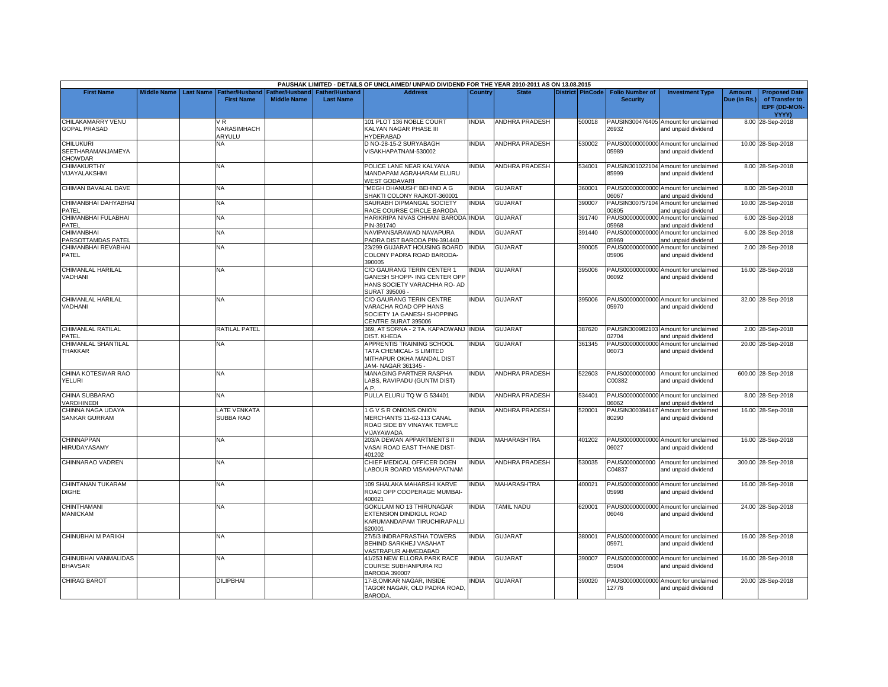| PAUSHAK LIMITED - DETAILS OF UNCLAIMED/ UNPAID DIVIDEND FOR THE YEAR 2010-2011 AS ON 13.08.2015 | | | | | | | | | | | | | | | |
|---|---|---|---|---|---|---|---|---|---|---|---|---|---|---|---|
| **First Name** | **Middle Name** | **Last Name** | **Father/Husband First Name** | **Father/Husband Middle Name** | **Father/Husband Last Name** | **Address** | **Country** | **State** | **District** | **PinCode** | **Folio Number of Security** | **Investment Type** | **Amount Due (in Rs.)** | **Proposed Date of Transfer to IEPF (DD-MON-YYYY)** |
| CHILAKAMARRY VENU GOPAL PRASAD | | | V R NARASIMHACH ARYULU | | | 101 PLOT 136 NOBLE COURT KALYAN NAGAR PHASE III HYDERABAD | INDIA | ANDHRA PRADESH | | 500018 | PAUSIN300476405 26932 | Amount for unclaimed and unpaid dividend | 8.00 | 28-Sep-2018 |
| CHILUKURI SEETHARAMANJAMEYA CHOWDAR | | | NA | | | D NO-28-15-2 SURYABAGH VISAKHAPATNAM-530002 | INDIA | ANDHRA PRADESH | | 530002 | PAUS00000000000 05989 | Amount for unclaimed and unpaid dividend | 10.00 | 28-Sep-2018 |
| CHIMAKURTHY VIJAYALAKSHMI | | | NA | | | POLICE LANE NEAR KALYANA MANDAPAM AGRAHARAM ELURU WEST GODAVARI | INDIA | ANDHRA PRADESH | | 534001 | PAUSIN301022104 85999 | Amount for unclaimed and unpaid dividend | 8.00 | 28-Sep-2018 |
| CHIMAN BAVALAL DAVE | | | NA | | | "MEGH DHANUSH" BEHIND A G SHAKTI COLONY RAJKOT-360001 | INDIA | GUJARAT | | 360001 | PAUS00000000000 06067 | Amount for unclaimed and unpaid dividend | 8.00 | 28-Sep-2018 |
| CHIMANBHAI DAHYABHAI PATEL | | | NA | | | SAURABH DIPMANGAL SOCIETY RACE COURSE CIRCLE BARODA | INDIA | GUJARAT | | 390007 | PAUSIN300757104 00805 | Amount for unclaimed and unpaid dividend | 10.00 | 28-Sep-2018 |
| CHIMANBHAI FULABHAI PATEL | | | NA | | | HARIKRIPA NIVAS CHHANI BARODA PIN-391740 | INDIA | GUJARAT | | 391740 | PAUS00000000000 05968 | Amount for unclaimed and unpaid dividend | 6.00 | 28-Sep-2018 |
| CHIMANBHAI PARSOTTAMDAS PATEL | | | NA | | | NAVIPANSARAWAD NAVAPURA PADRA DIST BARODA PIN-391440 | INDIA | GUJARAT | | 391440 | PAUS00000000000 05969 | Amount for unclaimed and unpaid dividend | 6.00 | 28-Sep-2018 |
| CHIMANBHAI REVABHAI PATEL | | | NA | | | 23/299 GUJARAT HOUSING BOARD COLONY PADRA ROAD BARODA-390005 | INDIA | GUJARAT | | 390005 | PAUS00000000000 05906 | Amount for unclaimed and unpaid dividend | 2.00 | 28-Sep-2018 |
| CHIMANLAL HARILAL VADHANI | | | NA | | | C/O GAURANG TERIN CENTER 1 GANESH SHOPP- ING CENTER OPP HANS SOCIETY VARACHHA RO- AD SURAT 395006 - | INDIA | GUJARAT | | 395006 | PAUS00000000000 06092 | Amount for unclaimed and unpaid dividend | 16.00 | 28-Sep-2018 |
| CHIMANLAL HARILAL VADHANI | | | NA | | | C/O GAURANG TERIN CENTRE VARACHA ROAD OPP HANS SOCIETY 1A GANESH SHOPPING CENTRE SURAT 395006 | INDIA | GUJARAT | | 395006 | PAUS00000000000 05970 | Amount for unclaimed and unpaid dividend | 32.00 | 28-Sep-2018 |
| CHIMANLAL RATILAL PATEL | | | RATILAL PATEL | | | 369, AT SORNA - 2 TA. KAPADWANJ DIST. KHEDA | INDIA | GUJARAT | | 387620 | PAUSIN300982103 02704 | Amount for unclaimed and unpaid dividend | 2.00 | 28-Sep-2018 |
| CHIMANLAL SHANTILAL THAKKAR | | | NA | | | APPRENTIS TRAINING SCHOOL TATA CHEMICAL- S LIMITED MITHAPUR OKHA MANDAL DIST JAM- NAGAR 361345 - | INDIA | GUJARAT | | 361345 | PAUS00000000000 06073 | Amount for unclaimed and unpaid dividend | 20.00 | 28-Sep-2018 |
| CHINA KOTESWAR RAO YELURI | | | NA | | | MANAGING PARTNER RASPHA LABS, RAVIPADU (GUNTM DIST) A.P. | INDIA | ANDHRA PRADESH | | 522603 | PAUS0000000000 C00382 | Amount for unclaimed and unpaid dividend | 600.00 | 28-Sep-2018 |
| CHINA SUBBARAO VARDHINEDI | | | NA | | | PULLA ELURU TQ W G 534401 | INDIA | ANDHRA PRADESH | | 534401 | PAUS00000000000 06062 | Amount for unclaimed and unpaid dividend | 8.00 | 28-Sep-2018 |
| CHINNA NAGA UDAYA SANKAR GURRAM | | | LATE VENKATA SUBBA RAO | | | 1 G V S R ONIONS ONION MERCHANTS 11-62-113 CANAL ROAD SIDE BY VINAYAK TEMPLE VIJAYAWADA | INDIA | ANDHRA PRADESH | | 520001 | PAUSIN300394147 80290 | Amount for unclaimed and unpaid dividend | 16.00 | 28-Sep-2018 |
| CHINNAPPAN HIRUDAYASAMY | | | NA | | | 203/A DEWAN APPARTMENTS II VASAI ROAD EAST THANE DIST-401202 | INDIA | MAHARASHTRA | | 401202 | PAUS00000000000 06027 | Amount for unclaimed and unpaid dividend | 16.00 | 28-Sep-2018 |
| CHINNARAO VADREN | | | NA | | | CHIEF MEDICAL OFFICER DOEN LABOUR BOARD VISAKHAPATNAM | INDIA | ANDHRA PRADESH | | 530035 | PAUS0000000000 C04837 | Amount for unclaimed and unpaid dividend | 300.00 | 28-Sep-2018 |
| CHINTANAN TUKARAM DIGHE | | | NA | | | 109 SHALAKA MAHARSHI KARVE ROAD OPP COOPERAGE MUMBAI-400021 | INDIA | MAHARASHTRA | | 400021 | PAUS00000000000 05998 | Amount for unclaimed and unpaid dividend | 16.00 | 28-Sep-2018 |
| CHINTHAMANI MANICKAM | | | NA | | | GOKULAM NO 13 THIRUNAGAR EXTENSION DINDIGUL ROAD KARUMANDAPAM TIRUCHIRAPALLI 620001 | INDIA | TAMIL NADU | | 620001 | PAUS00000000000 06046 | Amount for unclaimed and unpaid dividend | 24.00 | 28-Sep-2018 |
| CHINUBHAI M PARIKH | | | NA | | | 27/5/3 INDRAPRASTHA TOWERS BEHIND SARKHEJ VASAHAT VASTRAPUR AHMEDABAD | INDIA | GUJARAT | | 380001 | PAUS00000000000 05971 | Amount for unclaimed and unpaid dividend | 16.00 | 28-Sep-2018 |
| CHINUBHAI VANMALIDAS BHAVSAR | | | NA | | | 41/253 NEW ELLORA PARK RACE COURSE SUBHANPURA RD BARODA 390007 | INDIA | GUJARAT | | 390007 | PAUS00000000000 05904 | Amount for unclaimed and unpaid dividend | 16.00 | 28-Sep-2018 |
| CHIRAG BAROT | | | DILIPBHAI | | | 17-B,OMKAR NAGAR, INSIDE TAGOR NAGAR, OLD PADRA ROAD, BARODA. | INDIA | GUJARAT | | 390020 | PAUS00000000000 12776 | Amount for unclaimed and unpaid dividend | 20.00 | 28-Sep-2018 |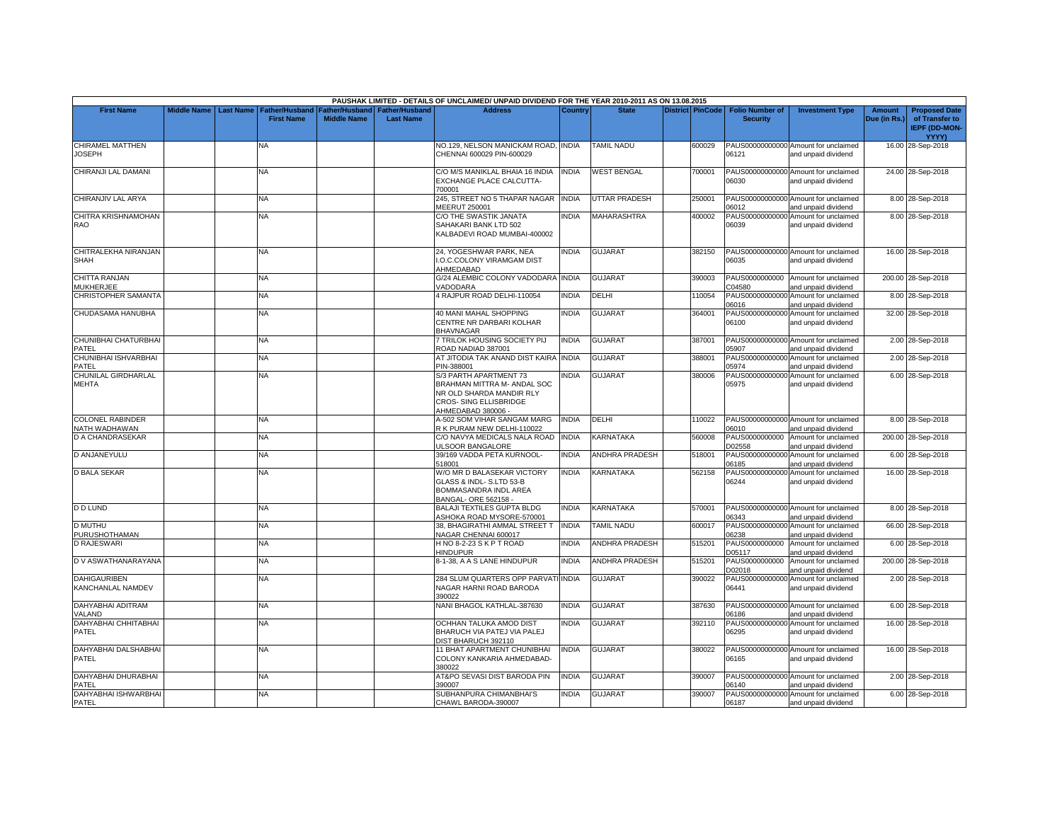PAUSHAK LIMITED - DETAILS OF UNCLAIMED/ UNPAID DIVIDEND FOR THE YEAR 2010-2011 AS ON 13.08.2015

| First Name | Middle Name | Last Name | Father/Husband First Name | Father/Husband Middle Name | Father/Husband Last Name | Address | Country | State | District | PinCode | Folio Number of Security | Investment Type | Amount Due (in Rs.) | Proposed Date of Transfer to IEPF (DD-MON-YYYY) |
|---|---|---|---|---|---|---|---|---|---|---|---|---|---|---|
| CHIRAMEL MATTHEN JOSEPH | | | NA | | | NO.129, NELSON MANICKAM ROAD, CHENNAI 600029 PIN-600029 | INDIA | TAMIL NADU | | 600029 | PAUS00000000000006121 | Amount for unclaimed and unpaid dividend | 16.00 | 28-Sep-2018 |
| CHIRANJI LAL DAMANI | | | NA | | | C/O M/S MANIKLAL BHAIA 16 INDIA EXCHANGE PLACE CALCUTTA-700001 | INDIA | WEST BENGAL | | 700001 | PAUS00000000000006030 | Amount for unclaimed and unpaid dividend | 24.00 | 28-Sep-2018 |
| CHIRANJIV LAL ARYA | | | NA | | | 245, STREET NO 5 THAPAR NAGAR MEERUT 250001 | INDIA | UTTAR PRADESH | | 250001 | PAUS00000000000006012 | Amount for unclaimed and unpaid dividend | 8.00 | 28-Sep-2018 |
| CHITRA KRISHNAMOHAN RAO | | | NA | | | C/O THE SWASTIK JANATA SAHAKARI BANK LTD 502 KALBADEVI ROAD MUMBAI-400002 | INDIA | MAHARASHTRA | | 400002 | PAUS00000000000006039 | Amount for unclaimed and unpaid dividend | 8.00 | 28-Sep-2018 |
| CHITRALEKHA NIRANJAN SHAH | | | NA | | | 24, YOGESHWAR PARK, NEA I.O.C.COLONY VIRAMGAM DIST AHMEDABAD | INDIA | GUJARAT | | 382150 | PAUS00000000000006035 | Amount for unclaimed and unpaid dividend | 16.00 | 28-Sep-2018 |
| CHITTA RANJAN MUKHERJEE | | | NA | | | G/24 ALEMBIC COLONY VADODARA VADODARA | INDIA | GUJARAT | | 390003 | PAUS0000000000C04580 | Amount for unclaimed and unpaid dividend | 200.00 | 28-Sep-2018 |
| CHRISTOPHER SAMANTA | | | NA | | | 4 RAJPUR ROAD DELHI-110054 | INDIA | DELHI | | 110054 | PAUS00000000000006016 | Amount for unclaimed and unpaid dividend | 8.00 | 28-Sep-2018 |
| CHUDASAMA HANUBHA | | | NA | | | 40 MANI MAHAL SHOPPING CENTRE NR DARBARI KOLHAR BHAVNAGAR | INDIA | GUJARAT | | 364001 | PAUS00000000000006100 | Amount for unclaimed and unpaid dividend | 32.00 | 28-Sep-2018 |
| CHUNIBHAI CHATURBHAI PATEL | | | NA | | | 7 TRILOK HOUSING SOCIETY PIJ ROAD NADIAD 387001 | INDIA | GUJARAT | | 387001 | PAUS00000000000005907 | Amount for unclaimed and unpaid dividend | 2.00 | 28-Sep-2018 |
| CHUNIBHAI ISHVARBHAI PATEL | | | NA | | | AT JITODIA TAK ANAND DIST KAIRA PIN-388001 | INDIA | GUJARAT | | 388001 | PAUS00000000000005974 | Amount for unclaimed and unpaid dividend | 2.00 | 28-Sep-2018 |
| CHUNILAL GIRDHARLAL MEHTA | | | NA | | | S/3 PARTH APARTMENT 73 BRAHMAN MITTRA M- ANDAL SOC NR OLD SHARDA MANDIR RLY CROS- SING ELLISBRIDGE AHMEDABAD 380006 - | INDIA | GUJARAT | | 380006 | PAUS00000000000005975 | Amount for unclaimed and unpaid dividend | 6.00 | 28-Sep-2018 |
| COLONEL RABINDER NATH WADHAWAN | | | NA | | | A-502 SOM VIHAR SANGAM MARG R K PURAM NEW DELHI-110022 | INDIA | DELHI | | 110022 | PAUS00000000000006010 | Amount for unclaimed and unpaid dividend | 8.00 | 28-Sep-2018 |
| D A CHANDRASEKAR | | | NA | | | C/O NAVYA MEDICALS NALA ROAD ULSOOR BANGALORE | INDIA | KARNATAKA | | 560008 | PAUS0000000000D02558 | Amount for unclaimed and unpaid dividend | 200.00 | 28-Sep-2018 |
| D ANJANEYULU | | | NA | | | 39/169 VADDA PETA KURNOOL-518001 | INDIA | ANDHRA PRADESH | | 518001 | PAUS00000000000006185 | Amount for unclaimed and unpaid dividend | 6.00 | 28-Sep-2018 |
| D BALA SEKAR | | | NA | | | W/O MR D BALASEKAR VICTORY GLASS & INDL- S.LTD 53-B BOMMASANDRA INDL AREA BANGAL- ORE 562158 - | INDIA | KARNATAKA | | 562158 | PAUS00000000000006244 | Amount for unclaimed and unpaid dividend | 16.00 | 28-Sep-2018 |
| D D LUND | | | NA | | | BALAJI TEXTILES GUPTA BLDG ASHOKA ROAD MYSORE-570001 | INDIA | KARNATAKA | | 570001 | PAUS00000000000006343 | Amount for unclaimed and unpaid dividend | 8.00 | 28-Sep-2018 |
| D MUTHU PURUSHOTHAMAN | | | NA | | | 38, BHAGIRATHI AMMAL STREET T NAGAR CHENNAI 600017 | INDIA | TAMIL NADU | | 600017 | PAUS00000000000006238 | Amount for unclaimed and unpaid dividend | 66.00 | 28-Sep-2018 |
| D RAJESWARI | | | NA | | | H NO 8-2-23 S K P T ROAD HINDUPUR | INDIA | ANDHRA PRADESH | | 515201 | PAUS0000000000D05117 | Amount for unclaimed and unpaid dividend | 6.00 | 28-Sep-2018 |
| D V ASWATHANARAYANA | | | NA | | | 8-1-38, A A S LANE HINDUPUR | INDIA | ANDHRA PRADESH | | 515201 | PAUS0000000000D02018 | Amount for unclaimed and unpaid dividend | 200.00 | 28-Sep-2018 |
| DAHIGAURIBEN KANCHANLAL NAMDEV | | | NA | | | 284 SLUM QUARTERS OPP PARVATI NAGAR HARNI ROAD BARODA 390022 | INDIA | GUJARAT | | 390022 | PAUS00000000000006441 | Amount for unclaimed and unpaid dividend | 2.00 | 28-Sep-2018 |
| DAHYABHAI ADITRAM VALAND | | | NA | | | NANI BHAGOL KATHLAL-387630 | INDIA | GUJARAT | | 387630 | PAUS00000000000006186 | Amount for unclaimed and unpaid dividend | 6.00 | 28-Sep-2018 |
| DAHYABHAI CHHITABHAI PATEL | | | NA | | | OCHHAN TALUKA AMOD DIST BHARUCH VIA PATEJ VIA PALEJ DIST BHARUCH 392110 | INDIA | GUJARAT | | 392110 | PAUS00000000000006295 | Amount for unclaimed and unpaid dividend | 16.00 | 28-Sep-2018 |
| DAHYABHAI DALSHABHAI PATEL | | | NA | | | 11 BHAT APARTMENT CHUNIBHAI COLONY KANKARIA AHMEDABAD-380022 | INDIA | GUJARAT | | 380022 | PAUS00000000000006165 | Amount for unclaimed and unpaid dividend | 16.00 | 28-Sep-2018 |
| DAHYABHAI DHURABHAI PATEL | | | NA | | | AT&PO SEVASI DIST BARODA PIN 390007 | INDIA | GUJARAT | | 390007 | PAUS00000000000006140 | Amount for unclaimed and unpaid dividend | 2.00 | 28-Sep-2018 |
| DAHYABHAI ISHWARBHAI PATEL | | | NA | | | SUBHANPURA CHIMANBHAI'S CHAWL BARODA-390007 | INDIA | GUJARAT | | 390007 | PAUS00000000000006187 | Amount for unclaimed and unpaid dividend | 6.00 | 28-Sep-2018 |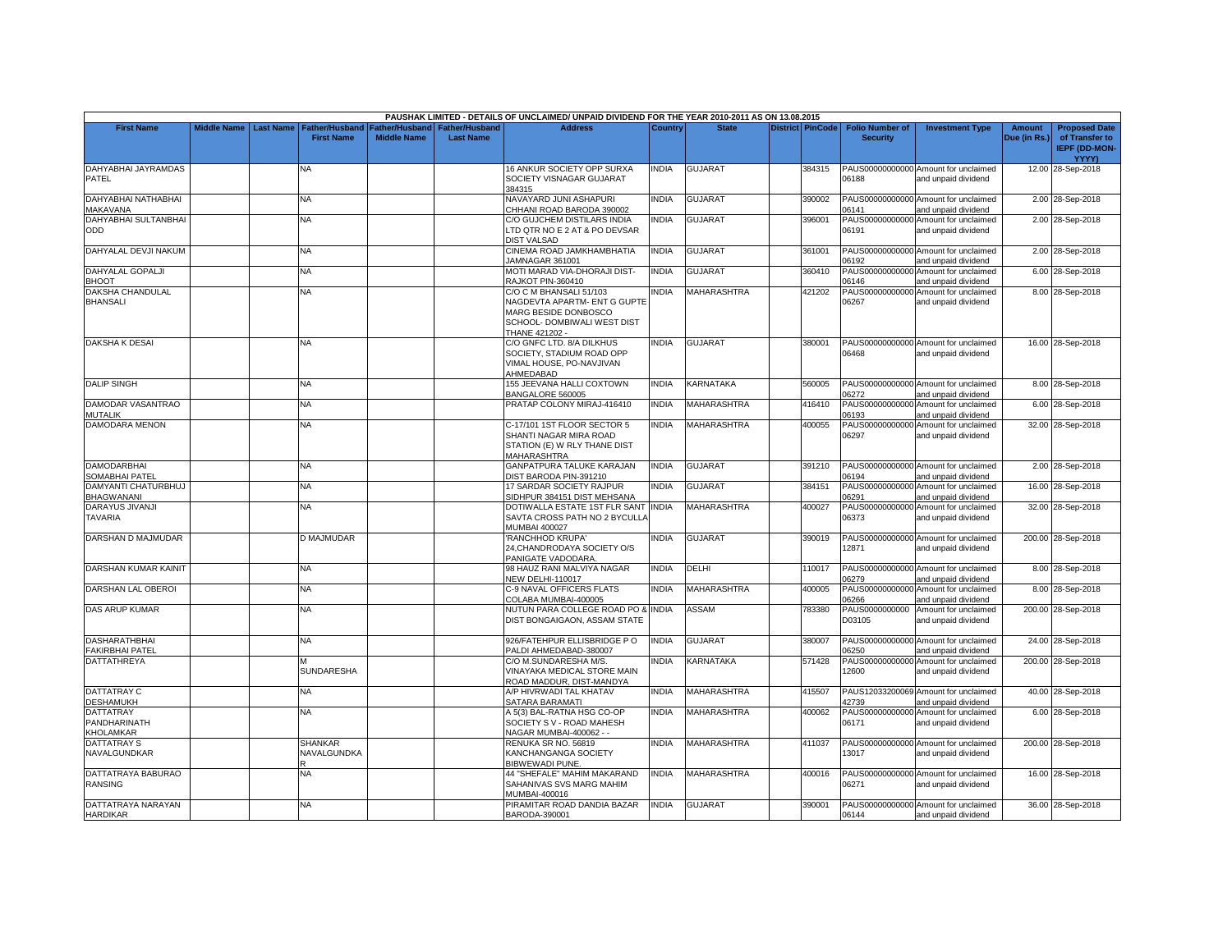| PAUSHAK LIMITED - DETAILS OF UNCLAIMED/ UNPAID DIVIDEND FOR THE YEAR 2010-2011 AS ON 13.08.2015 | | | | | | | | | | | | | | | |
|---|---|---|---|---|---|---|---|---|---|---|---|---|---|---|---|
| First Name | Middle Name | Last Name | Father/Husband First Name | Father/Husband Middle Name | Father/Husband Last Name | Address | Country | State | District | PinCode | Folio Number of Security | Investment Type | Amount Due (in Rs.) | Proposed Date of Transfer to IEPF (DD-MON-YYYY) |
| DAHYABHAI JAYRAMDAS PATEL | | | NA | | | 16 ANKUR SOCIETY OPP SURXA SOCIETY VISNAGAR GUJARAT 384315 | INDIA | GUJARAT | | 384315 | PAUS00000000000 06188 | Amount for unclaimed and unpaid dividend | 12.00 | 28-Sep-2018 |
| DAHYABHAI NATHABHAI MAKAVANA | | | NA | | | NAVAYARD JUNI ASHAPURI CHHANI ROAD BARODA 390002 | INDIA | GUJARAT | | 390002 | PAUS00000000000 06141 | Amount for unclaimed and unpaid dividend | 2.00 | 28-Sep-2018 |
| DAHYABHAI SULTANBHAI ODD | | | NA | | | C/O GUJCHEM DISTILARS INDIA LTD QTR NO E 2 AT & PO DEVSAR DIST VALSAD | INDIA | GUJARAT | | 396001 | PAUS00000000000 06191 | Amount for unclaimed and unpaid dividend | 2.00 | 28-Sep-2018 |
| DAHYALAL DEVJI NAKUM | | | NA | | | CINEMA ROAD JAMKHAMBHATIA JAMNAGAR 361001 | INDIA | GUJARAT | | 361001 | PAUS00000000000 06192 | Amount for unclaimed and unpaid dividend | 2.00 | 28-Sep-2018 |
| DAHYALAL GOPALJI BHOOT | | | NA | | | MOTI MARAD VIA-DHORAJI DIST-RAJKOT PIN-360410 | INDIA | GUJARAT | | 360410 | PAUS00000000000 06146 | Amount for unclaimed and unpaid dividend | 6.00 | 28-Sep-2018 |
| DAKSHA CHANDULAL BHANSALI | | | NA | | | C/O C M BHANSALI 51/103 NAGDEVTA APARTM- ENT G GUPTE MARG BESIDE DONBOSCO SCHOOL- DOMBIWALI WEST DIST THANE 421202 - | INDIA | MAHARASHTRA | | 421202 | PAUS00000000000 06267 | Amount for unclaimed and unpaid dividend | 8.00 | 28-Sep-2018 |
| DAKSHA K DESAI | | | NA | | | C/O GNFC LTD. 8/A DILKHUS SOCIETY, STADIUM ROAD OPP VIMAL HOUSE, PO-NAVJIVAN AHMEDABAD | INDIA | GUJARAT | | 380001 | PAUS00000000000 06468 | Amount for unclaimed and unpaid dividend | 16.00 | 28-Sep-2018 |
| DALIP SINGH | | | NA | | | 155 JEEVANA HALLI COXTOWN BANGALORE 560005 | INDIA | KARNATAKA | | 560005 | PAUS00000000000 06272 | Amount for unclaimed and unpaid dividend | 8.00 | 28-Sep-2018 |
| DAMODAR VASANTRAO MUTALIK | | | NA | | | PRATAP COLONY MIRAJ-416410 | INDIA | MAHARASHTRA | | 416410 | PAUS00000000000 06193 | Amount for unclaimed and unpaid dividend | 6.00 | 28-Sep-2018 |
| DAMODARA MENON | | | NA | | | C-17/101 1ST FLOOR SECTOR 5 SHANTI NAGAR MIRA ROAD STATION (E) W RLY THANE DIST MAHARASHTRA | INDIA | MAHARASHTRA | | 400055 | PAUS00000000000 06297 | Amount for unclaimed and unpaid dividend | 32.00 | 28-Sep-2018 |
| DAMODARBHAI SOMABHAI PATEL | | | NA | | | GANPATPURA TALUKE KARAJAN DIST BARODA PIN-391210 | INDIA | GUJARAT | | 391210 | PAUS00000000000 06194 | Amount for unclaimed and unpaid dividend | 2.00 | 28-Sep-2018 |
| DAMYANTI CHATURBHUJ BHAGWANANI | | | NA | | | 17 SARDAR SOCIETY RAJPUR SIDHPUR 384151 DIST MEHSANA | INDIA | GUJARAT | | 384151 | PAUS00000000000 06291 | Amount for unclaimed and unpaid dividend | 16.00 | 28-Sep-2018 |
| DARAYUS JIVANJI TAVARIA | | | NA | | | DOTIWALLA ESTATE 1ST FLR SANT SAVTA CROSS PATH NO 2 BYCULLA MUMBAI 400027 | INDIA | MAHARASHTRA | | 400027 | PAUS00000000000 06373 | Amount for unclaimed and unpaid dividend | 32.00 | 28-Sep-2018 |
| DARSHAN D MAJMUDAR | | | D MAJMUDAR | | | 'RANCHHOD KRUPA' 24,CHANDRODAYA SOCIETY O/S PANIGATE VADODARA. | INDIA | GUJARAT | | 390019 | PAUS00000000000 12871 | Amount for unclaimed and unpaid dividend | 200.00 | 28-Sep-2018 |
| DARSHAN KUMAR KAINIT | | | NA | | | 98 HAUZ RANI MALVIYA NAGAR NEW DELHI-110017 | INDIA | DELHI | | 110017 | PAUS00000000000 06279 | Amount for unclaimed and unpaid dividend | 8.00 | 28-Sep-2018 |
| DARSHAN LAL OBEROI | | | NA | | | C-9 NAVAL OFFICERS FLATS COLABA MUMBAI-400005 | INDIA | MAHARASHTRA | | 400005 | PAUS00000000000 06266 | Amount for unclaimed and unpaid dividend | 8.00 | 28-Sep-2018 |
| DAS ARUP KUMAR | | | NA | | | NUTUN PARA COLLEGE ROAD PO & DIST BONGAIGAON, ASSAM STATE | INDIA | ASSAM | | 783380 | PAUS0000000000 D03105 | Amount for unclaimed and unpaid dividend | 200.00 | 28-Sep-2018 |
| DASHARATHBHAI FAKIRBHAI PATEL | | | NA | | | 926/FATEHPUR ELLISBRIDGE P O PALDI AHMEDABAD-380007 | INDIA | GUJARAT | | 380007 | PAUS00000000000 06250 | Amount for unclaimed and unpaid dividend | 24.00 | 28-Sep-2018 |
| DATTATHREYA | | | M SUNDARESHA | | | C/O M.SUNDARESHA M/S. VINAYAKA MEDICAL STORE MAIN ROAD MADDUR, DIST-MANDYA | INDIA | KARNATAKA | | 571428 | PAUS00000000000 12600 | Amount for unclaimed and unpaid dividend | 200.00 | 28-Sep-2018 |
| DATTATRAY C DESHAMUKH | | | NA | | | A/P HIVRWADI TAL KHATAV SATARA BARAMATI | INDIA | MAHARASHTRA | | 415507 | PAUS12033200069 42739 | Amount for unclaimed and unpaid dividend | 40.00 | 28-Sep-2018 |
| DATTATRAY PANDHARINATH KHOLAMKAR | | | NA | | | A 5(3) BAL-RATNA HSG CO-OP SOCIETY S V - ROAD MAHESH NAGAR MUMBAI-400062 - - | INDIA | MAHARASHTRA | | 400062 | PAUS00000000000 06171 | Amount for unclaimed and unpaid dividend | 6.00 | 28-Sep-2018 |
| DATTATRAY S NAVALGUNDKAR | | | SHANKAR NAVALGUNDKA R | | | RENUKA SR NO. 56819 KANCHANGANGA SOCIETY BIBWEWADI PUNE. | INDIA | MAHARASHTRA | | 411037 | PAUS00000000000 13017 | Amount for unclaimed and unpaid dividend | 200.00 | 28-Sep-2018 |
| DATTATRAYA BABURAO RANSING | | | NA | | | 44 "SHEFALE" MAHIM MAKARAND SAHANIVAS SVS MARG MAHIM MUMBAI-400016 | INDIA | MAHARASHTRA | | 400016 | PAUS00000000000 06271 | Amount for unclaimed and unpaid dividend | 16.00 | 28-Sep-2018 |
| DATTATRAYA NARAYAN HARDIKAR | | | NA | | | PIRAMITAR ROAD DANDIA BAZAR BARODA-390001 | INDIA | GUJARAT | | 390001 | PAUS00000000000 06144 | Amount for unclaimed and unpaid dividend | 36.00 | 28-Sep-2018 |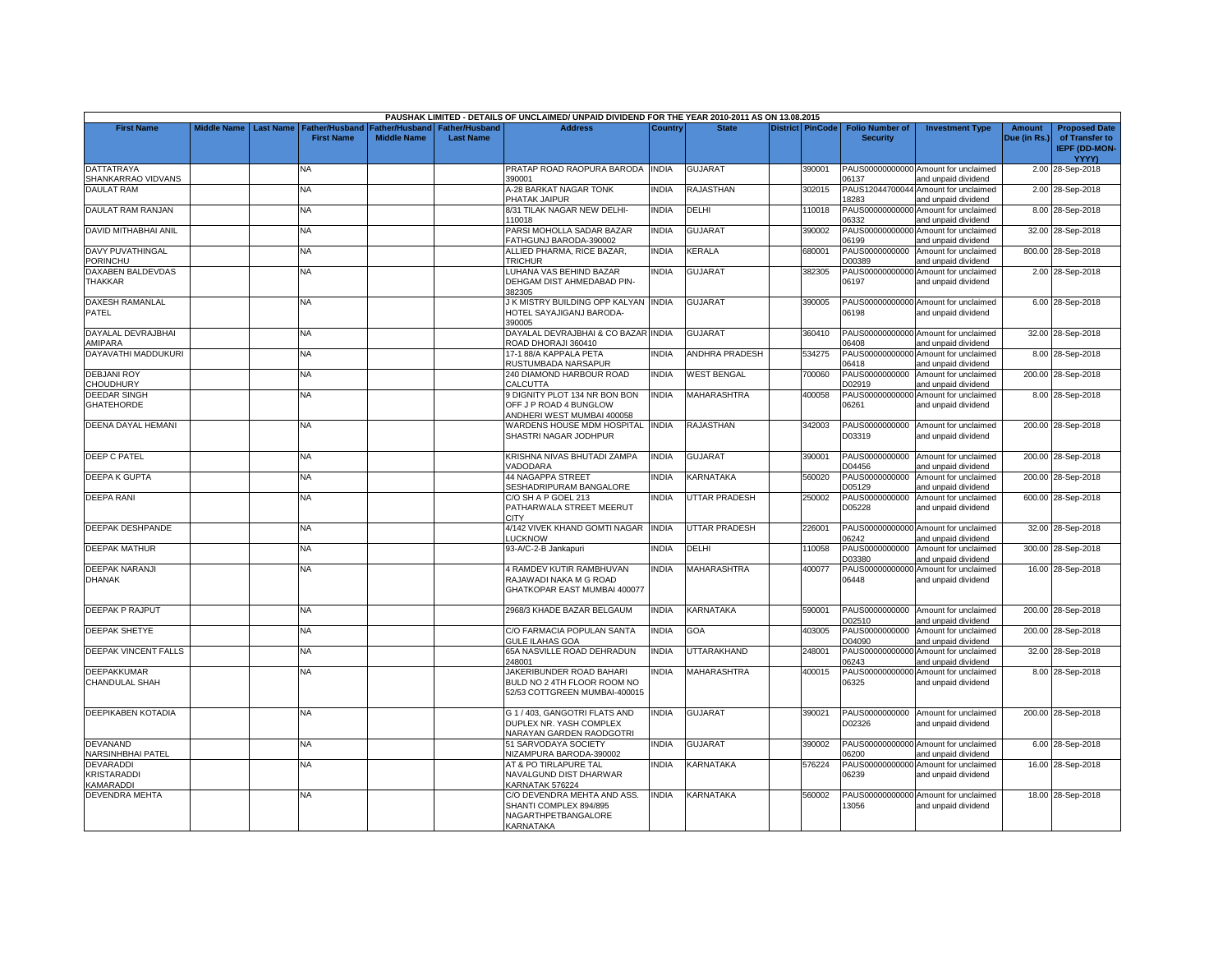PAUSHAK LIMITED - DETAILS OF UNCLAIMED/ UNPAID DIVIDEND FOR THE YEAR 2010-2011 AS ON 13.08.2015

| First Name | Middle Name | Last Name | Father/Husband First Name | Father/Husband Middle Name | Father/Husband Last Name | Address | Country | State | District | PinCode | Folio Number of Security | Investment Type | Amount Due (in Rs.) | Proposed Date of Transfer to IEPF (DD-MON-YYYY) |
|---|---|---|---|---|---|---|---|---|---|---|---|---|---|---|
| DATTATRAYA SHANKARRAO VIDVANS | | | NA | | | PRATAP ROAD RAOPURA BARODA 390001 | INDIA | GUJARAT | | 390001 | PAUS00000000000006137 | Amount for unclaimed and unpaid dividend | 2.00 | 28-Sep-2018 |
| DAULAT RAM | | | NA | | | A-28 BARKAT NAGAR TONK PHATAK JAIPUR | INDIA | RAJASTHAN | | 302015 | PAUS1204470004418283 | Amount for unclaimed and unpaid dividend | 2.00 | 28-Sep-2018 |
| DAULAT RAM RANJAN | | | NA | | | 8/31 TILAK NAGAR NEW DELHI-110018 | INDIA | DELHI | | 110018 | PAUS00000000000006332 | Amount for unclaimed and unpaid dividend | 8.00 | 28-Sep-2018 |
| DAVID MITHABHAI ANIL | | | NA | | | PARSI MOHOLLA SADAR BAZAR FATHGUNJ BARODA-390002 | INDIA | GUJARAT | | 390002 | PAUS00000000000006199 | Amount for unclaimed and unpaid dividend | 32.00 | 28-Sep-2018 |
| DAVY PUVATHINGAL PORINCHU | | | NA | | | ALLIED PHARMA, RICE BAZAR, TRICHUR | INDIA | KERALA | | 680001 | PAUS0000000000D00389 | Amount for unclaimed and unpaid dividend | 800.00 | 28-Sep-2018 |
| DAXABEN BALDEVDAS THAKKAR | | | NA | | | LUHANA VAS BEHIND BAZAR DEHGAM DIST AHMEDABAD PIN-382305 | INDIA | GUJARAT | | 382305 | PAUS00000000000006197 | Amount for unclaimed and unpaid dividend | 2.00 | 28-Sep-2018 |
| DAXESH RAMANLAL PATEL | | | NA | | | J K MISTRY BUILDING OPP KALYAN HOTEL SAYAJIGANJ BARODA-390005 | INDIA | GUJARAT | | 390005 | PAUS00000000000006198 | Amount for unclaimed and unpaid dividend | 6.00 | 28-Sep-2018 |
| DAYALAL DEVRAJBHAI AMIPARA | | | NA | | | DAYALAL DEVRAJBHAI & CO BAZAR ROAD DHORAJI 360410 | INDIA | GUJARAT | | 360410 | PAUS00000000000006408 | Amount for unclaimed and unpaid dividend | 32.00 | 28-Sep-2018 |
| DAYAVATHI MADDUKURI | | | NA | | | 17-1 88/A KAPPALA PETA RUSTUMBADA NARSAPUR | INDIA | ANDHRA PRADESH | | 534275 | PAUS00000000000006418 | Amount for unclaimed and unpaid dividend | 8.00 | 28-Sep-2018 |
| DEBJANI ROY CHOUDHURY | | | NA | | | 240 DIAMOND HARBOUR ROAD CALCUTTA | INDIA | WEST BENGAL | | 700060 | PAUS0000000000D02919 | Amount for unclaimed and unpaid dividend | 200.00 | 28-Sep-2018 |
| DEEDAR SINGH GHATEHORDE | | | NA | | | 9 DIGNITY PLOT 134 NR BON BON OFF J P ROAD 4 BUNGLOW ANDHERI WEST MUMBAI 400058 | INDIA | MAHARASHTRA | | 400058 | PAUS00000000000006261 | Amount for unclaimed and unpaid dividend | 8.00 | 28-Sep-2018 |
| DEENA DAYAL HEMANI | | | NA | | | WARDENS HOUSE MDM HOSPITAL SHASTRI NAGAR JODHPUR | INDIA | RAJASTHAN | | 342003 | PAUS0000000000D03319 | Amount for unclaimed and unpaid dividend | 200.00 | 28-Sep-2018 |
| DEEP C PATEL | | | NA | | | KRISHNA NIVAS BHUTADI ZAMPA VADODARA | INDIA | GUJARAT | | 390001 | PAUS0000000000D04456 | Amount for unclaimed and unpaid dividend | 200.00 | 28-Sep-2018 |
| DEEPA K GUPTA | | | NA | | | 44 NAGAPPA STREET SESHADRIPURAM BANGALORE | INDIA | KARNATAKA | | 560020 | PAUS0000000000D05129 | Amount for unclaimed and unpaid dividend | 200.00 | 28-Sep-2018 |
| DEEPA RANI | | | NA | | | C/O SH A P GOEL 213 PATHARWALA STREET MEERUT CITY | INDIA | UTTAR PRADESH | | 250002 | PAUS0000000000D05228 | Amount for unclaimed and unpaid dividend | 600.00 | 28-Sep-2018 |
| DEEPAK DESHPANDE | | | NA | | | 4/142 VIVEK KHAND GOMTI NAGAR LUCKNOW | INDIA | UTTAR PRADESH | | 226001 | PAUS00000000000006242 | Amount for unclaimed and unpaid dividend | 32.00 | 28-Sep-2018 |
| DEEPAK MATHUR | | | NA | | | 93-A/C-2-B Jankapuri | INDIA | DELHI | | 110058 | PAUS0000000000D03380 | Amount for unclaimed and unpaid dividend | 300.00 | 28-Sep-2018 |
| DEEPAK NARANJI DHANAK | | | NA | | | 4 RAMDEV KUTIR RAMBHUVAN RAJAWADI NAKA M G ROAD GHATKOPAR EAST MUMBAI 400077 | INDIA | MAHARASHTRA | | 400077 | PAUS00000000000006448 | Amount for unclaimed and unpaid dividend | 16.00 | 28-Sep-2018 |
| DEEPAK P RAJPUT | | | NA | | | 2968/3 KHADE BAZAR BELGAUM | INDIA | KARNATAKA | | 590001 | PAUS0000000000D02510 | Amount for unclaimed and unpaid dividend | 200.00 | 28-Sep-2018 |
| DEEPAK SHETYE | | | NA | | | C/O FARMACIA POPULAN SANTA GULE ILAHAS GOA | INDIA | GOA | | 403005 | PAUS0000000000D04090 | Amount for unclaimed and unpaid dividend | 200.00 | 28-Sep-2018 |
| DEEPAK VINCENT FALLS | | | NA | | | 65A NASVILLE ROAD DEHRADUN 248001 | INDIA | UTTARAKHAND | | 248001 | PAUS00000000000006243 | Amount for unclaimed and unpaid dividend | 32.00 | 28-Sep-2018 |
| DEEPAKKUMAR CHANDULAL SHAH | | | NA | | | JAKERIBUNDER ROAD BAHARI BULD NO 2 4TH FLOOR ROOM NO 52/53 COTTGREEN MUMBAI-400015 | INDIA | MAHARASHTRA | | 400015 | PAUS00000000000006325 | Amount for unclaimed and unpaid dividend | 8.00 | 28-Sep-2018 |
| DEEPIKABEN KOTADIA | | | NA | | | G 1 / 403, GANGOTRI FLATS AND DUPLEX NR. YASH COMPLEX NARAYAN GARDEN RAODGOTRI | INDIA | GUJARAT | | 390021 | PAUS0000000000D02326 | Amount for unclaimed and unpaid dividend | 200.00 | 28-Sep-2018 |
| DEVANAND NARSINHBHAI PATEL | | | NA | | | 51 SARVODAYA SOCIETY NIZAMPURA BARODA-390002 | INDIA | GUJARAT | | 390002 | PAUS00000000000006200 | Amount for unclaimed and unpaid dividend | 6.00 | 28-Sep-2018 |
| DEVARADDI KRISTARADDI KAMARADDI | | | NA | | | AT & PO TIRLAPURE TAL NAVALGUND DIST DHARWAR KARNATAK 576224 | INDIA | KARNATAKA | | 576224 | PAUS00000000000006239 | Amount for unclaimed and unpaid dividend | 16.00 | 28-Sep-2018 |
| DEVENDRA MEHTA | | | NA | | | C/O DEVENDRA MEHTA AND ASS. SHANTI COMPLEX 894/895 NAGARTHPETBANGALORE KARNATAKA | INDIA | KARNATAKA | | 560002 | PAUS00000000000013056 | Amount for unclaimed and unpaid dividend | 18.00 | 28-Sep-2018 |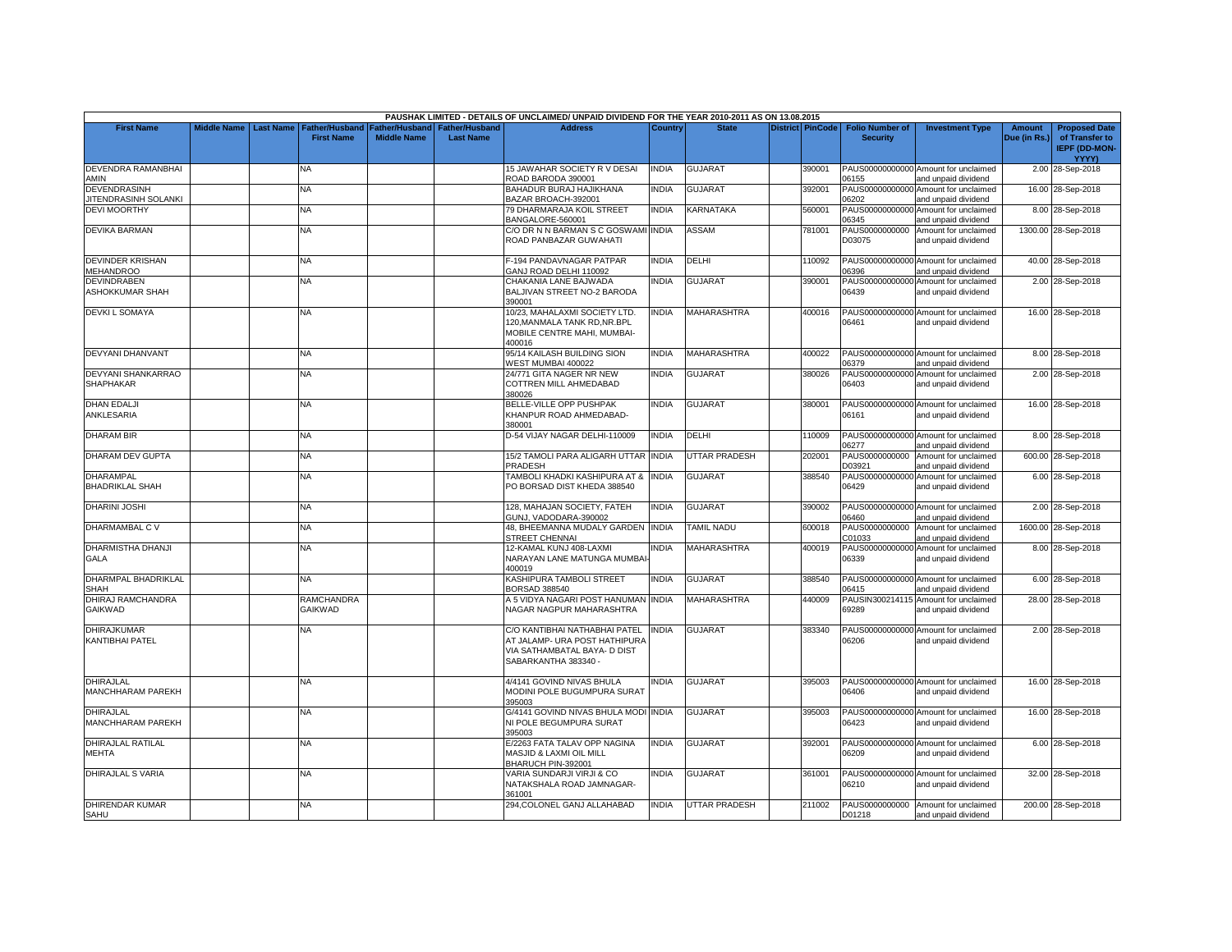PAUSHAK LIMITED - DETAILS OF UNCLAIMED/ UNPAID DIVIDEND FOR THE YEAR 2010-2011 AS ON 13.08.2015

| First Name | Middle Name | Last Name | Father/Husband First Name | Father/Husband Middle Name | Father/Husband Last Name | Address | Country | State | District | PinCode | Folio Number of Security | Investment Type | Amount Due (in Rs.) | Proposed Date of Transfer to IEPF (DD-MON-YYYY) |
|---|---|---|---|---|---|---|---|---|---|---|---|---|---|---|
| DEVENDRA RAMANBHAI AMIN | | | NA | | | 15 JAWAHAR SOCIETY R V DESAI ROAD BARODA 390001 | INDIA | GUJARAT | | 390001 | PAUS00000000000006155 | Amount for unclaimed and unpaid dividend | 2.00 | 28-Sep-2018 |
| DEVENDRASINH JITENDRASINH SOLANKI | | | NA | | | BAHADUR BURAJ HAJIKHANA BAZAR BROACH-392001 | INDIA | GUJARAT | | 392001 | PAUS00000000000006202 | Amount for unclaimed and unpaid dividend | 16.00 | 28-Sep-2018 |
| DEVI MOORTHY | | | NA | | | 79 DHARMARAJA KOIL STREET BANGALORE-560001 | INDIA | KARNATAKA | | 560001 | PAUS00000000000006345 | Amount for unclaimed and unpaid dividend | 8.00 | 28-Sep-2018 |
| DEVIKA BARMAN | | | NA | | | C/O DR N N BARMAN S C GOSWAMI ROAD PANBAZAR GUWAHATI | INDIA | ASSAM | | 781001 | PAUS0000000000D03075 | Amount for unclaimed and unpaid dividend | 1300.00 | 28-Sep-2018 |
| DEVINDER KRISHAN MEHANDROO | | | NA | | | F-194 PANDAVNAGAR PATPAR GANJ ROAD DELHI 110092 | INDIA | DELHI | | 110092 | PAUS00000000000006396 | Amount for unclaimed and unpaid dividend | 40.00 | 28-Sep-2018 |
| DEVINDRABEN ASHOKKUMAR SHAH | | | NA | | | CHAKANIA LANE BAJWADA BALJIVAN STREET NO-2 BARODA 390001 | INDIA | GUJARAT | | 390001 | PAUS00000000000006439 | Amount for unclaimed and unpaid dividend | 2.00 | 28-Sep-2018 |
| DEVKI L SOMAYA | | | NA | | | 10/23, MAHALAXMI SOCIETY LTD. 120,MANMALA TANK RD,NR.BPL MOBILE CENTRE MAHI, MUMBAI-400016 | INDIA | MAHARASHTRA | | 400016 | PAUS00000000000006461 | Amount for unclaimed and unpaid dividend | 16.00 | 28-Sep-2018 |
| DEVYANI DHANVANT | | | NA | | | 95/14 KAILASH BUILDING SION WEST MUMBAI 400022 | INDIA | MAHARASHTRA | | 400022 | PAUS00000000000006379 | Amount for unclaimed and unpaid dividend | 8.00 | 28-Sep-2018 |
| DEVYANI SHANKARRAO SHAPHAKAR | | | NA | | | 24/771 GITA NAGER NR NEW COTTREN MILL AHMEDABAD 380026 | INDIA | GUJARAT | | 380026 | PAUS00000000000006403 | Amount for unclaimed and unpaid dividend | 2.00 | 28-Sep-2018 |
| DHAN EDALJI ANKLESARIA | | | NA | | | BELLE-VILLE OPP PUSHPAK KHANPUR ROAD AHMEDABAD-380001 | INDIA | GUJARAT | | 380001 | PAUS00000000000006161 | Amount for unclaimed and unpaid dividend | 16.00 | 28-Sep-2018 |
| DHARAM BIR | | | NA | | | D-54 VIJAY NAGAR DELHI-110009 | INDIA | DELHI | | 110009 | PAUS00000000000006277 | Amount for unclaimed and unpaid dividend | 8.00 | 28-Sep-2018 |
| DHARAM DEV GUPTA | | | NA | | | 15/2 TAMOLI PARA ALIGARH UTTAR PRADESH | INDIA | UTTAR PRADESH | | 202001 | PAUS0000000000D03921 | Amount for unclaimed and unpaid dividend | 600.00 | 28-Sep-2018 |
| DHARAMPAL BHADRIKLAL SHAH | | | NA | | | TAMBOLI KHADKI KASHIPURA AT & PO BORSAD DIST KHEDA 388540 | INDIA | GUJARAT | | 388540 | PAUS00000000000006429 | Amount for unclaimed and unpaid dividend | 6.00 | 28-Sep-2018 |
| DHARINI JOSHI | | | NA | | | 128, MAHAJAN SOCIETY, FATEH GUNJ, VADODARA-390002 | INDIA | GUJARAT | | 390002 | PAUS00000000000006460 | Amount for unclaimed and unpaid dividend | 2.00 | 28-Sep-2018 |
| DHARMAMBAL C V | | | NA | | | 48, BHEEMANNA MUDALY GARDEN STREET CHENNAI | INDIA | TAMIL NADU | | 600018 | PAUS0000000000C01033 | Amount for unclaimed and unpaid dividend | 1600.00 | 28-Sep-2018 |
| DHARMISTHA DHANJI GALA | | | NA | | | 12-KAMAL KUNJ 408-LAXMI NARAYAN LANE MATUNGA MUMBAI-400019 | INDIA | MAHARASHTRA | | 400019 | PAUS00000000000006339 | Amount for unclaimed and unpaid dividend | 8.00 | 28-Sep-2018 |
| DHARMPAL BHADRIKLAL SHAH | | | NA | | | KASHIPURA TAMBOLI STREET BORSAD 388540 | INDIA | GUJARAT | | 388540 | PAUS00000000000006415 | Amount for unclaimed and unpaid dividend | 6.00 | 28-Sep-2018 |
| DHIRAJ RAMCHANDRA GAIKWAD | | | RAMCHANDRA GAIKWAD | | | A 5 VIDYA NAGARI POST HANUMAN NAGAR NAGPUR MAHARASHTRA | INDIA | MAHARASHTRA | | 440009 | PAUSIN30021411569289 | Amount for unclaimed and unpaid dividend | 28.00 | 28-Sep-2018 |
| DHIRAJKUMAR KANTIBHAI PATEL | | | NA | | | C/O KANTIBHAI NATHABHAI PATEL AT JALAMP- URA POST HATHIPURA VIA SATHAMBATAL BAYA- D DIST SABARKANTHA 383340 - | INDIA | GUJARAT | | 383340 | PAUS00000000000006206 | Amount for unclaimed and unpaid dividend | 2.00 | 28-Sep-2018 |
| DHIRAJLAL MANCHHARAM PAREKH | | | NA | | | 4/4141 GOVIND NIVAS BHULA MODINI POLE BUGUMPURA SURAT 395003 | INDIA | GUJARAT | | 395003 | PAUS00000000000006406 | Amount for unclaimed and unpaid dividend | 16.00 | 28-Sep-2018 |
| DHIRAJLAL MANCHHARAM PAREKH | | | NA | | | G/4141 GOVIND NIVAS BHULA MODI NI POLE BEGUMPURA SURAT 395003 | INDIA | GUJARAT | | 395003 | PAUS00000000000006423 | Amount for unclaimed and unpaid dividend | 16.00 | 28-Sep-2018 |
| DHIRAJLAL RATILAL MEHTA | | | NA | | | E/2263 FATA TALAV OPP NAGINA MASJID & LAXMI OIL MILL BHARUCH PIN-392001 | INDIA | GUJARAT | | 392001 | PAUS00000000000006209 | Amount for unclaimed and unpaid dividend | 6.00 | 28-Sep-2018 |
| DHIRAJLAL S VARIA | | | NA | | | VARIA SUNDARJI VIRJI & CO NATAKSHALA ROAD JAMNAGAR-361001 | INDIA | GUJARAT | | 361001 | PAUS00000000000006210 | Amount for unclaimed and unpaid dividend | 32.00 | 28-Sep-2018 |
| DHIRENDAR KUMAR SAHU | | | NA | | | 294,COLONEL GANJ ALLAHABAD | INDIA | UTTAR PRADESH | | 211002 | PAUS0000000000D01218 | Amount for unclaimed and unpaid dividend | 200.00 | 28-Sep-2018 |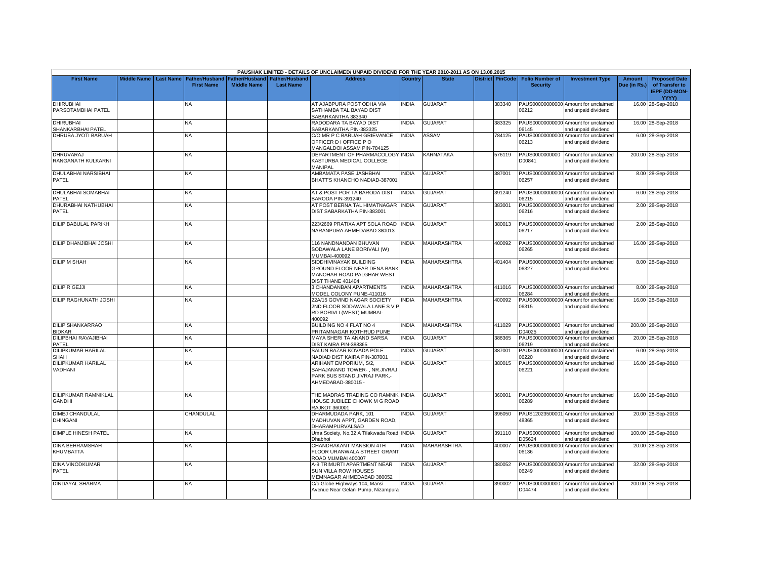PAUSHAK LIMITED - DETAILS OF UNCLAIMED/ UNPAID DIVIDEND FOR THE YEAR 2010-2011 AS ON 13.08.2015

| First Name | Middle Name | Last Name | Father/Husband First Name | Father/Husband Middle Name | Father/Husband Last Name | Address | Country | State | District | PinCode | Folio Number of Security | Investment Type | Amount Due (in Rs.) | Proposed Date of Transfer to IEPF (DD-MON-YYYY) |
|---|---|---|---|---|---|---|---|---|---|---|---|---|---|---|
| DHIRUBHAI PARSOTAMBHAI PATEL | | | NA | | | AT AJABPURA POST ODHA VIA SATHAMBA TAL BAYAD DIST SABARKANTHA 383340 | INDIA | GUJARAT | | 383340 | PAUS00000000000 06212 | Amount for unclaimed and unpaid dividend | 16.00 | 28-Sep-2018 |
| DHIRUBHAI SHANKARBHAI PATEL | | | NA | | | RADODARA TA BAYAD DIST SABARKANTHA PIN-383325 | INDIA | GUJARAT | | 383325 | PAUS00000000000 06145 | Amount for unclaimed and unpaid dividend | 16.00 | 28-Sep-2018 |
| DHRUBA JYOTI BARUAH | | | NA | | | C/O MR P C BARUAH GRIEVANCE OFFICER D I OFFICE P O MANGALDOI ASSAM PIN-784125 | INDIA | ASSAM | | 784125 | PAUS00000000000 06213 | Amount for unclaimed and unpaid dividend | 6.00 | 28-Sep-2018 |
| DHRUVARAJ RANGANATH KULKARNI | | | NA | | | DEPARTMENT OF PHARMACOLOGY KASTURBA MEDICAL COLLEGE MANIPAL | INDIA | KARNATAKA | | 576119 | PAUS0000000000 D00841 | Amount for unclaimed and unpaid dividend | 200.00 | 28-Sep-2018 |
| DHULABHAI NARSIBHAI PATEL | | | NA | | | AMBAMATA PASE JASHBHAI BHATT'S KHANCHO NADIAD-387001 | INDIA | GUJARAT | | 387001 | PAUS00000000000 06257 | Amount for unclaimed and unpaid dividend | 8.00 | 28-Sep-2018 |
| DHULABHAI SOMABHAI PATEL | | | NA | | | AT & POST POR TA BARODA DIST BARODA PIN-391240 | INDIA | GUJARAT | | 391240 | PAUS00000000000 06215 | Amount for unclaimed and unpaid dividend | 6.00 | 28-Sep-2018 |
| DHURABHAI NATHUBHAI PATEL | | | NA | | | AT POST BERNA TAL HIMATNAGAR DIST SABARKATHA PIN-383001 | INDIA | GUJARAT | | 383001 | PAUS00000000000 06216 | Amount for unclaimed and unpaid dividend | 2.00 | 28-Sep-2018 |
| DILIP BABULAL PARIKH | | | NA | | | 223/2669 PRATIXA APT SOLA ROAD NARANPURA AHMEDABAD 380013 | INDIA | GUJARAT | | 380013 | PAUS00000000000 06217 | Amount for unclaimed and unpaid dividend | 2.00 | 28-Sep-2018 |
| DILIP DHANJIBHAI JOSHI | | | NA | | | 116 NANDNANDAN BHUVAN SODAWALA LANE BORIVALI (W) MUMBAI-400092 | INDIA | MAHARASHTRA | | 400092 | PAUS00000000000 06265 | Amount for unclaimed and unpaid dividend | 16.00 | 28-Sep-2018 |
| DILIP M SHAH | | | NA | | | SIDDHIVINAYAK BUILDING GROUND FLOOR NEAR DENA BANK MANOHAR ROAD PALGHAR WEST DIST THANE 401404 | INDIA | MAHARASHTRA | | 401404 | PAUS00000000000 06327 | Amount for unclaimed and unpaid dividend | 8.00 | 28-Sep-2018 |
| DILIP R GEJJI | | | NA | | | 3 CHANDANBAN APARTMENTS MODEL COLONY PUNE-411016 | INDIA | MAHARASHTRA | | 411016 | PAUS00000000000 06284 | Amount for unclaimed and unpaid dividend | 8.00 | 28-Sep-2018 |
| DILIP RAGHUNATH JOSHI | | | NA | | | 22A/15 GOVIND NAGAR SOCIETY 2ND FLOOR SODAWALA LANE S V P RD BORIVLI (WEST) MUMBAI-400092 | INDIA | MAHARASHTRA | | 400092 | PAUS00000000000 06315 | Amount for unclaimed and unpaid dividend | 16.00 | 28-Sep-2018 |
| DILIP SHANKARRAO BIDKAR | | | NA | | | BUILDING NO 4 FLAT NO 4 PRITAMNAGAR KOTHRUD PUNE | INDIA | MAHARASHTRA | | 411029 | PAUS0000000000 D04025 | Amount for unclaimed and unpaid dividend | 200.00 | 28-Sep-2018 |
| DILIPBHAI RAVAJIBHAI PATEL | | | NA | | | MAYA SHERI TA ANAND SARSA DIST KAIRA PIN-388365 | INDIA | GUJARAT | | 388365 | PAUS00000000000 06219 | Amount for unclaimed and unpaid dividend | 20.00 | 28-Sep-2018 |
| DILIPKUMAR HARILAL SHAH | | | NA | | | SALUN BAZAR KOVADA POLE NADIAD DIST KAIRA PIN-387001 | INDIA | GUJARAT | | 387001 | PAUS00000000000 06220 | Amount for unclaimed and unpaid dividend | 6.00 | 28-Sep-2018 |
| DILIPKUMAR HARILAL VADHANI | | | NA | | | ARIHANT EMPORIUM, S/2, SAHAJANAND TOWER- , NR.JIVRAJ PARK BUS STAND,JIVRAJ PARK,- AHMEDABAD-380015 - | INDIA | GUJARAT | | 380015 | PAUS00000000000 06221 | Amount for unclaimed and unpaid dividend | 16.00 | 28-Sep-2018 |
| DILIPKUMAR RAMNIKLAL GANDHI | | | NA | | | THE MADRAS TRADING CO RAMNIK HOUSE JUBILEE CHOWK M G ROAD RAJKOT 360001 | INDIA | GUJARAT | | 360001 | PAUS00000000000 06289 | Amount for unclaimed and unpaid dividend | 16.00 | 28-Sep-2018 |
| DIMEJ CHANDULAL DHINGANI | | | CHANDULAL | | | DHARMUDADA PARK, 101 MADHUVAN APPT, GARDEN ROAD, DHARAMPURVALSAD | INDIA | GUJARAT | | 396050 | PAUS12023500001 48365 | Amount for unclaimed and unpaid dividend | 20.00 | 28-Sep-2018 |
| DIMPLE HINESH PATEL | | | NA | | | Uma Society, No.32 A Tilakwada Road Dhabhoi | INDIA | GUJARAT | | 391110 | PAUS0000000000 D05624 | Amount for unclaimed and unpaid dividend | 100.00 | 28-Sep-2018 |
| DINA BEHRAMSHAH KHUMBATTA | | | NA | | | CHANDRAKANT MANSION 4TH FLOOR URANWALA STREET GRANT ROAD MUMBAI 400007 | INDIA | MAHARASHTRA | | 400007 | PAUS00000000000 06136 | Amount for unclaimed and unpaid dividend | 20.00 | 28-Sep-2018 |
| DINA VINODKUMAR PATEL | | | NA | | | A-9 TRIMURTI APARTMENT NEAR SUN VILLA ROW HOUSES MEMNAGAR AHMEDABAD 380052 | INDIA | GUJARAT | | 380052 | PAUS00000000000 06249 | Amount for unclaimed and unpaid dividend | 32.00 | 28-Sep-2018 |
| DINDAYAL SHARMA | | | NA | | | C/o Globe Highways 104, Mansi Avenue Near Gelani Pump, Nizampura | INDIA | GUJARAT | | 390002 | PAUS0000000000 D04474 | Amount for unclaimed and unpaid dividend | 200.00 | 28-Sep-2018 |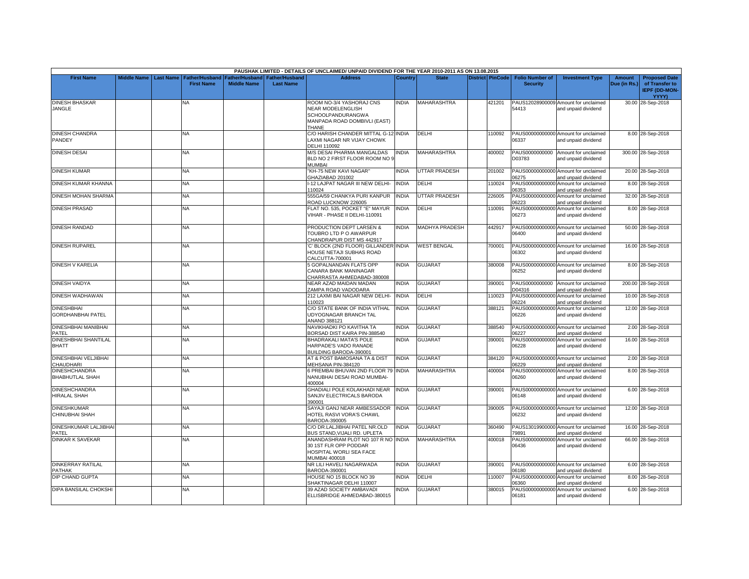PAUSHAK LIMITED - DETAILS OF UNCLAIMED/ UNPAID DIVIDEND FOR THE YEAR 2010-2011 AS ON 13.08.2015

| First Name | Middle Name | Last Name | Father/Husband First Name | Father/Husband Middle Name | Father/Husband Last Name | Address | Country | State | District | PinCode | Folio Number of Security | Investment Type | Amount Due (in Rs.) | Proposed Date of Transfer to IEPF (DD-MON-YYYY) |
|---|---|---|---|---|---|---|---|---|---|---|---|---|---|---|
| DINESH BHASKAR JANGLE | | | NA | | | ROOM NO-3/4 YASHORAJ CNS NEAR MODELENGLISH SCHOOLPANDURANGWA MANPADA ROAD DOMBIVLI (EAST) THANE | INDIA | MAHARASHTRA | | 421201 | PAUS12028900009 54413 | Amount for unclaimed and unpaid dividend | 30.00 | 28-Sep-2018 |
| DINESH CHANDRA PANDEY | | | NA | | | C/O HARISH CHANDER MITTAL G-12 LAXMI NAGAR NR VIJAY CHOWK DELHI 110092 | INDIA | DELHI | | 110092 | PAUS00000000000 06337 | Amount for unclaimed and unpaid dividend | 8.00 | 28-Sep-2018 |
| DINESH DESAI | | | NA | | | M/S DESAI PHARMA MANGALDAS BLD NO 2 FIRST FLOOR ROOM NO 9 MUMBAI | INDIA | MAHARASHTRA | | 400002 | PAUS0000000000 D03783 | Amount for unclaimed and unpaid dividend | 300.00 | 28-Sep-2018 |
| DINESH KUMAR | | | NA | | | "KH-75 NEW KAVI NAGAR" GHAZIABAD 201002 | INDIA | UTTAR PRADESH | | 201002 | PAUS00000000000 06275 | Amount for unclaimed and unpaid dividend | 20.00 | 28-Sep-2018 |
| DINESH KUMAR KHANNA | | | NA | | | I-12 LAJPAT NAGAR III NEW DELHI-110024 | INDIA | DELHI | | 110024 | PAUS00000000000 06353 | Amount for unclaimed and unpaid dividend | 8.00 | 28-Sep-2018 |
| DINESH MOHAN SHARMA | | | NA | | | 555GA/59 CHANKYA PURI KANPUR ROAD LUCKNOW 226005 | INDIA | UTTAR PRADESH | | 226005 | PAUS00000000000 06223 | Amount for unclaimed and unpaid dividend | 32.00 | 28-Sep-2018 |
| DINESH PRASAD | | | NA | | | FLAT NO. 535, POCKET "E" MAYUR VIHAR - PHASE II DELHI-110091 | INDIA | DELHI | | 110091 | PAUS00000000000 06273 | Amount for unclaimed and unpaid dividend | 8.00 | 28-Sep-2018 |
| DINESH RANDAD | | | NA | | | PRODUCTION DEPT LARSEN & TOUBRO LTD P O AWARPUR CHANDRAPUR DIST MS 442917 | INDIA | MADHYA PRADESH | | 442917 | PAUS00000000000 06400 | Amount for unclaimed and unpaid dividend | 50.00 | 28-Sep-2018 |
| DINESH RUPAREL | | | NA | | | 'C' BLOCK (2ND FLOOR) GILLANDER HOUSE NETAJI SUBHAS ROAD CALCUTTA-700001 | INDIA | WEST BENGAL | | 700001 | PAUS00000000000 06302 | Amount for unclaimed and unpaid dividend | 16.00 | 28-Sep-2018 |
| DINESH V KARELIA | | | NA | | | 5 GOPALNANDAN FLATS OPP CANARA BANK MANINAGAR CHARRASTA AHMEDABAD-380008 | INDIA | GUJARAT | | 380008 | PAUS00000000000 06252 | Amount for unclaimed and unpaid dividend | 8.00 | 28-Sep-2018 |
| DINESH VAIDYA | | | NA | | | NEAR AZAD MAIDAN MADAN ZAMPA ROAD VADODARA | INDIA | GUJARAT | | 390001 | PAUS0000000000 D04316 | Amount for unclaimed and unpaid dividend | 200.00 | 28-Sep-2018 |
| DINESH WADHAWAN | | | NA | | | 212 LAXMI BAI NAGAR NEW DELHI-110023 | INDIA | DELHI | | 110023 | PAUS00000000000 06224 | Amount for unclaimed and unpaid dividend | 10.00 | 28-Sep-2018 |
| DINESHBHAI GORDHANBHAI PATEL | | | NA | | | C/O STATE BANK OF INDIA VITHAL UDYOGNAGAR BRANCH TAL ANAND 388121 | INDIA | GUJARAT | | 388121 | PAUS00000000000 06226 | Amount for unclaimed and unpaid dividend | 12.00 | 28-Sep-2018 |
| DINESHBHAI MANIBHAI PATEL | | | NA | | | NAVIKHADKI PO KAVITHA TA BORSAD DIST KAIRA PIN-388540 | INDIA | GUJARAT | | 388540 | PAUS00000000000 06227 | Amount for unclaimed and unpaid dividend | 2.00 | 28-Sep-2018 |
| DINESHBHAI SHANTILAL BHATT | | | NA | | | BHADRAKALI MATA'S POLE HARPADE'S VADO RANADE BUILDING BARODA-390001 | INDIA | GUJARAT | | 390001 | PAUS00000000000 06228 | Amount for unclaimed and unpaid dividend | 16.00 | 28-Sep-2018 |
| DINESHBHAI VELJIBHAI CHAUDHARI | | | NA | | | AT & POST BAMOSANA TA & DIST MEHSANA PIN-384120 | INDIA | GUJARAT | | 384120 | PAUS00000000000 06229 | Amount for unclaimed and unpaid dividend | 2.00 | 28-Sep-2018 |
| DINESHCHANDRA BHABHUTLAL SHAH | | | NA | | | 6 PREMBAI BHUVAN 2ND FLOOR 79 NANUBHAI DESAI ROAD MUMBAI-400004 | INDIA | MAHARASHTRA | | 400004 | PAUS00000000000 06260 | Amount for unclaimed and unpaid dividend | 8.00 | 28-Sep-2018 |
| DINESHCHANDRA HIRALAL SHAH | | | NA | | | GHADIALI POLE KOLAKHADI NEAR SANJIV ELECTRICALS BARODA 390001 | INDIA | GUJARAT | | 390001 | PAUS00000000000 06148 | Amount for unclaimed and unpaid dividend | 6.00 | 28-Sep-2018 |
| DINESHKUMAR CHINUBHAI SHAH | | | NA | | | SAYAJI GANJ NEAR AMBESSADOR HOTEL RASVI VORA'S CHAWL BARODA-390005 | INDIA | GUJARAT | | 390005 | PAUS00000000000 06232 | Amount for unclaimed and unpaid dividend | 12.00 | 28-Sep-2018 |
| DINESHKUMAR LALJIBHAI PATEL | | | NA | | | C/O DR.LALJIBHAI PATEL NR.OLD BUS STAND,VIJALI RD. UPLETA | INDIA | GUJARAT | | 360490 | PAUS13019900000 79891 | Amount for unclaimed and unpaid dividend | 16.00 | 28-Sep-2018 |
| DINKAR K SAVEKAR | | | NA | | | ANANDASHRAM PLOT NO 107 R NO 30 1ST FLR OPP PODDAR HOSPITAL WORLI SEA FACE MUMBAI 400018 | INDIA | MAHARASHTRA | | 400018 | PAUS00000000000 06436 | Amount for unclaimed and unpaid dividend | 66.00 | 28-Sep-2018 |
| DINKERRAY RATILAL PATHAK | | | NA | | | NR LILI HAVELI NAGARWADA BARODA-390001 | INDIA | GUJARAT | | 390001 | PAUS00000000000 06180 | Amount for unclaimed and unpaid dividend | 6.00 | 28-Sep-2018 |
| DIP CHAND GUPTA | | | NA | | | HOUSE NO 15 BLOCK NO 39 SHAKTINAGAR DELHI 110007 | INDIA | DELHI | | 110007 | PAUS00000000000 06360 | Amount for unclaimed and unpaid dividend | 8.00 | 28-Sep-2018 |
| DIPA BANSILAL CHOKSHI | | | NA | | | 39 AZAD SOCIETY AMBAVADI ELLISBRIDGE AHMEDABAD-380015 | INDIA | GUJARAT | | 380015 | PAUS00000000000 06181 | Amount for unclaimed and unpaid dividend | 6.00 | 28-Sep-2018 |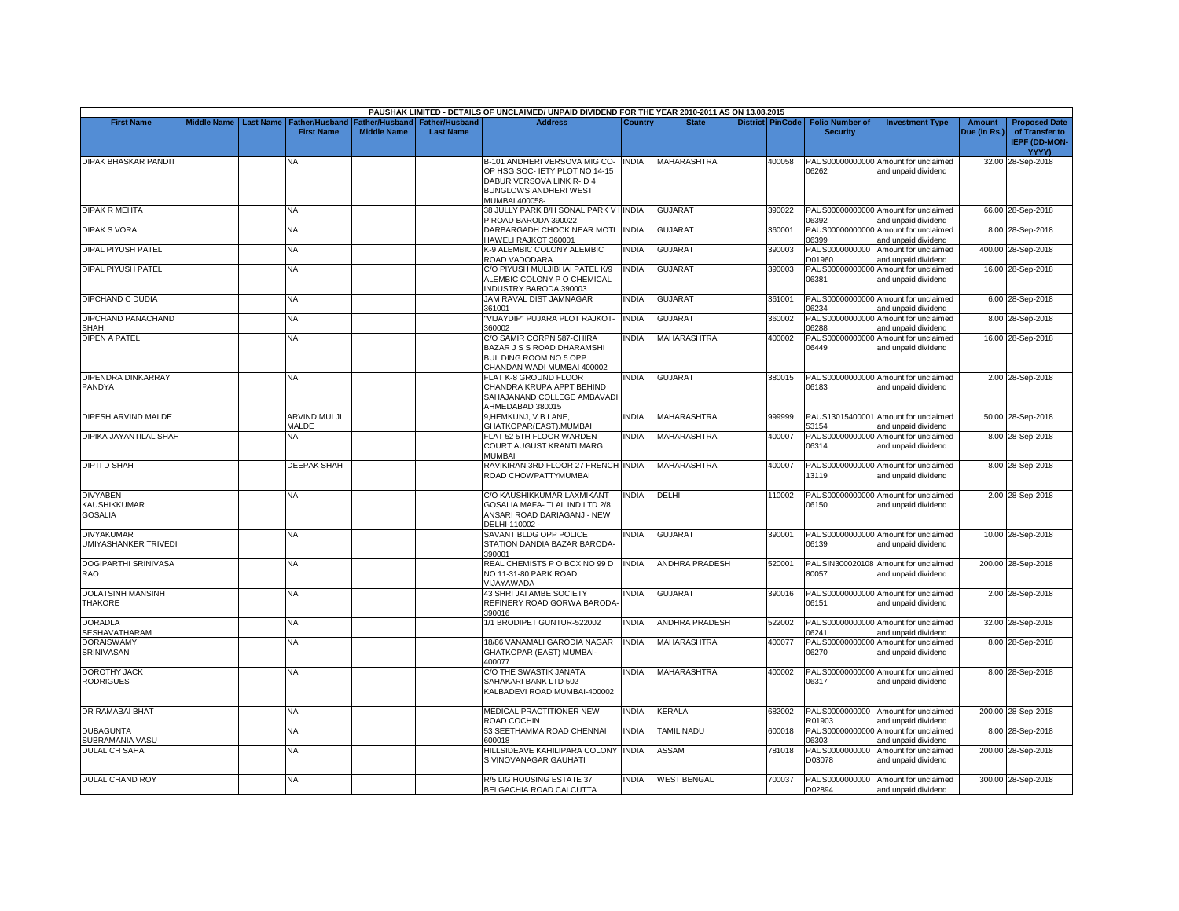| PAUSHAK LIMITED - DETAILS OF UNCLAIMED/ UNPAID DIVIDEND FOR THE YEAR 2010-2011 AS ON 13.08.2015 | | | | | | | | | | | | | | | |
|---|---|---|---|---|---|---|---|---|---|---|---|---|---|---|---|
| First Name | Middle Name | Last Name | Father/Husband First Name | Father/Husband Middle Name | Father/Husband Last Name | Address | Country | State | District | PinCode | Folio Number of Security | Investment Type | Amount Due (in Rs.) | Proposed Date of Transfer to IEPF (DD-MON-YYYY) |
| DIPAK BHASKAR PANDIT | | | NA | | | B-101 ANDHERI VERSOVA MIG CO-OP HSG SOC- IETY PLOT NO 14-15 DABUR VERSOVA LINK R- D 4 BUNGLOWS ANDHERI WEST MUMBAI 400058- | INDIA | MAHARASHTRA | | 400058 | PAUS00000000000 06262 | Amount for unclaimed and unpaid dividend | 32.00 | 28-Sep-2018 |
| DIPAK R MEHTA | | | NA | | | 38 JULLY PARK B/H SONAL PARK V I P ROAD BARODA 390022 | INDIA | GUJARAT | | 390022 | PAUS00000000000 06392 | Amount for unclaimed and unpaid dividend | 66.00 | 28-Sep-2018 |
| DIPAK S VORA | | | NA | | | DARBARGADH CHOCK NEAR MOTI HAWELI RAJKOT 360001 | INDIA | GUJARAT | | 360001 | PAUS00000000000 06399 | Amount for unclaimed and unpaid dividend | 8.00 | 28-Sep-2018 |
| DIPAL PIYUSH PATEL | | | NA | | | K-9 ALEMBIC COLONY ALEMBIC ROAD VADODARA | INDIA | GUJARAT | | 390003 | PAUS0000000000 D01960 | Amount for unclaimed and unpaid dividend | 400.00 | 28-Sep-2018 |
| DIPAL PIYUSH PATEL | | | NA | | | C/O PIYUSH MULJIBHAI PATEL K/9 ALEMBIC COLONY P O CHEMICAL INDUSTRY BARODA 390003 | INDIA | GUJARAT | | 390003 | PAUS00000000000 06381 | Amount for unclaimed and unpaid dividend | 16.00 | 28-Sep-2018 |
| DIPCHAND C DUDIA | | | NA | | | JAM RAVAL DIST JAMNAGAR 361001 | INDIA | GUJARAT | | 361001 | PAUS00000000000 06234 | Amount for unclaimed and unpaid dividend | 6.00 | 28-Sep-2018 |
| DIPCHAND PANACHAND SHAH | | | NA | | | "VIJAYDIP" PUJARA PLOT RAJKOT-360002 | INDIA | GUJARAT | | 360002 | PAUS00000000000 06288 | Amount for unclaimed and unpaid dividend | 8.00 | 28-Sep-2018 |
| DIPEN A PATEL | | | NA | | | C/O SAMIR CORPN 587-CHIRA BAZAR J S S ROAD DHARAMSHI BUILDING ROOM NO 5 OPP CHANDAN WADI MUMBAI 400002 | INDIA | MAHARASHTRA | | 400002 | PAUS00000000000 06449 | Amount for unclaimed and unpaid dividend | 16.00 | 28-Sep-2018 |
| DIPENDRA DINKARRAY PANDYA | | | NA | | | FLAT K-8 GROUND FLOOR CHANDRA KRUPA APPT BEHIND SAHAJANAND COLLEGE AMBAVADI AHMEDABAD 380015 | INDIA | GUJARAT | | 380015 | PAUS00000000000 06183 | Amount for unclaimed and unpaid dividend | 2.00 | 28-Sep-2018 |
| DIPESH ARVIND MALDE | | | ARVIND MULJI MALDE | | | 9,HEMKUNJ, V.B.LANE, GHATKOPAR(EAST).MUMBAI | INDIA | MAHARASHTRA | | 999999 | PAUS13015400001 53154 | Amount for unclaimed and unpaid dividend | 50.00 | 28-Sep-2018 |
| DIPIKA JAYANTILAL SHAH | | | NA | | | FLAT 52 5TH FLOOR WARDEN COURT AUGUST KRANTI MARG MUMBAI | INDIA | MAHARASHTRA | | 400007 | PAUS00000000000 06314 | Amount for unclaimed and unpaid dividend | 8.00 | 28-Sep-2018 |
| DIPTI D SHAH | | | DEEPAK SHAH | | | RAVIKIRAN 3RD FLOOR 27 FRENCH ROAD CHOWPATTYMUMBAI | INDIA | MAHARASHTRA | | 400007 | PAUS00000000000 13119 | Amount for unclaimed and unpaid dividend | 8.00 | 28-Sep-2018 |
| DIVYABEN KAUSHIKKUMAR GOSALIA | | | NA | | | C/O KAUSHIKKUMAR LAXMIKANT GOSALIA MAFA- TLAL IND LTD 2/8 ANSARI ROAD DARIAGANJ - NEW DELHI-110002 - | INDIA | DELHI | | 110002 | PAUS00000000000 06150 | Amount for unclaimed and unpaid dividend | 2.00 | 28-Sep-2018 |
| DIVYAKUMAR UMIYASHANKER TRIVEDI | | | NA | | | SAVANT BLDG OPP POLICE STATION DANDIA BAZAR BARODA-390001 | INDIA | GUJARAT | | 390001 | PAUS00000000000 06139 | Amount for unclaimed and unpaid dividend | 10.00 | 28-Sep-2018 |
| DOGIPARTHI SRINIVASA RAO | | | NA | | | REAL CHEMISTS P O BOX NO 99 D NO 11-31-80 PARK ROAD VIJAYAWADA | INDIA | ANDHRA PRADESH | | 520001 | PAUSIN300020108 80057 | Amount for unclaimed and unpaid dividend | 200.00 | 28-Sep-2018 |
| DOLATSINH MANSINH THAKORE | | | NA | | | 43 SHRI JAI AMBE SOCIETY REFINERY ROAD GORWA BARODA-390016 | INDIA | GUJARAT | | 390016 | PAUS00000000000 06151 | Amount for unclaimed and unpaid dividend | 2.00 | 28-Sep-2018 |
| DORADLA SESHAVATHARAM | | | NA | | | 1/1 BRODIPET GUNTUR-522002 | INDIA | ANDHRA PRADESH | | 522002 | PAUS00000000000 06241 | Amount for unclaimed and unpaid dividend | 32.00 | 28-Sep-2018 |
| DORAISWAMY SRINIVASAN | | | NA | | | 18/86 VANAMALI GARODIA NAGAR GHATKOPAR (EAST) MUMBAI-400077 | INDIA | MAHARASHTRA | | 400077 | PAUS00000000000 06270 | Amount for unclaimed and unpaid dividend | 8.00 | 28-Sep-2018 |
| DOROTHY JACK RODRIGUES | | | NA | | | C/O THE SWASTIK JANATA SAHAKARI BANK LTD 502 KALBADEVI ROAD MUMBAI-400002 | INDIA | MAHARASHTRA | | 400002 | PAUS00000000000 06317 | Amount for unclaimed and unpaid dividend | 8.00 | 28-Sep-2018 |
| DR RAMABAI BHAT | | | NA | | | MEDICAL PRACTITIONER NEW ROAD COCHIN | INDIA | KERALA | | 682002 | PAUS0000000000 R01903 | Amount for unclaimed and unpaid dividend | 200.00 | 28-Sep-2018 |
| DUBAGUNTA SUBRAMANIA VASU | | | NA | | | 53 SEETHAMMA ROAD CHENNAI 600018 | INDIA | TAMIL NADU | | 600018 | PAUS00000000000 06303 | Amount for unclaimed and unpaid dividend | 8.00 | 28-Sep-2018 |
| DULAL CH SAHA | | | NA | | | HILLSIDEAVE KAHILIPARA COLONY S VINOVANAGAR GAUHATI | INDIA | ASSAM | | 781018 | PAUS0000000000 D03078 | Amount for unclaimed and unpaid dividend | 200.00 | 28-Sep-2018 |
| DULAL CHAND ROY | | | NA | | | R/5 LIG HOUSING ESTATE 37 BELGACHIA ROAD CALCUTTA | INDIA | WEST BENGAL | | 700037 | PAUS0000000000 D02894 | Amount for unclaimed and unpaid dividend | 300.00 | 28-Sep-2018 |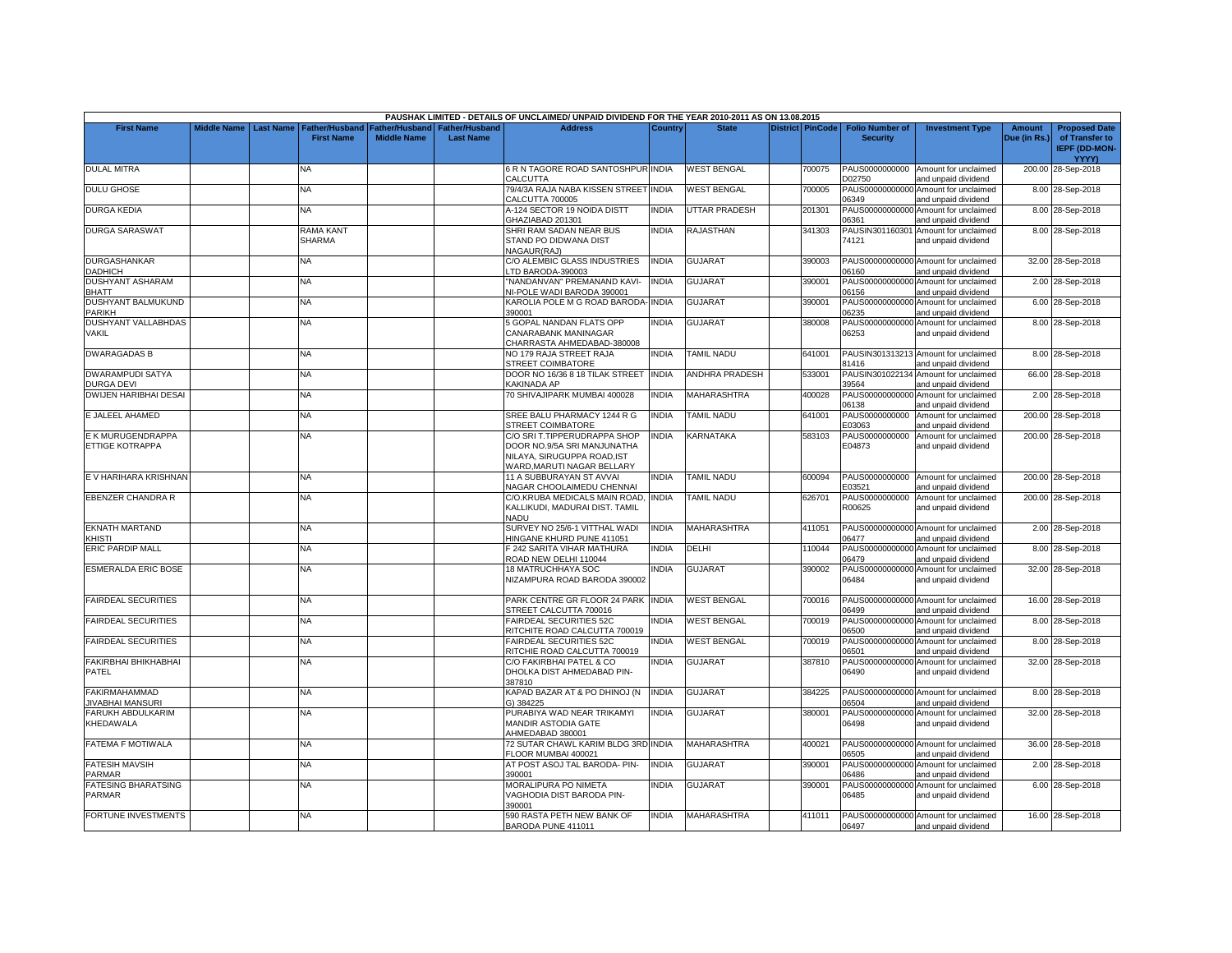| PAUSHAK LIMITED - DETAILS OF UNCLAIMED/ UNPAID DIVIDEND FOR THE YEAR 2010-2011 AS ON 13.08.2015 | | | | | | | | | | | | | | | |
|---|---|---|---|---|---|---|---|---|---|---|---|---|---|---|---|
| First Name | Middle Name | Last Name | Father/Husband First Name | Father/Husband Middle Name | Father/Husband Last Name | Address | Country | State | District | PinCode | Folio Number of Security | Investment Type | Amount Due (in Rs.) | Proposed Date of Transfer to IEPF (DD-MON-YYYY) |
| DULAL MITRA | | | NA | | | 6 R N TAGORE ROAD SANTOSHPUR CALCUTTA | INDIA | WEST BENGAL | | 700075 | PAUS0000000000 D02750 | Amount for unclaimed and unpaid dividend | 200.00 | 28-Sep-2018 |
| DULU GHOSE | | | NA | | | 79/4/3A RAJA NABA KISSEN STREET CALCUTTA 700005 | INDIA | WEST BENGAL | | 700005 | PAUS00000000000 06349 | Amount for unclaimed and unpaid dividend | 8.00 | 28-Sep-2018 |
| DURGA KEDIA | | | NA | | | A-124 SECTOR 19 NOIDA DISTT GHAZIABAD 201301 | INDIA | UTTAR PRADESH | | 201301 | PAUS00000000000 06361 | Amount for unclaimed and unpaid dividend | 8.00 | 28-Sep-2018 |
| DURGA SARASWAT | | | RAMA KANT SHARMA | | | SHRI RAM SADAN NEAR BUS STAND PO DIDWANA DIST NAGAUR(RAJ) | INDIA | RAJASTHAN | | 341303 | PAUSIN301160301 74121 | Amount for unclaimed and unpaid dividend | 8.00 | 28-Sep-2018 |
| DURGASHANKAR DADHICH | | | NA | | | C/O ALEMBIC GLASS INDUSTRIES LTD BARODA-390003 | INDIA | GUJARAT | | 390003 | PAUS00000000000 06160 | Amount for unclaimed and unpaid dividend | 32.00 | 28-Sep-2018 |
| DUSHYANT ASHARAM BHATT | | | NA | | | "NANDANVAN" PREMANAND KAVI-NI-POLE WADI BARODA 390001 | INDIA | GUJARAT | | 390001 | PAUS00000000000 06156 | Amount for unclaimed and unpaid dividend | 2.00 | 28-Sep-2018 |
| DUSHYANT BALMUKUND PARIKH | | | NA | | | KAROLIA POLE M G ROAD BARODA-390001 | INDIA | GUJARAT | | 390001 | PAUS00000000000 06235 | Amount for unclaimed and unpaid dividend | 6.00 | 28-Sep-2018 |
| DUSHYANT VALLABHDAS VAKIL | | | NA | | | 5 GOPAL NANDAN FLATS OPP CANARABANK MANINAGAR CHARRASTA AHMEDABAD-380008 | INDIA | GUJARAT | | 380008 | PAUS00000000000 06253 | Amount for unclaimed and unpaid dividend | 8.00 | 28-Sep-2018 |
| DWARAGADAS B | | | NA | | | NO 179 RAJA STREET RAJA STREET COIMBATORE | INDIA | TAMIL NADU | | 641001 | PAUSIN301313213 81416 | Amount for unclaimed and unpaid dividend | 8.00 | 28-Sep-2018 |
| DWARAMPUDI SATYA DURGA DEVI | | | NA | | | DOOR NO 16/36 8 18 TILAK STREET KAKINADA AP | INDIA | ANDHRA PRADESH | | 533001 | PAUSIN301022134 39564 | Amount for unclaimed and unpaid dividend | 66.00 | 28-Sep-2018 |
| DWIJEN HARIBHAI DESAI | | | NA | | | 70 SHIVAJIPARK MUMBAI 400028 | INDIA | MAHARASHTRA | | 400028 | PAUS00000000000 06138 | Amount for unclaimed and unpaid dividend | 2.00 | 28-Sep-2018 |
| E JALEEL AHAMED | | | NA | | | SREE BALU PHARMACY 1244 R G STREET COIMBATORE | INDIA | TAMIL NADU | | 641001 | PAUS0000000000 E03063 | Amount for unclaimed and unpaid dividend | 200.00 | 28-Sep-2018 |
| E K MURUGENDRAPPA ETTIGE KOTRAPPA | | | NA | | | C/O SRI T.TIPPERUDRAPPA SHOP DOOR NO.9/5A SRI MANJUNATHA NILAYA, SIRUGUPPA ROAD,IST WARD,MARUTI NAGAR BELLARY | INDIA | KARNATAKA | | 583103 | PAUS0000000000 E04873 | Amount for unclaimed and unpaid dividend | 200.00 | 28-Sep-2018 |
| E V HARIHARA KRISHNAN | | | NA | | | 11 A SUBBURAYAN ST AVVAI NAGAR CHOOLAIMEDU CHENNAI | INDIA | TAMIL NADU | | 600094 | PAUS0000000000 E03521 | Amount for unclaimed and unpaid dividend | 200.00 | 28-Sep-2018 |
| EBENZER CHANDRA R | | | NA | | | C/O.KRUBA MEDICALS MAIN ROAD, KALLIKUDI, MADURAI DIST. TAMIL NADU | INDIA | TAMIL NADU | | 626701 | PAUS0000000000 R00625 | Amount for unclaimed and unpaid dividend | 200.00 | 28-Sep-2018 |
| EKNATH MARTAND KHISTI | | | NA | | | SURVEY NO 25/6-1 VITTHAL WADI HINGANE KHURD PUNE 411051 | INDIA | MAHARASHTRA | | 411051 | PAUS00000000000 06477 | Amount for unclaimed and unpaid dividend | 2.00 | 28-Sep-2018 |
| ERIC PARDIP MALL | | | NA | | | F 242 SARITA VIHAR MATHURA ROAD NEW DELHI 110044 | INDIA | DELHI | | 110044 | PAUS00000000000 06479 | Amount for unclaimed and unpaid dividend | 8.00 | 28-Sep-2018 |
| ESMERALDA ERIC BOSE | | | NA | | | 18 MATRUCHHAYA SOC NIZAMPURA ROAD BARODA 390002 | INDIA | GUJARAT | | 390002 | PAUS00000000000 06484 | Amount for unclaimed and unpaid dividend | 32.00 | 28-Sep-2018 |
| FAIRDEAL SECURITIES | | | NA | | | PARK CENTRE GR FLOOR 24 PARK STREET CALCUTTA 700016 | INDIA | WEST BENGAL | | 700016 | PAUS00000000000 06499 | Amount for unclaimed and unpaid dividend | 16.00 | 28-Sep-2018 |
| FAIRDEAL SECURITIES | | | NA | | | FAIRDEAL SECURITIES 52C RITCHITE ROAD CALCUTTA 700019 | INDIA | WEST BENGAL | | 700019 | PAUS00000000000 06500 | Amount for unclaimed and unpaid dividend | 8.00 | 28-Sep-2018 |
| FAIRDEAL SECURITIES | | | NA | | | FAIRDEAL SECURITIES 52C RITCHIE ROAD CALCUTTA 700019 | INDIA | WEST BENGAL | | 700019 | PAUS00000000000 06501 | Amount for unclaimed and unpaid dividend | 8.00 | 28-Sep-2018 |
| FAKIRBHAI BHIKHABHAI PATEL | | | NA | | | C/O FAKIRBHAI PATEL & CO DHOLKA DIST AHMEDABAD PIN-387810 | INDIA | GUJARAT | | 387810 | PAUS00000000000 06490 | Amount for unclaimed and unpaid dividend | 32.00 | 28-Sep-2018 |
| FAKIRMAHAMMAD JIVABHAI MANSURI | | | NA | | | KAPAD BAZAR AT & PO DHINOJ (N G) 384225 | INDIA | GUJARAT | | 384225 | PAUS00000000000 06504 | Amount for unclaimed and unpaid dividend | 8.00 | 28-Sep-2018 |
| FARUKH ABDULKARIM KHEDAWALA | | | NA | | | PURABIYA WAD NEAR TRIKAMYI MANDIR ASTODIA GATE AHMEDABAD 380001 | INDIA | GUJARAT | | 380001 | PAUS00000000000 06498 | Amount for unclaimed and unpaid dividend | 32.00 | 28-Sep-2018 |
| FATEMA F MOTIWALA | | | NA | | | 72 SUTAR CHAWL KARIM BLDG 3RD FLOOR MUMBAI 400021 | INDIA | MAHARASHTRA | | 400021 | PAUS00000000000 06505 | Amount for unclaimed and unpaid dividend | 36.00 | 28-Sep-2018 |
| FATESIH MAVSIH PARMAR | | | NA | | | AT POST ASOJ TAL BARODA- PIN-390001 | INDIA | GUJARAT | | 390001 | PAUS00000000000 06486 | Amount for unclaimed and unpaid dividend | 2.00 | 28-Sep-2018 |
| FATESING BHARATSING PARMAR | | | NA | | | MORALIPURA PO NIMETA VAGHODIA DIST BARODA PIN-390001 | INDIA | GUJARAT | | 390001 | PAUS00000000000 06485 | Amount for unclaimed and unpaid dividend | 6.00 | 28-Sep-2018 |
| FORTUNE INVESTMENTS | | | NA | | | 590 RASTA PETH NEW BANK OF BARODA PUNE 411011 | INDIA | MAHARASHTRA | | 411011 | PAUS00000000000 06497 | Amount for unclaimed and unpaid dividend | 16.00 | 28-Sep-2018 |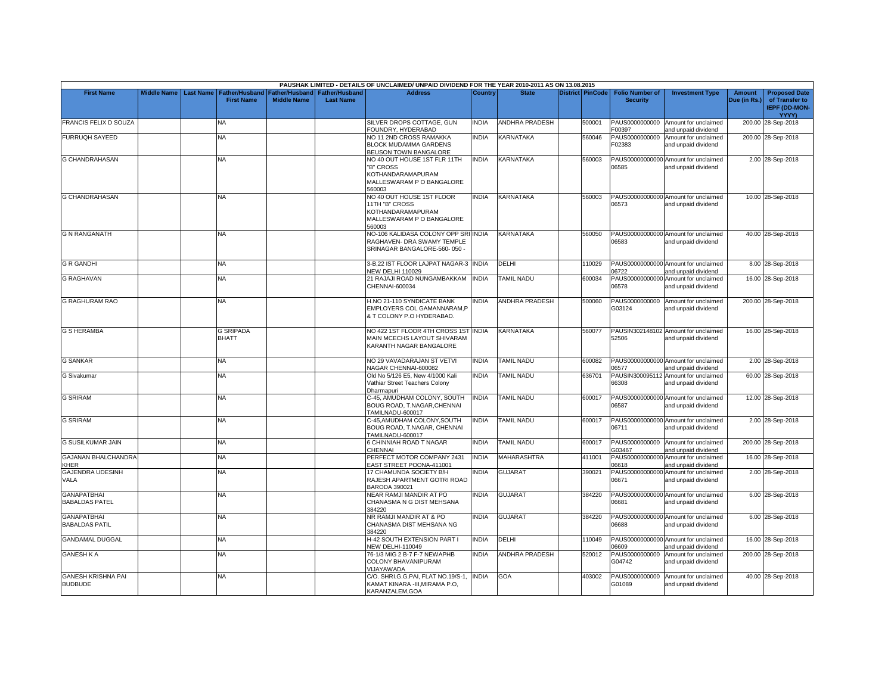PAUSHAK LIMITED - DETAILS OF UNCLAIMED/ UNPAID DIVIDEND FOR THE YEAR 2010-2011 AS ON 13.08.2015

| First Name | Middle Name | Last Name | Father/Husband First Name | Father/Husband Middle Name | Father/Husband Last Name | Address | Country | State | District | PinCode | Folio Number of Security | Investment Type | Amount Due (in Rs.) | Proposed Date of Transfer to IEPF (DD-MON-YYYY) |
|---|---|---|---|---|---|---|---|---|---|---|---|---|---|---|
| FRANCIS FELIX D SOUZA | | | NA | | | SILVER DROPS COTTAGE, GUN FOUNDRY, HYDERABAD | INDIA | ANDHRA PRADESH | | 500001 | PAUS0000000000F00397 | Amount for unclaimed and unpaid dividend | 200.00 | 28-Sep-2018 |
| FURRUQH SAYEED | | | NA | | | NO 11 2ND CROSS RAMAKKA BLOCK MUDAMMA GARDENS BEUSON TOWN BANGALORE | INDIA | KARNATAKA | | 560046 | PAUS0000000000F02383 | Amount for unclaimed and unpaid dividend | 200.00 | 28-Sep-2018 |
| G CHANDRAHASAN | | | NA | | | NO 40 OUT HOUSE 1ST FLR 11TH "B" CROSS KOTHANDARAMAPURAM MALLESWARAM P O BANGALORE 560003 | INDIA | KARNATAKA | | 560003 | PAUS00000000000006585 | Amount for unclaimed and unpaid dividend | 2.00 | 28-Sep-2018 |
| G CHANDRAHASAN | | | NA | | | NO 40 OUT HOUSE 1ST FLOOR 11TH "B" CROSS KOTHANDARAMAPURAM MALLESWARAM P O BANGALORE 560003 | INDIA | KARNATAKA | | 560003 | PAUS00000000000006573 | Amount for unclaimed and unpaid dividend | 10.00 | 28-Sep-2018 |
| G N RANGANATH | | | NA | | | NO-106 KALIDASA COLONY OPP SRI RAGHAVEN- DRA SWAMY TEMPLE SRINAGAR BANGALORE-560- 050 - | INDIA | KARNATAKA | | 560050 | PAUS00000000000006583 | Amount for unclaimed and unpaid dividend | 40.00 | 28-Sep-2018 |
| G R GANDHI | | | NA | | | 3-B,22 IST FLOOR LAJPAT NAGAR-3 NEW DELHI 110029 | INDIA | DELHI | | 110029 | PAUS00000000000006722 | Amount for unclaimed and unpaid dividend | 8.00 | 28-Sep-2018 |
| G RAGHAVAN | | | NA | | | 21 RAJAJI ROAD NUNGAMBAKKAM CHENNAI-600034 | INDIA | TAMIL NADU | | 600034 | PAUS00000000000006578 | Amount for unclaimed and unpaid dividend | 16.00 | 28-Sep-2018 |
| G RAGHURAM RAO | | | NA | | | H.NO 21-110 SYNDICATE BANK EMPLOYERS COL GAMANNARAM,P & T COLONY P.O HYDERABAD. | INDIA | ANDHRA PRADESH | | 500060 | PAUS0000000000G03124 | Amount for unclaimed and unpaid dividend | 200.00 | 28-Sep-2018 |
| G S HERAMBA | | | G SRIPADA BHATT | | | NO 422 1ST FLOOR 4TH CROSS 1ST MAIN MCECHS LAYOUT SHIVARAM KARANTH NAGAR BANGALORE | INDIA | KARNATAKA | | 560077 | PAUSIN30214810252506 | Amount for unclaimed and unpaid dividend | 16.00 | 28-Sep-2018 |
| G SANKAR | | | NA | | | NO 29 VAVADARAJAN ST VETVI NAGAR CHENNAI-600082 | INDIA | TAMIL NADU | | 600082 | PAUS00000000000006577 | Amount for unclaimed and unpaid dividend | 2.00 | 28-Sep-2018 |
| G Sivakumar | | | NA | | | Old No 5/126 E5, New 4/1000 Kali Vathiar Street Teachers Colony Dharmapuri | INDIA | TAMIL NADU | | 636701 | PAUSIN30009511266308 | Amount for unclaimed and unpaid dividend | 60.00 | 28-Sep-2018 |
| G SRIRAM | | | NA | | | C-45, AMUDHAM COLONY, SOUTH BOUG ROAD, T.NAGAR,CHENNAI TAMILNADU-600017 | INDIA | TAMIL NADU | | 600017 | PAUS00000000000006587 | Amount for unclaimed and unpaid dividend | 12.00 | 28-Sep-2018 |
| G SRIRAM | | | NA | | | C-45,AMUDHAM COLONY,SOUTH BOUG ROAD, T.NAGAR, CHENNAI TAMILNADU-600017 | INDIA | TAMIL NADU | | 600017 | PAUS00000000000006711 | Amount for unclaimed and unpaid dividend | 2.00 | 28-Sep-2018 |
| G SUSILKUMAR JAIN | | | NA | | | 6 CHINNIAH ROAD T NAGAR CHENNAI | INDIA | TAMIL NADU | | 600017 | PAUS0000000000G03467 | Amount for unclaimed and unpaid dividend | 200.00 | 28-Sep-2018 |
| GAJANAN BHALCHANDRA KHER | | | NA | | | PERFECT MOTOR COMPANY 2431 EAST STREET POONA-411001 | INDIA | MAHARASHTRA | | 411001 | PAUS00000000000006618 | Amount for unclaimed and unpaid dividend | 16.00 | 28-Sep-2018 |
| GAJENDRA UDESINH VALA | | | NA | | | 17 CHAMUNDA SOCIETY B/H RAJESH APARTMENT GOTRI ROAD BARODA 390021 | INDIA | GUJARAT | | 390021 | PAUS00000000000006671 | Amount for unclaimed and unpaid dividend | 2.00 | 28-Sep-2018 |
| GANAPATBHAI BABALDAS PATEL | | | NA | | | NEAR RAMJI MANDIR AT PO CHANASMA N G DIST MEHSANA 384220 | INDIA | GUJARAT | | 384220 | PAUS00000000000006681 | Amount for unclaimed and unpaid dividend | 6.00 | 28-Sep-2018 |
| GANAPATBHAI BABALDAS PATIL | | | NA | | | NR RAMJI MANDIR AT & PO CHANASMA DIST MEHSANA NG 384220 | INDIA | GUJARAT | | 384220 | PAUS00000000000006688 | Amount for unclaimed and unpaid dividend | 6.00 | 28-Sep-2018 |
| GANDAMAL DUGGAL | | | NA | | | H-42 SOUTH EXTENSION PART I NEW DELHI-110049 | INDIA | DELHI | | 110049 | PAUS00000000000006609 | Amount for unclaimed and unpaid dividend | 16.00 | 28-Sep-2018 |
| GANESH K A | | | NA | | | 76-1/3 MIG 2 B-7 F-7 NEWAPHB COLONY BHAVANIPURAM VIJAYAWADA | INDIA | ANDHRA PRADESH | | 520012 | PAUS0000000000G04742 | Amount for unclaimed and unpaid dividend | 200.00 | 28-Sep-2018 |
| GANESH KRISHNA PAI BUDBUDE | | | NA | | | C/O. SHRI.G.G.PAI, FLAT NO.19/S-1, KAMAT KINARA -III,MIRAMA P.O, KARANZALEM,GOA | INDIA | GOA | | 403002 | PAUS0000000000G01089 | Amount for unclaimed and unpaid dividend | 40.00 | 28-Sep-2018 |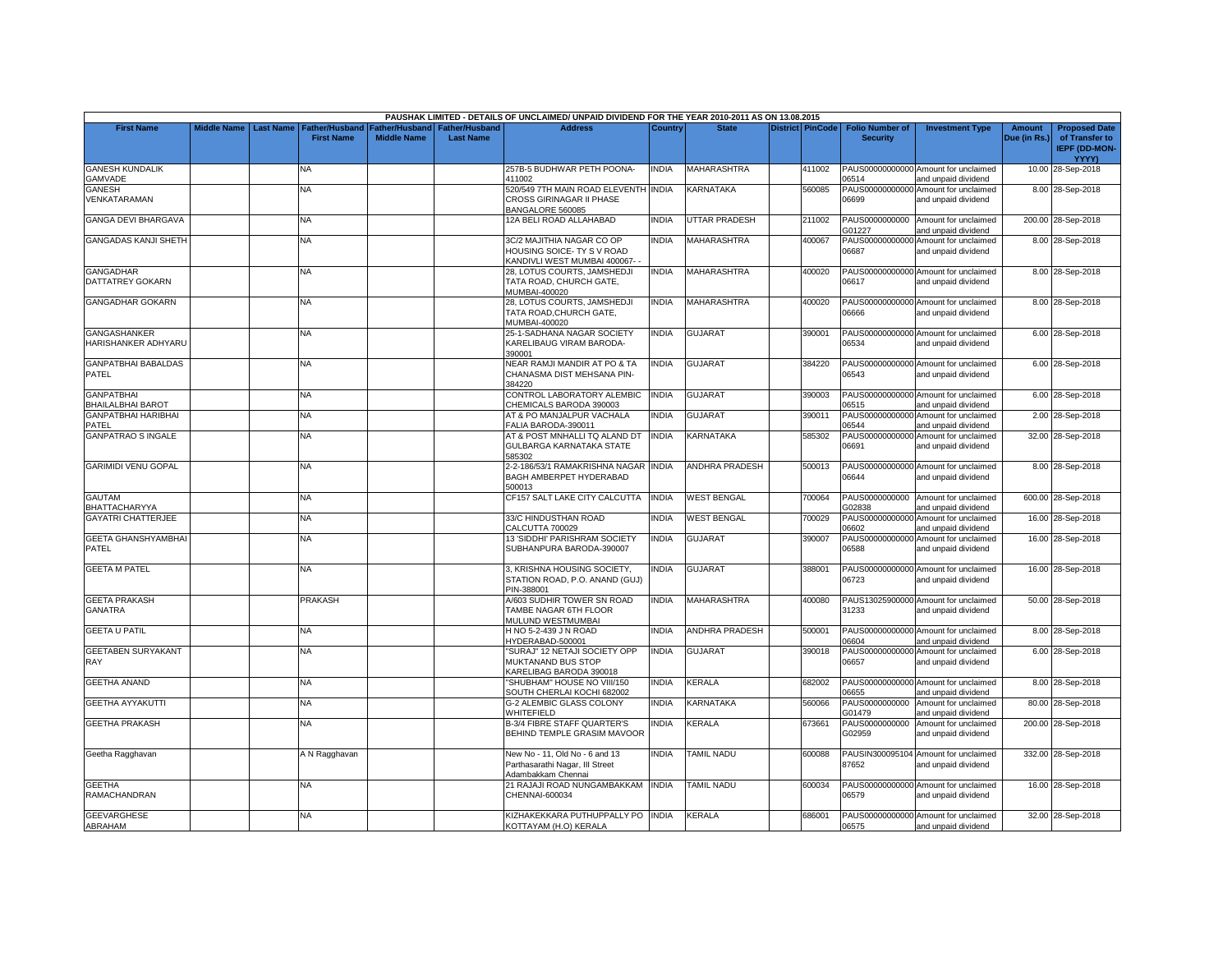| PAUSHAK LIMITED - DETAILS OF UNCLAIMED/ UNPAID DIVIDEND FOR THE YEAR 2010-2011 AS ON 13.08.2015 | | | | | | | | | | | | | | | |
|---|---|---|---|---|---|---|---|---|---|---|---|---|---|---|---|
| First Name | Middle Name | Last Name | Father/Husband First Name | Father/Husband Middle Name | Father/Husband Last Name | Address | Country | State | District | PinCode | Folio Number of Security | Investment Type | Amount Due (in Rs.) | Proposed Date of Transfer to IEPF (DD-MON-YYYY) |
| GANESH KUNDALIK GAMVADE | | | NA | | | 257B-5 BUDHWAR PETH POONA-411002 | INDIA | MAHARASHTRA | | 411002 | PAUS00000000000 06514 | Amount for unclaimed and unpaid dividend | 10.00 | 28-Sep-2018 |
| GANESH VENKATARAMAN | | | NA | | | 520/549 7TH MAIN ROAD ELEVENTH CROSS GIRINAGAR II PHASE BANGALORE 560085 | INDIA | KARNATAKA | | 560085 | PAUS00000000000 06699 | Amount for unclaimed and unpaid dividend | 8.00 | 28-Sep-2018 |
| GANGA DEVI BHARGAVA | | | NA | | | 12A BELI ROAD ALLAHABAD | INDIA | UTTAR PRADESH | | 211002 | PAUS0000000000 G01227 | Amount for unclaimed and unpaid dividend | 200.00 | 28-Sep-2018 |
| GANGADAS KANJI SHETH | | | NA | | | 3C/2 MAJITHIA NAGAR CO OP HOUSING SOICE- TY S V ROAD KANDIVLI WEST MUMBAI 400067- - | INDIA | MAHARASHTRA | | 400067 | PAUS00000000000 06687 | Amount for unclaimed and unpaid dividend | 8.00 | 28-Sep-2018 |
| GANGADHAR DATTATREY GOKARN | | | NA | | | 28, LOTUS COURTS, JAMSHEDJI TATA ROAD, CHURCH GATE, MUMBAI-400020 | INDIA | MAHARASHTRA | | 400020 | PAUS00000000000 06617 | Amount for unclaimed and unpaid dividend | 8.00 | 28-Sep-2018 |
| GANGADHAR GOKARN | | | NA | | | 28, LOTUS COURTS, JAMSHEDJI TATA ROAD,CHURCH GATE, MUMBAI-400020 | INDIA | MAHARASHTRA | | 400020 | PAUS00000000000 06666 | Amount for unclaimed and unpaid dividend | 8.00 | 28-Sep-2018 |
| GANGASHANKER HARISHANKER ADHYARU | | | NA | | | 25-1-SADHANA NAGAR SOCIETY KARELIBAUG VIRAM BARODA-390001 | INDIA | GUJARAT | | 390001 | PAUS00000000000 06534 | Amount for unclaimed and unpaid dividend | 6.00 | 28-Sep-2018 |
| GANPATBHAI BABALDAS PATEL | | | NA | | | NEAR RAMJI MANDIR AT PO & TA CHANASMA DIST MEHSANA PIN-384220 | INDIA | GUJARAT | | 384220 | PAUS00000000000 06543 | Amount for unclaimed and unpaid dividend | 6.00 | 28-Sep-2018 |
| GANPATBHAI BHAILALBHAI BAROT | | | NA | | | CONTROL LABORATORY ALEMBIC CHEMICALS BARODA 390003 | INDIA | GUJARAT | | 390003 | PAUS00000000000 06515 | Amount for unclaimed and unpaid dividend | 6.00 | 28-Sep-2018 |
| GANPATBHAI HARIBHAI PATEL | | | NA | | | AT & PO MANJALPUR VACHALA FALIA BARODA-390011 | INDIA | GUJARAT | | 390011 | PAUS00000000000 06544 | Amount for unclaimed and unpaid dividend | 2.00 | 28-Sep-2018 |
| GANPATRAO S INGALE | | | NA | | | AT & POST MNHALLI TQ ALAND DT GULBARGA KARNATAKA STATE 585302 | INDIA | KARNATAKA | | 585302 | PAUS00000000000 06691 | Amount for unclaimed and unpaid dividend | 32.00 | 28-Sep-2018 |
| GARIMIDI VENU GOPAL | | | NA | | | 2-2-186/53/1 RAMAKRISHNA NAGAR BAGH AMBERPET HYDERABAD 500013 | INDIA | ANDHRA PRADESH | | 500013 | PAUS00000000000 06644 | Amount for unclaimed and unpaid dividend | 8.00 | 28-Sep-2018 |
| GAUTAM BHATTACHARYYA | | | NA | | | CF157 SALT LAKE CITY CALCUTTA | INDIA | WEST BENGAL | | 700064 | PAUS0000000000 G02838 | Amount for unclaimed and unpaid dividend | 600.00 | 28-Sep-2018 |
| GAYATRI CHATTERJEE | | | NA | | | 33/C HINDUSTHAN ROAD CALCUTTA 700029 | INDIA | WEST BENGAL | | 700029 | PAUS00000000000 06602 | Amount for unclaimed and unpaid dividend | 16.00 | 28-Sep-2018 |
| GEETA GHANSHYAMBHAI PATEL | | | NA | | | 13 'SIDDHI' PARISHRAM SOCIETY SUBHANPURA BARODA-390007 | INDIA | GUJARAT | | 390007 | PAUS00000000000 06588 | Amount for unclaimed and unpaid dividend | 16.00 | 28-Sep-2018 |
| GEETA M PATEL | | | NA | | | 3, KRISHNA HOUSING SOCIETY, STATION ROAD, P.O. ANAND (GUJ) PIN-388001 | INDIA | GUJARAT | | 388001 | PAUS00000000000 06723 | Amount for unclaimed and unpaid dividend | 16.00 | 28-Sep-2018 |
| GEETA PRAKASH GANATRA | | | PRAKASH | | | A/603 SUDHIR TOWER SN ROAD TAMBE NAGAR 6TH FLOOR MULUND WESTMUMBAI | INDIA | MAHARASHTRA | | 400080 | PAUS13025900000 31233 | Amount for unclaimed and unpaid dividend | 50.00 | 28-Sep-2018 |
| GEETA U PATIL | | | NA | | | H NO 5-2-439 J N ROAD HYDERABAD-500001 | INDIA | ANDHRA PRADESH | | 500001 | PAUS00000000000 06604 | Amount for unclaimed and unpaid dividend | 8.00 | 28-Sep-2018 |
| GEETABEN SURYAKANT RAY | | | NA | | | "SURAJ" 12 NETAJI SOCIETY OPP MUKTANAND BUS STOP KARELIBAG BARODA 390018 | INDIA | GUJARAT | | 390018 | PAUS00000000000 06657 | Amount for unclaimed and unpaid dividend | 6.00 | 28-Sep-2018 |
| GEETHA ANAND | | | NA | | | "SHUBHAM" HOUSE NO VIII/150 SOUTH CHERLAI KOCHI 682002 | INDIA | KERALA | | 682002 | PAUS00000000000 06655 | Amount for unclaimed and unpaid dividend | 8.00 | 28-Sep-2018 |
| GEETHA AYYAKUTTI | | | NA | | | G-2 ALEMBIC GLASS COLONY WHITEFIELD | INDIA | KARNATAKA | | 560066 | PAUS0000000000 G01479 | Amount for unclaimed and unpaid dividend | 80.00 | 28-Sep-2018 |
| GEETHA PRAKASH | | | NA | | | B-3/4 FIBRE STAFF QUARTER'S BEHIND TEMPLE GRASIM MAVOOR | INDIA | KERALA | | 673661 | PAUS0000000000 G02959 | Amount for unclaimed and unpaid dividend | 200.00 | 28-Sep-2018 |
| Geetha Ragghavan | | | A N Ragghavan | | | New No - 11, Old No - 6 and 13 Parthasarathi Nagar, III Street Adambakkam Chennai | INDIA | TAMIL NADU | | 600088 | PAUSIN300095104 87652 | Amount for unclaimed and unpaid dividend | 332.00 | 28-Sep-2018 |
| GEETHA RAMACHANDRAN | | | NA | | | 21 RAJAJI ROAD NUNGAMBAKKAM CHENNAI-600034 | INDIA | TAMIL NADU | | 600034 | PAUS00000000000 06579 | Amount for unclaimed and unpaid dividend | 16.00 | 28-Sep-2018 |
| GEEVARGHESE ABRAHAM | | | NA | | | KIZHAKEKKARA PUTHUPPALLY PO KOTTAYAM (H.O) KERALA | INDIA | KERALA | | 686001 | PAUS00000000000 06575 | Amount for unclaimed and unpaid dividend | 32.00 | 28-Sep-2018 |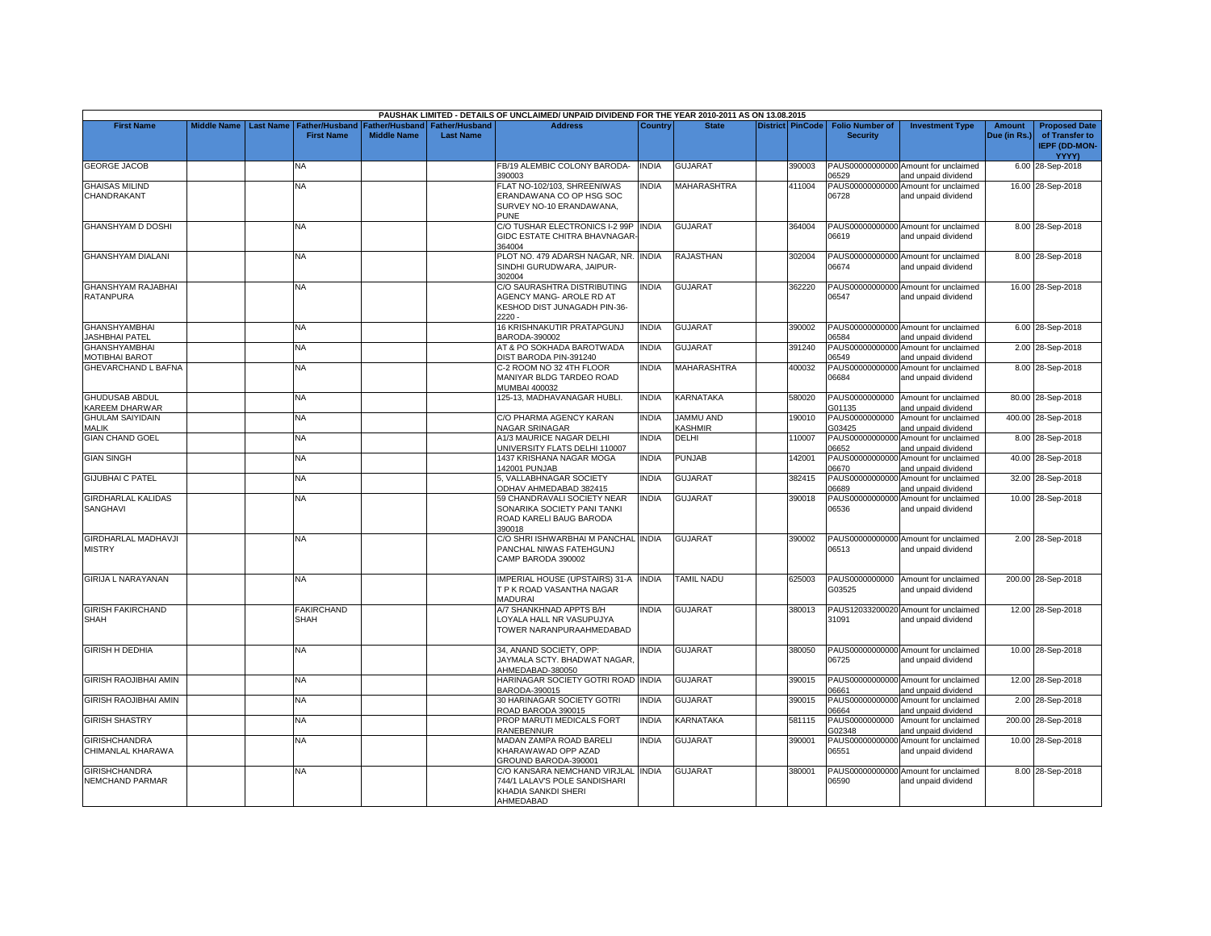PAUSHAK LIMITED - DETAILS OF UNCLAIMED/ UNPAID DIVIDEND FOR THE YEAR 2010-2011 AS ON 13.08.2015

| First Name | Middle Name | Last Name | Father/Husband First Name | Father/Husband Middle Name | Father/Husband Last Name | Address | Country | State | District | PinCode | Folio Number of Security | Investment Type | Amount Due (in Rs.) | Proposed Date of Transfer to IEPF (DD-MON-YYYY) |
|---|---|---|---|---|---|---|---|---|---|---|---|---|---|---|
| GEORGE JACOB | | | NA | | | FB/19 ALEMBIC COLONY BARODA-390003 | INDIA | GUJARAT | | 390003 | PAUS00000000000006529 | Amount for unclaimed and unpaid dividend | 6.00 | 28-Sep-2018 |
| GHAISAS MILIND CHANDRAKANT | | | NA | | | FLAT NO-102/103, SHREENIWAS ERANDAWANA CO OP HSG SOC SURVEY NO-10 ERANDAWANA, PUNE | INDIA | MAHARASHTRA | | 411004 | PAUS00000000000006728 | Amount for unclaimed and unpaid dividend | 16.00 | 28-Sep-2018 |
| GHANSHYAM D DOSHI | | | NA | | | C/O TUSHAR ELECTRONICS I-2 99P GIDC ESTATE CHITRA BHAVNAGAR-364004 | INDIA | GUJARAT | | 364004 | PAUS00000000000006619 | Amount for unclaimed and unpaid dividend | 8.00 | 28-Sep-2018 |
| GHANSHYAM DIALANI | | | NA | | | PLOT NO. 479 ADARSH NAGAR, NR. SINDHI GURUDWARA, JAIPUR-302004 | INDIA | RAJASTHAN | | 302004 | PAUS00000000000006674 | Amount for unclaimed and unpaid dividend | 8.00 | 28-Sep-2018 |
| GHANSHYAM RAJABHAI RATANPURA | | | NA | | | C/O SAURASHTRA DISTRIBUTING AGENCY MANG- AROLE RD AT KESHOD DIST JUNAGADH PIN-36-2220 - | INDIA | GUJARAT | | 362220 | PAUS00000000000006547 | Amount for unclaimed and unpaid dividend | 16.00 | 28-Sep-2018 |
| GHANSHYAMBHAI JASHBHAI PATEL | | | NA | | | 16 KRISHNAKUTIR PRATAPGUNJ BARODA-390002 | INDIA | GUJARAT | | 390002 | PAUS00000000000006584 | Amount for unclaimed and unpaid dividend | 6.00 | 28-Sep-2018 |
| GHANSHYAMBHAI MOTIBHAI BAROT | | | NA | | | AT & PO SOKHADA BAROTWADA DIST BARODA PIN-391240 | INDIA | GUJARAT | | 391240 | PAUS00000000000006549 | Amount for unclaimed and unpaid dividend | 2.00 | 28-Sep-2018 |
| GHEVARCHAND L BAFNA | | | NA | | | C-2 ROOM NO 32 4TH FLOOR MANIYAR BLDG TARDEO ROAD MUMBAI 400032 | INDIA | MAHARASHTRA | | 400032 | PAUS00000000000006684 | Amount for unclaimed and unpaid dividend | 8.00 | 28-Sep-2018 |
| GHUDUSAB ABDUL KAREEM DHARWAR | | | NA | | | 125-13, MADHAVANAGAR HUBLI. | INDIA | KARNATAKA | | 580020 | PAUS0000000000G01135 | Amount for unclaimed and unpaid dividend | 80.00 | 28-Sep-2018 |
| GHULAM SAIYIDAIN MALIK | | | NA | | | C/O PHARMA AGENCY KARAN NAGAR SRINAGAR | INDIA | JAMMU AND KASHMIR | | 190010 | PAUS0000000000G03425 | Amount for unclaimed and unpaid dividend | 400.00 | 28-Sep-2018 |
| GIAN CHAND GOEL | | | NA | | | A1/3 MAURICE NAGAR DELHI UNIVERSITY FLATS DELHI 110007 | INDIA | DELHI | | 110007 | PAUS00000000000006652 | Amount for unclaimed and unpaid dividend | 8.00 | 28-Sep-2018 |
| GIAN SINGH | | | NA | | | 1437 KRISHANA NAGAR MOGA 142001 PUNJAB | INDIA | PUNJAB | | 142001 | PAUS00000000000006670 | Amount for unclaimed and unpaid dividend | 40.00 | 28-Sep-2018 |
| GIJUBHAI C PATEL | | | NA | | | 5, VALLABHNAGAR SOCIETY ODHAV AHMEDABAD 382415 | INDIA | GUJARAT | | 382415 | PAUS00000000000006689 | Amount for unclaimed and unpaid dividend | 32.00 | 28-Sep-2018 |
| GIRDHARLAL KALIDAS SANGHAVI | | | NA | | | 59 CHANDRAVALI SOCIETY NEAR SONARIKA SOCIETY PANI TANKI ROAD KARELI BAUG BARODA 390018 | INDIA | GUJARAT | | 390018 | PAUS00000000000006536 | Amount for unclaimed and unpaid dividend | 10.00 | 28-Sep-2018 |
| GIRDHARLAL MADHAVJI MISTRY | | | NA | | | C/O SHRI ISHWARBHAI M PANCHAL PANCHAL NIWAS FATEHGUNJ CAMP BARODA 390002 | INDIA | GUJARAT | | 390002 | PAUS00000000000006513 | Amount for unclaimed and unpaid dividend | 2.00 | 28-Sep-2018 |
| GIRIJA L NARAYANAN | | | NA | | | IMPERIAL HOUSE (UPSTAIRS) 31-A T P K ROAD VASANTHA NAGAR MADURAI | INDIA | TAMIL NADU | | 625003 | PAUS0000000000G03525 | Amount for unclaimed and unpaid dividend | 200.00 | 28-Sep-2018 |
| GIRISH FAKIRCHAND SHAH | | | FAKIRCHAND SHAH | | | A/7 SHANKHNAD APPTS B/H LOYALA HALL NR VASUPUJYA TOWER NARANPURAAHMEDABAD | INDIA | GUJARAT | | 380013 | PAUS1203320002031091 | Amount for unclaimed and unpaid dividend | 12.00 | 28-Sep-2018 |
| GIRISH H DEDHIA | | | NA | | | 34, ANAND SOCIETY, OPP: JAYMALA SCTY. BHADWAT NAGAR, AHMEDABAD-380050 | INDIA | GUJARAT | | 380050 | PAUS00000000000006725 | Amount for unclaimed and unpaid dividend | 10.00 | 28-Sep-2018 |
| GIRISH RAOJIBHAI AMIN | | | NA | | | HARINAGAR SOCIETY GOTRI ROAD BARODA-390015 | INDIA | GUJARAT | | 390015 | PAUS00000000000006661 | Amount for unclaimed and unpaid dividend | 12.00 | 28-Sep-2018 |
| GIRISH RAOJIBHAI AMIN | | | NA | | | 30 HARINAGAR SOCIETY GOTRI ROAD BARODA 390015 | INDIA | GUJARAT | | 390015 | PAUS00000000000006664 | Amount for unclaimed and unpaid dividend | 2.00 | 28-Sep-2018 |
| GIRISH SHASTRY | | | NA | | | PROP MARUTI MEDICALS FORT RANEBENNUR | INDIA | KARNATAKA | | 581115 | PAUS0000000000G02348 | Amount for unclaimed and unpaid dividend | 200.00 | 28-Sep-2018 |
| GIRISHCHANDRA CHIMANLAL KHARAWA | | | NA | | | MADAN ZAMPA ROAD BARELI KHARAWAWAD OPP AZAD GROUND BARODA-390001 | INDIA | GUJARAT | | 390001 | PAUS00000000000006551 | Amount for unclaimed and unpaid dividend | 10.00 | 28-Sep-2018 |
| GIRISHCHANDRA NEMCHAND PARMAR | | | NA | | | C/O KANSARA NEMCHAND VIRJLAL 744/1 LALAV'S POLE SANDISHARI KHADIA SANKDI SHERI AHMEDABAD | INDIA | GUJARAT | | 380001 | PAUS00000000000006590 | Amount for unclaimed and unpaid dividend | 8.00 | 28-Sep-2018 |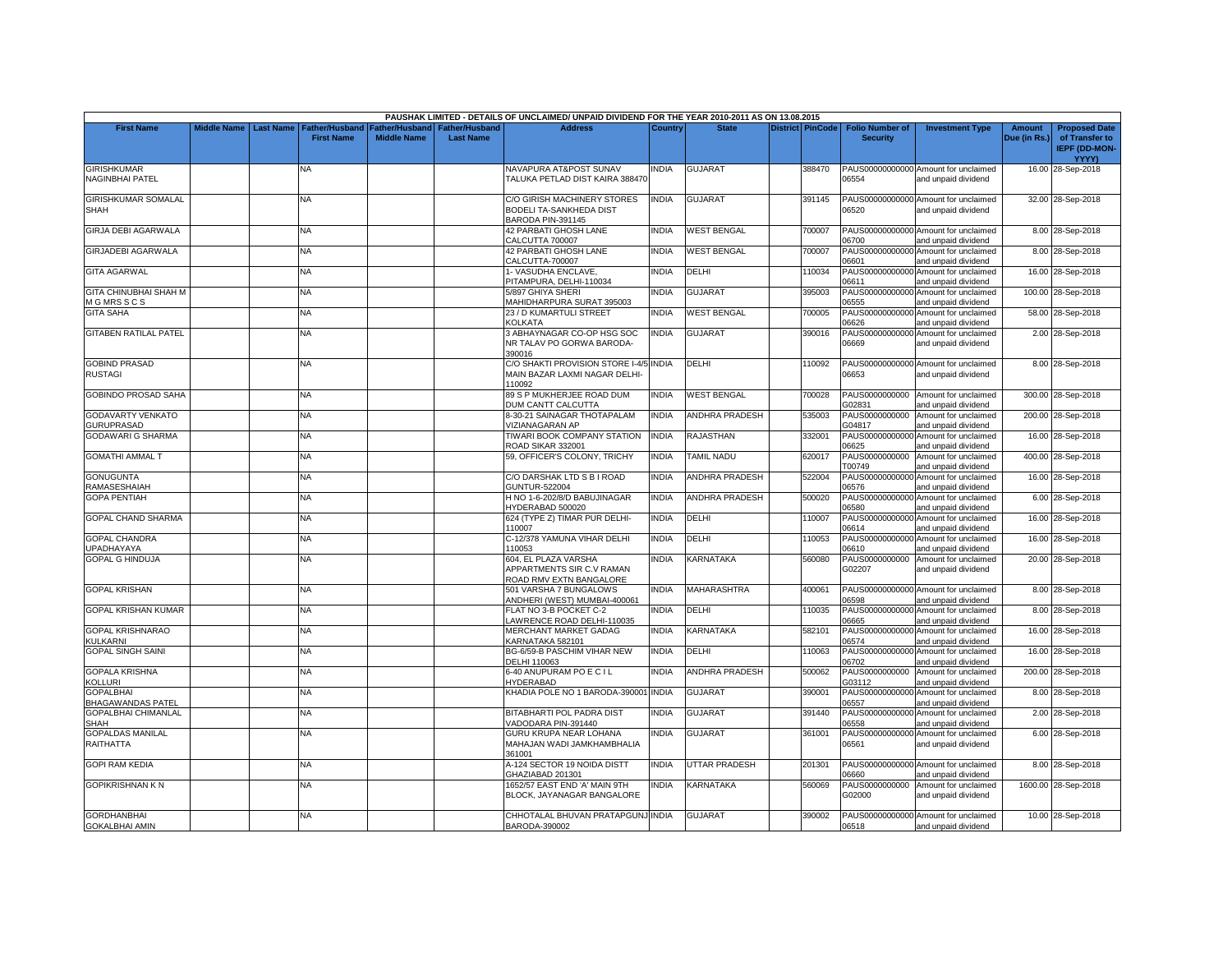PAUSHAK LIMITED - DETAILS OF UNCLAIMED/ UNPAID DIVIDEND FOR THE YEAR 2010-2011 AS ON 13.08.2015

| First Name | Middle Name | Last Name | Father/Husband First Name | Father/Husband Middle Name | Father/Husband Last Name | Address | Country | State | District | PinCode | Folio Number of Security | Investment Type | Amount Due (in Rs.) | Proposed Date of Transfer to IEPF (DD-MON-YYYY) |
|---|---|---|---|---|---|---|---|---|---|---|---|---|---|---|
| GIRISHKUMAR NAGINBHAI PATEL | | | NA | | | NAVAPURA AT&POST SUNAV TALUKA PETLAD DIST KAIRA 388470 | INDIA | GUJARAT | | 388470 | PAUS00000000000006554 | Amount for unclaimed and unpaid dividend | 16.00 | 28-Sep-2018 |
| GIRISHKUMAR SOMALAL SHAH | | | NA | | | C/O GIRISH MACHINERY STORES BODELI TA-SANKHEDA DIST BARODA PIN-391145 | INDIA | GUJARAT | | 391145 | PAUS00000000000006520 | Amount for unclaimed and unpaid dividend | 32.00 | 28-Sep-2018 |
| GIRJA DEBI AGARWALA | | | NA | | | 42 PARBATI GHOSH LANE CALCUTTA 700007 | INDIA | WEST BENGAL | | 700007 | PAUS00000000000006700 | Amount for unclaimed and unpaid dividend | 8.00 | 28-Sep-2018 |
| GIRJADEBI AGARWALA | | | NA | | | 42 PARBATI GHOSH LANE CALCUTTA-700007 | INDIA | WEST BENGAL | | 700007 | PAUS00000000000006601 | Amount for unclaimed and unpaid dividend | 8.00 | 28-Sep-2018 |
| GITA AGARWAL | | | NA | | | 1- VASUDHA ENCLAVE, PITAMPURA, DELHI-110034 | INDIA | DELHI | | 110034 | PAUS00000000000006611 | Amount for unclaimed and unpaid dividend | 16.00 | 28-Sep-2018 |
| GITA CHINUBHAI SHAH M M G MRS S C S | | | NA | | | 5/897 GHIYA SHERI MAHIDHARPURA SURAT 395003 | INDIA | GUJARAT | | 395003 | PAUS00000000000006555 | Amount for unclaimed and unpaid dividend | 100.00 | 28-Sep-2018 |
| GITA SAHA | | | NA | | | 23 / D KUMARTULI STREET KOLKATA | INDIA | WEST BENGAL | | 700005 | PAUS00000000000006626 | Amount for unclaimed and unpaid dividend | 58.00 | 28-Sep-2018 |
| GITABEN RATILAL PATEL | | | NA | | | 3 ABHAYNAGAR CO-OP HSG SOC NR TALAV PO GORWA BARODA-390016 | INDIA | GUJARAT | | 390016 | PAUS00000000000006669 | Amount for unclaimed and unpaid dividend | 2.00 | 28-Sep-2018 |
| GOBIND PRASAD RUSTAGI | | | NA | | | C/O SHAKTI PROVISION STORE I-4/5 MAIN BAZAR LAXMI NAGAR DELHI-110092 | INDIA | DELHI | | 110092 | PAUS00000000000006653 | Amount for unclaimed and unpaid dividend | 8.00 | 28-Sep-2018 |
| GOBINDO PROSAD SAHA | | | NA | | | 89 S P MUKHERJEE ROAD DUM DUM CANTT CALCUTTA | INDIA | WEST BENGAL | | 700028 | PAUS0000000000G02831 | Amount for unclaimed and unpaid dividend | 300.00 | 28-Sep-2018 |
| GODAVARTY VENKATO GURUPRASAD | | | NA | | | 8-30-21 SAINAGAR THOTAPALAM VIZIANAGARAN AP | INDIA | ANDHRA PRADESH | | 535003 | PAUS0000000000G04817 | Amount for unclaimed and unpaid dividend | 200.00 | 28-Sep-2018 |
| GODAWARI G SHARMA | | | NA | | | TIWARI BOOK COMPANY STATION ROAD SIKAR 332001 | INDIA | RAJASTHAN | | 332001 | PAUS00000000000006625 | Amount for unclaimed and unpaid dividend | 16.00 | 28-Sep-2018 |
| GOMATHI AMMAL T | | | NA | | | 59, OFFICER'S COLONY, TRICHY | INDIA | TAMIL NADU | | 620017 | PAUS0000000000T00749 | Amount for unclaimed and unpaid dividend | 400.00 | 28-Sep-2018 |
| GONUGUNTA RAMASESHAIAH | | | NA | | | C/O DARSHAK LTD S B I ROAD GUNTUR-522004 | INDIA | ANDHRA PRADESH | | 522004 | PAUS00000000000006576 | Amount for unclaimed and unpaid dividend | 16.00 | 28-Sep-2018 |
| GOPA PENTIAH | | | NA | | | H NO 1-6-202/8/D BABUJINAGAR HYDERABAD 500020 | INDIA | ANDHRA PRADESH | | 500020 | PAUS00000000000006580 | Amount for unclaimed and unpaid dividend | 6.00 | 28-Sep-2018 |
| GOPAL CHAND SHARMA | | | NA | | | 624 (TYPE Z) TIMAR PUR DELHI-110007 | INDIA | DELHI | | 110007 | PAUS00000000000006614 | Amount for unclaimed and unpaid dividend | 16.00 | 28-Sep-2018 |
| GOPAL CHANDRA UPADHAYAYA | | | NA | | | C-12/378 YAMUNA VIHAR DELHI 110053 | INDIA | DELHI | | 110053 | PAUS00000000000006610 | Amount for unclaimed and unpaid dividend | 16.00 | 28-Sep-2018 |
| GOPAL G HINDUJA | | | NA | | | 604, EL PLAZA VARSHA APPARTMENTS SIR C.V RAMAN ROAD RMV EXTN BANGALORE | INDIA | KARNATAKA | | 560080 | PAUS0000000000G02207 | Amount for unclaimed and unpaid dividend | 20.00 | 28-Sep-2018 |
| GOPAL KRISHAN | | | NA | | | 501 VARSHA 7 BUNGALOWS ANDHERI (WEST) MUMBAI-400061 | INDIA | MAHARASHTRA | | 400061 | PAUS00000000000006598 | Amount for unclaimed and unpaid dividend | 8.00 | 28-Sep-2018 |
| GOPAL KRISHAN KUMAR | | | NA | | | FLAT NO 3-B POCKET C-2 LAWRENCE ROAD DELHI-110035 | INDIA | DELHI | | 110035 | PAUS00000000000006665 | Amount for unclaimed and unpaid dividend | 8.00 | 28-Sep-2018 |
| GOPAL KRISHNARAO KULKARNI | | | NA | | | MERCHANT MARKET GADAG KARNATAKA 582101 | INDIA | KARNATAKA | | 582101 | PAUS00000000000006574 | Amount for unclaimed and unpaid dividend | 16.00 | 28-Sep-2018 |
| GOPAL SINGH SAINI | | | NA | | | BG-6/59-B PASCHIM VIHAR NEW DELHI 110063 | INDIA | DELHI | | 110063 | PAUS00000000000006702 | Amount for unclaimed and unpaid dividend | 16.00 | 28-Sep-2018 |
| GOPALA KRISHNA KOLLURI | | | NA | | | 6-40 ANUPURAM PO E C I L HYDERABAD | INDIA | ANDHRA PRADESH | | 500062 | PAUS0000000000G03112 | Amount for unclaimed and unpaid dividend | 200.00 | 28-Sep-2018 |
| GOPALBHAI BHAGAWANDAS PATEL | | | NA | | | KHADIA POLE NO 1 BARODA-390001 | INDIA | GUJARAT | | 390001 | PAUS00000000000006557 | Amount for unclaimed and unpaid dividend | 8.00 | 28-Sep-2018 |
| GOPALBHAI CHIMANLAL SHAH | | | NA | | | BITABHARTI POL PADRA DIST VADODARA PIN-391440 | INDIA | GUJARAT | | 391440 | PAUS00000000000006558 | Amount for unclaimed and unpaid dividend | 2.00 | 28-Sep-2018 |
| GOPALDAS MANILAL RAITHATTA | | | NA | | | GURU KRUPA NEAR LOHANA MAHAJAN WADI JAMKHAMBHALIA 361001 | INDIA | GUJARAT | | 361001 | PAUS00000000000006561 | Amount for unclaimed and unpaid dividend | 6.00 | 28-Sep-2018 |
| GOPI RAM KEDIA | | | NA | | | A-124 SECTOR 19 NOIDA DISTT GHAZIABAD 201301 | INDIA | UTTAR PRADESH | | 201301 | PAUS00000000000006660 | Amount for unclaimed and unpaid dividend | 8.00 | 28-Sep-2018 |
| GOPIKRISHNAN K N | | | NA | | | 1652/57 EAST END 'A' MAIN 9TH BLOCK, JAYANAGAR BANGALORE | INDIA | KARNATAKA | | 560069 | PAUS0000000000G02000 | Amount for unclaimed and unpaid dividend | 1600.00 | 28-Sep-2018 |
| GORDHANBHAI GOKALBHAI AMIN | | | NA | | | CHHOTALAL BHUVAN PRATAPGUNJ BARODA-390002 | INDIA | GUJARAT | | 390002 | PAUS00000000000006518 | Amount for unclaimed and unpaid dividend | 10.00 | 28-Sep-2018 |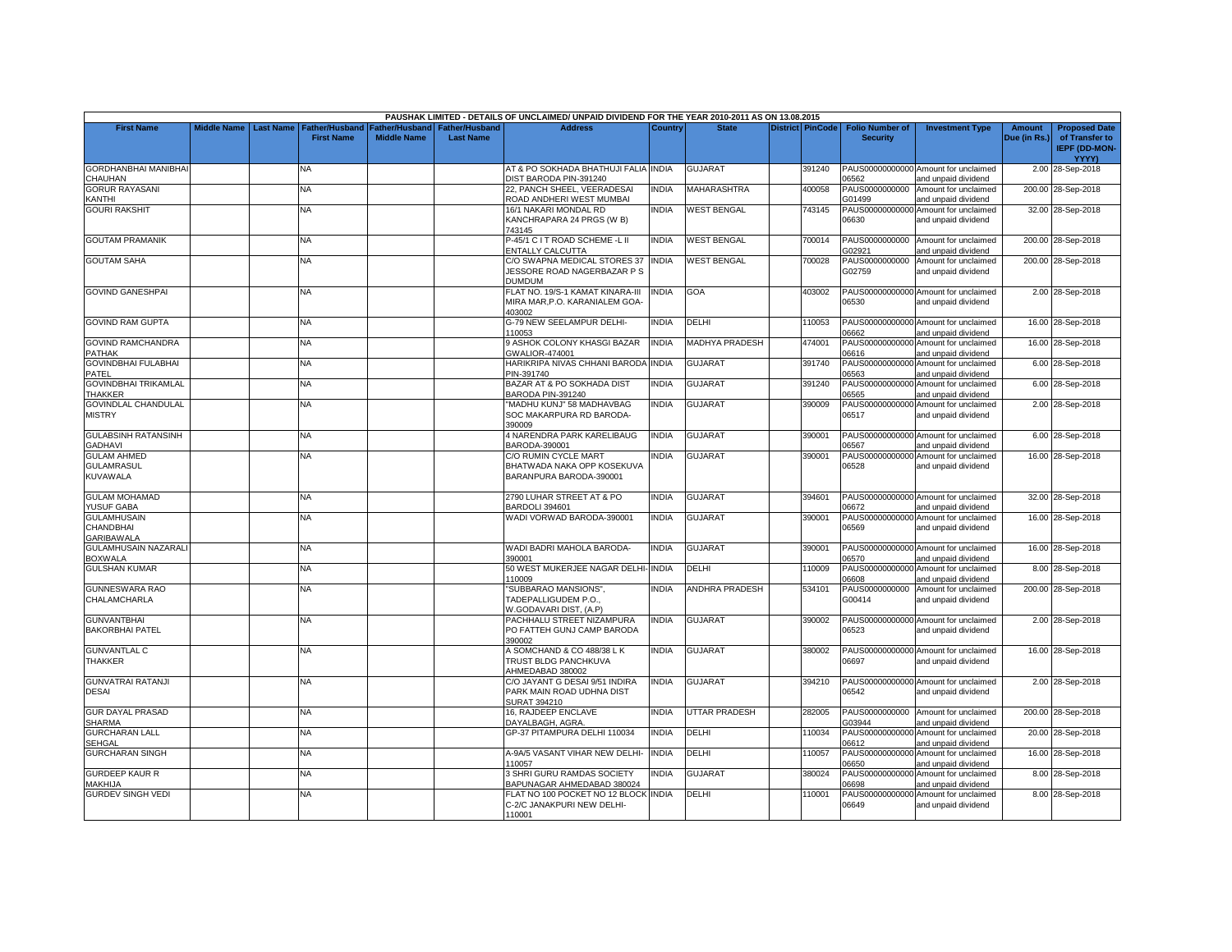| PAUSHAK LIMITED - DETAILS OF UNCLAIMED/ UNPAID DIVIDEND FOR THE YEAR 2010-2011 AS ON 13.08.2015 | | | | | | | | | | | | | | | |
|---|---|---|---|---|---|---|---|---|---|---|---|---|---|---|---|
| First Name | Middle Name | Last Name | Father/Husband First Name | Father/Husband Middle Name | Father/Husband Last Name | Address | Country | State | District | PinCode | Folio Number of Security | Investment Type | Amount Due (in Rs.) | Proposed Date of Transfer to IEPF (DD-MON-YYYY) |
| GORDHANBHAI MANIBHAI CHAUHAN | | | NA | | | AT & PO SOKHADA BHATHUJI FALIA DIST BARODA PIN-391240 | INDIA | GUJARAT | | 391240 | PAUS00000000000006562 | Amount for unclaimed and unpaid dividend | 2.00 | 28-Sep-2018 |
| GORUR RAYASANI KANTHI | | | NA | | | 22, PANCH SHEEL, VEERADESAI ROAD ANDHERI WEST MUMBAI | INDIA | MAHARASHTRA | | 400058 | PAUS0000000000G01499 | Amount for unclaimed and unpaid dividend | 200.00 | 28-Sep-2018 |
| GOURI RAKSHIT | | | NA | | | 16/1 NAKARI MONDAL RD KANCHRAPARA 24 PRGS (W B) 743145 | INDIA | WEST BENGAL | | 743145 | PAUS00000000000006630 | Amount for unclaimed and unpaid dividend | 32.00 | 28-Sep-2018 |
| GOUTAM PRAMANIK | | | NA | | | P-45/1 C I T ROAD SCHEME -L II ENTALLY CALCUTTA | INDIA | WEST BENGAL | | 700014 | PAUS0000000000G02921 | Amount for unclaimed and unpaid dividend | 200.00 | 28-Sep-2018 |
| GOUTAM SAHA | | | NA | | | C/O SWAPNA MEDICAL STORES 37 JESSORE ROAD NAGERBAZAR P S DUMDUM | INDIA | WEST BENGAL | | 700028 | PAUS0000000000G02759 | Amount for unclaimed and unpaid dividend | 200.00 | 28-Sep-2018 |
| GOVIND GANESHPAI | | | NA | | | FLAT NO. 19/S-1 KAMAT KINARA-III MIRA MAR,P.O. KARANIALEM GOA-403002 | INDIA | GOA | | 403002 | PAUS00000000000006530 | Amount for unclaimed and unpaid dividend | 2.00 | 28-Sep-2018 |
| GOVIND RAM GUPTA | | | NA | | | G-79 NEW SEELAMPUR DELHI-110053 | INDIA | DELHI | | 110053 | PAUS00000000000006662 | Amount for unclaimed and unpaid dividend | 16.00 | 28-Sep-2018 |
| GOVIND RAMCHANDRA PATHAK | | | NA | | | 9 ASHOK COLONY KHASGI BAZAR GWALIOR-474001 | INDIA | MADHYA PRADESH | | 474001 | PAUS00000000000006616 | Amount for unclaimed and unpaid dividend | 16.00 | 28-Sep-2018 |
| GOVINDBHAI FULABHAI PATEL | | | NA | | | HARIKRIPA NIVAS CHHANI BARODA PIN-391740 | INDIA | GUJARAT | | 391740 | PAUS00000000000006563 | Amount for unclaimed and unpaid dividend | 6.00 | 28-Sep-2018 |
| GOVINDBHAI TRIKAMLAL THAKKER | | | NA | | | BAZAR AT & PO SOKHADA DIST BARODA PIN-391240 | INDIA | GUJARAT | | 391240 | PAUS00000000000006565 | Amount for unclaimed and unpaid dividend | 6.00 | 28-Sep-2018 |
| GOVINDLAL CHANDULAL MISTRY | | | NA | | | "MADHU KUNJ" 58 MADHAVBAG SOC MAKARPURA RD BARODA-390009 | INDIA | GUJARAT | | 390009 | PAUS00000000000006517 | Amount for unclaimed and unpaid dividend | 2.00 | 28-Sep-2018 |
| GULABSINH RATANSINH GADHAVI | | | NA | | | 4 NARENDRA PARK KARELIBAUG BARODA-390001 | INDIA | GUJARAT | | 390001 | PAUS00000000000006567 | Amount for unclaimed and unpaid dividend | 6.00 | 28-Sep-2018 |
| GULAM AHMED GULAMRASUL KUVAWALA | | | NA | | | C/O RUMIN CYCLE MART BHATWADA NAKA OPP KOSEKUVA BARANPURA BARODA-390001 | INDIA | GUJARAT | | 390001 | PAUS00000000000006528 | Amount for unclaimed and unpaid dividend | 16.00 | 28-Sep-2018 |
| GULAM MOHAMAD YUSUF GABA | | | NA | | | 2790 LUHAR STREET AT & PO BARDOLI 394601 | INDIA | GUJARAT | | 394601 | PAUS00000000000006672 | Amount for unclaimed and unpaid dividend | 32.00 | 28-Sep-2018 |
| GULAMHUSAIN CHANDBHAI GARIBAWALA | | | NA | | | WADI VORWAD BARODA-390001 | INDIA | GUJARAT | | 390001 | PAUS00000000000006569 | Amount for unclaimed and unpaid dividend | 16.00 | 28-Sep-2018 |
| GULAMHUSAIN NAZARALI BOXWALA | | | NA | | | WADI BADRI MAHOLA BARODA-390001 | INDIA | GUJARAT | | 390001 | PAUS00000000000006570 | Amount for unclaimed and unpaid dividend | 16.00 | 28-Sep-2018 |
| GULSHAN KUMAR | | | NA | | | 50 WEST MUKERJEE NAGAR DELHI-110009 | INDIA | DELHI | | 110009 | PAUS00000000000006608 | Amount for unclaimed and unpaid dividend | 8.00 | 28-Sep-2018 |
| GUNNESWARA RAO CHALAMCHARLA | | | NA | | | "SUBBARAO MANSIONS", TADEPALLIGUDEM P.O., W.GODAVARI DIST, (A.P) | INDIA | ANDHRA PRADESH | | 534101 | PAUS0000000000G00414 | Amount for unclaimed and unpaid dividend | 200.00 | 28-Sep-2018 |
| GUNVANTBHAI BAKORBHAI PATEL | | | NA | | | PACHHALU STREET NIZAMPURA PO FATTEH GUNJ CAMP BARODA 390002 | INDIA | GUJARAT | | 390002 | PAUS00000000000006523 | Amount for unclaimed and unpaid dividend | 2.00 | 28-Sep-2018 |
| GUNVANTLAL C THAKKER | | | NA | | | A SOMCHAND & CO 488/38 L K TRUST BLDG PANCHKUVA AHMEDABAD 380002 | INDIA | GUJARAT | | 380002 | PAUS00000000000006697 | Amount for unclaimed and unpaid dividend | 16.00 | 28-Sep-2018 |
| GUNVATRAI RATANJI DESAI | | | NA | | | C/O JAYANT G DESAI 9/51 INDIRA PARK MAIN ROAD UDHNA DIST SURAT 394210 | INDIA | GUJARAT | | 394210 | PAUS00000000000006542 | Amount for unclaimed and unpaid dividend | 2.00 | 28-Sep-2018 |
| GUR DAYAL PRASAD SHARMA | | | NA | | | 16, RAJDEEP ENCLAVE DAYALBAGH, AGRA. | INDIA | UTTAR PRADESH | | 282005 | PAUS0000000000G03944 | Amount for unclaimed and unpaid dividend | 200.00 | 28-Sep-2018 |
| GURCHARAN LALL SEHGAL | | | NA | | | GP-37 PITAMPURA DELHI 110034 | INDIA | DELHI | | 110034 | PAUS00000000000006612 | Amount for unclaimed and unpaid dividend | 20.00 | 28-Sep-2018 |
| GURCHARAN SINGH | | | NA | | | A-9A/5 VASANT VIHAR NEW DELHI-110057 | INDIA | DELHI | | 110057 | PAUS00000000000006650 | Amount for unclaimed and unpaid dividend | 16.00 | 28-Sep-2018 |
| GURDEEP KAUR R MAKHIJA | | | NA | | | 3 SHRI GURU RAMDAS SOCIETY BAPUNAGAR AHMEDABAD 380024 | INDIA | GUJARAT | | 380024 | PAUS00000000000006698 | Amount for unclaimed and unpaid dividend | 8.00 | 28-Sep-2018 |
| GURDEV SINGH VEDI | | | NA | | | FLAT NO 100 POCKET NO 12 BLOCK C-2/C JANAKPURI NEW DELHI-110001 | INDIA | DELHI | | 110001 | PAUS00000000000006649 | Amount for unclaimed and unpaid dividend | 8.00 | 28-Sep-2018 |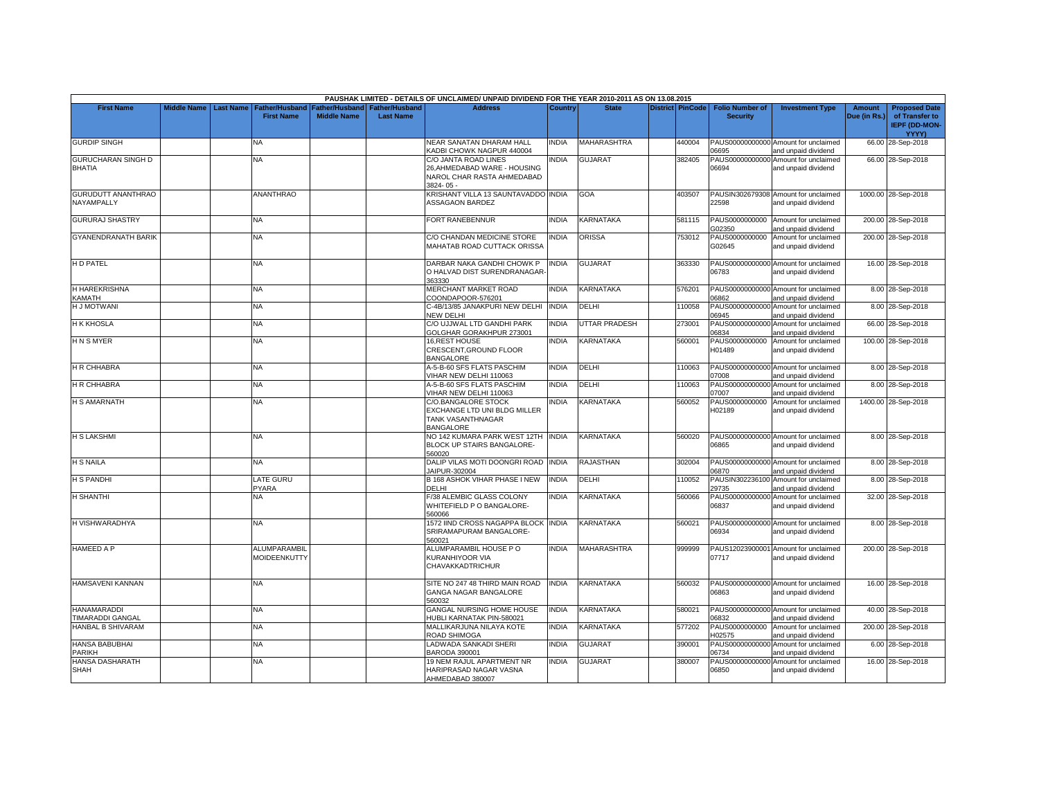| PAUSHAK LIMITED - DETAILS OF UNCLAIMED/ UNPAID DIVIDEND FOR THE YEAR 2010-2011 AS ON 13.08.2015 | | | | | | | | | | | | | | | |
|---|---|---|---|---|---|---|---|---|---|---|---|---|---|---|---|
| First Name | Middle Name | Last Name | Father/Husband First Name | Father/Husband Middle Name | Father/Husband Last Name | Address | Country | State | District | PinCode | Folio Number of Security | Investment Type | Amount Due (in Rs.) | Proposed Date of Transfer to IEPF (DD-MON-YYYY) |
| GURDIP SINGH | | | NA | | | NEAR SANATAN DHARAM HALL KADBI CHOWK NAGPUR 440004 | INDIA | MAHARASHTRA | | 440004 | PAUS00000000000 06695 | Amount for unclaimed and unpaid dividend | 66.00 | 28-Sep-2018 |
| GURUCHARAN SINGH D BHATIA | | | NA | | | C/O JANTA ROAD LINES 26,AHMEDABAD WARE - HOUSING NAROL CHAR RASTA AHMEDABAD 3824- 05 - | INDIA | GUJARAT | | 382405 | PAUS00000000000 06694 | Amount for unclaimed and unpaid dividend | 66.00 | 28-Sep-2018 |
| GURUDUTT ANANTHRAO NAYAMPALLY | | | ANANTHRAO | | | KRISHANT VILLA 13 SAUNTAVADDO ASSAGAON BARDEZ | INDIA | GOA | | 403507 | PAUSIN302679308 22598 | Amount for unclaimed and unpaid dividend | 1000.00 | 28-Sep-2018 |
| GURURAJ SHASTRY | | | NA | | | FORT RANEBENNUR | INDIA | KARNATAKA | | 581115 | PAUS0000000000 G02350 | Amount for unclaimed and unpaid dividend | 200.00 | 28-Sep-2018 |
| GYANENDRANATH BARIK | | | NA | | | C/O CHANDAN MEDICINE STORE MAHATAB ROAD CUTTACK ORISSA | INDIA | ORISSA | | 753012 | PAUS0000000000 G02645 | Amount for unclaimed and unpaid dividend | 200.00 | 28-Sep-2018 |
| H D PATEL | | | NA | | | DARBAR NAKA GANDHI CHOWK P O HALVAD DIST SURENDRANAGAR-363330 | INDIA | GUJARAT | | 363330 | PAUS00000000000 06783 | Amount for unclaimed and unpaid dividend | 16.00 | 28-Sep-2018 |
| H HAREKRISHNA KAMATH | | | NA | | | MERCHANT MARKET ROAD COONDAPOOR-576201 | INDIA | KARNATAKA | | 576201 | PAUS00000000000 06862 | Amount for unclaimed and unpaid dividend | 8.00 | 28-Sep-2018 |
| H J MOTWANI | | | NA | | | C-4B/13/85 JANAKPURI NEW DELHI NEW DELHI | INDIA | DELHI | | 110058 | PAUS00000000000 06945 | Amount for unclaimed and unpaid dividend | 8.00 | 28-Sep-2018 |
| H K KHOSLA | | | NA | | | C/O UJJWAL LTD GANDHI PARK GOLGHAR GORAKHPUR 273001 | INDIA | UTTAR PRADESH | | 273001 | PAUS00000000000 06834 | Amount for unclaimed and unpaid dividend | 66.00 | 28-Sep-2018 |
| H N S MYER | | | NA | | | 16,REST HOUSE CRESCENT,GROUND FLOOR BANGALORE | INDIA | KARNATAKA | | 560001 | PAUS0000000000 H01489 | Amount for unclaimed and unpaid dividend | 100.00 | 28-Sep-2018 |
| H R CHHABRA | | | NA | | | A-5-B-60 SFS FLATS PASCHIM VIHAR NEW DELHI 110063 | INDIA | DELHI | | 110063 | PAUS00000000000 07008 | Amount for unclaimed and unpaid dividend | 8.00 | 28-Sep-2018 |
| H R CHHABRA | | | NA | | | A-5-B-60 SFS FLATS PASCHIM VIHAR NEW DELHI 110063 | INDIA | DELHI | | 110063 | PAUS00000000000 07007 | Amount for unclaimed and unpaid dividend | 8.00 | 28-Sep-2018 |
| H S AMARNATH | | | NA | | | C/O.BANGALORE STOCK EXCHANGE LTD UNI BLDG MILLER TANK VASANTHNAGAR BANGALORE | INDIA | KARNATAKA | | 560052 | PAUS0000000000 H02189 | Amount for unclaimed and unpaid dividend | 1400.00 | 28-Sep-2018 |
| H S LAKSHMI | | | NA | | | NO 142 KUMARA PARK WEST 12TH BLOCK UP STAIRS BANGALORE-560020 | INDIA | KARNATAKA | | 560020 | PAUS00000000000 06865 | Amount for unclaimed and unpaid dividend | 8.00 | 28-Sep-2018 |
| H S NAILA | | | NA | | | DALIP VILAS MOTI DOONGRI ROAD JAIPUR-302004 | INDIA | RAJASTHAN | | 302004 | PAUS00000000000 06870 | Amount for unclaimed and unpaid dividend | 8.00 | 28-Sep-2018 |
| H S PANDHI | | | LATE GURU PYARA | | | B 168 ASHOK VIHAR PHASE I NEW DELHI | INDIA | DELHI | | 110052 | PAUSIN302236100 29735 | Amount for unclaimed and unpaid dividend | 8.00 | 28-Sep-2018 |
| H SHANTHI | | | NA | | | F/38 ALEMBIC GLASS COLONY WHITEFIELD P O BANGALORE-560066 | INDIA | KARNATAKA | | 560066 | PAUS00000000000 06837 | Amount for unclaimed and unpaid dividend | 32.00 | 28-Sep-2018 |
| H VISHWARADHYA | | | NA | | | 1572 IIND CROSS NAGAPPA BLOCK SRIRAMAPURAM BANGALORE-560021 | INDIA | KARNATAKA | | 560021 | PAUS00000000000 06934 | Amount for unclaimed and unpaid dividend | 8.00 | 28-Sep-2018 |
| HAMEED A P | | | ALUMPARAMBIL MOIDEENKUTTY | | | ALUMPARAMBIL HOUSE P O KURANHIYOOR VIA CHAVAKKADTRICHUR | INDIA | MAHARASHTRA | | 999999 | PAUS12023900001 07717 | Amount for unclaimed and unpaid dividend | 200.00 | 28-Sep-2018 |
| HAMSAVENI KANNAN | | | NA | | | SITE NO 247 48 THIRD MAIN ROAD GANGA NAGAR BANGALORE 560032 | INDIA | KARNATAKA | | 560032 | PAUS00000000000 06863 | Amount for unclaimed and unpaid dividend | 16.00 | 28-Sep-2018 |
| HANAMARADDI TIMARADDI GANGAL | | | NA | | | GANGAL NURSING HOME HOUSE HUBLI KARNATAK PIN-580021 | INDIA | KARNATAKA | | 580021 | PAUS00000000000 06832 | Amount for unclaimed and unpaid dividend | 40.00 | 28-Sep-2018 |
| HANBAL B SHIVARAM | | | NA | | | MALLIKARJUNA NILAYA KOTE ROAD SHIMOGA | INDIA | KARNATAKA | | 577202 | PAUS0000000000 H02575 | Amount for unclaimed and unpaid dividend | 200.00 | 28-Sep-2018 |
| HANSA BABUBHAI PARIKH | | | NA | | | LADWADA SANKADI SHERI BARODA 390001 | INDIA | GUJARAT | | 390001 | PAUS00000000000 06734 | Amount for unclaimed and unpaid dividend | 6.00 | 28-Sep-2018 |
| HANSA DASHARATH SHAH | | | NA | | | 19 NEM RAJUL APARTMENT NR HARIPRASAD NAGAR VASNA AHMEDABAD 380007 | INDIA | GUJARAT | | 380007 | PAUS00000000000 06850 | Amount for unclaimed and unpaid dividend | 16.00 | 28-Sep-2018 |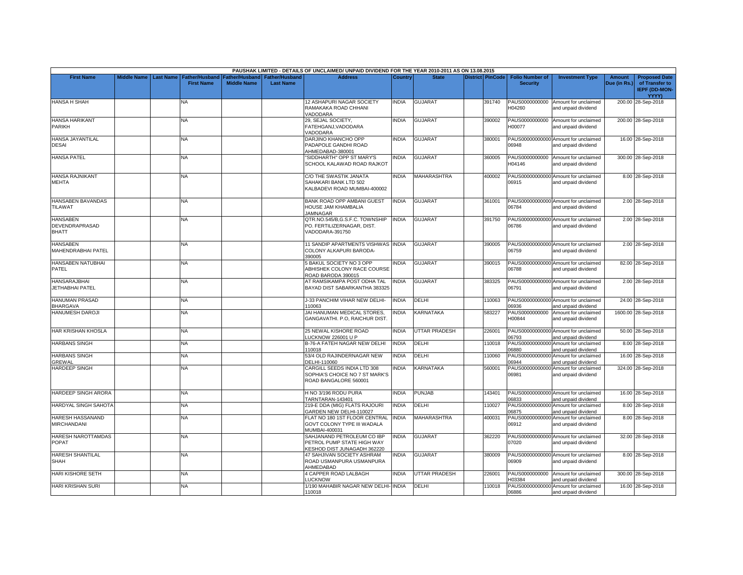| PAUSHAK LIMITED - DETAILS OF UNCLAIMED/ UNPAID DIVIDEND FOR THE YEAR 2010-2011 AS ON 13.08.2015 | | | | | | | | | | | | | | | |
|---|---|---|---|---|---|---|---|---|---|---|---|---|---|---|---|
| First Name | Middle Name | Last Name | Father/Husband First Name | Father/Husband Middle Name | Father/Husband Last Name | Address | Country | State | District | PinCode | Folio Number of Security | Investment Type | Amount Due (in Rs.) | Proposed Date of Transfer to IEPF (DD-MON-YYYY) |
| HANSA H SHAH | | | NA | | | 12 ASHAPURI NAGAR SOCIETY RAMAKAKA ROAD CHHANI VADODARA | INDIA | GUJARAT | | 391740 | PAUS0000000000 H04260 | Amount for unclaimed and unpaid dividend | 200.00 | 28-Sep-2018 |
| HANSA HARIKANT PARIKH | | | NA | | | 29, SEJAL SOCIETY, FATEHGANJ,VADODARA VADODARA | INDIA | GUJARAT | | 390002 | PAUS0000000000 H00077 | Amount for unclaimed and unpaid dividend | 200.00 | 28-Sep-2018 |
| HANSA JAYANTILAL DESAI | | | NA | | | DARJINO KHANCHO OPP PADAPOLE GANDHI ROAD AHMEDABAD-380001 | INDIA | GUJARAT | | 380001 | PAUS00000000000 06948 | Amount for unclaimed and unpaid dividend | 16.00 | 28-Sep-2018 |
| HANSA PATEL | | | NA | | | "SIDDHARTH" OPP ST MARY'S SCHOOL KALAWAD ROAD RAJKOT | INDIA | GUJARAT | | 360005 | PAUS0000000000 H04146 | Amount for unclaimed and unpaid dividend | 300.00 | 28-Sep-2018 |
| HANSA RAJNIKANT MEHTA | | | NA | | | C/O THE SWASTIK JANATA SAHAKARI BANK LTD 502 KALBADEVI ROAD MUMBAI-400002 | INDIA | MAHARASHTRA | | 400002 | PAUS00000000000 06915 | Amount for unclaimed and unpaid dividend | 8.00 | 28-Sep-2018 |
| HANSABEN BAVANDAS TILAWAT | | | NA | | | BANK ROAD OPP AMBANI GUEST HOUSE JAM KHAMBALIA JAMNAGAR | INDIA | GUJARAT | | 361001 | PAUS00000000000 06784 | Amount for unclaimed and unpaid dividend | 2.00 | 28-Sep-2018 |
| HANSABEN DEVENDRAPRASAD BHATT | | | NA | | | QTR.NO.545/B,G.S.F.C. TOWNSHIP PO. FERTILIZERNAGAR, DIST. VADODARA-391750 | INDIA | GUJARAT | | 391750 | PAUS00000000000 06786 | Amount for unclaimed and unpaid dividend | 2.00 | 28-Sep-2018 |
| HANSABEN MAHENDRABHAI PATEL | | | NA | | | 11 SANDIP APARTMENTS VISHWAS COLONY ALKAPURI BARODA-390005 | INDIA | GUJARAT | | 390005 | PAUS00000000000 06759 | Amount for unclaimed and unpaid dividend | 2.00 | 28-Sep-2018 |
| HANSABEN NATUBHAI PATEL | | | NA | | | 5 BAKUL SOCIETY NO 3 OPP ABHISHEK COLONY RACE COURSE ROAD BARODA 390015 | INDIA | GUJARAT | | 390015 | PAUS00000000000 06788 | Amount for unclaimed and unpaid dividend | 82.00 | 28-Sep-2018 |
| HANSARAJBHAI JETHABHAI PATEL | | | NA | | | AT RAMSIKAMPA POST ODHA TAL BAYAD DIST SABARKANTHA 383325 | INDIA | GUJARAT | | 383325 | PAUS00000000000 06791 | Amount for unclaimed and unpaid dividend | 2.00 | 28-Sep-2018 |
| HANUMAN PRASAD BHARGAVA | | | NA | | | J-33 PANCHIM VIHAR NEW DELHI-110063 | INDIA | DELHI | | 110063 | PAUS00000000000 06936 | Amount for unclaimed and unpaid dividend | 24.00 | 28-Sep-2018 |
| HANUMESH DAROJI | | | NA | | | JAI HANUMAN MEDICAL STORES, GANGAVATHI. P.O, RAICHUR DIST. | INDIA | KARNATAKA | | 583227 | PAUS0000000000 H00844 | Amount for unclaimed and unpaid dividend | 1600.00 | 28-Sep-2018 |
| HAR KRISHAN KHOSLA | | | NA | | | 25 NEWAL KISHORE ROAD LUCKNOW 226001 U P | INDIA | UTTAR PRADESH | | 226001 | PAUS00000000000 06793 | Amount for unclaimed and unpaid dividend | 50.00 | 28-Sep-2018 |
| HARBANS SINGH | | | NA | | | B-76-A FATEH NAGAR NEW DELHI 110018 | INDIA | DELHI | | 110018 | PAUS00000000000 06880 | Amount for unclaimed and unpaid dividend | 8.00 | 28-Sep-2018 |
| HARBANS SINGH GREWAL | | | NA | | | 53/4 OLD RAJINDERNAGAR NEW DELHI-110060 | INDIA | DELHI | | 110060 | PAUS00000000000 06944 | Amount for unclaimed and unpaid dividend | 16.00 | 28-Sep-2018 |
| HARDEEP SINGH | | | NA | | | CARGILL SEEDS INDIA LTD 308 SOPHIA'S CHOICE NO 7 ST MARK'S ROAD BANGALORE 560001 | INDIA | KARNATAKA | | 560001 | PAUS00000000000 06981 | Amount for unclaimed and unpaid dividend | 324.00 | 28-Sep-2018 |
| HARDEEP SINGH ARORA | | | NA | | | H NO 3/196 RODU PURA TARNTARAN-143401 | INDIA | PUNJAB | | 143401 | PAUS00000000000 06833 | Amount for unclaimed and unpaid dividend | 16.00 | 28-Sep-2018 |
| HARDYAL SINGH SAHOTA | | | NA | | | 219-E DDA (MIG) FLATS RAJOURI GARDEN NEW DELHI-110027 | INDIA | DELHI | | 110027 | PAUS00000000000 06875 | Amount for unclaimed and unpaid dividend | 8.00 | 28-Sep-2018 |
| HARESH HASSANAND MIRCHANDANI | | | NA | | | FLAT NO 180 1ST FLOOR CENTRAL GOVT COLONY TYPE III WADALA MUMBAI-400031 | INDIA | MAHARASHTRA | | 400031 | PAUS00000000000 06912 | Amount for unclaimed and unpaid dividend | 8.00 | 28-Sep-2018 |
| HARESH NAROTTAMDAS POPAT | | | NA | | | SAHJANAND PETROLEUM CO IBP PETROL PUMP STATE HIGH WAY KESHOD DIST JUNAGADH 362220 | INDIA | GUJARAT | | 362220 | PAUS00000000000 07020 | Amount for unclaimed and unpaid dividend | 32.00 | 28-Sep-2018 |
| HARESH SHANTILAL SHAH | | | NA | | | 47 SAHJIVAN SOCIETY ASHRAM ROAD USMANPURA USMANPURA AHMEDABAD | INDIA | GUJARAT | | 380009 | PAUS00000000000 06909 | Amount for unclaimed and unpaid dividend | 8.00 | 28-Sep-2018 |
| HARI KISHORE SETH | | | NA | | | 4 CAPPER ROAD LALBAGH LUCKNOW | INDIA | UTTAR PRADESH | | 226001 | PAUS0000000000 H03384 | Amount for unclaimed and unpaid dividend | 300.00 | 28-Sep-2018 |
| HARI KRISHAN SURI | | | NA | | | 1/190 MAHABIR NAGAR NEW DELHI-110018 | INDIA | DELHI | | 110018 | PAUS00000000000 06886 | Amount for unclaimed and unpaid dividend | 16.00 | 28-Sep-2018 |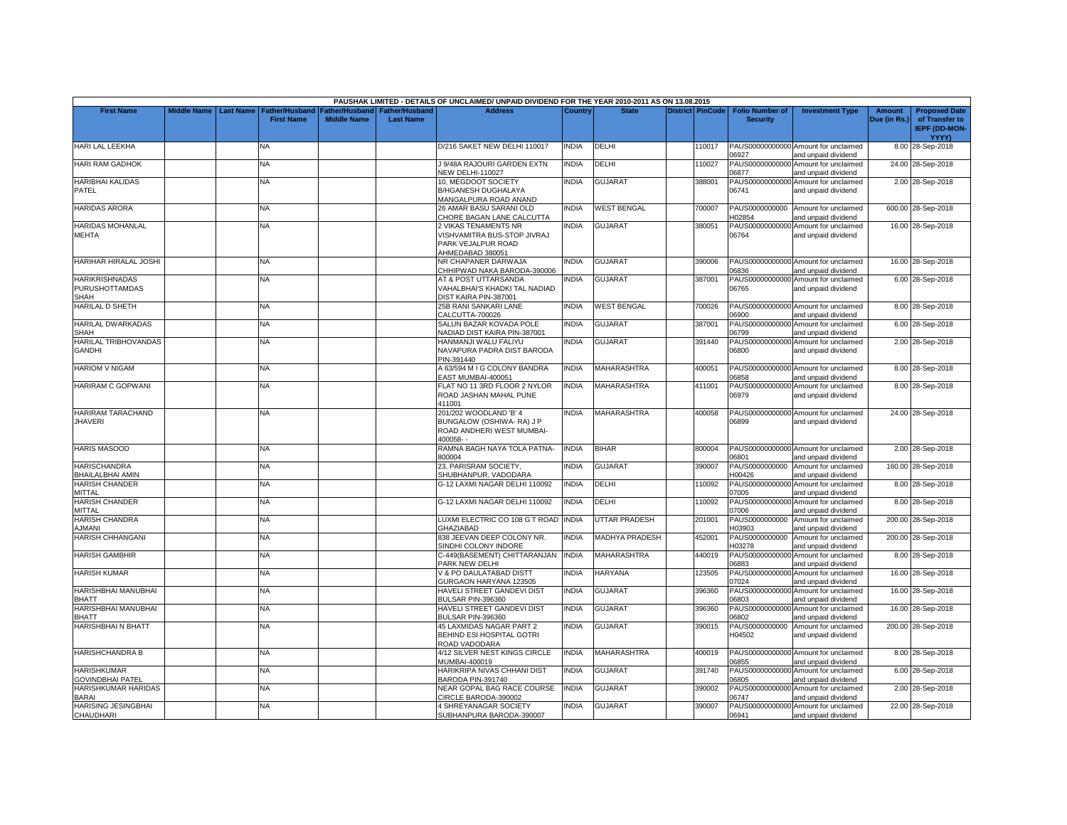| PAUSHAK LIMITED - DETAILS OF UNCLAIMED/ UNPAID DIVIDEND FOR THE YEAR 2010-2011 AS ON 13.08.2015 | | | | | | | | | | | | | | | |
|---|---|---|---|---|---|---|---|---|---|---|---|---|---|---|---|
| First Name | Middle Name | Last Name | Father/Husband First Name | Father/Husband Middle Name | Father/Husband Last Name | Address | Country | State | District | PinCode | Folio Number of Security | Investment Type | Amount Due (in Rs.) | Proposed Date of Transfer to IEPF (DD-MON-YYYY) |
| HARI LAL LEEKHA | | | NA | | | D/216 SAKET NEW DELHI 110017 | INDIA | DELHI | | 110017 | PAUS00000000000006927 | Amount for unclaimed and unpaid dividend | 8.00 | 28-Sep-2018 |
| HARI RAM GADHOK | | | NA | | | J 9/48A RAJOURI GARDEN EXTN NEW DELHI-110027 | INDIA | DELHI | | 110027 | PAUS00000000000006877 | Amount for unclaimed and unpaid dividend | 24.00 | 28-Sep-2018 |
| HARIBHAI KALIDAS PATEL | | | NA | | | 10, MEGDOOT SOCIETY B/HGANESH DUGHALAYA MANGALPURA ROAD ANAND | INDIA | GUJARAT | | 388001 | PAUS00000000000006741 | Amount for unclaimed and unpaid dividend | 2.00 | 28-Sep-2018 |
| HARIDAS ARORA | | | NA | | | 26 AMAR BASU SARANI OLD CHORE BAGAN LANE CALCUTTA | INDIA | WEST BENGAL | | 700007 | PAUS0000000000H02854 | Amount for unclaimed and unpaid dividend | 600.00 | 28-Sep-2018 |
| HARIDAS MOHANLAL MEHTA | | | NA | | | 2 VIKAS TENAMENTS NR VISHVAMITRA BUS-STOP JIVRAJ PARK VEJALPUR ROAD AHMEDABAD 380051 | INDIA | GUJARAT | | 380051 | PAUS00000000000006764 | Amount for unclaimed and unpaid dividend | 16.00 | 28-Sep-2018 |
| HARIHAR HIRALAL JOSHI | | | NA | | | NR CHAPANER DARWAJA CHHIPWAD NAKA BARODA-390006 | INDIA | GUJARAT | | 390006 | PAUS00000000000006836 | Amount for unclaimed and unpaid dividend | 16.00 | 28-Sep-2018 |
| HARIKRISHNADAS PURUSHOTTAMDAS SHAH | | | NA | | | AT & POST UTTARSANDA VAHALBHAI'S KHADKI TAL NADIAD DIST KAIRA PIN-387001 | INDIA | GUJARAT | | 387001 | PAUS00000000000006765 | Amount for unclaimed and unpaid dividend | 6.00 | 28-Sep-2018 |
| HARILAL D SHETH | | | NA | | | 25B RANI SANKARI LANE CALCUTTA-700026 | INDIA | WEST BENGAL | | 700026 | PAUS00000000000006900 | Amount for unclaimed and unpaid dividend | 8.00 | 28-Sep-2018 |
| HARILAL DWARKADAS SHAH | | | NA | | | SALUN BAZAR KOVADA POLE NADIAD DIST KAIRA PIN-387001 | INDIA | GUJARAT | | 387001 | PAUS00000000000006799 | Amount for unclaimed and unpaid dividend | 6.00 | 28-Sep-2018 |
| HARILAL TRIBHOVANDAS GANDHI | | | NA | | | HANMANJI WALU FALIYU NAVAPURA PADRA DIST BARODA PIN-391440 | INDIA | GUJARAT | | 391440 | PAUS00000000000006800 | Amount for unclaimed and unpaid dividend | 2.00 | 28-Sep-2018 |
| HARIOM V NIGAM | | | NA | | | A 63/594 M I G COLONY BANDRA EAST MUMBAI-400051 | INDIA | MAHARASHTRA | | 400051 | PAUS00000000000006858 | Amount for unclaimed and unpaid dividend | 8.00 | 28-Sep-2018 |
| HARIRAM C GOPWANI | | | NA | | | FLAT NO 11 3RD FLOOR 2 NYLOR ROAD JASHAN MAHAL PUNE 411001 | INDIA | MAHARASHTRA | | 411001 | PAUS00000000000006979 | Amount for unclaimed and unpaid dividend | 8.00 | 28-Sep-2018 |
| HARIRAM TARACHAND JHAVERI | | | NA | | | 201/202 WOODLAND 'B' 4 BUNGALOW (OSHIWA- RA) J P ROAD ANDHERI WEST MUMBAI-400058- - | INDIA | MAHARASHTRA | | 400058 | PAUS00000000000006899 | Amount for unclaimed and unpaid dividend | 24.00 | 28-Sep-2018 |
| HARIS MASOOD | | | NA | | | RAMNA BAGH NAYA TOLA PATNA-800004 | INDIA | BIHAR | | 800004 | PAUS00000000000006801 | Amount for unclaimed and unpaid dividend | 2.00 | 28-Sep-2018 |
| HARISCHANDRA BHAILALBHAI AMIN | | | NA | | | 23, PARISRAM SOCIETY, SHUBHANPUR, VADODARA | INDIA | GUJARAT | | 390007 | PAUS0000000000H00426 | Amount for unclaimed and unpaid dividend | 160.00 | 28-Sep-2018 |
| HARISH CHANDER MITTAL | | | NA | | | G-12 LAXMI NAGAR DELHI 110092 | INDIA | DELHI | | 110092 | PAUS00000000000007005 | Amount for unclaimed and unpaid dividend | 8.00 | 28-Sep-2018 |
| HARISH CHANDER MITTAL | | | NA | | | G-12 LAXMI NAGAR DELHI 110092 | INDIA | DELHI | | 110092 | PAUS00000000000007006 | Amount for unclaimed and unpaid dividend | 8.00 | 28-Sep-2018 |
| HARISH CHANDRA AJMANI | | | NA | | | LUXMI ELECTRIC CO 108 G T ROAD GHAZIABAD | INDIA | UTTAR PRADESH | | 201001 | PAUS0000000000H03903 | Amount for unclaimed and unpaid dividend | 200.00 | 28-Sep-2018 |
| HARISH CHHANGANI | | | NA | | | 838 JEEVAN DEEP COLONY NR. SINDHI COLONY INDORE | INDIA | MADHYA PRADESH | | 452001 | PAUS0000000000H03278 | Amount for unclaimed and unpaid dividend | 200.00 | 28-Sep-2018 |
| HARISH GAMBHIR | | | NA | | | C-449(BASEMENT) CHITTARANJAN PARK NEW DELHI | INDIA | MAHARASHTRA | | 440019 | PAUS00000000000006883 | Amount for unclaimed and unpaid dividend | 8.00 | 28-Sep-2018 |
| HARISH KUMAR | | | NA | | | V & PO DAULATABAD DISTT GURGAON HARYANA 123505 | INDIA | HARYANA | | 123505 | PAUS00000000000007024 | Amount for unclaimed and unpaid dividend | 16.00 | 28-Sep-2018 |
| HARISHBHAI MANUBHAI BHATT | | | NA | | | HAVELI STREET GANDEVI DIST BULSAR PIN-396360 | INDIA | GUJARAT | | 396360 | PAUS00000000000006803 | Amount for unclaimed and unpaid dividend | 16.00 | 28-Sep-2018 |
| HARISHBHAI MANUBHAI BHATT | | | NA | | | HAVELI STREET GANDEVI DIST BULSAR PIN-396360 | INDIA | GUJARAT | | 396360 | PAUS00000000000006802 | Amount for unclaimed and unpaid dividend | 16.00 | 28-Sep-2018 |
| HARISHBHAI N BHATT | | | NA | | | 45 LAXMIDAS NAGAR PART 2 BEHIND ESI HOSPITAL GOTRI ROAD VADODARA | INDIA | GUJARAT | | 390015 | PAUS0000000000H04502 | Amount for unclaimed and unpaid dividend | 200.00 | 28-Sep-2018 |
| HARISHCHANDRA B | | | NA | | | 4/12 SILVER NEST KINGS CIRCLE MUMBAI-400019 | INDIA | MAHARASHTRA | | 400019 | PAUS00000000000006855 | Amount for unclaimed and unpaid dividend | 8.00 | 28-Sep-2018 |
| HARISHKUMAR GOVINDBHAI PATEL | | | NA | | | HARIKRIPA NIVAS CHHANI DIST BARODA PIN-391740 | INDIA | GUJARAT | | 391740 | PAUS00000000000006805 | Amount for unclaimed and unpaid dividend | 6.00 | 28-Sep-2018 |
| HARISHKUMAR HARIDAS BARAI | | | NA | | | NEAR GOPAL BAG RACE COURSE CIRCLE BARODA-390002 | INDIA | GUJARAT | | 390002 | PAUS00000000000006747 | Amount for unclaimed and unpaid dividend | 2.00 | 28-Sep-2018 |
| HARISING JESINGBHAI CHAUDHARI | | | NA | | | 4 SHREYANAGAR SOCIETY SUBHANPURA BARODA-390007 | INDIA | GUJARAT | | 390007 | PAUS00000000000006941 | Amount for unclaimed and unpaid dividend | 22.00 | 28-Sep-2018 |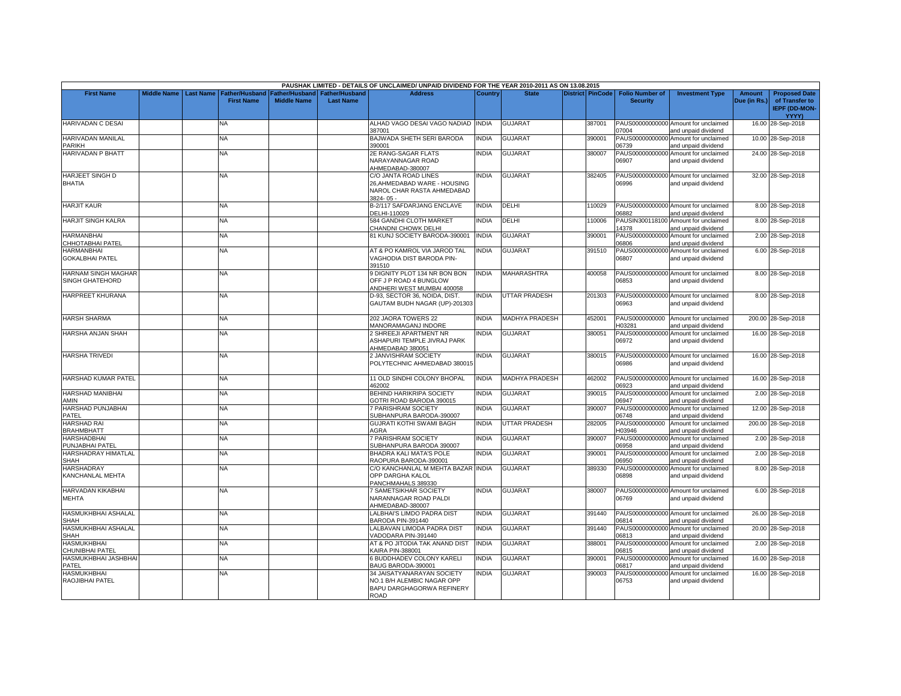PAUSHAK LIMITED - DETAILS OF UNCLAIMED/ UNPAID DIVIDEND FOR THE YEAR 2010-2011 AS ON 13.08.2015

| First Name | Middle Name | Last Name | Father/Husband First Name | Father/Husband Middle Name | Father/Husband Last Name | Address | Country | State | District | PinCode | Folio Number of Security | Investment Type | Amount Due (in Rs.) | Proposed Date of Transfer to IEPF (DD-MON-YYYY) |
|---|---|---|---|---|---|---|---|---|---|---|---|---|---|---|
| HARIVADAN C DESAI | | | NA | | | ALHAD VAGO DESAI VAGO NADIAD 387001 | INDIA | GUJARAT | | 387001 | PAUS00000000000 07004 | Amount for unclaimed and unpaid dividend | 16.00 | 28-Sep-2018 |
| HARIVADAN MANILAL PARIKH | | | NA | | | BAJWADA SHETH SERI BARODA 390001 | INDIA | GUJARAT | | 390001 | PAUS00000000000 06739 | Amount for unclaimed and unpaid dividend | 10.00 | 28-Sep-2018 |
| HARIVADAN P BHATT | | | NA | | | 2E RANG-SAGAR FLATS NARAYANNAGAR ROAD AHMEDABAD-380007 | INDIA | GUJARAT | | 380007 | PAUS00000000000 06907 | Amount for unclaimed and unpaid dividend | 24.00 | 28-Sep-2018 |
| HARJEET SINGH D BHATIA | | | NA | | | C/O JANTA ROAD LINES 26,AHMEDABAD WARE - HOUSING NAROL CHAR RASTA AHMEDABAD 3824- 05 - | INDIA | GUJARAT | | 382405 | PAUS00000000000 06996 | Amount for unclaimed and unpaid dividend | 32.00 | 28-Sep-2018 |
| HARJIT KAUR | | | NA | | | B-2/117 SAFDARJANG ENCLAVE DELHI-110029 | INDIA | DELHI | | 110029 | PAUS00000000000 06882 | Amount for unclaimed and unpaid dividend | 8.00 | 28-Sep-2018 |
| HARJIT SINGH KALRA | | | NA | | | 584 GANDHI CLOTH MARKET CHANDNI CHOWK DELHI | INDIA | DELHI | | 110006 | PAUSIN300118100 14378 | Amount for unclaimed and unpaid dividend | 8.00 | 28-Sep-2018 |
| HARMANBHAI CHHOTABHAI PATEL | | | NA | | | 81 KUNJ SOCIETY BARODA-390001 | INDIA | GUJARAT | | 390001 | PAUS00000000000 06806 | Amount for unclaimed and unpaid dividend | 2.00 | 28-Sep-2018 |
| HARMANBHAI GOKALBHAI PATEL | | | NA | | | AT & PO KAMROL VIA JAROD TAL VAGHODIA DIST BARODA PIN-391510 | INDIA | GUJARAT | | 391510 | PAUS00000000000 06807 | Amount for unclaimed and unpaid dividend | 6.00 | 28-Sep-2018 |
| HARNAM SINGH MAGHAR SINGH GHATEHORD | | | NA | | | 9 DIGNITY PLOT 134 NR BON BON OFF J P ROAD 4 BUNGLOW ANDHERI WEST MUMBAI 400058 | INDIA | MAHARASHTRA | | 400058 | PAUS00000000000 06853 | Amount for unclaimed and unpaid dividend | 8.00 | 28-Sep-2018 |
| HARPREET KHURANA | | | NA | | | D-93, SECTOR 36, NOIDA, DIST. GAUTAM BUDH NAGAR (UP)-201303 | INDIA | UTTAR PRADESH | | 201303 | PAUS00000000000 06963 | Amount for unclaimed and unpaid dividend | 8.00 | 28-Sep-2018 |
| HARSH SHARMA | | | NA | | | 202 JAORA TOWERS 22 MANORAMAGANJ INDORE | INDIA | MADHYA PRADESH | | 452001 | PAUS0000000000 H03281 | Amount for unclaimed and unpaid dividend | 200.00 | 28-Sep-2018 |
| HARSHA ANJAN SHAH | | | NA | | | 2 SHREEJI APARTMENT NR ASHAPURI TEMPLE JIVRAJ PARK AHMEDABAD 380051 | INDIA | GUJARAT | | 380051 | PAUS00000000000 06972 | Amount for unclaimed and unpaid dividend | 16.00 | 28-Sep-2018 |
| HARSHA TRIVEDI | | | NA | | | 2 JANVISHRAM SOCIETY POLYTECHNIC AHMEDABAD 380015 | INDIA | GUJARAT | | 380015 | PAUS00000000000 06986 | Amount for unclaimed and unpaid dividend | 16.00 | 28-Sep-2018 |
| HARSHAD KUMAR PATEL | | | NA | | | 11 OLD SINDHI COLONY BHOPAL 462002 | INDIA | MADHYA PRADESH | | 462002 | PAUS00000000000 06923 | Amount for unclaimed and unpaid dividend | 16.00 | 28-Sep-2018 |
| HARSHAD MANIBHAI AMIN | | | NA | | | BEHIND HARIKRIPA SOCIETY GOTRI ROAD BARODA 390015 | INDIA | GUJARAT | | 390015 | PAUS00000000000 06947 | Amount for unclaimed and unpaid dividend | 2.00 | 28-Sep-2018 |
| HARSHAD PUNJABHAI PATEL | | | NA | | | 7 PARISHRAM SOCIETY SUBHANPURA BARODA-390007 | INDIA | GUJARAT | | 390007 | PAUS00000000000 06748 | Amount for unclaimed and unpaid dividend | 12.00 | 28-Sep-2018 |
| HARSHAD RAI BRAHMBHATT | | | NA | | | GUJRATI KOTHI SWAMI BAGH AGRA | INDIA | UTTAR PRADESH | | 282005 | PAUS0000000000 H03946 | Amount for unclaimed and unpaid dividend | 200.00 | 28-Sep-2018 |
| HARSHADBHAI PUNJABHAI PATEL | | | NA | | | 7 PARISHRAM SOCIETY SUBHANPURA BARODA 390007 | INDIA | GUJARAT | | 390007 | PAUS00000000000 06958 | Amount for unclaimed and unpaid dividend | 2.00 | 28-Sep-2018 |
| HARSHADRAY HIMATLAL SHAH | | | NA | | | BHADRA KALI MATA'S POLE RAOPURA BARODA-390001 | INDIA | GUJARAT | | 390001 | PAUS00000000000 06950 | Amount for unclaimed and unpaid dividend | 2.00 | 28-Sep-2018 |
| HARSHADRAY KANCHANLAL MEHTA | | | NA | | | C/O KANCHANLAL M MEHTA BAZAR OPP DARGHA KALOL PANCHMAHALS 389330 | INDIA | GUJARAT | | 389330 | PAUS00000000000 06898 | Amount for unclaimed and unpaid dividend | 8.00 | 28-Sep-2018 |
| HARVADAN KIKABHAI MEHTA | | | NA | | | 7 SAMETSIKHAR SOCIETY NARANNAGAR ROAD PALDI AHMEDABAD-380007 | INDIA | GUJARAT | | 380007 | PAUS00000000000 06769 | Amount for unclaimed and unpaid dividend | 6.00 | 28-Sep-2018 |
| HASMUKHBHAI ASHALAL SHAH | | | NA | | | LALBHAI'S LIMDO PADRA DIST BARODA PIN-391440 | INDIA | GUJARAT | | 391440 | PAUS00000000000 06814 | Amount for unclaimed and unpaid dividend | 26.00 | 28-Sep-2018 |
| HASMUKHBHAI ASHALAL SHAH | | | NA | | | LALBAVAN LIMODA PADRA DIST VADODARA PIN-391440 | INDIA | GUJARAT | | 391440 | PAUS00000000000 06813 | Amount for unclaimed and unpaid dividend | 20.00 | 28-Sep-2018 |
| HASMUKHBHAI CHUNIBHAI PATEL | | | NA | | | AT & PO JITODIA TAK ANAND DIST KAIRA PIN-388001 | INDIA | GUJARAT | | 388001 | PAUS00000000000 06815 | Amount for unclaimed and unpaid dividend | 2.00 | 28-Sep-2018 |
| HASMUKHBHAI JASHBHAI PATEL | | | NA | | | 6 BUDDHADEV COLONY KARELI BAUG BARODA-390001 | INDIA | GUJARAT | | 390001 | PAUS00000000000 06817 | Amount for unclaimed and unpaid dividend | 16.00 | 28-Sep-2018 |
| HASMUKHBHAI RAOJIBHAI PATEL | | | NA | | | 34 JAISATYANARAYAN SOCIETY NO.1 B/H ALEMBIC NAGAR OPP BAPU DARGHAGORWA REFINERY ROAD | INDIA | GUJARAT | | 390003 | PAUS00000000000 06753 | Amount for unclaimed and unpaid dividend | 16.00 | 28-Sep-2018 |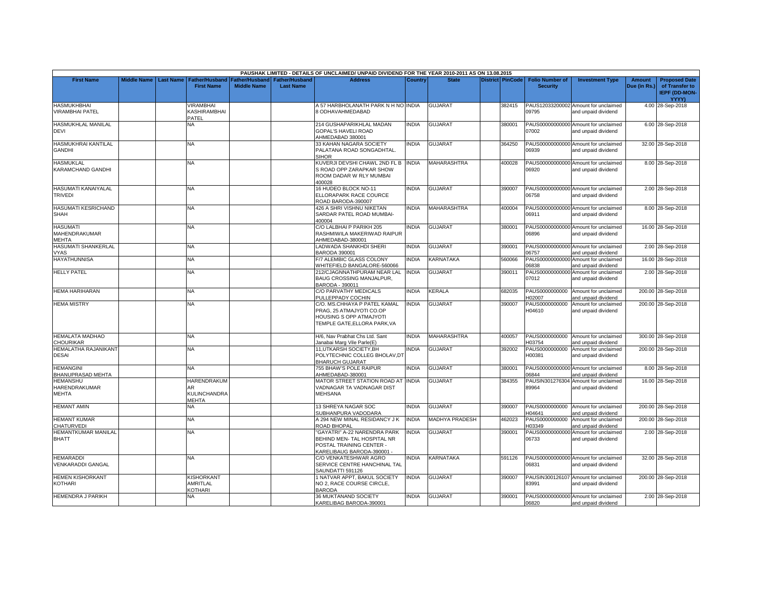| PAUSHAK LIMITED - DETAILS OF UNCLAIMED/ UNPAID DIVIDEND FOR THE YEAR 2010-2011 AS ON 13.08.2015 | | | | | | | | | | | | | | | |
|---|---|---|---|---|---|---|---|---|---|---|---|---|---|---|---|
| First Name | Middle Name | Last Name | Father/Husband First Name | Father/Husband Middle Name | Father/Husband Last Name | Address | Country | State | District | PinCode | Folio Number of Security | Investment Type | Amount Due (in Rs.) | Proposed Date of Transfer to IEPF (DD-MON-YYYY) |
| HASMUKHBHAI VIRAMBHAI PATEL | | | VIRAMBHAI KASHIRAMBHAI PATEL | | | A 57 HARBHOLANATH PARK N H NO 8 ODHAVAHMEDABAD | INDIA | GUJARAT | | 382415 | PAUS12033200002 09795 | Amount for unclaimed and unpaid dividend | 4.00 | 28-Sep-2018 |
| HASMUKHLAL MANILAL DEVI | | | NA | | | 214 GUSHAPARIKHLAL MADAN GOPAL'S HAVELI ROAD AHMEDABAD 380001 | INDIA | GUJARAT | | 380001 | PAUS00000000000 07002 | Amount for unclaimed and unpaid dividend | 6.00 | 28-Sep-2018 |
| HASMUKHRAI KANTILAL GANDHI | | | NA | | | 33 KAHAN NAGARA SOCIETY PALATANA ROAD SONGADHTAL. SIHOR | INDIA | GUJARAT | | 364250 | PAUS00000000000 06939 | Amount for unclaimed and unpaid dividend | 32.00 | 28-Sep-2018 |
| HASMUKLAL KARAMCHAND GANDHI | | | NA | | | KUVERJI DEVSHI CHAWL 2ND FL B S ROAD OPP ZARAPKAR SHOW ROOM DADAR W RLY MUMBAI 400028 | INDIA | MAHARASHTRA | | 400028 | PAUS00000000000 06920 | Amount for unclaimed and unpaid dividend | 8.00 | 28-Sep-2018 |
| HASUMATI KANAIYALAL TRIVEDI | | | NA | | | 16 HUDEO BLOCK NO-11 ELLORAPARK RACE COURCE ROAD BARODA-390007 | INDIA | GUJARAT | | 390007 | PAUS00000000000 06758 | Amount for unclaimed and unpaid dividend | 2.00 | 28-Sep-2018 |
| HASUMATI KESRICHAND SHAH | | | NA | | | 426 A SHRI VISHNU NIKETAN SARDAR PATEL ROAD MUMBAI-400004 | INDIA | MAHARASHTRA | | 400004 | PAUS00000000000 06911 | Amount for unclaimed and unpaid dividend | 8.00 | 28-Sep-2018 |
| HASUMATI MAHENDRAKUMAR MEHTA | | | NA | | | C/O LALBHAI P PARIKH 205 RASHMIWILA MAKERIWAD RAIPUR AHMEDABAD-380001 | INDIA | GUJARAT | | 380001 | PAUS00000000000 06896 | Amount for unclaimed and unpaid dividend | 16.00 | 28-Sep-2018 |
| HASUMATI SHANKERLAL VYAS | | | NA | | | LADWADA SHANKHDI SHERI BARODA 390001 | INDIA | GUJARAT | | 390001 | PAUS00000000000 06757 | Amount for unclaimed and unpaid dividend | 2.00 | 28-Sep-2018 |
| HAYATHUNNISA | | | NA | | | F/7 ALEMBIC GLASS COLONY WHITEFIELD BANGALORE-560066 | INDIA | KARNATAKA | | 560066 | PAUS00000000000 06838 | Amount for unclaimed and unpaid dividend | 16.00 | 28-Sep-2018 |
| HELLY PATEL | | | NA | | | 212/CJAGNNATHPURAM NEAR LAL BAUG CROSSING MANJALPUR, BARODA - 390011 | INDIA | GUJARAT | | 390011 | PAUS00000000000 07012 | Amount for unclaimed and unpaid dividend | 2.00 | 28-Sep-2018 |
| HEMA HARIHARAN | | | NA | | | C/O PARVATHY MEDICALS PULLEPPADY COCHIN | INDIA | KERALA | | 682035 | PAUS0000000000 H02007 | Amount for unclaimed and unpaid dividend | 200.00 | 28-Sep-2018 |
| HEMA MISTRY | | | NA | | | C/O. MS.CHHAYA P PATEL KAMAL PRAG, 25 ATMAJYOTI CO.OP HOUSING S OPP ATMAJYOTI TEMPLE GATE,ELLORA PARK,VA | INDIA | GUJARAT | | 390007 | PAUS0000000000 H04610 | Amount for unclaimed and unpaid dividend | 200.00 | 28-Sep-2018 |
| HEMALATA MADHAO CHOURIKAR | | | NA | | | H/6, Nav Prabhat Chs Ltd. Sant Janabai Marg Vile Parle(E) | INDIA | MAHARASHTRA | | 400057 | PAUS0000000000 H03754 | Amount for unclaimed and unpaid dividend | 300.00 | 28-Sep-2018 |
| HEMALATHA RAJANIKANT DESAI | | | NA | | | 11,UTKARSH SOCIETY,BH POLYTECHNIC COLLEG BHOLAV,DT BHARUCH GUJARAT | INDIA | GUJARAT | | 392002 | PAUS0000000000 H00381 | Amount for unclaimed and unpaid dividend | 200.00 | 28-Sep-2018 |
| HEMANGINI BHANUPRASAD MEHTA | | | NA | | | 755 BHAW'S POLE RAIPUR AHMEDABAD-380001 | INDIA | GUJARAT | | 380001 | PAUS00000000000 06844 | Amount for unclaimed and unpaid dividend | 8.00 | 28-Sep-2018 |
| HEMANSHU HARENDRAKUMAR MEHTA | | | HARENDRAKUMAR KULINCHANDRA MEHTA | | | MATOR STREET STATION ROAD AT VADNAGAR TA VADNAGAR DIST MEHSANA | INDIA | GUJARAT | | 384355 | PAUSIN301276304 89964 | Amount for unclaimed and unpaid dividend | 16.00 | 28-Sep-2018 |
| HEMANT AMIN | | | NA | | | 13 SHREYA NAGAR SOC SUBHANPURA VADODARA | INDIA | GUJARAT | | 390007 | PAUS0000000000 H04641 | Amount for unclaimed and unpaid dividend | 200.00 | 28-Sep-2018 |
| HEMANT KUMAR CHATURVEDI | | | NA | | | A 294 NEW MINAL RESIDANCY J K ROAD BHOPAL | INDIA | MADHYA PRADESH | | 462023 | PAUS0000000000 H03349 | Amount for unclaimed and unpaid dividend | 200.00 | 28-Sep-2018 |
| HEMANTKUMAR MANILAL BHATT | | | NA | | | "GAYATRI" A-22 NARENDRA PARK BEHIND MEN- TAL HOSPITAL NR POSTAL TRAINING CENTER - KARELIBAUG BARODA-390001 - | INDIA | GUJARAT | | 390001 | PAUS00000000000 06733 | Amount for unclaimed and unpaid dividend | 2.00 | 28-Sep-2018 |
| HEMARADDI VENKARADDI GANGAL | | | NA | | | C/O VENKATESHWAR AGRO SERVICE CENTRE HANCHINAL TAL SAUNDATTI 591126 | INDIA | KARNATAKA | | 591126 | PAUS00000000000 06831 | Amount for unclaimed and unpaid dividend | 32.00 | 28-Sep-2018 |
| HEMEN KISHORKANT KOTHARI | | | KISHORKANT AMRITLAL KOTHARI | | | 1 NATVAR APPT, BAKUL SOCIETY NO 2, RACE COURSE CIRCLE, BARODA | INDIA | GUJARAT | | 390007 | PAUSIN300126107 83991 | Amount for unclaimed and unpaid dividend | 200.00 | 28-Sep-2018 |
| HEMENDRA J PARIKH | | | NA | | | 36 MUKTANAND SOCIETY KARELIBAG BARODA-390001 | INDIA | GUJARAT | | 390001 | PAUS00000000000 06820 | Amount for unclaimed and unpaid dividend | 2.00 | 28-Sep-2018 |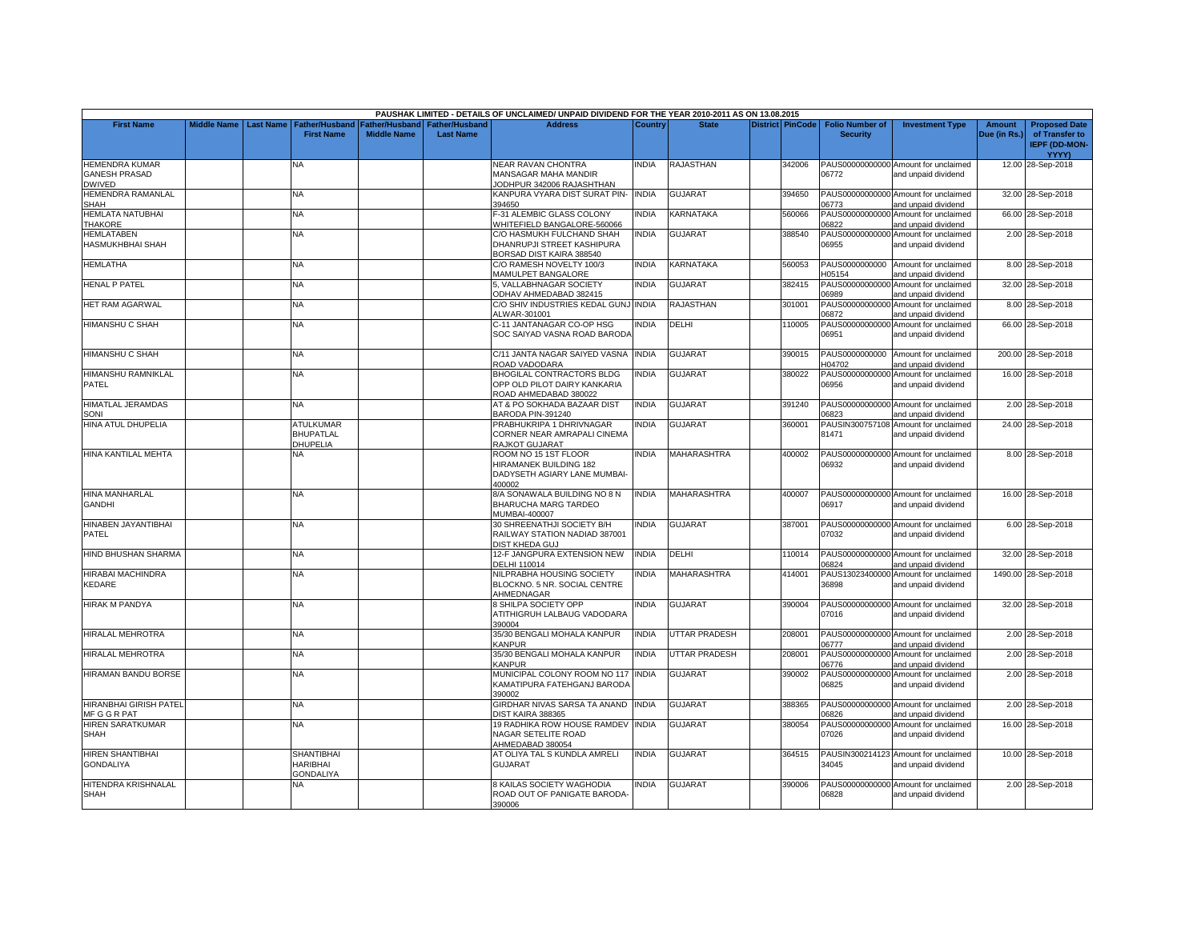PAUSHAK LIMITED - DETAILS OF UNCLAIMED/ UNPAID DIVIDEND FOR THE YEAR 2010-2011 AS ON 13.08.2015

| First Name | Middle Name | Last Name | Father/Husband First Name | Father/Husband Middle Name | Father/Husband Last Name | Address | Country | State | District | PinCode | Folio Number of Security | Investment Type | Amount Due (in Rs.) | Proposed Date of Transfer to IEPF (DD-MON-YYYY) |
|---|---|---|---|---|---|---|---|---|---|---|---|---|---|---|
| HEMENDRA KUMAR GANESH PRASAD DWIVED | | | NA | | | NEAR RAVAN CHONTRA MANSAGAR MAHA MANDIR JODHPUR 342006 RAJASTHAN | INDIA | RAJASTHAN | | 342006 | PAUS000000000006772 | Amount for unclaimed and unpaid dividend | 12.00 | 28-Sep-2018 |
| HEMENDRA RAMANLAL SHAH | | | NA | | | KANPURA VYARA DIST SURAT PIN-394650 | INDIA | GUJARAT | | 394650 | PAUS000000000006773 | Amount for unclaimed and unpaid dividend | 32.00 | 28-Sep-2018 |
| HEMLATA NATUBHAI THAKORE | | | NA | | | F-31 ALEMBIC GLASS COLONY WHITEFIELD BANGALORE-560066 | INDIA | KARNATAKA | | 560066 | PAUS000000000006822 | Amount for unclaimed and unpaid dividend | 66.00 | 28-Sep-2018 |
| HEMLATABEN HASMUKHBHAI SHAH | | | NA | | | C/O HASMUKH FULCHAND SHAH DHANRUPJI STREET KASHIPURA BORSAD DIST KAIRA 388540 | INDIA | GUJARAT | | 388540 | PAUS000000000006955 | Amount for unclaimed and unpaid dividend | 2.00 | 28-Sep-2018 |
| HEMLATHA | | | NA | | | C/O RAMESH NOVELTY 100/3 MAMULPET BANGALORE | INDIA | KARNATAKA | | 560053 | PAUS0000000000H05154 | Amount for unclaimed and unpaid dividend | 8.00 | 28-Sep-2018 |
| HENAL P PATEL | | | NA | | | 5, VALLABHNAGAR SOCIETY ODHAV AHMEDABAD 382415 | INDIA | GUJARAT | | 382415 | PAUS000000000006989 | Amount for unclaimed and unpaid dividend | 32.00 | 28-Sep-2018 |
| HET RAM AGARWAL | | | NA | | | C/O SHIV INDUSTRIES KEDAL GUNJ ALWAR-301001 | INDIA | RAJASTHAN | | 301001 | PAUS000000000006872 | Amount for unclaimed and unpaid dividend | 8.00 | 28-Sep-2018 |
| HIMANSHU C SHAH | | | NA | | | C-11 JANTANAGAR CO-OP HSG SOC SAIYAD VASNA ROAD BARODA | INDIA | DELHI | | 110005 | PAUS000000000006951 | Amount for unclaimed and unpaid dividend | 66.00 | 28-Sep-2018 |
| HIMANSHU C SHAH | | | NA | | | C/11 JANTA NAGAR SAIYED VASNA ROAD VADODARA | INDIA | GUJARAT | | 390015 | PAUS0000000000H04702 | Amount for unclaimed and unpaid dividend | 200.00 | 28-Sep-2018 |
| HIMANSHU RAMNIKLAL PATEL | | | NA | | | BHOGILAL CONTRACTORS BLDG OPP OLD PILOT DAIRY KANKARIA ROAD AHMEDABAD 380022 | INDIA | GUJARAT | | 380022 | PAUS000000000006956 | Amount for unclaimed and unpaid dividend | 16.00 | 28-Sep-2018 |
| HIMATLAL JERAMDAS SONI | | | NA | | | AT & PO SOKHADA BAZAAR DIST BARODA PIN-391240 | INDIA | GUJARAT | | 391240 | PAUS000000000006823 | Amount for unclaimed and unpaid dividend | 2.00 | 28-Sep-2018 |
| HINA ATUL DHUPELIA | | | ATULKUMAR BHUPATLAL DHUPELIA | | | PRABHUKRIPA 1 DHRIVNAGAR CORNER NEAR AMRAPALI CINEMA RAJKOT GUJARAT | INDIA | GUJARAT | | 360001 | PAUSIN30075710881471 | Amount for unclaimed and unpaid dividend | 24.00 | 28-Sep-2018 |
| HINA KANTILAL MEHTA | | | NA | | | ROOM NO 15 1ST FLOOR HIRAMANEK BUILDING 182 DADYSETH AGIARY LANE MUMBAI-400002 | INDIA | MAHARASHTRA | | 400002 | PAUS000000000006932 | Amount for unclaimed and unpaid dividend | 8.00 | 28-Sep-2018 |
| HINA MANHARLAL GANDHI | | | NA | | | 8/A SONAWALA BUILDING NO 8 N BHARUCHA MARG TARDEO MUMBAI-400007 | INDIA | MAHARASHTRA | | 400007 | PAUS000000000006917 | Amount for unclaimed and unpaid dividend | 16.00 | 28-Sep-2018 |
| HINABEN JAYANTIBHAI PATEL | | | NA | | | 30 SHREENATHJI SOCIETY B/H RAILWAY STATION NADIAD 387001 DIST KHEDA GUJ | INDIA | GUJARAT | | 387001 | PAUS000000000007032 | Amount for unclaimed and unpaid dividend | 6.00 | 28-Sep-2018 |
| HIND BHUSHAN SHARMA | | | NA | | | 12-F JANGPURA EXTENSION NEW DELHI 110014 | INDIA | DELHI | | 110014 | PAUS000000000006824 | Amount for unclaimed and unpaid dividend | 32.00 | 28-Sep-2018 |
| HIRABAI MACHINDRA KEDARE | | | NA | | | NILPRABHA HOUSING SOCIETY BLOCKNO. 5 NR. SOCIAL CENTRE AHMEDNAGAR | INDIA | MAHARASHTRA | | 414001 | PAUS1302340000036898 | Amount for unclaimed and unpaid dividend | 1490.00 | 28-Sep-2018 |
| HIRAK M PANDYA | | | NA | | | 8 SHILPA SOCIETY OPP ATITHIGRUH LALBAUG VADODARA 390004 | INDIA | GUJARAT | | 390004 | PAUS000000000007016 | Amount for unclaimed and unpaid dividend | 32.00 | 28-Sep-2018 |
| HIRALAL MEHROTRA | | | NA | | | 35/30 BENGALI MOHALA KANPUR KANPUR | INDIA | UTTAR PRADESH | | 208001 | PAUS000000000006777 | Amount for unclaimed and unpaid dividend | 2.00 | 28-Sep-2018 |
| HIRALAL MEHROTRA | | | NA | | | 35/30 BENGALI MOHALA KANPUR KANPUR | INDIA | UTTAR PRADESH | | 208001 | PAUS000000000006776 | Amount for unclaimed and unpaid dividend | 2.00 | 28-Sep-2018 |
| HIRAMAN BANDU BORSE | | | NA | | | MUNICIPAL COLONY ROOM NO 117 KAMATIPURA FATEHGANJ BARODA 390002 | INDIA | GUJARAT | | 390002 | PAUS000000000006825 | Amount for unclaimed and unpaid dividend | 2.00 | 28-Sep-2018 |
| HIRANBHAI GIRISH PATEL MF G G R PAT | | | NA | | | GIRDHAR NIVAS SARSA TA ANAND DIST KAIRA 388365 | INDIA | GUJARAT | | 388365 | PAUS000000000006826 | Amount for unclaimed and unpaid dividend | 2.00 | 28-Sep-2018 |
| HIREN SARATKUMAR SHAH | | | NA | | | 19 RADHIKA ROW HOUSE RAMDEV NAGAR SETELITE ROAD AHMEDABAD 380054 | INDIA | GUJARAT | | 380054 | PAUS000000000007026 | Amount for unclaimed and unpaid dividend | 16.00 | 28-Sep-2018 |
| HIREN SHANTIBHAI GONDALIYA | | | SHANTIBHAI HARIBHAI GONDALIYA | | | AT OLIYA TAL S KUNDLA AMRELI GUJARAT | INDIA | GUJARAT | | 364515 | PAUSIN30021412334045 | Amount for unclaimed and unpaid dividend | 10.00 | 28-Sep-2018 |
| HITENDRA KRISHNALAL SHAH | | | NA | | | 8 KAILAS SOCIETY WAGHODIA ROAD OUT OF PANIGATE BARODA-390006 | INDIA | GUJARAT | | 390006 | PAUS000000000006828 | Amount for unclaimed and unpaid dividend | 2.00 | 28-Sep-2018 |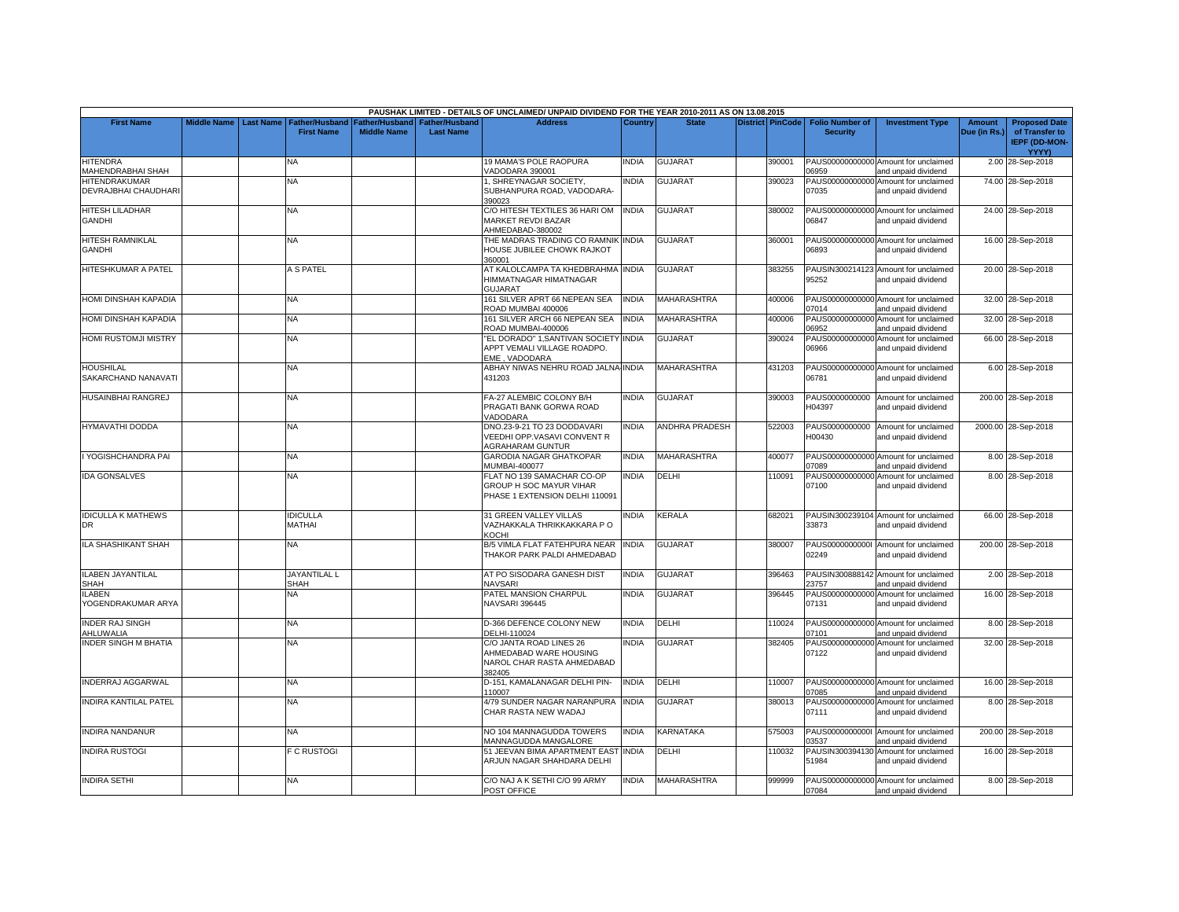| PAUSHAK LIMITED - DETAILS OF UNCLAIMED/ UNPAID DIVIDEND FOR THE YEAR 2010-2011 AS ON 13.08.2015 | | | | | | | | | | | | | | | |
|---|---|---|---|---|---|---|---|---|---|---|---|---|---|---|---|
| First Name | Middle Name | Last Name | Father/Husband First Name | Father/Husband Middle Name | Father/Husband Last Name | Address | Country | State | District | PinCode | Folio Number of Security | Investment Type | Amount Due (in Rs.) | Proposed Date of Transfer to IEPF (DD-MON-YYYY) |
| HITENDRA MAHENDRABHAI SHAH | | | NA | | | 19 MAMA'S POLE RAOPURA VADODARA 390001 | INDIA | GUJARAT | | 390001 | PAUS00000000000 06959 | Amount for unclaimed and unpaid dividend | 2.00 | 28-Sep-2018 |
| HITENDRAKUMAR DEVRAJBHAI CHAUDHARI | | | NA | | | 1, SHREYNAGAR SOCIETY, SUBHANPURA ROAD, VADODARA-390023 | INDIA | GUJARAT | | 390023 | PAUS00000000000 07035 | Amount for unclaimed and unpaid dividend | 74.00 | 28-Sep-2018 |
| HITESH LILADHAR GANDHI | | | NA | | | C/O HITESH TEXTILES 36 HARI OM MARKET REVDI BAZAR AHMEDABAD-380002 | INDIA | GUJARAT | | 380002 | PAUS00000000000 06847 | Amount for unclaimed and unpaid dividend | 24.00 | 28-Sep-2018 |
| HITESH RAMNIKLAL GANDHI | | | NA | | | THE MADRAS TRADING CO RAMNIK HOUSE JUBILEE CHOWK RAJKOT 360001 | INDIA | GUJARAT | | 360001 | PAUS00000000000 06893 | Amount for unclaimed and unpaid dividend | 16.00 | 28-Sep-2018 |
| HITESHKUMAR A PATEL | | | A S PATEL | | | AT KALOLCAMPA TA KHEDBRAHMA HIMMATNAGAR HIMATNAGAR GUJARAT | INDIA | GUJARAT | | 383255 | PAUSIN300214123 95252 | Amount for unclaimed and unpaid dividend | 20.00 | 28-Sep-2018 |
| HOMI DINSHAH KAPADIA | | | NA | | | 161 SILVER APRT 66 NEPEAN SEA ROAD MUMBAI 400006 | INDIA | MAHARASHTRA | | 400006 | PAUS00000000000 07014 | Amount for unclaimed and unpaid dividend | 32.00 | 28-Sep-2018 |
| HOMI DINSHAH KAPADIA | | | NA | | | 161 SILVER ARCH 66 NEPEAN SEA ROAD MUMBAI-400006 | INDIA | MAHARASHTRA | | 400006 | PAUS00000000000 06952 | Amount for unclaimed and unpaid dividend | 32.00 | 28-Sep-2018 |
| HOMI RUSTOMJI MISTRY | | | NA | | | "EL DORADO" 1,SANTIVAN SOCIETY APPT VEMALI VILLAGE ROADPO. EME , VADODARA | INDIA | GUJARAT | | 390024 | PAUS00000000000 06966 | Amount for unclaimed and unpaid dividend | 66.00 | 28-Sep-2018 |
| HOUSHILAL SAKARCHAND NANAVATI | | | NA | | | ABHAY NIWAS NEHRU ROAD JALNA-431203 | INDIA | MAHARASHTRA | | 431203 | PAUS00000000000 06781 | Amount for unclaimed and unpaid dividend | 6.00 | 28-Sep-2018 |
| HUSAINBHAI RANGREJ | | | NA | | | FA-27 ALEMBIC COLONY B/H PRAGATI BANK GORWA ROAD VADODARA | INDIA | GUJARAT | | 390003 | PAUS0000000000 H04397 | Amount for unclaimed and unpaid dividend | 200.00 | 28-Sep-2018 |
| HYMAVATHI DODDA | | | NA | | | DNO.23-9-21 TO 23 DODDAVARI VEEDHI OPP.VASAVI CONVENT R AGRAHARAM GUNTUR | INDIA | ANDHRA PRADESH | | 522003 | PAUS0000000000 H00430 | Amount for unclaimed and unpaid dividend | 2000.00 | 28-Sep-2018 |
| I YOGISHCHANDRA PAI | | | NA | | | GARODIA NAGAR GHATKOPAR MUMBAI-400077 | INDIA | MAHARASHTRA | | 400077 | PAUS00000000000 07089 | Amount for unclaimed and unpaid dividend | 8.00 | 28-Sep-2018 |
| IDA GONSALVES | | | NA | | | FLAT NO 139 SAMACHAR CO-OP GROUP H SOC MAYUR VIHAR PHASE 1 EXTENSION DELHI 110091 | INDIA | DELHI | | 110091 | PAUS00000000000 07100 | Amount for unclaimed and unpaid dividend | 8.00 | 28-Sep-2018 |
| IDICULLA K MATHEWS DR | | | IDICULLA MATHAI | | | 31 GREEN VALLEY VILLAS VAZHAKKALA THRIKKAKKARA P O KOCHI | INDIA | KERALA | | 682021 | PAUSIN300239104 33873 | Amount for unclaimed and unpaid dividend | 66.00 | 28-Sep-2018 |
| ILA SHASHIKANT SHAH | | | NA | | | B/5 VIMLA FLAT FATEHPURA NEAR THAKOR PARK PALDI AHMEDABAD | INDIA | GUJARAT | | 380007 | PAUS0000000000I 02249 | Amount for unclaimed and unpaid dividend | 200.00 | 28-Sep-2018 |
| ILABEN JAYANTILAL SHAH | | | JAYANTILAL L SHAH | | | AT PO SISODARA GANESH DIST NAVSARI | INDIA | GUJARAT | | 396463 | PAUSIN300888142 23757 | Amount for unclaimed and unpaid dividend | 2.00 | 28-Sep-2018 |
| ILABEN YOGENDRAKUMAR ARYA | | | NA | | | PATEL MANSION CHARPUL NAVSARI 396445 | INDIA | GUJARAT | | 396445 | PAUS00000000000 07131 | Amount for unclaimed and unpaid dividend | 16.00 | 28-Sep-2018 |
| INDER RAJ SINGH AHLUWALIA | | | NA | | | D-366 DEFENCE COLONY NEW DELHI-110024 | INDIA | DELHI | | 110024 | PAUS00000000000 07101 | Amount for unclaimed and unpaid dividend | 8.00 | 28-Sep-2018 |
| INDER SINGH M BHATIA | | | NA | | | C/O JANTA ROAD LINES 26 AHMEDABAD WARE HOUSING NAROL CHAR RASTA AHMEDABAD 382405 | INDIA | GUJARAT | | 382405 | PAUS00000000000 07122 | Amount for unclaimed and unpaid dividend | 32.00 | 28-Sep-2018 |
| INDERRAJ AGGARWAL | | | NA | | | D-151, KAMALANAGAR DELHI PIN-110007 | INDIA | DELHI | | 110007 | PAUS00000000000 07085 | Amount for unclaimed and unpaid dividend | 16.00 | 28-Sep-2018 |
| INDIRA KANTILAL PATEL | | | NA | | | 4/79 SUNDER NAGAR NARANPURA CHAR RASTA NEW WADAJ | INDIA | GUJARAT | | 380013 | PAUS00000000000 07111 | Amount for unclaimed and unpaid dividend | 8.00 | 28-Sep-2018 |
| INDIRA NANDANUR | | | NA | | | NO 104 MANNAGUDDA TOWERS MANNAGUDDA MANGALORE | INDIA | KARNATAKA | | 575003 | PAUS0000000000I 03537 | Amount for unclaimed and unpaid dividend | 200.00 | 28-Sep-2018 |
| INDIRA RUSTOGI | | | F C RUSTOGI | | | 51 JEEVAN BIMA APARTMENT EAST ARJUN NAGAR SHAHDARA DELHI | INDIA | DELHI | | 110032 | PAUSIN300394130 51984 | Amount for unclaimed and unpaid dividend | 16.00 | 28-Sep-2018 |
| INDIRA SETHI | | | NA | | | C/O NAJ A K SETHI C/O 99 ARMY POST OFFICE | INDIA | MAHARASHTRA | | 999999 | PAUS00000000000 07084 | Amount for unclaimed and unpaid dividend | 8.00 | 28-Sep-2018 |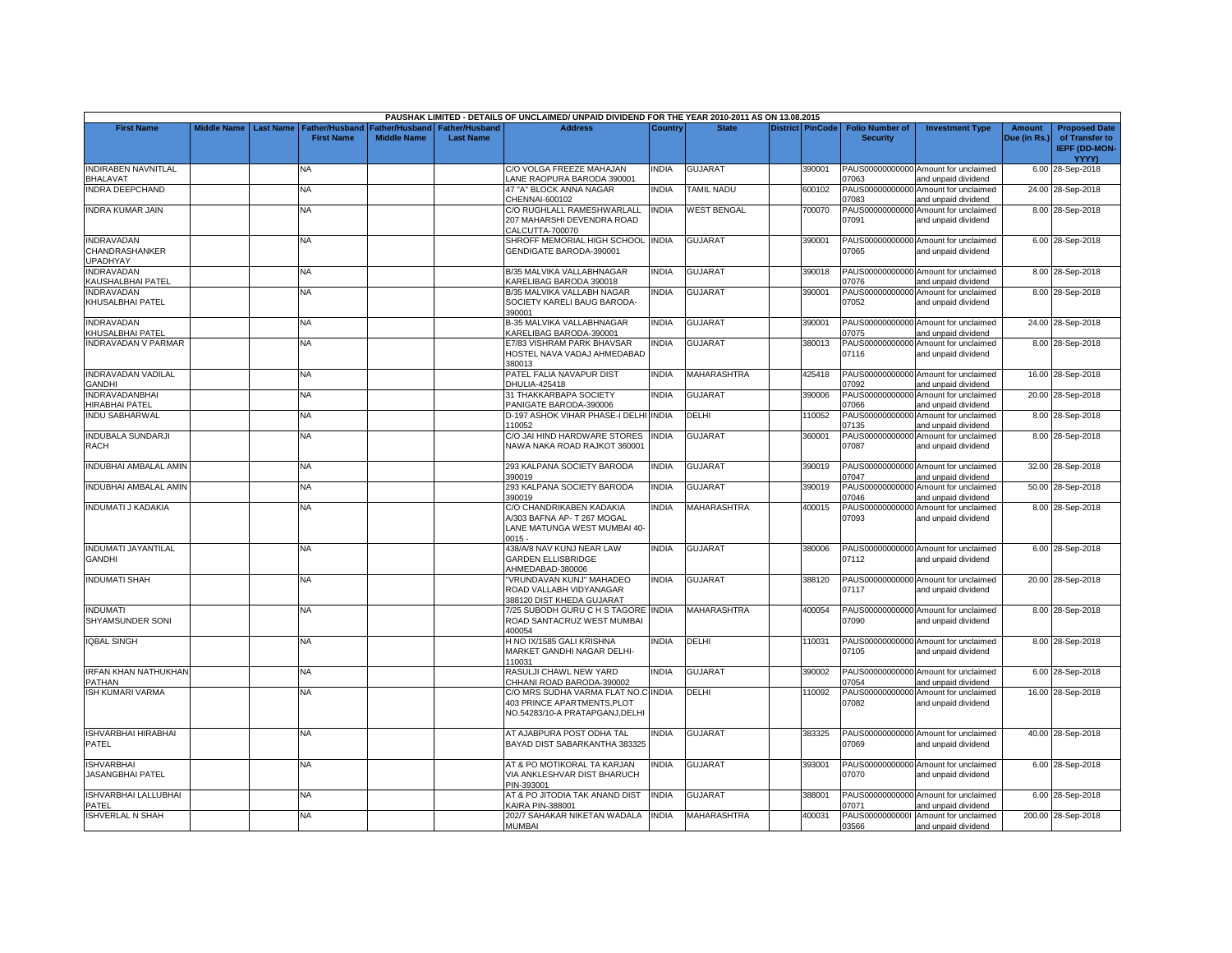PAUSHAK LIMITED - DETAILS OF UNCLAIMED/ UNPAID DIVIDEND FOR THE YEAR 2010-2011 AS ON 13.08.2015

| First Name | Middle Name | Last Name | Father/Husband First Name | Father/Husband Middle Name | Father/Husband Last Name | Address | Country | State | District | PinCode | Folio Number of Security | Investment Type | Amount Due (in Rs.) | Proposed Date of Transfer to IEPF (DD-MON-YYYY) |
|---|---|---|---|---|---|---|---|---|---|---|---|---|---|---|
| INDIRABEN NAVNITLAL BHALAVAT | | | NA | | | C/O VOLGA FREEZE MAHAJAN LANE RAOPURA BARODA 390001 | INDIA | GUJARAT | | 390001 | PAUS00000000000007063 | Amount for unclaimed and unpaid dividend | 6.00 | 28-Sep-2018 |
| INDRA DEEPCHAND | | | NA | | | 47 "A" BLOCK ANNA NAGAR CHENNAI-600102 | INDIA | TAMIL NADU | | 600102 | PAUS00000000000007083 | Amount for unclaimed and unpaid dividend | 24.00 | 28-Sep-2018 |
| INDRA KUMAR JAIN | | | NA | | | C/O RUGHLALL RAMESHWARLALL 207 MAHARSHI DEVENDRA ROAD CALCUTTA-700070 | INDIA | WEST BENGAL | | 700070 | PAUS00000000000007091 | Amount for unclaimed and unpaid dividend | 8.00 | 28-Sep-2018 |
| INDRAVADAN CHANDRASHANKER UPADHYAY | | | NA | | | SHROFF MEMORIAL HIGH SCHOOL GENDIGATE BARODA-390001 | INDIA | GUJARAT | | 390001 | PAUS00000000000007065 | Amount for unclaimed and unpaid dividend | 6.00 | 28-Sep-2018 |
| INDRAVADAN KAUSHALBHAI PATEL | | | NA | | | B/35 MALVIKA VALLABHNAGAR KARELIBAG BARODA 390018 | INDIA | GUJARAT | | 390018 | PAUS00000000000007076 | Amount for unclaimed and unpaid dividend | 8.00 | 28-Sep-2018 |
| INDRAVADAN KHUSALBHAI PATEL | | | NA | | | B/35 MALVIKA VALLABH NAGAR SOCIETY KARELI BAUG BARODA-390001 | INDIA | GUJARAT | | 390001 | PAUS00000000000007052 | Amount for unclaimed and unpaid dividend | 8.00 | 28-Sep-2018 |
| INDRAVADAN KHUSALBHAI PATEL | | | NA | | | B-35 MALVIKA VALLABHNAGAR KARELIBAG BARODA-390001 | INDIA | GUJARAT | | 390001 | PAUS00000000000007075 | Amount for unclaimed and unpaid dividend | 24.00 | 28-Sep-2018 |
| INDRAVADAN V PARMAR | | | NA | | | E7/83 VISHRAM PARK BHAVSAR HOSTEL NAVA VADAJ AHMEDABAD 380013 | INDIA | GUJARAT | | 380013 | PAUS00000000000007116 | Amount for unclaimed and unpaid dividend | 8.00 | 28-Sep-2018 |
| INDRAVADAN VADILAL GANDHI | | | NA | | | PATEL FALIA NAVAPUR DIST DHULIA-425418 | INDIA | MAHARASHTRA | | 425418 | PAUS00000000000007092 | Amount for unclaimed and unpaid dividend | 16.00 | 28-Sep-2018 |
| INDRAVADANBHAI HIRABHAI PATEL | | | NA | | | 31 THAKKARBAPA SOCIETY PANIGATE BARODA-390006 | INDIA | GUJARAT | | 390006 | PAUS00000000000007066 | Amount for unclaimed and unpaid dividend | 20.00 | 28-Sep-2018 |
| INDU SABHARWAL | | | NA | | | D-197 ASHOK VIHAR PHASE-I DELHI 110052 | INDIA | DELHI | | 110052 | PAUS00000000000007135 | Amount for unclaimed and unpaid dividend | 8.00 | 28-Sep-2018 |
| INDUBALA SUNDARJI RACH | | | NA | | | C/O JAI HIND HARDWARE STORES NAWA NAKA ROAD RAJKOT 360001 | INDIA | GUJARAT | | 360001 | PAUS00000000000007087 | Amount for unclaimed and unpaid dividend | 8.00 | 28-Sep-2018 |
| INDUBHAI AMBALAL AMIN | | | NA | | | 293 KALPANA SOCIETY BARODA 390019 | INDIA | GUJARAT | | 390019 | PAUS00000000000007047 | Amount for unclaimed and unpaid dividend | 32.00 | 28-Sep-2018 |
| INDUBHAI AMBALAL AMIN | | | NA | | | 293 KALPANA SOCIETY BARODA 390019 | INDIA | GUJARAT | | 390019 | PAUS00000000000007046 | Amount for unclaimed and unpaid dividend | 50.00 | 28-Sep-2018 |
| INDUMATI J KADAKIA | | | NA | | | C/O CHANDRIKABEN KADAKIA A/303 BAFNA AP- T 267 MOGAL LANE MATUNGA WEST MUMBAI 40-0015 - | INDIA | MAHARASHTRA | | 400015 | PAUS00000000000007093 | Amount for unclaimed and unpaid dividend | 8.00 | 28-Sep-2018 |
| INDUMATI JAYANTILAL GANDHI | | | NA | | | 438/A/8 NAV KUNJ NEAR LAW GARDEN ELLISBRIDGE AHMEDABAD-380006 | INDIA | GUJARAT | | 380006 | PAUS00000000000007112 | Amount for unclaimed and unpaid dividend | 6.00 | 28-Sep-2018 |
| INDUMATI SHAH | | | NA | | | "VRUNDAVAN KUNJ" MAHADEO ROAD VALLABH VIDYANAGAR 388120 DIST KHEDA GUJARAT | INDIA | GUJARAT | | 388120 | PAUS00000000000007117 | Amount for unclaimed and unpaid dividend | 20.00 | 28-Sep-2018 |
| INDUMATI SHYAMSUNDER SONI | | | NA | | | 7/25 SUBODH GURU C H S TAGORE ROAD SANTACRUZ WEST MUMBAI 400054 | INDIA | MAHARASHTRA | | 400054 | PAUS00000000000007090 | Amount for unclaimed and unpaid dividend | 8.00 | 28-Sep-2018 |
| IQBAL SINGH | | | NA | | | H NO IX/1585 GALI KRISHNA MARKET GANDHI NAGAR DELHI-110031 | INDIA | DELHI | | 110031 | PAUS00000000000007105 | Amount for unclaimed and unpaid dividend | 8.00 | 28-Sep-2018 |
| IRFAN KHAN NATHUKHAN PATHAN | | | NA | | | RASULJI CHAWL NEW YARD CHHANI ROAD BARODA-390002 | INDIA | GUJARAT | | 390002 | PAUS00000000000007054 | Amount for unclaimed and unpaid dividend | 6.00 | 28-Sep-2018 |
| ISH KUMARI VARMA | | | NA | | | C/O MRS SUDHA VARMA FLAT NO.C-403 PRINCE APARTMENTS,PLOT NO.54283/10-A PRATAPGANJ,DELHI | INDIA | DELHI | | 110092 | PAUS00000000000007082 | Amount for unclaimed and unpaid dividend | 16.00 | 28-Sep-2018 |
| ISHVARBHAI HIRABHAI PATEL | | | NA | | | AT AJABPURA POST ODHA TAL BAYAD DIST SABARKANTHA 383325 | INDIA | GUJARAT | | 383325 | PAUS00000000000007069 | Amount for unclaimed and unpaid dividend | 40.00 | 28-Sep-2018 |
| ISHVARBHAI JASANGBHAI PATEL | | | NA | | | AT & PO MOTIKORAL TA KARJAN VIA ANKLESHVAR DIST BHARUCH PIN-393001 | INDIA | GUJARAT | | 393001 | PAUS00000000000007070 | Amount for unclaimed and unpaid dividend | 6.00 | 28-Sep-2018 |
| ISHVARBHAI LALLUBHAI PATEL | | | NA | | | AT & PO JITODIA TAK ANAND DIST KAIRA PIN-388001 | INDIA | GUJARAT | | 388001 | PAUS00000000000007071 | Amount for unclaimed and unpaid dividend | 6.00 | 28-Sep-2018 |
| ISHVERLAL N SHAH | | | NA | | | 202/7 SAHAKAR NIKETAN WADALA MUMBAI | INDIA | MAHARASHTRA | | 400031 | PAUS0000000000I03566 | Amount for unclaimed and unpaid dividend | 200.00 | 28-Sep-2018 |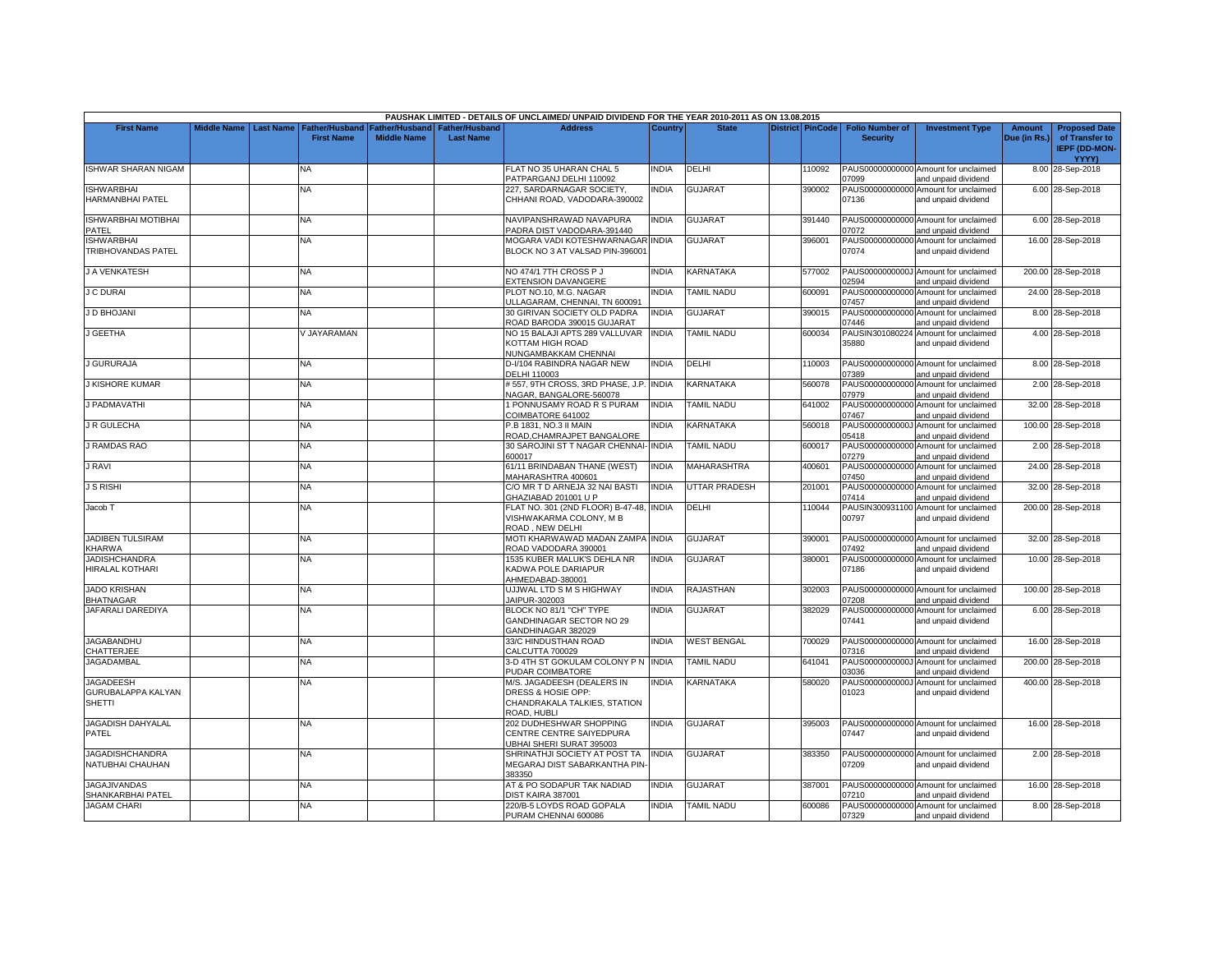| PAUSHAK LIMITED - DETAILS OF UNCLAIMED/ UNPAID DIVIDEND FOR THE YEAR 2010-2011 AS ON 13.08.2015 | | | | | | | | | | | | | | | |
|---|---|---|---|---|---|---|---|---|---|---|---|---|---|---|---|
| First Name | Middle Name | Last Name | Father/Husband First Name | Father/Husband Middle Name | Father/Husband Last Name | Address | Country | State | District | PinCode | Folio Number of Security | Investment Type | Amount Due (in Rs.) | Proposed Date of Transfer to IEPF (DD-MON-YYYY) |
| ISHWAR SHARAN NIGAM | | | NA | | | FLAT NO 35 UHARAN CHAL 5 PATPARGANJ DELHI 110092 | INDIA | DELHI | | 110092 | PAUS00000000000 07099 | Amount for unclaimed and unpaid dividend | 8.00 | 28-Sep-2018 |
| ISHWARBHAI HARMANBHAI PATEL | | | NA | | | 227, SARDARNAGAR SOCIETY, CHHANI ROAD, VADODARA-390002 | INDIA | GUJARAT | | 390002 | PAUS00000000000 07136 | Amount for unclaimed and unpaid dividend | 6.00 | 28-Sep-2018 |
| ISHWARBHAI MOTIBHAI PATEL | | | NA | | | NAVIPANSHRAWAD NAVAPURA PADRA DIST VADODARA-391440 | INDIA | GUJARAT | | 391440 | PAUS00000000000 07072 | Amount for unclaimed and unpaid dividend | 6.00 | 28-Sep-2018 |
| ISHWARBHAI TRIBHOVANDAS PATEL | | | NA | | | MOGARA VADI KOTESHWARNAGAR BLOCK NO 3 AT VALSAD PIN-396001 | INDIA | GUJARAT | | 396001 | PAUS00000000000 07074 | Amount for unclaimed and unpaid dividend | 16.00 | 28-Sep-2018 |
| J A VENKATESH | | | NA | | | NO 474/1 7TH CROSS P J EXTENSION DAVANGERE | INDIA | KARNATAKA | | 577002 | PAUS0000000000J 02594 | Amount for unclaimed and unpaid dividend | 200.00 | 28-Sep-2018 |
| J C DURAI | | | NA | | | PLOT NO.10, M.G. NAGAR ULLAGARAM, CHENNAI, TN 600091 | INDIA | TAMIL NADU | | 600091 | PAUS00000000000 07457 | Amount for unclaimed and unpaid dividend | 24.00 | 28-Sep-2018 |
| J D BHOJANI | | | NA | | | 30 GIRIVAN SOCIETY OLD PADRA ROAD BARODA 390015 GUJARAT | INDIA | GUJARAT | | 390015 | PAUS00000000000 07446 | Amount for unclaimed and unpaid dividend | 8.00 | 28-Sep-2018 |
| J GEETHA | | | V JAYARAMAN | | | NO 15 BALAJI APTS 289 VALLUVAR KOTTAM HIGH ROAD NUNGAMBAKKAM CHENNAI | INDIA | TAMIL NADU | | 600034 | PAUSIN301080224 35880 | Amount for unclaimed and unpaid dividend | 4.00 | 28-Sep-2018 |
| J GURURAJA | | | NA | | | D-I/104 RABINDRA NAGAR NEW DELHI 110003 | INDIA | DELHI | | 110003 | PAUS00000000000 07389 | Amount for unclaimed and unpaid dividend | 8.00 | 28-Sep-2018 |
| J KISHORE KUMAR | | | NA | | | # 557, 9TH CROSS, 3RD PHASE, J.P. NAGAR, BANGALORE-560078 | INDIA | KARNATAKA | | 560078 | PAUS00000000000 07979 | Amount for unclaimed and unpaid dividend | 2.00 | 28-Sep-2018 |
| J PADMAVATHI | | | NA | | | 1 PONNUSAMY ROAD R S PURAM COIMBATORE 641002 | INDIA | TAMIL NADU | | 641002 | PAUS00000000000 07467 | Amount for unclaimed and unpaid dividend | 32.00 | 28-Sep-2018 |
| J R GULECHA | | | NA | | | P.B 1831, NO.3 II MAIN ROAD,CHAMRAJPET BANGALORE | INDIA | KARNATAKA | | 560018 | PAUS0000000000J 05418 | Amount for unclaimed and unpaid dividend | 100.00 | 28-Sep-2018 |
| J RAMDAS RAO | | | NA | | | 30 SAROJINI ST T NAGAR CHENNAI-600017 | INDIA | TAMIL NADU | | 600017 | PAUS00000000000 07279 | Amount for unclaimed and unpaid dividend | 2.00 | 28-Sep-2018 |
| J RAVI | | | NA | | | 61/11 BRINDABAN THANE (WEST) MAHARASHTRA 400601 | INDIA | MAHARASHTRA | | 400601 | PAUS00000000000 07450 | Amount for unclaimed and unpaid dividend | 24.00 | 28-Sep-2018 |
| J S RISHI | | | NA | | | C/O MR T D ARNEJA 32 NAI BASTI GHAZIABAD 201001 U P | INDIA | UTTAR PRADESH | | 201001 | PAUS00000000000 07414 | Amount for unclaimed and unpaid dividend | 32.00 | 28-Sep-2018 |
| Jacob T | | | NA | | | FLAT NO. 301 (2ND FLOOR) B-47-48, VISHWAKARMA COLONY, M B ROAD , NEW DELHI | INDIA | DELHI | | 110044 | PAUSIN300931100 00797 | Amount for unclaimed and unpaid dividend | 200.00 | 28-Sep-2018 |
| JADIBEN TULSIRAM KHARWA | | | NA | | | MOTI KHARWAWAD MADAN ZAMPA ROAD VADODARA 390001 | INDIA | GUJARAT | | 390001 | PAUS00000000000 07492 | Amount for unclaimed and unpaid dividend | 32.00 | 28-Sep-2018 |
| JADISHCHANDRA HIRALAL KOTHARI | | | NA | | | 1535 KUBER MALUK'S DEHLA NR KADWA POLE DARIAPUR AHMEDABAD-380001 | INDIA | GUJARAT | | 380001 | PAUS00000000000 07186 | Amount for unclaimed and unpaid dividend | 10.00 | 28-Sep-2018 |
| JADO KRISHAN BHATNAGAR | | | NA | | | UJJWAL LTD S M S HIGHWAY JAIPUR-302003 | INDIA | RAJASTHAN | | 302003 | PAUS00000000000 07208 | Amount for unclaimed and unpaid dividend | 100.00 | 28-Sep-2018 |
| JAFARALI DAREDIYA | | | NA | | | BLOCK NO 81/1 "CH" TYPE GANDHINAGAR SECTOR NO 29 GANDHINAGAR 382029 | INDIA | GUJARAT | | 382029 | PAUS00000000000 07441 | Amount for unclaimed and unpaid dividend | 6.00 | 28-Sep-2018 |
| JAGABANDHU CHATTERJEE | | | NA | | | 33/C HINDUSTHAN ROAD CALCUTTA 700029 | INDIA | WEST BENGAL | | 700029 | PAUS00000000000 07316 | Amount for unclaimed and unpaid dividend | 16.00 | 28-Sep-2018 |
| JAGADAMBAL | | | NA | | | 3-D 4TH ST GOKULAM COLONY P N PUDAR COIMBATORE | INDIA | TAMIL NADU | | 641041 | PAUS0000000000J 03036 | Amount for unclaimed and unpaid dividend | 200.00 | 28-Sep-2018 |
| JAGADEESH GURUBALAPPA KALYAN SHETTI | | | NA | | | M/S. JAGADEESH (DEALERS IN DRESS & HOSIE OPP: CHANDRAKALA TALKIES, STATION ROAD, HUBLI | INDIA | KARNATAKA | | 580020 | PAUS0000000000J 01023 | Amount for unclaimed and unpaid dividend | 400.00 | 28-Sep-2018 |
| JAGADISH DAHYALAL PATEL | | | NA | | | 202 DUDHESHWAR SHOPPING CENTRE CENTRE SAIYEDPURA UBHAI SHERI SURAT 395003 | INDIA | GUJARAT | | 395003 | PAUS00000000000 07447 | Amount for unclaimed and unpaid dividend | 16.00 | 28-Sep-2018 |
| JAGADISHCHANDRA NATUBHAI CHAUHAN | | | NA | | | SHRINATHJI SOCIETY AT POST TA MEGARAJ DIST SABARKANTHA PIN-383350 | INDIA | GUJARAT | | 383350 | PAUS00000000000 07209 | Amount for unclaimed and unpaid dividend | 2.00 | 28-Sep-2018 |
| JAGAJIVANDAS SHANKARBHAI PATEL | | | NA | | | AT & PO SODAPUR TAK NADIAD DIST KAIRA 387001 | INDIA | GUJARAT | | 387001 | PAUS00000000000 07210 | Amount for unclaimed and unpaid dividend | 16.00 | 28-Sep-2018 |
| JAGAM CHARI | | | NA | | | 220/B-5 LOYDS ROAD GOPALA PURAM CHENNAI 600086 | INDIA | TAMIL NADU | | 600086 | PAUS00000000000 07329 | Amount for unclaimed and unpaid dividend | 8.00 | 28-Sep-2018 |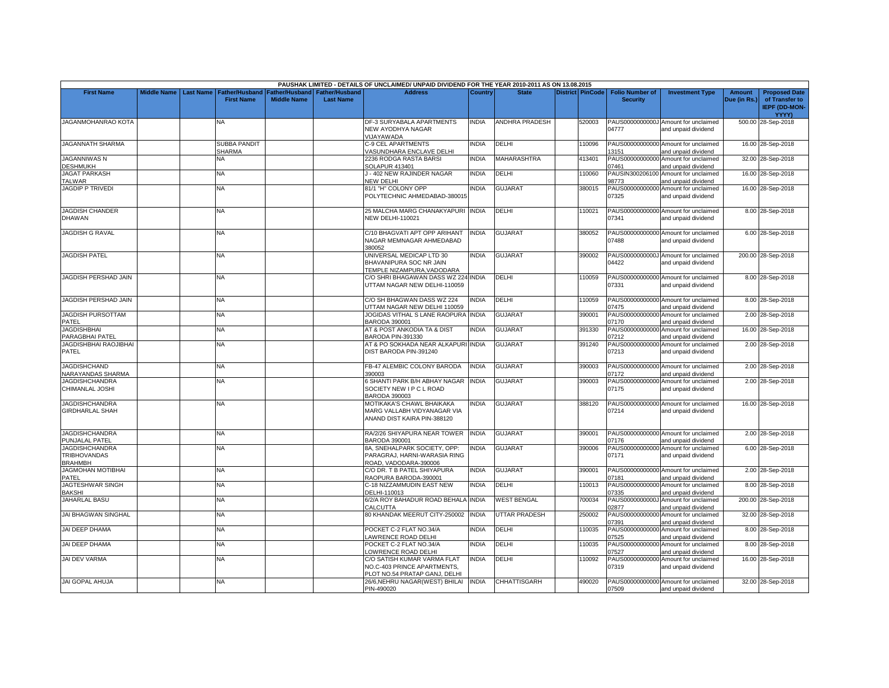PAUSHAK LIMITED - DETAILS OF UNCLAIMED/ UNPAID DIVIDEND FOR THE YEAR 2010-2011 AS ON 13.08.2015

| First Name | Middle Name | Last Name | Father/Husband First Name | Father/Husband Middle Name | Father/Husband Last Name | Address | Country | State | District | PinCode | Folio Number of Security | Investment Type | Amount Due (in Rs.) | Proposed Date of Transfer to IEPF (DD-MON-YYYY) |
|---|---|---|---|---|---|---|---|---|---|---|---|---|---|---|
| JAGANMOHANRAO KOTA | | | NA | | | DF-3 SURYABALA APARTMENTS NEW AYODHYA NAGAR VIJAYAWADA | INDIA | ANDHRA PRADESH | | 520003 | PAUS0000000000J04777 | Amount for unclaimed and unpaid dividend | 500.00 | 28-Sep-2018 |
| JAGANNATH SHARMA | | | SUBBA PANDIT SHARMA | | | C-9 CEL APARTMENTS VASUNDHARA ENCLAVE DELHI | INDIA | DELHI | | 110096 | PAUS00000000000013151 | Amount for unclaimed and unpaid dividend | 16.00 | 28-Sep-2018 |
| JAGANNIWAS N DESHMUKH | | | NA | | | 2236 RODGA RASTA BARSI SOLAPUR 413401 | INDIA | MAHARASHTRA | | 413401 | PAUS00000000000007461 | Amount for unclaimed and unpaid dividend | 32.00 | 28-Sep-2018 |
| JAGAT PARKASH TALWAR | | | NA | | | J - 402 NEW RAJINDER NAGAR NEW DELHI | INDIA | DELHI | | 110060 | PAUSIN30020610098773 | Amount for unclaimed and unpaid dividend | 16.00 | 28-Sep-2018 |
| JAGDIP P TRIVEDI | | | NA | | | 81/1 "H" COLONY OPP POLYTECHNIC AHMEDABAD-380015 | INDIA | GUJARAT | | 380015 | PAUS00000000000007325 | Amount for unclaimed and unpaid dividend | 16.00 | 28-Sep-2018 |
| JAGDISH CHANDER DHAWAN | | | NA | | | 25 MALCHA MARG CHANAKYAPURI NEW DELHI-110021 | INDIA | DELHI | | 110021 | PAUS00000000000007341 | Amount for unclaimed and unpaid dividend | 8.00 | 28-Sep-2018 |
| JAGDISH G RAVAL | | | NA | | | C/10 BHAGVATI APT OPP ARIHANT NAGAR MEMNAGAR AHMEDABAD 380052 | INDIA | GUJARAT | | 380052 | PAUS00000000000007488 | Amount for unclaimed and unpaid dividend | 6.00 | 28-Sep-2018 |
| JAGDISH PATEL | | | NA | | | UNIVERSAL MEDICAP LTD 30 BHAVANIPURA SOC NR JAIN TEMPLE NIZAMPURA,VADODARA | INDIA | GUJARAT | | 390002 | PAUS0000000000J04422 | Amount for unclaimed and unpaid dividend | 200.00 | 28-Sep-2018 |
| JAGDISH PERSHAD JAIN | | | NA | | | C/O SHRI BHAGAWAN DASS WZ 224 UTTAM NAGAR NEW DELHI-110059 | INDIA | DELHI | | 110059 | PAUS00000000000007331 | Amount for unclaimed and unpaid dividend | 8.00 | 28-Sep-2018 |
| JAGDISH PERSHAD JAIN | | | NA | | | C/O SH BHAGWAN DASS WZ 224 UTTAM NAGAR NEW DELHI 110059 | INDIA | DELHI | | 110059 | PAUS00000000000007475 | Amount for unclaimed and unpaid dividend | 8.00 | 28-Sep-2018 |
| JAGDISH PURSOTTAM PATEL | | | NA | | | JOGIDAS VITHAL S LANE RAOPURA BARODA 390001 | INDIA | GUJARAT | | 390001 | PAUS00000000000007170 | Amount for unclaimed and unpaid dividend | 2.00 | 28-Sep-2018 |
| JAGDISHBHAI PARAGBHAI PATEL | | | NA | | | AT & POST ANKODIA TA & DIST BARODA PIN-391330 | INDIA | GUJARAT | | 391330 | PAUS00000000000007212 | Amount for unclaimed and unpaid dividend | 16.00 | 28-Sep-2018 |
| JAGDISHBHAI RAOJIBHAI PATEL | | | NA | | | AT & PO SOKHADA NEAR ALKAPURI DIST BARODA PIN-391240 | INDIA | GUJARAT | | 391240 | PAUS00000000000007213 | Amount for unclaimed and unpaid dividend | 2.00 | 28-Sep-2018 |
| JAGDISHCHAND NARAYANDAS SHARMA | | | NA | | | FB-47 ALEMBIC COLONY BARODA 390003 | INDIA | GUJARAT | | 390003 | PAUS00000000000007172 | Amount for unclaimed and unpaid dividend | 2.00 | 28-Sep-2018 |
| JAGDISHCHANDRA CHIMANLAL JOSHI | | | NA | | | 6 SHANTI PARK B/H ABHAY NAGAR SOCIETY NEW I P C L ROAD BARODA 390003 | INDIA | GUJARAT | | 390003 | PAUS00000000000007175 | Amount for unclaimed and unpaid dividend | 2.00 | 28-Sep-2018 |
| JAGDISHCHANDRA GIRDHARLAL SHAH | | | NA | | | MOTIKAKA'S CHAWL BHAIKAKA MARG VALLABH VIDYANAGAR VIA ANAND DIST KAIRA PIN-388120 | INDIA | GUJARAT | | 388120 | PAUS00000000000007214 | Amount for unclaimed and unpaid dividend | 16.00 | 28-Sep-2018 |
| JAGDISHCHANDRA PUNJALAL PATEL | | | NA | | | RA/2/26 SHIYAPURA NEAR TOWER BARODA 390001 | INDIA | GUJARAT | | 390001 | PAUS00000000000007176 | Amount for unclaimed and unpaid dividend | 2.00 | 28-Sep-2018 |
| JAGDISHCHANDRA TRIBHOVANDAS BRAHMBH | | | NA | | | 8A, SNEHALPARK SOCIETY, OPP: PARAGRAJ, HARNI-WARASIA RING ROAD, VADODARA-390006 | INDIA | GUJARAT | | 390006 | PAUS00000000000007171 | Amount for unclaimed and unpaid dividend | 6.00 | 28-Sep-2018 |
| JAGMOHAN MOTIBHAI PATEL | | | NA | | | C/O DR. T B PATEL SHIYAPURA RAOPURA BARODA-390001 | INDIA | GUJARAT | | 390001 | PAUS00000000000007181 | Amount for unclaimed and unpaid dividend | 2.00 | 28-Sep-2018 |
| JAGTESHWAR SINGH BAKSHI | | | NA | | | C-18 NIZZAMMUDIN EAST NEW DELHI-110013 | INDIA | DELHI | | 110013 | PAUS00000000000007335 | Amount for unclaimed and unpaid dividend | 8.00 | 28-Sep-2018 |
| JAHARLAL BASU | | | NA | | | 6/2/A ROY BAHADUR ROAD BEHALA CALCUTTA | INDIA | WEST BENGAL | | 700034 | PAUS0000000000J02877 | Amount for unclaimed and unpaid dividend | 200.00 | 28-Sep-2018 |
| JAI BHAGWAN SINGHAL | | | NA | | | 80 KHANDAK MEERUT CITY-250002 | INDIA | UTTAR PRADESH | | 250002 | PAUS00000000000007391 | Amount for unclaimed and unpaid dividend | 32.00 | 28-Sep-2018 |
| JAI DEEP DHAMA | | | NA | | | POCKET C-2 FLAT NO.34/A LAWRENCE ROAD DELHI | INDIA | DELHI | | 110035 | PAUS00000000000007525 | Amount for unclaimed and unpaid dividend | 8.00 | 28-Sep-2018 |
| JAI DEEP DHAMA | | | NA | | | POCKET C-2 FLAT NO.34/A LOWRENCE ROAD DELHI | INDIA | DELHI | | 110035 | PAUS00000000000007527 | Amount for unclaimed and unpaid dividend | 8.00 | 28-Sep-2018 |
| JAI DEV VARMA | | | NA | | | C/O SATISH KUMAR VARMA FLAT NO.C-403 PRINCE APARTMENTS, PLOT NO.54 PRATAP GANJ, DELHI | INDIA | DELHI | | 110092 | PAUS00000000000007319 | Amount for unclaimed and unpaid dividend | 16.00 | 28-Sep-2018 |
| JAI GOPAL AHUJA | | | NA | | | 26/6,NEHRU NAGAR(WEST) BHILAI PIN-490020 | INDIA | CHHATTISGARH | | 490020 | PAUS00000000000007509 | Amount for unclaimed and unpaid dividend | 32.00 | 28-Sep-2018 |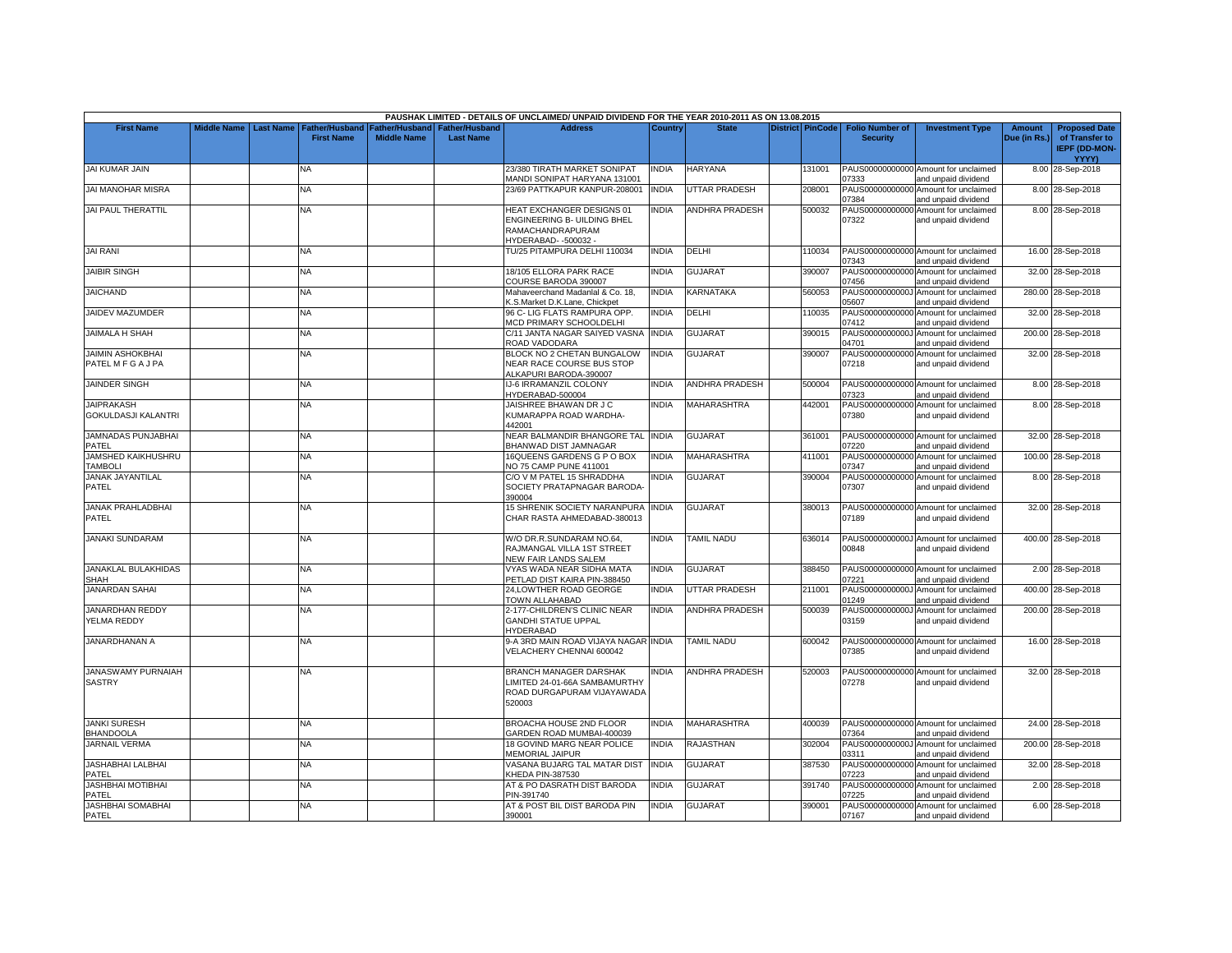PAUSHAK LIMITED - DETAILS OF UNCLAIMED/ UNPAID DIVIDEND FOR THE YEAR 2010-2011 AS ON 13.08.2015

| First Name | Middle Name | Last Name | Father/Husband First Name | Father/Husband Middle Name | Father/Husband Last Name | Address | Country | State | District | PinCode | Folio Number of Security | Investment Type | Amount Due (in Rs.) | Proposed Date of Transfer to IEPF (DD-MON-YYYY) |
|---|---|---|---|---|---|---|---|---|---|---|---|---|---|---|
| JAI KUMAR JAIN | | | NA | | | 23/380 TIRATH MARKET SONIPAT MANDI SONIPAT HARYANA 131001 | INDIA | HARYANA | | 131001 | PAUS00000000000007333 | Amount for unclaimed and unpaid dividend | 8.00 | 28-Sep-2018 |
| JAI MANOHAR MISRA | | | NA | | | 23/69 PATTKAPUR KANPUR-208001 | INDIA | UTTAR PRADESH | | 208001 | PAUS00000000000007384 | Amount for unclaimed and unpaid dividend | 8.00 | 28-Sep-2018 |
| JAI PAUL THERATTIL | | | NA | | | HEAT EXCHANGER DESIGNS 01 ENGINEERING B- UILDING BHEL RAMACHANDRAPURAM HYDERABAD- -500032 - | INDIA | ANDHRA PRADESH | | 500032 | PAUS00000000000007322 | Amount for unclaimed and unpaid dividend | 8.00 | 28-Sep-2018 |
| JAI RANI | | | NA | | | TU/25 PITAMPURA DELHI 110034 | INDIA | DELHI | | 110034 | PAUS00000000000007343 | Amount for unclaimed and unpaid dividend | 16.00 | 28-Sep-2018 |
| JAIBIR SINGH | | | NA | | | 18/105 ELLORA PARK RACE COURSE BARODA 390007 | INDIA | GUJARAT | | 390007 | PAUS00000000000007456 | Amount for unclaimed and unpaid dividend | 32.00 | 28-Sep-2018 |
| JAICHAND | | | NA | | | Mahaveerchand Madanlal & Co. 18, K.S.Market D.K.Lane, Chickpet | INDIA | KARNATAKA | | 560053 | PAUS0000000000J05607 | Amount for unclaimed and unpaid dividend | 280.00 | 28-Sep-2018 |
| JAIDEV MAZUMDER | | | NA | | | 96 C- LIG FLATS RAMPURA OPP. MCD PRIMARY SCHOOLDELHI | INDIA | DELHI | | 110035 | PAUS00000000000007412 | Amount for unclaimed and unpaid dividend | 32.00 | 28-Sep-2018 |
| JAIMALA H SHAH | | | NA | | | C/11 JANTA NAGAR SAIYED VASNA ROAD VADODARA | INDIA | GUJARAT | | 390015 | PAUS0000000000J04701 | Amount for unclaimed and unpaid dividend | 200.00 | 28-Sep-2018 |
| JAIMIN ASHOKBHAI PATEL M F G A J PA | | | NA | | | BLOCK NO 2 CHETAN BUNGALOW NEAR RACE COURSE BUS STOP ALKAPURI BARODA-390007 | INDIA | GUJARAT | | 390007 | PAUS00000000000007218 | Amount for unclaimed and unpaid dividend | 32.00 | 28-Sep-2018 |
| JAINDER SINGH | | | NA | | | IJ-6 IRRAMANZIL COLONY HYDERABAD-500004 | INDIA | ANDHRA PRADESH | | 500004 | PAUS00000000000007323 | Amount for unclaimed and unpaid dividend | 8.00 | 28-Sep-2018 |
| JAIPRAKASH GOKULDASJI KALANTRI | | | NA | | | JAISHREE BHAWAN DR J C KUMARAPPA ROAD WARDHA-442001 | INDIA | MAHARASHTRA | | 442001 | PAUS00000000000007380 | Amount for unclaimed and unpaid dividend | 8.00 | 28-Sep-2018 |
| JAMNADAS PUNJABHAI PATEL | | | NA | | | NEAR BALMANDIR BHANGORE TAL BHANWAD DIST JAMNAGAR | INDIA | GUJARAT | | 361001 | PAUS00000000000007220 | Amount for unclaimed and unpaid dividend | 32.00 | 28-Sep-2018 |
| JAMSHED KAIKHUSHRU TAMBOLI | | | NA | | | 16QUEENS GARDENS G P O BOX NO 75 CAMP PUNE 411001 | INDIA | MAHARASHTRA | | 411001 | PAUS00000000000007347 | Amount for unclaimed and unpaid dividend | 100.00 | 28-Sep-2018 |
| JANAK JAYANTILAL PATEL | | | NA | | | C/O V M PATEL 15 SHRADDHA SOCIETY PRATAPNAGAR BARODA-390004 | INDIA | GUJARAT | | 390004 | PAUS00000000000007307 | Amount for unclaimed and unpaid dividend | 8.00 | 28-Sep-2018 |
| JANAK PRAHLADBHAI PATEL | | | NA | | | 15 SHRENIK SOCIETY NARANPURA CHAR RASTA AHMEDABAD-380013 | INDIA | GUJARAT | | 380013 | PAUS00000000000007189 | Amount for unclaimed and unpaid dividend | 32.00 | 28-Sep-2018 |
| JANAKI SUNDARAM | | | NA | | | W/O DR.R.SUNDARAM NO.64, RAJMANGAL VILLA 1ST STREET NEW FAIR LANDS SALEM | INDIA | TAMIL NADU | | 636014 | PAUS0000000000J00848 | Amount for unclaimed and unpaid dividend | 400.00 | 28-Sep-2018 |
| JANAKLAL BULAKHIDAS SHAH | | | NA | | | VYAS WADA NEAR SIDHA MATA PETLAD DIST KAIRA PIN-388450 | INDIA | GUJARAT | | 388450 | PAUS00000000000007221 | Amount for unclaimed and unpaid dividend | 2.00 | 28-Sep-2018 |
| JANARDAN SAHAI | | | NA | | | 24,LOWTHER ROAD GEORGE TOWN ALLAHABAD | INDIA | UTTAR PRADESH | | 211001 | PAUS0000000000J01249 | Amount for unclaimed and unpaid dividend | 400.00 | 28-Sep-2018 |
| JANARDHAN REDDY YELMA REDDY | | | NA | | | 2-177-CHILDREN'S CLINIC NEAR GANDHI STATUE UPPAL HYDERABAD | INDIA | ANDHRA PRADESH | | 500039 | PAUS0000000000J03159 | Amount for unclaimed and unpaid dividend | 200.00 | 28-Sep-2018 |
| JANARDHANAN A | | | NA | | | 9-A 3RD MAIN ROAD VIJAYA NAGAR VELACHERY CHENNAI 600042 | INDIA | TAMIL NADU | | 600042 | PAUS00000000000007385 | Amount for unclaimed and unpaid dividend | 16.00 | 28-Sep-2018 |
| JANASWAMY PURNAIAH SASTRY | | | NA | | | BRANCH MANAGER DARSHAK LIMITED 24-01-66A SAMBAMURTHY ROAD DURGAPURAM VIJAYAWADA 520003 | INDIA | ANDHRA PRADESH | | 520003 | PAUS00000000000007278 | Amount for unclaimed and unpaid dividend | 32.00 | 28-Sep-2018 |
| JANKI SURESH BHANDOOLA | | | NA | | | BROACHA HOUSE 2ND FLOOR GARDEN ROAD MUMBAI-400039 | INDIA | MAHARASHTRA | | 400039 | PAUS00000000000007364 | Amount for unclaimed and unpaid dividend | 24.00 | 28-Sep-2018 |
| JARNAIL VERMA | | | NA | | | 18 GOVIND MARG NEAR POLICE MEMORIAL JAIPUR | INDIA | RAJASTHAN | | 302004 | PAUS0000000000J03311 | Amount for unclaimed and unpaid dividend | 200.00 | 28-Sep-2018 |
| JASHABHAI LALBHAI PATEL | | | NA | | | VASANA BUJARG TAL MATAR DIST KHEDA PIN-387530 | INDIA | GUJARAT | | 387530 | PAUS00000000000007223 | Amount for unclaimed and unpaid dividend | 32.00 | 28-Sep-2018 |
| JASHBHAI MOTIBHAI PATEL | | | NA | | | AT & PO DASRATH DIST BARODA PIN-391740 | INDIA | GUJARAT | | 391740 | PAUS00000000000007225 | Amount for unclaimed and unpaid dividend | 2.00 | 28-Sep-2018 |
| JASHBHAI SOMABHAI PATEL | | | NA | | | AT & POST BIL DIST BARODA PIN 390001 | INDIA | GUJARAT | | 390001 | PAUS00000000000007167 | Amount for unclaimed and unpaid dividend | 6.00 | 28-Sep-2018 |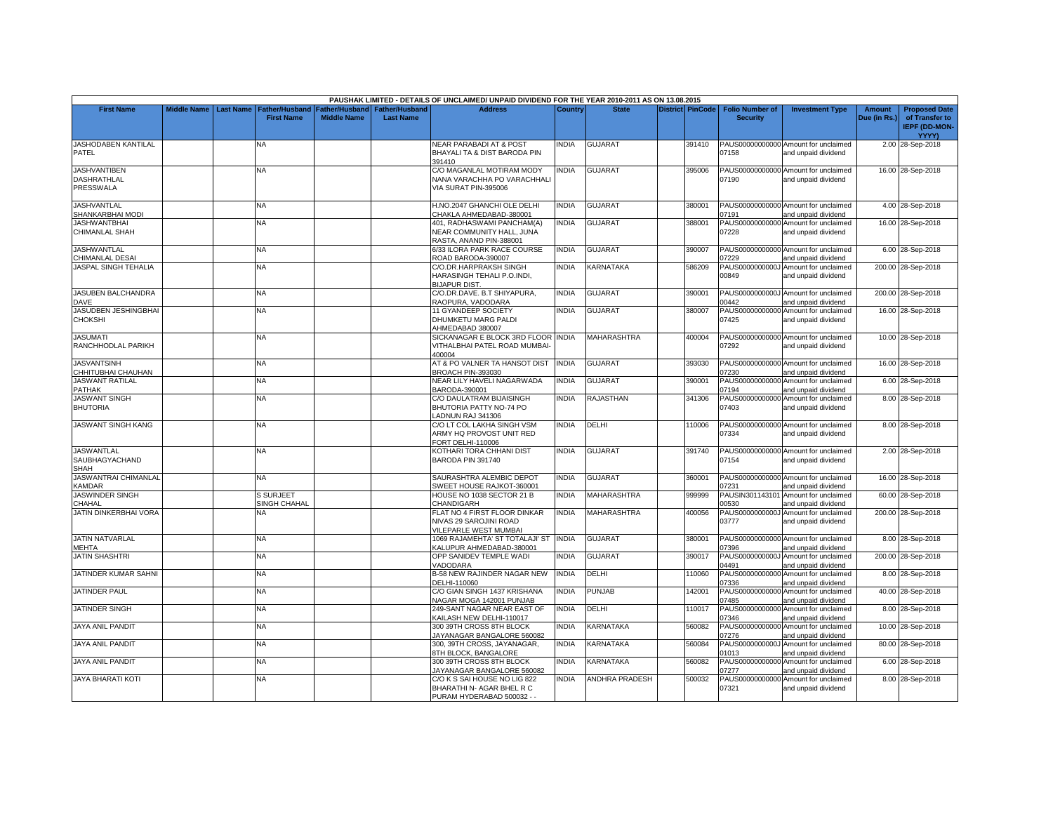| PAUSHAK LIMITED - DETAILS OF UNCLAIMED/ UNPAID DIVIDEND FOR THE YEAR 2010-2011 AS ON 13.08.2015 | | | | | | | | | | | | | | | |
|---|---|---|---|---|---|---|---|---|---|---|---|---|---|---|---|
| **First Name** | **Middle Name** | **Last Name** | **Father/Husband First Name** | **Father/Husband Middle Name** | **Father/Husband Last Name** | **Address** | **Country** | **State** | **District** | **PinCode** | **Folio Number of Security** | **Investment Type** | **Amount Due (in Rs.)** | **Proposed Date of Transfer to IEPF (DD-MON-YYYY)** |
| JASHODABEN KANTILAL PATEL | | | NA | | | NEAR PARABADI AT & POST BHAYALI TA & DIST BARODA PIN 391410 | INDIA | GUJARAT | | 391410 | PAUS00000000000 07158 | Amount for unclaimed and unpaid dividend | 2.00 | 28-Sep-2018 |
| JASHVANTIBEN DASHRATHLAL PRESSWALA | | | NA | | | C/O MAGANLAL MOTIRAM MODY NANA VARACHHA PO VARACHHALI VIA SURAT PIN-395006 | INDIA | GUJARAT | | 395006 | PAUS00000000000 07190 | Amount for unclaimed and unpaid dividend | 16.00 | 28-Sep-2018 |
| JASHVANTLAL SHANKARBHAI MODI | | | NA | | | H.NO.2047 GHANCHI OLE DELHI CHAKLA AHMEDABAD-380001 | INDIA | GUJARAT | | 380001 | PAUS00000000000 07191 | Amount for unclaimed and unpaid dividend | 4.00 | 28-Sep-2018 |
| JASHWANTBHAI CHIMANLAL SHAH | | | NA | | | 401, RADHASWAMI PANCHAM(A) NEAR COMMUNITY HALL, JUNA RASTA, ANAND PIN-388001 | INDIA | GUJARAT | | 388001 | PAUS00000000000 07228 | Amount for unclaimed and unpaid dividend | 16.00 | 28-Sep-2018 |
| JASHWANTLAL CHIMANLAL DESAI | | | NA | | | 6/33 ILORA PARK RACE COURSE ROAD BARODA-390007 | INDIA | GUJARAT | | 390007 | PAUS00000000000 07229 | Amount for unclaimed and unpaid dividend | 6.00 | 28-Sep-2018 |
| JASPAL SINGH TEHALIA | | | NA | | | C/O.DR.HARPRAKSH SINGH HARASINGH TEHALI P.O.INDI, BIJAPUR DIST. | INDIA | KARNATAKA | | 586209 | PAUS0000000000J 00849 | Amount for unclaimed and unpaid dividend | 200.00 | 28-Sep-2018 |
| JASUBEN BALCHANDRA DAVE | | | NA | | | C/O.DR.DAVE. B.T SHIYAPURA, RAOPURA, VADODARA | INDIA | GUJARAT | | 390001 | PAUS0000000000J 00442 | Amount for unclaimed and unpaid dividend | 200.00 | 28-Sep-2018 |
| JASUDBEN JESHINGBHAI CHOKSHI | | | NA | | | 11 GYANDEEP SOCIETY DHUMKETU MARG PALDI AHMEDABAD 380007 | INDIA | GUJARAT | | 380007 | PAUS00000000000 07425 | Amount for unclaimed and unpaid dividend | 16.00 | 28-Sep-2018 |
| JASUMATI RANCHHODLAL PARIKH | | | NA | | | SICKANAGAR E BLOCK 3RD FLOOR VITHALBHAI PATEL ROAD MUMBAI-400004 | INDIA | MAHARASHTRA | | 400004 | PAUS00000000000 07292 | Amount for unclaimed and unpaid dividend | 10.00 | 28-Sep-2018 |
| JASVANTSINH CHHITUBHAI CHAUHAN | | | NA | | | AT & PO VALNER TA HANSOT DIST BROACH PIN-393030 | INDIA | GUJARAT | | 393030 | PAUS00000000000 07230 | Amount for unclaimed and unpaid dividend | 16.00 | 28-Sep-2018 |
| JASWANT RATILAL PATHAK | | | NA | | | NEAR LILY HAVELI NAGARWADA BARODA-390001 | INDIA | GUJARAT | | 390001 | PAUS00000000000 07194 | Amount for unclaimed and unpaid dividend | 6.00 | 28-Sep-2018 |
| JASWANT SINGH BHUTORIA | | | NA | | | C/O DAULATRAM BIJAISINGH BHUTORIA PATTY NO-74 PO LADNUN RAJ 341306 | INDIA | RAJASTHAN | | 341306 | PAUS00000000000 07403 | Amount for unclaimed and unpaid dividend | 8.00 | 28-Sep-2018 |
| JASWANT SINGH KANG | | | NA | | | C/O LT COL LAKHA SINGH VSM ARMY HQ PROVOST UNIT RED FORT DELHI-110006 | INDIA | DELHI | | 110006 | PAUS00000000000 07334 | Amount for unclaimed and unpaid dividend | 8.00 | 28-Sep-2018 |
| JASWANTLAL SAUBHAGYACHAND SHAH | | | NA | | | KOTHARI TORA CHHANI DIST BARODA PIN 391740 | INDIA | GUJARAT | | 391740 | PAUS00000000000 07154 | Amount for unclaimed and unpaid dividend | 2.00 | 28-Sep-2018 |
| JASWANTRAI CHIMANLAL KAMDAR | | | NA | | | SAURASHTRA ALEMBIC DEPOT SWEET HOUSE RAJKOT-360001 | INDIA | GUJARAT | | 360001 | PAUS00000000000 07231 | Amount for unclaimed and unpaid dividend | 16.00 | 28-Sep-2018 |
| JASWINDER SINGH CHAHAL | | | S SURJEET SINGH CHAHAL | | | HOUSE NO 1038 SECTOR 21 B CHANDIGARH | INDIA | MAHARASHTRA | | 999999 | PAUSIN301143101 00530 | Amount for unclaimed and unpaid dividend | 60.00 | 28-Sep-2018 |
| JATIN DINKERBHAI VORA | | | NA | | | FLAT NO 4 FIRST FLOOR DINKAR NIVAS 29 SAROJINI ROAD VILEPARLE WEST MUMBAI | INDIA | MAHARASHTRA | | 400056 | PAUS0000000000J 03777 | Amount for unclaimed and unpaid dividend | 200.00 | 28-Sep-2018 |
| JATIN NATVARLAL MEHTA | | | NA | | | 1069 RAJAMEHTA' ST TOTALAJI' ST KALUPUR AHMEDABAD-380001 | INDIA | GUJARAT | | 380001 | PAUS00000000000 07396 | Amount for unclaimed and unpaid dividend | 8.00 | 28-Sep-2018 |
| JATIN SHASHTRI | | | NA | | | OPP SANIDEV TEMPLE WADI VADODARA | INDIA | GUJARAT | | 390017 | PAUS0000000000J 04491 | Amount for unclaimed and unpaid dividend | 200.00 | 28-Sep-2018 |
| JATINDER KUMAR SAHNI | | | NA | | | B-58 NEW RAJINDER NAGAR NEW DELHI-110060 | INDIA | DELHI | | 110060 | PAUS00000000000 07336 | Amount for unclaimed and unpaid dividend | 8.00 | 28-Sep-2018 |
| JATINDER PAUL | | | NA | | | C/O GIAN SINGH 1437 KRISHANA NAGAR MOGA 142001 PUNJAB | INDIA | PUNJAB | | 142001 | PAUS00000000000 07485 | Amount for unclaimed and unpaid dividend | 40.00 | 28-Sep-2018 |
| JATINDER SINGH | | | NA | | | 249-SANT NAGAR NEAR EAST OF KAILASH NEW DELHI-110017 | INDIA | DELHI | | 110017 | PAUS00000000000 07346 | Amount for unclaimed and unpaid dividend | 8.00 | 28-Sep-2018 |
| JAYA ANIL PANDIT | | | NA | | | 300 39TH CROSS 8TH BLOCK JAYANAGAR BANGALORE 560082 | INDIA | KARNATAKA | | 560082 | PAUS00000000000 07276 | Amount for unclaimed and unpaid dividend | 10.00 | 28-Sep-2018 |
| JAYA ANIL PANDIT | | | NA | | | 300, 39TH CROSS, JAYANAGAR, 8TH BLOCK, BANGALORE | INDIA | KARNATAKA | | 560084 | PAUS0000000000J 01013 | Amount for unclaimed and unpaid dividend | 80.00 | 28-Sep-2018 |
| JAYA ANIL PANDIT | | | NA | | | 300 39TH CROSS 8TH BLOCK JAYANAGAR BANGALORE 560082 | INDIA | KARNATAKA | | 560082 | PAUS00000000000 07277 | Amount for unclaimed and unpaid dividend | 6.00 | 28-Sep-2018 |
| JAYA BHARATI KOTI | | | NA | | | C/O K S SAI HOUSE NO LIG 822 BHARATHI N- AGAR BHEL R C PURAM HYDERABAD 500032 - - | INDIA | ANDHRA PRADESH | | 500032 | PAUS00000000000 07321 | Amount for unclaimed and unpaid dividend | 8.00 | 28-Sep-2018 |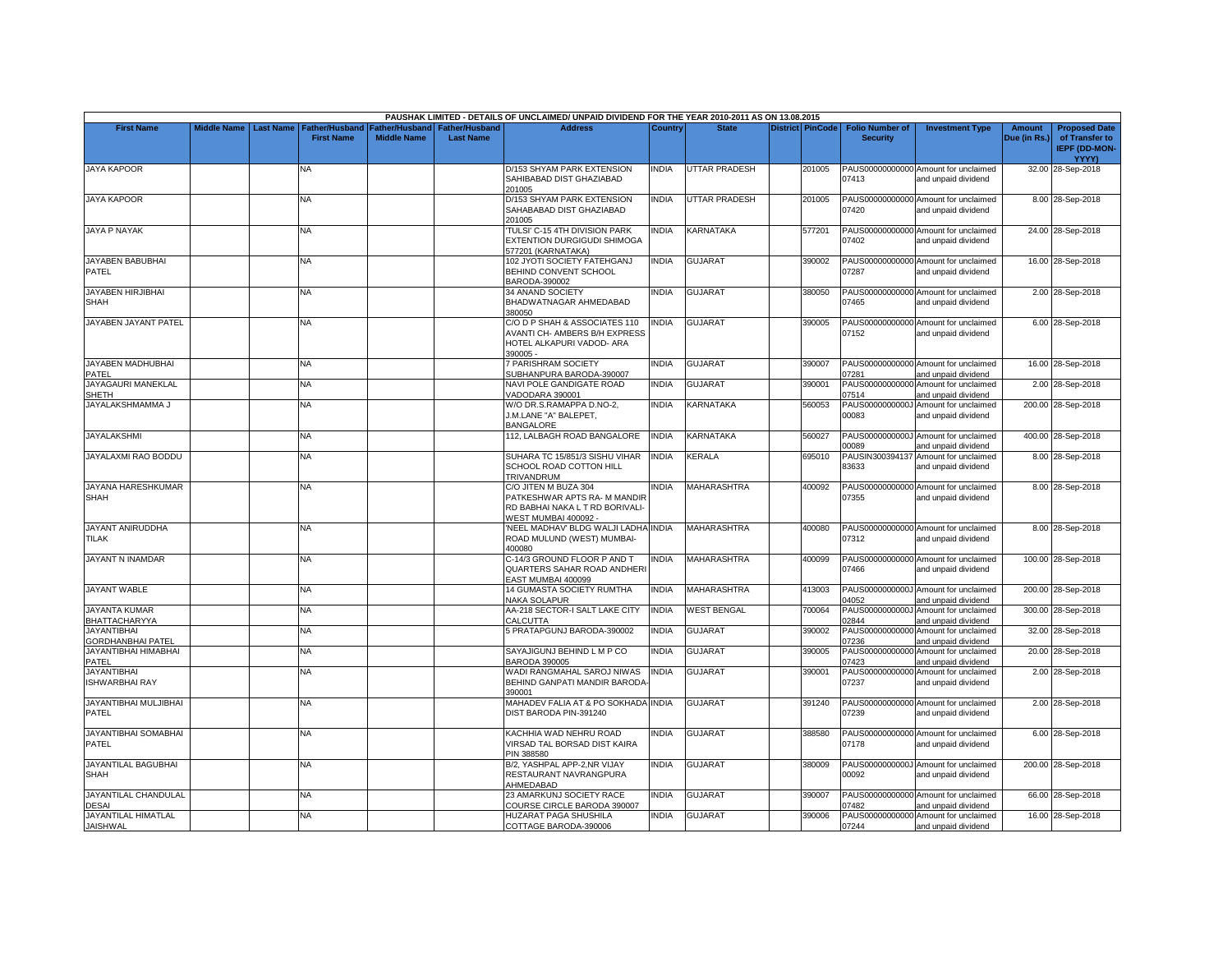PAUSHAK LIMITED - DETAILS OF UNCLAIMED/ UNPAID DIVIDEND FOR THE YEAR 2010-2011 AS ON 13.08.2015

| First Name | Middle Name | Last Name | Father/Husband First Name | Father/Husband Middle Name | Father/Husband Last Name | Address | Country | State | District | PinCode | Folio Number of Security | Investment Type | Amount Due (in Rs.) | Proposed Date of Transfer to IEPF (DD-MON-YYYY) |
|---|---|---|---|---|---|---|---|---|---|---|---|---|---|---|
| JAYA KAPOOR | | | NA | | | D/153 SHYAM PARK EXTENSION SAHIBABAD DIST GHAZIABAD 201005 | INDIA | UTTAR PRADESH | | 201005 | PAUS00000000000 07413 | Amount for unclaimed and unpaid dividend | 32.00 | 28-Sep-2018 |
| JAYA KAPOOR | | | NA | | | D/153 SHYAM PARK EXTENSION SAHABABAD DIST GHAZIABAD 201005 | INDIA | UTTAR PRADESH | | 201005 | PAUS00000000000 07420 | Amount for unclaimed and unpaid dividend | 8.00 | 28-Sep-2018 |
| JAYA P NAYAK | | | NA | | | 'TULSI' C-15 4TH DIVISION PARK EXTENTION DURGIGUDI SHIMOGA 577201 (KARNATAKA) | INDIA | KARNATAKA | | 577201 | PAUS00000000000 07402 | Amount for unclaimed and unpaid dividend | 24.00 | 28-Sep-2018 |
| JAYABEN BABUBHAI PATEL | | | NA | | | 102 JYOTI SOCIETY FATEHGANJ BEHIND CONVENT SCHOOL BARODA-390002 | INDIA | GUJARAT | | 390002 | PAUS00000000000 07287 | Amount for unclaimed and unpaid dividend | 16.00 | 28-Sep-2018 |
| JAYABEN HIRJIBHAI SHAH | | | NA | | | 34 ANAND SOCIETY BHADWATNAGAR AHMEDABAD 380050 | INDIA | GUJARAT | | 380050 | PAUS00000000000 07465 | Amount for unclaimed and unpaid dividend | 2.00 | 28-Sep-2018 |
| JAYABEN JAYANT PATEL | | | NA | | | C/O D P SHAH & ASSOCIATES 110 AVANTI CH- AMBERS B/H EXPRESS HOTEL ALKAPURI VADOD- ARA 390005 - | INDIA | GUJARAT | | 390005 | PAUS00000000000 07152 | Amount for unclaimed and unpaid dividend | 6.00 | 28-Sep-2018 |
| JAYABEN MADHUBHAI PATEL | | | NA | | | 7 PARISHRAM SOCIETY SUBHANPURA BARODA-390007 | INDIA | GUJARAT | | 390007 | PAUS00000000000 07281 | Amount for unclaimed and unpaid dividend | 16.00 | 28-Sep-2018 |
| JAYAGAURI MANEKLAL SHETH | | | NA | | | NAVI POLE GANDIGATE ROAD VADODARA 390001 | INDIA | GUJARAT | | 390001 | PAUS00000000000 07514 | Amount for unclaimed and unpaid dividend | 2.00 | 28-Sep-2018 |
| JAYALAKSHMAMMA J | | | NA | | | W/O DR.S.RAMAPPA D.NO-2, J.M.LANE "A" BALEPET, BANGALORE | INDIA | KARNATAKA | | 560053 | PAUS0000000000J 00083 | Amount for unclaimed and unpaid dividend | 200.00 | 28-Sep-2018 |
| JAYALAKSHMI | | | NA | | | 112, LALBAGH ROAD BANGALORE | INDIA | KARNATAKA | | 560027 | PAUS0000000000J 00089 | Amount for unclaimed and unpaid dividend | 400.00 | 28-Sep-2018 |
| JAYALAXMI RAO BODDU | | | NA | | | SUHARA TC 15/851/3 SISHU VIHAR SCHOOL ROAD COTTON HILL TRIVANDRUM | INDIA | KERALA | | 695010 | PAUSIN300394137 83633 | Amount for unclaimed and unpaid dividend | 8.00 | 28-Sep-2018 |
| JAYANA HARESHKUMAR SHAH | | | NA | | | C/O JITEN M BUZA 304 PATKESHWAR APTS RA- M MANDIR RD BABHAI NAKA L T RD BORIVALI-WEST MUMBAI 400092 - | INDIA | MAHARASHTRA | | 400092 | PAUS00000000000 07355 | Amount for unclaimed and unpaid dividend | 8.00 | 28-Sep-2018 |
| JAYANT ANIRUDDHA TILAK | | | NA | | | 'NEEL MADHAV' BLDG WALJI LADHA ROAD MULUND (WEST) MUMBAI-400080 | INDIA | MAHARASHTRA | | 400080 | PAUS00000000000 07312 | Amount for unclaimed and unpaid dividend | 8.00 | 28-Sep-2018 |
| JAYANT N INAMDAR | | | NA | | | C-14/3 GROUND FLOOR P AND T QUARTERS SAHAR ROAD ANDHERI EAST MUMBAI 400099 | INDIA | MAHARASHTRA | | 400099 | PAUS00000000000 07466 | Amount for unclaimed and unpaid dividend | 100.00 | 28-Sep-2018 |
| JAYANT WABLE | | | NA | | | 14 GUMASTA SOCIETY RUMTHA NAKA SOLAPUR | INDIA | MAHARASHTRA | | 413003 | PAUS0000000000J 04052 | Amount for unclaimed and unpaid dividend | 200.00 | 28-Sep-2018 |
| JAYANTA KUMAR BHATTACHARYYA | | | NA | | | AA-218 SECTOR-I SALT LAKE CITY CALCUTTA | INDIA | WEST BENGAL | | 700064 | PAUS0000000000J 02844 | Amount for unclaimed and unpaid dividend | 300.00 | 28-Sep-2018 |
| JAYANTIBHAI GORDHANBHAI PATEL | | | NA | | | 5 PRATAPGUNJ BARODA-390002 | INDIA | GUJARAT | | 390002 | PAUS00000000000 07236 | Amount for unclaimed and unpaid dividend | 32.00 | 28-Sep-2018 |
| JAYANTIBHAI HIMABHAI PATEL | | | NA | | | SAYAJIGUNJ BEHIND L M P CO BARODA 390005 | INDIA | GUJARAT | | 390005 | PAUS00000000000 07423 | Amount for unclaimed and unpaid dividend | 20.00 | 28-Sep-2018 |
| JAYANTIBHAI ISHWARBHAI RAY | | | NA | | | WADI RANGMAHAL SAROJ NIWAS BEHIND GANPATI MANDIR BARODA-390001 | INDIA | GUJARAT | | 390001 | PAUS00000000000 07237 | Amount for unclaimed and unpaid dividend | 2.00 | 28-Sep-2018 |
| JAYANTIBHAI MULJIBHAI PATEL | | | NA | | | MAHADEV FALIA AT & PO SOKHADA DIST BARODA PIN-391240 | INDIA | GUJARAT | | 391240 | PAUS00000000000 07239 | Amount for unclaimed and unpaid dividend | 2.00 | 28-Sep-2018 |
| JAYANTIBHAI SOMABHAI PATEL | | | NA | | | KACHHIA WAD NEHRU ROAD VIRSAD TAL BORSAD DIST KAIRA PIN 388580 | INDIA | GUJARAT | | 388580 | PAUS00000000000 07178 | Amount for unclaimed and unpaid dividend | 6.00 | 28-Sep-2018 |
| JAYANTILAL BAGUBHAI SHAH | | | NA | | | B/2, YASHPAL APP-2,NR VIJAY RESTAURANT NAVRANGPURA AHMEDABAD | INDIA | GUJARAT | | 380009 | PAUS0000000000J 00092 | Amount for unclaimed and unpaid dividend | 200.00 | 28-Sep-2018 |
| JAYANTILAL CHANDULAL DESAI | | | NA | | | 23 AMARKUNJ SOCIETY RACE COURSE CIRCLE BARODA 390007 | INDIA | GUJARAT | | 390007 | PAUS00000000000 07482 | Amount for unclaimed and unpaid dividend | 66.00 | 28-Sep-2018 |
| JAYANTILAL HIMATLAL JAISHWAL | | | NA | | | HUZARAT PAGA SHUSHILA COTTAGE BARODA-390006 | INDIA | GUJARAT | | 390006 | PAUS00000000000 07244 | Amount for unclaimed and unpaid dividend | 16.00 | 28-Sep-2018 |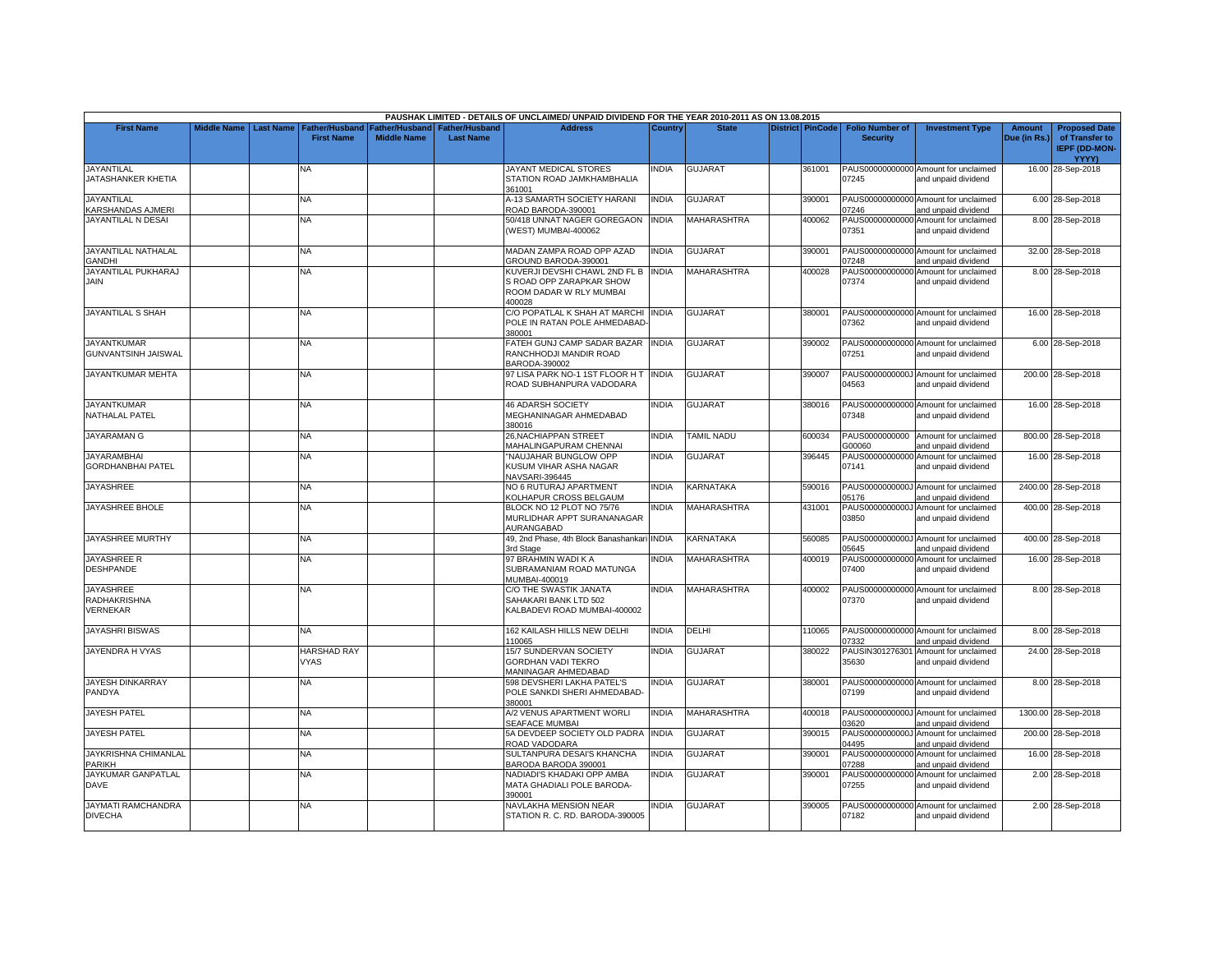| PAUSHAK LIMITED - DETAILS OF UNCLAIMED/ UNPAID DIVIDEND FOR THE YEAR 2010-2011 AS ON 13.08.2015 | | | | | | | | | | | | | | | |
|---|---|---|---|---|---|---|---|---|---|---|---|---|---|---|---|
| First Name | Middle Name | Last Name | Father/Husband First Name | Father/Husband Middle Name | Father/Husband Last Name | Address | Country | State | District | PinCode | Folio Number of Security | Investment Type | Amount Due (in Rs.) | Proposed Date of Transfer to IEPF (DD-MON-YYYY) |
| JAYANTILAL JATASHANKER KHETIA | | | NA | | | JAYANT MEDICAL STORES STATION ROAD JAMKHAMBHALIA 361001 | INDIA | GUJARAT | | 361001 | PAUS000000000000 07245 | Amount for unclaimed and unpaid dividend | 16.00 | 28-Sep-2018 |
| JAYANTILAL KARSHANDAS AJMERI | | | NA | | | A-13 SAMARTH SOCIETY HARANI ROAD BARODA-390001 | INDIA | GUJARAT | | 390001 | PAUS000000000000 07246 | Amount for unclaimed and unpaid dividend | 6.00 | 28-Sep-2018 |
| JAYANTILAL N DESAI | | | NA | | | 50/418 UNNAT NAGER GOREGAON (WEST) MUMBAI-400062 | INDIA | MAHARASHTRA | | 400062 | PAUS000000000000 07351 | Amount for unclaimed and unpaid dividend | 8.00 | 28-Sep-2018 |
| JAYANTILAL NATHALAL GANDHI | | | NA | | | MADAN ZAMPA ROAD OPP AZAD GROUND BARODA-390001 | INDIA | GUJARAT | | 390001 | PAUS000000000000 07248 | Amount for unclaimed and unpaid dividend | 32.00 | 28-Sep-2018 |
| JAYANTILAL PUKHARAJ JAIN | | | NA | | | KUVERJI DEVSHI CHAWL 2ND FL B S ROAD OPP ZARAPKAR SHOW ROOM DADAR W RLY MUMBAI 400028 | INDIA | MAHARASHTRA | | 400028 | PAUS000000000000 07374 | Amount for unclaimed and unpaid dividend | 8.00 | 28-Sep-2018 |
| JAYANTILAL S SHAH | | | NA | | | C/O POPATLAL K SHAH AT MARCHI POLE IN RATAN POLE AHMEDABAD-380001 | INDIA | GUJARAT | | 380001 | PAUS000000000000 07362 | Amount for unclaimed and unpaid dividend | 16.00 | 28-Sep-2018 |
| JAYANTKUMAR GUNVANTSINH JAISWAL | | | NA | | | FATEH GUNJ CAMP SADAR BAZAR RANCHHODJI MANDIR ROAD BARODA-390002 | INDIA | GUJARAT | | 390002 | PAUS000000000000 07251 | Amount for unclaimed and unpaid dividend | 6.00 | 28-Sep-2018 |
| JAYANTKUMAR MEHTA | | | NA | | | 97 LISA PARK NO-1 1ST FLOOR H T ROAD SUBHANPURA VADODARA | INDIA | GUJARAT | | 390007 | PAUS00000000000J 04563 | Amount for unclaimed and unpaid dividend | 200.00 | 28-Sep-2018 |
| JAYANTKUMAR NATHALAL PATEL | | | NA | | | 46 ADARSH SOCIETY MEGHANINAGAR AHMEDABAD 380016 | INDIA | GUJARAT | | 380016 | PAUS000000000000 07348 | Amount for unclaimed and unpaid dividend | 16.00 | 28-Sep-2018 |
| JAYARAMAN G | | | NA | | | 26,NACHIAPPAN STREET MAHALINGAPURAM CHENNAI | INDIA | TAMIL NADU | | 600034 | PAUS0000000000 G00060 | Amount for unclaimed and unpaid dividend | 800.00 | 28-Sep-2018 |
| JAYARAMBHAI GORDHANBHAI PATEL | | | NA | | | "NAUJAHAR BUNGLOW OPP KUSUM VIHAR ASHA NAGAR NAVSARI-396445 | INDIA | GUJARAT | | 396445 | PAUS000000000000 07141 | Amount for unclaimed and unpaid dividend | 16.00 | 28-Sep-2018 |
| JAYASHREE | | | NA | | | NO 6 RUTURAJ APARTMENT KOLHAPUR CROSS BELGAUM | INDIA | KARNATAKA | | 590016 | PAUS00000000000J 05176 | Amount for unclaimed and unpaid dividend | 2400.00 | 28-Sep-2018 |
| JAYASHREE BHOLE | | | NA | | | BLOCK NO 12 PLOT NO 75/76 MURLIDHAR APPT SURANANAGAR AURANGABAD | INDIA | MAHARASHTRA | | 431001 | PAUS00000000000J 03850 | Amount for unclaimed and unpaid dividend | 400.00 | 28-Sep-2018 |
| JAYASHREE MURTHY | | | NA | | | 49, 2nd Phase, 4th Block Banashankari 3rd Stage | INDIA | KARNATAKA | | 560085 | PAUS00000000000J 05645 | Amount for unclaimed and unpaid dividend | 400.00 | 28-Sep-2018 |
| JAYASHREE R DESHPANDE | | | NA | | | 97 BRAHMIN WADI K A SUBRAMANIAM ROAD MATUNGA MUMBAI-400019 | INDIA | MAHARASHTRA | | 400019 | PAUS000000000000 07400 | Amount for unclaimed and unpaid dividend | 16.00 | 28-Sep-2018 |
| JAYASHREE RADHAKRISHNA VERNEKAR | | | NA | | | C/O THE SWASTIK JANATA SAHAKARI BANK LTD 502 KALBADEVI ROAD MUMBAI-400002 | INDIA | MAHARASHTRA | | 400002 | PAUS000000000000 07370 | Amount for unclaimed and unpaid dividend | 8.00 | 28-Sep-2018 |
| JAYASHRI BISWAS | | | NA | | | 162 KAILASH HILLS NEW DELHI 110065 | INDIA | DELHI | | 110065 | PAUS000000000000 07332 | Amount for unclaimed and unpaid dividend | 8.00 | 28-Sep-2018 |
| JAYENDRA H VYAS | | | HARSHAD RAY VYAS | | | 15/7 SUNDERVAN SOCIETY GORDHAN VADI TEKRO MANINAGAR AHMEDABAD | INDIA | GUJARAT | | 380022 | PAUSIN301276301 35630 | Amount for unclaimed and unpaid dividend | 24.00 | 28-Sep-2018 |
| JAYESH DINKARRAY PANDYA | | | NA | | | 598 DEVSHERI LAKHA PATEL'S POLE SANKDI SHERI AHMEDABAD-380001 | INDIA | GUJARAT | | 380001 | PAUS000000000000 07199 | Amount for unclaimed and unpaid dividend | 8.00 | 28-Sep-2018 |
| JAYESH PATEL | | | NA | | | A/2 VENUS APARTMENT WORLI SEAFACE MUMBAI | INDIA | MAHARASHTRA | | 400018 | PAUS00000000000J 03620 | Amount for unclaimed and unpaid dividend | 1300.00 | 28-Sep-2018 |
| JAYESH PATEL | | | NA | | | 5A DEVDEEP SOCIETY OLD PADRA ROAD VADODARA | INDIA | GUJARAT | | 390015 | PAUS00000000000J 04495 | Amount for unclaimed and unpaid dividend | 200.00 | 28-Sep-2018 |
| JAYKRISHNA CHIMANLAL PARIKH | | | NA | | | SULTANPURA DESAI'S KHANCHA BARODA BARODA 390001 | INDIA | GUJARAT | | 390001 | PAUS000000000000 07288 | Amount for unclaimed and unpaid dividend | 16.00 | 28-Sep-2018 |
| JAYKUMAR GANPATLAL DAVE | | | NA | | | NADIADI'S KHADAKI OPP AMBA MATA GHADIALI POLE BARODA-390001 | INDIA | GUJARAT | | 390001 | PAUS000000000000 07255 | Amount for unclaimed and unpaid dividend | 2.00 | 28-Sep-2018 |
| JAYMATI RAMCHANDRA DIVECHA | | | NA | | | NAVLAKHA MENSION NEAR STATION R. C. RD. BARODA-390005 | INDIA | GUJARAT | | 390005 | PAUS000000000000 07182 | Amount for unclaimed and unpaid dividend | 2.00 | 28-Sep-2018 |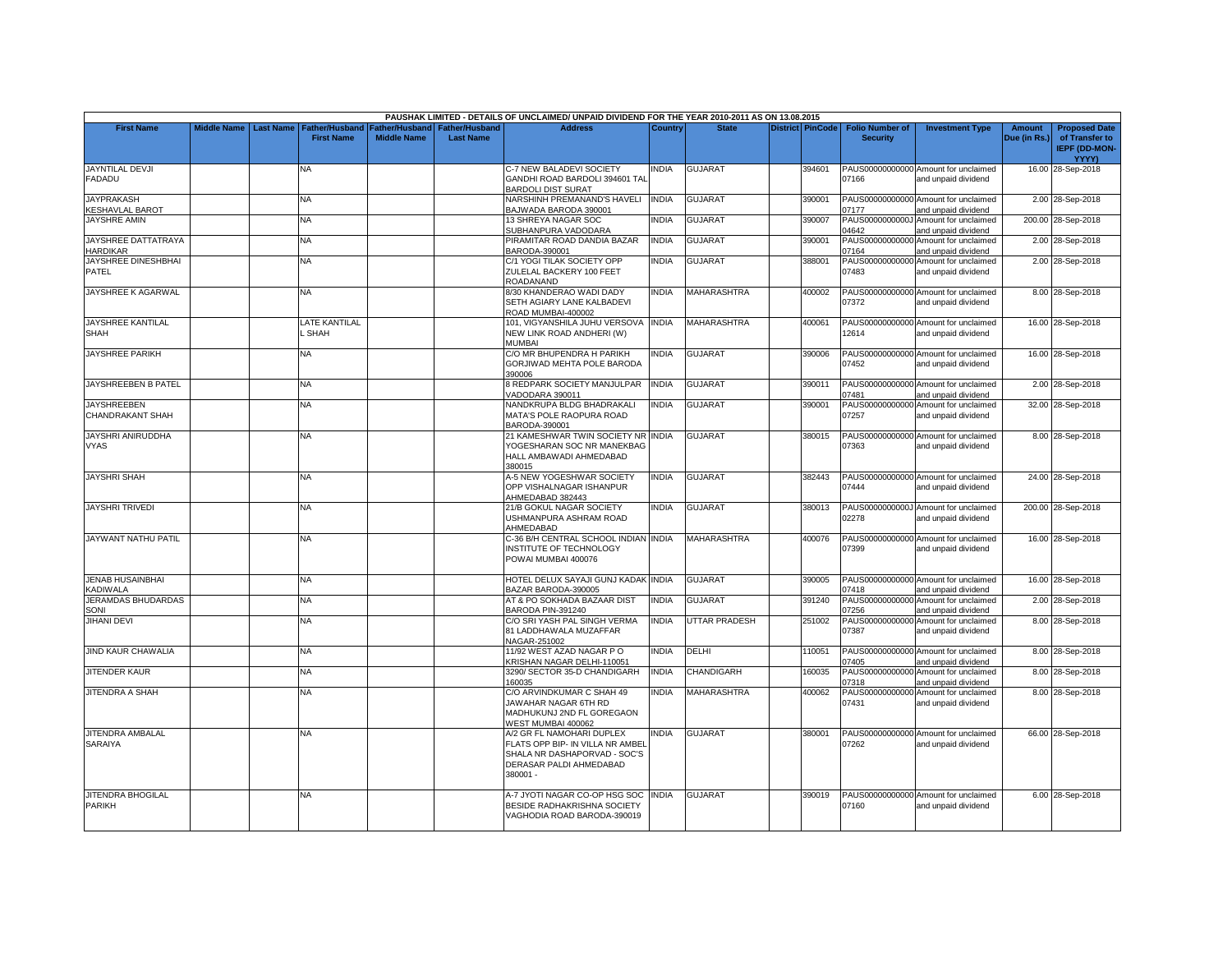| PAUSHAK LIMITED - DETAILS OF UNCLAIMED/ UNPAID DIVIDEND FOR THE YEAR 2010-2011 AS ON 13.08.2015 | | | | | | | | | | | | | | | |
|---|---|---|---|---|---|---|---|---|---|---|---|---|---|---|---|
| First Name | Middle Name | Last Name | Father/Husband First Name | Father/Husband Middle Name | Father/Husband Last Name | Address | Country | State | District | PinCode | Folio Number of Security | Investment Type | Amount Due (in Rs.) | Proposed Date of Transfer to IEPF (DD-MON-YYYY) |
| JAYNTILAL DEVJI FADADU | | | NA | | | C-7 NEW BALADEVI SOCIETY GANDHI ROAD BARDOLI 394601 TAL BARDOLI DIST SURAT | INDIA | GUJARAT | | 394601 | PAUS00000000000 07166 | Amount for unclaimed and unpaid dividend | 16.00 | 28-Sep-2018 |
| JAYPRAKASH KESHAVLAL BAROT | | | NA | | | NARSHINH PREMANAND'S HAVELI BAJWADA BARODA 390001 | INDIA | GUJARAT | | 390001 | PAUS00000000000 07177 | Amount for unclaimed and unpaid dividend | 2.00 | 28-Sep-2018 |
| JAYSHRE AMIN | | | NA | | | 13 SHREYA NAGAR SOC SUBHANPURA VADODARA | INDIA | GUJARAT | | 390007 | PAUS0000000000J 04642 | Amount for unclaimed and unpaid dividend | 200.00 | 28-Sep-2018 |
| JAYSHREE DATTATRAYA HARDIKAR | | | NA | | | PIRAMITAR ROAD DANDIA BAZAR BARODA-390001 | INDIA | GUJARAT | | 390001 | PAUS00000000000 07164 | Amount for unclaimed and unpaid dividend | 2.00 | 28-Sep-2018 |
| JAYSHREE DINESHBHAI PATEL | | | NA | | | C/1 YOGI TILAK SOCIETY OPP ZULELAL BACKERY 100 FEET ROADANAND | INDIA | GUJARAT | | 388001 | PAUS00000000000 07483 | Amount for unclaimed and unpaid dividend | 2.00 | 28-Sep-2018 |
| JAYSHREE K AGARWAL | | | NA | | | 8/30 KHANDERAO WADI DADY SETH AGIARY LANE KALBADEVI ROAD MUMBAI-400002 | INDIA | MAHARASHTRA | | 400002 | PAUS00000000000 07372 | Amount for unclaimed and unpaid dividend | 8.00 | 28-Sep-2018 |
| JAYSHREE KANTILAL SHAH | | | LATE KANTILAL L SHAH | | | 101, VIGYANSHILA JUHU VERSOVA NEW LINK ROAD ANDHERI (W) MUMBAI | INDIA | MAHARASHTRA | | 400061 | PAUS00000000000 12614 | Amount for unclaimed and unpaid dividend | 16.00 | 28-Sep-2018 |
| JAYSHREE PARIKH | | | NA | | | C/O MR BHUPENDRA H PARIKH GORJIWAD MEHTA POLE BARODA 390006 | INDIA | GUJARAT | | 390006 | PAUS00000000000 07452 | Amount for unclaimed and unpaid dividend | 16.00 | 28-Sep-2018 |
| JAYSHREEBEN B PATEL | | | NA | | | 8 REDPARK SOCIETY MANJULPAR VADODARA 390011 | INDIA | GUJARAT | | 390011 | PAUS00000000000 07481 | Amount for unclaimed and unpaid dividend | 2.00 | 28-Sep-2018 |
| JAYSHREEBEN CHANDRAKANT SHAH | | | NA | | | NANDKRUPA BLDG BHADRAKALI MATA'S POLE RAOPURA ROAD BARODA-390001 | INDIA | GUJARAT | | 390001 | PAUS00000000000 07257 | Amount for unclaimed and unpaid dividend | 32.00 | 28-Sep-2018 |
| JAYSHRI ANIRUDDHA VYAS | | | NA | | | 21 KAMESHWAR TWIN SOCIETY NR YOGESHARAN SOC NR MANEKBAG HALL AMBAWADI AHMEDABAD 380015 | INDIA | GUJARAT | | 380015 | PAUS00000000000 07363 | Amount for unclaimed and unpaid dividend | 8.00 | 28-Sep-2018 |
| JAYSHRI SHAH | | | NA | | | A-5 NEW YOGESHWAR SOCIETY OPP VISHALNAGAR ISHANPUR AHMEDABAD 382443 | INDIA | GUJARAT | | 382443 | PAUS00000000000 07444 | Amount for unclaimed and unpaid dividend | 24.00 | 28-Sep-2018 |
| JAYSHRI TRIVEDI | | | NA | | | 21/B GOKUL NAGAR SOCIETY USHMANPURA ASHRAM ROAD AHMEDABAD | INDIA | GUJARAT | | 380013 | PAUS0000000000J 02278 | Amount for unclaimed and unpaid dividend | 200.00 | 28-Sep-2018 |
| JAYWANT NATHU PATIL | | | NA | | | C-36 B/H CENTRAL SCHOOL INDIAN INSTITUTE OF TECHNOLOGY POWAI MUMBAI 400076 | INDIA | MAHARASHTRA | | 400076 | PAUS00000000000 07399 | Amount for unclaimed and unpaid dividend | 16.00 | 28-Sep-2018 |
| JENAB HUSAINBHAI KADIWALA | | | NA | | | HOTEL DELUX SAYAJI GUNJ KADAK BAZAR BARODA-390005 | INDIA | GUJARAT | | 390005 | PAUS00000000000 07418 | Amount for unclaimed and unpaid dividend | 16.00 | 28-Sep-2018 |
| JERAMDAS BHUDARDAS SONI | | | NA | | | AT & PO SOKHADA BAZAAR DIST BARODA PIN-391240 | INDIA | GUJARAT | | 391240 | PAUS00000000000 07256 | Amount for unclaimed and unpaid dividend | 2.00 | 28-Sep-2018 |
| JIHANI DEVI | | | NA | | | C/O SRI YASH PAL SINGH VERMA 81 LADDHAWALA MUZAFFAR NAGAR-251002 | INDIA | UTTAR PRADESH | | 251002 | PAUS00000000000 07387 | Amount for unclaimed and unpaid dividend | 8.00 | 28-Sep-2018 |
| JIND KAUR CHAWALIA | | | NA | | | 11/92 WEST AZAD NAGAR P O KRISHAN NAGAR DELHI-110051 | INDIA | DELHI | | 110051 | PAUS00000000000 07405 | Amount for unclaimed and unpaid dividend | 8.00 | 28-Sep-2018 |
| JITENDER KAUR | | | NA | | | 3290/ SECTOR 35-D CHANDIGARH 160035 | INDIA | CHANDIGARH | | 160035 | PAUS00000000000 07318 | Amount for unclaimed and unpaid dividend | 8.00 | 28-Sep-2018 |
| JITENDRA A SHAH | | | NA | | | C/O ARVINDKUMAR C SHAH 49 JAWAHAR NAGAR 6TH RD MADHUKUNJ 2ND FL GOREGAON WEST MUMBAI 400062 | INDIA | MAHARASHTRA | | 400062 | PAUS00000000000 07431 | Amount for unclaimed and unpaid dividend | 8.00 | 28-Sep-2018 |
| JITENDRA AMBALAL SARAIYA | | | NA | | | A/2 GR FL NAMOHARI DUPLEX FLATS OPP BIP- IN VILLA NR AMBEL SHALA NR DASHAPORVAD - SOC'S DERASAR PALDI AHMEDABAD 380001 - | INDIA | GUJARAT | | 380001 | PAUS00000000000 07262 | Amount for unclaimed and unpaid dividend | 66.00 | 28-Sep-2018 |
| JITENDRA BHOGILAL PARIKH | | | NA | | | A-7 JYOTI NAGAR CO-OP HSG SOC BESIDE RADHAKRISHNA SOCIETY VAGHODIA ROAD BARODA-390019 | INDIA | GUJARAT | | 390019 | PAUS00000000000 07160 | Amount for unclaimed and unpaid dividend | 6.00 | 28-Sep-2018 |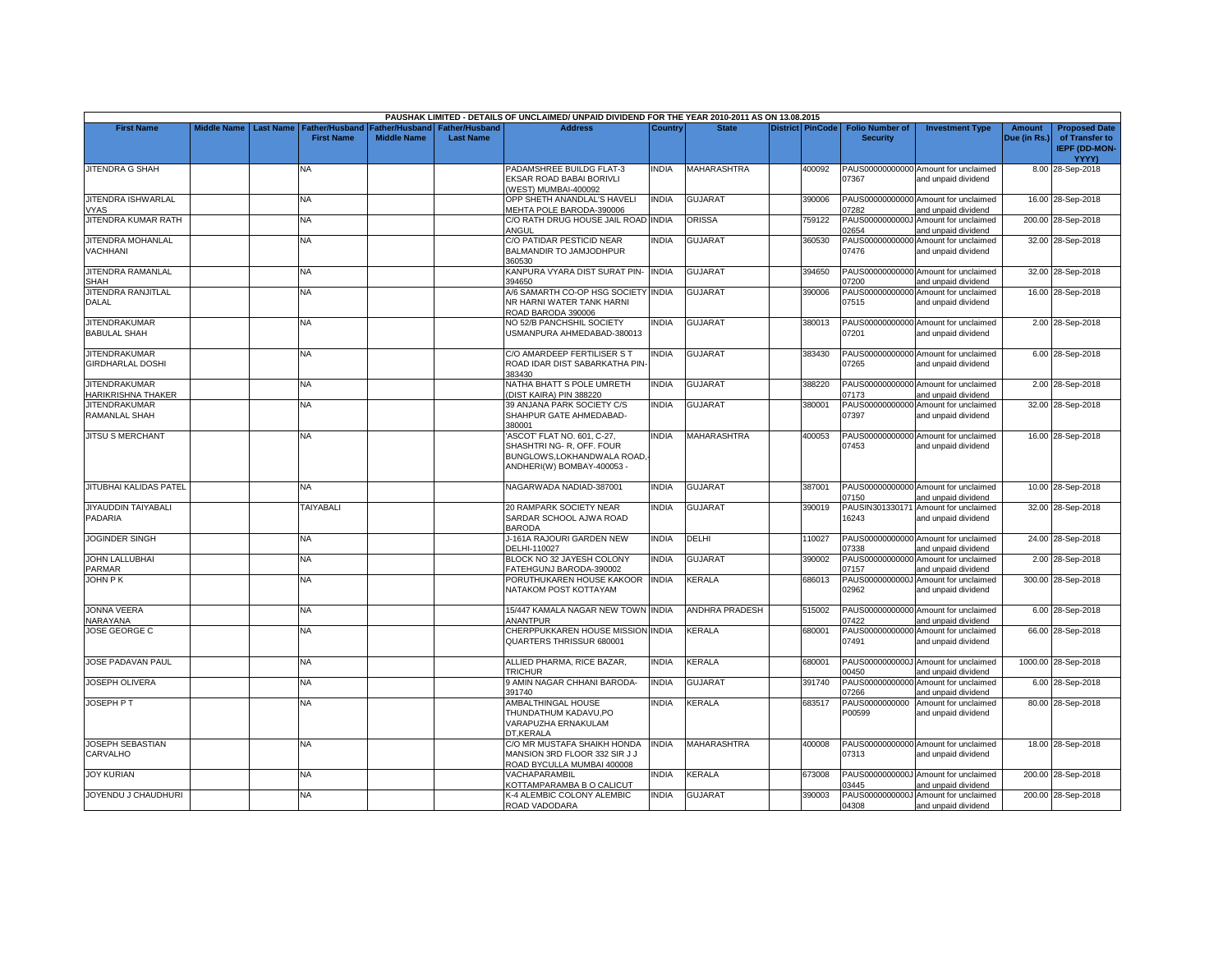PAUSHAK LIMITED - DETAILS OF UNCLAIMED/ UNPAID DIVIDEND FOR THE YEAR 2010-2011 AS ON 13.08.2015

| First Name | Middle Name | Last Name | Father/Husband First Name | Father/Husband Middle Name | Father/Husband Last Name | Address | Country | State | District | PinCode | Folio Number of Security | Investment Type | Amount Due (in Rs.) | Proposed Date of Transfer to IEPF (DD-MON-YYYY) |
|---|---|---|---|---|---|---|---|---|---|---|---|---|---|---|
| JITENDRA G SHAH | | | NA | | | PADAMSHREE BUILDG FLAT-3 EKSAR ROAD BABAI BORIVLI (WEST) MUMBAI-400092 | INDIA | MAHARASHTRA | | 400092 | PAUS00000000000 07367 | Amount for unclaimed and unpaid dividend | 8.00 | 28-Sep-2018 |
| JITENDRA ISHWARLAL VYAS | | | NA | | | OPP SHETH ANANDLAL'S HAVELI MEHTA POLE BARODA-390006 | INDIA | GUJARAT | | 390006 | PAUS00000000000 07282 | Amount for unclaimed and unpaid dividend | 16.00 | 28-Sep-2018 |
| JITENDRA KUMAR RATH | | | NA | | | C/O RATH DRUG HOUSE JAIL ROAD ANGUL | INDIA | ORISSA | | 759122 | PAUS0000000000J 02654 | Amount for unclaimed and unpaid dividend | 200.00 | 28-Sep-2018 |
| JITENDRA MOHANLAL VACHHANI | | | NA | | | C/O PATIDAR PESTICID NEAR BALMANDIR TO JAMJODHPUR 360530 | INDIA | GUJARAT | | 360530 | PAUS00000000000 07476 | Amount for unclaimed and unpaid dividend | 32.00 | 28-Sep-2018 |
| JITENDRA RAMANLAL SHAH | | | NA | | | KANPURA VYARA DIST SURAT PIN-394650 | INDIA | GUJARAT | | 394650 | PAUS00000000000 07200 | Amount for unclaimed and unpaid dividend | 32.00 | 28-Sep-2018 |
| JITENDRA RANJITLAL DALAL | | | NA | | | A/6 SAMARTH CO-OP HSG SOCIETY NR HARNI WATER TANK HARNI ROAD BARODA 390006 | INDIA | GUJARAT | | 390006 | PAUS00000000000 07515 | Amount for unclaimed and unpaid dividend | 16.00 | 28-Sep-2018 |
| JITENDRAKUMAR BABULAL SHAH | | | NA | | | NO 52/B PANCHSHIL SOCIETY USMANPURA AHMEDABAD-380013 | INDIA | GUJARAT | | 380013 | PAUS00000000000 07201 | Amount for unclaimed and unpaid dividend | 2.00 | 28-Sep-2018 |
| JITENDRAKUMAR GIRDHARLAL DOSHI | | | NA | | | C/O AMARDEEP FERTILISER S T ROAD IDAR DIST SABARKATHA PIN-383430 | INDIA | GUJARAT | | 383430 | PAUS00000000000 07265 | Amount for unclaimed and unpaid dividend | 6.00 | 28-Sep-2018 |
| JITENDRAKUMAR HARIKRISHNA THAKER | | | NA | | | NATHA BHATT S POLE UMRETH (DIST KAIRA) PIN 388220 | INDIA | GUJARAT | | 388220 | PAUS00000000000 07173 | Amount for unclaimed and unpaid dividend | 2.00 | 28-Sep-2018 |
| JITENDRAKUMAR RAMANLAL SHAH | | | NA | | | 39 ANJANA PARK SOCIETY C/S SHAHPUR GATE AHMEDABAD-380001 | INDIA | GUJARAT | | 380001 | PAUS00000000000 07397 | Amount for unclaimed and unpaid dividend | 32.00 | 28-Sep-2018 |
| JITSU S MERCHANT | | | NA | | | 'ASCOT' FLAT NO. 601, C-27, SHASHTRI NG- R, OFF. FOUR BUNGLOWS,LOKHANDWALA ROAD,-ANDHERI(W) BOMBAY-400053 - | INDIA | MAHARASHTRA | | 400053 | PAUS00000000000 07453 | Amount for unclaimed and unpaid dividend | 16.00 | 28-Sep-2018 |
| JITUBHAI KALIDAS PATEL | | | NA | | | NAGARWADA NADIAD-387001 | INDIA | GUJARAT | | 387001 | PAUS00000000000 07150 | Amount for unclaimed and unpaid dividend | 10.00 | 28-Sep-2018 |
| JIYAUDDIN TAIYABALI PADARIA | | | TAIYABALI | | | 20 RAMPARK SOCIETY NEAR SARDAR SCHOOL AJWA ROAD BARODA | INDIA | GUJARAT | | 390019 | PAUSIN301330171 16243 | Amount for unclaimed and unpaid dividend | 32.00 | 28-Sep-2018 |
| JOGINDER SINGH | | | NA | | | J-161A RAJOURI GARDEN NEW DELHI-110027 | INDIA | DELHI | | 110027 | PAUS00000000000 07338 | Amount for unclaimed and unpaid dividend | 24.00 | 28-Sep-2018 |
| JOHN LALLUBHAI PARMAR | | | NA | | | BLOCK NO 32 JAYESH COLONY FATEHGUNJ BARODA-390002 | INDIA | GUJARAT | | 390002 | PAUS00000000000 07157 | Amount for unclaimed and unpaid dividend | 2.00 | 28-Sep-2018 |
| JOHN P K | | | NA | | | PORUTHUKAREN HOUSE KAKOOR NATAKOM POST KOTTAYAM | INDIA | KERALA | | 686013 | PAUS0000000000J 02962 | Amount for unclaimed and unpaid dividend | 300.00 | 28-Sep-2018 |
| JONNA VEERA NARAYANA | | | NA | | | 15/447 KAMALA NAGAR NEW TOWN ANANTPUR | INDIA | ANDHRA PRADESH | | 515002 | PAUS00000000000 07422 | Amount for unclaimed and unpaid dividend | 6.00 | 28-Sep-2018 |
| JOSE GEORGE C | | | NA | | | CHERPPUKKAREN HOUSE MISSION QUARTERS THRISSUR 680001 | INDIA | KERALA | | 680001 | PAUS00000000000 07491 | Amount for unclaimed and unpaid dividend | 66.00 | 28-Sep-2018 |
| JOSE PADAVAN PAUL | | | NA | | | ALLIED PHARMA, RICE BAZAR, TRICHUR | INDIA | KERALA | | 680001 | PAUS0000000000J 00450 | Amount for unclaimed and unpaid dividend | 1000.00 | 28-Sep-2018 |
| JOSEPH OLIVERA | | | NA | | | 9 AMIN NAGAR CHHANI BARODA-391740 | INDIA | GUJARAT | | 391740 | PAUS00000000000 07266 | Amount for unclaimed and unpaid dividend | 6.00 | 28-Sep-2018 |
| JOSEPH P T | | | NA | | | AMBALTHINGAL HOUSE THUNDATHUM KADAVU,PO VARAPUZHA ERNAKULAM DT,KERALA | INDIA | KERALA | | 683517 | PAUS0000000000 P00599 | Amount for unclaimed and unpaid dividend | 80.00 | 28-Sep-2018 |
| JOSEPH SEBASTIAN CARVALHO | | | NA | | | C/O MR MUSTAFA SHAIKH HONDA MANSION 3RD FLOOR 332 SIR J J ROAD BYCULLA MUMBAI 400008 | INDIA | MAHARASHTRA | | 400008 | PAUS00000000000 07313 | Amount for unclaimed and unpaid dividend | 18.00 | 28-Sep-2018 |
| JOY KURIAN | | | NA | | | VACHAPARAMBIL KOTTAMPARAMBA B O CALICUT | INDIA | KERALA | | 673008 | PAUS0000000000J 03445 | Amount for unclaimed and unpaid dividend | 200.00 | 28-Sep-2018 |
| JOYENDU J CHAUDHURI | | | NA | | | K-4 ALEMBIC COLONY ALEMBIC ROAD VADODARA | INDIA | GUJARAT | | 390003 | PAUS0000000000J 04308 | Amount for unclaimed and unpaid dividend | 200.00 | 28-Sep-2018 |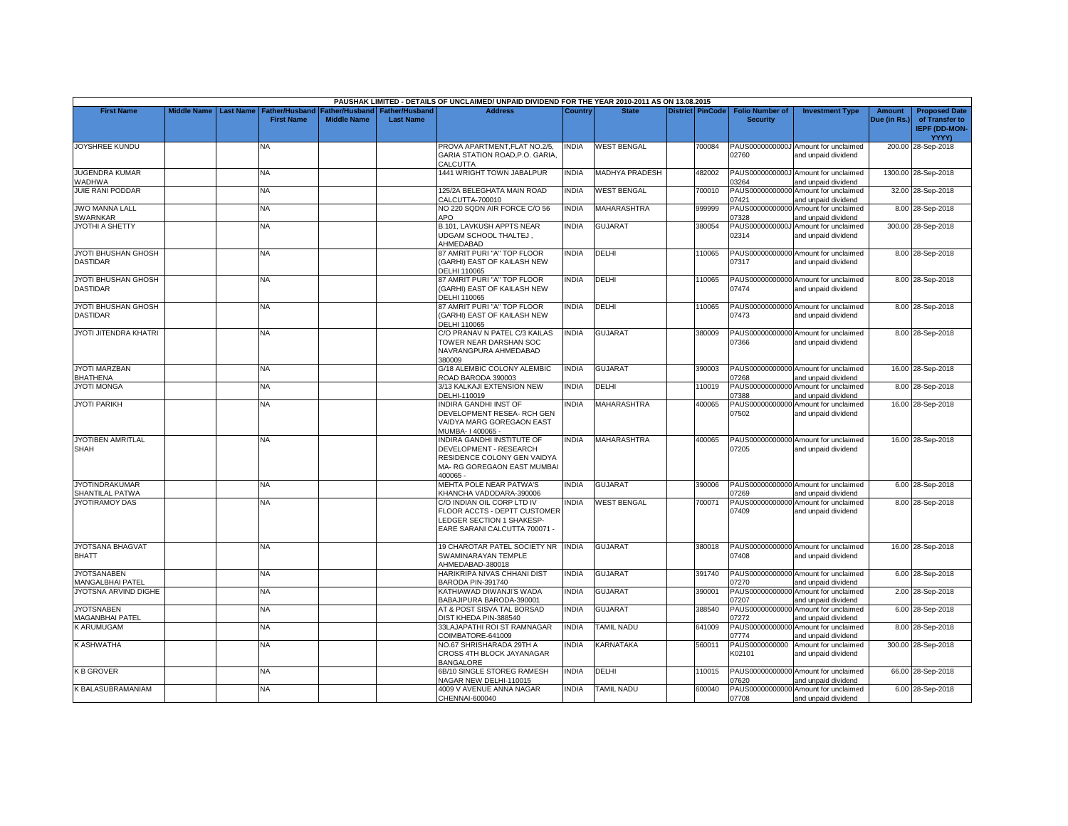| PAUSHAK LIMITED - DETAILS OF UNCLAIMED/ UNPAID DIVIDEND FOR THE YEAR 2010-2011 AS ON 13.08.2015 | | | | | | | | | | | | | | | |
|---|---|---|---|---|---|---|---|---|---|---|---|---|---|---|---|
| First Name | Middle Name | Last Name | Father/Husband First Name | Father/Husband Middle Name | Father/Husband Last Name | Address | Country | State | District | PinCode | Folio Number of Security | Investment Type | Amount Due (in Rs.) | Proposed Date of Transfer to IEPF (DD-MON-YYYY) |
| JOYSHREE KUNDU | | | NA | | | PROVA APARTMENT,FLAT NO.2/5, GARIA STATION ROAD,P.O. GARIA, CALCUTTA | INDIA | WEST BENGAL | | 700084 | PAUS00000000000J02760 | Amount for unclaimed and unpaid dividend | 200.00 | 28-Sep-2018 |
| JUGENDRA KUMAR WADHWA | | | NA | | | 1441 WRIGHT TOWN JABALPUR | INDIA | MADHYA PRADESH | | 482002 | PAUS00000000000J03264 | Amount for unclaimed and unpaid dividend | 1300.00 | 28-Sep-2018 |
| JUIE RANI PODDAR | | | NA | | | 125/2A BELEGHATA MAIN ROAD CALCUTTA-700010 | INDIA | WEST BENGAL | | 700010 | PAUS000000000000 07421 | Amount for unclaimed and unpaid dividend | 32.00 | 28-Sep-2018 |
| JWO MANNA LALL SWARNKAR | | | NA | | | NO 220 SQDN AIR FORCE C/O 56 APO | INDIA | MAHARASHTRA | | 999999 | PAUS000000000000 07328 | Amount for unclaimed and unpaid dividend | 8.00 | 28-Sep-2018 |
| JYOTHI A SHETTY | | | NA | | | B.101, LAVKUSH APPTS NEAR UDGAM SCHOOL THALTEJ , AHMEDABAD | INDIA | GUJARAT | | 380054 | PAUS00000000000J02314 | Amount for unclaimed and unpaid dividend | 300.00 | 28-Sep-2018 |
| JYOTI BHUSHAN GHOSH DASTIDAR | | | NA | | | 87 AMRIT PURI "A" TOP FLOOR (GARHI) EAST OF KAILASH NEW DELHI 110065 | INDIA | DELHI | | 110065 | PAUS000000000000 07317 | Amount for unclaimed and unpaid dividend | 8.00 | 28-Sep-2018 |
| JYOTI BHUSHAN GHOSH DASTIDAR | | | NA | | | 87 AMRIT PURI "A" TOP FLOOR (GARHI) EAST OF KAILASH NEW DELHI 110065 | INDIA | DELHI | | 110065 | PAUS000000000000 07474 | Amount for unclaimed and unpaid dividend | 8.00 | 28-Sep-2018 |
| JYOTI BHUSHAN GHOSH DASTIDAR | | | NA | | | 87 AMRIT PURI "A" TOP FLOOR (GARHI) EAST OF KAILASH NEW DELHI 110065 | INDIA | DELHI | | 110065 | PAUS000000000000 07473 | Amount for unclaimed and unpaid dividend | 8.00 | 28-Sep-2018 |
| JYOTI JITENDRA KHATRI | | | NA | | | C/O PRANAV N PATEL C/3 KAILAS TOWER NEAR DARSHAN SOC NAVRANGPURA AHMEDABAD 380009 | INDIA | GUJARAT | | 380009 | PAUS000000000000 07366 | Amount for unclaimed and unpaid dividend | 8.00 | 28-Sep-2018 |
| JYOTI MARZBAN BHATHENA | | | NA | | | G/18 ALEMBIC COLONY ALEMBIC ROAD BARODA 390003 | INDIA | GUJARAT | | 390003 | PAUS000000000000 07268 | Amount for unclaimed and unpaid dividend | 16.00 | 28-Sep-2018 |
| JYOTI MONGA | | | NA | | | 3/13 KALKAJI EXTENSION NEW DELHI-110019 | INDIA | DELHI | | 110019 | PAUS000000000000 07388 | Amount for unclaimed and unpaid dividend | 8.00 | 28-Sep-2018 |
| JYOTI PARIKH | | | NA | | | INDIRA GANDHI INST OF DEVELOPMENT RESEA- RCH GEN VAIDYA MARG GOREGAON EAST MUMBA- I 400065 - | INDIA | MAHARASHTRA | | 400065 | PAUS000000000000 07502 | Amount for unclaimed and unpaid dividend | 16.00 | 28-Sep-2018 |
| JYOTIBEN AMRITLAL SHAH | | | NA | | | INDIRA GANDHI INSTITUTE OF DEVELOPMENT - RESEARCH RESIDENCE COLONY GEN VAIDYA MA- RG GOREGAON EAST MUMBAI 400065 - | INDIA | MAHARASHTRA | | 400065 | PAUS000000000000 07205 | Amount for unclaimed and unpaid dividend | 16.00 | 28-Sep-2018 |
| JYOTINDRAKUMAR SHANTILAL PATWA | | | NA | | | MEHTA POLE NEAR PATWA'S KHANCHA VADODARA-390006 | INDIA | GUJARAT | | 390006 | PAUS000000000000 07269 | Amount for unclaimed and unpaid dividend | 6.00 | 28-Sep-2018 |
| JYOTIRAMOY DAS | | | NA | | | C/O INDIAN OIL CORP LTD IV FLOOR ACCTS - DEPTT CUSTOMER LEDGER SECTION 1 SHAKESP- EARE SARANI CALCUTTA 700071 - | INDIA | WEST BENGAL | | 700071 | PAUS000000000000 07409 | Amount for unclaimed and unpaid dividend | 8.00 | 28-Sep-2018 |
| JYOTSANA BHAGVAT BHATT | | | NA | | | 19 CHAROTAR PATEL SOCIETY NR SWAMINARAYAN TEMPLE AHMEDABAD-380018 | INDIA | GUJARAT | | 380018 | PAUS000000000000 07408 | Amount for unclaimed and unpaid dividend | 16.00 | 28-Sep-2018 |
| JYOTSANABEN MANGALBHAI PATEL | | | NA | | | HARIKRIPA NIVAS CHHANI DIST BARODA PIN-391740 | INDIA | GUJARAT | | 391740 | PAUS000000000000 07270 | Amount for unclaimed and unpaid dividend | 6.00 | 28-Sep-2018 |
| JYOTSNA ARVIND DIGHE | | | NA | | | KATHIAWAD DIWANJI'S WADA BABAJIPURA BARODA-390001 | INDIA | GUJARAT | | 390001 | PAUS000000000000 07207 | Amount for unclaimed and unpaid dividend | 2.00 | 28-Sep-2018 |
| JYOTSNABEN MAGANBHAI PATEL | | | NA | | | AT & POST SISVA TAL BORSAD DIST KHEDA PIN-388540 | INDIA | GUJARAT | | 388540 | PAUS000000000000 07272 | Amount for unclaimed and unpaid dividend | 6.00 | 28-Sep-2018 |
| K ARUMUGAM | | | NA | | | 33LAJAPATHI ROI ST RAMNAGAR COIMBATORE-641009 | INDIA | TAMIL NADU | | 641009 | PAUS000000000000 07774 | Amount for unclaimed and unpaid dividend | 8.00 | 28-Sep-2018 |
| K ASHWATHA | | | NA | | | NO.67 SHRISHARADA 29TH A CROSS 4TH BLOCK JAYANAGAR BANGALORE | INDIA | KARNATAKA | | 560011 | PAUS0000000000 K02101 | Amount for unclaimed and unpaid dividend | 300.00 | 28-Sep-2018 |
| K B GROVER | | | NA | | | 6B/10 SINGLE STOREG RAMESH NAGAR NEW DELHI-110015 | INDIA | DELHI | | 110015 | PAUS000000000000 07620 | Amount for unclaimed and unpaid dividend | 66.00 | 28-Sep-2018 |
| K BALASUBRAMANIAM | | | NA | | | 4009 V AVENUE ANNA NAGAR CHENNAI-600040 | INDIA | TAMIL NADU | | 600040 | PAUS000000000000 07708 | Amount for unclaimed and unpaid dividend | 6.00 | 28-Sep-2018 |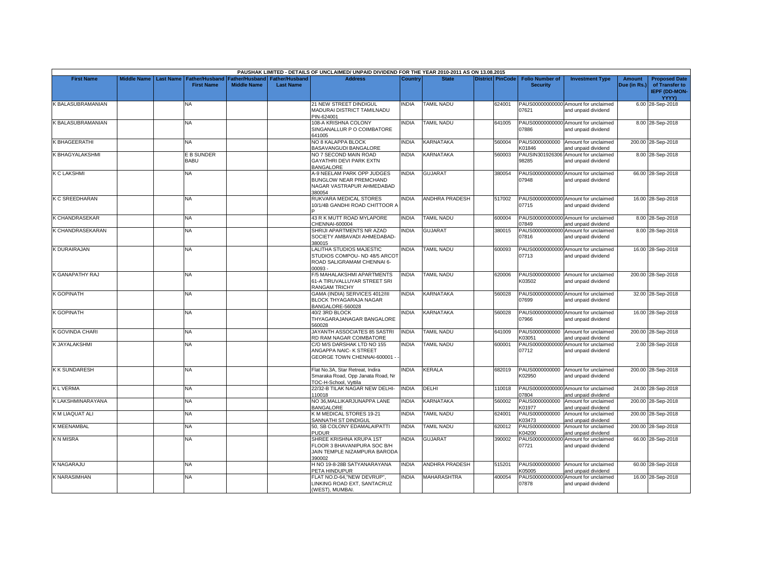| PAUSHAK LIMITED - DETAILS OF UNCLAIMED/ UNPAID DIVIDEND FOR THE YEAR 2010-2011 AS ON 13.08.2015 | | | | | | | | | | | | | | | |
|---|---|---|---|---|---|---|---|---|---|---|---|---|---|---|---|
| First Name | Middle Name | Last Name | Father/Husband First Name | Father/Husband Middle Name | Father/Husband Last Name | Address | Country | State | District | PinCode | Folio Number of Security | Investment Type | Amount Due (in Rs.) | Proposed Date of Transfer to IEPF (DD-MON-YYYY) |
| K BALASUBRAMANIAN | | | NA | | | 21 NEW STREET DINDIGUL MADURAI DISTRICT TAMILNADU PIN-624001 | INDIA | TAMIL NADU | | 624001 | PAUS00000000000 07621 | Amount for unclaimed and unpaid dividend | 6.00 | 28-Sep-2018 |
| K BALASUBRAMANIAN | | | NA | | | 108-A KRISHNA COLONY SINGANALLUR P O COIMBATORE 641005 | INDIA | TAMIL NADU | | 641005 | PAUS00000000000 07886 | Amount for unclaimed and unpaid dividend | 8.00 | 28-Sep-2018 |
| K BHAGEERATHI | | | NA | | | NO 8 KALAPPA BLOCK BASAVANGUDI BANGALORE | INDIA | KARNATAKA | | 560004 | PAUS0000000000 K01846 | Amount for unclaimed and unpaid dividend | 200.00 | 28-Sep-2018 |
| K BHAGYALAKSHMI | | | E B SUNDER BABU | | | NO 7 SECOND MAIN ROAD GAYATHRI DEVI PARK EXTN BANGALORE | INDIA | KARNATAKA | | 560003 | PAUSIN301926306 98285 | Amount for unclaimed and unpaid dividend | 8.00 | 28-Sep-2018 |
| K C LAKSHMI | | | NA | | | A-9 NEELAM PARK OPP JUDGES BUNGLOW NEAR PREMCHAND NAGAR VASTRAPUR AHMEDABAD 380054 | INDIA | GUJARAT | | 380054 | PAUS00000000000 07948 | Amount for unclaimed and unpaid dividend | 66.00 | 28-Sep-2018 |
| K C SREEDHARAN | | | NA | | | RUKVARA MEDICAL STORES 10/1/4B GANDHI ROAD CHITTOOR A P | INDIA | ANDHRA PRADESH | | 517002 | PAUS00000000000 07715 | Amount for unclaimed and unpaid dividend | 16.00 | 28-Sep-2018 |
| K CHANDRASEKAR | | | NA | | | 43 R K MUTT ROAD MYLAPORE CHENNAI-600004 | INDIA | TAMIL NADU | | 600004 | PAUS00000000000 07849 | Amount for unclaimed and unpaid dividend | 8.00 | 28-Sep-2018 |
| K CHANDRASEKARAN | | | NA | | | SHRIJI APARTMENTS NR AZAD SOCIETY AMBAVADI AHMEDABAD-380015 | INDIA | GUJARAT | | 380015 | PAUS00000000000 07816 | Amount for unclaimed and unpaid dividend | 8.00 | 28-Sep-2018 |
| K DURAIRAJAN | | | NA | | | LALITHA STUDIOS MAJESTIC STUDIOS COMPOU- ND 48/5 ARCOT ROAD SALIGRAMAM CHENNAI 6-00093 - | INDIA | TAMIL NADU | | 600093 | PAUS00000000000 07713 | Amount for unclaimed and unpaid dividend | 16.00 | 28-Sep-2018 |
| K GANAPATHY RAJ | | | NA | | | F/5 MAHALAKSHMI APARTMENTS 61-A TIRUVALLUYAR STREET SRI RANGAM TRICHY | INDIA | TAMIL NADU | | 620006 | PAUS0000000000 K03502 | Amount for unclaimed and unpaid dividend | 200.00 | 28-Sep-2018 |
| K GOPINATH | | | NA | | | GAMA (INDIA) SERVICES 4012/III BLOCK THYAGARAJA NAGAR BANGALORE-560028 | INDIA | KARNATAKA | | 560028 | PAUS00000000000 07699 | Amount for unclaimed and unpaid dividend | 32.00 | 28-Sep-2018 |
| K GOPINATH | | | NA | | | 40/2 3RD BLOCK THYAGARAJANAGAR BANGALORE 560028 | INDIA | KARNATAKA | | 560028 | PAUS00000000000 07966 | Amount for unclaimed and unpaid dividend | 16.00 | 28-Sep-2018 |
| K GOVINDA CHARI | | | NA | | | JAYANTH ASSOCIATES 85 SASTRI RD RAM NAGAR COIMBATORE | INDIA | TAMIL NADU | | 641009 | PAUS0000000000 K03051 | Amount for unclaimed and unpaid dividend | 200.00 | 28-Sep-2018 |
| K JAYALAKSHMI | | | NA | | | C/O M/S DARSHAK LTD NO 155 ANGAPPA NAIC- K STREET GEORGE TOWN CHENNAI-600001 - - | INDIA | TAMIL NADU | | 600001 | PAUS00000000000 07712 | Amount for unclaimed and unpaid dividend | 2.00 | 28-Sep-2018 |
| K K SUNDARESH | | | NA | | | Flat No.3A, Star Retreat, Indira Smaraka Road, Opp Janata Road, Nr TOC-H-School, Vyttila | INDIA | KERALA | | 682019 | PAUS0000000000 K02950 | Amount for unclaimed and unpaid dividend | 200.00 | 28-Sep-2018 |
| K L VERMA | | | NA | | | 22/32-B TILAK NAGAR NEW DELHI-110018 | INDIA | DELHI | | 110018 | PAUS00000000000 07804 | Amount for unclaimed and unpaid dividend | 24.00 | 28-Sep-2018 |
| K LAKSHMINARAYANA | | | NA | | | NO 36,MALLIKARJUNAPPA LANE BANGALORE | INDIA | KARNATAKA | | 560002 | PAUS0000000000 K01977 | Amount for unclaimed and unpaid dividend | 200.00 | 28-Sep-2018 |
| K M LIAQUAT ALI | | | NA | | | K M MEDICAL STORES 19-21 SANNATHI ST DINDIGUL | INDIA | TAMIL NADU | | 624001 | PAUS0000000000 K03473 | Amount for unclaimed and unpaid dividend | 200.00 | 28-Sep-2018 |
| K MEENAMBAL | | | NA | | | 50, SB COLONY EDAMALAIPATTI PUDUR | INDIA | TAMIL NADU | | 620012 | PAUS0000000000 K04200 | Amount for unclaimed and unpaid dividend | 200.00 | 28-Sep-2018 |
| K N MISRA | | | NA | | | SHREE KRISHNA KRUPA 1ST FLOOR 3 BHAVANIPURA SOC B/H JAIN TEMPLE NIZAMPURA BARODA 390002 | INDIA | GUJARAT | | 390002 | PAUS00000000000 07721 | Amount for unclaimed and unpaid dividend | 66.00 | 28-Sep-2018 |
| K NAGARAJU | | | NA | | | H NO 19-8-28B SATYANARAYANA PETA HINDUPUR | INDIA | ANDHRA PRADESH | | 515201 | PAUS0000000000 K05005 | Amount for unclaimed and unpaid dividend | 60.00 | 28-Sep-2018 |
| K NARASIMHAN | | | NA | | | FLAT NO.D-64,"NEW DEVRUP", LINKING ROAD EXT, SANTACRUZ (WEST), MUMBAI. | INDIA | MAHARASHTRA | | 400054 | PAUS00000000000 07878 | Amount for unclaimed and unpaid dividend | 16.00 | 28-Sep-2018 |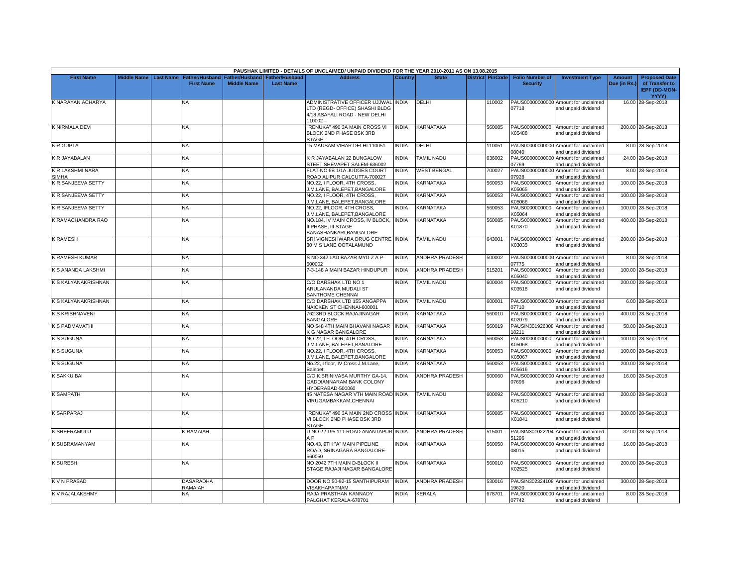PAUSHAK LIMITED - DETAILS OF UNCLAIMED/ UNPAID DIVIDEND FOR THE YEAR 2010-2011 AS ON 13.08.2015

| First Name | Middle Name | Last Name | Father/Husband First Name | Father/Husband Middle Name | Father/Husband Last Name | Address | Country | State | District | PinCode | Folio Number of Security | Investment Type | Amount Due (in Rs.) | Proposed Date of Transfer to IEPF (DD-MON-YYYY) |
|---|---|---|---|---|---|---|---|---|---|---|---|---|---|---|
| K NARAYAN ACHARYA | | | NA | | | ADMINISTRATIVE OFFICER UJJWAL LTD (REGD- OFFICE) SHASHI BLDG 4/18 ASAFALI ROAD - NEW DELHI 110002 - | INDIA | DELHI | | 110002 | PAUS00000000000 07718 | Amount for unclaimed and unpaid dividend | 16.00 | 28-Sep-2018 |
| K NIRMALA DEVI | | | NA | | | "RENUKA" 490 3A MAIN CROSS VI BLOCK 2ND PHASE BSK 3RD STAGE | INDIA | KARNATAKA | | 560085 | PAUS0000000000 K05488 | Amount for unclaimed and unpaid dividend | 200.00 | 28-Sep-2018 |
| K R GUPTA | | | NA | | | 15 MAUSAM VIHAR DELHI 110051 | INDIA | DELHI | | 110051 | PAUS00000000000 08040 | Amount for unclaimed and unpaid dividend | 8.00 | 28-Sep-2018 |
| K R JAYABALAN | | | NA | | | K R JAYABALAN 22 BUNGALOW STEET SHEVAPET SALEM-636002 | INDIA | TAMIL NADU | | 636002 | PAUS00000000000 07769 | Amount for unclaimed and unpaid dividend | 24.00 | 28-Sep-2018 |
| K R LAKSHMI NARA SIMHA | | | NA | | | FLAT NO 6B 1/1A JUDGES COURT ROAD ALIPUR CALCUTTA-700027 | INDIA | WEST BENGAL | | 700027 | PAUS00000000000 07928 | Amount for unclaimed and unpaid dividend | 8.00 | 28-Sep-2018 |
| K R SANJEEVA SETTY | | | NA | | | NO.22, I FLOOR, 4TH CROSS, J.M.LANE, BALEPET,BANGALORE | INDIA | KARNATAKA | | 560053 | PAUS0000000000 K05065 | Amount for unclaimed and unpaid dividend | 100.00 | 28-Sep-2018 |
| K R SANJEEVA SETTY | | | NA | | | NO.22, I FLOOR, 4TH CROSS, J.M.LANE, BALEPET,BANGALORE | INDIA | KARNATAKA | | 560053 | PAUS0000000000 K05066 | Amount for unclaimed and unpaid dividend | 100.00 | 28-Sep-2018 |
| K R SANJEEVA SETTY | | | NA | | | NO.22, IFLOOR, 4TH CROSS, J.M.LANE, BALEPET,BANGALORE | INDIA | KARNATAKA | | 560053 | PAUS0000000000 K05064 | Amount for unclaimed and unpaid dividend | 100.00 | 28-Sep-2018 |
| K RAMACHANDRA RAO | | | NA | | | NO.184, IV MAIN CROSS, IV BLOCK, IIIPHASE, III STAGE BANASHANKARI,BANGALORE | INDIA | KARNATAKA | | 560085 | PAUS0000000000 K01870 | Amount for unclaimed and unpaid dividend | 400.00 | 28-Sep-2018 |
| K RAMESH | | | NA | | | SRI VIGNESHWARA DRUG CENTRE 30 M S LANE OOTALAMUND | INDIA | TAMIL NADU | | 643001 | PAUS0000000000 K03035 | Amount for unclaimed and unpaid dividend | 200.00 | 28-Sep-2018 |
| K RAMESH KUMAR | | | NA | | | S NO 342 LAD BAZAR MYD Z A P-500002 | INDIA | ANDHRA PRADESH | | 500002 | PAUS00000000000 07775 | Amount for unclaimed and unpaid dividend | 8.00 | 28-Sep-2018 |
| K S ANANDA LAKSHMI | | | NA | | | 7-3-148 A MAIN BAZAR HINDUPUR | INDIA | ANDHRA PRADESH | | 515201 | PAUS0000000000 K05040 | Amount for unclaimed and unpaid dividend | 100.00 | 28-Sep-2018 |
| K S KALYANAKRISHNAN | | | NA | | | C/O DARSHAK LTD NO 1 ARULANANDA MUDALI ST SANTHOME CHENNAI | INDIA | TAMIL NADU | | 600004 | PAUS0000000000 K03518 | Amount for unclaimed and unpaid dividend | 200.00 | 28-Sep-2018 |
| K S KALYANAKRISHNAN | | | NA | | | C/O DARSHAK LTD 155 ANGAPPA NAICKEN ST CHENNAI-600001 | INDIA | TAMIL NADU | | 600001 | PAUS00000000000 07710 | Amount for unclaimed and unpaid dividend | 6.00 | 28-Sep-2018 |
| K S KRISHNAVENI | | | NA | | | 762 3RD BLOCK RAJAJINAGAR BANGALORE | INDIA | KARNATAKA | | 560010 | PAUS0000000000 K02079 | Amount for unclaimed and unpaid dividend | 400.00 | 28-Sep-2018 |
| K S PADMAVATHI | | | NA | | | NO 548 4TH MAIN BHAVANI NAGAR K G NAGAR BANGALORE | INDIA | KARNATAKA | | 560019 | PAUSIN301926308 18211 | Amount for unclaimed and unpaid dividend | 58.00 | 28-Sep-2018 |
| K S SUGUNA | | | NA | | | NO.22, I FLOOR, 4TH CROSS, J.M.LANE, BALEPET,BANALORE | INDIA | KARNATAKA | | 560053 | PAUS0000000000 K05068 | Amount for unclaimed and unpaid dividend | 100.00 | 28-Sep-2018 |
| K S SUGUNA | | | NA | | | NO.22, I FLOOR, 4TH CROSS, J.M.LANE, BALEPET,BANGALORE | INDIA | KARNATAKA | | 560053 | PAUS0000000000 K05067 | Amount for unclaimed and unpaid dividend | 100.00 | 28-Sep-2018 |
| K S SUGUNA | | | NA | | | No.22, I floor, IV Cross J.M.Lane, Balepet | INDIA | KARNATAKA | | 560053 | PAUS0000000000 K05616 | Amount for unclaimed and unpaid dividend | 200.00 | 28-Sep-2018 |
| K SAKKU BAI | | | NA | | | C/O.K.SRINIVASA MURTHY GA-14, GADDIANNARAM BANK COLONY HYDERABAD-500060 | INDIA | ANDHRA PRADESH | | 500060 | PAUS00000000000 07696 | Amount for unclaimed and unpaid dividend | 16.00 | 28-Sep-2018 |
| K SAMPATH | | | NA | | | 45 NATESA NAGAR VTH MAIN ROAD VIRUGAMBAKKAM,CHENNAI | INDIA | TAMIL NADU | | 600092 | PAUS0000000000 K05210 | Amount for unclaimed and unpaid dividend | 200.00 | 28-Sep-2018 |
| K SARPARAJ | | | NA | | | "RENUKA" 490 3A MAIN 2ND CROSS VI BLOCK 2ND PHASE BSK 3RD STAGE | INDIA | KARNATAKA | | 560085 | PAUS0000000000 K01841 | Amount for unclaimed and unpaid dividend | 200.00 | 28-Sep-2018 |
| K SREERAMULU | | | K RAMAIAH | | | D NO 2 / 195 111 ROAD ANANTAPUR A P | INDIA | ANDHRA PRADESH | | 515001 | PAUSIN301022204 51296 | Amount for unclaimed and unpaid dividend | 32.00 | 28-Sep-2018 |
| K SUBRAMANYAM | | | NA | | | NO.43, 9TH "A" MAIN PIPELINE ROAD, SRINAGARA BANGALORE-560050 | INDIA | KARNATAKA | | 560050 | PAUS00000000000 08015 | Amount for unclaimed and unpaid dividend | 16.00 | 28-Sep-2018 |
| K SURESH | | | NA | | | NO 2042 7TH MAIN D-BLOCK II STAGE RAJAJI NAGAR BANGALORE | INDIA | KARNATAKA | | 560010 | PAUS0000000000 K02525 | Amount for unclaimed and unpaid dividend | 200.00 | 28-Sep-2018 |
| K V N PRASAD | | | DASARADHA RAMAIAH | | | DOOR NO 50-92-15 SANTHIPURAM VISAKHAPATNAM | INDIA | ANDHRA PRADESH | | 530016 | PAUSIN302324108 19620 | Amount for unclaimed and unpaid dividend | 300.00 | 28-Sep-2018 |
| K V RAJALAKSHMY | | | NA | | | RAJA PRASTHAN KANNADY PALGHAT KERALA-678701 | INDIA | KERALA | | 678701 | PAUS00000000000 07742 | Amount for unclaimed and unpaid dividend | 8.00 | 28-Sep-2018 |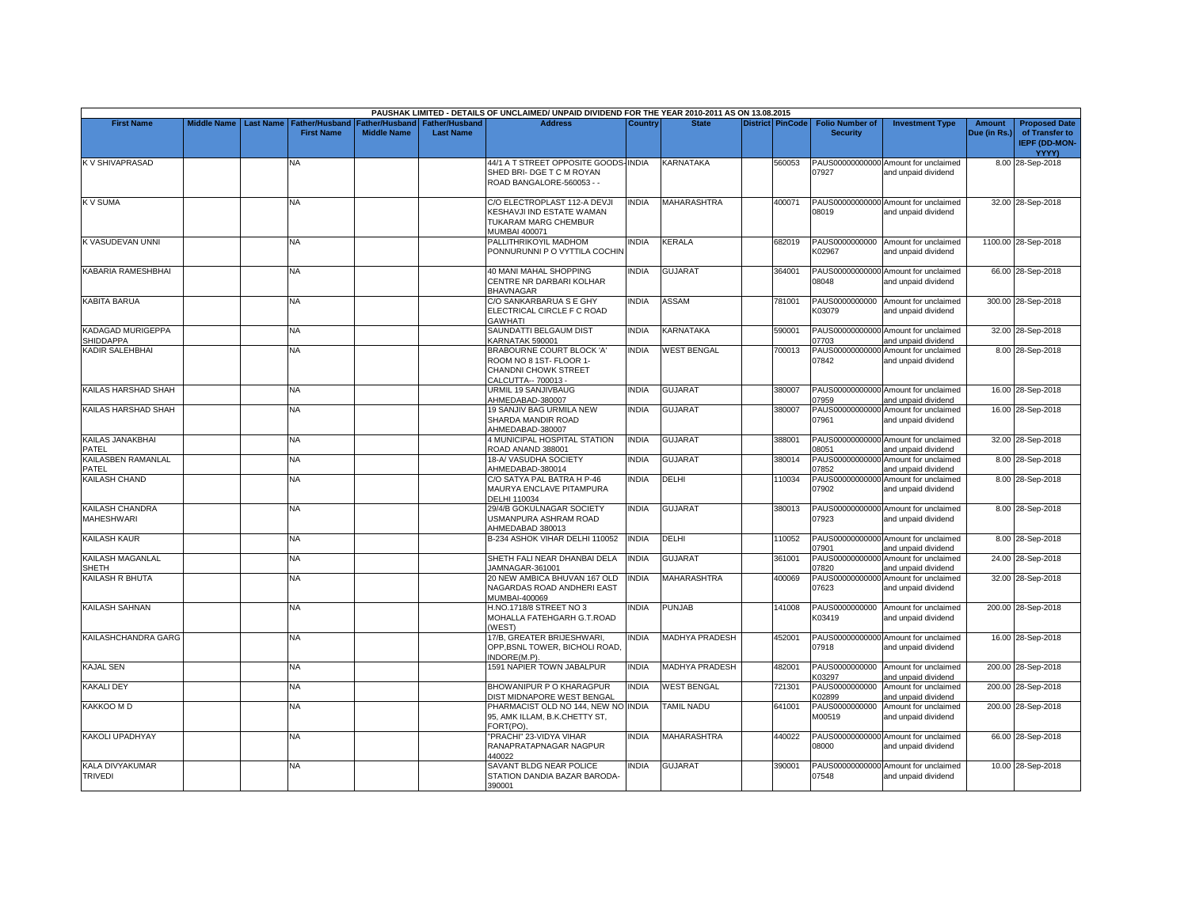| PAUSHAK LIMITED - DETAILS OF UNCLAIMED/ UNPAID DIVIDEND FOR THE YEAR 2010-2011 AS ON 13.08.2015 | | | | | | | | | | | | | | | |
|---|---|---|---|---|---|---|---|---|---|---|---|---|---|---|---|
| First Name | Middle Name | Last Name | Father/Husband First Name | Father/Husband Middle Name | Father/Husband Last Name | Address | Country | State | District | PinCode | Folio Number of Security | Investment Type | Amount Due (in Rs.) | Proposed Date of Transfer to IEPF (DD-MON-YYYY) |
| K V SHIVAPRASAD | | | NA | | | 44/1 A T STREET OPPOSITE GOODS SHED BRI- DGE T C M ROYAN ROAD BANGALORE-560053 - - | INDIA | KARNATAKA | | 560053 | PAUS00000000000 07927 | Amount for unclaimed and unpaid dividend | 8.00 | 28-Sep-2018 |
| K V SUMA | | | NA | | | C/O ELECTROPLAST 112-A DEVJI KESHAVJI IND ESTATE WAMAN TUKARAM MARG CHEMBUR MUMBAI 400071 | INDIA | MAHARASHTRA | | 400071 | PAUS00000000000 08019 | Amount for unclaimed and unpaid dividend | 32.00 | 28-Sep-2018 |
| K VASUDEVAN UNNI | | | NA | | | PALLITHRIKOYIL MADHOM PONNURUNNI P O VYTTILA COCHIN | INDIA | KERALA | | 682019 | PAUS0000000000 K02967 | Amount for unclaimed and unpaid dividend | 1100.00 | 28-Sep-2018 |
| KABARIA RAMESHBHAI | | | NA | | | 40 MANI MAHAL SHOPPING CENTRE NR DARBARI KOLHAR BHAVNAGAR | INDIA | GUJARAT | | 364001 | PAUS00000000000 08048 | Amount for unclaimed and unpaid dividend | 66.00 | 28-Sep-2018 |
| KABITA BARUA | | | NA | | | C/O SANKARBARUA S E GHY ELECTRICAL CIRCLE F C ROAD GAWHATI | INDIA | ASSAM | | 781001 | PAUS0000000000 K03079 | Amount for unclaimed and unpaid dividend | 300.00 | 28-Sep-2018 |
| KADAGAD MURIGEPPA SHIDDAPPA | | | NA | | | SAUNDATTI BELGAUM DIST KARNATAK 590001 | INDIA | KARNATAKA | | 590001 | PAUS00000000000 07703 | Amount for unclaimed and unpaid dividend | 32.00 | 28-Sep-2018 |
| KADIR SALEHBHAI | | | NA | | | BRABOURNE COURT BLOCK 'A' ROOM NO 8 1ST- FLOOR 1- CHANDNI CHOWK STREET CALCUTTA-- 700013 - | INDIA | WEST BENGAL | | 700013 | PAUS00000000000 07842 | Amount for unclaimed and unpaid dividend | 8.00 | 28-Sep-2018 |
| KAILAS HARSHAD SHAH | | | NA | | | URMIL 19 SANJIVBAUG AHMEDABAD-380007 | INDIA | GUJARAT | | 380007 | PAUS00000000000 07959 | Amount for unclaimed and unpaid dividend | 16.00 | 28-Sep-2018 |
| KAILAS HARSHAD SHAH | | | NA | | | 19 SANJIV BAG URMILA NEW SHARDA MANDIR ROAD AHMEDABAD-380007 | INDIA | GUJARAT | | 380007 | PAUS00000000000 07961 | Amount for unclaimed and unpaid dividend | 16.00 | 28-Sep-2018 |
| KAILAS JANAKBHAI PATEL | | | NA | | | 4 MUNICIPAL HOSPITAL STATION ROAD ANAND 388001 | INDIA | GUJARAT | | 388001 | PAUS00000000000 08051 | Amount for unclaimed and unpaid dividend | 32.00 | 28-Sep-2018 |
| KAILASBEN RAMANLAL PATEL | | | NA | | | 18-A/ VASUDHA SOCIETY AHMEDABAD-380014 | INDIA | GUJARAT | | 380014 | PAUS00000000000 07852 | Amount for unclaimed and unpaid dividend | 8.00 | 28-Sep-2018 |
| KAILASH CHAND | | | NA | | | C/O SATYA PAL BATRA H P-46 MAURYA ENCLAVE PITAMPURA DELHI 110034 | INDIA | DELHI | | 110034 | PAUS00000000000 07902 | Amount for unclaimed and unpaid dividend | 8.00 | 28-Sep-2018 |
| KAILASH CHANDRA MAHESHWARI | | | NA | | | 29/4/B GOKULNAGAR SOCIETY USMANPURA ASHRAM ROAD AHMEDABAD 380013 | INDIA | GUJARAT | | 380013 | PAUS00000000000 07923 | Amount for unclaimed and unpaid dividend | 8.00 | 28-Sep-2018 |
| KAILASH KAUR | | | NA | | | B-234 ASHOK VIHAR DELHI 110052 | INDIA | DELHI | | 110052 | PAUS00000000000 07901 | Amount for unclaimed and unpaid dividend | 8.00 | 28-Sep-2018 |
| KAILASH MAGANLAL SHETH | | | NA | | | SHETH FALI NEAR DHANBAI DELA JAMNAGAR-361001 | INDIA | GUJARAT | | 361001 | PAUS00000000000 07820 | Amount for unclaimed and unpaid dividend | 24.00 | 28-Sep-2018 |
| KAILASH R BHUTA | | | NA | | | 20 NEW AMBICA BHUVAN 167 OLD NAGARDAS ROAD ANDHERI EAST MUMBAI-400069 | INDIA | MAHARASHTRA | | 400069 | PAUS00000000000 07623 | Amount for unclaimed and unpaid dividend | 32.00 | 28-Sep-2018 |
| KAILASH SAHNAN | | | NA | | | H.NO.1718/8 STREET NO 3 MOHALLA FATEHGARH G.T.ROAD (WEST) | INDIA | PUNJAB | | 141008 | PAUS0000000000 K03419 | Amount for unclaimed and unpaid dividend | 200.00 | 28-Sep-2018 |
| KAILASHCHANDRA GARG | | | NA | | | 17/B, GREATER BRIJESHWARI, OPP,BSNL TOWER, BICHOLI ROAD, INDORE(M.P). | INDIA | MADHYA PRADESH | | 452001 | PAUS00000000000 07918 | Amount for unclaimed and unpaid dividend | 16.00 | 28-Sep-2018 |
| KAJAL SEN | | | NA | | | 1591 NAPIER TOWN JABALPUR | INDIA | MADHYA PRADESH | | 482001 | PAUS0000000000 K03297 | Amount for unclaimed and unpaid dividend | 200.00 | 28-Sep-2018 |
| KAKALI DEY | | | NA | | | BHOWANIPUR P O KHARAGPUR DIST MIDNAPORE WEST BENGAL | INDIA | WEST BENGAL | | 721301 | PAUS0000000000 K02899 | Amount for unclaimed and unpaid dividend | 200.00 | 28-Sep-2018 |
| KAKKOO M D | | | NA | | | PHARMACIST OLD NO 144, NEW NO 95, AMK ILLAM, B.K.CHETTY ST, FORT(PO), | INDIA | TAMIL NADU | | 641001 | PAUS0000000000 M00519 | Amount for unclaimed and unpaid dividend | 200.00 | 28-Sep-2018 |
| KAKOLI UPADHYAY | | | NA | | | "PRACHI" 23-VIDYA VIHAR RANAPRATAPNAGAR NAGPUR 440022 | INDIA | MAHARASHTRA | | 440022 | PAUS00000000000 08000 | Amount for unclaimed and unpaid dividend | 66.00 | 28-Sep-2018 |
| KALA DIVYAKUMAR TRIVEDI | | | NA | | | SAVANT BLDG NEAR POLICE STATION DANDIA BAZAR BARODA-390001 | INDIA | GUJARAT | | 390001 | PAUS00000000000 07548 | Amount for unclaimed and unpaid dividend | 10.00 | 28-Sep-2018 |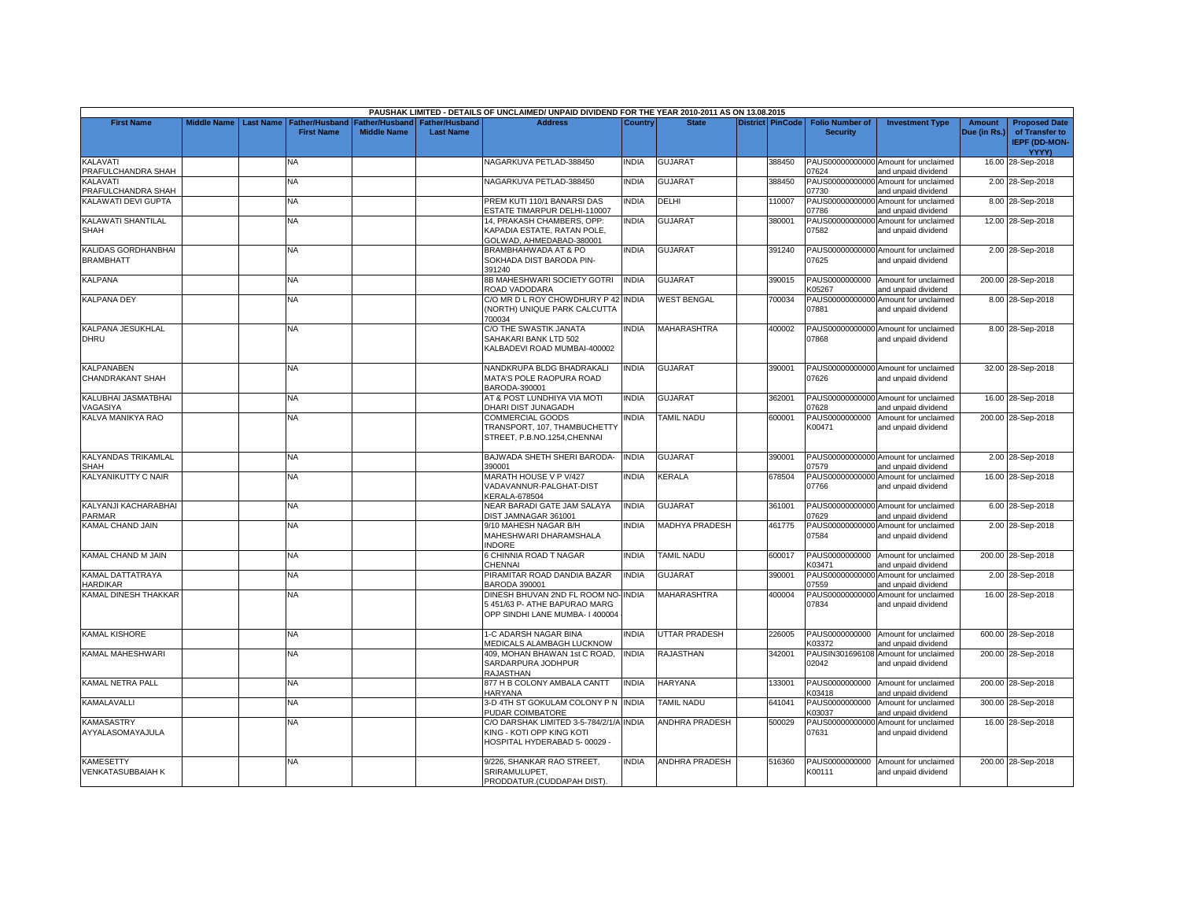| PAUSHAK LIMITED - DETAILS OF UNCLAIMED/ UNPAID DIVIDEND FOR THE YEAR 2010-2011 AS ON 13.08.2015 | | | | | | | | | | | | | | | |
|---|---|---|---|---|---|---|---|---|---|---|---|---|---|---|---|
| First Name | Middle Name | Last Name | Father/Husband First Name | Father/Husband Middle Name | Father/Husband Last Name | Address | Country | State | District | PinCode | Folio Number of Security | Investment Type | Amount Due (in Rs.) | Proposed Date of Transfer to IEPF (DD-MON-YYYY) |
| KALAVATI PRAFULCHANDRA SHAH | | | NA | | | NAGARKUVA PETLAD-388450 | INDIA | GUJARAT | | 388450 | PAUS000000000007624 | Amount for unclaimed and unpaid dividend | 16.00 | 28-Sep-2018 |
| KALAVATI PRAFULCHANDRA SHAH | | | NA | | | NAGARKUVA PETLAD-388450 | INDIA | GUJARAT | | 388450 | PAUS000000000007730 | Amount for unclaimed and unpaid dividend | 2.00 | 28-Sep-2018 |
| KALAWATI DEVI GUPTA | | | NA | | | PREM KUTI 110/1 BANARSI DAS ESTATE TIMARPUR DELHI-110007 | INDIA | DELHI | | 110007 | PAUS000000000007786 | Amount for unclaimed and unpaid dividend | 8.00 | 28-Sep-2018 |
| KALAWATI SHANTILAL SHAH | | | NA | | | 14, PRAKASH CHAMBERS, OPP: KAPADIA ESTATE, RATAN POLE, GOLWAD, AHMEDABAD-380001 | INDIA | GUJARAT | | 380001 | PAUS000000000007582 | Amount for unclaimed and unpaid dividend | 12.00 | 28-Sep-2018 |
| KALIDAS GORDHANBHAI BRAMBHATT | | | NA | | | BRAMBHAHWADA AT & PO SOKHADA DIST BARODA PIN-391240 | INDIA | GUJARAT | | 391240 | PAUS000000000007625 | Amount for unclaimed and unpaid dividend | 2.00 | 28-Sep-2018 |
| KALPANA | | | NA | | | 8B MAHESHWARI SOCIETY GOTRI ROAD VADODARA | INDIA | GUJARAT | | 390015 | PAUS0000000000K05267 | Amount for unclaimed and unpaid dividend | 200.00 | 28-Sep-2018 |
| KALPANA DEY | | | NA | | | C/O MR D L ROY CHOWDHURY P 42 (NORTH) UNIQUE PARK CALCUTTA 700034 | INDIA | WEST BENGAL | | 700034 | PAUS000000000007881 | Amount for unclaimed and unpaid dividend | 8.00 | 28-Sep-2018 |
| KALPANA JESUKHLAL DHRU | | | NA | | | C/O THE SWASTIK JANATA SAHAKARI BANK LTD 502 KALBADEVI ROAD MUMBAI-400002 | INDIA | MAHARASHTRA | | 400002 | PAUS000000000007868 | Amount for unclaimed and unpaid dividend | 8.00 | 28-Sep-2018 |
| KALPANABEN CHANDRAKANT SHAH | | | NA | | | NANDKRUPA BLDG BHADRAKALI MATA'S POLE RAOPURA ROAD BARODA-390001 | INDIA | GUJARAT | | 390001 | PAUS000000000007626 | Amount for unclaimed and unpaid dividend | 32.00 | 28-Sep-2018 |
| KALUBHAI JASMATBHAI VAGASIYA | | | NA | | | AT & POST LUNDHIYA VIA MOTI DHARI DIST JUNAGADH | INDIA | GUJARAT | | 362001 | PAUS000000000007628 | Amount for unclaimed and unpaid dividend | 16.00 | 28-Sep-2018 |
| KALVA MANIKYA RAO | | | NA | | | COMMERCIAL GOODS TRANSPORT, 107, THAMBUCHETTY STREET, P.B.NO.1254,CHENNAI | INDIA | TAMIL NADU | | 600001 | PAUS0000000000K00471 | Amount for unclaimed and unpaid dividend | 200.00 | 28-Sep-2018 |
| KALYANDAS TRIKAMLAL SHAH | | | NA | | | BAJWADA SHETH SHERI BARODA-390001 | INDIA | GUJARAT | | 390001 | PAUS000000000007579 | Amount for unclaimed and unpaid dividend | 2.00 | 28-Sep-2018 |
| KALYANIKUTTY C NAIR | | | NA | | | MARATH HOUSE V P V/427 VADAVANNUR-PALGHAT-DIST KERALA-678504 | INDIA | KERALA | | 678504 | PAUS000000000007766 | Amount for unclaimed and unpaid dividend | 16.00 | 28-Sep-2018 |
| KALYANJI KACHARABHAI PARMAR | | | NA | | | NEAR BARADI GATE JAM SALAYA DIST JAMNAGAR 361001 | INDIA | GUJARAT | | 361001 | PAUS000000000007629 | Amount for unclaimed and unpaid dividend | 6.00 | 28-Sep-2018 |
| KAMAL CHAND JAIN | | | NA | | | 9/10 MAHESH NAGAR B/H MAHESHWARI DHARAMSHALA INDORE | INDIA | MADHYA PRADESH | | 461775 | PAUS000000000007584 | Amount for unclaimed and unpaid dividend | 2.00 | 28-Sep-2018 |
| KAMAL CHAND M JAIN | | | NA | | | 6 CHINNIA ROAD T NAGAR CHENNAI | INDIA | TAMIL NADU | | 600017 | PAUS0000000000K03471 | Amount for unclaimed and unpaid dividend | 200.00 | 28-Sep-2018 |
| KAMAL DATTATRAYA HARDIKAR | | | NA | | | PIRAMITAR ROAD DANDIA BAZAR BARODA 390001 | INDIA | GUJARAT | | 390001 | PAUS000000000007559 | Amount for unclaimed and unpaid dividend | 2.00 | 28-Sep-2018 |
| KAMAL DINESH THAKKAR | | | NA | | | DINESH BHUVAN 2ND FL ROOM NO-5 451/63 P- ATHE BAPURAO MARG OPP SINDHI LANE MUMBA- I 400004 | INDIA | MAHARASHTRA | | 400004 | PAUS000000000007834 | Amount for unclaimed and unpaid dividend | 16.00 | 28-Sep-2018 |
| KAMAL KISHORE | | | NA | | | 1-C ADARSH NAGAR BINA MEDICALS ALAMBAGH LUCKNOW | INDIA | UTTAR PRADESH | | 226005 | PAUS0000000000K03372 | Amount for unclaimed and unpaid dividend | 600.00 | 28-Sep-2018 |
| KAMAL MAHESHWARI | | | NA | | | 409, MOHAN BHAWAN 1st C ROAD, SARDARPURA JODHPUR RAJASTHAN | INDIA | RAJASTHAN | | 342001 | PAUSIN30169610802042 | Amount for unclaimed and unpaid dividend | 200.00 | 28-Sep-2018 |
| KAMAL NETRA PALL | | | NA | | | 877 H B COLONY AMBALA CANTT HARYANA | INDIA | HARYANA | | 133001 | PAUS0000000000K03418 | Amount for unclaimed and unpaid dividend | 200.00 | 28-Sep-2018 |
| KAMALAVALLI | | | NA | | | 3-D 4TH ST GOKULAM COLONY P N PUDAR COIMBATORE | INDIA | TAMIL NADU | | 641041 | PAUS0000000000K03037 | Amount for unclaimed and unpaid dividend | 300.00 | 28-Sep-2018 |
| KAMASASTRY AYYALASOMAYAJULA | | | NA | | | C/O DARSHAK LIMITED 3-5-784/2/1/A KING - KOTI OPP KING KOTI HOSPITAL HYDERABAD 5- 00029 - | INDIA | ANDHRA PRADESH | | 500029 | PAUS000000000007631 | Amount for unclaimed and unpaid dividend | 16.00 | 28-Sep-2018 |
| KAMESETTY VENKATASUBBAIAH K | | | NA | | | 9/226, SHANKAR RAO STREET, SRIRAMULUPET, PRODDATUR.(CUDDAPAH DIST). | INDIA | ANDHRA PRADESH | | 516360 | PAUS0000000000K00111 | Amount for unclaimed and unpaid dividend | 200.00 | 28-Sep-2018 |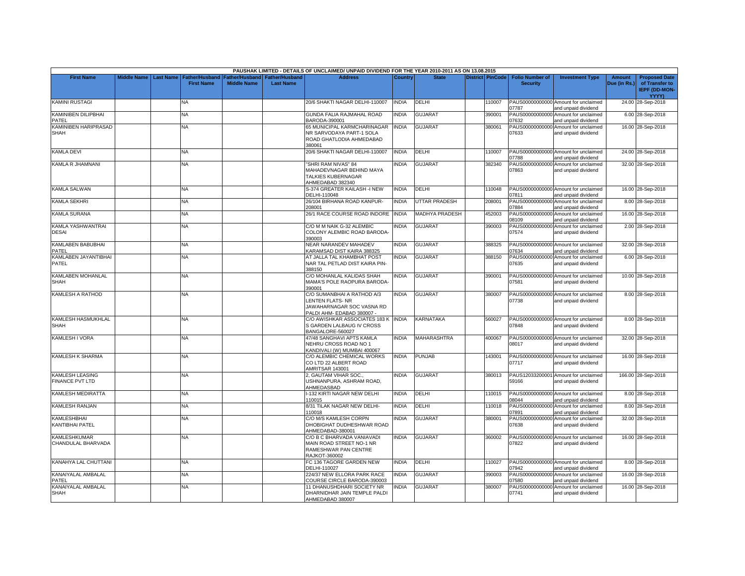PAUSHAK LIMITED - DETAILS OF UNCLAIMED/ UNPAID DIVIDEND FOR THE YEAR 2010-2011 AS ON 13.08.2015

| First Name | Middle Name | Last Name | Father/Husband First Name | Father/Husband Middle Name | Father/Husband Last Name | Address | Country | State | District | PinCode | Folio Number of Security | Investment Type | Amount Due (in Rs.) | Proposed Date of Transfer to IEPF (DD-MON-YYYY) |
|---|---|---|---|---|---|---|---|---|---|---|---|---|---|---|
| KAMINI RUSTAGI | | | NA | | | 20/6 SHAKTI NAGAR DELHI-110007 | INDIA | DELHI | | 110007 | PAUS00000000000007787 | Amount for unclaimed and unpaid dividend | 24.00 | 28-Sep-2018 |
| KAMINIBEN DILIPBHAI PATEL | | | NA | | | GUNDA FALIA RAJMAHAL ROAD BARODA-390001 | INDIA | GUJARAT | | 390001 | PAUS00000000000007632 | Amount for unclaimed and unpaid dividend | 6.00 | 28-Sep-2018 |
| KAMINIBEN HARIPRASAD SHAH | | | NA | | | 65 MUNICIPAL KARMCHARINAGAR NR SARVODAYA PART-1 SOLA ROAD GHATLODIA AHMEDABAD 380061 | INDIA | GUJARAT | | 380061 | PAUS00000000000007633 | Amount for unclaimed and unpaid dividend | 16.00 | 28-Sep-2018 |
| KAMLA DEVI | | | NA | | | 20/6 SHAKTI NAGAR DELHI-110007 | INDIA | DELHI | | 110007 | PAUS00000000000007788 | Amount for unclaimed and unpaid dividend | 24.00 | 28-Sep-2018 |
| KAMLA R JHAMNANI | | | NA | | | "SHRI RAM NIVAS" 84 MAHADEVNAGAR BEHIND MAYA TALKIES KUBERNAGAR AHMEDABAD 382340 | INDIA | GUJARAT | | 382340 | PAUS00000000000007863 | Amount for unclaimed and unpaid dividend | 32.00 | 28-Sep-2018 |
| KAMLA SALWAN | | | NA | | | S-374 GREATER KAILASH -I NEW DELHI-110048 | INDIA | DELHI | | 110048 | PAUS00000000000007811 | Amount for unclaimed and unpaid dividend | 16.00 | 28-Sep-2018 |
| KAMLA SEKHRI | | | NA | | | 26/104 BIRHANA ROAD KANPUR-208001 | INDIA | UTTAR PRADESH | | 208001 | PAUS00000000000007884 | Amount for unclaimed and unpaid dividend | 8.00 | 28-Sep-2018 |
| KAMLA SURANA | | | NA | | | 26/1 RACE COURSE ROAD INDORE | INDIA | MADHYA PRADESH | | 452003 | PAUS00000000000008109 | Amount for unclaimed and unpaid dividend | 16.00 | 28-Sep-2018 |
| KAMLA YASHWANTRAI DESAI | | | NA | | | C/O M M NAIK G-32 ALEMBIC COLONY ALEMBIC ROAD BARODA-390003 | INDIA | GUJARAT | | 390003 | PAUS00000000000007574 | Amount for unclaimed and unpaid dividend | 2.00 | 28-Sep-2018 |
| KAMLABEN BABUBHAI PATEL | | | NA | | | NEAR NARANDEV MAHADEV KARAMSAD DIST KAIRA 388325 | INDIA | GUJARAT | | 388325 | PAUS00000000000007634 | Amount for unclaimed and unpaid dividend | 32.00 | 28-Sep-2018 |
| KAMLABEN JAYANTIBHAI PATEL | | | NA | | | AT JALLA TAL KHAMBHAT POST NAR TAL PETLAD DIST KAIRA PIN-388150 | INDIA | GUJARAT | | 388150 | PAUS00000000000007635 | Amount for unclaimed and unpaid dividend | 6.00 | 28-Sep-2018 |
| KAMLABEN MOHANLAL SHAH | | | NA | | | C/O MOHANLAL KALIDAS SHAH MAMA'S POLE RAOPURA BARODA-390001 | INDIA | GUJARAT | | 390001 | PAUS00000000000007581 | Amount for unclaimed and unpaid dividend | 10.00 | 28-Sep-2018 |
| KAMLESH A RATHOD | | | NA | | | C/O SUMANBHAI A RATHOD A/3 LENTEN FLATS- NR JAWAHARNAGAR SOC VASNA RD PALDI AHM- EDABAD 380007 - | INDIA | GUJARAT | | 380007 | PAUS00000000000007738 | Amount for unclaimed and unpaid dividend | 8.00 | 28-Sep-2018 |
| KAMLESH HASMUKHLAL SHAH | | | NA | | | C/O AWISHKAR ASSOCIATES 183 K S GARDEN LALBAUG IV CROSS BANGALORE-560027 | INDIA | KARNATAKA | | 560027 | PAUS00000000000007848 | Amount for unclaimed and unpaid dividend | 8.00 | 28-Sep-2018 |
| KAMLESH I VORA | | | NA | | | 47/48 SANGHAVI APTS KAMLA NEHRU CROSS ROAD NO 1 KANDIVALI (W) MUMBAI 400067 | INDIA | MAHARASHTRA | | 400067 | PAUS00000000000008017 | Amount for unclaimed and unpaid dividend | 32.00 | 28-Sep-2018 |
| KAMLESH K SHARMA | | | NA | | | C/O ALEMBIC CHEMICAL WORKS CO LTD 22 ALBERT ROAD AMRITSAR 143001 | INDIA | PUNJAB | | 143001 | PAUS00000000000007717 | Amount for unclaimed and unpaid dividend | 16.00 | 28-Sep-2018 |
| KAMLESH LEASING FINANCE PVT LTD | | | NA | | | 2, GAUTAM VIHAR SOC., USHNANPURA, ASHRAM ROAD, AHMEDASBAD | INDIA | GUJARAT | | 380013 | PAUS12033200001059166 | Amount for unclaimed and unpaid dividend | 166.00 | 28-Sep-2018 |
| KAMLESH MEDIRATTA | | | NA | | | I-132 KIRTI NAGAR NEW DELHI 110015 | INDIA | DELHI | | 110015 | PAUS00000000000008044 | Amount for unclaimed and unpaid dividend | 8.00 | 28-Sep-2018 |
| KAMLESH RANJAN | | | NA | | | 8/31 TILAK NAGAR NEW DELHI-110018 | INDIA | DELHI | | 110018 | PAUS00000000000007891 | Amount for unclaimed and unpaid dividend | 8.00 | 28-Sep-2018 |
| KAMLESHBHAI KANTIBHAI PATEL | | | NA | | | C/O M/S KAMLESH CORPN DHOBIGHAT DUDHESHWAR ROAD AHMEDABAD-380001 | INDIA | GUJARAT | | 380001 | PAUS00000000000007638 | Amount for unclaimed and unpaid dividend | 32.00 | 28-Sep-2018 |
| KAMLESHKUMAR CHANDULAL BHARVADA | | | NA | | | C/O B C BHARVADA VANIAVADI MAIN ROAD STREET NO-1 NR RAMESHWAR PAN CENTRE RAJKOT-360002 | INDIA | GUJARAT | | 360002 | PAUS00000000000007822 | Amount for unclaimed and unpaid dividend | 16.00 | 28-Sep-2018 |
| KANAHYA LAL CHUTTANI | | | NA | | | FC 136 TAGORE GARDEN NEW DELHI-110027 | INDIA | DELHI | | 110027 | PAUS00000000000007942 | Amount for unclaimed and unpaid dividend | 8.00 | 28-Sep-2018 |
| KANAIYALAL AMBALAL PATEL | | | NA | | | 224/37 NEW ELLORA PARK RACE COURSE CIRCLE BARODA-390003 | INDIA | GUJARAT | | 390003 | PAUS00000000000007580 | Amount for unclaimed and unpaid dividend | 16.00 | 28-Sep-2018 |
| KANAIYALAL AMBALAL SHAH | | | NA | | | 11 DHANUSHDHARI SOCIETY NR DHARNIDHAR JAIN TEMPLE PALDI AHMEDABAD 380007 | INDIA | GUJARAT | | 380007 | PAUS00000000000007741 | Amount for unclaimed and unpaid dividend | 16.00 | 28-Sep-2018 |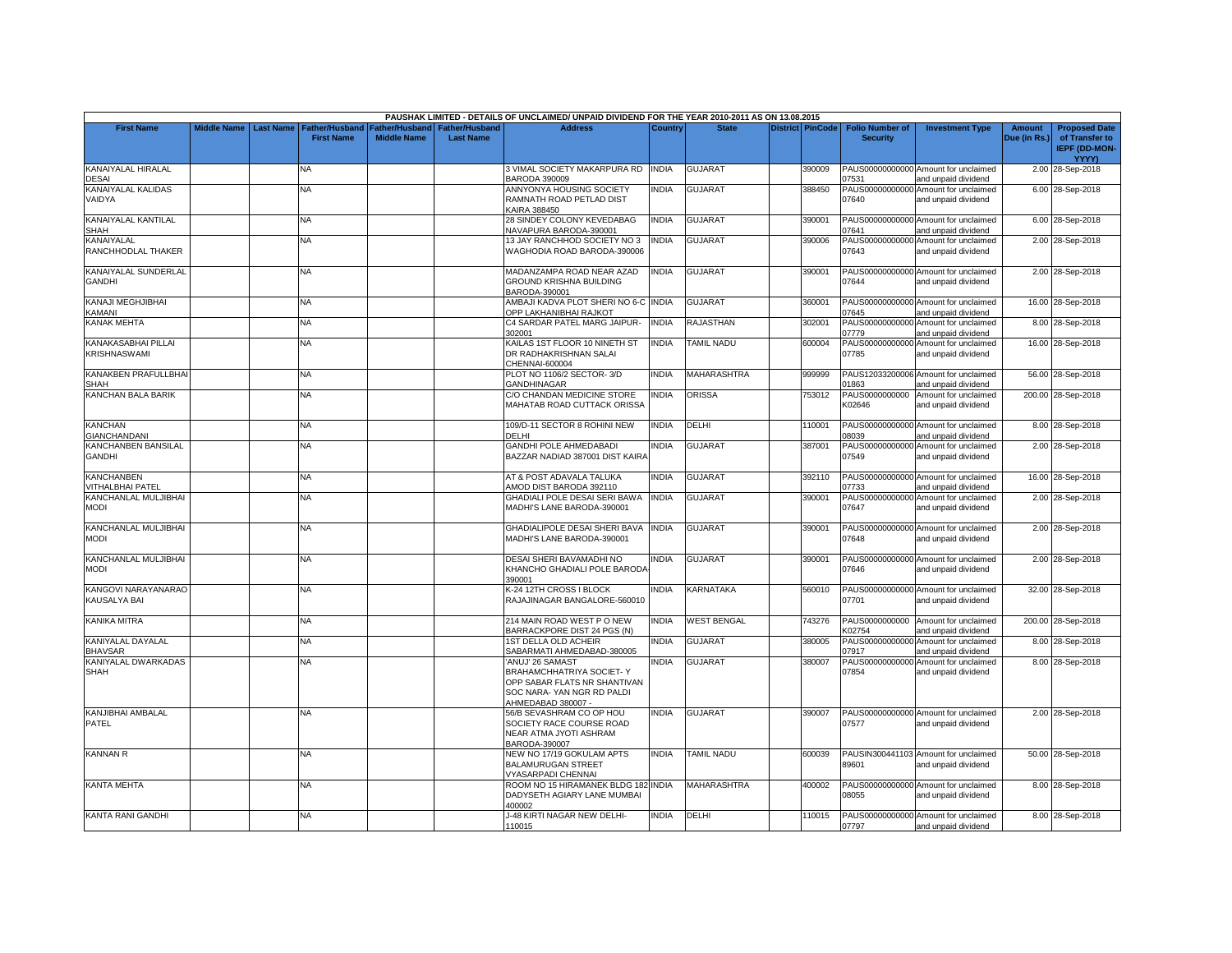| PAUSHAK LIMITED - DETAILS OF UNCLAIMED/ UNPAID DIVIDEND FOR THE YEAR 2010-2011 AS ON 13.08.2015 | | | | | | | | | | | | | | | |
|---|---|---|---|---|---|---|---|---|---|---|---|---|---|---|---|
| **First Name** | **Middle Name** | **Last Name** | **Father/Husband First Name** | **Father/Husband Middle Name** | **Father/Husband Last Name** | **Address** | **Country** | **State** | **District** | **PinCode** | **Folio Number of Security** | **Investment Type** | **Amount Due (in Rs.)** | **Proposed Date of Transfer to IEPF (DD-MON-YYYY)** |
| KANAIYALAL HIRALAL DESAI | | | NA | | | 3 VIMAL SOCIETY MAKARPURA RD BARODA 390009 | INDIA | GUJARAT | | 390009 | PAUS00000000000007531 | Amount for unclaimed and unpaid dividend | 2.00 | 28-Sep-2018 |
| KANAIYALAL KALIDAS VAIDYA | | | NA | | | ANNYONYA HOUSING SOCIETY RAMNATH ROAD PETLAD DIST KAIRA 388450 | INDIA | GUJARAT | | 388450 | PAUS00000000000007640 | Amount for unclaimed and unpaid dividend | 6.00 | 28-Sep-2018 |
| KANAIYALAL KANTILAL SHAH | | | NA | | | 28 SINDEY COLONY KEVEDABAG NAVAPURA BARODA-390001 | INDIA | GUJARAT | | 390001 | PAUS00000000000007641 | Amount for unclaimed and unpaid dividend | 6.00 | 28-Sep-2018 |
| KANAIYALAL RANCHHODLAL THAKER | | | NA | | | 13 JAY RANCHHOD SOCIETY NO 3 WAGHODIA ROAD BARODA-390006 | INDIA | GUJARAT | | 390006 | PAUS00000000000007643 | Amount for unclaimed and unpaid dividend | 2.00 | 28-Sep-2018 |
| KANAIYALAL SUNDERLAL GANDHI | | | NA | | | MADANZAMPA ROAD NEAR AZAD GROUND KRISHNA BUILDING BARODA-390001 | INDIA | GUJARAT | | 390001 | PAUS00000000000007644 | Amount for unclaimed and unpaid dividend | 2.00 | 28-Sep-2018 |
| KANAJI MEGHJIBHAI KAMANI | | | NA | | | AMBAJI KADVA PLOT SHERI NO 6-C OPP LAKHANIBHAI RAJKOT | INDIA | GUJARAT | | 360001 | PAUS00000000000007645 | Amount for unclaimed and unpaid dividend | 16.00 | 28-Sep-2018 |
| KANAK MEHTA | | | NA | | | C4 SARDAR PATEL MARG JAIPUR-302001 | INDIA | RAJASTHAN | | 302001 | PAUS00000000000007779 | Amount for unclaimed and unpaid dividend | 8.00 | 28-Sep-2018 |
| KANAKASABHAI PILLAI KRISHNASWAMI | | | NA | | | KAILAS 1ST FLOOR 10 NINETH ST DR RADHAKRISHNAN SALAI CHENNAI-600004 | INDIA | TAMIL NADU | | 600004 | PAUS00000000000007785 | Amount for unclaimed and unpaid dividend | 16.00 | 28-Sep-2018 |
| KANAKBEN PRAFULLBHAI SHAH | | | NA | | | PLOT NO 1106/2 SECTOR- 3/D GANDHINAGAR | INDIA | MAHARASHTRA | | 999999 | PAUS12033200006001863 | Amount for unclaimed and unpaid dividend | 56.00 | 28-Sep-2018 |
| KANCHAN BALA BARIK | | | NA | | | C/O CHANDAN MEDICINE STORE MAHATAB ROAD CUTTACK ORISSA | INDIA | ORISSA | | 753012 | PAUS0000000000K02646 | Amount for unclaimed and unpaid dividend | 200.00 | 28-Sep-2018 |
| KANCHAN GIANCHANDANI | | | NA | | | 109/D-11 SECTOR 8 ROHINI NEW DELHI | INDIA | DELHI | | 110001 | PAUS00000000000008039 | Amount for unclaimed and unpaid dividend | 8.00 | 28-Sep-2018 |
| KANCHANBEN BANSILAL GANDHI | | | NA | | | GANDHI POLE AHMEDABADI BAZZAR NADIAD 387001 DIST KAIRA | INDIA | GUJARAT | | 387001 | PAUS00000000000007549 | Amount for unclaimed and unpaid dividend | 2.00 | 28-Sep-2018 |
| KANCHANBEN VITHALBHAI PATEL | | | NA | | | AT & POST ADAVALA TALUKA AMOD DIST BARODA 392110 | INDIA | GUJARAT | | 392110 | PAUS00000000000007733 | Amount for unclaimed and unpaid dividend | 16.00 | 28-Sep-2018 |
| KANCHANLAL MULJIBHAI MODI | | | NA | | | GHADIALI POLE DESAI SERI BAWA MADHI'S LANE BARODA-390001 | INDIA | GUJARAT | | 390001 | PAUS00000000000007647 | Amount for unclaimed and unpaid dividend | 2.00 | 28-Sep-2018 |
| KANCHANLAL MULJIBHAI MODI | | | NA | | | GHADIALIPOLE DESAI SHERI BAVA MADHI'S LANE BARODA-390001 | INDIA | GUJARAT | | 390001 | PAUS00000000000007648 | Amount for unclaimed and unpaid dividend | 2.00 | 28-Sep-2018 |
| KANCHANLAL MULJIBHAI MODI | | | NA | | | DESAI SHERI BAVAMADHI NO KHANCHO GHADIALI POLE BARODA-390001 | INDIA | GUJARAT | | 390001 | PAUS00000000000007646 | Amount for unclaimed and unpaid dividend | 2.00 | 28-Sep-2018 |
| KANGOVI NARAYANARAO KAUSALYA BAI | | | NA | | | K-24 12TH CROSS I BLOCK RAJAJINAGAR BANGALORE-560010 | INDIA | KARNATAKA | | 560010 | PAUS00000000000007701 | Amount for unclaimed and unpaid dividend | 32.00 | 28-Sep-2018 |
| KANIKA MITRA | | | NA | | | 214 MAIN ROAD WEST P O NEW BARRACKPORE DIST 24 PGS (N) | INDIA | WEST BENGAL | | 743276 | PAUS0000000000K02754 | Amount for unclaimed and unpaid dividend | 200.00 | 28-Sep-2018 |
| KANIYALAL DAYALAL BHAVSAR | | | NA | | | 1ST DELLA OLD ACHEIR SABARMATI AHMEDABAD-380005 | INDIA | GUJARAT | | 380005 | PAUS00000000000007917 | Amount for unclaimed and unpaid dividend | 8.00 | 28-Sep-2018 |
| KANIYALAL DWARKADAS SHAH | | | NA | | | 'ANUJ' 26 SAMAST BRAHAMCHHATRIYA SOCIET- Y OPP SABAR FLATS NR SHANTIVAN SOC NARA- YAN NGR RD PALDI AHMEDABAD 380007 - | INDIA | GUJARAT | | 380007 | PAUS00000000000007854 | Amount for unclaimed and unpaid dividend | 8.00 | 28-Sep-2018 |
| KANJIBHAI AMBALAL PATEL | | | NA | | | 56/B SEVASHRAM CO OP HOU SOCIETY RACE COURSE ROAD NEAR ATMA JYOTI ASHRAM BARODA-390007 | INDIA | GUJARAT | | 390007 | PAUS00000000000007577 | Amount for unclaimed and unpaid dividend | 2.00 | 28-Sep-2018 |
| KANNAN R | | | NA | | | NEW NO 17/19 GOKULAM APTS BALAMURUGAN STREET VYASARPADI CHENNAI | INDIA | TAMIL NADU | | 600039 | PAUSIN30044110389601 | Amount for unclaimed and unpaid dividend | 50.00 | 28-Sep-2018 |
| KANTA MEHTA | | | NA | | | ROOM NO 15 HIRAMANEK BLDG 182 DADYSETH AGIARY LANE MUMBAI 400002 | INDIA | MAHARASHTRA | | 400002 | PAUS00000000000008055 | Amount for unclaimed and unpaid dividend | 8.00 | 28-Sep-2018 |
| KANTA RANI GANDHI | | | NA | | | J-48 KIRTI NAGAR NEW DELHI-110015 | INDIA | DELHI | | 110015 | PAUS00000000000007797 | Amount for unclaimed and unpaid dividend | 8.00 | 28-Sep-2018 |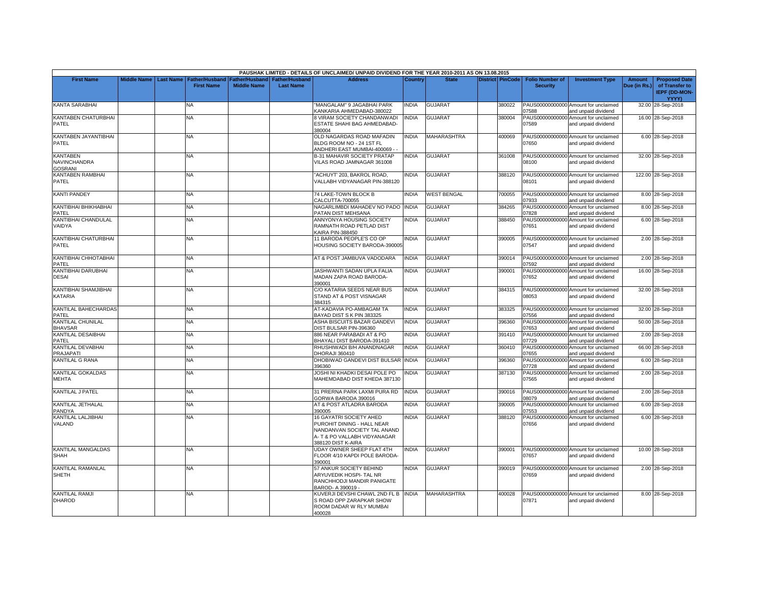PAUSHAK LIMITED - DETAILS OF UNCLAIMED/ UNPAID DIVIDEND FOR THE YEAR 2010-2011 AS ON 13.08.2015

| First Name | Middle Name | Last Name | Father/Husband First Name | Father/Husband Middle Name | Father/Husband Last Name | Address | Country | State | District | PinCode | Folio Number of Security | Investment Type | Amount Due (in Rs.) | Proposed Date of Transfer to IEPF (DD-MON-YYYY) |
|---|---|---|---|---|---|---|---|---|---|---|---|---|---|---|
| KANTA SARABHAI | | | NA | | | "MANGALAM" 9 JAGABHAI PARK KANKARIA AHMEDABAD-380022 | INDIA | GUJARAT | | 380022 | PAUS00000000000007588 | Amount for unclaimed and unpaid dividend | 32.00 | 28-Sep-2018 |
| KANTABEN CHATURBHAI PATEL | | | NA | | | 8 VIRAM SOCIETY CHANDANWADI ESTATE SHAHI BAG AHMEDABAD-380004 | INDIA | GUJARAT | | 380004 | PAUS00000000000007589 | Amount for unclaimed and unpaid dividend | 16.00 | 28-Sep-2018 |
| KANTABEN JAYANTIBHAI PATEL | | | NA | | | OLD NAGARDAS ROAD MAFADIN BLDG ROOM NO - 24 1ST FL ANDHERI EAST MUMBAI-400069 - - | INDIA | MAHARASHTRA | | 400069 | PAUS00000000000007650 | Amount for unclaimed and unpaid dividend | 6.00 | 28-Sep-2018 |
| KANTABEN NAVINCHANDRA GOSRANI | | | NA | | | B-31 MAHAVIR SOCIETY PRATAP VILAS ROAD JAMNAGAR 361008 | INDIA | GUJARAT | | 361008 | PAUS00000000000008100 | Amount for unclaimed and unpaid dividend | 32.00 | 28-Sep-2018 |
| KANTABEN RAMBHAI PATEL | | | NA | | | "ACHUYT' 203, BAKROL ROAD, VALLABH VIDYANAGAR PIN-388120 | INDIA | GUJARAT | | 388120 | PAUS00000000000008101 | Amount for unclaimed and unpaid dividend | 122.00 | 28-Sep-2018 |
| KANTI PANDEY | | | NA | | | 74 LAKE-TOWN BLOCK B CALCUTTA-700055 | INDIA | WEST BENGAL | | 700055 | PAUS00000000000007933 | Amount for unclaimed and unpaid dividend | 8.00 | 28-Sep-2018 |
| KANTIBHAI BHIKHABHAI PATEL | | | NA | | | NAGARLIMBDI MAHADEV NO PADO PATAN DIST MEHSANA | INDIA | GUJARAT | | 384265 | PAUS00000000000007828 | Amount for unclaimed and unpaid dividend | 8.00 | 28-Sep-2018 |
| KANTIBHAI CHANDULAL VAIDYA | | | NA | | | ANNYONYA HOUSING SOCIETY RAMNATH ROAD PETLAD DIST KAIRA PIN-388450 | INDIA | GUJARAT | | 388450 | PAUS00000000000007651 | Amount for unclaimed and unpaid dividend | 6.00 | 28-Sep-2018 |
| KANTIBHAI CHATURBHAI PATEL | | | NA | | | 11 BARODA PEOPLE'S CO OP HOUSING SOCIETY BARODA-390005 | INDIA | GUJARAT | | 390005 | PAUS00000000000007547 | Amount for unclaimed and unpaid dividend | 2.00 | 28-Sep-2018 |
| KANTIBHAI CHHOTABHAI PATEL | | | NA | | | AT & POST JAMBUVA VADODARA | INDIA | GUJARAT | | 390014 | PAUS00000000000007592 | Amount for unclaimed and unpaid dividend | 2.00 | 28-Sep-2018 |
| KANTIBHAI DARUBHAI DESAI | | | NA | | | JASHWANTI SADAN UPLA FALIA MADAN ZAPA ROAD BARODA-390001 | INDIA | GUJARAT | | 390001 | PAUS00000000000007652 | Amount for unclaimed and unpaid dividend | 16.00 | 28-Sep-2018 |
| KANTIBHAI SHAMJIBHAI KATARIA | | | NA | | | C/O KATARIA SEEDS NEAR BUS STAND AT & POST VISNAGAR 384315 | INDIA | GUJARAT | | 384315 | PAUS00000000000008053 | Amount for unclaimed and unpaid dividend | 32.00 | 28-Sep-2018 |
| KANTILAL BAHECHARDAS PATEL | | | NA | | | AT-KADAVIA PO-AMBAGAM TA BAYAD DIST S K PIN 383325 | INDIA | GUJARAT | | 383325 | PAUS00000000000007556 | Amount for unclaimed and unpaid dividend | 32.00 | 28-Sep-2018 |
| KANTILAL CHUNILAL BHAVSAR | | | NA | | | ASHA BISCUITS BAZAR GANDEVI DIST BULSAR PIN-396360 | INDIA | GUJARAT | | 396360 | PAUS00000000000007653 | Amount for unclaimed and unpaid dividend | 50.00 | 28-Sep-2018 |
| KANTILAL DESAIBHAI PATEL | | | NA | | | 886 NEAR PARABADI AT & PO BHAYALI DIST BARODA-391410 | INDIA | GUJARAT | | 391410 | PAUS00000000000007729 | Amount for unclaimed and unpaid dividend | 2.00 | 28-Sep-2018 |
| KANTILAL DEVABHAI PRAJAPATI | | | NA | | | RHUSHIWADI B/H ANANDNAGAR DHORAJI 360410 | INDIA | GUJARAT | | 360410 | PAUS00000000000007655 | Amount for unclaimed and unpaid dividend | 66.00 | 28-Sep-2018 |
| KANTILAL G RANA | | | NA | | | DHOBIWAD GANDEVI DIST BULSAR 396360 | INDIA | GUJARAT | | 396360 | PAUS00000000000007728 | Amount for unclaimed and unpaid dividend | 6.00 | 28-Sep-2018 |
| KANTILAL GOKALDAS MEHTA | | | NA | | | JOSHI NI KHADKI DESAI POLE PO MAHEMDABAD DIST KHEDA 387130 | INDIA | GUJARAT | | 387130 | PAUS00000000000007565 | Amount for unclaimed and unpaid dividend | 2.00 | 28-Sep-2018 |
| KANTILAL J PATEL | | | NA | | | 31 PRERNA PARK LAXMI PURA RD GORWA BARODA 390016 | INDIA | GUJARAT | | 390016 | PAUS00000000000008079 | Amount for unclaimed and unpaid dividend | 2.00 | 28-Sep-2018 |
| KANTILAL JETHALAL PANDYA | | | NA | | | AT & POST ATLADRA BARODA 390005 | INDIA | GUJARAT | | 390005 | PAUS00000000000007553 | Amount for unclaimed and unpaid dividend | 6.00 | 28-Sep-2018 |
| KANTILAL LALJIBHAI VALAND | | | NA | | | 16 GAYATRI SOCIETY AHED PUROHIT DINING - HALL NEAR NANDANVAN SOCIETY TAL ANAND A- T & PO VALLABH VIDYANAGAR 388120 DIST K-AIRA | INDIA | GUJARAT | | 388120 | PAUS00000000000007656 | Amount for unclaimed and unpaid dividend | 6.00 | 28-Sep-2018 |
| KANTILAL MANGALDAS SHAH | | | NA | | | UDAY OWNER SHEEP FLAT 4TH FLOOR 4/10 KAPDI POLE BARODA-390001 | INDIA | GUJARAT | | 390001 | PAUS00000000000007657 | Amount for unclaimed and unpaid dividend | 10.00 | 28-Sep-2018 |
| KANTILAL RAMANLAL SHETH | | | NA | | | 57 ANKUR SOCIETY BEHIND ARYUVEDIK HOSPI- TAL NR RANCHHODJI MANDIR PANIGATE BAROD- A 390019 - | INDIA | GUJARAT | | 390019 | PAUS00000000000007659 | Amount for unclaimed and unpaid dividend | 2.00 | 28-Sep-2018 |
| KANTILAL RAMJI DHAROD | | | NA | | | KUVERJI DEVSHI CHAWL 2ND FL B S ROAD OPP ZARAPKAR SHOW ROOM DADAR W RLY MUMBAI 400028 | INDIA | MAHARASHTRA | | 400028 | PAUS00000000000007871 | Amount for unclaimed and unpaid dividend | 8.00 | 28-Sep-2018 |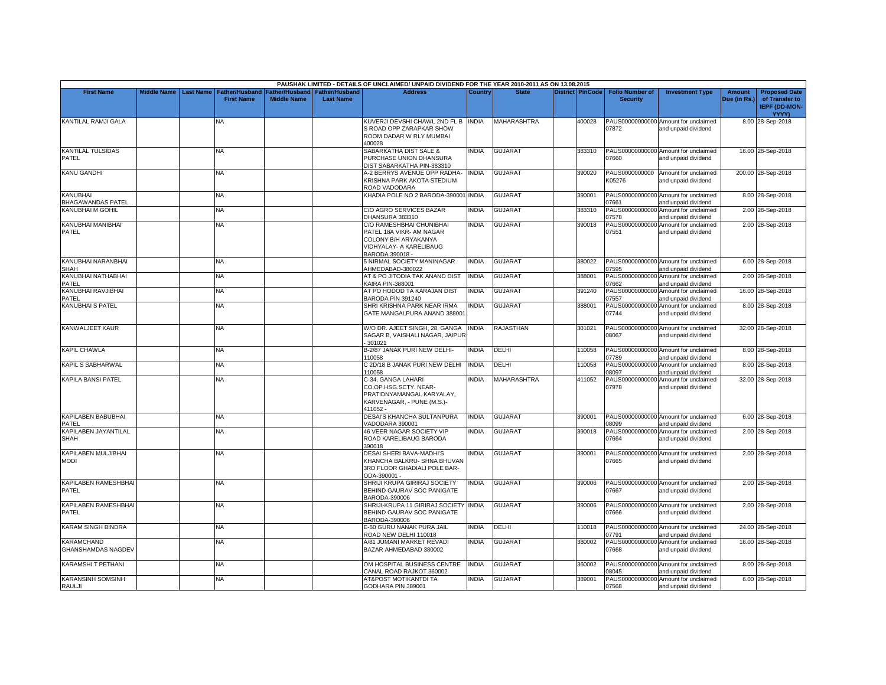PAUSHAK LIMITED - DETAILS OF UNCLAIMED/ UNPAID DIVIDEND FOR THE YEAR 2010-2011 AS ON 13.08.2015

| First Name | Middle Name | Last Name | Father/Husband First Name | Father/Husband Middle Name | Father/Husband Last Name | Address | Country | State | District | PinCode | Folio Number of Security | Investment Type | Amount Due (in Rs.) | Proposed Date of Transfer to IEPF (DD-MON-YYYY) |
|---|---|---|---|---|---|---|---|---|---|---|---|---|---|---|
| KANTILAL RAMJI GALA | | | NA | | | KUVERJI DEVSHI CHAWL 2ND FL B S ROAD OPP ZARAPKAR SHOW ROOM DADAR W RLY MUMBAI 400028 | INDIA | MAHARASHTRA | | 400028 | PAUS00000000000 07872 | Amount for unclaimed and unpaid dividend | 8.00 | 28-Sep-2018 |
| KANTILAL TULSIDAS PATEL | | | NA | | | SABARKATHA DIST SALE & PURCHASE UNION DHANSURA DIST SABARKATHA PIN-383310 | INDIA | GUJARAT | | 383310 | PAUS00000000000 07660 | Amount for unclaimed and unpaid dividend | 16.00 | 28-Sep-2018 |
| KANU GANDHI | | | NA | | | A-2 BERRYS AVENUE OPP RADHA-KRISHNA PARK AKOTA STEDIUM ROAD VADODARA | INDIA | GUJARAT | | 390020 | PAUS0000000000 K05276 | Amount for unclaimed and unpaid dividend | 200.00 | 28-Sep-2018 |
| KANUBHAI BHAGAWANDAS PATEL | | | NA | | | KHADIA POLE NO 2 BARODA-390001 | INDIA | GUJARAT | | 390001 | PAUS00000000000 07661 | Amount for unclaimed and unpaid dividend | 8.00 | 28-Sep-2018 |
| KANUBHAI M GOHIL | | | NA | | | C/O AGRO SERVICES BAZAR DHANSURA 383310 | INDIA | GUJARAT | | 383310 | PAUS00000000000 07578 | Amount for unclaimed and unpaid dividend | 2.00 | 28-Sep-2018 |
| KANUBHAI MANIBHAI PATEL | | | NA | | | C/O RAMESHBHAI CHUNIBHAI PATEL 18A VIKR- AM NAGAR COLONY B/H ARYAKANYA VIDHYALAY- A KARELIBAUG BARODA 390018 - | INDIA | GUJARAT | | 390018 | PAUS00000000000 07551 | Amount for unclaimed and unpaid dividend | 2.00 | 28-Sep-2018 |
| KANUBHAI NARANBHAI SHAH | | | NA | | | 5 NIRMAL SOCIETY MANINAGAR AHMEDABAD-380022 | INDIA | GUJARAT | | 380022 | PAUS00000000000 07595 | Amount for unclaimed and unpaid dividend | 6.00 | 28-Sep-2018 |
| KANUBHAI NATHABHAI PATEL | | | NA | | | AT & PO JITODIA TAK ANAND DIST KAIRA PIN-388001 | INDIA | GUJARAT | | 388001 | PAUS00000000000 07662 | Amount for unclaimed and unpaid dividend | 2.00 | 28-Sep-2018 |
| KANUBHAI RAVJIBHAI PATEL | | | NA | | | AT PO HODOD TA KARAJAN DIST BARODA PIN 391240 | INDIA | GUJARAT | | 391240 | PAUS00000000000 07557 | Amount for unclaimed and unpaid dividend | 16.00 | 28-Sep-2018 |
| KANUBHAI S PATEL | | | NA | | | SHRI KRISHNA PARK NEAR IRMA GATE MANGALPURA ANAND 388001 | INDIA | GUJARAT | | 388001 | PAUS00000000000 07744 | Amount for unclaimed and unpaid dividend | 8.00 | 28-Sep-2018 |
| KANWALJEET KAUR | | | NA | | | W/O DR. AJEET SINGH, 28, GANGA SAGAR B, VAISHALI NAGAR, JAIPUR - 301021 | INDIA | RAJASTHAN | | 301021 | PAUS00000000000 08067 | Amount for unclaimed and unpaid dividend | 32.00 | 28-Sep-2018 |
| KAPIL CHAWLA | | | NA | | | B-2/87 JANAK PURI NEW DELHI-110058 | INDIA | DELHI | | 110058 | PAUS00000000000 07789 | Amount for unclaimed and unpaid dividend | 8.00 | 28-Sep-2018 |
| KAPIL S SABHARWAL | | | NA | | | C 2D/18 B JANAK PURI NEW DELHI 110058 | INDIA | DELHI | | 110058 | PAUS00000000000 08097 | Amount for unclaimed and unpaid dividend | 8.00 | 28-Sep-2018 |
| KAPILA BANSI PATEL | | | NA | | | C-34, GANGA LAHARI CO.OP.HSG.SCTY. NEAR-PRATIDNYAMANGAL KARYALAY, KARVENAGAR, - PUNE (M.S.)- 411052 - | INDIA | MAHARASHTRA | | 411052 | PAUS00000000000 07978 | Amount for unclaimed and unpaid dividend | 32.00 | 28-Sep-2018 |
| KAPILABEN BABUBHAI PATEL | | | NA | | | DESAI'S KHANCHA SULTANPURA VADODARA 390001 | INDIA | GUJARAT | | 390001 | PAUS00000000000 08099 | Amount for unclaimed and unpaid dividend | 6.00 | 28-Sep-2018 |
| KAPILABEN JAYANTILAL SHAH | | | NA | | | 46 VEER NAGAR SOCIETY VIP ROAD KARELIBAUG BARODA 390018 | INDIA | GUJARAT | | 390018 | PAUS00000000000 07664 | Amount for unclaimed and unpaid dividend | 2.00 | 28-Sep-2018 |
| KAPILABEN MULJIBHAI MODI | | | NA | | | DESAI SHERI BAVA-MADHI'S KHANCHA BALKRU- SHNA BHUVAN 3RD FLOOR GHADIALI POLE BAR-ODA-390001 - | INDIA | GUJARAT | | 390001 | PAUS00000000000 07665 | Amount for unclaimed and unpaid dividend | 2.00 | 28-Sep-2018 |
| KAPILABEN RAMESHBHAI PATEL | | | NA | | | SHRIJI KRUPA GIRIRAJ SOCIETY BEHIND GAURAV SOC PANIGATE BARODA-390006 | INDIA | GUJARAT | | 390006 | PAUS00000000000 07667 | Amount for unclaimed and unpaid dividend | 2.00 | 28-Sep-2018 |
| KAPILABEN RAMESHBHAI PATEL | | | NA | | | SHRIJI-KRUPA 11 GIRIRAJ SOCIETY BEHIND GAURAV SOC PANIGATE BARODA-390006 | INDIA | GUJARAT | | 390006 | PAUS00000000000 07666 | Amount for unclaimed and unpaid dividend | 2.00 | 28-Sep-2018 |
| KARAM SINGH BINDRA | | | NA | | | E-50 GURU NANAK PURA JAIL ROAD NEW DELHI 110018 | INDIA | DELHI | | 110018 | PAUS00000000000 07791 | Amount for unclaimed and unpaid dividend | 24.00 | 28-Sep-2018 |
| KARAMCHAND GHANSHAMDAS NAGDEV | | | NA | | | A/81 JUMANI MARKET REVADI BAZAR AHMEDABAD 380002 | INDIA | GUJARAT | | 380002 | PAUS00000000000 07668 | Amount for unclaimed and unpaid dividend | 16.00 | 28-Sep-2018 |
| KARAMSHI T PETHANI | | | NA | | | OM HOSPITAL BUSINESS CENTRE CANAL ROAD RAJKOT 360002 | INDIA | GUJARAT | | 360002 | PAUS00000000000 08045 | Amount for unclaimed and unpaid dividend | 8.00 | 28-Sep-2018 |
| KARANSINH SOMSINH RAULJI | | | NA | | | AT&POST MOTIKANTDI TA GODHARA PIN 389001 | INDIA | GUJARAT | | 389001 | PAUS00000000000 07568 | Amount for unclaimed and unpaid dividend | 6.00 | 28-Sep-2018 |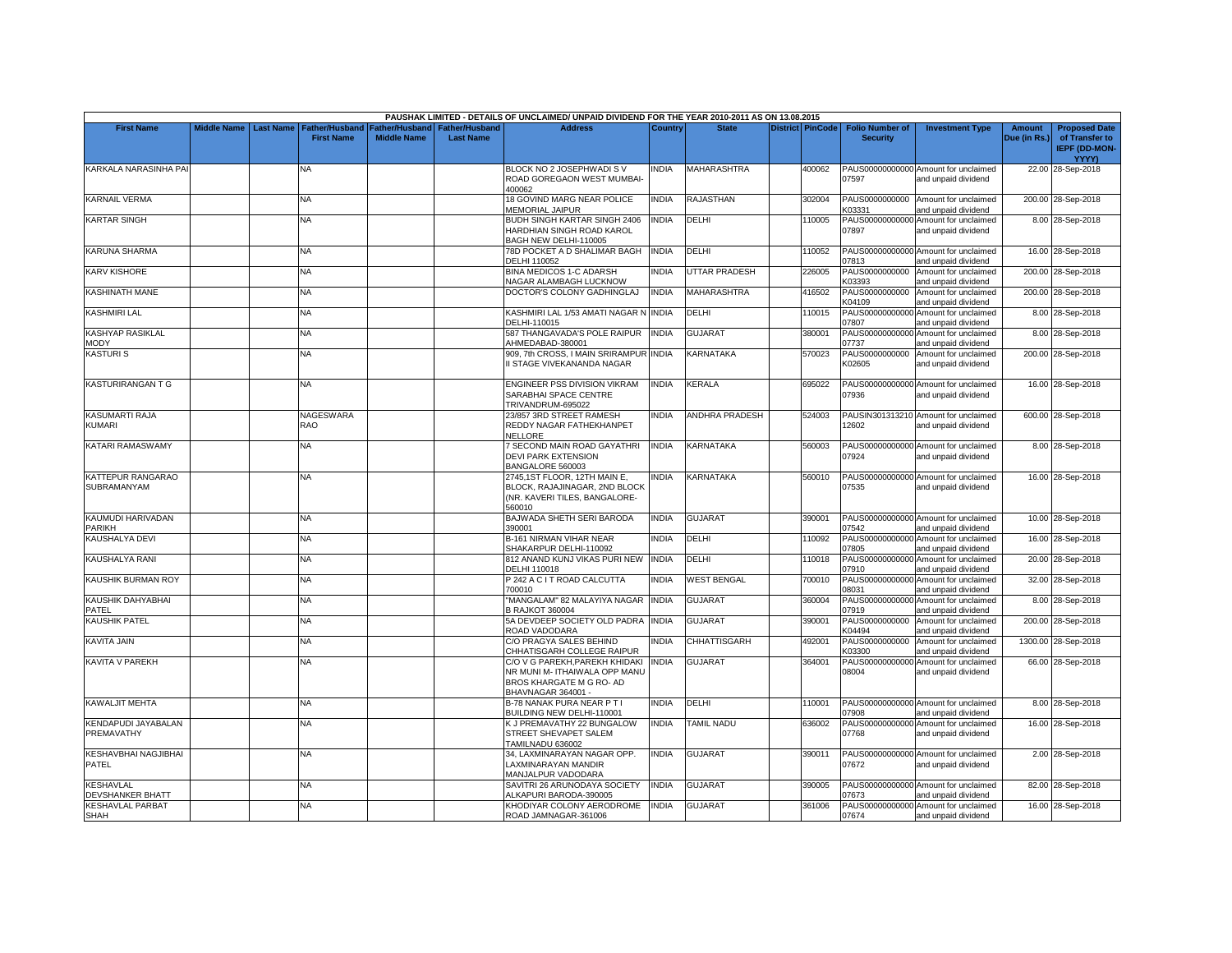PAUSHAK LIMITED - DETAILS OF UNCLAIMED/ UNPAID DIVIDEND FOR THE YEAR 2010-2011 AS ON 13.08.2015

| First Name | Middle Name | Last Name | Father/Husband First Name | Father/Husband Middle Name | Father/Husband Last Name | Address | Country | State | District | PinCode | Folio Number of Security | Investment Type | Amount Due (in Rs.) | Proposed Date of Transfer to IEPF (DD-MON-YYYY) |
|---|---|---|---|---|---|---|---|---|---|---|---|---|---|---|
| KARKALA NARASINHA PAI | | | NA | | | BLOCK NO 2 JOSEPHWADI S V ROAD GOREGAON WEST MUMBAI-400062 | INDIA | MAHARASHTRA | | 400062 | PAUS00000000000007597 | Amount for unclaimed and unpaid dividend | 22.00 | 28-Sep-2018 |
| KARNAIL VERMA | | | NA | | | 18 GOVIND MARG NEAR POLICE MEMORIAL JAIPUR | INDIA | RAJASTHAN | | 302004 | PAUS0000000000K03331 | Amount for unclaimed and unpaid dividend | 200.00 | 28-Sep-2018 |
| KARTAR SINGH | | | NA | | | BUDH SINGH KARTAR SINGH 2406 HARDHIAN SINGH ROAD KAROL BAGH NEW DELHI-110005 | INDIA | DELHI | | 110005 | PAUS00000000000007897 | Amount for unclaimed and unpaid dividend | 8.00 | 28-Sep-2018 |
| KARUNA SHARMA | | | NA | | | 78D POCKET A D SHALIMAR BAGH DELHI 110052 | INDIA | DELHI | | 110052 | PAUS00000000000007813 | Amount for unclaimed and unpaid dividend | 16.00 | 28-Sep-2018 |
| KARV KISHORE | | | NA | | | BINA MEDICOS 1-C ADARSH NAGAR ALAMBAGH LUCKNOW | INDIA | UTTAR PRADESH | | 226005 | PAUS0000000000K03393 | Amount for unclaimed and unpaid dividend | 200.00 | 28-Sep-2018 |
| KASHINATH MANE | | | NA | | | DOCTOR'S COLONY GADHINGLAJ | INDIA | MAHARASHTRA | | 416502 | PAUS0000000000K04109 | Amount for unclaimed and unpaid dividend | 200.00 | 28-Sep-2018 |
| KASHMIRI LAL | | | NA | | | KASHMIRI LAL 1/53 AMATI NAGAR N DELHI-110015 | INDIA | DELHI | | 110015 | PAUS00000000000007807 | Amount for unclaimed and unpaid dividend | 8.00 | 28-Sep-2018 |
| KASHYAP RASIKLAL MODY | | | NA | | | 587 THANGAVADA'S POLE RAIPUR AHMEDABAD-380001 | INDIA | GUJARAT | | 380001 | PAUS00000000000007737 | Amount for unclaimed and unpaid dividend | 8.00 | 28-Sep-2018 |
| KASTURI S | | | NA | | | 909, 7th CROSS, I MAIN SRIRAMPUR II STAGE VIVEKANANDA NAGAR | INDIA | KARNATAKA | | 570023 | PAUS0000000000K02605 | Amount for unclaimed and unpaid dividend | 200.00 | 28-Sep-2018 |
| KASTURIRANGAN T G | | | NA | | | ENGINEER PSS DIVISION VIKRAM SARABHAI SPACE CENTRE TRIVANDRUM-695022 | INDIA | KERALA | | 695022 | PAUS00000000000007936 | Amount for unclaimed and unpaid dividend | 16.00 | 28-Sep-2018 |
| KASUMARTI RAJA KUMARI | | | NAGESWARA RAO | | | 23/857 3RD STREET RAMESH REDDY NAGAR FATHEKHANPET NELLORE | INDIA | ANDHRA PRADESH | | 524003 | PAUSIN30131321012602 | Amount for unclaimed and unpaid dividend | 600.00 | 28-Sep-2018 |
| KATARI RAMASWAMY | | | NA | | | 7 SECOND MAIN ROAD GAYATHRI DEVI PARK EXTENSION BANGALORE 560003 | INDIA | KARNATAKA | | 560003 | PAUS00000000000007924 | Amount for unclaimed and unpaid dividend | 8.00 | 28-Sep-2018 |
| KATTEPUR RANGARAO SUBRAMANYAM | | | NA | | | 2745,1ST FLOOR, 12TH MAIN E, BLOCK, RAJAJINAGAR, 2ND BLOCK (NR. KAVERI TILES, BANGALORE-560010 | INDIA | KARNATAKA | | 560010 | PAUS00000000000007535 | Amount for unclaimed and unpaid dividend | 16.00 | 28-Sep-2018 |
| KAUMUDI HARIVADAN PARIKH | | | NA | | | BAJWADA SHETH SERI BARODA 390001 | INDIA | GUJARAT | | 390001 | PAUS00000000000007542 | Amount for unclaimed and unpaid dividend | 10.00 | 28-Sep-2018 |
| KAUSHALYA DEVI | | | NA | | | B-161 NIRMAN VIHAR NEAR SHAKARPUR DELHI-110092 | INDIA | DELHI | | 110092 | PAUS00000000000007805 | Amount for unclaimed and unpaid dividend | 16.00 | 28-Sep-2018 |
| KAUSHALYA RANI | | | NA | | | 812 ANAND KUNJ VIKAS PURI NEW DELHI 110018 | INDIA | DELHI | | 110018 | PAUS00000000000007910 | Amount for unclaimed and unpaid dividend | 20.00 | 28-Sep-2018 |
| KAUSHIK BURMAN ROY | | | NA | | | P 242 A C I T ROAD CALCUTTA 700010 | INDIA | WEST BENGAL | | 700010 | PAUS00000000000008031 | Amount for unclaimed and unpaid dividend | 32.00 | 28-Sep-2018 |
| KAUSHIK DAHYABHAI PATEL | | | NA | | | "MANGALAM" 82 MALAYIYA NAGAR B RAJKOT 360004 | INDIA | GUJARAT | | 360004 | PAUS00000000000007919 | Amount for unclaimed and unpaid dividend | 8.00 | 28-Sep-2018 |
| KAUSHIK PATEL | | | NA | | | 5A DEVDEEP SOCIETY OLD PADRA ROAD VADODARA | INDIA | GUJARAT | | 390001 | PAUS0000000000K04494 | Amount for unclaimed and unpaid dividend | 200.00 | 28-Sep-2018 |
| KAVITA JAIN | | | NA | | | C/O PRAGYA SALES BEHIND CHHATISGARH COLLEGE RAIPUR | INDIA | CHHATTISGARH | | 492001 | PAUS0000000000K03300 | Amount for unclaimed and unpaid dividend | 1300.00 | 28-Sep-2018 |
| KAVITA V PAREKH | | | NA | | | C/O V G PAREKH,PAREKH KHIDAKI NR MUNI M- ITHAIWALA OPP MANU BROS KHARGATE M G RO- AD BHAVNAGAR 364001 - | INDIA | GUJARAT | | 364001 | PAUS00000000000008004 | Amount for unclaimed and unpaid dividend | 66.00 | 28-Sep-2018 |
| KAWALJIT MEHTA | | | NA | | | B-78 NANAK PURA NEAR P T I BUILDING NEW DELHI-110001 | INDIA | DELHI | | 110001 | PAUS00000000000007908 | Amount for unclaimed and unpaid dividend | 8.00 | 28-Sep-2018 |
| KENDAPUDI JAYABALAN PREMAVATHY | | | NA | | | K J PREMAVATHY 22 BUNGALOW STREET SHEVAPET SALEM TAMILNADU 636002 | INDIA | TAMIL NADU | | 636002 | PAUS00000000000007768 | Amount for unclaimed and unpaid dividend | 16.00 | 28-Sep-2018 |
| KESHAVBHAI NAGJIBHAI PATEL | | | NA | | | 34, LAXMINARAYAN NAGAR OPP. LAXMINARAYAN MANDIR MANJALPUR VADODARA | INDIA | GUJARAT | | 390011 | PAUS00000000000007672 | Amount for unclaimed and unpaid dividend | 2.00 | 28-Sep-2018 |
| KESHAVLAL DEVSHANKER BHATT | | | NA | | | SAVITRI 26 ARUNODAYA SOCIETY ALKAPURI BARODA-390005 | INDIA | GUJARAT | | 390005 | PAUS00000000000007673 | Amount for unclaimed and unpaid dividend | 82.00 | 28-Sep-2018 |
| KESHAVLAL PARBAT SHAH | | | NA | | | KHODIYAR COLONY AERODROME ROAD JAMNAGAR-361006 | INDIA | GUJARAT | | 361006 | PAUS00000000000007674 | Amount for unclaimed and unpaid dividend | 16.00 | 28-Sep-2018 |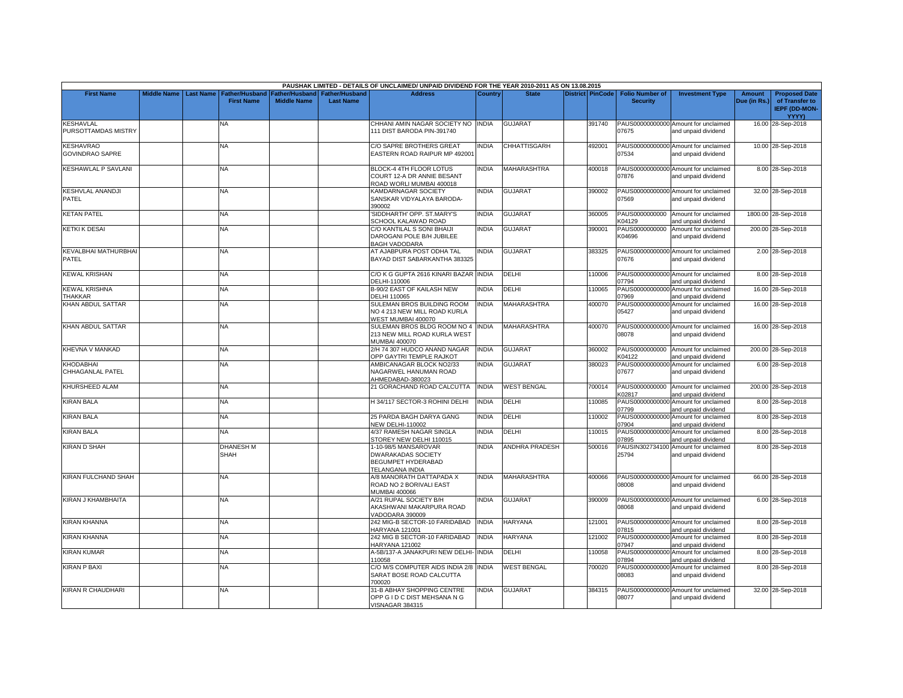PAUSHAK LIMITED - DETAILS OF UNCLAIMED/ UNPAID DIVIDEND FOR THE YEAR 2010-2011 AS ON 13.08.2015

| First Name | Middle Name | Last Name | Father/Husband First Name | Father/Husband Middle Name | Father/Husband Last Name | Address | Country | State | District | PinCode | Folio Number of Security | Investment Type | Amount Due (in Rs.) | Proposed Date of Transfer to IEPF (DD-MON-YYYY) |
|---|---|---|---|---|---|---|---|---|---|---|---|---|---|---|
| KESHAVLAL PURSOTTAMDAS MISTRY | | | NA | | | CHHANI AMIN NAGAR SOCIETY NO 111 DIST BARODA PIN-391740 | INDIA | GUJARAT | | 391740 | PAUS00000000000 07675 | Amount for unclaimed and unpaid dividend | 16.00 | 28-Sep-2018 |
| KESHAVRAO GOVINDRAO SAPRE | | | NA | | | C/O SAPRE BROTHERS GREAT EASTERN ROAD RAIPUR MP 492001 | INDIA | CHHATTISGARH | | 492001 | PAUS00000000000 07534 | Amount for unclaimed and unpaid dividend | 10.00 | 28-Sep-2018 |
| KESHAWLAL P SAVLANI | | | NA | | | BLOCK-4 4TH FLOOR LOTUS COURT 12-A DR ANNIE BESANT ROAD WORLI MUMBAI 400018 | INDIA | MAHARASHTRA | | 400018 | PAUS00000000000 07876 | Amount for unclaimed and unpaid dividend | 8.00 | 28-Sep-2018 |
| KESHVLAL ANANDJI PATEL | | | NA | | | KAMDARNAGAR SOCIETY SANSKAR VIDYALAYA BARODA-390002 | INDIA | GUJARAT | | 390002 | PAUS00000000000 07569 | Amount for unclaimed and unpaid dividend | 32.00 | 28-Sep-2018 |
| KETAN PATEL | | | NA | | | 'SIDDHARTH' OPP. ST.MARY'S SCHOOL KALAWAD ROAD | INDIA | GUJARAT | | 360005 | PAUS0000000000 K04129 | Amount for unclaimed and unpaid dividend | 1800.00 | 28-Sep-2018 |
| KETKI K DESAI | | | NA | | | C/O KANTILAL S SONI BHAIJI DAROGANI POLE B/H JUBILEE BAGH VADODARA | INDIA | GUJARAT | | 390001 | PAUS0000000000 K04696 | Amount for unclaimed and unpaid dividend | 200.00 | 28-Sep-2018 |
| KEVALBHAI MATHURBHAI PATEL | | | NA | | | AT AJABPURA POST ODHA TAL BAYAD DIST SABARKANTHA 383325 | INDIA | GUJARAT | | 383325 | PAUS00000000000 07676 | Amount for unclaimed and unpaid dividend | 2.00 | 28-Sep-2018 |
| KEWAL KRISHAN | | | NA | | | C/O K G GUPTA 2616 KINARI BAZAR DELHI-110006 | INDIA | DELHI | | 110006 | PAUS00000000000 07794 | Amount for unclaimed and unpaid dividend | 8.00 | 28-Sep-2018 |
| KEWAL KRISHNA THAKKAR | | | NA | | | B-90/2 EAST OF KAILASH NEW DELHI 110065 | INDIA | DELHI | | 110065 | PAUS00000000000 07969 | Amount for unclaimed and unpaid dividend | 16.00 | 28-Sep-2018 |
| KHAN ABDUL SATTAR | | | NA | | | SULEMAN BROS BUILDING ROOM NO 4 213 NEW MILL ROAD KURLA WEST MUMBAI 400070 | INDIA | MAHARASHTRA | | 400070 | PAUS00000000000 05427 | Amount for unclaimed and unpaid dividend | 16.00 | 28-Sep-2018 |
| KHAN ABDUL SATTAR | | | NA | | | SULEMAN BROS BLDG ROOM NO 4 213 NEW MILL ROAD KURLA WEST MUMBAI 400070 | INDIA | MAHARASHTRA | | 400070 | PAUS00000000000 08078 | Amount for unclaimed and unpaid dividend | 16.00 | 28-Sep-2018 |
| KHEVNA V MANKAD | | | NA | | | 2/H 74 307 HUDCO ANAND NAGAR OPP GAYTRI TEMPLE RAJKOT | INDIA | GUJARAT | | 360002 | PAUS0000000000 K04122 | Amount for unclaimed and unpaid dividend | 200.00 | 28-Sep-2018 |
| KHODABHAI CHHAGANLAL PATEL | | | NA | | | AMBICANAGAR BLOCK NO2/33 NAGARWEL HANUMAN ROAD AHMEDABAD-380023 | INDIA | GUJARAT | | 380023 | PAUS00000000000 07677 | Amount for unclaimed and unpaid dividend | 6.00 | 28-Sep-2018 |
| KHURSHEED ALAM | | | NA | | | 21 GORACHAND ROAD CALCUTTA | INDIA | WEST BENGAL | | 700014 | PAUS0000000000 K02817 | Amount for unclaimed and unpaid dividend | 200.00 | 28-Sep-2018 |
| KIRAN BALA | | | NA | | | H 34/117 SECTOR-3 ROHINI DELHI | INDIA | DELHI | | 110085 | PAUS00000000000 07799 | Amount for unclaimed and unpaid dividend | 8.00 | 28-Sep-2018 |
| KIRAN BALA | | | NA | | | 25 PARDA BAGH DARYA GANG NEW DELHI-110002 | INDIA | DELHI | | 110002 | PAUS00000000000 07904 | Amount for unclaimed and unpaid dividend | 8.00 | 28-Sep-2018 |
| KIRAN BALA | | | NA | | | 4/37 RAMESH NAGAR SINGLA STOREY NEW DELHI 110015 | INDIA | DELHI | | 110015 | PAUS00000000000 07895 | Amount for unclaimed and unpaid dividend | 8.00 | 28-Sep-2018 |
| KIRAN D SHAH | | | DHANESH M SHAH | | | 1-10-98/5 MANSAROVAR DWARAKADAS SOCIETY BEGUMPET HYDERABAD TELANGANA INDIA | INDIA | ANDHRA PRADESH | | 500016 | PAUSIN302734100 25794 | Amount for unclaimed and unpaid dividend | 8.00 | 28-Sep-2018 |
| KIRAN FULCHAND SHAH | | | NA | | | A/8 MANORATH DATTAPADA X ROAD NO 2 BORIVALI EAST MUMBAI 400066 | INDIA | MAHARASHTRA | | 400066 | PAUS00000000000 08008 | Amount for unclaimed and unpaid dividend | 66.00 | 28-Sep-2018 |
| KIRAN J KHAMBHAITA | | | NA | | | A/21 RUPAL SOCIETY B/H AKASHWANI MAKARPURA ROAD VADODARA 390009 | INDIA | GUJARAT | | 390009 | PAUS00000000000 08068 | Amount for unclaimed and unpaid dividend | 6.00 | 28-Sep-2018 |
| KIRAN KHANNA | | | NA | | | 242 MIG-B SECTOR-10 FARIDABAD HARYANA 121001 | INDIA | HARYANA | | 121001 | PAUS00000000000 07815 | Amount for unclaimed and unpaid dividend | 8.00 | 28-Sep-2018 |
| KIRAN KHANNA | | | NA | | | 242 MIG B SECTOR-10 FARIDABAD HARYANA 121002 | INDIA | HARYANA | | 121002 | PAUS00000000000 07947 | Amount for unclaimed and unpaid dividend | 8.00 | 28-Sep-2018 |
| KIRAN KUMAR | | | NA | | | A-5B/137-A JANAKPURI NEW DELHI-110058 | INDIA | DELHI | | 110058 | PAUS00000000000 07894 | Amount for unclaimed and unpaid dividend | 8.00 | 28-Sep-2018 |
| KIRAN P BAXI | | | NA | | | C/O M/S COMPUTER AIDS INDIA 2/8 SARAT BOSE ROAD CALCUTTA 700020 | INDIA | WEST BENGAL | | 700020 | PAUS00000000000 08083 | Amount for unclaimed and unpaid dividend | 8.00 | 28-Sep-2018 |
| KIRAN R CHAUDHARI | | | NA | | | 31-B ABHAY SHOPPING CENTRE OPP G I D C DIST MEHSANA N G VISNAGAR 384315 | INDIA | GUJARAT | | 384315 | PAUS00000000000 08077 | Amount for unclaimed and unpaid dividend | 32.00 | 28-Sep-2018 |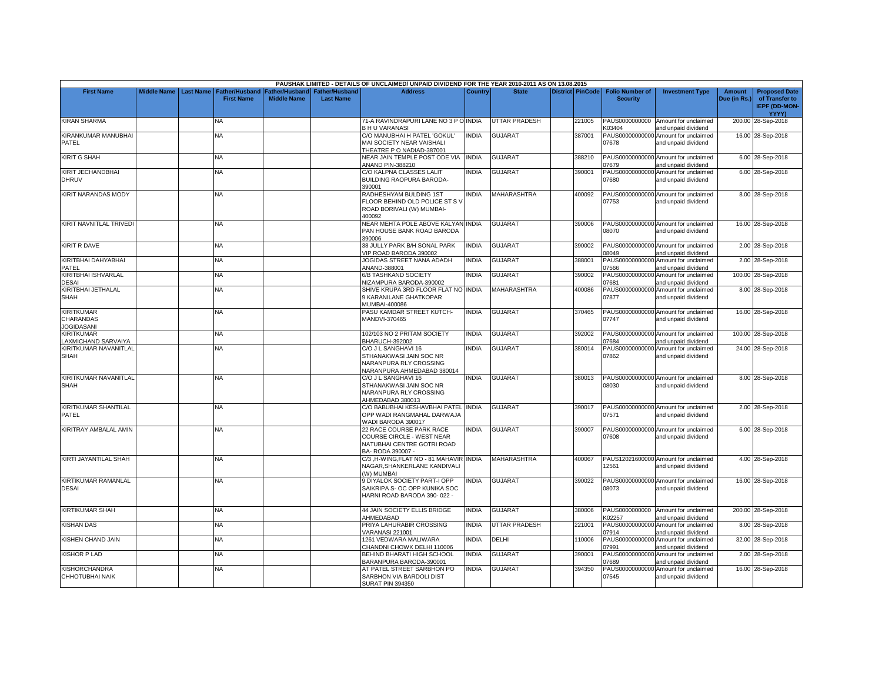PAUSHAK LIMITED - DETAILS OF UNCLAIMED/ UNPAID DIVIDEND FOR THE YEAR 2010-2011 AS ON 13.08.2015

| First Name | Middle Name | Last Name | Father/Husband First Name | Father/Husband Middle Name | Father/Husband Last Name | Address | Country | State | District | PinCode | Folio Number of Security | Investment Type | Amount Due (in Rs.) | Proposed Date of Transfer to IEPF (DD-MON-YYYY) |
|---|---|---|---|---|---|---|---|---|---|---|---|---|---|---|
| KIRAN SHARMA | | | NA | | | 71-A RAVINDRAPURI LANE NO 3 P O B H U VARANASI | INDIA | UTTAR PRADESH | | 221005 | PAUS0000000000K03404 | Amount for unclaimed and unpaid dividend | 200.00 | 28-Sep-2018 |
| KIRANKUMAR MANUBHAI PATEL | | | NA | | | C/O MANUBHAI H PATEL 'GOKUL' MAI SOCIETY NEAR VAISHALI THEATRE P O NADIAD-387001 | INDIA | GUJARAT | | 387001 | PAUS00000000000007678 | Amount for unclaimed and unpaid dividend | 16.00 | 28-Sep-2018 |
| KIRIT G SHAH | | | NA | | | NEAR JAIN TEMPLE POST ODE VIA ANAND PIN-388210 | INDIA | GUJARAT | | 388210 | PAUS00000000000007679 | Amount for unclaimed and unpaid dividend | 6.00 | 28-Sep-2018 |
| KIRIT JECHANDBHAI DHRUV | | | NA | | | C/O KALPNA CLASSES LALIT BUILDING RAOPURA BARODA-390001 | INDIA | GUJARAT | | 390001 | PAUS00000000000007680 | Amount for unclaimed and unpaid dividend | 6.00 | 28-Sep-2018 |
| KIRIT NARANDAS MODY | | | NA | | | RADHESHYAM BULDING 1ST FLOOR BEHIND OLD POLICE ST S V ROAD BORIVALI (W) MUMBAI-400092 | INDIA | MAHARASHTRA | | 400092 | PAUS00000000000007753 | Amount for unclaimed and unpaid dividend | 8.00 | 28-Sep-2018 |
| KIRIT NAVNITLAL TRIVEDI | | | NA | | | NEAR MEHTA POLE ABOVE KALYAN PAN HOUSE BANK ROAD BARODA 390006 | INDIA | GUJARAT | | 390006 | PAUS00000000000008070 | Amount for unclaimed and unpaid dividend | 16.00 | 28-Sep-2018 |
| KIRIT R DAVE | | | NA | | | 38 JULLY PARK B/H SONAL PARK VIP ROAD BARODA 390002 | INDIA | GUJARAT | | 390002 | PAUS00000000000008049 | Amount for unclaimed and unpaid dividend | 2.00 | 28-Sep-2018 |
| KIRITBHAI DAHYABHAI PATEL | | | NA | | | JOGIDAS STREET NANA ADADH ANAND-388001 | INDIA | GUJARAT | | 388001 | PAUS00000000000007566 | Amount for unclaimed and unpaid dividend | 2.00 | 28-Sep-2018 |
| KIRITBHAI ISHVARLAL DESAI | | | NA | | | 6/B TASHKAND SOCIETY NIZAMPURA BARODA-390002 | INDIA | GUJARAT | | 390002 | PAUS00000000000007681 | Amount for unclaimed and unpaid dividend | 100.00 | 28-Sep-2018 |
| KIRITBHAI JETHALAL SHAH | | | NA | | | SHIVE KRUPA 3RD FLOOR FLAT NO 9 KARANILANE GHATKOPAR MUMBAI-400086 | INDIA | MAHARASHTRA | | 400086 | PAUS00000000000007877 | Amount for unclaimed and unpaid dividend | 8.00 | 28-Sep-2018 |
| KIRITKUMAR CHARANDAS JOGIDASANI | | | NA | | | PASU KAMDAR STREET KUTCH-MANDVI-370465 | INDIA | GUJARAT | | 370465 | PAUS00000000000007747 | Amount for unclaimed and unpaid dividend | 16.00 | 28-Sep-2018 |
| KIRITKUMAR LAXMICHAND SARVAIYA | | | NA | | | 102/103 NO 2 PRITAM SOCIETY BHARUCH-392002 | INDIA | GUJARAT | | 392002 | PAUS00000000000007684 | Amount for unclaimed and unpaid dividend | 100.00 | 28-Sep-2018 |
| KIRITKUMAR NAVANITLAL SHAH | | | NA | | | C/O J L SANGHAVI 16 STHANAKWASI JAIN SOC NR NARANPURA RLY CROSSING NARANPURA AHMEDABAD 380014 | INDIA | GUJARAT | | 380014 | PAUS00000000000007862 | Amount for unclaimed and unpaid dividend | 24.00 | 28-Sep-2018 |
| KIRITKUMAR NAVANITLAL SHAH | | | NA | | | C/O J L SANGHAVI 16 STHANAKWASI JAIN SOC NR NARANPURA RLY CROSSING AHMEDABAD 380013 | INDIA | GUJARAT | | 380013 | PAUS00000000000008030 | Amount for unclaimed and unpaid dividend | 8.00 | 28-Sep-2018 |
| KIRITKUMAR SHANTILAL PATEL | | | NA | | | C/O BABUBHAI KESHAVBHAI PATEL OPP WADI RANGMAHAL DARWAJA WADI BARODA 390017 | INDIA | GUJARAT | | 390017 | PAUS00000000000007571 | Amount for unclaimed and unpaid dividend | 2.00 | 28-Sep-2018 |
| KIRITRAY AMBALAL AMIN | | | NA | | | 22 RACE COURSE PARK RACE COURSE CIRCLE - WEST NEAR NATUBHAI CENTRE GOTRI ROAD BA- RODA 390007 - | INDIA | GUJARAT | | 390007 | PAUS00000000000007608 | Amount for unclaimed and unpaid dividend | 6.00 | 28-Sep-2018 |
| KIRTI JAYANTILAL SHAH | | | NA | | | C/3 ,H-WING,FLAT NO - 81 MAHAVIR NAGAR,SHANKERLANE KANDIVALI (W) MUMBAI | INDIA | MAHARASHTRA | | 400067 | PAUS12021600000012561 | Amount for unclaimed and unpaid dividend | 4.00 | 28-Sep-2018 |
| KIRTIKUMAR RAMANLAL DESAI | | | NA | | | 9 DIYALOK SOCIETY PART-I OPP SAIKRIPA S- OC OPP KUNIKA SOC HARNI ROAD BARODA 390- 022 - | INDIA | GUJARAT | | 390022 | PAUS00000000000008073 | Amount for unclaimed and unpaid dividend | 16.00 | 28-Sep-2018 |
| KIRTIKUMAR SHAH | | | NA | | | 44 JAIN SOCIETY ELLIS BRIDGE AHMEDABAD | INDIA | GUJARAT | | 380006 | PAUS0000000000K02257 | Amount for unclaimed and unpaid dividend | 200.00 | 28-Sep-2018 |
| KISHAN DAS | | | NA | | | PRIYA LAHURABIR CROSSING VARANASI 221001 | INDIA | UTTAR PRADESH | | 221001 | PAUS00000000000007914 | Amount for unclaimed and unpaid dividend | 8.00 | 28-Sep-2018 |
| KISHEN CHAND JAIN | | | NA | | | 1261 VEDWARA MALIWARA CHANDNI CHOWK DELHI 110006 | INDIA | DELHI | | 110006 | PAUS00000000000007991 | Amount for unclaimed and unpaid dividend | 32.00 | 28-Sep-2018 |
| KISHOR P LAD | | | NA | | | BEHIND BHARATI HIGH SCHOOL BARANPURA BARODA-390001 | INDIA | GUJARAT | | 390001 | PAUS00000000000007689 | Amount for unclaimed and unpaid dividend | 2.00 | 28-Sep-2018 |
| KISHORCHANDRA CHHOTUBHAI NAIK | | | NA | | | AT PATEL STREET SARBHON PO SARBHON VIA BARDOLI DIST SURAT PIN 394350 | INDIA | GUJARAT | | 394350 | PAUS00000000000007545 | Amount for unclaimed and unpaid dividend | 16.00 | 28-Sep-2018 |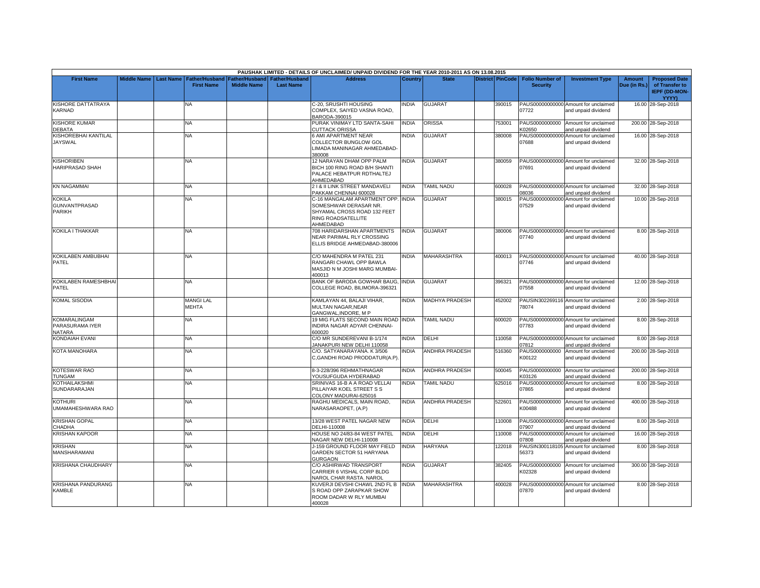| PAUSHAK LIMITED - DETAILS OF UNCLAIMED/ UNPAID DIVIDEND FOR THE YEAR 2010-2011 AS ON 13.08.2015 | | | | | | | | | | | | | | | |
|---|---|---|---|---|---|---|---|---|---|---|---|---|---|---|---|
| First Name | Middle Name | Last Name | Father/Husband First Name | Father/Husband Middle Name | Father/Husband Last Name | Address | Country | State | District | PinCode | Folio Number of Security | Investment Type | Amount Due (in Rs.) | Proposed Date of Transfer to IEPF (DD-MON-YYYY) |
| KISHORE DATTATRAYA KARNAD | | | NA | | | C-20, SRUSHTI HOUSING COMPLEX, SAIYED VASNA ROAD, BARODA-390015 | INDIA | GUJARAT | | 390015 | PAUS00000000000007722 | Amount for unclaimed and unpaid dividend | 16.00 | 28-Sep-2018 |
| KISHORE KUMAR DEBATA | | | NA | | | PURAK VINIMAY LTD SANTA-SAHI CUTTACK ORISSA | INDIA | ORISSA | | 753001 | PAUS0000000000K02650 | Amount for unclaimed and unpaid dividend | 200.00 | 28-Sep-2018 |
| KISHOREBHAI KANTILAL JAYSWAL | | | NA | | | 6 AMI APARTMENT NEAR COLLECTOR BUNGLOW GOL LIMADA MANINAGAR AHMEDABAD-380008 | INDIA | GUJARAT | | 380008 | PAUS00000000000007688 | Amount for unclaimed and unpaid dividend | 16.00 | 28-Sep-2018 |
| KISHORIBEN HARIPRASAD SHAH | | | NA | | | 12 NARAYAN DHAM OPP PALM BICH 100 RING ROAD B/H SHANTI PALACE HEBATPUR RDTHALTEJ AHMEDABAD | INDIA | GUJARAT | | 380059 | PAUS00000000000007691 | Amount for unclaimed and unpaid dividend | 32.00 | 28-Sep-2018 |
| KN NAGAMMAI | | | NA | | | 2 I & II LINK STREET MANDAVELI PAKKAM CHENNAI 600028 | INDIA | TAMIL NADU | | 600028 | PAUS00000000000008036 | Amount for unclaimed and unpaid dividend | 32.00 | 28-Sep-2018 |
| KOKILA GUNVANTPRASAD PARIKH | | | NA | | | C-16 MANGALAM APARTMENT OPP. SOMESHWAR DERASAR NR. SHYAMAL CROSS ROAD 132 FEET RING ROADSATELLITE AHMEDABAD | INDIA | GUJARAT | | 380015 | PAUS00000000000007529 | Amount for unclaimed and unpaid dividend | 10.00 | 28-Sep-2018 |
| KOKILA I THAKKAR | | | NA | | | 708 HARIDARSHAN APARTMENTS NEAR PARIMAL RLY CROSSING ELLIS BRIDGE AHMEDABAD-380006 | INDIA | GUJARAT | | 380006 | PAUS00000000000007740 | Amount for unclaimed and unpaid dividend | 8.00 | 28-Sep-2018 |
| KOKILABEN AMBUBHAI PATEL | | | NA | | | C/O MAHENDRA M PATEL 231 RANGARI CHAWL OPP BAWLA MASJID N M JOSHI MARG MUMBAI-400013 | INDIA | MAHARASHTRA | | 400013 | PAUS00000000000007746 | Amount for unclaimed and unpaid dividend | 40.00 | 28-Sep-2018 |
| KOKILABEN RAMESHBHAI PATEL | | | NA | | | BANK OF BARODA GOWHAR BAUG, COLLEGE ROAD, BILIMORA-396321 | INDIA | GUJARAT | | 396321 | PAUS00000000000007558 | Amount for unclaimed and unpaid dividend | 12.00 | 28-Sep-2018 |
| KOMAL SISODIA | | | MANGI LAL MEHTA | | | KAMLAYAN 44, BALAJI VIHAR, MULTAN NAGAR,NEAR GANGWAL,INDORE, M P | INDIA | MADHYA PRADESH | | 452002 | PAUSIN30226911678074 | Amount for unclaimed and unpaid dividend | 2.00 | 28-Sep-2018 |
| KOMARALINGAM PARASURAMA IYER NATARA | | | NA | | | 19 MIG FLATS SECOND MAIN ROAD INDIRA NAGAR ADYAR CHENNAI-600020 | INDIA | TAMIL NADU | | 600020 | PAUS00000000000007783 | Amount for unclaimed and unpaid dividend | 8.00 | 28-Sep-2018 |
| KONDAIAH EVANI | | | NA | | | C/O MR SUNDEREVANI B-1/174 JANAKPURI NEW DELHI 110058 | INDIA | DELHI | | 110058 | PAUS00000000000007812 | Amount for unclaimed and unpaid dividend | 8.00 | 28-Sep-2018 |
| KOTA MANOHARA | | | NA | | | C/O. SATYANARAYANA. K 3/506 C,GANDHI ROAD PRODDATUR(A.P). | INDIA | ANDHRA PRADESH | | 516360 | PAUS0000000000K00122 | Amount for unclaimed and unpaid dividend | 200.00 | 28-Sep-2018 |
| KOTESWAR RAO TUNGAM | | | NA | | | 8-3-228/396 REHMATHNAGAR YOUSUFGUDA HYDERABAD | INDIA | ANDHRA PRADESH | | 500045 | PAUS0000000000K03126 | Amount for unclaimed and unpaid dividend | 200.00 | 28-Sep-2018 |
| KOTHAILAKSHMI SUNDARARAJAN | | | NA | | | SRINIVAS 16-B A A ROAD VELLAI PILLAIYAR KOEL STREET S S COLONY MADURAI-625016 | INDIA | TAMIL NADU | | 625016 | PAUS00000000000007865 | Amount for unclaimed and unpaid dividend | 8.00 | 28-Sep-2018 |
| KOTHURI UMAMAHESHWARA RAO | | | NA | | | RAGHU MEDICALS, MAIN ROAD, NARASARAOPET, (A.P) | INDIA | ANDHRA PRADESH | | 522601 | PAUS0000000000K00488 | Amount for unclaimed and unpaid dividend | 400.00 | 28-Sep-2018 |
| KRISHAN GOPAL CHADHA | | | NA | | | 13/28 WEST PATEL NAGAR NEW DELHI-110008 | INDIA | DELHI | | 110008 | PAUS00000000000007907 | Amount for unclaimed and unpaid dividend | 8.00 | 28-Sep-2018 |
| KRISHAN KAPOOR | | | NA | | | HOUSE NO 24/83-84 WEST PATEL NAGAR NEW DELHI-110008 | INDIA | DELHI | | 110008 | PAUS00000000000007808 | Amount for unclaimed and unpaid dividend | 16.00 | 28-Sep-2018 |
| KRISHAN MANSHARAMANI | | | NA | | | J-159 GROUND FLOOR MAY FIELD GARDEN SECTOR 51 HARYANA GURGAON | INDIA | HARYANA | | 122018 | PAUSIN30011810556373 | Amount for unclaimed and unpaid dividend | 8.00 | 28-Sep-2018 |
| KRISHANA CHAUDHARY | | | NA | | | C/O ASHIRWAD TRANSPORT CARRIER 6 VISHAL CORP BLDG NAROL CHAR RASTA. NAROL | INDIA | GUJARAT | | 382405 | PAUS0000000000K02328 | Amount for unclaimed and unpaid dividend | 300.00 | 28-Sep-2018 |
| KRISHANA PANDURANG KAMBLE | | | NA | | | KUVERJI DEVSHI CHAWL 2ND FL B S ROAD OPP ZARAPKAR SHOW ROOM DADAR W RLY MUMBAI 400028 | INDIA | MAHARASHTRA | | 400028 | PAUS00000000000007870 | Amount for unclaimed and unpaid dividend | 8.00 | 28-Sep-2018 |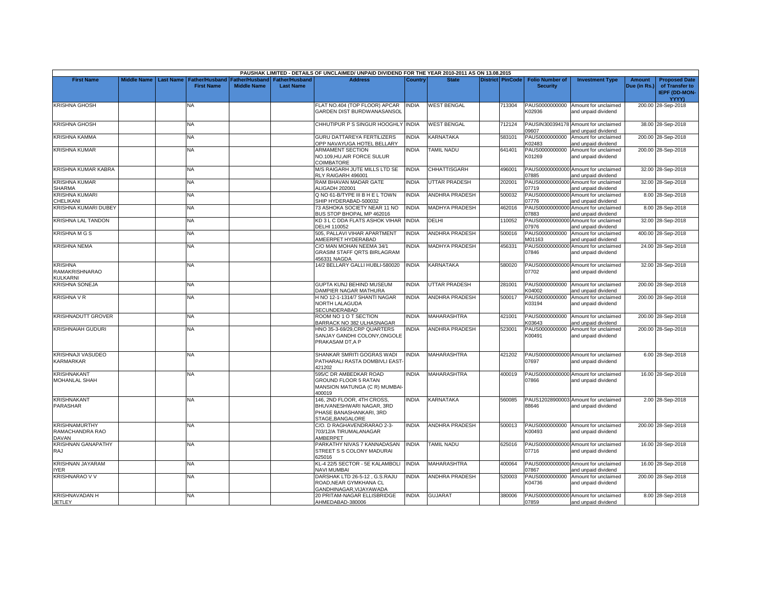PAUSHAK LIMITED - DETAILS OF UNCLAIMED/ UNPAID DIVIDEND FOR THE YEAR 2010-2011 AS ON 13.08.2015

| First Name | Middle Name | Last Name | Father/Husband First Name | Father/Husband Middle Name | Father/Husband Last Name | Address | Country | State | District | PinCode | Folio Number of Security | Investment Type | Amount Due (in Rs.) | Proposed Date of Transfer to IEPF (DD-MON-YYYY) |
|---|---|---|---|---|---|---|---|---|---|---|---|---|---|---|
| KRISHNA GHOSH | | | NA | | | FLAT NO.404 (TOP FLOOR) APCAR GARDEN DIST BURDWANASANSOL | INDIA | WEST BENGAL | | 713304 | PAUS0000000000K02936 | Amount for unclaimed and unpaid dividend | 200.00 | 28-Sep-2018 |
| KRISHNA GHOSH | | | NA | | | CHHUTIPUR P S SINGUR HOOGHLY | INDIA | WEST BENGAL | | 712124 | PAUSIN30039417809607 | Amount for unclaimed and unpaid dividend | 38.00 | 28-Sep-2018 |
| KRISHNA KAMMA | | | NA | | | GURU DATTAREYA FERTILIZERS OPP NAVAYUGA HOTEL BELLARY | INDIA | KARNATAKA | | 583101 | PAUS0000000000K02483 | Amount for unclaimed and unpaid dividend | 200.00 | 28-Sep-2018 |
| KRISHNA KUMAR | | | NA | | | ARMAMENT SECTION NO.109,HU,AIR FORCE SULUR COIMBATORE | INDIA | TAMIL NADU | | 641401 | PAUS0000000000K01269 | Amount for unclaimed and unpaid dividend | 200.00 | 28-Sep-2018 |
| KRISHNA KUMAR KABRA | | | NA | | | M/S RAIGARH JUTE MILLS LTD SE RLY RAIGARH 496001 | INDIA | CHHATTISGARH | | 496001 | PAUS00000000000007885 | Amount for unclaimed and unpaid dividend | 32.00 | 28-Sep-2018 |
| KRISHNA KUMAR SHARMA | | | NA | | | RAM BHAVAN MADAR GATE ALIGADH 202001 | INDIA | UTTAR PRADESH | | 202001 | PAUS00000000000007719 | Amount for unclaimed and unpaid dividend | 32.00 | 28-Sep-2018 |
| KRISHNA KUMARI CHELIKANI | | | NA | | | Q NO 61-B/TYPE III B H E L TOWN SHIP HYDERABAD-500032 | INDIA | ANDHRA PRADESH | | 500032 | PAUS00000000000007776 | Amount for unclaimed and unpaid dividend | 8.00 | 28-Sep-2018 |
| KRISHNA KUMARI DUBEY | | | NA | | | 73 ASHOKA SOCIETY NEAR 11 NO BUS STOP BHOPAL MP 462016 | INDIA | MADHYA PRADESH | | 462016 | PAUS00000000000007883 | Amount for unclaimed and unpaid dividend | 8.00 | 28-Sep-2018 |
| KRISHNA LAL TANDON | | | NA | | | KD 3 L C DDA FLATS ASHOK VIHAR DELHI 110052 | INDIA | DELHI | | 110052 | PAUS00000000000007976 | Amount for unclaimed and unpaid dividend | 32.00 | 28-Sep-2018 |
| KRISHNA M G S | | | NA | | | 505, PALLAVI VIHAR APARTMENT AMEERPET HYDERABAD | INDIA | ANDHRA PRADESH | | 500016 | PAUS0000000000M01163 | Amount for unclaimed and unpaid dividend | 400.00 | 28-Sep-2018 |
| KRISHNA NEMA | | | NA | | | C/O MAN MOHAN NEEMA 34/1 GRASIM STAFF QRTS BIRLAGRAM 456331 NAGDA | INDIA | MADHYA PRADESH | | 456331 | PAUS00000000000007846 | Amount for unclaimed and unpaid dividend | 24.00 | 28-Sep-2018 |
| KRISHNA RAMAKRISHNARAO KULKARNI | | | NA | | | 14/2 BELLARY GALLI HUBLI-580020 | INDIA | KARNATAKA | | 580020 | PAUS00000000000007702 | Amount for unclaimed and unpaid dividend | 32.00 | 28-Sep-2018 |
| KRISHNA SONEJA | | | NA | | | GUPTA KUNJ BEHIND MUSEUM DAMPIER NAGAR MATHURA | INDIA | UTTAR PRADESH | | 281001 | PAUS0000000000K04002 | Amount for unclaimed and unpaid dividend | 200.00 | 28-Sep-2018 |
| KRISHNA V R | | | NA | | | H NO 12-1-1314/7 SHANTI NAGAR NORTH LALAGUDA SECUNDERABAD | INDIA | ANDHRA PRADESH | | 500017 | PAUS0000000000K03194 | Amount for unclaimed and unpaid dividend | 200.00 | 28-Sep-2018 |
| KRISHNADUTT GROVER | | | NA | | | ROOM NO 1 O T SECTION BARRACK NO 382 ULHASNAGAR | INDIA | MAHARASHTRA | | 421001 | PAUS0000000000K03643 | Amount for unclaimed and unpaid dividend | 200.00 | 28-Sep-2018 |
| KRISHNAIAH GUDURI | | | NA | | | HNO 35-3-69/29,CRP QUARTERS SANJAY GANDHI COLONY,ONGOLE PRAKASAM DT,A P | INDIA | ANDHRA PRADESH | | 523001 | PAUS0000000000K00491 | Amount for unclaimed and unpaid dividend | 200.00 | 28-Sep-2018 |
| KRISHNAJI VASUDEO KARMARKAR | | | NA | | | SHANKAR SMRITI GOGRAS WADI PATHARALI RASTA DOMBIVLI EAST-421202 | INDIA | MAHARASHTRA | | 421202 | PAUS00000000000007697 | Amount for unclaimed and unpaid dividend | 6.00 | 28-Sep-2018 |
| KRISHNAKANT MOHANLAL SHAH | | | NA | | | 595/C DR AMBEDKAR ROAD GROUND FLOOR 5 RATAN MANSION MATUNGA (C R) MUMBAI-400019 | INDIA | MAHARASHTRA | | 400019 | PAUS00000000000007866 | Amount for unclaimed and unpaid dividend | 16.00 | 28-Sep-2018 |
| KRISHNAKANT PARASHAR | | | NA | | | 146, 2ND FLOOR, 4TH CROSS, BHUVANESHWARI NAGAR, 3RD PHASE BANASHANKARI, 3RD STAGE,BANGALORE | INDIA | KARNATAKA | | 560085 | PAUS1202890000388646 | Amount for unclaimed and unpaid dividend | 2.00 | 28-Sep-2018 |
| KRISHNAMURTHY RAMACHANDRA RAO DAVAN | | | NA | | | C/O. D RAGHAVENDRARAO 2-3-703/12/A TIRUMALANAGAR AMBERPET | INDIA | ANDHRA PRADESH | | 500013 | PAUS0000000000K00493 | Amount for unclaimed and unpaid dividend | 200.00 | 28-Sep-2018 |
| KRISHNAN GANAPATHY RAJ | | | NA | | | PARKATHY NIVAS 7 KANNADASAN STREET S S COLONY MADURAI 625016 | INDIA | TAMIL NADU | | 625016 | PAUS00000000000007716 | Amount for unclaimed and unpaid dividend | 16.00 | 28-Sep-2018 |
| KRISHNAN JAYARAM IYER | | | NA | | | KL-4 22/5 SECTOR - 5E KALAMBOLI NAVI MUMBAI | INDIA | MAHARASHTRA | | 400064 | PAUS00000000000007867 | Amount for unclaimed and unpaid dividend | 16.00 | 28-Sep-2018 |
| KRISHNARAO V V | | | NA | | | DARSHAK LTD 26-5-12 , G.S.RAJU ROAD,NEAR GYMKHANA CL GANDHINAGAR,VIJAYAWADA | INDIA | ANDHRA PRADESH | | 520003 | PAUS0000000000K04736 | Amount for unclaimed and unpaid dividend | 200.00 | 28-Sep-2018 |
| KRISHNAVADAN H JETLEY | | | NA | | | 20 PRITAM-NAGAR ELLISBRIDGE AHMEDABAD-380006 | INDIA | GUJARAT | | 380006 | PAUS00000000000007859 | Amount for unclaimed and unpaid dividend | 8.00 | 28-Sep-2018 |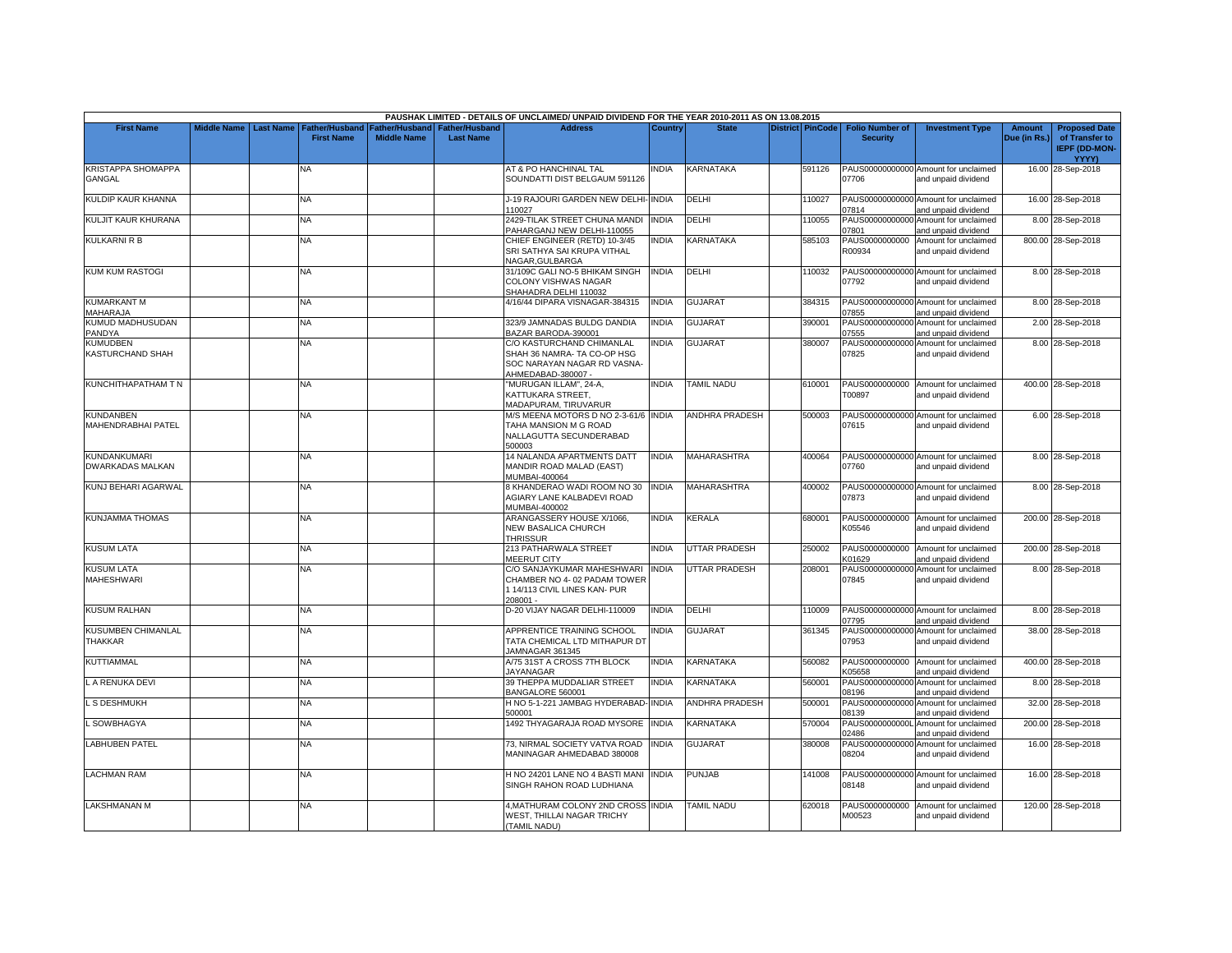PAUSHAK LIMITED - DETAILS OF UNCLAIMED/ UNPAID DIVIDEND FOR THE YEAR 2010-2011 AS ON 13.08.2015

| First Name | Middle Name | Last Name | Father/Husband First Name | Father/Husband Middle Name | Father/Husband Last Name | Address | Country | State | District | PinCode | Folio Number of Security | Investment Type | Amount Due (in Rs.) | Proposed Date of Transfer to IEPF (DD-MON-YYYY) |
|---|---|---|---|---|---|---|---|---|---|---|---|---|---|---|
| KRISTAPPA SHOMAPPA GANGAL | | | NA | | | AT & PO HANCHINAL TAL SOUNDATTI DIST BELGAUM 591126 | INDIA | KARNATAKA | | 591126 | PAUS00000000000007706 | Amount for unclaimed and unpaid dividend | 16.00 | 28-Sep-2018 |
| KULDIP KAUR KHANNA | | | NA | | | J-19 RAJOURI GARDEN NEW DELHI-110027 | INDIA | DELHI | | 110027 | PAUS00000000000007814 | Amount for unclaimed and unpaid dividend | 16.00 | 28-Sep-2018 |
| KULJIT KAUR KHURANA | | | NA | | | 2429-TILAK STREET CHUNA MANDI PAHARGANJ NEW DELHI-110055 | INDIA | DELHI | | 110055 | PAUS00000000000007801 | Amount for unclaimed and unpaid dividend | 8.00 | 28-Sep-2018 |
| KULKARNI R B | | | NA | | | CHIEF ENGINEER (RETD) 10-3/45 SRI SATHYA SAI KRUPA VITHAL NAGAR,GULBARGA | INDIA | KARNATAKA | | 585103 | PAUS0000000000R00934 | Amount for unclaimed and unpaid dividend | 800.00 | 28-Sep-2018 |
| KUM KUM RASTOGI | | | NA | | | 31/109C GALI NO-5 BHIKAM SINGH COLONY VISHWAS NAGAR SHAHADRA DELHI 110032 | INDIA | DELHI | | 110032 | PAUS00000000000007792 | Amount for unclaimed and unpaid dividend | 8.00 | 28-Sep-2018 |
| KUMARKANT M MAHARAJA | | | NA | | | 4/16/44 DIPARA VISNAGAR-384315 | INDIA | GUJARAT | | 384315 | PAUS00000000000007855 | Amount for unclaimed and unpaid dividend | 8.00 | 28-Sep-2018 |
| KUMUD MADHUSUDAN PANDYA | | | NA | | | 323/9 JAMNADAS BULDG DANDIA BAZAR BARODA-390001 | INDIA | GUJARAT | | 390001 | PAUS00000000000007555 | Amount for unclaimed and unpaid dividend | 2.00 | 28-Sep-2018 |
| KUMUDBEN KASTURCHAND SHAH | | | NA | | | C/O KASTURCHAND CHIMANLAL SHAH 36 NAMRA- TA CO-OP HSG SOC NARAYAN NAGAR RD VASNA-AHMEDABAD-380007 - | INDIA | GUJARAT | | 380007 | PAUS00000000000007825 | Amount for unclaimed and unpaid dividend | 8.00 | 28-Sep-2018 |
| KUNCHITHAPATHAM T N | | | NA | | | "MURUGAN ILLAM", 24-A, KATTUKARA STREET, MADAPURAM, TIRUVARUR | INDIA | TAMIL NADU | | 610001 | PAUS0000000000T00897 | Amount for unclaimed and unpaid dividend | 400.00 | 28-Sep-2018 |
| KUNDANBEN MAHENDRABHAI PATEL | | | NA | | | M/S MEENA MOTORS D NO 2-3-61/6 TAHA MANSION M G ROAD NALLAGUTTA SECUNDERABAD 500003 | INDIA | ANDHRA PRADESH | | 500003 | PAUS00000000000007615 | Amount for unclaimed and unpaid dividend | 6.00 | 28-Sep-2018 |
| KUNDANKUMARI DWARKADAS MALKAN | | | NA | | | 14 NALANDA APARTMENTS DATT MANDIR ROAD MALAD (EAST) MUMBAI-400064 | INDIA | MAHARASHTRA | | 400064 | PAUS00000000000007760 | Amount for unclaimed and unpaid dividend | 8.00 | 28-Sep-2018 |
| KUNJ BEHARI AGARWAL | | | NA | | | 8 KHANDERAO WADI ROOM NO 30 AGIARY LANE KALBADEVI ROAD MUMBAI-400002 | INDIA | MAHARASHTRA | | 400002 | PAUS00000000000007873 | Amount for unclaimed and unpaid dividend | 8.00 | 28-Sep-2018 |
| KUNJAMMA THOMAS | | | NA | | | ARANGASSERY HOUSE X/1066, NEW BASALICA CHURCH THRISSUR | INDIA | KERALA | | 680001 | PAUS0000000000K05546 | Amount for unclaimed and unpaid dividend | 200.00 | 28-Sep-2018 |
| KUSUM LATA | | | NA | | | 213 PATHARWALA STREET MEERUT CITY | INDIA | UTTAR PRADESH | | 250002 | PAUS0000000000K01629 | Amount for unclaimed and unpaid dividend | 200.00 | 28-Sep-2018 |
| KUSUM LATA MAHESHWARI | | | NA | | | C/O SANJAYKUMAR MAHESHWARI CHAMBER NO 4- 02 PADAM TOWER 1 14/113 CIVIL LINES KAN- PUR 208001 - | INDIA | UTTAR PRADESH | | 208001 | PAUS00000000000007845 | Amount for unclaimed and unpaid dividend | 8.00 | 28-Sep-2018 |
| KUSUM RALHAN | | | NA | | | D-20 VIJAY NAGAR DELHI-110009 | INDIA | DELHI | | 110009 | PAUS00000000000007795 | Amount for unclaimed and unpaid dividend | 8.00 | 28-Sep-2018 |
| KUSUMBEN CHIMANLAL THAKKAR | | | NA | | | APPRENTICE TRAINING SCHOOL TATA CHEMICAL LTD MITHAPUR DT JAMNAGAR 361345 | INDIA | GUJARAT | | 361345 | PAUS00000000000007953 | Amount for unclaimed and unpaid dividend | 38.00 | 28-Sep-2018 |
| KUTTIAMMAL | | | NA | | | A/75 31ST A CROSS 7TH BLOCK JAYANAGAR | INDIA | KARNATAKA | | 560082 | PAUS0000000000K05658 | Amount for unclaimed and unpaid dividend | 400.00 | 28-Sep-2018 |
| L A RENUKA DEVI | | | NA | | | 39 THEPPA MUDDALIAR STREET BANGALORE 560001 | INDIA | KARNATAKA | | 560001 | PAUS00000000000008196 | Amount for unclaimed and unpaid dividend | 8.00 | 28-Sep-2018 |
| L S DESHMUKH | | | NA | | | H NO 5-1-221 JAMBAG HYDERABAD-500001 | INDIA | ANDHRA PRADESH | | 500001 | PAUS00000000000008139 | Amount for unclaimed and unpaid dividend | 32.00 | 28-Sep-2018 |
| L SOWBHAGYA | | | NA | | | 1492 THYAGARAJA ROAD MYSORE | INDIA | KARNATAKA | | 570004 | PAUS0000000000L02486 | Amount for unclaimed and unpaid dividend | 200.00 | 28-Sep-2018 |
| LABHUBEN PATEL | | | NA | | | 73, NIRMAL SOCIETY VATVA ROAD MANINAGAR AHMEDABAD 380008 | INDIA | GUJARAT | | 380008 | PAUS00000000000008204 | Amount for unclaimed and unpaid dividend | 16.00 | 28-Sep-2018 |
| LACHMAN RAM | | | NA | | | H NO 24201 LANE NO 4 BASTI MANI SINGH RAHON ROAD LUDHIANA | INDIA | PUNJAB | | 141008 | PAUS00000000000008148 | Amount for unclaimed and unpaid dividend | 16.00 | 28-Sep-2018 |
| LAKSHMANAN M | | | NA | | | 4,MATHURAM COLONY 2ND CROSS WEST, THILLAI NAGAR TRICHY (TAMIL NADU) | INDIA | TAMIL NADU | | 620018 | PAUS0000000000M00523 | Amount for unclaimed and unpaid dividend | 120.00 | 28-Sep-2018 |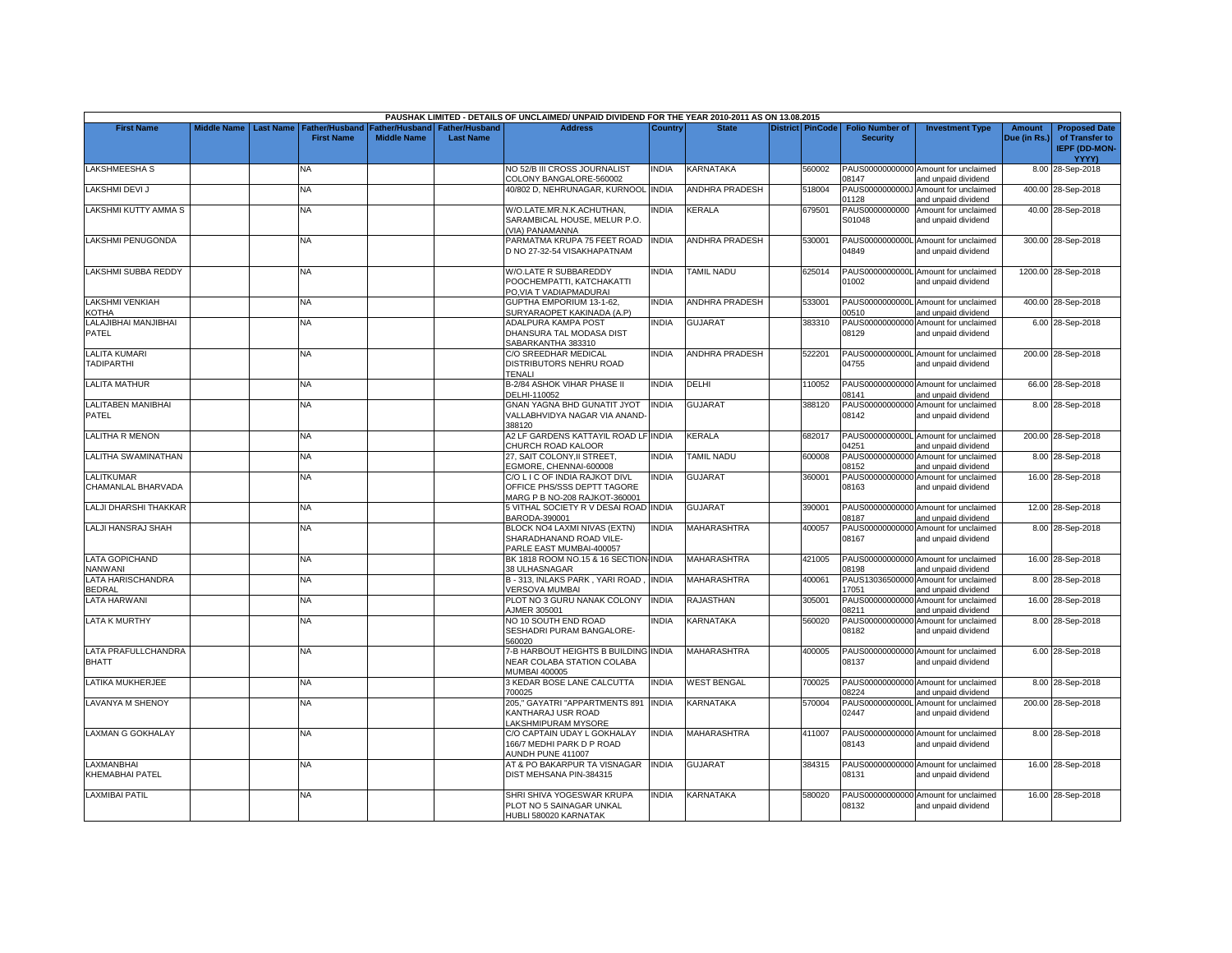| PAUSHAK LIMITED - DETAILS OF UNCLAIMED/ UNPAID DIVIDEND FOR THE YEAR 2010-2011 AS ON 13.08.2015 | | | | | | | | | | | | | | | | |
|---|---|---|---|---|---|---|---|---|---|---|---|---|---|---|---|---|
| **First Name** | **Middle Name** | **Last Name** | **Father/Husband First Name** | **Father/Husband Middle Name** | **Father/Husband Last Name** | **Address** | **Country** | **State** | **District** | **PinCode** | **Folio Number of Security** | **Investment Type** | **Amount Due (in Rs.)** | **Proposed Date of Transfer to IEPF (DD-MON-YYYY)** |
| LAKSHMEESHA S | | | NA | | | NO 52/B III CROSS JOURNALIST COLONY BANGALORE-560002 | INDIA | KARNATAKA | | 560002 | PAUS000000000000 08147 | Amount for unclaimed and unpaid dividend | 8.00 | 28-Sep-2018 |
| LAKSHMI DEVI J | | | NA | | | 40/802 D, NEHRUNAGAR, KURNOOL | INDIA | ANDHRA PRADESH | | 518004 | PAUS0000000000J 01128 | Amount for unclaimed and unpaid dividend | 400.00 | 28-Sep-2018 |
| LAKSHMI KUTTY AMMA S | | | NA | | | W/O.LATE.MR.N.K.ACHUTHAN, SARAMBICAL HOUSE, MELUR P.O. (VIA) PANAMANNA | INDIA | KERALA | | 679501 | PAUS0000000000 S01048 | Amount for unclaimed and unpaid dividend | 40.00 | 28-Sep-2018 |
| LAKSHMI PENUGONDA | | | NA | | | PARMATMA KRUPA 75 FEET ROAD D NO 27-32-54 VISAKHAPATNAM | INDIA | ANDHRA PRADESH | | 530001 | PAUS0000000000L 04849 | Amount for unclaimed and unpaid dividend | 300.00 | 28-Sep-2018 |
| LAKSHMI SUBBA REDDY | | | NA | | | W/O.LATE R SUBBAREDDY POOCHEMPATTI, KATCHAKATTI PO,VIA T VADIAPMADURAI | INDIA | TAMIL NADU | | 625014 | PAUS0000000000L 01002 | Amount for unclaimed and unpaid dividend | 1200.00 | 28-Sep-2018 |
| LAKSHMI VENKIAH KOTHA | | | NA | | | GUPTHA EMPORIUM 13-1-62, SURYARAOPET KAKINADA (A.P) | INDIA | ANDHRA PRADESH | | 533001 | PAUS0000000000L 00510 | Amount for unclaimed and unpaid dividend | 400.00 | 28-Sep-2018 |
| LALAJIBHAI MANJIBHAI PATEL | | | NA | | | ADALPURA KAMPA POST DHANSURA TAL MODASA DIST SABARKANTHA 383310 | INDIA | GUJARAT | | 383310 | PAUS000000000000 08129 | Amount for unclaimed and unpaid dividend | 6.00 | 28-Sep-2018 |
| LALITA KUMARI TADIPARTHI | | | NA | | | C/O SREEDHAR MEDICAL DISTRIBUTORS NEHRU ROAD TENALI | INDIA | ANDHRA PRADESH | | 522201 | PAUS0000000000L 04755 | Amount for unclaimed and unpaid dividend | 200.00 | 28-Sep-2018 |
| LALITA MATHUR | | | NA | | | B-2/84 ASHOK VIHAR PHASE II DELHI-110052 | INDIA | DELHI | | 110052 | PAUS000000000000 08141 | Amount for unclaimed and unpaid dividend | 66.00 | 28-Sep-2018 |
| LALITABEN MANIBHAI PATEL | | | NA | | | GNAN YAGNA BHD GUNATIT JYOT VALLABHVIDYA NAGAR VIA ANAND-388120 | INDIA | GUJARAT | | 388120 | PAUS000000000000 08142 | Amount for unclaimed and unpaid dividend | 8.00 | 28-Sep-2018 |
| LALITHA R MENON | | | NA | | | A2 LF GARDENS KATTAYIL ROAD LF CHURCH ROAD KALOOR | INDIA | KERALA | | 682017 | PAUS0000000000L 04251 | Amount for unclaimed and unpaid dividend | 200.00 | 28-Sep-2018 |
| LALITHA SWAMINATHAN | | | NA | | | 27, SAIT COLONY,II STREET, EGMORE, CHENNAI-600008 | INDIA | TAMIL NADU | | 600008 | PAUS000000000000 08152 | Amount for unclaimed and unpaid dividend | 8.00 | 28-Sep-2018 |
| LALITKUMAR CHAMANLAL BHARVADA | | | NA | | | C/O L I C OF INDIA RAJKOT DIVL OFFICE PHS/SSS DEPTT TAGORE MARG P B NO-208 RAJKOT-360001 | INDIA | GUJARAT | | 360001 | PAUS000000000000 08163 | Amount for unclaimed and unpaid dividend | 16.00 | 28-Sep-2018 |
| LALJI DHARSHI THAKKAR | | | NA | | | 5 VITHAL SOCIETY R V DESAI ROAD BARODA-390001 | INDIA | GUJARAT | | 390001 | PAUS000000000000 08187 | Amount for unclaimed and unpaid dividend | 12.00 | 28-Sep-2018 |
| LALJI HANSRAJ SHAH | | | NA | | | BLOCK NO4 LAXMI NIVAS (EXTN) SHARADHANAND ROAD VILE-PARLE EAST MUMBAI-400057 | INDIA | MAHARASHTRA | | 400057 | PAUS000000000000 08167 | Amount for unclaimed and unpaid dividend | 8.00 | 28-Sep-2018 |
| LATA GOPICHAND NANWANI | | | NA | | | BK 1818 ROOM NO.15 & 16 SECTION-38 ULHASNAGAR | INDIA | MAHARASHTRA | | 421005 | PAUS000000000000 08198 | Amount for unclaimed and unpaid dividend | 16.00 | 28-Sep-2018 |
| LATA HARISCHANDRA BEDRAL | | | NA | | | B - 313, INLAKS PARK , YARI ROAD , VERSOVA MUMBAI | INDIA | MAHARASHTRA | | 400061 | PAUS13036500000 17051 | Amount for unclaimed and unpaid dividend | 8.00 | 28-Sep-2018 |
| LATA HARWANI | | | NA | | | PLOT NO 3 GURU NANAK COLONY AJMER 305001 | INDIA | RAJASTHAN | | 305001 | PAUS000000000000 08211 | Amount for unclaimed and unpaid dividend | 16.00 | 28-Sep-2018 |
| LATA K MURTHY | | | NA | | | NO 10 SOUTH END ROAD SESHADRI PURAM BANGALORE-560020 | INDIA | KARNATAKA | | 560020 | PAUS000000000000 08182 | Amount for unclaimed and unpaid dividend | 8.00 | 28-Sep-2018 |
| LATA PRAFULLCHANDRA BHATT | | | NA | | | 7-B HARBOUT HEIGHTS B BUILDING NEAR COLABA STATION COLABA MUMBAI 400005 | INDIA | MAHARASHTRA | | 400005 | PAUS000000000000 08137 | Amount for unclaimed and unpaid dividend | 6.00 | 28-Sep-2018 |
| LATIKA MUKHERJEE | | | NA | | | 3 KEDAR BOSE LANE CALCUTTA 700025 | INDIA | WEST BENGAL | | 700025 | PAUS000000000000 08224 | Amount for unclaimed and unpaid dividend | 8.00 | 28-Sep-2018 |
| LAVANYA M SHENOY | | | NA | | | 205," GAYATRI "APPARTMENTS 891 KANTHARAJ USR ROAD LAKSHMIPURAM MYSORE | INDIA | KARNATAKA | | 570004 | PAUS0000000000L 02447 | Amount for unclaimed and unpaid dividend | 200.00 | 28-Sep-2018 |
| LAXMAN G GOKHALAY | | | NA | | | C/O CAPTAIN UDAY L GOKHALAY 166/7 MEDHI PARK D P ROAD AUNDH PUNE 411007 | INDIA | MAHARASHTRA | | 411007 | PAUS000000000000 08143 | Amount for unclaimed and unpaid dividend | 8.00 | 28-Sep-2018 |
| LAXMANBHAI KHEMABHAI PATEL | | | NA | | | AT & PO BAKARPUR TA VISNAGAR DIST MEHSANA PIN-384315 | INDIA | GUJARAT | | 384315 | PAUS000000000000 08131 | Amount for unclaimed and unpaid dividend | 16.00 | 28-Sep-2018 |
| LAXMIBAI PATIL | | | NA | | | SHRI SHIVA YOGESWAR KRUPA PLOT NO 5 SAINAGAR UNKAL HUBLI 580020 KARNATAK | INDIA | KARNATAKA | | 580020 | PAUS000000000000 08132 | Amount for unclaimed and unpaid dividend | 16.00 | 28-Sep-2018 |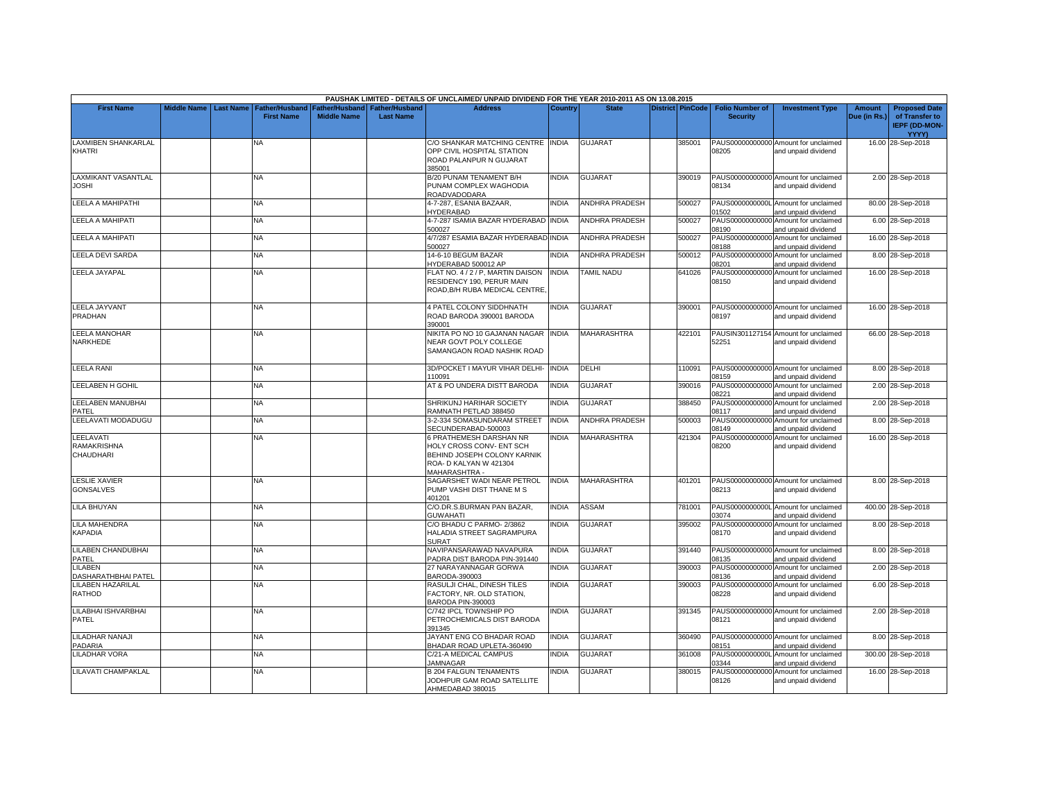PAUSHAK LIMITED - DETAILS OF UNCLAIMED/ UNPAID DIVIDEND FOR THE YEAR 2010-2011 AS ON 13.08.2015

| First Name | Middle Name | Last Name | Father/Husband First Name | Father/Husband Middle Name | Father/Husband Last Name | Address | Country | State | District | PinCode | Folio Number of Security | Investment Type | Amount Due (in Rs.) | Proposed Date of Transfer to IEPF (DD-MON-YYYY) |
|---|---|---|---|---|---|---|---|---|---|---|---|---|---|---|
| LAXMIBEN SHANKARLAL KHATRI | | | NA | | | C/O SHANKAR MATCHING CENTRE OPP CIVIL HOSPITAL STATION ROAD PALANPUR N GUJARAT 385001 | INDIA | GUJARAT | | 385001 | PAUS00000000000 08205 | Amount for unclaimed and unpaid dividend | 16.00 | 28-Sep-2018 |
| LAXMIKANT VASANTLAL JOSHI | | | NA | | | B/20 PUNAM TENAMENT B/H PUNAM COMPLEX WAGHODIA ROADVADODARA | INDIA | GUJARAT | | 390019 | PAUS00000000000 08134 | Amount for unclaimed and unpaid dividend | 2.00 | 28-Sep-2018 |
| LEELA A MAHIPATHI | | | NA | | | 4-7-287, ESANIA BAZAAR, HYDERABAD | INDIA | ANDHRA PRADESH | | 500027 | PAUS0000000000L 01502 | Amount for unclaimed and unpaid dividend | 80.00 | 28-Sep-2018 |
| LEELA A MAHIPATI | | | NA | | | 4-7-287 ISAMIA BAZAR HYDERABAD 500027 | INDIA | ANDHRA PRADESH | | 500027 | PAUS00000000000 08190 | Amount for unclaimed and unpaid dividend | 6.00 | 28-Sep-2018 |
| LEELA A MAHIPATI | | | NA | | | 4/7/287 ESAMIA BAZAR HYDERABAD 500027 | INDIA | ANDHRA PRADESH | | 500027 | PAUS00000000000 08188 | Amount for unclaimed and unpaid dividend | 16.00 | 28-Sep-2018 |
| LEELA DEVI SARDA | | | NA | | | 14-6-10 BEGUM BAZAR HYDERABAD 500012 AP | INDIA | ANDHRA PRADESH | | 500012 | PAUS00000000000 08201 | Amount for unclaimed and unpaid dividend | 8.00 | 28-Sep-2018 |
| LEELA JAYAPAL | | | NA | | | FLAT NO. 4 / 2 / P, MARTIN DAISON RESIDENCY 190, PERUR MAIN ROAD,B/H RUBA MEDICAL CENTRE, | INDIA | TAMIL NADU | | 641026 | PAUS00000000000 08150 | Amount for unclaimed and unpaid dividend | 16.00 | 28-Sep-2018 |
| LEELA JAYVANT PRADHAN | | | NA | | | 4 PATEL COLONY SIDDHNATH ROAD BARODA 390001 BARODA 390001 | INDIA | GUJARAT | | 390001 | PAUS00000000000 08197 | Amount for unclaimed and unpaid dividend | 16.00 | 28-Sep-2018 |
| LEELA MANOHAR NARKHEDE | | | NA | | | NIKITA PO NO 10 GAJANAN NAGAR NEAR GOVT POLY COLLEGE SAMANGAON ROAD NASHIK ROAD | INDIA | MAHARASHTRA | | 422101 | PAUSIN301127154 52251 | Amount for unclaimed and unpaid dividend | 66.00 | 28-Sep-2018 |
| LEELA RANI | | | NA | | | 3D/POCKET I MAYUR VIHAR DELHI-110091 | INDIA | DELHI | | 110091 | PAUS00000000000 08159 | Amount for unclaimed and unpaid dividend | 8.00 | 28-Sep-2018 |
| LEELABEN H GOHIL | | | NA | | | AT & PO UNDERA DISTT BARODA | INDIA | GUJARAT | | 390016 | PAUS00000000000 08221 | Amount for unclaimed and unpaid dividend | 2.00 | 28-Sep-2018 |
| LEELABEN MANUBHAI PATEL | | | NA | | | SHRIKUNJ HARIHAR SOCIETY RAMNATH PETLAD 388450 | INDIA | GUJARAT | | 388450 | PAUS00000000000 08117 | Amount for unclaimed and unpaid dividend | 2.00 | 28-Sep-2018 |
| LEELAVATI MODADUGU | | | NA | | | 3-2-334 SOMASUNDARAM STREET SECUNDERABAD-500003 | INDIA | ANDHRA PRADESH | | 500003 | PAUS00000000000 08149 | Amount for unclaimed and unpaid dividend | 8.00 | 28-Sep-2018 |
| LEELAVATI RAMAKRISHNA CHAUDHARI | | | NA | | | 6 PRATHEMESH DARSHAN NR HOLY CROSS CONV- ENT SCH BEHIND JOSEPH COLONY KARNIK ROA- D KALYAN W 421304 MAHARASHTRA - | INDIA | MAHARASHTRA | | 421304 | PAUS00000000000 08200 | Amount for unclaimed and unpaid dividend | 16.00 | 28-Sep-2018 |
| LESLIE XAVIER GONSALVES | | | NA | | | SAGARSHET WADI NEAR PETROL PUMP VASHI DIST THANE M S 401201 | INDIA | MAHARASHTRA | | 401201 | PAUS00000000000 08213 | Amount for unclaimed and unpaid dividend | 8.00 | 28-Sep-2018 |
| LILA BHUYAN | | | NA | | | C/O.DR.S.BURMAN PAN BAZAR, GUWAHATI | INDIA | ASSAM | | 781001 | PAUS0000000000L 03074 | Amount for unclaimed and unpaid dividend | 400.00 | 28-Sep-2018 |
| LILA MAHENDRA KAPADIA | | | NA | | | C/O BHADU C PARMO- 2/3862 HALADIA STREET SAGRAMPURA SURAT | INDIA | GUJARAT | | 395002 | PAUS00000000000 08170 | Amount for unclaimed and unpaid dividend | 8.00 | 28-Sep-2018 |
| LILABEN CHANDUBHAI PATEL | | | NA | | | NAVIPANSARAWAD NAVAPURA PADRA DIST BARODA PIN-391440 | INDIA | GUJARAT | | 391440 | PAUS00000000000 08135 | Amount for unclaimed and unpaid dividend | 8.00 | 28-Sep-2018 |
| LILABEN DASHARATHBHAI PATEL | | | NA | | | 27 NARAYANNAGAR GORWA BARODA-390003 | INDIA | GUJARAT | | 390003 | PAUS00000000000 08136 | Amount for unclaimed and unpaid dividend | 2.00 | 28-Sep-2018 |
| LILABEN HAZARILAL RATHOD | | | NA | | | RASULJI CHAL, DINESH TILES FACTORY, NR. OLD STATION, BARODA PIN-390003 | INDIA | GUJARAT | | 390003 | PAUS00000000000 08228 | Amount for unclaimed and unpaid dividend | 6.00 | 28-Sep-2018 |
| LILABHAI ISHVARBHAI PATEL | | | NA | | | C/742 IPCL TOWNSHIP PO PETROCHEMICALS DIST BARODA 391345 | INDIA | GUJARAT | | 391345 | PAUS00000000000 08121 | Amount for unclaimed and unpaid dividend | 2.00 | 28-Sep-2018 |
| LILADHAR NANAJI PADARIA | | | NA | | | JAYANT ENG CO BHADAR ROAD BHADAR ROAD UPLETA-360490 | INDIA | GUJARAT | | 360490 | PAUS00000000000 08151 | Amount for unclaimed and unpaid dividend | 8.00 | 28-Sep-2018 |
| LILADHAR VORA | | | NA | | | C/21-A MEDICAL CAMPUS JAMNAGAR | INDIA | GUJARAT | | 361008 | PAUS0000000000L 03344 | Amount for unclaimed and unpaid dividend | 300.00 | 28-Sep-2018 |
| LILAVATI CHAMPAKLAL | | | NA | | | B 204 FALGUN TENAMENTS JODHPUR GAM ROAD SATELLITE AHMEDABAD 380015 | INDIA | GUJARAT | | 380015 | PAUS00000000000 08126 | Amount for unclaimed and unpaid dividend | 16.00 | 28-Sep-2018 |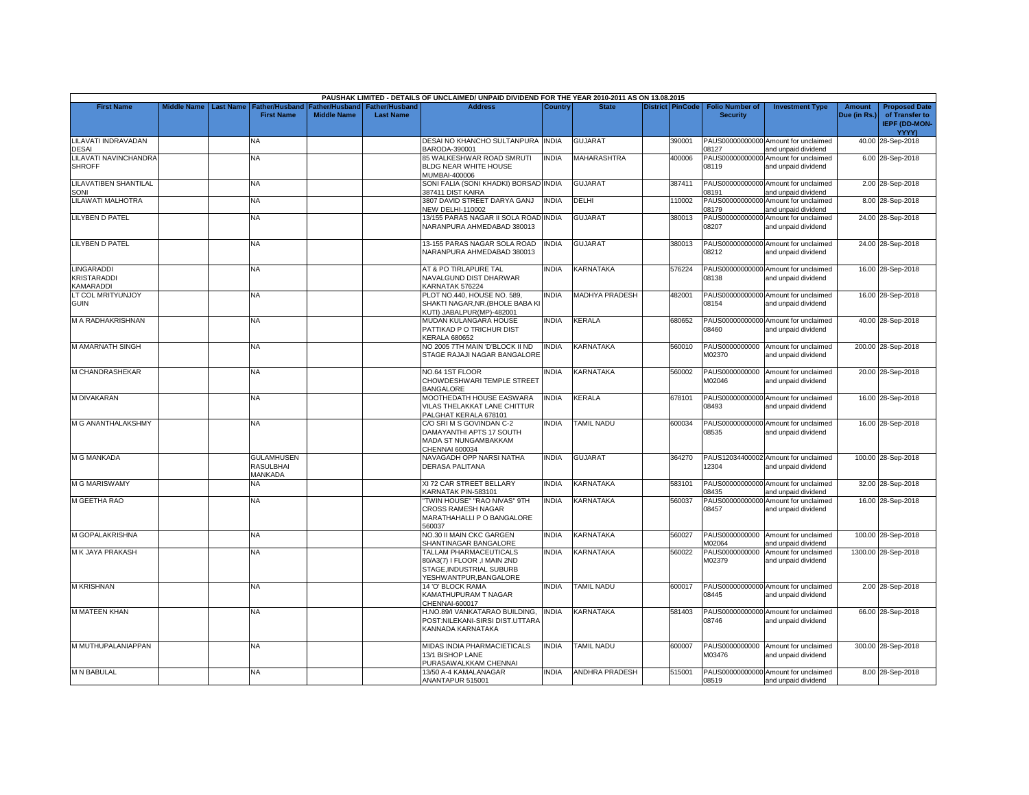PAUSHAK LIMITED - DETAILS OF UNCLAIMED/ UNPAID DIVIDEND FOR THE YEAR 2010-2011 AS ON 13.08.2015

| First Name | Middle Name | Last Name | Father/Husband First Name | Father/Husband Middle Name | Father/Husband Last Name | Address | Country | State | District | PinCode | Folio Number of Security | Investment Type | Amount Due (in Rs.) | Proposed Date of Transfer to IEPF (DD-MON-YYYY) |
|---|---|---|---|---|---|---|---|---|---|---|---|---|---|---|
| LILAVATI INDRAVADAN DESAI | | | NA | | | DESAI NO KHANCHO SULTANPURA BARODA-390001 | INDIA | GUJARAT | | 390001 | PAUS00000000000008127 | Amount for unclaimed and unpaid dividend | 40.00 | 28-Sep-2018 |
| LILAVATI NAVINCHANDRA SHROFF | | | NA | | | 85 WALKESHWAR ROAD SMRUTI BLDG NEAR WHITE HOUSE MUMBAI-400006 | INDIA | MAHARASHTRA | | 400006 | PAUS00000000000008119 | Amount for unclaimed and unpaid dividend | 6.00 | 28-Sep-2018 |
| LILAVATIBEN SHANTILAL SONI | | | NA | | | SONI FALIA (SONI KHADKI) BORSAD 387411 DIST KAIRA | INDIA | GUJARAT | | 387411 | PAUS00000000000008191 | Amount for unclaimed and unpaid dividend | 2.00 | 28-Sep-2018 |
| LILAWATI MALHOTRA | | | NA | | | 3807 DAVID STREET DARYA GANJ NEW DELHI-110002 | INDIA | DELHI | | 110002 | PAUS00000000000008179 | Amount for unclaimed and unpaid dividend | 8.00 | 28-Sep-2018 |
| LILYBEN D PATEL | | | NA | | | 13/155 PARAS NAGAR II SOLA ROAD NARANPURA AHMEDABAD 380013 | INDIA | GUJARAT | | 380013 | PAUS00000000000008207 | Amount for unclaimed and unpaid dividend | 24.00 | 28-Sep-2018 |
| LILYBEN D PATEL | | | NA | | | 13-155 PARAS NAGAR SOLA ROAD NARANPURA AHMEDABAD 380013 | INDIA | GUJARAT | | 380013 | PAUS00000000000008212 | Amount for unclaimed and unpaid dividend | 24.00 | 28-Sep-2018 |
| LINGARADDI KRISTARADDI KAMARADDI | | | NA | | | AT & PO TIRLAPURE TAL NAVALGUND DIST DHARWAR KARNATAK 576224 | INDIA | KARNATAKA | | 576224 | PAUS00000000000008138 | Amount for unclaimed and unpaid dividend | 16.00 | 28-Sep-2018 |
| LT COL MRITYUNJOY GUIN | | | NA | | | PLOT NO.440, HOUSE NO. 589, SHAKTI NAGAR,NR.(BHOLE BABA KI KUTI) JABALPUR(MP)-482001 | INDIA | MADHYA PRADESH | | 482001 | PAUS00000000000008154 | Amount for unclaimed and unpaid dividend | 16.00 | 28-Sep-2018 |
| M A RADHAKRISHNAN | | | NA | | | MUDAN KULANGARA HOUSE PATTIKAD P O TRICHUR DIST KERALA 680652 | INDIA | KERALA | | 680652 | PAUS00000000000008460 | Amount for unclaimed and unpaid dividend | 40.00 | 28-Sep-2018 |
| M AMARNATH SINGH | | | NA | | | NO 2005 7TH MAIN 'D'BLOCK II ND STAGE RAJAJI NAGAR BANGALORE | INDIA | KARNATAKA | | 560010 | PAUS0000000000M02370 | Amount for unclaimed and unpaid dividend | 200.00 | 28-Sep-2018 |
| M CHANDRASHEKAR | | | NA | | | NO.64 1ST FLOOR CHOWDESHWARI TEMPLE STREET BANGALORE | INDIA | KARNATAKA | | 560002 | PAUS0000000000M02046 | Amount for unclaimed and unpaid dividend | 20.00 | 28-Sep-2018 |
| M DIVAKARAN | | | NA | | | MOOTHEDATH HOUSE EASWARA VILAS THELAKKAT LANE CHITTUR PALGHAT KERALA 678101 | INDIA | KERALA | | 678101 | PAUS00000000000008493 | Amount for unclaimed and unpaid dividend | 16.00 | 28-Sep-2018 |
| M G ANANTHALAKSHMY | | | NA | | | C/O SRI M S GOVINDAN C-2 DAMAYANTHI APTS 17 SOUTH MADA ST NUNGAMBAKKAM CHENNAI 600034 | INDIA | TAMIL NADU | | 600034 | PAUS00000000000008535 | Amount for unclaimed and unpaid dividend | 16.00 | 28-Sep-2018 |
| M G MANKADA | | | GULAMHUSEN RASULBHAI MANKADA | | | NAVAGADH OPP NARSI NATHA DERASA PALITANA | INDIA | GUJARAT | | 364270 | PAUS12034400002 12304 | Amount for unclaimed and unpaid dividend | 100.00 | 28-Sep-2018 |
| M G MARISWAMY | | | NA | | | XI 72 CAR STREET BELLARY KARNATAK PIN-583101 | INDIA | KARNATAKA | | 583101 | PAUS00000000000008435 | Amount for unclaimed and unpaid dividend | 32.00 | 28-Sep-2018 |
| M GEETHA RAO | | | NA | | | "TWIN HOUSE" "RAO NIVAS" 9TH CROSS RAMESH NAGAR MARATHAHALLI P O BANGALORE 560037 | INDIA | KARNATAKA | | 560037 | PAUS00000000000008457 | Amount for unclaimed and unpaid dividend | 16.00 | 28-Sep-2018 |
| M GOPALAKRISHNA | | | NA | | | NO.30 II MAIN CKC GARGEN SHANTINAGAR BANGALORE | INDIA | KARNATAKA | | 560027 | PAUS0000000000M02064 | Amount for unclaimed and unpaid dividend | 100.00 | 28-Sep-2018 |
| M K JAYA PRAKASH | | | NA | | | TALLAM PHARMACEUTICALS 80/A3(7) I FLOOR ,I MAIN 2ND STAGE,INDUSTRIAL SUBURB YESHWANTPUR,BANGALORE | INDIA | KARNATAKA | | 560022 | PAUS0000000000M02379 | Amount for unclaimed and unpaid dividend | 1300.00 | 28-Sep-2018 |
| M KRISHNAN | | | NA | | | 14 'O' BLOCK RAMA KAMATHUPURAM T NAGAR CHENNAI-600017 | INDIA | TAMIL NADU | | 600017 | PAUS00000000000008445 | Amount for unclaimed and unpaid dividend | 2.00 | 28-Sep-2018 |
| M MATEEN KHAN | | | NA | | | H.NO.89/I VANKATARAO BUILDING, POST:NILEKANI-SIRSI DIST.UTTARA KANNADA KARNATAKA | INDIA | KARNATAKA | | 581403 | PAUS00000000000008746 | Amount for unclaimed and unpaid dividend | 66.00 | 28-Sep-2018 |
| M MUTHUPALANIAPPAN | | | NA | | | MIDAS INDIA PHARMACIETICALS 13/1 BISHOP LANE PURASAWALKKAM CHENNAI | INDIA | TAMIL NADU | | 600007 | PAUS0000000000M03476 | Amount for unclaimed and unpaid dividend | 300.00 | 28-Sep-2018 |
| M N BABULAL | | | NA | | | 13/50 A-4 KAMALANAGAR ANANTAPUR 515001 | INDIA | ANDHRA PRADESH | | 515001 | PAUS00000000000008519 | Amount for unclaimed and unpaid dividend | 8.00 | 28-Sep-2018 |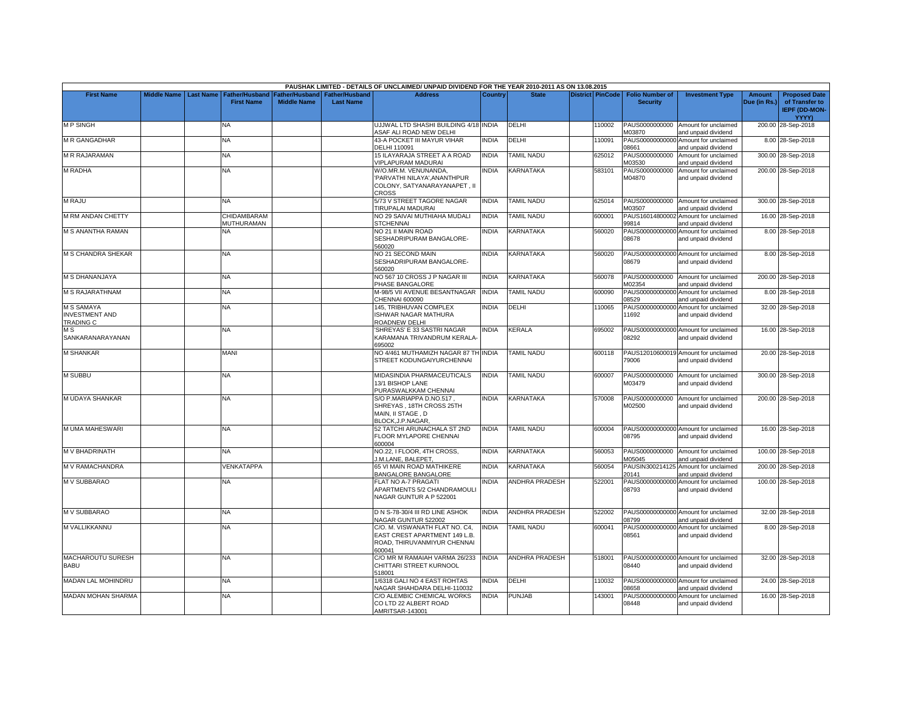PAUSHAK LIMITED - DETAILS OF UNCLAIMED/ UNPAID DIVIDEND FOR THE YEAR 2010-2011 AS ON 13.08.2015

| First Name | Middle Name | Last Name | Father/Husband First Name | Father/Husband Middle Name | Father/Husband Last Name | Address | Country | State | District | PinCode | Folio Number of Security | Investment Type | Amount Due (in Rs.) | Proposed Date of Transfer to IEPF (DD-MON-YYYY) |
|---|---|---|---|---|---|---|---|---|---|---|---|---|---|---|
| M P SINGH | | | NA | | | UJJWAL LTD SHASHI BUILDING 4/18 ASAF ALI ROAD NEW DELHI | INDIA | DELHI | | 110002 | PAUS0000000000M03870 | Amount for unclaimed and unpaid dividend | 200.00 | 28-Sep-2018 |
| M R GANGADHAR | | | NA | | | 43-A POCKET III MAYUR VIHAR DELHI 110091 | INDIA | DELHI | | 110091 | PAUS00000000000008661 | Amount for unclaimed and unpaid dividend | 8.00 | 28-Sep-2018 |
| M R RAJARAMAN | | | NA | | | 15 ILAYARAJA STREET A A ROAD VIPLAPURAM MADURAI | INDIA | TAMIL NADU | | 625012 | PAUS0000000000M03530 | Amount for unclaimed and unpaid dividend | 300.00 | 28-Sep-2018 |
| M RADHA | | | NA | | | W/O.MR.M. VENUNANDA, 'PARVATHI NILAYA',ANANTHPUR COLONY, SATYANARAYANAPET , II CROSS | INDIA | KARNATAKA | | 583101 | PAUS0000000000M04870 | Amount for unclaimed and unpaid dividend | 200.00 | 28-Sep-2018 |
| M RAJU | | | NA | | | 5/73 V STREET TAGORE NAGAR TIRUPALAI MADURAI | INDIA | TAMIL NADU | | 625014 | PAUS0000000000M03507 | Amount for unclaimed and unpaid dividend | 300.00 | 28-Sep-2018 |
| M RM ANDAN CHETTY | | | CHIDAMBARAM MUTHURAMAN | | | NO 29 SAIVAI MUTHIAHA MUDALI STCHENNAI | INDIA | TAMIL NADU | | 600001 | PAUS16014800002 99814 | Amount for unclaimed and unpaid dividend | 16.00 | 28-Sep-2018 |
| M S ANANTHA RAMAN | | | NA | | | NO 21 II MAIN ROAD SESHADRIPURAM BANGALORE-560020 | INDIA | KARNATAKA | | 560020 | PAUS00000000000008678 | Amount for unclaimed and unpaid dividend | 8.00 | 28-Sep-2018 |
| M S CHANDRA SHEKAR | | | NA | | | NO 21 SECOND MAIN SESHADRIPURAM BANGALORE-560020 | INDIA | KARNATAKA | | 560020 | PAUS00000000000008679 | Amount for unclaimed and unpaid dividend | 8.00 | 28-Sep-2018 |
| M S DHANANJAYA | | | NA | | | NO 567 10 CROSS J P NAGAR III PHASE BANGALORE | INDIA | KARNATAKA | | 560078 | PAUS0000000000M02354 | Amount for unclaimed and unpaid dividend | 200.00 | 28-Sep-2018 |
| M S RAJARATHNAM | | | NA | | | M-98/5 VII AVENUE BESANTNAGAR CHENNAI 600090 | INDIA | TAMIL NADU | | 600090 | PAUS00000000000008529 | Amount for unclaimed and unpaid dividend | 8.00 | 28-Sep-2018 |
| M S SAMAYA INVESTMENT AND TRADING C | | | NA | | | 145, TRIBHUVAN COMPLEX ISHWAR NAGAR MATHURA ROADNEW DELHI | INDIA | DELHI | | 110065 | PAUS00000000000011692 | Amount for unclaimed and unpaid dividend | 32.00 | 28-Sep-2018 |
| M S SANKARANARAYANAN | | | NA | | | 'SHREYAS' E 33 SASTRI NAGAR KARAMANA TRIVANDRUM KERALA-695002 | INDIA | KERALA | | 695002 | PAUS00000000000008292 | Amount for unclaimed and unpaid dividend | 16.00 | 28-Sep-2018 |
| M SHANKAR | | | MANI | | | NO 4/461 MUTHAMIZH NAGAR 87 TH STREET KODUNGAIYURCHENNAI | INDIA | TAMIL NADU | | 600118 | PAUS12010600019 79006 | Amount for unclaimed and unpaid dividend | 20.00 | 28-Sep-2018 |
| M SUBBU | | | NA | | | MIDASINDIA PHARMACEUTICALS 13/1 BISHOP LANE PURASWALKKAM CHENNAI | INDIA | TAMIL NADU | | 600007 | PAUS0000000000M03479 | Amount for unclaimed and unpaid dividend | 300.00 | 28-Sep-2018 |
| M UDAYA SHANKAR | | | NA | | | S/O P.MARIAPPA D.NO.517 , SHREYAS , 18TH CROSS 25TH MAIN, II STAGE , D BLOCK,J.P.NAGAR, | INDIA | KARNATAKA | | 570008 | PAUS0000000000M02500 | Amount for unclaimed and unpaid dividend | 200.00 | 28-Sep-2018 |
| M UMA MAHESWARI | | | NA | | | 52 TATCHI ARUNACHALA ST 2ND FLOOR MYLAPORE CHENNAI 600004 | INDIA | TAMIL NADU | | 600004 | PAUS00000000000008795 | Amount for unclaimed and unpaid dividend | 16.00 | 28-Sep-2018 |
| M V BHADRINATH | | | NA | | | NO.22, I FLOOR, 4TH CROSS, J.M.LANE, BALEPET, | INDIA | KARNATAKA | | 560053 | PAUS0000000000M05045 | Amount for unclaimed and unpaid dividend | 100.00 | 28-Sep-2018 |
| M V RAMACHANDRA | | | VENKATAPPA | | | 65 VI MAIN ROAD MATHIKERE BANGALORE BANGALORE | INDIA | KARNATAKA | | 560054 | PAUSIN300214125 20141 | Amount for unclaimed and unpaid dividend | 200.00 | 28-Sep-2018 |
| M V SUBBARAO | | | NA | | | FLAT NO A-7 PRAGATI APARTMENTS 5/2 CHANDRAMOULI NAGAR GUNTUR A P 522001 | INDIA | ANDHRA PRADESH | | 522001 | PAUS00000000000008793 | Amount for unclaimed and unpaid dividend | 100.00 | 28-Sep-2018 |
| M V SUBBARAO | | | NA | | | D N S-78-30/4 III RD LINE ASHOK NAGAR GUNTUR 522002 | INDIA | ANDHRA PRADESH | | 522002 | PAUS00000000000008799 | Amount for unclaimed and unpaid dividend | 32.00 | 28-Sep-2018 |
| M VALLIKKANNU | | | NA | | | C/O. M. VISWANATH FLAT NO. C4, EAST CREST APARTMENT 149 L.B. ROAD, THIRUVANMIYUR CHENNAI 600041 | INDIA | TAMIL NADU | | 600041 | PAUS00000000000008561 | Amount for unclaimed and unpaid dividend | 8.00 | 28-Sep-2018 |
| MACHAROUTU SURESH BABU | | | NA | | | C/O MR M RAMAIAH VARMA 26/233 CHITTARI STREET KURNOOL 518001 | INDIA | ANDHRA PRADESH | | 518001 | PAUS00000000000008440 | Amount for unclaimed and unpaid dividend | 32.00 | 28-Sep-2018 |
| MADAN LAL MOHINDRU | | | NA | | | 1/6318 GALI NO 4 EAST ROHTAS NAGAR SHAHDARA DELHI-110032 | INDIA | DELHI | | 110032 | PAUS00000000000008658 | Amount for unclaimed and unpaid dividend | 24.00 | 28-Sep-2018 |
| MADAN MOHAN SHARMA | | | NA | | | C/O ALEMBIC CHEMICAL WORKS CO LTD 22 ALBERT ROAD AMRITSAR-143001 | INDIA | PUNJAB | | 143001 | PAUS00000000000008448 | Amount for unclaimed and unpaid dividend | 16.00 | 28-Sep-2018 |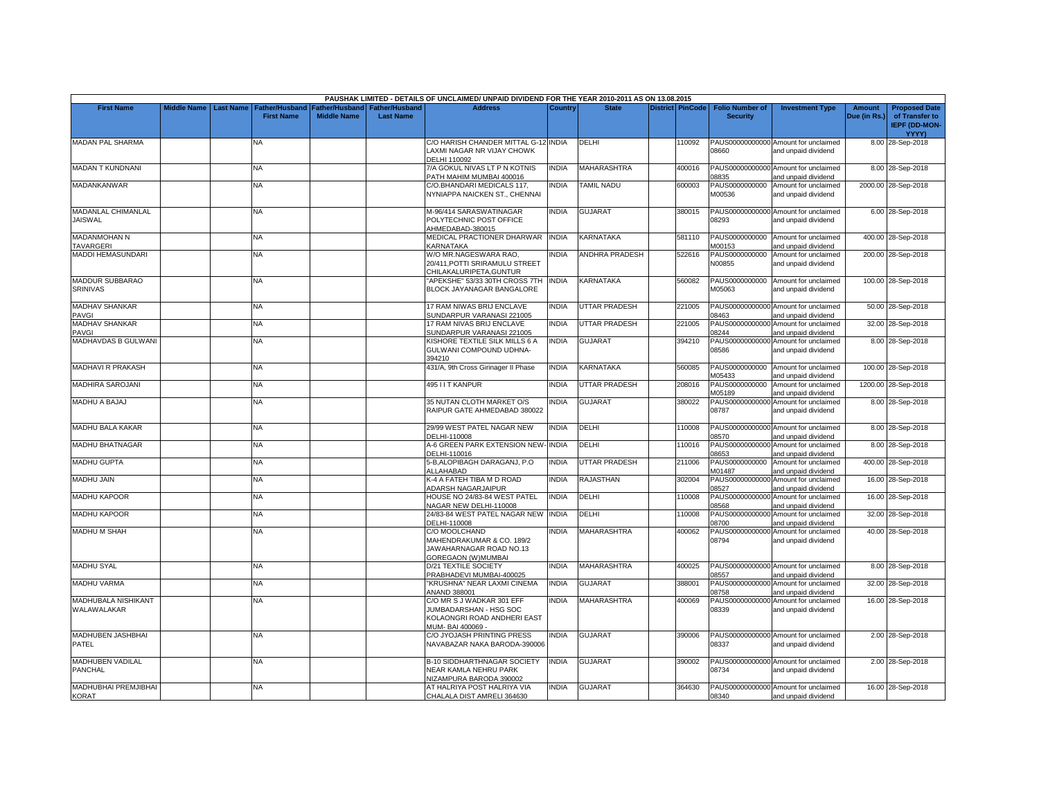PAUSHAK LIMITED - DETAILS OF UNCLAIMED/ UNPAID DIVIDEND FOR THE YEAR 2010-2011 AS ON 13.08.2015

| First Name | Middle Name | Last Name | Father/Husband First Name | Father/Husband Middle Name | Father/Husband Last Name | Address | Country | State | District | PinCode | Folio Number of Security | Investment Type | Amount Due (in Rs.) | Proposed Date of Transfer to IEPF (DD-MON-YYYY) |
|---|---|---|---|---|---|---|---|---|---|---|---|---|---|---|
| MADAN PAL SHARMA | | | NA | | | C/O HARISH CHANDER MITTAL G-12 LAXMI NAGAR NR VIJAY CHOWK DELHI 110092 | INDIA | DELHI | | 110092 | PAUS00000000000008660 | Amount for unclaimed and unpaid dividend | 8.00 | 28-Sep-2018 |
| MADAN T KUNDNANI | | | NA | | | 7/A GOKUL NIVAS LT P N KOTNIS PATH MAHIM MUMBAI 400016 | INDIA | MAHARASHTRA | | 400016 | PAUS00000000000008835 | Amount for unclaimed and unpaid dividend | 8.00 | 28-Sep-2018 |
| MADANKANWAR | | | NA | | | C/O.BHANDARI MEDICALS 117, NYNIAPPA NAICKEN ST., CHENNAI | INDIA | TAMIL NADU | | 600003 | PAUS0000000000M00536 | Amount for unclaimed and unpaid dividend | 2000.00 | 28-Sep-2018 |
| MADANLAL CHIMANLAL JAISWAL | | | NA | | | M-96/414 SARASWATINAGAR POLYTECHNIC POST OFFICE AHMEDABAD-380015 | INDIA | GUJARAT | | 380015 | PAUS00000000000008293 | Amount for unclaimed and unpaid dividend | 6.00 | 28-Sep-2018 |
| MADANMOHAN N TAVARGERI | | | NA | | | MEDICAL PRACTIONER DHARWAR KARNATAKA | INDIA | KARNATAKA | | 581110 | PAUS0000000000M00153 | Amount for unclaimed and unpaid dividend | 400.00 | 28-Sep-2018 |
| MADDI HEMASUNDARI | | | NA | | | W/O MR.NAGESWARA RAO, 20/411,POTTI SRIRAMULU STREET CHILAKALURIPETA,GUNTUR | INDIA | ANDHRA PRADESH | | 522616 | PAUS0000000000N00855 | Amount for unclaimed and unpaid dividend | 200.00 | 28-Sep-2018 |
| MADDUR SUBBARAO SRINIVAS | | | NA | | | "APEKSHE" 53/33 30TH CROSS 7TH BLOCK JAYANAGAR BANGALORE | INDIA | KARNATAKA | | 560082 | PAUS0000000000M05063 | Amount for unclaimed and unpaid dividend | 100.00 | 28-Sep-2018 |
| MADHAV SHANKAR PAVGI | | | NA | | | 17 RAM NIWAS BRIJ ENCLAVE SUNDARPUR VARANASI 221005 | INDIA | UTTAR PRADESH | | 221005 | PAUS00000000000008463 | Amount for unclaimed and unpaid dividend | 50.00 | 28-Sep-2018 |
| MADHAV SHANKAR PAVGI | | | NA | | | 17 RAM NIVAS BRIJ ENCLAVE SUNDARPUR VARANASI 221005 | INDIA | UTTAR PRADESH | | 221005 | PAUS00000000000008244 | Amount for unclaimed and unpaid dividend | 32.00 | 28-Sep-2018 |
| MADHAVDAS B GULWANI | | | NA | | | KISHORE TEXTILE SILK MILLS 6 A GULWANI COMPOUND UDHNA-394210 | INDIA | GUJARAT | | 394210 | PAUS00000000000008586 | Amount for unclaimed and unpaid dividend | 8.00 | 28-Sep-2018 |
| MADHAVI R PRAKASH | | | NA | | | 431/A, 9th Cross Girinager II Phase | INDIA | KARNATAKA | | 560085 | PAUS0000000000M05433 | Amount for unclaimed and unpaid dividend | 100.00 | 28-Sep-2018 |
| MADHIRA SAROJANI | | | NA | | | 495 I I T KANPUR | INDIA | UTTAR PRADESH | | 208016 | PAUS0000000000M05189 | Amount for unclaimed and unpaid dividend | 1200.00 | 28-Sep-2018 |
| MADHU A BAJAJ | | | NA | | | 35 NUTAN CLOTH MARKET O/S RAIPUR GATE AHMEDABAD 380022 | INDIA | GUJARAT | | 380022 | PAUS00000000000008787 | Amount for unclaimed and unpaid dividend | 8.00 | 28-Sep-2018 |
| MADHU BALA KAKAR | | | NA | | | 29/99 WEST PATEL NAGAR NEW DELHI-110008 | INDIA | DELHI | | 110008 | PAUS00000000000008570 | Amount for unclaimed and unpaid dividend | 8.00 | 28-Sep-2018 |
| MADHU BHATNAGAR | | | NA | | | A-6 GREEN PARK EXTENSION NEW-DELHI-110016 | INDIA | DELHI | | 110016 | PAUS00000000000008653 | Amount for unclaimed and unpaid dividend | 8.00 | 28-Sep-2018 |
| MADHU GUPTA | | | NA | | | 5-B,ALOPIBAGH DARAGANJ, P.O ALLAHABAD | INDIA | UTTAR PRADESH | | 211006 | PAUS0000000000M01487 | Amount for unclaimed and unpaid dividend | 400.00 | 28-Sep-2018 |
| MADHU JAIN | | | NA | | | K-4 A FATEH TIBA M D ROAD ADARSH NAGARJAIPUR | INDIA | RAJASTHAN | | 302004 | PAUS00000000000008527 | Amount for unclaimed and unpaid dividend | 16.00 | 28-Sep-2018 |
| MADHU KAPOOR | | | NA | | | HOUSE NO 24/83-84 WEST PATEL NAGAR NEW DELHI-110008 | INDIA | DELHI | | 110008 | PAUS00000000000008568 | Amount for unclaimed and unpaid dividend | 16.00 | 28-Sep-2018 |
| MADHU KAPOOR | | | NA | | | 24/83-84 WEST PATEL NAGAR NEW DELHI-110008 | INDIA | DELHI | | 110008 | PAUS00000000000008700 | Amount for unclaimed and unpaid dividend | 32.00 | 28-Sep-2018 |
| MADHU M SHAH | | | NA | | | C/O MOOLCHAND MAHENDRAKUMAR & CO. 189/2 JAWAHARNAGAR ROAD NO.13 GOREGAON (W)MUMBAI | INDIA | MAHARASHTRA | | 400062 | PAUS00000000000008794 | Amount for unclaimed and unpaid dividend | 40.00 | 28-Sep-2018 |
| MADHU SYAL | | | NA | | | D/21 TEXTILE SOCIETY PRABHADEVI MUMBAI-400025 | INDIA | MAHARASHTRA | | 400025 | PAUS00000000000008557 | Amount for unclaimed and unpaid dividend | 8.00 | 28-Sep-2018 |
| MADHU VARMA | | | NA | | | "KRUSHNA" NEAR LAXMI CINEMA ANAND 388001 | INDIA | GUJARAT | | 388001 | PAUS00000000000008758 | Amount for unclaimed and unpaid dividend | 32.00 | 28-Sep-2018 |
| MADHUBALA NISHIKANT WALAWALKAR | | | NA | | | C/O MR S J WADKAR 301 EFF JUMBADARSHAN - HSG SOC KOLAONGRI ROAD ANDHERI EAST MUM- BAI 400069 - | INDIA | MAHARASHTRA | | 400069 | PAUS00000000000008339 | Amount for unclaimed and unpaid dividend | 16.00 | 28-Sep-2018 |
| MADHUBEN JASHBHAI PATEL | | | NA | | | C/O JYOJASH PRINTING PRESS NAVABAZAR NAKA BARODA-390006 | INDIA | GUJARAT | | 390006 | PAUS00000000000008337 | Amount for unclaimed and unpaid dividend | 2.00 | 28-Sep-2018 |
| MADHUBEN VADILAL PANCHAL | | | NA | | | B-10 SIDDHARTHNAGAR SOCIETY NEAR KAMLA NEHRU PARK NIZAMPURA BARODA 390002 | INDIA | GUJARAT | | 390002 | PAUS00000000000008734 | Amount for unclaimed and unpaid dividend | 2.00 | 28-Sep-2018 |
| MADHUBHAI PREMJIBHAI KORAT | | | NA | | | AT HALRIYA POST HALRIYA VIA CHALALA DIST AMRELI 364630 | INDIA | GUJARAT | | 364630 | PAUS00000000000008340 | Amount for unclaimed and unpaid dividend | 16.00 | 28-Sep-2018 |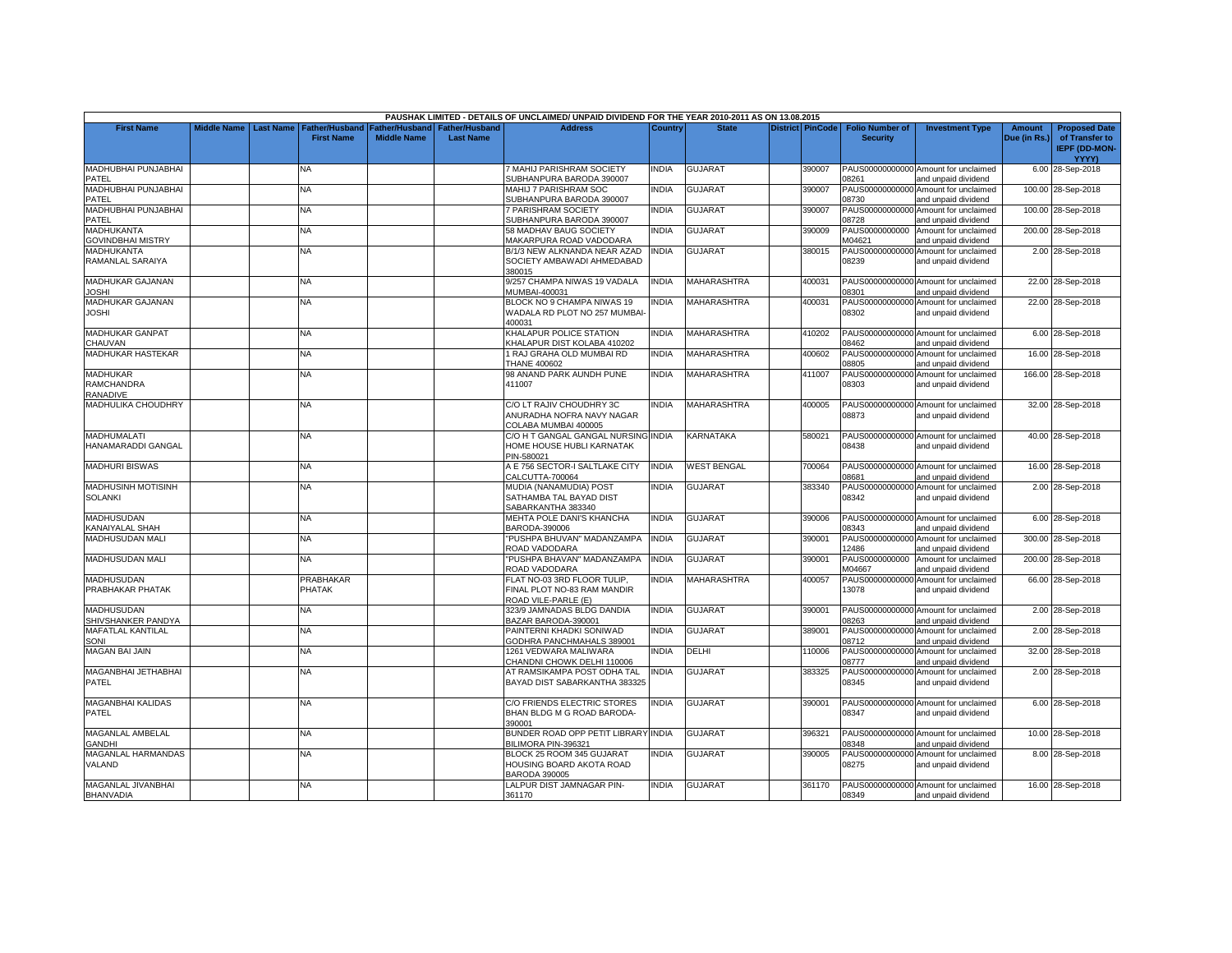PAUSHAK LIMITED - DETAILS OF UNCLAIMED/ UNPAID DIVIDEND FOR THE YEAR 2010-2011 AS ON 13.08.2015

| First Name | Middle Name | Last Name | Father/Husband First Name | Father/Husband Middle Name | Father/Husband Last Name | Address | Country | State | District | PinCode | Folio Number of Security | Investment Type | Amount Due (in Rs.) | Proposed Date of Transfer to IEPF (DD-MON-YYYY) |
|---|---|---|---|---|---|---|---|---|---|---|---|---|---|---|
| MADHUBHAI PUNJABHAI PATEL | | | NA | | | 7 MAHIJ PARISHRAM SOCIETY SUBHANPURA BARODA 390007 | INDIA | GUJARAT | | 390007 | PAUS00000000000008261 | Amount for unclaimed and unpaid dividend | 6.00 | 28-Sep-2018 |
| MADHUBHAI PUNJABHAI PATEL | | | NA | | | MAHIJ 7 PARISHRAM SOC SUBHANPURA BARODA 390007 | INDIA | GUJARAT | | 390007 | PAUS00000000000008730 | Amount for unclaimed and unpaid dividend | 100.00 | 28-Sep-2018 |
| MADHUBHAI PUNJABHAI PATEL | | | NA | | | 7 PARISHRAM SOCIETY SUBHANPURA BARODA 390007 | INDIA | GUJARAT | | 390007 | PAUS00000000000008728 | Amount for unclaimed and unpaid dividend | 100.00 | 28-Sep-2018 |
| MADHUKANTA GOVINDBHAI MISTRY | | | NA | | | 58 MADHAV BAUG SOCIETY MAKARPURA ROAD VADODARA | INDIA | GUJARAT | | 390009 | PAUS0000000000M04621 | Amount for unclaimed and unpaid dividend | 200.00 | 28-Sep-2018 |
| MADHUKANTA RAMANLAL SARAIYA | | | NA | | | B/1/3 NEW ALKNANDA NEAR AZAD SOCIETY AMBAWADI AHMEDABAD 380015 | INDIA | GUJARAT | | 380015 | PAUS00000000000008239 | Amount for unclaimed and unpaid dividend | 2.00 | 28-Sep-2018 |
| MADHUKAR GAJANAN JOSHI | | | NA | | | 9/257 CHAMPA NIWAS 19 VADALA MUMBAI-400031 | INDIA | MAHARASHTRA | | 400031 | PAUS00000000000008301 | Amount for unclaimed and unpaid dividend | 22.00 | 28-Sep-2018 |
| MADHUKAR GAJANAN JOSHI | | | NA | | | BLOCK NO 9 CHAMPA NIWAS 19 WADALA RD PLOT NO 257 MUMBAI-400031 | INDIA | MAHARASHTRA | | 400031 | PAUS00000000000008302 | Amount for unclaimed and unpaid dividend | 22.00 | 28-Sep-2018 |
| MADHUKAR GANPAT CHAUVAN | | | NA | | | KHALAPUR POLICE STATION KHALAPUR DIST KOLABA 410202 | INDIA | MAHARASHTRA | | 410202 | PAUS00000000000008462 | Amount for unclaimed and unpaid dividend | 6.00 | 28-Sep-2018 |
| MADHUKAR HASTEKAR | | | NA | | | 1 RAJ GRAHA OLD MUMBAI RD THANE 400602 | INDIA | MAHARASHTRA | | 400602 | PAUS00000000000008805 | Amount for unclaimed and unpaid dividend | 16.00 | 28-Sep-2018 |
| MADHUKAR RAMCHANDRA RANADIVE | | | NA | | | 98 ANAND PARK AUNDH PUNE 411007 | INDIA | MAHARASHTRA | | 411007 | PAUS00000000000008303 | Amount for unclaimed and unpaid dividend | 166.00 | 28-Sep-2018 |
| MADHULIKA CHOUDHRY | | | NA | | | C/O LT RAJIV CHOUDHRY 3C ANURADHA NOFRA NAVY NAGAR COLABA MUMBAI 400005 | INDIA | MAHARASHTRA | | 400005 | PAUS00000000000008873 | Amount for unclaimed and unpaid dividend | 32.00 | 28-Sep-2018 |
| MADHUMALATI HANAMARADDI GANGAL | | | NA | | | C/O H T GANGAL GANGAL NURSING HOME HOUSE HUBLI KARNATAK PIN-580021 | INDIA | KARNATAKA | | 580021 | PAUS00000000000008438 | Amount for unclaimed and unpaid dividend | 40.00 | 28-Sep-2018 |
| MADHURI BISWAS | | | NA | | | A E 756 SECTOR-I SALTLAKE CITY CALCUTTA-700064 | INDIA | WEST BENGAL | | 700064 | PAUS00000000000008681 | Amount for unclaimed and unpaid dividend | 16.00 | 28-Sep-2018 |
| MADHUSINH MOTISINH SOLANKI | | | NA | | | MUDIA (NANAMUDIA) POST SATHAMBA TAL BAYAD DIST SABARKANTHA 383340 | INDIA | GUJARAT | | 383340 | PAUS00000000000008342 | Amount for unclaimed and unpaid dividend | 2.00 | 28-Sep-2018 |
| MADHUSUDAN KANAIYALAL SHAH | | | NA | | | MEHTA POLE DANI'S KHANCHA BARODA-390006 | INDIA | GUJARAT | | 390006 | PAUS00000000000008343 | Amount for unclaimed and unpaid dividend | 6.00 | 28-Sep-2018 |
| MADHUSUDAN MALI | | | NA | | | "PUSHPA BHUVAN" MADANZAMPA ROAD VADODARA | INDIA | GUJARAT | | 390001 | PAUS00000000000012486 | Amount for unclaimed and unpaid dividend | 300.00 | 28-Sep-2018 |
| MADHUSUDAN MALI | | | NA | | | "PUSHPA BHAVAN" MADANZAMPA ROAD VADODARA | INDIA | GUJARAT | | 390001 | PAUS0000000000M04667 | Amount for unclaimed and unpaid dividend | 200.00 | 28-Sep-2018 |
| MADHUSUDAN PRABHAKAR PHATAK | | | PRABHAKAR PHATAK | | | FLAT NO-03 3RD FLOOR TULIP, FINAL PLOT NO-83 RAM MANDIR ROAD VILE-PARLE (E) | INDIA | MAHARASHTRA | | 400057 | PAUS00000000000013078 | Amount for unclaimed and unpaid dividend | 66.00 | 28-Sep-2018 |
| MADHUSUDAN SHIVSHANKER PANDYA | | | NA | | | 323/9 JAMNADAS BLDG DANDIA BAZAR BARODA-390001 | INDIA | GUJARAT | | 390001 | PAUS00000000000008263 | Amount for unclaimed and unpaid dividend | 2.00 | 28-Sep-2018 |
| MAFATLAL KANTILAL SONI | | | NA | | | PAINTERNI KHADKI SONIWAD GODHRA PANCHMAHALS 389001 | INDIA | GUJARAT | | 389001 | PAUS00000000000008712 | Amount for unclaimed and unpaid dividend | 2.00 | 28-Sep-2018 |
| MAGAN BAI JAIN | | | NA | | | 1261 VEDWARA MALIWARA CHANDNI CHOWK DELHI 110006 | INDIA | DELHI | | 110006 | PAUS00000000000008777 | Amount for unclaimed and unpaid dividend | 32.00 | 28-Sep-2018 |
| MAGANBHAI JETHABHAI PATEL | | | NA | | | AT RAMSIKAMPA POST ODHA TAL BAYAD DIST SABARKANTHA 383325 | INDIA | GUJARAT | | 383325 | PAUS00000000000008345 | Amount for unclaimed and unpaid dividend | 2.00 | 28-Sep-2018 |
| MAGANBHAI KALIDAS PATEL | | | NA | | | C/O FRIENDS ELECTRIC STORES BHAN BLDG M G ROAD BARODA-390001 | INDIA | GUJARAT | | 390001 | PAUS00000000000008347 | Amount for unclaimed and unpaid dividend | 6.00 | 28-Sep-2018 |
| MAGANLAL AMBELAL GANDHI | | | NA | | | BUNDER ROAD OPP PETIT LIBRARY BILIMORA PIN-396321 | INDIA | GUJARAT | | 396321 | PAUS00000000000008348 | Amount for unclaimed and unpaid dividend | 10.00 | 28-Sep-2018 |
| MAGANLAL HARMANDAS VALAND | | | NA | | | BLOCK 25 ROOM 345 GUJARAT HOUSING BOARD AKOTA ROAD BARODA 390005 | INDIA | GUJARAT | | 390005 | PAUS00000000000008275 | Amount for unclaimed and unpaid dividend | 8.00 | 28-Sep-2018 |
| MAGANLAL JIVANBHAI BHANVADIA | | | NA | | | LALPUR DIST JAMNAGAR PIN-361170 | INDIA | GUJARAT | | 361170 | PAUS00000000000008349 | Amount for unclaimed and unpaid dividend | 16.00 | 28-Sep-2018 |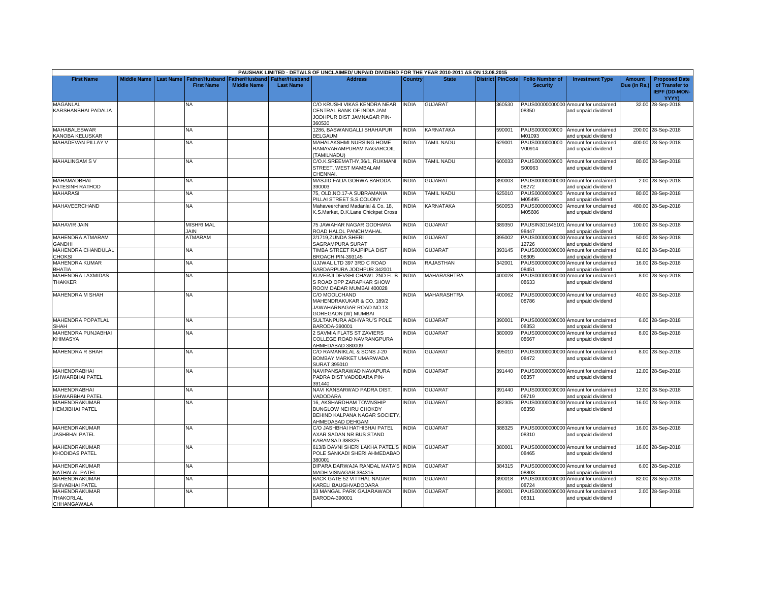PAUSHAK LIMITED - DETAILS OF UNCLAIMED/ UNPAID DIVIDEND FOR THE YEAR 2010-2011 AS ON 13.08.2015

| First Name | Middle Name | Last Name | Father/Husband First Name | Father/Husband Middle Name | Father/Husband Last Name | Address | Country | State | District | PinCode | Folio Number of Security | Investment Type | Amount Due (in Rs.) | Proposed Date of Transfer to IEPF (DD-MON-YYYY) |
|---|---|---|---|---|---|---|---|---|---|---|---|---|---|---|
| MAGANLAL KARSHANBHAI PADALIA | | | NA | | | C/O KRUSHI VIKAS KENDRA NEAR CENTRAL BANK OF INDIA JAM JODHPUR DIST JAMNAGAR PIN-360530 | INDIA | GUJARAT | | 360530 | PAUS00000000000 08350 | Amount for unclaimed and unpaid dividend | 32.00 | 28-Sep-2018 |
| MAHABALESWAR KANOBA KELUSKAR | | | NA | | | 1286, BASWANGALLI SHAHAPUR BELGAUM | INDIA | KARNATAKA | | 590001 | PAUS0000000000 M01093 | Amount for unclaimed and unpaid dividend | 200.00 | 28-Sep-2018 |
| MAHADEVAN PILLAY V | | | NA | | | MAHALAKSHMI NURSING HOME RAMAVARAMPURAM NAGARCOIL (TAMILNADU) | INDIA | TAMIL NADU | | 629001 | PAUS0000000000 V00914 | Amount for unclaimed and unpaid dividend | 400.00 | 28-Sep-2018 |
| MAHALINGAM S V | | | NA | | | C/O.K.SREEMATHY,36/1, RUKMANI STREET, WEST MAMBALAM CHENNAI. | INDIA | TAMIL NADU | | 600033 | PAUS0000000000 S00963 | Amount for unclaimed and unpaid dividend | 80.00 | 28-Sep-2018 |
| MAHAMADBHAI FATESINH RATHOD | | | NA | | | MASJID FALIA GORWA BARODA 390003 | INDIA | GUJARAT | | 390003 | PAUS00000000000 08272 | Amount for unclaimed and unpaid dividend | 2.00 | 28-Sep-2018 |
| MAHARASI | | | NA | | | 75, OLD.NO.17-A SUBRAMANIA PILLAI STREET S.S.COLONY | INDIA | TAMIL NADU | | 625010 | PAUS0000000000 M05495 | Amount for unclaimed and unpaid dividend | 80.00 | 28-Sep-2018 |
| MAHAVEERCHAND | | | NA | | | Mahaveerchand Madanlal & Co. 18, K.S.Market, D.K.Lane Chickpet Cross | INDIA | KARNATAKA | | 560053 | PAUS0000000000 M05606 | Amount for unclaimed and unpaid dividend | 480.00 | 28-Sep-2018 |
| MAHAVIR JAIN | | | MISHRI MAL JAIN | | | 75 JAWAHAR NAGAR GODHARA ROAD HALOL PANCHMAHAL | INDIA | GUJARAT | | 389350 | PAUSIN301645101 98447 | Amount for unclaimed and unpaid dividend | 100.00 | 28-Sep-2018 |
| MAHENDRA ATMARAM GANDHI | | | ATMARAM | | | 2/1719,ZUNDA SHERI SAGRAMPURA SURAT | INDIA | GUJARAT | | 395002 | PAUS00000000000 12726 | Amount for unclaimed and unpaid dividend | 50.00 | 28-Sep-2018 |
| MAHENDRA CHANDULAL CHOKSI | | | NA | | | TIMBA STREET RAJPIPLA DIST BROACH PIN-393145 | INDIA | GUJARAT | | 393145 | PAUS00000000000 08305 | Amount for unclaimed and unpaid dividend | 82.00 | 28-Sep-2018 |
| MAHENDRA KUMAR BHATIA | | | NA | | | UJJWAL LTD 397 3RD C ROAD SARDARPURA JODHPUR 342001 | INDIA | RAJASTHAN | | 342001 | PAUS00000000000 08451 | Amount for unclaimed and unpaid dividend | 16.00 | 28-Sep-2018 |
| MAHENDRA LAXMIDAS THAKKER | | | NA | | | KUVERJI DEVSHI CHAWL 2ND FL B S ROAD OPP ZARAPKAR SHOW ROOM DADAR MUMBAI 400028 | INDIA | MAHARASHTRA | | 400028 | PAUS00000000000 08633 | Amount for unclaimed and unpaid dividend | 8.00 | 28-Sep-2018 |
| MAHENDRA M SHAH | | | NA | | | C/O MOOLCHAND MAHENDRAKUKAR & CO. 189/2 JAWAHARNAGAR ROAD NO.13 GOREGAON (W) MUMBAI | INDIA | MAHARASHTRA | | 400062 | PAUS00000000000 08786 | Amount for unclaimed and unpaid dividend | 40.00 | 28-Sep-2018 |
| MAHENDRA POPATLAL SHAH | | | NA | | | SULTANPURA ADHYARU'S POLE BARODA-390001 | INDIA | GUJARAT | | 390001 | PAUS00000000000 08353 | Amount for unclaimed and unpaid dividend | 6.00 | 28-Sep-2018 |
| MAHENDRA PUNJABHAI KHIMASYA | | | NA | | | 2 SAVMIA FLATS ST ZAVIERS COLLEGE ROAD NAVRANGPURA AHMEDABAD 380009 | INDIA | GUJARAT | | 380009 | PAUS00000000000 08667 | Amount for unclaimed and unpaid dividend | 8.00 | 28-Sep-2018 |
| MAHENDRA R SHAH | | | NA | | | C/O RAMANIKLAL & SONS J-20 BOMBAY MARKET UMARWADA SURAT 395010 | INDIA | GUJARAT | | 395010 | PAUS00000000000 08472 | Amount for unclaimed and unpaid dividend | 8.00 | 28-Sep-2018 |
| MAHENDRABHAI ISHWARBHAI PATEL | | | NA | | | NAVIPANSARAWAD NAVAPURA PADRA DIST VADODARA PIN-391440 | INDIA | GUJARAT | | 391440 | PAUS00000000000 08357 | Amount for unclaimed and unpaid dividend | 12.00 | 28-Sep-2018 |
| MAHENDRABHAI ISHWARBHAI PATEL | | | NA | | | NAVI KANSARWAD PADRA DIST. VADODARA | INDIA | GUJARAT | | 391440 | PAUS00000000000 08719 | Amount for unclaimed and unpaid dividend | 12.00 | 28-Sep-2018 |
| MAHENDRAKUMAR HEMJIBHAI PATEL | | | NA | | | 16, AKSHARDHAM TOWNSHIP BUNGLOW NEHRU CHOKDY BEHIND KALPANA NAGAR SOCIETY, AHMEDABAD DEHGAM | INDIA | GUJARAT | | 382305 | PAUS00000000000 08358 | Amount for unclaimed and unpaid dividend | 16.00 | 28-Sep-2018 |
| MAHENDRAKUMAR JASHBHAI PATEL | | | NA | | | C/O JASHBHAI HATHIBHAI PATEL AXAR SADAN NR BUS STAND KARAMSAD 388325 | INDIA | GUJARAT | | 388325 | PAUS00000000000 08310 | Amount for unclaimed and unpaid dividend | 16.00 | 28-Sep-2018 |
| MAHENDRAKUMAR KHODIDAS PATEL | | | NA | | | 613/B DAVNI SHERI LAKHA PATEL'S POLE SANKADI SHERI AHMEDABAD 380001 | INDIA | GUJARAT | | 380001 | PAUS00000000000 08465 | Amount for unclaimed and unpaid dividend | 16.00 | 28-Sep-2018 |
| MAHENDRAKUMAR NATHALAL PATEL | | | NA | | | DIPARA DARWAJA RANDAL MATA'S MADH VISNAGAR 384315 | INDIA | GUJARAT | | 384315 | PAUS00000000000 08803 | Amount for unclaimed and unpaid dividend | 6.00 | 28-Sep-2018 |
| MAHENDRAKUMAR SHIVABHAI PATEL | | | NA | | | BACK GATE 52 VITTHAL NAGAR KARELI BAUGHVADODARA | INDIA | GUJARAT | | 390018 | PAUS00000000000 08724 | Amount for unclaimed and unpaid dividend | 82.00 | 28-Sep-2018 |
| MAHENDRAKUMAR THAKORLAL CHHANGAWALA | | | NA | | | 33 MANGAL PARK GAJARAWADI BARODA-390001 | INDIA | GUJARAT | | 390001 | PAUS00000000000 08311 | Amount for unclaimed and unpaid dividend | 2.00 | 28-Sep-2018 |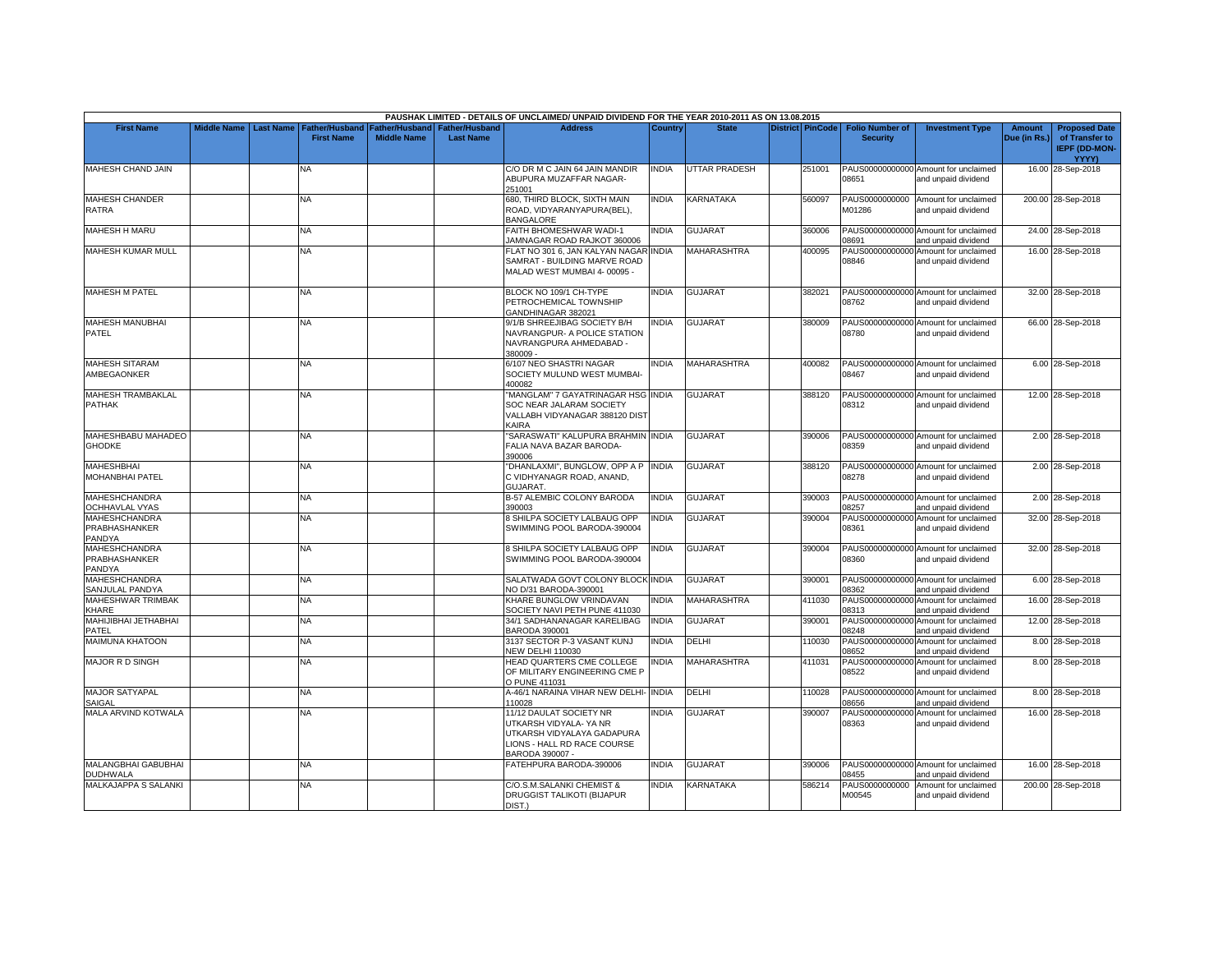| PAUSHAK LIMITED - DETAILS OF UNCLAIMED/ UNPAID DIVIDEND FOR THE YEAR 2010-2011 AS ON 13.08.2015 | | | | | | | | | | | | | | | |
|---|---|---|---|---|---|---|---|---|---|---|---|---|---|---|---|
| First Name | Middle Name | Last Name | Father/Husband First Name | Father/Husband Middle Name | Father/Husband Last Name | Address | Country | State | District | PinCode | Folio Number of Security | Investment Type | Amount Due (in Rs.) | Proposed Date of Transfer to IEPF (DD-MON-YYYY) |
| MAHESH CHAND JAIN | | | NA | | | C/O DR M C JAIN 64 JAIN MANDIR ABUPURA MUZAFFAR NAGAR-251001 | INDIA | UTTAR PRADESH | | 251001 | PAUS00000000000 08651 | Amount for unclaimed and unpaid dividend | 16.00 | 28-Sep-2018 |
| MAHESH CHANDER RATRA | | | NA | | | 680, THIRD BLOCK, SIXTH MAIN ROAD, VIDYARANYAPURA(BEL), BANGALORE | INDIA | KARNATAKA | | 560097 | PAUS0000000000 M01286 | Amount for unclaimed and unpaid dividend | 200.00 | 28-Sep-2018 |
| MAHESH H MARU | | | NA | | | FAITH BHOMESHWAR WADI-1 JAMNAGAR ROAD RAJKOT 360006 | INDIA | GUJARAT | | 360006 | PAUS00000000000 08691 | Amount for unclaimed and unpaid dividend | 24.00 | 28-Sep-2018 |
| MAHESH KUMAR MULL | | | NA | | | FLAT NO 301 6, JAN KALYAN NAGAR SAMRAT - BUILDING MARVE ROAD MALAD WEST MUMBAI 4- 00095 - | INDIA | MAHARASHTRA | | 400095 | PAUS00000000000 08846 | Amount for unclaimed and unpaid dividend | 16.00 | 28-Sep-2018 |
| MAHESH M PATEL | | | NA | | | BLOCK NO 109/1 CH-TYPE PETROCHEMICAL TOWNSHIP GANDHINAGAR 382021 | INDIA | GUJARAT | | 382021 | PAUS00000000000 08762 | Amount for unclaimed and unpaid dividend | 32.00 | 28-Sep-2018 |
| MAHESH MANUBHAI PATEL | | | NA | | | 9/1/B SHREEJIBAG SOCIETY B/H NAVRANGPUR- A POLICE STATION NAVRANGPURA AHMEDABAD - 380009 - | INDIA | GUJARAT | | 380009 | PAUS00000000000 08780 | Amount for unclaimed and unpaid dividend | 66.00 | 28-Sep-2018 |
| MAHESH SITARAM AMBEGAONKER | | | NA | | | 6/107 NEO SHASTRI NAGAR SOCIETY MULUND WEST MUMBAI-400082 | INDIA | MAHARASHTRA | | 400082 | PAUS00000000000 08467 | Amount for unclaimed and unpaid dividend | 6.00 | 28-Sep-2018 |
| MAHESH TRAMBAKLAL PATHAK | | | NA | | | "MANGLAM" 7 GAYATRINAGAR HSG SOC NEAR JALARAM SOCIETY VALLABH VIDYANAGAR 388120 DIST KAIRA | INDIA | GUJARAT | | 388120 | PAUS00000000000 08312 | Amount for unclaimed and unpaid dividend | 12.00 | 28-Sep-2018 |
| MAHESHBABU MAHADEO GHODKE | | | NA | | | "SARASWATI" KALUPURA BRAHMIN FALIA NAVA BAZAR BARODA-390006 | INDIA | GUJARAT | | 390006 | PAUS00000000000 08359 | Amount for unclaimed and unpaid dividend | 2.00 | 28-Sep-2018 |
| MAHESHBHAI MOHANBHAI PATEL | | | NA | | | "DHANLAXMI", BUNGLOW, OPP A P C VIDHYANAGR ROAD, ANAND, GUJARAT. | INDIA | GUJARAT | | 388120 | PAUS00000000000 08278 | Amount for unclaimed and unpaid dividend | 2.00 | 28-Sep-2018 |
| MAHESHCHANDRA OCHHAVLAL VYAS | | | NA | | | B-57 ALEMBIC COLONY BARODA 390003 | INDIA | GUJARAT | | 390003 | PAUS00000000000 08257 | Amount for unclaimed and unpaid dividend | 2.00 | 28-Sep-2018 |
| MAHESHCHANDRA PRABHASHANKER PANDYA | | | NA | | | 8 SHILPA SOCIETY LALBAUG OPP SWIMMING POOL BARODA-390004 | INDIA | GUJARAT | | 390004 | PAUS00000000000 08361 | Amount for unclaimed and unpaid dividend | 32.00 | 28-Sep-2018 |
| MAHESHCHANDRA PRABHASHANKER PANDYA | | | NA | | | 8 SHILPA SOCIETY LALBAUG OPP SWIMMING POOL BARODA-390004 | INDIA | GUJARAT | | 390004 | PAUS00000000000 08360 | Amount for unclaimed and unpaid dividend | 32.00 | 28-Sep-2018 |
| MAHESHCHANDRA SANJULAL PANDYA | | | NA | | | SALATWADA GOVT COLONY BLOCK NO D/31 BARODA-390001 | INDIA | GUJARAT | | 390001 | PAUS00000000000 08362 | Amount for unclaimed and unpaid dividend | 6.00 | 28-Sep-2018 |
| MAHESHWAR TRIMBAK KHARE | | | NA | | | KHARE BUNGLOW VRINDAVAN SOCIETY NAVI PETH PUNE 411030 | INDIA | MAHARASHTRA | | 411030 | PAUS00000000000 08313 | Amount for unclaimed and unpaid dividend | 16.00 | 28-Sep-2018 |
| MAHIJIBHAI JETHABHAI PATEL | | | NA | | | 34/1 SADHANANAGAR KARELIBAG BARODA 390001 | INDIA | GUJARAT | | 390001 | PAUS00000000000 08248 | Amount for unclaimed and unpaid dividend | 12.00 | 28-Sep-2018 |
| MAIMUNA KHATOON | | | NA | | | 3137 SECTOR P-3 VASANT KUNJ NEW DELHI 110030 | INDIA | DELHI | | 110030 | PAUS00000000000 08652 | Amount for unclaimed and unpaid dividend | 8.00 | 28-Sep-2018 |
| MAJOR R D SINGH | | | NA | | | HEAD QUARTERS CME COLLEGE OF MILITARY ENGINEERING CME P O PUNE 411031 | INDIA | MAHARASHTRA | | 411031 | PAUS00000000000 08522 | Amount for unclaimed and unpaid dividend | 8.00 | 28-Sep-2018 |
| MAJOR SATYAPAL SAIGAL | | | NA | | | A-46/1 NARAINA VIHAR NEW DELHI-110028 | INDIA | DELHI | | 110028 | PAUS00000000000 08656 | Amount for unclaimed and unpaid dividend | 8.00 | 28-Sep-2018 |
| MALA ARVIND KOTWALA | | | NA | | | 11/12 DAULAT SOCIETY NR UTKARSH VIDYALA- YA NR UTKARSH VIDYALAYA GADAPURA LIONS - HALL RD RACE COURSE BARODA 390007 - | INDIA | GUJARAT | | 390007 | PAUS00000000000 08363 | Amount for unclaimed and unpaid dividend | 16.00 | 28-Sep-2018 |
| MALANGBHAI GABUBHAI DUDHWALA | | | NA | | | FATEHPURA BARODA-390006 | INDIA | GUJARAT | | 390006 | PAUS00000000000 08455 | Amount for unclaimed and unpaid dividend | 16.00 | 28-Sep-2018 |
| MALKAJAPPA S SALANKI | | | NA | | | C/O.S.M.SALANKI CHEMIST & DRUGGIST TALIKOTI (BIJAPUR DIST.) | INDIA | KARNATAKA | | 586214 | PAUS0000000000 M00545 | Amount for unclaimed and unpaid dividend | 200.00 | 28-Sep-2018 |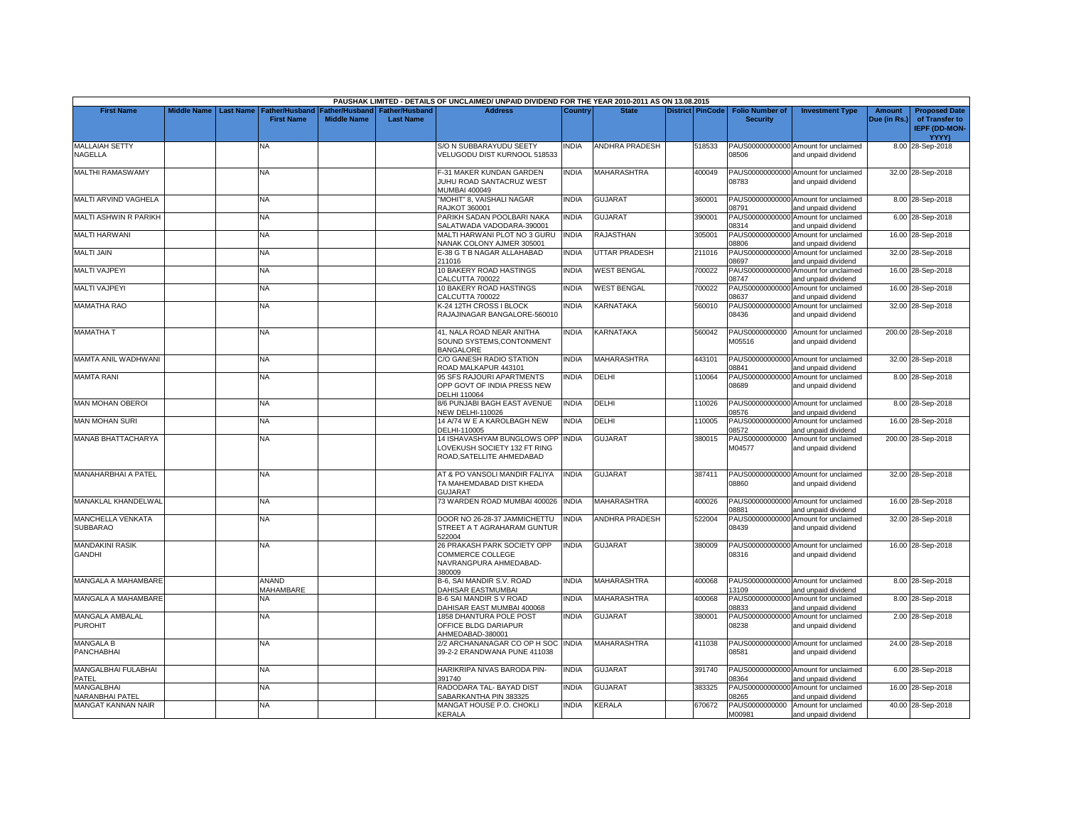| PAUSHAK LIMITED - DETAILS OF UNCLAIMED/ UNPAID DIVIDEND FOR THE YEAR 2010-2011 AS ON 13.08.2015 | | | | | | | | | | | | | | | |
|---|---|---|---|---|---|---|---|---|---|---|---|---|---|---|---|
| First Name | Middle Name | Last Name | Father/Husband First Name | Father/Husband Middle Name | Father/Husband Last Name | Address | Country | State | District | PinCode | Folio Number of Security | Investment Type | Amount Due (in Rs.) | Proposed Date of Transfer to IEPF (DD-MON-YYYY) |
| MALLAIAH SETTY NAGELLA | | | NA | | | S/O N SUBBARAYUDU SEETY VELUGODU DIST KURNOOL 518533 | INDIA | ANDHRA PRADESH | | 518533 | PAUS00000000000 08506 | Amount for unclaimed and unpaid dividend | 8.00 | 28-Sep-2018 |
| MALTHI RAMASWAMY | | | NA | | | F-31 MAKER KUNDAN GARDEN JUHU ROAD SANTACRUZ WEST MUMBAI 400049 | INDIA | MAHARASHTRA | | 400049 | PAUS00000000000 08783 | Amount for unclaimed and unpaid dividend | 32.00 | 28-Sep-2018 |
| MALTI ARVIND VAGHELA | | | NA | | | "MOHIT" 8, VAISHALI NAGAR RAJKOT 360001 | INDIA | GUJARAT | | 360001 | PAUS00000000000 08791 | Amount for unclaimed and unpaid dividend | 8.00 | 28-Sep-2018 |
| MALTI ASHWIN R PARIKH | | | NA | | | PARIKH SADAN POOLBARI NAKA SALATWADA VADODARA-390001 | INDIA | GUJARAT | | 390001 | PAUS00000000000 08314 | Amount for unclaimed and unpaid dividend | 6.00 | 28-Sep-2018 |
| MALTI HARWANI | | | NA | | | MALTI HARWANI PLOT NO 3 GURU NANAK COLONY AJMER 305001 | INDIA | RAJASTHAN | | 305001 | PAUS00000000000 08806 | Amount for unclaimed and unpaid dividend | 16.00 | 28-Sep-2018 |
| MALTI JAIN | | | NA | | | E-38 G T B NAGAR ALLAHABAD 211016 | INDIA | UTTAR PRADESH | | 211016 | PAUS00000000000 08697 | Amount for unclaimed and unpaid dividend | 32.00 | 28-Sep-2018 |
| MALTI VAJPEYI | | | NA | | | 10 BAKERY ROAD HASTINGS CALCUTTA 700022 | INDIA | WEST BENGAL | | 700022 | PAUS00000000000 08747 | Amount for unclaimed and unpaid dividend | 16.00 | 28-Sep-2018 |
| MALTI VAJPEYI | | | NA | | | 10 BAKERY ROAD HASTINGS CALCUTTA 700022 | INDIA | WEST BENGAL | | 700022 | PAUS00000000000 08637 | Amount for unclaimed and unpaid dividend | 16.00 | 28-Sep-2018 |
| MAMATHA RAO | | | NA | | | K-24 12TH CROSS I BLOCK RAJAJINAGAR BANGALORE-560010 | INDIA | KARNATAKA | | 560010 | PAUS00000000000 08436 | Amount for unclaimed and unpaid dividend | 32.00 | 28-Sep-2018 |
| MAMATHA T | | | NA | | | 41, NALA ROAD NEAR ANITHA SOUND SYSTEMS,CONTONMENT BANGALORE | INDIA | KARNATAKA | | 560042 | PAUS0000000000 M05516 | Amount for unclaimed and unpaid dividend | 200.00 | 28-Sep-2018 |
| MAMTA ANIL WADHWANI | | | NA | | | C/O GANESH RADIO STATION ROAD MALKAPUR 443101 | INDIA | MAHARASHTRA | | 443101 | PAUS00000000000 08841 | Amount for unclaimed and unpaid dividend | 32.00 | 28-Sep-2018 |
| MAMTA RANI | | | NA | | | 95 SFS RAJOURI APARTMENTS OPP GOVT OF INDIA PRESS NEW DELHI 110064 | INDIA | DELHI | | 110064 | PAUS00000000000 08689 | Amount for unclaimed and unpaid dividend | 8.00 | 28-Sep-2018 |
| MAN MOHAN OBEROI | | | NA | | | 8/6 PUNJABI BAGH EAST AVENUE NEW DELHI-110026 | INDIA | DELHI | | 110026 | PAUS00000000000 08576 | Amount for unclaimed and unpaid dividend | 8.00 | 28-Sep-2018 |
| MAN MOHAN SURI | | | NA | | | 14 A/74 W E A KAROLBAGH NEW DELHI-110005 | INDIA | DELHI | | 110005 | PAUS00000000000 08572 | Amount for unclaimed and unpaid dividend | 16.00 | 28-Sep-2018 |
| MANAB BHATTACHARYA | | | NA | | | 14 ISHAVASHYAM BUNGLOWS OPP LOVEKUSH SOCIETY 132 FT RING ROAD,SATELLITE AHMEDABAD | INDIA | GUJARAT | | 380015 | PAUS0000000000 M04577 | Amount for unclaimed and unpaid dividend | 200.00 | 28-Sep-2018 |
| MANAHARBHAI A PATEL | | | NA | | | AT & PO VANSOLI MANDIR FALIYA TA MAHEMDABAD DIST KHEDA GUJARAT | INDIA | GUJARAT | | 387411 | PAUS00000000000 08860 | Amount for unclaimed and unpaid dividend | 32.00 | 28-Sep-2018 |
| MANAKLAL KHANDELWAL | | | NA | | | 73 WARDEN ROAD MUMBAI 400026 | INDIA | MAHARASHTRA | | 400026 | PAUS00000000000 08881 | Amount for unclaimed and unpaid dividend | 16.00 | 28-Sep-2018 |
| MANCHELLA VENKATA SUBBARAO | | | NA | | | DOOR NO 26-28-37 JAMMICHETTU STREET A T AGRAHARAM GUNTUR 522004 | INDIA | ANDHRA PRADESH | | 522004 | PAUS00000000000 08439 | Amount for unclaimed and unpaid dividend | 32.00 | 28-Sep-2018 |
| MANDAKINI RASIK GANDHI | | | NA | | | 26 PRAKASH PARK SOCIETY OPP COMMERCE COLLEGE NAVRANGPURA AHMEDABAD-380009 | INDIA | GUJARAT | | 380009 | PAUS00000000000 08316 | Amount for unclaimed and unpaid dividend | 16.00 | 28-Sep-2018 |
| MANGALA A MAHAMBARE | | | ANAND MAHAMBARE | | | B-6, SAI MANDIR S.V. ROAD DAHISAR EASTMUMBAI | INDIA | MAHARASHTRA | | 400068 | PAUS00000000000 13109 | Amount for unclaimed and unpaid dividend | 8.00 | 28-Sep-2018 |
| MANGALA A MAHAMBARE | | | NA | | | B-6 SAI MANDIR S V ROAD DAHISAR EAST MUMBAI 400068 | INDIA | MAHARASHTRA | | 400068 | PAUS00000000000 08833 | Amount for unclaimed and unpaid dividend | 8.00 | 28-Sep-2018 |
| MANGALA AMBALAL PUROHIT | | | NA | | | 1858 DHANTURA POLE POST OFFICE BLDG DARIAPUR AHMEDABAD-380001 | INDIA | GUJARAT | | 380001 | PAUS00000000000 08238 | Amount for unclaimed and unpaid dividend | 2.00 | 28-Sep-2018 |
| MANGALA B PANCHABHAI | | | NA | | | 2/2 ARCHANANAGAR CO OP H SOC 39-2-2 ERANDWANA PUNE 411038 | INDIA | MAHARASHTRA | | 411038 | PAUS00000000000 08581 | Amount for unclaimed and unpaid dividend | 24.00 | 28-Sep-2018 |
| MANGALBHAI FULABHAI PATEL | | | NA | | | HARIKRIPA NIVAS BARODA PIN-391740 | INDIA | GUJARAT | | 391740 | PAUS00000000000 08364 | Amount for unclaimed and unpaid dividend | 6.00 | 28-Sep-2018 |
| MANGALBHAI NARANBHAI PATEL | | | NA | | | RADODARA TAL- BAYAD DIST SABARKANTHA PIN 383325 | INDIA | GUJARAT | | 383325 | PAUS00000000000 08265 | Amount for unclaimed and unpaid dividend | 16.00 | 28-Sep-2018 |
| MANGAT KANNAN NAIR | | | NA | | | MANGAT HOUSE P.O. CHOKLI KERALA | INDIA | KERALA | | 670672 | PAUS0000000000 M00981 | Amount for unclaimed and unpaid dividend | 40.00 | 28-Sep-2018 |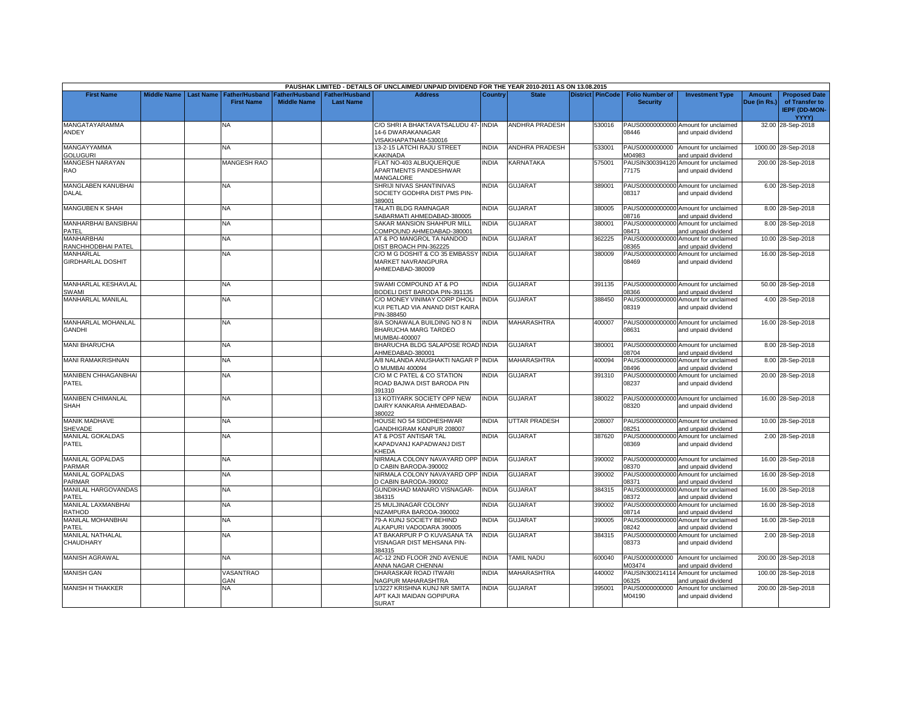PAUSHAK LIMITED - DETAILS OF UNCLAIMED/ UNPAID DIVIDEND FOR THE YEAR 2010-2011 AS ON 13.08.2015

| First Name | Middle Name | Last Name | Father/Husband First Name | Father/Husband Middle Name | Father/Husband Last Name | Address | Country | State | District | PinCode | Folio Number of Security | Investment Type | Amount Due (in Rs.) | Proposed Date of Transfer to IEPF (DD-MON-YYYY) |
|---|---|---|---|---|---|---|---|---|---|---|---|---|---|---|
| MANGATAYARAMMA ANDEY | | | NA | | | C/O SHRI A BHAKTAVATSALUDU 47-14-6 DWARAKANAGAR VISAKHAPATNAM-530016 | INDIA | ANDHRA PRADESH | | 530016 | PAUS00000000000008446 | Amount for unclaimed and unpaid dividend | 32.00 | 28-Sep-2018 |
| MANGAYYAMMA GOLUGURI | | | NA | | | 13-2-15 LATCHI RAJU STREET KAKINADA | INDIA | ANDHRA PRADESH | | 533001 | PAUS0000000000M04983 | Amount for unclaimed and unpaid dividend | 1000.00 | 28-Sep-2018 |
| MANGESH NARAYAN RAO | | | MANGESH RAO | | | FLAT NO-403 ALBUQUERQUE APARTMENTS PANDESHWAR MANGALORE | INDIA | KARNATAKA | | 575001 | PAUSIN30039412077175 | Amount for unclaimed and unpaid dividend | 200.00 | 28-Sep-2018 |
| MANGLABEN KANUBHAI DALAL | | | NA | | | SHRIJI NIVAS SHANTINIVAS SOCIETY GODHRA DIST PMS PIN-389001 | INDIA | GUJARAT | | 389001 | PAUS00000000000008317 | Amount for unclaimed and unpaid dividend | 6.00 | 28-Sep-2018 |
| MANGUBEN K SHAH | | | NA | | | TALATI BLDG RAMNAGAR SABARMATI AHMEDABAD-380005 | INDIA | GUJARAT | | 380005 | PAUS00000000000008716 | Amount for unclaimed and unpaid dividend | 8.00 | 28-Sep-2018 |
| MANHARBHAI BANSIBHAI PATEL | | | NA | | | SAKAR MANSION SHAHPUR MILL COMPOUND AHMEDABAD-380001 | INDIA | GUJARAT | | 380001 | PAUS00000000000008471 | Amount for unclaimed and unpaid dividend | 8.00 | 28-Sep-2018 |
| MANHARBHAI RANCHHODBHAI PATEL | | | NA | | | AT & PO MANGROL TA NANDOD DIST BROACH PIN-362225 | INDIA | GUJARAT | | 362225 | PAUS00000000000008365 | Amount for unclaimed and unpaid dividend | 10.00 | 28-Sep-2018 |
| MANHARLAL GIRDHARLAL DOSHIT | | | NA | | | C/O M G DOSHIT & CO 35 EMBASSY MARKET NAVRANGPURA AHMEDABAD-380009 | INDIA | GUJARAT | | 380009 | PAUS00000000000008469 | Amount for unclaimed and unpaid dividend | 16.00 | 28-Sep-2018 |
| MANHARLAL KESHAVLAL SWAMI | | | NA | | | SWAMI COMPOUND AT & PO BODELI DIST BARODA PIN-391135 | INDIA | GUJARAT | | 391135 | PAUS00000000000008366 | Amount for unclaimed and unpaid dividend | 50.00 | 28-Sep-2018 |
| MANHARLAL MANILAL | | | NA | | | C/O MONEY VINIMAY CORP DHOLI KUI PETLAD VIA ANAND DIST KAIRA PIN-388450 | INDIA | GUJARAT | | 388450 | PAUS00000000000008319 | Amount for unclaimed and unpaid dividend | 4.00 | 28-Sep-2018 |
| MANHARLAL MOHANLAL GANDHI | | | NA | | | 8/A SONAWALA BUILDING NO 8 N BHARUCHA MARG TARDEO MUMBAI-400007 | INDIA | MAHARASHTRA | | 400007 | PAUS00000000000008631 | Amount for unclaimed and unpaid dividend | 16.00 | 28-Sep-2018 |
| MANI BHARUCHA | | | NA | | | BHARUCHA BLDG SALAPOSE ROAD AHMEDABAD-380001 | INDIA | GUJARAT | | 380001 | PAUS00000000000008704 | Amount for unclaimed and unpaid dividend | 8.00 | 28-Sep-2018 |
| MANI RAMAKRISHNAN | | | NA | | | A/8 NALANDA ANUSHAKTI NAGAR P O MUMBAI 400094 | INDIA | MAHARASHTRA | | 400094 | PAUS00000000000008496 | Amount for unclaimed and unpaid dividend | 8.00 | 28-Sep-2018 |
| MANIBEN CHHAGANBHAI PATEL | | | NA | | | C/O M C PATEL & CO STATION ROAD BAJWA DIST BARODA PIN 391310 | INDIA | GUJARAT | | 391310 | PAUS00000000000008237 | Amount for unclaimed and unpaid dividend | 20.00 | 28-Sep-2018 |
| MANIBEN CHIMANLAL SHAH | | | NA | | | 13 KOTIYARK SOCIETY OPP NEW DAIRY KANKARIA AHMEDABAD-380022 | INDIA | GUJARAT | | 380022 | PAUS00000000000008320 | Amount for unclaimed and unpaid dividend | 16.00 | 28-Sep-2018 |
| MANIK MADHAVE SHEVADE | | | NA | | | HOUSE NO 54 SIDDHESHWAR GANDHIGRAM KANPUR 208007 | INDIA | UTTAR PRADESH | | 208007 | PAUS00000000000008251 | Amount for unclaimed and unpaid dividend | 10.00 | 28-Sep-2018 |
| MANILAL GOKALDAS PATEL | | | NA | | | AT & POST ANTISAR TAL KAPADVANJ KAPADWANJ DIST KHEDA | INDIA | GUJARAT | | 387620 | PAUS00000000000008369 | Amount for unclaimed and unpaid dividend | 2.00 | 28-Sep-2018 |
| MANILAL GOPALDAS PARMAR | | | NA | | | NIRMALA COLONY NAVAYARD OPP D CABIN BARODA-390002 | INDIA | GUJARAT | | 390002 | PAUS00000000000008370 | Amount for unclaimed and unpaid dividend | 16.00 | 28-Sep-2018 |
| MANILAL GOPALDAS PARMAR | | | NA | | | NIRMALA COLONY NAVAYARD OPP D CABIN BARODA-390002 | INDIA | GUJARAT | | 390002 | PAUS00000000000008371 | Amount for unclaimed and unpaid dividend | 16.00 | 28-Sep-2018 |
| MANILAL HARGOVANDAS PATEL | | | NA | | | GUNDIKHAD MANARO VISNAGAR-384315 | INDIA | GUJARAT | | 384315 | PAUS00000000000008372 | Amount for unclaimed and unpaid dividend | 16.00 | 28-Sep-2018 |
| MANILAL LAXMANBHAI RATHOD | | | NA | | | 25 MULJINAGAR COLONY NIZAMPURA BARODA-390002 | INDIA | GUJARAT | | 390002 | PAUS00000000000008714 | Amount for unclaimed and unpaid dividend | 16.00 | 28-Sep-2018 |
| MANILAL MOHANBHAI PATEL | | | NA | | | 79-A KUNJ SOCIETY BEHIND ALKAPURI VADODARA 390005 | INDIA | GUJARAT | | 390005 | PAUS00000000000008242 | Amount for unclaimed and unpaid dividend | 16.00 | 28-Sep-2018 |
| MANILAL NATHALAL CHAUDHARY | | | NA | | | AT BAKARPUR P O KUVASANA TA VISNAGAR DIST MEHSANA PIN-384315 | INDIA | GUJARAT | | 384315 | PAUS00000000000008373 | Amount for unclaimed and unpaid dividend | 2.00 | 28-Sep-2018 |
| MANISH AGRAWAL | | | NA | | | AC-12 2ND FLOOR 2ND AVENUE ANNA NAGAR CHENNAI | INDIA | TAMIL NADU | | 600040 | PAUS0000000000M03474 | Amount for unclaimed and unpaid dividend | 200.00 | 28-Sep-2018 |
| MANISH GAN | | | VASANTRAO GAN | | | DHARASKAR ROAD ITWARI NAGPUR MAHARASHTRA | INDIA | MAHARASHTRA | | 440002 | PAUSIN30021411406325 | Amount for unclaimed and unpaid dividend | 100.00 | 28-Sep-2018 |
| MANISH H THAKKER | | | NA | | | 1/3227 KRISHNA KUNJ NR SMITA APT KAJI MAIDAN GOPIPURA SURAT | INDIA | GUJARAT | | 395001 | PAUS0000000000M04190 | Amount for unclaimed and unpaid dividend | 200.00 | 28-Sep-2018 |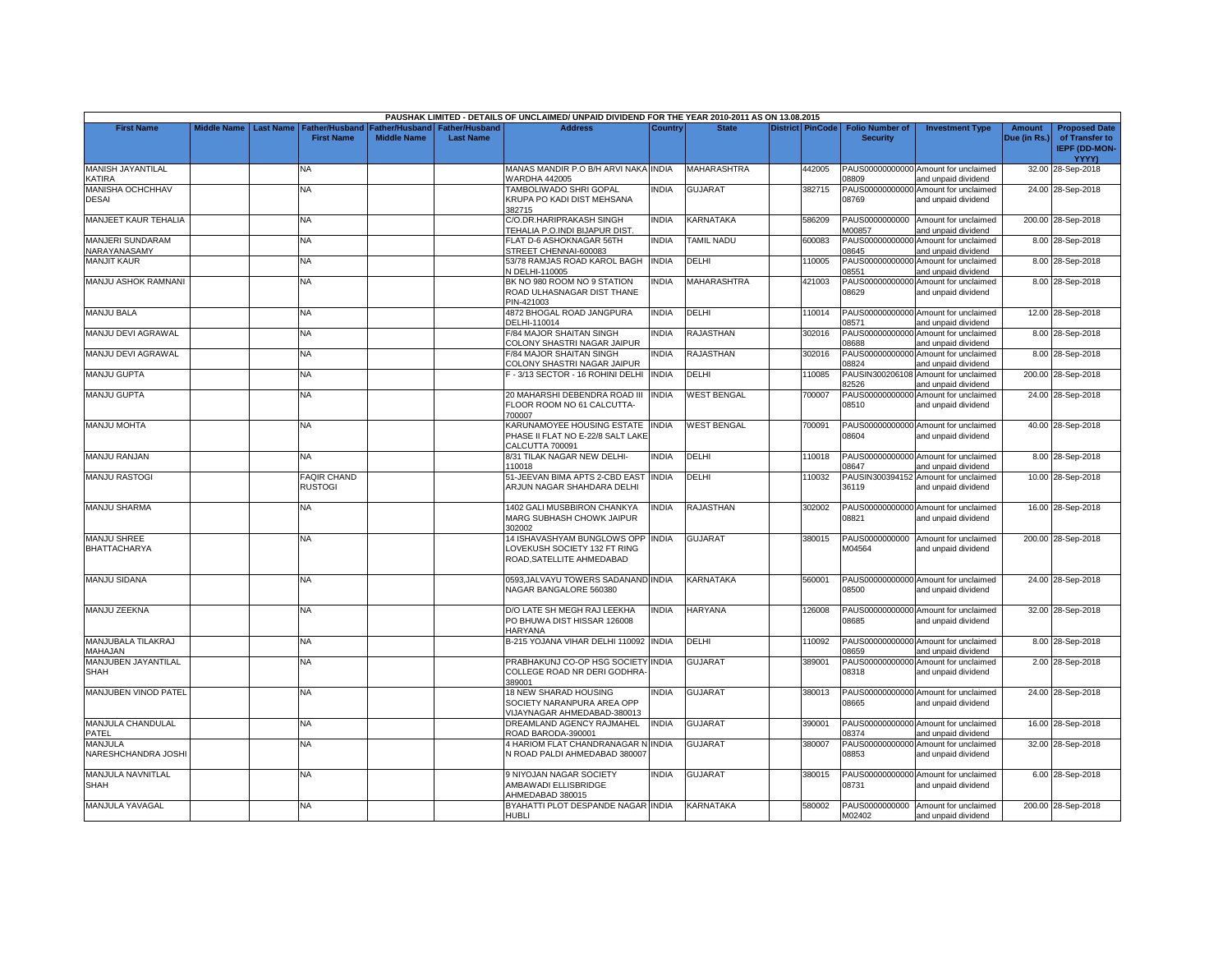PAUSHAK LIMITED - DETAILS OF UNCLAIMED/ UNPAID DIVIDEND FOR THE YEAR 2010-2011 AS ON 13.08.2015

| First Name | Middle Name | Last Name | Father/Husband First Name | Father/Husband Middle Name | Father/Husband Last Name | Address | Country | State | District | PinCode | Folio Number of Security | Investment Type | Amount Due (in Rs.) | Proposed Date of Transfer to IEPF (DD-MON-YYYY) |
|---|---|---|---|---|---|---|---|---|---|---|---|---|---|---|
| MANISH JAYANTILAL KATIRA | | | NA | | | MANAS MANDIR P.O B/H ARVI NAKA WARDHA 442005 | INDIA | MAHARASHTRA | | 442005 | PAUS00000000000008809 | Amount for unclaimed and unpaid dividend | 32.00 | 28-Sep-2018 |
| MANISHA OCHCHHAV DESAI | | | NA | | | TAMBOLIWADO SHRI GOPAL KRUPA PO KADI DIST MEHSANA 382715 | INDIA | GUJARAT | | 382715 | PAUS00000000000008769 | Amount for unclaimed and unpaid dividend | 24.00 | 28-Sep-2018 |
| MANJEET KAUR TEHALIA | | | NA | | | C/O.DR.HARIPRAKASH SINGH TEHALIA P.O.INDI BIJAPUR DIST. | INDIA | KARNATAKA | | 586209 | PAUS0000000000M00857 | Amount for unclaimed and unpaid dividend | 200.00 | 28-Sep-2018 |
| MANJERI SUNDARAM NARAYANASAMY | | | NA | | | FLAT D-6 ASHOKNAGAR 56TH STREET CHENNAI-600083 | INDIA | TAMIL NADU | | 600083 | PAUS00000000000008645 | Amount for unclaimed and unpaid dividend | 8.00 | 28-Sep-2018 |
| MANJIT KAUR | | | NA | | | 53/78 RAMJAS ROAD KAROL BAGH N DELHI-110005 | INDIA | DELHI | | 110005 | PAUS00000000000008551 | Amount for unclaimed and unpaid dividend | 8.00 | 28-Sep-2018 |
| MANJU ASHOK RAMNANI | | | NA | | | BK NO 980 ROOM NO 9 STATION ROAD ULHASNAGAR DIST THANE PIN-421003 | INDIA | MAHARASHTRA | | 421003 | PAUS00000000000008629 | Amount for unclaimed and unpaid dividend | 8.00 | 28-Sep-2018 |
| MANJU BALA | | | NA | | | 4872 BHOGAL ROAD JANGPURA DELHI-110014 | INDIA | DELHI | | 110014 | PAUS00000000000008571 | Amount for unclaimed and unpaid dividend | 12.00 | 28-Sep-2018 |
| MANJU DEVI AGRAWAL | | | NA | | | F/84 MAJOR SHAITAN SINGH COLONY SHASTRI NAGAR JAIPUR | INDIA | RAJASTHAN | | 302016 | PAUS00000000000008688 | Amount for unclaimed and unpaid dividend | 8.00 | 28-Sep-2018 |
| MANJU DEVI AGRAWAL | | | NA | | | F/84 MAJOR SHAITAN SINGH COLONY SHASTRI NAGAR JAIPUR | INDIA | RAJASTHAN | | 302016 | PAUS00000000000008824 | Amount for unclaimed and unpaid dividend | 8.00 | 28-Sep-2018 |
| MANJU GUPTA | | | NA | | | F - 3/13 SECTOR - 16 ROHINI DELHI | INDIA | DELHI | | 110085 | PAUSIN30020610882526 | Amount for unclaimed and unpaid dividend | 200.00 | 28-Sep-2018 |
| MANJU GUPTA | | | NA | | | 20 MAHARSHI DEBENDRA ROAD III FLOOR ROOM NO 61 CALCUTTA-700007 | INDIA | WEST BENGAL | | 700007 | PAUS00000000000008510 | Amount for unclaimed and unpaid dividend | 24.00 | 28-Sep-2018 |
| MANJU MOHTA | | | NA | | | KARUNAMOYEE HOUSING ESTATE PHASE II FLAT NO E-22/8 SALT LAKE CALCUTTA 700091 | INDIA | WEST BENGAL | | 700091 | PAUS00000000000008604 | Amount for unclaimed and unpaid dividend | 40.00 | 28-Sep-2018 |
| MANJU RANJAN | | | NA | | | 8/31 TILAK NAGAR NEW DELHI-110018 | INDIA | DELHI | | 110018 | PAUS00000000000008647 | Amount for unclaimed and unpaid dividend | 8.00 | 28-Sep-2018 |
| MANJU RASTOGI | | | FAQIR CHAND RUSTOGI | | | 51-JEEVAN BIMA APTS 2-CBD EAST ARJUN NAGAR SHAHDARA DELHI | INDIA | DELHI | | 110032 | PAUSIN30039415236119 | Amount for unclaimed and unpaid dividend | 10.00 | 28-Sep-2018 |
| MANJU SHARMA | | | NA | | | 1402 GALI MUSBBIRON CHANKYA MARG SUBHASH CHOWK JAIPUR 302002 | INDIA | RAJASTHAN | | 302002 | PAUS00000000000008821 | Amount for unclaimed and unpaid dividend | 16.00 | 28-Sep-2018 |
| MANJU SHREE BHATTACHARYA | | | NA | | | 14 ISHAVASHYAM BUNGLOWS OPP LOVEKUSH SOCIETY 132 FT RING ROAD,SATELLITE AHMEDABAD | INDIA | GUJARAT | | 380015 | PAUS0000000000M04564 | Amount for unclaimed and unpaid dividend | 200.00 | 28-Sep-2018 |
| MANJU SIDANA | | | NA | | | 0593,JALVAYU TOWERS SADANAND NAGAR BANGALORE 560380 | INDIA | KARNATAKA | | 560001 | PAUS00000000000008500 | Amount for unclaimed and unpaid dividend | 24.00 | 28-Sep-2018 |
| MANJU ZEEKNA | | | NA | | | D/O LATE SH MEGH RAJ LEEKHA PO BHUWA DIST HISSAR 126008 HARYANA | INDIA | HARYANA | | 126008 | PAUS00000000000008685 | Amount for unclaimed and unpaid dividend | 32.00 | 28-Sep-2018 |
| MANJUBALA TILAKRAJ MAHAJAN | | | NA | | | B-215 YOJANA VIHAR DELHI 110092 | INDIA | DELHI | | 110092 | PAUS00000000000008659 | Amount for unclaimed and unpaid dividend | 8.00 | 28-Sep-2018 |
| MANJUBEN JAYANTILAL SHAH | | | NA | | | PRABHAKUNJ CO-OP HSG SOCIETY COLLEGE ROAD NR DERI GODHRA-389001 | INDIA | GUJARAT | | 389001 | PAUS00000000000008318 | Amount for unclaimed and unpaid dividend | 2.00 | 28-Sep-2018 |
| MANJUBEN VINOD PATEL | | | NA | | | 18 NEW SHARAD HOUSING SOCIETY NARANPURA AREA OPP VIJAYNAGAR AHMEDABAD-380013 | INDIA | GUJARAT | | 380013 | PAUS00000000000008665 | Amount for unclaimed and unpaid dividend | 24.00 | 28-Sep-2018 |
| MANJULA CHANDULAL PATEL | | | NA | | | DREAMLAND AGENCY RAJMAHEL ROAD BARODA-390001 | INDIA | GUJARAT | | 390001 | PAUS00000000000008374 | Amount for unclaimed and unpaid dividend | 16.00 | 28-Sep-2018 |
| MANJULA NARESHCHANDRA JOSHI | | | NA | | | 4 HARIOM FLAT CHANDRANAGAR N N ROAD PALDI AHMEDABAD 380007 | INDIA | GUJARAT | | 380007 | PAUS00000000000008853 | Amount for unclaimed and unpaid dividend | 32.00 | 28-Sep-2018 |
| MANJULA NAVNITLAL SHAH | | | NA | | | 9 NIYOJAN NAGAR SOCIETY AMBAWADI ELLISBRIDGE AHMEDABAD 380015 | INDIA | GUJARAT | | 380015 | PAUS00000000000008731 | Amount for unclaimed and unpaid dividend | 6.00 | 28-Sep-2018 |
| MANJULA YAVAGAL | | | NA | | | BYAHATTI PLOT DESPANDE NAGAR HUBLI | INDIA | KARNATAKA | | 580002 | PAUS0000000000M02402 | Amount for unclaimed and unpaid dividend | 200.00 | 28-Sep-2018 |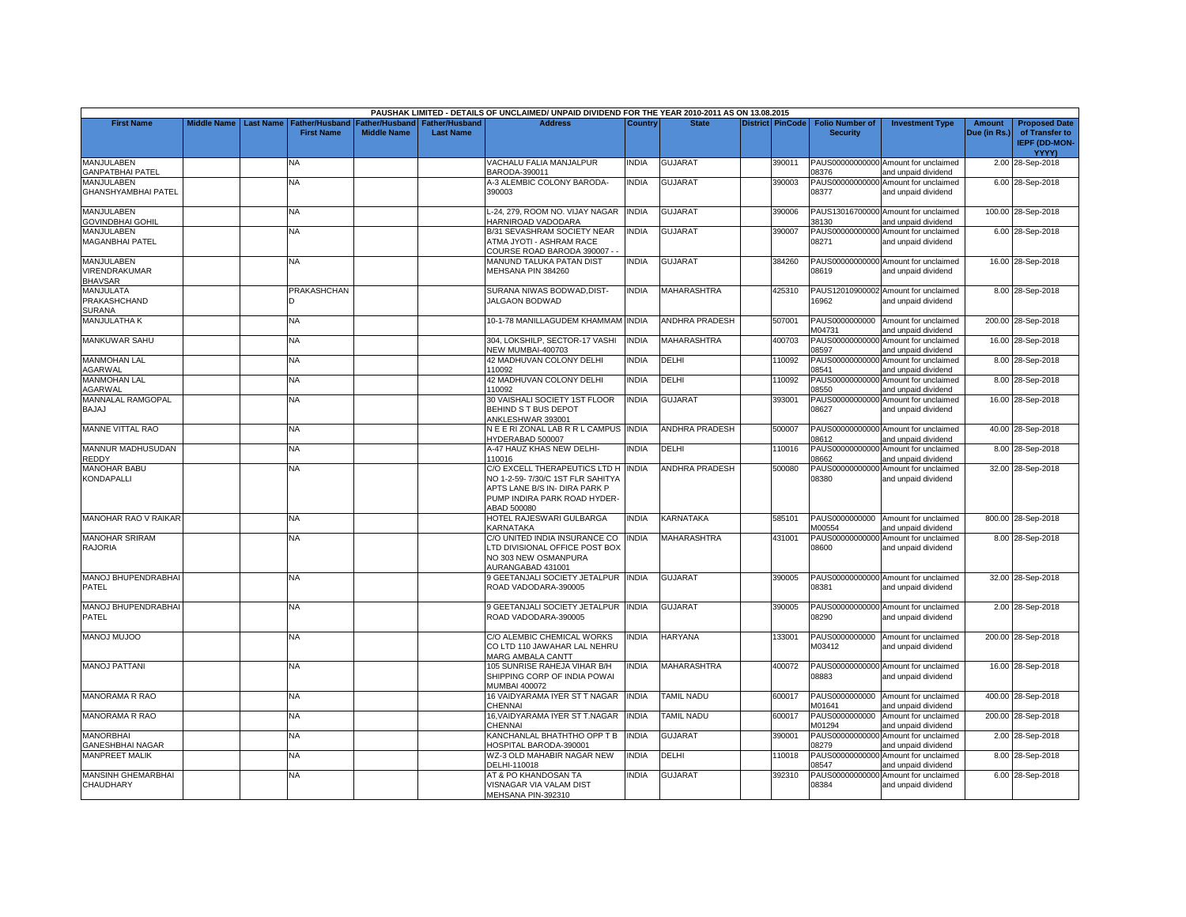| PAUSHAK LIMITED - DETAILS OF UNCLAIMED/ UNPAID DIVIDEND FOR THE YEAR 2010-2011 AS ON 13.08.2015 | | | | | | | | | | | | | | | |
|---|---|---|---|---|---|---|---|---|---|---|---|---|---|---|---|
| First Name | Middle Name | Last Name | Father/Husband First Name | Father/Husband Middle Name | Father/Husband Last Name | Address | Country | State | District | PinCode | Folio Number of Security | Investment Type | Amount Due (in Rs.) | Proposed Date of Transfer to IEPF (DD-MON-YYYY) |
| MANJULABEN GANPATBHAI PATEL | | | NA | | | VACHALU FALIA MANJALPUR BARODA-390011 | INDIA | GUJARAT | | 390011 | PAUS00000000000 08376 | Amount for unclaimed and unpaid dividend | 2.00 | 28-Sep-2018 |
| MANJULABEN GHANSHYAMBHAI PATEL | | | NA | | | A-3 ALEMBIC COLONY BARODA-390003 | INDIA | GUJARAT | | 390003 | PAUS00000000000 08377 | Amount for unclaimed and unpaid dividend | 6.00 | 28-Sep-2018 |
| MANJULABEN GOVINDBHAI GOHIL | | | NA | | | L-24, 279, ROOM NO. VIJAY NAGAR HARNIROAD VADODARA | INDIA | GUJARAT | | 390006 | PAUS13016700000 38130 | Amount for unclaimed and unpaid dividend | 100.00 | 28-Sep-2018 |
| MANJULABEN MAGANBHAI PATEL | | | NA | | | B/31 SEVASHRAM SOCIETY NEAR ATMA JYOTI - ASHRAM RACE COURSE ROAD BARODA 390007 - - | INDIA | GUJARAT | | 390007 | PAUS00000000000 08271 | Amount for unclaimed and unpaid dividend | 6.00 | 28-Sep-2018 |
| MANJULABEN VIRENDRAKUMAR BHAVSAR | | | NA | | | MANUND TALUKA PATAN DIST MEHSANA PIN 384260 | INDIA | GUJARAT | | 384260 | PAUS00000000000 08619 | Amount for unclaimed and unpaid dividend | 16.00 | 28-Sep-2018 |
| MANJULATA PRAKASHCHAND SURANA | | | PRAKASHCHAN D | | | SURANA NIWAS BODWAD,DIST-JALGAON BODWAD | INDIA | MAHARASHTRA | | 425310 | PAUS12010900002 16962 | Amount for unclaimed and unpaid dividend | 8.00 | 28-Sep-2018 |
| MANJULATHA K | | | NA | | | 10-1-78 MANILLAGUDEM KHAMMAM | INDIA | ANDHRA PRADESH | | 507001 | PAUS0000000000 M04731 | Amount for unclaimed and unpaid dividend | 200.00 | 28-Sep-2018 |
| MANKUWAR SAHU | | | NA | | | 304, LOKSHILP, SECTOR-17 VASHI NEW MUMBAI-400703 | INDIA | MAHARASHTRA | | 400703 | PAUS00000000000 08597 | Amount for unclaimed and unpaid dividend | 16.00 | 28-Sep-2018 |
| MANMOHAN LAL AGARWAL | | | NA | | | 42 MADHUVAN COLONY DELHI 110092 | INDIA | DELHI | | 110092 | PAUS00000000000 08541 | Amount for unclaimed and unpaid dividend | 8.00 | 28-Sep-2018 |
| MANMOHAN LAL AGARWAL | | | NA | | | 42 MADHUVAN COLONY DELHI 110092 | INDIA | DELHI | | 110092 | PAUS00000000000 08550 | Amount for unclaimed and unpaid dividend | 8.00 | 28-Sep-2018 |
| MANNALAL RAMGOPAL BAJAJ | | | NA | | | 30 VAISHALI SOCIETY 1ST FLOOR BEHIND S T BUS DEPOT ANKLESHWAR 393001 | INDIA | GUJARAT | | 393001 | PAUS00000000000 08627 | Amount for unclaimed and unpaid dividend | 16.00 | 28-Sep-2018 |
| MANNE VITTAL RAO | | | NA | | | N E E RI ZONAL LAB R R L CAMPUS HYDERABAD 500007 | INDIA | ANDHRA PRADESH | | 500007 | PAUS00000000000 08612 | Amount for unclaimed and unpaid dividend | 40.00 | 28-Sep-2018 |
| MANNUR MADHUSUDAN REDDY | | | NA | | | A-47 HAUZ KHAS NEW DELHI-110016 | INDIA | DELHI | | 110016 | PAUS00000000000 08662 | Amount for unclaimed and unpaid dividend | 8.00 | 28-Sep-2018 |
| MANOHAR BABU KONDAPALLI | | | NA | | | C/O EXCELL THERAPEUTICS LTD H NO 1-2-59- 7/30/C 1ST FLR SAHITYA APTS LANE B/S IN- DIRA PARK P PUMP INDIRA PARK ROAD HYDER-ABAD 500080 | INDIA | ANDHRA PRADESH | | 500080 | PAUS00000000000 08380 | Amount for unclaimed and unpaid dividend | 32.00 | 28-Sep-2018 |
| MANOHAR RAO V RAIKAR | | | NA | | | HOTEL RAJESWARI GULBARGA KARNATAKA | INDIA | KARNATAKA | | 585101 | PAUS0000000000 M00554 | Amount for unclaimed and unpaid dividend | 800.00 | 28-Sep-2018 |
| MANOHAR SRIRAM RAJORIA | | | NA | | | C/O UNITED INDIA INSURANCE CO LTD DIVISIONAL OFFICE POST BOX NO 303 NEW OSMANPURA AURANGABAD 431001 | INDIA | MAHARASHTRA | | 431001 | PAUS00000000000 08600 | Amount for unclaimed and unpaid dividend | 8.00 | 28-Sep-2018 |
| MANOJ BHUPENDRABHAI PATEL | | | NA | | | 9 GEETANJALI SOCIETY JETALPUR ROAD VADODARA-390005 | INDIA | GUJARAT | | 390005 | PAUS00000000000 08381 | Amount for unclaimed and unpaid dividend | 32.00 | 28-Sep-2018 |
| MANOJ BHUPENDRABHAI PATEL | | | NA | | | 9 GEETANJALI SOCIETY JETALPUR ROAD VADODARA-390005 | INDIA | GUJARAT | | 390005 | PAUS00000000000 08290 | Amount for unclaimed and unpaid dividend | 2.00 | 28-Sep-2018 |
| MANOJ MUJOO | | | NA | | | C/O ALEMBIC CHEMICAL WORKS CO LTD 110 JAWAHAR LAL NEHRU MARG AMBALA CANTT | INDIA | HARYANA | | 133001 | PAUS0000000000 M03412 | Amount for unclaimed and unpaid dividend | 200.00 | 28-Sep-2018 |
| MANOJ PATTANI | | | NA | | | 105 SUNRISE RAHEJA VIHAR B/H SHIPPING CORP OF INDIA POWAI MUMBAI 400072 | INDIA | MAHARASHTRA | | 400072 | PAUS00000000000 08883 | Amount for unclaimed and unpaid dividend | 16.00 | 28-Sep-2018 |
| MANORAMA R RAO | | | NA | | | 16 VAIDYARAMA IYER ST T NAGAR CHENNAI | INDIA | TAMIL NADU | | 600017 | PAUS0000000000 M01641 | Amount for unclaimed and unpaid dividend | 400.00 | 28-Sep-2018 |
| MANORAMA R RAO | | | NA | | | 16,VAIDYARAMA IYER ST T.NAGAR CHENNAI | INDIA | TAMIL NADU | | 600017 | PAUS0000000000 M01294 | Amount for unclaimed and unpaid dividend | 200.00 | 28-Sep-2018 |
| MANORBHAI GANESHBHAI NAGAR | | | NA | | | KANCHANLAL BHATHTHO OPP T B HOSPITAL BARODA-390001 | INDIA | GUJARAT | | 390001 | PAUS00000000000 08279 | Amount for unclaimed and unpaid dividend | 2.00 | 28-Sep-2018 |
| MANPREET MALIK | | | NA | | | WZ-3 OLD MAHABIR NAGAR NEW DELHI-110018 | INDIA | DELHI | | 110018 | PAUS00000000000 08547 | Amount for unclaimed and unpaid dividend | 8.00 | 28-Sep-2018 |
| MANSINH GHEMARBHAI CHAUDHARY | | | NA | | | AT & PO KHANDOSAN TA VISNAGAR VIA VALAM DIST MEHSANA PIN-392310 | INDIA | GUJARAT | | 392310 | PAUS00000000000 08384 | Amount for unclaimed and unpaid dividend | 6.00 | 28-Sep-2018 |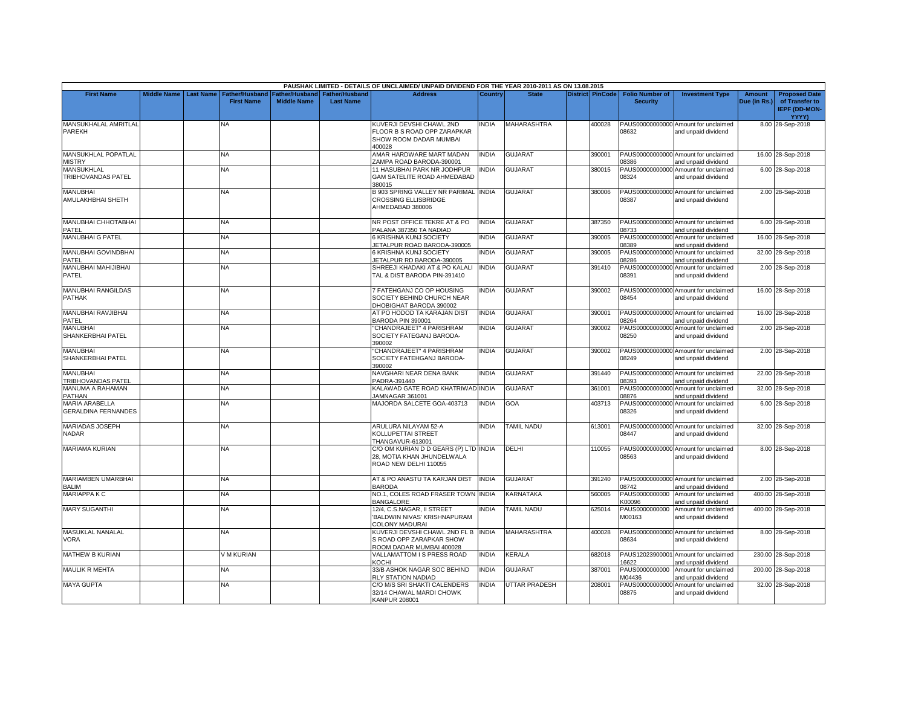PAUSHAK LIMITED - DETAILS OF UNCLAIMED/ UNPAID DIVIDEND FOR THE YEAR 2010-2011 AS ON 13.08.2015

| First Name | Middle Name | Last Name | Father/Husband First Name | Father/Husband Middle Name | Father/Husband Last Name | Address | Country | State | District | PinCode | Folio Number of Security | Investment Type | Amount Due (in Rs.) | Proposed Date of Transfer to IEPF (DD-MON-YYYY) |
|---|---|---|---|---|---|---|---|---|---|---|---|---|---|---|
| MANSUKHALAL AMRITLAL PAREKH | | | NA | | | KUVERJI DEVSHI CHAWL 2ND FLOOR B S ROAD OPP ZARAPKAR SHOW ROOM DADAR MUMBAI 400028 | INDIA | MAHARASHTRA | | 400028 | PAUS000000000000 08632 | Amount for unclaimed and unpaid dividend | 8.00 | 28-Sep-2018 |
| MANSUKHLAL POPATLAL MISTRY | | | NA | | | AMAR HARDWARE MART MADAN ZAMPA ROAD BARODA-390001 | INDIA | GUJARAT | | 390001 | PAUS000000000000 08386 | Amount for unclaimed and unpaid dividend | 16.00 | 28-Sep-2018 |
| MANSUKHLAL TRIBHOVANDAS PATEL | | | NA | | | 11 HASUBHAI PARK NR JODHPUR GAM SATELITE ROAD AHMEDABAD 380015 | INDIA | GUJARAT | | 380015 | PAUS000000000000 08324 | Amount for unclaimed and unpaid dividend | 6.00 | 28-Sep-2018 |
| MANUBHAI AMULAKHBHAI SHETH | | | NA | | | B 903 SPRING VALLEY NR PARIMAL CROSSING ELLISBRIDGE AHMEDABAD 380006 | INDIA | GUJARAT | | 380006 | PAUS000000000000 08387 | Amount for unclaimed and unpaid dividend | 2.00 | 28-Sep-2018 |
| MANUBHAI CHHOTABHAI PATEL | | | NA | | | NR POST OFFICE TEKRE AT & PO PALANA 387350 TA NADIAD | INDIA | GUJARAT | | 387350 | PAUS000000000000 08733 | Amount for unclaimed and unpaid dividend | 6.00 | 28-Sep-2018 |
| MANUBHAI G PATEL | | | NA | | | 6 KRISHNA KUNJ SOCIETY JETALPUR ROAD BARODA-390005 | INDIA | GUJARAT | | 390005 | PAUS000000000000 08389 | Amount for unclaimed and unpaid dividend | 16.00 | 28-Sep-2018 |
| MANUBHAI GOVINDBHAI PATEL | | | NA | | | 6 KRISHNA KUNJ SOCIETY JETALPUR RD BARODA-390005 | INDIA | GUJARAT | | 390005 | PAUS000000000000 08286 | Amount for unclaimed and unpaid dividend | 32.00 | 28-Sep-2018 |
| MANUBHAI MAHIJIBHAI PATEL | | | NA | | | SHREEJI KHADAKI AT & PO KALALI TAL & DIST BARODA PIN-391410 | INDIA | GUJARAT | | 391410 | PAUS000000000000 08391 | Amount for unclaimed and unpaid dividend | 2.00 | 28-Sep-2018 |
| MANUBHAI RANGILDAS PATHAK | | | NA | | | 7 FATEHGANJ CO OP HOUSING SOCIETY BEHIND CHURCH NEAR DHOBIGHAT BARODA 390002 | INDIA | GUJARAT | | 390002 | PAUS000000000000 08454 | Amount for unclaimed and unpaid dividend | 16.00 | 28-Sep-2018 |
| MANUBHAI RAVJIBHAI PATEL | | | NA | | | AT PO HODOD TA KARAJAN DIST BARODA PIN 390001 | INDIA | GUJARAT | | 390001 | PAUS000000000000 08264 | Amount for unclaimed and unpaid dividend | 16.00 | 28-Sep-2018 |
| MANUBHAI SHANKERBHAI PATEL | | | NA | | | "CHANDRAJEET" 4 PARISHRAM SOCIETY FATEGANJ BARODA-390002 | INDIA | GUJARAT | | 390002 | PAUS000000000000 08250 | Amount for unclaimed and unpaid dividend | 2.00 | 28-Sep-2018 |
| MANUBHAI SHANKERBHAI PATEL | | | NA | | | "CHANDRAJEET" 4 PARISHRAM SOCIETY FATEHGANJ BARODA-390002 | INDIA | GUJARAT | | 390002 | PAUS000000000000 08249 | Amount for unclaimed and unpaid dividend | 2.00 | 28-Sep-2018 |
| MANUBHAI TRIBHOVANDAS PATEL | | | NA | | | NAVGHARI NEAR DENA BANK PADRA-391440 | INDIA | GUJARAT | | 391440 | PAUS000000000000 08393 | Amount for unclaimed and unpaid dividend | 22.00 | 28-Sep-2018 |
| MANUMA A RAHAMAN PATHAN | | | NA | | | KALAWAD GATE ROAD KHATRIWAD JAMNAGAR 361001 | INDIA | GUJARAT | | 361001 | PAUS000000000000 08876 | Amount for unclaimed and unpaid dividend | 32.00 | 28-Sep-2018 |
| MARIA ARABELLA GERALDINA FERNANDES | | | NA | | | MAJORDA SALCETE GOA-403713 | INDIA | GOA | | 403713 | PAUS000000000000 08326 | Amount for unclaimed and unpaid dividend | 6.00 | 28-Sep-2018 |
| MARIADAS JOSEPH NADAR | | | NA | | | ARULURA NILAYAM 52-A KOLLUPETTAI STREET THANGAVUR-613001 | INDIA | TAMIL NADU | | 613001 | PAUS000000000000 08447 | Amount for unclaimed and unpaid dividend | 32.00 | 28-Sep-2018 |
| MARIAMA KURIAN | | | NA | | | C/O OM KURIAN D D GEARS (P) LTD 28, MOTIA KHAN JHUNDELWALA ROAD NEW DELHI 110055 | INDIA | DELHI | | 110055 | PAUS000000000000 08563 | Amount for unclaimed and unpaid dividend | 8.00 | 28-Sep-2018 |
| MARIAMBEN UMARBHAI BALIM | | | NA | | | AT & PO ANASTU TA KARJAN DIST BARODA | INDIA | GUJARAT | | 391240 | PAUS000000000000 08742 | Amount for unclaimed and unpaid dividend | 2.00 | 28-Sep-2018 |
| MARIAPPA K C | | | NA | | | NO.1, COLES ROAD FRASER TOWN BANGALORE | INDIA | KARNATAKA | | 560005 | PAUS0000000000 K00096 | Amount for unclaimed and unpaid dividend | 400.00 | 28-Sep-2018 |
| MARY SUGANTHI | | | NA | | | 12/4, C.S.NAGAR, II STREET 'BALDWIN NIVAS' KRISHNAPURAM COLONY MADURAI | INDIA | TAMIL NADU | | 625014 | PAUS0000000000 M00163 | Amount for unclaimed and unpaid dividend | 400.00 | 28-Sep-2018 |
| MASUKLAL NANALAL VORA | | | NA | | | KUVERJI DEVSHI CHAWL 2ND FL B S ROAD OPP ZARAPKAR SHOW ROOM DADAR MUMBAI 400028 | INDIA | MAHARASHTRA | | 400028 | PAUS000000000000 08634 | Amount for unclaimed and unpaid dividend | 8.00 | 28-Sep-2018 |
| MATHEW B KURIAN | | | V M KURIAN | | | VALLAMATTOM I S PRESS ROAD KOCHI | INDIA | KERALA | | 682018 | PAUS12023900001 16622 | Amount for unclaimed and unpaid dividend | 230.00 | 28-Sep-2018 |
| MAULIK R MEHTA | | | NA | | | 33/B ASHOK NAGAR SOC BEHIND RLY STATION NADIAD | INDIA | GUJARAT | | 387001 | PAUS0000000000 M04436 | Amount for unclaimed and unpaid dividend | 200.00 | 28-Sep-2018 |
| MAYA GUPTA | | | NA | | | C/O M/S SRI SHAKTI CALENDERS 32/14 CHAWAL MARDI CHOWK KANPUR 208001 | INDIA | UTTAR PRADESH | | 208001 | PAUS000000000000 08875 | Amount for unclaimed and unpaid dividend | 32.00 | 28-Sep-2018 |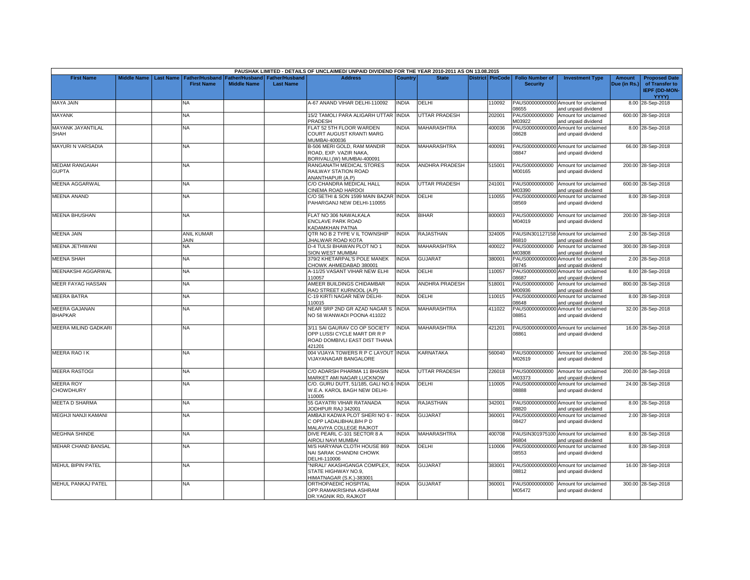PAUSHAK LIMITED - DETAILS OF UNCLAIMED/ UNPAID DIVIDEND FOR THE YEAR 2010-2011 AS ON 13.08.2015

| First Name | Middle Name | Last Name | Father/Husband First Name | Father/Husband Middle Name | Father/Husband Last Name | Address | Country | State | District | PinCode | Folio Number of Security | Investment Type | Amount Due (in Rs.) | Proposed Date of Transfer to IEPF (DD-MON-YYYY) |
|---|---|---|---|---|---|---|---|---|---|---|---|---|---|---|
| MAYA JAIN | | | NA | | | A-67 ANAND VIHAR DELHI-110092 | INDIA | DELHI | | 110092 | PAUS00000000000 08655 | Amount for unclaimed and unpaid dividend | 8.00 | 28-Sep-2018 |
| MAYANK | | | NA | | | 15/2 TAMOLI PARA ALIGARH UTTAR PRADESH | INDIA | UTTAR PRADESH | | 202001 | PAUS0000000000 M03922 | Amount for unclaimed and unpaid dividend | 600.00 | 28-Sep-2018 |
| MAYANK JAYANTILAL SHAH | | | NA | | | FLAT 52 5TH FLOOR WARDEN COURT AUGUST KRANTI MARG MUMBAI-400036 | INDIA | MAHARASHTRA | | 400036 | PAUS00000000000 08628 | Amount for unclaimed and unpaid dividend | 8.00 | 28-Sep-2018 |
| MAYURI N VARSADIA | | | NA | | | B-506 MERI GOLD, RAM MANDIR ROAD, EXP. VAZIR NAKA, BORIVALI,(W) MUMBAI-400091 | INDIA | MAHARASHTRA | | 400091 | PAUS00000000000 08847 | Amount for unclaimed and unpaid dividend | 66.00 | 28-Sep-2018 |
| MEDAM RANGAIAH GUPTA | | | NA | | | RANGANATH MEDICAL STORES RAILWAY STATION ROAD ANANTHAPUR (A.P) | INDIA | ANDHRA PRADESH | | 515001 | PAUS0000000000 M00165 | Amount for unclaimed and unpaid dividend | 200.00 | 28-Sep-2018 |
| MEENA AGGARWAL | | | NA | | | C/O CHANDRA MEDICAL HALL CINEMA ROAD HARDOI | INDIA | UTTAR PRADESH | | 241001 | PAUS0000000000 M03390 | Amount for unclaimed and unpaid dividend | 600.00 | 28-Sep-2018 |
| MEENA ANAND | | | NA | | | C/O SETHI & SON 1599 MAIN BAZAR PAHARGANJ NEW DELHI-110055 | INDIA | DELHI | | 110055 | PAUS00000000000 08569 | Amount for unclaimed and unpaid dividend | 8.00 | 28-Sep-2018 |
| MEENA BHUSHAN | | | NA | | | FLAT NO 306 NAWALKALA ENCLAVE PARK ROAD KADAMKHAN PATNA | INDIA | BIHAR | | 800003 | PAUS0000000000 M04019 | Amount for unclaimed and unpaid dividend | 200.00 | 28-Sep-2018 |
| MEENA JAIN | | | ANIL KUMAR JAIN | | | QTR NO B 2 TYPE V IL TOWNSHIP JHALWAR ROAD KOTA | INDIA | RAJASTHAN | | 324005 | PAUSIN301127158 86810 | Amount for unclaimed and unpaid dividend | 2.00 | 28-Sep-2018 |
| MEENA JETHWANI | | | NA | | | D-4 TULSI BHAWAN PLOT NO 1 SION WEST MUMBAI | INDIA | MAHARASHTRA | | 400022 | PAUS0000000000 M03808 | Amount for unclaimed and unpaid dividend | 300.00 | 28-Sep-2018 |
| MEENA SHAH | | | NA | | | 379/2 KHETARPAL'S POLE MANEK CHOWK AHMEDABAD 380001 | INDIA | GUJARAT | | 380001 | PAUS00000000000 08745 | Amount for unclaimed and unpaid dividend | 2.00 | 28-Sep-2018 |
| MEENAKSHI AGGARWAL | | | NA | | | A-11/25 VASANT VIHAR NEW ELHI 110057 | INDIA | DELHI | | 110057 | PAUS00000000000 08687 | Amount for unclaimed and unpaid dividend | 8.00 | 28-Sep-2018 |
| MEER FAYAG HASSAN | | | NA | | | AMEER BUILDINGS CHIDAMBAR RAO STREET KURNOOL (A.P) | INDIA | ANDHRA PRADESH | | 518001 | PAUS0000000000 M00936 | Amount for unclaimed and unpaid dividend | 800.00 | 28-Sep-2018 |
| MEERA BATRA | | | NA | | | C-19 KIRTI NAGAR NEW DELHI-110015 | INDIA | DELHI | | 110015 | PAUS00000000000 08648 | Amount for unclaimed and unpaid dividend | 8.00 | 28-Sep-2018 |
| MEERA GAJANAN BHAPKAR | | | NA | | | NEAR SRP 2ND GR AZAD NAGAR S NO 58 WANWADI POONA 411022 | INDIA | MAHARASHTRA | | 411022 | PAUS00000000000 08851 | Amount for unclaimed and unpaid dividend | 32.00 | 28-Sep-2018 |
| MEERA MILIND GADKARI | | | NA | | | 3/11 SAI GAURAV CO OP SOCIETY OPP LUSSI CYCLE MART DR R P ROAD DOMBIVLI EAST DIST THANA 421201 | INDIA | MAHARASHTRA | | 421201 | PAUS00000000000 08861 | Amount for unclaimed and unpaid dividend | 16.00 | 28-Sep-2018 |
| MEERA RAO I K | | | NA | | | 004 VIJAYA TOWERS R P C LAYOUT VIJAYANAGAR BANGALORE | INDIA | KARNATAKA | | 560040 | PAUS0000000000 M02619 | Amount for unclaimed and unpaid dividend | 200.00 | 28-Sep-2018 |
| MEERA RASTOGI | | | NA | | | C/O ADARSH PHARMA 11 BHASIN MARKET AMI NAGAR LUCKNOW | INDIA | UTTAR PRADESH | | 226018 | PAUS0000000000 M03373 | Amount for unclaimed and unpaid dividend | 200.00 | 28-Sep-2018 |
| MEERA ROY CHOWDHURY | | | NA | | | C/O. GURU DUTT, 51/185, GALI NO.6 W.E.A. KAROL BAGH NEW DELHI-110005 | INDIA | DELHI | | 110005 | PAUS00000000000 08888 | Amount for unclaimed and unpaid dividend | 24.00 | 28-Sep-2018 |
| MEETA D SHARMA | | | NA | | | 55 GAYATRI VIHAR RATANADA JODHPUR RAJ 342001 | INDIA | RAJASTHAN | | 342001 | PAUS00000000000 08820 | Amount for unclaimed and unpaid dividend | 8.00 | 28-Sep-2018 |
| MEGHJI NANJI KAMANI | | | NA | | | AMBAJI KADWA PLOT SHERI NO 6 - C OPP LADALIBHAI,B/H P D MALAVIYA COLLEGE RAJKOT | INDIA | GUJARAT | | 360001 | PAUS00000000000 08427 | Amount for unclaimed and unpaid dividend | 2.00 | 28-Sep-2018 |
| MEGHNA SHINDE | | | NA | | | DIVE PEARL C-101 SECTOR 8 A AIROLI NAVI MUMBAI | INDIA | MAHARASHTRA | | 400708 | PAUSIN301975100 96804 | Amount for unclaimed and unpaid dividend | 8.00 | 28-Sep-2018 |
| MEHAR CHAND BANSAL | | | NA | | | M/S HARYANA CLOTH HOUSE 869 NAI SARAK CHANDNI CHOWK DELHI-110006 | INDIA | DELHI | | 110006 | PAUS00000000000 08553 | Amount for unclaimed and unpaid dividend | 8.00 | 28-Sep-2018 |
| MEHUL BIPIN PATEL | | | NA | | | "NIRALI' AKASHGANGA COMPLEX, STATE HIGHWAY NO.9, HIMATNAGAR (S.K.)-383001 | INDIA | GUJARAT | | 383001 | PAUS00000000000 08812 | Amount for unclaimed and unpaid dividend | 16.00 | 28-Sep-2018 |
| MEHUL PANKAJ PATEL | | | NA | | | ORTHOPAEDIC HOSPITAL OPP.RAMAKRISHNA ASHRAM DR.YAGNIK RD, RAJKOT | INDIA | GUJARAT | | 360001 | PAUS0000000000 M05472 | Amount for unclaimed and unpaid dividend | 300.00 | 28-Sep-2018 |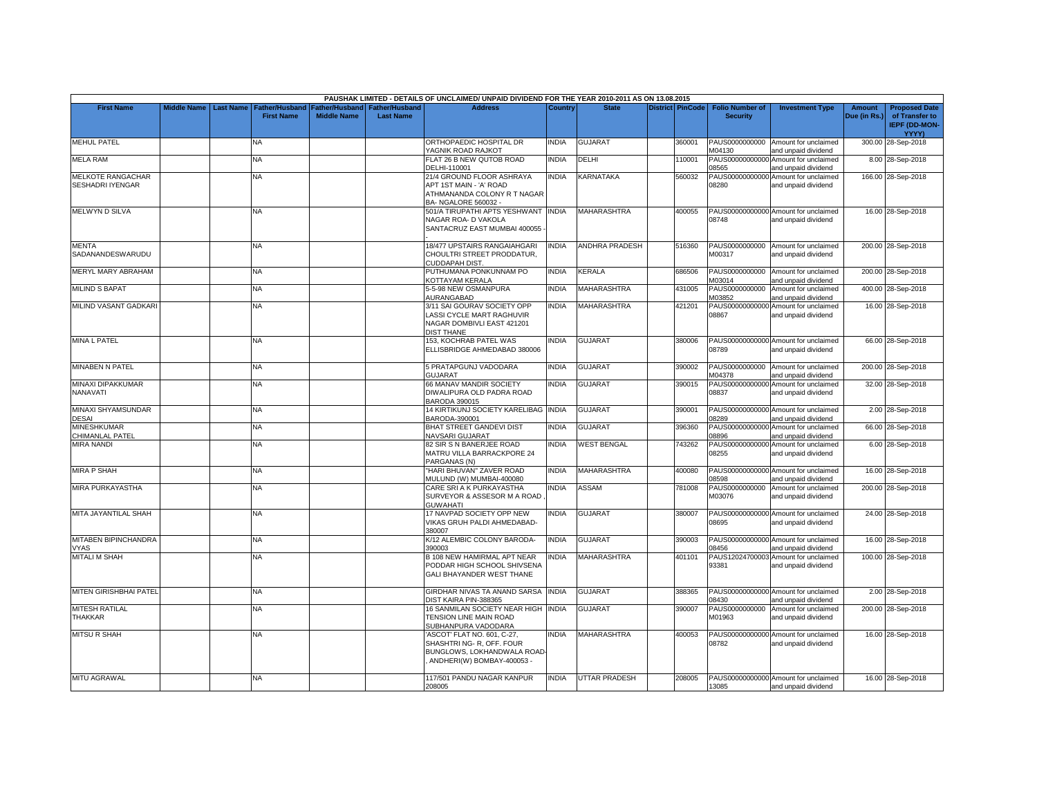PAUSHAK LIMITED - DETAILS OF UNCLAIMED/ UNPAID DIVIDEND FOR THE YEAR 2010-2011 AS ON 13.08.2015

| First Name | Middle Name | Last Name | Father/Husband First Name | Father/Husband Middle Name | Father/Husband Last Name | Address | Country | State | District | PinCode | Folio Number of Security | Investment Type | Amount Due (in Rs.) | Proposed Date of Transfer to IEPF (DD-MON-YYYY) |
|---|---|---|---|---|---|---|---|---|---|---|---|---|---|---|
| MEHUL PATEL | | | NA | | | ORTHOPAEDIC HOSPITAL DR YAGNIK ROAD RAJKOT | INDIA | GUJARAT | | 360001 | PAUS0000000000 M04130 | Amount for unclaimed and unpaid dividend | 300.00 | 28-Sep-2018 |
| MELA RAM | | | NA | | | FLAT 26 B NEW QUTOB ROAD DELHI-110001 | INDIA | DELHI | | 110001 | PAUS00000000000 08565 | Amount for unclaimed and unpaid dividend | 8.00 | 28-Sep-2018 |
| MELKOTE RANGACHAR SESHADRI IYENGAR | | | NA | | | 21/4 GROUND FLOOR ASHRAYA APT 1ST MAIN - 'A' ROAD ATHMANANDA COLONY R T NAGAR BA- NGALORE 560032 - | INDIA | KARNATAKA | | 560032 | PAUS00000000000 08280 | Amount for unclaimed and unpaid dividend | 166.00 | 28-Sep-2018 |
| MELWYN D SILVA | | | NA | | | 501/A TIRUPATHI APTS YESHWANT NAGAR ROA- D VAKOLA SANTACRUZ EAST MUMBAI 400055 - | INDIA | MAHARASHTRA | | 400055 | PAUS00000000000 08748 | Amount for unclaimed and unpaid dividend | 16.00 | 28-Sep-2018 |
| MENTA SADANANDESWARUDU | | | NA | | | 18/477 UPSTAIRS RANGAIAHGARI CHOULTRI STREET PRODDATUR, CUDDAPAH DIST. | INDIA | ANDHRA PRADESH | | 516360 | PAUS0000000000 M00317 | Amount for unclaimed and unpaid dividend | 200.00 | 28-Sep-2018 |
| MERYL MARY ABRAHAM | | | NA | | | PUTHUMANA PONKUNNAM PO KOTTAYAM KERALA | INDIA | KERALA | | 686506 | PAUS0000000000 M03014 | Amount for unclaimed and unpaid dividend | 200.00 | 28-Sep-2018 |
| MILIND S BAPAT | | | NA | | | 5-5-98 NEW OSMANPURA AURANGABAD | INDIA | MAHARASHTRA | | 431005 | PAUS0000000000 M03852 | Amount for unclaimed and unpaid dividend | 400.00 | 28-Sep-2018 |
| MILIND VASANT GADKARI | | | NA | | | 3/11 SAI GOURAV SOCIETY OPP LASSI CYCLE MART RAGHUVIR NAGAR DOMBIVLI EAST 421201 DIST THANE | INDIA | MAHARASHTRA | | 421201 | PAUS00000000000 08867 | Amount for unclaimed and unpaid dividend | 16.00 | 28-Sep-2018 |
| MINA L PATEL | | | NA | | | 153, KOCHRAB PATEL WAS ELLISBRIDGE AHMEDABAD 380006 | INDIA | GUJARAT | | 380006 | PAUS00000000000 08789 | Amount for unclaimed and unpaid dividend | 66.00 | 28-Sep-2018 |
| MINABEN N PATEL | | | NA | | | 5 PRATAPGUNJ VADODARA GUJARAT | INDIA | GUJARAT | | 390002 | PAUS0000000000 M04378 | Amount for unclaimed and unpaid dividend | 200.00 | 28-Sep-2018 |
| MINAXI DIPAKKUMAR NANAVATI | | | NA | | | 66 MANAV MANDIR SOCIETY DIWALIPURA OLD PADRA ROAD BARODA 390015 | INDIA | GUJARAT | | 390015 | PAUS00000000000 08837 | Amount for unclaimed and unpaid dividend | 32.00 | 28-Sep-2018 |
| MINAXI SHYAMSUNDAR DESAI | | | NA | | | 14 KIRTIKUNJ SOCIETY KARELIBAG BARODA-390001 | INDIA | GUJARAT | | 390001 | PAUS00000000000 08289 | Amount for unclaimed and unpaid dividend | 2.00 | 28-Sep-2018 |
| MINESHKUMAR CHIMANLAL PATEL | | | NA | | | BHAT STREET GANDEVI DIST NAVSARI GUJARAT | INDIA | GUJARAT | | 396360 | PAUS00000000000 08896 | Amount for unclaimed and unpaid dividend | 66.00 | 28-Sep-2018 |
| MIRA NANDI | | | NA | | | 82 SIR S N BANERJEE ROAD MATRU VILLA BARRACKPORE 24 PARGANAS (N) | INDIA | WEST BENGAL | | 743262 | PAUS00000000000 08255 | Amount for unclaimed and unpaid dividend | 6.00 | 28-Sep-2018 |
| MIRA P SHAH | | | NA | | | "HARI BHUVAN" ZAVER ROAD MULUND (W) MUMBAI-400080 | INDIA | MAHARASHTRA | | 400080 | PAUS00000000000 08598 | Amount for unclaimed and unpaid dividend | 16.00 | 28-Sep-2018 |
| MIRA PURKAYASTHA | | | NA | | | CARE SRI A K PURKAYASTHA SURVEYOR & ASSESOR M A ROAD , GUWAHATI | INDIA | ASSAM | | 781008 | PAUS0000000000 M03076 | Amount for unclaimed and unpaid dividend | 200.00 | 28-Sep-2018 |
| MITA JAYANTILAL SHAH | | | NA | | | 17 NAVPAD SOCIETY OPP NEW VIKAS GRUH PALDI AHMEDABAD-380007 | INDIA | GUJARAT | | 380007 | PAUS00000000000 08695 | Amount for unclaimed and unpaid dividend | 24.00 | 28-Sep-2018 |
| MITABEN BIPINCHANDRA VYAS | | | NA | | | K/12 ALEMBIC COLONY BARODA-390003 | INDIA | GUJARAT | | 390003 | PAUS00000000000 08456 | Amount for unclaimed and unpaid dividend | 16.00 | 28-Sep-2018 |
| MITALI M SHAH | | | NA | | | B 108 NEW HAMIRMAL APT NEAR PODDAR HIGH SCHOOL SHIVSENA GALI BHAYANDER WEST THANE | INDIA | MAHARASHTRA | | 401101 | PAUS12024700003 93381 | Amount for unclaimed and unpaid dividend | 100.00 | 28-Sep-2018 |
| MITEN GIRISHBHAI PATEL | | | NA | | | GIRDHAR NIVAS TA ANAND SARSA DIST KAIRA PIN-388365 | INDIA | GUJARAT | | 388365 | PAUS00000000000 08430 | Amount for unclaimed and unpaid dividend | 2.00 | 28-Sep-2018 |
| MITESH RATILAL THAKKAR | | | NA | | | 16 SANMILAN SOCIETY NEAR HIGH TENSION LINE MAIN ROAD SUBHANPURA VADODARA | INDIA | GUJARAT | | 390007 | PAUS0000000000 M01963 | Amount for unclaimed and unpaid dividend | 200.00 | 28-Sep-2018 |
| MITSU R SHAH | | | NA | | | 'ASCOT' FLAT NO. 601, C-27, SHASHTRI NG- R, OFF. FOUR BUNGLOWS, LOKHANDWALA ROAD- , ANDHERI(W) BOMBAY-400053 - | INDIA | MAHARASHTRA | | 400053 | PAUS00000000000 08782 | Amount for unclaimed and unpaid dividend | 16.00 | 28-Sep-2018 |
| MITU AGRAWAL | | | NA | | | 117/501 PANDU NAGAR KANPUR 208005 | INDIA | UTTAR PRADESH | | 208005 | PAUS00000000000 13085 | Amount for unclaimed and unpaid dividend | 16.00 | 28-Sep-2018 |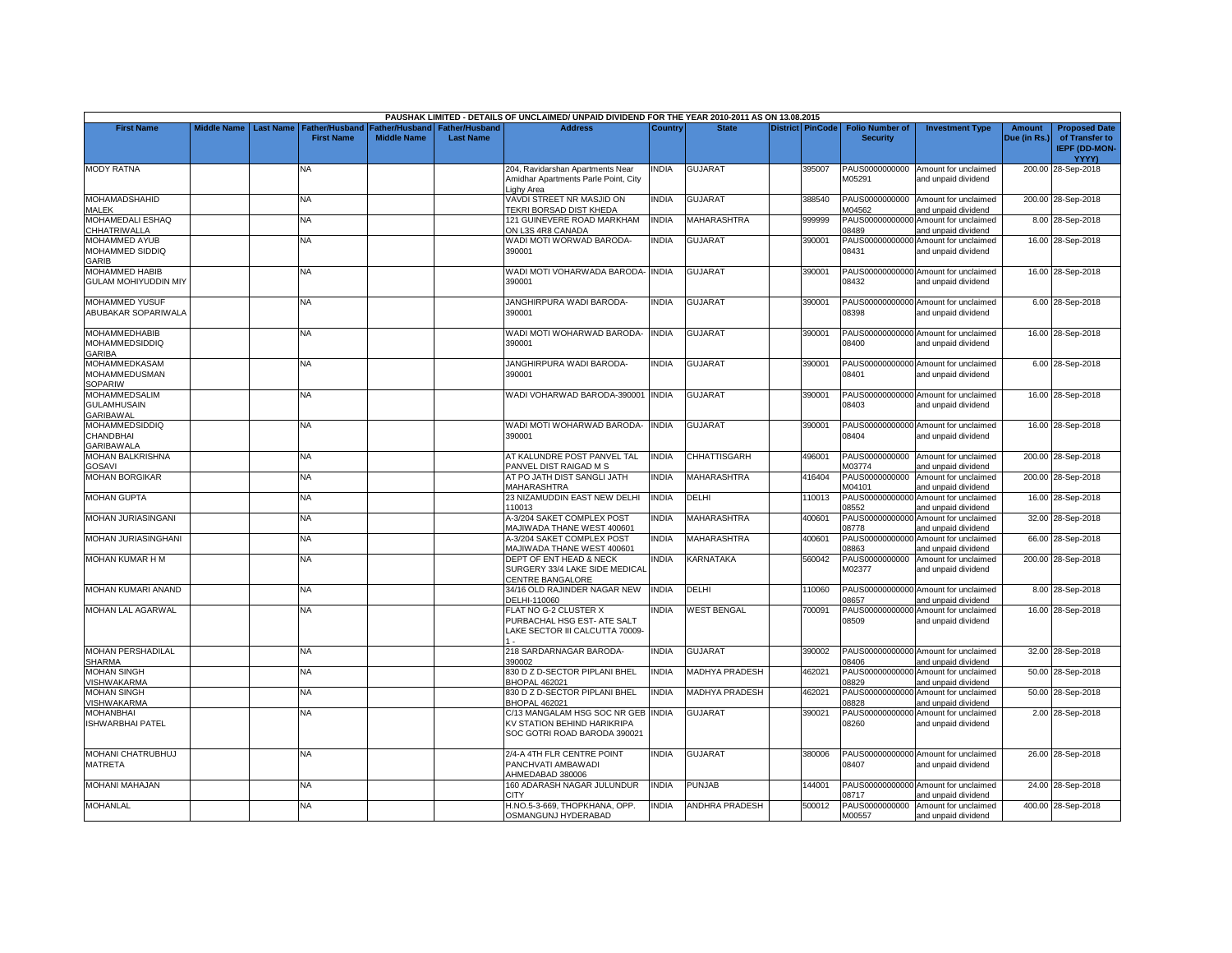PAUSHAK LIMITED - DETAILS OF UNCLAIMED/ UNPAID DIVIDEND FOR THE YEAR 2010-2011 AS ON 13.08.2015

| First Name | Middle Name | Last Name | Father/Husband First Name | Father/Husband Middle Name | Father/Husband Last Name | Address | Country | State | District | PinCode | Folio Number of Security | Investment Type | Amount Due (in Rs.) | Proposed Date of Transfer to IEPF (DD-MON-YYYY) |
|---|---|---|---|---|---|---|---|---|---|---|---|---|---|---|
| MODY RATNA | | | NA | | | 204, Ravidarshan Apartments Near Amidhar Apartments Parle Point, City Lighy Area | INDIA | GUJARAT | | 395007 | PAUS0000000000 M05291 | Amount for unclaimed and unpaid dividend | 200.00 | 28-Sep-2018 |
| MOHAMADSHAHID MALEK | | | NA | | | VAVDI STREET NR MASJID ON TEKRI BORSAD DIST KHEDA | INDIA | GUJARAT | | 388540 | PAUS0000000000 M04562 | Amount for unclaimed and unpaid dividend | 200.00 | 28-Sep-2018 |
| MOHAMEDALI ESHAQ CHHATRIWALLA | | | NA | | | 121 GUINEVERE ROAD MARKHAM ON L3S 4R8 CANADA | INDIA | MAHARASHTRA | | 999999 | PAUS000000000000 08489 | Amount for unclaimed and unpaid dividend | 8.00 | 28-Sep-2018 |
| MOHAMMED AYUB MOHAMMED SIDDIQ GARIB | | | NA | | | WADI MOTI WORWAD BARODA-390001 | INDIA | GUJARAT | | 390001 | PAUS000000000000 08431 | Amount for unclaimed and unpaid dividend | 16.00 | 28-Sep-2018 |
| MOHAMMED HABIB GULAM MOHIYUDDIN MIY | | | NA | | | WADI MOTI VOHARWADA BARODA-390001 | INDIA | GUJARAT | | 390001 | PAUS000000000000 08432 | Amount for unclaimed and unpaid dividend | 16.00 | 28-Sep-2018 |
| MOHAMMED YUSUF ABUBAKAR SOPARIWALA | | | NA | | | JANGHIRPURA WADI BARODA-390001 | INDIA | GUJARAT | | 390001 | PAUS000000000000 08398 | Amount for unclaimed and unpaid dividend | 6.00 | 28-Sep-2018 |
| MOHAMMEDHABIB MOHAMMEDSIDDIQ GARIBA | | | NA | | | WADI MOTI WOHARWAD BARODA-390001 | INDIA | GUJARAT | | 390001 | PAUS000000000000 08400 | Amount for unclaimed and unpaid dividend | 16.00 | 28-Sep-2018 |
| MOHAMMEDKASAM MOHAMMEDUSMAN SOPARIW | | | NA | | | JANGHIRPURA WADI BARODA-390001 | INDIA | GUJARAT | | 390001 | PAUS000000000000 08401 | Amount for unclaimed and unpaid dividend | 6.00 | 28-Sep-2018 |
| MOHAMMEDSALIM GULAMHUSAIN GARIBAWAL | | | NA | | | WADI VOHARWAD BARODA-390001 | INDIA | GUJARAT | | 390001 | PAUS000000000000 08403 | Amount for unclaimed and unpaid dividend | 16.00 | 28-Sep-2018 |
| MOHAMMEDSIDDIQ CHANDBHAI GARIBAWALA | | | NA | | | WADI MOTI WOHARWAD BARODA-390001 | INDIA | GUJARAT | | 390001 | PAUS000000000000 08404 | Amount for unclaimed and unpaid dividend | 16.00 | 28-Sep-2018 |
| MOHAN BALKRISHNA GOSAVI | | | NA | | | AT KALUNDRE POST PANVEL TAL PANVEL DIST RAIGAD M S | INDIA | CHHATTISGARH | | 496001 | PAUS0000000000 M03774 | Amount for unclaimed and unpaid dividend | 200.00 | 28-Sep-2018 |
| MOHAN BORGIKAR | | | NA | | | AT PO JATH DIST SANGLI JATH MAHARASHTRA | INDIA | MAHARASHTRA | | 416404 | PAUS0000000000 M04101 | Amount for unclaimed and unpaid dividend | 200.00 | 28-Sep-2018 |
| MOHAN GUPTA | | | NA | | | 23 NIZAMUDDIN EAST NEW DELHI 110013 | INDIA | DELHI | | 110013 | PAUS000000000000 08552 | Amount for unclaimed and unpaid dividend | 16.00 | 28-Sep-2018 |
| MOHAN JURIASINGANI | | | NA | | | A-3/204 SAKET COMPLEX POST MAJIWADA THANE WEST 400601 | INDIA | MAHARASHTRA | | 400601 | PAUS000000000000 08778 | Amount for unclaimed and unpaid dividend | 32.00 | 28-Sep-2018 |
| MOHAN JURIASINGHANI | | | NA | | | A-3/204 SAKET COMPLEX POST MAJIWADA THANE WEST 400601 | INDIA | MAHARASHTRA | | 400601 | PAUS000000000000 08863 | Amount for unclaimed and unpaid dividend | 66.00 | 28-Sep-2018 |
| MOHAN KUMAR H M | | | NA | | | DEPT OF ENT HEAD & NECK SURGERY 33/4 LAKE SIDE MEDICAL CENTRE BANGALORE | INDIA | KARNATAKA | | 560042 | PAUS0000000000 M02377 | Amount for unclaimed and unpaid dividend | 200.00 | 28-Sep-2018 |
| MOHAN KUMARI ANAND | | | NA | | | 34/16 OLD RAJINDER NAGAR NEW DELHI-110060 | INDIA | DELHI | | 110060 | PAUS000000000000 08657 | Amount for unclaimed and unpaid dividend | 8.00 | 28-Sep-2018 |
| MOHAN LAL AGARWAL | | | NA | | | FLAT NO G-2 CLUSTER X PURBACHAL HSG EST- ATE SALT LAKE SECTOR III CALCUTTA 70009-1 - | INDIA | WEST BENGAL | | 700091 | PAUS000000000000 08509 | Amount for unclaimed and unpaid dividend | 16.00 | 28-Sep-2018 |
| MOHAN PERSHADILAL SHARMA | | | NA | | | 218 SARDARNAGAR BARODA-390002 | INDIA | GUJARAT | | 390002 | PAUS000000000000 08406 | Amount for unclaimed and unpaid dividend | 32.00 | 28-Sep-2018 |
| MOHAN SINGH VISHWAKARMA | | | NA | | | 830 D Z D-SECTOR PIPLANI BHEL BHOPAL 462021 | INDIA | MADHYA PRADESH | | 462021 | PAUS000000000000 08829 | Amount for unclaimed and unpaid dividend | 50.00 | 28-Sep-2018 |
| MOHAN SINGH VISHWAKARMA | | | NA | | | 830 D Z D-SECTOR PIPLANI BHEL BHOPAL 462021 | INDIA | MADHYA PRADESH | | 462021 | PAUS000000000000 08828 | Amount for unclaimed and unpaid dividend | 50.00 | 28-Sep-2018 |
| MOHANBHAI ISHWARBHAI PATEL | | | NA | | | C/13 MANGALAM HSG SOC NR GEB KV STATION BEHIND HARIKRIPA SOC GOTRI ROAD BARODA 390021 | INDIA | GUJARAT | | 390021 | PAUS000000000000 08260 | Amount for unclaimed and unpaid dividend | 2.00 | 28-Sep-2018 |
| MOHANI CHATRUBHUJ MATRETA | | | NA | | | 2/4-A 4TH FLR CENTRE POINT PANCHVATI AMBAWADI AHMEDABAD 380006 | INDIA | GUJARAT | | 380006 | PAUS000000000000 08407 | Amount for unclaimed and unpaid dividend | 26.00 | 28-Sep-2018 |
| MOHANI MAHAJAN | | | NA | | | 160 ADARASH NAGAR JULUNDUR CITY | INDIA | PUNJAB | | 144001 | PAUS000000000000 08717 | Amount for unclaimed and unpaid dividend | 24.00 | 28-Sep-2018 |
| MOHANLAL | | | NA | | | H.NO.5-3-669, THOPKHANA, OPP. OSMANGUNJ HYDERABAD | INDIA | ANDHRA PRADESH | | 500012 | PAUS0000000000 M00557 | Amount for unclaimed and unpaid dividend | 400.00 | 28-Sep-2018 |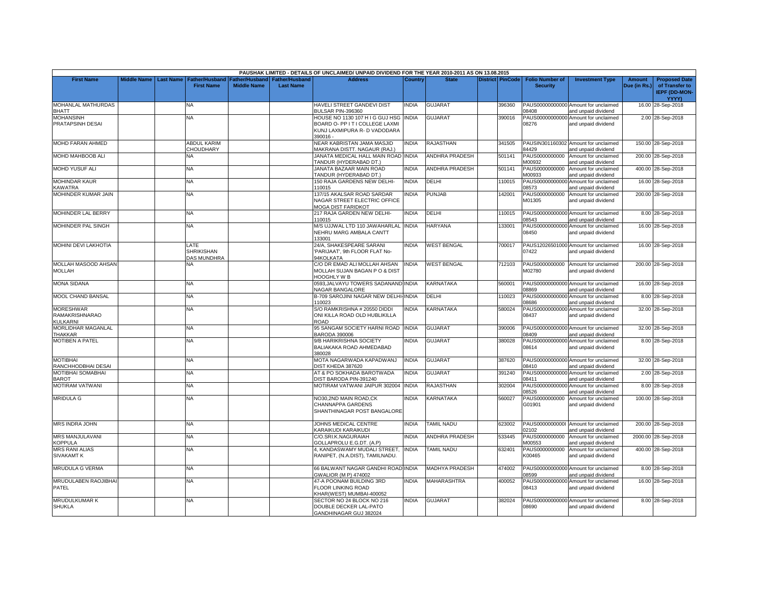| PAUSHAK LIMITED - DETAILS OF UNCLAIMED/ UNPAID DIVIDEND FOR THE YEAR 2010-2011 AS ON 13.08.2015 | | | | | | | | | | | | | | | |
|---|---|---|---|---|---|---|---|---|---|---|---|---|---|---|---|
| First Name | Middle Name | Last Name | Father/Husband First Name | Father/Husband Middle Name | Father/Husband Last Name | Address | Country | State | District | PinCode | Folio Number of Security | Investment Type | Amount Due (in Rs.) | Proposed Date of Transfer to IEPF (DD-MON-YYYY) |
| MOHANLAL MATHURDAS BHATT | | | NA | | | HAVELI STREET GANDEVI DIST BULSAR PIN-396360 | INDIA | GUJARAT | | 396360 | PAUS00000000000 08408 | Amount for unclaimed and unpaid dividend | 16.00 | 28-Sep-2018 |
| MOHANSINH PRATAPSINH DESAI | | | NA | | | HOUSE NO 1130 107 H I G GUJ HSG BOARD O- PP I T I COLLEGE LAXMI KUNJ LAXMIPURA R- D VADODARA 390016 - | INDIA | GUJARAT | | 390016 | PAUS00000000000 08276 | Amount for unclaimed and unpaid dividend | 2.00 | 28-Sep-2018 |
| MOHD FARAN AHMED | | | ABDUL KARIM CHOUDHARY | | | NEAR KABRISTAN JAMA MASJID MAKRANA DISTT. NAGAUR (RAJ.) | INDIA | RAJASTHAN | | 341505 | PAUSIN301160302 84429 | Amount for unclaimed and unpaid dividend | 150.00 | 28-Sep-2018 |
| MOHD MAHBOOB ALI | | | NA | | | JANATA MEDICAL HALL MAIN ROAD TANDUR (HYDERABAD DT.) | INDIA | ANDHRA PRADESH | | 501141 | PAUS0000000000 M00932 | Amount for unclaimed and unpaid dividend | 200.00 | 28-Sep-2018 |
| MOHD YUSUF ALI | | | NA | | | JANATA BAZAAR MAIN ROAD TANDUR (HYDERABAD DT.) | INDIA | ANDHRA PRADESH | | 501141 | PAUS0000000000 M00933 | Amount for unclaimed and unpaid dividend | 400.00 | 28-Sep-2018 |
| MOHINDAR KAUR KAWATRA | | | NA | | | 150 RAJA GARDENS NEW DELHI-110015 | INDIA | DELHI | | 110015 | PAUS00000000000 08573 | Amount for unclaimed and unpaid dividend | 16.00 | 28-Sep-2018 |
| MOHINDER KUMAR JAIN | | | NA | | | 137/15 AKALSAR ROAD SARDAR NAGAR STREET ELECTRIC OFFICE MOGA DIST FARIDKOT | INDIA | PUNJAB | | 142001 | PAUS0000000000 M01305 | Amount for unclaimed and unpaid dividend | 200.00 | 28-Sep-2018 |
| MOHINDER LAL BERRY | | | NA | | | 217 RAJA GARDEN NEW DELHI-110015 | INDIA | DELHI | | 110015 | PAUS00000000000 08543 | Amount for unclaimed and unpaid dividend | 8.00 | 28-Sep-2018 |
| MOHINDER PAL SINGH | | | NA | | | M/S UJJWAL LTD 110 JAWAHARLAL NEHRU MARG AMBALA CANTT 133001 | INDIA | HARYANA | | 133001 | PAUS00000000000 08450 | Amount for unclaimed and unpaid dividend | 16.00 | 28-Sep-2018 |
| MOHINI DEVI LAKHOTIA | | | LATE SHRIKISHAN DAS MUNDHRA | | | 24/A, SHAKESPEARE SARANI 'PARIJAAT', 9th FLOOR FLAT No-94KOLKATA | INDIA | WEST BENGAL | | 700017 | PAUS12026501000 07422 | Amount for unclaimed and unpaid dividend | 16.00 | 28-Sep-2018 |
| MOLLAH MASOOD AHSAN MOLLAH | | | NA | | | C/O DR EMAD ALI MOLLAH AHSAN MOLLAH SUJAN BAGAN P O & DIST HOOGHLY W B | INDIA | WEST BENGAL | | 712103 | PAUS0000000000 M02780 | Amount for unclaimed and unpaid dividend | 200.00 | 28-Sep-2018 |
| MONA SIDANA | | | NA | | | 0593,JALVAYU TOWERS SADANAND NAGAR BANGALORE | INDIA | KARNATAKA | | 560001 | PAUS00000000000 08869 | Amount for unclaimed and unpaid dividend | 16.00 | 28-Sep-2018 |
| MOOL CHAND BANSAL | | | NA | | | B-709 SAROJINI NAGAR NEW DELHI-110023 | INDIA | DELHI | | 110023 | PAUS00000000000 08686 | Amount for unclaimed and unpaid dividend | 8.00 | 28-Sep-2018 |
| MORESHWAR RAMAKRISHNARAO KULKARNI | | | NA | | | S/O RAMKRISHNA # 20550 DIDDI ONI KILLA ROAD OLD HUBLIKILLA ROAD | INDIA | KARNATAKA | | 580024 | PAUS00000000000 08437 | Amount for unclaimed and unpaid dividend | 32.00 | 28-Sep-2018 |
| MORLIDHAR MAGANLAL THAKKAR | | | NA | | | 95 SANGAM SOCIETY HARNI ROAD BARODA 390006 | INDIA | GUJARAT | | 390006 | PAUS00000000000 08409 | Amount for unclaimed and unpaid dividend | 32.00 | 28-Sep-2018 |
| MOTIBEN A PATEL | | | NA | | | 9/B HARIKRISHNA SOCIETY BALIAKAKA ROAD AHMEDABAD 380028 | INDIA | GUJARAT | | 380028 | PAUS00000000000 08614 | Amount for unclaimed and unpaid dividend | 8.00 | 28-Sep-2018 |
| MOTIBHAI RANCHHODBHAI DESAI | | | NA | | | MOTA NAGARWADA KAPADWANJ DIST KHEDA 387620 | INDIA | GUJARAT | | 387620 | PAUS00000000000 08410 | Amount for unclaimed and unpaid dividend | 32.00 | 28-Sep-2018 |
| MOTIBHAI SOMABHAI BAROT | | | NA | | | AT & PO SOKHADA BAROTWADA DIST BARODA PIN-391240 | INDIA | GUJARAT | | 391240 | PAUS00000000000 08411 | Amount for unclaimed and unpaid dividend | 2.00 | 28-Sep-2018 |
| MOTIRAM VATWANI | | | NA | | | MOTIRAM VATWANI JAIPUR 302004 | INDIA | RAJASTHAN | | 302004 | PAUS00000000000 08526 | Amount for unclaimed and unpaid dividend | 8.00 | 28-Sep-2018 |
| MRIDULA G | | | NA | | | NO30,2ND MAIN ROAD,CK CHANNAPPA GARDENS SHANTHINAGAR POST BANGALORE | INDIA | KARNATAKA | | 560027 | PAUS0000000000 G01901 | Amount for unclaimed and unpaid dividend | 100.00 | 28-Sep-2018 |
| MRS INDRA JOHN | | | NA | | | JOHNS MEDICAL CENTRE KARAIKUDI KARAIKUDI | INDIA | TAMIL NADU | | 623002 | PAUS00000000001 02102 | Amount for unclaimed and unpaid dividend | 200.00 | 28-Sep-2018 |
| MRS MANJULAVANI KOPPULA | | | NA | | | C/O.SRI.K.NAGURAIAH GOLLAPROLU E.G.DT. (A.P) | INDIA | ANDHRA PRADESH | | 533445 | PAUS0000000000 M00553 | Amount for unclaimed and unpaid dividend | 2000.00 | 28-Sep-2018 |
| MRS RANI ALIAS SIVAKAMT K | | | NA | | | 4, KANDASWAMY MUDALI STREET, RANIPET, (N.A.DIST), TAMILNADU. | INDIA | TAMIL NADU | | 632401 | PAUS0000000000 K00465 | Amount for unclaimed and unpaid dividend | 400.00 | 28-Sep-2018 |
| MRUDULA G VERMA | | | NA | | | 66 BALWANT NAGAR GANDHI ROAD GWALIOR (M P) 474002 | INDIA | MADHYA PRADESH | | 474002 | PAUS00000000000 08599 | Amount for unclaimed and unpaid dividend | 8.00 | 28-Sep-2018 |
| MRUDULABEN RAOJIBHAI PATEL | | | NA | | | 47-A POONAM BUILDING 3RD FLOOR LINKING ROAD KHAR(WEST) MUMBAI-400052 | INDIA | MAHARASHTRA | | 400052 | PAUS00000000000 08413 | Amount for unclaimed and unpaid dividend | 16.00 | 28-Sep-2018 |
| MRUDULKUMAR K SHUKLA | | | NA | | | SECTOR NO 24 BLOCK NO 216 DOUBLE DECKER LAL-PATO GANDHINAGAR GUJ 382024 | INDIA | GUJARAT | | 382024 | PAUS00000000000 08690 | Amount for unclaimed and unpaid dividend | 8.00 | 28-Sep-2018 |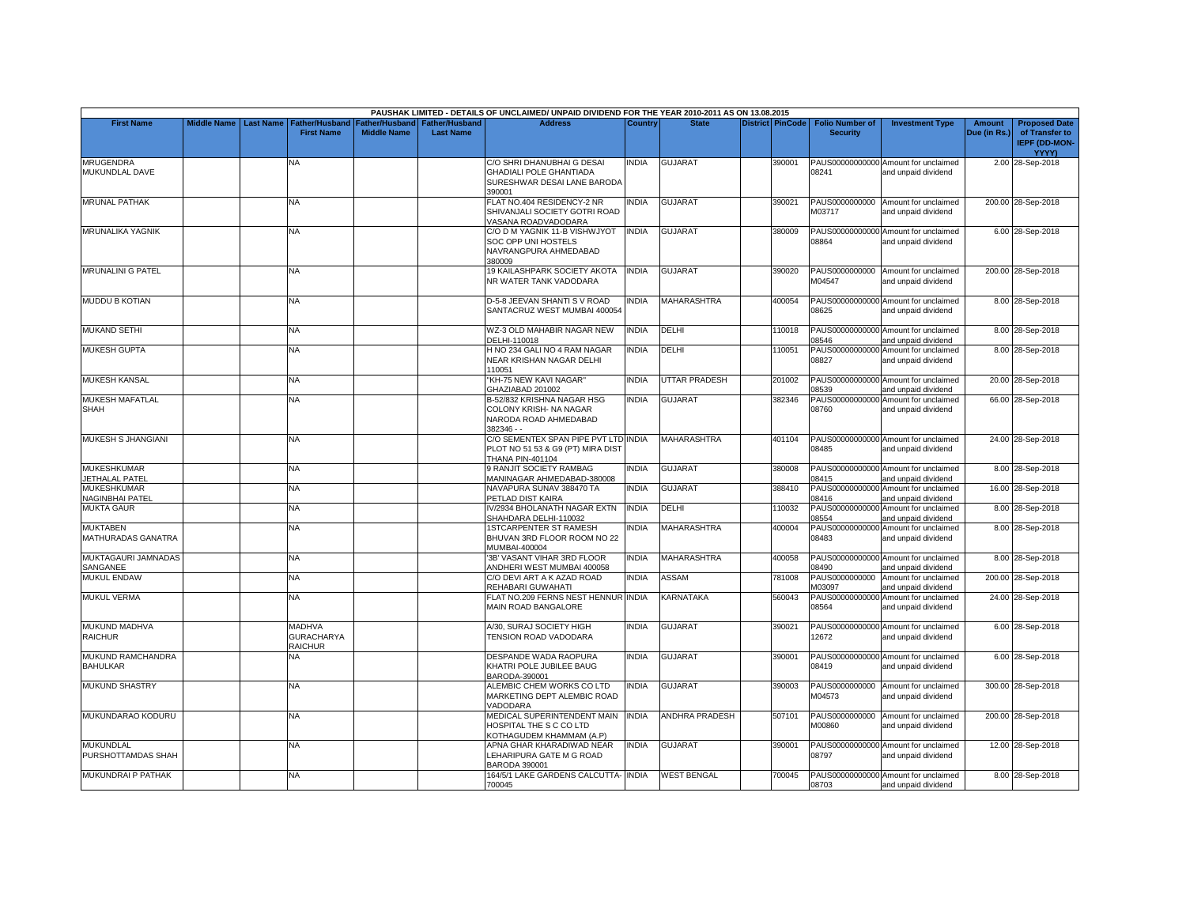PAUSHAK LIMITED - DETAILS OF UNCLAIMED/ UNPAID DIVIDEND FOR THE YEAR 2010-2011 AS ON 13.08.2015

| First Name | Middle Name | Last Name | Father/Husband First Name | Father/Husband Middle Name | Father/Husband Last Name | Address | Country | State | District | PinCode | Folio Number of Security | Investment Type | Amount Due (in Rs.) | Proposed Date of Transfer to IEPF (DD-MON-YYYY) |
|---|---|---|---|---|---|---|---|---|---|---|---|---|---|---|
| MRUGENDRA MUKUNDLAL DAVE | | | NA | | | C/O SHRI DHANUBHAI G DESAI GHADIALI POLE GHANTIADA SURESHWAR DESAI LANE BARODA 390001 | INDIA | GUJARAT | | 390001 | PAUS00000000000 08241 | Amount for unclaimed and unpaid dividend | 2.00 | 28-Sep-2018 |
| MRUNAL PATHAK | | | NA | | | FLAT NO.404 RESIDENCY-2 NR SHIVANJALI SOCIETY GOTRI ROAD VASANA ROADVADODARA | INDIA | GUJARAT | | 390021 | PAUS0000000000 M03717 | Amount for unclaimed and unpaid dividend | 200.00 | 28-Sep-2018 |
| MRUNALIKA YAGNIK | | | NA | | | C/O D M YAGNIK 11-B VISHWJYOT SOC OPP UNI HOSTELS NAVRANGPURA AHMEDABAD 380009 | INDIA | GUJARAT | | 380009 | PAUS00000000000 08864 | Amount for unclaimed and unpaid dividend | 6.00 | 28-Sep-2018 |
| MRUNALINI G PATEL | | | NA | | | 19 KAILASHPARK SOCIETY AKOTA NR WATER TANK VADODARA | INDIA | GUJARAT | | 390020 | PAUS0000000000 M04547 | Amount for unclaimed and unpaid dividend | 200.00 | 28-Sep-2018 |
| MUDDU B KOTIAN | | | NA | | | D-5-8 JEEVAN SHANTI S V ROAD SANTACRUZ WEST MUMBAI 400054 | INDIA | MAHARASHTRA | | 400054 | PAUS00000000000 08625 | Amount for unclaimed and unpaid dividend | 8.00 | 28-Sep-2018 |
| MUKAND SETHI | | | NA | | | WZ-3 OLD MAHABIR NAGAR NEW DELHI-110018 | INDIA | DELHI | | 110018 | PAUS00000000000 08546 | Amount for unclaimed and unpaid dividend | 8.00 | 28-Sep-2018 |
| MUKESH GUPTA | | | NA | | | H NO 234 GALI NO 4 RAM NAGAR NEAR KRISHAN NAGAR DELHI 110051 | INDIA | DELHI | | 110051 | PAUS00000000000 08827 | Amount for unclaimed and unpaid dividend | 8.00 | 28-Sep-2018 |
| MUKESH KANSAL | | | NA | | | "KH-75 NEW KAVI NAGAR" GHAZIABAD 201002 | INDIA | UTTAR PRADESH | | 201002 | PAUS00000000000 08539 | Amount for unclaimed and unpaid dividend | 20.00 | 28-Sep-2018 |
| MUKESH MAFATLAL SHAH | | | NA | | | B-52/832 KRISHNA NAGAR HSG COLONY KRISH- NA NAGAR NARODA ROAD AHMEDABAD 382346 - - | INDIA | GUJARAT | | 382346 | PAUS00000000000 08760 | Amount for unclaimed and unpaid dividend | 66.00 | 28-Sep-2018 |
| MUKESH S JHANGIANI | | | NA | | | C/O SEMENTEX SPAN PIPE PVT LTD PLOT NO 51 53 & G9 (PT) MIRA DIST THANA PIN-401104 | INDIA | MAHARASHTRA | | 401104 | PAUS00000000000 08485 | Amount for unclaimed and unpaid dividend | 24.00 | 28-Sep-2018 |
| MUKESHKUMAR JETHALAL PATEL | | | NA | | | 9 RANJIT SOCIETY RAMBAG MANINAGAR AHMEDABAD-380008 | INDIA | GUJARAT | | 380008 | PAUS00000000000 08415 | Amount for unclaimed and unpaid dividend | 8.00 | 28-Sep-2018 |
| MUKESHKUMAR NAGINBHAI PATEL | | | NA | | | NAVAPURA SUNAV 388470 TA PETLAD DIST KAIRA | INDIA | GUJARAT | | 388410 | PAUS00000000000 08416 | Amount for unclaimed and unpaid dividend | 16.00 | 28-Sep-2018 |
| MUKTA GAUR | | | NA | | | IV/2934 BHOLANATH NAGAR EXTN SHAHDARA DELHI-110032 | INDIA | DELHI | | 110032 | PAUS00000000000 08554 | Amount for unclaimed and unpaid dividend | 8.00 | 28-Sep-2018 |
| MUKTABEN MATHURADAS GANATRA | | | NA | | | 1STCARPENTER ST RAMESH BHUVAN 3RD FLOOR ROOM NO 22 MUMBAI-400004 | INDIA | MAHARASHTRA | | 400004 | PAUS00000000000 08483 | Amount for unclaimed and unpaid dividend | 8.00 | 28-Sep-2018 |
| MUKTAGAURI JAMNADAS SANGANEE | | | NA | | | '3B' VASANT VIHAR 3RD FLOOR ANDHERI WEST MUMBAI 400058 | INDIA | MAHARASHTRA | | 400058 | PAUS00000000000 08490 | Amount for unclaimed and unpaid dividend | 8.00 | 28-Sep-2018 |
| MUKUL ENDAW | | | NA | | | C/O DEVI ART A K AZAD ROAD REHABARI GUWAHATI | INDIA | ASSAM | | 781008 | PAUS0000000000 M03097 | Amount for unclaimed and unpaid dividend | 200.00 | 28-Sep-2018 |
| MUKUL VERMA | | | NA | | | FLAT NO.209 FERNS NEST HENNUR MAIN ROAD BANGALORE | INDIA | KARNATAKA | | 560043 | PAUS00000000000 08564 | Amount for unclaimed and unpaid dividend | 24.00 | 28-Sep-2018 |
| MUKUND MADHVA RAICHUR | | | MADHVA GURACHARYA RAICHUR | | | A/30, SURAJ SOCIETY HIGH TENSION ROAD VADODARA | INDIA | GUJARAT | | 390021 | PAUS00000000000 12672 | Amount for unclaimed and unpaid dividend | 6.00 | 28-Sep-2018 |
| MUKUND RAMCHANDRA BAHULKAR | | | NA | | | DESPANDE WADA RAOPURA KHATRI POLE JUBILEE BAUG BARODA-390001 | INDIA | GUJARAT | | 390001 | PAUS00000000000 08419 | Amount for unclaimed and unpaid dividend | 6.00 | 28-Sep-2018 |
| MUKUND SHASTRY | | | NA | | | ALEMBIC CHEM WORKS CO LTD MARKETING DEPT ALEMBIC ROAD VADODARA | INDIA | GUJARAT | | 390003 | PAUS0000000000 M04573 | Amount for unclaimed and unpaid dividend | 300.00 | 28-Sep-2018 |
| MUKUNDARAO KODURU | | | NA | | | MEDICAL SUPERINTENDENT MAIN HOSPITAL THE S C CO LTD KOTHAGUDEM KHAMMAM (A.P) | INDIA | ANDHRA PRADESH | | 507101 | PAUS0000000000 M00860 | Amount for unclaimed and unpaid dividend | 200.00 | 28-Sep-2018 |
| MUKUNDLAL PURSHOTTAMDAS SHAH | | | NA | | | APNA GHAR KHARADIWAD NEAR LEHARIPURA GATE M G ROAD BARODA 390001 | INDIA | GUJARAT | | 390001 | PAUS00000000000 08797 | Amount for unclaimed and unpaid dividend | 12.00 | 28-Sep-2018 |
| MUKUNDRAI P PATHAK | | | NA | | | 164/5/1 LAKE GARDENS CALCUTTA-700045 | INDIA | WEST BENGAL | | 700045 | PAUS00000000000 08703 | Amount for unclaimed and unpaid dividend | 8.00 | 28-Sep-2018 |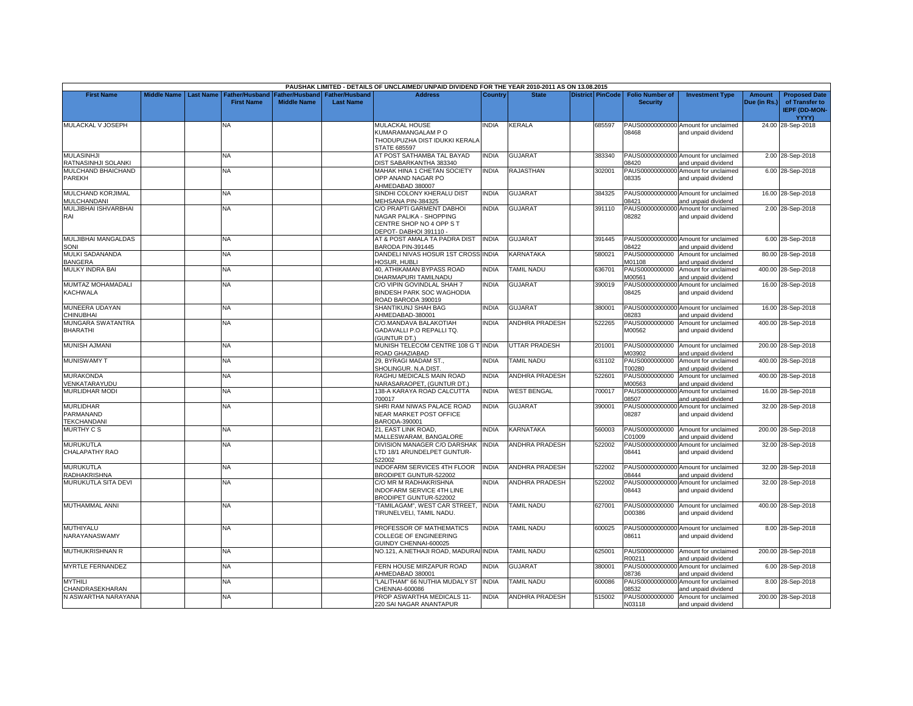| PAUSHAK LIMITED - DETAILS OF UNCLAIMED/ UNPAID DIVIDEND FOR THE YEAR 2010-2011 AS ON 13.08.2015 | | | | | | | | | | | | | | | |
|---|---|---|---|---|---|---|---|---|---|---|---|---|---|---|---|
| First Name | Middle Name | Last Name | Father/Husband First Name | Father/Husband Middle Name | Father/Husband Last Name | Address | Country | State | District | PinCode | Folio Number of Security | Investment Type | Amount Due (in Rs.) | Proposed Date of Transfer to IEPF (DD-MON-YYYY) |
| MULACKAL V JOSEPH | | | NA | | | MULACKAL HOUSE KUMARAMANGALAM P O THODUPUZHA DIST IDUKKI KERALA STATE 685597 | INDIA | KERALA | | 685597 | PAUS00000000000 08468 | Amount for unclaimed and unpaid dividend | 24.00 | 28-Sep-2018 |
| MULASINHJI RATNASINHJI SOLANKI | | | NA | | | AT POST SATHAMBA TAL BAYAD DIST SABARKANTHA 383340 | INDIA | GUJARAT | | 383340 | PAUS00000000000 08420 | Amount for unclaimed and unpaid dividend | 2.00 | 28-Sep-2018 |
| MULCHAND BHAICHAND PAREKH | | | NA | | | MAHAK HINA 1 CHETAN SOCIETY OPP ANAND NAGAR PO AHMEDABAD 380007 | INDIA | RAJASTHAN | | 302001 | PAUS00000000000 08335 | Amount for unclaimed and unpaid dividend | 6.00 | 28-Sep-2018 |
| MULCHAND KORJIMAL MULCHANDANI | | | NA | | | SINDHI COLONY KHERALU DIST MEHSANA PIN-384325 | INDIA | GUJARAT | | 384325 | PAUS00000000000 08421 | Amount for unclaimed and unpaid dividend | 16.00 | 28-Sep-2018 |
| MULJIBHAI ISHVARBHAI RAI | | | NA | | | C/O PRAPTI GARMENT DABHOI NAGAR PALIKA - SHOPPING CENTRE SHOP NO 4 OPP S T DEPOT- DABHOI 391110 - | INDIA | GUJARAT | | 391110 | PAUS00000000000 08282 | Amount for unclaimed and unpaid dividend | 2.00 | 28-Sep-2018 |
| MULJIBHAI MANGALDAS SONI | | | NA | | | AT & POST AMALA TA PADRA DIST BARODA PIN-391445 | INDIA | GUJARAT | | 391445 | PAUS00000000000 08422 | Amount for unclaimed and unpaid dividend | 6.00 | 28-Sep-2018 |
| MULKI SADANANDA BANGERA | | | NA | | | DANDELI NIVAS HOSUR 1ST CROSS HOSUR, HUBLI | INDIA | KARNATAKA | | 580021 | PAUS0000000000 M01108 | Amount for unclaimed and unpaid dividend | 80.00 | 28-Sep-2018 |
| MULKY INDRA BAI | | | NA | | | 40, ATHIKAMAN BYPASS ROAD DHARMAPURI TAMILNADU | INDIA | TAMIL NADU | | 636701 | PAUS0000000000 M00561 | Amount for unclaimed and unpaid dividend | 400.00 | 28-Sep-2018 |
| MUMTAZ MOHAMADALI KACHWALA | | | NA | | | C/O VIPIN GOVINDLAL SHAH 7 BINDESH PARK SOC WAGHODIA ROAD BARODA 390019 | INDIA | GUJARAT | | 390019 | PAUS00000000000 08425 | Amount for unclaimed and unpaid dividend | 16.00 | 28-Sep-2018 |
| MUNEERA UDAYAN CHINUBHAI | | | NA | | | SHANTIKUNJ SHAH BAG AHMEDABAD-380001 | INDIA | GUJARAT | | 380001 | PAUS00000000000 08283 | Amount for unclaimed and unpaid dividend | 16.00 | 28-Sep-2018 |
| MUNGARA SWATANTRA BHARATHI | | | NA | | | C/O.MANDAVA BALAKOTIAH GADAVALLI P.O REPALLI TQ. (GUNTUR DT.) | INDIA | ANDHRA PRADESH | | 522265 | PAUS0000000000 M00562 | Amount for unclaimed and unpaid dividend | 400.00 | 28-Sep-2018 |
| MUNISH AJMANI | | | NA | | | MUNISH TELECOM CENTRE 108 G T ROAD GHAZIABAD | INDIA | UTTAR PRADESH | | 201001 | PAUS0000000000 M03902 | Amount for unclaimed and unpaid dividend | 200.00 | 28-Sep-2018 |
| MUNISWAMY T | | | NA | | | 29, BYRAGI MADAM ST., SHOLINGUR. N.A.DIST. | INDIA | TAMIL NADU | | 631102 | PAUS0000000000 T00280 | Amount for unclaimed and unpaid dividend | 400.00 | 28-Sep-2018 |
| MURAKONDA VENKATARAYUDU | | | NA | | | RAGHU MEDICALS MAIN ROAD NARASARAOPET, (GUNTUR DT.) | INDIA | ANDHRA PRADESH | | 522601 | PAUS0000000000 M00563 | Amount for unclaimed and unpaid dividend | 400.00 | 28-Sep-2018 |
| MURLIDHAR MODI | | | NA | | | 138-A KARAYA ROAD CALCUTTA 700017 | INDIA | WEST BENGAL | | 700017 | PAUS00000000000 08507 | Amount for unclaimed and unpaid dividend | 16.00 | 28-Sep-2018 |
| MURLIDHAR PARMANAND TEKCHANDANI | | | NA | | | SHRI RAM NIWAS PALACE ROAD NEAR MARKET POST OFFICE BARODA-390001 | INDIA | GUJARAT | | 390001 | PAUS00000000000 08287 | Amount for unclaimed and unpaid dividend | 32.00 | 28-Sep-2018 |
| MURTHY C S | | | NA | | | 21, EAST LINK ROAD, MALLESWARAM, BANGALORE | INDIA | KARNATAKA | | 560003 | PAUS0000000000 C01009 | Amount for unclaimed and unpaid dividend | 200.00 | 28-Sep-2018 |
| MURUKUTLA CHALAPATHY RAO | | | NA | | | DIVISION MANAGER C/O DARSHAK LTD 18/1 ARUNDELPET GUNTUR-522002 | INDIA | ANDHRA PRADESH | | 522002 | PAUS00000000000 08441 | Amount for unclaimed and unpaid dividend | 32.00 | 28-Sep-2018 |
| MURUKUTLA RADHAKRISHNA | | | NA | | | INDOFARM SERVICES 4TH FLOOR BRODIPET GUNTUR-522002 | INDIA | ANDHRA PRADESH | | 522002 | PAUS00000000000 08444 | Amount for unclaimed and unpaid dividend | 32.00 | 28-Sep-2018 |
| MURUKUTLA SITA DEVI | | | NA | | | C/O MR M RADHAKRISHNA INDOFARM SERVICE 4TH LINE BRODIPET GUNTUR-522002 | INDIA | ANDHRA PRADESH | | 522002 | PAUS00000000000 08443 | Amount for unclaimed and unpaid dividend | 32.00 | 28-Sep-2018 |
| MUTHAMMAL ANNI | | | NA | | | "TAMILAGAM", WEST CAR STREET, TIRUNELVELI, TAMIL NADU. | INDIA | TAMIL NADU | | 627001 | PAUS0000000000 D00386 | Amount for unclaimed and unpaid dividend | 400.00 | 28-Sep-2018 |
| MUTHIYALU NARAYANASWAMY | | | NA | | | PROFESSOR OF MATHEMATICS COLLEGE OF ENGINEERING GUINDY CHENNAI-600025 | INDIA | TAMIL NADU | | 600025 | PAUS00000000000 08611 | Amount for unclaimed and unpaid dividend | 8.00 | 28-Sep-2018 |
| MUTHUKRISHNAN R | | | NA | | | NO.121, A.NETHAJI ROAD, MADURAI | INDIA | TAMIL NADU | | 625001 | PAUS0000000000 R00211 | Amount for unclaimed and unpaid dividend | 200.00 | 28-Sep-2018 |
| MYRTLE FERNANDEZ | | | NA | | | FERN HOUSE MIRZAPUR ROAD AHMEDABAD 380001 | INDIA | GUJARAT | | 380001 | PAUS00000000000 08736 | Amount for unclaimed and unpaid dividend | 6.00 | 28-Sep-2018 |
| MYTHILI CHANDRASEKHARAN | | | NA | | | "LALITHAM" 66 NUTHIA MUDALY ST CHENNAI-600086 | INDIA | TAMIL NADU | | 600086 | PAUS00000000000 08532 | Amount for unclaimed and unpaid dividend | 8.00 | 28-Sep-2018 |
| N ASWARTHA NARAYANA | | | NA | | | PROP ASWARTHA MEDICALS 11-220 SAI NAGAR ANANTAPUR | INDIA | ANDHRA PRADESH | | 515002 | PAUS0000000000 N03118 | Amount for unclaimed and unpaid dividend | 200.00 | 28-Sep-2018 |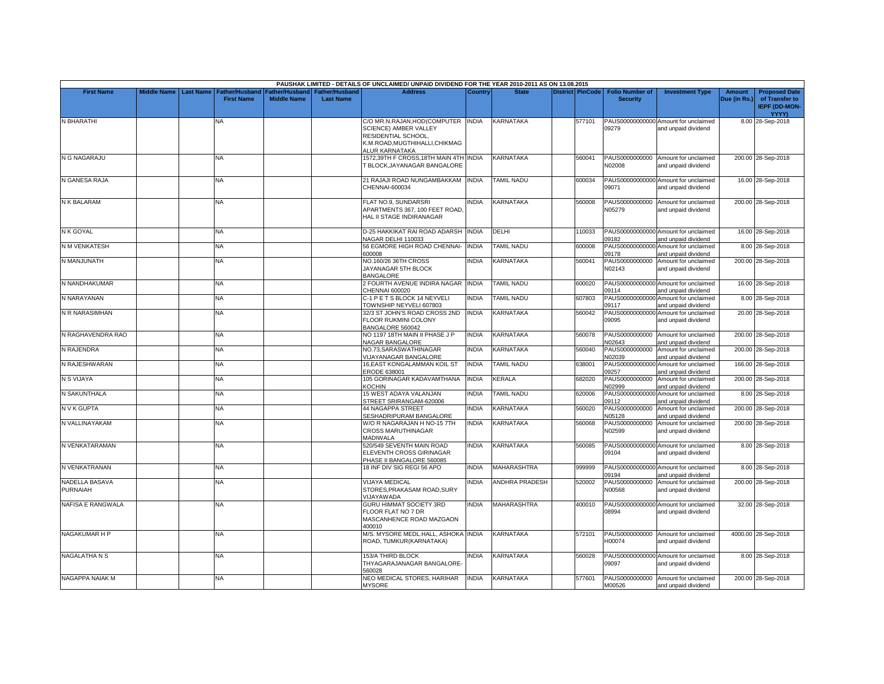PAUSHAK LIMITED - DETAILS OF UNCLAIMED/ UNPAID DIVIDEND FOR THE YEAR 2010-2011 AS ON 13.08.2015

| First Name | Middle Name | Last Name | Father/Husband First Name | Father/Husband Middle Name | Father/Husband Last Name | Address | Country | State | District | PinCode | Folio Number of Security | Investment Type | Amount Due (in Rs.) | Proposed Date of Transfer to IEPF (DD-MON-YYYY) |
|---|---|---|---|---|---|---|---|---|---|---|---|---|---|---|
| N BHARATHI | | | NA | | | C/O MR.N.RAJAN,HOD(COMPUTER SCIENCE) AMBER VALLEY RESIDENTIAL SCHOOL, K.M.ROAD,MUGTHIHALLI,CHIKMAG ALUR KARNATAKA | INDIA | KARNATAKA | | 577101 | PAUS00000000000 09279 | Amount for unclaimed and unpaid dividend | 8.00 | 28-Sep-2018 |
| N G NAGARAJU | | | NA | | | 1572,39TH F CROSS,18TH MAIN 4TH T BLOCK,JAYANAGAR BANGALORE | INDIA | KARNATAKA | | 560041 | PAUS0000000000 N02008 | Amount for unclaimed and unpaid dividend | 200.00 | 28-Sep-2018 |
| N GANESA RAJA | | | NA | | | 21 RAJAJI ROAD NUNGAMBAKKAM CHENNAI-600034 | INDIA | TAMIL NADU | | 600034 | PAUS00000000000 09071 | Amount for unclaimed and unpaid dividend | 16.00 | 28-Sep-2018 |
| N K BALARAM | | | NA | | | FLAT NO.9, SUNDARSRI APARTMENTS 367, 100 FEET ROAD, HAL II STAGE INDIRANAGAR | INDIA | KARNATAKA | | 560008 | PAUS0000000000 N05279 | Amount for unclaimed and unpaid dividend | 200.00 | 28-Sep-2018 |
| N K GOYAL | | | NA | | | D-25 HAKKIKAT RAI ROAD ADARSH NAGAR DELHI 110033 | INDIA | DELHI | | 110033 | PAUS00000000000 09182 | Amount for unclaimed and unpaid dividend | 16.00 | 28-Sep-2018 |
| N M VENKATESH | | | NA | | | 56 EGMORE HIGH ROAD CHENNAI-600008 | INDIA | TAMIL NADU | | 600008 | PAUS00000000000 09178 | Amount for unclaimed and unpaid dividend | 8.00 | 28-Sep-2018 |
| N MANJUNATH | | | NA | | | NO.160/26 36TH CROSS JAYANAGAR 5TH BLOCK BANGALORE | INDIA | KARNATAKA | | 560041 | PAUS0000000000 N02143 | Amount for unclaimed and unpaid dividend | 200.00 | 28-Sep-2018 |
| N NANDHAKUMAR | | | NA | | | 2 FOURTH AVENUE INDIRA NAGAR CHENNAI 600020 | INDIA | TAMIL NADU | | 600020 | PAUS00000000000 09114 | Amount for unclaimed and unpaid dividend | 16.00 | 28-Sep-2018 |
| N NARAYANAN | | | NA | | | C-1 P E T S BLOCK 14 NEYVELI TOWNSHIP NEYVELI 607803 | INDIA | TAMIL NADU | | 607803 | PAUS00000000000 09117 | Amount for unclaimed and unpaid dividend | 8.00 | 28-Sep-2018 |
| N R NARASIMHAN | | | NA | | | 32/3 ST JOHN'S ROAD CROSS 2ND FLOOR RUKMINI COLONY BANGALORE 560042 | INDIA | KARNATAKA | | 560042 | PAUS00000000000 09095 | Amount for unclaimed and unpaid dividend | 20.00 | 28-Sep-2018 |
| N RAGHAVENDRA RAO | | | NA | | | NO 1197 18TH MAIN II PHASE J P NAGAR BANGALORE | INDIA | KARNATAKA | | 560078 | PAUS0000000000 N02643 | Amount for unclaimed and unpaid dividend | 200.00 | 28-Sep-2018 |
| N RAJENDRA | | | NA | | | NO.73,SARASWATHINAGAR VIJAYANAGAR BANGALORE | INDIA | KARNATAKA | | 560040 | PAUS0000000000 N02039 | Amount for unclaimed and unpaid dividend | 200.00 | 28-Sep-2018 |
| N RAJESHWARAN | | | NA | | | 16,EAST KONGALAMMAN KOIL ST ERODE 638001 | INDIA | TAMIL NADU | | 638001 | PAUS00000000000 09257 | Amount for unclaimed and unpaid dividend | 166.00 | 28-Sep-2018 |
| N S VIJAYA | | | NA | | | 105 GORINAGAR KADAVAMTHANA KOCHIN | INDIA | KERALA | | 682020 | PAUS0000000000 N02999 | Amount for unclaimed and unpaid dividend | 200.00 | 28-Sep-2018 |
| N SAKUNTHALA | | | NA | | | 15 WEST ADAYA VALANJAN STREET SRIRANGAM-620006 | INDIA | TAMIL NADU | | 620006 | PAUS00000000000 09112 | Amount for unclaimed and unpaid dividend | 8.00 | 28-Sep-2018 |
| N V K GUPTA | | | NA | | | 44 NAGAPPA STREET SESHADRIPURAM BANGALORE | INDIA | KARNATAKA | | 560020 | PAUS0000000000 N05128 | Amount for unclaimed and unpaid dividend | 200.00 | 28-Sep-2018 |
| N VALLINAYAKAM | | | NA | | | W/O R NAGARAJAN H NO-15 7TH CROSS MARUTHINAGAR MADIWALA | INDIA | KARNATAKA | | 560068 | PAUS0000000000 N02599 | Amount for unclaimed and unpaid dividend | 200.00 | 28-Sep-2018 |
| N VENKATARAMAN | | | NA | | | 520/549 SEVENTH MAIN ROAD ELEVENTH CROSS GIRINAGAR PHASE II BANGALORE 560085 | INDIA | KARNATAKA | | 560085 | PAUS00000000000 09104 | Amount for unclaimed and unpaid dividend | 8.00 | 28-Sep-2018 |
| N VENKATRANAN | | | NA | | | 18 INF DIV SIG REGI 56 APO | INDIA | MAHARASHTRA | | 999999 | PAUS00000000000 09194 | Amount for unclaimed and unpaid dividend | 8.00 | 28-Sep-2018 |
| NADELLA BASAVA PURNAIAH | | | NA | | | VIJAYA MEDICAL STORES,PRAKASAM ROAD,SURY VIJAYAWADA | INDIA | ANDHRA PRADESH | | 520002 | PAUS0000000000 N00568 | Amount for unclaimed and unpaid dividend | 200.00 | 28-Sep-2018 |
| NAFISA E RANGWALA | | | NA | | | GURU HIMMAT SOCIETY 3RD FLOOR FLAT NO 7 DR MASCANHENCE ROAD MAZGAON 400010 | INDIA | MAHARASHTRA | | 400010 | PAUS00000000000 08994 | Amount for unclaimed and unpaid dividend | 32.00 | 28-Sep-2018 |
| NAGAKUMAR H P | | | NA | | | M/S. MYSORE MEDL.HALL, ASHOKA ROAD, TUMKUR(KARNATAKA) | INDIA | KARNATAKA | | 572101 | PAUS0000000000 H00074 | Amount for unclaimed and unpaid dividend | 4000.00 | 28-Sep-2018 |
| NAGALATHA N S | | | NA | | | 153/A THIRD BLOCK THYAGARAJANAGAR BANGALORE-560028 | INDIA | KARNATAKA | | 560028 | PAUS00000000000 09097 | Amount for unclaimed and unpaid dividend | 8.00 | 28-Sep-2018 |
| NAGAPPA NAIAK M | | | NA | | | NEO MEDICAL STORES, HARIHAR MYSORE | INDIA | KARNATAKA | | 577601 | PAUS0000000000 M00526 | Amount for unclaimed and unpaid dividend | 200.00 | 28-Sep-2018 |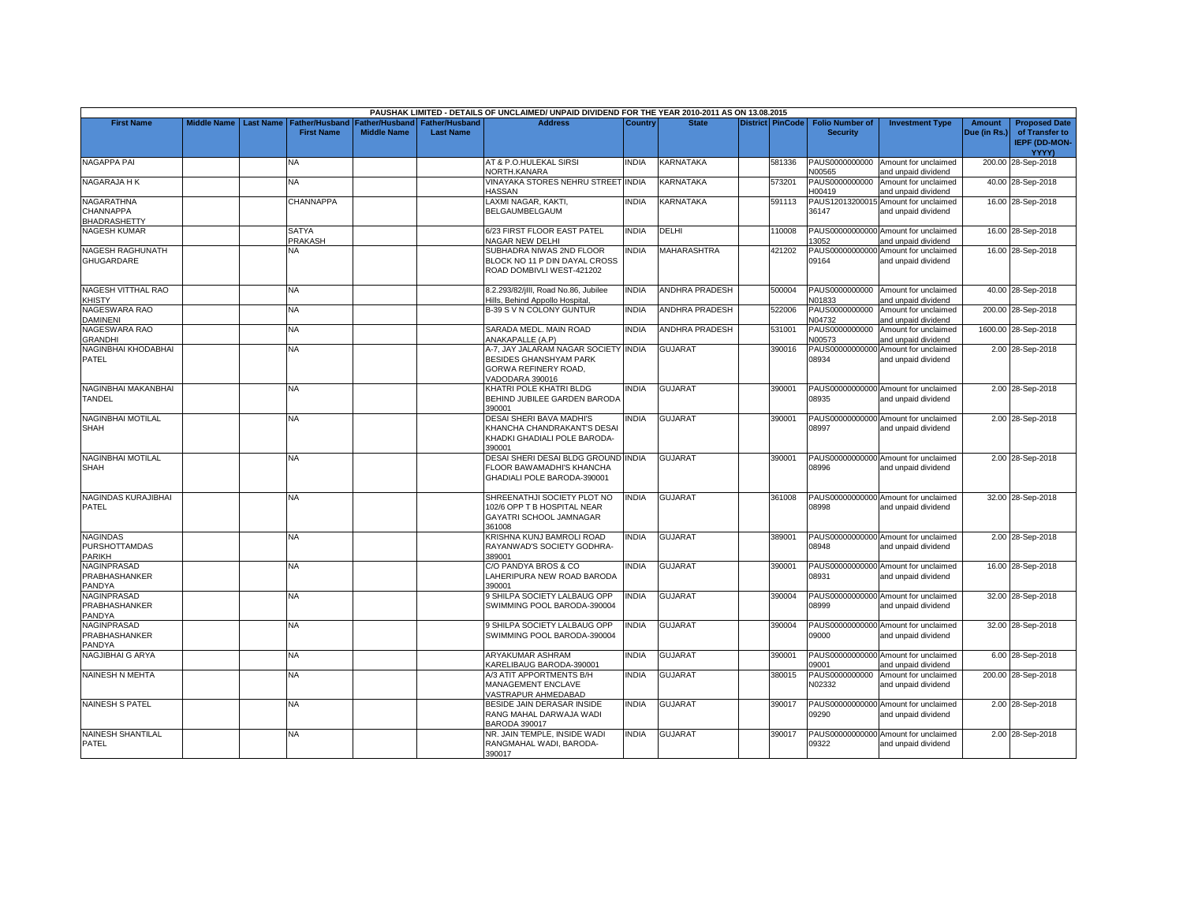PAUSHAK LIMITED - DETAILS OF UNCLAIMED/ UNPAID DIVIDEND FOR THE YEAR 2010-2011 AS ON 13.08.2015

| First Name | Middle Name | Last Name | Father/Husband First Name | Father/Husband Middle Name | Father/Husband Last Name | Address | Country | State | District | PinCode | Folio Number of Security | Investment Type | Amount Due (in Rs.) | Proposed Date of Transfer to IEPF (DD-MON-YYYY) |
|---|---|---|---|---|---|---|---|---|---|---|---|---|---|---|
| NAGAPPA PAI | | | NA | | | AT & P.O.HULEKAL SIRSI NORTH.KANARA | INDIA | KARNATAKA | | 581336 | PAUS0000000000N00565 | Amount for unclaimed and unpaid dividend | 200.00 | 28-Sep-2018 |
| NAGARAJA H K | | | NA | | | VINAYAKA STORES NEHRU STREET HASSAN | INDIA | KARNATAKA | | 573201 | PAUS0000000000H00419 | Amount for unclaimed and unpaid dividend | 40.00 | 28-Sep-2018 |
| NAGARATHNA CHANNAPPA BHADRASHETTY | | | CHANNAPPA | | | LAXMI NAGAR, KAKTI, BELGAUMBELGAUM | INDIA | KARNATAKA | | 591113 | PAUS12013200015 36147 | Amount for unclaimed and unpaid dividend | 16.00 | 28-Sep-2018 |
| NAGESH KUMAR | | | SATYA PRAKASH | | | 6/23 FIRST FLOOR EAST PATEL NAGAR NEW DELHI | INDIA | DELHI | | 110008 | PAUS00000000000 13052 | Amount for unclaimed and unpaid dividend | 16.00 | 28-Sep-2018 |
| NAGESH RAGHUNATH GHUGARDARE | | | NA | | | SUBHADRA NIWAS 2ND FLOOR BLOCK NO 11 P DIN DAYAL CROSS ROAD DOMBIVLI WEST-421202 | INDIA | MAHARASHTRA | | 421202 | PAUS00000000000 09164 | Amount for unclaimed and unpaid dividend | 16.00 | 28-Sep-2018 |
| NAGESH VITTHAL RAO KHISTY | | | NA | | | 8.2.293/82/jIII, Road No.86, Jubilee Hills, Behind Appollo Hospital, | INDIA | ANDHRA PRADESH | | 500004 | PAUS0000000000N01833 | Amount for unclaimed and unpaid dividend | 40.00 | 28-Sep-2018 |
| NAGESWARA RAO DAMINENI | | | NA | | | B-39 S V N COLONY GUNTUR | INDIA | ANDHRA PRADESH | | 522006 | PAUS0000000000N04732 | Amount for unclaimed and unpaid dividend | 200.00 | 28-Sep-2018 |
| NAGESWARA RAO GRANDHI | | | NA | | | SARADA MEDL. MAIN ROAD ANAKAPALLE (A.P) | INDIA | ANDHRA PRADESH | | 531001 | PAUS0000000000N00573 | Amount for unclaimed and unpaid dividend | 1600.00 | 28-Sep-2018 |
| NAGINBHAI KHODABHAI PATEL | | | NA | | | A-7, JAY JALARAM NAGAR SOCIETY BESIDES GHANSHYAM PARK GORWA REFINERY ROAD, VADODARA 390016 | INDIA | GUJARAT | | 390016 | PAUS00000000000 08934 | Amount for unclaimed and unpaid dividend | 2.00 | 28-Sep-2018 |
| NAGINBHAI MAKANBHAI TANDEL | | | NA | | | KHATRI POLE KHATRI BLDG BEHIND JUBILEE GARDEN BARODA 390001 | INDIA | GUJARAT | | 390001 | PAUS00000000000 08935 | Amount for unclaimed and unpaid dividend | 2.00 | 28-Sep-2018 |
| NAGINBHAI MOTILAL SHAH | | | NA | | | DESAI SHERI BAVA MADHI'S KHANCHA CHANDRAKANT'S DESAI KHADKI GHADIALI POLE BARODA-390001 | INDIA | GUJARAT | | 390001 | PAUS00000000000 08997 | Amount for unclaimed and unpaid dividend | 2.00 | 28-Sep-2018 |
| NAGINBHAI MOTILAL SHAH | | | NA | | | DESAI SHERI DESAI BLDG GROUND FLOOR BAWAMADHI'S KHANCHA GHADIALI POLE BARODA-390001 | INDIA | GUJARAT | | 390001 | PAUS00000000000 08996 | Amount for unclaimed and unpaid dividend | 2.00 | 28-Sep-2018 |
| NAGINDAS KURAJIBHAI PATEL | | | NA | | | SHREENATHJI SOCIETY PLOT NO 102/6 OPP T B HOSPITAL NEAR GAYATRI SCHOOL JAMNAGAR 361008 | INDIA | GUJARAT | | 361008 | PAUS00000000000 08998 | Amount for unclaimed and unpaid dividend | 32.00 | 28-Sep-2018 |
| NAGINDAS PURSHOTTAMDAS PARIKH | | | NA | | | KRISHNA KUNJ BAMROLI ROAD RAYANWAD'S SOCIETY GODHRA-389001 | INDIA | GUJARAT | | 389001 | PAUS00000000000 08948 | Amount for unclaimed and unpaid dividend | 2.00 | 28-Sep-2018 |
| NAGINPRASAD PRABHASHANKER PANDYA | | | NA | | | C/O PANDYA BROS & CO LAHERIPURA NEW ROAD BARODA 390001 | INDIA | GUJARAT | | 390001 | PAUS00000000000 08931 | Amount for unclaimed and unpaid dividend | 16.00 | 28-Sep-2018 |
| NAGINPRASAD PRABHASHANKER PANDYA | | | NA | | | 9 SHILPA SOCIETY LALBAUG OPP SWIMMING POOL BARODA-390004 | INDIA | GUJARAT | | 390004 | PAUS00000000000 08999 | Amount for unclaimed and unpaid dividend | 32.00 | 28-Sep-2018 |
| NAGINPRASAD PRABHASHANKER PANDYA | | | NA | | | 9 SHILPA SOCIETY LALBAUG OPP SWIMMING POOL BARODA-390004 | INDIA | GUJARAT | | 390004 | PAUS00000000000 09000 | Amount for unclaimed and unpaid dividend | 32.00 | 28-Sep-2018 |
| NAGJIBHAI G ARYA | | | NA | | | ARYAKUMAR ASHRAM KARELIBAUG BARODA-390001 | INDIA | GUJARAT | | 390001 | PAUS00000000000 09001 | Amount for unclaimed and unpaid dividend | 6.00 | 28-Sep-2018 |
| NAINESH N MEHTA | | | NA | | | A/3 ATIT APPORTMENTS B/H MANAGEMENT ENCLAVE VASTRAPUR AHMEDABAD | INDIA | GUJARAT | | 380015 | PAUS0000000000N02332 | Amount for unclaimed and unpaid dividend | 200.00 | 28-Sep-2018 |
| NAINESH S PATEL | | | NA | | | BESIDE JAIN DERASAR INSIDE RANG MAHAL DARWAJA WADI BARODA 390017 | INDIA | GUJARAT | | 390017 | PAUS00000000000 09290 | Amount for unclaimed and unpaid dividend | 2.00 | 28-Sep-2018 |
| NAINESH SHANTILAL PATEL | | | NA | | | NR. JAIN TEMPLE, INSIDE WADI RANGMAHAL WADI, BARODA-390017 | INDIA | GUJARAT | | 390017 | PAUS00000000000 09322 | Amount for unclaimed and unpaid dividend | 2.00 | 28-Sep-2018 |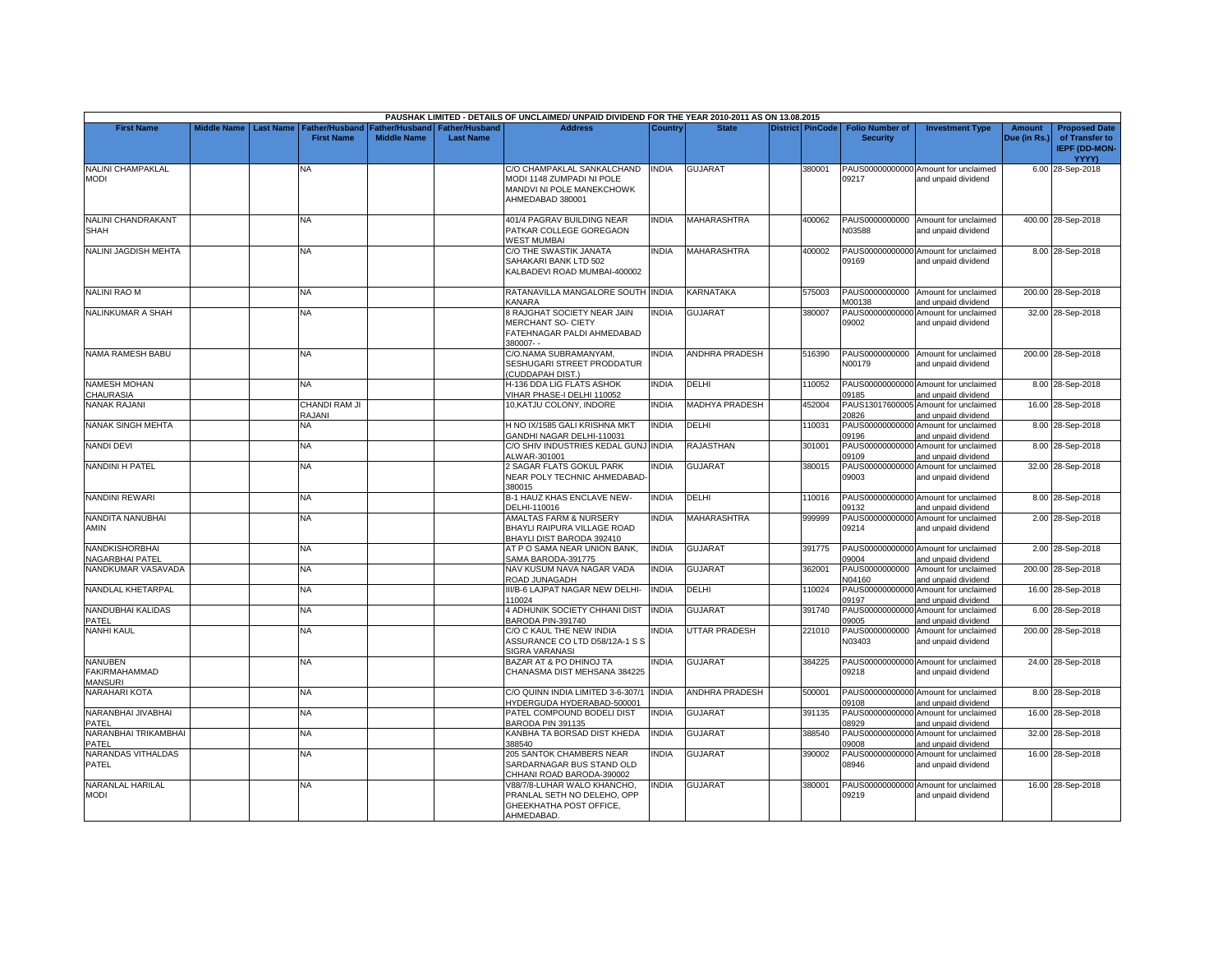| PAUSHAK LIMITED - DETAILS OF UNCLAIMED/ UNPAID DIVIDEND FOR THE YEAR 2010-2011 AS ON 13.08.2015 | | | | | | | | | | | | | | | | |
|---|---|---|---|---|---|---|---|---|---|---|---|---|---|---|---|---|
| **First Name** | **Middle Name** | **Last Name** | **Father/Husband First Name** | **Father/Husband Middle Name** | **Father/Husband Last Name** | **Address** | **Country** | **State** | **District** | **PinCode** | **Folio Number of Security** | **Investment Type** | **Amount Due (in Rs.)** | **Proposed Date of Transfer to IEPF (DD-MON-YYYY)** |
| NALINI CHAMPAKLAL MODI | | | NA | | | C/O CHAMPAKLAL SANKALCHAND MODI 1148 ZUMPADI NI POLE MANDVI NI POLE MANEKCHOWK AHMEDABAD 380001 | INDIA | GUJARAT | | 380001 | PAUS00000000000 09217 | Amount for unclaimed and unpaid dividend | 6.00 | 28-Sep-2018 |
| NALINI CHANDRAKANT SHAH | | | NA | | | 401/4 PAGRAV BUILDING NEAR PATKAR COLLEGE GOREGAON WEST MUMBAI | INDIA | MAHARASHTRA | | 400062 | PAUS0000000000 N03588 | Amount for unclaimed and unpaid dividend | 400.00 | 28-Sep-2018 |
| NALINI JAGDISH MEHTA | | | NA | | | C/O THE SWASTIK JANATA SAHAKARI BANK LTD 502 KALBADEVI ROAD MUMBAI-400002 | INDIA | MAHARASHTRA | | 400002 | PAUS00000000000 09169 | Amount for unclaimed and unpaid dividend | 8.00 | 28-Sep-2018 |
| NALINI RAO M | | | NA | | | RATANAVILLA MANGALORE SOUTH KANARA | INDIA | KARNATAKA | | 575003 | PAUS0000000000 M00138 | Amount for unclaimed and unpaid dividend | 200.00 | 28-Sep-2018 |
| NALINKUMAR A SHAH | | | NA | | | 8 RAJGHAT SOCIETY NEAR JAIN MERCHANT SO- CIETY FATEHNAGAR PALDI AHMEDABAD 380007- - | INDIA | GUJARAT | | 380007 | PAUS00000000000 09002 | Amount for unclaimed and unpaid dividend | 32.00 | 28-Sep-2018 |
| NAMA RAMESH BABU | | | NA | | | C/O.NAMA SUBRAMANYAM, SESHUGARI STREET PRODDATUR (CUDDAPAH DIST.) | INDIA | ANDHRA PRADESH | | 516390 | PAUS0000000000 N00179 | Amount for unclaimed and unpaid dividend | 200.00 | 28-Sep-2018 |
| NAMESH MOHAN CHAURASIA | | | NA | | | H-136 DDA LIG FLATS ASHOK VIHAR PHASE-I DELHI 110052 | INDIA | DELHI | | 110052 | PAUS00000000000 09185 | Amount for unclaimed and unpaid dividend | 8.00 | 28-Sep-2018 |
| NANAK RAJANI | | | CHANDI RAM JI RAJANI | | | 10,KATJU COLONY, INDORE | INDIA | MADHYA PRADESH | | 452004 | PAUS13017600005 20826 | Amount for unclaimed and unpaid dividend | 16.00 | 28-Sep-2018 |
| NANAK SINGH MEHTA | | | NA | | | H NO IX/1585 GALI KRISHNA MKT GANDHI NAGAR DELHI-110031 | INDIA | DELHI | | 110031 | PAUS00000000000 09196 | Amount for unclaimed and unpaid dividend | 8.00 | 28-Sep-2018 |
| NANDI DEVI | | | NA | | | C/O SHIV INDUSTRIES KEDAL GUNJ ALWAR-301001 | INDIA | RAJASTHAN | | 301001 | PAUS00000000000 09109 | Amount for unclaimed and unpaid dividend | 8.00 | 28-Sep-2018 |
| NANDINI H PATEL | | | NA | | | 2 SAGAR FLATS GOKUL PARK NEAR POLY TECHNIC AHMEDABAD-380015 | INDIA | GUJARAT | | 380015 | PAUS00000000000 09003 | Amount for unclaimed and unpaid dividend | 32.00 | 28-Sep-2018 |
| NANDINI REWARI | | | NA | | | B-1 HAUZ KHAS ENCLAVE NEW-DELHI-110016 | INDIA | DELHI | | 110016 | PAUS00000000000 09132 | Amount for unclaimed and unpaid dividend | 8.00 | 28-Sep-2018 |
| NANDITA NANUBHAI AMIN | | | NA | | | AMALTAS FARM & NURSERY BHAYLI RAIPURA VILLAGE ROAD BHAYLI DIST BARODA 392410 | INDIA | MAHARASHTRA | | 999999 | PAUS00000000000 09214 | Amount for unclaimed and unpaid dividend | 2.00 | 28-Sep-2018 |
| NANDKISHORBHAI NAGARBHAI PATEL | | | NA | | | AT P O SAMA NEAR UNION BANK, SAMA BARODA-391775 | INDIA | GUJARAT | | 391775 | PAUS00000000000 09004 | Amount for unclaimed and unpaid dividend | 2.00 | 28-Sep-2018 |
| NANDKUMAR VASAVADA | | | NA | | | NAV KUSUM NAVA NAGAR VADA ROAD JUNAGADH | INDIA | GUJARAT | | 362001 | PAUS0000000000 N04160 | Amount for unclaimed and unpaid dividend | 200.00 | 28-Sep-2018 |
| NANDLAL KHETARPAL | | | NA | | | III/B-6 LAJPAT NAGAR NEW DELHI-110024 | INDIA | DELHI | | 110024 | PAUS00000000000 09197 | Amount for unclaimed and unpaid dividend | 16.00 | 28-Sep-2018 |
| NANDUBHAI KALIDAS PATEL | | | NA | | | 4 ADHUNIK SOCIETY CHHANI DIST BARODA PIN-391740 | INDIA | GUJARAT | | 391740 | PAUS00000000000 09005 | Amount for unclaimed and unpaid dividend | 6.00 | 28-Sep-2018 |
| NANHI KAUL | | | NA | | | C/O C KAUL THE NEW INDIA ASSURANCE CO LTD D58/12A-1 S S SIGRA VARANASI | INDIA | UTTAR PRADESH | | 221010 | PAUS0000000000 N03403 | Amount for unclaimed and unpaid dividend | 200.00 | 28-Sep-2018 |
| NANUBEN FAKIRMAHAMMAD MANSURI | | | NA | | | BAZAR AT & PO DHINOJ TA CHANASMA DIST MEHSANA 384225 | INDIA | GUJARAT | | 384225 | PAUS00000000000 09218 | Amount for unclaimed and unpaid dividend | 24.00 | 28-Sep-2018 |
| NARAHARI KOTA | | | NA | | | C/O QUINN INDIA LIMITED 3-6-307/1 HYDERGUDA HYDERABAD-500001 | INDIA | ANDHRA PRADESH | | 500001 | PAUS00000000000 09108 | Amount for unclaimed and unpaid dividend | 8.00 | 28-Sep-2018 |
| NARANBHAI JIVABHAI PATEL | | | NA | | | PATEL COMPOUND BODELI DIST BARODA PIN 391135 | INDIA | GUJARAT | | 391135 | PAUS00000000000 08929 | Amount for unclaimed and unpaid dividend | 16.00 | 28-Sep-2018 |
| NARANBHAI TRIKAMBHAI PATEL | | | NA | | | KANBHA TA BORSAD DIST KHEDA 388540 | INDIA | GUJARAT | | 388540 | PAUS00000000000 09008 | Amount for unclaimed and unpaid dividend | 32.00 | 28-Sep-2018 |
| NARANDAS VITHALDAS PATEL | | | NA | | | 205 SANTOK CHAMBERS NEAR SARDARNAGAR BUS STAND OLD CHHANI ROAD BARODA-390002 | INDIA | GUJARAT | | 390002 | PAUS00000000000 08946 | Amount for unclaimed and unpaid dividend | 16.00 | 28-Sep-2018 |
| NARANLAL HARILAL MODI | | | NA | | | V88/7/8-LUHAR WALO KHANCHO, PRANLAL SETH NO DELEHO, OPP GHEEKHATHA POST OFFICE, AHMEDABAD. | INDIA | GUJARAT | | 380001 | PAUS00000000000 09219 | Amount for unclaimed and unpaid dividend | 16.00 | 28-Sep-2018 |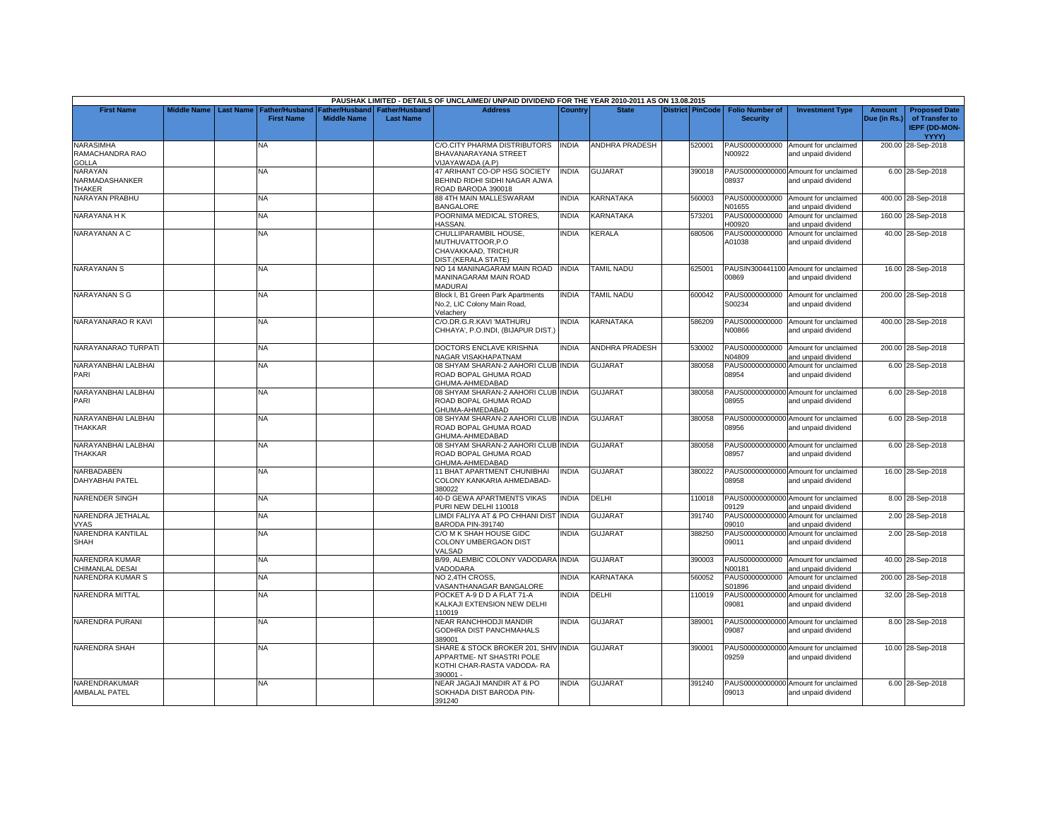PAUSHAK LIMITED - DETAILS OF UNCLAIMED/ UNPAID DIVIDEND FOR THE YEAR 2010-2011 AS ON 13.08.2015

| First Name | Middle Name | Last Name | Father/Husband First Name | Father/Husband Middle Name | Father/Husband Last Name | Address | Country | State | District | PinCode | Folio Number of Security | Investment Type | Amount Due (in Rs.) | Proposed Date of Transfer to IEPF (DD-MON-YYYY) |
|---|---|---|---|---|---|---|---|---|---|---|---|---|---|---|
| NARASIMHA RAMACHANDRA RAO GOLLA | | | NA | | | C/O.CITY PHARMA DISTRIBUTORS BHAVANARAYANA STREET VIJAYAWADA (A.P) | INDIA | ANDHRA PRADESH | | 520001 | PAUS0000000000N00922 | Amount for unclaimed and unpaid dividend | 200.00 | 28-Sep-2018 |
| NARAYAN NARMADASHANKER THAKER | | | NA | | | 47 ARIHANT CO-OP HSG SOCIETY BEHIND RIDHI SIDHI NAGAR AJWA ROAD BARODA 390018 | INDIA | GUJARAT | | 390018 | PAUS00000000000008937 | Amount for unclaimed and unpaid dividend | 6.00 | 28-Sep-2018 |
| NARAYAN PRABHU | | | NA | | | 88 4TH MAIN MALLESWARAM BANGALORE | INDIA | KARNATAKA | | 560003 | PAUS0000000000N01655 | Amount for unclaimed and unpaid dividend | 400.00 | 28-Sep-2018 |
| NARAYANA H K | | | NA | | | POORNIMA MEDICAL STORES, HASSAN. | INDIA | KARNATAKA | | 573201 | PAUS0000000000H00920 | Amount for unclaimed and unpaid dividend | 160.00 | 28-Sep-2018 |
| NARAYANAN A C | | | NA | | | CHULLIPARAMBIL HOUSE, MUTHUVATTOOR,P.O CHAVAKKAAD, TRICHUR DIST.(KERALA STATE) | INDIA | KERALA | | 680506 | PAUS0000000000A01038 | Amount for unclaimed and unpaid dividend | 40.00 | 28-Sep-2018 |
| NARAYANAN S | | | NA | | | NO 14 MANINAGARAM MAIN ROAD MANINAGARAM MAIN ROAD MADURAI | INDIA | TAMIL NADU | | 625001 | PAUSIN30044110000869 | Amount for unclaimed and unpaid dividend | 16.00 | 28-Sep-2018 |
| NARAYANAN S G | | | NA | | | Block I, B1 Green Park Apartments No.2, LIC Colony Main Road, Velachery | INDIA | TAMIL NADU | | 600042 | PAUS0000000000S00234 | Amount for unclaimed and unpaid dividend | 200.00 | 28-Sep-2018 |
| NARAYANARAO R KAVI | | | NA | | | C/O.DR.G.R.KAVI 'MATHURU CHHAYA', P.O.INDI, (BIJAPUR DIST.) | INDIA | KARNATAKA | | 586209 | PAUS0000000000N00866 | Amount for unclaimed and unpaid dividend | 400.00 | 28-Sep-2018 |
| NARAYANARAO TURPATI | | | NA | | | DOCTORS ENCLAVE KRISHNA NAGAR VISAKHAPATNAM | INDIA | ANDHRA PRADESH | | 530002 | PAUS0000000000N04809 | Amount for unclaimed and unpaid dividend | 200.00 | 28-Sep-2018 |
| NARAYANBHAI LALBHAI PARI | | | NA | | | 08 SHYAM SHARAN-2 AAHORI CLUB ROAD BOPAL GHUMA ROAD GHUMA-AHMEDABAD | INDIA | GUJARAT | | 380058 | PAUS00000000000008954 | Amount for unclaimed and unpaid dividend | 6.00 | 28-Sep-2018 |
| NARAYANBHAI LALBHAI PARI | | | NA | | | 08 SHYAM SHARAN-2 AAHORI CLUB ROAD BOPAL GHUMA ROAD GHUMA-AHMEDABAD | INDIA | GUJARAT | | 380058 | PAUS00000000000008955 | Amount for unclaimed and unpaid dividend | 6.00 | 28-Sep-2018 |
| NARAYANBHAI LALBHAI THAKKAR | | | NA | | | 08 SHYAM SHARAN-2 AAHORI CLUB ROAD BOPAL GHUMA ROAD GHUMA-AHMEDABAD | INDIA | GUJARAT | | 380058 | PAUS00000000000008956 | Amount for unclaimed and unpaid dividend | 6.00 | 28-Sep-2018 |
| NARAYANBHAI LALBHAI THAKKAR | | | NA | | | 08 SHYAM SHARAN-2 AAHORI CLUB ROAD BOPAL GHUMA ROAD GHUMA-AHMEDABAD | INDIA | GUJARAT | | 380058 | PAUS00000000000008957 | Amount for unclaimed and unpaid dividend | 6.00 | 28-Sep-2018 |
| NARBADABEN DAHYABHAI PATEL | | | NA | | | 11 BHAT APARTMENT CHUNIBHAI COLONY KANKARIA AHMEDABAD-380022 | INDIA | GUJARAT | | 380022 | PAUS00000000000008958 | Amount for unclaimed and unpaid dividend | 16.00 | 28-Sep-2018 |
| NARENDER SINGH | | | NA | | | 40-D GEWA APARTMENTS VIKAS PURI NEW DELHI 110018 | INDIA | DELHI | | 110018 | PAUS00000000000009129 | Amount for unclaimed and unpaid dividend | 8.00 | 28-Sep-2018 |
| NARENDRA JETHALAL VYAS | | | NA | | | LIMDI FALIYA AT & PO CHHANI DIST BARODA PIN-391740 | INDIA | GUJARAT | | 391740 | PAUS00000000000009010 | Amount for unclaimed and unpaid dividend | 2.00 | 28-Sep-2018 |
| NARENDRA KANTILAL SHAH | | | NA | | | C/O M K SHAH HOUSE GIDC COLONY UMBERGAON DIST VALSAD | INDIA | GUJARAT | | 388250 | PAUS00000000000009011 | Amount for unclaimed and unpaid dividend | 2.00 | 28-Sep-2018 |
| NARENDRA KUMAR CHIMANLAL DESAI | | | NA | | | B/99, ALEMBIC COLONY VADODARA VADODARA | INDIA | GUJARAT | | 390003 | PAUS0000000000N00181 | Amount for unclaimed and unpaid dividend | 40.00 | 28-Sep-2018 |
| NARENDRA KUMAR S | | | NA | | | NO 2,4TH CROSS, VASANTHANAGAR BANGALORE | INDIA | KARNATAKA | | 560052 | PAUS0000000000S01896 | Amount for unclaimed and unpaid dividend | 200.00 | 28-Sep-2018 |
| NARENDRA MITTAL | | | NA | | | POCKET A-9 D D A FLAT 71-A KALKAJI EXTENSION NEW DELHI 110019 | INDIA | DELHI | | 110019 | PAUS00000000000009081 | Amount for unclaimed and unpaid dividend | 32.00 | 28-Sep-2018 |
| NARENDRA PURANI | | | NA | | | NEAR RANCHHODJI MANDIR GODHRA DIST PANCHMAHALS 389001 | INDIA | GUJARAT | | 389001 | PAUS00000000000009087 | Amount for unclaimed and unpaid dividend | 8.00 | 28-Sep-2018 |
| NARENDRA SHAH | | | NA | | | SHARE & STOCK BROKER 201, SHIV APPARTME- NT SHASTRI POLE KOTHI CHAR-RASTA VADODA- RA 390001 - | INDIA | GUJARAT | | 390001 | PAUS00000000000009259 | Amount for unclaimed and unpaid dividend | 10.00 | 28-Sep-2018 |
| NARENDRAKUMAR AMBALAL PATEL | | | NA | | | NEAR JAGAJI MANDIR AT & PO SOKHADA DIST BARODA PIN-391240 | INDIA | GUJARAT | | 391240 | PAUS00000000000009013 | Amount for unclaimed and unpaid dividend | 6.00 | 28-Sep-2018 |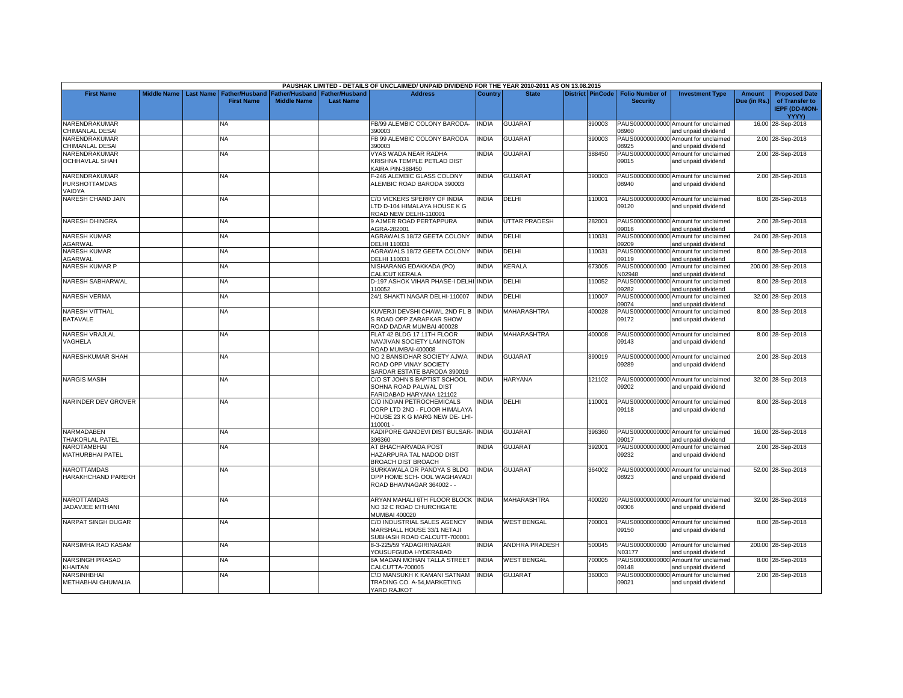| PAUSHAK LIMITED - DETAILS OF UNCLAIMED/ UNPAID DIVIDEND FOR THE YEAR 2010-2011 AS ON 13.08.2015 | | | | | | | | | | | | | | | |
|---|---|---|---|---|---|---|---|---|---|---|---|---|---|---|---|
| First Name | Middle Name | Last Name | Father/Husband First Name | Father/Husband Middle Name | Father/Husband Last Name | Address | Country | State | District | PinCode | Folio Number of Security | Investment Type | Amount Due (in Rs.) | Proposed Date of Transfer to IEPF (DD-MON-YYYY) |
| NARENDRAKUMAR CHIMANLAL DESAI | | | NA | | | FB/99 ALEMBIC COLONY BARODA-390003 | INDIA | GUJARAT | | 390003 | PAUS00000000000 08960 | Amount for unclaimed and unpaid dividend | 16.00 | 28-Sep-2018 |
| NARENDRAKUMAR CHIMANLAL DESAI | | | NA | | | FB 99 ALEMBIC COLONY BARODA 390003 | INDIA | GUJARAT | | 390003 | PAUS00000000000 08925 | Amount for unclaimed and unpaid dividend | 2.00 | 28-Sep-2018 |
| NARENDRAKUMAR OCHHAVLAL SHAH | | | NA | | | VYAS WADA NEAR RADHA KRISHNA TEMPLE PETLAD DIST KAIRA PIN-388450 | INDIA | GUJARAT | | 388450 | PAUS00000000000 09015 | Amount for unclaimed and unpaid dividend | 2.00 | 28-Sep-2018 |
| NARENDRAKUMAR PURSHOTTAMDAS VAIDYA | | | NA | | | F-246 ALEMBIC GLASS COLONY ALEMBIC ROAD BARODA 390003 | INDIA | GUJARAT | | 390003 | PAUS00000000000 08940 | Amount for unclaimed and unpaid dividend | 2.00 | 28-Sep-2018 |
| NARESH CHAND JAIN | | | NA | | | C/O VICKERS SPERRY OF INDIA LTD D-104 HIMALAYA HOUSE K G ROAD NEW DELHI-110001 | INDIA | DELHI | | 110001 | PAUS00000000000 09120 | Amount for unclaimed and unpaid dividend | 8.00 | 28-Sep-2018 |
| NARESH DHINGRA | | | NA | | | 9 AJMER ROAD PERTAPPURA AGRA-282001 | INDIA | UTTAR PRADESH | | 282001 | PAUS00000000000 09016 | Amount for unclaimed and unpaid dividend | 2.00 | 28-Sep-2018 |
| NARESH KUMAR AGARWAL | | | NA | | | AGRAWALS 18/72 GEETA COLONY DELHI 110031 | INDIA | DELHI | | 110031 | PAUS00000000000 09209 | Amount for unclaimed and unpaid dividend | 24.00 | 28-Sep-2018 |
| NARESH KUMAR AGARWAL | | | NA | | | AGRAWALS 18/72 GEETA COLONY DELHI 110031 | INDIA | DELHI | | 110031 | PAUS00000000000 09119 | Amount for unclaimed and unpaid dividend | 8.00 | 28-Sep-2018 |
| NARESH KUMAR P | | | NA | | | NISHARANG EDAKKADA (PO) CALICUT KERALA | INDIA | KERALA | | 673005 | PAUS0000000000 N02948 | Amount for unclaimed and unpaid dividend | 200.00 | 28-Sep-2018 |
| NARESH SABHARWAL | | | NA | | | D-197 ASHOK VIHAR PHASE-I DELHI 110052 | INDIA | DELHI | | 110052 | PAUS00000000000 09282 | Amount for unclaimed and unpaid dividend | 8.00 | 28-Sep-2018 |
| NARESH VERMA | | | NA | | | 24/1 SHAKTI NAGAR DELHI-110007 | INDIA | DELHI | | 110007 | PAUS00000000000 09074 | Amount for unclaimed and unpaid dividend | 32.00 | 28-Sep-2018 |
| NARESH VITTHAL BATAVALE | | | NA | | | KUVERJI DEVSHI CHAWL 2ND FL B S ROAD OPP ZARAPKAR SHOW ROAD DADAR MUMBAI 400028 | INDIA | MAHARASHTRA | | 400028 | PAUS00000000000 09172 | Amount for unclaimed and unpaid dividend | 8.00 | 28-Sep-2018 |
| NARESH VRAJLAL VAGHELA | | | NA | | | FLAT 42 BLDG 17 11TH FLOOR NAVJIVAN SOCIETY LAMINGTON ROAD MUMBAI-400008 | INDIA | MAHARASHTRA | | 400008 | PAUS00000000000 09143 | Amount for unclaimed and unpaid dividend | 8.00 | 28-Sep-2018 |
| NARESHKUMAR SHAH | | | NA | | | NO 2 BANSIDHAR SOCIETY AJWA ROAD OPP VINAY SOCIETY SARDAR ESTATE BARODA 390019 | INDIA | GUJARAT | | 390019 | PAUS00000000000 09289 | Amount for unclaimed and unpaid dividend | 2.00 | 28-Sep-2018 |
| NARGIS MASIH | | | NA | | | C/O ST JOHN'S BAPTIST SCHOOL SOHNA ROAD PALWAL DIST FARIDABAD HARYANA 121102 | INDIA | HARYANA | | 121102 | PAUS00000000000 09202 | Amount for unclaimed and unpaid dividend | 32.00 | 28-Sep-2018 |
| NARINDER DEV GROVER | | | NA | | | C/O INDIAN PETROCHEMICALS CORP LTD 2ND - FLOOR HIMALAYA HOUSE 23 K G MARG NEW DE- LHI-110001 - | INDIA | DELHI | | 110001 | PAUS00000000000 09118 | Amount for unclaimed and unpaid dividend | 8.00 | 28-Sep-2018 |
| NARMADABEN THAKORLAL PATEL | | | NA | | | KADIPORE GANDEVI DIST BULSAR-396360 | INDIA | GUJARAT | | 396360 | PAUS00000000000 09017 | Amount for unclaimed and unpaid dividend | 16.00 | 28-Sep-2018 |
| NAROTAMBHAI MATHURBHAI PATEL | | | NA | | | AT BHACHARVADA POST HAZARPURA TAL NADOD DIST BROACH DIST BROACH | INDIA | GUJARAT | | 392001 | PAUS00000000000 09232 | Amount for unclaimed and unpaid dividend | 2.00 | 28-Sep-2018 |
| NAROTTAMDAS HARAKHCHAND PAREKH | | | NA | | | SURKAWALA DR PANDYA S BLDG OPP HOME SCH- OOL WAGHAVADI ROAD BHAVNAGAR 364002 - - | INDIA | GUJARAT | | 364002 | PAUS00000000000 08923 | Amount for unclaimed and unpaid dividend | 52.00 | 28-Sep-2018 |
| NAROTTAMDAS JADAVJEE MITHANI | | | NA | | | ARYAN MAHALI 6TH FLOOR BLOCK NO 32 C ROAD CHURCHGATE MUMBAI 400020 | INDIA | MAHARASHTRA | | 400020 | PAUS00000000000 09306 | Amount for unclaimed and unpaid dividend | 32.00 | 28-Sep-2018 |
| NARPAT SINGH DUGAR | | | NA | | | C/O INDUSTRIAL SALES AGENCY MARSHALL HOUSE 33/1 NETAJI SUBHASH ROAD CALCUTT-700001 | INDIA | WEST BENGAL | | 700001 | PAUS00000000000 09150 | Amount for unclaimed and unpaid dividend | 8.00 | 28-Sep-2018 |
| NARSIMHA RAO KASAM | | | NA | | | 8-3-225/59 YADAGIRINAGAR YOUSUFGUDA HYDERABAD | INDIA | ANDHRA PRADESH | | 500045 | PAUS0000000000 N03177 | Amount for unclaimed and unpaid dividend | 200.00 | 28-Sep-2018 |
| NARSINGH PRASAD KHAITAN | | | NA | | | 6A MADAN MOHAN TALLA STREET CALCUTTA-700005 | INDIA | WEST BENGAL | | 700005 | PAUS00000000000 09148 | Amount for unclaimed and unpaid dividend | 8.00 | 28-Sep-2018 |
| NARSINHBHAI METHABHAI GHUMALIA | | | NA | | | C\O MANSUKH K KAMANI SATNAM TRADING CO. A-54,MARKETING YARD RAJKOT | INDIA | GUJARAT | | 360003 | PAUS00000000000 09021 | Amount for unclaimed and unpaid dividend | 2.00 | 28-Sep-2018 |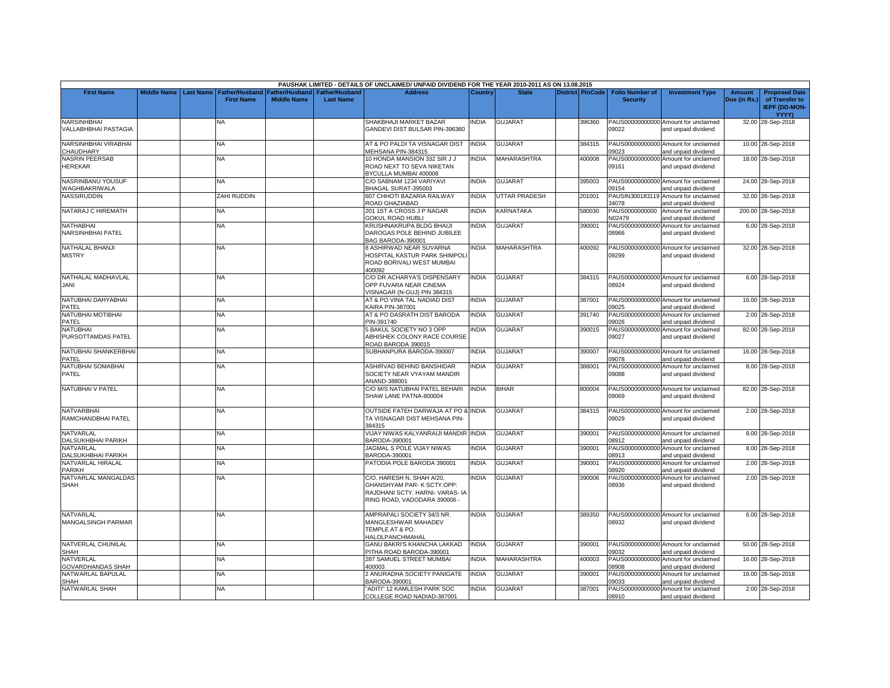PAUSHAK LIMITED - DETAILS OF UNCLAIMED/ UNPAID DIVIDEND FOR THE YEAR 2010-2011 AS ON 13.08.2015

| First Name | Middle Name | Last Name | Father/Husband First Name | Father/Husband Middle Name | Father/Husband Last Name | Address | Country | State | District | PinCode | Folio Number of Security | Investment Type | Amount Due (in Rs.) | Proposed Date of Transfer to IEPF (DD-MON-YYYY) |
|---|---|---|---|---|---|---|---|---|---|---|---|---|---|---|
| NARSINHBHAI VALLABHBHAI PASTAGIA | | | NA | | | SHAKBHAJI MARKET BAZAR GANDEVI DIST BULSAR PIN-396360 | INDIA | GUJARAT | | 396360 | PAUS000000000000 09022 | Amount for unclaimed and unpaid dividend | 32.00 | 28-Sep-2018 |
| NARSINHBHAI VIRABHAI CHAUDHARY | | | NA | | | AT & PO PALDI TA VISNAGAR DIST MEHSANA PIN-384315 | INDIA | GUJARAT | | 384315 | PAUS000000000000 09023 | Amount for unclaimed and unpaid dividend | 10.00 | 28-Sep-2018 |
| NASRIN PEERSAB HEREKAR | | | NA | | | 10 HONDA MANSION 332 SIR J J ROAD NEXT TO SEVA NIKETAN BYCULLA MUMBAI 400008 | INDIA | MAHARASHTRA | | 400008 | PAUS000000000000 09161 | Amount for unclaimed and unpaid dividend | 18.00 | 28-Sep-2018 |
| NASRINBANU YOUSUF WAGHBAKRIWALA | | | NA | | | C/O SABNAM 1234 VARIYAVI BHAGAL SURAT-395003 | INDIA | GUJARAT | | 395003 | PAUS000000000000 09154 | Amount for unclaimed and unpaid dividend | 24.00 | 28-Sep-2018 |
| NASSIRUDDIN | | | ZAHI RUDDIN | | | 607 CHHOTI BAZARIA RAILWAY ROAD GHAZIABAD | INDIA | UTTAR PRADESH | | 201001 | PAUSIN300183119 34078 | Amount for unclaimed and unpaid dividend | 32.00 | 28-Sep-2018 |
| NATARAJ C HIREMATH | | | NA | | | 201 1ST A CROSS J P NAGAR GOKUL ROAD HUBLI | INDIA | KARNATAKA | | 580030 | PAUS0000000000 N02479 | Amount for unclaimed and unpaid dividend | 200.00 | 28-Sep-2018 |
| NATHABHAI NARSINHBHAI PATEL | | | NA | | | KRUSHNAKRUPA BLDG BHAIJI DAROGAS POLE BEHIND JUBILEE BAG BARODA-390001 | INDIA | GUJARAT | | 390001 | PAUS000000000000 08966 | Amount for unclaimed and unpaid dividend | 6.00 | 28-Sep-2018 |
| NATHALAL BHANJI MISTRY | | | NA | | | 8 ASHIRWAD NEAR SUVARNA HOSPITAL KASTUR PARK SHIMPOLI ROAD BORIVALI WEST MUMBAI 400092 | INDIA | MAHARASHTRA | | 400092 | PAUS000000000000 09299 | Amount for unclaimed and unpaid dividend | 32.00 | 28-Sep-2018 |
| NATHALAL MADHAVLAL JANI | | | NA | | | C/O DR ACHARYA'S DISPENSARY OPP FUVARA NEAR CINEMA VISNAGAR (N-GUJ) PIN 384315 | INDIA | GUJARAT | | 384315 | PAUS000000000000 08924 | Amount for unclaimed and unpaid dividend | 6.00 | 28-Sep-2018 |
| NATUBHAI DAHYABHAI PATEL | | | NA | | | AT & PO VINA TAL NADIAD DIST KAIRA PIN-387001 | INDIA | GUJARAT | | 387001 | PAUS000000000000 09025 | Amount for unclaimed and unpaid dividend | 16.00 | 28-Sep-2018 |
| NATUBHAI MOTIBHAI PATEL | | | NA | | | AT & PO DASRATH DIST BARODA PIN-391740 | INDIA | GUJARAT | | 391740 | PAUS000000000000 09026 | Amount for unclaimed and unpaid dividend | 2.00 | 28-Sep-2018 |
| NATUBHAI PURSOTTAMDAS PATEL | | | NA | | | 5 BAKUL SOCIETY NO 3 OPP ABHISHEK COLONY RACE COURSE ROAD BARODA 390015 | INDIA | GUJARAT | | 390015 | PAUS000000000000 09027 | Amount for unclaimed and unpaid dividend | 82.00 | 28-Sep-2018 |
| NATUBHAI SHANKERBHAI PATEL | | | NA | | | SUBHANPURA BARODA-390007 | INDIA | GUJARAT | | 390007 | PAUS000000000000 09078 | Amount for unclaimed and unpaid dividend | 16.00 | 28-Sep-2018 |
| NATUBHAI SOMABHAI PATEL | | | NA | | | ASHIRVAD BEHIND BANSHIDAR SOCIETY NEAR VYAYAM MANDIR ANAND-388001 | INDIA | GUJARAT | | 388001 | PAUS000000000000 09088 | Amount for unclaimed and unpaid dividend | 8.00 | 28-Sep-2018 |
| NATUBHAI V PATEL | | | NA | | | C/O M/S NATUBHAI PATEL BEHARI SHAW LANE PATNA-800004 | INDIA | BIHAR | | 800004 | PAUS000000000000 09069 | Amount for unclaimed and unpaid dividend | 82.00 | 28-Sep-2018 |
| NATVARBHAI RAMCHANDBHAI PATEL | | | NA | | | OUTSIDE FATEH DARWAJA AT PO & TA VISNAGAR DIST MEHSANA PIN-384315 | INDIA | GUJARAT | | 384315 | PAUS000000000000 09029 | Amount for unclaimed and unpaid dividend | 2.00 | 28-Sep-2018 |
| NATVARLAL DALSUKHBHAI PARIKH | | | NA | | | VIJAY NIWAS KALYANRAIJI MANDIR BARODA-390001 | INDIA | GUJARAT | | 390001 | PAUS000000000000 08912 | Amount for unclaimed and unpaid dividend | 8.00 | 28-Sep-2018 |
| NATVARLAL DALSUKHBHAI PARIKH | | | NA | | | JAGMAL S POLE VIJAY NIWAS BARODA-390001 | INDIA | GUJARAT | | 390001 | PAUS000000000000 08913 | Amount for unclaimed and unpaid dividend | 8.00 | 28-Sep-2018 |
| NATVARLAL HIRALAL PARIKH | | | NA | | | PATODIA POLE BARODA 390001 | INDIA | GUJARAT | | 390001 | PAUS000000000000 08920 | Amount for unclaimed and unpaid dividend | 2.00 | 28-Sep-2018 |
| NATVARLAL MANGALDAS SHAH | | | NA | | | C/O. HARESH N. SHAH A/20, GHANSHYAM PAR- K SCTY.OPP: RAJDHANI SCTY. HARNI- VARAS- IA RING ROAD, VADODARA 390006 - | INDIA | GUJARAT | | 390006 | PAUS000000000000 08936 | Amount for unclaimed and unpaid dividend | 2.00 | 28-Sep-2018 |
| NATVARLAL MANGALSINGH PARMAR | | | NA | | | AMPRAPALI SOCIETY 34/3 NR. MANGLESHWAR MAHADEV TEMPLE AT & PO. HALOLPANCHMAHAL | INDIA | GUJARAT | | 389350 | PAUS000000000000 08932 | Amount for unclaimed and unpaid dividend | 6.00 | 28-Sep-2018 |
| NATVERLAL CHUNILAL SHAH | | | NA | | | GANU BAKRI'S KHANCHA LAKKAD PITHA ROAD BARODA-390001 | INDIA | GUJARAT | | 390001 | PAUS000000000000 09032 | Amount for unclaimed and unpaid dividend | 50.00 | 28-Sep-2018 |
| NATVERLAL GOVARDHANDAS SHAH | | | NA | | | 287 SAMUEL STREET MUMBAI 400003 | INDIA | MAHARASHTRA | | 400003 | PAUS000000000000 08908 | Amount for unclaimed and unpaid dividend | 16.00 | 28-Sep-2018 |
| NATWARLAL BAPULAL SHAH | | | NA | | | 2 ANURADHA SOCIETY PANIGATE BARODA-390001 | INDIA | GUJARAT | | 390001 | PAUS000000000000 09033 | Amount for unclaimed and unpaid dividend | 16.00 | 28-Sep-2018 |
| NATWARLAL SHAH | | | NA | | | "ADITI" 12 KAMLESH PARK SOC COLLEGE ROAD NADIAD-387001 | INDIA | GUJARAT | | 387001 | PAUS000000000000 08910 | Amount for unclaimed and unpaid dividend | 2.00 | 28-Sep-2018 |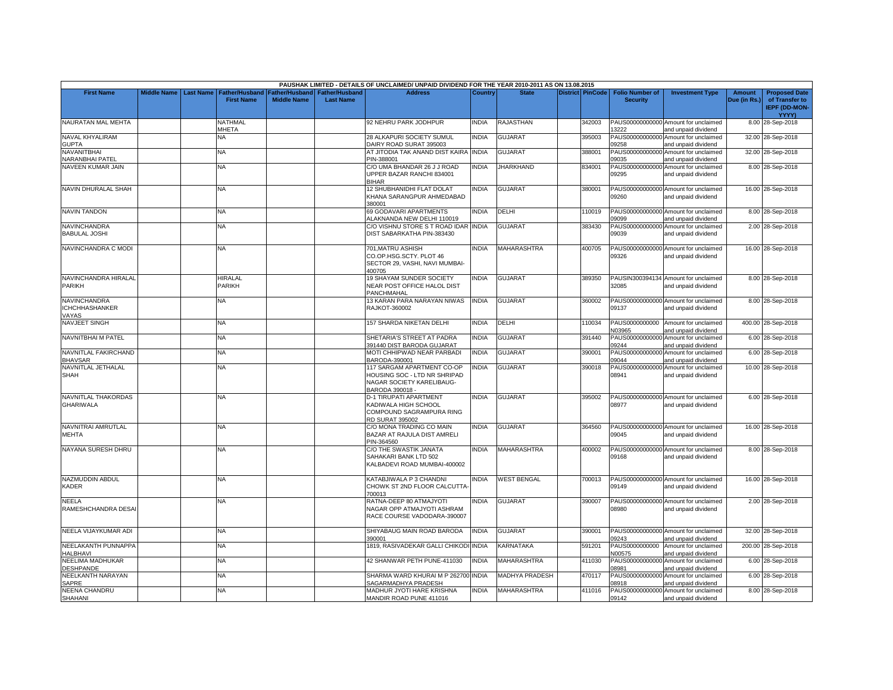| PAUSHAK LIMITED - DETAILS OF UNCLAIMED/ UNPAID DIVIDEND FOR THE YEAR 2010-2011 AS ON 13.08.2015 | | | | | | | | | | | | | | | |
|---|---|---|---|---|---|---|---|---|---|---|---|---|---|---|---|
| **First Name** | **Middle Name** | **Last Name** | **Father/Husband First Name** | **Father/Husband Middle Name** | **Father/Husband Last Name** | **Address** | **Country** | **State** | **District** | **PinCode** | **Folio Number of Security** | **Investment Type** | **Amount Due (in Rs.)** | **Proposed Date of Transfer to IEPF (DD-MON-YYYY)** |
| NAURATAN MAL MEHTA | | | NATHMAL MHETA | | | 92 NEHRU PARK JODHPUR | INDIA | RAJASTHAN | | 342003 | PAUS00000000000013222 | Amount for unclaimed and unpaid dividend | 8.00 | 28-Sep-2018 |
| NAVAL KHYALIRAM GUPTA | | | NA | | | 28 ALKAPURI SOCIETY SUMUL DAIRY ROAD SURAT 395003 | INDIA | GUJARAT | | 395003 | PAUS00000000000009258 | Amount for unclaimed and unpaid dividend | 32.00 | 28-Sep-2018 |
| NAVANITBHAI NARANBHAI PATEL | | | NA | | | AT JITODIA TAK ANAND DIST KAIRA PIN-388001 | INDIA | GUJARAT | | 388001 | PAUS00000000000009035 | Amount for unclaimed and unpaid dividend | 32.00 | 28-Sep-2018 |
| NAVEEN KUMAR JAIN | | | NA | | | C/O UMA BHANDAR 26 J J ROAD UPPER BAZAR RANCHI 834001 BIHAR | INDIA | JHARKHAND | | 834001 | PAUS00000000000009295 | Amount for unclaimed and unpaid dividend | 8.00 | 28-Sep-2018 |
| NAVIN DHURALAL SHAH | | | NA | | | 12 SHUBHANIDHI FLAT DOLAT KHANA SARANGPUR AHMEDABAD 380001 | INDIA | GUJARAT | | 380001 | PAUS00000000000009260 | Amount for unclaimed and unpaid dividend | 16.00 | 28-Sep-2018 |
| NAVIN TANDON | | | NA | | | 69 GODAVARI APARTMENTS ALAKNANDA NEW DELHI 110019 | INDIA | DELHI | | 110019 | PAUS00000000000009099 | Amount for unclaimed and unpaid dividend | 8.00 | 28-Sep-2018 |
| NAVINCHANDRA BABULAL JOSHI | | | NA | | | C/O VISHNU STORE S T ROAD IDAR DIST SABARKATHA PIN-383430 | INDIA | GUJARAT | | 383430 | PAUS00000000000009039 | Amount for unclaimed and unpaid dividend | 2.00 | 28-Sep-2018 |
| NAVINCHANDRA C MODI | | | NA | | | 701,MATRU ASHISH CO.OP.HSG.SCTY. PLOT 46 SECTOR 29, VASHI, NAVI MUMBAI-400705 | INDIA | MAHARASHTRA | | 400705 | PAUS00000000000009326 | Amount for unclaimed and unpaid dividend | 16.00 | 28-Sep-2018 |
| NAVINCHANDRA HIRALAL PARIKH | | | HIRALAL PARIKH | | | 19 SHAYAM SUNDER SOCIETY NEAR POST OFFICE HALOL DIST PANCHMAHAL | INDIA | GUJARAT | | 389350 | PAUSIN30039413432085 | Amount for unclaimed and unpaid dividend | 8.00 | 28-Sep-2018 |
| NAVINCHANDRA ICHCHHASHANKER VAYAS | | | NA | | | 13 KARAN PARA NARAYAN NIWAS RAJKOT-360002 | INDIA | GUJARAT | | 360002 | PAUS00000000000009137 | Amount for unclaimed and unpaid dividend | 8.00 | 28-Sep-2018 |
| NAVJEET SINGH | | | NA | | | 157 SHARDA NIKETAN DELHI | INDIA | DELHI | | 110034 | PAUS0000000000N03965 | Amount for unclaimed and unpaid dividend | 400.00 | 28-Sep-2018 |
| NAVNITBHAI M PATEL | | | NA | | | SHETARIA'S STREET AT PADRA 391440 DIST BARODA GUJARAT | INDIA | GUJARAT | | 391440 | PAUS00000000000009244 | Amount for unclaimed and unpaid dividend | 6.00 | 28-Sep-2018 |
| NAVNITLAL FAKIRCHAND BHAVSAR | | | NA | | | MOTI CHHIPWAD NEAR PARBADI BARODA-390001 | INDIA | GUJARAT | | 390001 | PAUS00000000000009044 | Amount for unclaimed and unpaid dividend | 6.00 | 28-Sep-2018 |
| NAVNITLAL JETHALAL SHAH | | | NA | | | 117 SARGAM APARTMENT CO-OP HOUSING SOC - LTD NR SHRIPAD NAGAR SOCIETY KARELIBAUG-BARODA 390018 - | INDIA | GUJARAT | | 390018 | PAUS00000000000008941 | Amount for unclaimed and unpaid dividend | 10.00 | 28-Sep-2018 |
| NAVNITLAL THAKORDAS GHARIWALA | | | NA | | | D-1 TIRUPATI APARTMENT KADIWALA HIGH SCHOOL COMPOUND SAGRAMPURA RING RD SURAT 395002 | INDIA | GUJARAT | | 395002 | PAUS00000000000008977 | Amount for unclaimed and unpaid dividend | 6.00 | 28-Sep-2018 |
| NAVNITRAI AMRUTLAL MEHTA | | | NA | | | C/O MONA TRADING CO MAIN BAZAR AT RAJULA DIST AMRELI PIN-364560 | INDIA | GUJARAT | | 364560 | PAUS00000000000009045 | Amount for unclaimed and unpaid dividend | 16.00 | 28-Sep-2018 |
| NAYANA SURESH DHRU | | | NA | | | C/O THE SWASTIK JANATA SAHAKARI BANK LTD 502 KALBADEVI ROAD MUMBAI-400002 | INDIA | MAHARASHTRA | | 400002 | PAUS00000000000009168 | Amount for unclaimed and unpaid dividend | 8.00 | 28-Sep-2018 |
| NAZMUDDIN ABDUL KADER | | | NA | | | KATABJIWALA P 3 CHANDNI CHOWK ST 2ND FLOOR CALCUTTA-700013 | INDIA | WEST BENGAL | | 700013 | PAUS00000000000009149 | Amount for unclaimed and unpaid dividend | 16.00 | 28-Sep-2018 |
| NEELA RAMESHCHANDRA DESAI | | | NA | | | RATNA-DEEP 80 ATMAJYOTI NAGAR OPP ATMAJYOTI ASHRAM RACE COURSE VADODARA-390007 | INDIA | GUJARAT | | 390007 | PAUS00000000000008980 | Amount for unclaimed and unpaid dividend | 2.00 | 28-Sep-2018 |
| NEELA VIJAYKUMAR ADI | | | NA | | | SHIYABAUG MAIN ROAD BARODA 390001 | INDIA | GUJARAT | | 390001 | PAUS00000000000009243 | Amount for unclaimed and unpaid dividend | 32.00 | 28-Sep-2018 |
| NEELAKANTH PUNNAPPA HALBHAVI | | | NA | | | 1819, RASIVADEKAR GALLI CHIKODI | INDIA | KARNATAKA | | 591201 | PAUS0000000000N00575 | Amount for unclaimed and unpaid dividend | 200.00 | 28-Sep-2018 |
| NEELIMA MADHUKAR DESHPANDE | | | NA | | | 42 SHANWAR PETH PUNE-411030 | INDIA | MAHARASHTRA | | 411030 | PAUS00000000000008981 | Amount for unclaimed and unpaid dividend | 6.00 | 28-Sep-2018 |
| NEELKANTH NARAYAN SAPRE | | | NA | | | SHARMA WARD KHURAI M P 262700 SAGARMADHYA PRADESH | INDIA | MADHYA PRADESH | | 470117 | PAUS00000000000008918 | Amount for unclaimed and unpaid dividend | 6.00 | 28-Sep-2018 |
| NEENA CHANDRU SHAHANI | | | NA | | | MADHUR JYOTI HARE KRISHNA MANDIR ROAD PUNE 411016 | INDIA | MAHARASHTRA | | 411016 | PAUS00000000000009142 | Amount for unclaimed and unpaid dividend | 8.00 | 28-Sep-2018 |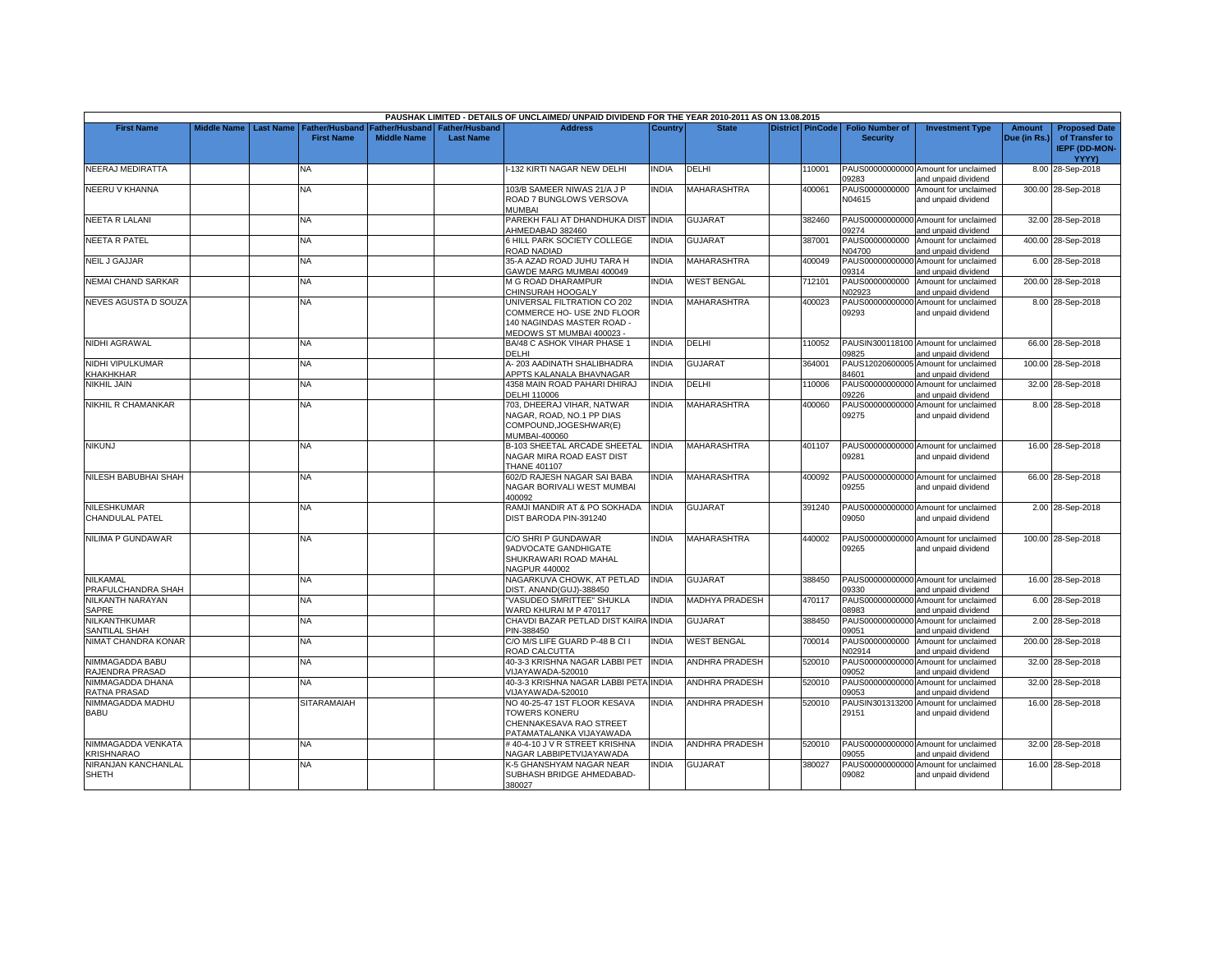| PAUSHAK LIMITED - DETAILS OF UNCLAIMED/ UNPAID DIVIDEND FOR THE YEAR 2010-2011 AS ON 13.08.2015 | | | | | | | | | | | | | | | |
|---|---|---|---|---|---|---|---|---|---|---|---|---|---|---|---|
| First Name | Middle Name | Last Name | Father/Husband First Name | Father/Husband Middle Name | Father/Husband Last Name | Address | Country | State | District | PinCode | Folio Number of Security | Investment Type | Amount Due (in Rs.) | Proposed Date of Transfer to IEPF (DD-MON-YYYY) |
| NEERAJ MEDIRATTA | | | NA | | | I-132 KIRTI NAGAR NEW DELHI | INDIA | DELHI | | 110001 | PAUS00000000000 09283 | Amount for unclaimed and unpaid dividend | 8.00 | 28-Sep-2018 |
| NEERU V KHANNA | | | NA | | | 103/B SAMEER NIWAS 21/A J P ROAD 7 BUNGLOWS VERSOVA MUMBAI | INDIA | MAHARASHTRA | | 400061 | PAUS0000000000 N04615 | Amount for unclaimed and unpaid dividend | 300.00 | 28-Sep-2018 |
| NEETA R LALANI | | | NA | | | PAREKH FALI AT DHANDHUKA DIST AHMEDABAD 382460 | INDIA | GUJARAT | | 382460 | PAUS00000000000 09274 | Amount for unclaimed and unpaid dividend | 32.00 | 28-Sep-2018 |
| NEETA R PATEL | | | NA | | | 6 HILL PARK SOCIETY COLLEGE ROAD NADIAD | INDIA | GUJARAT | | 387001 | PAUS0000000000 N04700 | Amount for unclaimed and unpaid dividend | 400.00 | 28-Sep-2018 |
| NEIL J GAJJAR | | | NA | | | 35-A AZAD ROAD JUHU TARA H GAWDE MARG MUMBAI 400049 | INDIA | MAHARASHTRA | | 400049 | PAUS00000000000 09314 | Amount for unclaimed and unpaid dividend | 6.00 | 28-Sep-2018 |
| NEMAI CHAND SARKAR | | | NA | | | M G ROAD DHARAMPUR CHINSURAH HOOGALY | INDIA | WEST BENGAL | | 712101 | PAUS0000000000 N02923 | Amount for unclaimed and unpaid dividend | 200.00 | 28-Sep-2018 |
| NEVES AGUSTA D SOUZA | | | NA | | | UNIVERSAL FILTRATION CO 202 COMMERCE HO- USE 2ND FLOOR 140 NAGINDAS MASTER ROAD - MEDOWS ST MUMBAI 400023 - | INDIA | MAHARASHTRA | | 400023 | PAUS00000000000 09293 | Amount for unclaimed and unpaid dividend | 8.00 | 28-Sep-2018 |
| NIDHI AGRAWAL | | | NA | | | BA/48 C ASHOK VIHAR PHASE 1 DELHI | INDIA | DELHI | | 110052 | PAUSIN300118100 09825 | Amount for unclaimed and unpaid dividend | 66.00 | 28-Sep-2018 |
| NIDHI VIPULKUMAR KHAKHKHAR | | | NA | | | A- 203 AADINATH SHALIBHADRA APPTS KALANALA BHAVNAGAR | INDIA | GUJARAT | | 364001 | PAUS12020600005 84601 | Amount for unclaimed and unpaid dividend | 100.00 | 28-Sep-2018 |
| NIKHIL JAIN | | | NA | | | 4358 MAIN ROAD PAHARI DHIRAJ DELHI 110006 | INDIA | DELHI | | 110006 | PAUS00000000000 09226 | Amount for unclaimed and unpaid dividend | 32.00 | 28-Sep-2018 |
| NIKHIL R CHAMANKAR | | | NA | | | 703, DHEERAJ VIHAR, NATWAR NAGAR, ROAD, NO.1 PP DIAS COMPOUND,JOGESHWAR(E) MUMBAI-400060 | INDIA | MAHARASHTRA | | 400060 | PAUS00000000000 09275 | Amount for unclaimed and unpaid dividend | 8.00 | 28-Sep-2018 |
| NIKUNJ | | | NA | | | B-103 SHEETAL ARCADE SHEETAL NAGAR MIRA ROAD EAST DIST THANE 401107 | INDIA | MAHARASHTRA | | 401107 | PAUS00000000000 09281 | Amount for unclaimed and unpaid dividend | 16.00 | 28-Sep-2018 |
| NILESH BABUBHAI SHAH | | | NA | | | 602/D RAJESH NAGAR SAI BABA NAGAR BORIVALI WEST MUMBAI 400092 | INDIA | MAHARASHTRA | | 400092 | PAUS00000000000 09255 | Amount for unclaimed and unpaid dividend | 66.00 | 28-Sep-2018 |
| NILESHKUMAR CHANDULAL PATEL | | | NA | | | RAMJI MANDIR AT & PO SOKHADA DIST BARODA PIN-391240 | INDIA | GUJARAT | | 391240 | PAUS00000000000 09050 | Amount for unclaimed and unpaid dividend | 2.00 | 28-Sep-2018 |
| NILIMA P GUNDAWAR | | | NA | | | C/O SHRI P GUNDAWAR 9ADVOCATE GANDHIGATE SHUKRAWARI ROAD MAHAL NAGPUR 440002 | INDIA | MAHARASHTRA | | 440002 | PAUS00000000000 09265 | Amount for unclaimed and unpaid dividend | 100.00 | 28-Sep-2018 |
| NILKAMAL PRAFULCHANDRA SHAH | | | NA | | | NAGARKUVA CHOWK, AT PETLAD DIST. ANAND(GUJ)-388450 | INDIA | GUJARAT | | 388450 | PAUS00000000000 09330 | Amount for unclaimed and unpaid dividend | 16.00 | 28-Sep-2018 |
| NILKANTH NARAYAN SAPRE | | | NA | | | "VASUDEO SMRITTEE" SHUKLA WARD KHURAI M P 470117 | INDIA | MADHYA PRADESH | | 470117 | PAUS00000000000 08983 | Amount for unclaimed and unpaid dividend | 6.00 | 28-Sep-2018 |
| NILKANTHKUMAR SANTILAL SHAH | | | NA | | | CHAVDI BAZAR PETLAD DIST KAIRA PIN-388450 | INDIA | GUJARAT | | 388450 | PAUS00000000000 09051 | Amount for unclaimed and unpaid dividend | 2.00 | 28-Sep-2018 |
| NIMAT CHANDRA KONAR | | | NA | | | C/O M/S LIFE GUARD P-48 B CI I ROAD CALCUTTA | INDIA | WEST BENGAL | | 700014 | PAUS0000000000 N02914 | Amount for unclaimed and unpaid dividend | 200.00 | 28-Sep-2018 |
| NIMMAGADDA BABU RAJENDRA PRASAD | | | NA | | | 40-3-3 KRISHNA NAGAR LABBI PET VIJAYAWADA-520010 | INDIA | ANDHRA PRADESH | | 520010 | PAUS00000000000 09052 | Amount for unclaimed and unpaid dividend | 32.00 | 28-Sep-2018 |
| NIMMAGADDA DHANA RATNA PRASAD | | | NA | | | 40-3-3 KRISHNA NAGAR LABBI PETA VIJAYAWADA-520010 | INDIA | ANDHRA PRADESH | | 520010 | PAUS00000000000 09053 | Amount for unclaimed and unpaid dividend | 32.00 | 28-Sep-2018 |
| NIMMAGADDA MADHU BABU | | | SITARAMAIAH | | | NO 40-25-47 1ST FLOOR KESAVA TOWERS KONERU CHENNAKESAVA RAO STREET PATAMATALANKA VIJAYAWADA | INDIA | ANDHRA PRADESH | | 520010 | PAUSIN301313200 29151 | Amount for unclaimed and unpaid dividend | 16.00 | 28-Sep-2018 |
| NIMMAGADDA VENKATA KRISHNARAO | | | NA | | | # 40-4-10 J V R STREET KRISHNA NAGAR LABBIPETVIJAYAWADA | INDIA | ANDHRA PRADESH | | 520010 | PAUS00000000000 09055 | Amount for unclaimed and unpaid dividend | 32.00 | 28-Sep-2018 |
| NIRANJAN KANCHANLAL SHETH | | | NA | | | K-5 GHANSHYAM NAGAR NEAR SUBHASH BRIDGE AHMEDABAD-380027 | INDIA | GUJARAT | | 380027 | PAUS00000000000 09082 | Amount for unclaimed and unpaid dividend | 16.00 | 28-Sep-2018 |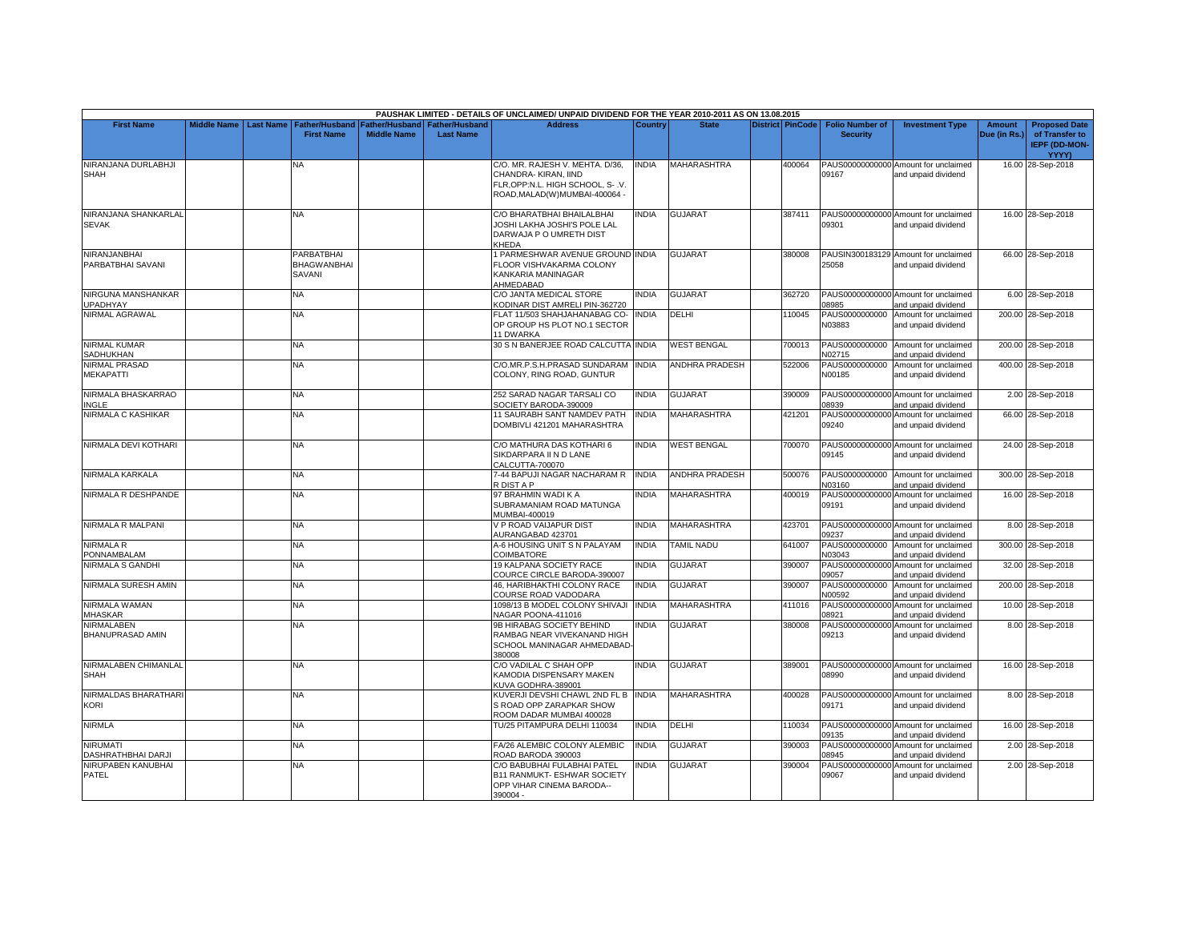| PAUSHAK LIMITED - DETAILS OF UNCLAIMED/ UNPAID DIVIDEND FOR THE YEAR 2010-2011 AS ON 13.08.2015 | | | | | | | | | | | | | | | | |
|---|---|---|---|---|---|---|---|---|---|---|---|---|---|---|---|---|
| First Name | Middle Name | Last Name | Father/Husband First Name | Father/Husband Middle Name | Father/Husband Last Name | Address | Country | State | District | PinCode | Folio Number of Security | Investment Type | Amount Due (in Rs.) | Proposed Date of Transfer to IEPF (DD-MON-YYYY) |
| NIRANJANA DURLABHJI SHAH | | | NA | | | C/O. MR. RAJESH V. MEHTA. D/36, CHANDRA- KIRAN, IIND FLR,OPP:N.L. HIGH SCHOOL, S- .V. ROAD,MALAD(W)MUMBAI-400064 - | INDIA | MAHARASHTRA | | 400064 | PAUS00000000000 09167 | Amount for unclaimed and unpaid dividend | 16.00 | 28-Sep-2018 |
| NIRANJANA SHANKARLAL SEVAK | | | NA | | | C/O BHARATBHAI BHAILALBHAI JOSHI LAKHA JOSHI'S POLE LAL DARWAJA P O UMRETH DIST KHEDA | INDIA | GUJARAT | | 387411 | PAUS00000000000 09301 | Amount for unclaimed and unpaid dividend | 16.00 | 28-Sep-2018 |
| NIRANJANBHAI PARBATBHAI SAVANI | | | PARBATBHAI BHAGWANBHAI SAVANI | | | 1 PARMESHWAR AVENUE GROUND FLOOR VISHVAKARMA COLONY KANKARIA MANINAGAR AHMEDABAD | INDIA | GUJARAT | | 380008 | PAUSIN300183129 25058 | Amount for unclaimed and unpaid dividend | 66.00 | 28-Sep-2018 |
| NIRGUNA MANSHANKAR UPADHYAY | | | NA | | | C/O JANTA MEDICAL STORE KODINAR DIST AMRELI PIN-362720 | INDIA | GUJARAT | | 362720 | PAUS00000000000 08985 | Amount for unclaimed and unpaid dividend | 6.00 | 28-Sep-2018 |
| NIRMAL AGRAWAL | | | NA | | | FLAT 11/503 SHAHJAHANABAG CO-OP GROUP HS PLOT NO.1 SECTOR 11 DWARKA | INDIA | DELHI | | 110045 | PAUS0000000000 N03883 | Amount for unclaimed and unpaid dividend | 200.00 | 28-Sep-2018 |
| NIRMAL KUMAR SADHUKHAN | | | NA | | | 30 S N BANERJEE ROAD CALCUTTA | INDIA | WEST BENGAL | | 700013 | PAUS0000000000 N02715 | Amount for unclaimed and unpaid dividend | 200.00 | 28-Sep-2018 |
| NIRMAL PRASAD MEKAPATTI | | | NA | | | C/O.MR.P.S.H.PRASAD SUNDARAM COLONY, RING ROAD, GUNTUR | INDIA | ANDHRA PRADESH | | 522006 | PAUS0000000000 N00185 | Amount for unclaimed and unpaid dividend | 400.00 | 28-Sep-2018 |
| NIRMALA BHASKARRAO INGLE | | | NA | | | 252 SARAD NAGAR TARSALI CO SOCIETY BARODA-390009 | INDIA | GUJARAT | | 390009 | PAUS00000000000 08939 | Amount for unclaimed and unpaid dividend | 2.00 | 28-Sep-2018 |
| NIRMALA C KASHIKAR | | | NA | | | 11 SAURABH SANT NAMDEV PATH DOMBIVLI 421201 MAHARASHTRA | INDIA | MAHARASHTRA | | 421201 | PAUS00000000000 09240 | Amount for unclaimed and unpaid dividend | 66.00 | 28-Sep-2018 |
| NIRMALA DEVI KOTHARI | | | NA | | | C/O MATHURA DAS KOTHARI 6 SIKDARPARA II N D LANE CALCUTTA-700070 | INDIA | WEST BENGAL | | 700070 | PAUS00000000000 09145 | Amount for unclaimed and unpaid dividend | 24.00 | 28-Sep-2018 |
| NIRMALA KARKALA | | | NA | | | 7-44 BAPUJI NAGAR NACHARAM R R DIST A P | INDIA | ANDHRA PRADESH | | 500076 | PAUS0000000000 N03160 | Amount for unclaimed and unpaid dividend | 300.00 | 28-Sep-2018 |
| NIRMALA R DESHPANDE | | | NA | | | 97 BRAHMIN WADI K A SUBRAMANIAM ROAD MATUNGA MUMBAI-400019 | INDIA | MAHARASHTRA | | 400019 | PAUS00000000000 09191 | Amount for unclaimed and unpaid dividend | 16.00 | 28-Sep-2018 |
| NIRMALA R MALPANI | | | NA | | | V P ROAD VAIJAPUR DIST AURANGABAD 423701 | INDIA | MAHARASHTRA | | 423701 | PAUS00000000000 09237 | Amount for unclaimed and unpaid dividend | 8.00 | 28-Sep-2018 |
| NIRMALA R PONNAMBALAM | | | NA | | | A-6 HOUSING UNIT S N PALAYAM COIMBATORE | INDIA | TAMIL NADU | | 641007 | PAUS0000000000 N03043 | Amount for unclaimed and unpaid dividend | 300.00 | 28-Sep-2018 |
| NIRMALA S GANDHI | | | NA | | | 19 KALPANA SOCIETY RACE COURCE CIRCLE BARODA-390007 | INDIA | GUJARAT | | 390007 | PAUS00000000000 09057 | Amount for unclaimed and unpaid dividend | 32.00 | 28-Sep-2018 |
| NIRMALA SURESH AMIN | | | NA | | | 46, HARIBHAKTHI COLONY RACE COURSE ROAD VADODARA | INDIA | GUJARAT | | 390007 | PAUS0000000000 N00592 | Amount for unclaimed and unpaid dividend | 200.00 | 28-Sep-2018 |
| NIRMALA WAMAN MHASKAR | | | NA | | | 1098/13 B MODEL COLONY SHIVAJI NAGAR POONA-411016 | INDIA | MAHARASHTRA | | 411016 | PAUS00000000000 08921 | Amount for unclaimed and unpaid dividend | 10.00 | 28-Sep-2018 |
| NIRMALABEN BHANUPRASAD AMIN | | | NA | | | 9B HIRABAG SOCIETY BEHIND RAMBAG NEAR VIVEKANAND HIGH SCHOOL MANINAGAR AHMEDABAD-380008 | INDIA | GUJARAT | | 380008 | PAUS00000000000 09213 | Amount for unclaimed and unpaid dividend | 8.00 | 28-Sep-2018 |
| NIRMALABEN CHIMANLAL SHAH | | | NA | | | C/O VADILAL C SHAH OPP KAMODIA DISPENSARY MAKEN KUVA GODHRA-389001 | INDIA | GUJARAT | | 389001 | PAUS00000000000 08990 | Amount for unclaimed and unpaid dividend | 16.00 | 28-Sep-2018 |
| NIRMALDAS BHARATHARI KORI | | | NA | | | KUVERJI DEVSHI CHAWL 2ND FL B S ROAD OPP ZARAPKAR SHOW ROOM DADAR MUMBAI 400028 | INDIA | MAHARASHTRA | | 400028 | PAUS00000000000 09171 | Amount for unclaimed and unpaid dividend | 8.00 | 28-Sep-2018 |
| NIRMLA | | | NA | | | TU/25 PITAMPURA DELHI 110034 | INDIA | DELHI | | 110034 | PAUS00000000000 09135 | Amount for unclaimed and unpaid dividend | 16.00 | 28-Sep-2018 |
| NIRUMATI DASHRATHBHAI DARJI | | | NA | | | FA/26 ALEMBIC COLONY ALEMBIC ROAD BARODA 390003 | INDIA | GUJARAT | | 390003 | PAUS00000000000 08945 | Amount for unclaimed and unpaid dividend | 2.00 | 28-Sep-2018 |
| NIRUPABEN KANUBHAI PATEL | | | NA | | | C/O BABUBHAI FULABHAI PATEL B11 RANMUKT- ESHWAR SOCIETY OPP VIHAR CINEMA BARODA--390004 - | INDIA | GUJARAT | | 390004 | PAUS00000000000 09067 | Amount for unclaimed and unpaid dividend | 2.00 | 28-Sep-2018 |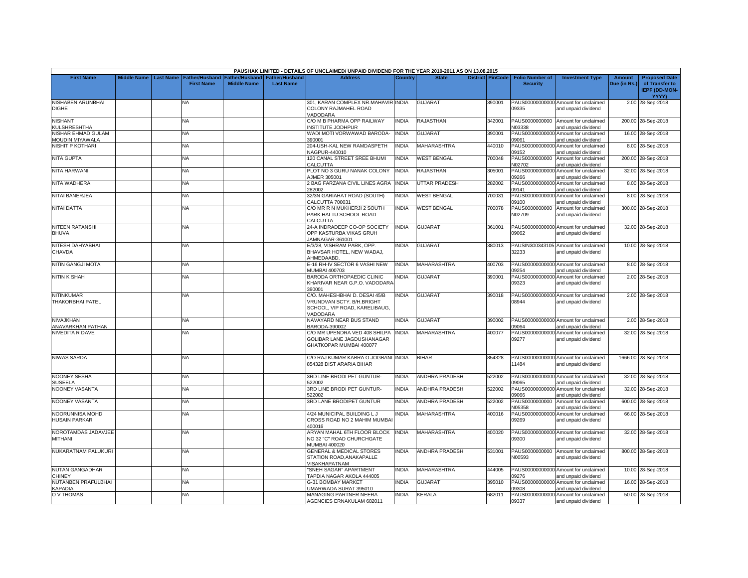PAUSHAK LIMITED - DETAILS OF UNCLAIMED/ UNPAID DIVIDEND FOR THE YEAR 2010-2011 AS ON 13.08.2015

| First Name | Middle Name | Last Name | Father/Husband First Name | Father/Husband Middle Name | Father/Husband Last Name | Address | Country | State | District | PinCode | Folio Number of Security | Investment Type | Amount Due (in Rs.) | Proposed Date of Transfer to IEPF (DD-MON-YYYY) |
|---|---|---|---|---|---|---|---|---|---|---|---|---|---|---|
| NISHABEN ARUNBHAI DIGHE | | | NA | | | 301, KARAN COMPLEX NR.MAHAVIR COLONY RAJMAHEL ROAD VADODARA | INDIA | GUJARAT | | 390001 | PAUS00000000000 09335 | Amount for unclaimed and unpaid dividend | 2.00 | 28-Sep-2018 |
| NISHANT KULSHRESHTHA | | | NA | | | C/O M B PHARMA OPP RAILWAY INSTITUTE JODHPUR | INDIA | RAJASTHAN | | 342001 | PAUS0000000000 N03338 | Amount for unclaimed and unpaid dividend | 200.00 | 28-Sep-2018 |
| NISHAR EHMAD GULAM MOUDIN MIYAWALA | | | NA | | | WADI MOTI VORWAWAD BARODA-390001 | INDIA | GUJARAT | | 390001 | PAUS00000000000 09061 | Amount for unclaimed and unpaid dividend | 16.00 | 28-Sep-2018 |
| NISHIT P KOTHARI | | | NA | | | 204-USH-KAL NEW RAMDASPETH NAGPUR-440010 | INDIA | MAHARASHTRA | | 440010 | PAUS00000000000 09152 | Amount for unclaimed and unpaid dividend | 8.00 | 28-Sep-2018 |
| NITA GUPTA | | | NA | | | 120 CANAL STREET SREE BHUMI CALCUTTA | INDIA | WEST BENGAL | | 700048 | PAUS0000000000 N02702 | Amount for unclaimed and unpaid dividend | 200.00 | 28-Sep-2018 |
| NITA HARWANI | | | NA | | | PLOT NO 3 GURU NANAK COLONY AJMER 305001 | INDIA | RAJASTHAN | | 305001 | PAUS00000000000 09266 | Amount for unclaimed and unpaid dividend | 32.00 | 28-Sep-2018 |
| NITA WADHERA | | | NA | | | 2 BAG FARZANA CIVIL LINES AGRA 282002 | INDIA | UTTAR PRADESH | | 282002 | PAUS00000000000 09141 | Amount for unclaimed and unpaid dividend | 8.00 | 28-Sep-2018 |
| NITAI BANERJEA | | | NA | | | 32/3N GARIAHAT ROAD (SOUTH) CALCUTTA 700031 | INDIA | WEST BENGAL | | 700031 | PAUS00000000000 09100 | Amount for unclaimed and unpaid dividend | 8.00 | 28-Sep-2018 |
| NITAI DATTA | | | NA | | | C/O MR R N MUKHERJI 2 SOUTH PARK HALTU SCHOOL ROAD CALCUTTA | INDIA | WEST BENGAL | | 700078 | PAUS0000000000 N02709 | Amount for unclaimed and unpaid dividend | 300.00 | 28-Sep-2018 |
| NITEEN RATANSHI BHUVA | | | NA | | | 24-A INDRADEEP CO-OP SOCIETY OPP KASTURBA VIKAS GRUH JAMNAGAR-361001 | INDIA | GUJARAT | | 361001 | PAUS00000000000 09062 | Amount for unclaimed and unpaid dividend | 32.00 | 28-Sep-2018 |
| NITESH DAHYABHAI CHAVDA | | | NA | | | E/3/28, VISHRAM PARK, OPP. BHAVSAR HOTEL, NEW WADAJ, AHMEDAABD. | INDIA | GUJARAT | | 380013 | PAUSIN300343105 32233 | Amount for unclaimed and unpaid dividend | 10.00 | 28-Sep-2018 |
| NITIN GANGJI MOTA | | | NA | | | E-16 RH-IV SECTOR 6 VASHI NEW MUMBAI 400703 | INDIA | MAHARASHTRA | | 400703 | PAUS00000000000 09254 | Amount for unclaimed and unpaid dividend | 8.00 | 28-Sep-2018 |
| NITIN K SHAH | | | NA | | | BARODA ORTHOPAEDIC CLINIC KHARIVAR NEAR G.P.O. VADODARA-390001 | INDIA | GUJARAT | | 390001 | PAUS00000000000 09323 | Amount for unclaimed and unpaid dividend | 2.00 | 28-Sep-2018 |
| NITINKUMAR THAKORBHAI PATEL | | | NA | | | C/O. MAHESHBHAI D. DESAI 45/B VRUNDVAN SCTY. B/H.BRIGHT SCHOOL, VIP ROAD, KARELIBAUG, VADODARA | INDIA | GUJARAT | | 390018 | PAUS00000000000 08944 | Amount for unclaimed and unpaid dividend | 2.00 | 28-Sep-2018 |
| NIVAJKHAN ANAVARKHAN PATHAN | | | NA | | | NAVAYARD NEAR BUS STAND BARODA-390002 | INDIA | GUJARAT | | 390002 | PAUS00000000000 09064 | Amount for unclaimed and unpaid dividend | 2.00 | 28-Sep-2018 |
| NIVEDITA R DAVE | | | NA | | | C/O MR UPENDRA VED 408 SHILPA GOLIBAR LANE JAGDUSHANAGAR GHATKOPAR MUMBAI 400077 | INDIA | MAHARASHTRA | | 400077 | PAUS00000000000 09277 | Amount for unclaimed and unpaid dividend | 32.00 | 28-Sep-2018 |
| NIWAS SARDA | | | NA | | | C/O RAJ KUMAR KABRA O JOGBANI 854328 DIST ARARIA BIHAR | INDIA | BIHAR | | 854328 | PAUS00000000000 11484 | Amount for unclaimed and unpaid dividend | 1666.00 | 28-Sep-2018 |
| NOONEY SESHA SUSEELA | | | NA | | | 3RD LINE BRODI PET GUNTUR-522002 | INDIA | ANDHRA PRADESH | | 522002 | PAUS00000000000 09065 | Amount for unclaimed and unpaid dividend | 32.00 | 28-Sep-2018 |
| NOONEY VASANTA | | | NA | | | 3RD LINE BRODI PET GUNTUR-522002 | INDIA | ANDHRA PRADESH | | 522002 | PAUS00000000000 09066 | Amount for unclaimed and unpaid dividend | 32.00 | 28-Sep-2018 |
| NOONEY VASANTA | | | NA | | | 3RD LANE BRODIPET GUNTUR | INDIA | ANDHRA PRADESH | | 522002 | PAUS0000000000 N05358 | Amount for unclaimed and unpaid dividend | 600.00 | 28-Sep-2018 |
| NOORUNNISA MOHD HUSAIN PARKAR | | | NA | | | 4/24 MUNICIPAL BUILDING L J CROSS ROAD NO 2 MAHIM MUMBAI 400016 | INDIA | MAHARASHTRA | | 400016 | PAUS00000000000 09269 | Amount for unclaimed and unpaid dividend | 66.00 | 28-Sep-2018 |
| NOROTAMDAS JADAVJEE MITHANI | | | NA | | | ARYAN MAHAL 6TH FLOOR BLOCK NO 32 "C" ROAD CHURCHGATE MUMBAI 400020 | INDIA | MAHARASHTRA | | 400020 | PAUS00000000000 09300 | Amount for unclaimed and unpaid dividend | 32.00 | 28-Sep-2018 |
| NUKARATNAM PALUKURI | | | NA | | | GENERAL & MEDICAL STORES STATION ROAD,ANAKAPALLE VISAKHAPATNAM | INDIA | ANDHRA PRADESH | | 531001 | PAUS0000000000 N00593 | Amount for unclaimed and unpaid dividend | 800.00 | 28-Sep-2018 |
| NUTAN GANGADHAR CHINEY | | | NA | | | "SNEH SAGAR" APARTMENT TAPDIA NAGAR AKOLA 444005 | INDIA | MAHARASHTRA | | 444005 | PAUS00000000000 09276 | Amount for unclaimed and unpaid dividend | 10.00 | 28-Sep-2018 |
| NUTANBEN PRAFULBHAI KAPADIA | | | NA | | | G-31 BOMBAY MARKET UMARWADA SURAT 395010 | INDIA | GUJARAT | | 395010 | PAUS00000000000 09308 | Amount for unclaimed and unpaid dividend | 16.00 | 28-Sep-2018 |
| O V THOMAS | | | NA | | | MANAGING PARTNER NEERA AGENCIES ERNAKULAM 682011 | INDIA | KERALA | | 682011 | PAUS00000000000 09337 | Amount for unclaimed and unpaid dividend | 50.00 | 28-Sep-2018 |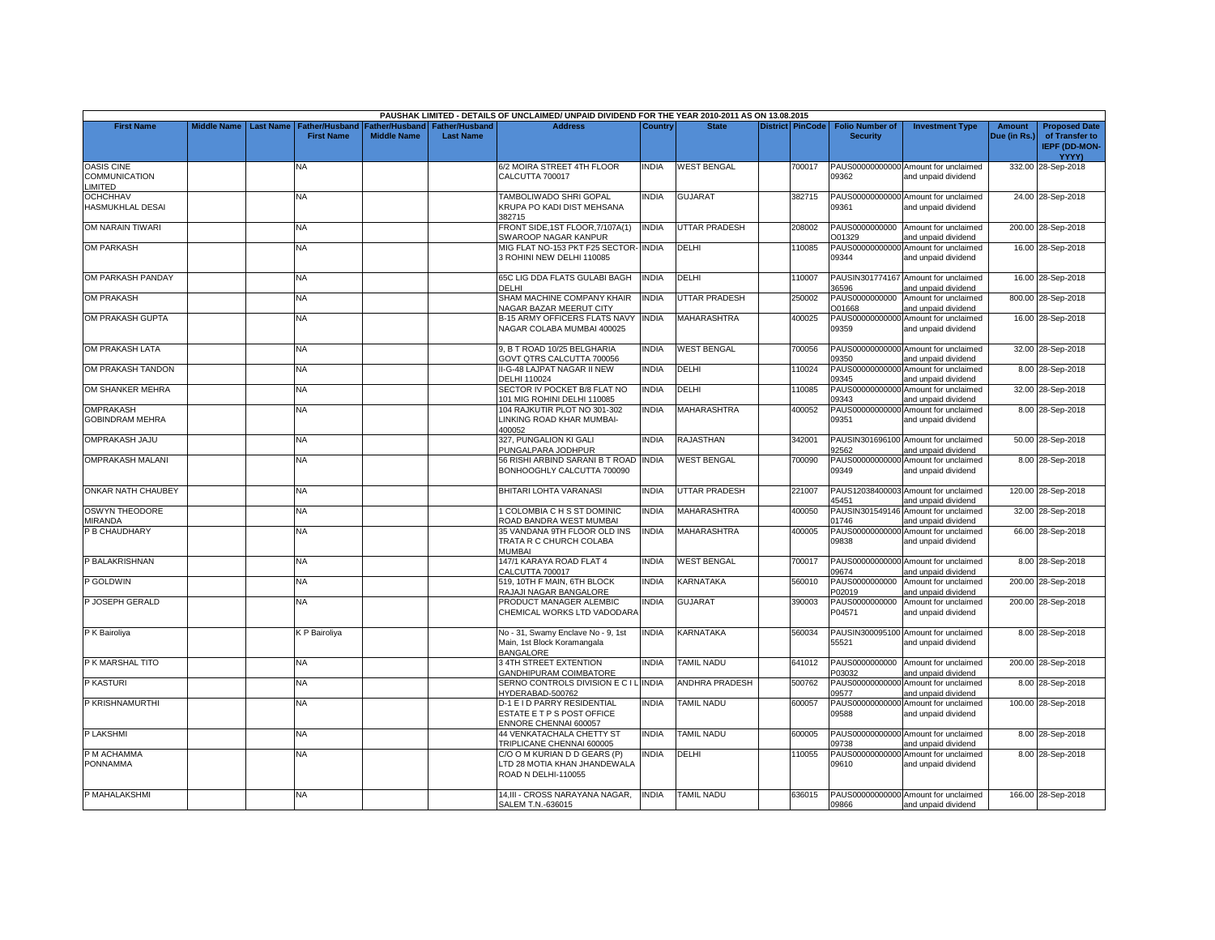| PAUSHAK LIMITED - DETAILS OF UNCLAIMED/ UNPAID DIVIDEND FOR THE YEAR 2010-2011 AS ON 13.08.2015 | | | | | | | | | | | | | | | |
|---|---|---|---|---|---|---|---|---|---|---|---|---|---|---|---|
| First Name | Middle Name | Last Name | Father/Husband First Name | Father/Husband Middle Name | Father/Husband Last Name | Address | Country | State | District | PinCode | Folio Number of Security | Investment Type | Amount Due (in Rs.) | Proposed Date of Transfer to IEPF (DD-MON-YYYY) |
| OASIS CINE COMMUNICATION LIMITED | | | NA | | | 6/2 MOIRA STREET 4TH FLOOR CALCUTTA 700017 | INDIA | WEST BENGAL | | 700017 | PAUS00000000000 09362 | Amount for unclaimed and unpaid dividend | 332.00 | 28-Sep-2018 |
| OCHCHHAV HASMUKHLAL DESAI | | | NA | | | TAMBOLIWADO SHRI GOPAL KRUPA PO KADI DIST MEHSANA 382715 | INDIA | GUJARAT | | 382715 | PAUS00000000000 09361 | Amount for unclaimed and unpaid dividend | 24.00 | 28-Sep-2018 |
| OM NARAIN TIWARI | | | NA | | | FRONT SIDE,1ST FLOOR,7/107A(1) SWAROOP NAGAR KANPUR | INDIA | UTTAR PRADESH | | 208002 | PAUS0000000000 O01329 | Amount for unclaimed and unpaid dividend | 200.00 | 28-Sep-2018 |
| OM PARKASH | | | NA | | | MIG FLAT NO-153 PKT F25 SECTOR-3 ROHINI NEW DELHI 110085 | INDIA | DELHI | | 110085 | PAUS00000000000 09344 | Amount for unclaimed and unpaid dividend | 16.00 | 28-Sep-2018 |
| OM PARKASH PANDAY | | | NA | | | 65C LIG DDA FLATS GULABI BAGH DELHI | INDIA | DELHI | | 110007 | PAUSIN301774167 36596 | Amount for unclaimed and unpaid dividend | 16.00 | 28-Sep-2018 |
| OM PRAKASH | | | NA | | | SHAM MACHINE COMPANY KHAIR NAGAR BAZAR MEERUT CITY | INDIA | UTTAR PRADESH | | 250002 | PAUS0000000000 O01668 | Amount for unclaimed and unpaid dividend | 800.00 | 28-Sep-2018 |
| OM PRAKASH GUPTA | | | NA | | | B-15 ARMY OFFICERS FLATS NAVY NAGAR COLABA MUMBAI 400025 | INDIA | MAHARASHTRA | | 400025 | PAUS00000000000 09359 | Amount for unclaimed and unpaid dividend | 16.00 | 28-Sep-2018 |
| OM PRAKASH LATA | | | NA | | | 9, B T ROAD 10/25 BELGHARIA GOVT QTRS CALCUTTA 700056 | INDIA | WEST BENGAL | | 700056 | PAUS00000000000 09350 | Amount for unclaimed and unpaid dividend | 32.00 | 28-Sep-2018 |
| OM PRAKASH TANDON | | | NA | | | II-G-48 LAJPAT NAGAR II NEW DELHI 110024 | INDIA | DELHI | | 110024 | PAUS00000000000 09345 | Amount for unclaimed and unpaid dividend | 8.00 | 28-Sep-2018 |
| OM SHANKER MEHRA | | | NA | | | SECTOR IV POCKET B/8 FLAT NO 101 MIG ROHINI DELHI 110085 | INDIA | DELHI | | 110085 | PAUS00000000000 09343 | Amount for unclaimed and unpaid dividend | 32.00 | 28-Sep-2018 |
| OMPRAKASH GOBINDRAM MEHRA | | | NA | | | 104 RAJKUTIR PLOT NO 301-302 LINKING ROAD KHAR MUMBAI-400052 | INDIA | MAHARASHTRA | | 400052 | PAUS00000000000 09351 | Amount for unclaimed and unpaid dividend | 8.00 | 28-Sep-2018 |
| OMPRAKASH JAJU | | | NA | | | 327, PUNGALION KI GALI PUNGALPARA JODHPUR | INDIA | RAJASTHAN | | 342001 | PAUSIN301696100 92562 | Amount for unclaimed and unpaid dividend | 50.00 | 28-Sep-2018 |
| OMPRAKASH MALANI | | | NA | | | 56 RISHI ARBIND SARANI B T ROAD BONHOOGHLY CALCUTTA 700090 | INDIA | WEST BENGAL | | 700090 | PAUS00000000000 09349 | Amount for unclaimed and unpaid dividend | 8.00 | 28-Sep-2018 |
| ONKAR NATH CHAUBEY | | | NA | | | BHITARI LOHTA VARANASI | INDIA | UTTAR PRADESH | | 221007 | PAUS12038400003 45451 | Amount for unclaimed and unpaid dividend | 120.00 | 28-Sep-2018 |
| OSWYN THEODORE MIRANDA | | | NA | | | 1 COLOMBIA C H S ST DOMINIC ROAD BANDRA WEST MUMBAI | INDIA | MAHARASHTRA | | 400050 | PAUSIN301549146 01746 | Amount for unclaimed and unpaid dividend | 32.00 | 28-Sep-2018 |
| P B CHAUDHARY | | | NA | | | 35 VANDANA 9TH FLOOR OLD INS TRATA R C CHURCH COLABA MUMBAI | INDIA | MAHARASHTRA | | 400005 | PAUS00000000000 09838 | Amount for unclaimed and unpaid dividend | 66.00 | 28-Sep-2018 |
| P BALAKRISHNAN | | | NA | | | 147/1 KARAYA ROAD FLAT 4 CALCUTTA 700017 | INDIA | WEST BENGAL | | 700017 | PAUS00000000000 09674 | Amount for unclaimed and unpaid dividend | 8.00 | 28-Sep-2018 |
| P GOLDWIN | | | NA | | | 519, 10TH F MAIN, 6TH BLOCK RAJAJI NAGAR BANGALORE | INDIA | KARNATAKA | | 560010 | PAUS0000000000 P02019 | Amount for unclaimed and unpaid dividend | 200.00 | 28-Sep-2018 |
| P JOSEPH GERALD | | | NA | | | PRODUCT MANAGER ALEMBIC CHEMICAL WORKS LTD VADODARA | INDIA | GUJARAT | | 390003 | PAUS0000000000 P04571 | Amount for unclaimed and unpaid dividend | 200.00 | 28-Sep-2018 |
| P K Bairoliya | | | K P Bairoliya | | | No - 31, Swamy Enclave No - 9, 1st Main, 1st Block Koramangala BANGALORE | INDIA | KARNATAKA | | 560034 | PAUSIN300095100 55521 | Amount for unclaimed and unpaid dividend | 8.00 | 28-Sep-2018 |
| P K MARSHAL TITO | | | NA | | | 3 4TH STREET EXTENTION GANDHIPURAM COIMBATORE | INDIA | TAMIL NADU | | 641012 | PAUS0000000000 P03032 | Amount for unclaimed and unpaid dividend | 200.00 | 28-Sep-2018 |
| P KASTURI | | | NA | | | SERNO CONTROLS DIVISION E C I L HYDERABAD-500762 | INDIA | ANDHRA PRADESH | | 500762 | PAUS00000000000 09577 | Amount for unclaimed and unpaid dividend | 8.00 | 28-Sep-2018 |
| P KRISHNAMURTHI | | | NA | | | D-1 E I D PARRY RESIDENTIAL ESTATE E T P S POST OFFICE ENNORE CHENNAI 600057 | INDIA | TAMIL NADU | | 600057 | PAUS00000000000 09588 | Amount for unclaimed and unpaid dividend | 100.00 | 28-Sep-2018 |
| P LAKSHMI | | | NA | | | 44 VENKATACHALA CHETTY ST TRIPLICANE CHENNAI 600005 | INDIA | TAMIL NADU | | 600005 | PAUS00000000000 09738 | Amount for unclaimed and unpaid dividend | 8.00 | 28-Sep-2018 |
| P M ACHAMMA PONNAMMA | | | NA | | | C/O O M KURIAN D D GEARS (P) LTD 28 MOTIA KHAN JHANDEWALA ROAD N DELHI-110055 | INDIA | DELHI | | 110055 | PAUS00000000000 09610 | Amount for unclaimed and unpaid dividend | 8.00 | 28-Sep-2018 |
| P MAHALAKSHMI | | | NA | | | 14,III - CROSS NARAYANA NAGAR, SALEM T.N.-636015 | INDIA | TAMIL NADU | | 636015 | PAUS00000000000 09866 | Amount for unclaimed and unpaid dividend | 166.00 | 28-Sep-2018 |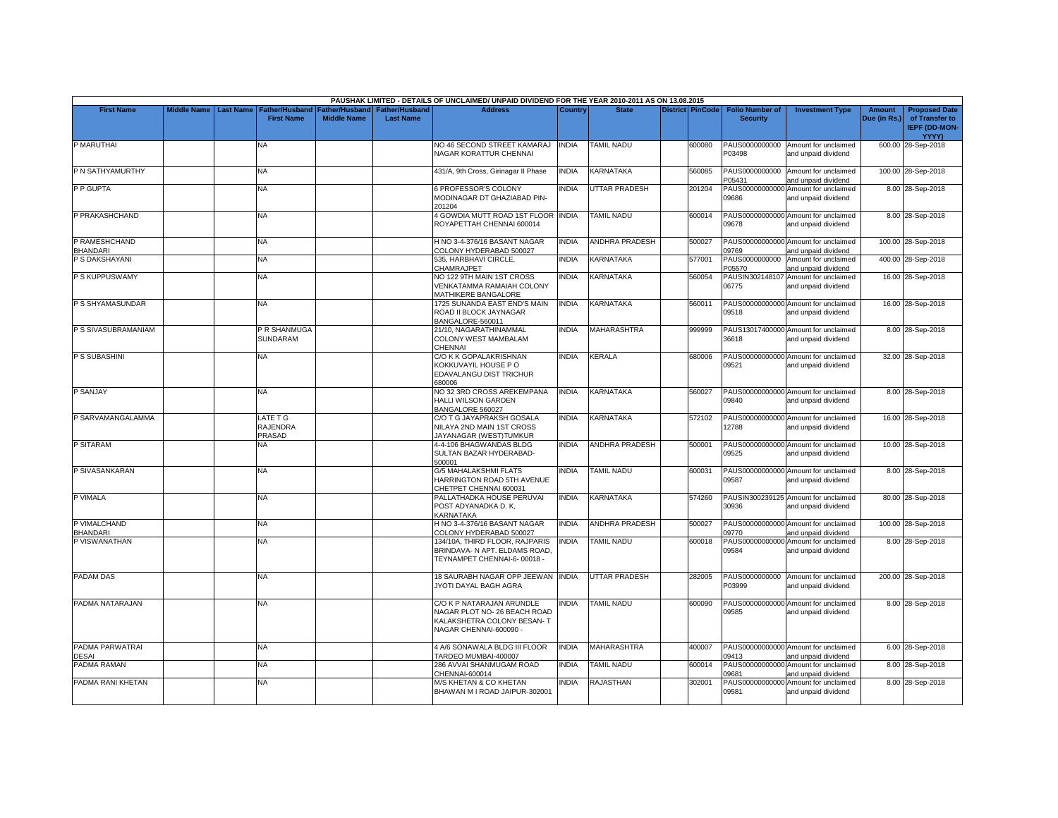PAUSHAK LIMITED - DETAILS OF UNCLAIMED/ UNPAID DIVIDEND FOR THE YEAR 2010-2011 AS ON 13.08.2015

| First Name | Middle Name | Last Name | Father/Husband First Name | Father/Husband Middle Name | Father/Husband Last Name | Address | Country | State | District | PinCode | Folio Number of Security | Investment Type | Amount Due (in Rs.) | Proposed Date of Transfer to IEPF (DD-MON-YYYY) |
|---|---|---|---|---|---|---|---|---|---|---|---|---|---|---|
| P MARUTHAI | | | NA | | | NO 46 SECOND STREET KAMARAJ NAGAR KORATTUR CHENNAI | INDIA | TAMIL NADU | | 600080 | PAUS0000000000 P03498 | Amount for unclaimed and unpaid dividend | 600.00 | 28-Sep-2018 |
| P N SATHYAMURTHY | | | NA | | | 431/A, 9th Cross, Girinagar II Phase | INDIA | KARNATAKA | | 560085 | PAUS0000000000 P05431 | Amount for unclaimed and unpaid dividend | 100.00 | 28-Sep-2018 |
| P P GUPTA | | | NA | | | 6 PROFESSOR'S COLONY MODINAGAR DT GHAZIABAD PIN-201204 | INDIA | UTTAR PRADESH | | 201204 | PAUS00000000000 09686 | Amount for unclaimed and unpaid dividend | 8.00 | 28-Sep-2018 |
| P PRAKASHCHAND | | | NA | | | 4 GOWDIA MUTT ROAD 1ST FLOOR ROYAPETTAH CHENNAI 600014 | INDIA | TAMIL NADU | | 600014 | PAUS00000000000 09678 | Amount for unclaimed and unpaid dividend | 8.00 | 28-Sep-2018 |
| P RAMESHCHAND BHANDARI | | | NA | | | H NO 3-4-376/16 BASANT NAGAR COLONY HYDERABAD 500027 | INDIA | ANDHRA PRADESH | | 500027 | PAUS00000000000 09769 | Amount for unclaimed and unpaid dividend | 100.00 | 28-Sep-2018 |
| P S DAKSHAYANI | | | NA | | | 535, HARBHAVI CIRCLE, CHAMRAJPET | INDIA | KARNATAKA | | 577001 | PAUS0000000000 P05570 | Amount for unclaimed and unpaid dividend | 400.00 | 28-Sep-2018 |
| P S KUPPUSWAMY | | | NA | | | NO 122 9TH MAIN 1ST CROSS VENKATAMMA RAMAIAH COLONY MATHIKERE BANGALORE | INDIA | KARNATAKA | | 560054 | PAUSIN302148107 06775 | Amount for unclaimed and unpaid dividend | 16.00 | 28-Sep-2018 |
| P S SHYAMASUNDAR | | | NA | | | 1725 SUNANDA EAST END'S MAIN ROAD II BLOCK JAYNAGAR BANGALORE-560011 | INDIA | KARNATAKA | | 560011 | PAUS00000000000 09518 | Amount for unclaimed and unpaid dividend | 16.00 | 28-Sep-2018 |
| P S SIVASUBRAMANIAM | | | P R SHANMUGA SUNDARAM | | | 21/10, NAGARATHINAMMAL COLONY WEST MAMBALAM CHENNAI | INDIA | MAHARASHTRA | | 999999 | PAUS13017400000 36618 | Amount for unclaimed and unpaid dividend | 8.00 | 28-Sep-2018 |
| P S SUBASHINI | | | NA | | | C/O K K GOPALAKRISHNAN KOKKUVAYIL HOUSE P O EDAVALANGU DIST TRICHUR 680006 | INDIA | KERALA | | 680006 | PAUS00000000000 09521 | Amount for unclaimed and unpaid dividend | 32.00 | 28-Sep-2018 |
| P SANJAY | | | NA | | | NO 32 3RD CROSS AREKEMPANA HALLI WILSON GARDEN BANGALORE 560027 | INDIA | KARNATAKA | | 560027 | PAUS00000000000 09840 | Amount for unclaimed and unpaid dividend | 8.00 | 28-Sep-2018 |
| P SARVAMANGALAMMA | | | LATE T G RAJENDRA PRASAD | | | C/O T G JAYAPRAKSH GOSALA NILAYA 2ND MAIN 1ST CROSS JAYANAGAR (WEST)TUMKUR | INDIA | KARNATAKA | | 572102 | PAUS00000000000 12788 | Amount for unclaimed and unpaid dividend | 16.00 | 28-Sep-2018 |
| P SITARAM | | | NA | | | 4-4-106 BHAGWANDAS BLDG SULTAN BAZAR HYDERABAD-500001 | INDIA | ANDHRA PRADESH | | 500001 | PAUS00000000000 09525 | Amount for unclaimed and unpaid dividend | 10.00 | 28-Sep-2018 |
| P SIVASANKARAN | | | NA | | | G/5 MAHALAKSHMI FLATS HARRINGTON ROAD 5TH AVENUE CHETPET CHENNAI 600031 | INDIA | TAMIL NADU | | 600031 | PAUS00000000000 09587 | Amount for unclaimed and unpaid dividend | 8.00 | 28-Sep-2018 |
| P VIMALA | | | NA | | | PALLATHADKA HOUSE PERUVAI POST ADYANADKA D. K, KARNATAKA | INDIA | KARNATAKA | | 574260 | PAUSIN300239125 30936 | Amount for unclaimed and unpaid dividend | 80.00 | 28-Sep-2018 |
| P VIMALCHAND BHANDARI | | | NA | | | H NO 3-4-376/16 BASANT NAGAR COLONY HYDERABAD 500027 | INDIA | ANDHRA PRADESH | | 500027 | PAUS00000000000 09770 | Amount for unclaimed and unpaid dividend | 100.00 | 28-Sep-2018 |
| P VISWANATHAN | | | NA | | | 134/10A, THIRD FLOOR, RAJPARIS BRINDAVA- N APT. ELDAMS ROAD, TEYNAMPET CHENNAI-6- 00018 - | INDIA | TAMIL NADU | | 600018 | PAUS00000000000 09584 | Amount for unclaimed and unpaid dividend | 8.00 | 28-Sep-2018 |
| PADAM DAS | | | NA | | | 18 SAURABH NAGAR OPP JEEWAN JYOTI DAYAL BAGH AGRA | INDIA | UTTAR PRADESH | | 282005 | PAUS0000000000 P03999 | Amount for unclaimed and unpaid dividend | 200.00 | 28-Sep-2018 |
| PADMA NATARAJAN | | | NA | | | C/O K P NATARAJAN ARUNDLE NAGAR PLOT NO- 26 BEACH ROAD KALAKSHETRA COLONY BESAN- T NAGAR CHENNAI-600090 - | INDIA | TAMIL NADU | | 600090 | PAUS00000000000 09585 | Amount for unclaimed and unpaid dividend | 8.00 | 28-Sep-2018 |
| PADMA PARWATRAI DESAI | | | NA | | | 4 A/6 SONAWALA BLDG III FLOOR TARDEO MUMBAI-400007 | INDIA | MAHARASHTRA | | 400007 | PAUS00000000000 09413 | Amount for unclaimed and unpaid dividend | 6.00 | 28-Sep-2018 |
| PADMA RAMAN | | | NA | | | 286 AVVAI SHANMUGAM ROAD CHENNAI-600014 | INDIA | TAMIL NADU | | 600014 | PAUS00000000000 09681 | Amount for unclaimed and unpaid dividend | 8.00 | 28-Sep-2018 |
| PADMA RANI KHETAN | | | NA | | | M/S KHETAN & CO KHETAN BHAWAN M I ROAD JAIPUR-302001 | INDIA | RAJASTHAN | | 302001 | PAUS00000000000 09581 | Amount for unclaimed and unpaid dividend | 8.00 | 28-Sep-2018 |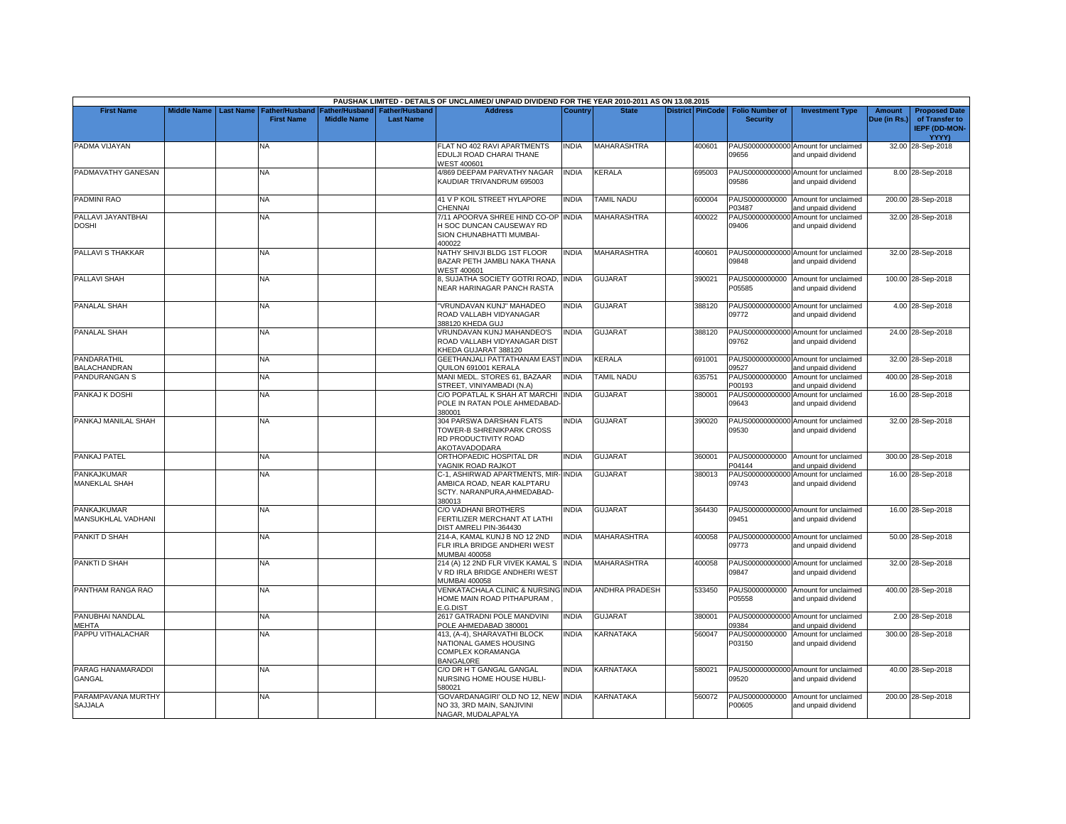PAUSHAK LIMITED - DETAILS OF UNCLAIMED/ UNPAID DIVIDEND FOR THE YEAR 2010-2011 AS ON 13.08.2015

| First Name | Middle Name | Last Name | Father/Husband First Name | Father/Husband Middle Name | Father/Husband Last Name | Address | Country | State | District | PinCode | Folio Number of Security | Investment Type | Amount Due (in Rs.) | Proposed Date of Transfer to IEPF (DD-MON-YYYY) |
|---|---|---|---|---|---|---|---|---|---|---|---|---|---|---|
| PADMA VIJAYAN | | | NA | | | FLAT NO 402 RAVI APARTMENTS EDULJI ROAD CHARAI THANE WEST 400601 | INDIA | MAHARASHTRA | | 400601 | PAUS00000000000 09656 | Amount for unclaimed and unpaid dividend | 32.00 | 28-Sep-2018 |
| PADMAVATHY GANESAN | | | NA | | | 4/869 DEEPAM PARVATHY NAGAR KAUDIAR TRIVANDRUM 695003 | INDIA | KERALA | | 695003 | PAUS00000000000 09586 | Amount for unclaimed and unpaid dividend | 8.00 | 28-Sep-2018 |
| PADMINI RAO | | | NA | | | 41 V P KOIL STREET HYLAPORE CHENNAI | INDIA | TAMIL NADU | | 600004 | PAUS0000000000 P03487 | Amount for unclaimed and unpaid dividend | 200.00 | 28-Sep-2018 |
| PALLAVI JAYANTBHAI DOSHI | | | NA | | | 7/11 APOORVA SHREE HIND CO-OP H SOC DUNCAN CAUSEWAY RD SION CHUNABHATTI MUMBAI-400022 | INDIA | MAHARASHTRA | | 400022 | PAUS00000000000 09406 | Amount for unclaimed and unpaid dividend | 32.00 | 28-Sep-2018 |
| PALLAVI S THAKKAR | | | NA | | | NATHY SHIVJI BLDG 1ST FLOOR BAZAR PETH JAMBLI NAKA THANA WEST 400601 | INDIA | MAHARASHTRA | | 400601 | PAUS00000000000 09848 | Amount for unclaimed and unpaid dividend | 32.00 | 28-Sep-2018 |
| PALLAVI SHAH | | | NA | | | 8, SUJATHA SOCIETY GOTRI ROAD, NEAR HARINAGAR PANCH RASTA | INDIA | GUJARAT | | 390021 | PAUS0000000000 P05585 | Amount for unclaimed and unpaid dividend | 100.00 | 28-Sep-2018 |
| PANALAL SHAH | | | NA | | | "VRUNDAVAN KUNJ" MAHADEO ROAD VALLABH VIDYANAGAR 388120 KHEDA GUJ | INDIA | GUJARAT | | 388120 | PAUS00000000000 09772 | Amount for unclaimed and unpaid dividend | 4.00 | 28-Sep-2018 |
| PANALAL SHAH | | | NA | | | VRUNDAVAN KUNJ MAHANDEO'S ROAD VALLABH VIDYANAGAR DIST KHEDA GUJARAT 388120 | INDIA | GUJARAT | | 388120 | PAUS00000000000 09762 | Amount for unclaimed and unpaid dividend | 24.00 | 28-Sep-2018 |
| PANDARATHIL BALACHANDRAN | | | NA | | | GEETHANJALI PATTATHANAM EAST QUILON 691001 KERALA | INDIA | KERALA | | 691001 | PAUS00000000000 09527 | Amount for unclaimed and unpaid dividend | 32.00 | 28-Sep-2018 |
| PANDURANGAN S | | | NA | | | MANI MEDL. STORES 61, BAZAAR STREET, VINIYAMBADI (N.A) | INDIA | TAMIL NADU | | 635751 | PAUS0000000000 P00193 | Amount for unclaimed and unpaid dividend | 400.00 | 28-Sep-2018 |
| PANKAJ K DOSHI | | | NA | | | C/O POPATLAL K SHAH AT MARCHI POLE IN RATAN POLE AHMEDABAD-380001 | INDIA | GUJARAT | | 380001 | PAUS00000000000 09643 | Amount for unclaimed and unpaid dividend | 16.00 | 28-Sep-2018 |
| PANKAJ MANILAL SHAH | | | NA | | | 304 PARSWA DARSHAN FLATS TOWER-B SHRENIKPARK CROSS RD PRODUCTIVITY ROAD AKOTAVADODARA | INDIA | GUJARAT | | 390020 | PAUS00000000000 09530 | Amount for unclaimed and unpaid dividend | 32.00 | 28-Sep-2018 |
| PANKAJ PATEL | | | NA | | | ORTHOPAEDIC HOSPITAL DR YAGNIK ROAD RAJKOT | INDIA | GUJARAT | | 360001 | PAUS0000000000 P04144 | Amount for unclaimed and unpaid dividend | 300.00 | 28-Sep-2018 |
| PANKAJKUMAR MANEKLAL SHAH | | | NA | | | C-1, ASHIRWAD APARTMENTS, MIR-AMBICA ROAD, NEAR KALPTARU SCTY. NARANPURA,AHMEDABAD-380013 | INDIA | GUJARAT | | 380013 | PAUS00000000000 09743 | Amount for unclaimed and unpaid dividend | 16.00 | 28-Sep-2018 |
| PANKAJKUMAR MANSUKHLAL VADHANI | | | NA | | | C/O VADHANI BROTHERS FERTILIZER MERCHANT AT LATHI DIST AMRELI PIN-364430 | INDIA | GUJARAT | | 364430 | PAUS00000000000 09451 | Amount for unclaimed and unpaid dividend | 16.00 | 28-Sep-2018 |
| PANKIT D SHAH | | | NA | | | 214-A, KAMAL KUNJ B NO 12 2ND FLR IRLA BRIDGE ANDHERI WEST MUMBAI 400058 | INDIA | MAHARASHTRA | | 400058 | PAUS00000000000 09773 | Amount for unclaimed and unpaid dividend | 50.00 | 28-Sep-2018 |
| PANKTI D SHAH | | | NA | | | 214 (A) 12 2ND FLR VIVEK KAMAL S V RD IRLA BRIDGE ANDHERI WEST MUMBAI 400058 | INDIA | MAHARASHTRA | | 400058 | PAUS00000000000 09847 | Amount for unclaimed and unpaid dividend | 32.00 | 28-Sep-2018 |
| PANTHAM RANGA RAO | | | NA | | | VENKATACHALA CLINIC & NURSING HOME MAIN ROAD PITHAPURAM , E.G.DIST | INDIA | ANDHRA PRADESH | | 533450 | PAUS0000000000 P05558 | Amount for unclaimed and unpaid dividend | 400.00 | 28-Sep-2018 |
| PANUBHAI NANDLAL MEHTA | | | NA | | | 2617 GATRADNI POLE MANDVINI POLE AHMEDABAD 380001 | INDIA | GUJARAT | | 380001 | PAUS00000000000 09384 | Amount for unclaimed and unpaid dividend | 2.00 | 28-Sep-2018 |
| PAPPU VITHALACHAR | | | NA | | | 413, (A-4), SHARAVATHI BLOCK NATIONAL GAMES HOUSING COMPLEX KORAMANGA BANGAL0RE | INDIA | KARNATAKA | | 560047 | PAUS0000000000 P03150 | Amount for unclaimed and unpaid dividend | 300.00 | 28-Sep-2018 |
| PARAG HANAMARADDI GANGAL | | | NA | | | C/O DR H T GANGAL GANGAL NURSING HOME HOUSE HUBLI-580021 | INDIA | KARNATAKA | | 580021 | PAUS00000000000 09520 | Amount for unclaimed and unpaid dividend | 40.00 | 28-Sep-2018 |
| PARAMPAVANA MURTHY SAJJALA | | | NA | | | 'GOVARDANAGIRI' OLD NO 12, NEW NO 33, 3RD MAIN, SANJIVINI NAGAR, MUDALAPALYA | INDIA | KARNATAKA | | 560072 | PAUS0000000000 P00605 | Amount for unclaimed and unpaid dividend | 200.00 | 28-Sep-2018 |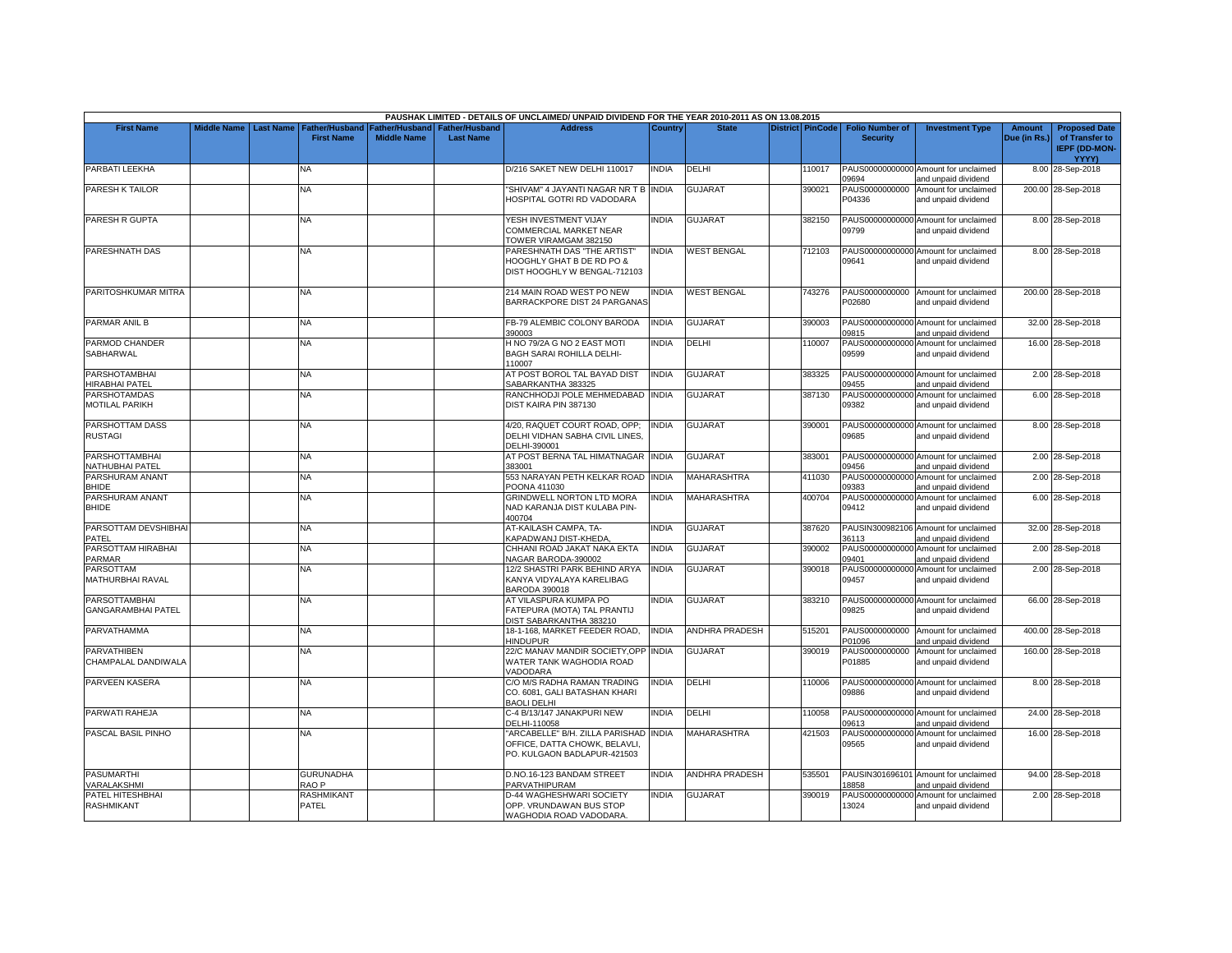PAUSHAK LIMITED - DETAILS OF UNCLAIMED/ UNPAID DIVIDEND FOR THE YEAR 2010-2011 AS ON 13.08.2015

| First Name | Middle Name | Last Name | Father/Husband First Name | Father/Husband Middle Name | Father/Husband Last Name | Address | Country | State | District | PinCode | Folio Number of Security | Investment Type | Amount Due (in Rs.) | Proposed Date of Transfer to IEPF (DD-MON-YYYY) |
|---|---|---|---|---|---|---|---|---|---|---|---|---|---|---|
| PARBATI LEEKHA | | | NA | | | D/216 SAKET NEW DELHI 110017 | INDIA | DELHI | | 110017 | PAUS00000000000009694 | Amount for unclaimed and unpaid dividend | 8.00 | 28-Sep-2018 |
| PARESH K TAILOR | | | NA | | | "SHIVAM" 4 JAYANTI NAGAR NR T B HOSPITAL GOTRI RD VADODARA | INDIA | GUJARAT | | 390021 | PAUS0000000000P04336 | Amount for unclaimed and unpaid dividend | 200.00 | 28-Sep-2018 |
| PARESH R GUPTA | | | NA | | | YESH INVESTMENT VIJAY COMMERCIAL MARKET NEAR TOWER VIRAMGAM 382150 | INDIA | GUJARAT | | 382150 | PAUS00000000000009799 | Amount for unclaimed and unpaid dividend | 8.00 | 28-Sep-2018 |
| PARESHNATH DAS | | | NA | | | PARESHNATH DAS "THE ARTIST" HOOGHLY GHAT B DE RD PO & DIST HOOGHLY W BENGAL-712103 | INDIA | WEST BENGAL | | 712103 | PAUS00000000000009641 | Amount for unclaimed and unpaid dividend | 8.00 | 28-Sep-2018 |
| PARITOSHKUMAR MITRA | | | NA | | | 214 MAIN ROAD WEST PO NEW BARRACKPORE DIST 24 PARGANAS | INDIA | WEST BENGAL | | 743276 | PAUS0000000000P02680 | Amount for unclaimed and unpaid dividend | 200.00 | 28-Sep-2018 |
| PARMAR ANIL B | | | NA | | | FB-79 ALEMBIC COLONY BARODA 390003 | INDIA | GUJARAT | | 390003 | PAUS00000000000009815 | Amount for unclaimed and unpaid dividend | 32.00 | 28-Sep-2018 |
| PARMOD CHANDER SABHARWAL | | | NA | | | H NO 79/2A G NO 2 EAST MOTI BAGH SARAI ROHILLA DELHI-110007 | INDIA | DELHI | | 110007 | PAUS00000000000009599 | Amount for unclaimed and unpaid dividend | 16.00 | 28-Sep-2018 |
| PARSHOTAMBHAI HIRABHAI PATEL | | | NA | | | AT POST BOROL TAL BAYAD DIST SABARKANTHA 383325 | INDIA | GUJARAT | | 383325 | PAUS00000000000009455 | Amount for unclaimed and unpaid dividend | 2.00 | 28-Sep-2018 |
| PARSHOTAMDAS MOTILAL PARIKH | | | NA | | | RANCHHODJI POLE MEHMEDABAD DIST KAIRA PIN 387130 | INDIA | GUJARAT | | 387130 | PAUS00000000000009382 | Amount for unclaimed and unpaid dividend | 6.00 | 28-Sep-2018 |
| PARSHOTTAM DASS RUSTAGI | | | NA | | | 4/20, RAQUET COURT ROAD, OPP; DELHI VIDHAN SABHA CIVIL LINES, DELHI-390001 | INDIA | GUJARAT | | 390001 | PAUS00000000000009685 | Amount for unclaimed and unpaid dividend | 8.00 | 28-Sep-2018 |
| PARSHOTTAMBHAI NATHUBHAI PATEL | | | NA | | | AT POST BERNA TAL HIMATNAGAR 383001 | INDIA | GUJARAT | | 383001 | PAUS00000000000009456 | Amount for unclaimed and unpaid dividend | 2.00 | 28-Sep-2018 |
| PARSHURAM ANANT BHIDE | | | NA | | | 553 NARAYAN PETH KELKAR ROAD POONA 411030 | INDIA | MAHARASHTRA | | 411030 | PAUS00000000000009383 | Amount for unclaimed and unpaid dividend | 2.00 | 28-Sep-2018 |
| PARSHURAM ANANT BHIDE | | | NA | | | GRINDWELL NORTON LTD MORA NAD KARANJA DIST KULABA PIN-400704 | INDIA | MAHARASHTRA | | 400704 | PAUS00000000000009412 | Amount for unclaimed and unpaid dividend | 6.00 | 28-Sep-2018 |
| PARSOTTAM DEVSHIBHAI PATEL | | | NA | | | AT-KAILASH CAMPA, TA-KAPADWANJ DIST-KHEDA, | INDIA | GUJARAT | | 387620 | PAUSIN30098210636113 | Amount for unclaimed and unpaid dividend | 32.00 | 28-Sep-2018 |
| PARSOTTAM HIRABHAI PARMAR | | | NA | | | CHHANI ROAD JAKAT NAKA EKTA NAGAR BARODA-390002 | INDIA | GUJARAT | | 390002 | PAUS00000000000009401 | Amount for unclaimed and unpaid dividend | 2.00 | 28-Sep-2018 |
| PARSOTTAM MATHURBHAI RAVAL | | | NA | | | 12/2 SHASTRI PARK BEHIND ARYA KANYA VIDYALAYA KARELIBAG BARODA 390018 | INDIA | GUJARAT | | 390018 | PAUS00000000000009457 | Amount for unclaimed and unpaid dividend | 2.00 | 28-Sep-2018 |
| PARSOTTAMBHAI GANGARAMBHAI PATEL | | | NA | | | AT VILASPURA KUMPA PO FATEPURA (MOTA) TAL PRANTIJ DIST SABARKANTHA 383210 | INDIA | GUJARAT | | 383210 | PAUS00000000000009825 | Amount for unclaimed and unpaid dividend | 66.00 | 28-Sep-2018 |
| PARVATHAMMA | | | NA | | | 18-1-168, MARKET FEEDER ROAD, HINDUPUR | INDIA | ANDHRA PRADESH | | 515201 | PAUS0000000000P01096 | Amount for unclaimed and unpaid dividend | 400.00 | 28-Sep-2018 |
| PARVATHIBEN CHAMPALAL DANDIWALA | | | NA | | | 22/C MANAV MANDIR SOCIETY,OPP WATER TANK WAGHODIA ROAD VADODARA | INDIA | GUJARAT | | 390019 | PAUS0000000000P01885 | Amount for unclaimed and unpaid dividend | 160.00 | 28-Sep-2018 |
| PARVEEN KASERA | | | NA | | | C/O M/S RADHA RAMAN TRADING CO. 6081, GALI BATASHAN KHARI BAOLI DELHI | INDIA | DELHI | | 110006 | PAUS00000000000009886 | Amount for unclaimed and unpaid dividend | 8.00 | 28-Sep-2018 |
| PARWATI RAHEJA | | | NA | | | C-4 B/13/147 JANAKPURI NEW DELHI-110058 | INDIA | DELHI | | 110058 | PAUS00000000000009613 | Amount for unclaimed and unpaid dividend | 24.00 | 28-Sep-2018 |
| PASCAL BASIL PINHO | | | NA | | | "ARCABELLE" B/H. ZILLA PARISHAD OFFICE, DATTA CHOWK, BELAVLI, PO. KULGAON BADLAPUR-421503 | INDIA | MAHARASHTRA | | 421503 | PAUS00000000000009565 | Amount for unclaimed and unpaid dividend | 16.00 | 28-Sep-2018 |
| PASUMARTHI VARALAKSHMI | | | GURUNADHA RAO P | | | D.NO.16-123 BANDAM STREET PARVATHIPURAM | INDIA | ANDHRA PRADESH | | 535501 | PAUSIN30169610118858 | Amount for unclaimed and unpaid dividend | 94.00 | 28-Sep-2018 |
| PATEL HITESHBHAI RASHMIKANT | | | RASHMIKANT PATEL | | | D-44 WAGHESHWARI SOCIETY OPP. VRUNDAVAN BUS STOP WAGHODIA ROAD VADODARA. | INDIA | GUJARAT | | 390019 | PAUS00000000000013024 | Amount for unclaimed and unpaid dividend | 2.00 | 28-Sep-2018 |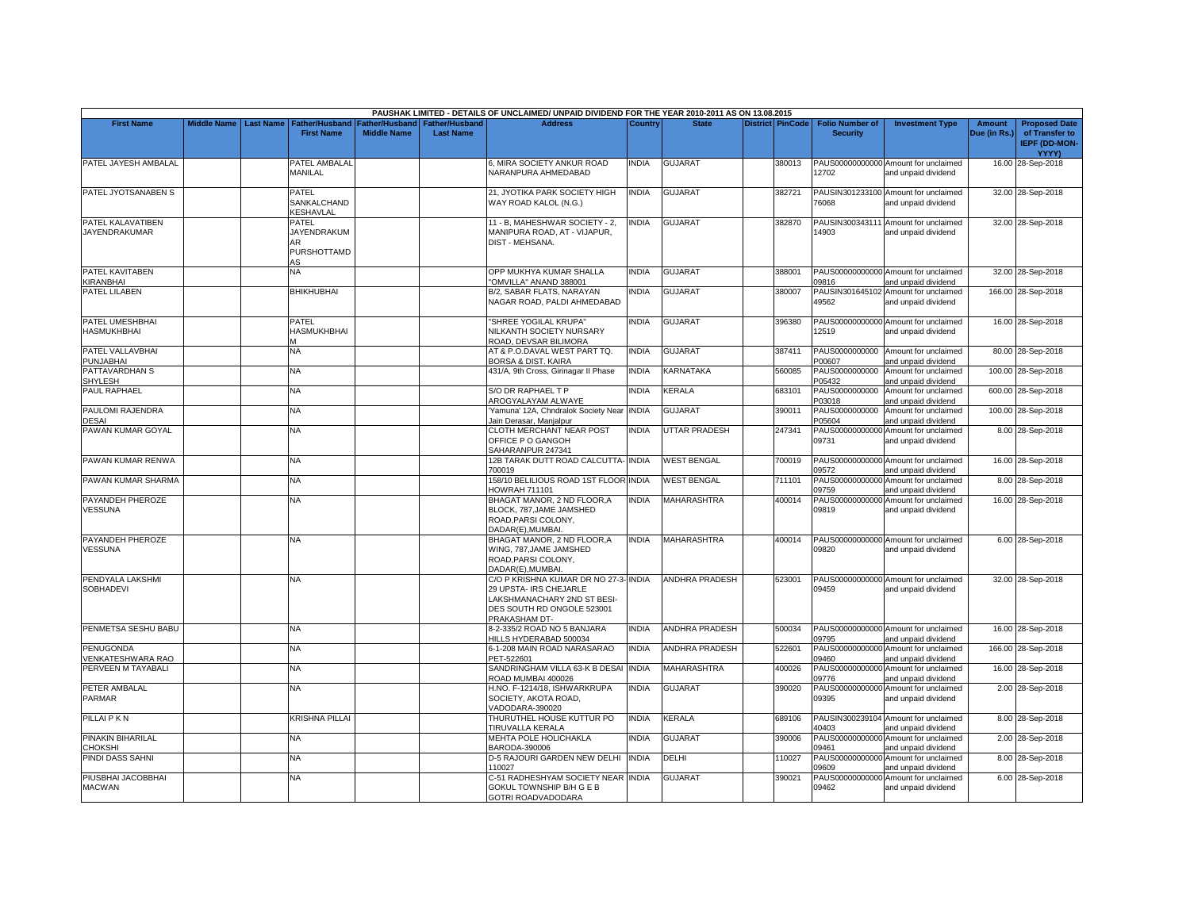PAUSHAK LIMITED - DETAILS OF UNCLAIMED/ UNPAID DIVIDEND FOR THE YEAR 2010-2011 AS ON 13.08.2015

| First Name | Middle Name | Last Name | Father/Husband First Name | Father/Husband Middle Name | Father/Husband Last Name | Address | Country | State | District | PinCode | Folio Number of Security | Investment Type | Amount Due (in Rs.) | Proposed Date of Transfer to IEPF (DD-MON-YYYY) |
|---|---|---|---|---|---|---|---|---|---|---|---|---|---|---|
| PATEL JAYESH AMBALAL | | | PATEL AMBALAL MANILAL | | | 6, MIRA SOCIETY ANKUR ROAD NARANPURA AHMEDABAD | INDIA | GUJARAT | | 380013 | PAUS00000000000 12702 | Amount for unclaimed and unpaid dividend | 16.00 | 28-Sep-2018 |
| PATEL JYOTSANABEN S | | | PATEL SANKALCHAND KESHAVLAL | | | 21, JYOTIKA PARK SOCIETY HIGH WAY ROAD KALOL (N.G.) | INDIA | GUJARAT | | 382721 | PAUSIN301233100 76068 | Amount for unclaimed and unpaid dividend | 32.00 | 28-Sep-2018 |
| PATEL KALAVATIBEN JAYENDRAKUMAR | | | PATEL JAYENDRAKUMAR PURSHOTTAMDAS | | | 11 - B, MAHESHWAR SOCIETY - 2, MANIPURA ROAD, AT - VIJAPUR, DIST - MEHSANA. | INDIA | GUJARAT | | 382870 | PAUSIN300343111 14903 | Amount for unclaimed and unpaid dividend | 32.00 | 28-Sep-2018 |
| PATEL KAVITABEN KIRANBHAI | | | NA | | | OPP MUKHYA KUMAR SHALLA "OMVILLA" ANAND 388001 | INDIA | GUJARAT | | 388001 | PAUS00000000000 09816 | Amount for unclaimed and unpaid dividend | 32.00 | 28-Sep-2018 |
| PATEL LILABEN | | | BHIKHUBHAI | | | B/2, SABAR FLATS, NARAYAN NAGAR ROAD, PALDI AHMEDABAD | INDIA | GUJARAT | | 380007 | PAUSIN301645102 49562 | Amount for unclaimed and unpaid dividend | 166.00 | 28-Sep-2018 |
| PATEL UMESHBHAI HASMUKHBHAI | | | PATEL HASMUKHBHAI M | | | "SHREE YOGILAL KRUPA" NILKANTH SOCIETY NURSARY ROAD, DEVSAR BILIMORA | INDIA | GUJARAT | | 396380 | PAUS00000000000 12519 | Amount for unclaimed and unpaid dividend | 16.00 | 28-Sep-2018 |
| PATEL VALLAVBHAI PUNJABHAI | | | NA | | | AT & P.O.DAVAL WEST PART TQ. BORSA & DIST. KAIRA | INDIA | GUJARAT | | 387411 | PAUS0000000000 P00607 | Amount for unclaimed and unpaid dividend | 80.00 | 28-Sep-2018 |
| PATTAVARDHAN S SHYLESH | | | NA | | | 431/A, 9th Cross, Girinagar II Phase | INDIA | KARNATAKA | | 560085 | PAUS0000000000 P05432 | Amount for unclaimed and unpaid dividend | 100.00 | 28-Sep-2018 |
| PAUL RAPHAEL | | | NA | | | S/O DR RAPHAEL T P AROGYALAYAM ALWAYE | INDIA | KERALA | | 683101 | PAUS0000000000 P03018 | Amount for unclaimed and unpaid dividend | 600.00 | 28-Sep-2018 |
| PAULOMI RAJENDRA DESAI | | | NA | | | 'Yamuna' 12A, Chndralok Society Near Jain Derasar, Manjalpur | INDIA | GUJARAT | | 390011 | PAUS0000000000 P05604 | Amount for unclaimed and unpaid dividend | 100.00 | 28-Sep-2018 |
| PAWAN KUMAR GOYAL | | | NA | | | CLOTH MERCHANT NEAR POST OFFICE P O GANGOH SAHARANPUR 247341 | INDIA | UTTAR PRADESH | | 247341 | PAUS00000000000 09731 | Amount for unclaimed and unpaid dividend | 8.00 | 28-Sep-2018 |
| PAWAN KUMAR RENWA | | | NA | | | 12B TARAK DUTT ROAD CALCUTTA-700019 | INDIA | WEST BENGAL | | 700019 | PAUS00000000000 09572 | Amount for unclaimed and unpaid dividend | 16.00 | 28-Sep-2018 |
| PAWAN KUMAR SHARMA | | | NA | | | 158/10 BELILIOUS ROAD 1ST FLOOR HOWRAH 711101 | INDIA | WEST BENGAL | | 711101 | PAUS00000000000 09759 | Amount for unclaimed and unpaid dividend | 8.00 | 28-Sep-2018 |
| PAYANDEH PHEROZE VESSUNA | | | NA | | | BHAGAT MANOR, 2 ND FLOOR,A BLOCK, 787,JAME JAMSHED ROAD,PARSI COLONY, DADAR(E),MUMBAI. | INDIA | MAHARASHTRA | | 400014 | PAUS00000000000 09819 | Amount for unclaimed and unpaid dividend | 16.00 | 28-Sep-2018 |
| PAYANDEH PHEROZE VESSUNA | | | NA | | | BHAGAT MANOR, 2 ND FLOOR,A WING, 787,JAME JAMSHED ROAD,PARSI COLONY, DADAR(E),MUMBAI. | INDIA | MAHARASHTRA | | 400014 | PAUS00000000000 09820 | Amount for unclaimed and unpaid dividend | 6.00 | 28-Sep-2018 |
| PENDYALA LAKSHMI SOBHADEVI | | | NA | | | C/O P KRISHNA KUMAR DR NO 27-3-29 UPSTA- IRS CHEJARLE LAKSHMANACHARY 2ND ST BESI-DES SOUTH RD ONGOLE 523001 PRAKASHAM DT- | INDIA | ANDHRA PRADESH | | 523001 | PAUS00000000000 09459 | Amount for unclaimed and unpaid dividend | 32.00 | 28-Sep-2018 |
| PENMETSA SESHU BABU | | | NA | | | 8-2-335/2 ROAD NO 5 BANJARA HILLS HYDERABAD 500034 | INDIA | ANDHRA PRADESH | | 500034 | PAUS00000000000 09795 | Amount for unclaimed and unpaid dividend | 16.00 | 28-Sep-2018 |
| PENUGONDA VENKATESHWARA RAO | | | NA | | | 6-1-208 MAIN ROAD NARASARAO PET-522601 | INDIA | ANDHRA PRADESH | | 522601 | PAUS00000000000 09460 | Amount for unclaimed and unpaid dividend | 166.00 | 28-Sep-2018 |
| PERVEEN M TAYABALI | | | NA | | | SANDRINGHAM VILLA 63-K B DESAI ROAD MUMBAI 400026 | INDIA | MAHARASHTRA | | 400026 | PAUS00000000000 09776 | Amount for unclaimed and unpaid dividend | 16.00 | 28-Sep-2018 |
| PETER AMBALAL PARMAR | | | NA | | | H.NO. F-1214/18, ISHWARKRUPA SOCIETY, AKOTA ROAD, VADODARA-390020 | INDIA | GUJARAT | | 390020 | PAUS00000000000 09395 | Amount for unclaimed and unpaid dividend | 2.00 | 28-Sep-2018 |
| PILLAI P K N | | | KRISHNA PILLAI | | | THURUTHEL HOUSE KUTTUR PO TIRUVALLA KERALA | INDIA | KERALA | | 689106 | PAUSIN300239104 40403 | Amount for unclaimed and unpaid dividend | 8.00 | 28-Sep-2018 |
| PINAKIN BIHARILAL CHOKSHI | | | NA | | | MEHTA POLE HOLICHAKLA BARODA-390006 | INDIA | GUJARAT | | 390006 | PAUS00000000000 09461 | Amount for unclaimed and unpaid dividend | 2.00 | 28-Sep-2018 |
| PINDI DASS SAHNI | | | NA | | | D-5 RAJOURI GARDEN NEW DELHI 110027 | INDIA | DELHI | | 110027 | PAUS00000000000 09609 | Amount for unclaimed and unpaid dividend | 8.00 | 28-Sep-2018 |
| PIUSBHAI JACOBBHAI MACWAN | | | NA | | | C-51 RADHESHYAM SOCIETY NEAR GOKUL TOWNSHIP B/H G E B GOTRI ROADVADODARA | INDIA | GUJARAT | | 390021 | PAUS00000000000 09462 | Amount for unclaimed and unpaid dividend | 6.00 | 28-Sep-2018 |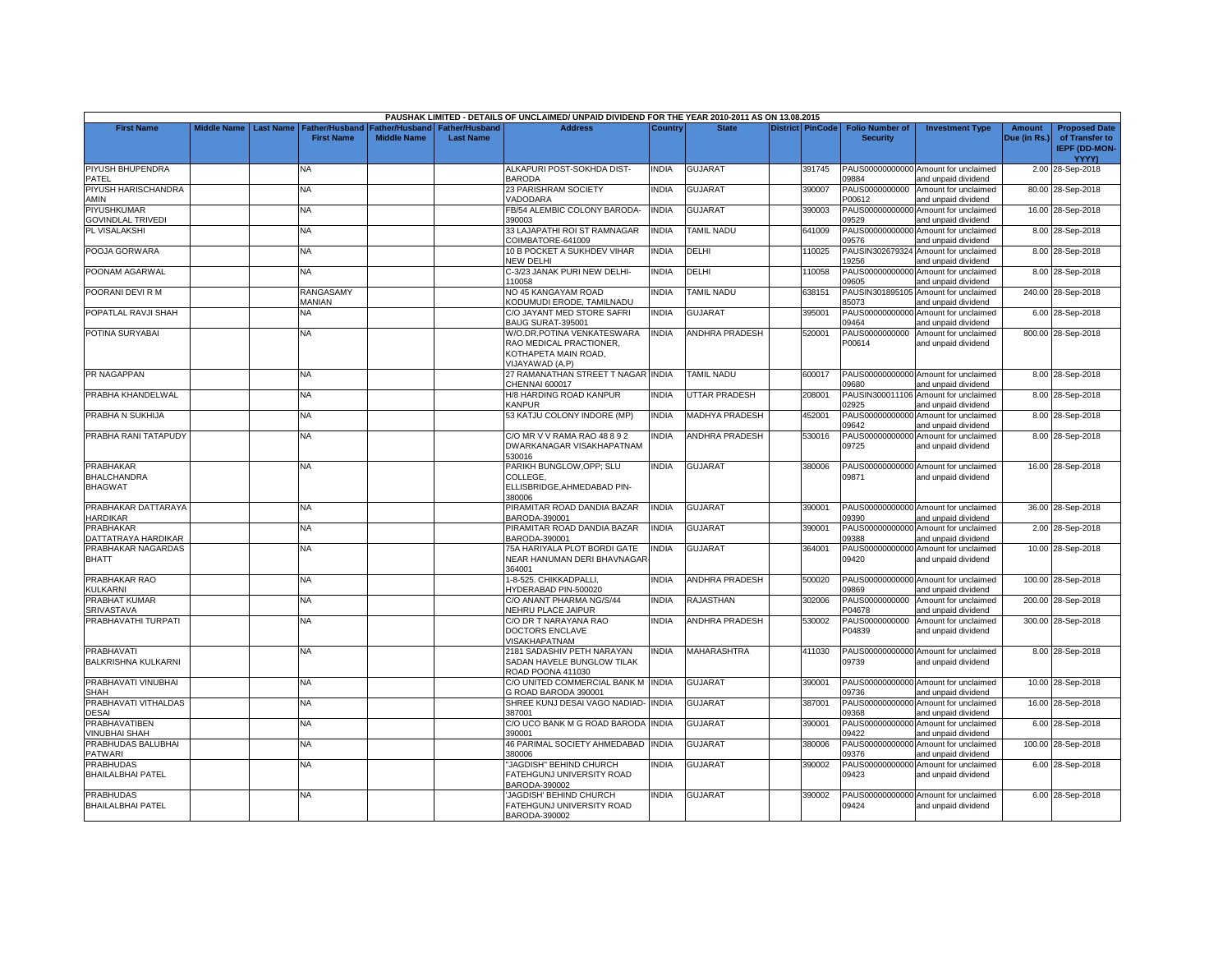| PAUSHAK LIMITED - DETAILS OF UNCLAIMED/ UNPAID DIVIDEND FOR THE YEAR 2010-2011 AS ON 13.08.2015 | | | | | | | | | | | | | | | |
|---|---|---|---|---|---|---|---|---|---|---|---|---|---|---|---|
| First Name | Middle Name | Last Name | Father/Husband First Name | Father/Husband Middle Name | Father/Husband Last Name | Address | Country | State | District | PinCode | Folio Number of Security | Investment Type | Amount Due (in Rs.) | Proposed Date of Transfer to IEPF (DD-MON-YYYY) |
| PIYUSH BHUPENDRA PATEL | | | NA | | | ALKAPURI POST-SOKHDA DIST-BARODA | INDIA | GUJARAT | | 391745 | PAUS00000000000009884 | Amount for unclaimed and unpaid dividend | 2.00 | 28-Sep-2018 |
| PIYUSH HARISCHANDRA AMIN | | | NA | | | 23 PARISHRAM SOCIETY VADODARA | INDIA | GUJARAT | | 390007 | PAUS0000000000P00612 | Amount for unclaimed and unpaid dividend | 80.00 | 28-Sep-2018 |
| PIYUSHKUMAR GOVINDLAL TRIVEDI | | | NA | | | FB/54 ALEMBIC COLONY BARODA-390003 | INDIA | GUJARAT | | 390003 | PAUS00000000000009529 | Amount for unclaimed and unpaid dividend | 16.00 | 28-Sep-2018 |
| PL VISALAKSHI | | | NA | | | 33 LAJAPATHI ROI ST RAMNAGAR COIMBATORE-641009 | INDIA | TAMIL NADU | | 641009 | PAUS00000000000009576 | Amount for unclaimed and unpaid dividend | 8.00 | 28-Sep-2018 |
| POOJA GORWARA | | | NA | | | 10 B POCKET A SUKHDEV VIHAR NEW DELHI | INDIA | DELHI | | 110025 | PAUSIN30267932419256 | Amount for unclaimed and unpaid dividend | 8.00 | 28-Sep-2018 |
| POONAM AGARWAL | | | NA | | | C-3/23 JANAK PURI NEW DELHI-110058 | INDIA | DELHI | | 110058 | PAUS00000000000009605 | Amount for unclaimed and unpaid dividend | 8.00 | 28-Sep-2018 |
| POORANI DEVI R M | | | RANGASAMY MANIAN | | | NO 45 KANGAYAM ROAD KODUMUDI ERODE, TAMILNADU | INDIA | TAMIL NADU | | 638151 | PAUSIN30189510585073 | Amount for unclaimed and unpaid dividend | 240.00 | 28-Sep-2018 |
| POPATLAL RAVJI SHAH | | | NA | | | C/O JAYANT MED STORE SAFRI BAUG SURAT-395001 | INDIA | GUJARAT | | 395001 | PAUS00000000000009464 | Amount for unclaimed and unpaid dividend | 6.00 | 28-Sep-2018 |
| POTINA SURYABAI | | | NA | | | W/O.DR.POTINA VENKATESWARA RAO MEDICAL PRACTIONER, KOTHAPETA MAIN ROAD, VIJAYAWAD (A.P) | INDIA | ANDHRA PRADESH | | 520001 | PAUS0000000000P00614 | Amount for unclaimed and unpaid dividend | 800.00 | 28-Sep-2018 |
| PR NAGAPPAN | | | NA | | | 27 RAMANATHAN STREET T NAGAR CHENNAI 600017 | INDIA | TAMIL NADU | | 600017 | PAUS00000000000009680 | Amount for unclaimed and unpaid dividend | 8.00 | 28-Sep-2018 |
| PRABHA KHANDELWAL | | | NA | | | H/8 HARDING ROAD KANPUR KANPUR | INDIA | UTTAR PRADESH | | 208001 | PAUSIN30001110602925 | Amount for unclaimed and unpaid dividend | 8.00 | 28-Sep-2018 |
| PRABHA N SUKHIJA | | | NA | | | 53 KATJU COLONY INDORE (MP) | INDIA | MADHYA PRADESH | | 452001 | PAUS00000000000009642 | Amount for unclaimed and unpaid dividend | 8.00 | 28-Sep-2018 |
| PRABHA RANI TATAPUDY | | | NA | | | C/O MR V V RAMA RAO 48 8 9 2 DWARKANAGAR VISAKHAPATNAM 530016 | INDIA | ANDHRA PRADESH | | 530016 | PAUS00000000000009725 | Amount for unclaimed and unpaid dividend | 8.00 | 28-Sep-2018 |
| PRABHAKAR BHALCHANDRA BHAGWAT | | | NA | | | PARIKH BUNGLOW,OPP; SLU COLLEGE, ELLISBRIDGE,AHMEDABAD PIN-380006 | INDIA | GUJARAT | | 380006 | PAUS00000000000009871 | Amount for unclaimed and unpaid dividend | 16.00 | 28-Sep-2018 |
| PRABHAKAR DATTARAYA HARDIKAR | | | NA | | | PIRAMITAR ROAD DANDIA BAZAR BARODA-390001 | INDIA | GUJARAT | | 390001 | PAUS00000000000009390 | Amount for unclaimed and unpaid dividend | 36.00 | 28-Sep-2018 |
| PRABHAKAR DATTATRAYA HARDIKAR | | | NA | | | PIRAMITAR ROAD DANDIA BAZAR BARODA-390001 | INDIA | GUJARAT | | 390001 | PAUS00000000000009388 | Amount for unclaimed and unpaid dividend | 2.00 | 28-Sep-2018 |
| PRABHAKAR NAGARDAS BHATT | | | NA | | | 75A HARIYALA PLOT BORDI GATE NEAR HANUMAN DERI BHAVNAGAR-364001 | INDIA | GUJARAT | | 364001 | PAUS00000000000009420 | Amount for unclaimed and unpaid dividend | 10.00 | 28-Sep-2018 |
| PRABHAKAR RAO KULKARNI | | | NA | | | 1-8-525. CHIKKADPALLI, HYDERABAD PIN-500020 | INDIA | ANDHRA PRADESH | | 500020 | PAUS00000000000009869 | Amount for unclaimed and unpaid dividend | 100.00 | 28-Sep-2018 |
| PRABHAT KUMAR SRIVASTAVA | | | NA | | | C/O ANANT PHARMA NG/S/44 NEHRU PLACE JAIPUR | INDIA | RAJASTHAN | | 302006 | PAUS0000000000P04678 | Amount for unclaimed and unpaid dividend | 200.00 | 28-Sep-2018 |
| PRABHAVATHI TURPATI | | | NA | | | C/O DR T NARAYANA RAO DOCTORS ENCLAVE VISAKHAPATNAM | INDIA | ANDHRA PRADESH | | 530002 | PAUS0000000000P04839 | Amount for unclaimed and unpaid dividend | 300.00 | 28-Sep-2018 |
| PRABHAVATI BALKRISHNA KULKARNI | | | NA | | | 2181 SADASHIV PETH NARAYAN SADAN HAVELE BUNGLOW TILAK ROAD POONA 411030 | INDIA | MAHARASHTRA | | 411030 | PAUS00000000000009739 | Amount for unclaimed and unpaid dividend | 8.00 | 28-Sep-2018 |
| PRABHAVATI VINUBHAI SHAH | | | NA | | | C/O UNITED COMMERCIAL BANK M G ROAD BARODA 390001 | INDIA | GUJARAT | | 390001 | PAUS00000000000009736 | Amount for unclaimed and unpaid dividend | 10.00 | 28-Sep-2018 |
| PRABHAVATI VITHALDAS DESAI | | | NA | | | SHREE KUNJ DESAI VAGO NADIAD-387001 | INDIA | GUJARAT | | 387001 | PAUS00000000000009368 | Amount for unclaimed and unpaid dividend | 16.00 | 28-Sep-2018 |
| PRABHAVATIBEN VINUBHAI SHAH | | | NA | | | C/O UCO BANK M G ROAD BARODA 390001 | INDIA | GUJARAT | | 390001 | PAUS00000000000009422 | Amount for unclaimed and unpaid dividend | 6.00 | 28-Sep-2018 |
| PRABHUDAS BALUBHAI PATWARI | | | NA | | | 46 PARIMAL SOCIETY AHMEDABAD 380006 | INDIA | GUJARAT | | 380006 | PAUS00000000000009376 | Amount for unclaimed and unpaid dividend | 100.00 | 28-Sep-2018 |
| PRABHUDAS BHAILALBHAI PATEL | | | NA | | | "JAGDISH" BEHIND CHURCH FATEHGUNJ UNIVERSITY ROAD BARODA-390002 | INDIA | GUJARAT | | 390002 | PAUS00000000000009423 | Amount for unclaimed and unpaid dividend | 6.00 | 28-Sep-2018 |
| PRABHUDAS BHAILALBHAI PATEL | | | NA | | | 'JAGDISH' BEHIND CHURCH FATEHGUNJ UNIVERSITY ROAD BARODA-390002 | INDIA | GUJARAT | | 390002 | PAUS00000000000009424 | Amount for unclaimed and unpaid dividend | 6.00 | 28-Sep-2018 |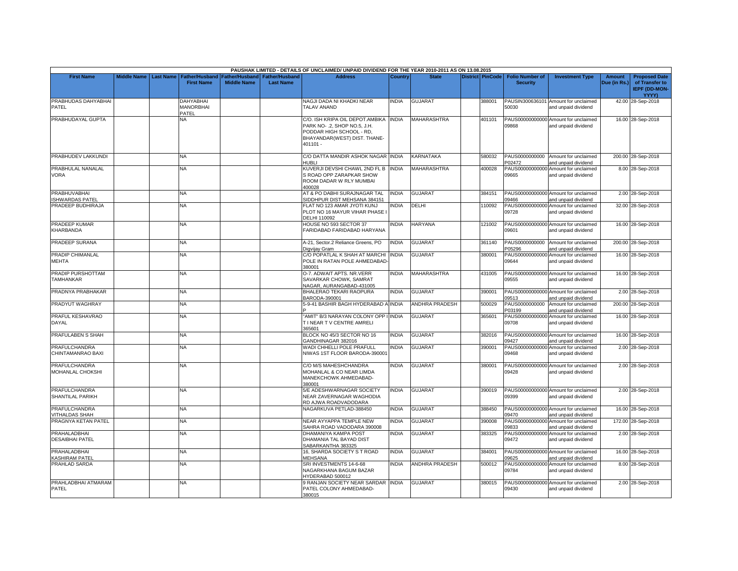| PAUSHAK LIMITED - DETAILS OF UNCLAIMED/ UNPAID DIVIDEND FOR THE YEAR 2010-2011 AS ON 13.08.2015 | | | | | | | | | | | | | | | |
|---|---|---|---|---|---|---|---|---|---|---|---|---|---|---|---|
| First Name | Middle Name | Last Name | Father/Husband First Name | Father/Husband Middle Name | Father/Husband Last Name | Address | Country | State | District | PinCode | Folio Number of Security | Investment Type | Amount Due (in Rs.) | Proposed Date of Transfer to IEPF (DD-MON-YYYY) |
| PRABHUDAS DAHYABHAI PATEL | | | DAHYABHAI MANORBHAI PATEL | | | NAGJI DADA NI KHADKI NEAR TALAV ANAND | INDIA | GUJARAT | | 388001 | PAUSIN300636101 50030 | Amount for unclaimed and unpaid dividend | 42.00 | 28-Sep-2018 |
| PRABHUDAYAL GUPTA | | | NA | | | C/O. ISH KRIPA OIL DEPOT.AMBIKA PARK NO- ,2, SHOP NO.5, J.H. PODDAR HIGH SCHOOL - RD, BHAYANDAR(WEST) DIST. THANE-401101 - | INDIA | MAHARASHTRA | | 401101 | PAUS00000000000 09868 | Amount for unclaimed and unpaid dividend | 16.00 | 28-Sep-2018 |
| PRABHUDEV LAKKUNDI | | | NA | | | C/O DATTA MANDIR ASHOK NAGAR HUBLI | INDIA | KARNATAKA | | 580032 | PAUS0000000000 P02472 | Amount for unclaimed and unpaid dividend | 200.00 | 28-Sep-2018 |
| PRABHULAL NANALAL VORA | | | NA | | | KUVERJI DEVSHI CHAWL 2ND FL B S ROAD OPP ZARAPKAR SHOW ROOM DADAR W RLY MUMBAI 400028 | INDIA | MAHARASHTRA | | 400028 | PAUS00000000000 09665 | Amount for unclaimed and unpaid dividend | 8.00 | 28-Sep-2018 |
| PRABHUVABHAI ISHWARDAS PATEL | | | NA | | | AT & PO DABHI SURAJNAGAR TAL SIDDHPUR DIST MEHSANA 384151 | INDIA | GUJARAT | | 384151 | PAUS00000000000 09466 | Amount for unclaimed and unpaid dividend | 2.00 | 28-Sep-2018 |
| PRADEEP BUDHIRAJA | | | NA | | | FLAT NO 123 AMAR JYOTI KUNJ PLOT NO 16 MAYUR VIHAR PHASE I DELHI 110092 | INDIA | DELHI | | 110092 | PAUS00000000000 09728 | Amount for unclaimed and unpaid dividend | 32.00 | 28-Sep-2018 |
| PRADEEP KUMAR KHARBANDA | | | NA | | | HOUSE NO 593 SECTOR 37 FARIDABAD FARIDABAD HARYANA | INDIA | HARYANA | | 121002 | PAUS00000000000 09601 | Amount for unclaimed and unpaid dividend | 16.00 | 28-Sep-2018 |
| PRADEEP SURANA | | | NA | | | A-21, Sector.2 Reliance Greens, PO Digvijay Gram | INDIA | GUJARAT | | 361140 | PAUS0000000000 P05296 | Amount for unclaimed and unpaid dividend | 200.00 | 28-Sep-2018 |
| PRADIP CHIMANLAL MEHTA | | | NA | | | C/O POPATLAL K SHAH AT MARCHI POLE IN RATAN POLE AHMEDABAD-380001 | INDIA | GUJARAT | | 380001 | PAUS00000000000 09644 | Amount for unclaimed and unpaid dividend | 16.00 | 28-Sep-2018 |
| PRADIP PURSHOTTAM TAMHANKAR | | | NA | | | O-7. ADWAIT APTS. NR.VERR SAVARKAR CHOWK, SAMRAT NAGAR, AURANGABAD-431005 | INDIA | MAHARASHTRA | | 431005 | PAUS00000000000 09555 | Amount for unclaimed and unpaid dividend | 16.00 | 28-Sep-2018 |
| PRADNYA PRABHAKAR | | | NA | | | BHALERAO TEKARI RAOPURA BARODA-390001 | INDIA | GUJARAT | | 390001 | PAUS00000000000 09513 | Amount for unclaimed and unpaid dividend | 2.00 | 28-Sep-2018 |
| PRADYUT WAGHRAY | | | NA | | | 5-9-41 BASHIR BAGH HYDERABAD A P | INDIA | ANDHRA PRADESH | | 500029 | PAUS0000000000 P03199 | Amount for unclaimed and unpaid dividend | 200.00 | 28-Sep-2018 |
| PRAFUL KESHAVRAO DAYAL | | | NA | | | "AMIT" B/3 NARAYAN COLONY OPP I T I NEAR T V CENTRE AMRELI 365601 | INDIA | GUJARAT | | 365601 | PAUS00000000000 09708 | Amount for unclaimed and unpaid dividend | 16.00 | 28-Sep-2018 |
| PRAFULABEN S SHAH | | | NA | | | BLOCK NO 45/3 SECTOR NO 16 GANDHINAGAR 382016 | INDIA | GUJARAT | | 382016 | PAUS00000000000 09427 | Amount for unclaimed and unpaid dividend | 16.00 | 28-Sep-2018 |
| PRAFULCHANDRA CHINTAMANRAO BAXI | | | NA | | | WADI CHHELLI POLE PRAFULL NIWAS 1ST FLOOR BARODA-390001 | INDIA | GUJARAT | | 390001 | PAUS00000000000 09468 | Amount for unclaimed and unpaid dividend | 2.00 | 28-Sep-2018 |
| PRAFULCHANDRA MOHANLAL CHOKSHI | | | NA | | | C/O M/S MAHESHCHANDRA MOHANLAL & CO NEAR LIMDA MANEKCHOWK AHMEDABAD-380001 | INDIA | GUJARAT | | 380001 | PAUS00000000000 09428 | Amount for unclaimed and unpaid dividend | 2.00 | 28-Sep-2018 |
| PRAFULCHANDRA SHANTILAL PARIKH | | | NA | | | 5/E ADESHWARNAGAR SOCIETY NEAR ZAVERNAGAR WAGHODIA RD AJWA ROADVADODARA | INDIA | GUJARAT | | 390019 | PAUS00000000000 09399 | Amount for unclaimed and unpaid dividend | 2.00 | 28-Sep-2018 |
| PRAFULCHANDRA VITHALDAS SHAH | | | NA | | | NAGARKUVA PETLAD-388450 | INDIA | GUJARAT | | 388450 | PAUS00000000000 09470 | Amount for unclaimed and unpaid dividend | 16.00 | 28-Sep-2018 |
| PRAGNYA KETAN PATEL | | | NA | | | NEAR AYYAPPA TEMPLE NEW SAHRA ROAD VADODARA 390008 | INDIA | GUJARAT | | 390008 | PAUS00000000000 09833 | Amount for unclaimed and unpaid dividend | 172.00 | 28-Sep-2018 |
| PRAHALADBHAI DESAIBHAI PATEL | | | NA | | | DHAMANIYA KAMPA POST DHAMANIA TAL BAYAD DIST SABARKANTHA 383325 | INDIA | GUJARAT | | 383325 | PAUS00000000000 09472 | Amount for unclaimed and unpaid dividend | 2.00 | 28-Sep-2018 |
| PRAHALADBHAI KASHIRAM PATEL | | | NA | | | 16, SHARDA SOCIETY S T ROAD MEHSANA | INDIA | GUJARAT | | 384001 | PAUS00000000000 09625 | Amount for unclaimed and unpaid dividend | 16.00 | 28-Sep-2018 |
| PRAHLAD SARDA | | | NA | | | SRI INVESTMENTS 14-6-68 NAGARKHANA BAGUM BAZAR HYDERABAD 500012 | INDIA | ANDHRA PRADESH | | 500012 | PAUS00000000000 09784 | Amount for unclaimed and unpaid dividend | 8.00 | 28-Sep-2018 |
| PRAHLADBHAI ATMARAM PATEL | | | NA | | | 9 RANJAN SOCIETY NEAR SARDAR PATEL COLONY AHMEDABAD-380015 | INDIA | GUJARAT | | 380015 | PAUS00000000000 09430 | Amount for unclaimed and unpaid dividend | 2.00 | 28-Sep-2018 |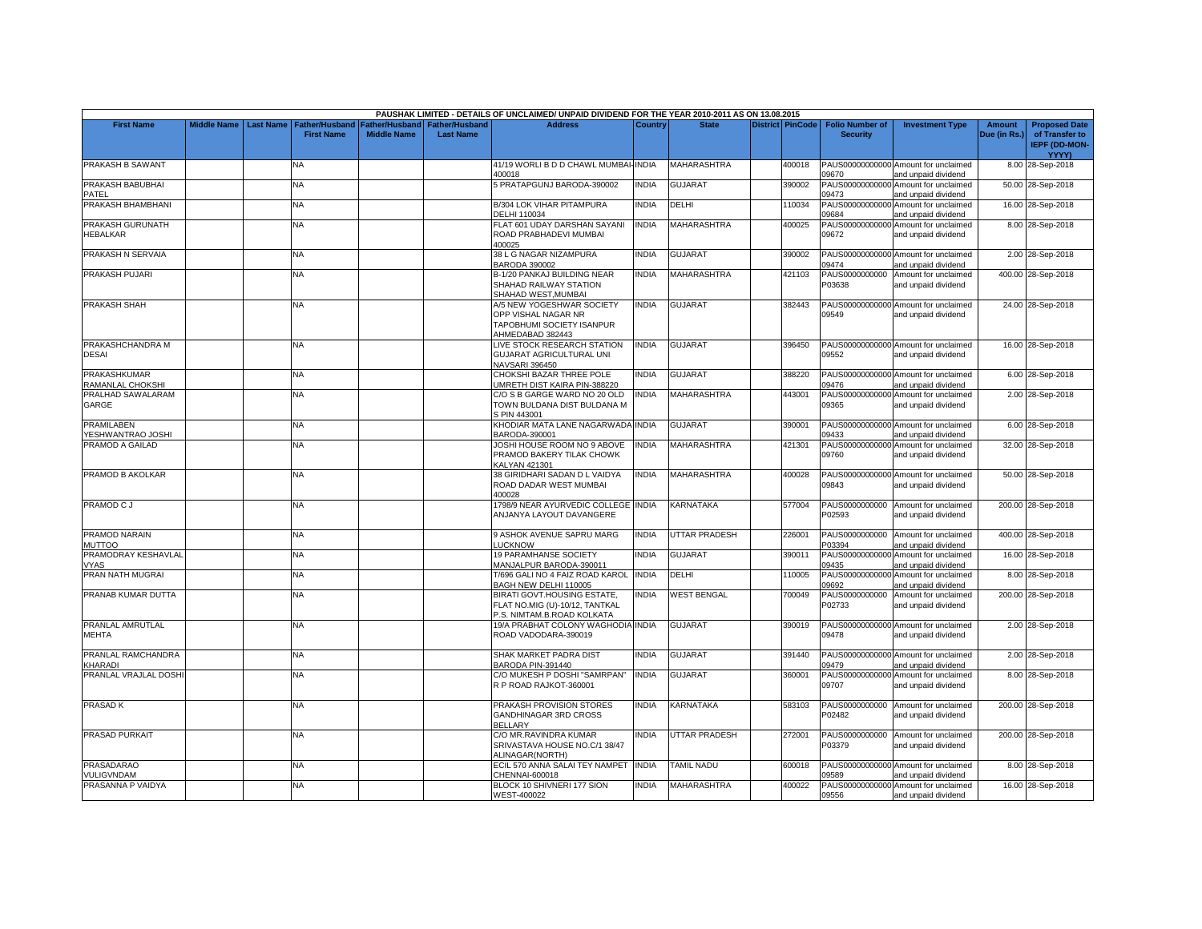PAUSHAK LIMITED - DETAILS OF UNCLAIMED/ UNPAID DIVIDEND FOR THE YEAR 2010-2011 AS ON 13.08.2015

| First Name | Middle Name | Last Name | Father/Husband First Name | Father/Husband Middle Name | Father/Husband Last Name | Address | Country | State | District | PinCode | Folio Number of Security | Investment Type | Amount Due (in Rs.) | Proposed Date of Transfer to IEPF (DD-MON-YYYY) |
|---|---|---|---|---|---|---|---|---|---|---|---|---|---|---|
| PRAKASH B SAWANT | | | NA | | | 41/19 WORLI B D D CHAWL MUMBAI-400018 | INDIA | MAHARASHTRA | | 400018 | PAUS00000000000009670 | Amount for unclaimed and unpaid dividend | 8.00 | 28-Sep-2018 |
| PRAKASH BABUBHAI PATEL | | | NA | | | 5 PRATAPGUNJ BARODA-390002 | INDIA | GUJARAT | | 390002 | PAUS00000000000009473 | Amount for unclaimed and unpaid dividend | 50.00 | 28-Sep-2018 |
| PRAKASH BHAMBHANI | | | NA | | | B/304 LOK VIHAR PITAMPURA DELHI 110034 | INDIA | DELHI | | 110034 | PAUS00000000000009684 | Amount for unclaimed and unpaid dividend | 16.00 | 28-Sep-2018 |
| PRAKASH GURUNATH HEBALKAR | | | NA | | | FLAT 601 UDAY DARSHAN SAYANI ROAD PRABHADEVI MUMBAI 400025 | INDIA | MAHARASHTRA | | 400025 | PAUS00000000000009672 | Amount for unclaimed and unpaid dividend | 8.00 | 28-Sep-2018 |
| PRAKASH N SERVAIA | | | NA | | | 38 L G NAGAR NIZAMPURA BARODA 390002 | INDIA | GUJARAT | | 390002 | PAUS00000000000009474 | Amount for unclaimed and unpaid dividend | 2.00 | 28-Sep-2018 |
| PRAKASH PUJARI | | | NA | | | B-1/20 PANKAJ BUILDING NEAR SHAHAD RAILWAY STATION SHAHAD WEST,MUMBAI | INDIA | MAHARASHTRA | | 421103 | PAUS0000000000P03638 | Amount for unclaimed and unpaid dividend | 400.00 | 28-Sep-2018 |
| PRAKASH SHAH | | | NA | | | A/5 NEW YOGESHWAR SOCIETY OPP VISHAL NAGAR NR TAPOBHUMI SOCIETY ISANPUR AHMEDABAD 382443 | INDIA | GUJARAT | | 382443 | PAUS00000000000009549 | Amount for unclaimed and unpaid dividend | 24.00 | 28-Sep-2018 |
| PRAKASHCHANDRA M DESAI | | | NA | | | LIVE STOCK RESEARCH STATION GUJARAT AGRICULTURAL UNI NAVSARI 396450 | INDIA | GUJARAT | | 396450 | PAUS00000000000009552 | Amount for unclaimed and unpaid dividend | 16.00 | 28-Sep-2018 |
| PRAKASHKUMAR RAMANLAL CHOKSHI | | | NA | | | CHOKSHI BAZAR THREE POLE UMRETH DIST KAIRA PIN-388220 | INDIA | GUJARAT | | 388220 | PAUS00000000000009476 | Amount for unclaimed and unpaid dividend | 6.00 | 28-Sep-2018 |
| PRALHAD SAWALARAM GARGE | | | NA | | | C/O S B GARGE WARD NO 20 OLD TOWN BULDANA DIST BULDANA M S PIN 443001 | INDIA | MAHARASHTRA | | 443001 | PAUS00000000000009365 | Amount for unclaimed and unpaid dividend | 2.00 | 28-Sep-2018 |
| PRAMILABEN YESHWANTRAO JOSHI | | | NA | | | KHODIAR MATA LANE NAGARWADA BARODA-390001 | INDIA | GUJARAT | | 390001 | PAUS00000000000009433 | Amount for unclaimed and unpaid dividend | 6.00 | 28-Sep-2018 |
| PRAMOD A GAILAD | | | NA | | | JOSHI HOUSE ROOM NO 9 ABOVE PRAMOD BAKERY TILAK CHOWK KALYAN 421301 | INDIA | MAHARASHTRA | | 421301 | PAUS00000000000009760 | Amount for unclaimed and unpaid dividend | 32.00 | 28-Sep-2018 |
| PRAMOD B AKOLKAR | | | NA | | | 38 GIRIDHARI SADAN D L VAIDYA ROAD DADAR WEST MUMBAI 400028 | INDIA | MAHARASHTRA | | 400028 | PAUS00000000000009843 | Amount for unclaimed and unpaid dividend | 50.00 | 28-Sep-2018 |
| PRAMOD C J | | | NA | | | 1798/9 NEAR AYURVEDIC COLLEGE ANJANYA LAYOUT DAVANGERE | INDIA | KARNATAKA | | 577004 | PAUS0000000000P02593 | Amount for unclaimed and unpaid dividend | 200.00 | 28-Sep-2018 |
| PRAMOD NARAIN MUTTOO | | | NA | | | 9 ASHOK AVENUE SAPRU MARG LUCKNOW | INDIA | UTTAR PRADESH | | 226001 | PAUS0000000000P03394 | Amount for unclaimed and unpaid dividend | 400.00 | 28-Sep-2018 |
| PRAMODRAY KESHAVLAL VYAS | | | NA | | | 19 PARAMHANSE SOCIETY MANJALPUR BARODA-390011 | INDIA | GUJARAT | | 390011 | PAUS00000000000009435 | Amount for unclaimed and unpaid dividend | 16.00 | 28-Sep-2018 |
| PRAN NATH MUGRAI | | | NA | | | T/696 GALI NO 4 FAIZ ROAD KAROL BAGH NEW DELHI 110005 | INDIA | DELHI | | 110005 | PAUS00000000000009692 | Amount for unclaimed and unpaid dividend | 8.00 | 28-Sep-2018 |
| PRANAB KUMAR DUTTA | | | NA | | | BIRATI GOVT.HOUSING ESTATE, FLAT NO.MIG (U)-10/12, TANTKAL P.S. NIMTAM.B.ROAD KOLKATA | INDIA | WEST BENGAL | | 700049 | PAUS0000000000P02733 | Amount for unclaimed and unpaid dividend | 200.00 | 28-Sep-2018 |
| PRANLAL AMRUTLAL MEHTA | | | NA | | | 19/A PRABHAT COLONY WAGHODIA ROAD VADODARA-390019 | INDIA | GUJARAT | | 390019 | PAUS00000000000009478 | Amount for unclaimed and unpaid dividend | 2.00 | 28-Sep-2018 |
| PRANLAL RAMCHANDRA KHARADI | | | NA | | | SHAK MARKET PADRA DIST BARODA PIN-391440 | INDIA | GUJARAT | | 391440 | PAUS00000000000009479 | Amount for unclaimed and unpaid dividend | 2.00 | 28-Sep-2018 |
| PRANLAL VRAJLAL DOSHI | | | NA | | | C/O MUKESH P DOSHI "SAMRPAN" R P ROAD RAJKOT-360001 | INDIA | GUJARAT | | 360001 | PAUS00000000000009707 | Amount for unclaimed and unpaid dividend | 8.00 | 28-Sep-2018 |
| PRASAD K | | | NA | | | PRAKASH PROVISION STORES GANDHINAGAR 3RD CROSS BELLARY | INDIA | KARNATAKA | | 583103 | PAUS0000000000P02482 | Amount for unclaimed and unpaid dividend | 200.00 | 28-Sep-2018 |
| PRASAD PURKAIT | | | NA | | | C/O MR.RAVINDRA KUMAR SRIVASTAVA HOUSE NO.C/1 38/47 ALINAGAR(NORTH) | INDIA | UTTAR PRADESH | | 272001 | PAUS0000000000P03379 | Amount for unclaimed and unpaid dividend | 200.00 | 28-Sep-2018 |
| PRASADARAO VULIGVNDAM | | | NA | | | ECIL 570 ANNA SALAI TEY NAMPET CHENNAI-600018 | INDIA | TAMIL NADU | | 600018 | PAUS00000000000009589 | Amount for unclaimed and unpaid dividend | 8.00 | 28-Sep-2018 |
| PRASANNA P VAIDYA | | | NA | | | BLOCK 10 SHIVNERI 177 SION WEST-400022 | INDIA | MAHARASHTRA | | 400022 | PAUS00000000000009556 | Amount for unclaimed and unpaid dividend | 16.00 | 28-Sep-2018 |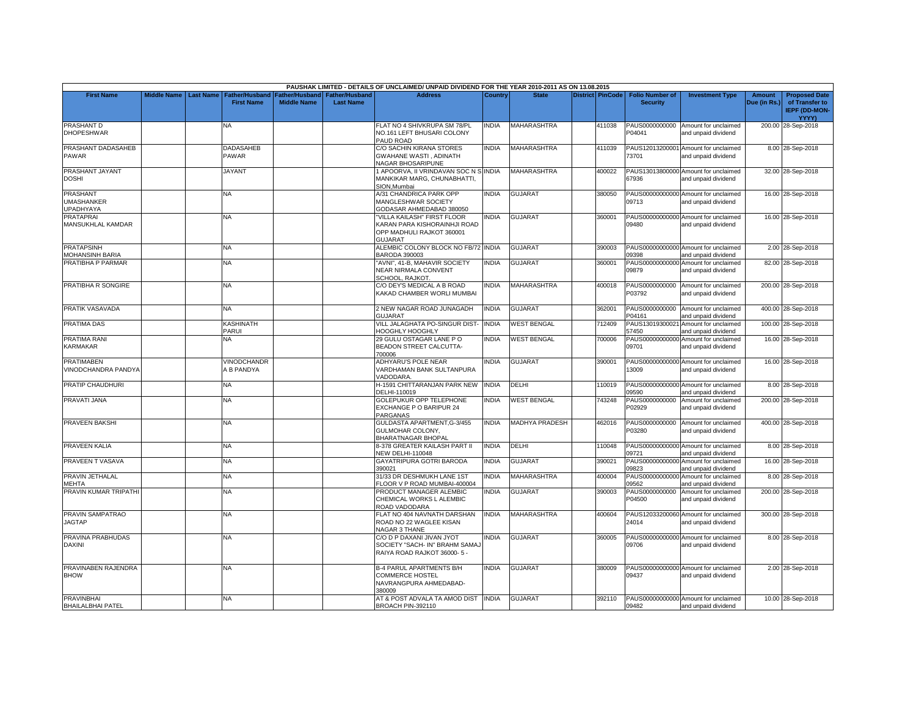PAUSHAK LIMITED - DETAILS OF UNCLAIMED/ UNPAID DIVIDEND FOR THE YEAR 2010-2011 AS ON 13.08.2015

| First Name | Middle Name | Last Name | Father/Husband First Name | Father/Husband Middle Name | Father/Husband Last Name | Address | Country | State | District | PinCode | Folio Number of Security | Investment Type | Amount Due (in Rs.) | Proposed Date of Transfer to IEPF (DD-MON-YYYY) |
|---|---|---|---|---|---|---|---|---|---|---|---|---|---|---|
| PRASHANT D DHOPESHWAR | | | NA | | | FLAT NO 4 SHIVKRUPA SM 78/PL NO.161 LEFT BHUSARI COLONY PAUD ROAD | INDIA | MAHARASHTRA | | 411038 | PAUS0000000000 P04041 | Amount for unclaimed and unpaid dividend | 200.00 | 28-Sep-2018 |
| PRASHANT DADASAHEB PAWAR | | | DADASAHEB PAWAR | | | C/O SACHIN KIRANA STORES GWAHANE WASTI , ADINATH NAGAR BHOSARIPUNE | INDIA | MAHARASHTRA | | 411039 | PAUS12013200001 73701 | Amount for unclaimed and unpaid dividend | 8.00 | 28-Sep-2018 |
| PRASHANT JAYANT DOSHI | | | JAYANT | | | 1 APOORVA, II VRINDAVAN SOC N S MANKIKAR MARG, CHUNABHATTI, SION,Mumbai | INDIA | MAHARASHTRA | | 400022 | PAUS13013800000 67936 | Amount for unclaimed and unpaid dividend | 32.00 | 28-Sep-2018 |
| PRASHANT UMASHANKER UPADHYAYA | | | NA | | | A/31 CHANDRICA PARK OPP MANGLESHWAR SOCIETY GODASAR AHMEDABAD 380050 | INDIA | GUJARAT | | 380050 | PAUS00000000000 09713 | Amount for unclaimed and unpaid dividend | 16.00 | 28-Sep-2018 |
| PRATAPRAI MANSUKHLAL KAMDAR | | | NA | | | "VILLA KAILASH" FIRST FLOOR KARAN PARA KISHORAINHJI ROAD OPP MADHULI RAJKOT 360001 GUJARAT | INDIA | GUJARAT | | 360001 | PAUS00000000000 09480 | Amount for unclaimed and unpaid dividend | 16.00 | 28-Sep-2018 |
| PRATAPSINH MOHANSINH BARIA | | | NA | | | ALEMBIC COLONY BLOCK NO FB/72 BARODA 390003 | INDIA | GUJARAT | | 390003 | PAUS00000000000 09398 | Amount for unclaimed and unpaid dividend | 2.00 | 28-Sep-2018 |
| PRATIBHA P PARMAR | | | NA | | | "AVNI", 41-B, MAHAVIR SOCIETY NEAR NIRMALA CONVENT SCHOOL, RAJKOT. | INDIA | GUJARAT | | 360001 | PAUS00000000000 09879 | Amount for unclaimed and unpaid dividend | 82.00 | 28-Sep-2018 |
| PRATIBHA R SONGIRE | | | NA | | | C/O DEY'S MEDICAL A B ROAD KAKAD CHAMBER WORLI MUMBAI | INDIA | MAHARASHTRA | | 400018 | PAUS0000000000 P03792 | Amount for unclaimed and unpaid dividend | 200.00 | 28-Sep-2018 |
| PRATIK VASAVADA | | | NA | | | 2 NEW NAGAR ROAD JUNAGADH GUJARAT | INDIA | GUJARAT | | 362001 | PAUS0000000000 P04161 | Amount for unclaimed and unpaid dividend | 400.00 | 28-Sep-2018 |
| PRATIMA DAS | | | KASHINATH PARUI | | | VILL JALAGHATA PO-SINGUR DIST-HOOGHLY HOOGHLY | INDIA | WEST BENGAL | | 712409 | PAUS13019300021 57450 | Amount for unclaimed and unpaid dividend | 100.00 | 28-Sep-2018 |
| PRATIMA RANI KARMAKAR | | | NA | | | 29 GULU OSTAGAR LANE P O BEADON STREET CALCUTTA-700006 | INDIA | WEST BENGAL | | 700006 | PAUS00000000000 09701 | Amount for unclaimed and unpaid dividend | 16.00 | 28-Sep-2018 |
| PRATIMABEN VINODCHANDRA PANDYA | | | VINODCHANDR A B PANDYA | | | ADHYARU'S POLE NEAR VARDHAMAN BANK SULTANPURA VADODARA. | INDIA | GUJARAT | | 390001 | PAUS00000000000 13009 | Amount for unclaimed and unpaid dividend | 16.00 | 28-Sep-2018 |
| PRATIP CHAUDHURI | | | NA | | | H-1591 CHITTARANJAN PARK NEW DELHI-110019 | INDIA | DELHI | | 110019 | PAUS00000000000 09590 | Amount for unclaimed and unpaid dividend | 8.00 | 28-Sep-2018 |
| PRAVATI JANA | | | NA | | | GOLEPUKUR OPP TELEPHONE EXCHANGE P O BARIPUR 24 PARGANAS | INDIA | WEST BENGAL | | 743248 | PAUS0000000000 P02929 | Amount for unclaimed and unpaid dividend | 200.00 | 28-Sep-2018 |
| PRAVEEN BAKSHI | | | NA | | | GULDASTA APARTMENT,G-3/455 GULMOHAR COLONY, BHARATNAGAR BHOPAL | INDIA | MADHYA PRADESH | | 462016 | PAUS0000000000 P03280 | Amount for unclaimed and unpaid dividend | 400.00 | 28-Sep-2018 |
| PRAVEEN KALIA | | | NA | | | 8-378 GREATER KAILASH PART II NEW DELHI-110048 | INDIA | DELHI | | 110048 | PAUS00000000000 09721 | Amount for unclaimed and unpaid dividend | 8.00 | 28-Sep-2018 |
| PRAVEEN T VASAVA | | | NA | | | GAYATRIPURA GOTRI BARODA 390021 | INDIA | GUJARAT | | 390021 | PAUS00000000000 09823 | Amount for unclaimed and unpaid dividend | 16.00 | 28-Sep-2018 |
| PRAVIN JETHALAL MEHTA | | | NA | | | 31/33 DR DESHMUKH LANE 1ST FLOOR V P ROAD MUMBAI-400004 | INDIA | MAHARASHTRA | | 400004 | PAUS00000000000 09562 | Amount for unclaimed and unpaid dividend | 8.00 | 28-Sep-2018 |
| PRAVIN KUMAR TRIPATHI | | | NA | | | PRODUCT MANAGER ALEMBIC CHEMICAL WORKS L ALEMBIC ROAD VADODARA | INDIA | GUJARAT | | 390003 | PAUS0000000000 P04500 | Amount for unclaimed and unpaid dividend | 200.00 | 28-Sep-2018 |
| PRAVIN SAMPATRAO JAGTAP | | | NA | | | FLAT NO 404 NAVNATH DARSHAN ROAD NO 22 WAGLEE KISAN NAGAR 3 THANE | INDIA | MAHARASHTRA | | 400604 | PAUS12033200060 24014 | Amount for unclaimed and unpaid dividend | 300.00 | 28-Sep-2018 |
| PRAVINA PRABHUDAS DAXINI | | | NA | | | C/O D P DAXANI JIVAN JYOT SOCIETY "SACH- IN" BRAHM SAMAJ RAIYA ROAD RAJKOT 36000- 5 - | INDIA | GUJARAT | | 360005 | PAUS00000000000 09706 | Amount for unclaimed and unpaid dividend | 8.00 | 28-Sep-2018 |
| PRAVINABEN RAJENDRA BHOW | | | NA | | | B-4 PARUL APARTMENTS B/H COMMERCE HOSTEL NAVRANGPURA AHMEDABAD-380009 | INDIA | GUJARAT | | 380009 | PAUS00000000000 09437 | Amount for unclaimed and unpaid dividend | 2.00 | 28-Sep-2018 |
| PRAVINBHAI BHAILALBHAI PATEL | | | NA | | | AT & POST ADVALA TA AMOD DIST BROACH PIN-392110 | INDIA | GUJARAT | | 392110 | PAUS00000000000 09482 | Amount for unclaimed and unpaid dividend | 10.00 | 28-Sep-2018 |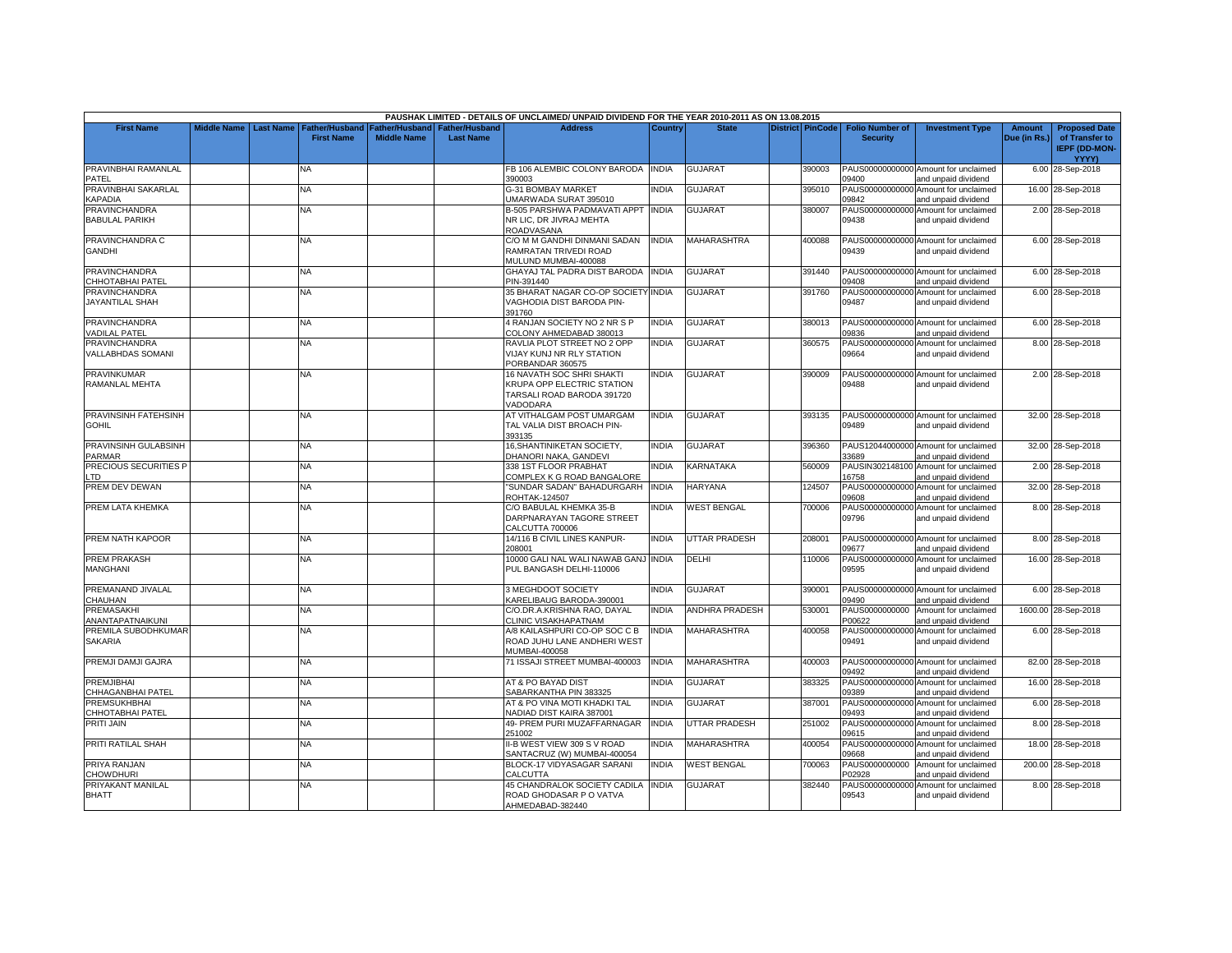| PAUSHAK LIMITED - DETAILS OF UNCLAIMED/ UNPAID DIVIDEND FOR THE YEAR 2010-2011 AS ON 13.08.2015 | | | | | | | | | | | | | | | |
|---|---|---|---|---|---|---|---|---|---|---|---|---|---|---|---|
| First Name | Middle Name | Last Name | Father/Husband First Name | Father/Husband Middle Name | Father/Husband Last Name | Address | Country | State | District | PinCode | Folio Number of Security | Investment Type | Amount Due (in Rs.) | Proposed Date of Transfer to IEPF (DD-MON-YYYY) |
| PRAVINBHAI RAMANLAL PATEL | | | NA | | | FB 106 ALEMBIC COLONY BARODA 390003 | INDIA | GUJARAT | | 390003 | PAUS00000000000 09400 | Amount for unclaimed and unpaid dividend | 6.00 | 28-Sep-2018 |
| PRAVINBHAI SAKARLAL KAPADIA | | | NA | | | G-31 BOMBAY MARKET UMARWADA SURAT 395010 | INDIA | GUJARAT | | 395010 | PAUS00000000000 09842 | Amount for unclaimed and unpaid dividend | 16.00 | 28-Sep-2018 |
| PRAVINCHANDRA BABULAL PARIKH | | | NA | | | B-505 PARSHWA PADMAVATI APPT NR LIC, DR JIVRAJ MEHTA ROADVASANA | INDIA | GUJARAT | | 380007 | PAUS00000000000 09438 | Amount for unclaimed and unpaid dividend | 2.00 | 28-Sep-2018 |
| PRAVINCHANDRA C GANDHI | | | NA | | | C/O M M GANDHI DINMANI SADAN RAMRATAN TRIVEDI ROAD MULUND MUMBAI-400088 | INDIA | MAHARASHTRA | | 400088 | PAUS00000000000 09439 | Amount for unclaimed and unpaid dividend | 6.00 | 28-Sep-2018 |
| PRAVINCHANDRA CHHOTABHAI PATEL | | | NA | | | GHAYAJ TAL PADRA DIST BARODA PIN-391440 | INDIA | GUJARAT | | 391440 | PAUS00000000000 09408 | Amount for unclaimed and unpaid dividend | 6.00 | 28-Sep-2018 |
| PRAVINCHANDRA JAYANTILAL SHAH | | | NA | | | 35 BHARAT NAGAR CO-OP SOCIETY VAGHODIA DIST BARODA PIN-391760 | INDIA | GUJARAT | | 391760 | PAUS00000000000 09487 | Amount for unclaimed and unpaid dividend | 6.00 | 28-Sep-2018 |
| PRAVINCHANDRA VADILAL PATEL | | | NA | | | 4 RANJAN SOCIETY NO 2 NR S P COLONY AHMEDABAD 380013 | INDIA | GUJARAT | | 380013 | PAUS00000000000 09836 | Amount for unclaimed and unpaid dividend | 6.00 | 28-Sep-2018 |
| PRAVINCHANDRA VALLABHDAS SOMANI | | | NA | | | RAVLIA PLOT STREET NO 2 OPP VIJAY KUNJ NR RLY STATION PORBANDAR 360575 | INDIA | GUJARAT | | 360575 | PAUS00000000000 09664 | Amount for unclaimed and unpaid dividend | 8.00 | 28-Sep-2018 |
| PRAVINKUMAR RAMANLAL MEHTA | | | NA | | | 16 NAVATH SOC SHRI SHAKTI KRUPA OPP ELECTRIC STATION TARSALI ROAD BARODA 391720 VADODARA | INDIA | GUJARAT | | 390009 | PAUS00000000000 09488 | Amount for unclaimed and unpaid dividend | 2.00 | 28-Sep-2018 |
| PRAVINSINH FATEHSINH GOHIL | | | NA | | | AT VITHALGAM POST UMARGAM TAL VALIA DIST BROACH PIN-393135 | INDIA | GUJARAT | | 393135 | PAUS00000000000 09489 | Amount for unclaimed and unpaid dividend | 32.00 | 28-Sep-2018 |
| PRAVINSINH GULABSINH PARMAR | | | NA | | | 16,SHANTINIKETAN SOCIETY, DHANORI NAKA, GANDEVI | INDIA | GUJARAT | | 396360 | PAUS12044000000 33689 | Amount for unclaimed and unpaid dividend | 32.00 | 28-Sep-2018 |
| PRECIOUS SECURITIES P LTD | | | NA | | | 338 1ST FLOOR PRABHAT COMPLEX K G ROAD BANGALORE | INDIA | KARNATAKA | | 560009 | PAUSIN302148100 16758 | Amount for unclaimed and unpaid dividend | 2.00 | 28-Sep-2018 |
| PREM DEV DEWAN | | | NA | | | "SUNDAR SADAN" BAHADURGARH ROHTAK-124507 | INDIA | HARYANA | | 124507 | PAUS00000000000 09608 | Amount for unclaimed and unpaid dividend | 32.00 | 28-Sep-2018 |
| PREM LATA KHEMKA | | | NA | | | C/O BABULAL KHEMKA 35-B DARPNARAYAN TAGORE STREET CALCUTTA 700006 | INDIA | WEST BENGAL | | 700006 | PAUS00000000000 09796 | Amount for unclaimed and unpaid dividend | 8.00 | 28-Sep-2018 |
| PREM NATH KAPOOR | | | NA | | | 14/116 B CIVIL LINES KANPUR-208001 | INDIA | UTTAR PRADESH | | 208001 | PAUS00000000000 09677 | Amount for unclaimed and unpaid dividend | 8.00 | 28-Sep-2018 |
| PREM PRAKASH MANGHANI | | | NA | | | 10000 GALI NAL WALI NAWAB GANJ PUL BANGASH DELHI-110006 | INDIA | DELHI | | 110006 | PAUS00000000000 09595 | Amount for unclaimed and unpaid dividend | 16.00 | 28-Sep-2018 |
| PREMANAND JIVALAL CHAUHAN | | | NA | | | 3 MEGHDOOT SOCIETY KARELIBAUG BARODA-390001 | INDIA | GUJARAT | | 390001 | PAUS00000000000 09490 | Amount for unclaimed and unpaid dividend | 6.00 | 28-Sep-2018 |
| PREMASAKHI ANANTAPATNAIKUNI | | | NA | | | C/O.DR.A.KRISHNA RAO, DAYAL CLINIC VISAKHAPATNAM | INDIA | ANDHRA PRADESH | | 530001 | PAUS0000000000 P00622 | Amount for unclaimed and unpaid dividend | 1600.00 | 28-Sep-2018 |
| PREMILA SUBODHKUMAR SAKARIA | | | NA | | | A/8 KAILASHPURI CO-OP SOC C B ROAD JUHU LANE ANDHERI WEST MUMBAI-400058 | INDIA | MAHARASHTRA | | 400058 | PAUS00000000000 09491 | Amount for unclaimed and unpaid dividend | 6.00 | 28-Sep-2018 |
| PREMJI DAMJI GAJRA | | | NA | | | 71 ISSAJI STREET MUMBAI-400003 | INDIA | MAHARASHTRA | | 400003 | PAUS00000000000 09492 | Amount for unclaimed and unpaid dividend | 82.00 | 28-Sep-2018 |
| PREMJIBHAI CHHAGANBHAI PATEL | | | NA | | | AT & PO BAYAD DIST SABARKANTHA PIN 383325 | INDIA | GUJARAT | | 383325 | PAUS00000000000 09389 | Amount for unclaimed and unpaid dividend | 16.00 | 28-Sep-2018 |
| PREMSUKHBHAI CHHOTABHAI PATEL | | | NA | | | AT & PO VINA MOTI KHADKI TAL NADIAD DIST KAIRA 387001 | INDIA | GUJARAT | | 387001 | PAUS00000000000 09493 | Amount for unclaimed and unpaid dividend | 6.00 | 28-Sep-2018 |
| PRITI JAIN | | | NA | | | 49- PREM PURI MUZAFFARNAGAR 251002 | INDIA | UTTAR PRADESH | | 251002 | PAUS00000000000 09615 | Amount for unclaimed and unpaid dividend | 8.00 | 28-Sep-2018 |
| PRITI RATILAL SHAH | | | NA | | | II-B WEST VIEW 309 S V ROAD SANTACRUZ (W) MUMBAI-400054 | INDIA | MAHARASHTRA | | 400054 | PAUS00000000000 09668 | Amount for unclaimed and unpaid dividend | 18.00 | 28-Sep-2018 |
| PRIYA RANJAN CHOWDHURI | | | NA | | | BLOCK-17 VIDYASAGAR SARANI CALCUTTA | INDIA | WEST BENGAL | | 700063 | PAUS0000000000 P02928 | Amount for unclaimed and unpaid dividend | 200.00 | 28-Sep-2018 |
| PRIYAKANT MANILAL BHATT | | | NA | | | 45 CHANDRALOK SOCIETY CADILA ROAD GHODASAR P O VATVA AHMEDABAD-382440 | INDIA | GUJARAT | | 382440 | PAUS00000000000 09543 | Amount for unclaimed and unpaid dividend | 8.00 | 28-Sep-2018 |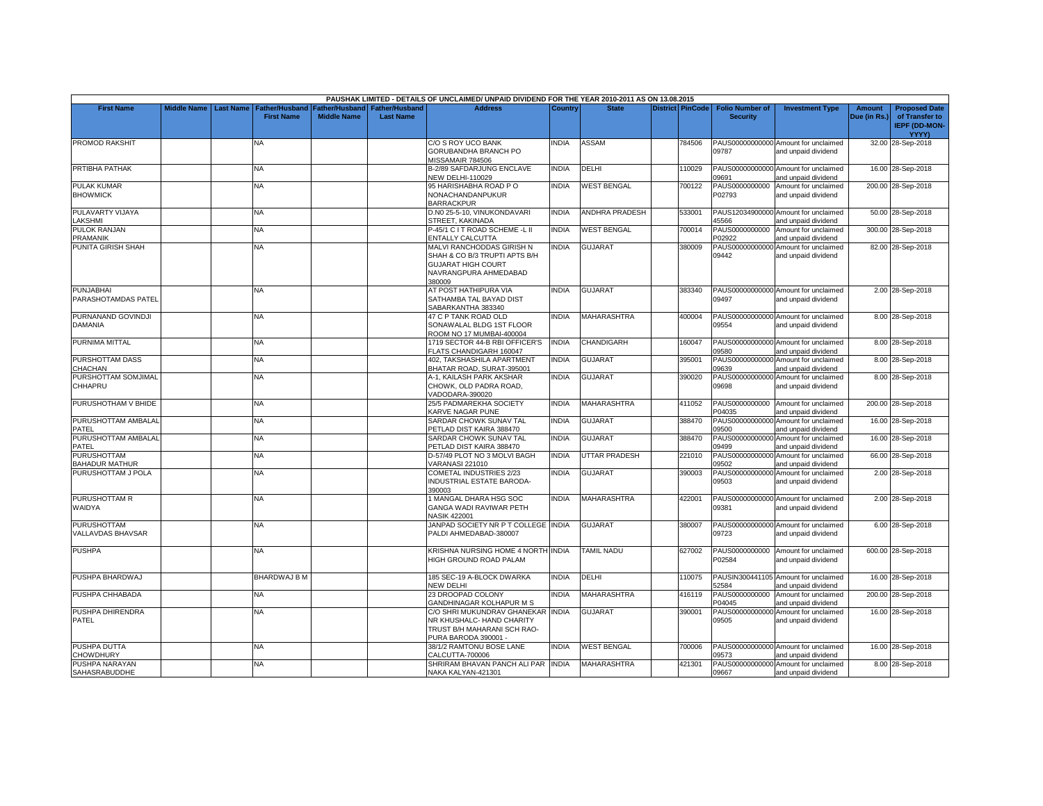PAUSHAK LIMITED - DETAILS OF UNCLAIMED/ UNPAID DIVIDEND FOR THE YEAR 2010-2011 AS ON 13.08.2015

| First Name | Middle Name | Last Name | Father/Husband First Name | Father/Husband Middle Name | Father/Husband Last Name | Address | Country | State | District | PinCode | Folio Number of Security | Investment Type | Amount Due (in Rs.) | Proposed Date of Transfer to IEPF (DD-MON-YYYY) |
|---|---|---|---|---|---|---|---|---|---|---|---|---|---|---|
| PROMOD RAKSHIT | | | NA | | | C/O S ROY UCO BANK GORUBANDHA BRANCH PO MISSAMAIR 784506 | INDIA | ASSAM | | 784506 | PAUS00000000000009787 | Amount for unclaimed and unpaid dividend | 32.00 | 28-Sep-2018 |
| PRTIBHA PATHAK | | | NA | | | B-2/89 SAFDARJUNG ENCLAVE NEW DELHI-110029 | INDIA | DELHI | | 110029 | PAUS00000000000009691 | Amount for unclaimed and unpaid dividend | 16.00 | 28-Sep-2018 |
| PULAK KUMAR BHOWMICK | | | NA | | | 95 HARISHABHA ROAD P O NONACHANDANPUKUR BARRACKPUR | INDIA | WEST BENGAL | | 700122 | PAUS0000000000P02793 | Amount for unclaimed and unpaid dividend | 200.00 | 28-Sep-2018 |
| PULAVARTY VIJAYA LAKSHMI | | | NA | | | D.N0 25-5-10, VINUKONDAVARI STREET, KAKINADA | INDIA | ANDHRA PRADESH | | 533001 | PAUS1203490000045566 | Amount for unclaimed and unpaid dividend | 50.00 | 28-Sep-2018 |
| PULOK RANJAN PRAMANIK | | | NA | | | P-45/1 C I T ROAD SCHEME -L II ENTALLY CALCUTTA | INDIA | WEST BENGAL | | 700014 | PAUS0000000000P02922 | Amount for unclaimed and unpaid dividend | 300.00 | 28-Sep-2018 |
| PUNITA GIRISH SHAH | | | NA | | | MALVI RANCHODDAS GIRISH N SHAH & CO B/3 TRUPTI APTS B/H GUJARAT HIGH COURT NAVRANGPURA AHMEDABAD 380009 | INDIA | GUJARAT | | 380009 | PAUS00000000000009442 | Amount for unclaimed and unpaid dividend | 82.00 | 28-Sep-2018 |
| PUNJABHAI PARASHOTAMDAS PATEL | | | NA | | | AT POST HATHIPURA VIA SATHAMBA TAL BAYAD DIST SABARKANTHA 383340 | INDIA | GUJARAT | | 383340 | PAUS00000000000009497 | Amount for unclaimed and unpaid dividend | 2.00 | 28-Sep-2018 |
| PURNANAND GOVINDJI DAMANIA | | | NA | | | 47 C P TANK ROAD OLD SONAWALAL BLDG 1ST FLOOR ROOM NO 17 MUMBAI-400004 | INDIA | MAHARASHTRA | | 400004 | PAUS00000000000009554 | Amount for unclaimed and unpaid dividend | 8.00 | 28-Sep-2018 |
| PURNIMA MITTAL | | | NA | | | 1719 SECTOR 44-B RBI OFFICER'S FLATS CHANDIGARH 160047 | INDIA | CHANDIGARH | | 160047 | PAUS00000000000009580 | Amount for unclaimed and unpaid dividend | 8.00 | 28-Sep-2018 |
| PURSHOTTAM DASS CHACHAN | | | NA | | | 402, TAKSHASHILA APARTMENT BHATAR ROAD, SURAT-395001 | INDIA | GUJARAT | | 395001 | PAUS00000000000009639 | Amount for unclaimed and unpaid dividend | 8.00 | 28-Sep-2018 |
| PURSHOTTAM SOMJIMAL CHHAPRU | | | NA | | | A-1, KAILASH PARK AKSHAR CHOWK, OLD PADRA ROAD, VADODARA-390020 | INDIA | GUJARAT | | 390020 | PAUS00000000000009698 | Amount for unclaimed and unpaid dividend | 8.00 | 28-Sep-2018 |
| PURUSHOTHAM V BHIDE | | | NA | | | 25/5 PADMAREKHA SOCIETY KARVE NAGAR PUNE | INDIA | MAHARASHTRA | | 411052 | PAUS0000000000P04035 | Amount for unclaimed and unpaid dividend | 200.00 | 28-Sep-2018 |
| PURUSHOTTAM AMBALAL PATEL | | | NA | | | SARDAR CHOWK SUNAV TAL PETLAD DIST KAIRA 388470 | INDIA | GUJARAT | | 388470 | PAUS00000000000009500 | Amount for unclaimed and unpaid dividend | 16.00 | 28-Sep-2018 |
| PURUSHOTTAM AMBALAL PATEL | | | NA | | | SARDAR CHOWK SUNAV TAL PETLAD DIST KAIRA 388470 | INDIA | GUJARAT | | 388470 | PAUS00000000000009499 | Amount for unclaimed and unpaid dividend | 16.00 | 28-Sep-2018 |
| PURUSHOTTAM BAHADUR MATHUR | | | NA | | | D-57/49 PLOT NO 3 MOLVI BAGH VARANASI 221010 | INDIA | UTTAR PRADESH | | 221010 | PAUS00000000000009502 | Amount for unclaimed and unpaid dividend | 66.00 | 28-Sep-2018 |
| PURUSHOTTAM J POLA | | | NA | | | COMETAL INDUSTRIES 2/23 INDUSTRIAL ESTATE BARODA-390003 | INDIA | GUJARAT | | 390003 | PAUS00000000000009503 | Amount for unclaimed and unpaid dividend | 2.00 | 28-Sep-2018 |
| PURUSHOTTAM R WAIDYA | | | NA | | | 1 MANGAL DHARA HSG SOC GANGA WADI RAVIWAR PETH NASIK 422001 | INDIA | MAHARASHTRA | | 422001 | PAUS00000000000009381 | Amount for unclaimed and unpaid dividend | 2.00 | 28-Sep-2018 |
| PURUSHOTTAM VALLAVDAS BHAVSAR | | | NA | | | JANPAD SOCIETY NR P T COLLEGE PALDI AHMEDABAD-380007 | INDIA | GUJARAT | | 380007 | PAUS00000000000009723 | Amount for unclaimed and unpaid dividend | 6.00 | 28-Sep-2018 |
| PUSHPA | | | NA | | | KRISHNA NURSING HOME 4 NORTH HIGH GROUND ROAD PALAM | INDIA | TAMIL NADU | | 627002 | PAUS0000000000P02584 | Amount for unclaimed and unpaid dividend | 600.00 | 28-Sep-2018 |
| PUSHPA BHARDWAJ | | | BHARDWAJ B M | | | 185 SEC-19 A-BLOCK DWARKA NEW DELHI | INDIA | DELHI | | 110075 | PAUSIN30044110552584 | Amount for unclaimed and unpaid dividend | 16.00 | 28-Sep-2018 |
| PUSHPA CHHABADA | | | NA | | | 23 DROOPAD COLONY GANDHINAGAR KOLHAPUR M S | INDIA | MAHARASHTRA | | 416119 | PAUS0000000000P04045 | Amount for unclaimed and unpaid dividend | 200.00 | 28-Sep-2018 |
| PUSHPA DHIRENDRA PATEL | | | NA | | | C/O SHRI MUKUNDRAV GHANEKAR NR KHUSHALC- HAND CHARITY TRUST B/H MAHARANI SCH RAO-PURA BARODA 390001 - | INDIA | GUJARAT | | 390001 | PAUS00000000000009505 | Amount for unclaimed and unpaid dividend | 16.00 | 28-Sep-2018 |
| PUSHPA DUTTA CHOWDHURY | | | NA | | | 38/1/2 RAMTONU BOSE LANE CALCUTTA-700006 | INDIA | WEST BENGAL | | 700006 | PAUS00000000000009573 | Amount for unclaimed and unpaid dividend | 16.00 | 28-Sep-2018 |
| PUSHPA NARAYAN SAHASRABUDDHE | | | NA | | | SHRIRAM BHAVAN PANCH ALI PAR NAKA KALYAN-421301 | INDIA | MAHARASHTRA | | 421301 | PAUS00000000000009667 | Amount for unclaimed and unpaid dividend | 8.00 | 28-Sep-2018 |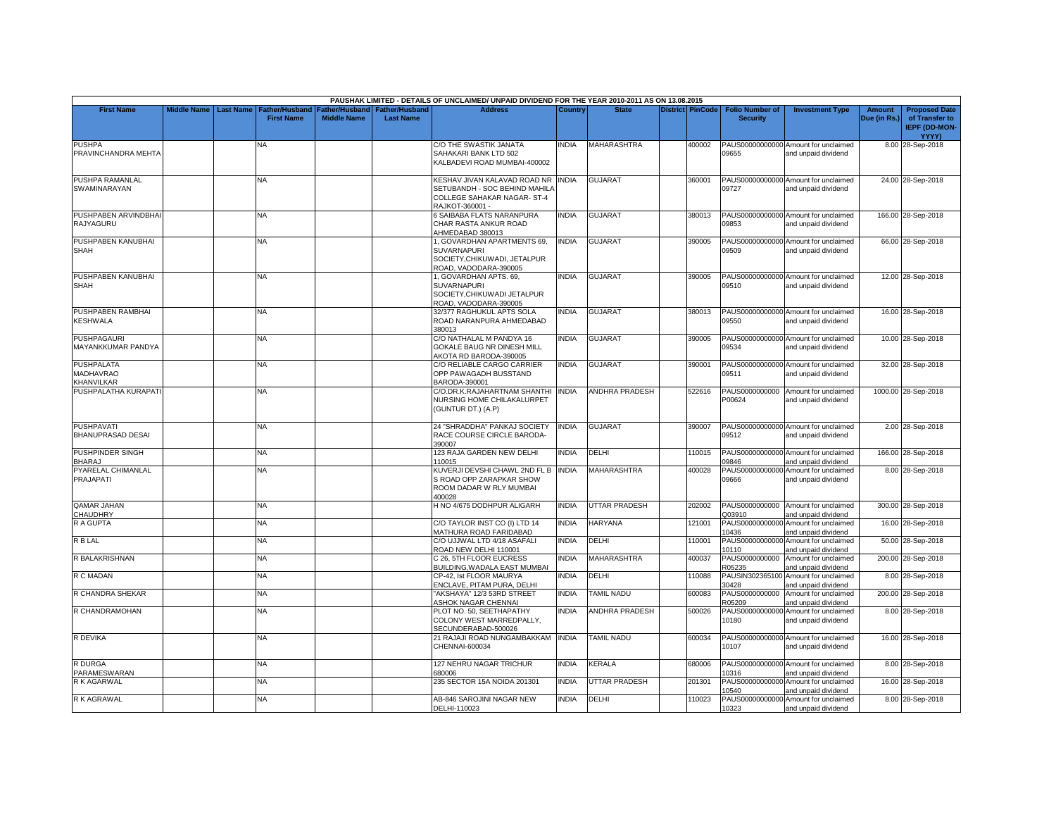PAUSHAK LIMITED - DETAILS OF UNCLAIMED/ UNPAID DIVIDEND FOR THE YEAR 2010-2011 AS ON 13.08.2015

| First Name | Middle Name | Last Name | Father/Husband First Name | Father/Husband Middle Name | Father/Husband Last Name | Address | Country | State | District | PinCode | Folio Number of Security | Investment Type | Amount Due (in Rs.) | Proposed Date of Transfer to IEPF (DD-MON-YYYY) |
|---|---|---|---|---|---|---|---|---|---|---|---|---|---|---|
| PUSHPA PRAVINCHANDRA MEHTA | | | NA | | | C/O THE SWASTIK JANATA SAHAKARI BANK LTD 502 KALBADEVI ROAD MUMBAI-400002 | INDIA | MAHARASHTRA | | 400002 | PAUS00000000000 09655 | Amount for unclaimed and unpaid dividend | 8.00 | 28-Sep-2018 |
| PUSHPA RAMANLAL SWAMINARAYAN | | | NA | | | KESHAV JIVAN KALAVAD ROAD NR SETUBANDH - SOC BEHIND MAHILA COLLEGE SAHAKAR NAGAR- ST-4 RAJKOT-360001 - | INDIA | GUJARAT | | 360001 | PAUS00000000000 09727 | Amount for unclaimed and unpaid dividend | 24.00 | 28-Sep-2018 |
| PUSHPABEN ARVINDBHAI RAJYAGURU | | | NA | | | 6 SAIBABA FLATS NARANPURA CHAR RASTA ANKUR ROAD AHMEDABAD 380013 | INDIA | GUJARAT | | 380013 | PAUS00000000000 09853 | Amount for unclaimed and unpaid dividend | 166.00 | 28-Sep-2018 |
| PUSHPABEN KANUBHAI SHAH | | | NA | | | 1, GOVARDHAN APARTMENTS 69, SUVARNAPURI SOCIETY,CHIKUWADI, JETALPUR ROAD, VADODARA-390005 | INDIA | GUJARAT | | 390005 | PAUS00000000000 09509 | Amount for unclaimed and unpaid dividend | 66.00 | 28-Sep-2018 |
| PUSHPABEN KANUBHAI SHAH | | | NA | | | 1, GOVARDHAN APTS. 69, SUVARNAPURI SOCIETY,CHIKUWADI JETALPUR ROAD, VADODARA-390005 | INDIA | GUJARAT | | 390005 | PAUS00000000000 09510 | Amount for unclaimed and unpaid dividend | 12.00 | 28-Sep-2018 |
| PUSHPABEN RAMBHAI KESHWALA | | | NA | | | 32/377 RAGHUKUL APTS SOLA ROAD NARANPURA AHMEDABAD 380013 | INDIA | GUJARAT | | 380013 | PAUS00000000000 09550 | Amount for unclaimed and unpaid dividend | 16.00 | 28-Sep-2018 |
| PUSHPAGAURI MAYANKKUMAR PANDYA | | | NA | | | C/O NATHALAL M PANDYA 16 GOKALE BAUG NR DINESH MILL AKOTA RD BARODA-390005 | INDIA | GUJARAT | | 390005 | PAUS00000000000 09534 | Amount for unclaimed and unpaid dividend | 10.00 | 28-Sep-2018 |
| PUSHPALATA MADHAVRAO KHANVILKAR | | | NA | | | C/O RELIABLE CARGO CARRIER OPP PAWAGADH BUSSTAND BARODA-390001 | INDIA | GUJARAT | | 390001 | PAUS00000000000 09511 | Amount for unclaimed and unpaid dividend | 32.00 | 28-Sep-2018 |
| PUSHPALATHA KURAPATI | | | NA | | | C/O.DR.K.RAJAHARTNAM SHANTHI NURSING HOME CHILAKALURPET (GUNTUR DT.) (A.P) | INDIA | ANDHRA PRADESH | | 522616 | PAUS0000000000 P00624 | Amount for unclaimed and unpaid dividend | 1000.00 | 28-Sep-2018 |
| PUSHPAVATI BHANUPRASAD DESAI | | | NA | | | 24 "SHRADDHA" PANKAJ SOCIETY RACE COURSE CIRCLE BARODA-390007 | INDIA | GUJARAT | | 390007 | PAUS00000000000 09512 | Amount for unclaimed and unpaid dividend | 2.00 | 28-Sep-2018 |
| PUSHPINDER SINGH BHARAJ | | | NA | | | 123 RAJA GARDEN NEW DELHI 110015 | INDIA | DELHI | | 110015 | PAUS00000000000 09846 | Amount for unclaimed and unpaid dividend | 166.00 | 28-Sep-2018 |
| PYARELAL CHIMANLAL PRAJAPATI | | | NA | | | KUVERJI DEVSHI CHAWL 2ND FL B S ROAD OPP ZARAPKAR SHOW ROOM DADAR W RLY MUMBAI 400028 | INDIA | MAHARASHTRA | | 400028 | PAUS00000000000 09666 | Amount for unclaimed and unpaid dividend | 8.00 | 28-Sep-2018 |
| QAMAR JAHAN CHAUDHRY | | | NA | | | H NO 4/675 DODHPUR ALIGARH | INDIA | UTTAR PRADESH | | 202002 | PAUS0000000000 Q03910 | Amount for unclaimed and unpaid dividend | 300.00 | 28-Sep-2018 |
| R A GUPTA | | | NA | | | C/O TAYLOR INST CO (I) LTD 14 MATHURA ROAD FARIDABAD | INDIA | HARYANA | | 121001 | PAUS00000000000 10436 | Amount for unclaimed and unpaid dividend | 16.00 | 28-Sep-2018 |
| R B LAL | | | NA | | | C/O UJJWAL LTD 4/18 ASAFALI ROAD NEW DELHI 110001 | INDIA | DELHI | | 110001 | PAUS00000000000 10110 | Amount for unclaimed and unpaid dividend | 50.00 | 28-Sep-2018 |
| R BALAKRISHNAN | | | NA | | | C 26, 5TH FLOOR EUCRESS BUILDING,WADALA EAST MUMBAI | INDIA | MAHARASHTRA | | 400037 | PAUS0000000000 R05235 | Amount for unclaimed and unpaid dividend | 200.00 | 28-Sep-2018 |
| R C MADAN | | | NA | | | CP-42, Ist FLOOR MAURYA ENCLAVE, PITAM PURA, DELHI | INDIA | DELHI | | 110088 | PAUSIN302365100 30428 | Amount for unclaimed and unpaid dividend | 8.00 | 28-Sep-2018 |
| R CHANDRA SHEKAR | | | NA | | | "AKSHAYA" 12/3 53RD STREET ASHOK NAGAR CHENNAI | INDIA | TAMIL NADU | | 600083 | PAUS0000000000 R05209 | Amount for unclaimed and unpaid dividend | 200.00 | 28-Sep-2018 |
| R CHANDRAMOHAN | | | NA | | | PLOT NO. 50, SEETHAPATHY COLONY WEST MARREDPALLY, SECUNDERABAD-500026 | INDIA | ANDHRA PRADESH | | 500026 | PAUS00000000000 10180 | Amount for unclaimed and unpaid dividend | 8.00 | 28-Sep-2018 |
| R DEVIKA | | | NA | | | 21 RAJAJI ROAD NUNGAMBAKKAM CHENNAI-600034 | INDIA | TAMIL NADU | | 600034 | PAUS00000000000 10107 | Amount for unclaimed and unpaid dividend | 16.00 | 28-Sep-2018 |
| R DURGA PARAMESWARAN | | | NA | | | 127 NEHRU NAGAR TRICHUR 680006 | INDIA | KERALA | | 680006 | PAUS00000000000 10316 | Amount for unclaimed and unpaid dividend | 8.00 | 28-Sep-2018 |
| R K AGARWAL | | | NA | | | 235 SECTOR 15A NOIDA 201301 | INDIA | UTTAR PRADESH | | 201301 | PAUS00000000000 10540 | Amount for unclaimed and unpaid dividend | 16.00 | 28-Sep-2018 |
| R K AGRAWAL | | | NA | | | AB-846 SAROJINI NAGAR NEW DELHI-110023 | INDIA | DELHI | | 110023 | PAUS00000000000 10323 | Amount for unclaimed and unpaid dividend | 8.00 | 28-Sep-2018 |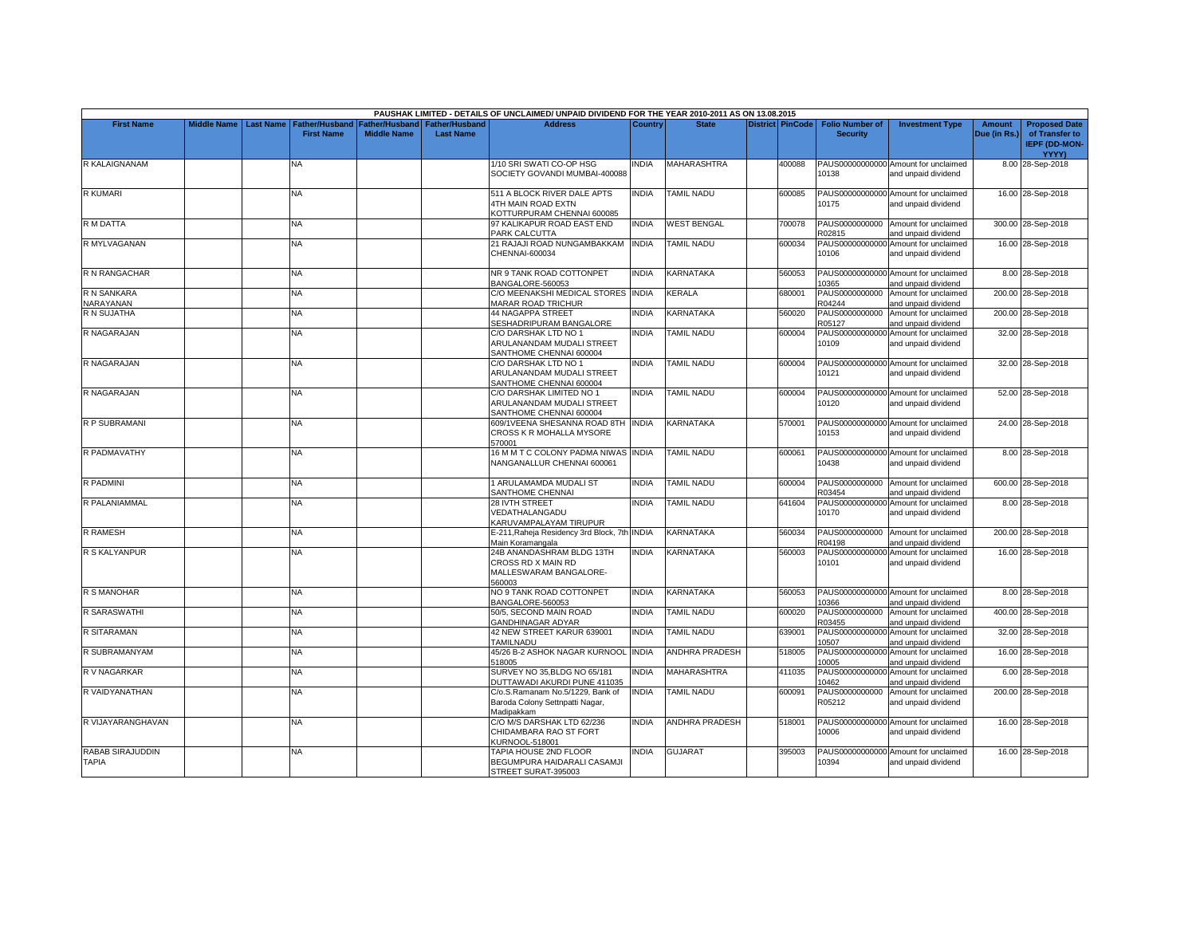PAUSHAK LIMITED - DETAILS OF UNCLAIMED/ UNPAID DIVIDEND FOR THE YEAR 2010-2011 AS ON 13.08.2015

| First Name | Middle Name | Last Name | Father/Husband First Name | Father/Husband Middle Name | Father/Husband Last Name | Address | Country | State | District | PinCode | Folio Number of Security | Investment Type | Amount Due (in Rs.) | Proposed Date of Transfer to IEPF (DD-MON-YYYY) |
|---|---|---|---|---|---|---|---|---|---|---|---|---|---|---|
| R KALAIGNANAM | | | NA | | | 1/10 SRI SWATI CO-OP HSG SOCIETY GOVANDI MUMBAI-400088 | INDIA | MAHARASHTRA | | 400088 | PAUS000000000000010138 | Amount for unclaimed and unpaid dividend | 8.00 | 28-Sep-2018 |
| R KUMARI | | | NA | | | 511 A BLOCK RIVER DALE APTS 4TH MAIN ROAD EXTN KOTTURPURAM CHENNAI 600085 | INDIA | TAMIL NADU | | 600085 | PAUS000000000000010175 | Amount for unclaimed and unpaid dividend | 16.00 | 28-Sep-2018 |
| R M DATTA | | | NA | | | 97 KALIKAPUR ROAD EAST END PARK CALCUTTA | INDIA | WEST BENGAL | | 700078 | PAUS0000000000R02815 | Amount for unclaimed and unpaid dividend | 300.00 | 28-Sep-2018 |
| R MYLVAGANAN | | | NA | | | 21 RAJAJI ROAD NUNGAMBAKKAM CHENNAI-600034 | INDIA | TAMIL NADU | | 600034 | PAUS000000000000010106 | Amount for unclaimed and unpaid dividend | 16.00 | 28-Sep-2018 |
| R N RANGACHAR | | | NA | | | NR 9 TANK ROAD COTTONPET BANGALORE-560053 | INDIA | KARNATAKA | | 560053 | PAUS000000000000010365 | Amount for unclaimed and unpaid dividend | 8.00 | 28-Sep-2018 |
| R N SANKARA NARAYANAN | | | NA | | | C/O MEENAKSHI MEDICAL STORES MARAR ROAD TRICHUR | INDIA | KERALA | | 680001 | PAUS0000000000R04244 | Amount for unclaimed and unpaid dividend | 200.00 | 28-Sep-2018 |
| R N SUJATHA | | | NA | | | 44 NAGAPPA STREET SESHADRIPURAM BANGALORE | INDIA | KARNATAKA | | 560020 | PAUS0000000000R05127 | Amount for unclaimed and unpaid dividend | 200.00 | 28-Sep-2018 |
| R NAGARAJAN | | | NA | | | C/O DARSHAK LTD NO 1 ARULANANDAM MUDALI STREET SANTHOME CHENNAI 600004 | INDIA | TAMIL NADU | | 600004 | PAUS000000000000010109 | Amount for unclaimed and unpaid dividend | 32.00 | 28-Sep-2018 |
| R NAGARAJAN | | | NA | | | C/O DARSHAK LTD NO 1 ARULANANDAM MUDALI STREET SANTHOME CHENNAI 600004 | INDIA | TAMIL NADU | | 600004 | PAUS000000000000010121 | Amount for unclaimed and unpaid dividend | 32.00 | 28-Sep-2018 |
| R NAGARAJAN | | | NA | | | C/O DARSHAK LIMITED NO 1 ARULANANDAM MUDALI STREET SANTHOME CHENNAI 600004 | INDIA | TAMIL NADU | | 600004 | PAUS000000000000010120 | Amount for unclaimed and unpaid dividend | 52.00 | 28-Sep-2018 |
| R P SUBRAMANI | | | NA | | | 609/1VEENA SHESANNA ROAD 8TH CROSS K R MOHALLA MYSORE 570001 | INDIA | KARNATAKA | | 570001 | PAUS000000000000010153 | Amount for unclaimed and unpaid dividend | 24.00 | 28-Sep-2018 |
| R PADMAVATHY | | | NA | | | 16 M M T C COLONY PADMA NIWAS NANGANALLUR CHENNAI 600061 | INDIA | TAMIL NADU | | 600061 | PAUS000000000000010438 | Amount for unclaimed and unpaid dividend | 8.00 | 28-Sep-2018 |
| R PADMINI | | | NA | | | 1 ARULAMAMDA MUDALI ST SANTHOME CHENNAI | INDIA | TAMIL NADU | | 600004 | PAUS0000000000R03454 | Amount for unclaimed and unpaid dividend | 600.00 | 28-Sep-2018 |
| R PALANIAMMAL | | | NA | | | 28 IVTH STREET VEDATHALANGADU KARUVAMPALAYAM TIRUPUR | INDIA | TAMIL NADU | | 641604 | PAUS000000000000010170 | Amount for unclaimed and unpaid dividend | 8.00 | 28-Sep-2018 |
| R RAMESH | | | NA | | | E-211,Raheja Residency 3rd Block, 7th Main Koramangala | INDIA | KARNATAKA | | 560034 | PAUS0000000000R04198 | Amount for unclaimed and unpaid dividend | 200.00 | 28-Sep-2018 |
| R S KALYANPUR | | | NA | | | 24B ANANDASHRAM BLDG 13TH CROSS RD X MAIN RD MALLESWARAM BANGALORE-560003 | INDIA | KARNATAKA | | 560003 | PAUS000000000000010101 | Amount for unclaimed and unpaid dividend | 16.00 | 28-Sep-2018 |
| R S MANOHAR | | | NA | | | NO 9 TANK ROAD COTTONPET BANGALORE-560053 | INDIA | KARNATAKA | | 560053 | PAUS000000000000010366 | Amount for unclaimed and unpaid dividend | 8.00 | 28-Sep-2018 |
| R SARASWATHI | | | NA | | | 50/5, SECOND MAIN ROAD GANDHINAGAR ADYAR | INDIA | TAMIL NADU | | 600020 | PAUS0000000000R03455 | Amount for unclaimed and unpaid dividend | 400.00 | 28-Sep-2018 |
| R SITARAMAN | | | NA | | | 42 NEW STREET KARUR 639001 TAMILNADU | INDIA | TAMIL NADU | | 639001 | PAUS000000000000010507 | Amount for unclaimed and unpaid dividend | 32.00 | 28-Sep-2018 |
| R SUBRAMANYAM | | | NA | | | 45/26 B-2 ASHOK NAGAR KURNOOL 518005 | INDIA | ANDHRA PRADESH | | 518005 | PAUS000000000000010005 | Amount for unclaimed and unpaid dividend | 16.00 | 28-Sep-2018 |
| R V NAGARKAR | | | NA | | | SURVEY NO 35,BLDG NO 65/181 DUTTAWADI AKURDI PUNE 411035 | INDIA | MAHARASHTRA | | 411035 | PAUS000000000000010462 | Amount for unclaimed and unpaid dividend | 6.00 | 28-Sep-2018 |
| R VAIDYANATHAN | | | NA | | | C/o.S.Ramanam No.5/1229, Bank of Baroda Colony Settnpatti Nagar, Madipakkam | INDIA | TAMIL NADU | | 600091 | PAUS0000000000R05212 | Amount for unclaimed and unpaid dividend | 200.00 | 28-Sep-2018 |
| R VIJAYARANGHAVAN | | | NA | | | C/O M/S DARSHAK LTD 62/236 CHIDAMBARA RAO ST FORT KURNOOL-518001 | INDIA | ANDHRA PRADESH | | 518001 | PAUS000000000000010006 | Amount for unclaimed and unpaid dividend | 16.00 | 28-Sep-2018 |
| RABAB SIRAJUDDIN TAPIA | | | NA | | | TAPIA HOUSE 2ND FLOOR BEGUMPURA HAIDARALI CASAMJI STREET SURAT-395003 | INDIA | GUJARAT | | 395003 | PAUS000000000000010394 | Amount for unclaimed and unpaid dividend | 16.00 | 28-Sep-2018 |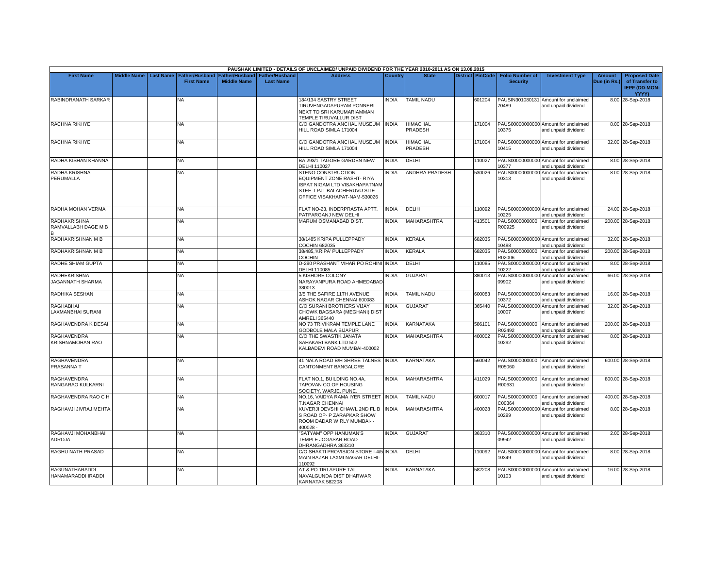| PAUSHAK LIMITED - DETAILS OF UNCLAIMED/ UNPAID DIVIDEND FOR THE YEAR 2010-2011 AS ON 13.08.2015 | | | | | | | | | | | | | | |
|---|---|---|---|---|---|---|---|---|---|---|---|---|---|---|
| First Name | Middle Name | Last Name | Father/Husband First Name | Father/Husband Middle Name | Father/Husband Last Name | Address | Country | State | District | PinCode | Folio Number of Security | Investment Type | Amount Due (in Rs.) | Proposed Date of Transfer to IEPF (DD-MON-YYYY) |
| RABINDRANATH SARKAR | | | NA | | | 184/134 SASTRY STREET TIRUVENGADAPURAM PONNERI NEXT TO SRI KARUMARIAMMAN TEMPLE TIRUVALLUR DIST | INDIA | TAMIL NADU | | 601204 | PAUSIN30108013170489 | Amount for unclaimed and unpaid dividend | 8.00 | 28-Sep-2018 |
| RACHNA RIKHYE | | | NA | | | C/O GANDOTRA ANCHAL MUSEUM HILL ROAD SIMLA 171004 | INDIA | HIMACHAL PRADESH | | 171004 | PAUS0000000000010375 | Amount for unclaimed and unpaid dividend | 8.00 | 28-Sep-2018 |
| RACHNA RIKHYE | | | NA | | | C/O GANDOTRA ANCHAL MUSEUM HILL ROAD SIMLA 171004 | INDIA | HIMACHAL PRADESH | | 171004 | PAUS0000000000010415 | Amount for unclaimed and unpaid dividend | 32.00 | 28-Sep-2018 |
| RADHA KISHAN KHANNA | | | NA | | | BA 293/1 TAGORE GARDEN NEW DELHI 110027 | INDIA | DELHI | | 110027 | PAUS0000000000010377 | Amount for unclaimed and unpaid dividend | 8.00 | 28-Sep-2018 |
| RADHA KRISHNA PERUMALLA | | | NA | | | STENO CONSTRUCTION EQUIPMENT ZONE RASHT- RIYA ISPAT NIGAM LTD VISAKHAPATNAM STEE- LPJT BALACHERUVU SITE OFFICE VISAKHAPAT-NAM-530026 | INDIA | ANDHRA PRADESH | | 530026 | PAUS0000000000010313 | Amount for unclaimed and unpaid dividend | 8.00 | 28-Sep-2018 |
| RADHA MOHAN VERMA | | | NA | | | FLAT NO-23, INDERPRASTA APTT. PATPARGANJ NEW DELHI | INDIA | DELHI | | 110092 | PAUS0000000000010225 | Amount for unclaimed and unpaid dividend | 24.00 | 28-Sep-2018 |
| RADHAKRISHNA RAMVALLABH DAGE M B B | | | NA | | | MARUM OSMANABAD DIST. | INDIA | MAHARASHTRA | | 413501 | PAUS0000000000R00925 | Amount for unclaimed and unpaid dividend | 200.00 | 28-Sep-2018 |
| RADHAKRISHNAN M B | | | NA | | | 38/1485 KRIPA PULLEPPADY COCHIN 682035 | INDIA | KERALA | | 682035 | PAUS0000000000010488 | Amount for unclaimed and unpaid dividend | 32.00 | 28-Sep-2018 |
| RADHAKRISHNAN M B | | | NA | | | 38/485,'KRIPA' PULLEPPADY COCHIN | INDIA | KERALA | | 682035 | PAUS0000000000R02006 | Amount for unclaimed and unpaid dividend | 200.00 | 28-Sep-2018 |
| RADHE SHIAM GUPTA | | | NA | | | D-290 PRASHANT VIHAR PO ROHINI DELHI 110085 | INDIA | DELHI | | 110085 | PAUS0000000000010222 | Amount for unclaimed and unpaid dividend | 8.00 | 28-Sep-2018 |
| RADHEKRISHNA JAGANNATH SHARMA | | | NA | | | 5 KISHORE COLONY NARAYANPURA ROAD AHMEDABAD-380013 | INDIA | GUJARAT | | 380013 | PAUS0000000000009902 | Amount for unclaimed and unpaid dividend | 66.00 | 28-Sep-2018 |
| RADHIKA SESHAN | | | NA | | | 3/5 THE SAFIRE 11TH AVENUE ASHOK NAGAR CHENNAI 600083 | INDIA | TAMIL NADU | | 600083 | PAUS0000000000010372 | Amount for unclaimed and unpaid dividend | 16.00 | 28-Sep-2018 |
| RAGHABHAI LAXMANBHAI SURANI | | | NA | | | C/O SURANI BROTHERS VIJAY CHOWK BAGSARA (MEGHANI) DIST AMRELI 365440 | INDIA | GUJARAT | | 365440 | PAUS0000000000010007 | Amount for unclaimed and unpaid dividend | 32.00 | 28-Sep-2018 |
| RAGHAVENDRA K DESAI | | | NA | | | NO 73 TRIVIKRAM TEMPLE LANE GODBOLE MALA BIJAPUR | INDIA | KARNATAKA | | 586101 | PAUS0000000000R02492 | Amount for unclaimed and unpaid dividend | 200.00 | 28-Sep-2018 |
| RAGHAVENDRA KRISHNAMOHAN RAO | | | NA | | | C/O THE SWASTIK JANATA SAHAKARI BANK LTD 502 KALBADEVI ROAD MUMBAI-400002 | INDIA | MAHARASHTRA | | 400002 | PAUS0000000000010292 | Amount for unclaimed and unpaid dividend | 8.00 | 28-Sep-2018 |
| RAGHAVENDRA PRASANNA T | | | NA | | | 41 NALA ROAD B/H SHREE TALNES CANTONMENT BANGALORE | INDIA | KARNATAKA | | 560042 | PAUS0000000000R05060 | Amount for unclaimed and unpaid dividend | 600.00 | 28-Sep-2018 |
| RAGHAVENDRA RANGARAO KULKARNI | | | NA | | | FLAT NO.1, BUILDING NO.4A, TAPOVAN CO.OP HOUSING SOCIETY, WARJE, PUNE. | INDIA | MAHARASHTRA | | 411029 | PAUS0000000000R00631 | Amount for unclaimed and unpaid dividend | 800.00 | 28-Sep-2018 |
| RAGHAVENDRA RAO C H | | | NA | | | NO.16, VAIDYA RAMA IYER STREET T.NAGAR CHENNAI | INDIA | TAMIL NADU | | 600017 | PAUS0000000000C00364 | Amount for unclaimed and unpaid dividend | 400.00 | 28-Sep-2018 |
| RAGHAVJI JIVRAJ MEHTA | | | NA | | | KUVERJI DEVSHI CHAWL 2ND FL B S ROAD OP- P ZARAPKAR SHOW ROOM DADAR W RLY MUMBAI- - 400028 - | INDIA | MAHARASHTRA | | 400028 | PAUS0000000000010299 | Amount for unclaimed and unpaid dividend | 8.00 | 28-Sep-2018 |
| RAGHAVJI MOHANBHAI ADROJA | | | NA | | | "SATYAM" OPP HANUMAN'S TEMPLE JOGASAR ROAD DHRANGADHRA 363310 | INDIA | GUJARAT | | 363310 | PAUS0000000000009942 | Amount for unclaimed and unpaid dividend | 2.00 | 28-Sep-2018 |
| RAGHU NATH PRASAD | | | NA | | | C/O SHAKTI PROVISION STORE I-4/5 MAIN BAZAR LAXMI NAGAR DELHI-110092 | INDIA | DELHI | | 110092 | PAUS0000000000010349 | Amount for unclaimed and unpaid dividend | 8.00 | 28-Sep-2018 |
| RAGUNATHARADDI HANAMARADDI IRADDI | | | NA | | | AT & PO TIRLAPURE TAL NAVALGUNDA DIST DHARWAR KARNATAK 582208 | INDIA | KARNATAKA | | 582208 | PAUS0000000000010103 | Amount for unclaimed and unpaid dividend | 16.00 | 28-Sep-2018 |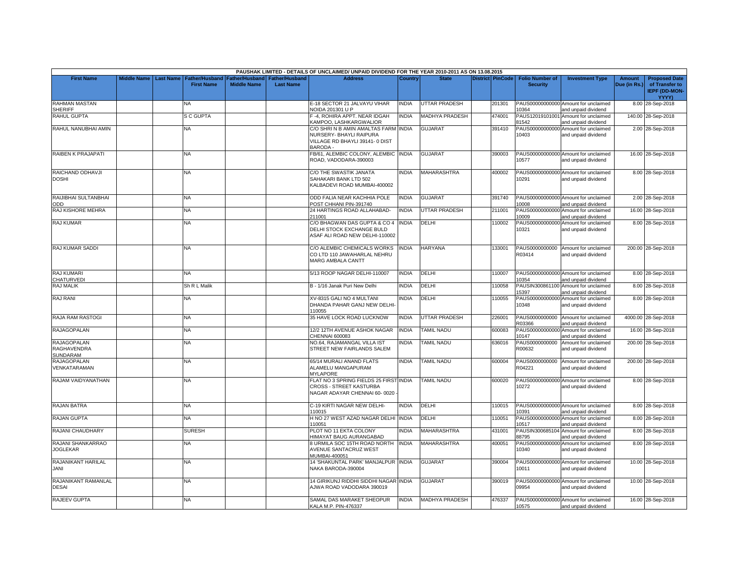PAUSHAK LIMITED - DETAILS OF UNCLAIMED/ UNPAID DIVIDEND FOR THE YEAR 2010-2011 AS ON 13.08.2015

| First Name | Middle Name | Last Name | Father/Husband First Name | Father/Husband Middle Name | Father/Husband Last Name | Address | Country | State | District | PinCode | Folio Number of Security | Investment Type | Amount Due (in Rs.) | Proposed Date of Transfer to IEPF (DD-MON-YYYY) |
|---|---|---|---|---|---|---|---|---|---|---|---|---|---|---|
| RAHMAN MASTAN SHERIFF | | | NA | | | E-18 SECTOR 21 JALVAYU VIHAR NOIDA 201301 U P | INDIA | UTTAR PRADESH | | 201301 | PAUS00000000000010364 | Amount for unclaimed and unpaid dividend | 8.00 | 28-Sep-2018 |
| RAHUL GUPTA | | | S C GUPTA | | | F -4, ROHIRA APPT. NEAR IDGAH KAMPOO, LASHKARGWALIOR | INDIA | MADHYA PRADESH | | 474001 | PAUS1201910100181542 | Amount for unclaimed and unpaid dividend | 140.00 | 28-Sep-2018 |
| RAHUL NANUBHAI AMIN | | | NA | | | C/O SHRI N B AMIN AMALTAS FARM NURSERY- BHAYLI RAIPURA VILLAGE RD BHAYLI 39141- 0 DIST BARODA - | INDIA | GUJARAT | | 391410 | PAUS00000000000010403 | Amount for unclaimed and unpaid dividend | 2.00 | 28-Sep-2018 |
| RAIBEN K PRAJAPATI | | | NA | | | FB/61, ALEMBIC COLONY, ALEMBIC ROAD, VADODARA-390003 | INDIA | GUJARAT | | 390003 | PAUS00000000000010577 | Amount for unclaimed and unpaid dividend | 16.00 | 28-Sep-2018 |
| RAICHAND ODHAVJI DOSHI | | | NA | | | C/O THE SWASTIK JANATA SAHAKARI BANK LTD 502 KALBADEVI ROAD MUMBAI-400002 | INDIA | MAHARASHTRA | | 400002 | PAUS00000000000010291 | Amount for unclaimed and unpaid dividend | 8.00 | 28-Sep-2018 |
| RAIJIBHAI SULTANBHAI ODD | | | NA | | | ODD FALIA NEAR KACHHIA POLE POST CHHANI PIN-391740 | INDIA | GUJARAT | | 391740 | PAUS00000000000010008 | Amount for unclaimed and unpaid dividend | 2.00 | 28-Sep-2018 |
| RAJ KISHORE MEHRA | | | NA | | | 24 HARTINGS ROAD ALLAHABAD-211001 | INDIA | UTTAR PRADESH | | 211001 | PAUS00000000000010009 | Amount for unclaimed and unpaid dividend | 16.00 | 28-Sep-2018 |
| RAJ KUMAR | | | NA | | | C/O BHAGWAN DAS GUPTA & CO 4 DELHI STOCK EXCHANGE BULD ASAF ALI ROAD NEW DELHI-110002 | INDIA | DELHI | | 110002 | PAUS00000000000010321 | Amount for unclaimed and unpaid dividend | 8.00 | 28-Sep-2018 |
| RAJ KUMAR SADDI | | | NA | | | C/O ALEMBIC CHEMICALS WORKS CO LTD 110 JAWAHARLAL NEHRU MARG AMBALA CANTT | INDIA | HARYANA | | 133001 | PAUS0000000000R03414 | Amount for unclaimed and unpaid dividend | 200.00 | 28-Sep-2018 |
| RAJ KUMARI CHATURVEDI | | | NA | | | 5/13 ROOP NAGAR DELHI-110007 | INDIA | DELHI | | 110007 | PAUS00000000000010354 | Amount for unclaimed and unpaid dividend | 8.00 | 28-Sep-2018 |
| RAJ MALIK | | | Sh R L Malik | | | B - 1/16 Janak Puri New Delhi | INDIA | DELHI | | 110058 | PAUSIN3008611001 5397 | Amount for unclaimed and unpaid dividend | 8.00 | 28-Sep-2018 |
| RAJ RANI | | | NA | | | XV-8315 GALI NO 4 MULTANI DHANDA PAHAR GANJ NEW DELHI-110055 | INDIA | DELHI | | 110055 | PAUS00000000000010348 | Amount for unclaimed and unpaid dividend | 8.00 | 28-Sep-2018 |
| RAJA RAM RASTOGI | | | NA | | | 35 HAVE LOCK ROAD LUCKNOW | INDIA | UTTAR PRADESH | | 226001 | PAUS0000000000R03366 | Amount for unclaimed and unpaid dividend | 4000.00 | 28-Sep-2018 |
| RAJAGOPALAN | | | NA | | | 12/2 12TH AVENUE ASHOK NAGAR CHENNAI 600083 | INDIA | TAMIL NADU | | 600083 | PAUS00000000000010147 | Amount for unclaimed and unpaid dividend | 16.00 | 28-Sep-2018 |
| RAJAGOPALAN RAGHAVENDRA SUNDARAM | | | NA | | | NO.64, RAJAMANGAL VILLA IST STREET NEW FAIRLANDS SALEM | INDIA | TAMIL NADU | | 636016 | PAUS0000000000R00632 | Amount for unclaimed and unpaid dividend | 200.00 | 28-Sep-2018 |
| RAJAGOPALAN VENKATARAMAN | | | NA | | | 65/14 MURALI ANAND FLATS ALAMELU MANGAPURAM MYLAPORE | INDIA | TAMIL NADU | | 600004 | PAUS0000000000R04221 | Amount for unclaimed and unpaid dividend | 200.00 | 28-Sep-2018 |
| RAJAM VAIDYANATHAN | | | NA | | | FLAT NO 3 SPRING FIELDS 25 FIRST CROSS - STREET KASTURBA NAGAR ADAYAR CHENNAI 60- 0020 - | INDIA | TAMIL NADU | | 600020 | PAUS00000000000010272 | Amount for unclaimed and unpaid dividend | 8.00 | 28-Sep-2018 |
| RAJAN BATRA | | | NA | | | C-19 KIRTI NAGAR NEW DELHI-110015 | INDIA | DELHI | | 110015 | PAUS00000000000010391 | Amount for unclaimed and unpaid dividend | 8.00 | 28-Sep-2018 |
| RAJAN GUPTA | | | NA | | | H NO 27 WEST AZAD NAGAR DELHI 110051 | INDIA | DELHI | | 110051 | PAUS00000000000010517 | Amount for unclaimed and unpaid dividend | 8.00 | 28-Sep-2018 |
| RAJANI CHAUDHARY | | | SURESH | | | PLOT NO 11 EKTA COLONY HIMAYAT BAUG AURANGABAD | INDIA | MAHARASHTRA | | 431001 | PAUSIN3006851048 8795 | Amount for unclaimed and unpaid dividend | 8.00 | 28-Sep-2018 |
| RAJANI SHANKARRAO JOGLEKAR | | | NA | | | 8 URMILA SOC 15TH ROAD NORTH AVENUE SANTACRUZ WEST MUMBAI-400051 | INDIA | MAHARASHTRA | | 400051 | PAUS00000000000010340 | Amount for unclaimed and unpaid dividend | 8.00 | 28-Sep-2018 |
| RAJANIKANT HARILAL JANI | | | NA | | | 14 'SHAKUNTAL PARK' MANJALPUR NAKA BARODA-390004 | INDIA | GUJARAT | | 390004 | PAUS00000000000010011 | Amount for unclaimed and unpaid dividend | 10.00 | 28-Sep-2018 |
| RAJANIKANT RAMANLAL DESAI | | | NA | | | 14 GIRIKUNJ RIDDHI SIDDHI NAGAR AJWA ROAD VADODARA 390019 | INDIA | GUJARAT | | 390019 | PAUS00000000000009954 | Amount for unclaimed and unpaid dividend | 10.00 | 28-Sep-2018 |
| RAJEEV GUPTA | | | NA | | | SAMAL DAS MARAKET SHEOPUR KALA M.P. PIN-476337 | INDIA | MADHYA PRADESH | | 476337 | PAUS00000000000010575 | Amount for unclaimed and unpaid dividend | 16.00 | 28-Sep-2018 |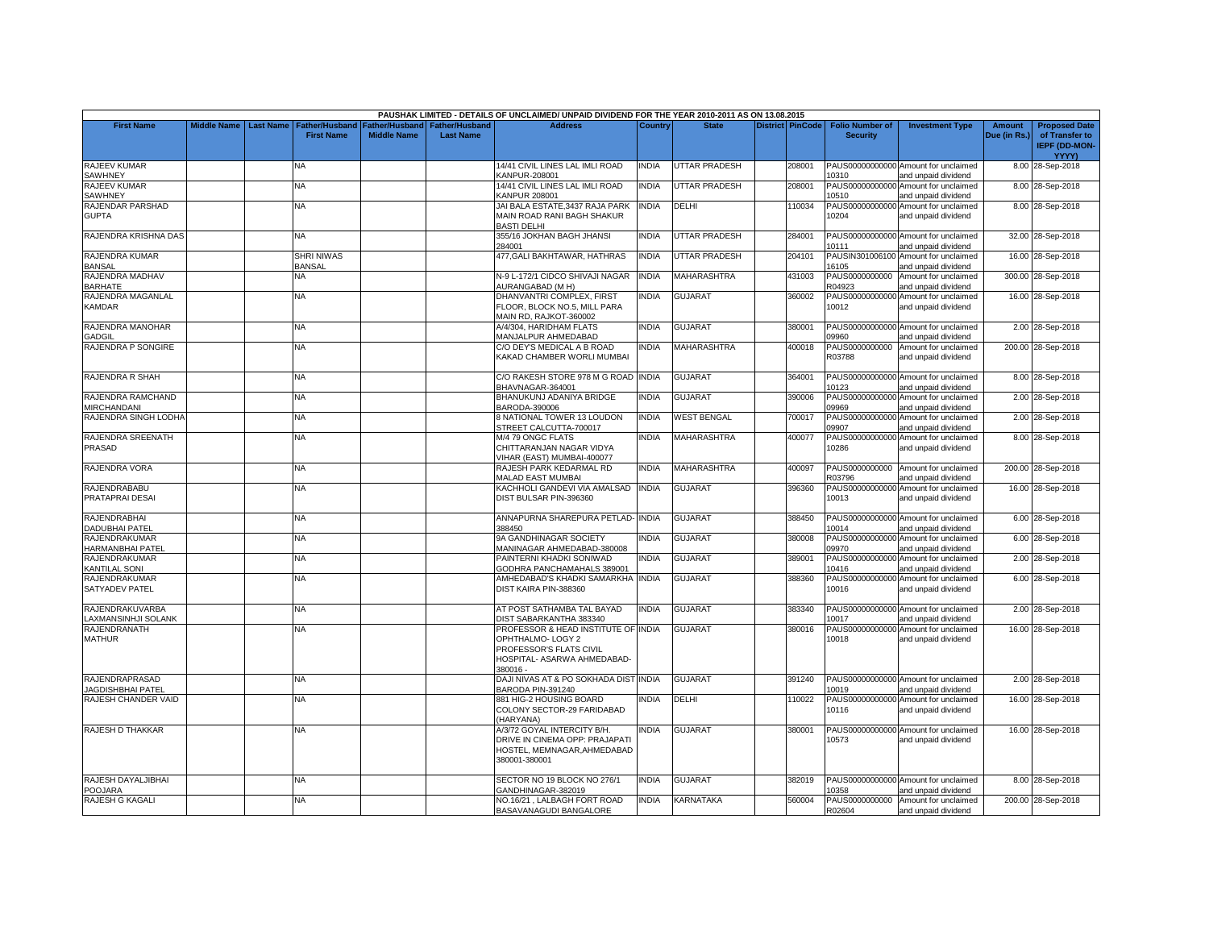PAUSHAK LIMITED - DETAILS OF UNCLAIMED/ UNPAID DIVIDEND FOR THE YEAR 2010-2011 AS ON 13.08.2015

| First Name | Middle Name | Last Name | Father/Husband First Name | Father/Husband Middle Name | Father/Husband Last Name | Address | Country | State | District | PinCode | Folio Number of Security | Investment Type | Amount Due (in Rs.) | Proposed Date of Transfer to IEPF (DD-MON-YYYY) |
|---|---|---|---|---|---|---|---|---|---|---|---|---|---|---|
| RAJEEV KUMAR SAWHNEY | | | NA | | | 14/41 CIVIL LINES LAL IMLI ROAD KANPUR-208001 | INDIA | UTTAR PRADESH | | 208001 | PAUS00000000000010310 | Amount for unclaimed and unpaid dividend | 8.00 | 28-Sep-2018 |
| RAJEEV KUMAR SAWHNEY | | | NA | | | 14/41 CIVIL LINES LAL IMLI ROAD KANPUR 208001 | INDIA | UTTAR PRADESH | | 208001 | PAUS00000000000010510 | Amount for unclaimed and unpaid dividend | 8.00 | 28-Sep-2018 |
| RAJENDAR PARSHAD GUPTA | | | NA | | | JAI BALA ESTATE,3437 RAJA PARK MAIN ROAD RANI BAGH SHAKUR BASTI DELHI | INDIA | DELHI | | 110034 | PAUS00000000000010204 | Amount for unclaimed and unpaid dividend | 8.00 | 28-Sep-2018 |
| RAJENDRA KRISHNA DAS | | | NA | | | 355/16 JOKHAN BAGH JHANSI 284001 | INDIA | UTTAR PRADESH | | 284001 | PAUS00000000000010111 | Amount for unclaimed and unpaid dividend | 32.00 | 28-Sep-2018 |
| RAJENDRA KUMAR BANSAL | | | SHRI NIWAS BANSAL | | | 477,GALI BAKHTAWAR, HATHRAS | INDIA | UTTAR PRADESH | | 204101 | PAUSIN30100610016105 | Amount for unclaimed and unpaid dividend | 16.00 | 28-Sep-2018 |
| RAJENDRA MADHAV BARHATE | | | NA | | | N-9 L-172/1 CIDCO SHIVAJI NAGAR AURANGABAD (M H) | INDIA | MAHARASHTRA | | 431003 | PAUS0000000000R04923 | Amount for unclaimed and unpaid dividend | 300.00 | 28-Sep-2018 |
| RAJENDRA MAGANLAL KAMDAR | | | NA | | | DHANVANTRI COMPLEX, FIRST FLOOR, BLOCK NO.5, MILL PARA MAIN RD, RAJKOT-360002 | INDIA | GUJARAT | | 360002 | PAUS00000000000010012 | Amount for unclaimed and unpaid dividend | 16.00 | 28-Sep-2018 |
| RAJENDRA MANOHAR GADGIL | | | NA | | | A/4/304, HARIDHAM FLATS MANJALPUR AHMEDABAD | INDIA | GUJARAT | | 380001 | PAUS00000000000009960 | Amount for unclaimed and unpaid dividend | 2.00 | 28-Sep-2018 |
| RAJENDRA P SONGIRE | | | NA | | | C/O DEY'S MEDICAL A B ROAD KAKAD CHAMBER WORLI MUMBAI | INDIA | MAHARASHTRA | | 400018 | PAUS0000000000R03788 | Amount for unclaimed and unpaid dividend | 200.00 | 28-Sep-2018 |
| RAJENDRA R SHAH | | | NA | | | C/O RAKESH STORE 978 M G ROAD BHAVNAGAR-364001 | INDIA | GUJARAT | | 364001 | PAUS00000000000010123 | Amount for unclaimed and unpaid dividend | 8.00 | 28-Sep-2018 |
| RAJENDRA RAMCHAND MIRCHANDANI | | | NA | | | BHANUKUNJ ADANIYA BRIDGE BARODA-390006 | INDIA | GUJARAT | | 390006 | PAUS00000000000009969 | Amount for unclaimed and unpaid dividend | 2.00 | 28-Sep-2018 |
| RAJENDRA SINGH LODHA | | | NA | | | 8 NATIONAL TOWER 13 LOUDON STREET CALCUTTA-700017 | INDIA | WEST BENGAL | | 700017 | PAUS00000000000009907 | Amount for unclaimed and unpaid dividend | 2.00 | 28-Sep-2018 |
| RAJENDRA SREENATH PRASAD | | | NA | | | M/4 79 ONGC FLATS CHITTARANJAN NAGAR VIDYA VIHAR (EAST) MUMBAI-400077 | INDIA | MAHARASHTRA | | 400077 | PAUS00000000000010286 | Amount for unclaimed and unpaid dividend | 8.00 | 28-Sep-2018 |
| RAJENDRA VORA | | | NA | | | RAJESH PARK KEDARMAL RD MALAD EAST MUMBAI | INDIA | MAHARASHTRA | | 400097 | PAUS0000000000R03796 | Amount for unclaimed and unpaid dividend | 200.00 | 28-Sep-2018 |
| RAJENDRABABU PRATAPRAI DESAI | | | NA | | | KACHHOLI GANDEVI VIA AMALSAD DIST BULSAR PIN-396360 | INDIA | GUJARAT | | 396360 | PAUS00000000000010013 | Amount for unclaimed and unpaid dividend | 16.00 | 28-Sep-2018 |
| RAJENDRABHAI DADUBHAI PATEL | | | NA | | | ANNAPURNA SHAREPURA PETLAD-388450 | INDIA | GUJARAT | | 388450 | PAUS00000000000010014 | Amount for unclaimed and unpaid dividend | 6.00 | 28-Sep-2018 |
| RAJENDRAKUMAR HARMANBHAI PATEL | | | NA | | | 9A GANDHINAGAR SOCIETY MANINAGAR AHMEDABAD-380008 | INDIA | GUJARAT | | 380008 | PAUS00000000000009970 | Amount for unclaimed and unpaid dividend | 6.00 | 28-Sep-2018 |
| RAJENDRAKUMAR KANTILAL SONI | | | NA | | | PAINTERNI KHADKI SONIWAD GODHRA PANCHAMAHALS 389001 | INDIA | GUJARAT | | 389001 | PAUS00000000000010416 | Amount for unclaimed and unpaid dividend | 2.00 | 28-Sep-2018 |
| RAJENDRAKUMAR SATYADEV PATEL | | | NA | | | AMHEDABAD'S KHADKI SAMARKHA DIST KAIRA PIN-388360 | INDIA | GUJARAT | | 388360 | PAUS00000000000010016 | Amount for unclaimed and unpaid dividend | 6.00 | 28-Sep-2018 |
| RAJENDRAKUVARBA LAXMANSINHJI SOLANK | | | NA | | | AT POST SATHAMBA TAL BAYAD DIST SABARKANTHA 383340 | INDIA | GUJARAT | | 383340 | PAUS00000000000010017 | Amount for unclaimed and unpaid dividend | 2.00 | 28-Sep-2018 |
| RAJENDRANATH MATHUR | | | NA | | | PROFESSOR & HEAD INSTITUTE OF OPHTHALMO- LOGY 2 PROFESSOR'S FLATS CIVIL HOSPITAL- ASARWA AHMEDABAD-380016 - | INDIA | GUJARAT | | 380016 | PAUS00000000000010018 | Amount for unclaimed and unpaid dividend | 16.00 | 28-Sep-2018 |
| RAJENDRAPRASAD JAGDISHBHAI PATEL | | | NA | | | DAJI NIVAS AT & PO SOKHADA DIST BARODA PIN-391240 | INDIA | GUJARAT | | 391240 | PAUS00000000000010019 | Amount for unclaimed and unpaid dividend | 2.00 | 28-Sep-2018 |
| RAJESH CHANDER VAID | | | NA | | | 881 HIG-2 HOUSING BOARD COLONY SECTOR-29 FARIDABAD (HARYANA) | INDIA | DELHI | | 110022 | PAUS00000000000010116 | Amount for unclaimed and unpaid dividend | 16.00 | 28-Sep-2018 |
| RAJESH D THAKKAR | | | NA | | | A/3/72 GOYAL INTERCITY B/H. DRIVE IN CINEMA OPP: PRAJAPATI HOSTEL, MEMNAGAR,AHMEDABAD 380001-380001 | INDIA | GUJARAT | | 380001 | PAUS00000000000010573 | Amount for unclaimed and unpaid dividend | 16.00 | 28-Sep-2018 |
| RAJESH DAYALJIBHAI POOJARA | | | NA | | | SECTOR NO 19 BLOCK NO 276/1 GANDHINAGAR-382019 | INDIA | GUJARAT | | 382019 | PAUS00000000000010358 | Amount for unclaimed and unpaid dividend | 8.00 | 28-Sep-2018 |
| RAJESH G KAGALI | | | NA | | | NO.16/21 , LALBAGH FORT ROAD BASAVANAGUDI BANGALORE | INDIA | KARNATAKA | | 560004 | PAUS0000000000R02604 | Amount for unclaimed and unpaid dividend | 200.00 | 28-Sep-2018 |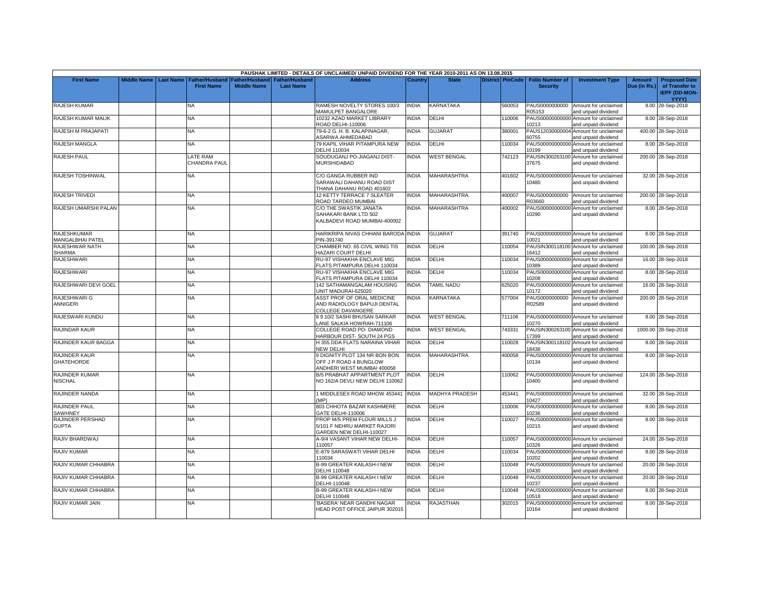| PAUSHAK LIMITED - DETAILS OF UNCLAIMED/ UNPAID DIVIDEND FOR THE YEAR 2010-2011 AS ON 13.08.2015 | | | | | | | | | | | | | | | |
|---|---|---|---|---|---|---|---|---|---|---|---|---|---|---|---|
| First Name | Middle Name | Last Name | Father/Husband First Name | Father/Husband Middle Name | Father/Husband Last Name | Address | Country | State | District | PinCode | Folio Number of Security | Investment Type | Amount Due (in Rs.) | Proposed Date of Transfer to IEPF (DD-MON-YYYY) |
| RAJESH KUMAR | | | NA | | | RAMESH NOVELTY STORES 100/3 MAMULPET BANGALORE | INDIA | KARNATAKA | | 560053 | PAUS0000000000 R05153 | Amount for unclaimed and unpaid dividend | 8.00 | 28-Sep-2018 |
| RAJESH KUMAR MALIK | | | NA | | | 10232 AZAD MARKET LIBRARY ROAD DELHI-110006 | INDIA | DELHI | | 110006 | PAUS00000000000 10213 | Amount for unclaimed and unpaid dividend | 8.00 | 28-Sep-2018 |
| RAJESH M PRAJAPATI | | | NA | | | 79-6-2 G. H. B. KALAPINAGAR, ASARWA AHMEDABAD | INDIA | GUJARAT | | 380001 | PAUS12030000004 60755 | Amount for unclaimed and unpaid dividend | 400.00 | 28-Sep-2018 |
| RAJESH MANGLA | | | NA | | | 79 KAPIL VIHAR PITAMPURA NEW DELHI 110034 | INDIA | DELHI | | 110034 | PAUS00000000000 10199 | Amount for unclaimed and unpaid dividend | 8.00 | 28-Sep-2018 |
| RAJESH PAUL | | | LATE RAM CHANDRA PAUL | | | SOUDUGANJ PO-JIAGANJ DIST-MURSHIDABAD | INDIA | WEST BENGAL | | 742123 | PAUSIN300263100 37675 | Amount for unclaimed and unpaid dividend | 200.00 | 28-Sep-2018 |
| RAJESH TOSHINWAL | | | NA | | | C/O GANGA RUBBER IND SARAWALI DAHANU ROAD DIST THANA DAHANU ROAD 401602 | INDIA | MAHARASHTRA | | 401602 | PAUS00000000000 10480 | Amount for unclaimed and unpaid dividend | 32.00 | 28-Sep-2018 |
| RAJESH TRIVEDI | | | NA | | | 12 KETTY TERRACE 7 SLEATER ROAD TARDEO MUMBAI | INDIA | MAHARASHTRA | | 400007 | PAUS0000000000 R03660 | Amount for unclaimed and unpaid dividend | 200.00 | 28-Sep-2018 |
| RAJESH UMARSHI PALAN | | | NA | | | C/O THE SWASTIK JANATA SAHAKARI BANK LTD 502 KALBADEVI ROAD MUMBAI-400002 | INDIA | MAHARASHTRA | | 400002 | PAUS00000000000 10290 | Amount for unclaimed and unpaid dividend | 8.00 | 28-Sep-2018 |
| RAJESHKUMAR MANGALBHAI PATEL | | | NA | | | HARIKRIPA NIVAS CHHANI BARODA PIN-391740 | INDIA | GUJARAT | | 391740 | PAUS00000000000 10021 | Amount for unclaimed and unpaid dividend | 6.00 | 28-Sep-2018 |
| RAJESHWAR NATH SHARMA | | | NA | | | CHAMBER NO. 65 CIVIL WING TIS HAZARI COURT DELHI | INDIA | DELHI | | 110054 | PAUSIN300118100 16412 | Amount for unclaimed and unpaid dividend | 100.00 | 28-Sep-2018 |
| RAJESHWARI | | | NA | | | RU-97 VISHAKHA ENCLAVE MIG FLATS PITAMPURA DELHI 110034 | INDIA | DELHI | | 110034 | PAUS00000000000 10389 | Amount for unclaimed and unpaid dividend | 16.00 | 28-Sep-2018 |
| RAJESHWARI | | | NA | | | RU-97 VISHAKHA ENCLAVE MIG FLATS PITAMPURA DELHI 110034 | INDIA | DELHI | | 110034 | PAUS00000000000 10208 | Amount for unclaimed and unpaid dividend | 8.00 | 28-Sep-2018 |
| RAJESHWARI DEVI GOEL | | | NA | | | 142 SATHAMANGALAM HOUSING UNIT MADURAI-625020 | INDIA | TAMIL NADU | | 625020 | PAUS00000000000 10172 | Amount for unclaimed and unpaid dividend | 16.00 | 28-Sep-2018 |
| RAJESHWARI G ANNIGERI | | | NA | | | ASST PROF OF ORAL MEDICINE AND RADIOLOGY BAPUJI DENTAL COLLEGE DAVANGERE | INDIA | KARNATAKA | | 577004 | PAUS0000000000 R02589 | Amount for unclaimed and unpaid dividend | 200.00 | 28-Sep-2018 |
| RAJESWARI KUNDU | | | NA | | | 8 9 10/2 SASHI BHUSAN SARKAR LANE SALKIA HOWRAH-711106 | INDIA | WEST BENGAL | | 711106 | PAUS00000000000 10270 | Amount for unclaimed and unpaid dividend | 8.00 | 28-Sep-2018 |
| RAJINDAR KAUR | | | NA | | | COLLEGE ROAD PO- DIAMOND HARBOUR DIST- SOUTH 24 PGS | INDIA | WEST BENGAL | | 743331 | PAUSIN300263100 17399 | Amount for unclaimed and unpaid dividend | 1000.00 | 28-Sep-2018 |
| RAJINDER KAUR BAGGA | | | NA | | | H 355 DDA FLATS NARAINA VIHAR NEW DELHI | INDIA | DELHI | | 110028 | PAUSIN300118102 18436 | Amount for unclaimed and unpaid dividend | 8.00 | 28-Sep-2018 |
| RAJINDER KAUR GHATEHORDE | | | NA | | | 9 DIGNITY PLOT 134 NR BON BON OFF J P ROAD 4 BUNGLOW ANDHERI WEST MUMBAI 400058 | INDIA | MAHARASHTRA | | 400058 | PAUS00000000000 10134 | Amount for unclaimed and unpaid dividend | 8.00 | 28-Sep-2018 |
| RAJINDER KUMAR NISCHAL | | | NA | | | B/5 PRABHAT APPARTMENT PLOT NO 162/A DEVLI NEW DELHI 110062 | INDIA | DELHI | | 110062 | PAUS00000000000 10400 | Amount for unclaimed and unpaid dividend | 124.00 | 28-Sep-2018 |
| RAJINDER NANDA | | | NA | | | 1 MIDDLESEX ROAD MHOW 453441 (MP) | INDIA | MADHYA PRADESH | | 453441 | PAUS00000000000 10427 | Amount for unclaimed and unpaid dividend | 32.00 | 28-Sep-2018 |
| RAJINDER PAUL SAWHNEY | | | NA | | | 803 CHHOTA BAZAR KASHMERE GATE DELHI-110006 | INDIA | DELHI | | 110006 | PAUS00000000000 10236 | Amount for unclaimed and unpaid dividend | 8.00 | 28-Sep-2018 |
| RAJINDER PERSHAD GUPTA | | | NA | | | PROP M/S PREM FLOUR MILLS J 5/101 F NEHRU MARKET RAJORI GARDEN NEW DELHI-110027 | INDIA | DELHI | | 110027 | PAUS00000000000 10215 | Amount for unclaimed and unpaid dividend | 8.00 | 28-Sep-2018 |
| RAJIV BHARDWAJ | | | NA | | | A-9/4 VASANT VIHAR NEW DELHI-110057 | INDIA | DELHI | | 110057 | PAUS00000000000 10326 | Amount for unclaimed and unpaid dividend | 24.00 | 28-Sep-2018 |
| RAJIV KUMAR | | | NA | | | E-879 SARASWATI VIHAR DELHI 110034 | INDIA | DELHI | | 110034 | PAUS00000000000 10202 | Amount for unclaimed and unpaid dividend | 8.00 | 28-Sep-2018 |
| RAJIV KUMAR CHHABRA | | | NA | | | B-99 GREATER KAILASH-I NEW DELHI 110048 | INDIA | DELHI | | 110048 | PAUS00000000000 10430 | Amount for unclaimed and unpaid dividend | 20.00 | 28-Sep-2018 |
| RAJIV KUMAR CHHABRA | | | NA | | | B-99 GREATER KAILASH I NEW DELHI-110048 | INDIA | DELHI | | 110048 | PAUS00000000000 10237 | Amount for unclaimed and unpaid dividend | 20.00 | 28-Sep-2018 |
| RAJIV KUMAR CHHABRA | | | NA | | | B-99 GREATER KAILASH-I NEW DELHI 110048 | INDIA | DELHI | | 110048 | PAUS00000000000 10518 | Amount for unclaimed and unpaid dividend | 8.00 | 28-Sep-2018 |
| RAJIV KUMAR JAIN | | | NA | | | 'BASERA' NEAR GANDHI NAGAR HEAD POST OFFICE JAIPUR 302015 | INDIA | RAJASTHAN | | 302015 | PAUS00000000000 10164 | Amount for unclaimed and unpaid dividend | 8.00 | 28-Sep-2018 |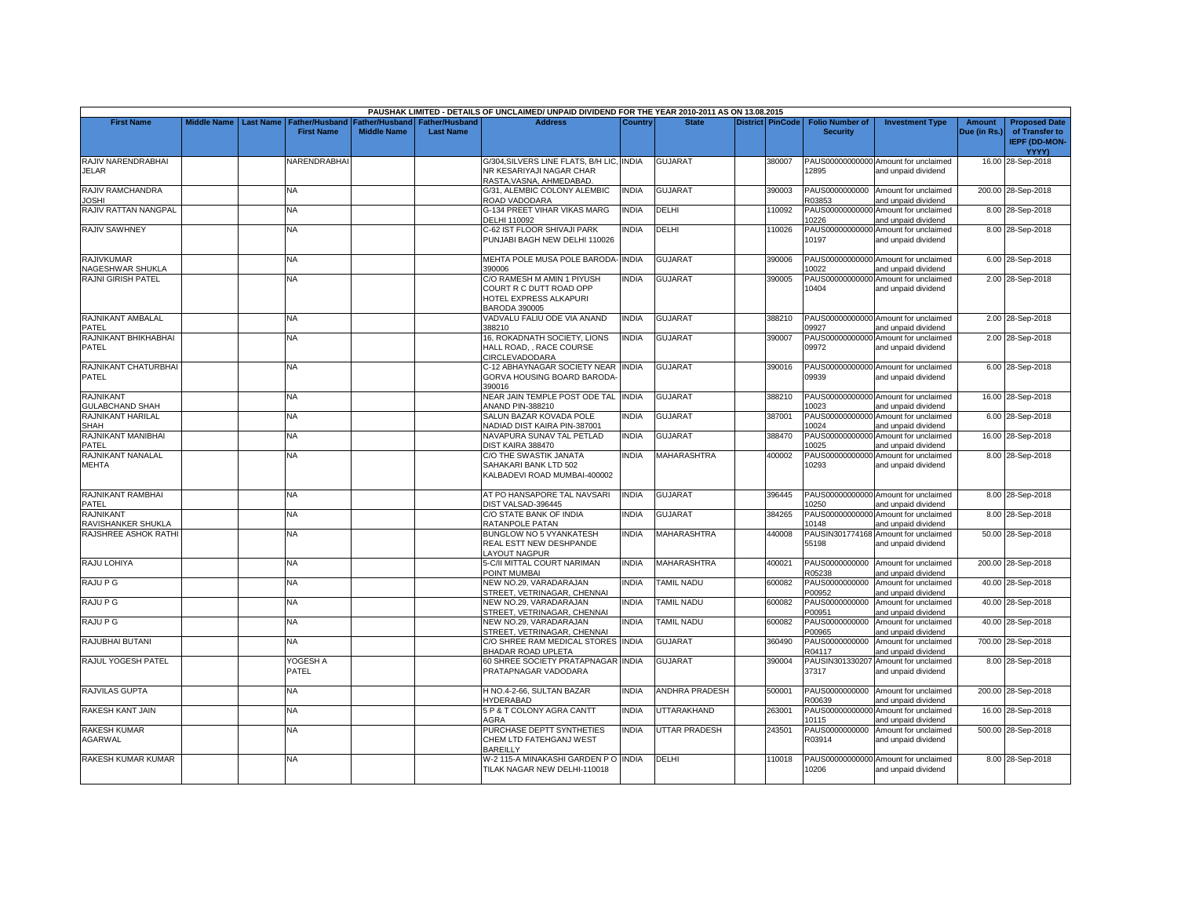PAUSHAK LIMITED - DETAILS OF UNCLAIMED/ UNPAID DIVIDEND FOR THE YEAR 2010-2011 AS ON 13.08.2015

| First Name | Middle Name | Last Name | Father/Husband First Name | Father/Husband Middle Name | Father/Husband Last Name | Address | Country | State | District | PinCode | Folio Number of Security | Investment Type | Amount Due (in Rs.) | Proposed Date of Transfer to IEPF (DD-MON-YYYY) |
|---|---|---|---|---|---|---|---|---|---|---|---|---|---|---|
| RAJIV NARENDRABHAI JELAR | | | NARENDRABHAI | | | G/304,SILVERS LINE FLATS, B/H LIC, NR KESARIYAJI NAGAR CHAR RASTA,VASNA, AHMEDABAD. | INDIA | GUJARAT | | 380007 | PAUS00000000000012895 | Amount for unclaimed and unpaid dividend | 16.00 | 28-Sep-2018 |
| RAJIV RAMCHANDRA JOSHI | | | NA | | | G/31, ALEMBIC COLONY ALEMBIC ROAD VADODARA | INDIA | GUJARAT | | 390003 | PAUS0000000000R03853 | Amount for unclaimed and unpaid dividend | 200.00 | 28-Sep-2018 |
| RAJIV RATTAN NANGPAL | | | NA | | | G-134 PREET VIHAR VIKAS MARG DELHI 110092 | INDIA | DELHI | | 110092 | PAUS00000000000010226 | Amount for unclaimed and unpaid dividend | 8.00 | 28-Sep-2018 |
| RAJIV SAWHNEY | | | NA | | | C-62 IST FLOOR SHIVAJI PARK PUNJABI BAGH NEW DELHI 110026 | INDIA | DELHI | | 110026 | PAUS00000000000010197 | Amount for unclaimed and unpaid dividend | 8.00 | 28-Sep-2018 |
| RAJIVKUMAR NAGESHWAR SHUKLA | | | NA | | | MEHTA POLE MUSA POLE BARODA-390006 | INDIA | GUJARAT | | 390006 | PAUS00000000000010022 | Amount for unclaimed and unpaid dividend | 6.00 | 28-Sep-2018 |
| RAJNI GIRISH PATEL | | | NA | | | C/O RAMESH M AMIN 1 PIYUSH COURT R C DUTT ROAD OPP HOTEL EXPRESS ALKAPURI BARODA 390005 | INDIA | GUJARAT | | 390005 | PAUS00000000000010404 | Amount for unclaimed and unpaid dividend | 2.00 | 28-Sep-2018 |
| RAJNIKANT AMBALAL PATEL | | | NA | | | VADVALU FALIU ODE VIA ANAND 388210 | INDIA | GUJARAT | | 388210 | PAUS00000000000009927 | Amount for unclaimed and unpaid dividend | 2.00 | 28-Sep-2018 |
| RAJNIKANT BHIKHABHAI PATEL | | | NA | | | 16, ROKADNATH SOCIETY, LIONS HALL ROAD, , RACE COURSE CIRCLEVADODARA | INDIA | GUJARAT | | 390007 | PAUS00000000000009972 | Amount for unclaimed and unpaid dividend | 2.00 | 28-Sep-2018 |
| RAJNIKANT CHATURBHAI PATEL | | | NA | | | C-12 ABHAYNAGAR SOCIETY NEAR GORVA HOUSING BOARD BARODA-390016 | INDIA | GUJARAT | | 390016 | PAUS00000000000009939 | Amount for unclaimed and unpaid dividend | 6.00 | 28-Sep-2018 |
| RAJNIKANT GULABCHAND SHAH | | | NA | | | NEAR JAIN TEMPLE POST ODE TAL ANAND PIN-388210 | INDIA | GUJARAT | | 388210 | PAUS00000000000010023 | Amount for unclaimed and unpaid dividend | 16.00 | 28-Sep-2018 |
| RAJNIKANT HARILAL SHAH | | | NA | | | SALUN BAZAR KOVADA POLE NADIAD DIST KAIRA PIN-387001 | INDIA | GUJARAT | | 387001 | PAUS00000000000010024 | Amount for unclaimed and unpaid dividend | 6.00 | 28-Sep-2018 |
| RAJNIKANT MANIBHAI PATEL | | | NA | | | NAVAPURA SUNAV TAL PETLAD DIST KAIRA 388470 | INDIA | GUJARAT | | 388470 | PAUS00000000000010025 | Amount for unclaimed and unpaid dividend | 16.00 | 28-Sep-2018 |
| RAJNIKANT NANALAL MEHTA | | | NA | | | C/O THE SWASTIK JANATA SAHAKARI BANK LTD 502 KALBADEVI ROAD MUMBAI-400002 | INDIA | MAHARASHTRA | | 400002 | PAUS00000000000010293 | Amount for unclaimed and unpaid dividend | 8.00 | 28-Sep-2018 |
| RAJNIKANT RAMBHAI PATEL | | | NA | | | AT PO HANSAPORE TAL NAVSARI DIST VALSAD-396445 | INDIA | GUJARAT | | 396445 | PAUS00000000000010250 | Amount for unclaimed and unpaid dividend | 8.00 | 28-Sep-2018 |
| RAJNIKANT RAVISHANKER SHUKLA | | | NA | | | C/O STATE BANK OF INDIA RATANPOLE PATAN | INDIA | GUJARAT | | 384265 | PAUS00000000000010148 | Amount for unclaimed and unpaid dividend | 8.00 | 28-Sep-2018 |
| RAJSHREE ASHOK RATHI | | | NA | | | BUNGLOW NO 5 VYANKATESH REAL ESTT NEW DESHPANDE LAYOUT NAGPUR | INDIA | MAHARASHTRA | | 440008 | PAUSIN30177416855198 | Amount for unclaimed and unpaid dividend | 50.00 | 28-Sep-2018 |
| RAJU LOHIYA | | | NA | | | 5-C/II MITTAL COURT NARIMAN POINT MUMBAI | INDIA | MAHARASHTRA | | 400021 | PAUS0000000000R05238 | Amount for unclaimed and unpaid dividend | 200.00 | 28-Sep-2018 |
| RAJU P G | | | NA | | | NEW NO.29, VARADARAJAN STREET, VETRINAGAR, CHENNAI | INDIA | TAMIL NADU | | 600082 | PAUS0000000000P00952 | Amount for unclaimed and unpaid dividend | 40.00 | 28-Sep-2018 |
| RAJU P G | | | NA | | | NEW NO.29, VARADARAJAN STREET, VETRINAGAR, CHENNAI | INDIA | TAMIL NADU | | 600082 | PAUS0000000000P00951 | Amount for unclaimed and unpaid dividend | 40.00 | 28-Sep-2018 |
| RAJU P G | | | NA | | | NEW NO.29, VARADARAJAN STREET, VETRINAGAR, CHENNAI | INDIA | TAMIL NADU | | 600082 | PAUS0000000000P00965 | Amount for unclaimed and unpaid dividend | 40.00 | 28-Sep-2018 |
| RAJUBHAI BUTANI | | | NA | | | C/O SHREE RAM MEDICAL STORES BHADAR ROAD UPLETA | INDIA | GUJARAT | | 360490 | PAUS0000000000R04117 | Amount for unclaimed and unpaid dividend | 700.00 | 28-Sep-2018 |
| RAJUL YOGESH PATEL | | | YOGESH A PATEL | | | 60 SHREE SOCIETY PRATAPNAGAR PRATAPNAGAR VADODARA | INDIA | GUJARAT | | 390004 | PAUSIN30133020737317 | Amount for unclaimed and unpaid dividend | 8.00 | 28-Sep-2018 |
| RAJVILAS GUPTA | | | NA | | | H NO.4-2-66, SULTAN BAZAR HYDERABAD | INDIA | ANDHRA PRADESH | | 500001 | PAUS0000000000R00639 | Amount for unclaimed and unpaid dividend | 200.00 | 28-Sep-2018 |
| RAKESH KANT JAIN | | | NA | | | 5 P & T COLONY AGRA CANTT AGRA | INDIA | UTTARAKHAND | | 263001 | PAUS00000000000010115 | Amount for unclaimed and unpaid dividend | 16.00 | 28-Sep-2018 |
| RAKESH KUMAR AGARWAL | | | NA | | | PURCHASE DEPTT SYNTHETIES CHEM LTD FATEHGANJ WEST BAREILLY | INDIA | UTTAR PRADESH | | 243501 | PAUS0000000000R03914 | Amount for unclaimed and unpaid dividend | 500.00 | 28-Sep-2018 |
| RAKESH KUMAR KUMAR | | | NA | | | W-2 115-A MINAKASHI GARDEN P O TILAK NAGAR NEW DELHI-110018 | INDIA | DELHI | | 110018 | PAUS00000000000010206 | Amount for unclaimed and unpaid dividend | 8.00 | 28-Sep-2018 |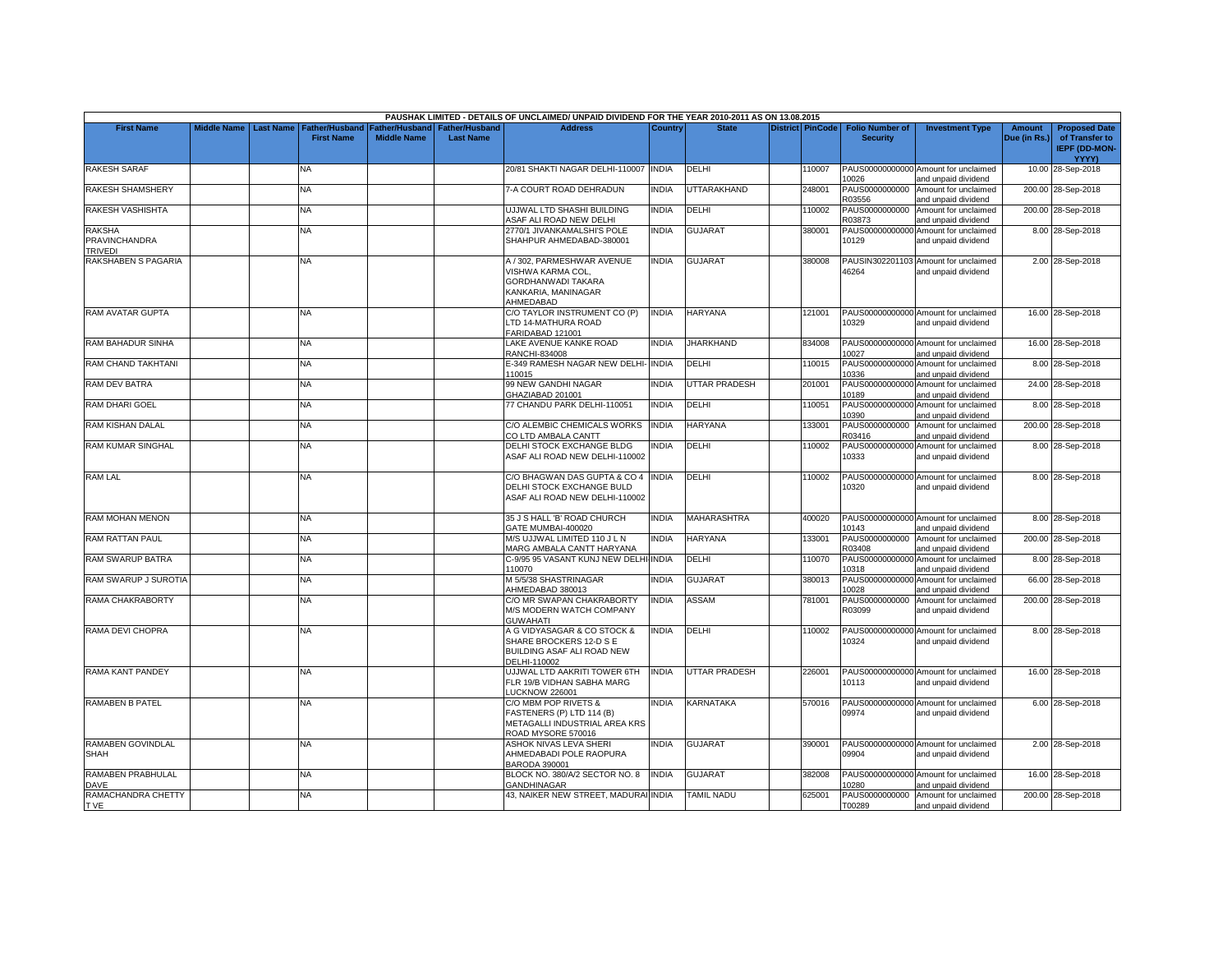| PAUSHAK LIMITED - DETAILS OF UNCLAIMED/ UNPAID DIVIDEND FOR THE YEAR 2010-2011 AS ON 13.08.2015 | | | | | | | | | | | | | | | |
|---|---|---|---|---|---|---|---|---|---|---|---|---|---|---|---|
| First Name | Middle Name | Last Name | Father/Husband First Name | Father/Husband Middle Name | Father/Husband Last Name | Address | Country | State | District | PinCode | Folio Number of Security | Investment Type | Amount Due (in Rs.) | Proposed Date of Transfer to IEPF (DD-MON-YYYY) |
| RAKESH SARAF | | | NA | | | 20/81 SHAKTI NAGAR DELHI-110007 | INDIA | DELHI | | 110007 | PAUS00000000000 10026 | Amount for unclaimed and unpaid dividend | 10.00 | 28-Sep-2018 |
| RAKESH SHAMSHERY | | | NA | | | 7-A COURT ROAD DEHRADUN | INDIA | UTTARAKHAND | | 248001 | PAUS0000000000 R03556 | Amount for unclaimed and unpaid dividend | 200.00 | 28-Sep-2018 |
| RAKESH VASHISHTA | | | NA | | | UJJWAL LTD SHASHI BUILDING ASAF ALI ROAD NEW DELHI | INDIA | DELHI | | 110002 | PAUS0000000000 R03873 | Amount for unclaimed and unpaid dividend | 200.00 | 28-Sep-2018 |
| RAKSHA PRAVINCHANDRA TRIVEDI | | | NA | | | 2770/1 JIVANKAMALSHI'S POLE SHAHPUR AHMEDABAD-380001 | INDIA | GUJARAT | | 380001 | PAUS00000000000 10129 | Amount for unclaimed and unpaid dividend | 8.00 | 28-Sep-2018 |
| RAKSHABEN S PAGARIA | | | NA | | | A / 302, PARMESHWAR AVENUE VISHWA KARMA COL, GORDHANWADI TAKARA KANKARIA, MANINAGAR AHMEDABAD | INDIA | GUJARAT | | 380008 | PAUSIN302201103 46264 | Amount for unclaimed and unpaid dividend | 2.00 | 28-Sep-2018 |
| RAM AVATAR GUPTA | | | NA | | | C/O TAYLOR INSTRUMENT CO (P) LTD 14-MATHURA ROAD FARIDABAD 121001 | INDIA | HARYANA | | 121001 | PAUS00000000000 10329 | Amount for unclaimed and unpaid dividend | 16.00 | 28-Sep-2018 |
| RAM BAHADUR SINHA | | | NA | | | LAKE AVENUE KANKE ROAD RANCHI-834008 | INDIA | JHARKHAND | | 834008 | PAUS00000000000 10027 | Amount for unclaimed and unpaid dividend | 16.00 | 28-Sep-2018 |
| RAM CHAND TAKHTANI | | | NA | | | E-349 RAMESH NAGAR NEW DELHI-110015 | INDIA | DELHI | | 110015 | PAUS00000000000 10336 | Amount for unclaimed and unpaid dividend | 8.00 | 28-Sep-2018 |
| RAM DEV BATRA | | | NA | | | 99 NEW GANDHI NAGAR GHAZIABAD 201001 | INDIA | UTTAR PRADESH | | 201001 | PAUS00000000000 10189 | Amount for unclaimed and unpaid dividend | 24.00 | 28-Sep-2018 |
| RAM DHARI GOEL | | | NA | | | 77 CHANDU PARK DELHI-110051 | INDIA | DELHI | | 110051 | PAUS00000000000 10390 | Amount for unclaimed and unpaid dividend | 8.00 | 28-Sep-2018 |
| RAM KISHAN DALAL | | | NA | | | C/O ALEMBIC CHEMICALS WORKS CO LTD AMBALA CANTT | INDIA | HARYANA | | 133001 | PAUS0000000000 R03416 | Amount for unclaimed and unpaid dividend | 200.00 | 28-Sep-2018 |
| RAM KUMAR SINGHAL | | | NA | | | DELHI STOCK EXCHANGE BLDG ASAF ALI ROAD NEW DELHI-110002 | INDIA | DELHI | | 110002 | PAUS00000000000 10333 | Amount for unclaimed and unpaid dividend | 8.00 | 28-Sep-2018 |
| RAM LAL | | | NA | | | C/O BHAGWAN DAS GUPTA & CO 4 DELHI STOCK EXCHANGE BULD ASAF ALI ROAD NEW DELHI-110002 | INDIA | DELHI | | 110002 | PAUS00000000000 10320 | Amount for unclaimed and unpaid dividend | 8.00 | 28-Sep-2018 |
| RAM MOHAN MENON | | | NA | | | 35 J S HALL 'B' ROAD CHURCH GATE MUMBAI-400020 | INDIA | MAHARASHTRA | | 400020 | PAUS00000000000 10143 | Amount for unclaimed and unpaid dividend | 8.00 | 28-Sep-2018 |
| RAM RATTAN PAUL | | | NA | | | M/S UJJWAL LIMITED 110 J L N MARG AMBALA CANTT HARYANA | INDIA | HARYANA | | 133001 | PAUS0000000000 R03408 | Amount for unclaimed and unpaid dividend | 200.00 | 28-Sep-2018 |
| RAM SWARUP BATRA | | | NA | | | C-9/95 95 VASANT KUNJ NEW DELHI-110070 | INDIA | DELHI | | 110070 | PAUS00000000000 10318 | Amount for unclaimed and unpaid dividend | 8.00 | 28-Sep-2018 |
| RAM SWARUP J SUROTIA | | | NA | | | M 5/5/38 SHASTRINAGAR AHMEDABAD 380013 | INDIA | GUJARAT | | 380013 | PAUS00000000000 10028 | Amount for unclaimed and unpaid dividend | 66.00 | 28-Sep-2018 |
| RAMA CHAKRABORTY | | | NA | | | C/O MR SWAPAN CHAKRABORTY M/S MODERN WATCH COMPANY GUWAHATI | INDIA | ASSAM | | 781001 | PAUS0000000000 R03099 | Amount for unclaimed and unpaid dividend | 200.00 | 28-Sep-2018 |
| RAMA DEVI CHOPRA | | | NA | | | A G VIDYASAGAR & CO STOCK & SHARE BROCKERS 12-D S E BUILDING ASAF ALI ROAD NEW DELHI-110002 | INDIA | DELHI | | 110002 | PAUS00000000000 10324 | Amount for unclaimed and unpaid dividend | 8.00 | 28-Sep-2018 |
| RAMA KANT PANDEY | | | NA | | | UJJWAL LTD AAKRITI TOWER 6TH FLR 19/B VIDHAN SABHA MARG LUCKNOW 226001 | INDIA | UTTAR PRADESH | | 226001 | PAUS00000000000 10113 | Amount for unclaimed and unpaid dividend | 16.00 | 28-Sep-2018 |
| RAMABEN B PATEL | | | NA | | | C/O MBM POP RIVETS & FASTENERS (P) LTD 114 (B) METAGALLI INDUSTRIAL AREA KRS ROAD MYSORE 570016 | INDIA | KARNATAKA | | 570016 | PAUS00000000000 09974 | Amount for unclaimed and unpaid dividend | 6.00 | 28-Sep-2018 |
| RAMABEN GOVINDLAL SHAH | | | NA | | | ASHOK NIVAS LEVA SHERI AHMEDABADI POLE RAOPURA BARODA 390001 | INDIA | GUJARAT | | 390001 | PAUS00000000000 09904 | Amount for unclaimed and unpaid dividend | 2.00 | 28-Sep-2018 |
| RAMABEN PRABHULAL DAVE | | | NA | | | BLOCK NO. 380/A/2 SECTOR NO. 8 GANDHINAGAR | INDIA | GUJARAT | | 382008 | PAUS00000000000 10280 | Amount for unclaimed and unpaid dividend | 16.00 | 28-Sep-2018 |
| RAMACHANDRA CHETTY T VE | | | NA | | | 43, NAIKER NEW STREET, MADURAI | INDIA | TAMIL NADU | | 625001 | PAUS0000000000 T00289 | Amount for unclaimed and unpaid dividend | 200.00 | 28-Sep-2018 |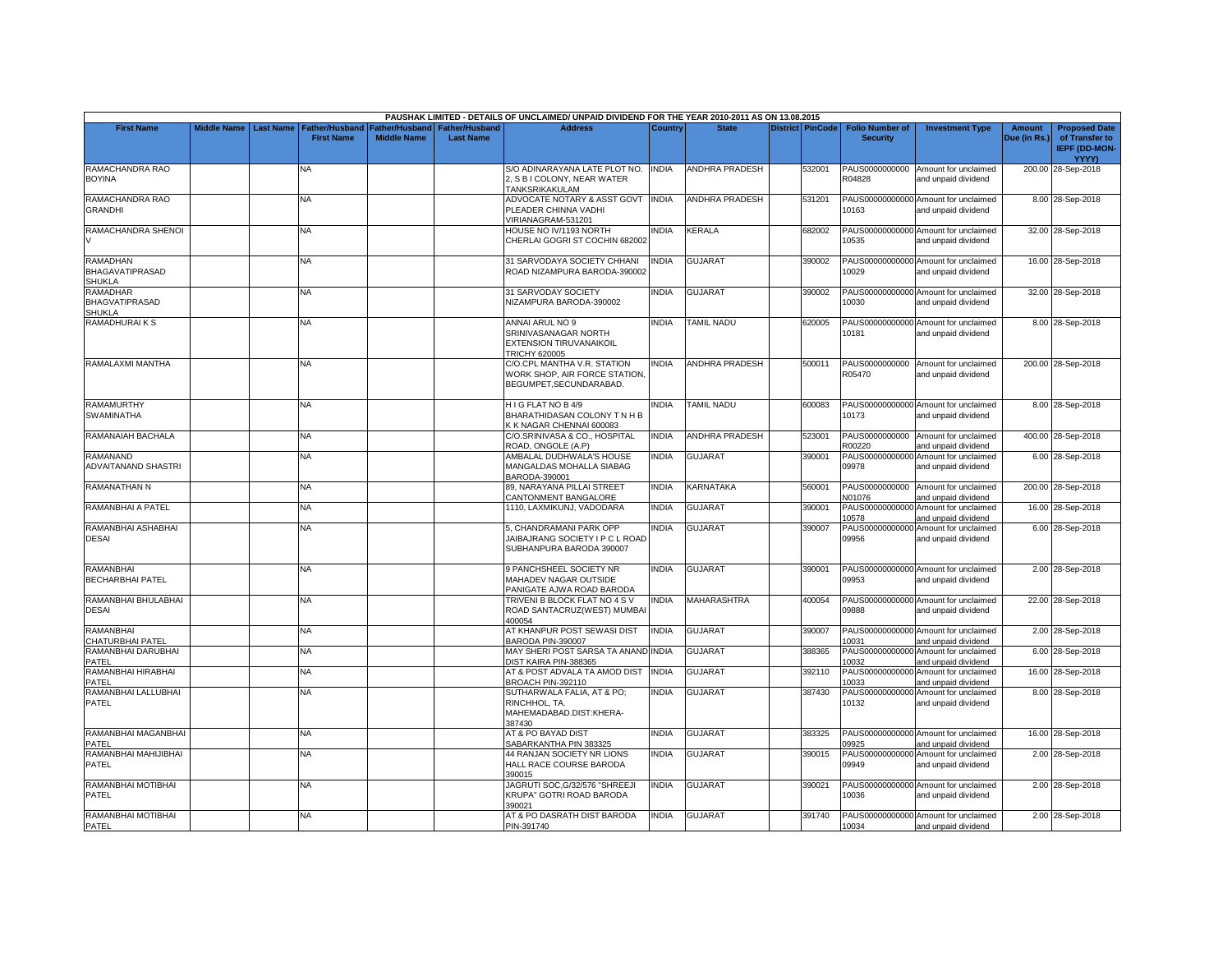| PAUSHAK LIMITED - DETAILS OF UNCLAIMED/ UNPAID DIVIDEND FOR THE YEAR 2010-2011 AS ON 13.08.2015 | | | | | | | | | | | | | | | |
|---|---|---|---|---|---|---|---|---|---|---|---|---|---|---|---|
| First Name | Middle Name | Last Name | Father/Husband First Name | Father/Husband Middle Name | Father/Husband Last Name | Address | Country | State | District | PinCode | Folio Number of Security | Investment Type | Amount Due (in Rs.) | Proposed Date of Transfer to IEPF (DD-MON-YYYY) |
| RAMACHANDRA RAO BOYINA | | | NA | | | S/O ADINARAYANA LATE PLOT NO. 2, S B I COLONY, NEAR WATER TANKSRIKAKULAM | INDIA | ANDHRA PRADESH | | 532001 | PAUS0000000000 R04828 | Amount for unclaimed and unpaid dividend | 200.00 | 28-Sep-2018 |
| RAMACHANDRA RAO GRANDHI | | | NA | | | ADVOCATE NOTARY & ASST GOVT PLEADER CHINNA VADHI VIRIANAGRAM-531201 | INDIA | ANDHRA PRADESH | | 531201 | PAUS000000000000 10163 | Amount for unclaimed and unpaid dividend | 8.00 | 28-Sep-2018 |
| RAMACHANDRA SHENOI V | | | NA | | | HOUSE NO IV/1193 NORTH CHERLAI GOGRI ST COCHIN 682002 | INDIA | KERALA | | 682002 | PAUS000000000000 10535 | Amount for unclaimed and unpaid dividend | 32.00 | 28-Sep-2018 |
| RAMADHAN BHAGAVATIPRASAD SHUKLA | | | NA | | | 31 SARVODAYA SOCIETY CHHANI ROAD NIZAMPURA BARODA-390002 | INDIA | GUJARAT | | 390002 | PAUS000000000000 10029 | Amount for unclaimed and unpaid dividend | 16.00 | 28-Sep-2018 |
| RAMADHAR BHAGVATIPRASAD SHUKLA | | | NA | | | 31 SARVODAY SOCIETY NIZAMPURA BARODA-390002 | INDIA | GUJARAT | | 390002 | PAUS000000000000 10030 | Amount for unclaimed and unpaid dividend | 32.00 | 28-Sep-2018 |
| RAMADHURAI K S | | | NA | | | ANNAI ARUL NO 9 SRINIVASANAGAR NORTH EXTENSION TIRUVANAIKOIL TRICHY 620005 | INDIA | TAMIL NADU | | 620005 | PAUS000000000000 10181 | Amount for unclaimed and unpaid dividend | 8.00 | 28-Sep-2018 |
| RAMALAXMI MANTHA | | | NA | | | C/O.CPL MANTHA V.R. STATION WORK SHOP, AIR FORCE STATION, BEGUMPET,SECUNDARABAD. | INDIA | ANDHRA PRADESH | | 500011 | PAUS0000000000 R05470 | Amount for unclaimed and unpaid dividend | 200.00 | 28-Sep-2018 |
| RAMAMURTHY SWAMINATHA | | | NA | | | H I G FLAT NO B 4/9 BHARATHIDASAN COLONY T N H B K K NAGAR CHENNAI 600083 | INDIA | TAMIL NADU | | 600083 | PAUS000000000000 10173 | Amount for unclaimed and unpaid dividend | 8.00 | 28-Sep-2018 |
| RAMANAIAH BACHALA | | | NA | | | C/O.SRINIVASA & CO., HOSPITAL ROAD, ONGOLE (A.P) | INDIA | ANDHRA PRADESH | | 523001 | PAUS0000000000 R00220 | Amount for unclaimed and unpaid dividend | 400.00 | 28-Sep-2018 |
| RAMANAND ADVAITANAND SHASTRI | | | NA | | | AMBALAL DUDHWALA'S HOUSE MANGALDAS MOHALLA SIABAG BARODA-390001 | INDIA | GUJARAT | | 390001 | PAUS000000000000 09978 | Amount for unclaimed and unpaid dividend | 6.00 | 28-Sep-2018 |
| RAMANATHAN N | | | NA | | | 89, NARAYANA PILLAI STREET CANTONMENT BANGALORE | INDIA | KARNATAKA | | 560001 | PAUS0000000000 N01076 | Amount for unclaimed and unpaid dividend | 200.00 | 28-Sep-2018 |
| RAMANBHAI A PATEL | | | NA | | | 1110, LAXMIKUNJ, VADODARA | INDIA | GUJARAT | | 390001 | PAUS000000000000 10578 | Amount for unclaimed and unpaid dividend | 16.00 | 28-Sep-2018 |
| RAMANBHAI ASHABHAI DESAI | | | NA | | | 5, CHANDRAMANI PARK OPP JAIBAJRANG SOCIETY I P C L ROAD SUBHANPURA BARODA 390007 | INDIA | GUJARAT | | 390007 | PAUS000000000000 09956 | Amount for unclaimed and unpaid dividend | 6.00 | 28-Sep-2018 |
| RAMANBHAI BECHARBHAI PATEL | | | NA | | | 9 PANCHSHEEL SOCIETY NR MAHADEV NAGAR OUTSIDE PANIGATE AJWA ROAD BARODA | INDIA | GUJARAT | | 390001 | PAUS000000000000 09953 | Amount for unclaimed and unpaid dividend | 2.00 | 28-Sep-2018 |
| RAMANBHAI BHULABHAI DESAI | | | NA | | | TRIVENI B BLOCK FLAT NO 4 S V ROAD SANTACRUZ(WEST) MUMBAI 400054 | INDIA | MAHARASHTRA | | 400054 | PAUS000000000000 09888 | Amount for unclaimed and unpaid dividend | 22.00 | 28-Sep-2018 |
| RAMANBHAI CHATURBHAI PATEL | | | NA | | | AT KHANPUR POST SEWASI DIST BARODA PIN-390007 | INDIA | GUJARAT | | 390007 | PAUS000000000000 10031 | Amount for unclaimed and unpaid dividend | 2.00 | 28-Sep-2018 |
| RAMANBHAI DARUBHAI PATEL | | | NA | | | MAY SHERI POST SARSA TA ANAND DIST KAIRA PIN-388365 | INDIA | GUJARAT | | 388365 | PAUS000000000000 10032 | Amount for unclaimed and unpaid dividend | 6.00 | 28-Sep-2018 |
| RAMANBHAI HIRABHAI PATEL | | | NA | | | AT & POST ADVALA TA AMOD DIST BROACH PIN-392110 | INDIA | GUJARAT | | 392110 | PAUS000000000000 10033 | Amount for unclaimed and unpaid dividend | 16.00 | 28-Sep-2018 |
| RAMANBHAI LALLUBHAI PATEL | | | NA | | | SUTHARWALA FALIA, AT & PO; RINCHHOL, TA. MAHEMADABAD.DIST:KHERA-387430 | INDIA | GUJARAT | | 387430 | PAUS000000000000 10132 | Amount for unclaimed and unpaid dividend | 8.00 | 28-Sep-2018 |
| RAMANBHAI MAGANBHAI PATEL | | | NA | | | AT & PO BAYAD DIST SABARKANTHA PIN 383325 | INDIA | GUJARAT | | 383325 | PAUS000000000000 09925 | Amount for unclaimed and unpaid dividend | 16.00 | 28-Sep-2018 |
| RAMANBHAI MAHIJIBHAI PATEL | | | NA | | | 44 RANJAN SOCIETY NR LIONS HALL RACE COURSE BARODA 390015 | INDIA | GUJARAT | | 390015 | PAUS000000000000 09949 | Amount for unclaimed and unpaid dividend | 2.00 | 28-Sep-2018 |
| RAMANBHAI MOTIBHAI PATEL | | | NA | | | JAGRUTI SOC,G/32/576 "SHREEJI KRUPA" GOTRI ROAD BARODA 390021 | INDIA | GUJARAT | | 390021 | PAUS000000000000 10036 | Amount for unclaimed and unpaid dividend | 2.00 | 28-Sep-2018 |
| RAMANBHAI MOTIBHAI PATEL | | | NA | | | AT & PO DASRATH DIST BARODA PIN-391740 | INDIA | GUJARAT | | 391740 | PAUS000000000000 10034 | Amount for unclaimed and unpaid dividend | 2.00 | 28-Sep-2018 |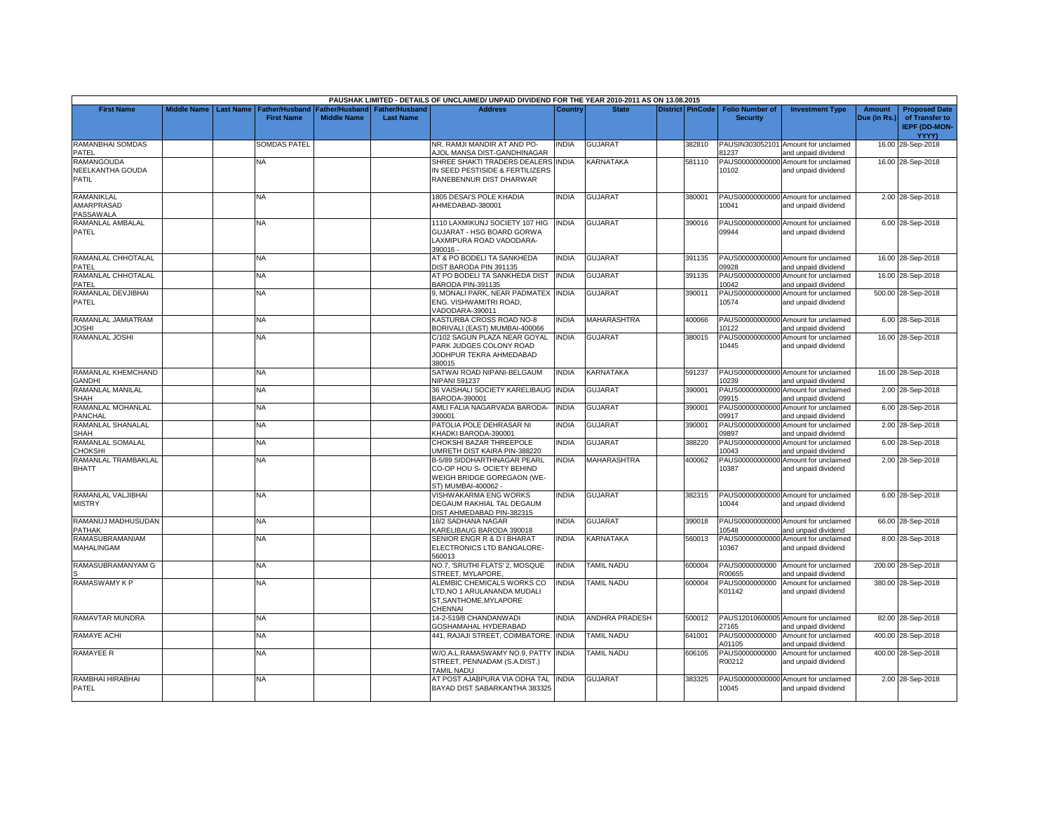| PAUSHAK LIMITED - DETAILS OF UNCLAIMED/ UNPAID DIVIDEND FOR THE YEAR 2010-2011 AS ON 13.08.2015 | | | | | | | | | | | | | | | |
|---|---|---|---|---|---|---|---|---|---|---|---|---|---|---|---|
| First Name | Middle Name | Last Name | Father/Husband First Name | Father/Husband Middle Name | Father/Husband Last Name | Address | Country | State | District | PinCode | Folio Number of Security | Investment Type | Amount Due (in Rs.) | Proposed Date of Transfer to IEPF (DD-MON-YYYY) |
| RAMANBHAI SOMDAS PATEL | | | SOMDAS PATEL | | | NR. RAMJI MANDIR AT AND PO-AJOL MANSA DIST-GANDHINAGAR | INDIA | GUJARAT | | 382810 | PAUSIN30305210181237 | Amount for unclaimed and unpaid dividend | 16.00 | 28-Sep-2018 |
| RAMANGOUDA NEELKANTHA GOUDA PATIL | | | NA | | | SHREE SHAKTI TRADERS DEALERS IN SEED PESTISIDE & FERTILIZERS RANEBENNUR DIST DHARWAR | INDIA | KARNATAKA | | 581110 | PAUS00000000000010102 | Amount for unclaimed and unpaid dividend | 16.00 | 28-Sep-2018 |
| RAMANIKLAL AMARPRASAD PASSAWALA | | | NA | | | 1805 DESAI'S POLE KHADIA AHMEDABAD-380001 | INDIA | GUJARAT | | 380001 | PAUS00000000000010041 | Amount for unclaimed and unpaid dividend | 2.00 | 28-Sep-2018 |
| RAMANLAL AMBALAL PATEL | | | NA | | | 1110 LAXMIKUNJ SOCIETY 107 HIG GUJARAT - HSG BOARD GORWA LAXMIPURA ROAD VADODARA-390016 - | INDIA | GUJARAT | | 390016 | PAUS00000000000009944 | Amount for unclaimed and unpaid dividend | 6.00 | 28-Sep-2018 |
| RAMANLAL CHHOTALAL PATEL | | | NA | | | AT & PO BODELI TA SANKHEDA DIST BARODA PIN 391135 | INDIA | GUJARAT | | 391135 | PAUS00000000000009928 | Amount for unclaimed and unpaid dividend | 16.00 | 28-Sep-2018 |
| RAMANLAL CHHOTALAL PATEL | | | NA | | | AT PO BODELI TA SANKHEDA DIST BARODA PIN-391135 | INDIA | GUJARAT | | 391135 | PAUS00000000000010042 | Amount for unclaimed and unpaid dividend | 16.00 | 28-Sep-2018 |
| RAMANLAL DEVJIBHAI PATEL | | | NA | | | 9, MONALI PARK, NEAR PADMATEX ENG. VISHWAMITRI ROAD, VADODARA-390011 | INDIA | GUJARAT | | 390011 | PAUS00000000000010574 | Amount for unclaimed and unpaid dividend | 500.00 | 28-Sep-2018 |
| RAMANLAL JAMIATRAM JOSHI | | | NA | | | KASTURBA CROSS ROAD NO-8 BORIVALI (EAST) MUMBAI-400066 | INDIA | MAHARASHTRA | | 400066 | PAUS00000000000010122 | Amount for unclaimed and unpaid dividend | 6.00 | 28-Sep-2018 |
| RAMANLAL JOSHI | | | NA | | | C/102 SAGUN PLAZA NEAR GOYAL PARK JUDGES COLONY ROAD JODHPUR TEKRA AHMEDABAD 380015 | INDIA | GUJARAT | | 380015 | PAUS00000000000010445 | Amount for unclaimed and unpaid dividend | 16.00 | 28-Sep-2018 |
| RAMANLAL KHEMCHAND GANDHI | | | NA | | | SATWAI ROAD NIPANI-BELGAUM NIPANI 591237 | INDIA | KARNATAKA | | 591237 | PAUS00000000000010239 | Amount for unclaimed and unpaid dividend | 16.00 | 28-Sep-2018 |
| RAMANLAL MANILAL SHAH | | | NA | | | 36 VAISHALI SOCIETY KARELIBAUG BARODA-390001 | INDIA | GUJARAT | | 390001 | PAUS00000000000009915 | Amount for unclaimed and unpaid dividend | 2.00 | 28-Sep-2018 |
| RAMANLAL MOHANLAL PANCHAL | | | NA | | | AMLI FALIA NAGARVADA BARODA-390001 | INDIA | GUJARAT | | 390001 | PAUS00000000000009917 | Amount for unclaimed and unpaid dividend | 6.00 | 28-Sep-2018 |
| RAMANLAL SHANALAL SHAH | | | NA | | | PATOLIA POLE DEHRASAR NI KHADKI BARODA-390001 | INDIA | GUJARAT | | 390001 | PAUS00000000000009897 | Amount for unclaimed and unpaid dividend | 2.00 | 28-Sep-2018 |
| RAMANLAL SOMALAL CHOKSHI | | | NA | | | CHOKSHI BAZAR THREEPOLE UMRETH DIST KAIRA PIN-388220 | INDIA | GUJARAT | | 388220 | PAUS00000000000010043 | Amount for unclaimed and unpaid dividend | 6.00 | 28-Sep-2018 |
| RAMANLAL TRAMBAKLAL BHATT | | | NA | | | B-5/89 SIDDHARTHNAGAR PEARL CO-OP HOU S- OCIETY BEHIND WEIGH BRIDGE GOREGAON (WE-ST) MUMBAI-400062 - | INDIA | MAHARASHTRA | | 400062 | PAUS00000000000010387 | Amount for unclaimed and unpaid dividend | 2.00 | 28-Sep-2018 |
| RAMANLAL VALJIBHAI MISTRY | | | NA | | | VISHWAKARMA ENG WORKS DEGAUM RAKHIAL TAL DEGAUM DIST AHMEDABAD PIN-382315 | INDIA | GUJARAT | | 382315 | PAUS00000000000010044 | Amount for unclaimed and unpaid dividend | 6.00 | 28-Sep-2018 |
| RAMANUJ MADHUSUDAN PATHAK | | | NA | | | 16/2 SADHANA NAGAR KARELIBAUG BARODA 390018 | INDIA | GUJARAT | | 390018 | PAUS00000000000010548 | Amount for unclaimed and unpaid dividend | 66.00 | 28-Sep-2018 |
| RAMASUBRAMANIAM MAHALINGAM | | | NA | | | SENIOR ENGR R & D I BHARAT ELECTRONICS LTD BANGALORE-560013 | INDIA | KARNATAKA | | 560013 | PAUS00000000000010367 | Amount for unclaimed and unpaid dividend | 8.00 | 28-Sep-2018 |
| RAMASUBRAMANYAM G S | | | NA | | | NO.7, 'SRUTHI FLATS' 2, MOSQUE STREET, MYLAPORE, | INDIA | TAMIL NADU | | 600004 | PAUS0000000000R00655 | Amount for unclaimed and unpaid dividend | 200.00 | 28-Sep-2018 |
| RAMASWAMY K P | | | NA | | | ALEMBIC CHEMICALS WORKS CO LTD,NO 1 ARULANANDA MUDALI ST,SANTHOME,MYLAPORE CHENNAI | INDIA | TAMIL NADU | | 600004 | PAUS0000000000K01142 | Amount for unclaimed and unpaid dividend | 380.00 | 28-Sep-2018 |
| RAMAVTAR MUNDRA | | | NA | | | 14-2-519/8 CHANDANWADI GOSHAMAHAL HYDERABAD | INDIA | ANDHRA PRADESH | | 500012 | PAUS12010600005927165 | Amount for unclaimed and unpaid dividend | 82.00 | 28-Sep-2018 |
| RAMAYE ACHI | | | NA | | | 441, RAJAJI STREET, COIMBATORE. | INDIA | TAMIL NADU | | 641001 | PAUS0000000000A01105 | Amount for unclaimed and unpaid dividend | 400.00 | 28-Sep-2018 |
| RAMAYEE R | | | NA | | | W/O.A.L.RAMASWAMY NO.9, PATTY STREET, PENNADAM (S.A.DIST.) TAMIL NADU | INDIA | TAMIL NADU | | 606105 | PAUS0000000000R00212 | Amount for unclaimed and unpaid dividend | 400.00 | 28-Sep-2018 |
| RAMBHAI HIRABHAI PATEL | | | NA | | | AT POST AJABPURA VIA ODHA TAL BAYAD DIST SABARKANTHA 383325 | INDIA | GUJARAT | | 383325 | PAUS00000000000010045 | Amount for unclaimed and unpaid dividend | 2.00 | 28-Sep-2018 |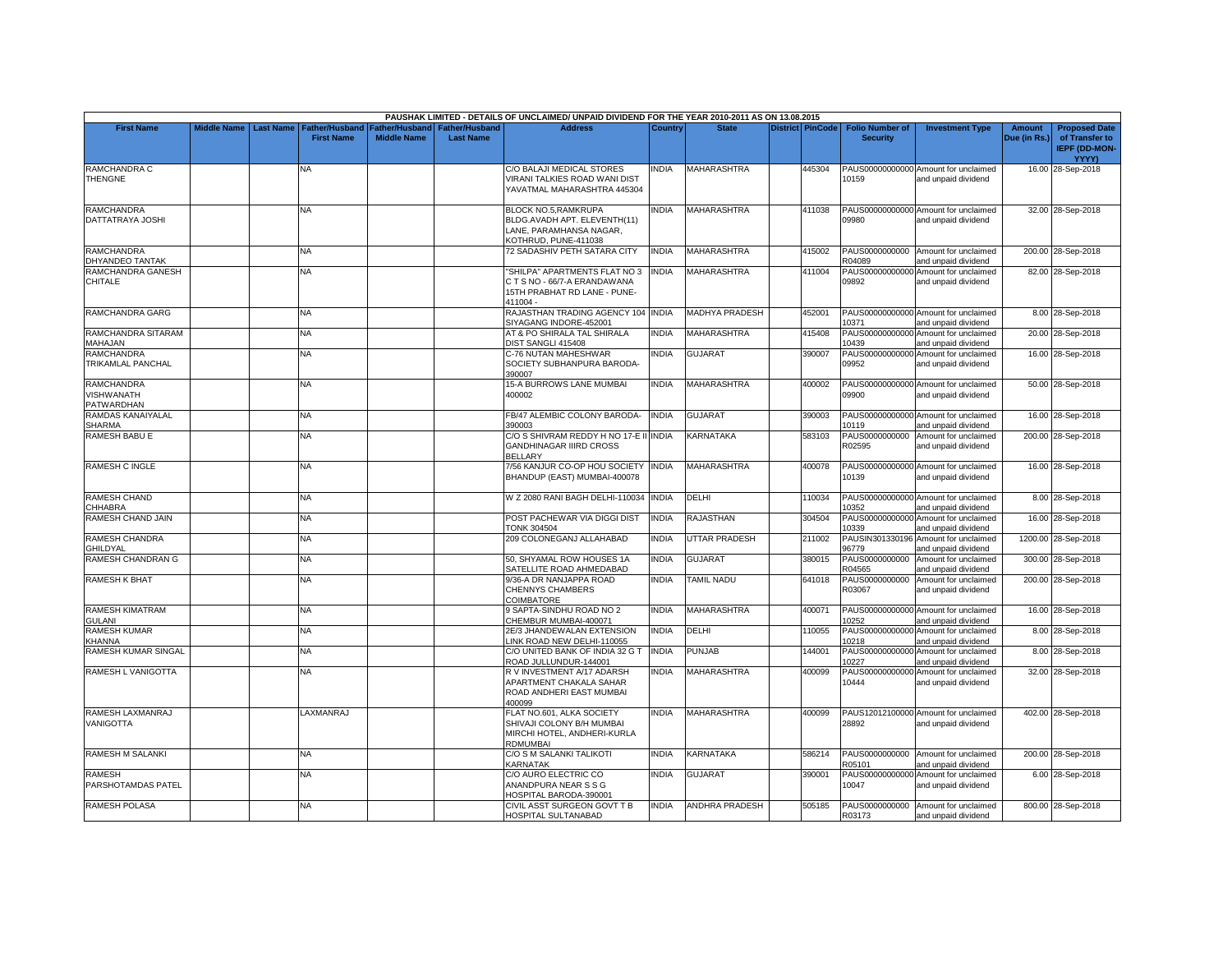PAUSHAK LIMITED - DETAILS OF UNCLAIMED/ UNPAID DIVIDEND FOR THE YEAR 2010-2011 AS ON 13.08.2015

| First Name | Middle Name | Last Name | Father/Husband First Name | Father/Husband Middle Name | Father/Husband Last Name | Address | Country | State | District | PinCode | Folio Number of Security | Investment Type | Amount Due (in Rs.) | Proposed Date of Transfer to IEPF (DD-MON-YYYY) |
|---|---|---|---|---|---|---|---|---|---|---|---|---|---|---|
| RAMCHANDRA C THENGNE | | | NA | | | C/O BALAJI MEDICAL STORES VIRANI TALKIES ROAD WANI DIST YAVATMAL MAHARASHTRA 445304 | INDIA | MAHARASHTRA | | 445304 | PAUS00000000000010159 | Amount for unclaimed and unpaid dividend | 16.00 | 28-Sep-2018 |
| RAMCHANDRA DATTATRAYA JOSHI | | | NA | | | BLOCK NO.5,RAMKRUPA BLDG.AVADH APT. ELEVENTH(11) LANE, PARAMHANSA NAGAR, KOTHRUD, PUNE-411038 | INDIA | MAHARASHTRA | | 411038 | PAUS00000000000009980 | Amount for unclaimed and unpaid dividend | 32.00 | 28-Sep-2018 |
| RAMCHANDRA DHYANDEO TANTAK | | | NA | | | 72 SADASHIV PETH SATARA CITY | INDIA | MAHARASHTRA | | 415002 | PAUS0000000000R04089 | Amount for unclaimed and unpaid dividend | 200.00 | 28-Sep-2018 |
| RAMCHANDRA GANESH CHITALE | | | NA | | | "SHILPA" APARTMENTS FLAT NO 3 C T S NO - 66/7-A ERANDAWANA 15TH PRABHAT RD LANE - PUNE-411004 - | INDIA | MAHARASHTRA | | 411004 | PAUS00000000000009892 | Amount for unclaimed and unpaid dividend | 82.00 | 28-Sep-2018 |
| RAMCHANDRA GARG | | | NA | | | RAJASTHAN TRADING AGENCY 104 SIYAGANG INDORE-452001 | INDIA | MADHYA PRADESH | | 452001 | PAUS00000000000010371 | Amount for unclaimed and unpaid dividend | 8.00 | 28-Sep-2018 |
| RAMCHANDRA SITARAM MAHAJAN | | | NA | | | AT & PO SHIRALA TAL SHIRALA DIST SANGLI 415408 | INDIA | MAHARASHTRA | | 415408 | PAUS00000000000010439 | Amount for unclaimed and unpaid dividend | 20.00 | 28-Sep-2018 |
| RAMCHANDRA TRIKAMLAL PANCHAL | | | NA | | | C-76 NUTAN MAHESHWAR SOCIETY SUBHANPURA BARODA-390007 | INDIA | GUJARAT | | 390007 | PAUS00000000000009952 | Amount for unclaimed and unpaid dividend | 16.00 | 28-Sep-2018 |
| RAMCHANDRA VISHWANATH PATWARDHAN | | | NA | | | 15-A BURROWS LANE MUMBAI 400002 | INDIA | MAHARASHTRA | | 400002 | PAUS00000000000009900 | Amount for unclaimed and unpaid dividend | 50.00 | 28-Sep-2018 |
| RAMDAS KANAIYALAL SHARMA | | | NA | | | FB/47 ALEMBIC COLONY BARODA-390003 | INDIA | GUJARAT | | 390003 | PAUS00000000000010119 | Amount for unclaimed and unpaid dividend | 16.00 | 28-Sep-2018 |
| RAMESH BABU E | | | NA | | | C/O S SHIVRAM REDDY H NO 17-E II GANDHINAGAR IIIRD CROSS BELLARY | INDIA | KARNATAKA | | 583103 | PAUS0000000000R02595 | Amount for unclaimed and unpaid dividend | 200.00 | 28-Sep-2018 |
| RAMESH C INGLE | | | NA | | | 7/56 KANJUR CO-OP HOU SOCIETY BHANDUP (EAST) MUMBAI-400078 | INDIA | MAHARASHTRA | | 400078 | PAUS00000000000010139 | Amount for unclaimed and unpaid dividend | 16.00 | 28-Sep-2018 |
| RAMESH CHAND CHHABRA | | | NA | | | W Z 2080 RANI BAGH DELHI-110034 | INDIA | DELHI | | 110034 | PAUS00000000000010352 | Amount for unclaimed and unpaid dividend | 8.00 | 28-Sep-2018 |
| RAMESH CHAND JAIN | | | NA | | | POST PACHEWAR VIA DIGGI DIST TONK 304504 | INDIA | RAJASTHAN | | 304504 | PAUS00000000000010339 | Amount for unclaimed and unpaid dividend | 16.00 | 28-Sep-2018 |
| RAMESH CHANDRA GHILDYAL | | | NA | | | 209 COLONEGANJ ALLAHABAD | INDIA | UTTAR PRADESH | | 211002 | PAUSIN30133019696779 | Amount for unclaimed and unpaid dividend | 1200.00 | 28-Sep-2018 |
| RAMESH CHANDRAN G | | | NA | | | 50, SHYAMAL ROW HOUSES 1A SATELLITE ROAD AHMEDABAD | INDIA | GUJARAT | | 380015 | PAUS0000000000R04565 | Amount for unclaimed and unpaid dividend | 300.00 | 28-Sep-2018 |
| RAMESH K BHAT | | | NA | | | 9/36-A DR NANJAPPA ROAD CHENNYS CHAMBERS COIMBATORE | INDIA | TAMIL NADU | | 641018 | PAUS0000000000R03067 | Amount for unclaimed and unpaid dividend | 200.00 | 28-Sep-2018 |
| RAMESH KIMATRAM GULANI | | | NA | | | 9 SAPTA-SINDHU ROAD NO 2 CHEMBUR MUMBAI-400071 | INDIA | MAHARASHTRA | | 400071 | PAUS00000000000010252 | Amount for unclaimed and unpaid dividend | 16.00 | 28-Sep-2018 |
| RAMESH KUMAR KHANNA | | | NA | | | 2E/3 JHANDEWALAN EXTENSION LINK ROAD NEW DELHI-110055 | INDIA | DELHI | | 110055 | PAUS00000000000010218 | Amount for unclaimed and unpaid dividend | 8.00 | 28-Sep-2018 |
| RAMESH KUMAR SINGAL | | | NA | | | C/O UNITED BANK OF INDIA 32 G T ROAD JULLUNDUR-144001 | INDIA | PUNJAB | | 144001 | PAUS00000000000010227 | Amount for unclaimed and unpaid dividend | 8.00 | 28-Sep-2018 |
| RAMESH L VANIGOTTA | | | NA | | | R V INVESTMENT A/17 ADARSH APARTMENT CHAKALA SAHAR ROAD ANDHERI EAST MUMBAI 400099 | INDIA | MAHARASHTRA | | 400099 | PAUS00000000000010444 | Amount for unclaimed and unpaid dividend | 32.00 | 28-Sep-2018 |
| RAMESH LAXMANRAJ VANIGOTTA | | | LAXMANRAJ | | | FLAT NO.601, ALKA SOCIETY SHIVAJI COLONY B/H MUMBAI MIRCHI HOTEL, ANDHERI-KURLA RDMUMBAI | INDIA | MAHARASHTRA | | 400099 | PAUS12012100000028892 | Amount for unclaimed and unpaid dividend | 402.00 | 28-Sep-2018 |
| RAMESH M SALANKI | | | NA | | | C/O S M SALANKI TALIKOTI KARNATAK | INDIA | KARNATAKA | | 586214 | PAUS0000000000R05101 | Amount for unclaimed and unpaid dividend | 200.00 | 28-Sep-2018 |
| RAMESH PARSHOTAMDAS PATEL | | | NA | | | C/O AURO ELECTRIC CO ANANDPURA NEAR S S G HOSPITAL BARODA-390001 | INDIA | GUJARAT | | 390001 | PAUS00000000000010047 | Amount for unclaimed and unpaid dividend | 6.00 | 28-Sep-2018 |
| RAMESH POLASA | | | NA | | | CIVIL ASST SURGEON GOVT T B HOSPITAL SULTANABAD | INDIA | ANDHRA PRADESH | | 505185 | PAUS0000000000R03173 | Amount for unclaimed and unpaid dividend | 800.00 | 28-Sep-2018 |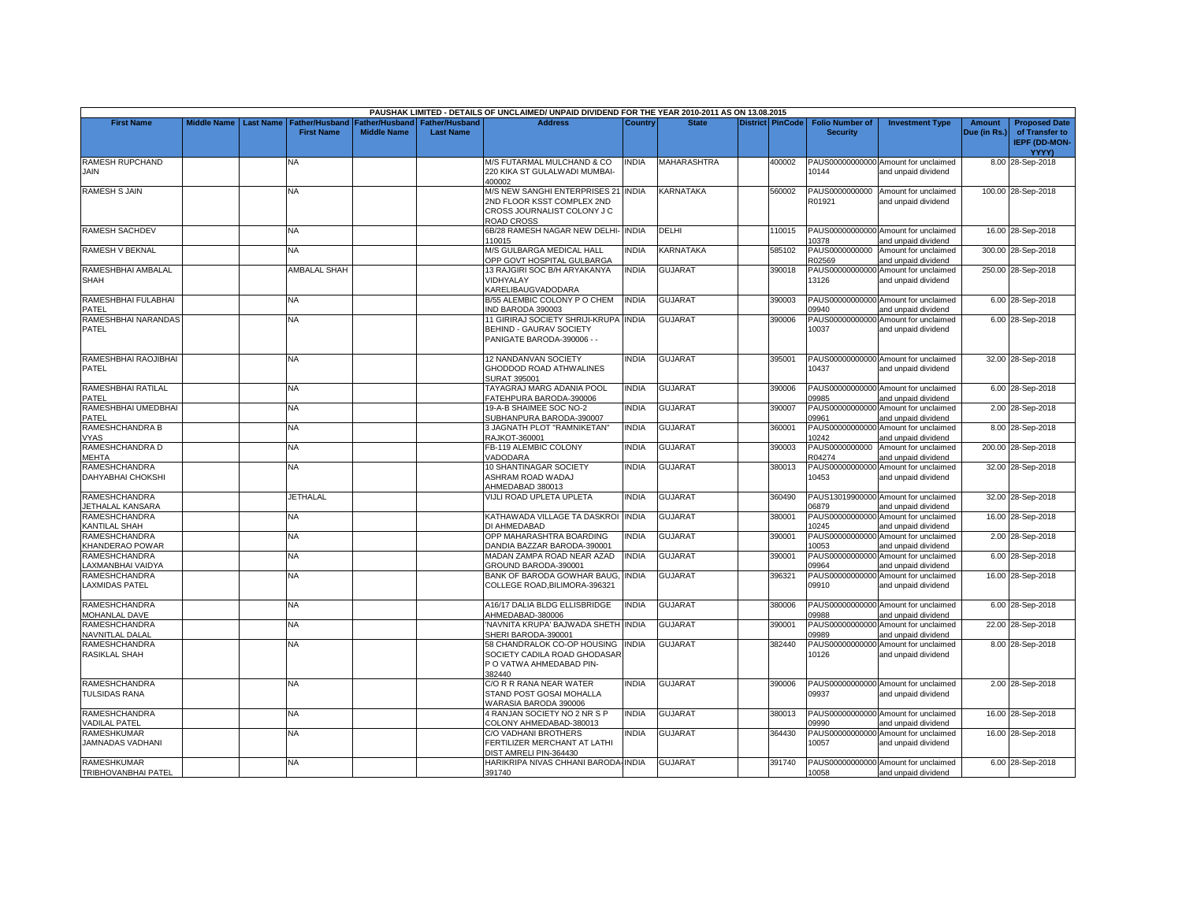| PAUSHAK LIMITED - DETAILS OF UNCLAIMED/ UNPAID DIVIDEND FOR THE YEAR 2010-2011 AS ON 13.08.2015 | | | | | | | | | | | | | | | |
|---|---|---|---|---|---|---|---|---|---|---|---|---|---|---|---|
| First Name | Middle Name | Last Name | Father/Husband First Name | Father/Husband Middle Name | Father/Husband Last Name | Address | Country | State | District | PinCode | Folio Number of Security | Investment Type | Amount Due (in Rs.) | Proposed Date of Transfer to IEPF (DD-MON-YYYY) |
| RAMESH RUPCHAND JAIN | | | NA | | | M/S FUTARMAL MULCHAND & CO 220 KIKA ST GULALWADI MUMBAI-400002 | INDIA | MAHARASHTRA | | 400002 | PAUS00000000000 10144 | Amount for unclaimed and unpaid dividend | 8.00 | 28-Sep-2018 |
| RAMESH S JAIN | | | NA | | | M/S NEW SANGHI ENTERPRISES 21 2ND FLOOR KSST COMPLEX 2ND CROSS JOURNALIST COLONY J C ROAD CROSS | INDIA | KARNATAKA | | 560002 | PAUS0000000000 R01921 | Amount for unclaimed and unpaid dividend | 100.00 | 28-Sep-2018 |
| RAMESH SACHDEV | | | NA | | | 6B/28 RAMESH NAGAR NEW DELHI-110015 | INDIA | DELHI | | 110015 | PAUS00000000000 10378 | Amount for unclaimed and unpaid dividend | 16.00 | 28-Sep-2018 |
| RAMESH V BEKNAL | | | NA | | | M/S GULBARGA MEDICAL HALL OPP GOVT HOSPITAL GULBARGA | INDIA | KARNATAKA | | 585102 | PAUS0000000000 R02569 | Amount for unclaimed and unpaid dividend | 300.00 | 28-Sep-2018 |
| RAMESHBHAI AMBALAL SHAH | | | AMBALAL SHAH | | | 13 RAJGIRI SOC B/H ARYAKANYA VIDHYALAY KARELIBAUGVADODARA | INDIA | GUJARAT | | 390018 | PAUS00000000000 13126 | Amount for unclaimed and unpaid dividend | 250.00 | 28-Sep-2018 |
| RAMESHBHAI FULABHAI PATEL | | | NA | | | B/55 ALEMBIC COLONY P O CHEM IND BARODA 390003 | INDIA | GUJARAT | | 390003 | PAUS00000000000 09940 | Amount for unclaimed and unpaid dividend | 6.00 | 28-Sep-2018 |
| RAMESHBHAI NARANDAS PATEL | | | NA | | | 11 GIRIRAJ SOCIETY SHRIJI-KRUPA BEHIND - GAURAV SOCIETY PANIGATE BARODA-390006 - - | INDIA | GUJARAT | | 390006 | PAUS00000000000 10037 | Amount for unclaimed and unpaid dividend | 6.00 | 28-Sep-2018 |
| RAMESHBHAI RAOJIBHAI PATEL | | | NA | | | 12 NANDANVAN SOCIETY GHODDOD ROAD ATHWALINES SURAT 395001 | INDIA | GUJARAT | | 395001 | PAUS00000000000 10437 | Amount for unclaimed and unpaid dividend | 32.00 | 28-Sep-2018 |
| RAMESHBHAI RATILAL PATEL | | | NA | | | TAYAGRAJ MARG ADANIA POOL FATEHPURA BARODA-390006 | INDIA | GUJARAT | | 390006 | PAUS00000000000 09985 | Amount for unclaimed and unpaid dividend | 6.00 | 28-Sep-2018 |
| RAMESHBHAI UMEDBHAI PATEL | | | NA | | | 19-A-B SHAIMEE SOC NO-2 SUBHANPURA BARODA-390007 | INDIA | GUJARAT | | 390007 | PAUS00000000000 09961 | Amount for unclaimed and unpaid dividend | 2.00 | 28-Sep-2018 |
| RAMESHCHANDRA B VYAS | | | NA | | | 3 JAGNATH PLOT "RAMNIKETAN" RAJKOT-360001 | INDIA | GUJARAT | | 360001 | PAUS00000000000 10242 | Amount for unclaimed and unpaid dividend | 8.00 | 28-Sep-2018 |
| RAMESHCHANDRA D MEHTA | | | NA | | | FB-119 ALEMBIC COLONY VADODARA | INDIA | GUJARAT | | 390003 | PAUS0000000000 R04274 | Amount for unclaimed and unpaid dividend | 200.00 | 28-Sep-2018 |
| RAMESHCHANDRA DAHYABHAI CHOKSHI | | | NA | | | 10 SHANTINAGAR SOCIETY ASHRAM ROAD WADAJ AHMEDABAD 380013 | INDIA | GUJARAT | | 380013 | PAUS00000000000 10453 | Amount for unclaimed and unpaid dividend | 32.00 | 28-Sep-2018 |
| RAMESHCHANDRA JETHALAL KANSARA | | | JETHALAL | | | VIJLI ROAD UPLETA UPLETA | INDIA | GUJARAT | | 360490 | PAUS13019900000 06879 | Amount for unclaimed and unpaid dividend | 32.00 | 28-Sep-2018 |
| RAMESHCHANDRA KANTILAL SHAH | | | NA | | | KATHAWADA VILLAGE TA DASKROI DI AHMEDABAD | INDIA | GUJARAT | | 380001 | PAUS00000000000 10245 | Amount for unclaimed and unpaid dividend | 16.00 | 28-Sep-2018 |
| RAMESHCHANDRA KHANDERAO POWAR | | | NA | | | OPP MAHARASHTRA BOARDING DANDIA BAZZAR BARODA-390001 | INDIA | GUJARAT | | 390001 | PAUS00000000000 10053 | Amount for unclaimed and unpaid dividend | 2.00 | 28-Sep-2018 |
| RAMESHCHANDRA LAXMANBHAI VAIDYA | | | NA | | | MADAN ZAMPA ROAD NEAR AZAD GROUND BARODA-390001 | INDIA | GUJARAT | | 390001 | PAUS00000000000 09964 | Amount for unclaimed and unpaid dividend | 6.00 | 28-Sep-2018 |
| RAMESHCHANDRA LAXMIDAS PATEL | | | NA | | | BANK OF BARODA GOWHAR BAUG, COLLEGE ROAD,BILIMORA-396321 | INDIA | GUJARAT | | 396321 | PAUS00000000000 09910 | Amount for unclaimed and unpaid dividend | 16.00 | 28-Sep-2018 |
| RAMESHCHANDRA MOHANLAL DAVE | | | NA | | | A16/17 DALIA BLDG ELLISBRIDGE AHMEDABAD-380006 | INDIA | GUJARAT | | 380006 | PAUS00000000000 09988 | Amount for unclaimed and unpaid dividend | 6.00 | 28-Sep-2018 |
| RAMESHCHANDRA NAVNITLAL DALAL | | | NA | | | 'NAVNITA KRUPA' BAJWADA SHETH SHERI BARODA-390001 | INDIA | GUJARAT | | 390001 | PAUS00000000000 09989 | Amount for unclaimed and unpaid dividend | 22.00 | 28-Sep-2018 |
| RAMESHCHANDRA RASIKLAL SHAH | | | NA | | | 58 CHANDRALOK CO-OP HOUSING SOCIETY CADILA ROAD GHODASAR P O VATWA AHMEDABAD PIN-382440 | INDIA | GUJARAT | | 382440 | PAUS00000000000 10126 | Amount for unclaimed and unpaid dividend | 8.00 | 28-Sep-2018 |
| RAMESHCHANDRA TULSIDAS RANA | | | NA | | | C/O R R RANA NEAR WATER STAND POST GOSAI MOHALLA WARASIA BARODA 390006 | INDIA | GUJARAT | | 390006 | PAUS00000000000 09937 | Amount for unclaimed and unpaid dividend | 2.00 | 28-Sep-2018 |
| RAMESHCHANDRA VADILAL PATEL | | | NA | | | 4 RANJAN SOCIETY NO 2 NR S P COLONY AHMEDABAD-380013 | INDIA | GUJARAT | | 380013 | PAUS00000000000 09990 | Amount for unclaimed and unpaid dividend | 16.00 | 28-Sep-2018 |
| RAMESHKUMAR JAMNADAS VADHANI | | | NA | | | C/O VADHANI BROTHERS FERTILIZER MERCHANT AT LATHI DIST AMRELI PIN-364430 | INDIA | GUJARAT | | 364430 | PAUS00000000000 10057 | Amount for unclaimed and unpaid dividend | 16.00 | 28-Sep-2018 |
| RAMESHKUMAR TRIBHOVANBHAI PATEL | | | NA | | | HARIKRIPA NIVAS CHHANI BARODA-391740 | INDIA | GUJARAT | | 391740 | PAUS00000000000 10058 | Amount for unclaimed and unpaid dividend | 6.00 | 28-Sep-2018 |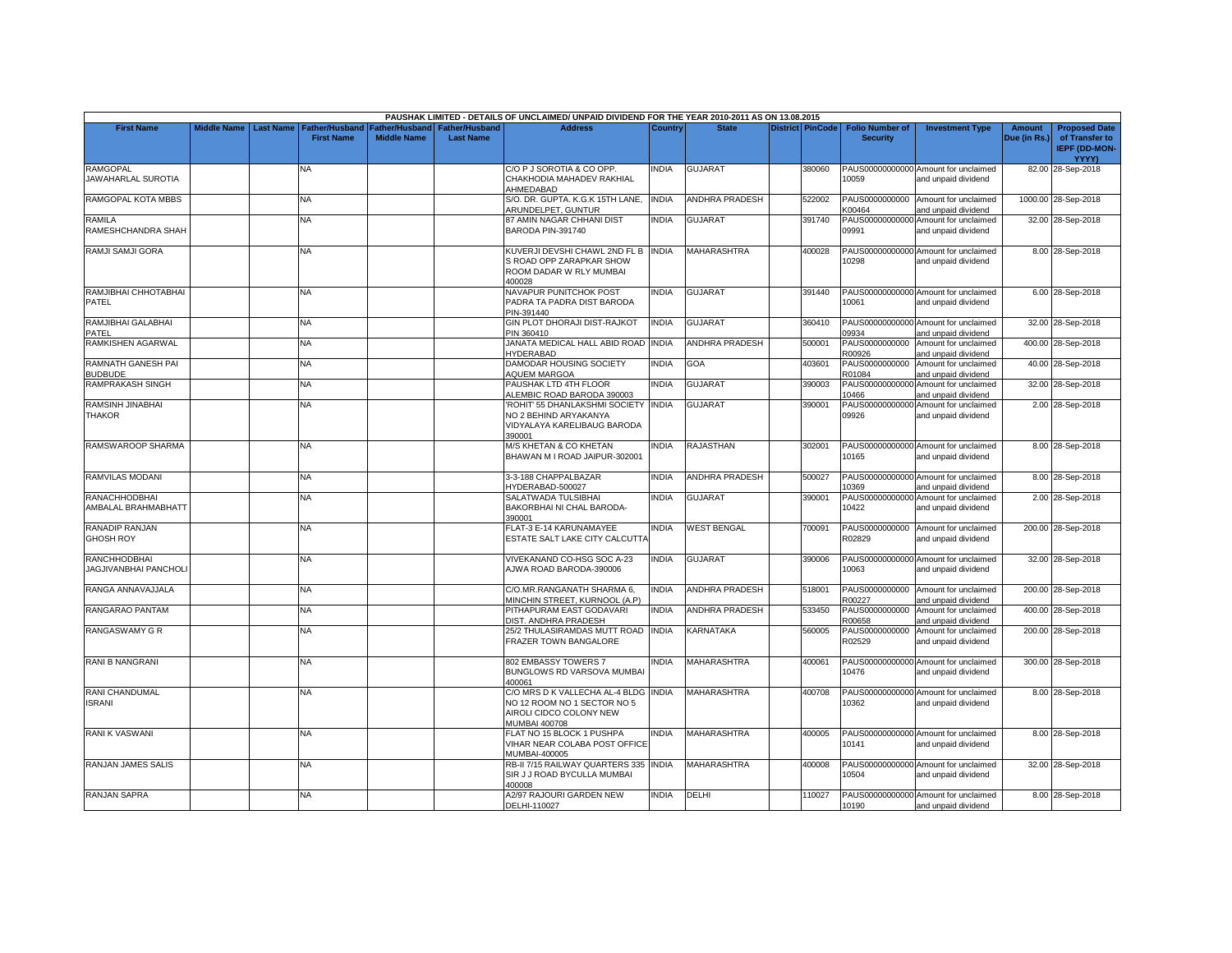| PAUSHAK LIMITED - DETAILS OF UNCLAIMED/ UNPAID DIVIDEND FOR THE YEAR 2010-2011 AS ON 13.08.2015 | | | | | | | | | | | | | | | |
|---|---|---|---|---|---|---|---|---|---|---|---|---|---|---|---|
| First Name | Middle Name | Last Name | Father/Husband First Name | Father/Husband Middle Name | Father/Husband Last Name | Address | Country | State | District | PinCode | Folio Number of Security | Investment Type | Amount Due (in Rs.) | Proposed Date of Transfer to IEPF (DD-MON-YYYY) |
| RAMGOPAL JAWAHARLAL SUROTIA | | | NA | | | C/O P J SOROTIA & CO OPP. CHAKHODIA MAHADEV RAKHIAL AHMEDABAD | INDIA | GUJARAT | | 380060 | PAUS00000000000 10059 | Amount for unclaimed and unpaid dividend | 82.00 | 28-Sep-2018 |
| RAMGOPAL KOTA MBBS | | | NA | | | S/O. DR. GUPTA. K.G.K 15TH LANE, ARUNDELPET, GUNTUR | INDIA | ANDHRA PRADESH | | 522002 | PAUS0000000000 K00464 | Amount for unclaimed and unpaid dividend | 1000.00 | 28-Sep-2018 |
| RAMILA RAMESHCHANDRA SHAH | | | NA | | | 87 AMIN NAGAR CHHANI DIST BARODA PIN-391740 | INDIA | GUJARAT | | 391740 | PAUS00000000000 09991 | Amount for unclaimed and unpaid dividend | 32.00 | 28-Sep-2018 |
| RAMJI SAMJI GORA | | | NA | | | KUVERJI DEVSHI CHAWL 2ND FL B S ROAD OPP ZARAPKAR SHOW ROOM DADAR W RLY MUMBAI 400028 | INDIA | MAHARASHTRA | | 400028 | PAUS00000000000 10298 | Amount for unclaimed and unpaid dividend | 8.00 | 28-Sep-2018 |
| RAMJIBHAI CHHOTABHAI PATEL | | | NA | | | NAVAPUR PUNITCHOK POST PADRA TA PADRA DIST BARODA PIN-391440 | INDIA | GUJARAT | | 391440 | PAUS00000000000 10061 | Amount for unclaimed and unpaid dividend | 6.00 | 28-Sep-2018 |
| RAMJIBHAI GALABHAI PATEL | | | NA | | | GIN PLOT DHORAJI DIST-RAJKOT PIN 360410 | INDIA | GUJARAT | | 360410 | PAUS00000000000 09934 | Amount for unclaimed and unpaid dividend | 32.00 | 28-Sep-2018 |
| RAMKISHEN AGARWAL | | | NA | | | JANATA MEDICAL HALL ABID ROAD HYDERABAD | INDIA | ANDHRA PRADESH | | 500001 | PAUS0000000000 R00926 | Amount for unclaimed and unpaid dividend | 400.00 | 28-Sep-2018 |
| RAMNATH GANESH PAI BUDBUDE | | | NA | | | DAMODAR HOUSING SOCIETY AQUEM MARGOA | INDIA | GOA | | 403601 | PAUS0000000000 R01084 | Amount for unclaimed and unpaid dividend | 40.00 | 28-Sep-2018 |
| RAMPRAKASH SINGH | | | NA | | | PAUSHAK LTD 4TH FLOOR ALEMBIC ROAD BARODA 390003 | INDIA | GUJARAT | | 390003 | PAUS00000000000 10466 | Amount for unclaimed and unpaid dividend | 32.00 | 28-Sep-2018 |
| RAMSINH JINABHAI THAKOR | | | NA | | | 'ROHIT' 55 DHANLAKSHMI SOCIETY NO 2 BEHIND ARYAKANYA VIDYALAYA KARELIBAUG BARODA 390001 | INDIA | GUJARAT | | 390001 | PAUS00000000000 09926 | Amount for unclaimed and unpaid dividend | 2.00 | 28-Sep-2018 |
| RAMSWAROOP SHARMA | | | NA | | | M/S KHETAN & CO KHETAN BHAWAN M I ROAD JAIPUR-302001 | INDIA | RAJASTHAN | | 302001 | PAUS00000000000 10165 | Amount for unclaimed and unpaid dividend | 8.00 | 28-Sep-2018 |
| RAMVILAS MODANI | | | NA | | | 3-3-188 CHAPPALBAZAR HYDERABAD-500027 | INDIA | ANDHRA PRADESH | | 500027 | PAUS00000000000 10369 | Amount for unclaimed and unpaid dividend | 8.00 | 28-Sep-2018 |
| RANACHHODBHAI AMBALAL BRAHMABHATT | | | NA | | | SALATWADA TULSIBHAI BAKORBHAI NI CHAL BARODA-390001 | INDIA | GUJARAT | | 390001 | PAUS00000000000 10422 | Amount for unclaimed and unpaid dividend | 2.00 | 28-Sep-2018 |
| RANADIP RANJAN GHOSH ROY | | | NA | | | FLAT-3 E-14 KARUNAMAYEE ESTATE SALT LAKE CITY CALCUTTA | INDIA | WEST BENGAL | | 700091 | PAUS0000000000 R02829 | Amount for unclaimed and unpaid dividend | 200.00 | 28-Sep-2018 |
| RANCHHODBHAI JAGJIVANBHAI PANCHOLI | | | NA | | | VIVEKANAND CO-HSG SOC A-23 AJWA ROAD BARODA-390006 | INDIA | GUJARAT | | 390006 | PAUS00000000000 10063 | Amount for unclaimed and unpaid dividend | 32.00 | 28-Sep-2018 |
| RANGA ANNAVAJJALA | | | NA | | | C/O.MR.RANGANATH SHARMA 6, MINCHIN STREET, KURNOOL (A.P) | INDIA | ANDHRA PRADESH | | 518001 | PAUS0000000000 R00227 | Amount for unclaimed and unpaid dividend | 200.00 | 28-Sep-2018 |
| RANGARAO PANTAM | | | NA | | | PITHAPURAM EAST GODAVARI DIST. ANDHRA PRADESH | INDIA | ANDHRA PRADESH | | 533450 | PAUS0000000000 R00658 | Amount for unclaimed and unpaid dividend | 400.00 | 28-Sep-2018 |
| RANGASWAMY G R | | | NA | | | 25/2 THULASIRAMDAS MUTT ROAD FRAZER TOWN BANGALORE | INDIA | KARNATAKA | | 560005 | PAUS0000000000 R02529 | Amount for unclaimed and unpaid dividend | 200.00 | 28-Sep-2018 |
| RANI B NANGRANI | | | NA | | | 802 EMBASSY TOWERS 7 BUNGLOWS RD VARSOVA MUMBAI 400061 | INDIA | MAHARASHTRA | | 400061 | PAUS00000000000 10476 | Amount for unclaimed and unpaid dividend | 300.00 | 28-Sep-2018 |
| RANI CHANDUMAL ISRANI | | | NA | | | C/O MRS D K VALLECHA AL-4 BLDG NO 12 ROOM NO 1 SECTOR NO 5 AIROLI CIDCO COLONY NEW MUMBAI 400708 | INDIA | MAHARASHTRA | | 400708 | PAUS00000000000 10362 | Amount for unclaimed and unpaid dividend | 8.00 | 28-Sep-2018 |
| RANI K VASWANI | | | NA | | | FLAT NO 15 BLOCK 1 PUSHPA VIHAR NEAR COLABA POST OFFICE MUMBAI-400005 | INDIA | MAHARASHTRA | | 400005 | PAUS00000000000 10141 | Amount for unclaimed and unpaid dividend | 8.00 | 28-Sep-2018 |
| RANJAN JAMES SALIS | | | NA | | | RB-II 7/15 RAILWAY QUARTERS 335 SIR J J ROAD BYCULLA MUMBAI 400008 | INDIA | MAHARASHTRA | | 400008 | PAUS00000000000 10504 | Amount for unclaimed and unpaid dividend | 32.00 | 28-Sep-2018 |
| RANJAN SAPRA | | | NA | | | A2/97 RAJOURI GARDEN NEW DELHI-110027 | INDIA | DELHI | | 110027 | PAUS00000000000 10190 | Amount for unclaimed and unpaid dividend | 8.00 | 28-Sep-2018 |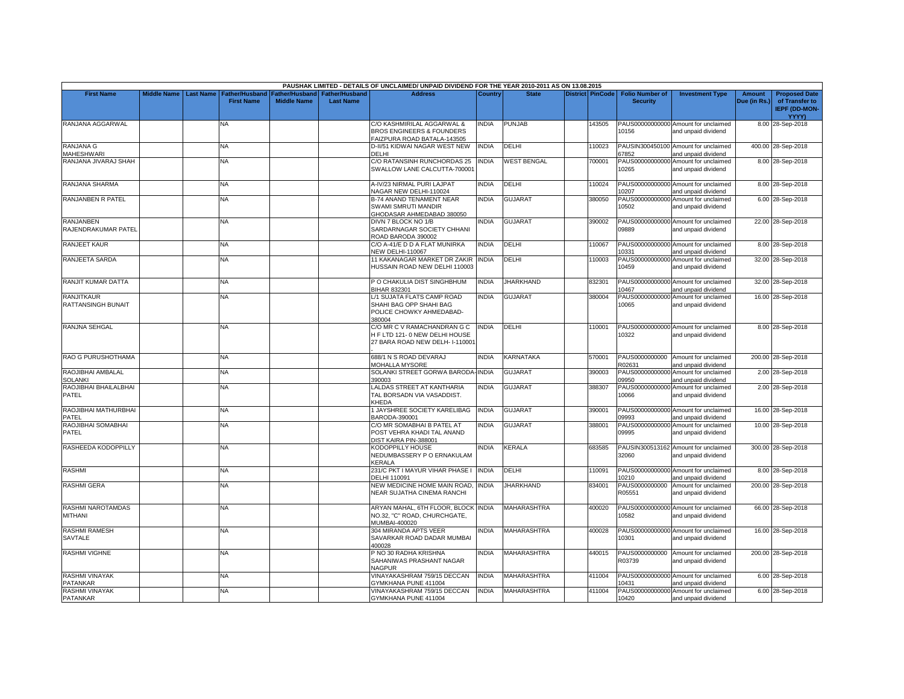| PAUSHAK LIMITED - DETAILS OF UNCLAIMED/ UNPAID DIVIDEND FOR THE YEAR 2010-2011 AS ON 13.08.2015 | | | | | | | | | | | | | | | |
|---|---|---|---|---|---|---|---|---|---|---|---|---|---|---|---|
| First Name | Middle Name | Last Name | Father/Husband First Name | Father/Husband Middle Name | Father/Husband Last Name | Address | Country | State | District | PinCode | Folio Number of Security | Investment Type | Amount Due (in Rs.) | Proposed Date of Transfer to IEPF (DD-MON-YYYY) |
| RANJANA AGGARWAL | | | NA | | | C/O KASHMIRILAL AGGARWAL & BROS ENGINEERS & FOUNDERS FAIZPURA ROAD BATALA-143505 | INDIA | PUNJAB | | 143505 | PAUS00000000000010156 | Amount for unclaimed and unpaid dividend | 8.00 | 28-Sep-2018 |
| RANJANA G MAHESHWARI | | | NA | | | D-II/51 KIDWAI NAGAR WEST NEW DELHI | INDIA | DELHI | | 110023 | PAUSIN30045010067852 | Amount for unclaimed and unpaid dividend | 400.00 | 28-Sep-2018 |
| RANJANA JIVARAJ SHAH | | | NA | | | C/O RATANSINH RUNCHORDAS 25 SWALLOW LANE CALCUTTA-700001 | INDIA | WEST BENGAL | | 700001 | PAUS00000000000010265 | Amount for unclaimed and unpaid dividend | 8.00 | 28-Sep-2018 |
| RANJANA SHARMA | | | NA | | | A-IV/23 NIRMAL PURI LAJPAT NAGAR NEW DELHI-110024 | INDIA | DELHI | | 110024 | PAUS00000000000010207 | Amount for unclaimed and unpaid dividend | 8.00 | 28-Sep-2018 |
| RANJANBEN R PATEL | | | NA | | | B-74 ANAND TENAMENT NEAR SWAMI SMRUTI MANDIR GHODASAR AHMEDABAD 380050 | INDIA | GUJARAT | | 380050 | PAUS00000000000010502 | Amount for unclaimed and unpaid dividend | 6.00 | 28-Sep-2018 |
| RANJANBEN RAJENDRAKUMAR PATEL | | | NA | | | DIVN 7 BLOCK NO 1/B SARDARNAGAR SOCIETY CHHANI ROAD BARODA 390002 | INDIA | GUJARAT | | 390002 | PAUS00000000000009889 | Amount for unclaimed and unpaid dividend | 22.00 | 28-Sep-2018 |
| RANJEET KAUR | | | NA | | | C/O A-41/E D D A FLAT MUNIRKA NEW DELHI-110067 | INDIA | DELHI | | 110067 | PAUS00000000000010331 | Amount for unclaimed and unpaid dividend | 8.00 | 28-Sep-2018 |
| RANJEETA SARDA | | | NA | | | 11 KAKANAGAR MARKET DR ZAKIR HUSSAIN ROAD NEW DELHI 110003 | INDIA | DELHI | | 110003 | PAUS00000000000010459 | Amount for unclaimed and unpaid dividend | 32.00 | 28-Sep-2018 |
| RANJIT KUMAR DATTA | | | NA | | | P O CHAKULIA DIST SINGHBHUM BIHAR 832301 | INDIA | JHARKHAND | | 832301 | PAUS00000000000010467 | Amount for unclaimed and unpaid dividend | 32.00 | 28-Sep-2018 |
| RANJITKAUR RATTANSINGH BUNAIT | | | NA | | | L/1 SUJATA FLATS CAMP ROAD SHAHI BAG OPP SHAHI BAG POLICE CHOWKY AHMEDABAD-380004 | INDIA | GUJARAT | | 380004 | PAUS00000000000010065 | Amount for unclaimed and unpaid dividend | 16.00 | 28-Sep-2018 |
| RANJNA SEHGAL | | | NA | | | C/O MR C V RAMACHANDRAN G C H F LTD 121- 0 NEW DELHI HOUSE 27 BARA ROAD NEW DELH- I-110001 - | INDIA | DELHI | | 110001 | PAUS00000000000010322 | Amount for unclaimed and unpaid dividend | 8.00 | 28-Sep-2018 |
| RAO G PURUSHOTHAMA | | | NA | | | 688/1 N S ROAD DEVARAJ MOHALLA MYSORE | INDIA | KARNATAKA | | 570001 | PAUS0000000000R02631 | Amount for unclaimed and unpaid dividend | 200.00 | 28-Sep-2018 |
| RAOJIBHAI AMBALAL SOLANKI | | | NA | | | SOLANKI STREET GORWA BARODA-390003 | INDIA | GUJARAT | | 390003 | PAUS00000000000009950 | Amount for unclaimed and unpaid dividend | 2.00 | 28-Sep-2018 |
| RAOJIBHAI BHAILALBHAI PATEL | | | NA | | | LALDAS STREET AT KANTHARIA TAL BORSADN VIA VASADDIST. KHEDA | INDIA | GUJARAT | | 388307 | PAUS00000000000010066 | Amount for unclaimed and unpaid dividend | 2.00 | 28-Sep-2018 |
| RAOJIBHAI MATHURBHAI PATEL | | | NA | | | 1 JAYSHREE SOCIETY KARELIBAG BARODA-390001 | INDIA | GUJARAT | | 390001 | PAUS00000000000009993 | Amount for unclaimed and unpaid dividend | 16.00 | 28-Sep-2018 |
| RAOJIBHAI SOMABHAI PATEL | | | NA | | | C/O MR SOMABHAI B PATEL AT POST VEHRA KHADI TAL ANAND DIST KAIRA PIN-388001 | INDIA | GUJARAT | | 388001 | PAUS00000000000009995 | Amount for unclaimed and unpaid dividend | 10.00 | 28-Sep-2018 |
| RASHEEDA KODOPPILLY | | | NA | | | KODOPPILLY HOUSE NEDUMBASSERY P O ERNAKULAM KERALA | INDIA | KERALA | | 683585 | PAUSIN30051316232060 | Amount for unclaimed and unpaid dividend | 300.00 | 28-Sep-2018 |
| RASHMI | | | NA | | | 231/C PKT I MAYUR VIHAR PHASE I DELHI 110091 | INDIA | DELHI | | 110091 | PAUS00000000000010210 | Amount for unclaimed and unpaid dividend | 8.00 | 28-Sep-2018 |
| RASHMI GERA | | | NA | | | NEW MEDICINE HOME MAIN ROAD, NEAR SUJATHA CINEMA RANCHI | INDIA | JHARKHAND | | 834001 | PAUS0000000000R05551 | Amount for unclaimed and unpaid dividend | 200.00 | 28-Sep-2018 |
| RASHMI NAROTAMDAS MITHANI | | | NA | | | ARYAN MAHAL, 6TH FLOOR, BLOCK NO.32, "C" ROAD, CHURCHGATE, MUMBAI-400020 | INDIA | MAHARASHTRA | | 400020 | PAUS00000000000010582 | Amount for unclaimed and unpaid dividend | 66.00 | 28-Sep-2018 |
| RASHMI RAMESH SAVTALE | | | NA | | | 304 MIRANDA APTS VEER SAVARKAR ROAD DADAR MUMBAI 400028 | INDIA | MAHARASHTRA | | 400028 | PAUS00000000000010301 | Amount for unclaimed and unpaid dividend | 16.00 | 28-Sep-2018 |
| RASHMI VIGHNE | | | NA | | | P NO 30 RADHA KRISHNA SAHANIWAS PRASHANT NAGAR NAGPUR | INDIA | MAHARASHTRA | | 440015 | PAUS0000000000R03739 | Amount for unclaimed and unpaid dividend | 200.00 | 28-Sep-2018 |
| RASHMI VINAYAK PATANKAR | | | NA | | | VINAYAKASHRAM 759/15 DECCAN GYMKHANA PUNE 411004 | INDIA | MAHARASHTRA | | 411004 | PAUS00000000000010431 | Amount for unclaimed and unpaid dividend | 6.00 | 28-Sep-2018 |
| RASHMI VINAYAK PATANKAR | | | NA | | | VINAYAKASHRAM 759/15 DECCAN GYMKHANA PUNE 411004 | INDIA | MAHARASHTRA | | 411004 | PAUS00000000000010420 | Amount for unclaimed and unpaid dividend | 6.00 | 28-Sep-2018 |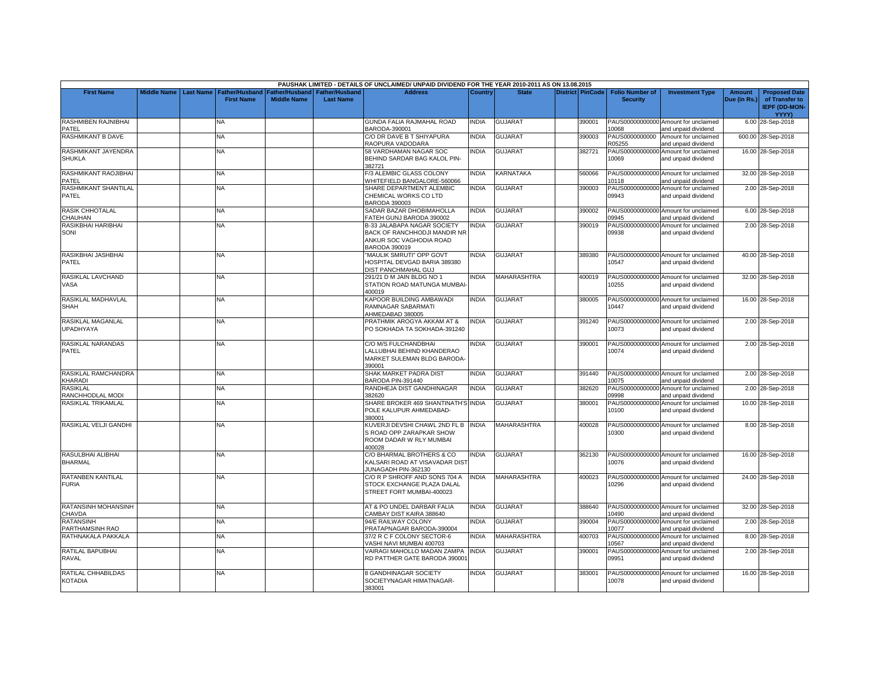PAUSHAK LIMITED - DETAILS OF UNCLAIMED/ UNPAID DIVIDEND FOR THE YEAR 2010-2011 AS ON 13.08.2015

| First Name | Middle Name | Last Name | Father/Husband First Name | Father/Husband Middle Name | Father/Husband Last Name | Address | Country | State | District | PinCode | Folio Number of Security | Investment Type | Amount Due (in Rs.) | Proposed Date of Transfer to IEPF (DD-MON-YYYY) |
|---|---|---|---|---|---|---|---|---|---|---|---|---|---|---|
| RASHMIBEN RAJNIBHAI PATEL | | | NA | | | GUNDA FALIA RAJMAHAL ROAD BARODA-390001 | INDIA | GUJARAT | | 390001 | PAUS000000000000 10068 | Amount for unclaimed and unpaid dividend | 6.00 | 28-Sep-2018 |
| RASHMIKANT B DAVE | | | NA | | | C/O DR DAVE B T SHIYAPURA RAOPURA VADODARA | INDIA | GUJARAT | | 390003 | PAUS0000000000 R05255 | Amount for unclaimed and unpaid dividend | 600.00 | 28-Sep-2018 |
| RASHMIKANT JAYENDRA SHUKLA | | | NA | | | 58 VARDHAMAN NAGAR SOC BEHIND SARDAR BAG KALOL PIN-382721 | INDIA | GUJARAT | | 382721 | PAUS000000000000 10069 | Amount for unclaimed and unpaid dividend | 16.00 | 28-Sep-2018 |
| RASHMIKANT RAOJIBHAI PATEL | | | NA | | | F/3 ALEMBIC GLASS COLONY WHITEFIELD BANGALORE-560066 | INDIA | KARNATAKA | | 560066 | PAUS000000000000 10118 | Amount for unclaimed and unpaid dividend | 32.00 | 28-Sep-2018 |
| RASHMIKANT SHANTILAL PATEL | | | NA | | | SHARE DEPARTMENT ALEMBIC CHEMICAL WORKS CO LTD BARODA 390003 | INDIA | GUJARAT | | 390003 | PAUS000000000000 09943 | Amount for unclaimed and unpaid dividend | 2.00 | 28-Sep-2018 |
| RASIK CHHOTALAL CHAUHAN | | | NA | | | SADAR BAZAR DHOBIMAHOLLA FATEH GUNJ BARODA 390002 | INDIA | GUJARAT | | 390002 | PAUS000000000000 09945 | Amount for unclaimed and unpaid dividend | 6.00 | 28-Sep-2018 |
| RASIKBHAI HARIBHAI SONI | | | NA | | | B-33 JALABAPA NAGAR SOCIETY BACK OF RANCHHODJI MANDIR NR ANKUR SOC VAGHODIA ROAD BARODA 390019 | INDIA | GUJARAT | | 390019 | PAUS000000000000 09938 | Amount for unclaimed and unpaid dividend | 2.00 | 28-Sep-2018 |
| RASIKBHAI JASHBHAI PATEL | | | NA | | | "MAULIK SMRUTI" OPP GOVT HOSPITAL DEVGAD BARIA 389380 DIST PANCHMAHAL GUJ | INDIA | GUJARAT | | 389380 | PAUS000000000000 10547 | Amount for unclaimed and unpaid dividend | 40.00 | 28-Sep-2018 |
| RASIKLAL LAVCHAND VASA | | | NA | | | 291/21 D M JAIN BLDG NO 1 STATION ROAD MATUNGA MUMBAI-400019 | INDIA | MAHARASHTRA | | 400019 | PAUS000000000000 10255 | Amount for unclaimed and unpaid dividend | 32.00 | 28-Sep-2018 |
| RASIKLAL MADHAVLAL SHAH | | | NA | | | KAPOOR BUILDING AMBAWADI RAMNAGAR SABARMATI AHMEDABAD 380005 | INDIA | GUJARAT | | 380005 | PAUS000000000000 10447 | Amount for unclaimed and unpaid dividend | 16.00 | 28-Sep-2018 |
| RASIKLAL MAGANLAL UPADHYAYA | | | NA | | | PRATHMIK AROGYA AKKAM AT & PO SOKHADA TA SOKHADA-391240 | INDIA | GUJARAT | | 391240 | PAUS000000000000 10073 | Amount for unclaimed and unpaid dividend | 2.00 | 28-Sep-2018 |
| RASIKLAL NARANDAS PATEL | | | NA | | | C/O M/S FULCHANDBHAI LALLUBHAI BEHIND KHANDERAO MARKET SULEMAN BLDG BARODA-390001 | INDIA | GUJARAT | | 390001 | PAUS000000000000 10074 | Amount for unclaimed and unpaid dividend | 2.00 | 28-Sep-2018 |
| RASIKLAL RAMCHANDRA KHARADI | | | NA | | | SHAK MARKET PADRA DIST BARODA PIN-391440 | INDIA | GUJARAT | | 391440 | PAUS000000000000 10075 | Amount for unclaimed and unpaid dividend | 2.00 | 28-Sep-2018 |
| RASIKLAL RANCHHODLAL MODI | | | NA | | | RANDHEJA DIST GANDHINAGAR 382620 | INDIA | GUJARAT | | 382620 | PAUS000000000000 09998 | Amount for unclaimed and unpaid dividend | 2.00 | 28-Sep-2018 |
| RASIKLAL TRIKAMLAL | | | NA | | | SHARE BROKER 469 SHANTINATH'S POLE KALUPUR AHMEDABAD-380001 | INDIA | GUJARAT | | 380001 | PAUS000000000000 10100 | Amount for unclaimed and unpaid dividend | 10.00 | 28-Sep-2018 |
| RASIKLAL VELJI GANDHI | | | NA | | | KUVERJI DEVSHI CHAWL 2ND FL B S ROAD OPP ZARAPKAR SHOW ROOM DADAR W RLY MUMBAI 400028 | INDIA | MAHARASHTRA | | 400028 | PAUS000000000000 10300 | Amount for unclaimed and unpaid dividend | 8.00 | 28-Sep-2018 |
| RASULBHAI ALIBHAI BHARMAL | | | NA | | | C/O BHARMAL BROTHERS & CO KALSARI ROAD AT VISAVADAR DIST JUNAGADH PIN-362130 | INDIA | GUJARAT | | 362130 | PAUS000000000000 10076 | Amount for unclaimed and unpaid dividend | 16.00 | 28-Sep-2018 |
| RATANBEN KANTILAL FURIA | | | NA | | | C/O R P SHROFF AND SONS 704 A STOCK EXCHANGE PLAZA DALAL STREET FORT MUMBAI-400023 | INDIA | MAHARASHTRA | | 400023 | PAUS000000000000 10296 | Amount for unclaimed and unpaid dividend | 24.00 | 28-Sep-2018 |
| RATANSINH MOHANSINH CHAVDA | | | NA | | | AT & PO UNDEL DARBAR FALIA CAMBAY DIST KAIRA 388640 | INDIA | GUJARAT | | 388640 | PAUS000000000000 10490 | Amount for unclaimed and unpaid dividend | 32.00 | 28-Sep-2018 |
| RATANSINH PARTHAMSINH RAO | | | NA | | | 94/E RAILWAY COLONY PRATAPNAGAR BARODA-390004 | INDIA | GUJARAT | | 390004 | PAUS000000000000 10077 | Amount for unclaimed and unpaid dividend | 2.00 | 28-Sep-2018 |
| RATHNAKALA PAKKALA | | | NA | | | 37/2 R C F COLONY SECTOR-6 VASHI NAVI MUMBAI 400703 | INDIA | MAHARASHTRA | | 400703 | PAUS000000000000 10567 | Amount for unclaimed and unpaid dividend | 8.00 | 28-Sep-2018 |
| RATILAL BAPUBHAI RAVAL | | | NA | | | VAIRAGI MAHOLLO MADAN ZAMPA RD PATTHER GATE BARODA 390001 | INDIA | GUJARAT | | 390001 | PAUS000000000000 09951 | Amount for unclaimed and unpaid dividend | 2.00 | 28-Sep-2018 |
| RATILAL CHHABILDAS KOTADIA | | | NA | | | 8 GANDHINAGAR SOCIETY SOCIETYNAGAR HIMATNAGAR-383001 | INDIA | GUJARAT | | 383001 | PAUS000000000000 10078 | Amount for unclaimed and unpaid dividend | 16.00 | 28-Sep-2018 |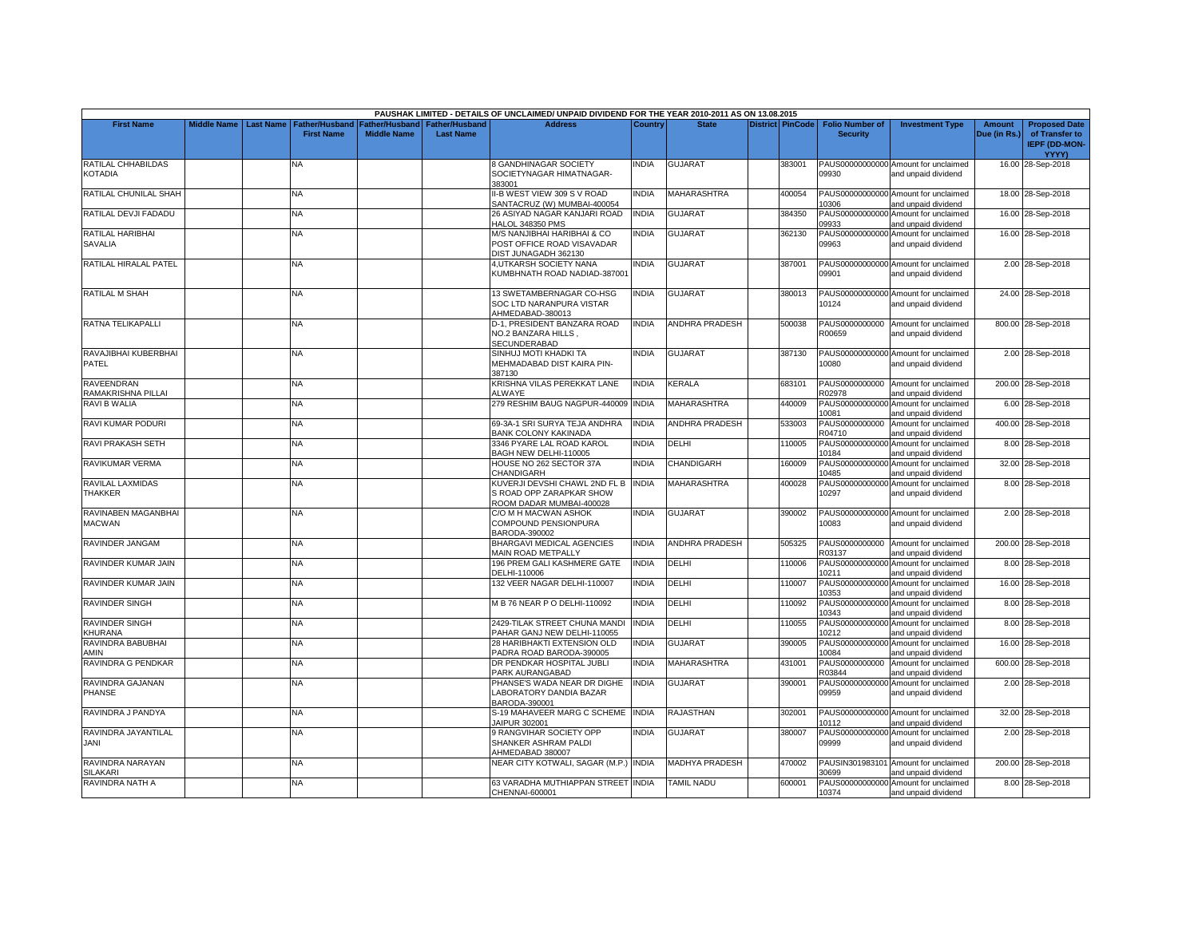PAUSHAK LIMITED - DETAILS OF UNCLAIMED/ UNPAID DIVIDEND FOR THE YEAR 2010-2011 AS ON 13.08.2015

| First Name | Middle Name | Last Name | Father/Husband First Name | Father/Husband Middle Name | Father/Husband Last Name | Address | Country | State | District | PinCode | Folio Number of Security | Investment Type | Amount Due (in Rs.) | Proposed Date of Transfer to IEPF (DD-MON-YYYY) |
|---|---|---|---|---|---|---|---|---|---|---|---|---|---|---|
| RATILAL CHHABILDAS KOTADIA | | | NA | | | 8 GANDHINAGAR SOCIETY SOCIETYNAGAR HIMATNAGAR-383001 | INDIA | GUJARAT | | 383001 | PAUS00000000000 09930 | Amount for unclaimed and unpaid dividend | 16.00 | 28-Sep-2018 |
| RATILAL CHUNILAL SHAH | | | NA | | | II-B WEST VIEW 309 S V ROAD SANTACRUZ (W) MUMBAI-400054 | INDIA | MAHARASHTRA | | 400054 | PAUS00000000000 10306 | Amount for unclaimed and unpaid dividend | 18.00 | 28-Sep-2018 |
| RATILAL DEVJI FADADU | | | NA | | | 26 ASIYAD NAGAR KANJARI ROAD HALOL 348350 PMS | INDIA | GUJARAT | | 384350 | PAUS00000000000 09933 | Amount for unclaimed and unpaid dividend | 16.00 | 28-Sep-2018 |
| RATILAL HARIBHAI SAVALIA | | | NA | | | M/S NANJIBHAI HARIBHAI & CO POST OFFICE ROAD VISAVADAR DIST JUNAGADH 362130 | INDIA | GUJARAT | | 362130 | PAUS00000000000 09963 | Amount for unclaimed and unpaid dividend | 16.00 | 28-Sep-2018 |
| RATILAL HIRALAL PATEL | | | NA | | | 4,UTKARSH SOCIETY NANA KUMBHNATH ROAD NADIAD-387001 | INDIA | GUJARAT | | 387001 | PAUS00000000000 09901 | Amount for unclaimed and unpaid dividend | 2.00 | 28-Sep-2018 |
| RATILAL M SHAH | | | NA | | | 13 SWETAMBERNAGAR CO-HSG SOC LTD NARANPURA VISTAR AHMEDABAD-380013 | INDIA | GUJARAT | | 380013 | PAUS00000000000 10124 | Amount for unclaimed and unpaid dividend | 24.00 | 28-Sep-2018 |
| RATNA TELIKAPALLI | | | NA | | | D-1, PRESIDENT BANZARA ROAD NO.2 BANZARA HILLS , SECUNDERABAD | INDIA | ANDHRA PRADESH | | 500038 | PAUS0000000000 R00659 | Amount for unclaimed and unpaid dividend | 800.00 | 28-Sep-2018 |
| RAVAJIBHAI KUBERBHAI PATEL | | | NA | | | SINHUJ MOTI KHADKI TA MEHMADABAD DIST KAIRA PIN-387130 | INDIA | GUJARAT | | 387130 | PAUS00000000000 10080 | Amount for unclaimed and unpaid dividend | 2.00 | 28-Sep-2018 |
| RAVEENDRAN RAMAKRISHNA PILLAI | | | NA | | | KRISHNA VILAS PEREKKAT LANE ALWAYE | INDIA | KERALA | | 683101 | PAUS0000000000 R02978 | Amount for unclaimed and unpaid dividend | 200.00 | 28-Sep-2018 |
| RAVI B WALIA | | | NA | | | 279 RESHIM BAUG NAGPUR-440009 | INDIA | MAHARASHTRA | | 440009 | PAUS00000000000 10081 | Amount for unclaimed and unpaid dividend | 6.00 | 28-Sep-2018 |
| RAVI KUMAR PODURI | | | NA | | | 69-3A-1 SRI SURYA TEJA ANDHRA BANK COLONY KAKINADA | INDIA | ANDHRA PRADESH | | 533003 | PAUS0000000000 R04710 | Amount for unclaimed and unpaid dividend | 400.00 | 28-Sep-2018 |
| RAVI PRAKASH SETH | | | NA | | | 3346 PYARE LAL ROAD KAROL BAGH NEW DELHI-110005 | INDIA | DELHI | | 110005 | PAUS00000000000 10184 | Amount for unclaimed and unpaid dividend | 8.00 | 28-Sep-2018 |
| RAVIKUMAR VERMA | | | NA | | | HOUSE NO 262 SECTOR 37A CHANDIGARH | INDIA | CHANDIGARH | | 160009 | PAUS00000000000 10485 | Amount for unclaimed and unpaid dividend | 32.00 | 28-Sep-2018 |
| RAVILAL LAXMIDAS THAKKER | | | NA | | | KUVERJI DEVSHI CHAWL 2ND FL B S ROAD OPP ZARAPKAR SHOW ROOM DADAR MUMBAI-400028 | INDIA | MAHARASHTRA | | 400028 | PAUS00000000000 10297 | Amount for unclaimed and unpaid dividend | 8.00 | 28-Sep-2018 |
| RAVINABEN MAGANBHAI MACWAN | | | NA | | | C/O M H MACWAN ASHOK COMPOUND PENSIONPURA BARODA-390002 | INDIA | GUJARAT | | 390002 | PAUS00000000000 10083 | Amount for unclaimed and unpaid dividend | 2.00 | 28-Sep-2018 |
| RAVINDER JANGAM | | | NA | | | BHARGAVI MEDICAL AGENCIES MAIN ROAD METPALLY | INDIA | ANDHRA PRADESH | | 505325 | PAUS0000000000 R03137 | Amount for unclaimed and unpaid dividend | 200.00 | 28-Sep-2018 |
| RAVINDER KUMAR JAIN | | | NA | | | 196 PREM GALI KASHMERE GATE DELHI-110006 | INDIA | DELHI | | 110006 | PAUS00000000000 10211 | Amount for unclaimed and unpaid dividend | 8.00 | 28-Sep-2018 |
| RAVINDER KUMAR JAIN | | | NA | | | 132 VEER NAGAR DELHI-110007 | INDIA | DELHI | | 110007 | PAUS00000000000 10353 | Amount for unclaimed and unpaid dividend | 16.00 | 28-Sep-2018 |
| RAVINDER SINGH | | | NA | | | M B 76 NEAR P O DELHI-110092 | INDIA | DELHI | | 110092 | PAUS00000000000 10343 | Amount for unclaimed and unpaid dividend | 8.00 | 28-Sep-2018 |
| RAVINDER SINGH KHURANA | | | NA | | | 2429-TILAK STREET CHUNA MANDI PAHAR GANJ NEW DELHI-110055 | INDIA | DELHI | | 110055 | PAUS00000000000 10212 | Amount for unclaimed and unpaid dividend | 8.00 | 28-Sep-2018 |
| RAVINDRA BABUBHAI AMIN | | | NA | | | 28 HARIBHAKTI EXTENSION OLD PADRA ROAD BARODA-390005 | INDIA | GUJARAT | | 390005 | PAUS00000000000 10084 | Amount for unclaimed and unpaid dividend | 16.00 | 28-Sep-2018 |
| RAVINDRA G PENDKAR | | | NA | | | DR PENDKAR HOSPITAL JUBLI PARK AURANGABAD | INDIA | MAHARASHTRA | | 431001 | PAUS0000000000 R03844 | Amount for unclaimed and unpaid dividend | 600.00 | 28-Sep-2018 |
| RAVINDRA GAJANAN PHANSE | | | NA | | | PHANSE'S WADA NEAR DR DIGHE LABORATORY DANDIA BAZAR BARODA-390001 | INDIA | GUJARAT | | 390001 | PAUS00000000000 09959 | Amount for unclaimed and unpaid dividend | 2.00 | 28-Sep-2018 |
| RAVINDRA J PANDYA | | | NA | | | S-19 MAHAVEER MARG C SCHEME JAIPUR 302001 | INDIA | RAJASTHAN | | 302001 | PAUS00000000000 10112 | Amount for unclaimed and unpaid dividend | 32.00 | 28-Sep-2018 |
| RAVINDRA JAYANTILAL JANI | | | NA | | | 9 RANGVIHAR SOCIETY OPP SHANKER ASHRAM PALDI AHMEDABAD 380007 | INDIA | GUJARAT | | 380007 | PAUS00000000000 09999 | Amount for unclaimed and unpaid dividend | 2.00 | 28-Sep-2018 |
| RAVINDRA NARAYAN SILAKARI | | | NA | | | NEAR CITY KOTWALI, SAGAR (M.P.) | INDIA | MADHYA PRADESH | | 470002 | PAUSIN301983101 30699 | Amount for unclaimed and unpaid dividend | 200.00 | 28-Sep-2018 |
| RAVINDRA NATH A | | | NA | | | 63 VARADHA MUTHIAPPAN STREET CHENNAI-600001 | INDIA | TAMIL NADU | | 600001 | PAUS00000000000 10374 | Amount for unclaimed and unpaid dividend | 8.00 | 28-Sep-2018 |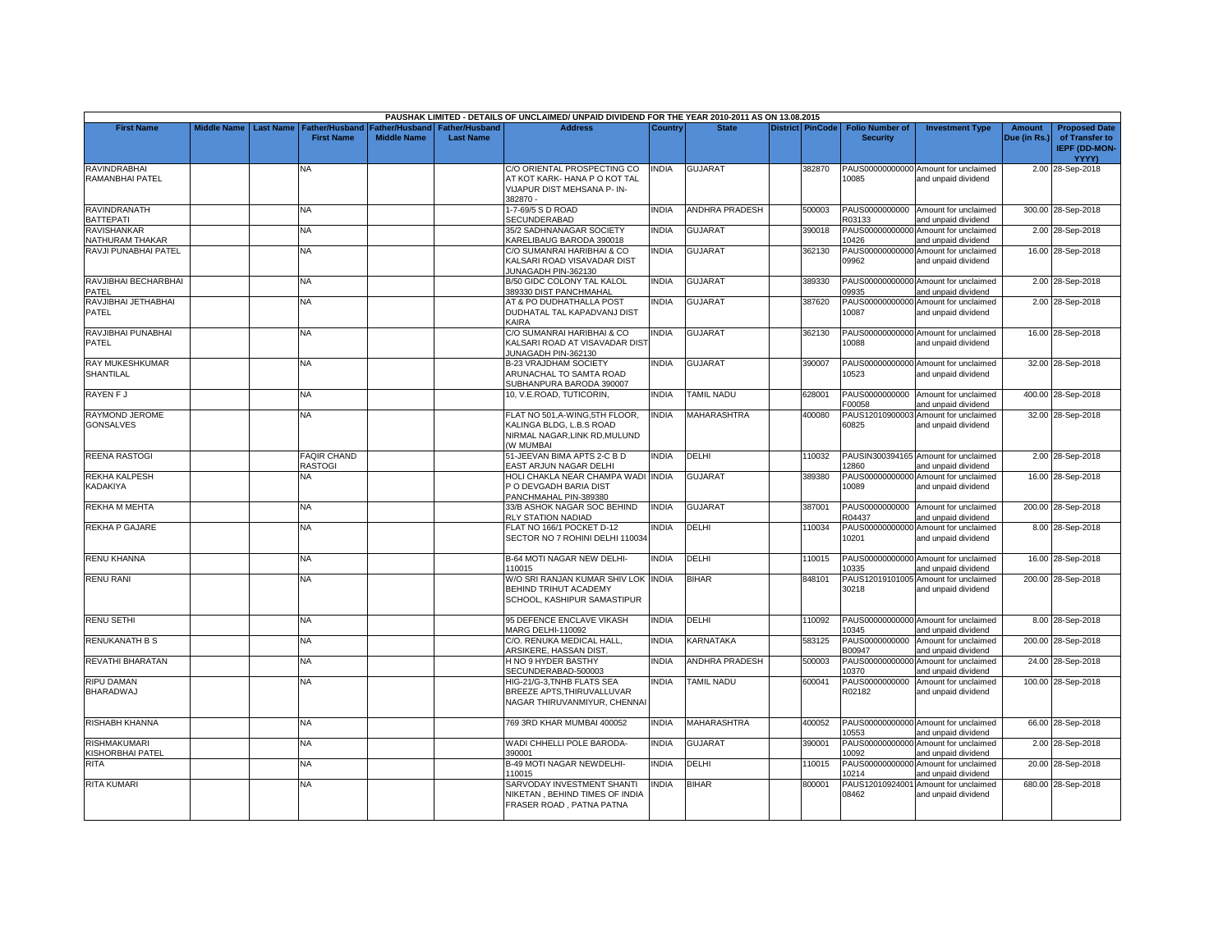| PAUSHAK LIMITED - DETAILS OF UNCLAIMED/ UNPAID DIVIDEND FOR THE YEAR 2010-2011 AS ON 13.08.2015 | | | | | | | | | | | | | | | |
|---|---|---|---|---|---|---|---|---|---|---|---|---|---|---|---|
| First Name | Middle Name | Last Name | Father/Husband First Name | Father/Husband Middle Name | Father/Husband Last Name | Address | Country | State | District | PinCode | Folio Number of Security | Investment Type | Amount Due (in Rs.) | Proposed Date of Transfer to IEPF (DD-MON-YYYY) |
| RAVINDRABHAI RAMANBHAI PATEL | | | NA | | | C/O ORIENTAL PROSPECTING CO AT KOT KARK- HANA P O KOT TAL VIJAPUR DIST MEHSANA P- IN-382870 - | INDIA | GUJARAT | | 382870 | PAUS00000000000 10085 | Amount for unclaimed and unpaid dividend | 2.00 | 28-Sep-2018 |
| RAVINDRANATH BATTEPATI | | | NA | | | 1-7-69/5 S D ROAD SECUNDERABAD | INDIA | ANDHRA PRADESH | | 500003 | PAUS0000000000 R03133 | Amount for unclaimed and unpaid dividend | 300.00 | 28-Sep-2018 |
| RAVISHANKAR NATHURAM THAKAR | | | NA | | | 35/2 SADHNANAGAR SOCIETY KARELIBAUG BARODA 390018 | INDIA | GUJARAT | | 390018 | PAUS00000000000 10426 | Amount for unclaimed and unpaid dividend | 2.00 | 28-Sep-2018 |
| RAVJI PUNABHAI PATEL | | | NA | | | C/O SUMANRAI HARIBHAI & CO KALSARI ROAD VISAVADAR DIST JUNAGADH PIN-362130 | INDIA | GUJARAT | | 362130 | PAUS00000000000 09962 | Amount for unclaimed and unpaid dividend | 16.00 | 28-Sep-2018 |
| RAVJIBHAI BECHARBHAI PATEL | | | NA | | | B/50 GIDC COLONY TAL KALOL 389330 DIST PANCHMAHAL | INDIA | GUJARAT | | 389330 | PAUS00000000000 09935 | Amount for unclaimed and unpaid dividend | 2.00 | 28-Sep-2018 |
| RAVJIBHAI JETHABHAI PATEL | | | NA | | | AT & PO DUDHATHALLA POST DUDHATHAL TAL KAPADVANJ DIST KAIRA | INDIA | GUJARAT | | 387620 | PAUS00000000000 10087 | Amount for unclaimed and unpaid dividend | 2.00 | 28-Sep-2018 |
| RAVJIBHAI PUNABHAI PATEL | | | NA | | | C/O SUMANRAI HARIBHAI & CO KALSARI ROAD AT VISAVADAR DIST JUNAGADH PIN-362130 | INDIA | GUJARAT | | 362130 | PAUS00000000000 10088 | Amount for unclaimed and unpaid dividend | 16.00 | 28-Sep-2018 |
| RAY MUKESHKUMAR SHANTILAL | | | NA | | | B-23 VRAJDHAM SOCIETY ARUNACHAL TO SAMTA ROAD SUBHANPURA BARODA 390007 | INDIA | GUJARAT | | 390007 | PAUS00000000000 10523 | Amount for unclaimed and unpaid dividend | 32.00 | 28-Sep-2018 |
| RAYEN F J | | | NA | | | 10, V.E.ROAD, TUTICORIN, | INDIA | TAMIL NADU | | 628001 | PAUS0000000000 F00058 | Amount for unclaimed and unpaid dividend | 400.00 | 28-Sep-2018 |
| RAYMOND JEROME GONSALVES | | | NA | | | FLAT NO 501,A-WING,5TH FLOOR, KALINGA BLDG, L.B.S ROAD NIRMAL NAGAR,LINK RD,MULUND (W MUMBAI | INDIA | MAHARASHTRA | | 400080 | PAUS12010900003 60825 | Amount for unclaimed and unpaid dividend | 32.00 | 28-Sep-2018 |
| REENA RASTOGI | | | FAQIR CHAND RASTOGI | | | 51-JEEVAN BIMA APTS 2-C B D EAST ARJUN NAGAR DELHI | INDIA | DELHI | | 110032 | PAUSIN300394165 12860 | Amount for unclaimed and unpaid dividend | 2.00 | 28-Sep-2018 |
| REKHA KALPESH KADAKIYA | | | NA | | | HOLI CHAKLA NEAR CHAMPA WADI P O DEVGADH BARIA DIST PANCHMAHAL PIN-389380 | INDIA | GUJARAT | | 389380 | PAUS00000000000 10089 | Amount for unclaimed and unpaid dividend | 16.00 | 28-Sep-2018 |
| REKHA M MEHTA | | | NA | | | 33/B ASHOK NAGAR SOC BEHIND RLY STATION NADIAD | INDIA | GUJARAT | | 387001 | PAUS0000000000 R04437 | Amount for unclaimed and unpaid dividend | 200.00 | 28-Sep-2018 |
| REKHA P GAJARE | | | NA | | | FLAT NO 166/1 POCKET D-12 SECTOR NO 7 ROHINI DELHI 110034 | INDIA | DELHI | | 110034 | PAUS00000000000 10201 | Amount for unclaimed and unpaid dividend | 8.00 | 28-Sep-2018 |
| RENU KHANNA | | | NA | | | B-64 MOTI NAGAR NEW DELHI-110015 | INDIA | DELHI | | 110015 | PAUS00000000000 10335 | Amount for unclaimed and unpaid dividend | 16.00 | 28-Sep-2018 |
| RENU RANI | | | NA | | | W/O SRI RANJAN KUMAR SHIV LOK BEHIND TRIHUT ACADEMY SCHOOL, KASHIPUR SAMASTIPUR | INDIA | BIHAR | | 848101 | PAUS12019101005 30218 | Amount for unclaimed and unpaid dividend | 200.00 | 28-Sep-2018 |
| RENU SETHI | | | NA | | | 95 DEFENCE ENCLAVE VIKASH MARG DELHI-110092 | INDIA | DELHI | | 110092 | PAUS00000000000 10345 | Amount for unclaimed and unpaid dividend | 8.00 | 28-Sep-2018 |
| RENUKANATH B S | | | NA | | | C/O. RENUKA MEDICAL HALL, ARSIKERE, HASSAN DIST. | INDIA | KARNATAKA | | 583125 | PAUS0000000000 B00947 | Amount for unclaimed and unpaid dividend | 200.00 | 28-Sep-2018 |
| REVATHI BHARATAN | | | NA | | | H NO 9 HYDER BASTHY SECUNDERABAD-500003 | INDIA | ANDHRA PRADESH | | 500003 | PAUS00000000000 10370 | Amount for unclaimed and unpaid dividend | 24.00 | 28-Sep-2018 |
| RIPU DAMAN BHARADWAJ | | | NA | | | HIG-21/G-3,TNHB FLATS SEA BREEZE APTS,THIRUVALLUVAR NAGAR THIRUVANMIYUR, CHENNAI | INDIA | TAMIL NADU | | 600041 | PAUS0000000000 R02182 | Amount for unclaimed and unpaid dividend | 100.00 | 28-Sep-2018 |
| RISHABH KHANNA | | | NA | | | 769 3RD KHAR MUMBAI 400052 | INDIA | MAHARASHTRA | | 400052 | PAUS00000000000 10553 | Amount for unclaimed and unpaid dividend | 66.00 | 28-Sep-2018 |
| RISHMAKUMARI KISHORBHAI PATEL | | | NA | | | WADI CHHELLI POLE BARODA-390001 | INDIA | GUJARAT | | 390001 | PAUS00000000000 10092 | Amount for unclaimed and unpaid dividend | 2.00 | 28-Sep-2018 |
| RITA | | | NA | | | B-49 MOTI NAGAR NEWDELHI-110015 | INDIA | DELHI | | 110015 | PAUS00000000000 10214 | Amount for unclaimed and unpaid dividend | 20.00 | 28-Sep-2018 |
| RITA KUMARI | | | NA | | | SARVODAY INVESTMENT SHANTI NIKETAN , BEHIND TIMES OF INDIA FRASER ROAD , PATNA PATNA | INDIA | BIHAR | | 800001 | PAUS12010924001 08462 | Amount for unclaimed and unpaid dividend | 680.00 | 28-Sep-2018 |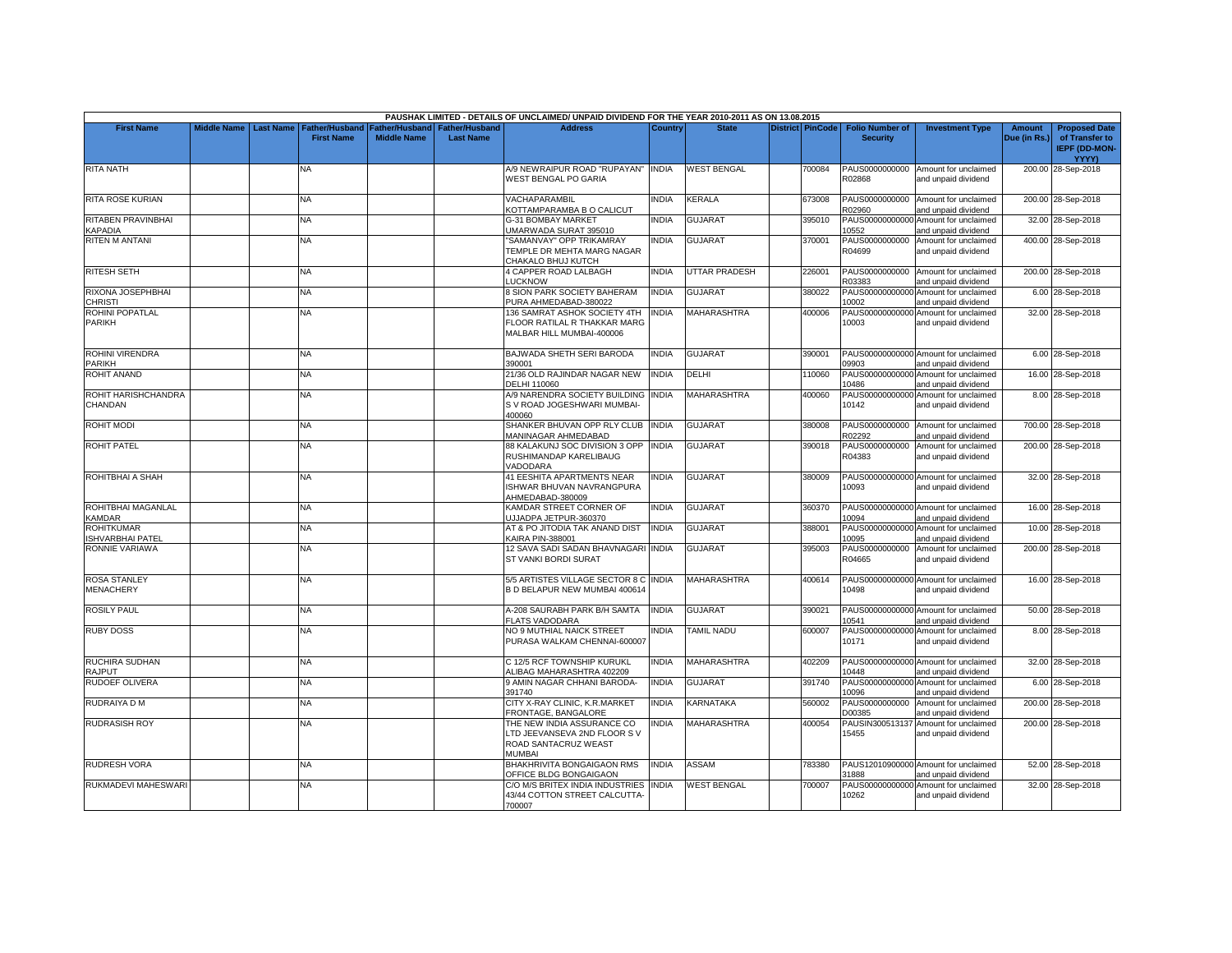PAUSHAK LIMITED - DETAILS OF UNCLAIMED/ UNPAID DIVIDEND FOR THE YEAR 2010-2011 AS ON 13.08.2015

| First Name | Middle Name | Last Name | Father/Husband First Name | Father/Husband Middle Name | Father/Husband Last Name | Address | Country | State | District | PinCode | Folio Number of Security | Investment Type | Amount Due (in Rs.) | Proposed Date of Transfer to IEPF (DD-MON-YYYY) |
|---|---|---|---|---|---|---|---|---|---|---|---|---|---|---|
| RITA NATH | | | NA | | | A/9 NEWRAIPUR ROAD "RUPAYAN" WEST BENGAL PO GARIA | INDIA | WEST BENGAL | | 700084 | PAUS0000000000 R02868 | Amount for unclaimed and unpaid dividend | 200.00 | 28-Sep-2018 |
| RITA ROSE KURIAN | | | NA | | | VACHAPARAMBIL KOTTAMPARAMBA B O CALICUT | INDIA | KERALA | | 673008 | PAUS0000000000 R02960 | Amount for unclaimed and unpaid dividend | 200.00 | 28-Sep-2018 |
| RITABEN PRAVINBHAI KAPADIA | | | NA | | | G-31 BOMBAY MARKET UMARWADA SURAT 395010 | INDIA | GUJARAT | | 395010 | PAUS00000000000 10552 | Amount for unclaimed and unpaid dividend | 32.00 | 28-Sep-2018 |
| RITEN M ANTANI | | | NA | | | "SAMANVAY" OPP TRIKAMRAY TEMPLE DR MEHTA MARG NAGAR CHAKALO BHUJ KUTCH | INDIA | GUJARAT | | 370001 | PAUS0000000000 R04699 | Amount for unclaimed and unpaid dividend | 400.00 | 28-Sep-2018 |
| RITESH SETH | | | NA | | | 4 CAPPER ROAD LALBAGH LUCKNOW | INDIA | UTTAR PRADESH | | 226001 | PAUS0000000000 R03383 | Amount for unclaimed and unpaid dividend | 200.00 | 28-Sep-2018 |
| RIXONA JOSEPHBHAI CHRISTI | | | NA | | | 8 SION PARK SOCIETY BAHERAM PURA AHMEDABAD-380022 | INDIA | GUJARAT | | 380022 | PAUS00000000000 10002 | Amount for unclaimed and unpaid dividend | 6.00 | 28-Sep-2018 |
| ROHINI POPATLAL PARIKH | | | NA | | | 136 SAMRAT ASHOK SOCIETY 4TH FLOOR RATILAL R THAKKAR MARG MALBAR HILL MUMBAI-400006 | INDIA | MAHARASHTRA | | 400006 | PAUS00000000000 10003 | Amount for unclaimed and unpaid dividend | 32.00 | 28-Sep-2018 |
| ROHINI VIRENDRA PARIKH | | | NA | | | BAJWADA SHETH SERI BARODA 390001 | INDIA | GUJARAT | | 390001 | PAUS00000000000 09903 | Amount for unclaimed and unpaid dividend | 6.00 | 28-Sep-2018 |
| ROHIT ANAND | | | NA | | | 21/36 OLD RAJINDAR NAGAR NEW DELHI 110060 | INDIA | DELHI | | 110060 | PAUS00000000000 10486 | Amount for unclaimed and unpaid dividend | 16.00 | 28-Sep-2018 |
| ROHIT HARISHCHANDRA CHANDAN | | | NA | | | A/9 NARENDRA SOCIETY BUILDING S V ROAD JOGESHWARI MUMBAI-400060 | INDIA | MAHARASHTRA | | 400060 | PAUS00000000000 10142 | Amount for unclaimed and unpaid dividend | 8.00 | 28-Sep-2018 |
| ROHIT MODI | | | NA | | | SHANKER BHUVAN OPP RLY CLUB MANINAGAR AHMEDABAD | INDIA | GUJARAT | | 380008 | PAUS0000000000 R02292 | Amount for unclaimed and unpaid dividend | 700.00 | 28-Sep-2018 |
| ROHIT PATEL | | | NA | | | 88 KALAKUNJ SOC DIVISION 3 OPP RUSHIMANDAP KARELIBAUG VADODARA | INDIA | GUJARAT | | 390018 | PAUS0000000000 R04383 | Amount for unclaimed and unpaid dividend | 200.00 | 28-Sep-2018 |
| ROHITBHAI A SHAH | | | NA | | | 41 EESHITA APARTMENTS NEAR ISHWAR BHUVAN NAVRANGPURA AHMEDABAD-380009 | INDIA | GUJARAT | | 380009 | PAUS00000000000 10093 | Amount for unclaimed and unpaid dividend | 32.00 | 28-Sep-2018 |
| ROHITBHAI MAGANLAL KAMDAR | | | NA | | | KAMDAR STREET CORNER OF UJJADPA JETPUR-360370 | INDIA | GUJARAT | | 360370 | PAUS00000000000 10094 | Amount for unclaimed and unpaid dividend | 16.00 | 28-Sep-2018 |
| ROHITKUMAR ISHVARBHAI PATEL | | | NA | | | AT & PO JITODIA TAK ANAND DIST KAIRA PIN-388001 | INDIA | GUJARAT | | 388001 | PAUS00000000000 10095 | Amount for unclaimed and unpaid dividend | 10.00 | 28-Sep-2018 |
| RONNIE VARIAWA | | | NA | | | 12 SAVA SADI SADAN BHAVNAGARI ST VANKI BORDI SURAT | INDIA | GUJARAT | | 395003 | PAUS0000000000 R04665 | Amount for unclaimed and unpaid dividend | 200.00 | 28-Sep-2018 |
| ROSA STANLEY MENACHERY | | | NA | | | 5/5 ARTISTES VILLAGE SECTOR 8 C B D BELAPUR NEW MUMBAI 400614 | INDIA | MAHARASHTRA | | 400614 | PAUS00000000000 10498 | Amount for unclaimed and unpaid dividend | 16.00 | 28-Sep-2018 |
| ROSILY PAUL | | | NA | | | A-208 SAURABH PARK B/H SAMTA FLATS VADODARA | INDIA | GUJARAT | | 390021 | PAUS00000000000 10541 | Amount for unclaimed and unpaid dividend | 50.00 | 28-Sep-2018 |
| RUBY DOSS | | | NA | | | NO 9 MUTHIAL NAICK STREET PURASA WALKAM CHENNAI-600007 | INDIA | TAMIL NADU | | 600007 | PAUS00000000000 10171 | Amount for unclaimed and unpaid dividend | 8.00 | 28-Sep-2018 |
| RUCHIRA SUDHAN RAJPUT | | | NA | | | C 12/5 RCF TOWNSHIP KURUKL ALIBAG MAHARASHTRA 402209 | INDIA | MAHARASHTRA | | 402209 | PAUS00000000000 10448 | Amount for unclaimed and unpaid dividend | 32.00 | 28-Sep-2018 |
| RUDOEF OLIVERA | | | NA | | | 9 AMIN NAGAR CHHANI BARODA-391740 | INDIA | GUJARAT | | 391740 | PAUS00000000000 10096 | Amount for unclaimed and unpaid dividend | 6.00 | 28-Sep-2018 |
| RUDRAIYA D M | | | NA | | | CITY X-RAY CLINIC, K.R.MARKET FRONTAGE, BANGALORE | INDIA | KARNATAKA | | 560002 | PAUS0000000000 D00385 | Amount for unclaimed and unpaid dividend | 200.00 | 28-Sep-2018 |
| RUDRASISH ROY | | | NA | | | THE NEW INDIA ASSURANCE CO LTD JEEVANSEVA 2ND FLOOR S V ROAD SANTACRUZ WEAST MUMBAI | INDIA | MAHARASHTRA | | 400054 | PAUSIN300513137 15455 | Amount for unclaimed and unpaid dividend | 200.00 | 28-Sep-2018 |
| RUDRESH VORA | | | NA | | | BHAKHRIVITA BONGAIGAON RMS OFFICE BLDG BONGAIGAON | INDIA | ASSAM | | 783380 | PAUS12010900000 31888 | Amount for unclaimed and unpaid dividend | 52.00 | 28-Sep-2018 |
| RUKMADEVI MAHESWARI | | | NA | | | C/O M/S BRITEX INDIA INDUSTRIES 43/44 COTTON STREET CALCUTTA-700007 | INDIA | WEST BENGAL | | 700007 | PAUS00000000000 10262 | Amount for unclaimed and unpaid dividend | 32.00 | 28-Sep-2018 |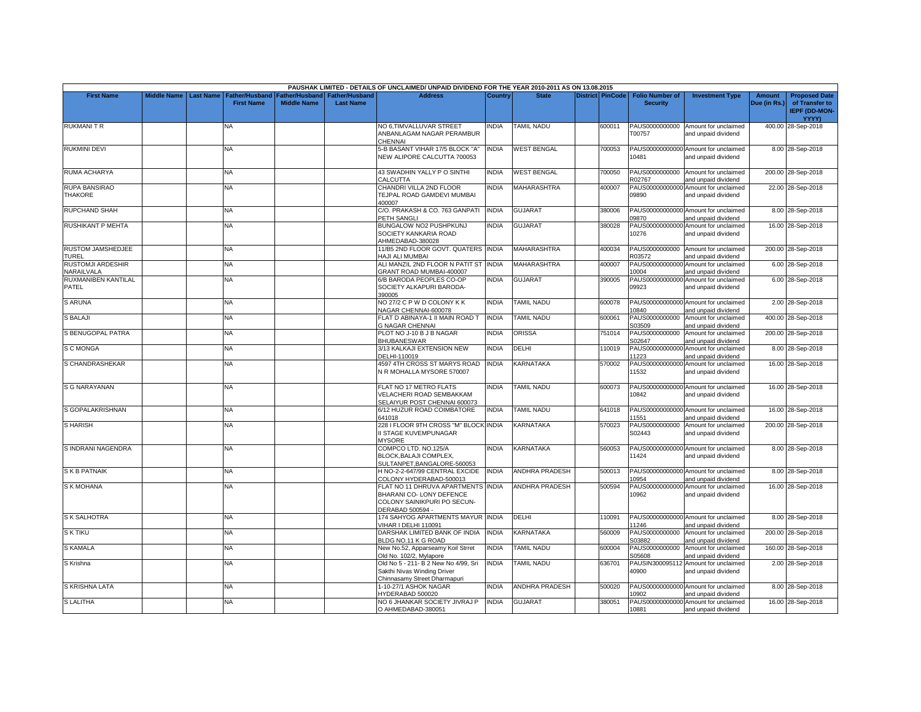PAUSHAK LIMITED - DETAILS OF UNCLAIMED/ UNPAID DIVIDEND FOR THE YEAR 2010-2011 AS ON 13.08.2015

| First Name | Middle Name | Last Name | Father/Husband First Name | Father/Husband Middle Name | Father/Husband Last Name | Address | Country | State | District | PinCode | Folio Number of Security | Investment Type | Amount Due (in Rs.) | Proposed Date of Transfer to IEPF (DD-MON-YYYY) |
|---|---|---|---|---|---|---|---|---|---|---|---|---|---|---|
| RUKMANI T R | | | NA | | | NO 6,TIMVALLUVAR STREET ANBANLAGAM NAGAR PERAMBUR CHENNAI | INDIA | TAMIL NADU | | 600011 | PAUS0000000000 T00757 | Amount for unclaimed and unpaid dividend | 400.00 | 28-Sep-2018 |
| RUKMINI DEVI | | | NA | | | 5-B BASANT VIHAR 17/5 BLOCK "A" NEW ALIPORE CALCUTTA 700053 | INDIA | WEST BENGAL | | 700053 | PAUS000000000000 10481 | Amount for unclaimed and unpaid dividend | 8.00 | 28-Sep-2018 |
| RUMA ACHARYA | | | NA | | | 43 SWADHIN YALLY P O SINTHI CALCUTTA | INDIA | WEST BENGAL | | 700050 | PAUS0000000000 R02767 | Amount for unclaimed and unpaid dividend | 200.00 | 28-Sep-2018 |
| RUPA BANSIRAO THAKORE | | | NA | | | CHANDRI VILLA 2ND FLOOR TEJPAL ROAD GAMDEVI MUMBAI 400007 | INDIA | MAHARASHTRA | | 400007 | PAUS000000000000 09890 | Amount for unclaimed and unpaid dividend | 22.00 | 28-Sep-2018 |
| RUPCHAND SHAH | | | NA | | | C/O. PRAKASH & CO. 763 GANPATI PETH SANGLI | INDIA | GUJARAT | | 380006 | PAUS000000000000 09870 | Amount for unclaimed and unpaid dividend | 8.00 | 28-Sep-2018 |
| RUSHIKANT P MEHTA | | | NA | | | BUNGALOW NO2 PUSHPKUNJ SOCIETY KANKARIA ROAD AHMEDABAD-380028 | INDIA | GUJARAT | | 380028 | PAUS000000000000 10276 | Amount for unclaimed and unpaid dividend | 16.00 | 28-Sep-2018 |
| RUSTOM JAMSHEDJEE TUREL | | | NA | | | 11/B5 2ND FLOOR GOVT. QUATERS HAJI ALI MUMBAI | INDIA | MAHARASHTRA | | 400034 | PAUS0000000000 R03572 | Amount for unclaimed and unpaid dividend | 200.00 | 28-Sep-2018 |
| RUSTOMJI ARDESHIR NARAILVALA | | | NA | | | ALI MANZIL 2ND FLOOR N PATIT ST GRANT ROAD MUMBAI-400007 | INDIA | MAHARASHTRA | | 400007 | PAUS000000000000 10004 | Amount for unclaimed and unpaid dividend | 6.00 | 28-Sep-2018 |
| RUXMANIBEN KANTILAL PATEL | | | NA | | | 6/B BARODA PEOPLES CO-OP SOCIETY ALKAPURI BARODA-390005 | INDIA | GUJARAT | | 390005 | PAUS000000000000 09923 | Amount for unclaimed and unpaid dividend | 6.00 | 28-Sep-2018 |
| S ARUNA | | | NA | | | NO 27/2 C P W D COLONY K K NAGAR CHENNAI-600078 | INDIA | TAMIL NADU | | 600078 | PAUS000000000000 10840 | Amount for unclaimed and unpaid dividend | 2.00 | 28-Sep-2018 |
| S BALAJI | | | NA | | | FLAT D ABINAYA-1 II MAIN ROAD T G NAGAR CHENNAI | INDIA | TAMIL NADU | | 600061 | PAUS0000000000 S03509 | Amount for unclaimed and unpaid dividend | 400.00 | 28-Sep-2018 |
| S BENUGOPAL PATRA | | | NA | | | PLOT NO J-10 B J B NAGAR BHUBANESWAR | INDIA | ORISSA | | 751014 | PAUS0000000000 S02647 | Amount for unclaimed and unpaid dividend | 200.00 | 28-Sep-2018 |
| S C MONGA | | | NA | | | 3/13 KALKAJI EXTENSION NEW DELHI-110019 | INDIA | DELHI | | 110019 | PAUS000000000000 11223 | Amount for unclaimed and unpaid dividend | 8.00 | 28-Sep-2018 |
| S CHANDRASHEKAR | | | NA | | | 4597 4TH CROSS ST MARYS ROAD N R MOHALLA MYSORE 570007 | INDIA | KARNATAKA | | 570002 | PAUS000000000000 11532 | Amount for unclaimed and unpaid dividend | 16.00 | 28-Sep-2018 |
| S G NARAYANAN | | | NA | | | FLAT NO 17 METRO FLATS VELACHERI ROAD SEMBAKKAM SELAIYUR POST CHENNAI 600073 | INDIA | TAMIL NADU | | 600073 | PAUS000000000000 10842 | Amount for unclaimed and unpaid dividend | 16.00 | 28-Sep-2018 |
| S GOPALAKRISHNAN | | | NA | | | 6/12 HUZUR ROAD COIMBATORE 641018 | INDIA | TAMIL NADU | | 641018 | PAUS000000000000 11551 | Amount for unclaimed and unpaid dividend | 16.00 | 28-Sep-2018 |
| S HARISH | | | NA | | | 228 I FLOOR 9TH CROSS "M" BLOCK II STAGE KUVEMPUNAGAR MYSORE | INDIA | KARNATAKA | | 570023 | PAUS0000000000 S02443 | Amount for unclaimed and unpaid dividend | 200.00 | 28-Sep-2018 |
| S INDRANI NAGENDRA | | | NA | | | COMPCO LTD. NO.125/A BLOCK,BALAJI COMPLEX, SULTANPET,BANGALORE-560053 | INDIA | KARNATAKA | | 560053 | PAUS000000000000 11424 | Amount for unclaimed and unpaid dividend | 8.00 | 28-Sep-2018 |
| S K B PATNAIK | | | NA | | | H NO-2-2-647/99 CENTRAL EXCIDE COLONY HYDERABAD-500013 | INDIA | ANDHRA PRADESH | | 500013 | PAUS000000000000 10954 | Amount for unclaimed and unpaid dividend | 8.00 | 28-Sep-2018 |
| S K MOHANA | | | NA | | | FLAT NO 11 DHRUVA APARTMENTS BHARANI CO- LONY DEFENCE COLONY SAINIKPURI PO SECUN-DERABAD 500594 - | INDIA | ANDHRA PRADESH | | 500594 | PAUS000000000000 10962 | Amount for unclaimed and unpaid dividend | 16.00 | 28-Sep-2018 |
| S K SALHOTRA | | | NA | | | 174 SAHYOG APARTMENTS MAYUR VIHAR I DELHI 110091 | INDIA | DELHI | | 110091 | PAUS000000000000 11246 | Amount for unclaimed and unpaid dividend | 8.00 | 28-Sep-2018 |
| S K TIKU | | | NA | | | DARSHAK LIMITED BANK OF INDIA BLDG NO.11 K G ROAD | INDIA | KARNATAKA | | 560009 | PAUS0000000000 S03882 | Amount for unclaimed and unpaid dividend | 200.00 | 28-Sep-2018 |
| S KAMALA | | | NA | | | New No.52, Apparseamy Koil Strret Old No. 102/2, Mylapore | INDIA | TAMIL NADU | | 600004 | PAUS0000000000 S05608 | Amount for unclaimed and unpaid dividend | 160.00 | 28-Sep-2018 |
| S Krishna | | | NA | | | Old No 5 - 211- B 2 New No 4/99, Sri Sakthi Nivas Winding Driver Chinnasamy Street Dharmapuri | INDIA | TAMIL NADU | | 636701 | PAUSIN300095112 40900 | Amount for unclaimed and unpaid dividend | 2.00 | 28-Sep-2018 |
| S KRISHNA LATA | | | NA | | | 1-10-27/1 ASHOK NAGAR HYDERABAD 500020 | INDIA | ANDHRA PRADESH | | 500020 | PAUS000000000000 10902 | Amount for unclaimed and unpaid dividend | 8.00 | 28-Sep-2018 |
| S LALITHA | | | NA | | | NO 6 JHANKAR SOCIETY JIVRAJ P O AHMEDABAD-380051 | INDIA | GUJARAT | | 380051 | PAUS000000000000 10881 | Amount for unclaimed and unpaid dividend | 16.00 | 28-Sep-2018 |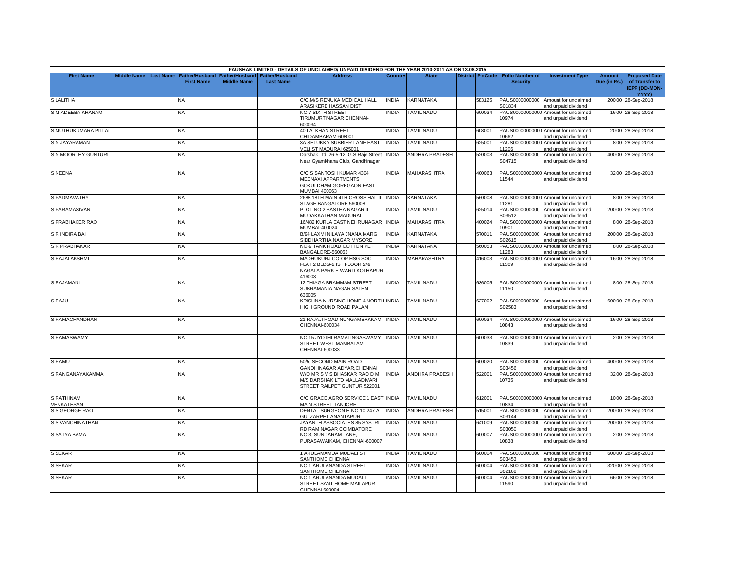PAUSHAK LIMITED - DETAILS OF UNCLAIMED/ UNPAID DIVIDEND FOR THE YEAR 2010-2011 AS ON 13.08.2015

| First Name | Middle Name | Last Name | Father/Husband First Name | Father/Husband Middle Name | Father/Husband Last Name | Address | Country | State | District | PinCode | Folio Number of Security | Investment Type | Amount Due (in Rs.) | Proposed Date of Transfer to IEPF (DD-MON-YYYY) |
|---|---|---|---|---|---|---|---|---|---|---|---|---|---|---|
| S LALITHA | | | NA | | | C/O.M/S RENUKA MEDICAL HALL ARASIKERE HASSAN DIST | INDIA | KARNATAKA | | 583125 | PAUS0000000000 S01834 | Amount for unclaimed and unpaid dividend | 200.00 | 28-Sep-2018 |
| S M ADEEBA KHANAM | | | NA | | | NO 7 SIXTH STREET TIRUMURTINAGAR CHENNAI-600034 | INDIA | TAMIL NADU | | 600034 | PAUS000000000000 10974 | Amount for unclaimed and unpaid dividend | 16.00 | 28-Sep-2018 |
| S MUTHUKUMARA PILLAI | | | NA | | | 40 LALKHAN STREET CHIDAMBARAM-608001 | INDIA | TAMIL NADU | | 608001 | PAUS000000000000 10662 | Amount for unclaimed and unpaid dividend | 20.00 | 28-Sep-2018 |
| S N JAYARAMAN | | | NA | | | 3A SELUKKA SUBBIER LANE EAST VELI ST MADURAI 625001 | INDIA | TAMIL NADU | | 625001 | PAUS000000000000 11206 | Amount for unclaimed and unpaid dividend | 8.00 | 28-Sep-2018 |
| S N MOORTHY GUNTURI | | | NA | | | Darshak Ltd. 26-5-12, G.S.Raje Street Near Gyamkhana Club, Gandhinagar | INDIA | ANDHRA PRADESH | | 520003 | PAUS0000000000 S04715 | Amount for unclaimed and unpaid dividend | 400.00 | 28-Sep-2018 |
| S NEENA | | | NA | | | C/O S SANTOSH KUMAR 4304 MEENAXI APPARTMENTS GOKULDHAM GOREGAON EAST MUMBAI 400063 | INDIA | MAHARASHTRA | | 400063 | PAUS000000000000 11544 | Amount for unclaimed and unpaid dividend | 32.00 | 28-Sep-2018 |
| S PADMAVATHY | | | NA | | | 2688 18TH MAIN 4TH CROSS HAL II STAGE BANGALORE 560008 | INDIA | KARNATAKA | | 560008 | PAUS000000000000 11281 | Amount for unclaimed and unpaid dividend | 8.00 | 28-Sep-2018 |
| S PARAMASIVAN | | | NA | | | PLOT NO 2 SASTHA NAGAR II MUDAKKATHAN MADURAI | INDIA | TAMIL NADU | | 625014 | PAUS0000000000 S03512 | Amount for unclaimed and unpaid dividend | 200.00 | 28-Sep-2018 |
| S PRABHAKER RAO | | | NA | | | 16/482 KURLA EAST NEHRUNAGAR MUMBAI-400024 | INDIA | MAHARASHTRA | | 400024 | PAUS000000000000 10901 | Amount for unclaimed and unpaid dividend | 8.00 | 28-Sep-2018 |
| S R INDIRA BAI | | | NA | | | B/94 LAXMI NILAYA JNANA MARG SIDDHARTHA NAGAR MYSORE | INDIA | KARNATAKA | | 570011 | PAUS0000000000 S02615 | Amount for unclaimed and unpaid dividend | 200.00 | 28-Sep-2018 |
| S R PRABHAKAR | | | NA | | | NO-9 TANK ROAD COTTON PET BANGALORE-560053 | INDIA | KARNATAKA | | 560053 | PAUS000000000000 11283 | Amount for unclaimed and unpaid dividend | 8.00 | 28-Sep-2018 |
| S RAJALAKSHMI | | | NA | | | MADHUKUNJ CO-OP HSG SOC FLAT 2 BLDG-2 IST FLOOR 249 NAGALA PARK E WARD KOLHAPUR 416003 | INDIA | MAHARASHTRA | | 416003 | PAUS000000000000 11309 | Amount for unclaimed and unpaid dividend | 16.00 | 28-Sep-2018 |
| S RAJAMANI | | | NA | | | 12 THIAGA BRAMMAM STREET SUBRAMANIA NAGAR SALEM 636005 | INDIA | TAMIL NADU | | 636005 | PAUS000000000000 11150 | Amount for unclaimed and unpaid dividend | 8.00 | 28-Sep-2018 |
| S RAJU | | | NA | | | KRISHNA NURSING HOME 4 NORTH HIGH GROUND ROAD PALAM | INDIA | TAMIL NADU | | 627002 | PAUS0000000000 S02583 | Amount for unclaimed and unpaid dividend | 600.00 | 28-Sep-2018 |
| S RAMACHANDRAN | | | NA | | | 21 RAJAJI ROAD NUNGAMBAKKAM CHENNAI-600034 | INDIA | TAMIL NADU | | 600034 | PAUS000000000000 10843 | Amount for unclaimed and unpaid dividend | 16.00 | 28-Sep-2018 |
| S RAMASWAMY | | | NA | | | NO 15 JYOTHI RAMALINGASWAMY STREET WEST MAMBALAM CHENNAI-600033 | INDIA | TAMIL NADU | | 600033 | PAUS000000000000 10839 | Amount for unclaimed and unpaid dividend | 2.00 | 28-Sep-2018 |
| S RAMU | | | NA | | | 50/5, SECOND MAIN ROAD GANDHINAGAR ADYAR,CHENNAI | INDIA | TAMIL NADU | | 600020 | PAUS0000000000 S03456 | Amount for unclaimed and unpaid dividend | 400.00 | 28-Sep-2018 |
| S RANGANAYAKAMMA | | | NA | | | W/O MR S V S BHASKAR RAO D M M/S DARSHAK LTD MALLADIVARI STREET RAILPET GUNTUR 522001 | INDIA | ANDHRA PRADESH | | 522001 | PAUS000000000000 10735 | Amount for unclaimed and unpaid dividend | 32.00 | 28-Sep-2018 |
| S RATHINAM VENKATESAN | | | NA | | | C/O GRACE AGRO SERVICE 1 EAST MAIN STREET TANJORE | INDIA | TAMIL NADU | | 612001 | PAUS000000000000 10834 | Amount for unclaimed and unpaid dividend | 10.00 | 28-Sep-2018 |
| S S GEORGE RAO | | | NA | | | DENTAL SURGEON H NO 10-247 A GULZARPET ANANTAPUR | INDIA | ANDHRA PRADESH | | 515001 | PAUS0000000000 S03144 | Amount for unclaimed and unpaid dividend | 200.00 | 28-Sep-2018 |
| S S VANCHINATHAN | | | NA | | | JAYANTH ASSOCIATES 85 SASTRI RD RAM NAGAR COIMBATORE | INDIA | TAMIL NADU | | 641009 | PAUS0000000000 S03050 | Amount for unclaimed and unpaid dividend | 200.00 | 28-Sep-2018 |
| S SATYA BAMA | | | NA | | | NO.3, SUNDARAM LANE, PURASAWAIKAM, CHENNAI-600007 | INDIA | TAMIL NADU | | 600007 | PAUS000000000000 10838 | Amount for unclaimed and unpaid dividend | 2.00 | 28-Sep-2018 |
| S SEKAR | | | NA | | | 1 ARULAMAMDA MUDALI ST SANTHOME CHENNAI | INDIA | TAMIL NADU | | 600004 | PAUS0000000000 S03453 | Amount for unclaimed and unpaid dividend | 600.00 | 28-Sep-2018 |
| S SEKAR | | | NA | | | NO.1 ARULANANDA STREET SANTHOME,CHENNAI | INDIA | TAMIL NADU | | 600004 | PAUS0000000000 S02168 | Amount for unclaimed and unpaid dividend | 320.00 | 28-Sep-2018 |
| S SEKAR | | | NA | | | NO 1 ARULANANDA MUDALI STREET SANT HOME MAILAPUR CHENNAI 600004 | INDIA | TAMIL NADU | | 600004 | PAUS000000000000 11590 | Amount for unclaimed and unpaid dividend | 66.00 | 28-Sep-2018 |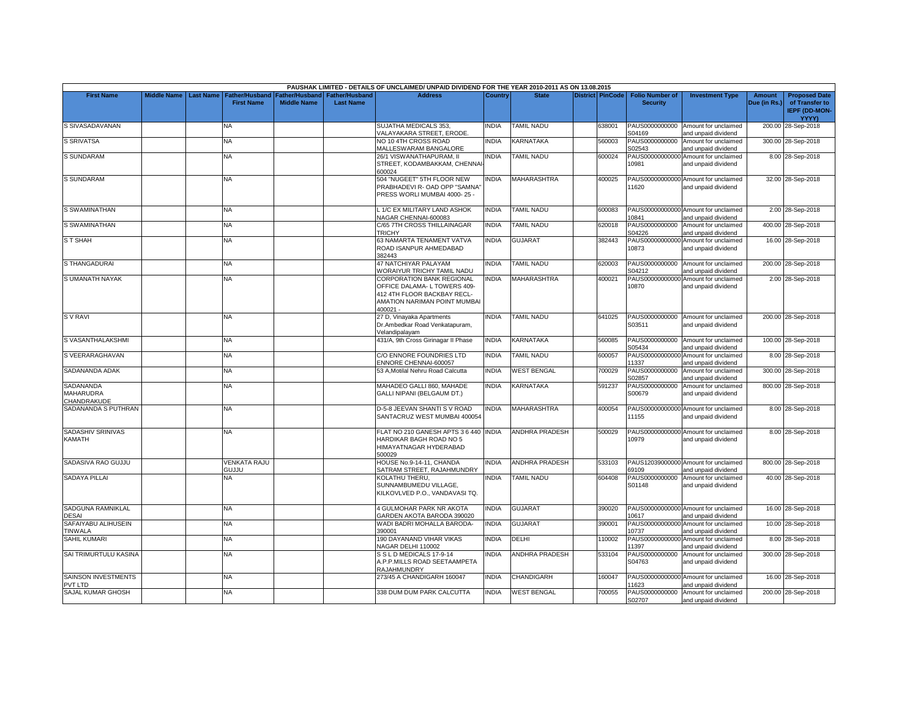| PAUSHAK LIMITED - DETAILS OF UNCLAIMED/ UNPAID DIVIDEND FOR THE YEAR 2010-2011 AS ON 13.08.2015 | | | | | | | | | | | | | | | |
|---|---|---|---|---|---|---|---|---|---|---|---|---|---|---|---|
| First Name | Middle Name | Last Name | Father/Husband First Name | Father/Husband Middle Name | Father/Husband Last Name | Address | Country | State | District | PinCode | Folio Number of Security | Investment Type | Amount Due (in Rs.) | Proposed Date of Transfer to IEPF (DD-MON-YYYY) |
| S SIVASADAVANAN | | | NA | | | SUJATHA MEDICALS 353, VALAYAKARA STREET, ERODE. | INDIA | TAMIL NADU | | 638001 | PAUS0000000000 S04169 | Amount for unclaimed and unpaid dividend | 200.00 | 28-Sep-2018 |
| S SRIVATSA | | | NA | | | NO 10 4TH CROSS ROAD MALLESWARAM BANGALORE | INDIA | KARNATAKA | | 560003 | PAUS0000000000 S02543 | Amount for unclaimed and unpaid dividend | 300.00 | 28-Sep-2018 |
| S SUNDARAM | | | NA | | | 26/1 VISWANATHAPURAM, II STREET, KODAMBAKKAM, CHENNAI-600024 | INDIA | TAMIL NADU | | 600024 | PAUS00000000000 10981 | Amount for unclaimed and unpaid dividend | 8.00 | 28-Sep-2018 |
| S SUNDARAM | | | NA | | | 504 "NUGEET" 5TH FLOOR NEW PRABHADEVI R- OAD OPP "SAMNA" PRESS WORLI MUMBAI 4000- 25 - | INDIA | MAHARASHTRA | | 400025 | PAUS00000000000 11620 | Amount for unclaimed and unpaid dividend | 32.00 | 28-Sep-2018 |
| S SWAMINATHAN | | | NA | | | L 1/C EX MILITARY LAND ASHOK NAGAR CHENNAI-600083 | INDIA | TAMIL NADU | | 600083 | PAUS00000000000 10841 | Amount for unclaimed and unpaid dividend | 2.00 | 28-Sep-2018 |
| S SWAMINATHAN | | | NA | | | C/65 7TH CROSS THILLAINAGAR TRICHY | INDIA | TAMIL NADU | | 620018 | PAUS0000000000 S04226 | Amount for unclaimed and unpaid dividend | 400.00 | 28-Sep-2018 |
| S T SHAH | | | NA | | | 63 NAMARTA TENAMENT VATVA ROAD ISANPUR AHMEDABAD 382443 | INDIA | GUJARAT | | 382443 | PAUS00000000000 10873 | Amount for unclaimed and unpaid dividend | 16.00 | 28-Sep-2018 |
| S THANGADURAI | | | NA | | | 47 NATCHIYAR PALAYAM WORAIYUR TRICHY TAMIL NADU | INDIA | TAMIL NADU | | 620003 | PAUS0000000000 S04212 | Amount for unclaimed and unpaid dividend | 200.00 | 28-Sep-2018 |
| S UMANATH NAYAK | | | NA | | | CORPORATION BANK REGIONAL OFFICE DALAMA- L TOWERS 409-412 4TH FLOOR BACKBAY RECL-AMATION NARIMAN POINT MUMBAI 400021 - | INDIA | MAHARASHTRA | | 400021 | PAUS00000000000 10870 | Amount for unclaimed and unpaid dividend | 2.00 | 28-Sep-2018 |
| S V RAVI | | | NA | | | 27 D, Vinayaka Apartments Dr.Ambedkar Road Venkatapuram, Velandipalayam | INDIA | TAMIL NADU | | 641025 | PAUS0000000000 S03511 | Amount for unclaimed and unpaid dividend | 200.00 | 28-Sep-2018 |
| S VASANTHALAKSHMI | | | NA | | | 431/A, 9th Cross Girinagar II Phase | INDIA | KARNATAKA | | 560085 | PAUS0000000000 S05434 | Amount for unclaimed and unpaid dividend | 100.00 | 28-Sep-2018 |
| S VEERARAGHAVAN | | | NA | | | C/O ENNORE FOUNDRIES LTD ENNORE CHENNAI-600057 | INDIA | TAMIL NADU | | 600057 | PAUS00000000000 11337 | Amount for unclaimed and unpaid dividend | 8.00 | 28-Sep-2018 |
| SADANANDA ADAK | | | NA | | | 53 A,Motilal Nehru Road Calcutta | INDIA | WEST BENGAL | | 700029 | PAUS0000000000 S02857 | Amount for unclaimed and unpaid dividend | 300.00 | 28-Sep-2018 |
| SADANANDA MAHARUDRA CHANDRAKUDE | | | NA | | | MAHADEO GALLI 860, MAHADE GALLI NIPANI (BELGAUM DT.) | INDIA | KARNATAKA | | 591237 | PAUS0000000000 S00679 | Amount for unclaimed and unpaid dividend | 800.00 | 28-Sep-2018 |
| SADANANDA S PUTHRAN | | | NA | | | D-5-8 JEEVAN SHANTI S V ROAD SANTACRUZ WEST MUMBAI 400054 | INDIA | MAHARASHTRA | | 400054 | PAUS00000000000 11155 | Amount for unclaimed and unpaid dividend | 8.00 | 28-Sep-2018 |
| SADASHIV SRINIVAS KAMATH | | | NA | | | FLAT NO 210 GANESH APTS 3 6 440 HARDIKAR BAGH ROAD NO 5 HIMAYATNAGAR HYDERABAD 500029 | INDIA | ANDHRA PRADESH | | 500029 | PAUS00000000000 10979 | Amount for unclaimed and unpaid dividend | 8.00 | 28-Sep-2018 |
| SADASIVA RAO GUJJU | | | VENKATA RAJU GUJJU | | | HOUSE No.9-14-11, CHANDA SATRAM STREET, RAJAHMUNDRY | INDIA | ANDHRA PRADESH | | 533103 | PAUS12039000000 69109 | Amount for unclaimed and unpaid dividend | 800.00 | 28-Sep-2018 |
| SADAYA PILLAI | | | NA | | | KOLATHU THERU, SUNNAMBUMEDU VILLAGE, KILKOVLVED P.O., VANDAVASI TQ. | INDIA | TAMIL NADU | | 604408 | PAUS0000000000 S01148 | Amount for unclaimed and unpaid dividend | 40.00 | 28-Sep-2018 |
| SADGUNA RAMNIKLAL DESAI | | | NA | | | 4 GULMOHAR PARK NR AKOTA GARDEN AKOTA BARODA 390020 | INDIA | GUJARAT | | 390020 | PAUS00000000000 10617 | Amount for unclaimed and unpaid dividend | 16.00 | 28-Sep-2018 |
| SAFAIYABU ALIHUSEIN TINWALA | | | NA | | | WADI BADRI MOHALLA BARODA-390001 | INDIA | GUJARAT | | 390001 | PAUS00000000000 10737 | Amount for unclaimed and unpaid dividend | 10.00 | 28-Sep-2018 |
| SAHIL KUMARI | | | NA | | | 190 DAYANAND VIHAR VIKAS NAGAR DELHI 110002 | INDIA | DELHI | | 110002 | PAUS00000000000 11397 | Amount for unclaimed and unpaid dividend | 8.00 | 28-Sep-2018 |
| SAI TRIMURTULU KASINA | | | NA | | | S S L D MEDICALS 17-9-14 A.P.P.MILLS ROAD SEETAAMPETA RAJAHMUNDRY | INDIA | ANDHRA PRADESH | | 533104 | PAUS0000000000 S04763 | Amount for unclaimed and unpaid dividend | 300.00 | 28-Sep-2018 |
| SAINSON INVESTMENTS PVT LTD | | | NA | | | 273/45 A CHANDIGARH 160047 | INDIA | CHANDIGARH | | 160047 | PAUS00000000000 11623 | Amount for unclaimed and unpaid dividend | 16.00 | 28-Sep-2018 |
| SAJAL KUMAR GHOSH | | | NA | | | 338 DUM DUM PARK CALCUTTA | INDIA | WEST BENGAL | | 700055 | PAUS0000000000 S02707 | Amount for unclaimed and unpaid dividend | 200.00 | 28-Sep-2018 |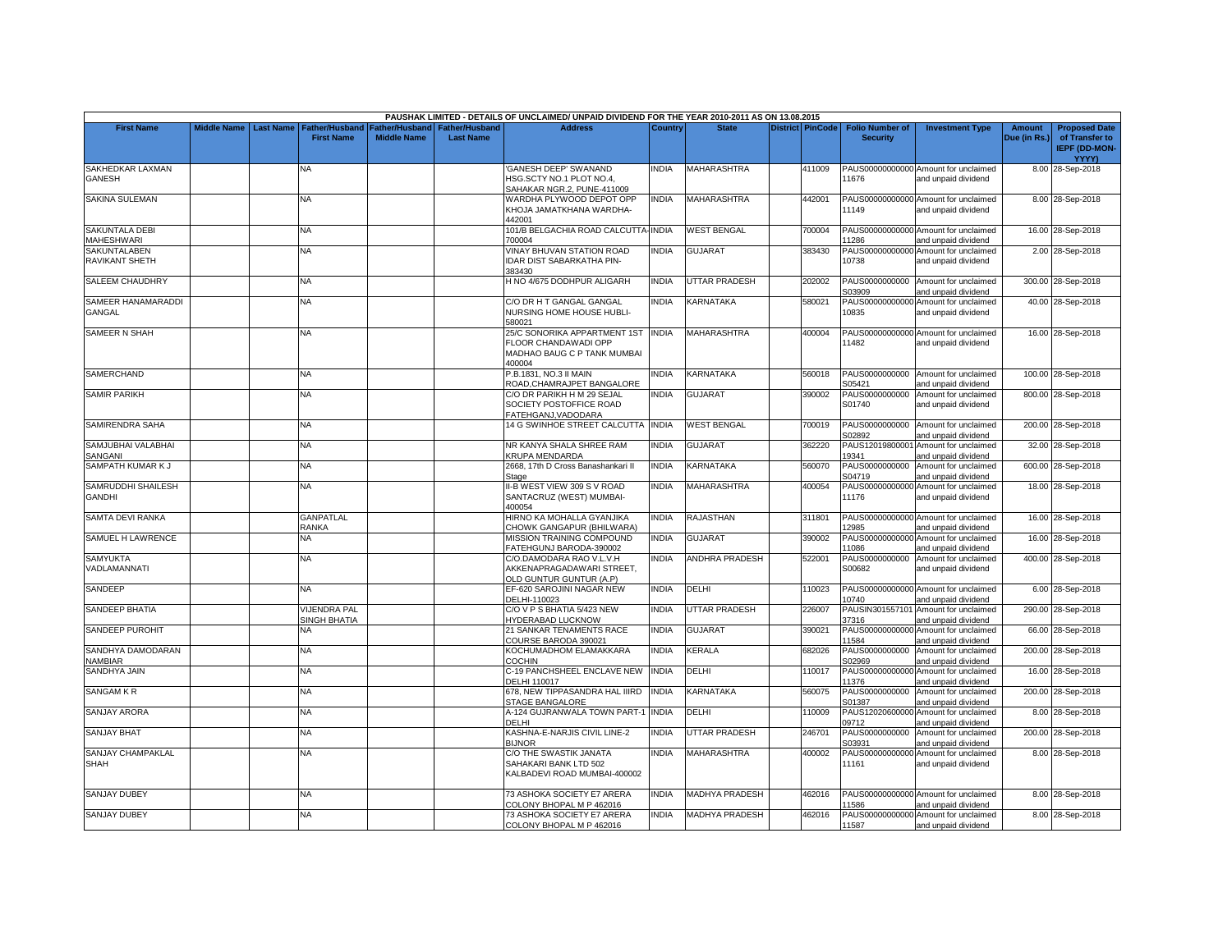PAUSHAK LIMITED - DETAILS OF UNCLAIMED/ UNPAID DIVIDEND FOR THE YEAR 2010-2011 AS ON 13.08.2015

| First Name | Middle Name | Last Name | Father/Husband First Name | Father/Husband Middle Name | Father/Husband Last Name | Address | Country | State | District | PinCode | Folio Number of Security | Investment Type | Amount Due (in Rs.) | Proposed Date of Transfer to IEPF (DD-MON-YYYY) |
|---|---|---|---|---|---|---|---|---|---|---|---|---|---|---|
| SAKHEDKAR LAXMAN GANESH | | | NA | | | 'GANESH DEEP' SWANAND HSG.SCTY NO.1 PLOT NO.4, SAHAKAR NGR.2, PUNE-411009 | INDIA | MAHARASHTRA | | 411009 | PAUS00000000000 11676 | Amount for unclaimed and unpaid dividend | 8.00 | 28-Sep-2018 |
| SAKINA SULEMAN | | | NA | | | WARDHA PLYWOOD DEPOT OPP KHOJA JAMATKHANA WARDHA-442001 | INDIA | MAHARASHTRA | | 442001 | PAUS00000000000 11149 | Amount for unclaimed and unpaid dividend | 8.00 | 28-Sep-2018 |
| SAKUNTALA DEBI MAHESHWARI | | | NA | | | 101/B BELGACHIA ROAD CALCUTTA-700004 | INDIA | WEST BENGAL | | 700004 | PAUS00000000000 11286 | Amount for unclaimed and unpaid dividend | 16.00 | 28-Sep-2018 |
| SAKUNTALABEN RAVIKANT SHETH | | | NA | | | VINAY BHUVAN STATION ROAD IDAR DIST SABARKATHA PIN-383430 | INDIA | GUJARAT | | 383430 | PAUS00000000000 10738 | Amount for unclaimed and unpaid dividend | 2.00 | 28-Sep-2018 |
| SALEEM CHAUDHRY | | | NA | | | H NO 4/675 DODHPUR ALIGARH | INDIA | UTTAR PRADESH | | 202002 | PAUS0000000000 S03909 | Amount for unclaimed and unpaid dividend | 300.00 | 28-Sep-2018 |
| SAMEER HANAMARADDI GANGAL | | | NA | | | C/O DR H T GANGAL GANGAL NURSING HOME HOUSE HUBLI-580021 | INDIA | KARNATAKA | | 580021 | PAUS00000000000 10835 | Amount for unclaimed and unpaid dividend | 40.00 | 28-Sep-2018 |
| SAMEER N SHAH | | | NA | | | 25/C SONORIKA APPARTMENT 1ST FLOOR CHANDAWADI OPP MADHAO BAUG C P TANK MUMBAI 400004 | INDIA | MAHARASHTRA | | 400004 | PAUS00000000000 11482 | Amount for unclaimed and unpaid dividend | 16.00 | 28-Sep-2018 |
| SAMERCHAND | | | NA | | | P.B.1831, NO.3 II MAIN ROAD,CHAMRAJPET BANGALORE | INDIA | KARNATAKA | | 560018 | PAUS0000000000 S05421 | Amount for unclaimed and unpaid dividend | 100.00 | 28-Sep-2018 |
| SAMIR PARIKH | | | NA | | | C/O DR PARIKH H M 29 SEJAL SOCIETY POSTOFFICE ROAD FATEHGANJ,VADODARA | INDIA | GUJARAT | | 390002 | PAUS0000000000 S01740 | Amount for unclaimed and unpaid dividend | 800.00 | 28-Sep-2018 |
| SAMIRENDRA SAHA | | | NA | | | 14 G SWINHOE STREET CALCUTTA | INDIA | WEST BENGAL | | 700019 | PAUS0000000000 S02892 | Amount for unclaimed and unpaid dividend | 200.00 | 28-Sep-2018 |
| SAMJUBHAI VALABHAI SANGANI | | | NA | | | NR KANYA SHALA SHREE RAM KRUPA MENDARDA | INDIA | GUJARAT | | 362220 | PAUS12019800001 19341 | Amount for unclaimed and unpaid dividend | 32.00 | 28-Sep-2018 |
| SAMPATH KUMAR K J | | | NA | | | 2668, 17th D Cross Banashankari II Stage | INDIA | KARNATAKA | | 560070 | PAUS0000000000 S04719 | Amount for unclaimed and unpaid dividend | 600.00 | 28-Sep-2018 |
| SAMRUDDHI SHAILESH GANDHI | | | NA | | | II-B WEST VIEW 309 S V ROAD SANTACRUZ (WEST) MUMBAI-400054 | INDIA | MAHARASHTRA | | 400054 | PAUS00000000000 11176 | Amount for unclaimed and unpaid dividend | 18.00 | 28-Sep-2018 |
| SAMTA DEVI RANKA | | | GANPATLAL RANKA | | | HIRNO KA MOHALLA GYANJIKA CHOWK GANGAPUR (BHILWARA) | INDIA | RAJASTHAN | | 311801 | PAUS00000000000 12985 | Amount for unclaimed and unpaid dividend | 16.00 | 28-Sep-2018 |
| SAMUEL H LAWRENCE | | | NA | | | MISSION TRAINING COMPOUND FATEHGUNJ BARODA-390002 | INDIA | GUJARAT | | 390002 | PAUS00000000000 11086 | Amount for unclaimed and unpaid dividend | 16.00 | 28-Sep-2018 |
| SAMYUKTA VADLAMANNATI | | | NA | | | C/O.DAMODARA RAO V.L.V.H AKKENAPRAGADAWARI STREET, OLD GUNTUR GUNTUR (A.P) | INDIA | ANDHRA PRADESH | | 522001 | PAUS0000000000 S00682 | Amount for unclaimed and unpaid dividend | 400.00 | 28-Sep-2018 |
| SANDEEP | | | NA | | | EF-620 SAROJINI NAGAR NEW DELHI-110023 | INDIA | DELHI | | 110023 | PAUS00000000000 10740 | Amount for unclaimed and unpaid dividend | 6.00 | 28-Sep-2018 |
| SANDEEP BHATIA | | | VIJENDRA PAL SINGH BHATIA | | | C/O V P S BHATIA 5/423 NEW HYDERABAD LUCKNOW | INDIA | UTTAR PRADESH | | 226007 | PAUSIN301557101 37316 | Amount for unclaimed and unpaid dividend | 290.00 | 28-Sep-2018 |
| SANDEEP PUROHIT | | | NA | | | 21 SANKAR TENAMENTS RACE COURSE BARODA 390021 | INDIA | GUJARAT | | 390021 | PAUS00000000000 11584 | Amount for unclaimed and unpaid dividend | 66.00 | 28-Sep-2018 |
| SANDHYA DAMODARAN NAMBIAR | | | NA | | | KOCHUMADHOM ELAMAKKARA COCHIN | INDIA | KERALA | | 682026 | PAUS0000000000 S02969 | Amount for unclaimed and unpaid dividend | 200.00 | 28-Sep-2018 |
| SANDHYA JAIN | | | NA | | | C-19 PANCHSHEEL ENCLAVE NEW DELHI 110017 | INDIA | DELHI | | 110017 | PAUS00000000000 11376 | Amount for unclaimed and unpaid dividend | 16.00 | 28-Sep-2018 |
| SANGAM K R | | | NA | | | 678, NEW TIPPASANDRA HAL IIIRD STAGE BANGALORE | INDIA | KARNATAKA | | 560075 | PAUS0000000000 S01387 | Amount for unclaimed and unpaid dividend | 200.00 | 28-Sep-2018 |
| SANJAY ARORA | | | NA | | | A-124 GUJRANWALA TOWN PART-1 DELHI | INDIA | DELHI | | 110009 | PAUS12020600000 09712 | Amount for unclaimed and unpaid dividend | 8.00 | 28-Sep-2018 |
| SANJAY BHAT | | | NA | | | KASHNA-E-NARJIS CIVIL LINE-2 BIJNOR | INDIA | UTTAR PRADESH | | 246701 | PAUS0000000000 S03931 | Amount for unclaimed and unpaid dividend | 200.00 | 28-Sep-2018 |
| SANJAY CHAMPAKLAL SHAH | | | NA | | | C/O THE SWASTIK JANATA SAHAKARI BANK LTD 502 KALBADEVI ROAD MUMBAI-400002 | INDIA | MAHARASHTRA | | 400002 | PAUS00000000000 11161 | Amount for unclaimed and unpaid dividend | 8.00 | 28-Sep-2018 |
| SANJAY DUBEY | | | NA | | | 73 ASHOKA SOCIETY E7 ARERA COLONY BHOPAL M P 462016 | INDIA | MADHYA PRADESH | | 462016 | PAUS00000000000 11586 | Amount for unclaimed and unpaid dividend | 8.00 | 28-Sep-2018 |
| SANJAY DUBEY | | | NA | | | 73 ASHOKA SOCIETY E7 ARERA COLONY BHOPAL M P 462016 | INDIA | MADHYA PRADESH | | 462016 | PAUS00000000000 11587 | Amount for unclaimed and unpaid dividend | 8.00 | 28-Sep-2018 |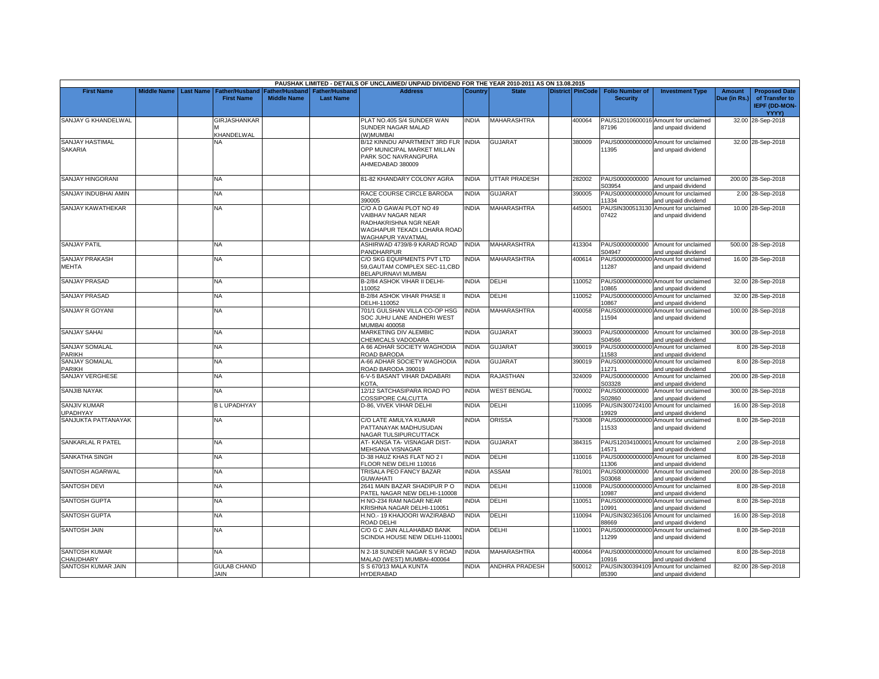PAUSHAK LIMITED - DETAILS OF UNCLAIMED/ UNPAID DIVIDEND FOR THE YEAR 2010-2011 AS ON 13.08.2015

| First Name | Middle Name | Last Name | Father/Husband First Name | Father/Husband Middle Name | Father/Husband Last Name | Address | Country | State | District | PinCode | Folio Number of Security | Investment Type | Amount Due (in Rs.) | Proposed Date of Transfer to IEPF (DD-MON-YYYY) |
|---|---|---|---|---|---|---|---|---|---|---|---|---|---|---|
| SANJAY G KHANDELWAL | | | GIRJASHANKAR M KHANDELWAL | | | PLAT NO.405 S/4 SUNDER WAN SUNDER NAGAR MALAD (W)MUMBAI | INDIA | MAHARASHTRA | | 400064 | PAUS12010600016 87196 | Amount for unclaimed and unpaid dividend | 32.00 | 28-Sep-2018 |
| SANJAY HASTIMAL SAKARIA | | | NA | | | B/12 KINNDU APARTMENT 3RD FLR OPP MUNICIPAL MARKET MILLAN PARK SOC NAVRANGPURA AHMEDABAD 380009 | INDIA | GUJARAT | | 380009 | PAUS000000000000 11395 | Amount for unclaimed and unpaid dividend | 32.00 | 28-Sep-2018 |
| SANJAY HINGORANI | | | NA | | | 81-82 KHANDARY COLONY AGRA | INDIA | UTTAR PRADESH | | 282002 | PAUS0000000000 S03954 | Amount for unclaimed and unpaid dividend | 200.00 | 28-Sep-2018 |
| SANJAY INDUBHAI AMIN | | | NA | | | RACE COURSE CIRCLE BARODA 390005 | INDIA | GUJARAT | | 390005 | PAUS000000000000 11334 | Amount for unclaimed and unpaid dividend | 2.00 | 28-Sep-2018 |
| SANJAY KAWATHEKAR | | | NA | | | C/O A D GAWAI PLOT NO 49 VAIBHAV NAGAR NEAR RADHAKRISHNA NGR NEAR WAGHAPUR TEKADI LOHARA ROAD WAGHAPUR YAVATMAL | INDIA | MAHARASHTRA | | 445001 | PAUSIN300513130 07422 | Amount for unclaimed and unpaid dividend | 10.00 | 28-Sep-2018 |
| SANJAY PATIL | | | NA | | | ASHIRWAD 4739/8-9 KARAD ROAD PANDHARPUR | INDIA | MAHARASHTRA | | 413304 | PAUS0000000000 S04947 | Amount for unclaimed and unpaid dividend | 500.00 | 28-Sep-2018 |
| SANJAY PRAKASH MEHTA | | | NA | | | C/O SKG EQUIPMENTS PVT LTD 59,GAUTAM COMPLEX SEC-11,CBD BELAPURNAVI MUMBAI | INDIA | MAHARASHTRA | | 400614 | PAUS000000000000 11287 | Amount for unclaimed and unpaid dividend | 16.00 | 28-Sep-2018 |
| SANJAY PRASAD | | | NA | | | B-2/84 ASHOK VIHAR II DELHI-110052 | INDIA | DELHI | | 110052 | PAUS000000000000 10865 | Amount for unclaimed and unpaid dividend | 32.00 | 28-Sep-2018 |
| SANJAY PRASAD | | | NA | | | B-2/84 ASHOK VIHAR PHASE II DELHI-110052 | INDIA | DELHI | | 110052 | PAUS000000000000 10867 | Amount for unclaimed and unpaid dividend | 32.00 | 28-Sep-2018 |
| SANJAY R GOYANI | | | NA | | | 701/1 GULSHAN VILLA CO-OP HSG SOC JUHU LANE ANDHERI WEST MUMBAI 400058 | INDIA | MAHARASHTRA | | 400058 | PAUS000000000000 11594 | Amount for unclaimed and unpaid dividend | 100.00 | 28-Sep-2018 |
| SANJAY SAHAI | | | NA | | | MARKETING DIV ALEMBIC CHEMICALS VADODARA | INDIA | GUJARAT | | 390003 | PAUS0000000000 S04566 | Amount for unclaimed and unpaid dividend | 300.00 | 28-Sep-2018 |
| SANJAY SOMALAL PARIKH | | | NA | | | A 66 ADHAR SOCIETY WAGHODIA ROAD BARODA | INDIA | GUJARAT | | 390019 | PAUS000000000000 11583 | Amount for unclaimed and unpaid dividend | 8.00 | 28-Sep-2018 |
| SANJAY SOMALAL PARIKH | | | NA | | | A-66 ADHAR SOCIETY WAGHODIA ROAD BARODA 390019 | INDIA | GUJARAT | | 390019 | PAUS000000000000 11271 | Amount for unclaimed and unpaid dividend | 8.00 | 28-Sep-2018 |
| SANJAY VERGHESE | | | NA | | | 6-V-5 BASANT VIHAR DADABARI KOTA, | INDIA | RAJASTHAN | | 324009 | PAUS0000000000 S03328 | Amount for unclaimed and unpaid dividend | 200.00 | 28-Sep-2018 |
| SANJIB NAYAK | | | NA | | | 12/12 SATCHASIPARA ROAD PO COSSIPORE CALCUTTA | INDIA | WEST BENGAL | | 700002 | PAUS0000000000 S02860 | Amount for unclaimed and unpaid dividend | 300.00 | 28-Sep-2018 |
| SANJIV KUMAR UPADHYAY | | | B L UPADHYAY | | | D-86, VIVEK VIHAR DELHI | INDIA | DELHI | | 110095 | PAUSIN300724100 19929 | Amount for unclaimed and unpaid dividend | 16.00 | 28-Sep-2018 |
| SANJUKTA PATTANAYAK | | | NA | | | C/O LATE AMULYA KUMAR PATTANAYAK MADHUSUDAN NAGAR TULSIPURCUTTACK | INDIA | ORISSA | | 753008 | PAUS000000000000 11533 | Amount for unclaimed and unpaid dividend | 8.00 | 28-Sep-2018 |
| SANKARLAL R PATEL | | | NA | | | AT- KANSA TA- VISNAGAR DIST-MEHSANA VISNAGAR | INDIA | GUJARAT | | 384315 | PAUS12034100001 14571 | Amount for unclaimed and unpaid dividend | 2.00 | 28-Sep-2018 |
| SANKATHA SINGH | | | NA | | | D-38 HAUZ KHAS FLAT NO 2 I FLOOR NEW DELHI 110016 | INDIA | DELHI | | 110016 | PAUS000000000000 11306 | Amount for unclaimed and unpaid dividend | 8.00 | 28-Sep-2018 |
| SANTOSH AGARWAL | | | NA | | | TRISALA PEO FANCY BAZAR GUWAHATI | INDIA | ASSAM | | 781001 | PAUS0000000000 S03068 | Amount for unclaimed and unpaid dividend | 200.00 | 28-Sep-2018 |
| SANTOSH DEVI | | | NA | | | 2641 MAIN BAZAR SHADIPUR P O PATEL NAGAR NEW DELHI-110008 | INDIA | DELHI | | 110008 | PAUS000000000000 10987 | Amount for unclaimed and unpaid dividend | 8.00 | 28-Sep-2018 |
| SANTOSH GUPTA | | | NA | | | H NO-234 RAM NAGAR NEAR KRISHNA NAGAR DELHI-110051 | INDIA | DELHI | | 110051 | PAUS000000000000 10991 | Amount for unclaimed and unpaid dividend | 8.00 | 28-Sep-2018 |
| SANTOSH GUPTA | | | NA | | | H.NO.- 19 KHAJOORI WAZIRABAD ROAD DELHI | INDIA | DELHI | | 110094 | PAUSIN302365106 88669 | Amount for unclaimed and unpaid dividend | 16.00 | 28-Sep-2018 |
| SANTOSH JAIN | | | NA | | | C/O G C JAIN ALLAHABAD BANK SCINDIA HOUSE NEW DELHI-110001 | INDIA | DELHI | | 110001 | PAUS000000000000 11299 | Amount for unclaimed and unpaid dividend | 8.00 | 28-Sep-2018 |
| SANTOSH KUMAR CHAUDHARY | | | NA | | | N 2-18 SUNDER NAGAR S V ROAD MALAD (WEST) MUMBAI-400064 | INDIA | MAHARASHTRA | | 400064 | PAUS000000000000 10916 | Amount for unclaimed and unpaid dividend | 8.00 | 28-Sep-2018 |
| SANTOSH KUMAR JAIN | | | GULAB CHAND JAIN | | | S S 670/13 MALA KUNTA HYDERABAD | INDIA | ANDHRA PRADESH | | 500012 | PAUSIN300394109 85390 | Amount for unclaimed and unpaid dividend | 82.00 | 28-Sep-2018 |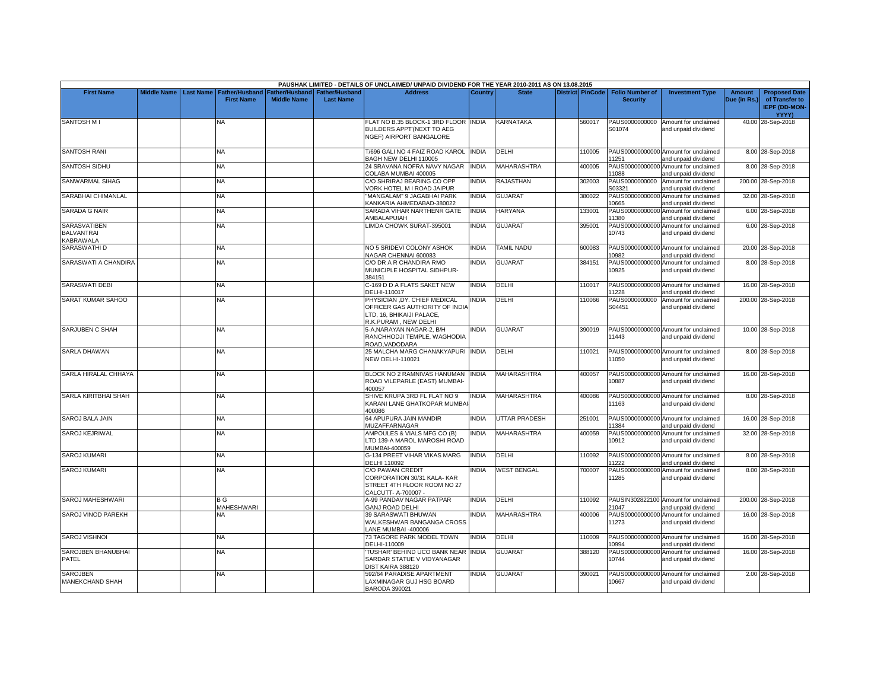PAUSHAK LIMITED - DETAILS OF UNCLAIMED/ UNPAID DIVIDEND FOR THE YEAR 2010-2011 AS ON 13.08.2015

| First Name | Middle Name | Last Name | Father/Husband First Name | Father/Husband Middle Name | Father/Husband Last Name | Address | Country | State | District | PinCode | Folio Number of Security | Investment Type | Amount Due (in Rs.) | Proposed Date of Transfer to IEPF (DD-MON-YYYY) |
|---|---|---|---|---|---|---|---|---|---|---|---|---|---|---|
| SANTOSH M I | | | NA | | | FLAT NO B.35 BLOCK-1 3RD FLOOR BUILDERS APPT'(NEXT TO AEG NGEF) AIRPORT BANGALORE | INDIA | KARNATAKA | | 560017 | PAUS0000000000 S01074 | Amount for unclaimed and unpaid dividend | 40.00 | 28-Sep-2018 |
| SANTOSH RANI | | | NA | | | T/696 GALI NO 4 FAIZ ROAD KAROL BAGH NEW DELHI 110005 | INDIA | DELHI | | 110005 | PAUS00000000000 11251 | Amount for unclaimed and unpaid dividend | 8.00 | 28-Sep-2018 |
| SANTOSH SIDHU | | | NA | | | 24 SRAVANA NOFRA NAVY NAGAR COLABA MUMBAI 400005 | INDIA | MAHARASHTRA | | 400005 | PAUS00000000000 11088 | Amount for unclaimed and unpaid dividend | 8.00 | 28-Sep-2018 |
| SANWARMAL SIHAG | | | NA | | | C/O SHRIRAJ BEARING CO OPP VORK HOTEL M I ROAD JAIPUR | INDIA | RAJASTHAN | | 302003 | PAUS0000000000 S03321 | Amount for unclaimed and unpaid dividend | 200.00 | 28-Sep-2018 |
| SARABHAI CHIMANLAL | | | NA | | | "MANGALAM" 9 JAGABHAI PARK KANKARIA AHMEDABAD-380022 | INDIA | GUJARAT | | 380022 | PAUS00000000000 10665 | Amount for unclaimed and unpaid dividend | 32.00 | 28-Sep-2018 |
| SARADA G NAIR | | | NA | | | SARADA VIHAR NARTHENR GATE AMBALAPUIAH | INDIA | HARYANA | | 133001 | PAUS00000000000 11380 | Amount for unclaimed and unpaid dividend | 6.00 | 28-Sep-2018 |
| SARASVATIBEN BALVANTRAI KABRAWALA | | | NA | | | LIMDA CHOWK SURAT-395001 | INDIA | GUJARAT | | 395001 | PAUS00000000000 10743 | Amount for unclaimed and unpaid dividend | 6.00 | 28-Sep-2018 |
| SARASWATHI D | | | NA | | | NO 5 SRIDEVI COLONY ASHOK NAGAR CHENNAI 600083 | INDIA | TAMIL NADU | | 600083 | PAUS00000000000 10982 | Amount for unclaimed and unpaid dividend | 20.00 | 28-Sep-2018 |
| SARASWATI A CHANDIRA | | | NA | | | C/O DR A R CHANDIRA RMO MUNICIPLE HOSPITAL SIDHPUR-384151 | INDIA | GUJARAT | | 384151 | PAUS00000000000 10925 | Amount for unclaimed and unpaid dividend | 8.00 | 28-Sep-2018 |
| SARASWATI DEBI | | | NA | | | C-169 D D A FLATS SAKET NEW DELHI-110017 | INDIA | DELHI | | 110017 | PAUS00000000000 11228 | Amount for unclaimed and unpaid dividend | 16.00 | 28-Sep-2018 |
| SARAT KUMAR SAHOO | | | NA | | | PHYSICIAN ,DY. CHIEF MEDICAL OFFICER GAS AUTHORITY OF INDIA LTD, 16, BHIKAIJI PALACE, R.K.PURAM , NEW DELHI | INDIA | DELHI | | 110066 | PAUS0000000000 S04451 | Amount for unclaimed and unpaid dividend | 200.00 | 28-Sep-2018 |
| SARJUBEN C SHAH | | | NA | | | 5-A,NARAYAN NAGAR-2, B/H RANCHHODJI TEMPLE, WAGHODIA ROAD,VADODARA | INDIA | GUJARAT | | 390019 | PAUS00000000000 11443 | Amount for unclaimed and unpaid dividend | 10.00 | 28-Sep-2018 |
| SARLA DHAWAN | | | NA | | | 25 MALCHA MARG CHANAKYAPURI NEW DELHI-110021 | INDIA | DELHI | | 110021 | PAUS00000000000 11050 | Amount for unclaimed and unpaid dividend | 8.00 | 28-Sep-2018 |
| SARLA HIRALAL CHHAYA | | | NA | | | BLOCK NO 2 RAMNIVAS HANUMAN ROAD VILEPARLE (EAST) MUMBAI-400057 | INDIA | MAHARASHTRA | | 400057 | PAUS00000000000 10887 | Amount for unclaimed and unpaid dividend | 16.00 | 28-Sep-2018 |
| SARLA KIRITBHAI SHAH | | | NA | | | SHIVE KRUPA 3RD FL FLAT NO 9 KARANI LANE GHATKOPAR MUMBAI 400086 | INDIA | MAHARASHTRA | | 400086 | PAUS00000000000 11163 | Amount for unclaimed and unpaid dividend | 8.00 | 28-Sep-2018 |
| SAROJ BALA JAIN | | | NA | | | 64 APUPURA JAIN MANDIR MUZAFFARNAGAR | INDIA | UTTAR PRADESH | | 251001 | PAUS00000000000 11384 | Amount for unclaimed and unpaid dividend | 16.00 | 28-Sep-2018 |
| SAROJ KEJRIWAL | | | NA | | | AMPOULES & VIALS MFG CO (B) LTD 139-A MAROL MAROSHI ROAD MUMBAI-400059 | INDIA | MAHARASHTRA | | 400059 | PAUS00000000000 10912 | Amount for unclaimed and unpaid dividend | 32.00 | 28-Sep-2018 |
| SAROJ KUMARI | | | NA | | | G-134 PREET VIHAR VIKAS MARG DELHI 110092 | INDIA | DELHI | | 110092 | PAUS00000000000 11222 | Amount for unclaimed and unpaid dividend | 8.00 | 28-Sep-2018 |
| SAROJ KUMARI | | | NA | | | C/O PAWAN CREDIT CORPORATION 30/31 KALA- KAR STREET 4TH FLOOR ROOM NO 27 CALCUTT- A-700007 - | INDIA | WEST BENGAL | | 700007 | PAUS00000000000 11285 | Amount for unclaimed and unpaid dividend | 8.00 | 28-Sep-2018 |
| SAROJ MAHESHWARI | | | B G MAHESHWARI | | | A-99 PANDAV NAGAR PATPAR GANJ ROAD DELHI | INDIA | DELHI | | 110092 | PAUSIN302822100 21047 | Amount for unclaimed and unpaid dividend | 200.00 | 28-Sep-2018 |
| SAROJ VINOD PAREKH | | | NA | | | 39 SARASWATI BHUWAN WALKESHWAR BANGANGA CROSS LANE MUMBAI -400006 | INDIA | MAHARASHTRA | | 400006 | PAUS00000000000 11273 | Amount for unclaimed and unpaid dividend | 16.00 | 28-Sep-2018 |
| SAROJ VISHNOI | | | NA | | | 73 TAGORE PARK MODEL TOWN DELHI-110009 | INDIA | DELHI | | 110009 | PAUS00000000000 10994 | Amount for unclaimed and unpaid dividend | 16.00 | 28-Sep-2018 |
| SAROJBEN BHANUBHAI PATEL | | | NA | | | 'TUSHAR' BEHIND UCO BANK NEAR SARDAR STATUE V VIDYANAGAR DIST KAIRA 388120 | INDIA | GUJARAT | | 388120 | PAUS00000000000 10744 | Amount for unclaimed and unpaid dividend | 16.00 | 28-Sep-2018 |
| SAROJBEN MANEKCHAND SHAH | | | NA | | | 592/64 PARADISE APARTMENT LAXMINAGAR GUJ HSG BOARD BARODA 390021 | INDIA | GUJARAT | | 390021 | PAUS00000000000 10667 | Amount for unclaimed and unpaid dividend | 2.00 | 28-Sep-2018 |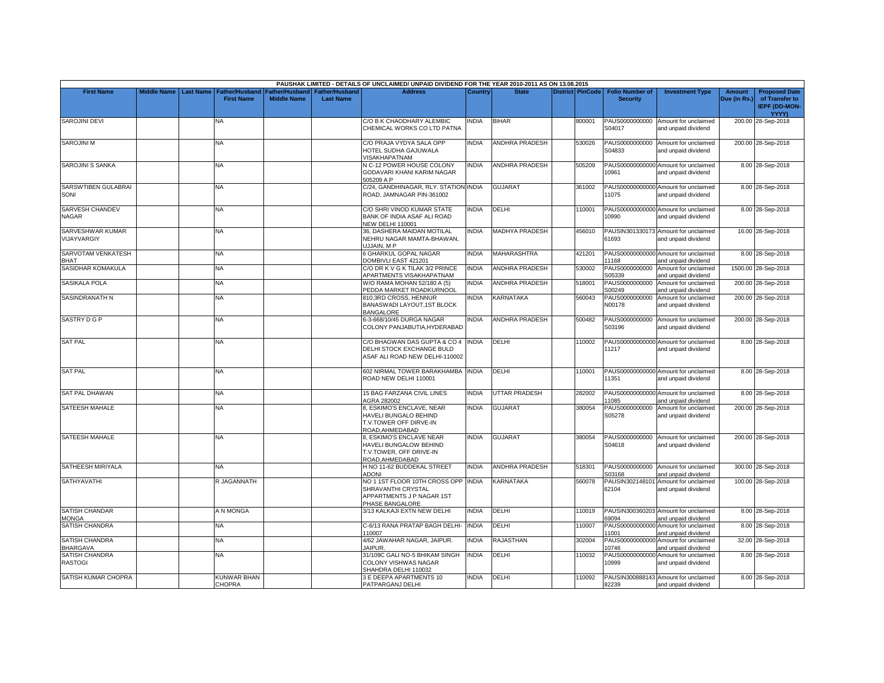| PAUSHAK LIMITED - DETAILS OF UNCLAIMED/ UNPAID DIVIDEND FOR THE YEAR 2010-2011 AS ON 13.08.2015 | | | | | | | | | | | | | | | |
|---|---|---|---|---|---|---|---|---|---|---|---|---|---|---|---|
| First Name | Middle Name | Last Name | Father/Husband First Name | Father/Husband Middle Name | Father/Husband Last Name | Address | Country | State | District | PinCode | Folio Number of Security | Investment Type | Amount Due (in Rs.) | Proposed Date of Transfer to IEPF (DD-MON-YYYY) |
| SAROJINI DEVI | | | NA | | | C/O B K CHAODHARY ALEMBIC CHEMICAL WORKS CO LTD PATNA | INDIA | BIHAR | | 800001 | PAUS0000000000 S04017 | Amount for unclaimed and unpaid dividend | 200.00 | 28-Sep-2018 |
| SAROJINI M | | | NA | | | C/O PRAJA VYDYA SALA OPP HOTEL SUDHA GAJUWALA VISAKHAPATNAM | INDIA | ANDHRA PRADESH | | 530026 | PAUS0000000000 S04833 | Amount for unclaimed and unpaid dividend | 200.00 | 28-Sep-2018 |
| SAROJINI S SANKA | | | NA | | | N C-12 POWER HOUSE COLONY GODAVARI KHANI KARIM NAGAR 505209 A P | INDIA | ANDHRA PRADESH | | 505209 | PAUS00000000000 10961 | Amount for unclaimed and unpaid dividend | 8.00 | 28-Sep-2018 |
| SARSWTIBEN GULABRAI SONI | | | NA | | | C/24, GANDHINAGAR, RLY. STATION ROAD, JAMNAGAR PIN-361002 | INDIA | GUJARAT | | 361002 | PAUS00000000000 11075 | Amount for unclaimed and unpaid dividend | 8.00 | 28-Sep-2018 |
| SARVESH CHANDEV NAGAR | | | NA | | | C/O SHRI VINOD KUMAR STATE BANK OF INDIA ASAF ALI ROAD NEW DELHI 110001 | INDIA | DELHI | | 110001 | PAUS00000000000 10990 | Amount for unclaimed and unpaid dividend | 8.00 | 28-Sep-2018 |
| SARVESHWAR KUMAR VIJAYVARGIY | | | NA | | | 36, DASHERA MAIDAN MOTILAL NEHRU NAGAR MAMTA-BHAWAN, UJJAIN, M P | INDIA | MADHYA PRADESH | | 456010 | PAUSIN301330173 61693 | Amount for unclaimed and unpaid dividend | 16.00 | 28-Sep-2018 |
| SARVOTAM VENKATESH BHAT | | | NA | | | 6 GHARKUL GOPAL NAGAR DOMBIVLI EAST 421201 | INDIA | MAHARASHTRA | | 421201 | PAUS00000000000 11168 | Amount for unclaimed and unpaid dividend | 8.00 | 28-Sep-2018 |
| SASIDHAR KOMAKULA | | | NA | | | C/O DR K V G K TILAK 3/2 PRINCE APARTMENTS VISAKHAPATNAM | INDIA | ANDHRA PRADESH | | 530002 | PAUS0000000000 S05339 | Amount for unclaimed and unpaid dividend | 1500.00 | 28-Sep-2018 |
| SASIKALA POLA | | | NA | | | W/O RAMA MOHAN 52/180 A (5) PEDDA MARKET ROADKURNOOL | INDIA | ANDHRA PRADESH | | 518001 | PAUS0000000000 S00249 | Amount for unclaimed and unpaid dividend | 200.00 | 28-Sep-2018 |
| SASINDRANATH N | | | NA | | | 810,3RD CROSS, HENNUR BANASWADI LAYOUT,1ST BLOCK BANGALORE | INDIA | KARNATAKA | | 560043 | PAUS0000000000 N00178 | Amount for unclaimed and unpaid dividend | 200.00 | 28-Sep-2018 |
| SASTRY D G P | | | NA | | | 6-3-668/10/45 DURGA NAGAR COLONY PANJABUTIA,HYDERABAD | INDIA | ANDHRA PRADESH | | 500482 | PAUS0000000000 S03196 | Amount for unclaimed and unpaid dividend | 200.00 | 28-Sep-2018 |
| SAT PAL | | | NA | | | C/O BHAGWAN DAS GUPTA & CO 4 DELHI STOCK EXCHANGE BULD ASAF ALI ROAD NEW DELHI-110002 | INDIA | DELHI | | 110002 | PAUS00000000000 11217 | Amount for unclaimed and unpaid dividend | 8.00 | 28-Sep-2018 |
| SAT PAL | | | NA | | | 602 NIRMAL TOWER BARAKHAMBA ROAD NEW DELHI 110001 | INDIA | DELHI | | 110001 | PAUS00000000000 11351 | Amount for unclaimed and unpaid dividend | 8.00 | 28-Sep-2018 |
| SAT PAL DHAWAN | | | NA | | | 15 BAG FARZANA CIVIL LINES AGRA 282002 | INDIA | UTTAR PRADESH | | 282002 | PAUS00000000000 11085 | Amount for unclaimed and unpaid dividend | 8.00 | 28-Sep-2018 |
| SATEESH MAHALE | | | NA | | | 8, ESKIMO'S ENCLAVE, NEAR HAVELI BUNGALO BEHIND T.V.TOWER OFF DIRVE-IN ROAD,AHMEDABAD | INDIA | GUJARAT | | 380054 | PAUS0000000000 S05278 | Amount for unclaimed and unpaid dividend | 200.00 | 28-Sep-2018 |
| SATEESH MAHALE | | | NA | | | 8, ESKIMO'S ENCLAVE NEAR HAVELI BUNGALOW BEHIND T.V.TOWER, OFF DRIVE-IN ROAD,AHMEDABAD | INDIA | GUJARAT | | 380054 | PAUS0000000000 S04618 | Amount for unclaimed and unpaid dividend | 200.00 | 28-Sep-2018 |
| SATHEESH MIRIYALA | | | NA | | | H NO 11-62 BUDDEKAL STREET ADONI | INDIA | ANDHRA PRADESH | | 518301 | PAUS0000000000 S03168 | Amount for unclaimed and unpaid dividend | 300.00 | 28-Sep-2018 |
| SATHYAVATHI | | | R JAGANNATH | | | NO 1 1ST FLOOR 10TH CROSS OPP SHRAVANTHI CRYSTAL APPARTMENTS J P NAGAR 1ST PHASE BANGALORE | INDIA | KARNATAKA | | 560078 | PAUSIN302148101 62104 | Amount for unclaimed and unpaid dividend | 100.00 | 28-Sep-2018 |
| SATISH CHANDAR MONGA | | | A N MONGA | | | 3/13 KALKAJI EXTN NEW DELHI | INDIA | DELHI | | 110019 | PAUSIN300360203 69094 | Amount for unclaimed and unpaid dividend | 8.00 | 28-Sep-2018 |
| SATISH CHANDRA | | | NA | | | C-6/13 RANA PRATAP BAGH DELHI-110007 | INDIA | DELHI | | 110007 | PAUS00000000000 11001 | Amount for unclaimed and unpaid dividend | 8.00 | 28-Sep-2018 |
| SATISH CHANDRA BHARGAVA | | | NA | | | 4/62 JAWAHAR NAGAR, JAIPUR. JAIPUR. | INDIA | RAJASTHAN | | 302004 | PAUS00000000000 10746 | Amount for unclaimed and unpaid dividend | 32.00 | 28-Sep-2018 |
| SATISH CHANDRA RASTOGI | | | NA | | | 31/109C GALI NO-5 BHIKAM SINGH COLONY VISHWAS NAGAR SHAHDRA DELHI 110032 | INDIA | DELHI | | 110032 | PAUS00000000000 10999 | Amount for unclaimed and unpaid dividend | 8.00 | 28-Sep-2018 |
| SATISH KUMAR CHOPRA | | | KUNWAR BHAN CHOPRA | | | 3 E DEEPA APARTMENTS 10 PATPARGANJ DELHI | INDIA | DELHI | | 110092 | PAUSIN300888143 82239 | Amount for unclaimed and unpaid dividend | 8.00 | 28-Sep-2018 |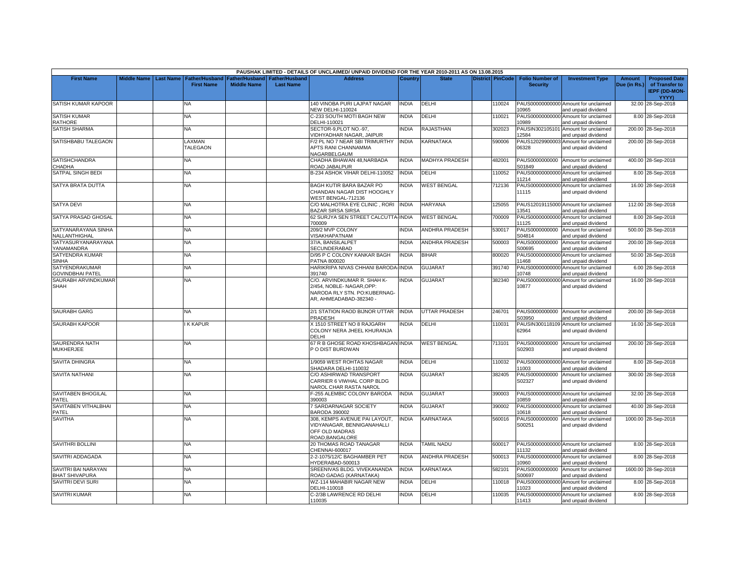| PAUSHAK LIMITED - DETAILS OF UNCLAIMED/ UNPAID DIVIDEND FOR THE YEAR 2010-2011 AS ON 13.08.2015 | | | | | | | | | | | | | | | |
|---|---|---|---|---|---|---|---|---|---|---|---|---|---|---|---|
| First Name | Middle Name | Last Name | Father/Husband First Name | Father/Husband Middle Name | Father/Husband Last Name | Address | Country | State | District | PinCode | Folio Number of Security | Investment Type | Amount Due (in Rs.) | Proposed Date of Transfer to IEPF (DD-MON-YYYY) |
| SATISH KUMAR KAPOOR | | | NA | | | 140 VINOBA PURI LAJPAT NAGAR NEW DELHI-110024 | INDIA | DELHI | | 110024 | PAUS00000000000010965 | Amount for unclaimed and unpaid dividend | 32.00 | 28-Sep-2018 |
| SATISH KUMAR RATHORE | | | NA | | | C-233 SOUTH MOTI BAGH NEW DELHI-110021 | INDIA | DELHI | | 110021 | PAUS00000000000010989 | Amount for unclaimed and unpaid dividend | 8.00 | 28-Sep-2018 |
| SATISH SHARMA | | | NA | | | SECTOR-9,PLOT NO.-97, VIDHYADHAR NAGAR, JAIPUR | INDIA | RAJASTHAN | | 302023 | PAUSIN30210510112584 | Amount for unclaimed and unpaid dividend | 200.00 | 28-Sep-2018 |
| SATISHBABU TALEGAON | | | LAXMAN TALEGAON | | | F/2 PL NO 7 NEAR SBI TRIMURTHY APTS RANI CHANNAMMA NAGARBELGAUM | INDIA | KARNATAKA | | 590006 | PAUS12029900003006328 | Amount for unclaimed and unpaid dividend | 200.00 | 28-Sep-2018 |
| SATISHCHANDRA CHADHA | | | NA | | | CHADHA BHAWAN 48,NARBADA ROAD JABALPUR | INDIA | MADHYA PRADESH | | 482001 | PAUS0000000000S01849 | Amount for unclaimed and unpaid dividend | 400.00 | 28-Sep-2018 |
| SATPAL SINGH BEDI | | | NA | | | B-234 ASHOK VIHAR DELHI-110052 | INDIA | DELHI | | 110052 | PAUS00000000000011214 | Amount for unclaimed and unpaid dividend | 8.00 | 28-Sep-2018 |
| SATYA BRATA DUTTA | | | NA | | | BAGH KUTIR BARA BAZAR PO CHANDAN NAGAR DIST HOOGHLY WEST BENGAL-712136 | INDIA | WEST BENGAL | | 712136 | PAUS00000000000011115 | Amount for unclaimed and unpaid dividend | 16.00 | 28-Sep-2018 |
| SATYA DEVI | | | NA | | | C/O MALHOTRA EYE CLINIC , RORI BAZAR SIRSA SIRSA | INDIA | HARYANA | | 125055 | PAUS12019115000013541 | Amount for unclaimed and unpaid dividend | 112.00 | 28-Sep-2018 |
| SATYA PRASAD GHOSAL | | | NA | | | 62 SURJYA SEN STREET CALCUTTA-700009 | INDIA | WEST BENGAL | | 700009 | PAUS00000000000011125 | Amount for unclaimed and unpaid dividend | 8.00 | 28-Sep-2018 |
| SATYANARAYANA SINHA NALLANTHIGHAL | | | NA | | | 209/2 MVP COLONY VISAKHAPATNAM | INDIA | ANDHRA PRADESH | | 530017 | PAUS0000000000S04814 | Amount for unclaimed and unpaid dividend | 500.00 | 28-Sep-2018 |
| SATYASURYANARAYANA YANAMANDRA | | | NA | | | 37/A, BANSILALPET SECUNDERABAD | INDIA | ANDHRA PRADESH | | 500003 | PAUS0000000000S00695 | Amount for unclaimed and unpaid dividend | 200.00 | 28-Sep-2018 |
| SATYENDRA KUMAR SINHA | | | NA | | | D/95 P C COLONY KANKAR BAGH PATNA 800020 | INDIA | BIHAR | | 800020 | PAUS00000000000011468 | Amount for unclaimed and unpaid dividend | 50.00 | 28-Sep-2018 |
| SATYENDRAKUMAR GOVINDBHAI PATEL | | | NA | | | HARIKRIPA NIVAS CHHANI BARODA-391740 | INDIA | GUJARAT | | 391740 | PAUS00000000000010748 | Amount for unclaimed and unpaid dividend | 6.00 | 28-Sep-2018 |
| SAURABH ARVINDKUMAR SHAH | | | NA | | | C/O. ARVINDKUMAR R. SHAH K-2/454, NOBLE- NAGAR,OPP: NARODA RLY STN. PO:KUBERNAGAR, AHMEADABAD-382340 - | INDIA | GUJARAT | | 382340 | PAUS00000000000010877 | Amount for unclaimed and unpaid dividend | 16.00 | 28-Sep-2018 |
| SAURABH GARG | | | NA | | | 2/1 STATION RAOD BIJNOR UTTAR PRADESH | INDIA | UTTAR PRADESH | | 246701 | PAUS0000000000S03950 | Amount for unclaimed and unpaid dividend | 200.00 | 28-Sep-2018 |
| SAURABH KAPOOR | | | I K KAPUR | | | X 1510 STREET NO 8 RAJGARH COLONY NERA JHEEL KHURANJA DELHI | INDIA | DELHI | | 110031 | PAUSIN30011810962964 | Amount for unclaimed and unpaid dividend | 16.00 | 28-Sep-2018 |
| SAURENDRA NATH MUKHERJEE | | | NA | | | 67 R B GHOSE ROAD KHOSHBAGAN P O DIST BURDWAN | INDIA | WEST BENGAL | | 713101 | PAUS0000000000S02903 | Amount for unclaimed and unpaid dividend | 200.00 | 28-Sep-2018 |
| SAVITA DHINGRA | | | NA | | | 1/9059 WEST ROHTAS NAGAR SHADARA DELHI-110032 | INDIA | DELHI | | 110032 | PAUS00000000000011003 | Amount for unclaimed and unpaid dividend | 8.00 | 28-Sep-2018 |
| SAVITA NATHANI | | | NA | | | C/O ASHIRWAD TRANSPORT CARRIER 6 VIWHAL CORP BLDG NAROL CHAR RASTA NAROL | INDIA | GUJARAT | | 382405 | PAUS0000000000S02327 | Amount for unclaimed and unpaid dividend | 300.00 | 28-Sep-2018 |
| SAVITABEN BHOGILAL PATEL | | | NA | | | F-255 ALEMBIC COLONY BARODA 390003 | INDIA | GUJARAT | | 390003 | PAUS00000000000010859 | Amount for unclaimed and unpaid dividend | 32.00 | 28-Sep-2018 |
| SAVITABEN VITHALBHAI PATEL | | | NA | | | 7 SARDARNAGAR SOCIETY BARODA 390002 | INDIA | GUJARAT | | 390002 | PAUS00000000000010618 | Amount for unclaimed and unpaid dividend | 40.00 | 28-Sep-2018 |
| SAVITHA | | | NA | | | 308, KEMPS AVENUE PAI LAYOUT, VIDYANAGAR, BENNIGANAHALLI OFF OLD MADRAS ROAD,BANGALORE | INDIA | KARNATAKA | | 560016 | PAUS0000000000S00251 | Amount for unclaimed and unpaid dividend | 1000.00 | 28-Sep-2018 |
| SAVITHRI BOLLINI | | | NA | | | 20 THOMAS ROAD TANAGAR CHENNAI-600017 | INDIA | TAMIL NADU | | 600017 | PAUS00000000000011132 | Amount for unclaimed and unpaid dividend | 8.00 | 28-Sep-2018 |
| SAVITRI ADDAGADA | | | NA | | | 2-2-1075/12/C BAGHAMBER PET HYDERABAD-500013 | INDIA | ANDHRA PRADESH | | 500013 | PAUS00000000000010960 | Amount for unclaimed and unpaid dividend | 8.00 | 28-Sep-2018 |
| SAVITRI BAI NARAYAN BHAT SHIVAPURA | | | NA | | | SREENIVAS BLDG. VIVEKANANDA ROAD GADAG (KARNATAKA) | INDIA | KARNATAKA | | 582101 | PAUS0000000000S00697 | Amount for unclaimed and unpaid dividend | 1600.00 | 28-Sep-2018 |
| SAVITRI DEVI SURI | | | NA | | | WZ-114 MAHABIR NAGAR NEW DELHI-110018 | INDIA | DELHI | | 110018 | PAUS00000000000011023 | Amount for unclaimed and unpaid dividend | 8.00 | 28-Sep-2018 |
| SAVITRI KUMAR | | | NA | | | C-2/3B LAWRENCE RD DELHI 110035 | INDIA | DELHI | | 110035 | PAUS00000000000011413 | Amount for unclaimed and unpaid dividend | 8.00 | 28-Sep-2018 |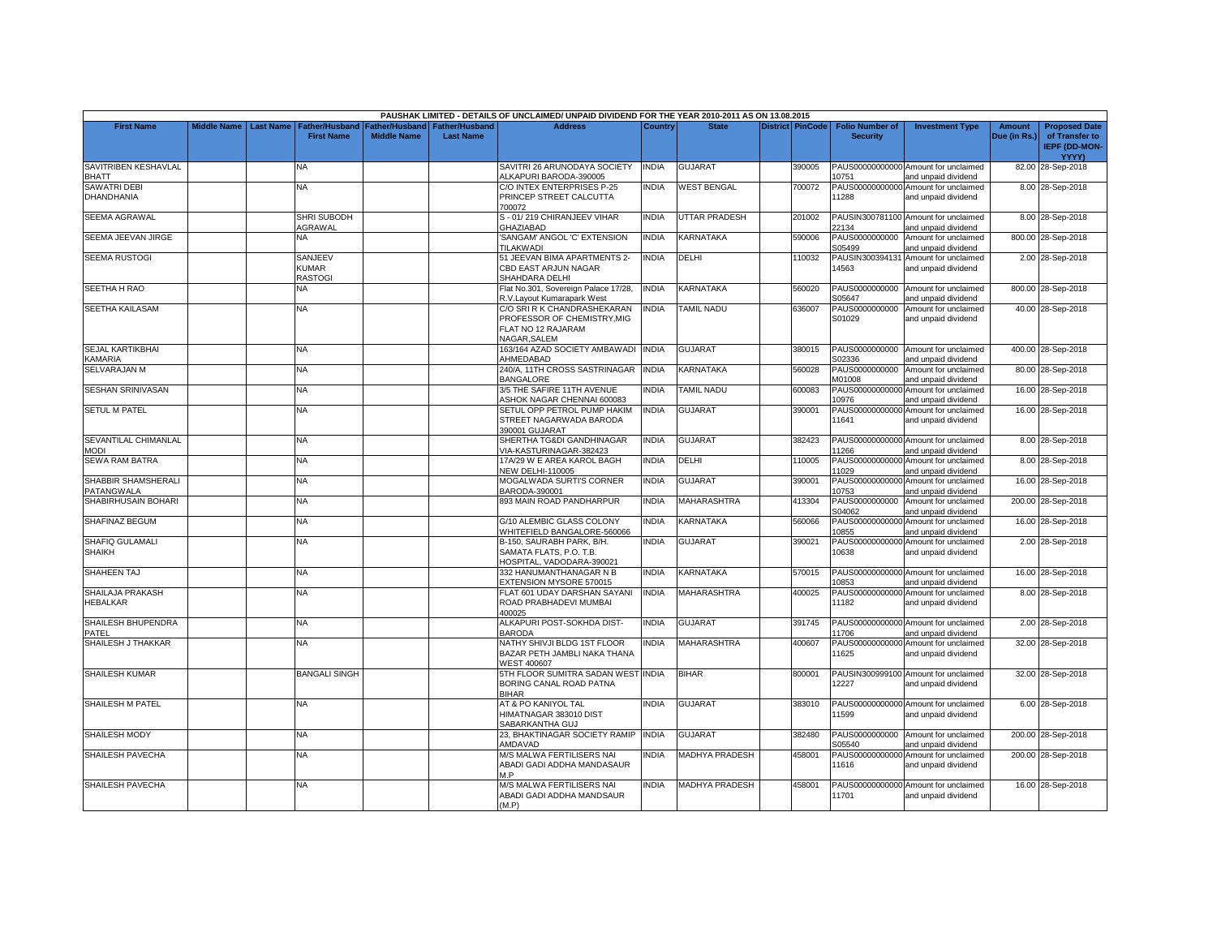| PAUSHAK LIMITED - DETAILS OF UNCLAIMED/ UNPAID DIVIDEND FOR THE YEAR 2010-2011 AS ON 13.08.2015 | | | | | | | | | | | | | | | |
|---|---|---|---|---|---|---|---|---|---|---|---|---|---|---|---|
| **First Name** | **Middle Name** | **Last Name** | **Father/Husband First Name** | **Father/Husband Middle Name** | **Father/Husband Last Name** | **Address** | **Country** | **State** | **District** | **PinCode** | **Folio Number of Security** | **Investment Type** | **Amount Due (in Rs.)** | **Proposed Date of Transfer to IEPF (DD-MON-YYYY)** |
| SAVITRIBEN KESHAVLAL BHATT | | | NA | | | SAVITRI 26 ARUNODAYA SOCIETY ALKAPURI BARODA-390005 | INDIA | GUJARAT | | 390005 | PAUS00000000000 10751 | Amount for unclaimed and unpaid dividend | 82.00 | 28-Sep-2018 |
| SAWATRI DEBI DHANDHANIA | | | NA | | | C/O INTEX ENTERPRISES P-25 PRINCEP STREET CALCUTTA 700072 | INDIA | WEST BENGAL | | 700072 | PAUS00000000000 11288 | Amount for unclaimed and unpaid dividend | 8.00 | 28-Sep-2018 |
| SEEMA AGRAWAL | | | SHRI SUBODH AGRAWAL | | | S - 01/ 219 CHIRANJEEV VIHAR GHAZIABAD | INDIA | UTTAR PRADESH | | 201002 | PAUSIN300781100 22134 | Amount for unclaimed and unpaid dividend | 8.00 | 28-Sep-2018 |
| SEEMA JEEVAN JIRGE | | | NA | | | 'SANGAM' ANGOL 'C' EXTENSION TILAKWADI | INDIA | KARNATAKA | | 590006 | PAUS0000000000 S05499 | Amount for unclaimed and unpaid dividend | 800.00 | 28-Sep-2018 |
| SEEMA RUSTOGI | | | SANJEEV KUMAR RASTOGI | | | 51 JEEVAN BIMA APARTMENTS 2-CBD EAST ARJUN NAGAR SHAHDARA DELHI | INDIA | DELHI | | 110032 | PAUSIN300394131 14563 | Amount for unclaimed and unpaid dividend | 2.00 | 28-Sep-2018 |
| SEETHA H RAO | | | NA | | | Flat No.301, Sovereign Palace 17/28, R.V.Layout Kumarapark West | INDIA | KARNATAKA | | 560020 | PAUS0000000000 S05647 | Amount for unclaimed and unpaid dividend | 800.00 | 28-Sep-2018 |
| SEETHA KAILASAM | | | NA | | | C/O SRI R K CHANDRASHEKARAN PROFESSOR OF CHEMISTRY,MIG FLAT NO 12 RAJARAM NAGAR,SALEM | INDIA | TAMIL NADU | | 636007 | PAUS0000000000 S01029 | Amount for unclaimed and unpaid dividend | 40.00 | 28-Sep-2018 |
| SEJAL KARTIKBHAI KAMARIA | | | NA | | | 163/164 AZAD SOCIETY AMBAWADI AHMEDABAD | INDIA | GUJARAT | | 380015 | PAUS0000000000 S02336 | Amount for unclaimed and unpaid dividend | 400.00 | 28-Sep-2018 |
| SELVARAJAN M | | | NA | | | 240/A, 11TH CROSS SASTRINAGAR BANGALORE | INDIA | KARNATAKA | | 560028 | PAUS0000000000 M01008 | Amount for unclaimed and unpaid dividend | 80.00 | 28-Sep-2018 |
| SESHAN SRINIVASAN | | | NA | | | 3/5 THE SAFIRE 11TH AVENUE ASHOK NAGAR CHENNAI 600083 | INDIA | TAMIL NADU | | 600083 | PAUS00000000000 10976 | Amount for unclaimed and unpaid dividend | 16.00 | 28-Sep-2018 |
| SETUL M PATEL | | | NA | | | SETUL OPP PETROL PUMP HAKIM STREET NAGARWADA BARODA 390001 GUJARAT | INDIA | GUJARAT | | 390001 | PAUS00000000000 11641 | Amount for unclaimed and unpaid dividend | 16.00 | 28-Sep-2018 |
| SEVANTILAL CHIMANLAL MODI | | | NA | | | SHERTHA TG&DI GANDHINAGAR VIA-KASTURINAGAR-382423 | INDIA | GUJARAT | | 382423 | PAUS00000000000 11266 | Amount for unclaimed and unpaid dividend | 8.00 | 28-Sep-2018 |
| SEWA RAM BATRA | | | NA | | | 17A/29 W E AREA KAROL BAGH NEW DELHI-110005 | INDIA | DELHI | | 110005 | PAUS00000000000 11029 | Amount for unclaimed and unpaid dividend | 8.00 | 28-Sep-2018 |
| SHABBIR SHAMSHERALI PATANGWALA | | | NA | | | MOGALWADA SURTI'S CORNER BARODA-390001 | INDIA | GUJARAT | | 390001 | PAUS00000000000 10753 | Amount for unclaimed and unpaid dividend | 16.00 | 28-Sep-2018 |
| SHABIRHUSAIN BOHARI | | | NA | | | 893 MAIN ROAD PANDHARPUR | INDIA | MAHARASHTRA | | 413304 | PAUS0000000000 S04062 | Amount for unclaimed and unpaid dividend | 200.00 | 28-Sep-2018 |
| SHAFINAZ BEGUM | | | NA | | | G/10 ALEMBIC GLASS COLONY WHITEFIELD BANGALORE-560066 | INDIA | KARNATAKA | | 560066 | PAUS00000000000 10855 | Amount for unclaimed and unpaid dividend | 16.00 | 28-Sep-2018 |
| SHAFIQ GULAMALI SHAIKH | | | NA | | | B-150, SAURABH PARK, B/H. SAMATA FLATS, P.O. T.B. HOSPITAL, VADODARA-390021 | INDIA | GUJARAT | | 390021 | PAUS00000000000 10638 | Amount for unclaimed and unpaid dividend | 2.00 | 28-Sep-2018 |
| SHAHEEN TAJ | | | NA | | | 332 HANUMANTHANAGAR N B EXTENSION MYSORE 570015 | INDIA | KARNATAKA | | 570015 | PAUS00000000000 10853 | Amount for unclaimed and unpaid dividend | 16.00 | 28-Sep-2018 |
| SHAILAJA PRAKASH HEBALKAR | | | NA | | | FLAT 601 UDAY DARSHAN SAYANI ROAD PRABHADEVI MUMBAI 400025 | INDIA | MAHARASHTRA | | 400025 | PAUS00000000000 11182 | Amount for unclaimed and unpaid dividend | 8.00 | 28-Sep-2018 |
| SHAILESH BHUPENDRA PATEL | | | NA | | | ALKAPURI POST-SOKHDA DIST-BARODA | INDIA | GUJARAT | | 391745 | PAUS00000000000 11706 | Amount for unclaimed and unpaid dividend | 2.00 | 28-Sep-2018 |
| SHAILESH J THAKKAR | | | NA | | | NATHY SHIVJI BLDG 1ST FLOOR BAZAR PETH JAMBLI NAKA THANA WEST 400607 | INDIA | MAHARASHTRA | | 400607 | PAUS00000000000 11625 | Amount for unclaimed and unpaid dividend | 32.00 | 28-Sep-2018 |
| SHAILESH KUMAR | | | BANGALI SINGH | | | 5TH FLOOR SUMITRA SADAN WEST BORING CANAL ROAD PATNA BIHAR | INDIA | BIHAR | | 800001 | PAUSIN300999100 12227 | Amount for unclaimed and unpaid dividend | 32.00 | 28-Sep-2018 |
| SHAILESH M PATEL | | | NA | | | AT & PO KANIYOL TAL HIMATNAGAR 383010 DIST SABARKANTHA GUJ | INDIA | GUJARAT | | 383010 | PAUS00000000000 11599 | Amount for unclaimed and unpaid dividend | 6.00 | 28-Sep-2018 |
| SHAILESH MODY | | | NA | | | 23, BHAKTINAGAR SOCIETY RAMIP AMDAVAD | INDIA | GUJARAT | | 382480 | PAUS0000000000 S05540 | Amount for unclaimed and unpaid dividend | 200.00 | 28-Sep-2018 |
| SHAILESH PAVECHA | | | NA | | | M/S MALWA FERTILISERS NAI ABADI GADI ADDHA MANDASAUR M.P | INDIA | MADHYA PRADESH | | 458001 | PAUS00000000000 11616 | Amount for unclaimed and unpaid dividend | 200.00 | 28-Sep-2018 |
| SHAILESH PAVECHA | | | NA | | | M/S MALWA FERTILISERS NAI ABADI GADI ADDHA MANDSAUR (M.P) | INDIA | MADHYA PRADESH | | 458001 | PAUS00000000000 11701 | Amount for unclaimed and unpaid dividend | 16.00 | 28-Sep-2018 |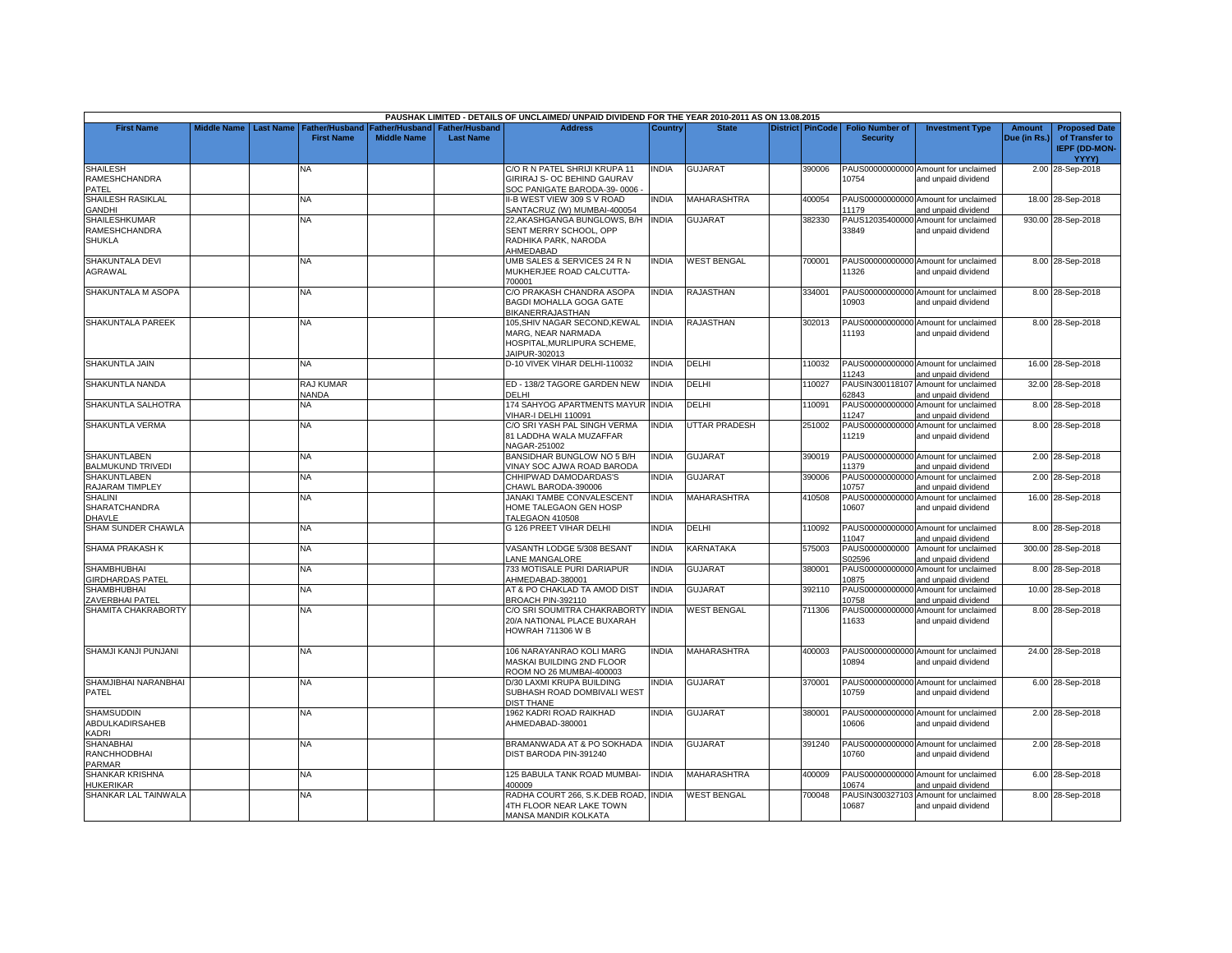PAUSHAK LIMITED - DETAILS OF UNCLAIMED/ UNPAID DIVIDEND FOR THE YEAR 2010-2011 AS ON 13.08.2015

| First Name | Middle Name | Last Name | Father/Husband First Name | Father/Husband Middle Name | Father/Husband Last Name | Address | Country | State | District | PinCode | Folio Number of Security | Investment Type | Amount Due (in Rs.) | Proposed Date of Transfer to IEPF (DD-MON-YYYY) |
|---|---|---|---|---|---|---|---|---|---|---|---|---|---|---|
| SHAILESH RAMESHCHANDRA PATEL | | | NA | | | C/O R N PATEL SHRIJI KRUPA 11 GIRIRAJ S- OC BEHIND GAURAV SOC PANIGATE BARODA-39- 0006 - | INDIA | GUJARAT | | 390006 | PAUS00000000000010754 | Amount for unclaimed and unpaid dividend | 2.00 | 28-Sep-2018 |
| SHAILESH RASIKLAL GANDHI | | | NA | | | II-B WEST VIEW 309 S V ROAD SANTACRUZ (W) MUMBAI-400054 | INDIA | MAHARASHTRA | | 400054 | PAUS00000000000011179 | Amount for unclaimed and unpaid dividend | 18.00 | 28-Sep-2018 |
| SHAILESHKUMAR RAMESHCHANDRA SHUKLA | | | NA | | | 22,AKASHGANGA BUNGLOWS, B/H SENT MERRY SCHOOL, OPP RADHIKA PARK, NARODA AHMEDABAD | INDIA | GUJARAT | | 382330 | PAUS12035400000033849 | Amount for unclaimed and unpaid dividend | 930.00 | 28-Sep-2018 |
| SHAKUNTALA DEVI AGRAWAL | | | NA | | | UMB SALES & SERVICES 24 R N MUKHERJEE ROAD CALCUTTA-700001 | INDIA | WEST BENGAL | | 700001 | PAUS00000000000011326 | Amount for unclaimed and unpaid dividend | 8.00 | 28-Sep-2018 |
| SHAKUNTALA M ASOPA | | | NA | | | C/O PRAKASH CHANDRA ASOPA BAGDI MOHALLA GOGA GATE BIKANERRAJASTHAN | INDIA | RAJASTHAN | | 334001 | PAUS00000000000010903 | Amount for unclaimed and unpaid dividend | 8.00 | 28-Sep-2018 |
| SHAKUNTALA PAREEK | | | NA | | | 105,SHIV NAGAR SECOND,KEWAL MARG, NEAR NARMADA HOSPITAL,MURLIPURA SCHEME, JAIPUR-302013 | INDIA | RAJASTHAN | | 302013 | PAUS00000000000011193 | Amount for unclaimed and unpaid dividend | 8.00 | 28-Sep-2018 |
| SHAKUNTLA JAIN | | | NA | | | D-10 VIVEK VIHAR DELHI-110032 | INDIA | DELHI | | 110032 | PAUS00000000000011243 | Amount for unclaimed and unpaid dividend | 16.00 | 28-Sep-2018 |
| SHAKUNTLA NANDA | | | RAJ KUMAR NANDA | | | ED - 138/2 TAGORE GARDEN NEW DELHI | INDIA | DELHI | | 110027 | PAUSIN30011810762843 | Amount for unclaimed and unpaid dividend | 32.00 | 28-Sep-2018 |
| SHAKUNTLA SALHOTRA | | | NA | | | 174 SAHYOG APARTMENTS MAYUR VIHAR-I DELHI 110091 | INDIA | DELHI | | 110091 | PAUS00000000000011247 | Amount for unclaimed and unpaid dividend | 8.00 | 28-Sep-2018 |
| SHAKUNTLA VERMA | | | NA | | | C/O SRI YASH PAL SINGH VERMA 81 LADDHA WALA MUZAFFAR NAGAR-251002 | INDIA | UTTAR PRADESH | | 251002 | PAUS00000000000011219 | Amount for unclaimed and unpaid dividend | 8.00 | 28-Sep-2018 |
| SHAKUNTLABEN BALMUKUND TRIVEDI | | | NA | | | BANSIDHAR BUNGLOW NO 5 B/H VINAY SOC AJWA ROAD BARODA | INDIA | GUJARAT | | 390019 | PAUS00000000000011379 | Amount for unclaimed and unpaid dividend | 2.00 | 28-Sep-2018 |
| SHAKUNTLABEN RAJARAM TIMPLEY | | | NA | | | CHHIPWAD DAMODARDAS'S CHAWL BARODA-390006 | INDIA | GUJARAT | | 390006 | PAUS00000000000010757 | Amount for unclaimed and unpaid dividend | 2.00 | 28-Sep-2018 |
| SHALINI SHARATCHANDRA DHAVLE | | | NA | | | JANAKI TAMBE CONVALESCENT HOME TALEGAON GEN HOSP TALEGAON 410508 | INDIA | MAHARASHTRA | | 410508 | PAUS00000000000010607 | Amount for unclaimed and unpaid dividend | 16.00 | 28-Sep-2018 |
| SHAM SUNDER CHAWLA | | | NA | | | G 126 PREET VIHAR DELHI | INDIA | DELHI | | 110092 | PAUS00000000000011047 | Amount for unclaimed and unpaid dividend | 8.00 | 28-Sep-2018 |
| SHAMA PRAKASH K | | | NA | | | VASANTH LODGE 5/308 BESANT LANE MANGALORE | INDIA | KARNATAKA | | 575003 | PAUS0000000000S02596 | Amount for unclaimed and unpaid dividend | 300.00 | 28-Sep-2018 |
| SHAMBHUBHAI GIRDHARDAS PATEL | | | NA | | | 733 MOTISALE PURI DARIAPUR AHMEDABAD-380001 | INDIA | GUJARAT | | 380001 | PAUS00000000000010875 | Amount for unclaimed and unpaid dividend | 8.00 | 28-Sep-2018 |
| SHAMBHUBHAI ZAVERBHAI PATEL | | | NA | | | AT & PO CHAKLAD TA AMOD DIST BROACH PIN-392110 | INDIA | GUJARAT | | 392110 | PAUS00000000000010758 | Amount for unclaimed and unpaid dividend | 10.00 | 28-Sep-2018 |
| SHAMITA CHAKRABORTY | | | NA | | | C/O SRI SOUMITRA CHAKRABORTY 20/A NATIONAL PLACE BUXARAH HOWRAH 711306 W B | INDIA | WEST BENGAL | | 711306 | PAUS00000000000011633 | Amount for unclaimed and unpaid dividend | 8.00 | 28-Sep-2018 |
| SHAMJI KANJI PUNJANI | | | NA | | | 106 NARAYANRAO KOLI MARG MASKAI BUILDING 2ND FLOOR ROOM NO 26 MUMBAI-400003 | INDIA | MAHARASHTRA | | 400003 | PAUS00000000000010894 | Amount for unclaimed and unpaid dividend | 24.00 | 28-Sep-2018 |
| SHAMJIBHAI NARANBHAI PATEL | | | NA | | | D/30 LAXMI KRUPA BUILDING SUBHASH ROAD DOMBIVALI WEST DIST THANE | INDIA | GUJARAT | | 370001 | PAUS00000000000010759 | Amount for unclaimed and unpaid dividend | 6.00 | 28-Sep-2018 |
| SHAMSUDDIN ABDULKADIRSAHEB KADRI | | | NA | | | 1962 KADRI ROAD RAIKHAD AHMEDABAD-380001 | INDIA | GUJARAT | | 380001 | PAUS00000000000010606 | Amount for unclaimed and unpaid dividend | 2.00 | 28-Sep-2018 |
| SHANABHAI RANCHHODBHAI PARMAR | | | NA | | | BRAMANWADA AT & PO SOKHADA DIST BARODA PIN-391240 | INDIA | GUJARAT | | 391240 | PAUS00000000000010760 | Amount for unclaimed and unpaid dividend | 2.00 | 28-Sep-2018 |
| SHANKAR KRISHNA HUKERIKAR | | | NA | | | 125 BABULA TANK ROAD MUMBAI-400009 | INDIA | MAHARASHTRA | | 400009 | PAUS00000000000010674 | Amount for unclaimed and unpaid dividend | 6.00 | 28-Sep-2018 |
| SHANKAR LAL TAINWALA | | | NA | | | RADHA COURT 266, S.K.DEB ROAD, 4TH FLOOR NEAR LAKE TOWN MANSA MANDIR KOLKATA | INDIA | WEST BENGAL | | 700048 | PAUSIN30032710310687 | Amount for unclaimed and unpaid dividend | 8.00 | 28-Sep-2018 |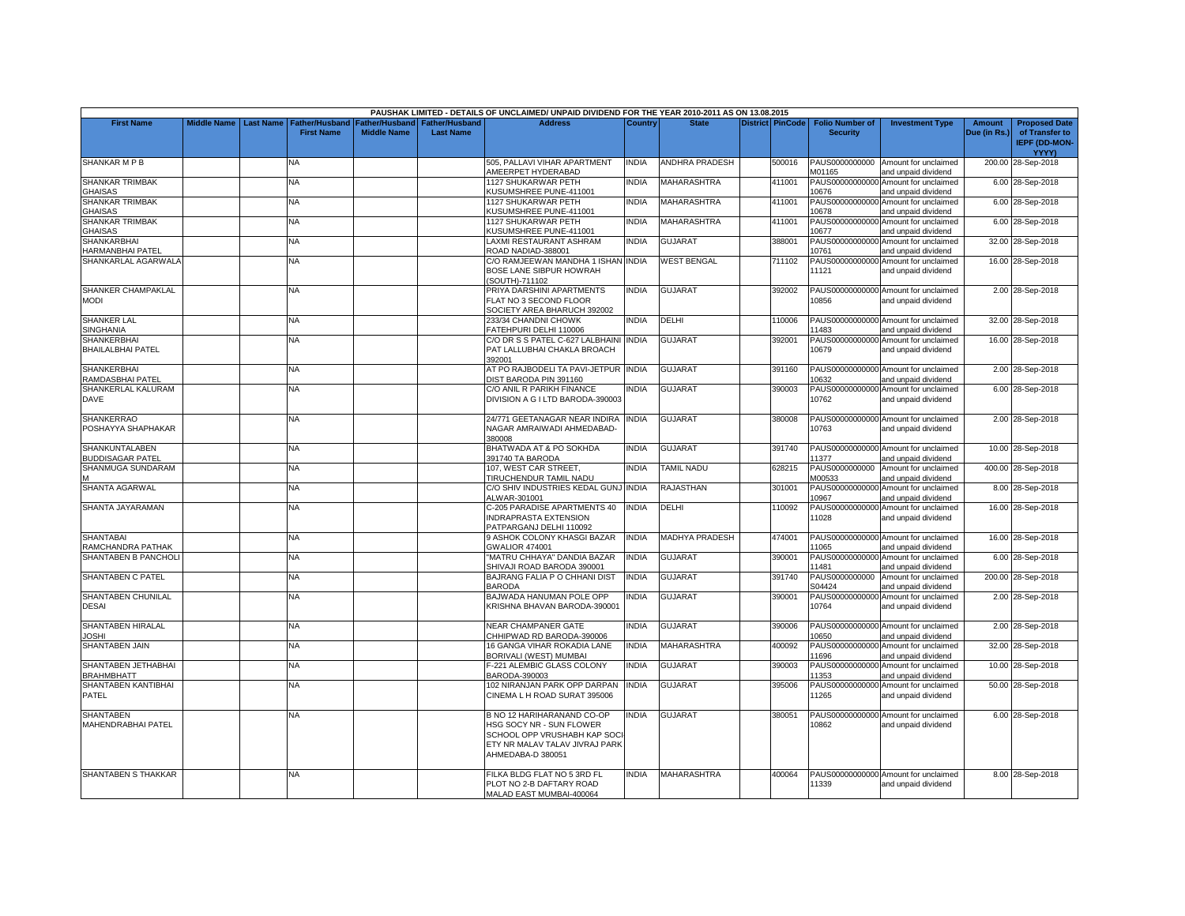| PAUSHAK LIMITED - DETAILS OF UNCLAIMED/ UNPAID DIVIDEND FOR THE YEAR 2010-2011 AS ON 13.08.2015 | | | | | | | | | | | | | | | |
|---|---|---|---|---|---|---|---|---|---|---|---|---|---|---|---|
| First Name | Middle Name | Last Name | Father/Husband First Name | Father/Husband Middle Name | Father/Husband Last Name | Address | Country | State | District | PinCode | Folio Number of Security | Investment Type | Amount Due (in Rs.) | Proposed Date of Transfer to IEPF (DD-MON-YYYY) |
| SHANKAR M P B | | | NA | | | 505, PALLAVI VIHAR APARTMENT AMEERPET HYDERABAD | INDIA | ANDHRA PRADESH | | 500016 | PAUS00000000000M01165 | Amount for unclaimed and unpaid dividend | 200.00 | 28-Sep-2018 |
| SHANKAR TRIMBAK GHAISAS | | | NA | | | 1127 SHUKARWAR PETH KUSUMSHREE PUNE-411001 | INDIA | MAHARASHTRA | | 411001 | PAUS0000000000010676 | Amount for unclaimed and unpaid dividend | 6.00 | 28-Sep-2018 |
| SHANKAR TRIMBAK GHAISAS | | | NA | | | 1127 SHUKARWAR PETH KUSUMSHREE PUNE-411001 | INDIA | MAHARASHTRA | | 411001 | PAUS0000000000010678 | Amount for unclaimed and unpaid dividend | 6.00 | 28-Sep-2018 |
| SHANKAR TRIMBAK GHAISAS | | | NA | | | 1127 SHUKARWAR PETH KUSUMSHREE PUNE-411001 | INDIA | MAHARASHTRA | | 411001 | PAUS0000000000010677 | Amount for unclaimed and unpaid dividend | 6.00 | 28-Sep-2018 |
| SHANKARBHAI HARMANBHAI PATEL | | | NA | | | LAXMI RESTAURANT ASHRAM ROAD NADIAD-388001 | INDIA | GUJARAT | | 388001 | PAUS0000000000010761 | Amount for unclaimed and unpaid dividend | 32.00 | 28-Sep-2018 |
| SHANKARLAL AGARWALA | | | NA | | | C/O RAMJEEWAN MANDHA 1 ISHAN BOSE LANE SIBPUR HOWRAH (SOUTH)-711102 | INDIA | WEST BENGAL | | 711102 | PAUS0000000000011121 | Amount for unclaimed and unpaid dividend | 16.00 | 28-Sep-2018 |
| SHANKER CHAMPAKLAL MODI | | | NA | | | PRIYA DARSHINI APARTMENTS FLAT NO 3 SECOND FLOOR SOCIETY AREA BHARUCH 392002 | INDIA | GUJARAT | | 392002 | PAUS0000000000010856 | Amount for unclaimed and unpaid dividend | 2.00 | 28-Sep-2018 |
| SHANKER LAL SINGHANIA | | | NA | | | 233/34 CHANDNI CHOWK FATEHPURI DELHI 110006 | INDIA | DELHI | | 110006 | PAUS0000000000011483 | Amount for unclaimed and unpaid dividend | 32.00 | 28-Sep-2018 |
| SHANKERBHAI BHAILALBHAI PATEL | | | NA | | | C/O DR S S PATEL C-627 LALBHAINI PAT LALLUBHAI CHAKLA BROACH 392001 | INDIA | GUJARAT | | 392001 | PAUS0000000000010679 | Amount for unclaimed and unpaid dividend | 16.00 | 28-Sep-2018 |
| SHANKERBHAI RAMDASBHAI PATEL | | | NA | | | AT PO RAJBODELI TA PAVI-JETPUR DIST BARODA PIN 391160 | INDIA | GUJARAT | | 391160 | PAUS0000000000010632 | Amount for unclaimed and unpaid dividend | 2.00 | 28-Sep-2018 |
| SHANKERLAL KALURAM DAVE | | | NA | | | C/O ANIL R PARIKH FINANCE DIVISION A G I LTD BARODA-390003 | INDIA | GUJARAT | | 390003 | PAUS0000000000010762 | Amount for unclaimed and unpaid dividend | 6.00 | 28-Sep-2018 |
| SHANKERRAO POSHAYYA SHAPHAKAR | | | NA | | | 24/771 GEETANAGAR NEAR INDIRA NAGAR AMRAIWADI AHMEDABAD-380008 | INDIA | GUJARAT | | 380008 | PAUS0000000000010763 | Amount for unclaimed and unpaid dividend | 2.00 | 28-Sep-2018 |
| SHANKUNTALABEN BUDDISAGAR PATEL | | | NA | | | BHATWADA AT & PO SOKHDA 391740 TA BARODA | INDIA | GUJARAT | | 391740 | PAUS0000000000011377 | Amount for unclaimed and unpaid dividend | 10.00 | 28-Sep-2018 |
| SHANMUGA SUNDARAM M | | | NA | | | 107, WEST CAR STREET, TIRUCHENDUR TAMIL NADU | INDIA | TAMIL NADU | | 628215 | PAUS0000000000M00533 | Amount for unclaimed and unpaid dividend | 400.00 | 28-Sep-2018 |
| SHANTA AGARWAL | | | NA | | | C/O SHIV INDUSTRIES KEDAL GUNJ ALWAR-301001 | INDIA | RAJASTHAN | | 301001 | PAUS0000000000010967 | Amount for unclaimed and unpaid dividend | 8.00 | 28-Sep-2018 |
| SHANTA JAYARAMAN | | | NA | | | C-205 PARADISE APARTMENTS 40 INDRAPRASTA EXTENSION PATPARGANJ DELHI 110092 | INDIA | DELHI | | 110092 | PAUS0000000000011028 | Amount for unclaimed and unpaid dividend | 16.00 | 28-Sep-2018 |
| SHANTABAI RAMCHANDRA PATHAK | | | NA | | | 9 ASHOK COLONY KHASGI BAZAR GWALIOR 474001 | INDIA | MADHYA PRADESH | | 474001 | PAUS0000000000011065 | Amount for unclaimed and unpaid dividend | 16.00 | 28-Sep-2018 |
| SHANTABEN B PANCHOLI | | | NA | | | "MATRU CHHAYA" DANDIA BAZAR SHIVAJI ROAD BARODA 390001 | INDIA | GUJARAT | | 390001 | PAUS0000000000011481 | Amount for unclaimed and unpaid dividend | 6.00 | 28-Sep-2018 |
| SHANTABEN C PATEL | | | NA | | | BAJRANG FALIA P O CHHANI DIST BARODA | INDIA | GUJARAT | | 391740 | PAUS0000000000S04424 | Amount for unclaimed and unpaid dividend | 200.00 | 28-Sep-2018 |
| SHANTABEN CHUNILAL DESAI | | | NA | | | BAJWADA HANUMAN POLE OPP KRISHNA BHAVAN BARODA-390001 | INDIA | GUJARAT | | 390001 | PAUS0000000000010764 | Amount for unclaimed and unpaid dividend | 2.00 | 28-Sep-2018 |
| SHANTABEN HIRALAL JOSHI | | | NA | | | NEAR CHAMPANER GATE CHHIPWAD RD BARODA-390006 | INDIA | GUJARAT | | 390006 | PAUS0000000000010650 | Amount for unclaimed and unpaid dividend | 2.00 | 28-Sep-2018 |
| SHANTABEN JAIN | | | NA | | | 16 GANGA VIHAR ROKADIA LANE BORIVALI (WEST) MUMBAI | INDIA | MAHARASHTRA | | 400092 | PAUS0000000000011696 | Amount for unclaimed and unpaid dividend | 32.00 | 28-Sep-2018 |
| SHANTABEN JETHABHAI BRAHMBHATT | | | NA | | | F-221 ALEMBIC GLASS COLONY BARODA-390003 | INDIA | GUJARAT | | 390003 | PAUS0000000000011353 | Amount for unclaimed and unpaid dividend | 10.00 | 28-Sep-2018 |
| SHANTABEN KANTIBHAI PATEL | | | NA | | | 102 NIRANJAN PARK OPP DARPAN CINEMA L H ROAD SURAT 395006 | INDIA | GUJARAT | | 395006 | PAUS0000000000011265 | Amount for unclaimed and unpaid dividend | 50.00 | 28-Sep-2018 |
| SHANTABEN MAHENDRABHAI PATEL | | | NA | | | B NO 12 HARIHARANAND CO-OP HSG SOCY NR - SUN FLOWER SCHOOL OPP VRUSHABH KAP SOCI ETY NR MALAV TALAV JIVRAJ PARK AHMEDABA-D 380051 | INDIA | GUJARAT | | 380051 | PAUS0000000000010862 | Amount for unclaimed and unpaid dividend | 6.00 | 28-Sep-2018 |
| SHANTABEN S THAKKAR | | | NA | | | FILKA BLDG FLAT NO 5 3RD FL PLOT NO 2-B DAFTARY ROAD MALAD EAST MUMBAI-400064 | INDIA | MAHARASHTRA | | 400064 | PAUS0000000000011339 | Amount for unclaimed and unpaid dividend | 8.00 | 28-Sep-2018 |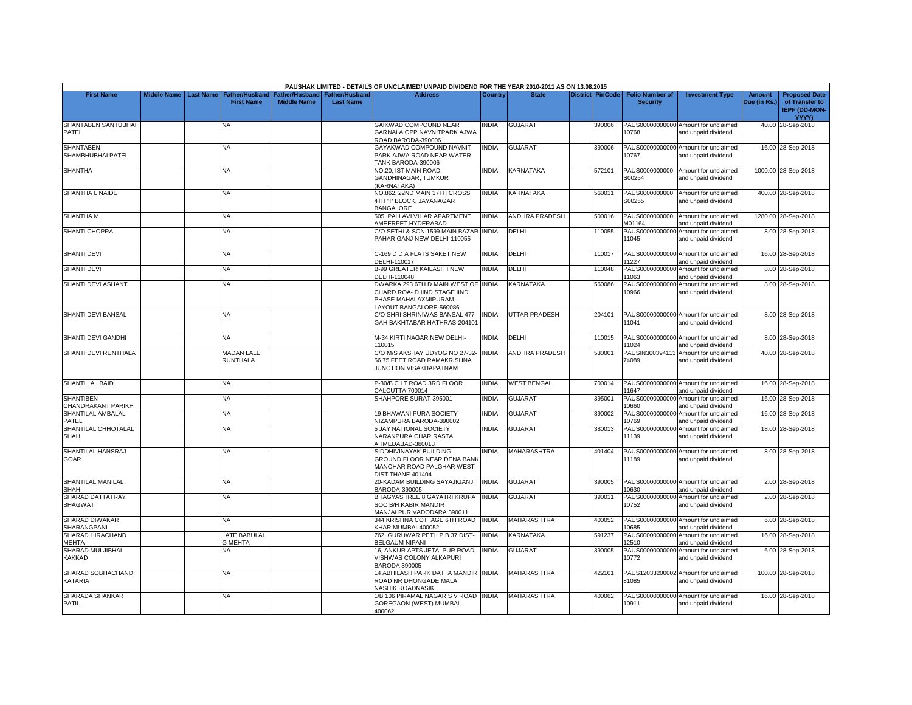| PAUSHAK LIMITED - DETAILS OF UNCLAIMED/ UNPAID DIVIDEND FOR THE YEAR 2010-2011 AS ON 13.08.2015 | | | | | | | | | | | | | | | |
|---|---|---|---|---|---|---|---|---|---|---|---|---|---|---|---|
| **First Name** | **Middle Name** | **Last Name** | **Father/Husband First Name** | **Father/Husband Middle Name** | **Father/Husband Last Name** | **Address** | **Country** | **State** | **District** | **PinCode** | **Folio Number of Security** | **Investment Type** | **Amount Due (in Rs.)** | **Proposed Date of Transfer to IEPF (DD-MON-YYYY)** |
| SHANTABEN SANTUBHAI PATEL | | | NA | | | GAIKWAD COMPOUND NEAR GARNALA OPP NAVNITPARK AJWA ROAD BARODA-390006 | INDIA | GUJARAT | | 390006 | PAUS000000000000 10768 | Amount for unclaimed and unpaid dividend | 40.00 | 28-Sep-2018 |
| SHANTABEN SHAMBHUBHAI PATEL | | | NA | | | GAYAKWAD COMPOUND NAVNIT PARK AJWA ROAD NEAR WATER TANK BARODA-390006 | INDIA | GUJARAT | | 390006 | PAUS000000000000 10767 | Amount for unclaimed and unpaid dividend | 16.00 | 28-Sep-2018 |
| SHANTHA | | | NA | | | NO.20, IST MAIN ROAD, GANDHINAGAR, TUMKUR (KARNATAKA) | INDIA | KARNATAKA | | 572101 | PAUS0000000000 S00254 | Amount for unclaimed and unpaid dividend | 1000.00 | 28-Sep-2018 |
| SHANTHA L NAIDU | | | NA | | | NO.862, 22ND MAIN 37TH CROSS 4TH 'T' BLOCK, JAYANAGAR BANGALORE | INDIA | KARNATAKA | | 560011 | PAUS0000000000 S00255 | Amount for unclaimed and unpaid dividend | 400.00 | 28-Sep-2018 |
| SHANTHA M | | | NA | | | 505, PALLAVI VIHAR APARTMENT AMEERPET HYDERABAD | INDIA | ANDHRA PRADESH | | 500016 | PAUS0000000000 M01164 | Amount for unclaimed and unpaid dividend | 1280.00 | 28-Sep-2018 |
| SHANTI CHOPRA | | | NA | | | C/O SETHI & SON 1599 MAIN BAZAR PAHAR GANJ NEW DELHI-110055 | INDIA | DELHI | | 110055 | PAUS000000000000 11045 | Amount for unclaimed and unpaid dividend | 8.00 | 28-Sep-2018 |
| SHANTI DEVI | | | NA | | | C-169 D D A FLATS SAKET NEW DELHI-110017 | INDIA | DELHI | | 110017 | PAUS000000000000 11227 | Amount for unclaimed and unpaid dividend | 16.00 | 28-Sep-2018 |
| SHANTI DEVI | | | NA | | | B-99 GREATER KAILASH I NEW DELHI-110048 | INDIA | DELHI | | 110048 | PAUS000000000000 11063 | Amount for unclaimed and unpaid dividend | 8.00 | 28-Sep-2018 |
| SHANTI DEVI ASHANT | | | NA | | | DWARKA 293 6TH D MAIN WEST OF CHARD ROA- D IIND STAGE IIND PHASE MAHALAXMIPURAM - LAYOUT BANGALORE-560086 - | INDIA | KARNATAKA | | 560086 | PAUS000000000000 10966 | Amount for unclaimed and unpaid dividend | 8.00 | 28-Sep-2018 |
| SHANTI DEVI BANSAL | | | NA | | | C/O SHRI SHRINIWAS BANSAL 477 GAH BAKHTABAR HATHRAS-204101 | INDIA | UTTAR PRADESH | | 204101 | PAUS000000000000 11041 | Amount for unclaimed and unpaid dividend | 8.00 | 28-Sep-2018 |
| SHANTI DEVI GANDHI | | | NA | | | M-34 KIRTI NAGAR NEW DELHI-110015 | INDIA | DELHI | | 110015 | PAUS000000000000 11024 | Amount for unclaimed and unpaid dividend | 8.00 | 28-Sep-2018 |
| SHANTI DEVI RUNTHALA | | | MADAN LALL RUNTHALA | | | C/O M/S AKSHAY UDYOG NO 27-32-56 75 FEET ROAD RAMAKRISHNA JUNCTION VISAKHAPATNAM | INDIA | ANDHRA PRADESH | | 530001 | PAUSIN300394113 74089 | Amount for unclaimed and unpaid dividend | 40.00 | 28-Sep-2018 |
| SHANTI LAL BAID | | | NA | | | P-30/B C I T ROAD 3RD FLOOR CALCUTTA 700014 | INDIA | WEST BENGAL | | 700014 | PAUS000000000000 11647 | Amount for unclaimed and unpaid dividend | 16.00 | 28-Sep-2018 |
| SHANTIBEN CHANDRAKANT PARIKH | | | NA | | | SHAHPORE SURAT-395001 | INDIA | GUJARAT | | 395001 | PAUS000000000000 10660 | Amount for unclaimed and unpaid dividend | 16.00 | 28-Sep-2018 |
| SHANTILAL AMBALAL PATEL | | | NA | | | 19 BHAWANI PURA SOCIETY NIZAMPURA BARODA-390002 | INDIA | GUJARAT | | 390002 | PAUS000000000000 10769 | Amount for unclaimed and unpaid dividend | 16.00 | 28-Sep-2018 |
| SHANTILAL CHHOTALAL SHAH | | | NA | | | 5 JAY NATIONAL SOCIETY NARANPURA CHAR RASTA AHMEDABAD-380013 | INDIA | GUJARAT | | 380013 | PAUS000000000000 11139 | Amount for unclaimed and unpaid dividend | 18.00 | 28-Sep-2018 |
| SHANTILAL HANSRAJ GOAR | | | NA | | | SIDDHIVINAYAK BUILDING GROUND FLOOR NEAR DENA BANK MANOHAR ROAD PALGHAR WEST DIST THANE 401404 | INDIA | MAHARASHTRA | | 401404 | PAUS000000000000 11189 | Amount for unclaimed and unpaid dividend | 8.00 | 28-Sep-2018 |
| SHANTILAL MANILAL SHAH | | | NA | | | 20-KADAM BUILDING SAYAJIGANJ BARODA-390005 | INDIA | GUJARAT | | 390005 | PAUS000000000000 10630 | Amount for unclaimed and unpaid dividend | 2.00 | 28-Sep-2018 |
| SHARAD DATTATRAY BHAGWAT | | | NA | | | BHAGYASHREE 8 GAYATRI KRUPA SOC B/H KABIR MANDIR MANJALPUR VADODARA 390011 | INDIA | GUJARAT | | 390011 | PAUS000000000000 10752 | Amount for unclaimed and unpaid dividend | 2.00 | 28-Sep-2018 |
| SHARAD DIWAKAR SHARANGPANI | | | NA | | | 344 KRISHNA COTTAGE 6TH ROAD KHAR MUMBAI-400052 | INDIA | MAHARASHTRA | | 400052 | PAUS000000000000 10685 | Amount for unclaimed and unpaid dividend | 6.00 | 28-Sep-2018 |
| SHARAD HIRACHAND MEHTA | | | LATE BABULAL G MEHTA | | | 762, GURUWAR PETH P.B.37 DIST-BELGAUM NIPANI | INDIA | KARNATAKA | | 591237 | PAUS000000000000 12510 | Amount for unclaimed and unpaid dividend | 16.00 | 28-Sep-2018 |
| SHARAD MULJIBHAI KAKKAD | | | NA | | | 16, ANKUR APTS JETALPUR ROAD VISHWAS COLONY ALKAPURI BARODA 390005 | INDIA | GUJARAT | | 390005 | PAUS000000000000 10772 | Amount for unclaimed and unpaid dividend | 6.00 | 28-Sep-2018 |
| SHARAD SOBHACHAND KATARIA | | | NA | | | 14 ABHILASH PARK DATTA MANDIR ROAD NR DHONGADE MALA NASHIK ROADNASIK | INDIA | MAHARASHTRA | | 422101 | PAUS12033200002 81085 | Amount for unclaimed and unpaid dividend | 100.00 | 28-Sep-2018 |
| SHARADA SHANKAR PATIL | | | NA | | | 1/B 106 PIRAMAL NAGAR S V ROAD GOREGAON (WEST) MUMBAI-400062 | INDIA | MAHARASHTRA | | 400062 | PAUS000000000000 10911 | Amount for unclaimed and unpaid dividend | 16.00 | 28-Sep-2018 |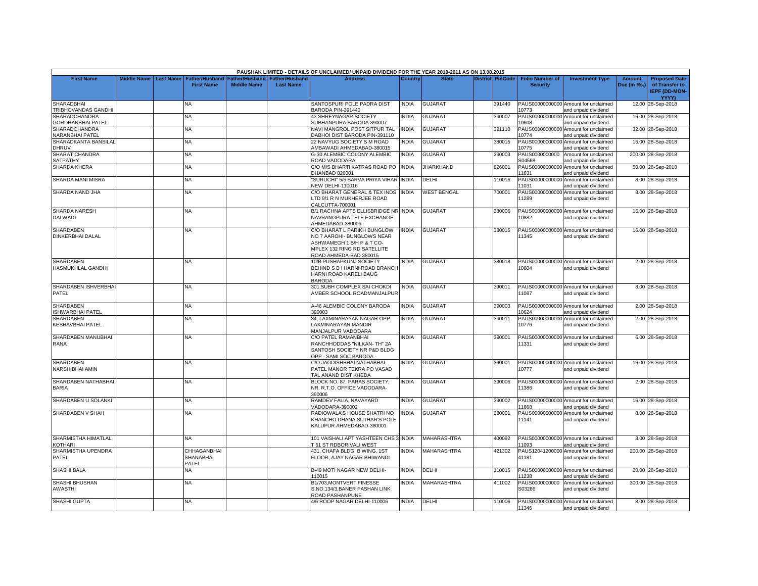PAUSHAK LIMITED - DETAILS OF UNCLAIMED/ UNPAID DIVIDEND FOR THE YEAR 2010-2011 AS ON 13.08.2015

| First Name | Middle Name | Last Name | Father/Husband First Name | Father/Husband Middle Name | Father/Husband Last Name | Address | Country | State | District | PinCode | Folio Number of Security | Investment Type | Amount Due (in Rs.) | Proposed Date of Transfer to IEPF (DD-MON-YYYY) |
|---|---|---|---|---|---|---|---|---|---|---|---|---|---|---|
| SHARADBHAI TRIBHOVANDAS GANDHI | | | NA | | | SANTOSPURI POLE PADRA DIST BARODA PIN-391440 | INDIA | GUJARAT | | 391440 | PAUS000000000000 10773 | Amount for unclaimed and unpaid dividend | 12.00 | 28-Sep-2018 |
| SHARADCHANDRA GORDHANBHAI PATEL | | | NA | | | 43 SHREYNAGAR SOCIETY SUBHANPURA BARODA 390007 | INDIA | GUJARAT | | 390007 | PAUS000000000000 10608 | Amount for unclaimed and unpaid dividend | 16.00 | 28-Sep-2018 |
| SHARADCHANDRA NARANBHAI PATEL | | | NA | | | NAVI MANGROL POST SITPUR TAL DABHOI DIST BARODA PIN-391110 | INDIA | GUJARAT | | 391110 | PAUS000000000000 10774 | Amount for unclaimed and unpaid dividend | 32.00 | 28-Sep-2018 |
| SHARADKANTA BANSILAL DHRUV | | | NA | | | 22 NAVYUG SOCIETY S M ROAD AMBAWADI AHMEDABAD-380015 | INDIA | GUJARAT | | 380015 | PAUS000000000000 10775 | Amount for unclaimed and unpaid dividend | 16.00 | 28-Sep-2018 |
| SHARAT CHANDRA SATPATHY | | | NA | | | G-30 ALEMBIC COLONY ALEMBIC ROAD VADODARA | INDIA | GUJARAT | | 390003 | PAUS0000000000 S04568 | Amount for unclaimed and unpaid dividend | 200.00 | 28-Sep-2018 |
| SHARDA KHERA | | | NA | | | C/O M/S BHARTI KATRAS ROAD PO DHANBAD 826001 | INDIA | JHARKHAND | | 826001 | PAUS000000000000 11631 | Amount for unclaimed and unpaid dividend | 50.00 | 28-Sep-2018 |
| SHARDA MANI MISRA | | | NA | | | "SURUCHI" 5/5 SARVA PRIYA VIHAR NEW DELHI-110016 | INDIA | DELHI | | 110016 | PAUS000000000000 11031 | Amount for unclaimed and unpaid dividend | 8.00 | 28-Sep-2018 |
| SHARDA NAND JHA | | | NA | | | C/O BHARAT GENERAL & TEX INDS LTD 9/1 R N MUKHERJEE ROAD CALCUTTA-700001 | INDIA | WEST BENGAL | | 700001 | PAUS000000000000 11289 | Amount for unclaimed and unpaid dividend | 8.00 | 28-Sep-2018 |
| SHARDA NARESH DALWADI | | | NA | | | B/1 RACHNA APTS ELLISBRIDGE NR NAVRANGPURA TELE EXCHANGE AHMEDABAD-380006 | INDIA | GUJARAT | | 380006 | PAUS000000000000 10882 | Amount for unclaimed and unpaid dividend | 16.00 | 28-Sep-2018 |
| SHARDABEN DINKERBHAI DALAL | | | NA | | | C/O BHARAT L PARIKH BUNGLOW NO 7 AAROHI- BUNGLOWS NEAR ASHWAMEGH 1 B/H P & T CO-MPLEX 132 RING RD SATELLITE ROAD AHMEDA-BAD 380015 | INDIA | GUJARAT | | 380015 | PAUS000000000000 11345 | Amount for unclaimed and unpaid dividend | 16.00 | 28-Sep-2018 |
| SHARDABEN HASMUKHLAL GANDHI | | | NA | | | 10/B PUSHAPKUNJ SOCIETY BEHIND S B I HARNI ROAD BRANCH HARNI ROAD KARELI BAUG BARODA | INDIA | GUJARAT | | 380018 | PAUS000000000000 10604 | Amount for unclaimed and unpaid dividend | 2.00 | 28-Sep-2018 |
| SHARDABEN ISHVERBHAI PATEL | | | NA | | | 301,SUBH COMPLEX SAI CHOKDI AMBER SCHOOL ROADMANJALPUR | INDIA | GUJARAT | | 390011 | PAUS000000000000 11087 | Amount for unclaimed and unpaid dividend | 8.00 | 28-Sep-2018 |
| SHARDABEN ISHWARBHAI PATEL | | | NA | | | A-46 ALEMBIC COLONY BARODA 390003 | INDIA | GUJARAT | | 390003 | PAUS000000000000 10624 | Amount for unclaimed and unpaid dividend | 2.00 | 28-Sep-2018 |
| SHARDABEN KESHAVBHAI PATEL | | | NA | | | 34, LAXMINARAYAN NAGAR OPP. LAXMINARAYAN MANDIR MANJALPUR VADODARA | INDIA | GUJARAT | | 390011 | PAUS000000000000 10776 | Amount for unclaimed and unpaid dividend | 2.00 | 28-Sep-2018 |
| SHARDABEN MANUBHAI RANA | | | NA | | | C/O PATEL RAMANBHAI RANCHHODDAS "NILKAN- TH" 2A SANTOSH SOCIETY NR P&D BLDG OPP - SAMI SOC BARODA - | INDIA | GUJARAT | | 390001 | PAUS000000000000 11331 | Amount for unclaimed and unpaid dividend | 6.00 | 28-Sep-2018 |
| SHARDABEN NARSHIBHAI AMIN | | | NA | | | C/O JAGDISHBHAI NATHABHAI PATEL MANOR TEKRA PO VASAD TAL ANAND DIST KHEDA | INDIA | GUJARAT | | 390001 | PAUS000000000000 10777 | Amount for unclaimed and unpaid dividend | 16.00 | 28-Sep-2018 |
| SHARDABEN NATHABHAI BARIA | | | NA | | | BLOCK NO. 87, PARAS SOCIETY, NR. R.T.O. OFFICE VADODARA-390006 | INDIA | GUJARAT | | 390006 | PAUS000000000000 11386 | Amount for unclaimed and unpaid dividend | 2.00 | 28-Sep-2018 |
| SHARDABEN U SOLANKI | | | NA | | | RAMDEV FALIA, NAVAYARD VADODARA-390002 | INDIA | GUJARAT | | 390002 | PAUS000000000000 11668 | Amount for unclaimed and unpaid dividend | 16.00 | 28-Sep-2018 |
| SHARDABEN V SHAH | | | NA | | | RADIOWALA'S HOUSE SHATRI NO KHANCHO DHANA SUTHAR'S POLE KALUPUR AHMEDABAD-380001 | INDIA | GUJARAT | | 380001 | PAUS000000000000 11141 | Amount for unclaimed and unpaid dividend | 8.00 | 28-Sep-2018 |
| SHARMISTHA HIMATLAL KOTHARI | | | NA | | | 101 VAISHALI APT YASHTEEN CHS 3 T 51 ST RDBORIVALI WEST | INDIA | MAHARASHTRA | | 400092 | PAUS000000000000 11093 | Amount for unclaimed and unpaid dividend | 8.00 | 28-Sep-2018 |
| SHARMISTHA UPENDRA PATEL | | | CHHAGANBHAI SHANABHAI PATEL | | | 431, CHAFA BLDG, B WING, 1ST FLOOR, AJAY NAGAR.BHIWANDI | INDIA | MAHARASHTRA | | 421302 | PAUS12041200000 41181 | Amount for unclaimed and unpaid dividend | 200.00 | 28-Sep-2018 |
| SHASHI BALA | | | NA | | | B-49 MOTI NAGAR NEW DELHI-110015 | INDIA | DELHI | | 110015 | PAUS000000000000 11238 | Amount for unclaimed and unpaid dividend | 20.00 | 28-Sep-2018 |
| SHASHI BHUSHAN AWASTHI | | | NA | | | B1/703,MONTVERT FINESSE S.NO.134/3,BANER PASHAN LINK ROAD PASHANPUNE | INDIA | MAHARASHTRA | | 411002 | PAUS0000000000 S03286 | Amount for unclaimed and unpaid dividend | 300.00 | 28-Sep-2018 |
| SHASHI GUPTA | | | NA | | | 4/6 ROOP NAGAR DELHI-110006 | INDIA | DELHI | | 110006 | PAUS000000000000 11346 | Amount for unclaimed and unpaid dividend | 8.00 | 28-Sep-2018 |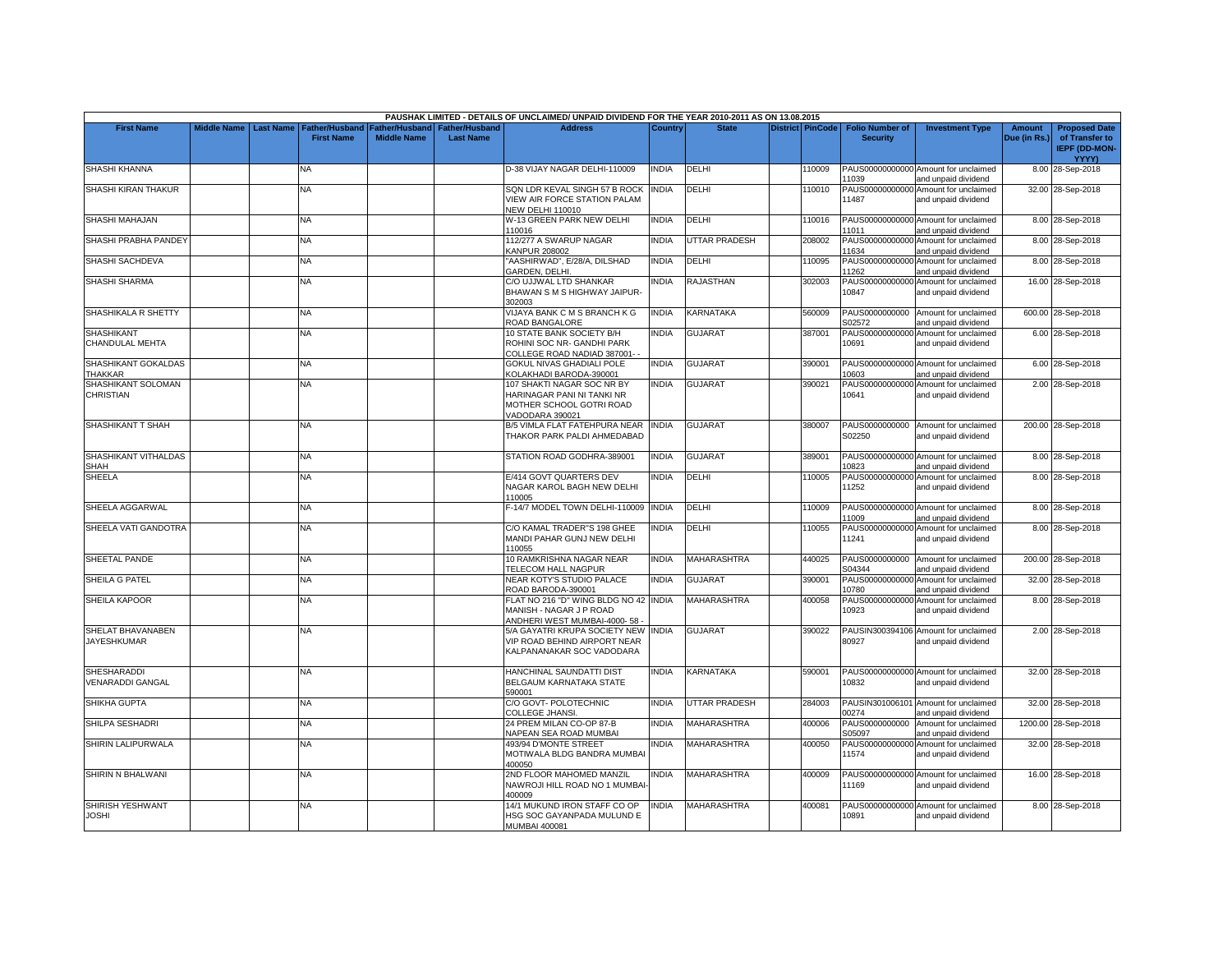PAUSHAK LIMITED - DETAILS OF UNCLAIMED/ UNPAID DIVIDEND FOR THE YEAR 2010-2011 AS ON 13.08.2015

| First Name | Middle Name | Last Name | Father/Husband First Name | Father/Husband Middle Name | Father/Husband Last Name | Address | Country | State | District | PinCode | Folio Number of Security | Investment Type | Amount Due (in Rs.) | Proposed Date of Transfer to IEPF (DD-MON-YYYY) |
|---|---|---|---|---|---|---|---|---|---|---|---|---|---|---|
| SHASHI KHANNA | | | NA | | | D-38 VIJAY NAGAR DELHI-110009 | INDIA | DELHI | | 110009 | PAUS00000000000011039 | Amount for unclaimed and unpaid dividend | 8.00 | 28-Sep-2018 |
| SHASHI KIRAN THAKUR | | | NA | | | SQN LDR KEVAL SINGH 57 B ROCK VIEW AIR FORCE STATION PALAM NEW DELHI 110010 | INDIA | DELHI | | 110010 | PAUS00000000000011487 | Amount for unclaimed and unpaid dividend | 32.00 | 28-Sep-2018 |
| SHASHI MAHAJAN | | | NA | | | W-13 GREEN PARK NEW DELHI 110016 | INDIA | DELHI | | 110016 | PAUS00000000000011011 | Amount for unclaimed and unpaid dividend | 8.00 | 28-Sep-2018 |
| SHASHI PRABHA PANDEY | | | NA | | | 112/277 A SWARUP NAGAR KANPUR 208002 | INDIA | UTTAR PRADESH | | 208002 | PAUS00000000000011634 | Amount for unclaimed and unpaid dividend | 8.00 | 28-Sep-2018 |
| SHASHI SACHDEVA | | | NA | | | "AASHIRWAD", E/28/A, DILSHAD GARDEN, DELHI. | INDIA | DELHI | | 110095 | PAUS00000000000011262 | Amount for unclaimed and unpaid dividend | 8.00 | 28-Sep-2018 |
| SHASHI SHARMA | | | NA | | | C/O UJJWAL LTD SHANKAR BHAWAN S M S HIGHWAY JAIPUR-302003 | INDIA | RAJASTHAN | | 302003 | PAUS00000000000010847 | Amount for unclaimed and unpaid dividend | 16.00 | 28-Sep-2018 |
| SHASHIKALA R SHETTY | | | NA | | | VIJAYA BANK C M S BRANCH K G ROAD BANGALORE | INDIA | KARNATAKA | | 560009 | PAUS0000000000S02572 | Amount for unclaimed and unpaid dividend | 600.00 | 28-Sep-2018 |
| SHASHIKANT CHANDULAL MEHTA | | | NA | | | 10 STATE BANK SOCIETY B/H ROHINI SOC NR- GANDHI PARK COLLEGE ROAD NADIAD 387001- - | INDIA | GUJARAT | | 387001 | PAUS00000000000010691 | Amount for unclaimed and unpaid dividend | 6.00 | 28-Sep-2018 |
| SHASHIKANT GOKALDAS THAKKAR | | | NA | | | GOKUL NIVAS GHADIALI POLE KOLAKHADI BARODA-390001 | INDIA | GUJARAT | | 390001 | PAUS00000000000010603 | Amount for unclaimed and unpaid dividend | 6.00 | 28-Sep-2018 |
| SHASHIKANT SOLOMAN CHRISTIAN | | | NA | | | 107 SHAKTI NAGAR SOC NR BY HARINAGAR PANI NI TANKI NR MOTHER SCHOOL GOTRI ROAD VADODARA 390021 | INDIA | GUJARAT | | 390021 | PAUS00000000000010641 | Amount for unclaimed and unpaid dividend | 2.00 | 28-Sep-2018 |
| SHASHIKANT T SHAH | | | NA | | | B/5 VIMLA FLAT FATEHPURA NEAR THAKOR PARK PALDI AHMEDABAD | INDIA | GUJARAT | | 380007 | PAUS0000000000S02250 | Amount for unclaimed and unpaid dividend | 200.00 | 28-Sep-2018 |
| SHASHIKANT VITHALDAS SHAH | | | NA | | | STATION ROAD GODHRA-389001 | INDIA | GUJARAT | | 389001 | PAUS00000000000010823 | Amount for unclaimed and unpaid dividend | 8.00 | 28-Sep-2018 |
| SHEELA | | | NA | | | E/414 GOVT QUARTERS DEV NAGAR KAROL BAGH NEW DELHI 110005 | INDIA | DELHI | | 110005 | PAUS00000000000011252 | Amount for unclaimed and unpaid dividend | 8.00 | 28-Sep-2018 |
| SHEELA AGGARWAL | | | NA | | | F-14/7 MODEL TOWN DELHI-110009 | INDIA | DELHI | | 110009 | PAUS00000000000011009 | Amount for unclaimed and unpaid dividend | 8.00 | 28-Sep-2018 |
| SHEELA VATI GANDOTRA | | | NA | | | C/O KAMAL TRADER"S 198 GHEE MANDI PAHAR GUNJ NEW DELHI 110055 | INDIA | DELHI | | 110055 | PAUS00000000000011241 | Amount for unclaimed and unpaid dividend | 8.00 | 28-Sep-2018 |
| SHEETAL PANDE | | | NA | | | 10 RAMKRISHNA NAGAR NEAR TELECOM HALL NAGPUR | INDIA | MAHARASHTRA | | 440025 | PAUS0000000000S04344 | Amount for unclaimed and unpaid dividend | 200.00 | 28-Sep-2018 |
| SHEILA G PATEL | | | NA | | | NEAR KOTY'S STUDIO PALACE ROAD BARODA-390001 | INDIA | GUJARAT | | 390001 | PAUS00000000000010780 | Amount for unclaimed and unpaid dividend | 32.00 | 28-Sep-2018 |
| SHEILA KAPOOR | | | NA | | | FLAT NO 216 "D" WING BLDG NO 42 MANISH - NAGAR J P ROAD ANDHERI WEST MUMBAI-4000- 58 - | INDIA | MAHARASHTRA | | 400058 | PAUS00000000000010923 | Amount for unclaimed and unpaid dividend | 8.00 | 28-Sep-2018 |
| SHELAT BHAVANABEN JAYESHKUMAR | | | NA | | | 5/A GAYATRI KRUPA SOCIETY NEW VIP ROAD BEHIND AIRPORT NEAR KALPANANAKAR SOC VADODARA | INDIA | GUJARAT | | 390022 | PAUSIN30039410680927 | Amount for unclaimed and unpaid dividend | 2.00 | 28-Sep-2018 |
| SHESHARADDI VENARADDI GANGAL | | | NA | | | HANCHINAL SAUNDATTI DIST BELGAUM KARNATAKA STATE 590001 | INDIA | KARNATAKA | | 590001 | PAUS00000000000010832 | Amount for unclaimed and unpaid dividend | 32.00 | 28-Sep-2018 |
| SHIKHA GUPTA | | | NA | | | C/O GOVT- POLOTECHNIC COLLEGE JHANSI. | INDIA | UTTAR PRADESH | | 284003 | PAUSIN30100610100274 | Amount for unclaimed and unpaid dividend | 32.00 | 28-Sep-2018 |
| SHILPA SESHADRI | | | NA | | | 24 PREM MILAN CO-OP 87-B NAPEAN SEA ROAD MUMBAI | INDIA | MAHARASHTRA | | 400006 | PAUS0000000000S05097 | Amount for unclaimed and unpaid dividend | 1200.00 | 28-Sep-2018 |
| SHIRIN LALIPURWALA | | | NA | | | 493/94 D'MONTE STREET MOTIWALA BLDG BANDRA MUMBAI 400050 | INDIA | MAHARASHTRA | | 400050 | PAUS00000000000011574 | Amount for unclaimed and unpaid dividend | 32.00 | 28-Sep-2018 |
| SHIRIN N BHALWANI | | | NA | | | 2ND FLOOR MAHOMED MANZIL NAWROJI HILL ROAD NO 1 MUMBAI-400009 | INDIA | MAHARASHTRA | | 400009 | PAUS00000000000011169 | Amount for unclaimed and unpaid dividend | 16.00 | 28-Sep-2018 |
| SHIRISH YESHWANT JOSHI | | | NA | | | 14/1 MUKUND IRON STAFF CO OP HSG SOC GAYANPADA MULUND E MUMBAI 400081 | INDIA | MAHARASHTRA | | 400081 | PAUS00000000000010891 | Amount for unclaimed and unpaid dividend | 8.00 | 28-Sep-2018 |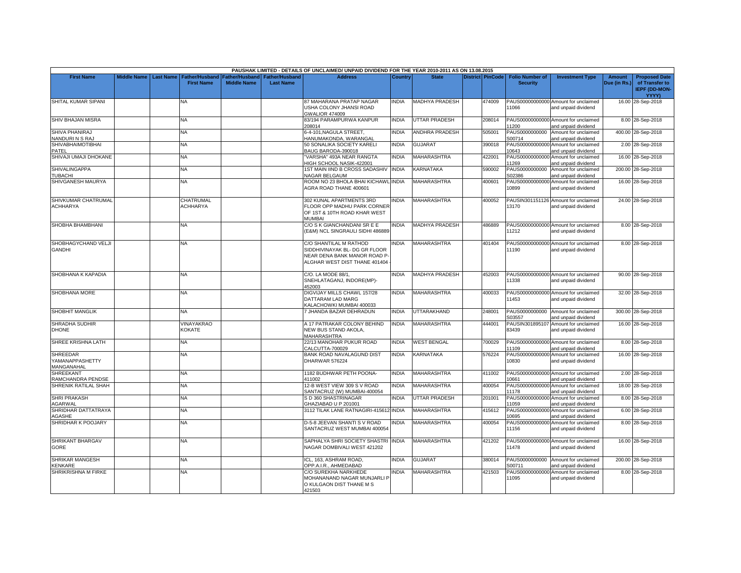PAUSHAK LIMITED - DETAILS OF UNCLAIMED/ UNPAID DIVIDEND FOR THE YEAR 2010-2011 AS ON 13.08.2015

| First Name | Middle Name | Last Name | Father/Husband First Name | Father/Husband Middle Name | Father/Husband Last Name | Address | Country | State | District | PinCode | Folio Number of Security | Investment Type | Amount Due (in Rs.) | Proposed Date of Transfer to IEPF (DD-MON-YYYY) |
|---|---|---|---|---|---|---|---|---|---|---|---|---|---|---|
| SHITAL KUMAR SIPANI | | | NA | | | 87 MAHARANA PRATAP NAGAR USHA COLONY JHANSI ROAD GWALIOR 474009 | INDIA | MADHYA PRADESH | | 474009 | PAUS000000000000 11066 | Amount for unclaimed and unpaid dividend | 16.00 | 28-Sep-2018 |
| SHIV BHAJAN MISRA | | | NA | | | 83/194 PARAMPURWA KANPUR 208014 | INDIA | UTTAR PRADESH | | 208014 | PAUS000000000000 11200 | Amount for unclaimed and unpaid dividend | 8.00 | 28-Sep-2018 |
| SHIVA PHANIRAJ NANDURI N S RAJ | | | NA | | | 6-4-101,NAGULA STREET, HANUMAKONDA, WARANGAL | INDIA | ANDHRA PRADESH | | 505001 | PAUS0000000000 S00714 | Amount for unclaimed and unpaid dividend | 400.00 | 28-Sep-2018 |
| SHIVABHAIMOTIBHAI PATEL | | | NA | | | 50 SONALIKA SOCIETY KARELI BAUG BARODA-390018 | INDIA | GUJARAT | | 390018 | PAUS000000000000 10643 | Amount for unclaimed and unpaid dividend | 2.00 | 28-Sep-2018 |
| SHIVAJI UMAJI DHOKANE | | | NA | | | "VARSHA" 493A NEAR RANGTA HIGH SCHOOL NASIK-422001 | INDIA | MAHARASHTRA | | 422001 | PAUS000000000000 11269 | Amount for unclaimed and unpaid dividend | 16.00 | 28-Sep-2018 |
| SHIVALINGAPPA TUBACHI | | | NA | | | 1ST MAIN IIND B CROSS SADASHIV NAGAR BELGAUM | INDIA | KARNATAKA | | 590002 | PAUS0000000000 S02386 | Amount for unclaimed and unpaid dividend | 200.00 | 28-Sep-2018 |
| SHIVGANESH MAURYA | | | NA | | | ROOM NO 23 BHOLA BHAI KICHAWL AGRA ROAD THANE 400601 | INDIA | MAHARASHTRA | | 400601 | PAUS000000000000 10899 | Amount for unclaimed and unpaid dividend | 16.00 | 28-Sep-2018 |
| SHIVKUMAR CHATRUMAL ACHHARYA | | | CHATRUMAL ACHHARYA | | | 302 KUNAL APARTMENTS 3RD FLOOR OPP MADHU PARK CORNER OF 1ST & 10TH ROAD KHAR WEST MUMBAI | INDIA | MAHARASHTRA | | 400052 | PAUSIN301151126 13170 | Amount for unclaimed and unpaid dividend | 24.00 | 28-Sep-2018 |
| SHOBHA BHAMBHANI | | | NA | | | C/O S K GIANCHANDANI SR E E (E&M) NCL SINGRAULI SIDHI 486889 | INDIA | MADHYA PRADESH | | 486889 | PAUS000000000000 11212 | Amount for unclaimed and unpaid dividend | 8.00 | 28-Sep-2018 |
| SHOBHAGYCHAND VELJI GANDHI | | | NA | | | C/O SHANTILAL M RATHOD SIDDHIVINAYAK BL- DG GR FLOOR NEAR DENA BANK MANOR ROAD P-ALGHAR WEST DIST THANE 401404 | INDIA | MAHARASHTRA | | 401404 | PAUS000000000000 11190 | Amount for unclaimed and unpaid dividend | 8.00 | 28-Sep-2018 |
| SHOBHANA K KAPADIA | | | NA | | | C/O. LA MODE 88/1, SNEHLATAGANJ, INDORE(MP)-452003 | INDIA | MADHYA PRADESH | | 452003 | PAUS000000000000 11338 | Amount for unclaimed and unpaid dividend | 90.00 | 28-Sep-2018 |
| SHOBHANA MORE | | | NA | | | DIGVIJAY MILLS CHAWL 157/28 DATTARAM LAD MARG KALACHOWKI MUMBAI 400033 | INDIA | MAHARASHTRA | | 400033 | PAUS000000000000 11453 | Amount for unclaimed and unpaid dividend | 32.00 | 28-Sep-2018 |
| SHOBHIT MANGLIK | | | NA | | | 7 JHANDA BAZAR DEHRADUN | INDIA | UTTARAKHAND | | 248001 | PAUS0000000000 S03557 | Amount for unclaimed and unpaid dividend | 300.00 | 28-Sep-2018 |
| SHRADHA SUDHIR DHONE | | | VINAYAKRAO KOKATE | | | A 17 PATRAKAR COLONY BEHIND NEW BUS STAND AKOLA, MAHARASHTRA | INDIA | MAHARASHTRA | | 444001 | PAUSIN301895107 83439 | Amount for unclaimed and unpaid dividend | 16.00 | 28-Sep-2018 |
| SHREE KRISHNA LATH | | | NA | | | 22/13 MANOHAR PUKUR ROAD CALCUTTA-700029 | INDIA | WEST BENGAL | | 700029 | PAUS000000000000 11109 | Amount for unclaimed and unpaid dividend | 8.00 | 28-Sep-2018 |
| SHREEDAR YAMANAPPASHETTY MANGANAHAL | | | NA | | | BANK ROAD NAVALAGUND DIST DHARWAR 576224 | INDIA | KARNATAKA | | 576224 | PAUS000000000000 10830 | Amount for unclaimed and unpaid dividend | 16.00 | 28-Sep-2018 |
| SHREEKANT RAMCHANDRA PENDSE | | | NA | | | 1182 BUDHWAR PETH POONA-411002 | INDIA | MAHARASHTRA | | 411002 | PAUS000000000000 10661 | Amount for unclaimed and unpaid dividend | 2.00 | 28-Sep-2018 |
| SHRENIK RATILAL SHAH | | | NA | | | 12-B WEST VIEW 309 S V ROAD SANTACRUZ (W) MUMBAI-400054 | INDIA | MAHARASHTRA | | 400054 | PAUS000000000000 11178 | Amount for unclaimed and unpaid dividend | 18.00 | 28-Sep-2018 |
| SHRI PRAKASH AGARWAL | | | NA | | | S D 360 SHASTRINAGAR GHAZIABAD U P 201001 | INDIA | UTTAR PRADESH | | 201001 | PAUS000000000000 11059 | Amount for unclaimed and unpaid dividend | 8.00 | 28-Sep-2018 |
| SHRIDHAR DATTATRAYA AGASHE | | | NA | | | 3112 TILAK LANE RATNAGIRI-415612 | INDIA | MAHARASHTRA | | 415612 | PAUS000000000000 10695 | Amount for unclaimed and unpaid dividend | 6.00 | 28-Sep-2018 |
| SHRIDHAR K POOJARY | | | NA | | | D-5-8 JEEVAN SHANTI S V ROAD SANTACRUZ WEST MUMBAI 400054 | INDIA | MAHARASHTRA | | 400054 | PAUS000000000000 11156 | Amount for unclaimed and unpaid dividend | 8.00 | 28-Sep-2018 |
| SHRIKANT BHARGAV GORE | | | NA | | | SAPHALYA SHRI SOCIETY SHASTRI NAGAR DOMBIVALI WEST 421202 | INDIA | MAHARASHTRA | | 421202 | PAUS000000000000 11478 | Amount for unclaimed and unpaid dividend | 16.00 | 28-Sep-2018 |
| SHRIKAR MANGESH KENKARE | | | NA | | | ICL, 163, ASHRAM ROAD, OPP.A.I.R., AHMEDABAD | INDIA | GUJARAT | | 380014 | PAUS0000000000 S00711 | Amount for unclaimed and unpaid dividend | 200.00 | 28-Sep-2018 |
| SHRIKRISHNA M FIRKE | | | NA | | | C/O SUREKHA NARKHEDE MOHANANAND NAGAR MUNJARLI P O KULGAON DIST THANE M S 421503 | INDIA | MAHARASHTRA | | 421503 | PAUS000000000000 11095 | Amount for unclaimed and unpaid dividend | 8.00 | 28-Sep-2018 |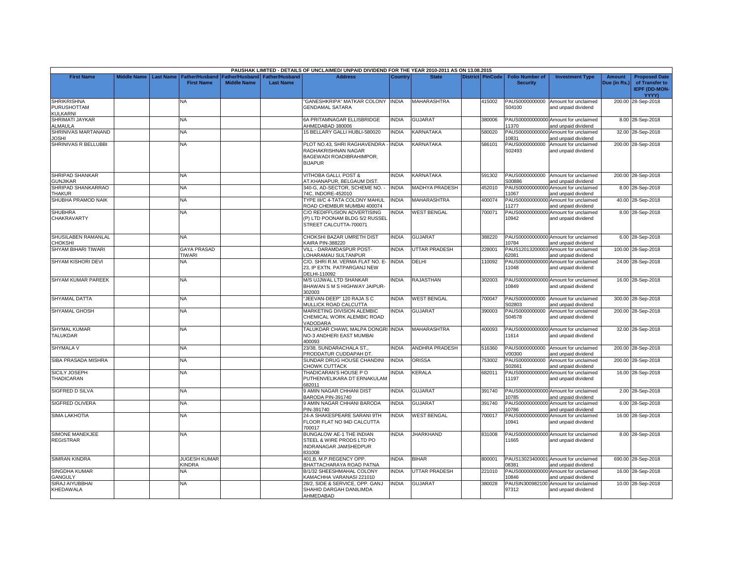PAUSHAK LIMITED - DETAILS OF UNCLAIMED/ UNPAID DIVIDEND FOR THE YEAR 2010-2011 AS ON 13.08.2015

| First Name | Middle Name | Last Name | Father/Husband First Name | Father/Husband Middle Name | Father/Husband Last Name | Address | Country | State | District | PinCode | Folio Number of Security | Investment Type | Amount Due (in Rs.) | Proposed Date of Transfer to IEPF (DD-MON-YYYY) |
|---|---|---|---|---|---|---|---|---|---|---|---|---|---|---|
| SHRIKRISHNA PURUSHOTTAM KULKARNI | | | NA | | | "GANESHKRIPA" MATKAR COLONY GENDAMAL SATARA | INDIA | MAHARASHTRA | | 415002 | PAUS0000000000 S04100 | Amount for unclaimed and unpaid dividend | 200.00 | 28-Sep-2018 |
| SHRIMATI JAYKAR ALMAULA | | | NA | | | 6A PRITAMNAGAR ELLISBRIDGE AHMEDABAD 380006 | INDIA | GUJARAT | | 380006 | PAUS000000000000 11370 | Amount for unclaimed and unpaid dividend | 8.00 | 28-Sep-2018 |
| SHRINIVAS MARTANAND JOSHI | | | NA | | | 15 BELLARY GALLI HUBLI-580020 | INDIA | KARNATAKA | | 580020 | PAUS000000000000 10831 | Amount for unclaimed and unpaid dividend | 32.00 | 28-Sep-2018 |
| SHRINIVAS R BELLUBBI | | | NA | | | PLOT NO.43, SHRI RAGHAVENDRA - RADHAKRISHNAN NAGAR BAGEWADI ROADIBRAHIMPOR, BIJAPUR | INDIA | KARNATAKA | | 586101 | PAUS0000000000 S02493 | Amount for unclaimed and unpaid dividend | 200.00 | 28-Sep-2018 |
| SHRIPAD SHANKAR GUNJIKAR | | | NA | | | VITHOBA GALLI, POST & AT.KHANAPUR, BELGAUM DIST. | INDIA | KARNATAKA | | 591302 | PAUS0000000000 S00886 | Amount for unclaimed and unpaid dividend | 200.00 | 28-Sep-2018 |
| SHRIPAD SHANKARRAO THAKUR | | | NA | | | 340-G, AD-SECTOR, SCHEME NO. - 74C, INDORE-452010 | INDIA | MADHYA PRADESH | | 452010 | PAUS000000000000 11067 | Amount for unclaimed and unpaid dividend | 8.00 | 28-Sep-2018 |
| SHUBHA PRAMOD NAIK | | | NA | | | TYPE III/C 4-TATA COLONY MAHUL ROAD CHEMBUR MUMBAI 400074 | INDIA | MAHARASHTRA | | 400074 | PAUS000000000000 11277 | Amount for unclaimed and unpaid dividend | 40.00 | 28-Sep-2018 |
| SHUBHRA CHAKRAVARTY | | | NA | | | C/O REDIFFUSION ADVERTISING (P) LTD POONAM BLDG 5/2 RUSSEL STREET CALCUTTA-700071 | INDIA | WEST BENGAL | | 700071 | PAUS000000000000 10942 | Amount for unclaimed and unpaid dividend | 8.00 | 28-Sep-2018 |
| SHUSILABEN RAMANLAL CHOKSHI | | | NA | | | CHOKSHI BAZAR UMRETH DIST KAIRA PIN-388220 | INDIA | GUJARAT | | 388220 | PAUS000000000000 10784 | Amount for unclaimed and unpaid dividend | 6.00 | 28-Sep-2018 |
| SHYAM BIHARI TIWARI | | | GAYA PRASAD TIWARI | | | VILL - DARAMDASPUR POST-LOHARAMAU SULTANPUR | INDIA | UTTAR PRADESH | | 228001 | PAUS120132000003 62081 | Amount for unclaimed and unpaid dividend | 100.00 | 28-Sep-2018 |
| SHYAM KISHORI DEVI | | | NA | | | C/O. SHRI R.M. VERMA FLAT NO. E-23, IP EXTN. PATPARGANJ NEW DELHI-110092 | INDIA | DELHI | | 110092 | PAUS000000000000 11048 | Amount for unclaimed and unpaid dividend | 24.00 | 28-Sep-2018 |
| SHYAM KUMAR PAREEK | | | NA | | | M/S UJJWAL LTD SHANKAR BHAWAN S M S HIGHWAY JAIPUR-302003 | INDIA | RAJASTHAN | | 302003 | PAUS000000000000 10849 | Amount for unclaimed and unpaid dividend | 16.00 | 28-Sep-2018 |
| SHYAMAL DATTA | | | NA | | | "JEEVAN-DEEP" 120 RAJA S C MULLICK ROAD CALCUTTA | INDIA | WEST BENGAL | | 700047 | PAUS0000000000 S02803 | Amount for unclaimed and unpaid dividend | 300.00 | 28-Sep-2018 |
| SHYAMAL GHOSH | | | NA | | | MARKETING DIVISION ALEMBIC CHEMICAL WORK ALEMBIC ROAD VADODARA | INDIA | GUJARAT | | 390003 | PAUS0000000000 S04578 | Amount for unclaimed and unpaid dividend | 200.00 | 28-Sep-2018 |
| SHYMAL KUMAR TALUKDAR | | | NA | | | TALUKDAR CHAWL MALPA DONGRI NO-3 ANDHERI EAST MUMBAI 400093 | INDIA | MAHARASHTRA | | 400093 | PAUS000000000000 11614 | Amount for unclaimed and unpaid dividend | 32.00 | 28-Sep-2018 |
| SHYMALA V | | | NA | | | 23/38, SUNDARACHALA ST., PRODDATUR CUDDAPAH DT. | INDIA | ANDHRA PRADESH | | 516360 | PAUS0000000000 V00300 | Amount for unclaimed and unpaid dividend | 200.00 | 28-Sep-2018 |
| SIBA PRASADA MISHRA | | | NA | | | SUNDAR DRUG HOUSE CHANDINI CHOWK CUTTACK | INDIA | ORISSA | | 753002 | PAUS0000000000 S02661 | Amount for unclaimed and unpaid dividend | 200.00 | 28-Sep-2018 |
| SICILY JOSEPH THADICARAN | | | NA | | | THADICARAN'S HOUSE P O PUTHENVELIKARA DT ERNAKULAM 682011 | INDIA | KERALA | | 682011 | PAUS000000000000 11197 | Amount for unclaimed and unpaid dividend | 16.00 | 28-Sep-2018 |
| SIGFRED D SILVA | | | NA | | | 9 AMIN NAGAR CHHANI DIST BARODA PIN-391740 | INDIA | GUJARAT | | 391740 | PAUS000000000000 10785 | Amount for unclaimed and unpaid dividend | 2.00 | 28-Sep-2018 |
| SIGFRED OLIVERA | | | NA | | | 9 AMIN NAGAR CHHANI BARODA PIN-391740 | INDIA | GUJARAT | | 391740 | PAUS000000000000 10786 | Amount for unclaimed and unpaid dividend | 6.00 | 28-Sep-2018 |
| SIMA LAKHOTIA | | | NA | | | 24-A SHAKESPEARE SARANI 9TH FLOOR FLAT NO 94D CALCUTTA 700017 | INDIA | WEST BENGAL | | 700017 | PAUS000000000000 10941 | Amount for unclaimed and unpaid dividend | 16.00 | 28-Sep-2018 |
| SIMONE MANEKJEE REGISTRAR | | | NA | | | BUNGALOW AE-1 THE INDIAN STEEL & WIRE PRODS LTD PO INDRANAGAR JAMSHEDPUR 831008 | INDIA | JHARKHAND | | 831008 | PAUS000000000000 11665 | Amount for unclaimed and unpaid dividend | 8.00 | 28-Sep-2018 |
| SIMRAN KINDRA | | | JUGESH KUMAR KINDRA | | | 401,B, M.P.REGENCY OPP. BHATTACHARAYA ROAD PATNA | INDIA | BIHAR | | 800001 | PAUS130234000001 08381 | Amount for unclaimed and unpaid dividend | 690.00 | 28-Sep-2018 |
| SINGDHA KUMAR GANGULY | | | NA | | | B/1/32 SHEESHMAHAL COLONY KAMACHHA VARANASI 221010 | INDIA | UTTAR PRADESH | | 221010 | PAUS000000000000 10846 | Amount for unclaimed and unpaid dividend | 16.00 | 28-Sep-2018 |
| SIRAJ AIYUBBHAI KHEDAWALA | | | NA | | | 28/2, SIDE & SERVICE, OPP. GANJ SHAHID DARGAH DANILIMDA AHMEDABAD | INDIA | GUJARAT | | 380028 | PAUSIN300982100 97312 | Amount for unclaimed and unpaid dividend | 10.00 | 28-Sep-2018 |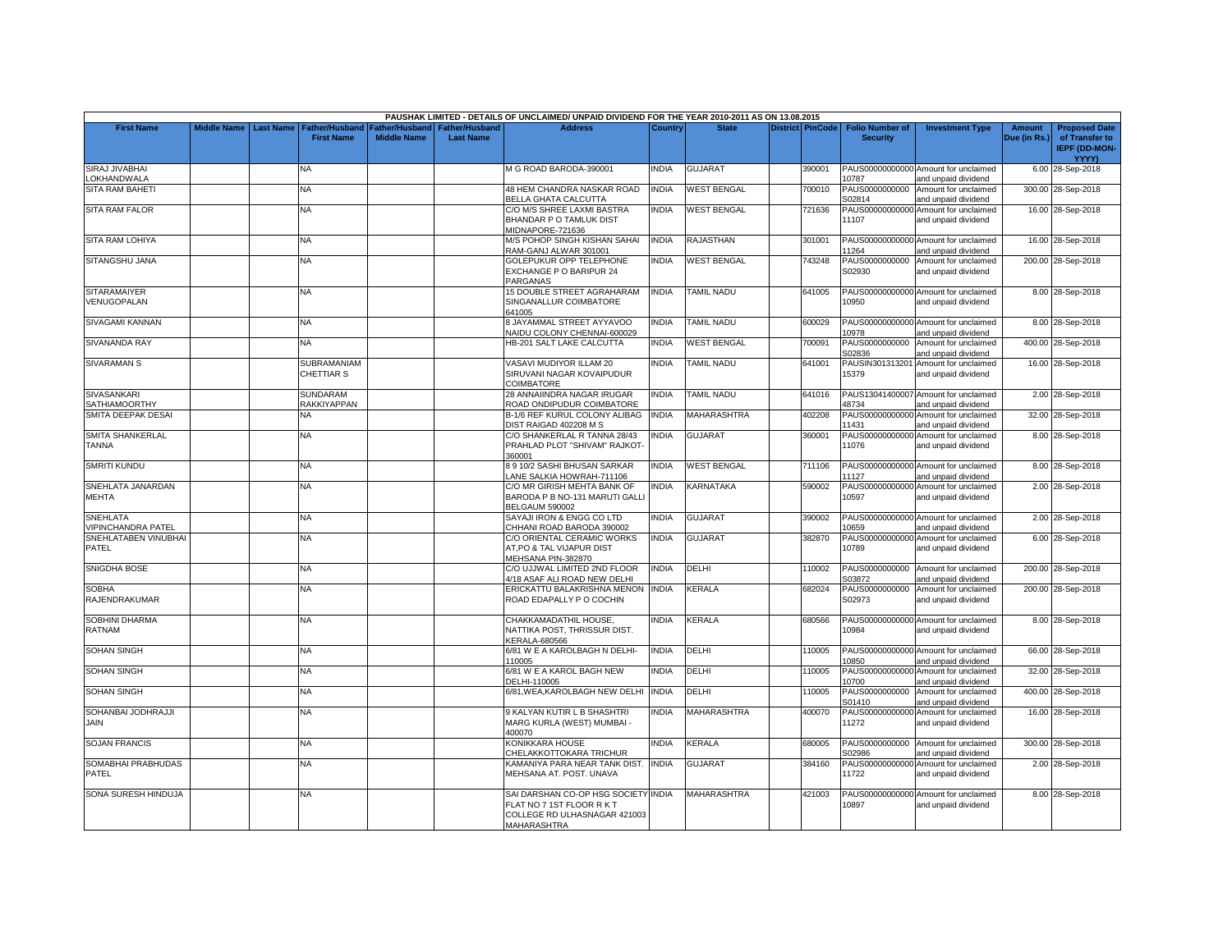PAUSHAK LIMITED - DETAILS OF UNCLAIMED/ UNPAID DIVIDEND FOR THE YEAR 2010-2011 AS ON 13.08.2015

| First Name | Middle Name | Last Name | Father/Husband First Name | Father/Husband Middle Name | Father/Husband Last Name | Address | Country | State | District | PinCode | Folio Number of Security | Investment Type | Amount Due (in Rs.) | Proposed Date of Transfer to IEPF (DD-MON-YYYY) |
|---|---|---|---|---|---|---|---|---|---|---|---|---|---|---|
| SIRAJ JIVABHAI LOKHANDWALA | | | NA | | | M G ROAD BARODA-390001 | INDIA | GUJARAT | | 390001 | PAUS000000000000 10787 | Amount for unclaimed and unpaid dividend | 6.00 | 28-Sep-2018 |
| SITA RAM BAHETI | | | NA | | | 48 HEM CHANDRA NASKAR ROAD BELLA GHATA CALCUTTA | INDIA | WEST BENGAL | | 700010 | PAUS0000000000 S02814 | Amount for unclaimed and unpaid dividend | 300.00 | 28-Sep-2018 |
| SITA RAM FALOR | | | NA | | | C/O M/S SHREE LAXMI BASTRA BHANDAR P O TAMLUK DIST MIDNAPORE-721636 | INDIA | WEST BENGAL | | 721636 | PAUS000000000000 11107 | Amount for unclaimed and unpaid dividend | 16.00 | 28-Sep-2018 |
| SITA RAM LOHIYA | | | NA | | | M/S POHOP SINGH KISHAN SAHAI RAM-GANJ ALWAR 301001 | INDIA | RAJASTHAN | | 301001 | PAUS000000000000 11264 | Amount for unclaimed and unpaid dividend | 16.00 | 28-Sep-2018 |
| SITANGSHU JANA | | | NA | | | GOLEPUKUR OPP TELEPHONE EXCHANGE P O BARIPUR 24 PARGANAS | INDIA | WEST BENGAL | | 743248 | PAUS0000000000 S02930 | Amount for unclaimed and unpaid dividend | 200.00 | 28-Sep-2018 |
| SITARAMAIYER VENUGOPALAN | | | NA | | | 15 DOUBLE STREET AGRAHARAM SINGANALLUR COIMBATORE 641005 | INDIA | TAMIL NADU | | 641005 | PAUS000000000000 10950 | Amount for unclaimed and unpaid dividend | 8.00 | 28-Sep-2018 |
| SIVAGAMI KANNAN | | | NA | | | 8 JAYAMMAL STREET AYYAVOO NAIDU COLONY CHENNAI-600029 | INDIA | TAMIL NADU | | 600029 | PAUS000000000000 10978 | Amount for unclaimed and unpaid dividend | 8.00 | 28-Sep-2018 |
| SIVANANDA RAY | | | NA | | | HB-201 SALT LAKE CALCUTTA | INDIA | WEST BENGAL | | 700091 | PAUS0000000000 S02836 | Amount for unclaimed and unpaid dividend | 400.00 | 28-Sep-2018 |
| SIVARAMAN S | | | SUBRAMANIAM CHETTIAR S | | | VASAVI MUDIYOR ILLAM 20 SIRUVANI NAGAR KOVAIPUDUR COIMBATORE | INDIA | TAMIL NADU | | 641001 | PAUSIN301313201 15379 | Amount for unclaimed and unpaid dividend | 16.00 | 28-Sep-2018 |
| SIVASANKARI SATHIAMOORTHY | | | SUNDARAM RAKKIYAPPAN | | | 28 ANNAIINDRA NAGAR IRUGAR ROAD ONDIPUDUR COIMBATORE | INDIA | TAMIL NADU | | 641016 | PAUS13041400007 48734 | Amount for unclaimed and unpaid dividend | 2.00 | 28-Sep-2018 |
| SMITA DEEPAK DESAI | | | NA | | | B-1/6 REF KURUL COLONY ALIBAG DIST RAIGAD 402208 M S | INDIA | MAHARASHTRA | | 402208 | PAUS000000000000 11431 | Amount for unclaimed and unpaid dividend | 32.00 | 28-Sep-2018 |
| SMITA SHANKERLAL TANNA | | | NA | | | C/O SHANKERLAL R TANNA 28/43 PRAHLAD PLOT "SHIVAM" RAJKOT-360001 | INDIA | GUJARAT | | 360001 | PAUS000000000000 11076 | Amount for unclaimed and unpaid dividend | 8.00 | 28-Sep-2018 |
| SMRITI KUNDU | | | NA | | | 8 9 10/2 SASHI BHUSAN SARKAR LANE SALKIA HOWRAH-711106 | INDIA | WEST BENGAL | | 711106 | PAUS000000000000 11127 | Amount for unclaimed and unpaid dividend | 8.00 | 28-Sep-2018 |
| SNEHLATA JANARDAN MEHTA | | | NA | | | C/O MR GIRISH MEHTA BANK OF BARODA P B NO-131 MARUTI GALLI BELGAUM 590002 | INDIA | KARNATAKA | | 590002 | PAUS000000000000 10597 | Amount for unclaimed and unpaid dividend | 2.00 | 28-Sep-2018 |
| SNEHLATA VIPINCHANDRA PATEL | | | NA | | | SAYAJI IRON & ENGG CO LTD CHHANI ROAD BARODA 390002 | INDIA | GUJARAT | | 390002 | PAUS000000000000 10659 | Amount for unclaimed and unpaid dividend | 2.00 | 28-Sep-2018 |
| SNEHLATABEN VINUBHAI PATEL | | | NA | | | C/O ORIENTAL CERAMIC WORKS AT,PO & TAL VIJAPUR DIST MEHSANA PIN-382870 | INDIA | GUJARAT | | 382870 | PAUS000000000000 10789 | Amount for unclaimed and unpaid dividend | 6.00 | 28-Sep-2018 |
| SNIGDHA BOSE | | | NA | | | C/O UJJWAL LIMITED 2ND FLOOR 4/18 ASAF ALI ROAD NEW DELHI | INDIA | DELHI | | 110002 | PAUS0000000000 S03872 | Amount for unclaimed and unpaid dividend | 200.00 | 28-Sep-2018 |
| SOBHA RAJENDRAKUMAR | | | NA | | | ERICKATTU BALAKRISHNA MENON ROAD EDAPALLY P O COCHIN | INDIA | KERALA | | 682024 | PAUS0000000000 S02973 | Amount for unclaimed and unpaid dividend | 200.00 | 28-Sep-2018 |
| SOBHINI DHARMA RATNAM | | | NA | | | CHAKKAMADATHIL HOUSE, NATTIKA POST, THRISSUR DIST. KERALA-680566 | INDIA | KERALA | | 680566 | PAUS000000000000 10984 | Amount for unclaimed and unpaid dividend | 8.00 | 28-Sep-2018 |
| SOHAN SINGH | | | NA | | | 6/81 W E A KAROLBAGH N DELHI-110005 | INDIA | DELHI | | 110005 | PAUS000000000000 10850 | Amount for unclaimed and unpaid dividend | 66.00 | 28-Sep-2018 |
| SOHAN SINGH | | | NA | | | 6/81 W E A KAROL BAGH NEW DELHI-110005 | INDIA | DELHI | | 110005 | PAUS000000000000 10700 | Amount for unclaimed and unpaid dividend | 32.00 | 28-Sep-2018 |
| SOHAN SINGH | | | NA | | | 6/81,WEA,KAROLBAGH NEW DELHI | INDIA | DELHI | | 110005 | PAUS0000000000 S01410 | Amount for unclaimed and unpaid dividend | 400.00 | 28-Sep-2018 |
| SOHANBAI JODHRAJJI JAIN | | | NA | | | 9 KALYAN KUTIR L B SHASHTRI MARG KURLA (WEST) MUMBAI - 400070 | INDIA | MAHARASHTRA | | 400070 | PAUS000000000000 11272 | Amount for unclaimed and unpaid dividend | 16.00 | 28-Sep-2018 |
| SOJAN FRANCIS | | | NA | | | KONIKKARA HOUSE CHELAKKOTTOKARA TRICHUR | INDIA | KERALA | | 680005 | PAUS0000000000 S02986 | Amount for unclaimed and unpaid dividend | 300.00 | 28-Sep-2018 |
| SOMABHAI PRABHUDAS PATEL | | | NA | | | KAMANIYA PARA NEAR TANK DIST. MEHSANA AT. POST. UNAVA | INDIA | GUJARAT | | 384160 | PAUS000000000000 11722 | Amount for unclaimed and unpaid dividend | 2.00 | 28-Sep-2018 |
| SONA SURESH HINDUJA | | | NA | | | SAI DARSHAN CO-OP HSG SOCIETY FLAT NO 7 1ST FLOOR R K T COLLEGE RD ULHASNAGAR 421003 MAHARASHTRA | INDIA | MAHARASHTRA | | 421003 | PAUS000000000000 10897 | Amount for unclaimed and unpaid dividend | 8.00 | 28-Sep-2018 |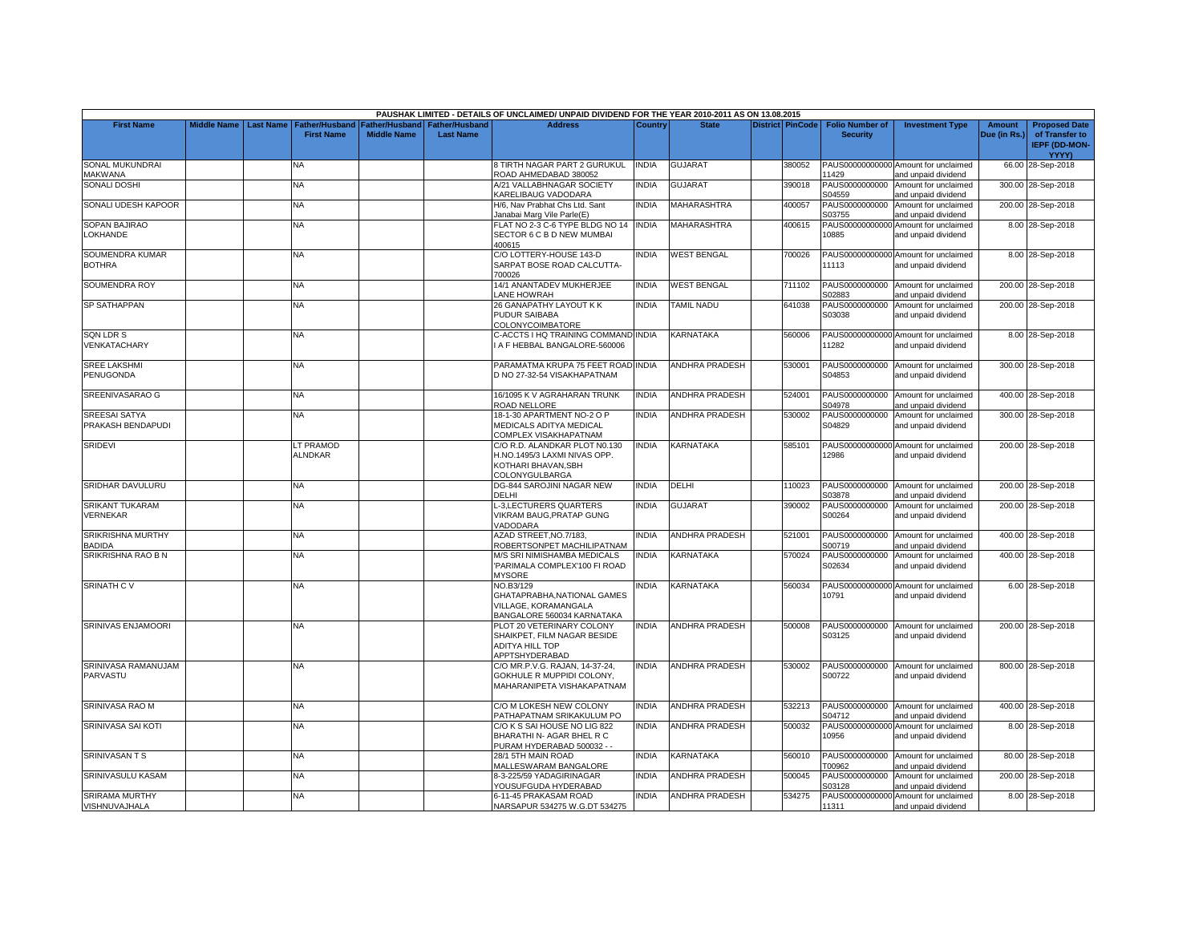| PAUSHAK LIMITED - DETAILS OF UNCLAIMED/ UNPAID DIVIDEND FOR THE YEAR 2010-2011 AS ON 13.08.2015 | | | | | | | | | | | | | | | |
|---|---|---|---|---|---|---|---|---|---|---|---|---|---|---|---|
| First Name | Middle Name | Last Name | Father/Husband First Name | Father/Husband Middle Name | Father/Husband Last Name | Address | Country | State | District | PinCode | Folio Number of Security | Investment Type | Amount Due (in Rs.) | Proposed Date of Transfer to IEPF (DD-MON-YYYY) |
| SONAL MUKUNDRAI MAKWANA | | | NA | | | 8 TIRTH NAGAR PART 2 GURUKUL ROAD AHMEDABAD 380052 | INDIA | GUJARAT | | 380052 | PAUS00000000000011429 | Amount for unclaimed and unpaid dividend | 66.00 | 28-Sep-2018 |
| SONALI DOSHI | | | NA | | | A/21 VALLABHNAGAR SOCIETY KARELIBAUG VADODARA | INDIA | GUJARAT | | 390018 | PAUS0000000000S04559 | Amount for unclaimed and unpaid dividend | 300.00 | 28-Sep-2018 |
| SONALI UDESH KAPOOR | | | NA | | | H/6, Nav Prabhat Chs Ltd. Sant Janabai Marg Vile Parle(E) | INDIA | MAHARASHTRA | | 400057 | PAUS0000000000S03755 | Amount for unclaimed and unpaid dividend | 200.00 | 28-Sep-2018 |
| SOPAN BAJIRAO LOKHANDE | | | NA | | | FLAT NO 2-3 C-6 TYPE BLDG NO 14 SECTOR 6 C B D NEW MUMBAI 400615 | INDIA | MAHARASHTRA | | 400615 | PAUS00000000000010885 | Amount for unclaimed and unpaid dividend | 8.00 | 28-Sep-2018 |
| SOUMENDRA KUMAR BOTHRA | | | NA | | | C/O LOTTERY-HOUSE 143-D SARPAT BOSE ROAD CALCUTTA-700026 | INDIA | WEST BENGAL | | 700026 | PAUS00000000000011113 | Amount for unclaimed and unpaid dividend | 8.00 | 28-Sep-2018 |
| SOUMENDRA ROY | | | NA | | | 14/1 ANANTADEV MUKHERJEE LANE HOWRAH | INDIA | WEST BENGAL | | 711102 | PAUS0000000000S02883 | Amount for unclaimed and unpaid dividend | 200.00 | 28-Sep-2018 |
| SP SATHAPPAN | | | NA | | | 26 GANAPATHY LAYOUT K K PUDUR SAIBABA COLONYCOIMBATORE | INDIA | TAMIL NADU | | 641038 | PAUS0000000000S03038 | Amount for unclaimed and unpaid dividend | 200.00 | 28-Sep-2018 |
| SQN LDR S VENKATACHARY | | | NA | | | C-ACCTS I HQ TRAINING COMMAND I A F HEBBAL BANGALORE-560006 | INDIA | KARNATAKA | | 560006 | PAUS00000000000011282 | Amount for unclaimed and unpaid dividend | 8.00 | 28-Sep-2018 |
| SREE LAKSHMI PENUGONDA | | | NA | | | PARAMATMA KRUPA 75 FEET ROAD D NO 27-32-54 VISAKHAPATNAM | INDIA | ANDHRA PRADESH | | 530001 | PAUS0000000000S04853 | Amount for unclaimed and unpaid dividend | 300.00 | 28-Sep-2018 |
| SREENIVASARAO G | | | NA | | | 16/1095 K V AGRAHARAN TRUNK ROAD NELLORE | INDIA | ANDHRA PRADESH | | 524001 | PAUS0000000000S04978 | Amount for unclaimed and unpaid dividend | 400.00 | 28-Sep-2018 |
| SREESAI SATYA PRAKASH BENDAPUDI | | | NA | | | 18-1-30 APARTMENT NO-2 O P MEDICALS ADITYA MEDICAL COMPLEX VISAKHAPATNAM | INDIA | ANDHRA PRADESH | | 530002 | PAUS0000000000S04829 | Amount for unclaimed and unpaid dividend | 300.00 | 28-Sep-2018 |
| SRIDEVI | | | LT PRAMOD ALNDKAR | | | C/O R.D. ALANDKAR PLOT N0.130 H.NO.1495/3 LAXMI NIVAS OPP. KOTHARI BHAVAN,SBH COLONYGULBARGA | INDIA | KARNATAKA | | 585101 | PAUS00000000000012986 | Amount for unclaimed and unpaid dividend | 200.00 | 28-Sep-2018 |
| SRIDHAR DAVULURU | | | NA | | | DG-844 SAROJINI NAGAR NEW DELHI | INDIA | DELHI | | 110023 | PAUS0000000000S03878 | Amount for unclaimed and unpaid dividend | 200.00 | 28-Sep-2018 |
| SRIKANT TUKARAM VERNEKAR | | | NA | | | L-3,LECTURERS QUARTERS VIKRAM BAUG,PRATAP GUNG VADODARA | INDIA | GUJARAT | | 390002 | PAUS0000000000S00264 | Amount for unclaimed and unpaid dividend | 200.00 | 28-Sep-2018 |
| SRIKRISHNA MURTHY BADIDA | | | NA | | | AZAD STREET,NO.7/183, ROBERTSONPET MACHILIPATNAM | INDIA | ANDHRA PRADESH | | 521001 | PAUS0000000000S00719 | Amount for unclaimed and unpaid dividend | 400.00 | 28-Sep-2018 |
| SRIKRISHNA RAO B N | | | NA | | | M/S SRI NIMISHAMBA MEDICALS 'PARIMALA COMPLEX'100 FI ROAD MYSORE | INDIA | KARNATAKA | | 570024 | PAUS0000000000S02634 | Amount for unclaimed and unpaid dividend | 400.00 | 28-Sep-2018 |
| SRINATH C V | | | NA | | | NO.B3/129 GHATAPRABHA,NATIONAL GAMES VILLAGE, KORAMANGALA BANGALORE 560034 KARNATAKA | INDIA | KARNATAKA | | 560034 | PAUS00000000000010791 | Amount for unclaimed and unpaid dividend | 6.00 | 28-Sep-2018 |
| SRINIVAS ENJAMOORI | | | NA | | | PLOT 20 VETERINARY COLONY SHAIKPET, FILM NAGAR BESIDE ADITYA HILL TOP APPTSHYDERABAD | INDIA | ANDHRA PRADESH | | 500008 | PAUS0000000000S03125 | Amount for unclaimed and unpaid dividend | 200.00 | 28-Sep-2018 |
| SRINIVASA RAMANUJAM PARVASTU | | | NA | | | C/O MR.P.V.G. RAJAN, 14-37-24, GOKHULE R MUPPIDI COLONY, MAHARANIPETA VISHAKAPATNAM | INDIA | ANDHRA PRADESH | | 530002 | PAUS0000000000S00722 | Amount for unclaimed and unpaid dividend | 800.00 | 28-Sep-2018 |
| SRINIVASA RAO M | | | NA | | | C/O M LOKESH NEW COLONY PATHAPATNAM SRIKAKULUM PO | INDIA | ANDHRA PRADESH | | 532213 | PAUS0000000000S04712 | Amount for unclaimed and unpaid dividend | 400.00 | 28-Sep-2018 |
| SRINIVASA SAI KOTI | | | NA | | | C/O K S SAI HOUSE NO LIG 822 BHARATHI N- AGAR BHEL R C PURAM HYDERABAD 500032 - - | INDIA | ANDHRA PRADESH | | 500032 | PAUS00000000000010956 | Amount for unclaimed and unpaid dividend | 8.00 | 28-Sep-2018 |
| SRINIVASAN T S | | | NA | | | 28/1 5TH MAIN ROAD MALLESWARAM BANGALORE | INDIA | KARNATAKA | | 560010 | PAUS0000000000T00962 | Amount for unclaimed and unpaid dividend | 80.00 | 28-Sep-2018 |
| SRINIVASULU KASAM | | | NA | | | 8-3-225/59 YADAGIRINAGAR YOUSUFGUDA HYDERABAD | INDIA | ANDHRA PRADESH | | 500045 | PAUS0000000000S03128 | Amount for unclaimed and unpaid dividend | 200.00 | 28-Sep-2018 |
| SRIRAMA MURTHY VISHNUVAJHALA | | | NA | | | 6-11-45 PRAKASAM ROAD NARSAPUR 534275 W.G.DT 534275 | INDIA | ANDHRA PRADESH | | 534275 | PAUS00000000000011311 | Amount for unclaimed and unpaid dividend | 8.00 | 28-Sep-2018 |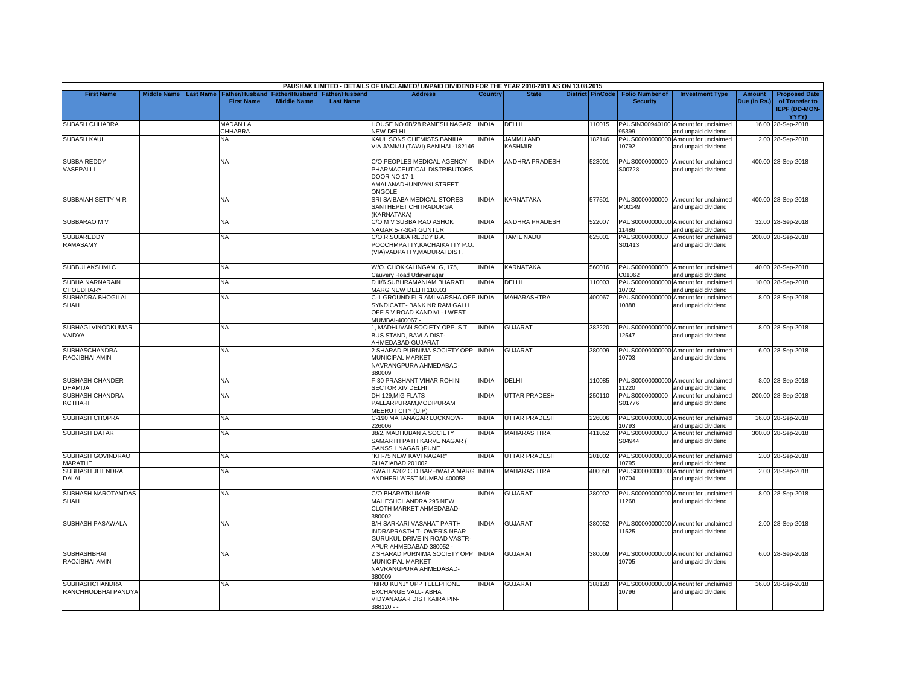| PAUSHAK LIMITED - DETAILS OF UNCLAIMED/ UNPAID DIVIDEND FOR THE YEAR 2010-2011 AS ON 13.08.2015 | | | | | | | | | | | | | | | |
|---|---|---|---|---|---|---|---|---|---|---|---|---|---|---|---|
| First Name | Middle Name | Last Name | Father/Husband First Name | Father/Husband Middle Name | Father/Husband Last Name | Address | Country | State | District | PinCode | Folio Number of Security | Investment Type | Amount Due (in Rs.) | Proposed Date of Transfer to IEPF (DD-MON-YYYY) |
| SUBASH CHHABRA | | | MADAN LAL CHHABRA | | | HOUSE NO.6B/28 RAMESH NAGAR NEW DELHI | INDIA | DELHI | | 110015 | PAUSIN300940100 95399 | Amount for unclaimed and unpaid dividend | 16.00 | 28-Sep-2018 |
| SUBASH KAUL | | | NA | | | KAUL SONS CHEMISTS BANIHAL VIA JAMMU (TAWI) BANIHAL-182146 | INDIA | JAMMU AND KASHMIR | | 182146 | PAUS000000000000 10792 | Amount for unclaimed and unpaid dividend | 2.00 | 28-Sep-2018 |
| SUBBA REDDY VASEPALLI | | | NA | | | C/O.PEOPLES MEDICAL AGENCY PHARMACEUTICAL DISTRIBUTORS DOOR NO.17-1 AMALANADHUNIVANI STREET ONGOLE | INDIA | ANDHRA PRADESH | | 523001 | PAUS0000000000 S00728 | Amount for unclaimed and unpaid dividend | 400.00 | 28-Sep-2018 |
| SUBBAIAH SETTY M R | | | NA | | | SRI SAIBABA MEDICAL STORES SANTHEPET CHITRADURGA (KARNATAKA) | INDIA | KARNATAKA | | 577501 | PAUS0000000000 M00149 | Amount for unclaimed and unpaid dividend | 400.00 | 28-Sep-2018 |
| SUBBARAO M V | | | NA | | | C/O M V SUBBA RAO ASHOK NAGAR 5-7-30/4 GUNTUR | INDIA | ANDHRA PRADESH | | 522007 | PAUS000000000000 11486 | Amount for unclaimed and unpaid dividend | 32.00 | 28-Sep-2018 |
| SUBBAREDDY RAMASAMY | | | NA | | | C/O.R.SUBBA REDDY B.A. POOCHMPATTY,KACHAIKATTY P.O.(VIA)VADPATTY,MADURAI DIST. | INDIA | TAMIL NADU | | 625001 | PAUS0000000000 S01413 | Amount for unclaimed and unpaid dividend | 200.00 | 28-Sep-2018 |
| SUBBULAKSHMI C | | | NA | | | W/O. CHOKKALINGAM. G, 175, Cauvery Road Udayanagar | INDIA | KARNATAKA | | 560016 | PAUS0000000000 C01062 | Amount for unclaimed and unpaid dividend | 40.00 | 28-Sep-2018 |
| SUBHA NARNARAIN CHOUDHARY | | | NA | | | D II/6 SUBHRAMANIAM BHARATI MARG NEW DELHI 110003 | INDIA | DELHI | | 110003 | PAUS000000000000 10702 | Amount for unclaimed and unpaid dividend | 10.00 | 28-Sep-2018 |
| SUBHADRA BHOGILAL SHAH | | | NA | | | C-1 GROUND FLR AMI VARSHA OPP SYNDICATE- BANK NR RAM GALLI OFF S V ROAD KANDIVL- I WEST MUMBAI-400067 - | INDIA | MAHARASHTRA | | 400067 | PAUS000000000000 10888 | Amount for unclaimed and unpaid dividend | 8.00 | 28-Sep-2018 |
| SUBHAGI VINODKUMAR VAIDYA | | | NA | | | 1, MADHUVAN SOCIETY OPP. S T BUS STAND, BAVLA DIST-AHMEDABAD GUJARAT | INDIA | GUJARAT | | 382220 | PAUS000000000000 12547 | Amount for unclaimed and unpaid dividend | 8.00 | 28-Sep-2018 |
| SUBHASCHANDRA RAOJIBHAI AMIN | | | NA | | | 2 SHARAD PURNIMA SOCIETY OPP MUNICIPAL MARKET NAVRANGPURA AHMEDABAD-380009 | INDIA | GUJARAT | | 380009 | PAUS000000000000 10703 | Amount for unclaimed and unpaid dividend | 6.00 | 28-Sep-2018 |
| SUBHASH CHANDER DHAMIJA | | | NA | | | F-30 PRASHANT VIHAR ROHINI SECTOR XIV DELHI | INDIA | DELHI | | 110085 | PAUS000000000000 11220 | Amount for unclaimed and unpaid dividend | 8.00 | 28-Sep-2018 |
| SUBHASH CHANDRA KOTHARI | | | NA | | | DH 129,MIG FLATS PALLARPURAM,MODIPURAM MEERUT CITY (U.P) | INDIA | UTTAR PRADESH | | 250110 | PAUS0000000000 S01776 | Amount for unclaimed and unpaid dividend | 200.00 | 28-Sep-2018 |
| SUBHASH CHOPRA | | | NA | | | C-190 MAHANAGAR LUCKNOW-226006 | INDIA | UTTAR PRADESH | | 226006 | PAUS000000000000 10793 | Amount for unclaimed and unpaid dividend | 16.00 | 28-Sep-2018 |
| SUBHASH DATAR | | | NA | | | 38/2, MADHUBAN A SOCIETY SAMARTH PATH KARVE NAGAR ( GANSSH NAGAR )PUNE | INDIA | MAHARASHTRA | | 411052 | PAUS0000000000 S04944 | Amount for unclaimed and unpaid dividend | 300.00 | 28-Sep-2018 |
| SUBHASH GOVINDRAO MARATHE | | | NA | | | "KH-75 NEW KAVI NAGAR" GHAZIABAD 201002 | INDIA | UTTAR PRADESH | | 201002 | PAUS000000000000 10795 | Amount for unclaimed and unpaid dividend | 2.00 | 28-Sep-2018 |
| SUBHASH JITENDRA DALAL | | | NA | | | SWATI A202 C D BARFIWALA MARG ANDHERI WEST MUMBAI-400058 | INDIA | MAHARASHTRA | | 400058 | PAUS000000000000 10704 | Amount for unclaimed and unpaid dividend | 2.00 | 28-Sep-2018 |
| SUBHASH NAROTAMDAS SHAH | | | NA | | | C/O BHARATKUMAR MAHESHCHANDRA 295 NEW CLOTH MARKET AHMEDABAD-380002 | INDIA | GUJARAT | | 380002 | PAUS000000000000 11268 | Amount for unclaimed and unpaid dividend | 8.00 | 28-Sep-2018 |
| SUBHASH PASAWALA | | | NA | | | B/H SARKARI VASAHAT PARTH INDRAPRASTH T- OWER'S NEAR GURUKUL DRIVE IN ROAD VASTR-APUR AHMEDABAD 380052 - | INDIA | GUJARAT | | 380052 | PAUS000000000000 11525 | Amount for unclaimed and unpaid dividend | 2.00 | 28-Sep-2018 |
| SUBHASHBHAI RAOJIBHAI AMIN | | | NA | | | 2 SHARAD PURNIMA SOCIETY OPP MUNICIPAL MARKET NAVRANGPURA AHMEDABAD-380009 | INDIA | GUJARAT | | 380009 | PAUS000000000000 10705 | Amount for unclaimed and unpaid dividend | 6.00 | 28-Sep-2018 |
| SUBHASHCHANDRA RANCHHODBHAI PANDYA | | | NA | | | "NIRU KUNJ" OPP TELEPHONE EXCHANGE VALL- ABHA VIDYANAGAR DIST KAIRA PIN-388120 - - | INDIA | GUJARAT | | 388120 | PAUS000000000000 10796 | Amount for unclaimed and unpaid dividend | 16.00 | 28-Sep-2018 |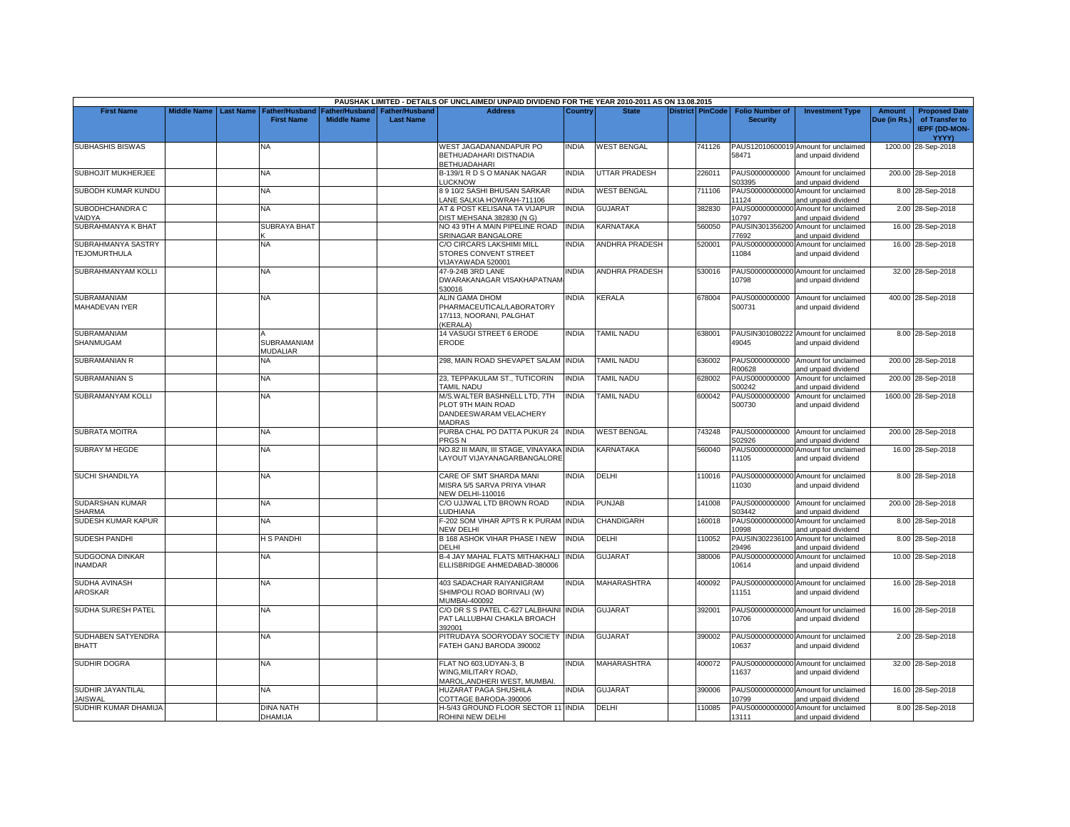PAUSHAK LIMITED - DETAILS OF UNCLAIMED/ UNPAID DIVIDEND FOR THE YEAR 2010-2011 AS ON 13.08.2015

| First Name | Middle Name | Last Name | Father/Husband First Name | Father/Husband Middle Name | Father/Husband Last Name | Address | Country | State | District | PinCode | Folio Number of Security | Investment Type | Amount Due (in Rs.) | Proposed Date of Transfer to IEPF (DD-MON-YYYY) |
|---|---|---|---|---|---|---|---|---|---|---|---|---|---|---|
| SUBHASHIS BISWAS | | | NA | | | WEST JAGADANANDAPUR PO BETHUADAHARI DISTNADIA BETHUADAHARI | INDIA | WEST BENGAL | | 741126 | PAUS12010600019 58471 | Amount for unclaimed and unpaid dividend | 1200.00 | 28-Sep-2018 |
| SUBHOJIT MUKHERJEE | | | NA | | | B-139/1 R D S O MANAK NAGAR LUCKNOW | INDIA | UTTAR PRADESH | | 226011 | PAUS0000000000 S03395 | Amount for unclaimed and unpaid dividend | 200.00 | 28-Sep-2018 |
| SUBODH KUMAR KUNDU | | | NA | | | 8 9 10/2 SASHI BHUSAN SARKAR LANE SALKIA HOWRAH-711106 | INDIA | WEST BENGAL | | 711106 | PAUS00000000000 11124 | Amount for unclaimed and unpaid dividend | 8.00 | 28-Sep-2018 |
| SUBODHCHANDRA C VAIDYA | | | NA | | | AT & POST KELISANA TA VIJAPUR DIST MEHSANA 382830 (N G) | INDIA | GUJARAT | | 382830 | PAUS00000000000 10797 | Amount for unclaimed and unpaid dividend | 2.00 | 28-Sep-2018 |
| SUBRAHMANYA K BHAT | | | SUBRAYA BHAT K | | | NO 43 9TH A MAIN PIPELINE ROAD SRINAGAR BANGALORE | INDIA | KARNATAKA | | 560050 | PAUSIN301356200 77692 | Amount for unclaimed and unpaid dividend | 16.00 | 28-Sep-2018 |
| SUBRAHMANYA SASTRY TEJOMURTHULA | | | NA | | | C/O CIRCARS LAKSHIMI MILL STORES CONVENT STREET VIJAYAWADA 520001 | INDIA | ANDHRA PRADESH | | 520001 | PAUS00000000000 11084 | Amount for unclaimed and unpaid dividend | 16.00 | 28-Sep-2018 |
| SUBRAHMANYAM KOLLI | | | NA | | | 47-9-24B 3RD LANE DWARAKANAGAR VISAKHAPATNAM 530016 | INDIA | ANDHRA PRADESH | | 530016 | PAUS00000000000 10798 | Amount for unclaimed and unpaid dividend | 32.00 | 28-Sep-2018 |
| SUBRAMANIAM MAHADEVAN IYER | | | NA | | | ALIN GAMA DHOM PHARMACEUTICAL/LABORATORY 17/113, NOORANI, PALGHAT (KERALA) | INDIA | KERALA | | 678004 | PAUS0000000000 S00731 | Amount for unclaimed and unpaid dividend | 400.00 | 28-Sep-2018 |
| SUBRAMANIAM SHANMUGAM | | | A SUBRAMANIAM MUDALIAR | | | 14 VASUGI STREET 6 ERODE ERODE | INDIA | TAMIL NADU | | 638001 | PAUSIN301080222 49045 | Amount for unclaimed and unpaid dividend | 8.00 | 28-Sep-2018 |
| SUBRAMANIAN R | | | NA | | | 298, MAIN ROAD SHEVAPET SALAM | INDIA | TAMIL NADU | | 636002 | PAUS0000000000 R00628 | Amount for unclaimed and unpaid dividend | 200.00 | 28-Sep-2018 |
| SUBRAMANIAN S | | | NA | | | 23, TEPPAKULAM ST., TUTICORIN TAMIL NADU | INDIA | TAMIL NADU | | 628002 | PAUS0000000000 S00242 | Amount for unclaimed and unpaid dividend | 200.00 | 28-Sep-2018 |
| SUBRAMANYAM KOLLI | | | NA | | | M/S.WALTER BASHNELL LTD, 7TH PLOT 9TH MAIN ROAD DANDEESWARAM VELACHERY MADRAS | INDIA | TAMIL NADU | | 600042 | PAUS0000000000 S00730 | Amount for unclaimed and unpaid dividend | 1600.00 | 28-Sep-2018 |
| SUBRATA MOITRA | | | NA | | | PURBA CHAL PO DATTA PUKUR 24 PRGS N | INDIA | WEST BENGAL | | 743248 | PAUS0000000000 S02926 | Amount for unclaimed and unpaid dividend | 200.00 | 28-Sep-2018 |
| SUBRAY M HEGDE | | | NA | | | NO.82 III MAIN, III STAGE, VINAYAKA LAYOUT VIJAYANAGARBANGALORE | INDIA | KARNATAKA | | 560040 | PAUS00000000000 11105 | Amount for unclaimed and unpaid dividend | 16.00 | 28-Sep-2018 |
| SUCHI SHANDILYA | | | NA | | | CARE OF SMT SHARDA MANI MISRA 5/5 SARVA PRIYA VIHAR NEW DELHI-110016 | INDIA | DELHI | | 110016 | PAUS00000000000 11030 | Amount for unclaimed and unpaid dividend | 8.00 | 28-Sep-2018 |
| SUDARSHAN KUMAR SHARMA | | | NA | | | C/O UJJWAL LTD BROWN ROAD LUDHIANA | INDIA | PUNJAB | | 141008 | PAUS0000000000 S03442 | Amount for unclaimed and unpaid dividend | 200.00 | 28-Sep-2018 |
| SUDESH KUMAR KAPUR | | | NA | | | F-202 SOM VIHAR APTS R K PURAM NEW DELHI | INDIA | CHANDIGARH | | 160018 | PAUS00000000000 10998 | Amount for unclaimed and unpaid dividend | 8.00 | 28-Sep-2018 |
| SUDESH PANDHI | | | H S PANDHI | | | B 168 ASHOK VIHAR PHASE I NEW DELHI | INDIA | DELHI | | 110052 | PAUSIN302236100 29496 | Amount for unclaimed and unpaid dividend | 8.00 | 28-Sep-2018 |
| SUDGOONA DINKAR INAMDAR | | | NA | | | B-4 JAY MAHAL FLATS MITHAKHALI ELLISBRIDGE AHMEDABAD-380006 | INDIA | GUJARAT | | 380006 | PAUS00000000000 10614 | Amount for unclaimed and unpaid dividend | 10.00 | 28-Sep-2018 |
| SUDHA AVINASH AROSKAR | | | NA | | | 403 SADACHAR RAIYANIGRAM SHIMPOLI ROAD BORIVALI (W) MUMBAI-400092 | INDIA | MAHARASHTRA | | 400092 | PAUS00000000000 11151 | Amount for unclaimed and unpaid dividend | 16.00 | 28-Sep-2018 |
| SUDHA SURESH PATEL | | | NA | | | C/O DR S S PATEL C-627 LALBHAINI PAT LALLUBHAI CHAKLA BROACH 392001 | INDIA | GUJARAT | | 392001 | PAUS00000000000 10706 | Amount for unclaimed and unpaid dividend | 16.00 | 28-Sep-2018 |
| SUDHABEN SATYENDRA BHATT | | | NA | | | PITRUDAYA SOORYODAY SOCIETY FATEH GANJ BARODA 390002 | INDIA | GUJARAT | | 390002 | PAUS00000000000 10637 | Amount for unclaimed and unpaid dividend | 2.00 | 28-Sep-2018 |
| SUDHIR DOGRA | | | NA | | | FLAT NO 603,UDYAN-3, B WING,MILITARY ROAD, MAROL,ANDHERI WEST, MUMBAI. | INDIA | MAHARASHTRA | | 400072 | PAUS00000000000 11637 | Amount for unclaimed and unpaid dividend | 32.00 | 28-Sep-2018 |
| SUDHIR JAYANTILAL JAISWAL | | | NA | | | HUZARAT PAGA SHUSHILA COTTAGE BARODA-390006 | INDIA | GUJARAT | | 390006 | PAUS00000000000 10799 | Amount for unclaimed and unpaid dividend | 16.00 | 28-Sep-2018 |
| SUDHIR KUMAR DHAMIJA | | | DINA NATH DHAMIJA | | | H-5/43 GROUND FLOOR SECTOR 11 ROHINI NEW DELHI | INDIA | DELHI | | 110085 | PAUS00000000000 13111 | Amount for unclaimed and unpaid dividend | 8.00 | 28-Sep-2018 |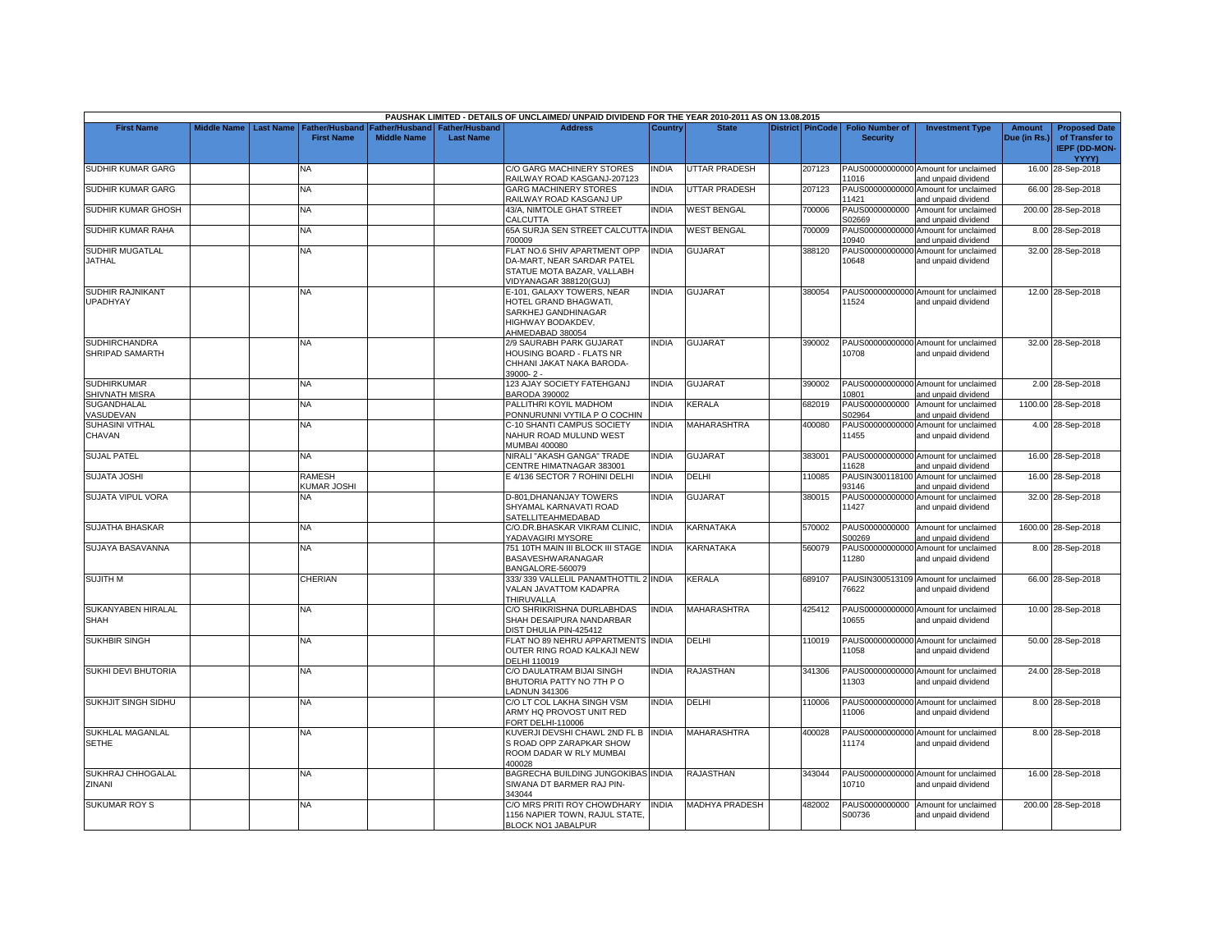PAUSHAK LIMITED - DETAILS OF UNCLAIMED/ UNPAID DIVIDEND FOR THE YEAR 2010-2011 AS ON 13.08.2015

| First Name | Middle Name | Last Name | Father/Husband First Name | Father/Husband Middle Name | Father/Husband Last Name | Address | Country | State | District | PinCode | Folio Number of Security | Investment Type | Amount Due (in Rs.) | Proposed Date of Transfer to IEPF (DD-MON-YYYY) |
|---|---|---|---|---|---|---|---|---|---|---|---|---|---|---|
| SUDHIR KUMAR GARG | | | NA | | | C/O GARG MACHINERY STORES RAILWAY ROAD KASGANJ-207123 | INDIA | UTTAR PRADESH | | 207123 | PAUS00000000000011016 | Amount for unclaimed and unpaid dividend | 16.00 | 28-Sep-2018 |
| SUDHIR KUMAR GARG | | | NA | | | GARG MACHINERY STORES RAILWAY ROAD KASGANJ UP | INDIA | UTTAR PRADESH | | 207123 | PAUS00000000000011421 | Amount for unclaimed and unpaid dividend | 66.00 | 28-Sep-2018 |
| SUDHIR KUMAR GHOSH | | | NA | | | 43/A, NIMTOLE GHAT STREET CALCUTTA | INDIA | WEST BENGAL | | 700006 | PAUS0000000000S02669 | Amount for unclaimed and unpaid dividend | 200.00 | 28-Sep-2018 |
| SUDHIR KUMAR RAHA | | | NA | | | 65A SURJA SEN STREET CALCUTTA-700009 | INDIA | WEST BENGAL | | 700009 | PAUS00000000000010940 | Amount for unclaimed and unpaid dividend | 8.00 | 28-Sep-2018 |
| SUDHIR MUGATLAL JATHAL | | | NA | | | FLAT NO.6 SHIV APARTMENT OPP DA-MART, NEAR SARDAR PATEL STATUE MOTA BAZAR, VALLABH VIDYANAGAR 388120(GUJ) | INDIA | GUJARAT | | 388120 | PAUS00000000000010648 | Amount for unclaimed and unpaid dividend | 32.00 | 28-Sep-2018 |
| SUDHIR RAJNIKANT UPADHYAY | | | NA | | | E-101, GALAXY TOWERS, NEAR HOTEL GRAND BHAGWATI, SARKHEJ GANDHINAGAR HIGHWAY BODAKDEV, AHMEDABAD 380054 | INDIA | GUJARAT | | 380054 | PAUS00000000000011524 | Amount for unclaimed and unpaid dividend | 12.00 | 28-Sep-2018 |
| SUDHIRCHANDRA SHRIPAD SAMARTH | | | NA | | | 2/9 SAURABH PARK GUJARAT HOUSING BOARD - FLATS NR CHHANI JAKAT NAKA BARODA-39000- 2 - | INDIA | GUJARAT | | 390002 | PAUS00000000000010708 | Amount for unclaimed and unpaid dividend | 32.00 | 28-Sep-2018 |
| SUDHIRKUMAR SHIVNATH MISRA | | | NA | | | 123 AJAY SOCIETY FATEHGANJ BARODA 390002 | INDIA | GUJARAT | | 390002 | PAUS00000000000010801 | Amount for unclaimed and unpaid dividend | 2.00 | 28-Sep-2018 |
| SUGANDHALAL VASUDEVAN | | | NA | | | PALLITHRI KOYIL MADHOM PONNURUNNI VYTILA P O COCHIN | INDIA | KERALA | | 682019 | PAUS0000000000S02964 | Amount for unclaimed and unpaid dividend | 1100.00 | 28-Sep-2018 |
| SUHASINI VITHAL CHAVAN | | | NA | | | C-10 SHANTI CAMPUS SOCIETY NAHUR ROAD MULUND WEST MUMBAI 400080 | INDIA | MAHARASHTRA | | 400080 | PAUS00000000000011455 | Amount for unclaimed and unpaid dividend | 4.00 | 28-Sep-2018 |
| SUJAL PATEL | | | NA | | | NIRALI "AKASH GANGA" TRADE CENTRE HIMATNAGAR 383001 | INDIA | GUJARAT | | 383001 | PAUS00000000000011628 | Amount for unclaimed and unpaid dividend | 16.00 | 28-Sep-2018 |
| SUJATA JOSHI | | | RAMESH KUMAR JOSHI | | | E 4/136 SECTOR 7 ROHINI DELHI | INDIA | DELHI | | 110085 | PAUSIN30011810093146 | Amount for unclaimed and unpaid dividend | 16.00 | 28-Sep-2018 |
| SUJATA VIPUL VORA | | | NA | | | D-801,DHANANJAY TOWERS SHYAMAL KARNAVATI ROAD SATELLITEAHMEDABAD | INDIA | GUJARAT | | 380015 | PAUS00000000000011427 | Amount for unclaimed and unpaid dividend | 32.00 | 28-Sep-2018 |
| SUJATHA BHASKAR | | | NA | | | C/O.DR.BHASKAR VIKRAM CLINIC, YADAVAGIRI MYSORE | INDIA | KARNATAKA | | 570002 | PAUS0000000000S00269 | Amount for unclaimed and unpaid dividend | 1600.00 | 28-Sep-2018 |
| SUJAYA BASAVANNA | | | NA | | | 751 10TH MAIN III BLOCK III STAGE BASAVESHWARANAGAR BANGALORE-560079 | INDIA | KARNATAKA | | 560079 | PAUS00000000000011280 | Amount for unclaimed and unpaid dividend | 8.00 | 28-Sep-2018 |
| SUJITH M | | | CHERIAN | | | 333/ 339 VALLELIL PANAMTHOTTIL 2 VALAN JAVATTOM KADAPRA THIRUVALLA | INDIA | KERALA | | 689107 | PAUSIN30051310976622 | Amount for unclaimed and unpaid dividend | 66.00 | 28-Sep-2018 |
| SUKANYABEN HIRALAL SHAH | | | NA | | | C/O SHRIKRISHNA DURLABHDAS SHAH DESAIPURA NANDARBAR DIST DHULIA PIN-425412 | INDIA | MAHARASHTRA | | 425412 | PAUS00000000000010655 | Amount for unclaimed and unpaid dividend | 10.00 | 28-Sep-2018 |
| SUKHBIR SINGH | | | NA | | | FLAT NO 89 NEHRU APPARTMENTS OUTER RING ROAD KALKAJI NEW DELHI 110019 | INDIA | DELHI | | 110019 | PAUS00000000000011058 | Amount for unclaimed and unpaid dividend | 50.00 | 28-Sep-2018 |
| SUKHI DEVI BHUTORIA | | | NA | | | C/O DAULATRAM BIJAI SINGH BHUTORIA PATTY NO 7TH P O LADNUN 341306 | INDIA | RAJASTHAN | | 341306 | PAUS00000000000011303 | Amount for unclaimed and unpaid dividend | 24.00 | 28-Sep-2018 |
| SUKHJIT SINGH SIDHU | | | NA | | | C/O LT COL LAKHA SINGH VSM ARMY HQ PROVOST UNIT RED FORT DELHI-110006 | INDIA | DELHI | | 110006 | PAUS00000000000011006 | Amount for unclaimed and unpaid dividend | 8.00 | 28-Sep-2018 |
| SUKHLAL MAGANLAL SETHE | | | NA | | | KUVERJI DEVSHI CHAWL 2ND FL B S ROAD OPP ZARAPKAR SHOW ROOM DADAR W RLY MUMBAI 400028 | INDIA | MAHARASHTRA | | 400028 | PAUS00000000000011174 | Amount for unclaimed and unpaid dividend | 8.00 | 28-Sep-2018 |
| SUKHRAJ CHHOGALAL ZINANI | | | NA | | | BAGRECHA BUILDING JUNGOKIBAS SIWANA DT BARMER RAJ PIN-343044 | INDIA | RAJASTHAN | | 343044 | PAUS00000000000010710 | Amount for unclaimed and unpaid dividend | 16.00 | 28-Sep-2018 |
| SUKUMAR ROY S | | | NA | | | C/O MRS PRITI ROY CHOWDHARY 1156 NAPIER TOWN, RAJUL STATE, BLOCK NO1 JABALPUR | INDIA | MADHYA PRADESH | | 482002 | PAUS0000000000S00736 | Amount for unclaimed and unpaid dividend | 200.00 | 28-Sep-2018 |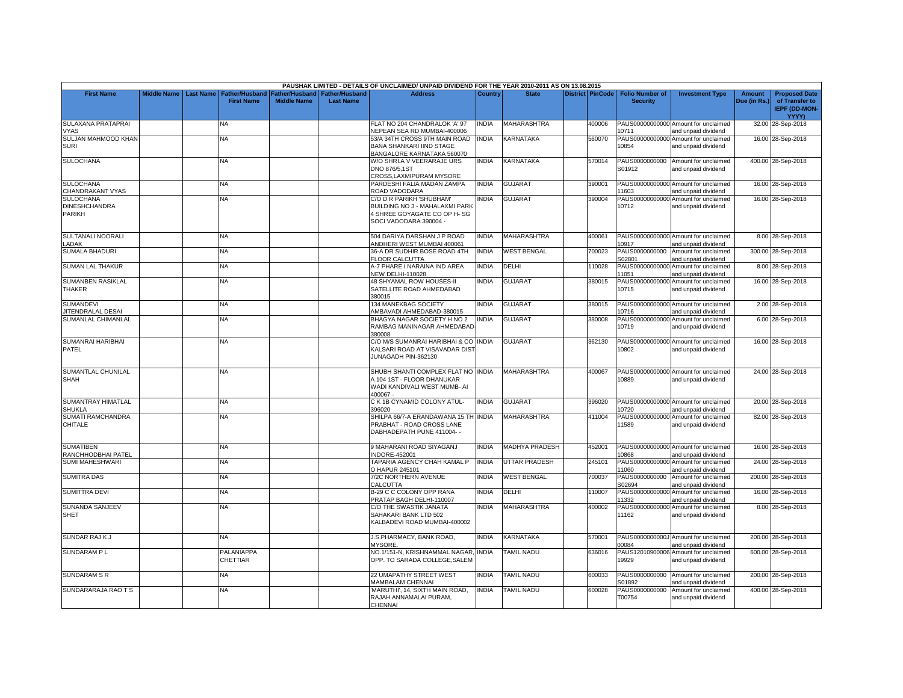| PAUSHAK LIMITED - DETAILS OF UNCLAIMED/ UNPAID DIVIDEND FOR THE YEAR 2010-2011 AS ON 13.08.2015 | | | | | | | | | | | | | | | |
|---|---|---|---|---|---|---|---|---|---|---|---|---|---|---|---|
| First Name | Middle Name | Last Name | Father/Husband First Name | Father/Husband Middle Name | Father/Husband Last Name | Address | Country | State | District | PinCode | Folio Number of Security | Investment Type | Amount Due (in Rs.) | Proposed Date of Transfer to IEPF (DD-MON-YYYY) |
| SULAXANA PRATAPRAI VYAS | | | NA | | | FLAT NO 204 CHANDRALOK 'A' 97 NEPEAN SEA RD MUMBAI-400006 | INDIA | MAHARASHTRA | | 400006 | PAUS00000000000010711 | Amount for unclaimed and unpaid dividend | 32.00 | 28-Sep-2018 |
| SULJAN MAHMOOD KHAN SURI | | | NA | | | 53/A 34TH CROSS 9TH MAIN ROAD BANA SHANKARI IIND STAGE BANGALORE KARNATAKA 560070 | INDIA | KARNATAKA | | 560070 | PAUS00000000000010854 | Amount for unclaimed and unpaid dividend | 16.00 | 28-Sep-2018 |
| SULOCHANA | | | NA | | | W/O SHRI.A V VEERARAJE URS DNO 876/5,1ST CROSS,LAXMIPURAM MYSORE | INDIA | KARNATAKA | | 570014 | PAUS0000000000S01912 | Amount for unclaimed and unpaid dividend | 400.00 | 28-Sep-2018 |
| SULOCHANA CHANDRAKANT VYAS | | | NA | | | PARDESHI FALIA MADAN ZAMPA ROAD VADODARA | INDIA | GUJARAT | | 390001 | PAUS00000000000011603 | Amount for unclaimed and unpaid dividend | 16.00 | 28-Sep-2018 |
| SULOCHANA DINESHCHANDRA PARIKH | | | NA | | | C/O D R PARIKH 'SHUBHAM' BUILDING NO 3 - MAHALAXMI PARK 4 SHREE GOYAGATE CO OP H- SG SOCI VADODARA 390004 - | INDIA | GUJARAT | | 390004 | PAUS00000000000010712 | Amount for unclaimed and unpaid dividend | 16.00 | 28-Sep-2018 |
| SULTANALI NOORALI LADAK | | | NA | | | 504 DARIYA DARSHAN J P ROAD ANDHERI WEST MUMBAI 400061 | INDIA | MAHARASHTRA | | 400061 | PAUS00000000000010917 | Amount for unclaimed and unpaid dividend | 8.00 | 28-Sep-2018 |
| SUMALA BHADURI | | | NA | | | 36-A DR SUDHIR BOSE ROAD 4TH FLOOR CALCUTTA | INDIA | WEST BENGAL | | 700023 | PAUS0000000000S02801 | Amount for unclaimed and unpaid dividend | 300.00 | 28-Sep-2018 |
| SUMAN LAL THAKUR | | | NA | | | A-7 PHARE I NARAINA IND AREA NEW DELHI-110028 | INDIA | DELHI | | 110028 | PAUS00000000000011051 | Amount for unclaimed and unpaid dividend | 8.00 | 28-Sep-2018 |
| SUMANBEN RASIKLAL THAKER | | | NA | | | 48 SHYAMAL ROW HOUSES-II SATELLITE ROAD AHMEDABAD 380015 | INDIA | GUJARAT | | 380015 | PAUS00000000000010715 | Amount for unclaimed and unpaid dividend | 16.00 | 28-Sep-2018 |
| SUMANDEVI JITENDRALAL DESAI | | | NA | | | 134 MANEKBAG SOCIETY AMBAVADI AHMEDABAD-380015 | INDIA | GUJARAT | | 380015 | PAUS00000000000010716 | Amount for unclaimed and unpaid dividend | 2.00 | 28-Sep-2018 |
| SUMANLAL CHIMANLAL | | | NA | | | BHAGYA NAGAR SOCIETY H NO 2 RAMBAG MANINAGAR AHMEDABAD-380008 | INDIA | GUJARAT | | 380008 | PAUS00000000000010719 | Amount for unclaimed and unpaid dividend | 6.00 | 28-Sep-2018 |
| SUMANRAI HARIBHAI PATEL | | | NA | | | C/O M/S SUMANRAI HARIBHAI & CO KALSARI ROAD AT VISAVADAR DIST JUNAGADH PIN-362130 | INDIA | GUJARAT | | 362130 | PAUS00000000000010802 | Amount for unclaimed and unpaid dividend | 16.00 | 28-Sep-2018 |
| SUMANTLAL CHUNILAL SHAH | | | NA | | | SHUBH SHANTI COMPLEX FLAT NO A 104 1ST - FLOOR DHANUKAR WADI KANDIVALI WEST MUMB- AI 400067 - | INDIA | MAHARASHTRA | | 400067 | PAUS00000000000010889 | Amount for unclaimed and unpaid dividend | 24.00 | 28-Sep-2018 |
| SUMANTRAY HIMATLAL SHUKLA | | | NA | | | C K 1B CYNAMID COLONY ATUL-396020 | INDIA | GUJARAT | | 396020 | PAUS00000000000010720 | Amount for unclaimed and unpaid dividend | 20.00 | 28-Sep-2018 |
| SUMATI RAMCHANDRA CHITALE | | | NA | | | SHILPA 66/7-A ERANDAWANA 15 TH PRABHAT - ROAD CROSS LANE DABHADEPATH PUNE 411004- - | INDIA | MAHARASHTRA | | 411004 | PAUS00000000000011589 | Amount for unclaimed and unpaid dividend | 82.00 | 28-Sep-2018 |
| SUMATIBEN RANCHHODBHAI PATEL | | | NA | | | 9 MAHARANI ROAD SIYAGANJ INDORE-452001 | INDIA | MADHYA PRADESH | | 452001 | PAUS00000000000010868 | Amount for unclaimed and unpaid dividend | 16.00 | 28-Sep-2018 |
| SUMI MAHESHWARI | | | NA | | | TAPARIA AGENCY CHAH KAMAL P O HAPUR 245101 | INDIA | UTTAR PRADESH | | 245101 | PAUS00000000000011060 | Amount for unclaimed and unpaid dividend | 24.00 | 28-Sep-2018 |
| SUMITRA DAS | | | NA | | | 7/2C NORTHERN AVENUE CALCUTTA | INDIA | WEST BENGAL | | 700037 | PAUS0000000000S02694 | Amount for unclaimed and unpaid dividend | 200.00 | 28-Sep-2018 |
| SUMITTRA DEVI | | | NA | | | B-29 C C COLONY OPP RANA PRATAP BAGH DELHI-110007 | INDIA | DELHI | | 110007 | PAUS00000000000011332 | Amount for unclaimed and unpaid dividend | 16.00 | 28-Sep-2018 |
| SUNANDA SANJEEV SHET | | | NA | | | C/O THE SWASTIK JANATA SAHAKARI BANK LTD 502 KALBADEVI ROAD MUMBAI-400002 | INDIA | MAHARASHTRA | | 400002 | PAUS00000000000011162 | Amount for unclaimed and unpaid dividend | 8.00 | 28-Sep-2018 |
| SUNDAR RAJ K J | | | NA | | | J.S.PHARMACY, BANK ROAD, MYSORE. | INDIA | KARNATAKA | | 570001 | PAUS0000000000J00084 | Amount for unclaimed and unpaid dividend | 200.00 | 28-Sep-2018 |
| SUNDARAM P L | | | PALANIAPPA CHETTIAR | | | NO.1/151-N, KRISHNAMMAL NAGAR, OPP. TO SARADA COLLEGE,SALEM | INDIA | TAMIL NADU | | 636016 | PAUS1201090000619929 | Amount for unclaimed and unpaid dividend | 600.00 | 28-Sep-2018 |
| SUNDARAM S R | | | NA | | | 22 UMAPATHY STREET WEST MAMBALAM CHENNAI | INDIA | TAMIL NADU | | 600033 | PAUS0000000000S01892 | Amount for unclaimed and unpaid dividend | 200.00 | 28-Sep-2018 |
| SUNDARARAJA RAO T S | | | NA | | | 'MARUTHI', 14, SIXTH MAIN ROAD, RAJAH ANNAMALAI PURAM, CHENNAI | INDIA | TAMIL NADU | | 600028 | PAUS0000000000T00754 | Amount for unclaimed and unpaid dividend | 400.00 | 28-Sep-2018 |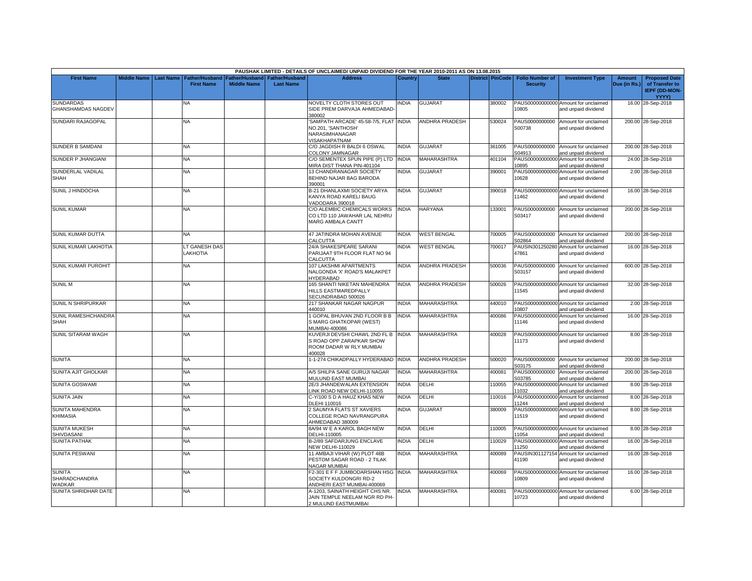| PAUSHAK LIMITED - DETAILS OF UNCLAIMED/ UNPAID DIVIDEND FOR THE YEAR 2010-2011 AS ON 13.08.2015 | | | | | | | | | | | | | | | |
|---|---|---|---|---|---|---|---|---|---|---|---|---|---|---|---|
| First Name | Middle Name | Last Name | Father/Husband First Name | Father/Husband Middle Name | Father/Husband Last Name | Address | Country | State | District | PinCode | Folio Number of Security | Investment Type | Amount Due (in Rs.) | Proposed Date of Transfer to IEPF (DD-MON-YYYY) |
| SUNDARDAS GHANSHAMDAS NAGDEV | | | NA | | | NOVELTY CLOTH STORES OUT SIDE PREM DARVAJA AHMEDABAD-380002 | INDIA | GUJARAT | | 380002 | PAUS00000000000010805 | Amount for unclaimed and unpaid dividend | 16.00 | 28-Sep-2018 |
| SUNDARI RAJAGOPAL | | | NA | | | 'SAMPATH ARCADE' 45-58-7/5, FLAT NO.201, 'SANTHOSH' NARASIMHANAGAR VISAKHAPATNAM | INDIA | ANDHRA PRADESH | | 530024 | PAUS0000000000S00738 | Amount for unclaimed and unpaid dividend | 200.00 | 28-Sep-2018 |
| SUNDER B SAMDANI | | | NA | | | C/O JAGDISH R BALDI 6 OSWAL COLONY JAMNAGAR | INDIA | GUJARAT | | 361005 | PAUS0000000000S04913 | Amount for unclaimed and unpaid dividend | 200.00 | 28-Sep-2018 |
| SUNDER P JHANGIANI | | | NA | | | C/O SEMENTEX SPUN PIPE (P) LTD MIRA DIST THANA PIN-401104 | INDIA | MAHARASHTRA | | 401104 | PAUS00000000000010895 | Amount for unclaimed and unpaid dividend | 24.00 | 28-Sep-2018 |
| SUNDERLAL VADILAL SHAH | | | NA | | | 13 CHANDRANAGAR SOCIETY BEHIND NAJAR BAG BARODA 390001 | INDIA | GUJARAT | | 390001 | PAUS00000000000010628 | Amount for unclaimed and unpaid dividend | 2.00 | 28-Sep-2018 |
| SUNIL J HINDOCHA | | | NA | | | B-21 DHANLAXMI SOCIETY ARYA KANYA ROAD KARELI BAUG VADODARA 390018 | INDIA | GUJARAT | | 390018 | PAUS00000000000011462 | Amount for unclaimed and unpaid dividend | 16.00 | 28-Sep-2018 |
| SUNIL KUMAR | | | NA | | | C/O ALEMBIC CHEMICALS WORKS CO LTD 110 JAWAHAR LAL NEHRU MARG AMBALA CANTT | INDIA | HARYANA | | 133001 | PAUS0000000000S03417 | Amount for unclaimed and unpaid dividend | 200.00 | 28-Sep-2018 |
| SUNIL KUMAR DUTTA | | | NA | | | 47 JATINDRA MOHAN AVENUE CALCUTTA | INDIA | WEST BENGAL | | 700005 | PAUS0000000000S02864 | Amount for unclaimed and unpaid dividend | 200.00 | 28-Sep-2018 |
| SUNIL KUMAR LAKHOTIA | | | LT GANESH DAS LAKHOTIA | | | 24/A SHAKESPEARE SARANI PARIJAAT 9TH FLOOR FLAT NO 94 CALCUTTA | INDIA | WEST BENGAL | | 700017 | PAUSIN30125028047861 | Amount for unclaimed and unpaid dividend | 16.00 | 28-Sep-2018 |
| SUNIL KUMAR PUROHIT | | | NA | | | 107 LAKSHMI APARTMENTS NALGONDA 'X' ROAD'S MALAKPET HYDERABAD | INDIA | ANDHRA PRADESH | | 500036 | PAUS0000000000S03157 | Amount for unclaimed and unpaid dividend | 600.00 | 28-Sep-2018 |
| SUNIL M | | | NA | | | 165 SHANTI NIKETAN MAHENDRA HILLS EASTMAREDPALLY SECUNDRABAD 500026 | INDIA | ANDHRA PRADESH | | 500026 | PAUS00000000000011545 | Amount for unclaimed and unpaid dividend | 32.00 | 28-Sep-2018 |
| SUNIL N SHRIPURKAR | | | NA | | | 217 SHANKAR NAGAR NAGPUR 440010 | INDIA | MAHARASHTRA | | 440010 | PAUS00000000000010807 | Amount for unclaimed and unpaid dividend | 2.00 | 28-Sep-2018 |
| SUNIL RAMESHCHANDRA SHAH | | | NA | | | 1 GOPAL BHUVAN 2ND FLOOR B B S MARG GHATKOPAR (WEST) MUMBAI-400086 | INDIA | MAHARASHTRA | | 400086 | PAUS00000000000011146 | Amount for unclaimed and unpaid dividend | 16.00 | 28-Sep-2018 |
| SUNIL SITARAM WAGH | | | NA | | | KUVERJI DEVSHI CHAWL 2ND FL B S ROAD OPP ZARAPKAR SHOW ROOM DADAR W RLY MUMBAI 400028 | INDIA | MAHARASHTRA | | 400028 | PAUS00000000000011173 | Amount for unclaimed and unpaid dividend | 8.00 | 28-Sep-2018 |
| SUNITA | | | NA | | | 1-1-274 CHIKADPALLY HYDERABAD | INDIA | ANDHRA PRADESH | | 500020 | PAUS0000000000S03175 | Amount for unclaimed and unpaid dividend | 200.00 | 28-Sep-2018 |
| SUNITA AJIT GHOLKAR | | | NA | | | A/5 SHILPA SANE GURUJI NAGAR MULUND EAST MUMBAI | INDIA | MAHARASHTRA | | 400081 | PAUS0000000000S03785 | Amount for unclaimed and unpaid dividend | 200.00 | 28-Sep-2018 |
| SUNITA GOSWAMI | | | NA | | | 2E/3 JHANDEWALAN EXTENSION LINK ROAD NEW DELHI-110055 | INDIA | DELHI | | 110055 | PAUS00000000000011032 | Amount for unclaimed and unpaid dividend | 8.00 | 28-Sep-2018 |
| SUNITA JAIN | | | NA | | | C-Y/100 S D A HAUZ KHAS NEW DLEHI 110016 | INDIA | DELHI | | 110016 | PAUS00000000000011244 | Amount for unclaimed and unpaid dividend | 8.00 | 28-Sep-2018 |
| SUNITA MAHENDRA KHIMASIA | | | NA | | | 2 SAUMYA FLATS ST XAVIERS COLLEGE ROAD NAVRANGPURA AHMEDABAD 380009 | INDIA | GUJARAT | | 380009 | PAUS00000000000011519 | Amount for unclaimed and unpaid dividend | 8.00 | 28-Sep-2018 |
| SUNITA MUKESH SHIVDASANI | | | NA | | | 8A/94 W E A KAROL BAGH NEW DELHI-110005 | INDIA | DELHI | | 110005 | PAUS00000000000011054 | Amount for unclaimed and unpaid dividend | 8.00 | 28-Sep-2018 |
| SUNITA PATHAK | | | NA | | | B-2/89 SAFDARJUNG ENCLAVE NEW DELHI-110029 | INDIA | DELHI | | 110029 | PAUS00000000000011250 | Amount for unclaimed and unpaid dividend | 16.00 | 28-Sep-2018 |
| SUNITA PESWANI | | | NA | | | 11 AMBAJI VIHAR (W) PLOT 48B PESTOM SAGAR ROAD - 2 TILAK NAGAR MUMBAI | INDIA | MAHARASHTRA | | 400089 | PAUSIN30112715441190 | Amount for unclaimed and unpaid dividend | 16.00 | 28-Sep-2018 |
| SUNITA SHARADCHANDRA WADKAR | | | NA | | | F2-301 E F F JUMBODARSHAN HSG SOCIETY KULDONGRI RD-2 ANDHERI EAST MUMBAI-400069 | INDIA | MAHARASHTRA | | 400069 | PAUS00000000000010809 | Amount for unclaimed and unpaid dividend | 16.00 | 28-Sep-2018 |
| SUNITA SHRIDHAR DATE | | | NA | | | A-1203, SAINATH HEIGHT CHS NR. JAIN TEMPLE NEELAM NGR RD PH-2 MULUND EASTMUMBAI | INDIA | MAHARASHTRA | | 400081 | PAUS00000000000010723 | Amount for unclaimed and unpaid dividend | 6.00 | 28-Sep-2018 |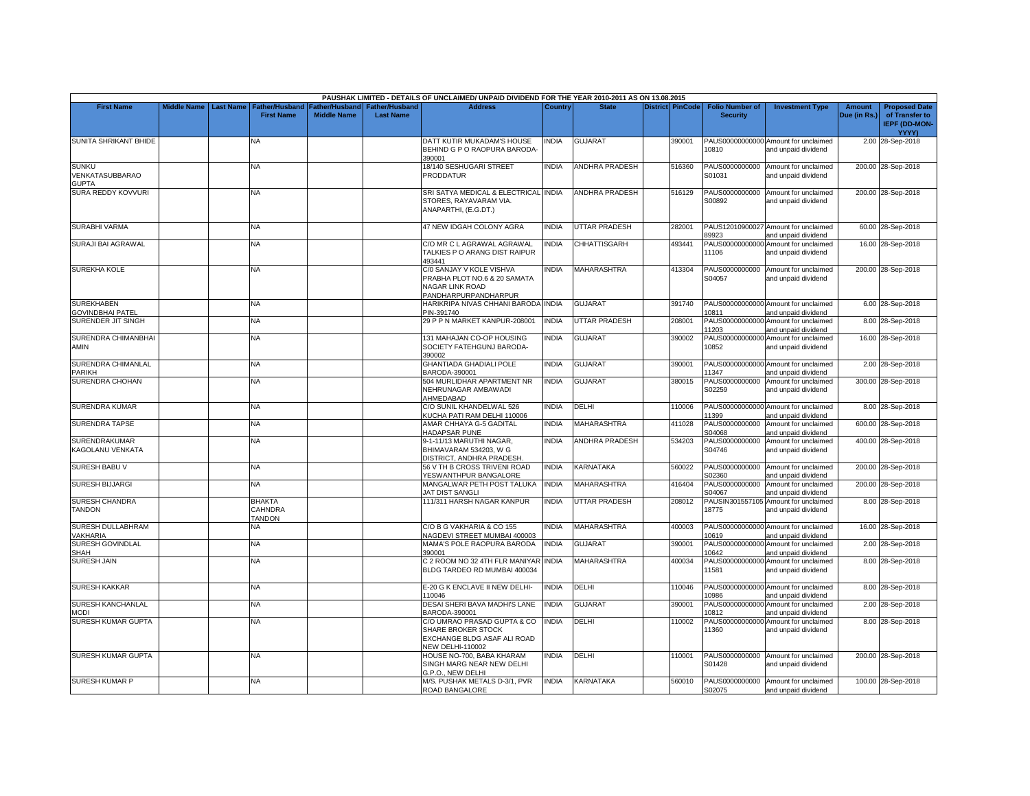| PAUSHAK LIMITED - DETAILS OF UNCLAIMED/ UNPAID DIVIDEND FOR THE YEAR 2010-2011 AS ON 13.08.2015 | | | | | | | | | | | | | | | |
|---|---|---|---|---|---|---|---|---|---|---|---|---|---|---|---|
| First Name | Middle Name | Last Name | Father/Husband First Name | Father/Husband Middle Name | Father/Husband Last Name | Address | Country | State | District | PinCode | Folio Number of Security | Investment Type | Amount Due (in Rs.) | Proposed Date of Transfer to IEPF (DD-MON-YYYY) |
| SUNITA SHRIKANT BHIDE | | | NA | | | DATT KUTIR MUKADAM'S HOUSE BEHIND G P O RAOPURA BARODA-390001 | INDIA | GUJARAT | | 390001 | PAUS00000000000 10810 | Amount for unclaimed and unpaid dividend | 2.00 | 28-Sep-2018 |
| SUNKU VENKATASUBBARAO GUPTA | | | NA | | | 18/140 SESHUGARI STREET PRODDATUR | INDIA | ANDHRA PRADESH | | 516360 | PAUS0000000000 S01031 | Amount for unclaimed and unpaid dividend | 200.00 | 28-Sep-2018 |
| SURA REDDY KOVVURI | | | NA | | | SRI SATYA MEDICAL & ELECTRICAL STORES, RAYAVARAM VIA. ANAPARTHI, (E.G.DT.) | INDIA | ANDHRA PRADESH | | 516129 | PAUS0000000000 S00892 | Amount for unclaimed and unpaid dividend | 200.00 | 28-Sep-2018 |
| SURABHI VARMA | | | NA | | | 47 NEW IDGAH COLONY AGRA | INDIA | UTTAR PRADESH | | 282001 | PAUS12010900027 89923 | Amount for unclaimed and unpaid dividend | 60.00 | 28-Sep-2018 |
| SURAJI BAI AGRAWAL | | | NA | | | C/O MR C L AGRAWAL AGRAWAL TALKIES P O ARANG DIST RAIPUR 493441 | INDIA | CHHATTISGARH | | 493441 | PAUS00000000000 11106 | Amount for unclaimed and unpaid dividend | 16.00 | 28-Sep-2018 |
| SUREKHA KOLE | | | NA | | | C/0 SANJAY V KOLE VISHVA PRABHA PLOT NO.6 & 20 SAMATA NAGAR LINK ROAD PANDHARPURPANDHARPUR | INDIA | MAHARASHTRA | | 413304 | PAUS0000000000 S04057 | Amount for unclaimed and unpaid dividend | 200.00 | 28-Sep-2018 |
| SUREKHABEN GOVINDBHAI PATEL | | | NA | | | HARIKRIPA NIVAS CHHANI BARODA PIN-391740 | INDIA | GUJARAT | | 391740 | PAUS00000000000 10811 | Amount for unclaimed and unpaid dividend | 6.00 | 28-Sep-2018 |
| SURENDER JIT SINGH | | | NA | | | 29 P P N MARKET KANPUR-208001 | INDIA | UTTAR PRADESH | | 208001 | PAUS00000000000 11203 | Amount for unclaimed and unpaid dividend | 8.00 | 28-Sep-2018 |
| SURENDRA CHIMANBHAI AMIN | | | NA | | | 131 MAHAJAN CO-OP HOUSING SOCIETY FATEHGUNJ BARODA-390002 | INDIA | GUJARAT | | 390002 | PAUS00000000000 10852 | Amount for unclaimed and unpaid dividend | 16.00 | 28-Sep-2018 |
| SURENDRA CHIMANLAL PARIKH | | | NA | | | GHANTIADA GHADIALI POLE BARODA-390001 | INDIA | GUJARAT | | 390001 | PAUS00000000000 11347 | Amount for unclaimed and unpaid dividend | 2.00 | 28-Sep-2018 |
| SURENDRA CHOHAN | | | NA | | | 504 MURLIDHAR APARTMENT NR NEHRUNAGAR AMBAWADI AHMEDABAD | INDIA | GUJARAT | | 380015 | PAUS0000000000 S02259 | Amount for unclaimed and unpaid dividend | 300.00 | 28-Sep-2018 |
| SURENDRA KUMAR | | | NA | | | C/O SUNIL KHANDELWAL 526 KUCHA PATI RAM DELHI 110006 | INDIA | DELHI | | 110006 | PAUS00000000000 11399 | Amount for unclaimed and unpaid dividend | 8.00 | 28-Sep-2018 |
| SURENDRA TAPSE | | | NA | | | AMAR CHHAYA G-5 GADITAL HADAPSAR PUNE | INDIA | MAHARASHTRA | | 411028 | PAUS0000000000 S04068 | Amount for unclaimed and unpaid dividend | 600.00 | 28-Sep-2018 |
| SURENDRAKUMAR KAGOLANU VENKATA | | | NA | | | 9-1-11/13 MARUTHI NAGAR, BHIMAVARAM 534203, W G DISTRICT, ANDHRA PRADESH. | INDIA | ANDHRA PRADESH | | 534203 | PAUS0000000000 S04746 | Amount for unclaimed and unpaid dividend | 400.00 | 28-Sep-2018 |
| SURESH BABU V | | | NA | | | 56 V TH B CROSS TRIVENI ROAD YESWANTHPUR BANGALORE | INDIA | KARNATAKA | | 560022 | PAUS0000000000 S02360 | Amount for unclaimed and unpaid dividend | 200.00 | 28-Sep-2018 |
| SURESH BIJJARGI | | | NA | | | MANGALWAR PETH POST TALUKA JAT DIST SANGLI | INDIA | MAHARASHTRA | | 416404 | PAUS0000000000 S04067 | Amount for unclaimed and unpaid dividend | 200.00 | 28-Sep-2018 |
| SURESH CHANDRA TANDON | | | BHAKTA CAHNDRA TANDON | | | 111/311 HARSH NAGAR KANPUR | INDIA | UTTAR PRADESH | | 208012 | PAUSIN301557105 18775 | Amount for unclaimed and unpaid dividend | 8.00 | 28-Sep-2018 |
| SURESH DULLABHRAM VAKHARIA | | | NA | | | C/O B G VAKHARIA & CO 155 NAGDEVI STREET MUMBAI 400003 | INDIA | MAHARASHTRA | | 400003 | PAUS00000000000 10619 | Amount for unclaimed and unpaid dividend | 16.00 | 28-Sep-2018 |
| SURESH GOVINDLAL SHAH | | | NA | | | MAMA'S POLE RAOPURA BARODA 390001 | INDIA | GUJARAT | | 390001 | PAUS00000000000 10642 | Amount for unclaimed and unpaid dividend | 2.00 | 28-Sep-2018 |
| SURESH JAIN | | | NA | | | C 2 ROOM NO 32 4TH FLR MANIYAR BLDG TARDEO RD MUMBAI 400034 | INDIA | MAHARASHTRA | | 400034 | PAUS00000000000 11581 | Amount for unclaimed and unpaid dividend | 8.00 | 28-Sep-2018 |
| SURESH KAKKAR | | | NA | | | E-20 G K ENCLAVE II NEW DELHI-110046 | INDIA | DELHI | | 110046 | PAUS00000000000 10986 | Amount for unclaimed and unpaid dividend | 8.00 | 28-Sep-2018 |
| SURESH KANCHANLAL MODI | | | NA | | | DESAI SHERI BAVA MADHI'S LANE BARODA-390001 | INDIA | GUJARAT | | 390001 | PAUS00000000000 10812 | Amount for unclaimed and unpaid dividend | 2.00 | 28-Sep-2018 |
| SURESH KUMAR GUPTA | | | NA | | | C/O UMRAO PRASAD GUPTA & CO SHARE BROKER STOCK EXCHANGE BLDG ASAF ALI ROAD NEW DELHI-110002 | INDIA | DELHI | | 110002 | PAUS00000000000 11360 | Amount for unclaimed and unpaid dividend | 8.00 | 28-Sep-2018 |
| SURESH KUMAR GUPTA | | | NA | | | HOUSE NO-700, BABA KHARAM SINGH MARG NEAR NEW DELHI G.P.O., NEW DELHI | INDIA | DELHI | | 110001 | PAUS0000000000 S01428 | Amount for unclaimed and unpaid dividend | 200.00 | 28-Sep-2018 |
| SURESH KUMAR P | | | NA | | | M/S. PUSHAK METALS D-3/1, PVR ROAD BANGALORE | INDIA | KARNATAKA | | 560010 | PAUS0000000000 S02075 | Amount for unclaimed and unpaid dividend | 100.00 | 28-Sep-2018 |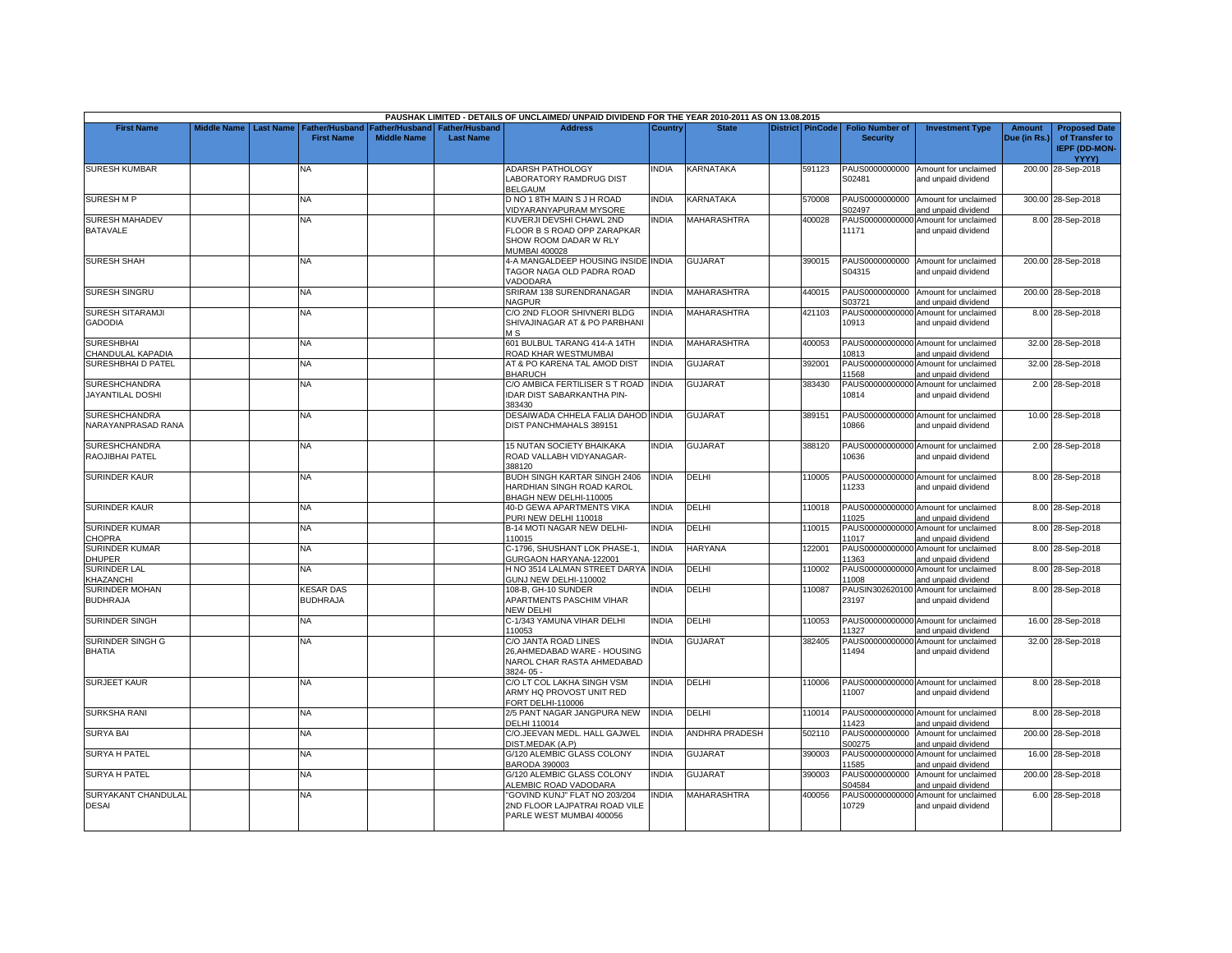PAUSHAK LIMITED - DETAILS OF UNCLAIMED/ UNPAID DIVIDEND FOR THE YEAR 2010-2011 AS ON 13.08.2015

| First Name | Middle Name | Last Name | Father/Husband First Name | Father/Husband Middle Name | Father/Husband Last Name | Address | Country | State | District | PinCode | Folio Number of Security | Investment Type | Amount Due (in Rs.) | Proposed Date of Transfer to IEPF (DD-MON-YYYY) |
|---|---|---|---|---|---|---|---|---|---|---|---|---|---|---|
| SURESH KUMBAR | | | NA | | | ADARSH PATHOLOGY LABORATORY RAMDRUG DIST BELGAUM | INDIA | KARNATAKA | | 591123 | PAUS0000000000 S02481 | Amount for unclaimed and unpaid dividend | 200.00 | 28-Sep-2018 |
| SURESH M P | | | NA | | | D NO 1 8TH MAIN S J H ROAD VIDYARANYAPURAM MYSORE | INDIA | KARNATAKA | | 570008 | PAUS0000000000 S02497 | Amount for unclaimed and unpaid dividend | 300.00 | 28-Sep-2018 |
| SURESH MAHADEV BATAVALE | | | NA | | | KUVERJI DEVSHI CHAWL 2ND FLOOR B S ROAD OPP ZARAPKAR SHOW ROOM DADAR W RLY MUMBAI 400028 | INDIA | MAHARASHTRA | | 400028 | PAUS000000000000 11171 | Amount for unclaimed and unpaid dividend | 8.00 | 28-Sep-2018 |
| SURESH SHAH | | | NA | | | 4-A MANGALDEEP HOUSING INSIDE TAGOR NAGA OLD PADRA ROAD VADODARA | INDIA | GUJARAT | | 390015 | PAUS0000000000 S04315 | Amount for unclaimed and unpaid dividend | 200.00 | 28-Sep-2018 |
| SURESH SINGRU | | | NA | | | SRIRAM 138 SURENDRANAGAR NAGPUR | INDIA | MAHARASHTRA | | 440015 | PAUS0000000000 S03721 | Amount for unclaimed and unpaid dividend | 200.00 | 28-Sep-2018 |
| SURESH SITARAMJI GADODIA | | | NA | | | C/O 2ND FLOOR SHIVNERI BLDG SHIVAJINAGAR AT & PO PARBHANI M S | INDIA | MAHARASHTRA | | 421103 | PAUS000000000000 10913 | Amount for unclaimed and unpaid dividend | 8.00 | 28-Sep-2018 |
| SURESHBHAI CHANDULAL KAPADIA | | | NA | | | 601 BULBUL TARANG 414-A 14TH ROAD KHAR WESTMUMBAI | INDIA | MAHARASHTRA | | 400053 | PAUS000000000000 10813 | Amount for unclaimed and unpaid dividend | 32.00 | 28-Sep-2018 |
| SURESHBHAI D PATEL | | | NA | | | AT & PO KARENA TAL AMOD DIST BHARUCH | INDIA | GUJARAT | | 392001 | PAUS000000000000 11568 | Amount for unclaimed and unpaid dividend | 32.00 | 28-Sep-2018 |
| SURESHCHANDRA JAYANTILAL DOSHI | | | NA | | | C/O AMBICA FERTILISER S T ROAD IDAR DIST SABARKANTHA PIN-383430 | INDIA | GUJARAT | | 383430 | PAUS000000000000 10814 | Amount for unclaimed and unpaid dividend | 2.00 | 28-Sep-2018 |
| SURESHCHANDRA NARAYANPRASAD RANA | | | NA | | | DESAIWADA CHHELA FALIA DAHOD DIST PANCHMAHALS 389151 | INDIA | GUJARAT | | 389151 | PAUS000000000000 10866 | Amount for unclaimed and unpaid dividend | 10.00 | 28-Sep-2018 |
| SURESHCHANDRA RAOJIBHAI PATEL | | | NA | | | 15 NUTAN SOCIETY BHAIKAKA ROAD VALLABH VIDYANAGAR-388120 | INDIA | GUJARAT | | 388120 | PAUS000000000000 10636 | Amount for unclaimed and unpaid dividend | 2.00 | 28-Sep-2018 |
| SURINDER KAUR | | | NA | | | BUDH SINGH KARTAR SINGH 2406 HARDHIAN SINGH ROAD KAROL BHAGH NEW DELHI-110005 | INDIA | DELHI | | 110005 | PAUS000000000000 11233 | Amount for unclaimed and unpaid dividend | 8.00 | 28-Sep-2018 |
| SURINDER KAUR | | | NA | | | 40-D GEWA APARTMENTS VIKA PURI NEW DELHI 110018 | INDIA | DELHI | | 110018 | PAUS000000000000 11025 | Amount for unclaimed and unpaid dividend | 8.00 | 28-Sep-2018 |
| SURINDER KUMAR CHOPRA | | | NA | | | B-14 MOTI NAGAR NEW DELHI-110015 | INDIA | DELHI | | 110015 | PAUS000000000000 11017 | Amount for unclaimed and unpaid dividend | 8.00 | 28-Sep-2018 |
| SURINDER KUMAR DHUPER | | | NA | | | C-1796, SHUSHANT LOK PHASE-1, GURGAON HARYANA-122001 | INDIA | HARYANA | | 122001 | PAUS000000000000 11363 | Amount for unclaimed and unpaid dividend | 8.00 | 28-Sep-2018 |
| SURINDER LAL KHAZANCHI | | | NA | | | H NO 3514 LALMAN STREET DARYA GUNJ NEW DELHI-110002 | INDIA | DELHI | | 110002 | PAUS000000000000 11008 | Amount for unclaimed and unpaid dividend | 8.00 | 28-Sep-2018 |
| SURINDER MOHAN BUDHRAJA | | | KESAR DAS BUDHRAJA | | | 108-B, GH-10 SUNDER APARTMENTS PASCHIM VIHAR NEW DELHI | INDIA | DELHI | | 110087 | PAUSIN302620100 23197 | Amount for unclaimed and unpaid dividend | 8.00 | 28-Sep-2018 |
| SURINDER SINGH | | | NA | | | C-1/343 YAMUNA VIHAR DELHI 110053 | INDIA | DELHI | | 110053 | PAUS000000000000 11327 | Amount for unclaimed and unpaid dividend | 16.00 | 28-Sep-2018 |
| SURINDER SINGH G BHATIA | | | NA | | | C/O JANTA ROAD LINES 26,AHMEDABAD WARE - HOUSING NAROL CHAR RASTA AHMEDABAD 3824- 05 - | INDIA | GUJARAT | | 382405 | PAUS000000000000 11494 | Amount for unclaimed and unpaid dividend | 32.00 | 28-Sep-2018 |
| SURJEET KAUR | | | NA | | | C/O LT COL LAKHA SINGH VSM ARMY HQ PROVOST UNIT RED FORT DELHI-110006 | INDIA | DELHI | | 110006 | PAUS000000000000 11007 | Amount for unclaimed and unpaid dividend | 8.00 | 28-Sep-2018 |
| SURKSHA RANI | | | NA | | | 2/5 PANT NAGAR JANGPURA NEW DELHI 110014 | INDIA | DELHI | | 110014 | PAUS000000000000 11423 | Amount for unclaimed and unpaid dividend | 8.00 | 28-Sep-2018 |
| SURYA BAI | | | NA | | | C/O.JEEVAN MEDL. HALL GAJWEL DIST.MEDAK (A.P) | INDIA | ANDHRA PRADESH | | 502110 | PAUS0000000000 S00275 | Amount for unclaimed and unpaid dividend | 200.00 | 28-Sep-2018 |
| SURYA H PATEL | | | NA | | | G/120 ALEMBIC GLASS COLONY BARODA 390003 | INDIA | GUJARAT | | 390003 | PAUS000000000000 11585 | Amount for unclaimed and unpaid dividend | 16.00 | 28-Sep-2018 |
| SURYA H PATEL | | | NA | | | G/120 ALEMBIC GLASS COLONY ALEMBIC ROAD VADODARA | INDIA | GUJARAT | | 390003 | PAUS0000000000 S04584 | Amount for unclaimed and unpaid dividend | 200.00 | 28-Sep-2018 |
| SURYAKANT CHANDULAL DESAI | | | NA | | | "GOVIND KUNJ" FLAT NO 203/204 2ND FLOOR LAJPATRAI ROAD VILE PARLE WEST MUMBAI 400056 | INDIA | MAHARASHTRA | | 400056 | PAUS000000000000 10729 | Amount for unclaimed and unpaid dividend | 6.00 | 28-Sep-2018 |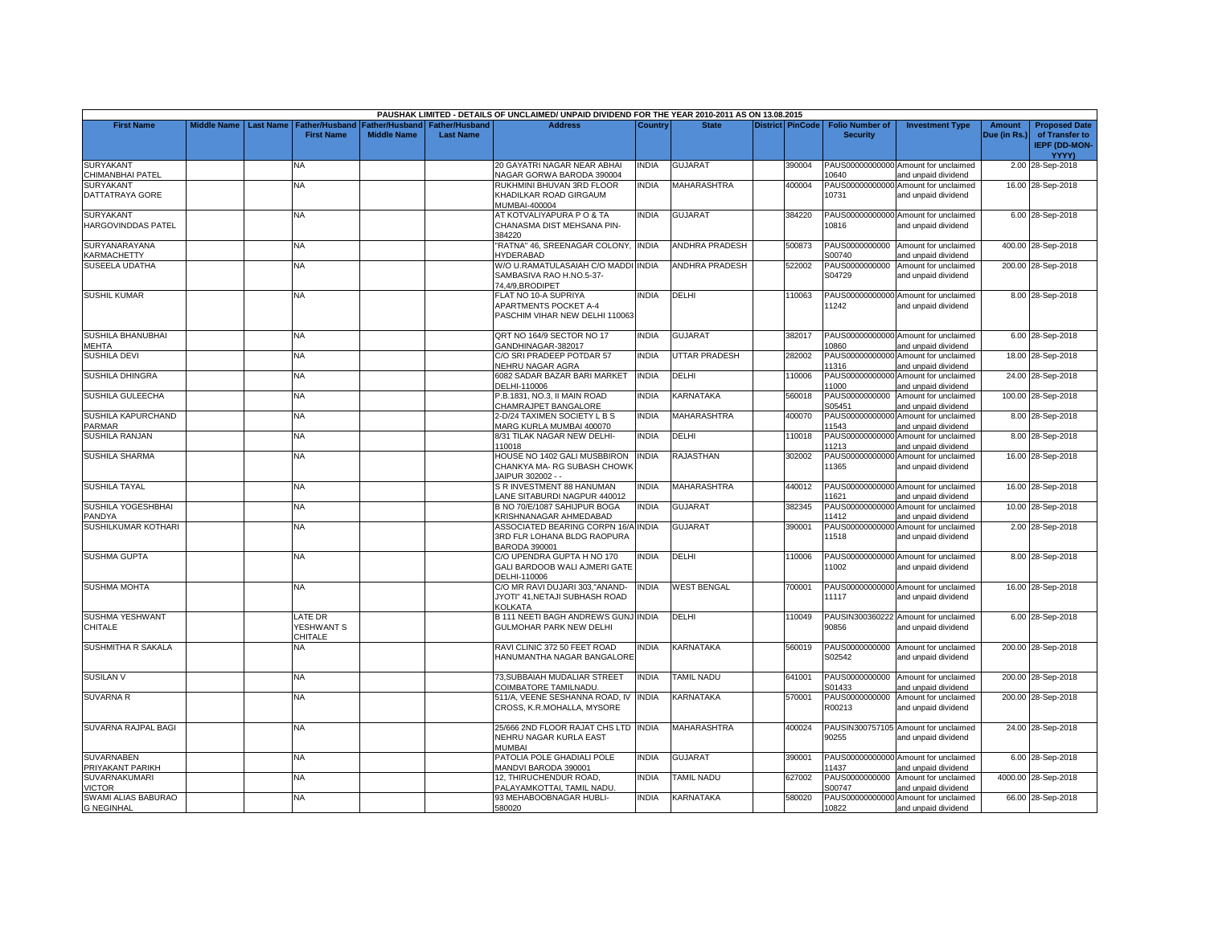PAUSHAK LIMITED - DETAILS OF UNCLAIMED/ UNPAID DIVIDEND FOR THE YEAR 2010-2011 AS ON 13.08.2015

| First Name | Middle Name | Last Name | Father/Husband First Name | Father/Husband Middle Name | Father/Husband Last Name | Address | Country | State | District | PinCode | Folio Number of Security | Investment Type | Amount Due (in Rs.) | Proposed Date of Transfer to IEPF (DD-MON-YYYY) |
|---|---|---|---|---|---|---|---|---|---|---|---|---|---|---|
| SURYAKANT CHIMANBHAI PATEL | | | NA | | | 20 GAYATRI NAGAR NEAR ABHAI NAGAR GORWA BARODA 390004 | INDIA | GUJARAT | | 390004 | PAUS000000000000010640 | Amount for unclaimed and unpaid dividend | 2.00 | 28-Sep-2018 |
| SURYAKANT DATTATRAYA GORE | | | NA | | | RUKHMINI BHUVAN 3RD FLOOR KHADILKAR ROAD GIRGAUM MUMBAI-400004 | INDIA | MAHARASHTRA | | 400004 | PAUS000000000000010731 | Amount for unclaimed and unpaid dividend | 16.00 | 28-Sep-2018 |
| SURYAKANT HARGOVINDDAS PATEL | | | NA | | | AT KOTVALIYAPURA P O & TA CHANASMA DIST MEHSANA PIN-384220 | INDIA | GUJARAT | | 384220 | PAUS000000000000010816 | Amount for unclaimed and unpaid dividend | 6.00 | 28-Sep-2018 |
| SURYANARAYANA KARMACHETTY | | | NA | | | "RATNA" 46, SREENAGAR COLONY, HYDERABAD | INDIA | ANDHRA PRADESH | | 500873 | PAUS0000000000S00740 | Amount for unclaimed and unpaid dividend | 400.00 | 28-Sep-2018 |
| SUSEELA UDATHA | | | NA | | | W/O U.RAMATULASAIAH C/O MADDI SAMBASIVA RAO H.NO.5-37-74,4/9,BRODIPET | INDIA | ANDHRA PRADESH | | 522002 | PAUS0000000000S04729 | Amount for unclaimed and unpaid dividend | 200.00 | 28-Sep-2018 |
| SUSHIL KUMAR | | | NA | | | FLAT NO 10-A SUPRIYA APARTMENTS POCKET A-4 PASCHIM VIHAR NEW DELHI 110063 | INDIA | DELHI | | 110063 | PAUS000000000000011242 | Amount for unclaimed and unpaid dividend | 8.00 | 28-Sep-2018 |
| SUSHILA BHANUBHAI MEHTA | | | NA | | | QRT NO 164/9 SECTOR NO 17 GANDHINAGAR-382017 | INDIA | GUJARAT | | 382017 | PAUS000000000000010860 | Amount for unclaimed and unpaid dividend | 6.00 | 28-Sep-2018 |
| SUSHILA DEVI | | | NA | | | C/O SRI PRADEEP POTDAR 57 NEHRU NAGAR AGRA | INDIA | UTTAR PRADESH | | 282002 | PAUS000000000000011316 | Amount for unclaimed and unpaid dividend | 18.00 | 28-Sep-2018 |
| SUSHILA DHINGRA | | | NA | | | 6082 SADAR BAZAR BARI MARKET DELHI-110006 | INDIA | DELHI | | 110006 | PAUS000000000000011000 | Amount for unclaimed and unpaid dividend | 24.00 | 28-Sep-2018 |
| SUSHILA GULEECHA | | | NA | | | P.B.1831, NO.3, II MAIN ROAD CHAMRAJPET BANGALORE | INDIA | KARNATAKA | | 560018 | PAUS0000000000S05451 | Amount for unclaimed and unpaid dividend | 100.00 | 28-Sep-2018 |
| SUSHILA KAPURCHAND PARMAR | | | NA | | | 2-D/24 TAXIMEN SOCIETY L B S MARG KURLA MUMBAI 400070 | INDIA | MAHARASHTRA | | 400070 | PAUS000000000000011543 | Amount for unclaimed and unpaid dividend | 8.00 | 28-Sep-2018 |
| SUSHILA RANJAN | | | NA | | | 8/31 TILAK NAGAR NEW DELHI-110018 | INDIA | DELHI | | 110018 | PAUS000000000000011213 | Amount for unclaimed and unpaid dividend | 8.00 | 28-Sep-2018 |
| SUSHILA SHARMA | | | NA | | | HOUSE NO 1402 GALI MUSBBIRON CHANKYA MA- RG SUBASH CHOWK JAIPUR 302002 - - | INDIA | RAJASTHAN | | 302002 | PAUS000000000000011365 | Amount for unclaimed and unpaid dividend | 16.00 | 28-Sep-2018 |
| SUSHILA TAYAL | | | NA | | | S R INVESTMENT 88 HANUMAN LANE SITABURDI NAGPUR 440012 | INDIA | MAHARASHTRA | | 440012 | PAUS000000000000011621 | Amount for unclaimed and unpaid dividend | 16.00 | 28-Sep-2018 |
| SUSHILA YOGESHBHAI PANDYA | | | NA | | | B NO 70/E/1087 SAHIJPUR BOGA KRISHNANAGAR AHMEDABAD | INDIA | GUJARAT | | 382345 | PAUS000000000000011412 | Amount for unclaimed and unpaid dividend | 10.00 | 28-Sep-2018 |
| SUSHILKUMAR KOTHARI | | | NA | | | ASSOCIATED BEARING CORPN 16/A 3RD FLR LOHANA BLDG RAOPURA BARODA 390001 | INDIA | GUJARAT | | 390001 | PAUS000000000000011518 | Amount for unclaimed and unpaid dividend | 2.00 | 28-Sep-2018 |
| SUSHMA GUPTA | | | NA | | | C/O UPENDRA GUPTA H NO 170 GALI BARDOOB WALI AJMERI GATE DELHI-110006 | INDIA | DELHI | | 110006 | PAUS000000000000011002 | Amount for unclaimed and unpaid dividend | 8.00 | 28-Sep-2018 |
| SUSHMA MOHTA | | | NA | | | C/O MR RAVI DUJARI 303,"ANAND-JYOTI" 41,NETAJI SUBHASH ROAD KOLKATA | INDIA | WEST BENGAL | | 700001 | PAUS000000000000011117 | Amount for unclaimed and unpaid dividend | 16.00 | 28-Sep-2018 |
| SUSHMA YESHWANT CHITALE | | | LATE DR YESHWANT S CHITALE | | | B 111 NEETI BAGH ANDREWS GUNJ GULMOHAR PARK NEW DELHI | INDIA | DELHI | | 110049 | PAUSIN30036022290856 | Amount for unclaimed and unpaid dividend | 6.00 | 28-Sep-2018 |
| SUSHMITHA R SAKALA | | | NA | | | RAVI CLINIC 372 50 FEET ROAD HANUMANTHA NAGAR BANGALORE | INDIA | KARNATAKA | | 560019 | PAUS0000000000S02542 | Amount for unclaimed and unpaid dividend | 200.00 | 28-Sep-2018 |
| SUSILAN V | | | NA | | | 73,SUBBAIAH MUDALIAR STREET COIMBATORE TAMILNADU. | INDIA | TAMIL NADU | | 641001 | PAUS0000000000S01433 | Amount for unclaimed and unpaid dividend | 200.00 | 28-Sep-2018 |
| SUVARNA R | | | NA | | | 511/A, VEENE SESHANNA ROAD, IV CROSS, K.R.MOHALLA, MYSORE | INDIA | KARNATAKA | | 570001 | PAUS0000000000R00213 | Amount for unclaimed and unpaid dividend | 200.00 | 28-Sep-2018 |
| SUVARNA RAJPAL BAGI | | | NA | | | 25/666 2ND FLOOR RAJAT CHS LTD NEHRU NAGAR KURLA EAST MUMBAI | INDIA | MAHARASHTRA | | 400024 | PAUSIN30075710590255 | Amount for unclaimed and unpaid dividend | 24.00 | 28-Sep-2018 |
| SUVARNABEN PRIYAKANT PARIKH | | | NA | | | PATOLIA POLE GHADIALI POLE MANDVI BARODA 390001 | INDIA | GUJARAT | | 390001 | PAUS000000000000011437 | Amount for unclaimed and unpaid dividend | 6.00 | 28-Sep-2018 |
| SUVARNAKUMARI VICTOR | | | NA | | | 12, THIRUCHENDUR ROAD, PALAYAMKOTTAI, TAMIL NADU. | INDIA | TAMIL NADU | | 627002 | PAUS0000000000S00747 | Amount for unclaimed and unpaid dividend | 4000.00 | 28-Sep-2018 |
| SWAMI ALIAS BABURAO G NEGINHAL | | | NA | | | 93 MEHABOOBNAGAR HUBLI-580020 | INDIA | KARNATAKA | | 580020 | PAUS000000000000010822 | Amount for unclaimed and unpaid dividend | 66.00 | 28-Sep-2018 |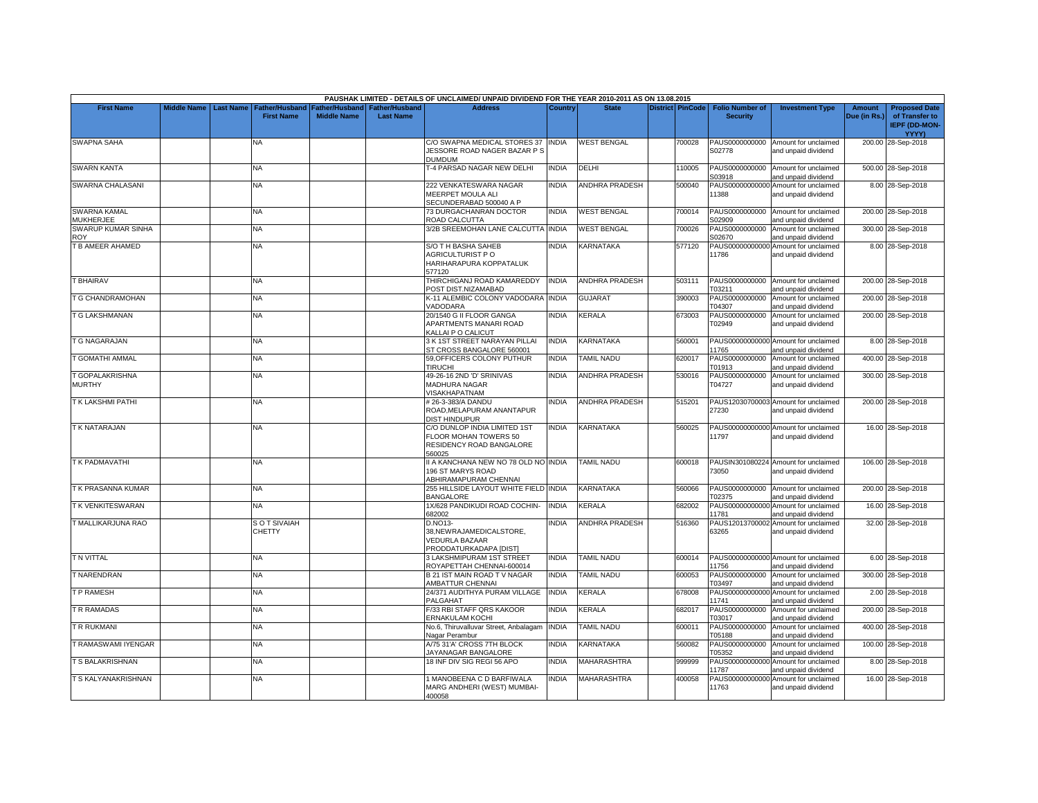PAUSHAK LIMITED - DETAILS OF UNCLAIMED/ UNPAID DIVIDEND FOR THE YEAR 2010-2011 AS ON 13.08.2015

| First Name | Middle Name | Last Name | Father/Husband First Name | Father/Husband Middle Name | Father/Husband Last Name | Address | Country | State | District | PinCode | Folio Number of Security | Investment Type | Amount Due (in Rs.) | Proposed Date of Transfer to IEPF (DD-MON-YYYY) |
|---|---|---|---|---|---|---|---|---|---|---|---|---|---|---|
| SWAPNA SAHA | | | NA | | | C/O SWAPNA MEDICAL STORES 37 JESSORE ROAD NAGER BAZAR P S DUMDUM | INDIA | WEST BENGAL | | 700028 | PAUS0000000000S02778 | Amount for unclaimed and unpaid dividend | 200.00 | 28-Sep-2018 |
| SWARN KANTA | | | NA | | | T-4 PARSAD NAGAR NEW DELHI | INDIA | DELHI | | 110005 | PAUS0000000000S03918 | Amount for unclaimed and unpaid dividend | 500.00 | 28-Sep-2018 |
| SWARNA CHALASANI | | | NA | | | 222 VENKATESWARA NAGAR MEERPET MOULA ALI SECUNDERABAD 500040 A P | INDIA | ANDHRA PRADESH | | 500040 | PAUS000000000011388 | Amount for unclaimed and unpaid dividend | 8.00 | 28-Sep-2018 |
| SWARNA KAMAL MUKHERJEE | | | NA | | | 73 DURGACHANRAN DOCTOR ROAD CALCUTTA | INDIA | WEST BENGAL | | 700014 | PAUS0000000000S02909 | Amount for unclaimed and unpaid dividend | 200.00 | 28-Sep-2018 |
| SWARUP KUMAR SINHA ROY | | | NA | | | 3/2B SREEMOHAN LANE CALCUTTA | INDIA | WEST BENGAL | | 700026 | PAUS0000000000S02670 | Amount for unclaimed and unpaid dividend | 300.00 | 28-Sep-2018 |
| T B AMEER AHAMED | | | NA | | | S/O T H BASHA SAHEB AGRICULTURIST P O HARIHARAPURA KOPPATALUK 577120 | INDIA | KARNATAKA | | 577120 | PAUS000000000011786 | Amount for unclaimed and unpaid dividend | 8.00 | 28-Sep-2018 |
| T BHAIRAV | | | NA | | | THIRCHIGANJ ROAD KAMAREDDY POST DIST.NIZAMABAD | INDIA | ANDHRA PRADESH | | 503111 | PAUS0000000000T03211 | Amount for unclaimed and unpaid dividend | 200.00 | 28-Sep-2018 |
| T G CHANDRAMOHAN | | | NA | | | K-11 ALEMBIC COLONY VADODARA VADODARA | INDIA | GUJARAT | | 390003 | PAUS0000000000T04307 | Amount for unclaimed and unpaid dividend | 200.00 | 28-Sep-2018 |
| T G LAKSHMANAN | | | NA | | | 20/1540 G II FLOOR GANGA APARTMENTS MANARI ROAD KALLAI P O CALICUT | INDIA | KERALA | | 673003 | PAUS0000000000T02949 | Amount for unclaimed and unpaid dividend | 200.00 | 28-Sep-2018 |
| T G NAGARAJAN | | | NA | | | 3 K 1ST STREET NARAYAN PILLAI ST CROSS BANGALORE 560001 | INDIA | KARNATAKA | | 560001 | PAUS000000000011765 | Amount for unclaimed and unpaid dividend | 8.00 | 28-Sep-2018 |
| T GOMATHI AMMAL | | | NA | | | 59,OFFICERS COLONY PUTHUR TIRUCHI | INDIA | TAMIL NADU | | 620017 | PAUS0000000000T01913 | Amount for unclaimed and unpaid dividend | 400.00 | 28-Sep-2018 |
| T GOPALAKRISHNA MURTHY | | | NA | | | 49-26-16 2ND 'D' SRINIVAS MADHURA NAGAR VISAKHAPATNAM | INDIA | ANDHRA PRADESH | | 530016 | PAUS0000000000T04727 | Amount for unclaimed and unpaid dividend | 300.00 | 28-Sep-2018 |
| T K LAKSHMI PATHI | | | NA | | | # 26-3-383/A DANDU ROAD,MELAPURAM ANANTAPUR DIST HINDUPUR | INDIA | ANDHRA PRADESH | | 515201 | PAUS1203070000327230 | Amount for unclaimed and unpaid dividend | 200.00 | 28-Sep-2018 |
| T K NATARAJAN | | | NA | | | C/O DUNLOP INDIA LIMITED 1ST FLOOR MOHAN TOWERS 50 RESIDENCY ROAD BANGALORE 560025 | INDIA | KARNATAKA | | 560025 | PAUS000000000011797 | Amount for unclaimed and unpaid dividend | 16.00 | 28-Sep-2018 |
| T K PADMAVATHI | | | NA | | | II A KANCHANA NEW NO 78 OLD NO 196 ST MARYS ROAD ABHIRAMAPURAM CHENNAI | INDIA | TAMIL NADU | | 600018 | PAUSIN30108022473050 | Amount for unclaimed and unpaid dividend | 106.00 | 28-Sep-2018 |
| T K PRASANNA KUMAR | | | NA | | | 255 HILLSIDE LAYOUT WHITE FIELD BANGALORE | INDIA | KARNATAKA | | 560066 | PAUS0000000000T02375 | Amount for unclaimed and unpaid dividend | 200.00 | 28-Sep-2018 |
| T K VENKITESWARAN | | | NA | | | 1X/628 PANDIKUDI ROAD COCHIN-682002 | INDIA | KERALA | | 682002 | PAUS000000000011781 | Amount for unclaimed and unpaid dividend | 16.00 | 28-Sep-2018 |
| T MALLIKARJUNA RAO | | | S O T SIVAIAH CHETTY | | | D.NO13-38,NEWRAJAMEDICALSTORE, VEDURLA BAZAAR PRODDATURKADAPA [DIST] | INDIA | ANDHRA PRADESH | | 516360 | PAUS1201370000263265 | Amount for unclaimed and unpaid dividend | 32.00 | 28-Sep-2018 |
| T N VITTAL | | | NA | | | 3 LAKSHMIPURAM 1ST STREET ROYAPETTAH CHENNAI-600014 | INDIA | TAMIL NADU | | 600014 | PAUS000000000011756 | Amount for unclaimed and unpaid dividend | 6.00 | 28-Sep-2018 |
| T NARENDRAN | | | NA | | | B 21 IST MAIN ROAD T V NAGAR AMBATTUR CHENNAI | INDIA | TAMIL NADU | | 600053 | PAUS0000000000T03497 | Amount for unclaimed and unpaid dividend | 300.00 | 28-Sep-2018 |
| T P RAMESH | | | NA | | | 24/371 AUDITHYA PURAM VILLAGE PALGAHAT | INDIA | KERALA | | 678008 | PAUS000000000011741 | Amount for unclaimed and unpaid dividend | 2.00 | 28-Sep-2018 |
| T R RAMADAS | | | NA | | | F/33 RBI STAFF QRS KAKOOR ERNAKULAM KOCHI | INDIA | KERALA | | 682017 | PAUS0000000000T03017 | Amount for unclaimed and unpaid dividend | 200.00 | 28-Sep-2018 |
| T R RUKMANI | | | NA | | | No.6, Thiruvalluvar Street, Anbalagam Nagar Perambur | INDIA | TAMIL NADU | | 600011 | PAUS0000000000T05188 | Amount for unclaimed and unpaid dividend | 400.00 | 28-Sep-2018 |
| T RAMASWAMI IYENGAR | | | NA | | | A/75 31'A' CROSS 7TH BLOCK JAYANAGAR BANGALORE | INDIA | KARNATAKA | | 560082 | PAUS0000000000T05352 | Amount for unclaimed and unpaid dividend | 100.00 | 28-Sep-2018 |
| T S BALAKRISHNAN | | | NA | | | 18 INF DIV SIG REGI 56 APO | INDIA | MAHARASHTRA | | 999999 | PAUS000000000011787 | Amount for unclaimed and unpaid dividend | 8.00 | 28-Sep-2018 |
| T S KALYANAKRISHNAN | | | NA | | | 1 MANOBEENA C D BARFIWALA MARG ANDHERI (WEST) MUMBAI-400058 | INDIA | MAHARASHTRA | | 400058 | PAUS000000000011763 | Amount for unclaimed and unpaid dividend | 16.00 | 28-Sep-2018 |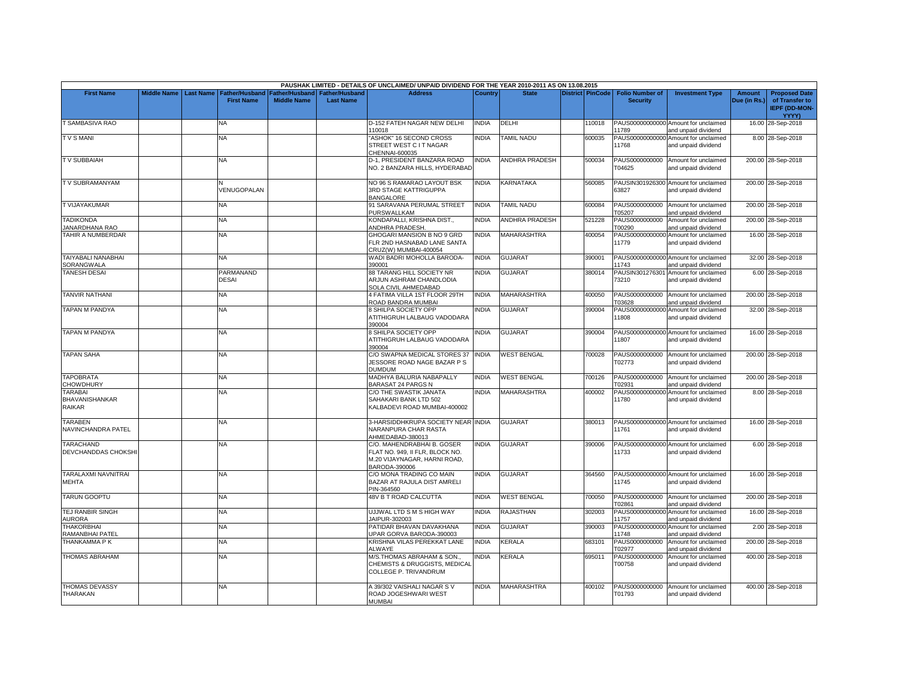| PAUSHAK LIMITED - DETAILS OF UNCLAIMED/ UNPAID DIVIDEND FOR THE YEAR 2010-2011 AS ON 13.08.2015 | | | | | | | | | | | | | | | |
|---|---|---|---|---|---|---|---|---|---|---|---|---|---|---|---|
| First Name | Middle Name | Last Name | Father/Husband First Name | Father/Husband Middle Name | Father/Husband Last Name | Address | Country | State | District | PinCode | Folio Number of Security | Investment Type | Amount Due (in Rs.) | Proposed Date of Transfer to IEPF (DD-MON-YYYY) |
| T SAMBASIVA RAO | | | NA | | | D-152 FATEH NAGAR NEW DELHI 110018 | INDIA | DELHI | | 110018 | PAUS00000000000 11789 | Amount for unclaimed and unpaid dividend | 16.00 | 28-Sep-2018 |
| T V S MANI | | | NA | | | "ASHOK" 16 SECOND CROSS STREET WEST C I T NAGAR CHENNAI-600035 | INDIA | TAMIL NADU | | 600035 | PAUS00000000000 11768 | Amount for unclaimed and unpaid dividend | 8.00 | 28-Sep-2018 |
| T V SUBBAIAH | | | NA | | | D-1, PRESIDENT BANZARA ROAD NO. 2 BANZARA HILLS, HYDERABAD | INDIA | ANDHRA PRADESH | | 500034 | PAUS0000000000 T04625 | Amount for unclaimed and unpaid dividend | 200.00 | 28-Sep-2018 |
| T V SUBRAMANYAM | | | N VENUGOPALAN | | | NO 96 S RAMARAO LAYOUT BSK 3RD STAGE KATTRIGUPPA BANGALORE | INDIA | KARNATAKA | | 560085 | PAUSIN301926300 63827 | Amount for unclaimed and unpaid dividend | 200.00 | 28-Sep-2018 |
| T VIJAYAKUMAR | | | NA | | | 91 SARAVANA PERUMAL STREET PURSWALLKAM | INDIA | TAMIL NADU | | 600084 | PAUS0000000000 T05207 | Amount for unclaimed and unpaid dividend | 200.00 | 28-Sep-2018 |
| TADIKONDA JANARDHANA RAO | | | NA | | | KONDAPALLI, KRISHNA DIST., ANDHRA PRADESH. | INDIA | ANDHRA PRADESH | | 521228 | PAUS0000000000 T00290 | Amount for unclaimed and unpaid dividend | 200.00 | 28-Sep-2018 |
| TAHIR A NUMBERDAR | | | NA | | | GHOGARI MANSION B NO 9 GRD FLR 2ND HASNABAD LANE SANTA CRUZ(W) MUMBAI-400054 | INDIA | MAHARASHTRA | | 400054 | PAUS00000000000 11779 | Amount for unclaimed and unpaid dividend | 16.00 | 28-Sep-2018 |
| TAIYABALI NANABHAI SORANGWALA | | | NA | | | WADI BADRI MOHOLLA BARODA-390001 | INDIA | GUJARAT | | 390001 | PAUS00000000000 11743 | Amount for unclaimed and unpaid dividend | 32.00 | 28-Sep-2018 |
| TANESH DESAI | | | PARMANAND DESAI | | | 88 TARANG HILL SOCIETY NR ARJUN ASHRAM CHANDLODIA SOLA CIVIL AHMEDABAD | INDIA | GUJARAT | | 380014 | PAUSIN301276301 73210 | Amount for unclaimed and unpaid dividend | 6.00 | 28-Sep-2018 |
| TANVIR NATHANI | | | NA | | | 4 FATIMA VILLA 1ST FLOOR 29TH ROAD BANDRA MUMBAI | INDIA | MAHARASHTRA | | 400050 | PAUS0000000000 T03628 | Amount for unclaimed and unpaid dividend | 200.00 | 28-Sep-2018 |
| TAPAN M PANDYA | | | NA | | | 8 SHILPA SOCIETY OPP ATITHIGRUH LALBAUG VADODARA 390004 | INDIA | GUJARAT | | 390004 | PAUS00000000000 11808 | Amount for unclaimed and unpaid dividend | 32.00 | 28-Sep-2018 |
| TAPAN M PANDYA | | | NA | | | 8 SHILPA SOCIETY OPP ATITHIGRUH LALBAUG VADODARA 390004 | INDIA | GUJARAT | | 390004 | PAUS00000000000 11807 | Amount for unclaimed and unpaid dividend | 16.00 | 28-Sep-2018 |
| TAPAN SAHA | | | NA | | | C/O SWAPNA MEDICAL STORES 37 JESSORE ROAD NAGE BAZAR P S DUMDUM | INDIA | WEST BENGAL | | 700028 | PAUS0000000000 T02773 | Amount for unclaimed and unpaid dividend | 200.00 | 28-Sep-2018 |
| TAPOBRATA CHOWDHURY | | | NA | | | MADHYA BALURIA NABAPALLY BARASAT 24 PARGS N | INDIA | WEST BENGAL | | 700126 | PAUS0000000000 T02931 | Amount for unclaimed and unpaid dividend | 200.00 | 28-Sep-2018 |
| TARABAI BHAVANISHANKAR RAIKAR | | | NA | | | C/O THE SWASTIK JANATA SAHAKARI BANK LTD 502 KALBADEVI ROAD MUMBAI-400002 | INDIA | MAHARASHTRA | | 400002 | PAUS00000000000 11780 | Amount for unclaimed and unpaid dividend | 8.00 | 28-Sep-2018 |
| TARABEN NAVINCHANDRA PATEL | | | NA | | | 3-HARSIDDHKRUPA SOCIETY NEAR NARANPURA CHAR RASTA AHMEDABAD-380013 | INDIA | GUJARAT | | 380013 | PAUS00000000000 11761 | Amount for unclaimed and unpaid dividend | 16.00 | 28-Sep-2018 |
| TARACHAND DEVCHANDDAS CHOKSHI | | | NA | | | C/O. MAHENDRABHAI B. GOSER FLAT NO. 949, II FLR, BLOCK NO. M.20 VIJAYNAGAR, HARNI ROAD, BARODA-390006 | INDIA | GUJARAT | | 390006 | PAUS00000000000 11733 | Amount for unclaimed and unpaid dividend | 6.00 | 28-Sep-2018 |
| TARALAXMI NAVNITRAI MEHTA | | | NA | | | C/O MONA TRADING CO MAIN BAZAR AT RAJULA DIST AMRELI PIN-364560 | INDIA | GUJARAT | | 364560 | PAUS00000000000 11745 | Amount for unclaimed and unpaid dividend | 16.00 | 28-Sep-2018 |
| TARUN GOOPTU | | | NA | | | 48V B T ROAD CALCUTTA | INDIA | WEST BENGAL | | 700050 | PAUS0000000000 T02861 | Amount for unclaimed and unpaid dividend | 200.00 | 28-Sep-2018 |
| TEJ RANBIR SINGH AURORA | | | NA | | | UJJWAL LTD S M S HIGH WAY JAIPUR-302003 | INDIA | RAJASTHAN | | 302003 | PAUS00000000000 11757 | Amount for unclaimed and unpaid dividend | 16.00 | 28-Sep-2018 |
| THAKORBHAI RAMANBHAI PATEL | | | NA | | | PATIDAR BHAVAN DAVAKHANA UPAR GORVA BARODA-390003 | INDIA | GUJARAT | | 390003 | PAUS00000000000 11748 | Amount for unclaimed and unpaid dividend | 2.00 | 28-Sep-2018 |
| THANKAMMA P K | | | NA | | | KRISHNA VILAS PEREKKAT LANE ALWAYE | INDIA | KERALA | | 683101 | PAUS0000000000 T02977 | Amount for unclaimed and unpaid dividend | 200.00 | 28-Sep-2018 |
| THOMAS ABRAHAM | | | NA | | | M/S.THOMAS ABRAHAM & SON., CHEMISTS & DRUGGISTS, MEDICAL COLLEGE P. TRIVANDRUM | INDIA | KERALA | | 695011 | PAUS0000000000 T00758 | Amount for unclaimed and unpaid dividend | 400.00 | 28-Sep-2018 |
| THOMAS DEVASSY THARAKAN | | | NA | | | A 39/302 VAISHALI NAGAR S V ROAD JOGESHWARI WEST MUMBAI | INDIA | MAHARASHTRA | | 400102 | PAUS0000000000 T01793 | Amount for unclaimed and unpaid dividend | 400.00 | 28-Sep-2018 |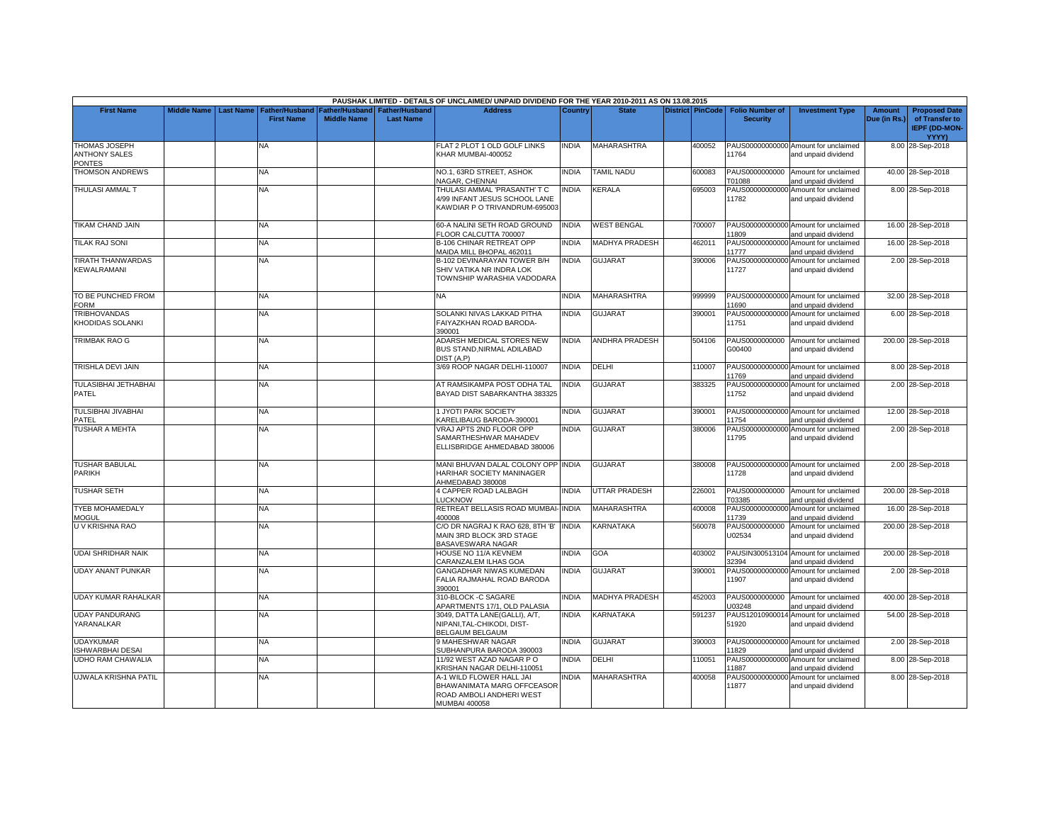| PAUSHAK LIMITED - DETAILS OF UNCLAIMED/ UNPAID DIVIDEND FOR THE YEAR 2010-2011 AS ON 13.08.2015 | | | | | | | | | | | | | | | |
|---|---|---|---|---|---|---|---|---|---|---|---|---|---|---|---|
| First Name | Middle Name | Last Name | Father/Husband First Name | Father/Husband Middle Name | Father/Husband Last Name | Address | Country | State | District | PinCode | Folio Number of Security | Investment Type | Amount Due (in Rs.) | Proposed Date of Transfer to IEPF (DD-MON-YYYY) |
| THOMAS JOSEPH ANTHONY SALES PONTES | | | NA | | | FLAT 2 PLOT 1 OLD GOLF LINKS KHAR MUMBAI-400052 | INDIA | MAHARASHTRA | | 400052 | PAUS00000000000 11764 | Amount for unclaimed and unpaid dividend | 8.00 | 28-Sep-2018 |
| THOMSON ANDREWS | | | NA | | | NO.1, 63RD STREET, ASHOK NAGAR, CHENNAI | INDIA | TAMIL NADU | | 600083 | PAUS0000000000 T01088 | Amount for unclaimed and unpaid dividend | 40.00 | 28-Sep-2018 |
| THULASI AMMAL T | | | NA | | | THULASI AMMAL 'PRASANTH' T C 4/99 INFANT JESUS SCHOOL LANE KAWDIAR P O TRIVANDRUM-695003 | INDIA | KERALA | | 695003 | PAUS00000000000 11782 | Amount for unclaimed and unpaid dividend | 8.00 | 28-Sep-2018 |
| TIKAM CHAND JAIN | | | NA | | | 60-A NALINI SETH ROAD GROUND FLOOR CALCUTTA 700007 | INDIA | WEST BENGAL | | 700007 | PAUS00000000000 11809 | Amount for unclaimed and unpaid dividend | 16.00 | 28-Sep-2018 |
| TILAK RAJ SONI | | | NA | | | B-106 CHINAR RETREAT OPP MAIDA MILL BHOPAL 462011 | INDIA | MADHYA PRADESH | | 462011 | PAUS00000000000 11777 | Amount for unclaimed and unpaid dividend | 16.00 | 28-Sep-2018 |
| TIRATH THANWARDAS KEWALRAMANI | | | NA | | | B-102 DEVINARAYAN TOWER B/H SHIV VATIKA NR INDRA LOK TOWNSHIP WARASHIA VADODARA | INDIA | GUJARAT | | 390006 | PAUS00000000000 11727 | Amount for unclaimed and unpaid dividend | 2.00 | 28-Sep-2018 |
| TO BE PUNCHED FROM FORM | | | NA | | | NA | INDIA | MAHARASHTRA | | 999999 | PAUS00000000000 11690 | Amount for unclaimed and unpaid dividend | 32.00 | 28-Sep-2018 |
| TRIBHOVANDAS KHODIDAS SOLANKI | | | NA | | | SOLANKI NIVAS LAKKAD PITHA FAIYAZKHAN ROAD BARODA-390001 | INDIA | GUJARAT | | 390001 | PAUS00000000000 11751 | Amount for unclaimed and unpaid dividend | 6.00 | 28-Sep-2018 |
| TRIMBAK RAO G | | | NA | | | ADARSH MEDICAL STORES NEW BUS STAND,NIRMAL ADILABAD DIST (A.P) | INDIA | ANDHRA PRADESH | | 504106 | PAUS0000000000 G00400 | Amount for unclaimed and unpaid dividend | 200.00 | 28-Sep-2018 |
| TRISHLA DEVI JAIN | | | NA | | | 3/69 ROOP NAGAR DELHI-110007 | INDIA | DELHI | | 110007 | PAUS00000000000 11769 | Amount for unclaimed and unpaid dividend | 8.00 | 28-Sep-2018 |
| TULASIBHAI JETHABHAI PATEL | | | NA | | | AT RAMSIKAMPA POST ODHA TAL BAYAD DIST SABARKANTHA 383325 | INDIA | GUJARAT | | 383325 | PAUS00000000000 11752 | Amount for unclaimed and unpaid dividend | 2.00 | 28-Sep-2018 |
| TULSIBHAI JIVABHAI PATEL | | | NA | | | 1 JYOTI PARK SOCIETY KARELIBAUG BARODA-390001 | INDIA | GUJARAT | | 390001 | PAUS00000000000 11754 | Amount for unclaimed and unpaid dividend | 12.00 | 28-Sep-2018 |
| TUSHAR A MEHTA | | | NA | | | VRAJ APTS 2ND FLOOR OPP SAMARTHESHWAR MAHADEV ELLISBRIDGE AHMEDABAD 380006 | INDIA | GUJARAT | | 380006 | PAUS00000000000 11795 | Amount for unclaimed and unpaid dividend | 2.00 | 28-Sep-2018 |
| TUSHAR BABULAL PARIKH | | | NA | | | MANI BHUVAN DALAL COLONY OPP HARIHAR SOCIETY MANINAGER AHMEDABAD 380008 | INDIA | GUJARAT | | 380008 | PAUS00000000000 11728 | Amount for unclaimed and unpaid dividend | 2.00 | 28-Sep-2018 |
| TUSHAR SETH | | | NA | | | 4 CAPPER ROAD LALBAGH LUCKNOW | INDIA | UTTAR PRADESH | | 226001 | PAUS0000000000 T03385 | Amount for unclaimed and unpaid dividend | 200.00 | 28-Sep-2018 |
| TYEB MOHAMEDALY MOGUL | | | NA | | | RETREAT BELLASIS ROAD MUMBAI-400008 | INDIA | MAHARASHTRA | | 400008 | PAUS00000000000 11739 | Amount for unclaimed and unpaid dividend | 16.00 | 28-Sep-2018 |
| U V KRISHNA RAO | | | NA | | | C/O DR NAGRAJ K RAO 628, 8TH 'B' MAIN 3RD BLOCK 3RD STAGE BASAVESWARA NAGAR | INDIA | KARNATAKA | | 560078 | PAUS0000000000 U02534 | Amount for unclaimed and unpaid dividend | 200.00 | 28-Sep-2018 |
| UDAI SHRIDHAR NAIK | | | NA | | | HOUSE NO 11/A KEVNEM CARANZALEM ILHAS GOA | INDIA | GOA | | 403002 | PAUSIN300513104 32394 | Amount for unclaimed and unpaid dividend | 200.00 | 28-Sep-2018 |
| UDAY ANANT PUNKAR | | | NA | | | GANGADHAR NIWAS KUMEDAN FALIA RAJMAHAL ROAD BARODA 390001 | INDIA | GUJARAT | | 390001 | PAUS00000000000 11907 | Amount for unclaimed and unpaid dividend | 2.00 | 28-Sep-2018 |
| UDAY KUMAR RAHALKAR | | | NA | | | 310-BLOCK -C SAGARE APARTMENTS 17/1, OLD PALASIA | INDIA | MADHYA PRADESH | | 452003 | PAUS0000000000 U03248 | Amount for unclaimed and unpaid dividend | 400.00 | 28-Sep-2018 |
| UDAY PANDURANG YARANALKAR | | | NA | | | 3049, DATTA LANE(GALLI), A/T, NIPANI,TAL-CHIKODI, DIST-BELGAUM BELGAUM | INDIA | KARNATAKA | | 591237 | PAUS12010900014 51920 | Amount for unclaimed and unpaid dividend | 54.00 | 28-Sep-2018 |
| UDAYKUMAR ISHWARBHAI DESAI | | | NA | | | 9 MAHESHWAR NAGAR SUBHANPURA BARODA 390003 | INDIA | GUJARAT | | 390003 | PAUS00000000000 11829 | Amount for unclaimed and unpaid dividend | 2.00 | 28-Sep-2018 |
| UDHO RAM CHAWALIA | | | NA | | | 11/92 WEST AZAD NAGAR P O KRISHAN NAGAR DELHI-110051 | INDIA | DELHI | | 110051 | PAUS00000000000 11887 | Amount for unclaimed and unpaid dividend | 8.00 | 28-Sep-2018 |
| UJWALA KRISHNA PATIL | | | NA | | | A-1 WILD FLOWER HALL JAI BHAWANIMATA MARG OFFCEASOR ROAD AMBOLI ANDHERI WEST MUMBAI 400058 | INDIA | MAHARASHTRA | | 400058 | PAUS00000000000 11877 | Amount for unclaimed and unpaid dividend | 8.00 | 28-Sep-2018 |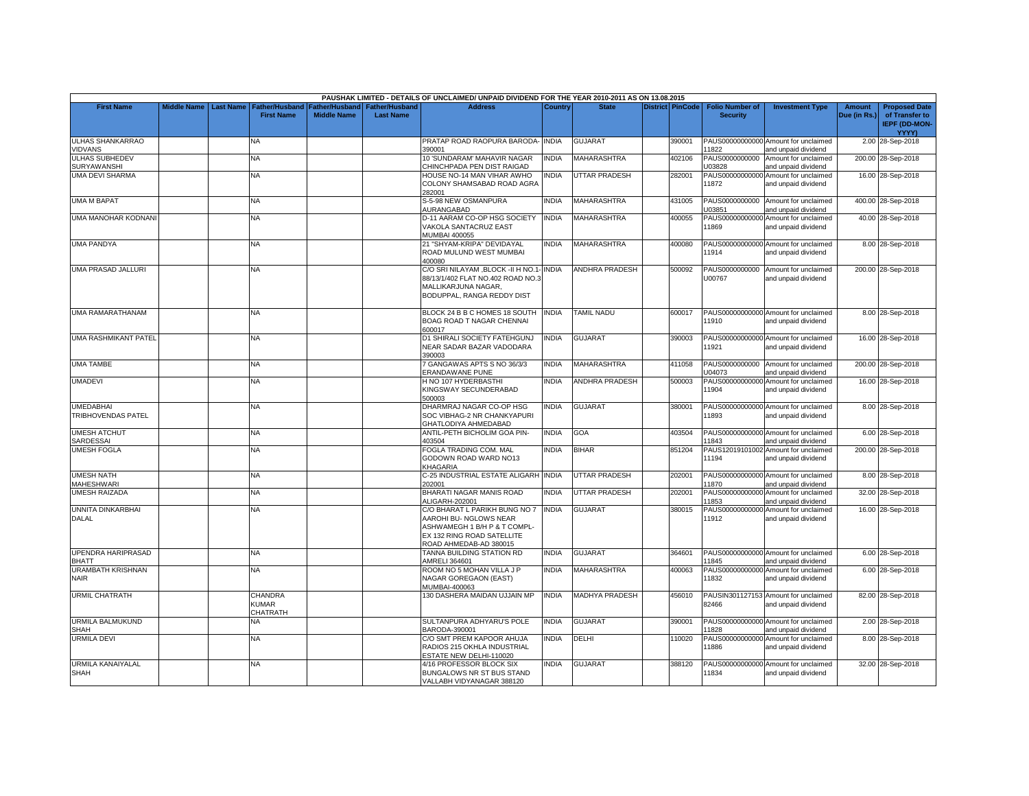| PAUSHAK LIMITED - DETAILS OF UNCLAIMED/ UNPAID DIVIDEND FOR THE YEAR 2010-2011 AS ON 13.08.2015 | | | | | | | | | | | | | | | |
|---|---|---|---|---|---|---|---|---|---|---|---|---|---|---|---|
| First Name | Middle Name | Last Name | Father/Husband First Name | Father/Husband Middle Name | Father/Husband Last Name | Address | Country | State | District | PinCode | Folio Number of Security | Investment Type | Amount Due (in Rs.) | Proposed Date of Transfer to IEPF (DD-MON-YYYY) |
| ULHAS SHANKARRAO VIDVANS | | | NA | | | PRATAP ROAD RAOPURA BARODA-390001 | INDIA | GUJARAT | | 390001 | PAUS00000000000011822 | Amount for unclaimed and unpaid dividend | 2.00 | 28-Sep-2018 |
| ULHAS SUBHEDEV SURYAWANSHI | | | NA | | | 10 'SUNDARAM' MAHAVIR NAGAR CHINCHPADA PEN DIST RAIGAD | INDIA | MAHARASHTRA | | 402106 | PAUS0000000000U03828 | Amount for unclaimed and unpaid dividend | 200.00 | 28-Sep-2018 |
| UMA DEVI SHARMA | | | NA | | | HOUSE NO-14 MAN VIHAR AWHO COLONY SHAMSABAD ROAD AGRA 282001 | INDIA | UTTAR PRADESH | | 282001 | PAUS00000000000011872 | Amount for unclaimed and unpaid dividend | 16.00 | 28-Sep-2018 |
| UMA M BAPAT | | | NA | | | S-5-98 NEW OSMANPURA AURANGABAD | INDIA | MAHARASHTRA | | 431005 | PAUS0000000000U03851 | Amount for unclaimed and unpaid dividend | 400.00 | 28-Sep-2018 |
| UMA MANOHAR KODNANI | | | NA | | | D-11 AARAM CO-OP HSG SOCIETY VAKOLA SANTACRUZ EAST MUMBAI 400055 | INDIA | MAHARASHTRA | | 400055 | PAUS00000000000011869 | Amount for unclaimed and unpaid dividend | 40.00 | 28-Sep-2018 |
| UMA PANDYA | | | NA | | | 21 "SHYAM-KRIPA" DEVIDAYAL ROAD MULUND WEST MUMBAI 400080 | INDIA | MAHARASHTRA | | 400080 | PAUS00000000000011914 | Amount for unclaimed and unpaid dividend | 8.00 | 28-Sep-2018 |
| UMA PRASAD JALLURI | | | NA | | | C/O SRI NILAYAM ,BLOCK -II H NO.1-88/13/1/402 FLAT NO.402 ROAD NO.3 MALLIKARJUNA NAGAR, BODUPPAL, RANGA REDDY DIST | INDIA | ANDHRA PRADESH | | 500092 | PAUS0000000000U00767 | Amount for unclaimed and unpaid dividend | 200.00 | 28-Sep-2018 |
| UMA RAMARATHANAM | | | NA | | | BLOCK 24 B B C HOMES 18 SOUTH BOAG ROAD T NAGAR CHENNAI 600017 | INDIA | TAMIL NADU | | 600017 | PAUS00000000000011910 | Amount for unclaimed and unpaid dividend | 8.00 | 28-Sep-2018 |
| UMA RASHMIKANT PATEL | | | NA | | | D1 SHIRALI SOCIETY FATEHGUNJ NEAR SADAR BAZAR VADODARA 390003 | INDIA | GUJARAT | | 390003 | PAUS00000000000011921 | Amount for unclaimed and unpaid dividend | 16.00 | 28-Sep-2018 |
| UMA TAMBE | | | NA | | | 7 GANGAWAS APTS S NO 36/3/3 ERANDAWANE PUNE | INDIA | MAHARASHTRA | | 411058 | PAUS0000000000U04073 | Amount for unclaimed and unpaid dividend | 200.00 | 28-Sep-2018 |
| UMADEVI | | | NA | | | H NO 107 HYDERBASTHI KINGSWAY SECUNDERABAD 500003 | INDIA | ANDHRA PRADESH | | 500003 | PAUS00000000000011904 | Amount for unclaimed and unpaid dividend | 16.00 | 28-Sep-2018 |
| UMEDABHAI TRIBHOVENDAS PATEL | | | NA | | | DHARMRAJ NAGAR CO-OP HSG SOC VIBHAG-2 NR CHANKYAPURI GHATLODIYA AHMEDABAD | INDIA | GUJARAT | | 380001 | PAUS00000000000011893 | Amount for unclaimed and unpaid dividend | 8.00 | 28-Sep-2018 |
| UMESH ATCHUT SARDESSAI | | | NA | | | ANTIL-PETH BICHOLIM GOA PIN-403504 | INDIA | GOA | | 403504 | PAUS00000000000011843 | Amount for unclaimed and unpaid dividend | 6.00 | 28-Sep-2018 |
| UMESH FOGLA | | | NA | | | FOGLA TRADING COM. MAL GODOWN ROAD WARD NO13 KHAGARIA | INDIA | BIHAR | | 851204 | PAUS1201910100211194 | Amount for unclaimed and unpaid dividend | 200.00 | 28-Sep-2018 |
| UMESH NATH MAHESHWARI | | | NA | | | C-25 INDUSTRIAL ESTATE ALIGARH 202001 | INDIA | UTTAR PRADESH | | 202001 | PAUS00000000000011870 | Amount for unclaimed and unpaid dividend | 8.00 | 28-Sep-2018 |
| UMESH RAIZADA | | | NA | | | BHARATI NAGAR MANIS ROAD ALIGARH-202001 | INDIA | UTTAR PRADESH | | 202001 | PAUS00000000000011853 | Amount for unclaimed and unpaid dividend | 32.00 | 28-Sep-2018 |
| UNNITA DINKARBHAI DALAL | | | NA | | | C/O BHARAT L PARIKH BUNG NO 7 AAROHI BU- NGLOWS NEAR ASHWAMEGH 1 B/H P & T COMPL- EX 132 RING ROAD SATELLITE ROAD AHMEDABAD-AD 380015 | INDIA | GUJARAT | | 380015 | PAUS00000000000011912 | Amount for unclaimed and unpaid dividend | 16.00 | 28-Sep-2018 |
| UPENDRA HARIPRASAD BHATT | | | NA | | | TANNA BUILDING STATION RD AMRELI 364601 | INDIA | GUJARAT | | 364601 | PAUS00000000000011845 | Amount for unclaimed and unpaid dividend | 6.00 | 28-Sep-2018 |
| URAMBATH KRISHNAN NAIR | | | NA | | | ROOM NO 5 MOHAN VILLA J P NAGAR GOREGAON (EAST) MUMBAI-400063 | INDIA | MAHARASHTRA | | 400063 | PAUS00000000000011832 | Amount for unclaimed and unpaid dividend | 6.00 | 28-Sep-2018 |
| URMIL CHATRATH | | | CHANDRA KUMAR CHATRATH | | | 130 DASHERA MAIDAN UJJAIN MP | INDIA | MADHYA PRADESH | | 456010 | PAUSIN30112715382466 | Amount for unclaimed and unpaid dividend | 82.00 | 28-Sep-2018 |
| URMILA BALMUKUND SHAH | | | NA | | | SULTANPURA ADHYARU'S POLE BARODA-390001 | INDIA | GUJARAT | | 390001 | PAUS00000000000011828 | Amount for unclaimed and unpaid dividend | 2.00 | 28-Sep-2018 |
| URMILA DEVI | | | NA | | | C/O SMT PREM KAPOOR AHUJA RADIOS 215 OKHLA INDUSTRIAL ESTATE NEW DELHI-110020 | INDIA | DELHI | | 110020 | PAUS00000000000011886 | Amount for unclaimed and unpaid dividend | 8.00 | 28-Sep-2018 |
| URMILA KANAIYALAL SHAH | | | NA | | | 4/16 PROFESSOR BLOCK SIX BUNGALOWS NR ST BUS STAND VALLABH VIDYANAGAR 388120 | INDIA | GUJARAT | | 388120 | PAUS00000000000011834 | Amount for unclaimed and unpaid dividend | 32.00 | 28-Sep-2018 |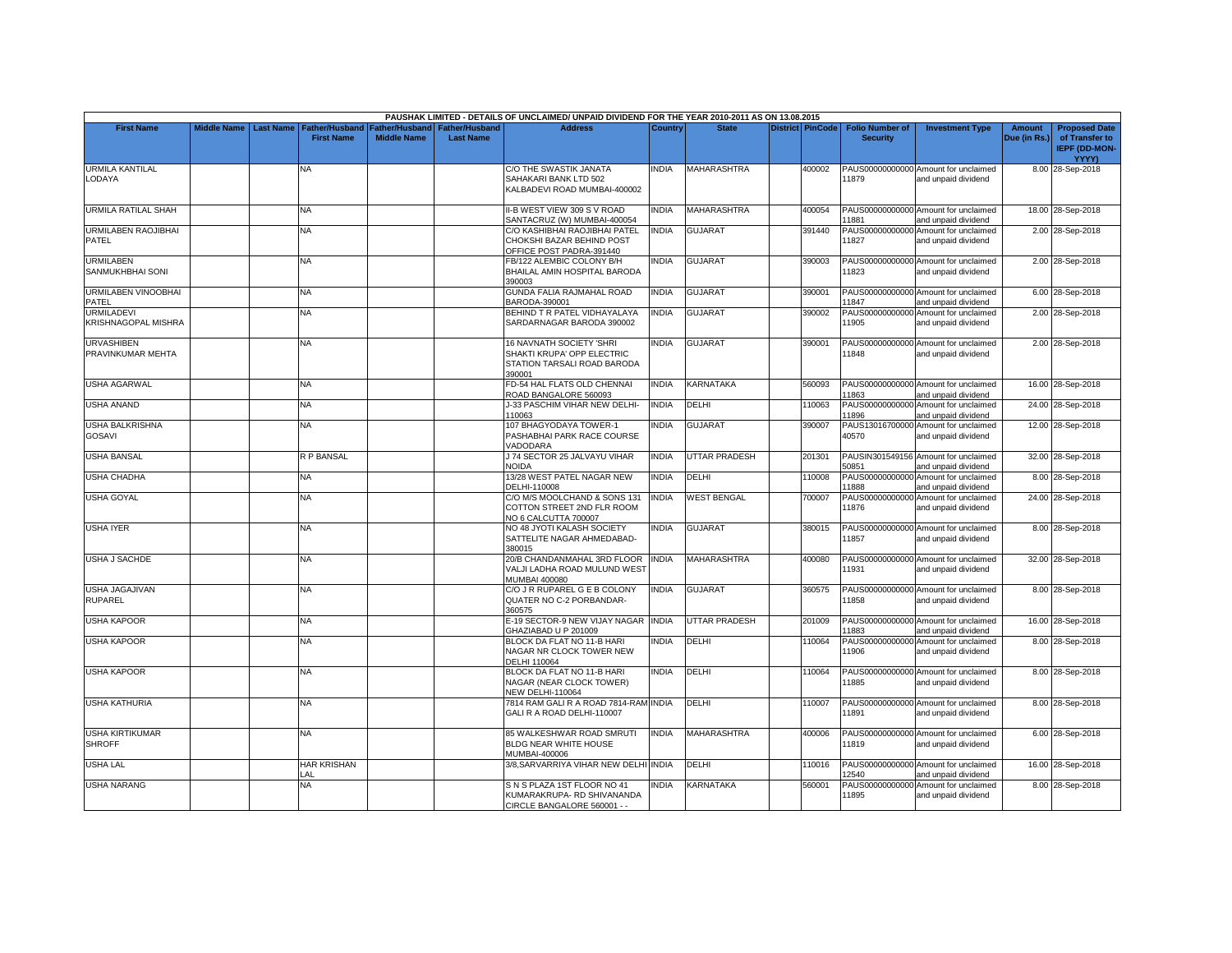PAUSHAK LIMITED - DETAILS OF UNCLAIMED/ UNPAID DIVIDEND FOR THE YEAR 2010-2011 AS ON 13.08.2015

| First Name | Middle Name | Last Name | Father/Husband First Name | Father/Husband Middle Name | Father/Husband Last Name | Address | Country | State | District | PinCode | Folio Number of Security | Investment Type | Amount Due (in Rs.) | Proposed Date of Transfer to IEPF (DD-MON-YYYY) |
|---|---|---|---|---|---|---|---|---|---|---|---|---|---|---|
| URMILA KANTILAL LODAYA | | | NA | | | C/O THE SWASTIK JANATA SAHAKARI BANK LTD 502 KALBADEVI ROAD MUMBAI-400002 | INDIA | MAHARASHTRA | | 400002 | PAUS00000000000011879 | Amount for unclaimed and unpaid dividend | 8.00 | 28-Sep-2018 |
| URMILA RATILAL SHAH | | | NA | | | II-B WEST VIEW 309 S V ROAD SANTACRUZ (W) MUMBAI-400054 | INDIA | MAHARASHTRA | | 400054 | PAUS00000000000011881 | Amount for unclaimed and unpaid dividend | 18.00 | 28-Sep-2018 |
| URMILABEN RAOJIBHAI PATEL | | | NA | | | C/O KASHIBHAI RAOJIBHAI PATEL CHOKSHI BAZAR BEHIND POST OFFICE POST PADRA-391440 | INDIA | GUJARAT | | 391440 | PAUS00000000000011827 | Amount for unclaimed and unpaid dividend | 2.00 | 28-Sep-2018 |
| URMILABEN SANMUKHBHAI SONI | | | NA | | | FB/122 ALEMBIC COLONY B/H BHAILAL AMIN HOSPITAL BARODA 390003 | INDIA | GUJARAT | | 390003 | PAUS00000000000011823 | Amount for unclaimed and unpaid dividend | 2.00 | 28-Sep-2018 |
| URMILABEN VINOOBHAI PATEL | | | NA | | | GUNDA FALIA RAJMAHAL ROAD BARODA-390001 | INDIA | GUJARAT | | 390001 | PAUS00000000000011847 | Amount for unclaimed and unpaid dividend | 6.00 | 28-Sep-2018 |
| URMILADEVI KRISHNAGOPAL MISHRA | | | NA | | | BEHIND T R PATEL VIDHAYALAYA SARDARNAGAR BARODA 390002 | INDIA | GUJARAT | | 390002 | PAUS00000000000011905 | Amount for unclaimed and unpaid dividend | 2.00 | 28-Sep-2018 |
| URVASHIBEN PRAVINKUMAR MEHTA | | | NA | | | 16 NAVNATH SOCIETY 'SHRI SHAKTI KRUPA' OPP ELECTRIC STATION TARSALI ROAD BARODA 390001 | INDIA | GUJARAT | | 390001 | PAUS00000000000011848 | Amount for unclaimed and unpaid dividend | 2.00 | 28-Sep-2018 |
| USHA AGARWAL | | | NA | | | FD-54 HAL FLATS OLD CHENNAI ROAD BANGALORE 560093 | INDIA | KARNATAKA | | 560093 | PAUS00000000000011863 | Amount for unclaimed and unpaid dividend | 16.00 | 28-Sep-2018 |
| USHA ANAND | | | NA | | | J-33 PASCHIM VIHAR NEW DELHI-110063 | INDIA | DELHI | | 110063 | PAUS00000000000011896 | Amount for unclaimed and unpaid dividend | 24.00 | 28-Sep-2018 |
| USHA BALKRISHNA GOSAVI | | | NA | | | 107 BHAGYODAYA TOWER-1 PASHABHAI PARK RACE COURSE VADODARA | INDIA | GUJARAT | | 390007 | PAUS13016700000040570 | Amount for unclaimed and unpaid dividend | 12.00 | 28-Sep-2018 |
| USHA BANSAL | | | R P BANSAL | | | J 74 SECTOR 25 JALVAYU VIHAR NOIDA | INDIA | UTTAR PRADESH | | 201301 | PAUSIN30154915650851 | Amount for unclaimed and unpaid dividend | 32.00 | 28-Sep-2018 |
| USHA CHADHA | | | NA | | | 13/28 WEST PATEL NAGAR NEW DELHI-110008 | INDIA | DELHI | | 110008 | PAUS00000000000011888 | Amount for unclaimed and unpaid dividend | 8.00 | 28-Sep-2018 |
| USHA GOYAL | | | NA | | | C/O M/S MOOLCHAND & SONS 131 COTTON STREET 2ND FLR ROOM NO 6 CALCUTTA 700007 | INDIA | WEST BENGAL | | 700007 | PAUS00000000000011876 | Amount for unclaimed and unpaid dividend | 24.00 | 28-Sep-2018 |
| USHA IYER | | | NA | | | NO 48 JYOTI KALASH SOCIETY SATTELITE NAGAR AHMEDABAD-380015 | INDIA | GUJARAT | | 380015 | PAUS00000000000011857 | Amount for unclaimed and unpaid dividend | 8.00 | 28-Sep-2018 |
| USHA J SACHDE | | | NA | | | 20/B CHANDANMAHAL 3RD FLOOR VALJI LADHA ROAD MULUND WEST MUMBAI 400080 | INDIA | MAHARASHTRA | | 400080 | PAUS00000000000011931 | Amount for unclaimed and unpaid dividend | 32.00 | 28-Sep-2018 |
| USHA JAGAJIVAN RUPAREL | | | NA | | | C/O J R RUPAREL G E B COLONY QUATER NO C-2 PORBANDAR-360575 | INDIA | GUJARAT | | 360575 | PAUS00000000000011858 | Amount for unclaimed and unpaid dividend | 8.00 | 28-Sep-2018 |
| USHA KAPOOR | | | NA | | | E-19 SECTOR-9 NEW VIJAY NAGAR GHAZIABAD U P 201009 | INDIA | UTTAR PRADESH | | 201009 | PAUS00000000000011883 | Amount for unclaimed and unpaid dividend | 16.00 | 28-Sep-2018 |
| USHA KAPOOR | | | NA | | | BLOCK DA FLAT NO 11-B HARI NAGAR NR CLOCK TOWER NEW DELHI 110064 | INDIA | DELHI | | 110064 | PAUS00000000000011906 | Amount for unclaimed and unpaid dividend | 8.00 | 28-Sep-2018 |
| USHA KAPOOR | | | NA | | | BLOCK DA FLAT NO 11-B HARI NAGAR (NEAR CLOCK TOWER) NEW DELHI-110064 | INDIA | DELHI | | 110064 | PAUS00000000000011885 | Amount for unclaimed and unpaid dividend | 8.00 | 28-Sep-2018 |
| USHA KATHURIA | | | NA | | | 7814 RAM GALI R A ROAD 7814-RAM GALI R A ROAD DELHI-110007 | INDIA | DELHI | | 110007 | PAUS00000000000011891 | Amount for unclaimed and unpaid dividend | 8.00 | 28-Sep-2018 |
| USHA KIRTIKUMAR SHROFF | | | NA | | | 85 WALKESHWAR ROAD SMRUTI BLDG NEAR WHITE HOUSE MUMBAI-400006 | INDIA | MAHARASHTRA | | 400006 | PAUS00000000000011819 | Amount for unclaimed and unpaid dividend | 6.00 | 28-Sep-2018 |
| USHA LAL | | | HAR KRISHAN LAL | | | 3/8,SARVARRIYA VIHAR NEW DELHI | INDIA | DELHI | | 110016 | PAUS00000000000012540 | Amount for unclaimed and unpaid dividend | 16.00 | 28-Sep-2018 |
| USHA NARANG | | | NA | | | S N S PLAZA 1ST FLOOR NO 41 KUMARAKRUPA- RD SHIVANANDA CIRCLE BANGALORE 560001 - - | INDIA | KARNATAKA | | 560001 | PAUS00000000000011895 | Amount for unclaimed and unpaid dividend | 8.00 | 28-Sep-2018 |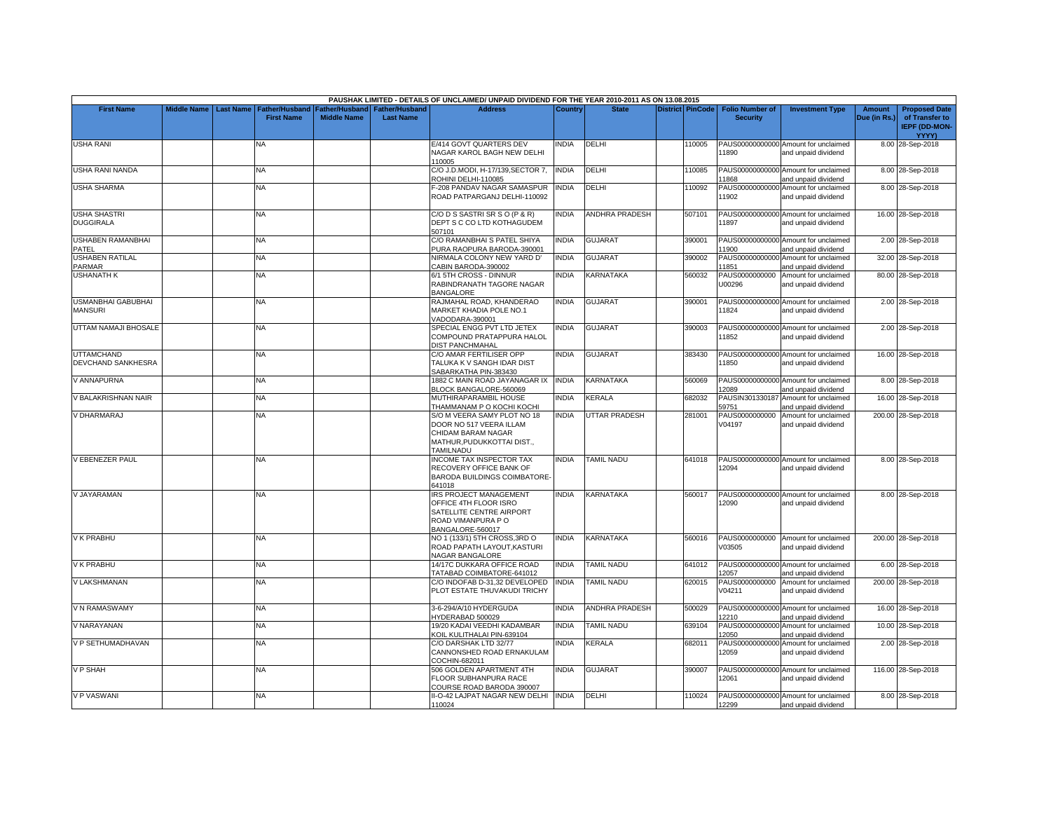PAUSHAK LIMITED - DETAILS OF UNCLAIMED/ UNPAID DIVIDEND FOR THE YEAR 2010-2011 AS ON 13.08.2015

| First Name | Middle Name | Last Name | Father/Husband First Name | Father/Husband Middle Name | Father/Husband Last Name | Address | Country | State | District | PinCode | Folio Number of Security | Investment Type | Amount Due (in Rs.) | Proposed Date of Transfer to IEPF (DD-MON-YYYY) |
|---|---|---|---|---|---|---|---|---|---|---|---|---|---|---|
| USHA RANI | | | NA | | | E/414 GOVT QUARTERS DEV NAGAR KAROL BAGH NEW DELHI 110005 | INDIA | DELHI | | 110005 | PAUS00000000000011890 | Amount for unclaimed and unpaid dividend | 8.00 | 28-Sep-2018 |
| USHA RANI NANDA | | | NA | | | C/O J.D.MODI, H-17/139,SECTOR 7, ROHINI DELHI-110085 | INDIA | DELHI | | 110085 | PAUS00000000000011868 | Amount for unclaimed and unpaid dividend | 8.00 | 28-Sep-2018 |
| USHA SHARMA | | | NA | | | F-208 PANDAV NAGAR SAMASPUR ROAD PATPARGANJ DELHI-110092 | INDIA | DELHI | | 110092 | PAUS00000000000011902 | Amount for unclaimed and unpaid dividend | 8.00 | 28-Sep-2018 |
| USHA SHASTRI DUGGIRALA | | | NA | | | C/O D S SASTRI SR S O (P & R) DEPT S C CO LTD KOTHAGUDEM 507101 | INDIA | ANDHRA PRADESH | | 507101 | PAUS00000000000011897 | Amount for unclaimed and unpaid dividend | 16.00 | 28-Sep-2018 |
| USHABEN RAMANBHAI PATEL | | | NA | | | C/O RAMANBHAI S PATEL SHIYA PURA RAOPURA BARODA-390001 | INDIA | GUJARAT | | 390001 | PAUS00000000000011900 | Amount for unclaimed and unpaid dividend | 2.00 | 28-Sep-2018 |
| USHABEN RATILAL PARMAR | | | NA | | | NIRMALA COLONY NEW YARD D' CABIN BARODA-390002 | INDIA | GUJARAT | | 390002 | PAUS00000000000011851 | Amount for unclaimed and unpaid dividend | 32.00 | 28-Sep-2018 |
| USHANATH K | | | NA | | | 6/1 5TH CROSS - DINNUR RABINDRANATH TAGORE NAGAR BANGALORE | INDIA | KARNATAKA | | 560032 | PAUS0000000000U00296 | Amount for unclaimed and unpaid dividend | 80.00 | 28-Sep-2018 |
| USMANBHAI GABUBHAI MANSURI | | | NA | | | RAJMAHAL ROAD, KHANDERAO MARKET KHADIA POLE NO.1 VADODARA-390001 | INDIA | GUJARAT | | 390001 | PAUS00000000000011824 | Amount for unclaimed and unpaid dividend | 2.00 | 28-Sep-2018 |
| UTTAM NAMAJI BHOSALE | | | NA | | | SPECIAL ENGG PVT LTD JETEX COMPOUND PRATAPPURA HALOL DIST PANCHMAHAL | INDIA | GUJARAT | | 390003 | PAUS00000000000011852 | Amount for unclaimed and unpaid dividend | 2.00 | 28-Sep-2018 |
| UTTAMCHAND DEVCHAND SANKHESRA | | | NA | | | C/O AMAR FERTILISER OPP TALUKA K V SANGH IDAR DIST SABARKATHA PIN-383430 | INDIA | GUJARAT | | 383430 | PAUS00000000000011850 | Amount for unclaimed and unpaid dividend | 16.00 | 28-Sep-2018 |
| V ANNAPURNA | | | NA | | | 1882 C MAIN ROAD JAYANAGAR IX BLOCK BANGALORE-560069 | INDIA | KARNATAKA | | 560069 | PAUS00000000000012089 | Amount for unclaimed and unpaid dividend | 8.00 | 28-Sep-2018 |
| V BALAKRISHNAN NAIR | | | NA | | | MUTHIRAPARAMBIL HOUSE THAMMANAM P O KOCHI KOCHI | INDIA | KERALA | | 682032 | PAUSIN30133018759751 | Amount for unclaimed and unpaid dividend | 16.00 | 28-Sep-2018 |
| V DHARMARAJ | | | NA | | | S/O M VEERA SAMY PLOT NO 18 DOOR NO 517 VEERA ILLAM CHIDAM BARAM NAGAR MATHUR,PUDUKKOTTAI DIST., TAMILNADU | INDIA | UTTAR PRADESH | | 281001 | PAUS0000000000V04197 | Amount for unclaimed and unpaid dividend | 200.00 | 28-Sep-2018 |
| V EBENEZER PAUL | | | NA | | | INCOME TAX INSPECTOR TAX RECOVERY OFFICE BANK OF BARODA BUILDINGS COIMBATORE-641018 | INDIA | TAMIL NADU | | 641018 | PAUS00000000000012094 | Amount for unclaimed and unpaid dividend | 8.00 | 28-Sep-2018 |
| V JAYARAMAN | | | NA | | | IRS PROJECT MANAGEMENT OFFICE 4TH FLOOR ISRO SATELLITE CENTRE AIRPORT ROAD VIMANPURA P O BANGALORE-560017 | INDIA | KARNATAKA | | 560017 | PAUS00000000000012090 | Amount for unclaimed and unpaid dividend | 8.00 | 28-Sep-2018 |
| V K PRABHU | | | NA | | | NO 1 (133/1) 5TH CROSS,3RD O ROAD PAPATH LAYOUT,KASTURI NAGAR BANGALORE | INDIA | KARNATAKA | | 560016 | PAUS0000000000V03505 | Amount for unclaimed and unpaid dividend | 200.00 | 28-Sep-2018 |
| V K PRABHU | | | NA | | | 14/17C DUKKARA OFFICE ROAD TATABAD COIMBATORE-641012 | INDIA | TAMIL NADU | | 641012 | PAUS00000000000012057 | Amount for unclaimed and unpaid dividend | 6.00 | 28-Sep-2018 |
| V LAKSHMANAN | | | NA | | | C/O INDOFAB D-31,32 DEVELOPED PLOT ESTATE THUVAKUDI TRICHY | INDIA | TAMIL NADU | | 620015 | PAUS0000000000V04211 | Amount for unclaimed and unpaid dividend | 200.00 | 28-Sep-2018 |
| V N RAMASWAMY | | | NA | | | 3-6-294/A/10 HYDERGUDA HYDERABAD 500029 | INDIA | ANDHRA PRADESH | | 500029 | PAUS00000000000012210 | Amount for unclaimed and unpaid dividend | 16.00 | 28-Sep-2018 |
| V NARAYANAN | | | NA | | | 19/20 KADAI VEEDHI KADAMBAR KOIL KULITHALAI PIN-639104 | INDIA | TAMIL NADU | | 639104 | PAUS00000000000012050 | Amount for unclaimed and unpaid dividend | 10.00 | 28-Sep-2018 |
| V P SETHUMADHAVAN | | | NA | | | C/O DARSHAK LTD 32/77 CANNONSHED ROAD ERNAKULAM COCHIN-682011 | INDIA | KERALA | | 682011 | PAUS00000000000012059 | Amount for unclaimed and unpaid dividend | 2.00 | 28-Sep-2018 |
| V P SHAH | | | NA | | | 506 GOLDEN APARTMENT 4TH FLOOR SUBHANPURA RACE COURSE ROAD BARODA 390007 | INDIA | GUJARAT | | 390007 | PAUS00000000000012061 | Amount for unclaimed and unpaid dividend | 116.00 | 28-Sep-2018 |
| V P VASWANI | | | NA | | | II-O-42 LAJPAT NAGAR NEW DELHI 110024 | INDIA | DELHI | | 110024 | PAUS00000000000012299 | Amount for unclaimed and unpaid dividend | 8.00 | 28-Sep-2018 |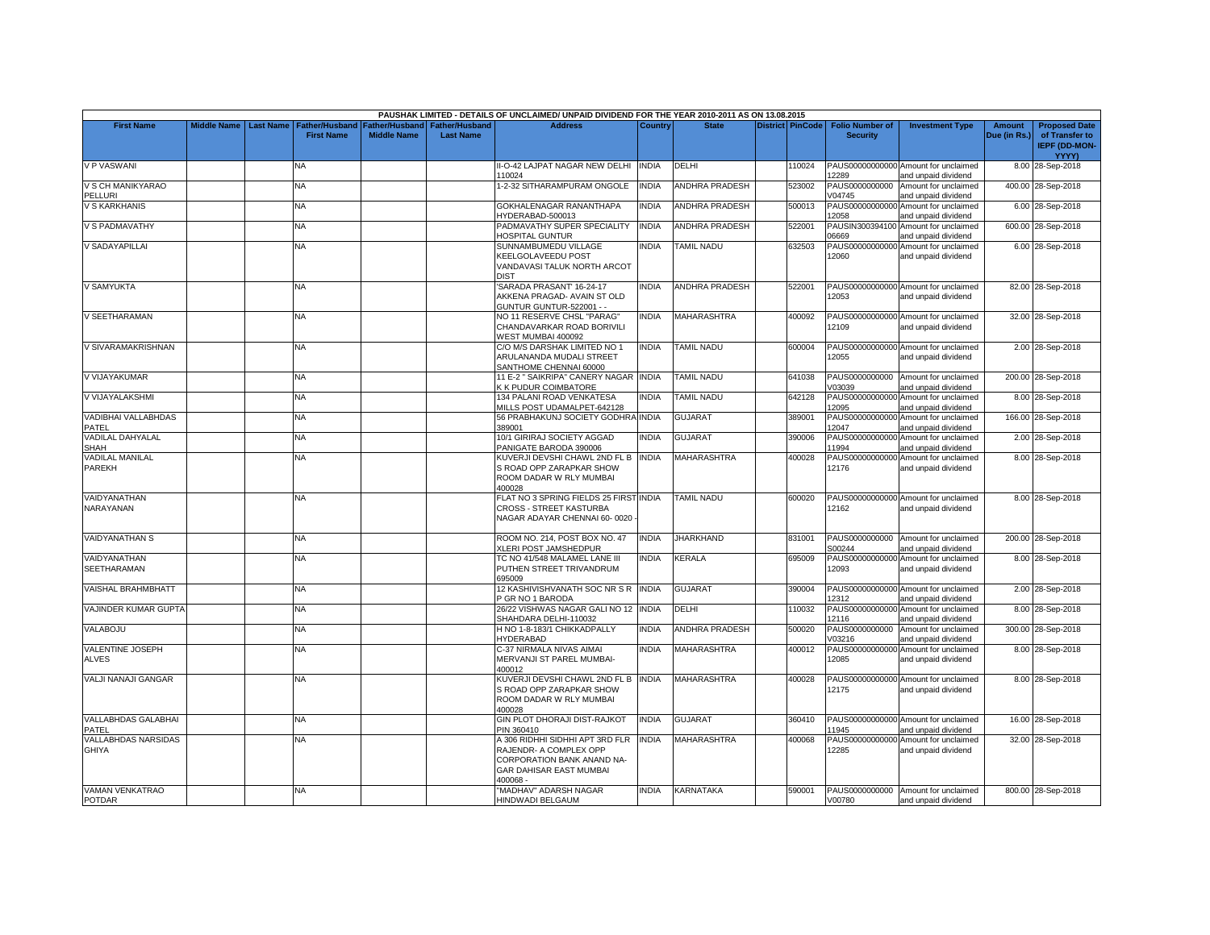PAUSHAK LIMITED - DETAILS OF UNCLAIMED/ UNPAID DIVIDEND FOR THE YEAR 2010-2011 AS ON 13.08.2015

| First Name | Middle Name | Last Name | Father/Husband First Name | Father/Husband Middle Name | Father/Husband Last Name | Address | Country | State | District | PinCode | Folio Number of Security | Investment Type | Amount Due (in Rs.) | Proposed Date of Transfer to IEPF (DD-MON-YYYY) |
|---|---|---|---|---|---|---|---|---|---|---|---|---|---|---|
| V P VASWANI | | | NA | | | II-O-42 LAJPAT NAGAR NEW DELHI 110024 | INDIA | DELHI | | 110024 | PAUS00000000000012289 | Amount for unclaimed and unpaid dividend | 8.00 | 28-Sep-2018 |
| V S CH MANIKYARAO PELLURI | | | NA | | | 1-2-32 SITHARAMPURAM ONGOLE | INDIA | ANDHRA PRADESH | | 523002 | PAUS0000000000V04745 | Amount for unclaimed and unpaid dividend | 400.00 | 28-Sep-2018 |
| V S KARKHANIS | | | NA | | | GOKHALENAGAR RANANTHAPA HYDERABAD-500013 | INDIA | ANDHRA PRADESH | | 500013 | PAUS00000000000012058 | Amount for unclaimed and unpaid dividend | 6.00 | 28-Sep-2018 |
| V S PADMAVATHY | | | NA | | | PADMAVATHY SUPER SPECIALITY HOSPITAL GUNTUR | INDIA | ANDHRA PRADESH | | 522001 | PAUSIN30039410006669 | Amount for unclaimed and unpaid dividend | 600.00 | 28-Sep-2018 |
| V SADAYAPILLAI | | | NA | | | SUNNAMBUMEDU VILLAGE KEELGOLAVEEDU POST VANDAVASI TALUK NORTH ARCOT DIST | INDIA | TAMIL NADU | | 632503 | PAUS00000000000012060 | Amount for unclaimed and unpaid dividend | 6.00 | 28-Sep-2018 |
| V SAMYUKTA | | | NA | | | 'SARADA PRASANT' 16-24-17 AKKENA PRAGAD- AVAIN ST OLD GUNTUR GUNTUR-522001 - - | INDIA | ANDHRA PRADESH | | 522001 | PAUS00000000000012053 | Amount for unclaimed and unpaid dividend | 82.00 | 28-Sep-2018 |
| V SEETHARAMAN | | | NA | | | NO 11 RESERVE CHSL "PARAG" CHANDAVARKAR ROAD BORIVILI WEST MUMBAI 400092 | INDIA | MAHARASHTRA | | 400092 | PAUS00000000000012109 | Amount for unclaimed and unpaid dividend | 32.00 | 28-Sep-2018 |
| V SIVARAMAKRISHNAN | | | NA | | | C/O M/S DARSHAK LIMITED NO 1 ARULANANDA MUDALI STREET SANTHOME CHENNAI 60000 | INDIA | TAMIL NADU | | 600004 | PAUS00000000000012055 | Amount for unclaimed and unpaid dividend | 2.00 | 28-Sep-2018 |
| V VIJAYAKUMAR | | | NA | | | 11 E-2 " SAIKRIPA" CANERY NAGAR K K PUDUR COIMBATORE | INDIA | TAMIL NADU | | 641038 | PAUS0000000000V03039 | Amount for unclaimed and unpaid dividend | 200.00 | 28-Sep-2018 |
| V VIJAYALAKSHMI | | | NA | | | 134 PALANI ROAD VENKATESA MILLS POST UDAMALPET-642128 | INDIA | TAMIL NADU | | 642128 | PAUS00000000000012095 | Amount for unclaimed and unpaid dividend | 8.00 | 28-Sep-2018 |
| VADIBHAI VALLABHDAS PATEL | | | NA | | | 56 PRABHAKUNJ SOCIETY GODHRA 389001 | INDIA | GUJARAT | | 389001 | PAUS00000000000012047 | Amount for unclaimed and unpaid dividend | 166.00 | 28-Sep-2018 |
| VADILAL DAHYALAL SHAH | | | NA | | | 10/1 GIRIRAJ SOCIETY AGGAD PANIGATE BARODA 390006 | INDIA | GUJARAT | | 390006 | PAUS00000000000011994 | Amount for unclaimed and unpaid dividend | 2.00 | 28-Sep-2018 |
| VADILAL MANILAL PAREKH | | | NA | | | KUVERJI DEVSHI CHAWL 2ND FL B S ROAD OPP ZARAPKAR SHOW ROOM DADAR W RLY MUMBAI 400028 | INDIA | MAHARASHTRA | | 400028 | PAUS00000000000012176 | Amount for unclaimed and unpaid dividend | 8.00 | 28-Sep-2018 |
| VAIDYANATHAN NARAYANAN | | | NA | | | FLAT NO 3 SPRING FIELDS 25 FIRST CROSS - STREET KASTURBA NAGAR ADAYAR CHENNAI 60- 0020 - | INDIA | TAMIL NADU | | 600020 | PAUS00000000000012162 | Amount for unclaimed and unpaid dividend | 8.00 | 28-Sep-2018 |
| VAIDYANATHAN S | | | NA | | | ROOM NO. 214, POST BOX NO. 47 XLERI POST JAMSHEDPUR | INDIA | JHARKHAND | | 831001 | PAUS0000000000S00244 | Amount for unclaimed and unpaid dividend | 200.00 | 28-Sep-2018 |
| VAIDYANATHAN SEETHARAMAN | | | NA | | | TC NO 41/548 MALAMEL LANE III PUTHEN STREET TRIVANDRUM 695009 | INDIA | KERALA | | 695009 | PAUS00000000000012093 | Amount for unclaimed and unpaid dividend | 8.00 | 28-Sep-2018 |
| VAISHAL BRAHMBHATT | | | NA | | | 12 KASHIVISHVANATH SOC NR S R P GR NO 1 BARODA | INDIA | GUJARAT | | 390004 | PAUS00000000000012312 | Amount for unclaimed and unpaid dividend | 2.00 | 28-Sep-2018 |
| VAJINDER KUMAR GUPTA | | | NA | | | 26/22 VISHWAS NAGAR GALI NO 12 SHAHDARA DELHI-110032 | INDIA | DELHI | | 110032 | PAUS00000000000012116 | Amount for unclaimed and unpaid dividend | 8.00 | 28-Sep-2018 |
| VALABOJU | | | NA | | | H NO 1-8-183/1 CHIKKADPALLY HYDERABAD | INDIA | ANDHRA PRADESH | | 500020 | PAUS0000000000V03216 | Amount for unclaimed and unpaid dividend | 300.00 | 28-Sep-2018 |
| VALENTINE JOSEPH ALVES | | | NA | | | C-37 NIRMALA NIVAS AIMAI MERVANJI ST PAREL MUMBAI-400012 | INDIA | MAHARASHTRA | | 400012 | PAUS00000000000012085 | Amount for unclaimed and unpaid dividend | 8.00 | 28-Sep-2018 |
| VALJI NANAJI GANGAR | | | NA | | | KUVERJI DEVSHI CHAWL 2ND FL B S ROAD OPP ZARAPKAR SHOW ROOM DADAR W RLY MUMBAI 400028 | INDIA | MAHARASHTRA | | 400028 | PAUS00000000000012175 | Amount for unclaimed and unpaid dividend | 8.00 | 28-Sep-2018 |
| VALLABHDAS GALABHAI PATEL | | | NA | | | GIN PLOT DHORAJI DIST-RAJKOT PIN 360410 | INDIA | GUJARAT | | 360410 | PAUS00000000000011945 | Amount for unclaimed and unpaid dividend | 16.00 | 28-Sep-2018 |
| VALLABHDAS NARSIDAS GHIYA | | | NA | | | A 306 RIDHHI SIDHHI APT 3RD FLR RAJENDR- A COMPLEX OPP CORPORATION BANK ANAND NA-GAR DAHISAR EAST MUMBAI 400068 - | INDIA | MAHARASHTRA | | 400068 | PAUS00000000000012285 | Amount for unclaimed and unpaid dividend | 32.00 | 28-Sep-2018 |
| VAMAN VENKATRAO POTDAR | | | NA | | | "MADHAV" ADARSH NAGAR HINDWADI BELGAUM | INDIA | KARNATAKA | | 590001 | PAUS0000000000V00780 | Amount for unclaimed and unpaid dividend | 800.00 | 28-Sep-2018 |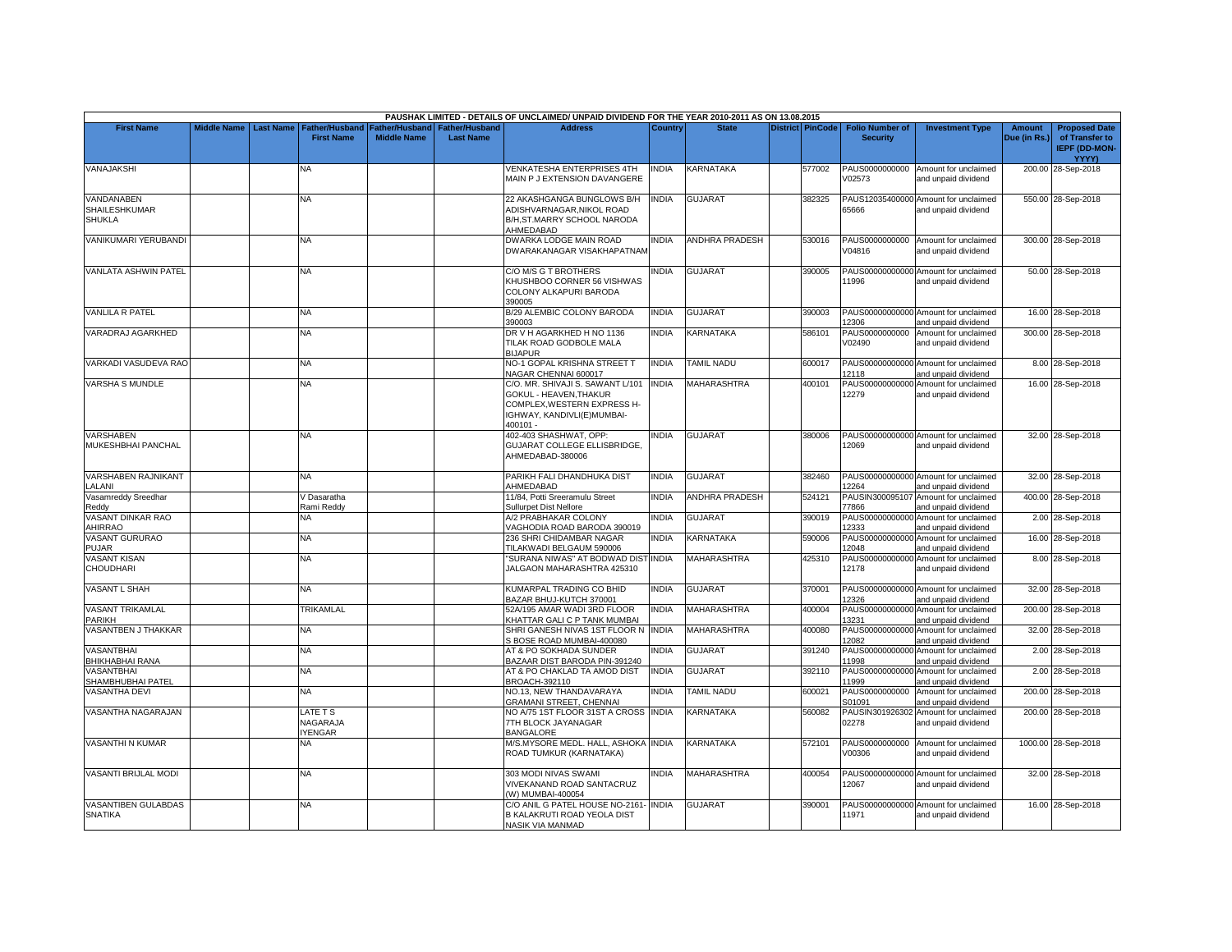| PAUSHAK LIMITED - DETAILS OF UNCLAIMED/ UNPAID DIVIDEND FOR THE YEAR 2010-2011 AS ON 13.08.2015 | | | | | | | | | | | | | | | |
|---|---|---|---|---|---|---|---|---|---|---|---|---|---|---|---|
| **First Name** | **Middle Name** | **Last Name** | **Father/Husband First Name** | **Father/Husband Middle Name** | **Father/Husband Last Name** | **Address** | **Country** | **State** | **District** | **PinCode** | **Folio Number of Security** | **Investment Type** | **Amount Due (in Rs.)** | **Proposed Date of Transfer to IEPF (DD-MON-YYYY)** |
| VANAJAKSHI | | | NA | | | VENKATESHA ENTERPRISES 4TH MAIN P J EXTENSION DAVANGERE | INDIA | KARNATAKA | | 577002 | PAUS0000000000 V02573 | Amount for unclaimed and unpaid dividend | 200.00 | 28-Sep-2018 |
| VANDANABEN SHAILESHKUMAR SHUKLA | | | NA | | | 22 AKASHGANGA BUNGLOWS B/H ADISHVARNAGAR,NIKOL ROAD B/H,ST.MARRY SCHOOL NARODA AHMEDABAD | INDIA | GUJARAT | | 382325 | PAUS12035400000 65666 | Amount for unclaimed and unpaid dividend | 550.00 | 28-Sep-2018 |
| VANIKUMARI YERUBANDI | | | NA | | | DWARKA LODGE MAIN ROAD DWARAKANAGAR VISAKHAPATNAM | INDIA | ANDHRA PRADESH | | 530016 | PAUS0000000000 V04816 | Amount for unclaimed and unpaid dividend | 300.00 | 28-Sep-2018 |
| VANLATA ASHWIN PATEL | | | NA | | | C/O M/S G T BROTHERS KHUSHBOO CORNER 56 VISHWAS COLONY ALKAPURI BARODA 390005 | INDIA | GUJARAT | | 390005 | PAUS000000000000 11996 | Amount for unclaimed and unpaid dividend | 50.00 | 28-Sep-2018 |
| VANLILA R PATEL | | | NA | | | B/29 ALEMBIC COLONY BARODA 390003 | INDIA | GUJARAT | | 390003 | PAUS000000000000 12306 | Amount for unclaimed and unpaid dividend | 16.00 | 28-Sep-2018 |
| VARADRAJ AGARKHED | | | NA | | | DR V H AGARKHED H NO 1136 TILAK ROAD GODBOLE MALA BIJAPUR | INDIA | KARNATAKA | | 586101 | PAUS0000000000 V02490 | Amount for unclaimed and unpaid dividend | 300.00 | 28-Sep-2018 |
| VARKADI VASUDEVA RAO | | | NA | | | NO-1 GOPAL KRISHNA STREET T NAGAR CHENNAI 600017 | INDIA | TAMIL NADU | | 600017 | PAUS000000000000 12118 | Amount for unclaimed and unpaid dividend | 8.00 | 28-Sep-2018 |
| VARSHA S MUNDLE | | | NA | | | C/O. MR. SHIVAJI S. SAWANT L/101 GOKUL - HEAVEN,THAKUR COMPLEX,WESTERN EXPRESS H-IGHWAY, KANDIVLI(E)MUMBAI-400101 - | INDIA | MAHARASHTRA | | 400101 | PAUS000000000000 12279 | Amount for unclaimed and unpaid dividend | 16.00 | 28-Sep-2018 |
| VARSHABEN MUKESHBHAI PANCHAL | | | NA | | | 402-403 SHASHWAT, OPP: GUJARAT COLLEGE ELLISBRIDGE, AHMEDABAD-380006 | INDIA | GUJARAT | | 380006 | PAUS000000000000 12069 | Amount for unclaimed and unpaid dividend | 32.00 | 28-Sep-2018 |
| VARSHABEN RAJNIKANT LALANI | | | NA | | | PARIKH FALI DHANDHUKA DIST AHMEDABAD | INDIA | GUJARAT | | 382460 | PAUS000000000000 12264 | Amount for unclaimed and unpaid dividend | 32.00 | 28-Sep-2018 |
| Vasamreddy Sreedhar Reddy | | | V Dasaratha Rami Reddy | | | 11/84, Potti Sreeramulu Street Sullurpet Dist Nellore | INDIA | ANDHRA PRADESH | | 524121 | PAUSIN300095107 77866 | Amount for unclaimed and unpaid dividend | 400.00 | 28-Sep-2018 |
| VASANT DINKAR RAO AHIRRAO | | | NA | | | A/2 PRABHAKAR COLONY VAGHODIA ROAD BARODA 390019 | INDIA | GUJARAT | | 390019 | PAUS000000000000 12333 | Amount for unclaimed and unpaid dividend | 2.00 | 28-Sep-2018 |
| VASANT GURURAO PUJAR | | | NA | | | 236 SHRI CHIDAMBAR NAGAR TILAKWADI BELGAUM 590006 | INDIA | KARNATAKA | | 590006 | PAUS000000000000 12048 | Amount for unclaimed and unpaid dividend | 16.00 | 28-Sep-2018 |
| VASANT KISAN CHOUDHARI | | | NA | | | "SURANA NIWAS" AT BODWAD DIST JALGAON MAHARASHTRA 425310 | INDIA | MAHARASHTRA | | 425310 | PAUS000000000000 12178 | Amount for unclaimed and unpaid dividend | 8.00 | 28-Sep-2018 |
| VASANT L SHAH | | | NA | | | KUMARPAL TRADING CO BHID BAZAR BHUJ-KUTCH 370001 | INDIA | GUJARAT | | 370001 | PAUS000000000000 12326 | Amount for unclaimed and unpaid dividend | 32.00 | 28-Sep-2018 |
| VASANT TRIKAMLAL PARIKH | | | TRIKAMLAL | | | 52A/195 AMAR WADI 3RD FLOOR KHATTAR GALI C P TANK MUMBAI | INDIA | MAHARASHTRA | | 400004 | PAUS000000000000 13231 | Amount for unclaimed and unpaid dividend | 200.00 | 28-Sep-2018 |
| VASANTBEN J THAKKAR | | | NA | | | SHRI GANESH NIVAS 1ST FLOOR N S BOSE ROAD MUMBAI-400080 | INDIA | MAHARASHTRA | | 400080 | PAUS000000000000 12082 | Amount for unclaimed and unpaid dividend | 32.00 | 28-Sep-2018 |
| VASANTBHAI BHIKHABHAI RANA | | | NA | | | AT & PO SOKHADA SUNDER BAZAAR DIST BARODA PIN-391240 | INDIA | GUJARAT | | 391240 | PAUS000000000000 11998 | Amount for unclaimed and unpaid dividend | 2.00 | 28-Sep-2018 |
| VASANTBHAI SHAMBHUBHAI PATEL | | | NA | | | AT & PO CHAKLAD TA AMOD DIST BROACH-392110 | INDIA | GUJARAT | | 392110 | PAUS000000000000 11999 | Amount for unclaimed and unpaid dividend | 2.00 | 28-Sep-2018 |
| VASANTHA DEVI | | | NA | | | NO.13, NEW THANDAVARAYA GRAMANI STREET, CHENNAI | INDIA | TAMIL NADU | | 600021 | PAUS0000000000 S01091 | Amount for unclaimed and unpaid dividend | 200.00 | 28-Sep-2018 |
| VASANTHA NAGARAJAN | | | LATE T S NAGARAJA IYENGAR | | | NO A/75 1ST FLOOR 31ST A CROSS 7TH BLOCK JAYANAGAR BANGALORE | INDIA | KARNATAKA | | 560082 | PAUSIN301926302 02278 | Amount for unclaimed and unpaid dividend | 200.00 | 28-Sep-2018 |
| VASANTHI N KUMAR | | | NA | | | M/S.MYSORE MEDL. HALL, ASHOKA ROAD TUMKUR (KARNATAKA) | INDIA | KARNATAKA | | 572101 | PAUS0000000000 V00306 | Amount for unclaimed and unpaid dividend | 1000.00 | 28-Sep-2018 |
| VASANTI BRIJLAL MODI | | | NA | | | 303 MODI NIVAS SWAMI VIVEKANAND ROAD SANTACRUZ (W) MUMBAI-400054 | INDIA | MAHARASHTRA | | 400054 | PAUS000000000000 12067 | Amount for unclaimed and unpaid dividend | 32.00 | 28-Sep-2018 |
| VASANTIBEN GULABDAS SNATIKA | | | NA | | | C/O ANIL G PATEL HOUSE NO-2161-B KALAKRUTI ROAD YEOLA DIST NASIK VIA MANMAD | INDIA | GUJARAT | | 390001 | PAUS000000000000 11971 | Amount for unclaimed and unpaid dividend | 16.00 | 28-Sep-2018 |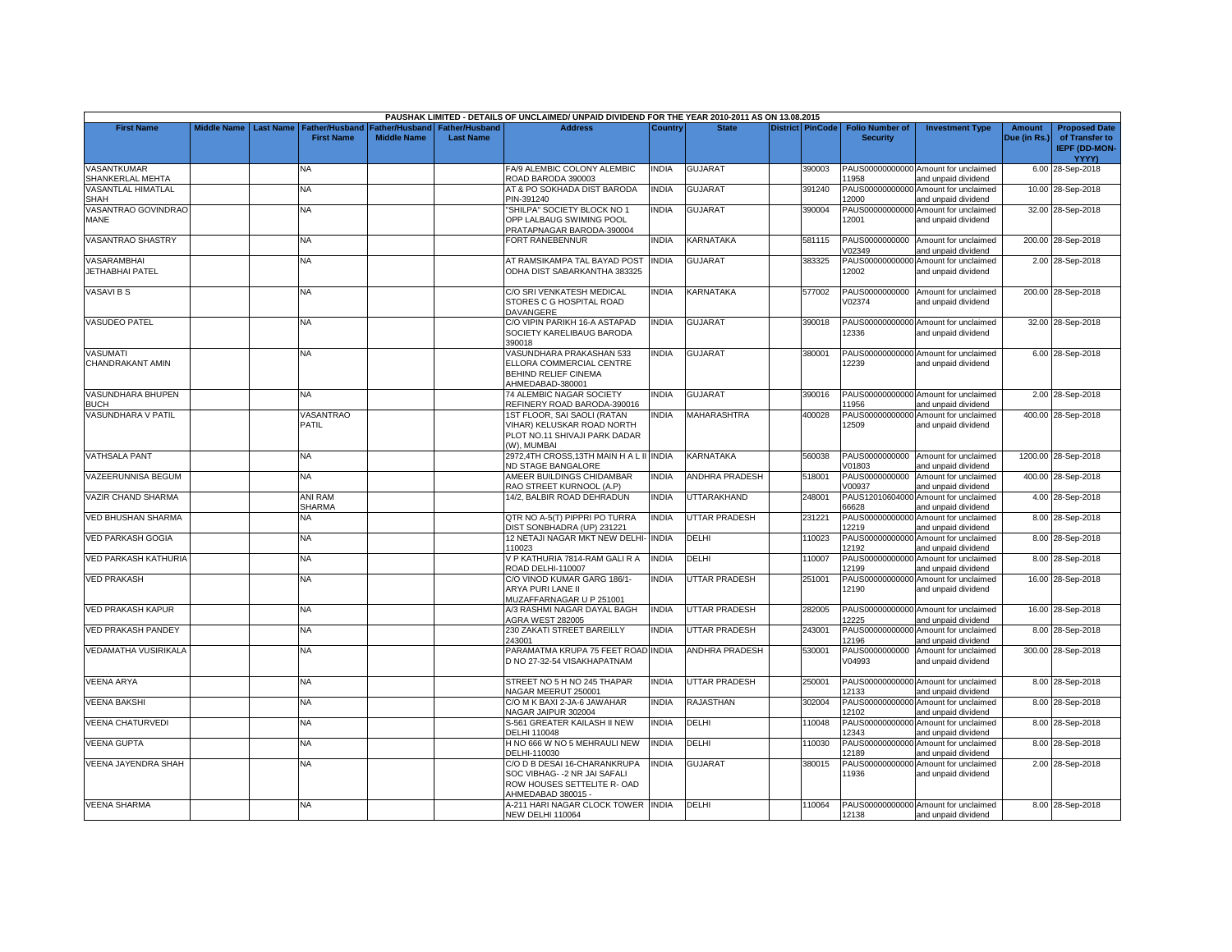PAUSHAK LIMITED - DETAILS OF UNCLAIMED/ UNPAID DIVIDEND FOR THE YEAR 2010-2011 AS ON 13.08.2015

| First Name | Middle Name | Last Name | Father/Husband First Name | Father/Husband Middle Name | Father/Husband Last Name | Address | Country | State | District | PinCode | Folio Number of Security | Investment Type | Amount Due (in Rs.) | Proposed Date of Transfer to IEPF (DD-MON-YYYY) |
|---|---|---|---|---|---|---|---|---|---|---|---|---|---|---|
| VASANTKUMAR SHANKERLAL MEHTA | | | NA | | | FA/9 ALEMBIC COLONY ALEMBIC ROAD BARODA 390003 | INDIA | GUJARAT | | 390003 | PAUS00000000000011958 | Amount for unclaimed and unpaid dividend | 6.00 | 28-Sep-2018 |
| VASANTLAL HIMATLAL SHAH | | | NA | | | AT & PO SOKHADA DIST BARODA PIN-391240 | INDIA | GUJARAT | | 391240 | PAUS00000000000012000 | Amount for unclaimed and unpaid dividend | 10.00 | 28-Sep-2018 |
| VASANTRAO GOVINDRAO MANE | | | NA | | | "SHILPA" SOCIETY BLOCK NO 1 OPP LALBAUG SWIMING POOL PRATAPNAGAR BARODA-390004 | INDIA | GUJARAT | | 390004 | PAUS00000000000012001 | Amount for unclaimed and unpaid dividend | 32.00 | 28-Sep-2018 |
| VASANTRAO SHASTRY | | | NA | | | FORT RANEBENNUR | INDIA | KARNATAKA | | 581115 | PAUS0000000000V02349 | Amount for unclaimed and unpaid dividend | 200.00 | 28-Sep-2018 |
| VASARAMBHAI JETHABHAI PATEL | | | NA | | | AT RAMSIKAMPA TAL BAYAD POST ODHA DIST SABARKANTHA 383325 | INDIA | GUJARAT | | 383325 | PAUS00000000000012002 | Amount for unclaimed and unpaid dividend | 2.00 | 28-Sep-2018 |
| VASAVI B S | | | NA | | | C/O SRI VENKATESH MEDICAL STORES C G HOSPITAL ROAD DAVANGERE | INDIA | KARNATAKA | | 577002 | PAUS0000000000V02374 | Amount for unclaimed and unpaid dividend | 200.00 | 28-Sep-2018 |
| VASUDEO PATEL | | | NA | | | C/O VIPIN PARIKH 16-A ASTAPAD SOCIETY KARELIBAUG BARODA 390018 | INDIA | GUJARAT | | 390018 | PAUS00000000000012336 | Amount for unclaimed and unpaid dividend | 32.00 | 28-Sep-2018 |
| VASUMATI CHANDRAKANT AMIN | | | NA | | | VASUNDHARA PRAKASHAN 533 ELLORA COMMERCIAL CENTRE BEHIND RELIEF CINEMA AHMEDABAD-380001 | INDIA | GUJARAT | | 380001 | PAUS00000000000012239 | Amount for unclaimed and unpaid dividend | 6.00 | 28-Sep-2018 |
| VASUNDHARA BHUPEN BUCH | | | NA | | | 74 ALEMBIC NAGAR SOCIETY REFINERY ROAD BARODA-390016 | INDIA | GUJARAT | | 390016 | PAUS00000000000011956 | Amount for unclaimed and unpaid dividend | 2.00 | 28-Sep-2018 |
| VASUNDHARA V PATIL | | | VASANTRAO PATIL | | | 1ST FLOOR, SAI SAOLI (RATAN VIHAR) KELUSKAR ROAD NORTH PLOT NO.11 SHIVAJI PARK DADAR (W), MUMBAI | INDIA | MAHARASHTRA | | 400028 | PAUS00000000000012509 | Amount for unclaimed and unpaid dividend | 400.00 | 28-Sep-2018 |
| VATHSALA PANT | | | NA | | | 2972,4TH CROSS,13TH MAIN H A L II ND STAGE BANGALORE | INDIA | KARNATAKA | | 560038 | PAUS0000000000V01803 | Amount for unclaimed and unpaid dividend | 1200.00 | 28-Sep-2018 |
| VAZEERUNNISA BEGUM | | | NA | | | AMEER BUILDINGS CHIDAMBAR RAO STREET KURNOOL (A.P) | INDIA | ANDHRA PRADESH | | 518001 | PAUS0000000000V00937 | Amount for unclaimed and unpaid dividend | 400.00 | 28-Sep-2018 |
| VAZIR CHAND SHARMA | | | ANI RAM SHARMA | | | 14/2, BALBIR ROAD DEHRADUN | INDIA | UTTARAKHAND | | 248001 | PAUS12010604000066628 | Amount for unclaimed and unpaid dividend | 4.00 | 28-Sep-2018 |
| VED BHUSHAN SHARMA | | | NA | | | QTR NO A-5(T) PIPPRI PO TURRA DIST SONBHADRA (UP) 231221 | INDIA | UTTAR PRADESH | | 231221 | PAUS00000000000012219 | Amount for unclaimed and unpaid dividend | 8.00 | 28-Sep-2018 |
| VED PARKASH GOGIA | | | NA | | | 12 NETAJI NAGAR MKT NEW DELHI-110023 | INDIA | DELHI | | 110023 | PAUS00000000000012192 | Amount for unclaimed and unpaid dividend | 8.00 | 28-Sep-2018 |
| VED PARKASH KATHURIA | | | NA | | | V P KATHURIA 7814-RAM GALI R A ROAD DELHI-110007 | INDIA | DELHI | | 110007 | PAUS00000000000012199 | Amount for unclaimed and unpaid dividend | 8.00 | 28-Sep-2018 |
| VED PRAKASH | | | NA | | | C/O VINOD KUMAR GARG 186/1-ARYA PURI LANE II MUZAFFARNAGAR U P 251001 | INDIA | UTTAR PRADESH | | 251001 | PAUS00000000000012190 | Amount for unclaimed and unpaid dividend | 16.00 | 28-Sep-2018 |
| VED PRAKASH KAPUR | | | NA | | | A/3 RASHMI NAGAR DAYAL BAGH AGRA WEST 282005 | INDIA | UTTAR PRADESH | | 282005 | PAUS00000000000012225 | Amount for unclaimed and unpaid dividend | 16.00 | 28-Sep-2018 |
| VED PRAKASH PANDEY | | | NA | | | 230 ZAKATI STREET BAREILLY 243001 | INDIA | UTTAR PRADESH | | 243001 | PAUS00000000000012196 | Amount for unclaimed and unpaid dividend | 8.00 | 28-Sep-2018 |
| VEDAMATHA VUSIRIKALA | | | NA | | | PARAMATMA KRUPA 75 FEET ROAD D NO 27-32-54 VISAKHAPATNAM | INDIA | ANDHRA PRADESH | | 530001 | PAUS0000000000V04993 | Amount for unclaimed and unpaid dividend | 300.00 | 28-Sep-2018 |
| VEENA ARYA | | | NA | | | STREET NO 5 H NO 245 THAPAR NAGAR MEERUT 250001 | INDIA | UTTAR PRADESH | | 250001 | PAUS00000000000012133 | Amount for unclaimed and unpaid dividend | 8.00 | 28-Sep-2018 |
| VEENA BAKSHI | | | NA | | | C/O M K BAXI 2-JA-6 JAWAHAR NAGAR JAIPUR 302004 | INDIA | RAJASTHAN | | 302004 | PAUS00000000000012102 | Amount for unclaimed and unpaid dividend | 8.00 | 28-Sep-2018 |
| VEENA CHATURVEDI | | | NA | | | S-561 GREATER KAILASH II NEW DELHI 110048 | INDIA | DELHI | | 110048 | PAUS00000000000012343 | Amount for unclaimed and unpaid dividend | 8.00 | 28-Sep-2018 |
| VEENA GUPTA | | | NA | | | H NO 666 W NO 5 MEHRAULI NEW DELHI-110030 | INDIA | DELHI | | 110030 | PAUS00000000000012189 | Amount for unclaimed and unpaid dividend | 8.00 | 28-Sep-2018 |
| VEENA JAYENDRA SHAH | | | NA | | | C/O D B DESAI 16-CHARANKRUPA SOC VIBHAG- -2 NR JAI SAFALI ROW HOUSES SETTELITE R- OAD AHMEDABAD 380015 - | INDIA | GUJARAT | | 380015 | PAUS00000000000011936 | Amount for unclaimed and unpaid dividend | 2.00 | 28-Sep-2018 |
| VEENA SHARMA | | | NA | | | A-211 HARI NAGAR CLOCK TOWER NEW DELHI 110064 | INDIA | DELHI | | 110064 | PAUS00000000000012138 | Amount for unclaimed and unpaid dividend | 8.00 | 28-Sep-2018 |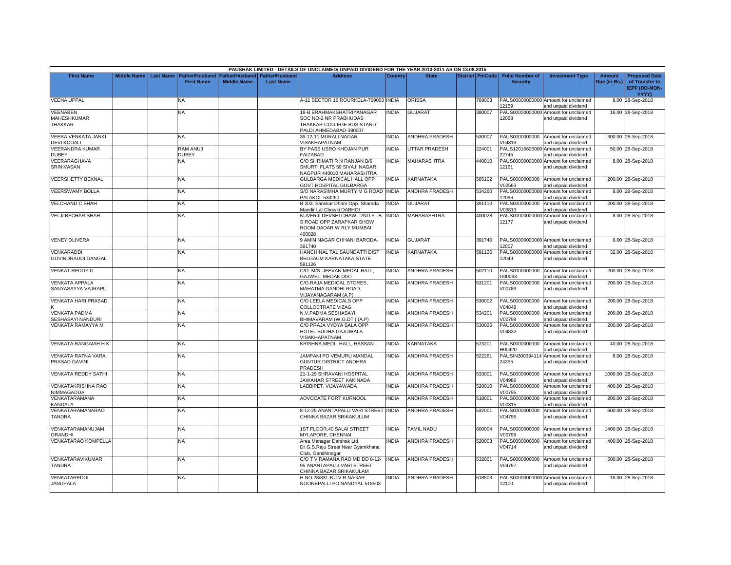PAUSHAK LIMITED - DETAILS OF UNCLAIMED/ UNPAID DIVIDEND FOR THE YEAR 2010-2011 AS ON 13.08.2015

| First Name | Middle Name | Last Name | Father/Husband First Name | Father/Husband Middle Name | Father/Husband Last Name | Address | Country | State | District | PinCode | Folio Number of Security | Investment Type | Amount Due (in Rs.) | Proposed Date of Transfer to IEPF (DD-MON-YYYY) |
|---|---|---|---|---|---|---|---|---|---|---|---|---|---|---|
| VEENA UPPAL | | | NA | | | A-11 SECTOR 16 ROURKELA-769003 | INDIA | ORISSA | | 769003 | PAUS00000000000012159 | Amount for unclaimed and unpaid dividend | 8.00 | 28-Sep-2018 |
| VEENABEN MAHESHKUMAR THAKKAR | | | NA | | | 18-B BRAHMAKSHATRIYANAGAR SOC NO-2 NR PRABHUDAS THAKKAR COLLEGE BUS STAND PALDI AHMEDABAD-380007 | INDIA | GUJARAT | | 380007 | PAUS00000000000012068 | Amount for unclaimed and unpaid dividend | 16.00 | 28-Sep-2018 |
| VEERA VENKATA JANKI DEVI KODALI | | | NA | | | 39-12-11 MURALI NAGAR VISAKHAPATNAM | INDIA | ANDHRA PRADESH | | 530007 | PAUS0000000000V04819 | Amount for unclaimed and unpaid dividend | 300.00 | 28-Sep-2018 |
| VEERANDRA KUMAR DUBEY | | | RAM ANUJ DUBEY | | | BY PASS USRO KHOJAN PUR FAIZABAD | INDIA | UTTAR PRADESH | | 224001 | PAUS12010606000022745 | Amount for unclaimed and unpaid dividend | 50.00 | 28-Sep-2018 |
| VEERARAGHAVA SRINIVASAN | | | NA | | | C/O SHRIMATI R N RANJAN B/6 SMURTI FLATS 59 SIVAJI NAGAR NAGPUR 440010 MAHARASHTRA | INDIA | MAHARASHTRA | | 440010 | PAUS00000000000012161 | Amount for unclaimed and unpaid dividend | 8.00 | 28-Sep-2018 |
| VEERSHETTY BEKNAL | | | NA | | | GULBARGA MEDICAL HALL OPP GOVT HOSPITAL GULBARGA | INDIA | KARNATAKA | | 585102 | PAUS0000000000V02563 | Amount for unclaimed and unpaid dividend | 200.00 | 28-Sep-2018 |
| VEERSWAMY BOLLA | | | NA | | | S/O NARASIMHA MURTY M G ROAD PALAKOL 534260 | INDIA | ANDHRA PRADESH | | 534260 | PAUS00000000000012096 | Amount for unclaimed and unpaid dividend | 8.00 | 28-Sep-2018 |
| VELCHAND C SHAH | | | NA | | | B.203, Sanskar Dham Opp. Sharada Mandir Lal Chowki DABHOI | INDIA | GUJARAT | | 391110 | PAUS0000000000V03813 | Amount for unclaimed and unpaid dividend | 200.00 | 28-Sep-2018 |
| VELJI BECHAR SHAH | | | NA | | | KUVERJI DEVSHI CHAWL 2ND FL B S ROAD OPP ZARAPKAR SHOW ROOM DADAR W RLY MUMBAI 400028 | INDIA | MAHARASHTRA | | 400028 | PAUS00000000000012177 | Amount for unclaimed and unpaid dividend | 8.00 | 28-Sep-2018 |
| VENEY OLIVERA | | | NA | | | 9 AMIN NAGAR CHHANI BARODA-391740 | INDIA | GUJARAT | | 391740 | PAUS00000000000012007 | Amount for unclaimed and unpaid dividend | 6.00 | 28-Sep-2018 |
| VENKARADDI GOVINDRADDI GANGAL | | | NA | | | HANCHINAL TAL SAUNDATTI DIST BELGAUM KARNATAKA STATE 591126 | INDIA | KARNATAKA | | 591126 | PAUS00000000000012049 | Amount for unclaimed and unpaid dividend | 32.00 | 28-Sep-2018 |
| VENKAT REDDY G | | | NA | | | C/O. M/S. JEEVAN MEDAL HALL, GAJWEL, MEDAK DIST. | INDIA | ANDHRA PRADESH | | 502110 | PAUS0000000000G00063 | Amount for unclaimed and unpaid dividend | 200.00 | 28-Sep-2018 |
| VENKATA APPALA SANYASAYYA VAJRAPU | | | NA | | | C/O.RAJA MEDICAL STORES, MAHATMA GANDHI ROAD, VIJAYANAGARAM (A.P) | INDIA | ANDHRA PRADESH | | 531201 | PAUS0000000000V00789 | Amount for unclaimed and unpaid dividend | 200.00 | 28-Sep-2018 |
| VENKATA HARI PRASAD K | | | NA | | | C/O LEELA MEDICALS OPP COLLOCTRATE VIZAG | INDIA | ANDHRA PRADESH | | 530002 | PAUS0000000000V04848 | Amount for unclaimed and unpaid dividend | 200.00 | 28-Sep-2018 |
| VENKATA PADMA SESHASAYI NANDURI | | | NA | | | N.V.PADMA SESHASAYI BHIMAVARAM (W.G.DT.) (A.P) | INDIA | ANDHRA PRADESH | | 534201 | PAUS0000000000V00798 | Amount for unclaimed and unpaid dividend | 200.00 | 28-Sep-2018 |
| VENKATA RAMAYYA M | | | NA | | | C/O PRAJA VYDYA SALA OPP HOTEL SUDHA GAJUWALA VISAKHAPATNAM | INDIA | ANDHRA PRADESH | | 530026 | PAUS0000000000V04832 | Amount for unclaimed and unpaid dividend | 200.00 | 28-Sep-2018 |
| VENKATA RANGAIAH H K | | | NA | | | KRISHNA MEDL. HALL, HASSAN. | INDIA | KARNATAKA | | 573201 | PAUS0000000000H00420 | Amount for unclaimed and unpaid dividend | 40.00 | 28-Sep-2018 |
| VENKATA RATNA VARA PRASAD GAVINI | | | NA | | | JAMPANI PO VEMURU MANDAL GUNTUR DISTRICT ANDHRA PRADESH | INDIA | ANDHRA PRADESH | | 522261 | PAUSIN30039411424355 | Amount for unclaimed and unpaid dividend | 8.00 | 28-Sep-2018 |
| VENKATA REDDY SATHI | | | NA | | | 21-1-29 SHRAVANI HOSPITAL JAWAHAR STREET KAKINADA | INDIA | ANDHRA PRADESH | | 533001 | PAUS0000000000V04986 | Amount for unclaimed and unpaid dividend | 1000.00 | 28-Sep-2018 |
| VENKATAKRISHNA RAO NIMMAGADDA | | | NA | | | LABBIPET, VIJAYAWADA | INDIA | ANDHRA PRADESH | | 520010 | PAUS0000000000V00795 | Amount for unclaimed and unpaid dividend | 400.00 | 28-Sep-2018 |
| VENKATARAMANA KANDALA | | | NA | | | ADVOCATE FORT KURNOOL | INDIA | ANDHRA PRADESH | | 518001 | PAUS0000000000V00315 | Amount for unclaimed and unpaid dividend | 200.00 | 28-Sep-2018 |
| VENKATARAMANARAO TANDRA | | | NA | | | 8-12-25 ANANTAPALLI VARI STREET CHINNA BAZAR SRIKAKULUM | INDIA | ANDHRA PRADESH | | 532001 | PAUS0000000000V04796 | Amount for unclaimed and unpaid dividend | 600.00 | 28-Sep-2018 |
| VENKATARAMANUJAM GRANDHI | | | NA | | | 1ST FLOOR,40 SALAI STREET MYLAPORE, CHENNAI | INDIA | TAMIL NADU | | 600004 | PAUS0000000000V00799 | Amount for unclaimed and unpaid dividend | 1400.00 | 28-Sep-2018 |
| VENKATARAO KOMPELLA | | | NA | | | Area Manager Darshak Ltd. Dr.G.S.Raju Street Near Gyamkhana Club, Gandhinagar | INDIA | ANDHRA PRADESH | | 520003 | PAUS0000000000V04714 | Amount for unclaimed and unpaid dividend | 400.00 | 28-Sep-2018 |
| VENKATARAVIKUMAR TANDRA | | | NA | | | C/O T V RAMANA RAO MD DD 8-12-95 ANANTAPALLI VARI STREET CHINNA BAZAR SRIKAKULAM | INDIA | ANDHRA PRADESH | | 532001 | PAUS0000000000V04797 | Amount for unclaimed and unpaid dividend | 500.00 | 28-Sep-2018 |
| VENKATAREDDI JANUPALA | | | NA | | | H NO 28/831-B J V R NAGAR NOONEPALLI PO NANDYAL 518503 | INDIA | ANDHRA PRADESH | | 518503 | PAUS00000000000012100 | Amount for unclaimed and unpaid dividend | 16.00 | 28-Sep-2018 |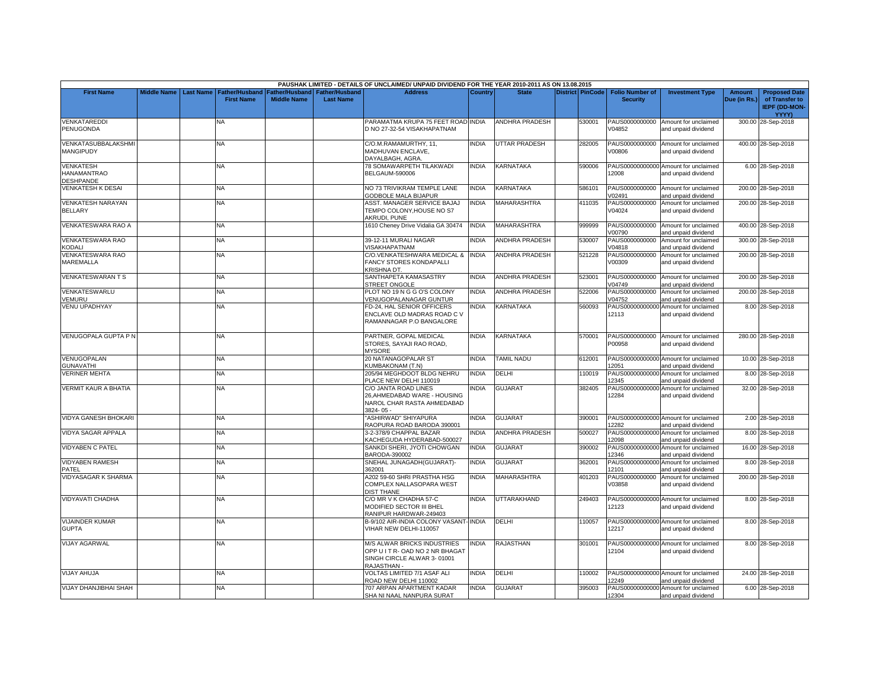PAUSHAK LIMITED - DETAILS OF UNCLAIMED/ UNPAID DIVIDEND FOR THE YEAR 2010-2011 AS ON 13.08.2015

| First Name | Middle Name | Last Name | Father/Husband First Name | Father/Husband Middle Name | Father/Husband Last Name | Address | Country | State | District | PinCode | Folio Number of Security | Investment Type | Amount Due (in Rs.) | Proposed Date of Transfer to IEPF (DD-MON-YYYY) |
|---|---|---|---|---|---|---|---|---|---|---|---|---|---|---|
| VENKATAREDDI PENUGONDA | | | NA | | | PARAMATMA KRUPA 75 FEET ROAD D NO 27-32-54 VISAKHAPATNAM | INDIA | ANDHRA PRADESH | | 530001 | PAUS0000000000V04852 | Amount for unclaimed and unpaid dividend | 300.00 | 28-Sep-2018 |
| VENKATASUBBALAKSHMI MANGIPUDY | | | NA | | | C/O.M.RAMAMURTHY, 11, MADHUVAN ENCLAVE, DAYALBAGH, AGRA. | INDIA | UTTAR PRADESH | | 282005 | PAUS0000000000V00806 | Amount for unclaimed and unpaid dividend | 400.00 | 28-Sep-2018 |
| VENKATESH HANAMANTRAO DESHPANDE | | | NA | | | 78 SOMAWARPETH TILAKWADI BELGAUM-590006 | INDIA | KARNATAKA | | 590006 | PAUS00000000000012008 | Amount for unclaimed and unpaid dividend | 6.00 | 28-Sep-2018 |
| VENKATESH K DESAI | | | NA | | | NO 73 TRIVIKRAM TEMPLE LANE GODBOLE MALA BIJAPUR | INDIA | KARNATAKA | | 586101 | PAUS0000000000V02491 | Amount for unclaimed and unpaid dividend | 200.00 | 28-Sep-2018 |
| VENKATESH NARAYAN BELLARY | | | NA | | | ASST. MANAGER SERVICE BAJAJ TEMPO COLONY,HOUSE NO S7 AKRUDI, PUNE | INDIA | MAHARASHTRA | | 411035 | PAUS0000000000V04024 | Amount for unclaimed and unpaid dividend | 200.00 | 28-Sep-2018 |
| VENKATESWARA RAO A | | | NA | | | 1610 Cheney Drive Vidalia GA 30474 | INDIA | MAHARASHTRA | | 999999 | PAUS0000000000V00790 | Amount for unclaimed and unpaid dividend | 400.00 | 28-Sep-2018 |
| VENKATESWARA RAO KODALI | | | NA | | | 39-12-11 MURALI NAGAR VISAKHAPATNAM | INDIA | ANDHRA PRADESH | | 530007 | PAUS0000000000V04818 | Amount for unclaimed and unpaid dividend | 300.00 | 28-Sep-2018 |
| VENKATESWARA RAO MAREMALLA | | | NA | | | C/O.VENKATESHWARA MEDICAL & FANCY STORES KONDAPALLI KRISHNA DT. | INDIA | ANDHRA PRADESH | | 521228 | PAUS0000000000V00309 | Amount for unclaimed and unpaid dividend | 200.00 | 28-Sep-2018 |
| VENKATESWARAN T S | | | NA | | | SANTHAPETA KAMASASTRY STREET ONGOLE | INDIA | ANDHRA PRADESH | | 523001 | PAUS0000000000V04749 | Amount for unclaimed and unpaid dividend | 200.00 | 28-Sep-2018 |
| VENKATESWARLU VEMURU | | | NA | | | PLOT NO 19 N G G O'S COLONY VENUGOPALANAGAR GUNTUR | INDIA | ANDHRA PRADESH | | 522006 | PAUS0000000000V04752 | Amount for unclaimed and unpaid dividend | 200.00 | 28-Sep-2018 |
| VENU UPADHYAY | | | NA | | | FD-24, HAL SENIOR OFFICERS ENCLAVE OLD MADRAS ROAD C V RAMANNAGAR P.O BANGALORE | INDIA | KARNATAKA | | 560093 | PAUS00000000000012113 | Amount for unclaimed and unpaid dividend | 8.00 | 28-Sep-2018 |
| VENUGOPALA GUPTA P N | | | NA | | | PARTNER, GOPAL MEDICAL STORES, SAYAJI RAO ROAD, MYSORE | INDIA | KARNATAKA | | 570001 | PAUS0000000000P00958 | Amount for unclaimed and unpaid dividend | 280.00 | 28-Sep-2018 |
| VENUGOPALAN GUNAVATHI | | | NA | | | 20 NATANAGOPALAR ST KUMBAKONAM (T.N) | INDIA | TAMIL NADU | | 612001 | PAUS00000000000012051 | Amount for unclaimed and unpaid dividend | 10.00 | 28-Sep-2018 |
| VERINER MEHTA | | | NA | | | 205/94 MEGHDOOT BLDG NEHRU PLACE NEW DELHI 110019 | INDIA | DELHI | | 110019 | PAUS00000000000012345 | Amount for unclaimed and unpaid dividend | 8.00 | 28-Sep-2018 |
| VERMIT KAUR A BHATIA | | | NA | | | C/O JANTA ROAD LINES 26,AHMEDABAD WARE - HOUSING NAROL CHAR RASTA AHMEDABAD 3824- 05 - | INDIA | GUJARAT | | 382405 | PAUS00000000000012284 | Amount for unclaimed and unpaid dividend | 32.00 | 28-Sep-2018 |
| VIDYA GANESH BHOKARI | | | NA | | | "ASHIRWAD" SHIYAPURA RAOPURA ROAD BARODA 390001 | INDIA | GUJARAT | | 390001 | PAUS00000000000012282 | Amount for unclaimed and unpaid dividend | 2.00 | 28-Sep-2018 |
| VIDYA SAGAR APPALA | | | NA | | | 3-2-378/9 CHAPPAL BAZAR KACHEGUDA HYDERABAD-500027 | INDIA | ANDHRA PRADESH | | 500027 | PAUS00000000000012098 | Amount for unclaimed and unpaid dividend | 8.00 | 28-Sep-2018 |
| VIDYABEN C PATEL | | | NA | | | SANKDI SHERI, JYOTI CHOWGAN BARODA-390002 | INDIA | GUJARAT | | 390002 | PAUS00000000000012346 | Amount for unclaimed and unpaid dividend | 16.00 | 28-Sep-2018 |
| VIDYABEN RAMESH PATEL | | | NA | | | SNEHAL JUNAGADH(GUJARAT)-362001 | INDIA | GUJARAT | | 362001 | PAUS00000000000012101 | Amount for unclaimed and unpaid dividend | 8.00 | 28-Sep-2018 |
| VIDYASAGAR K SHARMA | | | NA | | | A202 59-60 SHRI PRASTHA HSG COMPLEX NALLASOPARA WEST DIST THANE | INDIA | MAHARASHTRA | | 401203 | PAUS0000000000V03858 | Amount for unclaimed and unpaid dividend | 200.00 | 28-Sep-2018 |
| VIDYAVATI CHADHA | | | NA | | | C/O MR V K CHADHA 57-C MODIFIED SECTOR III BHEL RANIPUR HARDWAR-249403 | INDIA | UTTARAKHAND | | 249403 | PAUS00000000000012123 | Amount for unclaimed and unpaid dividend | 8.00 | 28-Sep-2018 |
| VIJAINDER KUMAR GUPTA | | | NA | | | B-9/102 AIR-INDIA COLONY VASANT-VIHAR NEW DELHI-110057 | INDIA | DELHI | | 110057 | PAUS00000000000012217 | Amount for unclaimed and unpaid dividend | 8.00 | 28-Sep-2018 |
| VIJAY AGARWAL | | | NA | | | M/S ALWAR BRICKS INDUSTRIES OPP U I T R- OAD NO 2 NR BHAGAT SINGH CIRCLE ALWAR 3- 01001 RAJASTHAN - | INDIA | RAJASTHAN | | 301001 | PAUS00000000000012104 | Amount for unclaimed and unpaid dividend | 8.00 | 28-Sep-2018 |
| VIJAY AHUJA | | | NA | | | VOLTAS LIMITED 7/1 ASAF ALI ROAD NEW DELHI 110002 | INDIA | DELHI | | 110002 | PAUS00000000000012249 | Amount for unclaimed and unpaid dividend | 24.00 | 28-Sep-2018 |
| VIJAY DHANJIBHAI SHAH | | | NA | | | 707 ARPAN APARTMENT KADAR SHA NI NAAL NANPURA SURAT | INDIA | GUJARAT | | 395003 | PAUS00000000000012304 | Amount for unclaimed and unpaid dividend | 6.00 | 28-Sep-2018 |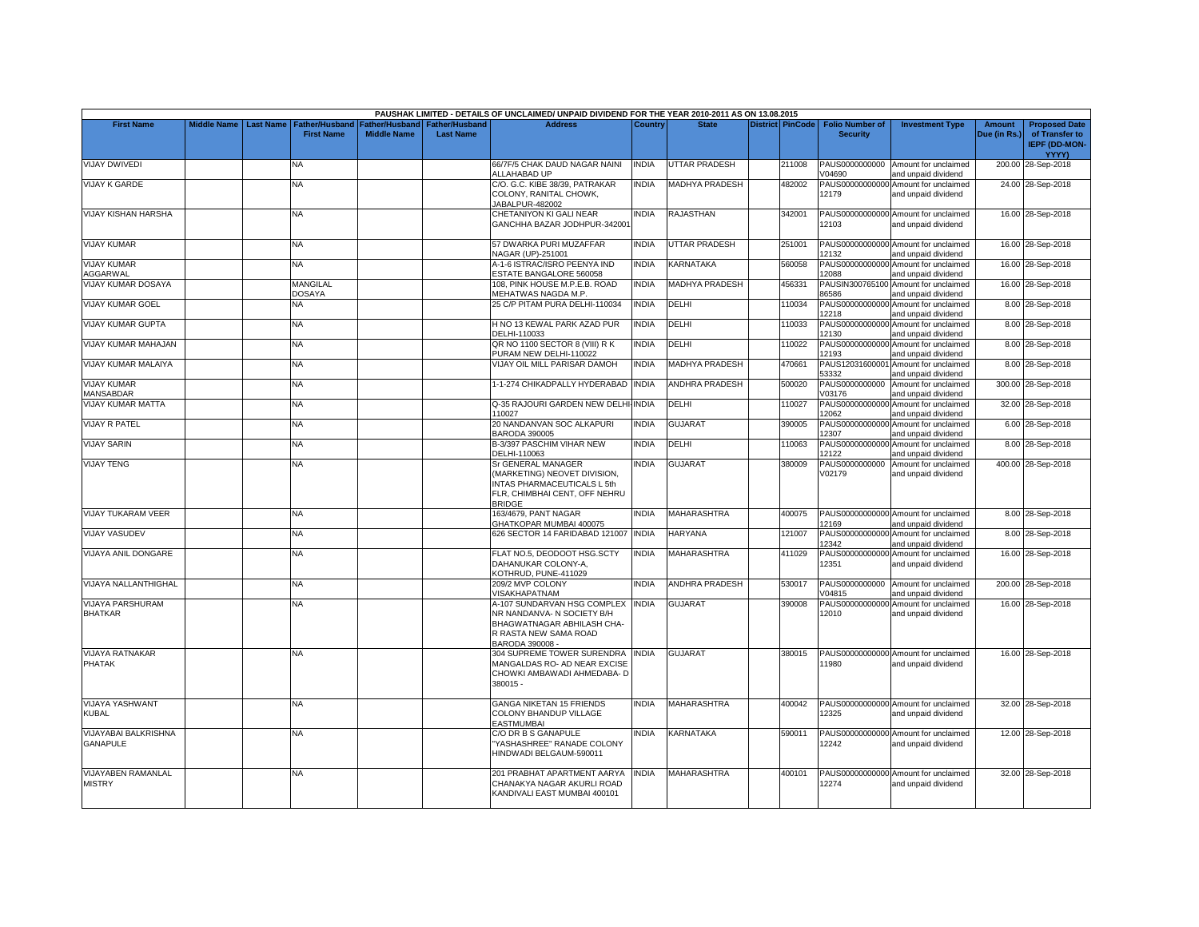PAUSHAK LIMITED - DETAILS OF UNCLAIMED/ UNPAID DIVIDEND FOR THE YEAR 2010-2011 AS ON 13.08.2015

| First Name | Middle Name | Last Name | Father/Husband First Name | Father/Husband Middle Name | Father/Husband Last Name | Address | Country | State | District | PinCode | Folio Number of Security | Investment Type | Amount Due (in Rs.) | Proposed Date of Transfer to IEPF (DD-MON-YYYY) |
|---|---|---|---|---|---|---|---|---|---|---|---|---|---|---|
| VIJAY DWIVEDI | | | NA | | | 66/7F/5 CHAK DAUD NAGAR NAINI ALLAHABAD UP | INDIA | UTTAR PRADESH | | 211008 | PAUS0000000000 V04690 | Amount for unclaimed and unpaid dividend | 200.00 | 28-Sep-2018 |
| VIJAY K GARDE | | | NA | | | C/O. G.C. KIBE 38/39, PATRAKAR COLONY, RANITAL CHOWK, JABALPUR-482002 | INDIA | MADHYA PRADESH | | 482002 | PAUS000000000000 12179 | Amount for unclaimed and unpaid dividend | 24.00 | 28-Sep-2018 |
| VIJAY KISHAN HARSHA | | | NA | | | CHETANIYON KI GALI NEAR GANCHHA BAZAR JODHPUR-342001 | INDIA | RAJASTHAN | | 342001 | PAUS000000000000 12103 | Amount for unclaimed and unpaid dividend | 16.00 | 28-Sep-2018 |
| VIJAY KUMAR | | | NA | | | 57 DWARKA PURI MUZAFFAR NAGAR (UP)-251001 | INDIA | UTTAR PRADESH | | 251001 | PAUS000000000000 12132 | Amount for unclaimed and unpaid dividend | 16.00 | 28-Sep-2018 |
| VIJAY KUMAR AGGARWAL | | | NA | | | A-1-6 ISTRAC/ISRO PEENYA IND ESTATE BANGALORE 560058 | INDIA | KARNATAKA | | 560058 | PAUS000000000000 12088 | Amount for unclaimed and unpaid dividend | 16.00 | 28-Sep-2018 |
| VIJAY KUMAR DOSAYA | | | MANGILAL DOSAYA | | | 108, PINK HOUSE M.P.E.B. ROAD MEHATWAS NAGDA M.P. | INDIA | MADHYA PRADESH | | 456331 | PAUSIN300765100 86586 | Amount for unclaimed and unpaid dividend | 16.00 | 28-Sep-2018 |
| VIJAY KUMAR GOEL | | | NA | | | 25 C/P PITAM PURA DELHI-110034 | INDIA | DELHI | | 110034 | PAUS000000000000 12218 | Amount for unclaimed and unpaid dividend | 8.00 | 28-Sep-2018 |
| VIJAY KUMAR GUPTA | | | NA | | | H NO 13 KEWAL PARK AZAD PUR DELHI-110033 | INDIA | DELHI | | 110033 | PAUS000000000000 12130 | Amount for unclaimed and unpaid dividend | 8.00 | 28-Sep-2018 |
| VIJAY KUMAR MAHAJAN | | | NA | | | QR NO 1100 SECTOR 8 (VIII) R K PURAM NEW DELHI-110022 | INDIA | DELHI | | 110022 | PAUS000000000000 12193 | Amount for unclaimed and unpaid dividend | 8.00 | 28-Sep-2018 |
| VIJAY KUMAR MALAIYA | | | NA | | | VIJAY OIL MILL PARISAR DAMOH | INDIA | MADHYA PRADESH | | 470661 | PAUS12031600001 53332 | Amount for unclaimed and unpaid dividend | 8.00 | 28-Sep-2018 |
| VIJAY KUMAR MANSABDAR | | | NA | | | 1-1-274 CHIKADPALLY HYDERABAD | INDIA | ANDHRA PRADESH | | 500020 | PAUS0000000000 V03176 | Amount for unclaimed and unpaid dividend | 300.00 | 28-Sep-2018 |
| VIJAY KUMAR MATTA | | | NA | | | Q-35 RAJOURI GARDEN NEW DELHI-110027 | INDIA | DELHI | | 110027 | PAUS000000000000 12062 | Amount for unclaimed and unpaid dividend | 32.00 | 28-Sep-2018 |
| VIJAY R PATEL | | | NA | | | 20 NANDANVAN SOC ALKAPURI BARODA 390005 | INDIA | GUJARAT | | 390005 | PAUS000000000000 12307 | Amount for unclaimed and unpaid dividend | 6.00 | 28-Sep-2018 |
| VIJAY SARIN | | | NA | | | B-3/397 PASCHIM VIHAR NEW DELHI-110063 | INDIA | DELHI | | 110063 | PAUS000000000000 12122 | Amount for unclaimed and unpaid dividend | 8.00 | 28-Sep-2018 |
| VIJAY TENG | | | NA | | | Sr GENERAL MANAGER (MARKETING) NEOVET DIVISION, INTAS PHARMACEUTICALS L 5th FLR, CHIMBHAI CENT, OFF NEHRU BRIDGE | INDIA | GUJARAT | | 380009 | PAUS0000000000 V02179 | Amount for unclaimed and unpaid dividend | 400.00 | 28-Sep-2018 |
| VIJAY TUKARAM VEER | | | NA | | | 163/4679, PANT NAGAR GHATKOPAR MUMBAI 400075 | INDIA | MAHARASHTRA | | 400075 | PAUS000000000000 12169 | Amount for unclaimed and unpaid dividend | 8.00 | 28-Sep-2018 |
| VIJAY VASUDEV | | | NA | | | 626 SECTOR 14 FARIDABAD 121007 | INDIA | HARYANA | | 121007 | PAUS000000000000 12342 | Amount for unclaimed and unpaid dividend | 8.00 | 28-Sep-2018 |
| VIJAYA ANIL DONGARE | | | NA | | | FLAT NO.5, DEODOOT HSG.SCTY DAHANUKAR COLONY-A, KOTHRUD, PUNE-411029 | INDIA | MAHARASHTRA | | 411029 | PAUS000000000000 12351 | Amount for unclaimed and unpaid dividend | 16.00 | 28-Sep-2018 |
| VIJAYA NALLANTHIGHAL | | | NA | | | 209/2 MVP COLONY VISAKHAPATNAM | INDIA | ANDHRA PRADESH | | 530017 | PAUS0000000000 V04815 | Amount for unclaimed and unpaid dividend | 200.00 | 28-Sep-2018 |
| VIJAYA PARSHURAM BHATKAR | | | NA | | | A-107 SUNDARVAN HSG COMPLEX NR NANDANVA- N SOCIETY B/H BHAGWATNAGAR ABHILASH CHA- R RASTA NEW SAMA ROAD BARODA 390008 - | INDIA | GUJARAT | | 390008 | PAUS000000000000 12010 | Amount for unclaimed and unpaid dividend | 16.00 | 28-Sep-2018 |
| VIJAYA RATNAKAR PHATAK | | | NA | | | 304 SUPREME TOWER SURENDRA MANGALDAS RO- AD NEAR EXCISE CHOWKI AMBAWADI AHMEDABA- D 380015 - | INDIA | GUJARAT | | 380015 | PAUS000000000000 11980 | Amount for unclaimed and unpaid dividend | 16.00 | 28-Sep-2018 |
| VIJAYA YASHWANT KUBAL | | | NA | | | GANGA NIKETAN 15 FRIENDS COLONY BHANDUP VILLAGE EASTMUMBAI | INDIA | MAHARASHTRA | | 400042 | PAUS000000000000 12325 | Amount for unclaimed and unpaid dividend | 32.00 | 28-Sep-2018 |
| VIJAYABAI BALKRISHNA GANAPULE | | | NA | | | C/O DR B S GANAPULE "YASHASHREE" RANADE COLONY HINDWADI BELGAUM-590011 | INDIA | KARNATAKA | | 590011 | PAUS000000000000 12242 | Amount for unclaimed and unpaid dividend | 12.00 | 28-Sep-2018 |
| VIJAYABEN RAMANLAL MISTRY | | | NA | | | 201 PRABHAT APARTMENT AARYA CHANAKYA NAGAR AKURLI ROAD KANDIVALI EAST MUMBAI 400101 | INDIA | MAHARASHTRA | | 400101 | PAUS000000000000 12274 | Amount for unclaimed and unpaid dividend | 32.00 | 28-Sep-2018 |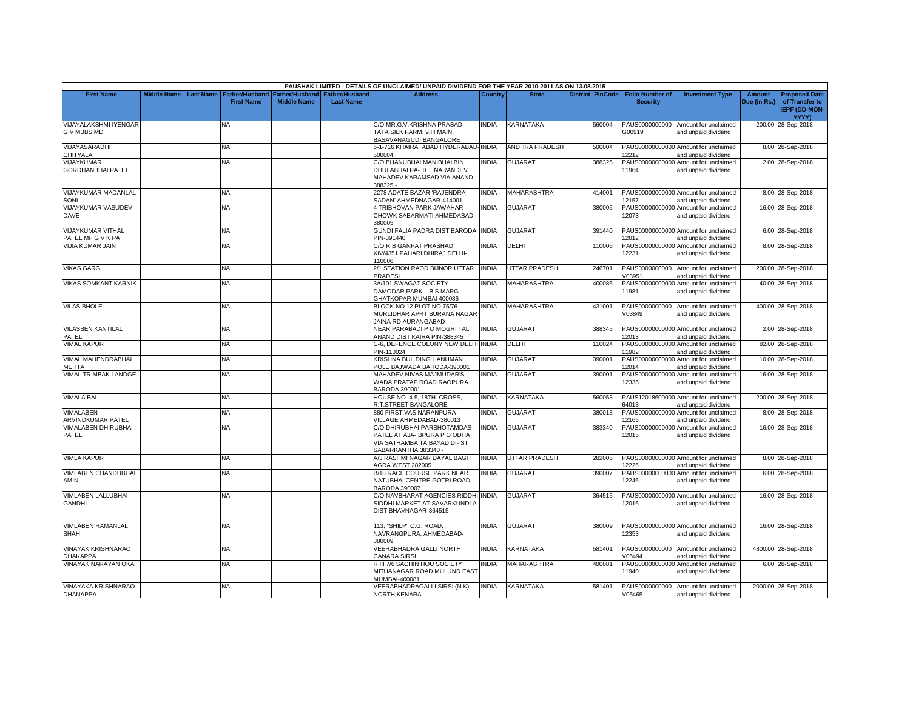PAUSHAK LIMITED - DETAILS OF UNCLAIMED/ UNPAID DIVIDEND FOR THE YEAR 2010-2011 AS ON 13.08.2015

| First Name | Middle Name | Last Name | Father/Husband First Name | Father/Husband Middle Name | Father/Husband Last Name | Address | Country | State | District | PinCode | Folio Number of Security | Investment Type | Amount Due (in Rs.) | Proposed Date of Transfer to IEPF (DD-MON-YYYY) |
|---|---|---|---|---|---|---|---|---|---|---|---|---|---|---|
| VIJAYALAKSHMI IYENGAR G V MBBS MD | | | NA | | | C/O MR.G.V.KRISHNA PRASAD TATA SILK FARM, 9,III MAIN, BASAVANAGUDI BANGALORE | INDIA | KARNATAKA | | 560004 | PAUS0000000000G00919 | Amount for unclaimed and unpaid dividend | 200.00 | 28-Sep-2018 |
| VIJAYASARADHI CHITYALA | | | NA | | | 6-1-716 KHAIRATABAD HYDERABAD-500004 | INDIA | ANDHRA PRADESH | | 500004 | PAUS00000000000012212 | Amount for unclaimed and unpaid dividend | 8.00 | 28-Sep-2018 |
| VIJAYKUMAR GORDHANBHAI PATEL | | | NA | | | C/O BHANUBHAI MANIBHAI BIN DHULABHAI PA- TEL NARANDEV MAHADEV KARAMSAD VIA ANAND-388325 - | INDIA | GUJARAT | | 388325 | PAUS00000000000011964 | Amount for unclaimed and unpaid dividend | 2.00 | 28-Sep-2018 |
| VIJAYKUMAR MADANLAL SONI | | | NA | | | 2278 ADATE BAZAR 'RAJENDRA SADAN' AHMEDNAGAR-414001 | INDIA | MAHARASHTRA | | 414001 | PAUS00000000000012157 | Amount for unclaimed and unpaid dividend | 8.00 | 28-Sep-2018 |
| VIJAYKUMAR VASUDEV DAVE | | | NA | | | 4 TRIBHOVAN PARK JAWAHAR CHOWK SABARMATI AHMEDABAD-380005 | INDIA | GUJARAT | | 380005 | PAUS00000000000012073 | Amount for unclaimed and unpaid dividend | 16.00 | 28-Sep-2018 |
| VIJAYKUMAR VITHAL PATEL MF G V K PA | | | NA | | | GUNDI FALIA PADRA DIST BARODA PIN-391440 | INDIA | GUJARAT | | 391440 | PAUS00000000000012012 | Amount for unclaimed and unpaid dividend | 6.00 | 28-Sep-2018 |
| VIJIA KUMAR JAIN | | | NA | | | C/O R B GANPAT PRASHAD XIV/4351 PAHARI DHIRAJ DELHI-110006 | INDIA | DELHI | | 110006 | PAUS00000000000012231 | Amount for unclaimed and unpaid dividend | 8.00 | 28-Sep-2018 |
| VIKAS GARG | | | NA | | | 2/1 STATION RAOD BIJNOR UTTAR PRADESH | INDIA | UTTAR PRADESH | | 246701 | PAUS0000000000V03951 | Amount for unclaimed and unpaid dividend | 200.00 | 28-Sep-2018 |
| VIKAS SOMKANT KARNIK | | | NA | | | 3A/101 SWAGAT SOCIETY DAMODAR PARK L B S MARG GHATKOPAR MUMBAI 400086 | INDIA | MAHARASHTRA | | 400086 | PAUS00000000000011981 | Amount for unclaimed and unpaid dividend | 40.00 | 28-Sep-2018 |
| VILAS BHOLE | | | NA | | | BLOCK NO 12 PLOT NO 75/76 MURLIDHAR APRT SURANA NAGAR JAINA RD AURANGABAD | INDIA | MAHARASHTRA | | 431001 | PAUS0000000000V03849 | Amount for unclaimed and unpaid dividend | 400.00 | 28-Sep-2018 |
| VILASBEN KANTILAL PATEL | | | NA | | | NEAR PARABADI P O MOGRI TAL ANAND DIST KAIRA PIN-388345 | INDIA | GUJARAT | | 388345 | PAUS00000000000012013 | Amount for unclaimed and unpaid dividend | 2.00 | 28-Sep-2018 |
| VIMAL KAPUR | | | NA | | | C-6, DEFENCE COLONY NEW DELHI PIN-110024 | INDIA | DELHI | | 110024 | PAUS00000000000011982 | Amount for unclaimed and unpaid dividend | 82.00 | 28-Sep-2018 |
| VIMAL MAHENDRABHAI MEHTA | | | NA | | | KRISHNA BUILDING HANUMAN POLE BAJWADA BARODA-390001 | INDIA | GUJARAT | | 390001 | PAUS00000000000012014 | Amount for unclaimed and unpaid dividend | 10.00 | 28-Sep-2018 |
| VIMAL TRIMBAK LANDGE | | | NA | | | MAHADEV NIVAS MAJMUDAR'S WADA PRATAP ROAD RAOPURA BARODA 390001 | INDIA | GUJARAT | | 390001 | PAUS00000000000012335 | Amount for unclaimed and unpaid dividend | 16.00 | 28-Sep-2018 |
| VIMALA BAI | | | NA | | | HOUSE NO. 4-5, 18TH. CROSS, R.T.STREET BANGALORE | INDIA | KARNATAKA | | 560053 | PAUS12018600000064013 | Amount for unclaimed and unpaid dividend | 200.00 | 28-Sep-2018 |
| VIMALABEN ARVINDKUMAR PATEL | | | NA | | | 880 FIRST VAS NARANPURA VILLAGE AHMEDABAD-380013 | INDIA | GUJARAT | | 380013 | PAUS00000000000012165 | Amount for unclaimed and unpaid dividend | 8.00 | 28-Sep-2018 |
| VIMALABEN DHIRUBHAI PATEL | | | NA | | | C/O DHIRUBHAI PARSHOTAMDAS PATEL AT AJA- BPURA P O ODHA VIA SATHAMBA TA BAYAD DI- ST SABARKANTHA 383340 - | INDIA | GUJARAT | | 383340 | PAUS00000000000012015 | Amount for unclaimed and unpaid dividend | 16.00 | 28-Sep-2018 |
| VIMLA KAPUR | | | NA | | | A/3 RASHMI NAGAR DAYAL BAGH AGRA WEST 282005 | INDIA | UTTAR PRADESH | | 282005 | PAUS00000000000012226 | Amount for unclaimed and unpaid dividend | 8.00 | 28-Sep-2018 |
| VIMLABEN CHANDUBHAI AMIN | | | NA | | | B/18 RACE COURSE PARK NEAR NATUBHAI CENTRE GOTRI ROAD BARODA 390007 | INDIA | GUJARAT | | 390007 | PAUS00000000000012246 | Amount for unclaimed and unpaid dividend | 6.00 | 28-Sep-2018 |
| VIMLABEN LALLUBHAI GANDHI | | | NA | | | C/O NAVBHARAT AGENCIES RIDDHI SIDDHI MARKET AT SAVARKUNDLA DIST BHAVNAGAR-364515 | INDIA | GUJARAT | | 364515 | PAUS00000000000012016 | Amount for unclaimed and unpaid dividend | 16.00 | 28-Sep-2018 |
| VIMLABEN RAMANLAL SHAH | | | NA | | | 113, "SHILP" C.G. ROAD, NAVRANGPURA, AHMEDABAD-380009 | INDIA | GUJARAT | | 380009 | PAUS00000000000012353 | Amount for unclaimed and unpaid dividend | 16.00 | 28-Sep-2018 |
| VINAYAK KRISHNARAO DHAKAPPA | | | NA | | | VEERABHADRA GALLI NORTH CANARA SIRSI | INDIA | KARNATAKA | | 581401 | PAUS0000000000V05494 | Amount for unclaimed and unpaid dividend | 4800.00 | 28-Sep-2018 |
| VINAYAK NARAYAN OKA | | | NA | | | R III 7/6 SACHIN HOU SOCIETY MITHANAGAR ROAD MULUND EAST MUMBAI-400081 | INDIA | MAHARASHTRA | | 400081 | PAUS00000000000011940 | Amount for unclaimed and unpaid dividend | 6.00 | 28-Sep-2018 |
| VINAYAKA KRISHNARAO DHANAPPA | | | NA | | | VEERABHADRAGALLI SIRSI (N.K) NORTH KENARA | INDIA | KARNATAKA | | 581401 | PAUS0000000000V05465 | Amount for unclaimed and unpaid dividend | 2000.00 | 28-Sep-2018 |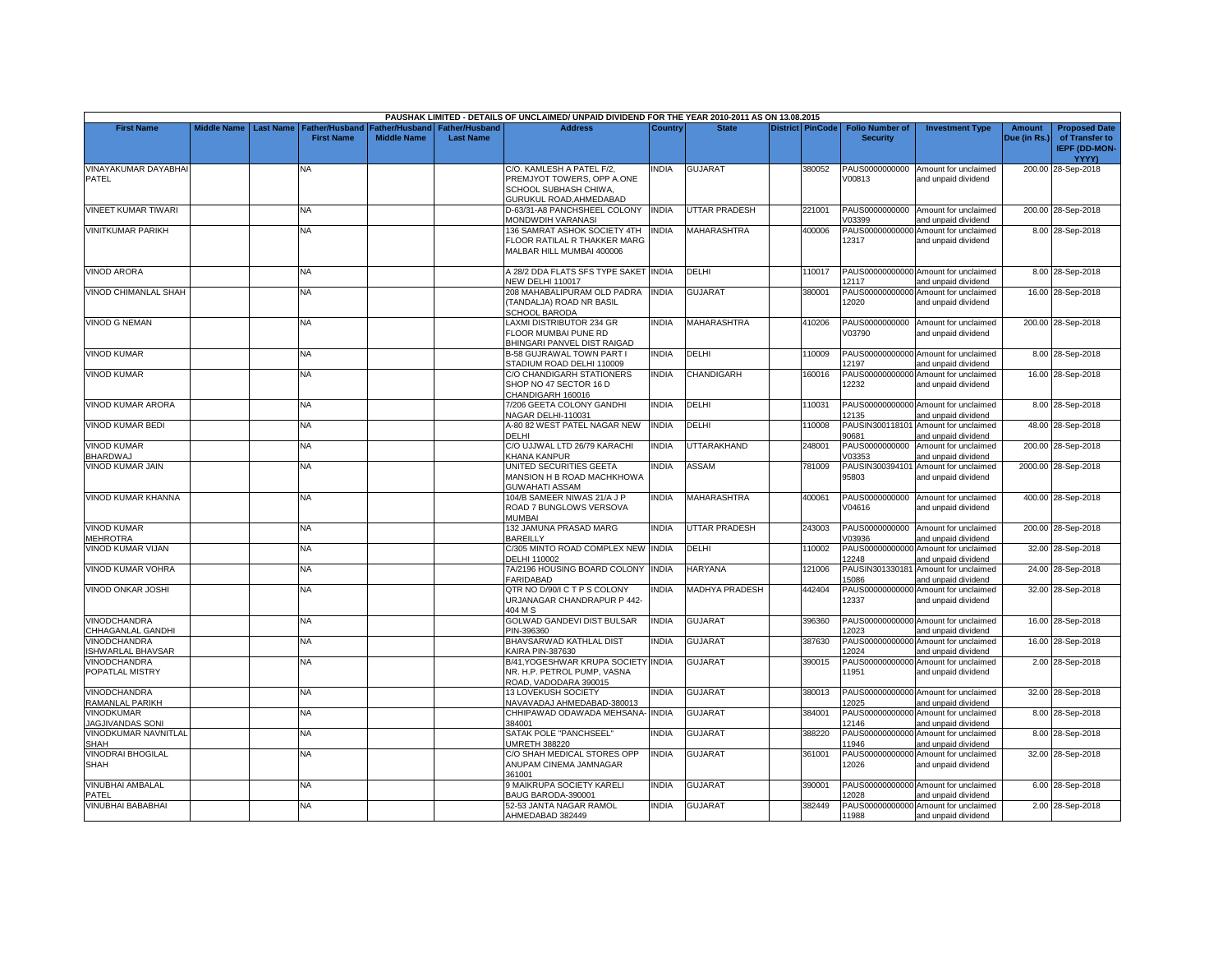| PAUSHAK LIMITED - DETAILS OF UNCLAIMED/ UNPAID DIVIDEND FOR THE YEAR 2010-2011 AS ON 13.08.2015 | | | | | | | | | | | | | | | |
|---|---|---|---|---|---|---|---|---|---|---|---|---|---|---|---|
| First Name | Middle Name | Last Name | Father/Husband First Name | Father/Husband Middle Name | Father/Husband Last Name | Address | Country | State | District | PinCode | Folio Number of Security | Investment Type | Amount Due (in Rs.) | Proposed Date of Transfer to IEPF (DD-MON-YYYY) |
| VINAYAKUMAR DAYABHAI PATEL | | | NA | | | C/O. KAMLESH A PATEL F/2, PREMJYOT TOWERS, OPP A.ONE SCHOOL SUBHASH CHIWA, GURUKUL ROAD,AHMEDABAD | INDIA | GUJARAT | | 380052 | PAUS0000000000 V00813 | Amount for unclaimed and unpaid dividend | 200.00 | 28-Sep-2018 |
| VINEET KUMAR TIWARI | | | NA | | | D-63/31-A8 PANCHSHEEL COLONY MONDWDIH VARANASI | INDIA | UTTAR PRADESH | | 221001 | PAUS0000000000 V03399 | Amount for unclaimed and unpaid dividend | 200.00 | 28-Sep-2018 |
| VINITKUMAR PARIKH | | | NA | | | 136 SAMRAT ASHOK SOCIETY 4TH FLOOR RATILAL R THAKKER MARG MALBAR HILL MUMBAI 400006 | INDIA | MAHARASHTRA | | 400006 | PAUS00000000000 12317 | Amount for unclaimed and unpaid dividend | 8.00 | 28-Sep-2018 |
| VINOD ARORA | | | NA | | | A 28/2 DDA FLATS SFS TYPE SAKET NEW DELHI 110017 | INDIA | DELHI | | 110017 | PAUS00000000000 12117 | Amount for unclaimed and unpaid dividend | 8.00 | 28-Sep-2018 |
| VINOD CHIMANLAL SHAH | | | NA | | | 208 MAHABALIPURAM OLD PADRA (TANDALJA) ROAD NR BASIL SCHOOL BARODA | INDIA | GUJARAT | | 380001 | PAUS00000000000 12020 | Amount for unclaimed and unpaid dividend | 16.00 | 28-Sep-2018 |
| VINOD G NEMAN | | | NA | | | LAXMI DISTRIBUTOR 234 GR FLOOR MUMBAI PUNE RD BHINGARI PANVEL DIST RAIGAD | INDIA | MAHARASHTRA | | 410206 | PAUS0000000000 V03790 | Amount for unclaimed and unpaid dividend | 200.00 | 28-Sep-2018 |
| VINOD KUMAR | | | NA | | | B-58 GUJRAWAL TOWN PART I STADIUM ROAD DELHI 110009 | INDIA | DELHI | | 110009 | PAUS00000000000 12197 | Amount for unclaimed and unpaid dividend | 8.00 | 28-Sep-2018 |
| VINOD KUMAR | | | NA | | | C/O CHANDIGARH STATIONERS SHOP NO 47 SECTOR 16 D CHANDIGARH 160016 | INDIA | CHANDIGARH | | 160016 | PAUS00000000000 12232 | Amount for unclaimed and unpaid dividend | 16.00 | 28-Sep-2018 |
| VINOD KUMAR ARORA | | | NA | | | 7/206 GEETA COLONY GANDHI NAGAR DELHI-110031 | INDIA | DELHI | | 110031 | PAUS00000000000 12135 | Amount for unclaimed and unpaid dividend | 8.00 | 28-Sep-2018 |
| VINOD KUMAR BEDI | | | NA | | | A-80 82 WEST PATEL NAGAR NEW DELHI | INDIA | DELHI | | 110008 | PAUSIN300118101 90681 | Amount for unclaimed and unpaid dividend | 48.00 | 28-Sep-2018 |
| VINOD KUMAR BHARDWAJ | | | NA | | | C/O UJJWAL LTD 26/79 KARACHI KHANA KANPUR | INDIA | UTTARAKHAND | | 248001 | PAUS0000000000 V03353 | Amount for unclaimed and unpaid dividend | 200.00 | 28-Sep-2018 |
| VINOD KUMAR JAIN | | | NA | | | UNITED SECURITIES GEETA MANSION H B ROAD MACHKHOWA GUWAHATI ASSAM | INDIA | ASSAM | | 781009 | PAUSIN300394101 95803 | Amount for unclaimed and unpaid dividend | 2000.00 | 28-Sep-2018 |
| VINOD KUMAR KHANNA | | | NA | | | 104/B SAMEER NIWAS 21/A J P ROAD 7 BUNGLOWS VERSOVA MUMBAI | INDIA | MAHARASHTRA | | 400061 | PAUS0000000000 V04616 | Amount for unclaimed and unpaid dividend | 400.00 | 28-Sep-2018 |
| VINOD KUMAR MEHROTRA | | | NA | | | 132 JAMUNA PRASAD MARG BAREILLY | INDIA | UTTAR PRADESH | | 243003 | PAUS0000000000 V03936 | Amount for unclaimed and unpaid dividend | 200.00 | 28-Sep-2018 |
| VINOD KUMAR VIJAN | | | NA | | | C/305 MINTO ROAD COMPLEX NEW DELHI 110002 | INDIA | DELHI | | 110002 | PAUS00000000000 12248 | Amount for unclaimed and unpaid dividend | 32.00 | 28-Sep-2018 |
| VINOD KUMAR VOHRA | | | NA | | | 7A/2196 HOUSING BOARD COLONY FARIDABAD | INDIA | HARYANA | | 121006 | PAUSIN301330181 15086 | Amount for unclaimed and unpaid dividend | 24.00 | 28-Sep-2018 |
| VINOD ONKAR JOSHI | | | NA | | | QTR NO D/90/I C T P S COLONY URJANAGAR CHANDRAPUR P 442-404 M S | INDIA | MADHYA PRADESH | | 442404 | PAUS00000000000 12337 | Amount for unclaimed and unpaid dividend | 32.00 | 28-Sep-2018 |
| VINODCHANDRA CHHAGANLAL GANDHI | | | NA | | | GOLWAD GANDEVI DIST BULSAR PIN-396360 | INDIA | GUJARAT | | 396360 | PAUS00000000000 12023 | Amount for unclaimed and unpaid dividend | 16.00 | 28-Sep-2018 |
| VINODCHANDRA ISHWARLAL BHAVSAR | | | NA | | | BHAVSARWAD KATHLAL DIST KAIRA PIN-387630 | INDIA | GUJARAT | | 387630 | PAUS00000000000 12024 | Amount for unclaimed and unpaid dividend | 16.00 | 28-Sep-2018 |
| VINODCHANDRA POPATLAL MISTRY | | | NA | | | B/41,YOGESHWAR KRUPA SOCIETY NR. H.P. PETROL PUMP, VASNA ROAD, VADODARA 390015 | INDIA | GUJARAT | | 390015 | PAUS00000000000 11951 | Amount for unclaimed and unpaid dividend | 2.00 | 28-Sep-2018 |
| VINODCHANDRA RAMANLAL PARIKH | | | NA | | | 13 LOVEKUSH SOCIETY NAVAVADAJ AHMEDABAD-380013 | INDIA | GUJARAT | | 380013 | PAUS00000000000 12025 | Amount for unclaimed and unpaid dividend | 32.00 | 28-Sep-2018 |
| VINODKUMAR JAGJIVANDAS SONI | | | NA | | | CHHIPAWAD ODAWADA MEHSANA-384001 | INDIA | GUJARAT | | 384001 | PAUS00000000000 12146 | Amount for unclaimed and unpaid dividend | 8.00 | 28-Sep-2018 |
| VINODKUMAR NAVNITLAL SHAH | | | NA | | | SATAK POLE "PANCHSEEL" UMRETH 388220 | INDIA | GUJARAT | | 388220 | PAUS00000000000 11946 | Amount for unclaimed and unpaid dividend | 8.00 | 28-Sep-2018 |
| VINODRAI BHOGILAL SHAH | | | NA | | | C/O SHAH MEDICAL STORES OPP ANUPAM CINEMA JAMNAGAR 361001 | INDIA | GUJARAT | | 361001 | PAUS00000000000 12026 | Amount for unclaimed and unpaid dividend | 32.00 | 28-Sep-2018 |
| VINUBHAI AMBALAL PATEL | | | NA | | | 9 MAIKRUPA SOCIETY KARELI BAUG BARODA-390001 | INDIA | GUJARAT | | 390001 | PAUS00000000000 12028 | Amount for unclaimed and unpaid dividend | 6.00 | 28-Sep-2018 |
| VINUBHAI BABABHAI | | | NA | | | 52-53 JANTA NAGAR RAMOL AHMEDABAD 382449 | INDIA | GUJARAT | | 382449 | PAUS00000000000 11988 | Amount for unclaimed and unpaid dividend | 2.00 | 28-Sep-2018 |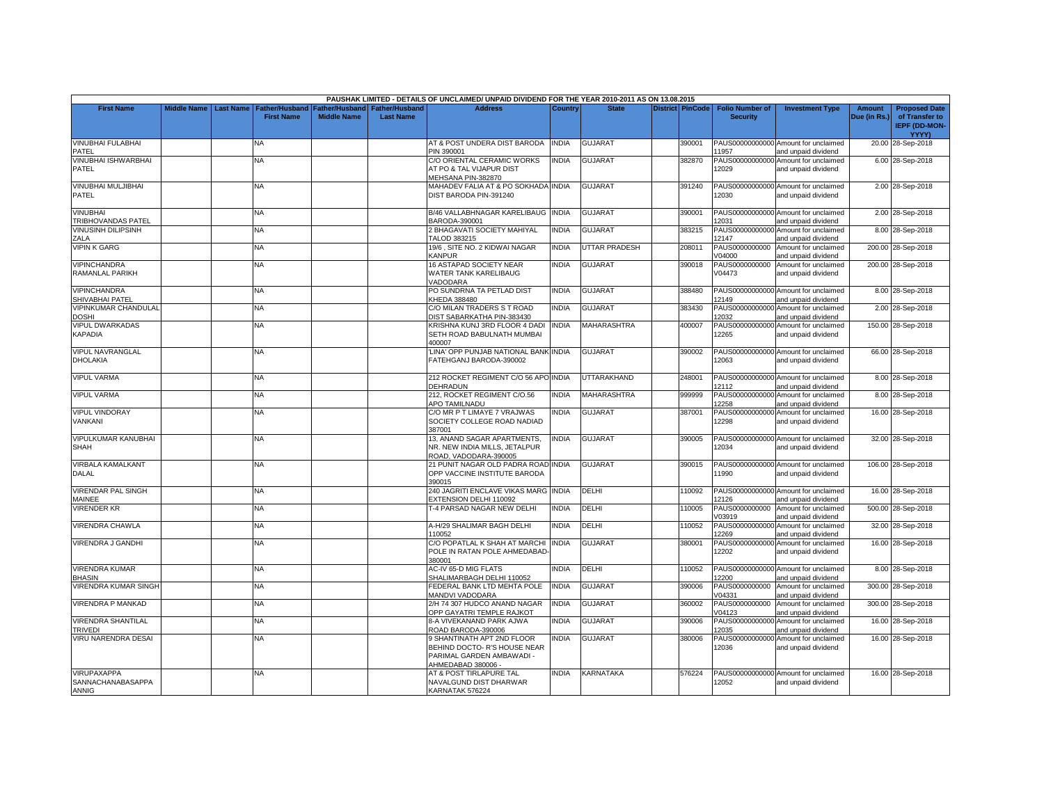PAUSHAK LIMITED - DETAILS OF UNCLAIMED/ UNPAID DIVIDEND FOR THE YEAR 2010-2011 AS ON 13.08.2015

| First Name | Middle Name | Last Name | Father/Husband First Name | Father/Husband Middle Name | Father/Husband Last Name | Address | Country | State | District | PinCode | Folio Number of Security | Investment Type | Amount Due (in Rs.) | Proposed Date of Transfer to IEPF (DD-MON-YYYY) |
|---|---|---|---|---|---|---|---|---|---|---|---|---|---|---|
| VINUBHAI FULABHAI PATEL | | | NA | | | AT & POST UNDERA DIST BARODA PIN 390001 | INDIA | GUJARAT | | 390001 | PAUS00000000000 11957 | Amount for unclaimed and unpaid dividend | 20.00 | 28-Sep-2018 |
| VINUBHAI ISHWARBHAI PATEL | | | NA | | | C/O ORIENTAL CERAMIC WORKS AT PO & TAL VIJAPUR DIST MEHSANA PIN-382870 | INDIA | GUJARAT | | 382870 | PAUS00000000000 12029 | Amount for unclaimed and unpaid dividend | 6.00 | 28-Sep-2018 |
| VINUBHAI MULJIBHAI PATEL | | | NA | | | MAHADEV FALIA AT & PO SOKHADA DIST BARODA PIN-391240 | INDIA | GUJARAT | | 391240 | PAUS00000000000 12030 | Amount for unclaimed and unpaid dividend | 2.00 | 28-Sep-2018 |
| VINUBHAI TRIBHOVANDAS PATEL | | | NA | | | B/46 VALLABHNAGAR KARELIBAUG BARODA-390001 | INDIA | GUJARAT | | 390001 | PAUS00000000000 12031 | Amount for unclaimed and unpaid dividend | 2.00 | 28-Sep-2018 |
| VINUSINH DILIPSINH ZALA | | | NA | | | 2 BHAGAVATI SOCIETY MAHIYAL TALOD 383215 | INDIA | GUJARAT | | 383215 | PAUS00000000000 12147 | Amount for unclaimed and unpaid dividend | 8.00 | 28-Sep-2018 |
| VIPIN K GARG | | | NA | | | 19/6 , SITE NO. 2 KIDWAI NAGAR KANPUR | INDIA | UTTAR PRADESH | | 208011 | PAUS0000000000 V04000 | Amount for unclaimed and unpaid dividend | 200.00 | 28-Sep-2018 |
| VIPINCHANDRA RAMANLAL PARIKH | | | NA | | | 16 ASTAPAD SOCIETY NEAR WATER TANK KARELIBAUG VADODARA | INDIA | GUJARAT | | 390018 | PAUS0000000000 V04473 | Amount for unclaimed and unpaid dividend | 200.00 | 28-Sep-2018 |
| VIPINCHANDRA SHIVABHAI PATEL | | | NA | | | PO SUNDRNA TA PETLAD DIST KHEDA 388480 | INDIA | GUJARAT | | 388480 | PAUS00000000000 12149 | Amount for unclaimed and unpaid dividend | 8.00 | 28-Sep-2018 |
| VIPINKUMAR CHANDULAL DOSHI | | | NA | | | C/O MILAN TRADERS S T ROAD DIST SABARKATHA PIN-383430 | INDIA | GUJARAT | | 383430 | PAUS00000000000 12032 | Amount for unclaimed and unpaid dividend | 2.00 | 28-Sep-2018 |
| VIPUL DWARKADAS KAPADIA | | | NA | | | KRISHNA KUNJ 3RD FLOOR 4 DADI SETH ROAD BABULNATH MUMBAI 400007 | INDIA | MAHARASHTRA | | 400007 | PAUS00000000000 12265 | Amount for unclaimed and unpaid dividend | 150.00 | 28-Sep-2018 |
| VIPUL NAVRANGLAL DHOLAKIA | | | NA | | | 'LINA' OPP PUNJAB NATIONAL BANK FATEHGANJ BARODA-390002 | INDIA | GUJARAT | | 390002 | PAUS00000000000 12063 | Amount for unclaimed and unpaid dividend | 66.00 | 28-Sep-2018 |
| VIPUL VARMA | | | NA | | | 212 ROCKET REGIMENT C/O 56 APO DEHRADUN | INDIA | UTTARAKHAND | | 248001 | PAUS00000000000 12112 | Amount for unclaimed and unpaid dividend | 8.00 | 28-Sep-2018 |
| VIPUL VARMA | | | NA | | | 212, ROCKET REGIMENT C/O.56 APO TAMILNADU | INDIA | MAHARASHTRA | | 999999 | PAUS00000000000 12258 | Amount for unclaimed and unpaid dividend | 8.00 | 28-Sep-2018 |
| VIPUL VINDORAY VANKANI | | | NA | | | C/O MR P T LIMAYE 7 VRAJWAS SOCIETY COLLEGE ROAD NADIAD 387001 | INDIA | GUJARAT | | 387001 | PAUS00000000000 12298 | Amount for unclaimed and unpaid dividend | 16.00 | 28-Sep-2018 |
| VIPULKUMAR KANUBHAI SHAH | | | NA | | | 13, ANAND SAGAR APARTMENTS, NR. NEW INDIA MILLS, JETALPUR ROAD, VADODARA-390005 | INDIA | GUJARAT | | 390005 | PAUS00000000000 12034 | Amount for unclaimed and unpaid dividend | 32.00 | 28-Sep-2018 |
| VIRBALA KAMALKANT DALAL | | | NA | | | 21 PUNIT NAGAR OLD PADRA ROAD OPP VACCINE INSTITUTE BARODA 390015 | INDIA | GUJARAT | | 390015 | PAUS00000000000 11990 | Amount for unclaimed and unpaid dividend | 106.00 | 28-Sep-2018 |
| VIRENDAR PAL SINGH MAINEE | | | NA | | | 240 JAGRITI ENCLAVE VIKAS MARG EXTENSION DELHI 110092 | INDIA | DELHI | | 110092 | PAUS00000000000 12126 | Amount for unclaimed and unpaid dividend | 16.00 | 28-Sep-2018 |
| VIRENDER KR | | | NA | | | T-4 PARSAD NAGAR NEW DELHI | INDIA | DELHI | | 110005 | PAUS0000000000 V03919 | Amount for unclaimed and unpaid dividend | 500.00 | 28-Sep-2018 |
| VIRENDRA CHAWLA | | | NA | | | A-H/29 SHALIMAR BAGH DELHI 110052 | INDIA | DELHI | | 110052 | PAUS00000000000 12269 | Amount for unclaimed and unpaid dividend | 32.00 | 28-Sep-2018 |
| VIRENDRA J GANDHI | | | NA | | | C/O POPATLAL K SHAH AT MARCHI POLE IN RATAN POLE AHMEDABAD-380001 | INDIA | GUJARAT | | 380001 | PAUS00000000000 12202 | Amount for unclaimed and unpaid dividend | 16.00 | 28-Sep-2018 |
| VIRENDRA KUMAR BHASIN | | | NA | | | AC-IV 65-D MIG FLATS SHALIMARBAGH DELHI 110052 | INDIA | DELHI | | 110052 | PAUS00000000000 12200 | Amount for unclaimed and unpaid dividend | 8.00 | 28-Sep-2018 |
| VIRENDRA KUMAR SINGH | | | NA | | | FEDERAL BANK LTD MEHTA POLE MANDVI VADODARA | INDIA | GUJARAT | | 390006 | PAUS0000000000 V04331 | Amount for unclaimed and unpaid dividend | 300.00 | 28-Sep-2018 |
| VIRENDRA P MANKAD | | | NA | | | 2/H 74 307 HUDCO ANAND NAGAR OPP GAYATRI TEMPLE RAJKOT | INDIA | GUJARAT | | 360002 | PAUS0000000000 V04123 | Amount for unclaimed and unpaid dividend | 300.00 | 28-Sep-2018 |
| VIRENDRA SHANTILAL TRIVEDI | | | NA | | | 8-A VIVEKANAND PARK AJWA ROAD BARODA-390006 | INDIA | GUJARAT | | 390006 | PAUS00000000000 12035 | Amount for unclaimed and unpaid dividend | 16.00 | 28-Sep-2018 |
| VIRU NARENDRA DESAI | | | NA | | | 9 SHANTINATH APT 2ND FLOOR BEHIND DOCTO- R'S HOUSE NEAR PARIMAL GARDEN AMBAWADI - AHMEDABAD 380006 - | INDIA | GUJARAT | | 380006 | PAUS00000000000 12036 | Amount for unclaimed and unpaid dividend | 16.00 | 28-Sep-2018 |
| VIRUPAXAPPA SANNACHANABASAPPA ANNIG | | | NA | | | AT & POST TIRLAPURE TAL NAVALGUND DIST DHARWAR KARNATAK 576224 | INDIA | KARNATAKA | | 576224 | PAUS00000000000 12052 | Amount for unclaimed and unpaid dividend | 16.00 | 28-Sep-2018 |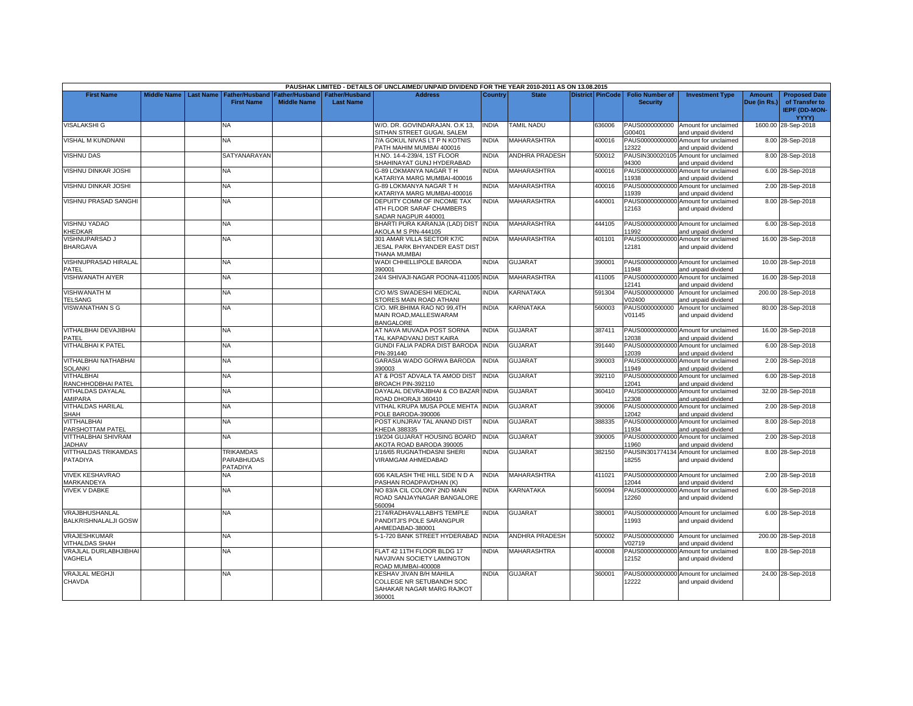| PAUSHAK LIMITED - DETAILS OF UNCLAIMED/ UNPAID DIVIDEND FOR THE YEAR 2010-2011 AS ON 13.08.2015 | | | | | | | | | | | | | | | |
|---|---|---|---|---|---|---|---|---|---|---|---|---|---|---|---|
| First Name | Middle Name | Last Name | Father/Husband First Name | Father/Husband Middle Name | Father/Husband Last Name | Address | Country | State | District | PinCode | Folio Number of Security | Investment Type | Amount Due (in Rs.) | Proposed Date of Transfer to IEPF (DD-MON-YYYY) |
| VISALAKSHI G | | | NA | | | W/O. DR. GOVINDARAJAN. O.K 13, SITHAN STREET GUGAI, SALEM | INDIA | TAMIL NADU | | 636006 | PAUS0000000000G00401 | Amount for unclaimed and unpaid dividend | 1600.00 | 28-Sep-2018 |
| VISHAL M KUNDNANI | | | NA | | | 7/A GOKUL NIVAS LT P N KOTNIS PATH MAHIM MUMBAI 400016 | INDIA | MAHARASHTRA | | 400016 | PAUS00000000000012322 | Amount for unclaimed and unpaid dividend | 8.00 | 28-Sep-2018 |
| VISHNU DAS | | | SATYANARAYAN | | | H.NO. 14-4-239/4, 1ST FLOOR SHAHINAYAT GUNJ HYDERABAD | INDIA | ANDHRA PRADESH | | 500012 | PAUSIN30002010594300 | Amount for unclaimed and unpaid dividend | 8.00 | 28-Sep-2018 |
| VISHNU DINKAR JOSHI | | | NA | | | G-89 LOKMANYA NAGAR T H KATARIYA MARG MUMBAI-400016 | INDIA | MAHARASHTRA | | 400016 | PAUS00000000000011938 | Amount for unclaimed and unpaid dividend | 6.00 | 28-Sep-2018 |
| VISHNU DINKAR JOSHI | | | NA | | | G-89 LOKMANYA NAGAR T H KATARIYA MARG MUMBAI-400016 | INDIA | MAHARASHTRA | | 400016 | PAUS00000000000011939 | Amount for unclaimed and unpaid dividend | 2.00 | 28-Sep-2018 |
| VISHNU PRASAD SANGHI | | | NA | | | DEPUITY COMM OF INCOME TAX 4TH FLOOR SARAF CHAMBERS SADAR NAGPUR 440001 | INDIA | MAHARASHTRA | | 440001 | PAUS00000000000012163 | Amount for unclaimed and unpaid dividend | 8.00 | 28-Sep-2018 |
| VISHNU YADAO KHEDKAR | | | NA | | | BHARTI PURA KARANJA (LAD) DIST AKOLA M S PIN-444105 | INDIA | MAHARASHTRA | | 444105 | PAUS00000000000011992 | Amount for unclaimed and unpaid dividend | 6.00 | 28-Sep-2018 |
| VISHNUPARSAD J BHARGAVA | | | NA | | | 301 AMAR VILLA SECTOR K7/C JESAL PARK BHYANDER EAST DIST THANA MUMBAI | INDIA | MAHARASHTRA | | 401101 | PAUS00000000000012181 | Amount for unclaimed and unpaid dividend | 16.00 | 28-Sep-2018 |
| VISHNUPRASAD HIRALAL PATEL | | | NA | | | WADI CHHELLIPOLE BARODA 390001 | INDIA | GUJARAT | | 390001 | PAUS00000000000011948 | Amount for unclaimed and unpaid dividend | 10.00 | 28-Sep-2018 |
| VISHWANATH AIYER | | | NA | | | 24/4 SHIVAJI-NAGAR POONA-411005 | INDIA | MAHARASHTRA | | 411005 | PAUS00000000000012141 | Amount for unclaimed and unpaid dividend | 16.00 | 28-Sep-2018 |
| VISHWANATH M TELSANG | | | NA | | | C/O M/S SWADESHI MEDICAL STORES MAIN ROAD ATHANI | INDIA | KARNATAKA | | 591304 | PAUS0000000000V02400 | Amount for unclaimed and unpaid dividend | 200.00 | 28-Sep-2018 |
| VISWANATHAN S G | | | NA | | | C/O. MR.BHIMA RAO NO 99,4TH MAIN ROAD,MALLESWARAM BANGALORE | INDIA | KARNATAKA | | 560003 | PAUS0000000000V01145 | Amount for unclaimed and unpaid dividend | 80.00 | 28-Sep-2018 |
| VITHALBHAI DEVAJIBHAI PATEL | | | NA | | | AT NAVA MUVADA POST SORNA TAL KAPADVANJ DIST KAIRA | INDIA | GUJARAT | | 387411 | PAUS00000000000012038 | Amount for unclaimed and unpaid dividend | 16.00 | 28-Sep-2018 |
| VITHALBHAI K PATEL | | | NA | | | GUNDI FALIA PADRA DIST BARODA PIN-391440 | INDIA | GUJARAT | | 391440 | PAUS00000000000012039 | Amount for unclaimed and unpaid dividend | 6.00 | 28-Sep-2018 |
| VITHALBHAI NATHABHAI SOLANKI | | | NA | | | GARASIA WADO GORWA BARODA 390003 | INDIA | GUJARAT | | 390003 | PAUS00000000000011949 | Amount for unclaimed and unpaid dividend | 2.00 | 28-Sep-2018 |
| VITHALBHAI RANCHHODBHAI PATEL | | | NA | | | AT & POST ADVALA TA AMOD DIST BROACH PIN-392110 | INDIA | GUJARAT | | 392110 | PAUS00000000000012041 | Amount for unclaimed and unpaid dividend | 6.00 | 28-Sep-2018 |
| VITHALDAS DAYALAL AMIPARA | | | NA | | | DAYALAL DEVRAJBHAI & CO BAZAR ROAD DHORAJI 360410 | INDIA | GUJARAT | | 360410 | PAUS00000000000012308 | Amount for unclaimed and unpaid dividend | 32.00 | 28-Sep-2018 |
| VITHALDAS HARILAL SHAH | | | NA | | | VITHAL KRUPA MUSA POLE MEHTA POLE BARODA-390006 | INDIA | GUJARAT | | 390006 | PAUS00000000000012042 | Amount for unclaimed and unpaid dividend | 2.00 | 28-Sep-2018 |
| VITTHALBHAI PARSHOTTAM PATEL | | | NA | | | POST KUNJRAV TAL ANAND DIST KHEDA 388335 | INDIA | GUJARAT | | 388335 | PAUS00000000000011934 | Amount for unclaimed and unpaid dividend | 8.00 | 28-Sep-2018 |
| VITTHALBHAI SHIVRAM JADHAV | | | NA | | | 19/204 GUJARAT HOUSING BOARD AKOTA ROAD BARODA 390005 | INDIA | GUJARAT | | 390005 | PAUS00000000000011960 | Amount for unclaimed and unpaid dividend | 2.00 | 28-Sep-2018 |
| VITTHALDAS TRIKAMDAS PATADIYA | | | TRIKAMDAS PARABHUDAS PATADIYA | | | 1/16/65 RUGNATHDASNI SHERI VIRAMGAM AHMEDABAD | INDIA | GUJARAT | | 382150 | PAUSIN30177413418255 | Amount for unclaimed and unpaid dividend | 8.00 | 28-Sep-2018 |
| VIVEK KESHAVRAO MARKANDEYA | | | NA | | | 606 KAILASH THE HILL SIDE N D A PASHAN ROADPAVDHAN (K) | INDIA | MAHARASHTRA | | 411021 | PAUS00000000000012044 | Amount for unclaimed and unpaid dividend | 2.00 | 28-Sep-2018 |
| VIVEK V DABKE | | | NA | | | NO 83/A CIL COLONY 2ND MAIN ROAD SANJAYNAGAR BANGALORE 560094 | INDIA | KARNATAKA | | 560094 | PAUS00000000000012260 | Amount for unclaimed and unpaid dividend | 6.00 | 28-Sep-2018 |
| VRAJBHUSHANLAL BALKRISHNALALJI GOSW | | | NA | | | 2174/RADHAVALLABH'S TEMPLE PANDITJI'S POLE SARANGPUR AHMEDABAD-380001 | INDIA | GUJARAT | | 380001 | PAUS00000000000011993 | Amount for unclaimed and unpaid dividend | 6.00 | 28-Sep-2018 |
| VRAJESHKUMAR VITHALDAS SHAH | | | NA | | | 5-1-720 BANK STREET HYDERABAD | INDIA | ANDHRA PRADESH | | 500002 | PAUS0000000000V02719 | Amount for unclaimed and unpaid dividend | 200.00 | 28-Sep-2018 |
| VRAJLAL DURLABHJIBHAI VAGHELA | | | NA | | | FLAT 42 11TH FLOOR BLDG 17 NAVJIVAN SOCIETY LAMINGTON ROAD MUMBAI-400008 | INDIA | MAHARASHTRA | | 400008 | PAUS00000000000012152 | Amount for unclaimed and unpaid dividend | 8.00 | 28-Sep-2018 |
| VRAJLAL MEGHJI CHAVDA | | | NA | | | KESHAV JIVAN B/H MAHILA COLLEGE NR SETUBANDH SOC SAHAKAR NAGAR MARG RAJKOT 360001 | INDIA | GUJARAT | | 360001 | PAUS00000000000012222 | Amount for unclaimed and unpaid dividend | 24.00 | 28-Sep-2018 |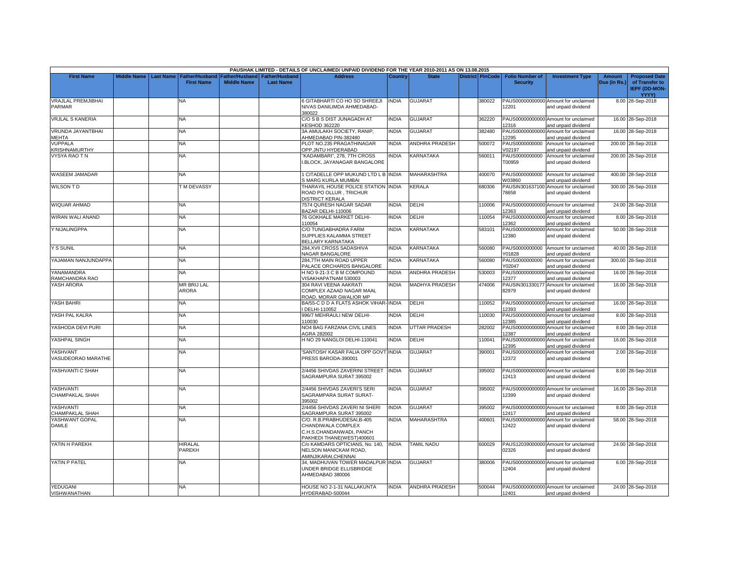PAUSHAK LIMITED - DETAILS OF UNCLAIMED/ UNPAID DIVIDEND FOR THE YEAR 2010-2011 AS ON 13.08.2015

| First Name | Middle Name | Last Name | Father/Husband First Name | Father/Husband Middle Name | Father/Husband Last Name | Address | Country | State | District | PinCode | Folio Number of Security | Investment Type | Amount Due (in Rs.) | Proposed Date of Transfer to IEPF (DD-MON-YYYY) |
|---|---|---|---|---|---|---|---|---|---|---|---|---|---|---|
| VRAJLAL PREMJIBHAI PARMAR | | | NA | | | 6 GITABHARTI CO HO SO SHREEJI NIVAS DANILIMDA AHMEDABAD-380022 | INDIA | GUJARAT | | 380022 | PAUS00000000000012201 | Amount for unclaimed and unpaid dividend | 8.00 | 28-Sep-2018 |
| VRJLAL S KANERIA | | | NA | | | C/O S B S DIST JUNAGADH AT KESHOD 362220 | INDIA | GUJARAT | | 362220 | PAUS00000000000012316 | Amount for unclaimed and unpaid dividend | 16.00 | 28-Sep-2018 |
| VRUNDA JAYANTBHAI MEHTA | | | NA | | | 3A AMULAKH SOCIETY, RANIP, AHMEDABAD PIN-382480 | INDIA | GUJARAT | | 382480 | PAUS00000000000012295 | Amount for unclaimed and unpaid dividend | 16.00 | 28-Sep-2018 |
| VUPPALA KRISHNAMURTHY | | | NA | | | PLOT NO.235 PRAGATHINAGAR OPP.JNTU HYDERABAD | INDIA | ANDHRA PRADESH | | 500072 | PAUS0000000000V02197 | Amount for unclaimed and unpaid dividend | 200.00 | 28-Sep-2018 |
| VYSYA RAO T N | | | NA | | | "KADAMBARI", 278, 7TH CROSS I.BLOCK, JAYANAGAR BANGALORE | INDIA | KARNATAKA | | 560011 | PAUS0000000000T00959 | Amount for unclaimed and unpaid dividend | 200.00 | 28-Sep-2018 |
| WASEEM JAMADAR | | | NA | | | 1 CITADELLE OPP MUKUND LTD L B S MARG KURLA MUMBAI | INDIA | MAHARASHTRA | | 400070 | PAUS0000000000W03860 | Amount for unclaimed and unpaid dividend | 400.00 | 28-Sep-2018 |
| WILSON T D | | | T M DEVASSY | | | THARAYIL HOUSE POLICE STATION ROAD PO OLLUR , TRICHUR DISTRICT KERALA | INDIA | KERALA | | 680306 | PAUSIN30163710078658 | Amount for unclaimed and unpaid dividend | 300.00 | 28-Sep-2018 |
| WIQUAR AHMAD | | | NA | | | 7574 QURESH NAGAR SADAR BAZAR DELHI-110006 | INDIA | DELHI | | 110006 | PAUS00000000000012363 | Amount for unclaimed and unpaid dividend | 24.00 | 28-Sep-2018 |
| WIRAN WALI ANAND | | | NA | | | 76 GOKHALE MARKET DELHI-110054 | INDIA | DELHI | | 110054 | PAUS00000000000012362 | Amount for unclaimed and unpaid dividend | 8.00 | 28-Sep-2018 |
| Y NIJALINGPPA | | | NA | | | C/O TUNGABHADRA FARM SUPPLIES KALAMMA STREET BELLARY KARNATAKA | INDIA | KARNATAKA | | 583101 | PAUS00000000000012380 | Amount for unclaimed and unpaid dividend | 50.00 | 28-Sep-2018 |
| Y S SUNIL | | | NA | | | 284,XVII CROSS SADASHIVA NAGAR BANGALORE | INDIA | KARNATAKA | | 560080 | PAUS0000000000Y01828 | Amount for unclaimed and unpaid dividend | 40.00 | 28-Sep-2018 |
| YAJAMAN NANJUNDAPPA | | | NA | | | 284,7TH MAIN ROAD UPPER PALACE ORCHARDS BANGALORE | INDIA | KARNATAKA | | 560080 | PAUS0000000000Y02047 | Amount for unclaimed and unpaid dividend | 300.00 | 28-Sep-2018 |
| YANAMANDRA RAMCHANDRA RAO | | | NA | | | H NO 9-21-3 C B M COMPOUND VISAKHAPATNAM 530003 | INDIA | ANDHRA PRADESH | | 530003 | PAUS00000000000012377 | Amount for unclaimed and unpaid dividend | 16.00 | 28-Sep-2018 |
| YASH ARORA | | | MR BRIJ LAL ARORA | | | 304 RAVI VEENA AAKRATI COMPLEX AZAAD NAGAR MAAL ROAD, MORAR GWALIOR MP | INDIA | MADHYA PRADESH | | 474006 | PAUSIN30133017782979 | Amount for unclaimed and unpaid dividend | 16.00 | 28-Sep-2018 |
| YASH BAHRI | | | NA | | | BA/55-C D D A FLATS ASHOK VIHAR-I DELHI-110052 | INDIA | DELHI | | 110052 | PAUS00000000000012393 | Amount for unclaimed and unpaid dividend | 16.00 | 28-Sep-2018 |
| YASH PAL KALRA | | | NA | | | 996/7 MEHRAULI NEW DELHI-110030 | INDIA | DELHI | | 110030 | PAUS00000000000012385 | Amount for unclaimed and unpaid dividend | 8.00 | 28-Sep-2018 |
| YASHODA DEVI PURI | | | NA | | | NO4 BAG FARZANA CIVIL LINES AGRA 282002 | INDIA | UTTAR PRADESH | | 282002 | PAUS00000000000012387 | Amount for unclaimed and unpaid dividend | 8.00 | 28-Sep-2018 |
| YASHPAL SINGH | | | NA | | | H NO 29 NANGLOI DELHI-110041 | INDIA | DELHI | | 110041 | PAUS00000000000012395 | Amount for unclaimed and unpaid dividend | 16.00 | 28-Sep-2018 |
| YASHVANT VASUDEORAO MARATHE | | | NA | | | 'SANTOSH' KASAR FALIA OPP GOVT PRESS BARODA-390001 | INDIA | GUJARAT | | 390001 | PAUS00000000000012372 | Amount for unclaimed and unpaid dividend | 2.00 | 28-Sep-2018 |
| YASHVANTI C SHAH | | | NA | | | 2/4456 SHIVDAS ZAVERINI STREET SAGRAMPURA SURAT 395002 | INDIA | GUJARAT | | 395002 | PAUS00000000000012413 | Amount for unclaimed and unpaid dividend | 8.00 | 28-Sep-2018 |
| YASHVANTI CHAMPAKLAL SHAH | | | NA | | | 2/4456 SHIVDAS ZAVERI'S SERI SAGRAMPARA SURAT SURAT-395002 | INDIA | GUJARAT | | 395002 | PAUS00000000000012399 | Amount for unclaimed and unpaid dividend | 16.00 | 28-Sep-2018 |
| YASHVANTI CHAMPAKLAL SHAH | | | NA | | | 2/4456 SHIVDAS ZAVERI NI SHERI SAGRAMPURA SURAT 395002 | INDIA | GUJARAT | | 395002 | PAUS00000000000012417 | Amount for unclaimed and unpaid dividend | 8.00 | 28-Sep-2018 |
| YASHWANT GOPAL DAMLE | | | NA | | | C/O. R.B.PRABHUDESAI,B-405 CHANDIWALA COMPLEX C.H.S.CHANDANWADI, PANCH PAKHEDI THANE(WEST)400601 | INDIA | MAHARASHTRA | | 400601 | PAUS00000000000012422 | Amount for unclaimed and unpaid dividend | 58.00 | 28-Sep-2018 |
| YATIN H PAREKH | | | HIRALAL PAREKH | | | C/o KAMDARS OPTICIANS, No. 140, NELSON MANICKAM ROAD, AMINJIKARAI,CHENNAI | INDIA | TAMIL NADU | | 600029 | PAUS12039000000002326 | Amount for unclaimed and unpaid dividend | 24.00 | 28-Sep-2018 |
| YATIN P PATEL | | | NA | | | 34, MADHUVAN TOWER MADALPUR UNDER BRIDGE ELLISBRIDGE AHMEDABAD 380006 | INDIA | GUJARAT | | 380006 | PAUS00000000000012404 | Amount for unclaimed and unpaid dividend | 6.00 | 28-Sep-2018 |
| YEDUGANI VISHWANATHAN | | | NA | | | HOUSE NO 2-1-31 NALLAKUNTA HYDERABAD-500044 | INDIA | ANDHRA PRADESH | | 500044 | PAUS00000000000012401 | Amount for unclaimed and unpaid dividend | 24.00 | 28-Sep-2018 |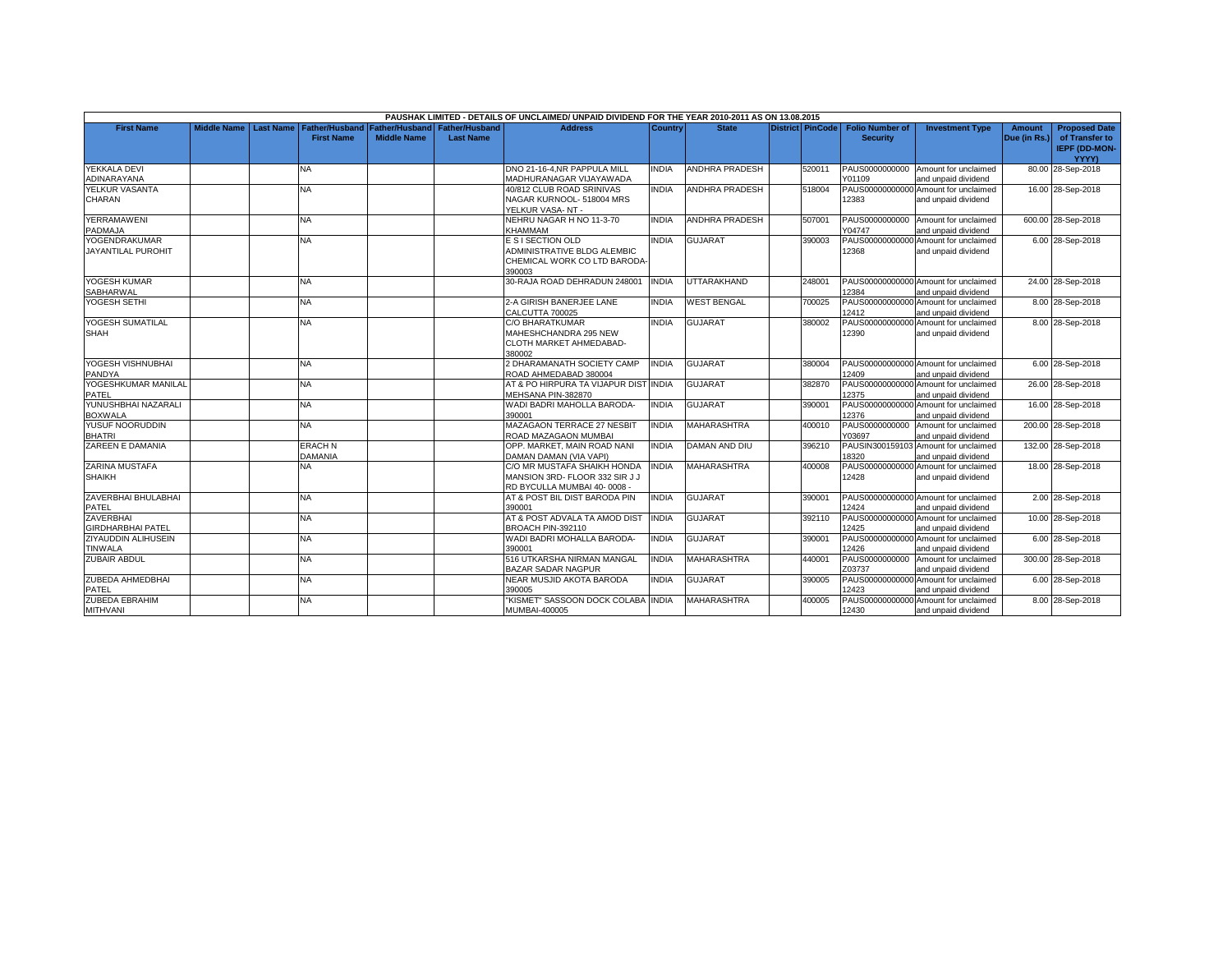| PAUSHAK LIMITED - DETAILS OF UNCLAIMED/ UNPAID DIVIDEND FOR THE YEAR 2010-2011 AS ON 13.08.2015 | | | | | | | | | | | | | | | |
|---|---|---|---|---|---|---|---|---|---|---|---|---|---|---|---|
| First Name | Middle Name | Last Name | Father/Husband First Name | Father/Husband Middle Name | Father/Husband Last Name | Address | Country | State | District | PinCode | Folio Number of Security | Investment Type | Amount Due (in Rs.) | Proposed Date of Transfer to IEPF (DD-MON-YYYY) |
| YEKKALA DEVI ADINARAYANA | | | NA | | | DNO 21-16-4,NR PAPPULA MILL MADHURANAGAR VIJAYAWADA | INDIA | ANDHRA PRADESH | | 520011 | PAUS0000000000Y01109 | Amount for unclaimed and unpaid dividend | 80.00 | 28-Sep-2018 |
| YELKUR VASANTA CHARAN | | | NA | | | 40/812 CLUB ROAD SRINIVAS NAGAR KURNOOL- 518004 MRS YELKUR VASA- NT - | INDIA | ANDHRA PRADESH | | 518004 | PAUS00000000000012383 | Amount for unclaimed and unpaid dividend | 16.00 | 28-Sep-2018 |
| YERRAMAWENI PADMAJA | | | NA | | | NEHRU NAGAR H NO 11-3-70 KHAMMAM | INDIA | ANDHRA PRADESH | | 507001 | PAUS0000000000Y04747 | Amount for unclaimed and unpaid dividend | 600.00 | 28-Sep-2018 |
| YOGENDRAKUMAR JAYANTILAL PUROHIT | | | NA | | | E S I SECTION OLD ADMINISTRATIVE BLDG ALEMBIC CHEMICAL WORK CO LTD BARODA-390003 | INDIA | GUJARAT | | 390003 | PAUS00000000000012368 | Amount for unclaimed and unpaid dividend | 6.00 | 28-Sep-2018 |
| YOGESH KUMAR SABHARWAL | | | NA | | | 30-RAJA ROAD DEHRADUN 248001 | INDIA | UTTARAKHAND | | 248001 | PAUS00000000000012384 | Amount for unclaimed and unpaid dividend | 24.00 | 28-Sep-2018 |
| YOGESH SETHI | | | NA | | | 2-A GIRISH BANERJEE LANE CALCUTTA 700025 | INDIA | WEST BENGAL | | 700025 | PAUS00000000000012412 | Amount for unclaimed and unpaid dividend | 8.00 | 28-Sep-2018 |
| YOGESH SUMATILAL SHAH | | | NA | | | C/O BHARATKUMAR MAHESHCHANDRA 295 NEW CLOTH MARKET AHMEDABAD-380002 | INDIA | GUJARAT | | 380002 | PAUS00000000000012390 | Amount for unclaimed and unpaid dividend | 8.00 | 28-Sep-2018 |
| YOGESH VISHNUBHAI PANDYA | | | NA | | | 2 DHARAMANATH SOCIETY CAMP ROAD AHMEDABAD 380004 | INDIA | GUJARAT | | 380004 | PAUS00000000000012409 | Amount for unclaimed and unpaid dividend | 6.00 | 28-Sep-2018 |
| YOGESHKUMAR MANILAL PATEL | | | NA | | | AT & PO HIRPURA TA VIJAPUR DIST MEHSANA PIN-382870 | INDIA | GUJARAT | | 382870 | PAUS00000000000012375 | Amount for unclaimed and unpaid dividend | 26.00 | 28-Sep-2018 |
| YUNUSHBHAI NAZARALI BOXWALA | | | NA | | | WADI BADRI MAHOLLA BARODA-390001 | INDIA | GUJARAT | | 390001 | PAUS00000000000012376 | Amount for unclaimed and unpaid dividend | 16.00 | 28-Sep-2018 |
| YUSUF NOORUDDIN BHATRI | | | NA | | | MAZAGAON TERRACE 27 NESBIT ROAD MAZAGAON MUMBAI | INDIA | MAHARASHTRA | | 400010 | PAUS0000000000Y03697 | Amount for unclaimed and unpaid dividend | 200.00 | 28-Sep-2018 |
| ZAREEN E DAMANIA | | | ERACH N DAMANIA | | | OPP. MARKET, MAIN ROAD NANI DAMAN DAMAN (VIA VAPI) | INDIA | DAMAN AND DIU | | 396210 | PAUSIN30015910318320 | Amount for unclaimed and unpaid dividend | 132.00 | 28-Sep-2018 |
| ZARINA MUSTAFA SHAIKH | | | NA | | | C/O MR MUSTAFA SHAIKH HONDA MANSION 3RD- FLOOR 332 SIR J J RD BYCULLA MUMBAI 40- 0008 - | INDIA | MAHARASHTRA | | 400008 | PAUS00000000000012428 | Amount for unclaimed and unpaid dividend | 18.00 | 28-Sep-2018 |
| ZAVERBHAI BHULABHAI PATEL | | | NA | | | AT & POST BIL DIST BARODA PIN 390001 | INDIA | GUJARAT | | 390001 | PAUS00000000000012424 | Amount for unclaimed and unpaid dividend | 2.00 | 28-Sep-2018 |
| ZAVERBHAI GIRDHARBHAI PATEL | | | NA | | | AT & POST ADVALA TA AMOD DIST BROACH PIN-392110 | INDIA | GUJARAT | | 392110 | PAUS00000000000012425 | Amount for unclaimed and unpaid dividend | 10.00 | 28-Sep-2018 |
| ZIYAUDDIN ALIHUSEIN TINWALA | | | NA | | | WADI BADRI MOHALLA BARODA-390001 | INDIA | GUJARAT | | 390001 | PAUS00000000000012426 | Amount for unclaimed and unpaid dividend | 6.00 | 28-Sep-2018 |
| ZUBAIR ABDUL | | | NA | | | 516 UTKARSHA NIRMAN MANGAL BAZAR SADAR NAGPUR | INDIA | MAHARASHTRA | | 440001 | PAUS0000000000Z03737 | Amount for unclaimed and unpaid dividend | 300.00 | 28-Sep-2018 |
| ZUBEDA AHMEDBHAI PATEL | | | NA | | | NEAR MUSJID AKOTA BARODA 390005 | INDIA | GUJARAT | | 390005 | PAUS00000000000012423 | Amount for unclaimed and unpaid dividend | 6.00 | 28-Sep-2018 |
| ZUBEDA EBRAHIM MITHVANI | | | NA | | | "KISMET" SASSOON DOCK COLABA MUMBAI-400005 | INDIA | MAHARASHTRA | | 400005 | PAUS00000000000012430 | Amount for unclaimed and unpaid dividend | 8.00 | 28-Sep-2018 |